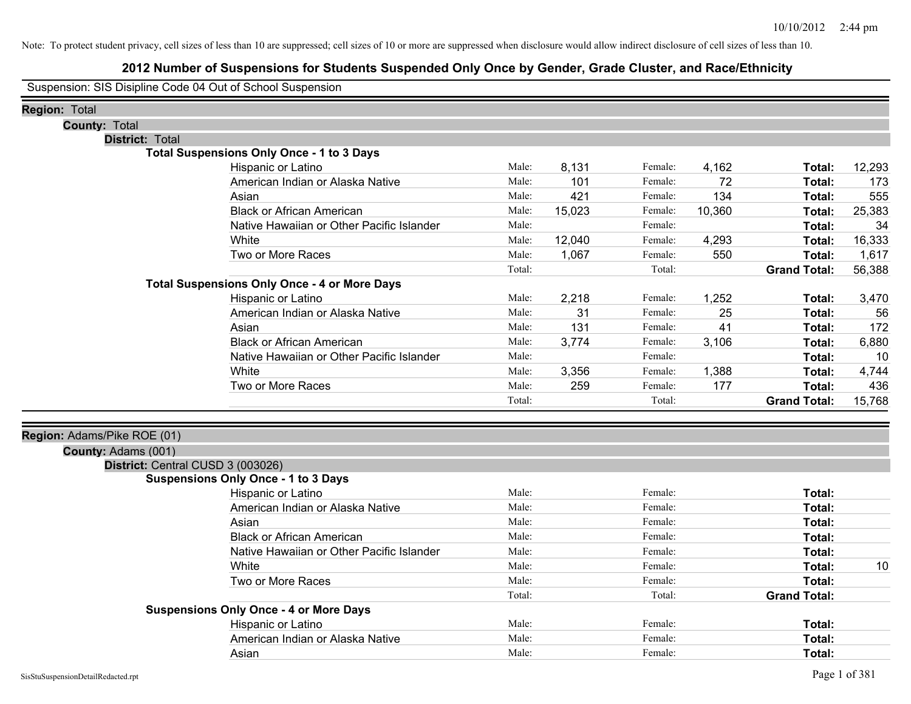Note: To protect student privacy, cell sizes of less than 10 are suppressed; cell sizes of 10 or more are suppressed when disclosure would allow indirect disclosure of cell sizes of less than 10.

# 2012 Number of Suspensions for Students Suspended Only Once by Gender, Grade Cluster, and Race/Ethnicity

Suspension: SIS Disipline Code 04 Out of School Suspension

**Region:** Total

**County:** Total

**District:** Total

**Total Suspensions Only Once - 1 to 3 Days**

| | | | | | | |
|---|---|---|---|---|---|---|
| Hispanic or Latino | Male: | 8,131 | Female: | 4,162 | **Total:** | 12,293 |
| American Indian or Alaska Native | Male: | 101 | Female: | 72 | **Total:** | 173 |
| Asian | Male: | 421 | Female: | 134 | **Total:** | 555 |
| Black or African American | Male: | 15,023 | Female: | 10,360 | **Total:** | 25,383 |
| Native Hawaiian or Other Pacific Islander | Male: | | Female: | | **Total:** | 34 |
| White | Male: | 12,040 | Female: | 4,293 | **Total:** | 16,333 |
| Two or More Races | Male: | 1,067 | Female: | 550 | **Total:** | 1,617 |
| | Total: | | Total: | | **Grand Total:** | 56,388 |

**Total Suspensions Only Once - 4 or More Days**

| | | | | | | |
|---|---|---|---|---|---|---|
| Hispanic or Latino | Male: | 2,218 | Female: | 1,252 | **Total:** | 3,470 |
| American Indian or Alaska Native | Male: | 31 | Female: | 25 | **Total:** | 56 |
| Asian | Male: | 131 | Female: | 41 | **Total:** | 172 |
| Black or African American | Male: | 3,774 | Female: | 3,106 | **Total:** | 6,880 |
| Native Hawaiian or Other Pacific Islander | Male: | | Female: | | **Total:** | 10 |
| White | Male: | 3,356 | Female: | 1,388 | **Total:** | 4,744 |
| Two or More Races | Male: | 259 | Female: | 177 | **Total:** | 436 |
| | Total: | | Total: | | **Grand Total:** | 15,768 |

**Region:** Adams/Pike ROE (01)

**County:** Adams (001)

**District:** Central CUSD 3 (003026)

**Suspensions Only Once - 1 to 3 Days**

| | | | | | | |
|---|---|---|---|---|---|---|
| Hispanic or Latino | Male: | | Female: | | **Total:** | |
| American Indian or Alaska Native | Male: | | Female: | | **Total:** | |
| Asian | Male: | | Female: | | **Total:** | |
| Black or African American | Male: | | Female: | | **Total:** | |
| Native Hawaiian or Other Pacific Islander | Male: | | Female: | | **Total:** | |
| White | Male: | | Female: | | **Total:** | 10 |
| Two or More Races | Male: | | Female: | | **Total:** | |
| | Total: | | Total: | | **Grand Total:** | |

**Suspensions Only Once - 4 or More Days**

| | | | | | | |
|---|---|---|---|---|---|---|
| Hispanic or Latino | Male: | | Female: | | **Total:** | |
| American Indian or Alaska Native | Male: | | Female: | | **Total:** | |
| Asian | Male: | | Female: | | **Total:** | |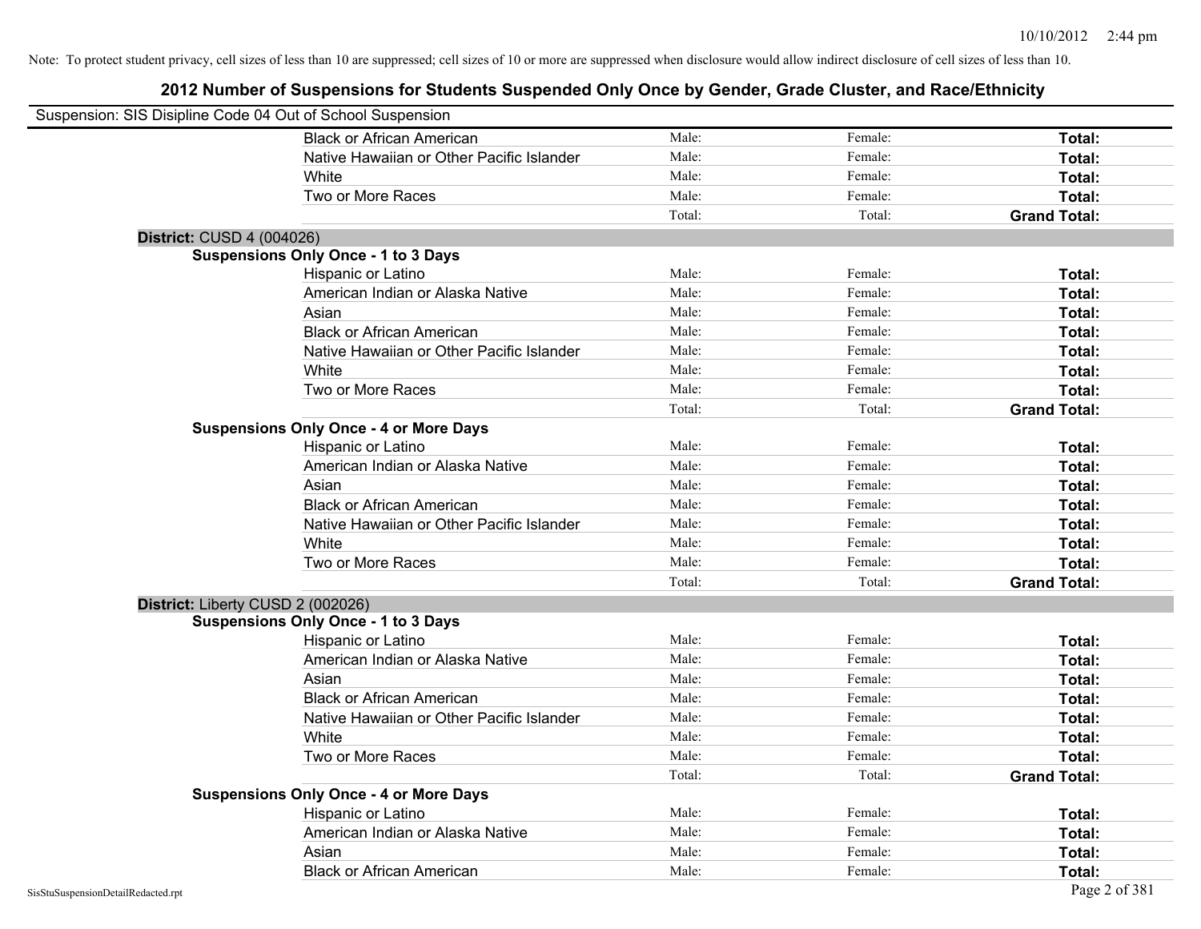Note: To protect student privacy, cell sizes of less than 10 are suppressed; cell sizes of 10 or more are suppressed when disclosure would allow indirect disclosure of cell sizes of less than 10.

# 2012 Number of Suspensions for Students Suspended Only Once by Gender, Grade Cluster, and Race/Ethnicity

Suspension: SIS Disipline Code 04 Out of School Suspension

| | | | |
|---|---|---|---|
| Black or African American | Male: | Female: | **Total:** |
| Native Hawaiian or Other Pacific Islander | Male: | Female: | **Total:** |
| White | Male: | Female: | **Total:** |
| Two or More Races | Male: | Female: | **Total:** |
| | Total: | Total: | **Grand Total:** |

**District:** CUSD 4 (004026)

**Suspensions Only Once - 1 to 3 Days**

| | | | |
|---|---|---|---|
| Hispanic or Latino | Male: | Female: | **Total:** |
| American Indian or Alaska Native | Male: | Female: | **Total:** |
| Asian | Male: | Female: | **Total:** |
| Black or African American | Male: | Female: | **Total:** |
| Native Hawaiian or Other Pacific Islander | Male: | Female: | **Total:** |
| White | Male: | Female: | **Total:** |
| Two or More Races | Male: | Female: | **Total:** |
| | Total: | Total: | **Grand Total:** |

**Suspensions Only Once - 4 or More Days**

| | | | |
|---|---|---|---|
| Hispanic or Latino | Male: | Female: | **Total:** |
| American Indian or Alaska Native | Male: | Female: | **Total:** |
| Asian | Male: | Female: | **Total:** |
| Black or African American | Male: | Female: | **Total:** |
| Native Hawaiian or Other Pacific Islander | Male: | Female: | **Total:** |
| White | Male: | Female: | **Total:** |
| Two or More Races | Male: | Female: | **Total:** |
| | Total: | Total: | **Grand Total:** |

**District:** Liberty CUSD 2 (002026)

**Suspensions Only Once - 1 to 3 Days**

| | | | |
|---|---|---|---|
| Hispanic or Latino | Male: | Female: | **Total:** |
| American Indian or Alaska Native | Male: | Female: | **Total:** |
| Asian | Male: | Female: | **Total:** |
| Black or African American | Male: | Female: | **Total:** |
| Native Hawaiian or Other Pacific Islander | Male: | Female: | **Total:** |
| White | Male: | Female: | **Total:** |
| Two or More Races | Male: | Female: | **Total:** |
| | Total: | Total: | **Grand Total:** |

**Suspensions Only Once - 4 or More Days**

| | | | |
|---|---|---|---|
| Hispanic or Latino | Male: | Female: | **Total:** |
| American Indian or Alaska Native | Male: | Female: | **Total:** |
| Asian | Male: | Female: | **Total:** |
| Black or African American | Male: | Female: | **Total:** |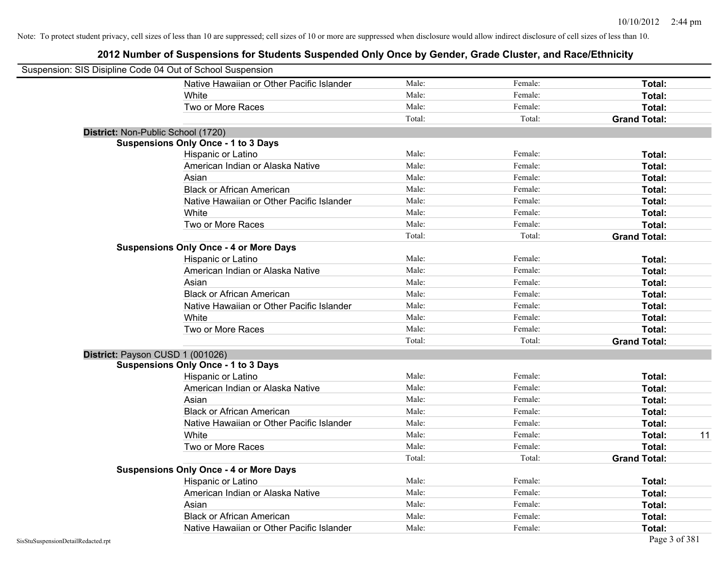Note: To protect student privacy, cell sizes of less than 10 are suppressed; cell sizes of 10 or more are suppressed when disclosure would allow indirect disclosure of cell sizes of less than 10.

# 2012 Number of Suspensions for Students Suspended Only Once by Gender, Grade Cluster, and Race/Ethnicity

Suspension: SIS Disipline Code 04 Out of School Suspension

| | | | | |
|---|---|---|---|---|
| Native Hawaiian or Other Pacific Islander | Male: | Female: | **Total:** | |
| White | Male: | Female: | **Total:** | |
| Two or More Races | Male: | Female: | **Total:** | |
| | Total: | Total: | **Grand Total:** | |

**District:** Non-Public School (1720)

**Suspensions Only Once - 1 to 3 Days**

| | | | | |
|---|---|---|---|---|
| Hispanic or Latino | Male: | Female: | **Total:** | |
| American Indian or Alaska Native | Male: | Female: | **Total:** | |
| Asian | Male: | Female: | **Total:** | |
| Black or African American | Male: | Female: | **Total:** | |
| Native Hawaiian or Other Pacific Islander | Male: | Female: | **Total:** | |
| White | Male: | Female: | **Total:** | |
| Two or More Races | Male: | Female: | **Total:** | |
| | Total: | Total: | **Grand Total:** | |

**Suspensions Only Once - 4 or More Days**

| | | | | |
|---|---|---|---|---|
| Hispanic or Latino | Male: | Female: | **Total:** | |
| American Indian or Alaska Native | Male: | Female: | **Total:** | |
| Asian | Male: | Female: | **Total:** | |
| Black or African American | Male: | Female: | **Total:** | |
| Native Hawaiian or Other Pacific Islander | Male: | Female: | **Total:** | |
| White | Male: | Female: | **Total:** | |
| Two or More Races | Male: | Female: | **Total:** | |
| | Total: | Total: | **Grand Total:** | |

**District:** Payson CUSD 1 (001026)

**Suspensions Only Once - 1 to 3 Days**

| | | | | |
|---|---|---|---|---|
| Hispanic or Latino | Male: | Female: | **Total:** | |
| American Indian or Alaska Native | Male: | Female: | **Total:** | |
| Asian | Male: | Female: | **Total:** | |
| Black or African American | Male: | Female: | **Total:** | |
| Native Hawaiian or Other Pacific Islander | Male: | Female: | **Total:** | |
| White | Male: | Female: | **Total:** | 11 |
| Two or More Races | Male: | Female: | **Total:** | |
| | Total: | Total: | **Grand Total:** | |

**Suspensions Only Once - 4 or More Days**

| | | | | |
|---|---|---|---|---|
| Hispanic or Latino | Male: | Female: | **Total:** | |
| American Indian or Alaska Native | Male: | Female: | **Total:** | |
| Asian | Male: | Female: | **Total:** | |
| Black or African American | Male: | Female: | **Total:** | |
| Native Hawaiian or Other Pacific Islander | Male: | Female: | **Total:** | |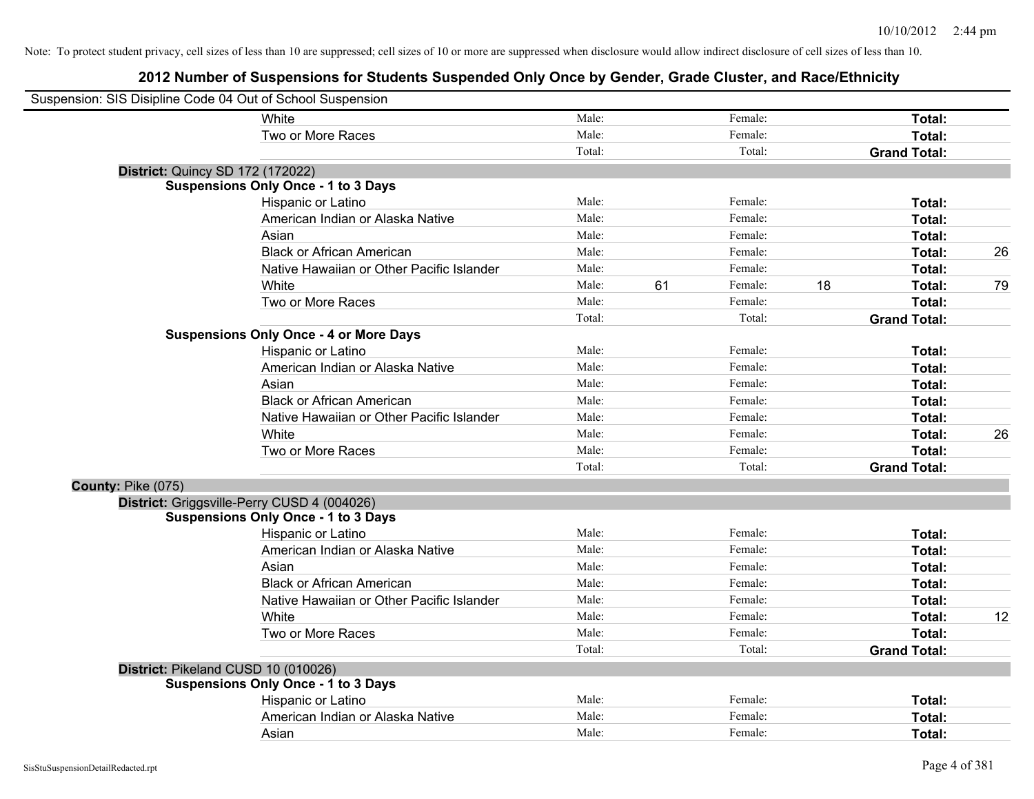Note: To protect student privacy, cell sizes of less than 10 are suppressed; cell sizes of 10 or more are suppressed when disclosure would allow indirect disclosure of cell sizes of less than 10.

# 2012 Number of Suspensions for Students Suspended Only Once by Gender, Grade Cluster, and Race/Ethnicity

Suspension: SIS Disipline Code 04 Out of School Suspension

| | | | | | | | |
|---|---|---|---|---|---|---|---|
| White | Male: | | Female: | | **Total:** | |
| Two or More Races | Male: | | Female: | | **Total:** | |
| | Total: | | Total: | | **Grand Total:** | |

**District:** Quincy SD 172 (172022)

**Suspensions Only Once - 1 to 3 Days**

| | | | | | | |
|---|---|---|---|---|---|---|
| Hispanic or Latino | Male: | | Female: | | **Total:** | |
| American Indian or Alaska Native | Male: | | Female: | | **Total:** | |
| Asian | Male: | | Female: | | **Total:** | |
| Black or African American | Male: | | Female: | | **Total:** | 26 |
| Native Hawaiian or Other Pacific Islander | Male: | | Female: | | **Total:** | |
| White | Male: | 61 | Female: | 18 | **Total:** | 79 |
| Two or More Races | Male: | | Female: | | **Total:** | |
| | Total: | | Total: | | **Grand Total:** | |

**Suspensions Only Once - 4 or More Days**

| | | | | | | |
|---|---|---|---|---|---|---|
| Hispanic or Latino | Male: | | Female: | | **Total:** | |
| American Indian or Alaska Native | Male: | | Female: | | **Total:** | |
| Asian | Male: | | Female: | | **Total:** | |
| Black or African American | Male: | | Female: | | **Total:** | |
| Native Hawaiian or Other Pacific Islander | Male: | | Female: | | **Total:** | |
| White | Male: | | Female: | | **Total:** | 26 |
| Two or More Races | Male: | | Female: | | **Total:** | |
| | Total: | | Total: | | **Grand Total:** | |

**County:** Pike (075)

**District:** Griggsville-Perry CUSD 4 (004026)

**Suspensions Only Once - 1 to 3 Days**

| | | | | | | |
|---|---|---|---|---|---|---|
| Hispanic or Latino | Male: | | Female: | | **Total:** | |
| American Indian or Alaska Native | Male: | | Female: | | **Total:** | |
| Asian | Male: | | Female: | | **Total:** | |
| Black or African American | Male: | | Female: | | **Total:** | |
| Native Hawaiian or Other Pacific Islander | Male: | | Female: | | **Total:** | |
| White | Male: | | Female: | | **Total:** | 12 |
| Two or More Races | Male: | | Female: | | **Total:** | |
| | Total: | | Total: | | **Grand Total:** | |

**District:** Pikeland CUSD 10 (010026)

**Suspensions Only Once - 1 to 3 Days**

| | | | | | | |
|---|---|---|---|---|---|---|
| Hispanic or Latino | Male: | | Female: | | **Total:** | |
| American Indian or Alaska Native | Male: | | Female: | | **Total:** | |
| Asian | Male: | | Female: | | **Total:** | |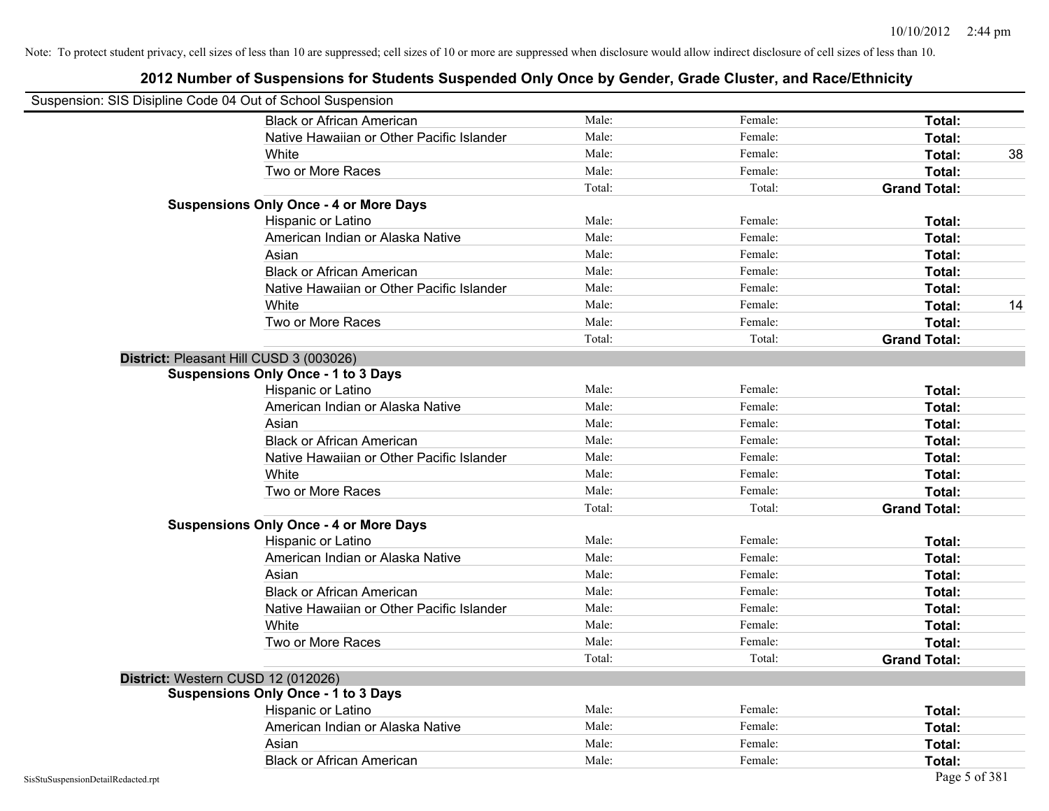Note: To protect student privacy, cell sizes of less than 10 are suppressed; cell sizes of 10 or more are suppressed when disclosure would allow indirect disclosure of cell sizes of less than 10.

## 2012 Number of Suspensions for Students Suspended Only Once by Gender, Grade Cluster, and Race/Ethnicity

Suspension: SIS Disipline Code 04 Out of School Suspension

| | | | | |
|---|---|---|---|---|
| Black or African American | Male: | Female: | **Total:** | |
| Native Hawaiian or Other Pacific Islander | Male: | Female: | **Total:** | |
| White | Male: | Female: | **Total:** | 38 |
| Two or More Races | Male: | Female: | **Total:** | |
| | Total: | Total: | **Grand Total:** | |

**Suspensions Only Once - 4 or More Days**

| | | | | |
|---|---|---|---|---|
| Hispanic or Latino | Male: | Female: | **Total:** | |
| American Indian or Alaska Native | Male: | Female: | **Total:** | |
| Asian | Male: | Female: | **Total:** | |
| Black or African American | Male: | Female: | **Total:** | |
| Native Hawaiian or Other Pacific Islander | Male: | Female: | **Total:** | |
| White | Male: | Female: | **Total:** | 14 |
| Two or More Races | Male: | Female: | **Total:** | |
| | Total: | Total: | **Grand Total:** | |

### District: Pleasant Hill CUSD 3 (003026)

**Suspensions Only Once - 1 to 3 Days**

| | | | | |
|---|---|---|---|---|
| Hispanic or Latino | Male: | Female: | **Total:** | |
| American Indian or Alaska Native | Male: | Female: | **Total:** | |
| Asian | Male: | Female: | **Total:** | |
| Black or African American | Male: | Female: | **Total:** | |
| Native Hawaiian or Other Pacific Islander | Male: | Female: | **Total:** | |
| White | Male: | Female: | **Total:** | |
| Two or More Races | Male: | Female: | **Total:** | |
| | Total: | Total: | **Grand Total:** | |

**Suspensions Only Once - 4 or More Days**

| | | | | |
|---|---|---|---|---|
| Hispanic or Latino | Male: | Female: | **Total:** | |
| American Indian or Alaska Native | Male: | Female: | **Total:** | |
| Asian | Male: | Female: | **Total:** | |
| Black or African American | Male: | Female: | **Total:** | |
| Native Hawaiian or Other Pacific Islander | Male: | Female: | **Total:** | |
| White | Male: | Female: | **Total:** | |
| Two or More Races | Male: | Female: | **Total:** | |
| | Total: | Total: | **Grand Total:** | |

### District: Western CUSD 12 (012026)

**Suspensions Only Once - 1 to 3 Days**

| | | | | |
|---|---|---|---|---|
| Hispanic or Latino | Male: | Female: | **Total:** | |
| American Indian or Alaska Native | Male: | Female: | **Total:** | |
| Asian | Male: | Female: | **Total:** | |
| Black or African American | Male: | Female: | **Total:** | |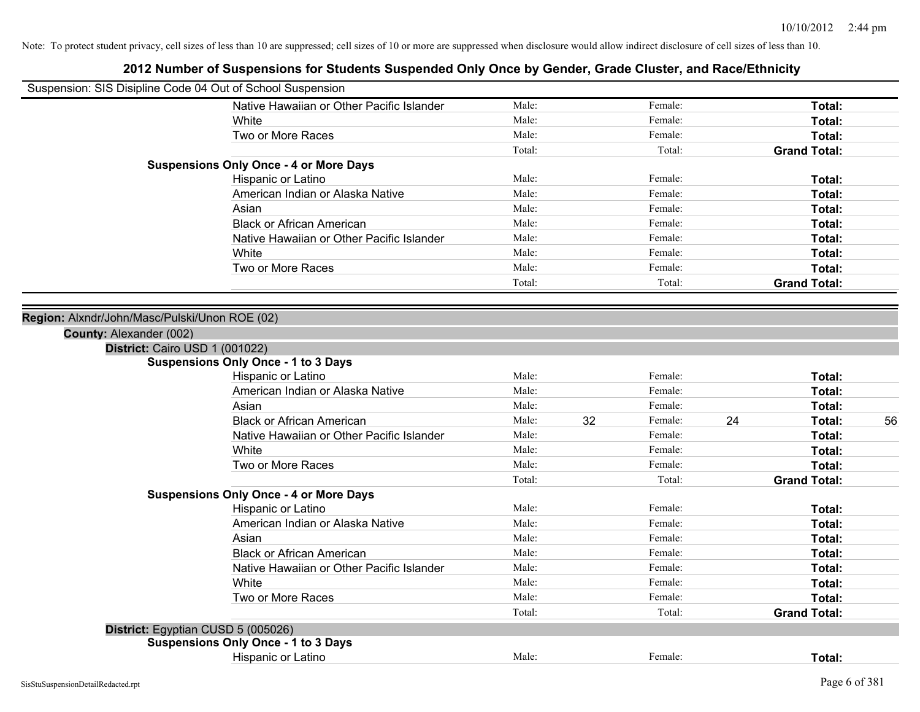Note: To protect student privacy, cell sizes of less than 10 are suppressed; cell sizes of 10 or more are suppressed when disclosure would allow indirect disclosure of cell sizes of less than 10.

# 2012 Number of Suspensions for Students Suspended Only Once by Gender, Grade Cluster, and Race/Ethnicity

Suspension: SIS Disipline Code 04 Out of School Suspension

| | | | | | | |
|---|---|---|---|---|---|---|
| Native Hawaiian or Other Pacific Islander | Male: | | Female: | | **Total:** | |
| White | Male: | | Female: | | **Total:** | |
| Two or More Races | Male: | | Female: | | **Total:** | |
| | Total: | | Total: | | **Grand Total:** | |
| **Suspensions Only Once - 4 or More Days** | | | | | | |
| Hispanic or Latino | Male: | | Female: | | **Total:** | |
| American Indian or Alaska Native | Male: | | Female: | | **Total:** | |
| Asian | Male: | | Female: | | **Total:** | |
| Black or African American | Male: | | Female: | | **Total:** | |
| Native Hawaiian or Other Pacific Islander | Male: | | Female: | | **Total:** | |
| White | Male: | | Female: | | **Total:** | |
| Two or More Races | Male: | | Female: | | **Total:** | |
| | Total: | | Total: | | **Grand Total:** | |

**Region:** Alxndr/John/Masc/Pulski/Unon ROE (02)

**County:** Alexander (002)

**District:** Cairo USD 1 (001022)

| | | | | | | |
|---|---|---|---|---|---|---|
| **Suspensions Only Once - 1 to 3 Days** | | | | | | |
| Hispanic or Latino | Male: | | Female: | | **Total:** | |
| American Indian or Alaska Native | Male: | | Female: | | **Total:** | |
| Asian | Male: | | Female: | | **Total:** | |
| Black or African American | Male: | 32 | Female: | 24 | **Total:** | 56 |
| Native Hawaiian or Other Pacific Islander | Male: | | Female: | | **Total:** | |
| White | Male: | | Female: | | **Total:** | |
| Two or More Races | Male: | | Female: | | **Total:** | |
| | Total: | | Total: | | **Grand Total:** | |
| **Suspensions Only Once - 4 or More Days** | | | | | | |
| Hispanic or Latino | Male: | | Female: | | **Total:** | |
| American Indian or Alaska Native | Male: | | Female: | | **Total:** | |
| Asian | Male: | | Female: | | **Total:** | |
| Black or African American | Male: | | Female: | | **Total:** | |
| Native Hawaiian or Other Pacific Islander | Male: | | Female: | | **Total:** | |
| White | Male: | | Female: | | **Total:** | |
| Two or More Races | Male: | | Female: | | **Total:** | |
| | Total: | | Total: | | **Grand Total:** | |

**District:** Egyptian CUSD 5 (005026)

| | | | | | | |
|---|---|---|---|---|---|---|
| **Suspensions Only Once - 1 to 3 Days** | | | | | | |
| Hispanic or Latino | Male: | | Female: | | **Total:** | |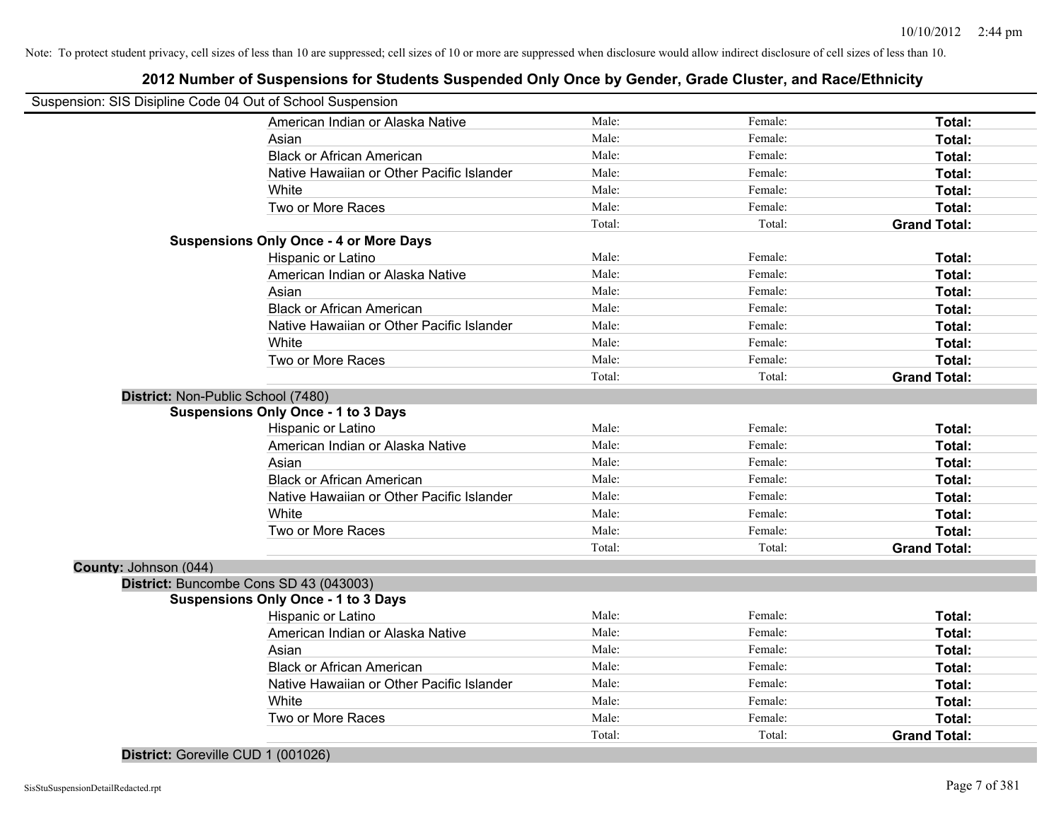Note: To protect student privacy, cell sizes of less than 10 are suppressed; cell sizes of 10 or more are suppressed when disclosure would allow indirect disclosure of cell sizes of less than 10.

## 2012 Number of Suspensions for Students Suspended Only Once by Gender, Grade Cluster, and Race/Ethnicity

Suspension: SIS Disipline Code 04 Out of School Suspension

| | | | |
|---|---|---|---|
| American Indian or Alaska Native | Male: | Female: | **Total:** |
| Asian | Male: | Female: | **Total:** |
| Black or African American | Male: | Female: | **Total:** |
| Native Hawaiian or Other Pacific Islander | Male: | Female: | **Total:** |
| White | Male: | Female: | **Total:** |
| Two or More Races | Male: | Female: | **Total:** |
| | Total: | Total: | **Grand Total:** |

**Suspensions Only Once - 4 or More Days**

| | | | |
|---|---|---|---|
| Hispanic or Latino | Male: | Female: | **Total:** |
| American Indian or Alaska Native | Male: | Female: | **Total:** |
| Asian | Male: | Female: | **Total:** |
| Black or African American | Male: | Female: | **Total:** |
| Native Hawaiian or Other Pacific Islander | Male: | Female: | **Total:** |
| White | Male: | Female: | **Total:** |
| Two or More Races | Male: | Female: | **Total:** |
| | Total: | Total: | **Grand Total:** |

**District:** Non-Public School (7480)

**Suspensions Only Once - 1 to 3 Days**

| | | | |
|---|---|---|---|
| Hispanic or Latino | Male: | Female: | **Total:** |
| American Indian or Alaska Native | Male: | Female: | **Total:** |
| Asian | Male: | Female: | **Total:** |
| Black or African American | Male: | Female: | **Total:** |
| Native Hawaiian or Other Pacific Islander | Male: | Female: | **Total:** |
| White | Male: | Female: | **Total:** |
| Two or More Races | Male: | Female: | **Total:** |
| | Total: | Total: | **Grand Total:** |

**County:** Johnson (044)

**District:** Buncombe Cons SD 43 (043003)

**Suspensions Only Once - 1 to 3 Days**

| | | | |
|---|---|---|---|
| Hispanic or Latino | Male: | Female: | **Total:** |
| American Indian or Alaska Native | Male: | Female: | **Total:** |
| Asian | Male: | Female: | **Total:** |
| Black or African American | Male: | Female: | **Total:** |
| Native Hawaiian or Other Pacific Islander | Male: | Female: | **Total:** |
| White | Male: | Female: | **Total:** |
| Two or More Races | Male: | Female: | **Total:** |
| | Total: | Total: | **Grand Total:** |

**District:** Goreville CUD 1 (001026)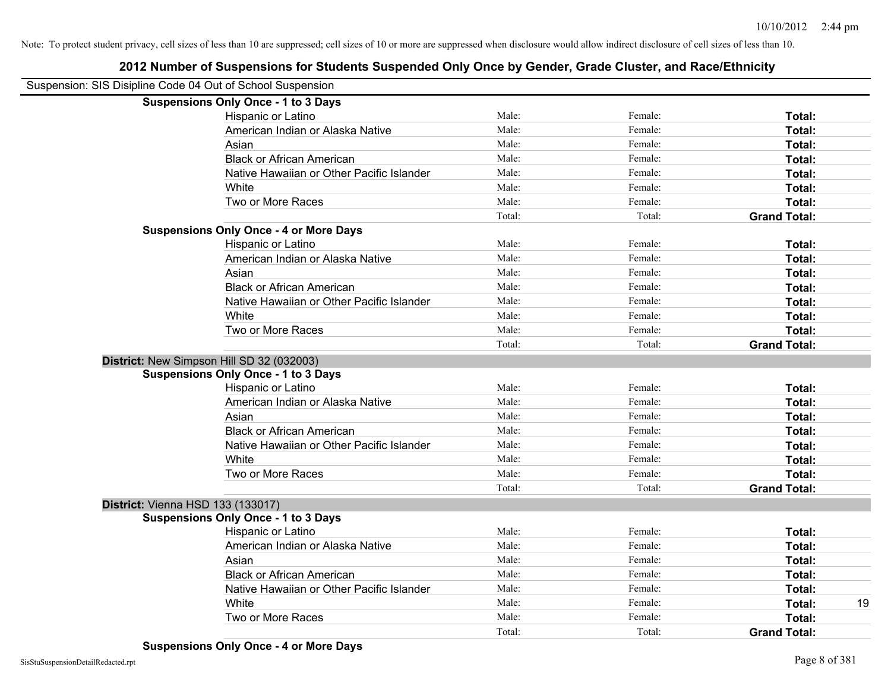Note: To protect student privacy, cell sizes of less than 10 are suppressed; cell sizes of 10 or more are suppressed when disclosure would allow indirect disclosure of cell sizes of less than 10.

## 2012 Number of Suspensions for Students Suspended Only Once by Gender, Grade Cluster, and Race/Ethnicity

Suspension: SIS Disipline Code 04 Out of School Suspension

| | | | | |
|---|---|---|---|---|
| **Suspensions Only Once - 1 to 3 Days** | | | | |
| Hispanic or Latino | Male: | Female: | **Total:** | |
| American Indian or Alaska Native | Male: | Female: | **Total:** | |
| Asian | Male: | Female: | **Total:** | |
| Black or African American | Male: | Female: | **Total:** | |
| Native Hawaiian or Other Pacific Islander | Male: | Female: | **Total:** | |
| White | Male: | Female: | **Total:** | |
| Two or More Races | Male: | Female: | **Total:** | |
| | Total: | Total: | **Grand Total:** | |
| **Suspensions Only Once - 4 or More Days** | | | | |
| Hispanic or Latino | Male: | Female: | **Total:** | |
| American Indian or Alaska Native | Male: | Female: | **Total:** | |
| Asian | Male: | Female: | **Total:** | |
| Black or African American | Male: | Female: | **Total:** | |
| Native Hawaiian or Other Pacific Islander | Male: | Female: | **Total:** | |
| White | Male: | Female: | **Total:** | |
| Two or More Races | Male: | Female: | **Total:** | |
| | Total: | Total: | **Grand Total:** | |
| **District:** New Simpson Hill SD 32 (032003) | | | | |
| **Suspensions Only Once - 1 to 3 Days** | | | | |
| Hispanic or Latino | Male: | Female: | **Total:** | |
| American Indian or Alaska Native | Male: | Female: | **Total:** | |
| Asian | Male: | Female: | **Total:** | |
| Black or African American | Male: | Female: | **Total:** | |
| Native Hawaiian or Other Pacific Islander | Male: | Female: | **Total:** | |
| White | Male: | Female: | **Total:** | |
| Two or More Races | Male: | Female: | **Total:** | |
| | Total: | Total: | **Grand Total:** | |
| **District:** Vienna HSD 133 (133017) | | | | |
| **Suspensions Only Once - 1 to 3 Days** | | | | |
| Hispanic or Latino | Male: | Female: | **Total:** | |
| American Indian or Alaska Native | Male: | Female: | **Total:** | |
| Asian | Male: | Female: | **Total:** | |
| Black or African American | Male: | Female: | **Total:** | |
| Native Hawaiian or Other Pacific Islander | Male: | Female: | **Total:** | |
| White | Male: | Female: | **Total:** | 19 |
| Two or More Races | Male: | Female: | **Total:** | |
| | Total: | Total: | **Grand Total:** | |
| **Suspensions Only Once - 4 or More Days** | | | | |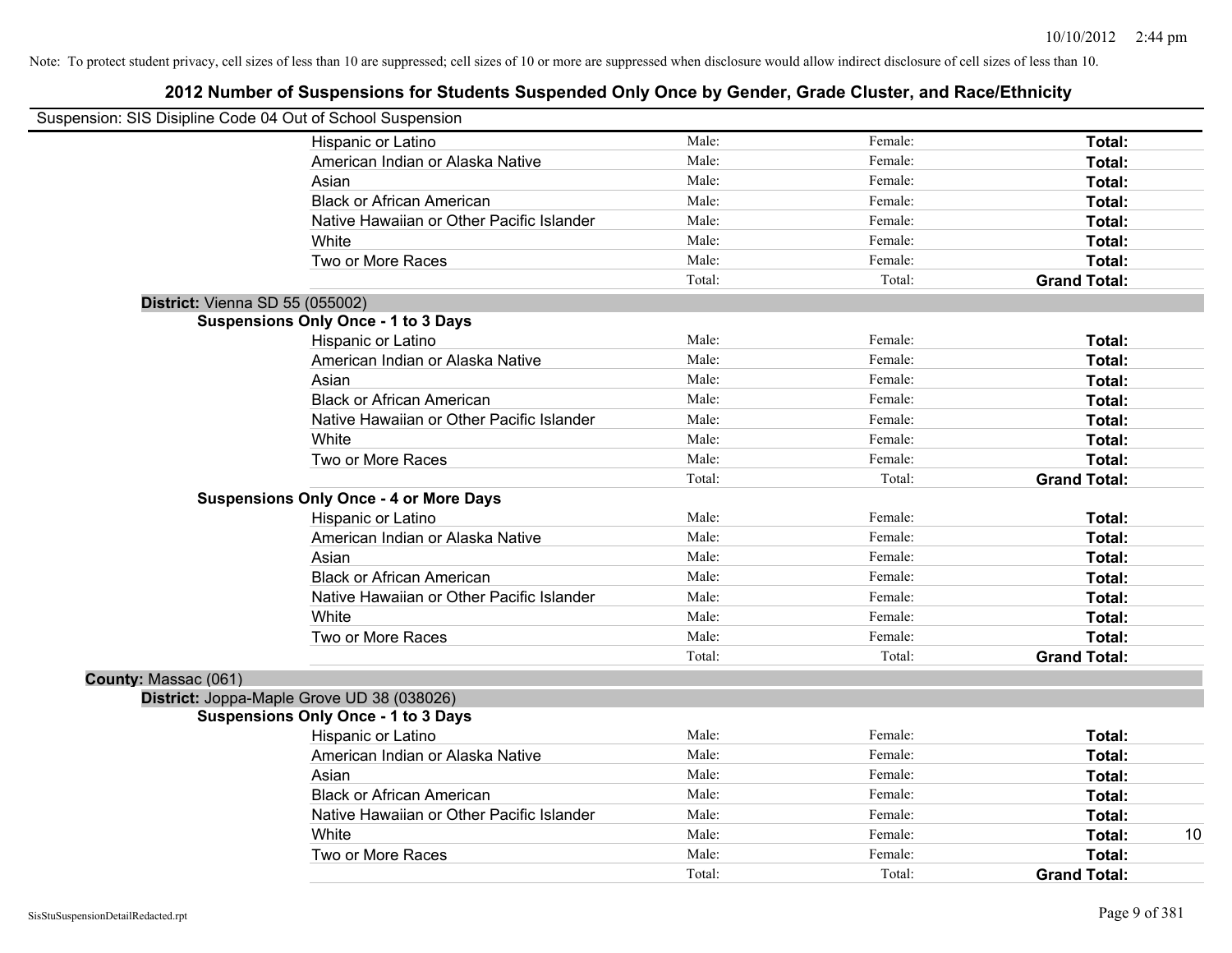Note: To protect student privacy, cell sizes of less than 10 are suppressed; cell sizes of 10 or more are suppressed when disclosure would allow indirect disclosure of cell sizes of less than 10.

# 2012 Number of Suspensions for Students Suspended Only Once by Gender, Grade Cluster, and Race/Ethnicity

Suspension: SIS Disipline Code 04 Out of School Suspension

| | | | |
|---|---|---|---|
| Hispanic or Latino | Male: | Female: | **Total:** |
| American Indian or Alaska Native | Male: | Female: | **Total:** |
| Asian | Male: | Female: | **Total:** |
| Black or African American | Male: | Female: | **Total:** |
| Native Hawaiian or Other Pacific Islander | Male: | Female: | **Total:** |
| White | Male: | Female: | **Total:** |
| Two or More Races | Male: | Female: | **Total:** |
| | Total: | Total: | **Grand Total:** |

**District:** Vienna SD 55 (055002)

**Suspensions Only Once - 1 to 3 Days**

| | | | |
|---|---|---|---|
| Hispanic or Latino | Male: | Female: | **Total:** |
| American Indian or Alaska Native | Male: | Female: | **Total:** |
| Asian | Male: | Female: | **Total:** |
| Black or African American | Male: | Female: | **Total:** |
| Native Hawaiian or Other Pacific Islander | Male: | Female: | **Total:** |
| White | Male: | Female: | **Total:** |
| Two or More Races | Male: | Female: | **Total:** |
| | Total: | Total: | **Grand Total:** |

**Suspensions Only Once - 4 or More Days**

| | | | |
|---|---|---|---|
| Hispanic or Latino | Male: | Female: | **Total:** |
| American Indian or Alaska Native | Male: | Female: | **Total:** |
| Asian | Male: | Female: | **Total:** |
| Black or African American | Male: | Female: | **Total:** |
| Native Hawaiian or Other Pacific Islander | Male: | Female: | **Total:** |
| White | Male: | Female: | **Total:** |
| Two or More Races | Male: | Female: | **Total:** |
| | Total: | Total: | **Grand Total:** |

**County:** Massac (061)

**District:** Joppa-Maple Grove UD 38 (038026)

**Suspensions Only Once - 1 to 3 Days**

| | | | | |
|---|---|---|---|---|
| Hispanic or Latino | Male: | Female: | **Total:** | |
| American Indian or Alaska Native | Male: | Female: | **Total:** | |
| Asian | Male: | Female: | **Total:** | |
| Black or African American | Male: | Female: | **Total:** | |
| Native Hawaiian or Other Pacific Islander | Male: | Female: | **Total:** | |
| White | Male: | Female: | **Total:** | 10 |
| Two or More Races | Male: | Female: | **Total:** | |
| | Total: | Total: | **Grand Total:** | |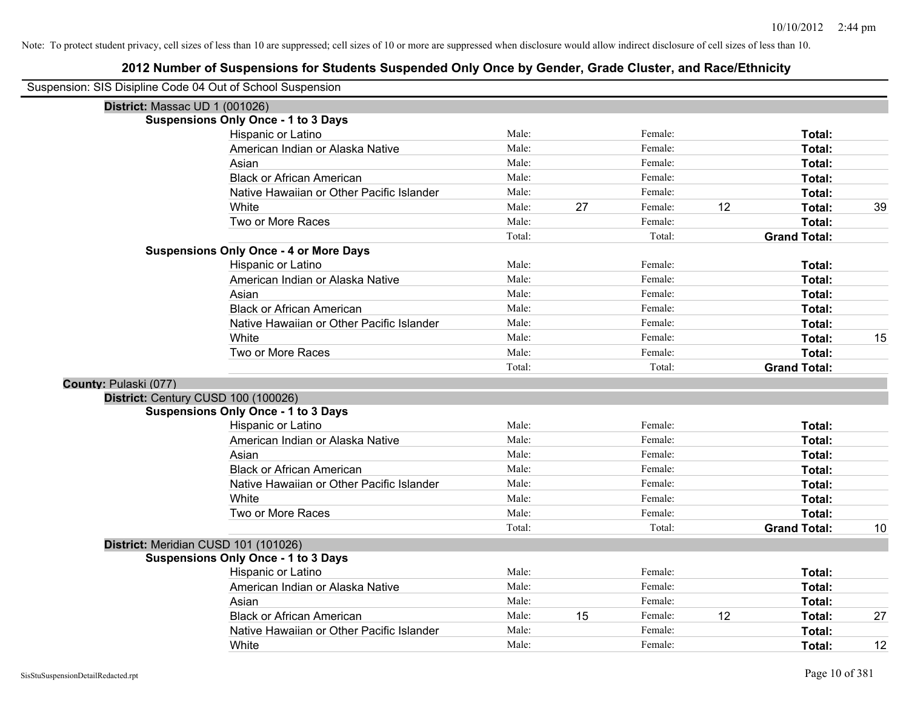Note: To protect student privacy, cell sizes of less than 10 are suppressed; cell sizes of 10 or more are suppressed when disclosure would allow indirect disclosure of cell sizes of less than 10.

# 2012 Number of Suspensions for Students Suspended Only Once by Gender, Grade Cluster, and Race/Ethnicity

Suspension: SIS Disipline Code 04 Out of School Suspension

**District:** Massac UD 1 (001026)

**Suspensions Only Once - 1 to 3 Days**

| | | | | | | |
|---|---|---|---|---|---|---|
| Hispanic or Latino | Male: | | Female: | | **Total:** | |
| American Indian or Alaska Native | Male: | | Female: | | **Total:** | |
| Asian | Male: | | Female: | | **Total:** | |
| Black or African American | Male: | | Female: | | **Total:** | |
| Native Hawaiian or Other Pacific Islander | Male: | | Female: | | **Total:** | |
| White | Male: | 27 | Female: | 12 | **Total:** | 39 |
| Two or More Races | Male: | | Female: | | **Total:** | |
| | Total: | | Total: | | **Grand Total:** | |

**Suspensions Only Once - 4 or More Days**

| | | | | | | |
|---|---|---|---|---|---|---|
| Hispanic or Latino | Male: | | Female: | | **Total:** | |
| American Indian or Alaska Native | Male: | | Female: | | **Total:** | |
| Asian | Male: | | Female: | | **Total:** | |
| Black or African American | Male: | | Female: | | **Total:** | |
| Native Hawaiian or Other Pacific Islander | Male: | | Female: | | **Total:** | |
| White | Male: | | Female: | | **Total:** | 15 |
| Two or More Races | Male: | | Female: | | **Total:** | |
| | Total: | | Total: | | **Grand Total:** | |

**County:** Pulaski (077)

**District:** Century CUSD 100 (100026)

**Suspensions Only Once - 1 to 3 Days**

| | | | | | | |
|---|---|---|---|---|---|---|
| Hispanic or Latino | Male: | | Female: | | **Total:** | |
| American Indian or Alaska Native | Male: | | Female: | | **Total:** | |
| Asian | Male: | | Female: | | **Total:** | |
| Black or African American | Male: | | Female: | | **Total:** | |
| Native Hawaiian or Other Pacific Islander | Male: | | Female: | | **Total:** | |
| White | Male: | | Female: | | **Total:** | |
| Two or More Races | Male: | | Female: | | **Total:** | |
| | Total: | | Total: | | **Grand Total:** | 10 |

**District:** Meridian CUSD 101 (101026)

**Suspensions Only Once - 1 to 3 Days**

| | | | | | | |
|---|---|---|---|---|---|---|
| Hispanic or Latino | Male: | | Female: | | **Total:** | |
| American Indian or Alaska Native | Male: | | Female: | | **Total:** | |
| Asian | Male: | | Female: | | **Total:** | |
| Black or African American | Male: | 15 | Female: | 12 | **Total:** | 27 |
| Native Hawaiian or Other Pacific Islander | Male: | | Female: | | **Total:** | |
| White | Male: | | Female: | | **Total:** | 12 |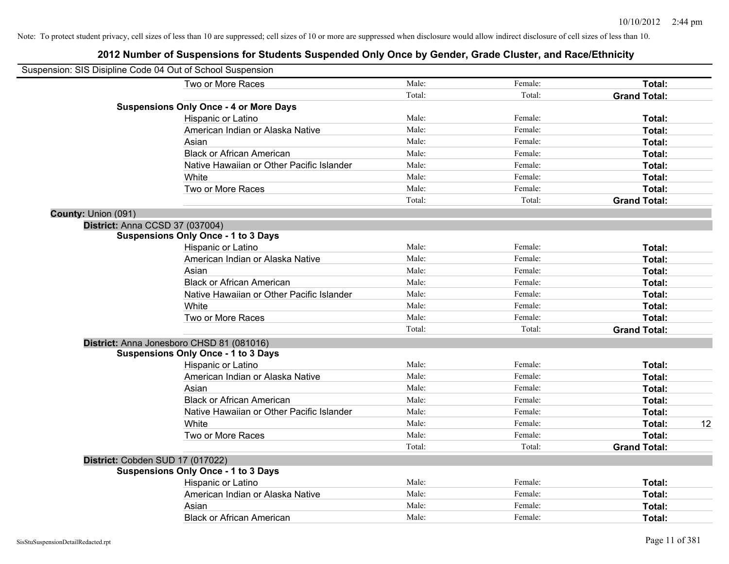Note: To protect student privacy, cell sizes of less than 10 are suppressed; cell sizes of 10 or more are suppressed when disclosure would allow indirect disclosure of cell sizes of less than 10.

# 2012 Number of Suspensions for Students Suspended Only Once by Gender, Grade Cluster, and Race/Ethnicity

Suspension: SIS Disipline Code 04 Out of School Suspension

| | | | | |
|---|---|---|---|---|
| Two or More Races | Male: | Female: | **Total:** | |
| | Total: | Total: | **Grand Total:** | |
| **Suspensions Only Once - 4 or More Days** | | | | |
| Hispanic or Latino | Male: | Female: | **Total:** | |
| American Indian or Alaska Native | Male: | Female: | **Total:** | |
| Asian | Male: | Female: | **Total:** | |
| Black or African American | Male: | Female: | **Total:** | |
| Native Hawaiian or Other Pacific Islander | Male: | Female: | **Total:** | |
| White | Male: | Female: | **Total:** | |
| Two or More Races | Male: | Female: | **Total:** | |
| | Total: | Total: | **Grand Total:** | |
| **County:** Union (091) | | | | |
| **District:** Anna CCSD 37 (037004) | | | | |
| **Suspensions Only Once - 1 to 3 Days** | | | | |
| Hispanic or Latino | Male: | Female: | **Total:** | |
| American Indian or Alaska Native | Male: | Female: | **Total:** | |
| Asian | Male: | Female: | **Total:** | |
| Black or African American | Male: | Female: | **Total:** | |
| Native Hawaiian or Other Pacific Islander | Male: | Female: | **Total:** | |
| White | Male: | Female: | **Total:** | |
| Two or More Races | Male: | Female: | **Total:** | |
| | Total: | Total: | **Grand Total:** | |
| **District:** Anna Jonesboro CHSD 81 (081016) | | | | |
| **Suspensions Only Once - 1 to 3 Days** | | | | |
| Hispanic or Latino | Male: | Female: | **Total:** | |
| American Indian or Alaska Native | Male: | Female: | **Total:** | |
| Asian | Male: | Female: | **Total:** | |
| Black or African American | Male: | Female: | **Total:** | |
| Native Hawaiian or Other Pacific Islander | Male: | Female: | **Total:** | |
| White | Male: | Female: | **Total:** | 12 |
| Two or More Races | Male: | Female: | **Total:** | |
| | Total: | Total: | **Grand Total:** | |
| **District:** Cobden SUD 17 (017022) | | | | |
| **Suspensions Only Once - 1 to 3 Days** | | | | |
| Hispanic or Latino | Male: | Female: | **Total:** | |
| American Indian or Alaska Native | Male: | Female: | **Total:** | |
| Asian | Male: | Female: | **Total:** | |
| Black or African American | Male: | Female: | **Total:** | |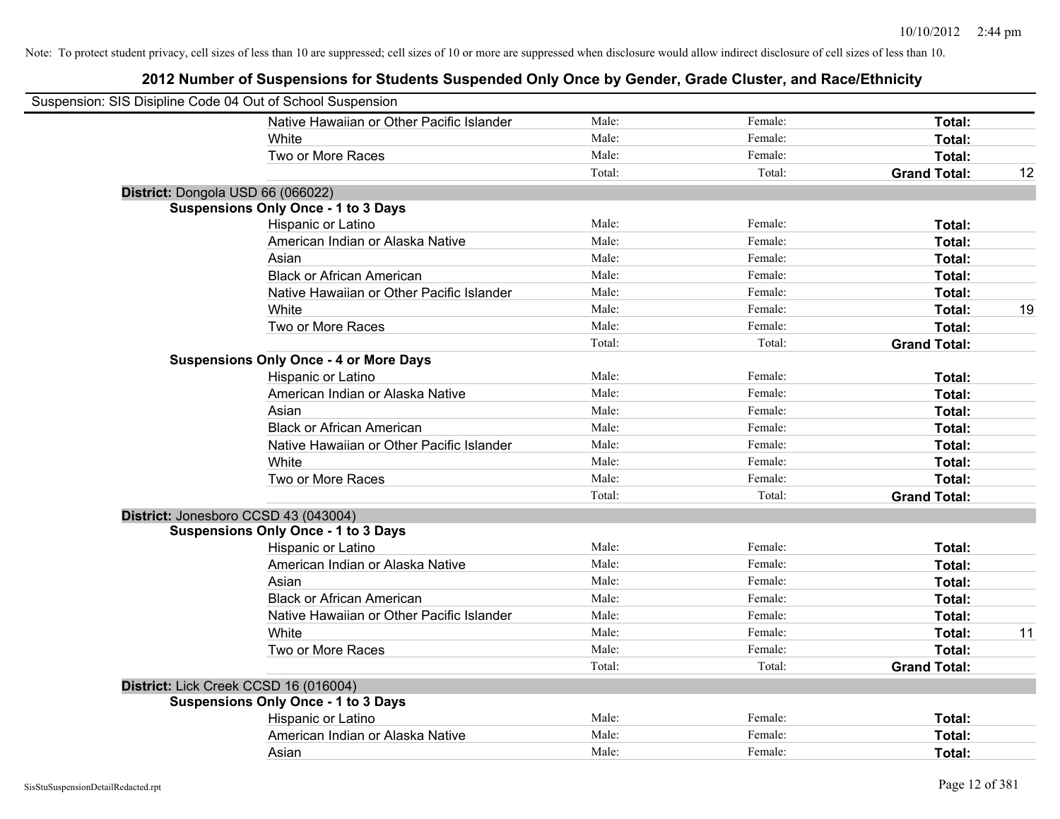Note: To protect student privacy, cell sizes of less than 10 are suppressed; cell sizes of 10 or more are suppressed when disclosure would allow indirect disclosure of cell sizes of less than 10.

# 2012 Number of Suspensions for Students Suspended Only Once by Gender, Grade Cluster, and Race/Ethnicity

Suspension: SIS Disipline Code 04 Out of School Suspension

| | | | | |
|---|---|---|---|---|
| Native Hawaiian or Other Pacific Islander | Male: | Female: | **Total:** | |
| White | Male: | Female: | **Total:** | |
| Two or More Races | Male: | Female: | **Total:** | |
| | Total: | Total: | **Grand Total:** | 12 |

**District:** Dongola USD 66 (066022)

**Suspensions Only Once - 1 to 3 Days**

| | | | | |
|---|---|---|---|---|
| Hispanic or Latino | Male: | Female: | **Total:** | |
| American Indian or Alaska Native | Male: | Female: | **Total:** | |
| Asian | Male: | Female: | **Total:** | |
| Black or African American | Male: | Female: | **Total:** | |
| Native Hawaiian or Other Pacific Islander | Male: | Female: | **Total:** | |
| White | Male: | Female: | **Total:** | 19 |
| Two or More Races | Male: | Female: | **Total:** | |
| | Total: | Total: | **Grand Total:** | |

**Suspensions Only Once - 4 or More Days**

| | | | | |
|---|---|---|---|---|
| Hispanic or Latino | Male: | Female: | **Total:** | |
| American Indian or Alaska Native | Male: | Female: | **Total:** | |
| Asian | Male: | Female: | **Total:** | |
| Black or African American | Male: | Female: | **Total:** | |
| Native Hawaiian or Other Pacific Islander | Male: | Female: | **Total:** | |
| White | Male: | Female: | **Total:** | |
| Two or More Races | Male: | Female: | **Total:** | |
| | Total: | Total: | **Grand Total:** | |

**District:** Jonesboro CCSD 43 (043004)

**Suspensions Only Once - 1 to 3 Days**

| | | | | |
|---|---|---|---|---|
| Hispanic or Latino | Male: | Female: | **Total:** | |
| American Indian or Alaska Native | Male: | Female: | **Total:** | |
| Asian | Male: | Female: | **Total:** | |
| Black or African American | Male: | Female: | **Total:** | |
| Native Hawaiian or Other Pacific Islander | Male: | Female: | **Total:** | |
| White | Male: | Female: | **Total:** | 11 |
| Two or More Races | Male: | Female: | **Total:** | |
| | Total: | Total: | **Grand Total:** | |

**District:** Lick Creek CCSD 16 (016004)

**Suspensions Only Once - 1 to 3 Days**

| | | | | |
|---|---|---|---|---|
| Hispanic or Latino | Male: | Female: | **Total:** | |
| American Indian or Alaska Native | Male: | Female: | **Total:** | |
| Asian | Male: | Female: | **Total:** | |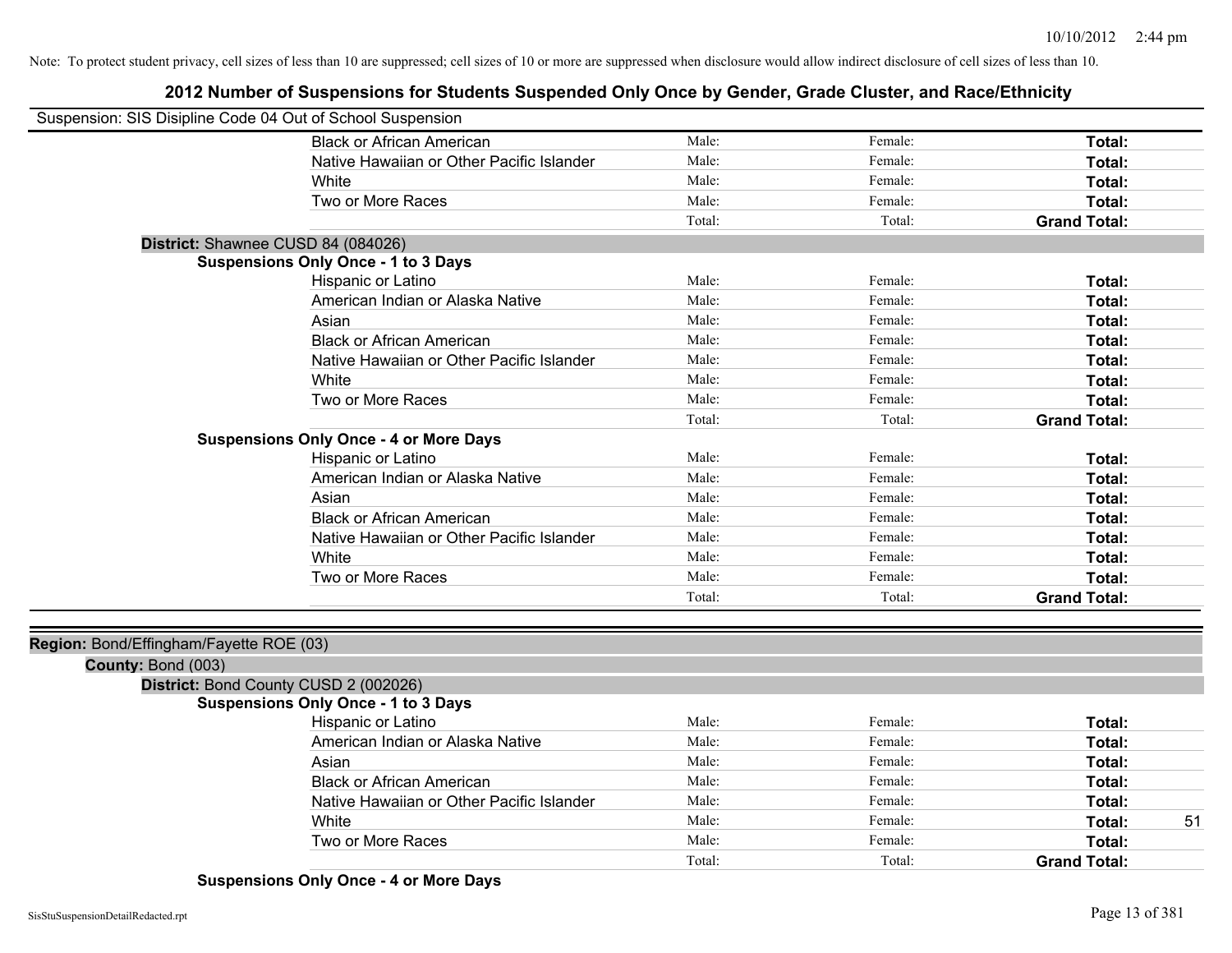Note: To protect student privacy, cell sizes of less than 10 are suppressed; cell sizes of 10 or more are suppressed when disclosure would allow indirect disclosure of cell sizes of less than 10.

# 2012 Number of Suspensions for Students Suspended Only Once by Gender, Grade Cluster, and Race/Ethnicity

Suspension: SIS Disipline Code 04 Out of School Suspension

| | | | | |
|---|---|---|---|---|
| Black or African American | Male: | Female: | **Total:** | |
| Native Hawaiian or Other Pacific Islander | Male: | Female: | **Total:** | |
| White | Male: | Female: | **Total:** | |
| Two or More Races | Male: | Female: | **Total:** | |
| | Total: | Total: | **Grand Total:** | |

**District:** Shawnee CUSD 84 (084026)

**Suspensions Only Once - 1 to 3 Days**

| | | | | |
|---|---|---|---|---|
| Hispanic or Latino | Male: | Female: | **Total:** | |
| American Indian or Alaska Native | Male: | Female: | **Total:** | |
| Asian | Male: | Female: | **Total:** | |
| Black or African American | Male: | Female: | **Total:** | |
| Native Hawaiian or Other Pacific Islander | Male: | Female: | **Total:** | |
| White | Male: | Female: | **Total:** | |
| Two or More Races | Male: | Female: | **Total:** | |
| | Total: | Total: | **Grand Total:** | |

**Suspensions Only Once - 4 or More Days**

| | | | | |
|---|---|---|---|---|
| Hispanic or Latino | Male: | Female: | **Total:** | |
| American Indian or Alaska Native | Male: | Female: | **Total:** | |
| Asian | Male: | Female: | **Total:** | |
| Black or African American | Male: | Female: | **Total:** | |
| Native Hawaiian or Other Pacific Islander | Male: | Female: | **Total:** | |
| White | Male: | Female: | **Total:** | |
| Two or More Races | Male: | Female: | **Total:** | |
| | Total: | Total: | **Grand Total:** | |

**Region:** Bond/Effingham/Fayette ROE (03)

**County:** Bond (003)

**District:** Bond County CUSD 2 (002026)

**Suspensions Only Once - 1 to 3 Days**

| | | | | |
|---|---|---|---|---|
| Hispanic or Latino | Male: | Female: | **Total:** | |
| American Indian or Alaska Native | Male: | Female: | **Total:** | |
| Asian | Male: | Female: | **Total:** | |
| Black or African American | Male: | Female: | **Total:** | |
| Native Hawaiian or Other Pacific Islander | Male: | Female: | **Total:** | |
| White | Male: | Female: | **Total:** | 51 |
| Two or More Races | Male: | Female: | **Total:** | |
| | Total: | Total: | **Grand Total:** | |

**Suspensions Only Once - 4 or More Days**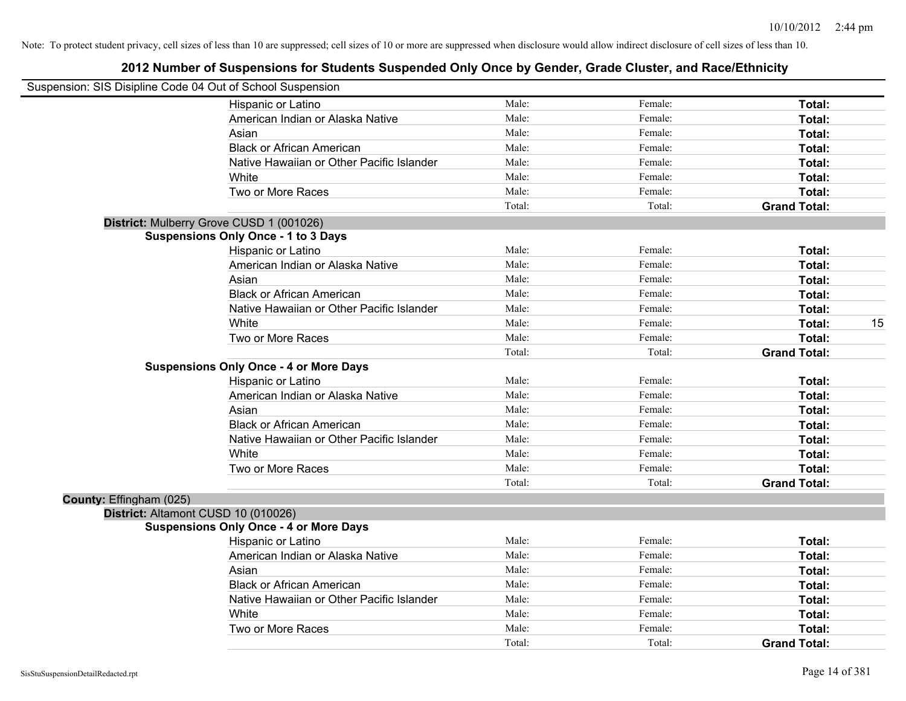Note: To protect student privacy, cell sizes of less than 10 are suppressed; cell sizes of 10 or more are suppressed when disclosure would allow indirect disclosure of cell sizes of less than 10.

# 2012 Number of Suspensions for Students Suspended Only Once by Gender, Grade Cluster, and Race/Ethnicity

Suspension: SIS Disipline Code 04 Out of School Suspension

| | | | | |
|---|---|---|---|---|
| Hispanic or Latino | Male: | Female: | **Total:** | |
| American Indian or Alaska Native | Male: | Female: | **Total:** | |
| Asian | Male: | Female: | **Total:** | |
| Black or African American | Male: | Female: | **Total:** | |
| Native Hawaiian or Other Pacific Islander | Male: | Female: | **Total:** | |
| White | Male: | Female: | **Total:** | |
| Two or More Races | Male: | Female: | **Total:** | |
| | Total: | Total: | **Grand Total:** | |

**District:** Mulberry Grove CUSD 1 (001026)

**Suspensions Only Once - 1 to 3 Days**

| | | | | |
|---|---|---|---|---|
| Hispanic or Latino | Male: | Female: | **Total:** | |
| American Indian or Alaska Native | Male: | Female: | **Total:** | |
| Asian | Male: | Female: | **Total:** | |
| Black or African American | Male: | Female: | **Total:** | |
| Native Hawaiian or Other Pacific Islander | Male: | Female: | **Total:** | |
| White | Male: | Female: | **Total:** | 15 |
| Two or More Races | Male: | Female: | **Total:** | |
| | Total: | Total: | **Grand Total:** | |

**Suspensions Only Once - 4 or More Days**

| | | | | |
|---|---|---|---|---|
| Hispanic or Latino | Male: | Female: | **Total:** | |
| American Indian or Alaska Native | Male: | Female: | **Total:** | |
| Asian | Male: | Female: | **Total:** | |
| Black or African American | Male: | Female: | **Total:** | |
| Native Hawaiian or Other Pacific Islander | Male: | Female: | **Total:** | |
| White | Male: | Female: | **Total:** | |
| Two or More Races | Male: | Female: | **Total:** | |
| | Total: | Total: | **Grand Total:** | |

**County:** Effingham (025)

**District:** Altamont CUSD 10 (010026)

**Suspensions Only Once - 4 or More Days**

| | | | | |
|---|---|---|---|---|
| Hispanic or Latino | Male: | Female: | **Total:** | |
| American Indian or Alaska Native | Male: | Female: | **Total:** | |
| Asian | Male: | Female: | **Total:** | |
| Black or African American | Male: | Female: | **Total:** | |
| Native Hawaiian or Other Pacific Islander | Male: | Female: | **Total:** | |
| White | Male: | Female: | **Total:** | |
| Two or More Races | Male: | Female: | **Total:** | |
| | Total: | Total: | **Grand Total:** | |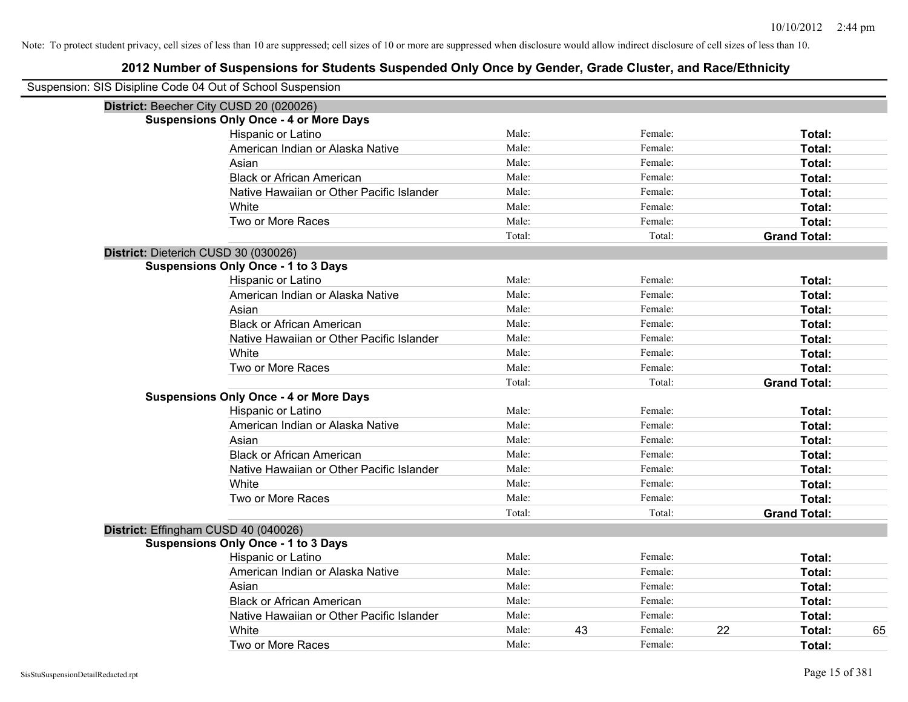Note: To protect student privacy, cell sizes of less than 10 are suppressed; cell sizes of 10 or more are suppressed when disclosure would allow indirect disclosure of cell sizes of less than 10.

# 2012 Number of Suspensions for Students Suspended Only Once by Gender, Grade Cluster, and Race/Ethnicity

Suspension: SIS Disipline Code 04 Out of School Suspension

**District:** Beecher City CUSD 20 (020026)

**Suspensions Only Once - 4 or More Days**

| | | | | | | |
|---|---|---|---|---|---|---|
| Hispanic or Latino | Male: | | Female: | | **Total:** | |
| American Indian or Alaska Native | Male: | | Female: | | **Total:** | |
| Asian | Male: | | Female: | | **Total:** | |
| Black or African American | Male: | | Female: | | **Total:** | |
| Native Hawaiian or Other Pacific Islander | Male: | | Female: | | **Total:** | |
| White | Male: | | Female: | | **Total:** | |
| Two or More Races | Male: | | Female: | | **Total:** | |
| | Total: | | Total: | | **Grand Total:** | |

**District:** Dieterich CUSD 30 (030026)

**Suspensions Only Once - 1 to 3 Days**

| | | | | | | |
|---|---|---|---|---|---|---|
| Hispanic or Latino | Male: | | Female: | | **Total:** | |
| American Indian or Alaska Native | Male: | | Female: | | **Total:** | |
| Asian | Male: | | Female: | | **Total:** | |
| Black or African American | Male: | | Female: | | **Total:** | |
| Native Hawaiian or Other Pacific Islander | Male: | | Female: | | **Total:** | |
| White | Male: | | Female: | | **Total:** | |
| Two or More Races | Male: | | Female: | | **Total:** | |
| | Total: | | Total: | | **Grand Total:** | |

**Suspensions Only Once - 4 or More Days**

| | | | | | | |
|---|---|---|---|---|---|---|
| Hispanic or Latino | Male: | | Female: | | **Total:** | |
| American Indian or Alaska Native | Male: | | Female: | | **Total:** | |
| Asian | Male: | | Female: | | **Total:** | |
| Black or African American | Male: | | Female: | | **Total:** | |
| Native Hawaiian or Other Pacific Islander | Male: | | Female: | | **Total:** | |
| White | Male: | | Female: | | **Total:** | |
| Two or More Races | Male: | | Female: | | **Total:** | |
| | Total: | | Total: | | **Grand Total:** | |

**District:** Effingham CUSD 40 (040026)

**Suspensions Only Once - 1 to 3 Days**

| | | | | | | |
|---|---|---|---|---|---|---|
| Hispanic or Latino | Male: | | Female: | | **Total:** | |
| American Indian or Alaska Native | Male: | | Female: | | **Total:** | |
| Asian | Male: | | Female: | | **Total:** | |
| Black or African American | Male: | | Female: | | **Total:** | |
| Native Hawaiian or Other Pacific Islander | Male: | | Female: | | **Total:** | |
| White | Male: | 43 | Female: | 22 | **Total:** | 65 |
| Two or More Races | Male: | | Female: | | **Total:** | |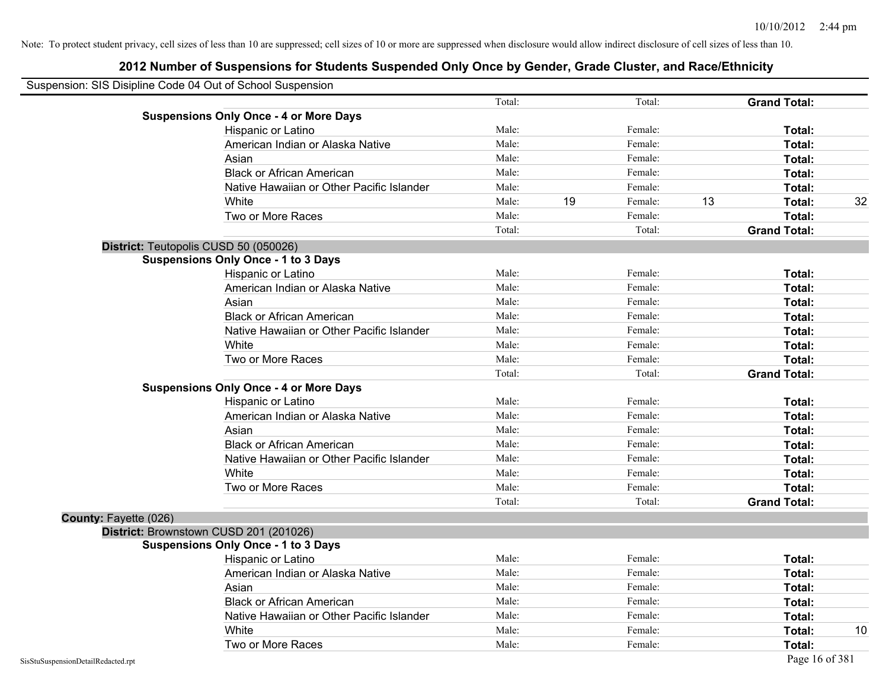Note: To protect student privacy, cell sizes of less than 10 are suppressed; cell sizes of 10 or more are suppressed when disclosure would allow indirect disclosure of cell sizes of less than 10.

# 2012 Number of Suspensions for Students Suspended Only Once by Gender, Grade Cluster, and Race/Ethnicity

Suspension: SIS Disipline Code 04 Out of School Suspension

| | | | | | | |
|---|---|---|---|---|---|---|
| | Total: | | Total: | | **Grand Total:** | |
| **Suspensions Only Once - 4 or More Days** | | | | | | |
| Hispanic or Latino | Male: | | Female: | | **Total:** | |
| American Indian or Alaska Native | Male: | | Female: | | **Total:** | |
| Asian | Male: | | Female: | | **Total:** | |
| Black or African American | Male: | | Female: | | **Total:** | |
| Native Hawaiian or Other Pacific Islander | Male: | | Female: | | **Total:** | |
| White | Male: | 19 | Female: | 13 | **Total:** | 32 |
| Two or More Races | Male: | | Female: | | **Total:** | |
| | Total: | | Total: | | **Grand Total:** | |

**District:** Teutopolis CUSD 50 (050026)

| | | | | | | |
|---|---|---|---|---|---|---|
| **Suspensions Only Once - 1 to 3 Days** | | | | | | |
| Hispanic or Latino | Male: | | Female: | | **Total:** | |
| American Indian or Alaska Native | Male: | | Female: | | **Total:** | |
| Asian | Male: | | Female: | | **Total:** | |
| Black or African American | Male: | | Female: | | **Total:** | |
| Native Hawaiian or Other Pacific Islander | Male: | | Female: | | **Total:** | |
| White | Male: | | Female: | | **Total:** | |
| Two or More Races | Male: | | Female: | | **Total:** | |
| | Total: | | Total: | | **Grand Total:** | |
| **Suspensions Only Once - 4 or More Days** | | | | | | |
| Hispanic or Latino | Male: | | Female: | | **Total:** | |
| American Indian or Alaska Native | Male: | | Female: | | **Total:** | |
| Asian | Male: | | Female: | | **Total:** | |
| Black or African American | Male: | | Female: | | **Total:** | |
| Native Hawaiian or Other Pacific Islander | Male: | | Female: | | **Total:** | |
| White | Male: | | Female: | | **Total:** | |
| Two or More Races | Male: | | Female: | | **Total:** | |
| | Total: | | Total: | | **Grand Total:** | |

**County:** Fayette (026)

**District:** Brownstown CUSD 201 (201026)

| | | | | | | |
|---|---|---|---|---|---|---|
| **Suspensions Only Once - 1 to 3 Days** | | | | | | |
| Hispanic or Latino | Male: | | Female: | | **Total:** | |
| American Indian or Alaska Native | Male: | | Female: | | **Total:** | |
| Asian | Male: | | Female: | | **Total:** | |
| Black or African American | Male: | | Female: | | **Total:** | |
| Native Hawaiian or Other Pacific Islander | Male: | | Female: | | **Total:** | |
| White | Male: | | Female: | | **Total:** | 10 |
| Two or More Races | Male: | | Female: | | **Total:** | |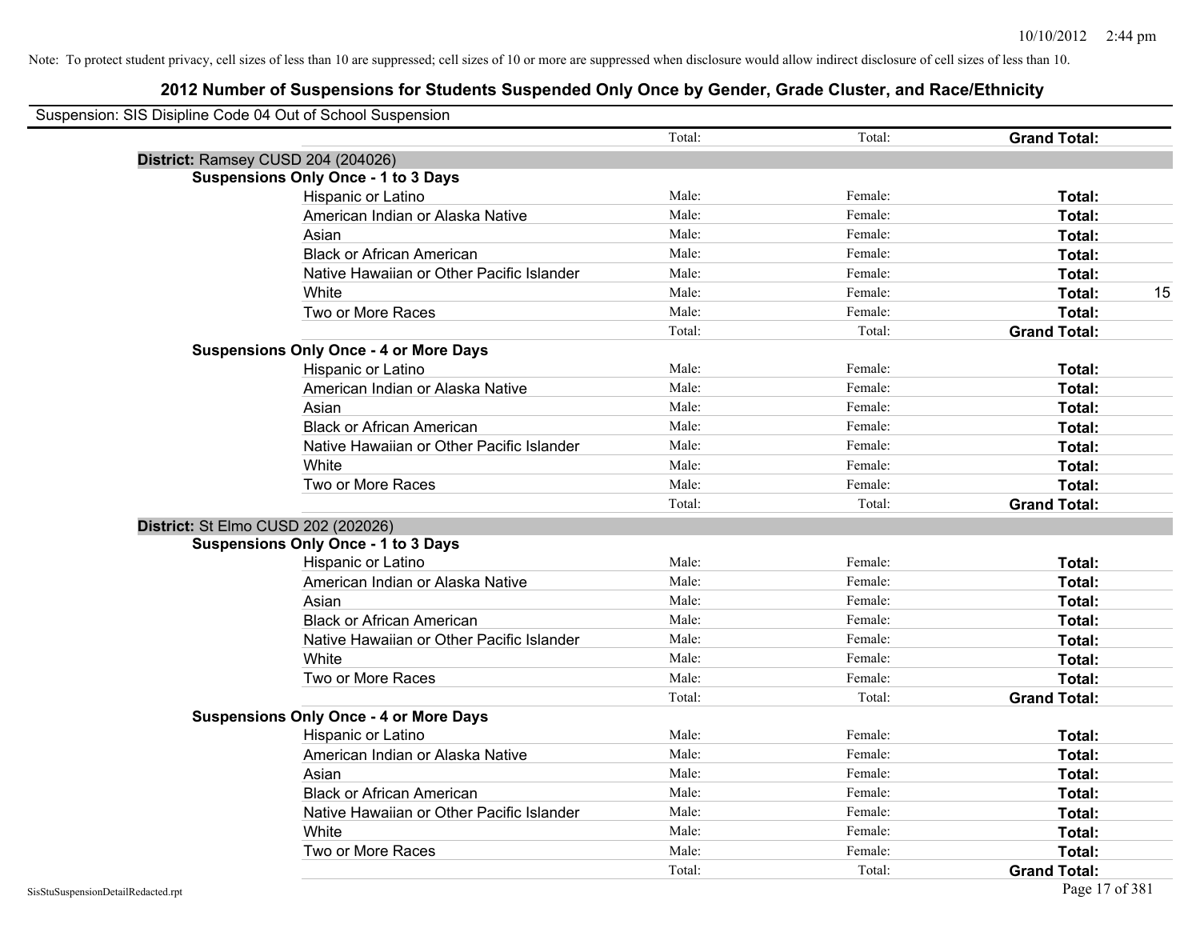Note: To protect student privacy, cell sizes of less than 10 are suppressed; cell sizes of 10 or more are suppressed when disclosure would allow indirect disclosure of cell sizes of less than 10.

# 2012 Number of Suspensions for Students Suspended Only Once by Gender, Grade Cluster, and Race/Ethnicity

Suspension: SIS Disipline Code 04 Out of School Suspension

| | | | | | |
|---|---|---|---|---|---|
| | | Total: | Total: | **Grand Total:** | |
| **District:** Ramsey CUSD 204 (204026) | | | | | |
| **Suspensions Only Once - 1 to 3 Days** | | | | | |
| | Hispanic or Latino | Male: | Female: | **Total:** | |
| | American Indian or Alaska Native | Male: | Female: | **Total:** | |
| | Asian | Male: | Female: | **Total:** | |
| | Black or African American | Male: | Female: | **Total:** | |
| | Native Hawaiian or Other Pacific Islander | Male: | Female: | **Total:** | |
| | White | Male: | Female: | **Total:** | 15 |
| | Two or More Races | Male: | Female: | **Total:** | |
| | | Total: | Total: | **Grand Total:** | |
| **Suspensions Only Once - 4 or More Days** | | | | | |
| | Hispanic or Latino | Male: | Female: | **Total:** | |
| | American Indian or Alaska Native | Male: | Female: | **Total:** | |
| | Asian | Male: | Female: | **Total:** | |
| | Black or African American | Male: | Female: | **Total:** | |
| | Native Hawaiian or Other Pacific Islander | Male: | Female: | **Total:** | |
| | White | Male: | Female: | **Total:** | |
| | Two or More Races | Male: | Female: | **Total:** | |
| | | Total: | Total: | **Grand Total:** | |
| **District:** St Elmo CUSD 202 (202026) | | | | | |
| **Suspensions Only Once - 1 to 3 Days** | | | | | |
| | Hispanic or Latino | Male: | Female: | **Total:** | |
| | American Indian or Alaska Native | Male: | Female: | **Total:** | |
| | Asian | Male: | Female: | **Total:** | |
| | Black or African American | Male: | Female: | **Total:** | |
| | Native Hawaiian or Other Pacific Islander | Male: | Female: | **Total:** | |
| | White | Male: | Female: | **Total:** | |
| | Two or More Races | Male: | Female: | **Total:** | |
| | | Total: | Total: | **Grand Total:** | |
| **Suspensions Only Once - 4 or More Days** | | | | | |
| | Hispanic or Latino | Male: | Female: | **Total:** | |
| | American Indian or Alaska Native | Male: | Female: | **Total:** | |
| | Asian | Male: | Female: | **Total:** | |
| | Black or African American | Male: | Female: | **Total:** | |
| | Native Hawaiian or Other Pacific Islander | Male: | Female: | **Total:** | |
| | White | Male: | Female: | **Total:** | |
| | Two or More Races | Male: | Female: | **Total:** | |
| | | Total: | Total: | **Grand Total:** | |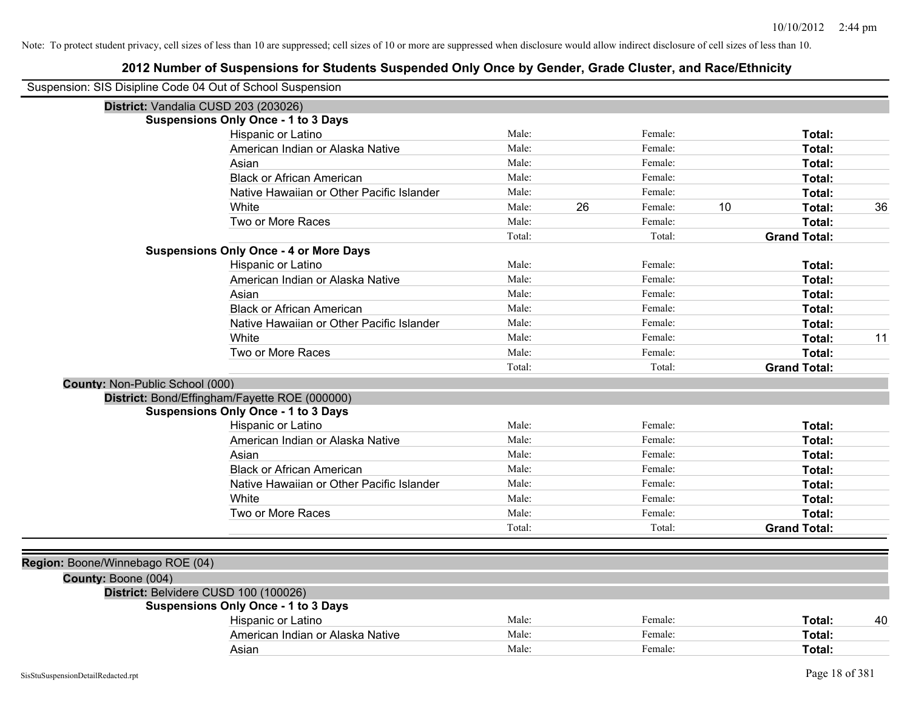Note: To protect student privacy, cell sizes of less than 10 are suppressed; cell sizes of 10 or more are suppressed when disclosure would allow indirect disclosure of cell sizes of less than 10.

# 2012 Number of Suspensions for Students Suspended Only Once by Gender, Grade Cluster, and Race/Ethnicity

Suspension: SIS Disipline Code 04 Out of School Suspension

**District:** Vandalia CUSD 203 (203026)

**Suspensions Only Once - 1 to 3 Days**

| | | | | | | |
|---|---|---|---|---|---|---|
| Hispanic or Latino | Male: | | Female: | | **Total:** | |
| American Indian or Alaska Native | Male: | | Female: | | **Total:** | |
| Asian | Male: | | Female: | | **Total:** | |
| Black or African American | Male: | | Female: | | **Total:** | |
| Native Hawaiian or Other Pacific Islander | Male: | | Female: | | **Total:** | |
| White | Male: | 26 | Female: | 10 | **Total:** | 36 |
| Two or More Races | Male: | | Female: | | **Total:** | |
| | Total: | | Total: | | **Grand Total:** | |

**Suspensions Only Once - 4 or More Days**

| | | | | | | |
|---|---|---|---|---|---|---|
| Hispanic or Latino | Male: | | Female: | | **Total:** | |
| American Indian or Alaska Native | Male: | | Female: | | **Total:** | |
| Asian | Male: | | Female: | | **Total:** | |
| Black or African American | Male: | | Female: | | **Total:** | |
| Native Hawaiian or Other Pacific Islander | Male: | | Female: | | **Total:** | |
| White | Male: | | Female: | | **Total:** | 11 |
| Two or More Races | Male: | | Female: | | **Total:** | |
| | Total: | | Total: | | **Grand Total:** | |

**County:** Non-Public School (000)

**District:** Bond/Effingham/Fayette ROE (000000)

**Suspensions Only Once - 1 to 3 Days**

| | | | | | | |
|---|---|---|---|---|---|---|
| Hispanic or Latino | Male: | | Female: | | **Total:** | |
| American Indian or Alaska Native | Male: | | Female: | | **Total:** | |
| Asian | Male: | | Female: | | **Total:** | |
| Black or African American | Male: | | Female: | | **Total:** | |
| Native Hawaiian or Other Pacific Islander | Male: | | Female: | | **Total:** | |
| White | Male: | | Female: | | **Total:** | |
| Two or More Races | Male: | | Female: | | **Total:** | |
| | Total: | | Total: | | **Grand Total:** | |

**Region:** Boone/Winnebago ROE (04)

**County:** Boone (004)

**District:** Belvidere CUSD 100 (100026)

**Suspensions Only Once - 1 to 3 Days**

| | | | | | | |
|---|---|---|---|---|---|---|
| Hispanic or Latino | Male: | | Female: | | **Total:** | 40 |
| American Indian or Alaska Native | Male: | | Female: | | **Total:** | |
| Asian | Male: | | Female: | | **Total:** | |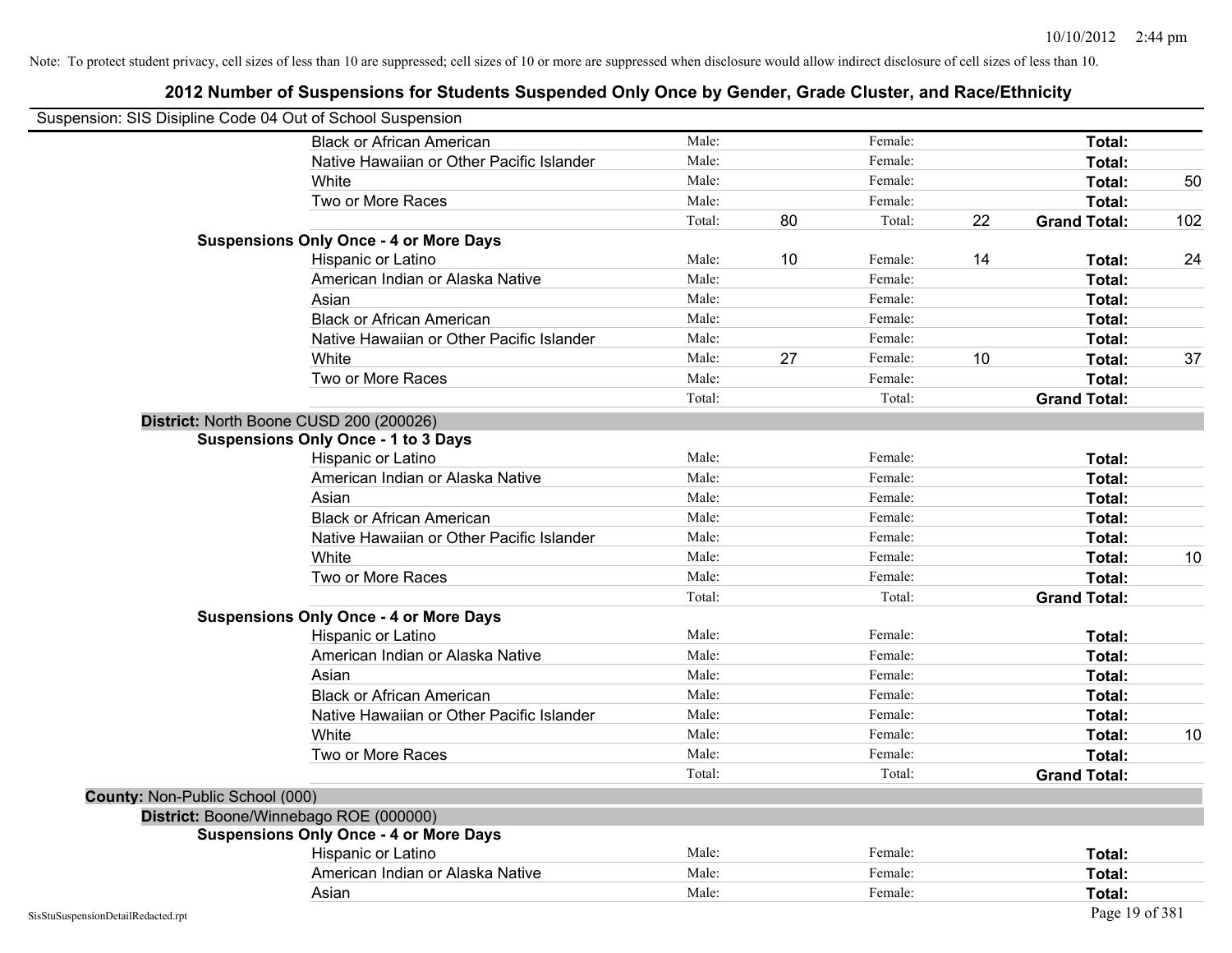Note: To protect student privacy, cell sizes of less than 10 are suppressed; cell sizes of 10 or more are suppressed when disclosure would allow indirect disclosure of cell sizes of less than 10.

# 2012 Number of Suspensions for Students Suspended Only Once by Gender, Grade Cluster, and Race/Ethnicity

Suspension: SIS Disipline Code 04 Out of School Suspension

| | | | | | | |
|---|---|---|---|---|---|---|
| Black or African American | Male: | | Female: | | **Total:** | |
| Native Hawaiian or Other Pacific Islander | Male: | | Female: | | **Total:** | |
| White | Male: | | Female: | | **Total:** | 50 |
| Two or More Races | Male: | | Female: | | **Total:** | |
| | Total: | 80 | Total: | 22 | **Grand Total:** | 102 |

**Suspensions Only Once - 4 or More Days**

| | | | | | | |
|---|---|---|---|---|---|---|
| Hispanic or Latino | Male: | 10 | Female: | 14 | **Total:** | 24 |
| American Indian or Alaska Native | Male: | | Female: | | **Total:** | |
| Asian | Male: | | Female: | | **Total:** | |
| Black or African American | Male: | | Female: | | **Total:** | |
| Native Hawaiian or Other Pacific Islander | Male: | | Female: | | **Total:** | |
| White | Male: | 27 | Female: | 10 | **Total:** | 37 |
| Two or More Races | Male: | | Female: | | **Total:** | |
| | Total: | | Total: | | **Grand Total:** | |

**District:** North Boone CUSD 200 (200026)

**Suspensions Only Once - 1 to 3 Days**

| | | | | | | |
|---|---|---|---|---|---|---|
| Hispanic or Latino | Male: | | Female: | | **Total:** | |
| American Indian or Alaska Native | Male: | | Female: | | **Total:** | |
| Asian | Male: | | Female: | | **Total:** | |
| Black or African American | Male: | | Female: | | **Total:** | |
| Native Hawaiian or Other Pacific Islander | Male: | | Female: | | **Total:** | |
| White | Male: | | Female: | | **Total:** | 10 |
| Two or More Races | Male: | | Female: | | **Total:** | |
| | Total: | | Total: | | **Grand Total:** | |

**Suspensions Only Once - 4 or More Days**

| | | | | | | |
|---|---|---|---|---|---|---|
| Hispanic or Latino | Male: | | Female: | | **Total:** | |
| American Indian or Alaska Native | Male: | | Female: | | **Total:** | |
| Asian | Male: | | Female: | | **Total:** | |
| Black or African American | Male: | | Female: | | **Total:** | |
| Native Hawaiian or Other Pacific Islander | Male: | | Female: | | **Total:** | |
| White | Male: | | Female: | | **Total:** | 10 |
| Two or More Races | Male: | | Female: | | **Total:** | |
| | Total: | | Total: | | **Grand Total:** | |

**County:** Non-Public School (000)

**District:** Boone/Winnebago ROE (000000)

**Suspensions Only Once - 4 or More Days**

| | | | | | | |
|---|---|---|---|---|---|---|
| Hispanic or Latino | Male: | | Female: | | **Total:** | |
| American Indian or Alaska Native | Male: | | Female: | | **Total:** | |
| Asian | Male: | | Female: | | **Total:** | |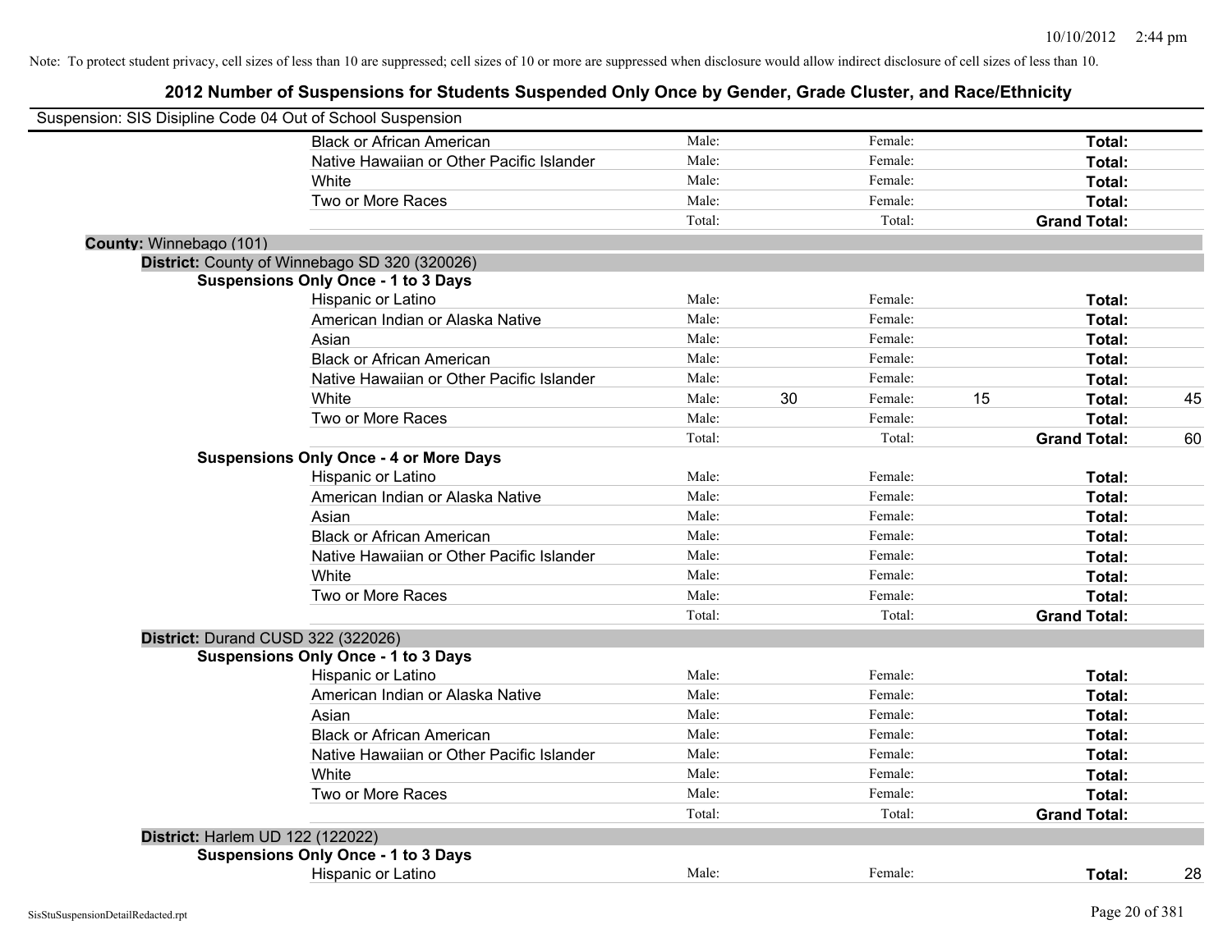Note: To protect student privacy, cell sizes of less than 10 are suppressed; cell sizes of 10 or more are suppressed when disclosure would allow indirect disclosure of cell sizes of less than 10.

# 2012 Number of Suspensions for Students Suspended Only Once by Gender, Grade Cluster, and Race/Ethnicity

Suspension: SIS Disipline Code 04 Out of School Suspension

| | | | | | | | |
|---|---|---|---|---|---|---|---|
| Black or African American | Male: | | Female: | | **Total:** | |
| Native Hawaiian or Other Pacific Islander | Male: | | Female: | | **Total:** | |
| White | Male: | | Female: | | **Total:** | |
| Two or More Races | Male: | | Female: | | **Total:** | |
| | Total: | | Total: | | **Grand Total:** | |

**County:** Winnebago (101)

**District:** County of Winnebago SD 320 (320026)

**Suspensions Only Once - 1 to 3 Days**

| | | | | | | |
|---|---|---|---|---|---|---|
| Hispanic or Latino | Male: | | Female: | | **Total:** | |
| American Indian or Alaska Native | Male: | | Female: | | **Total:** | |
| Asian | Male: | | Female: | | **Total:** | |
| Black or African American | Male: | | Female: | | **Total:** | |
| Native Hawaiian or Other Pacific Islander | Male: | | Female: | | **Total:** | |
| White | Male: | 30 | Female: | 15 | **Total:** | 45 |
| Two or More Races | Male: | | Female: | | **Total:** | |
| | Total: | | Total: | | **Grand Total:** | 60 |

**Suspensions Only Once - 4 or More Days**

| | | | | | | |
|---|---|---|---|---|---|---|
| Hispanic or Latino | Male: | | Female: | | **Total:** | |
| American Indian or Alaska Native | Male: | | Female: | | **Total:** | |
| Asian | Male: | | Female: | | **Total:** | |
| Black or African American | Male: | | Female: | | **Total:** | |
| Native Hawaiian or Other Pacific Islander | Male: | | Female: | | **Total:** | |
| White | Male: | | Female: | | **Total:** | |
| Two or More Races | Male: | | Female: | | **Total:** | |
| | Total: | | Total: | | **Grand Total:** | |

**District:** Durand CUSD 322 (322026)

**Suspensions Only Once - 1 to 3 Days**

| | | | | | | |
|---|---|---|---|---|---|---|
| Hispanic or Latino | Male: | | Female: | | **Total:** | |
| American Indian or Alaska Native | Male: | | Female: | | **Total:** | |
| Asian | Male: | | Female: | | **Total:** | |
| Black or African American | Male: | | Female: | | **Total:** | |
| Native Hawaiian or Other Pacific Islander | Male: | | Female: | | **Total:** | |
| White | Male: | | Female: | | **Total:** | |
| Two or More Races | Male: | | Female: | | **Total:** | |
| | Total: | | Total: | | **Grand Total:** | |

**District:** Harlem UD 122 (122022)

**Suspensions Only Once - 1 to 3 Days**

| | | | | | | |
|---|---|---|---|---|---|---|
| Hispanic or Latino | Male: | | Female: | | **Total:** | 28 |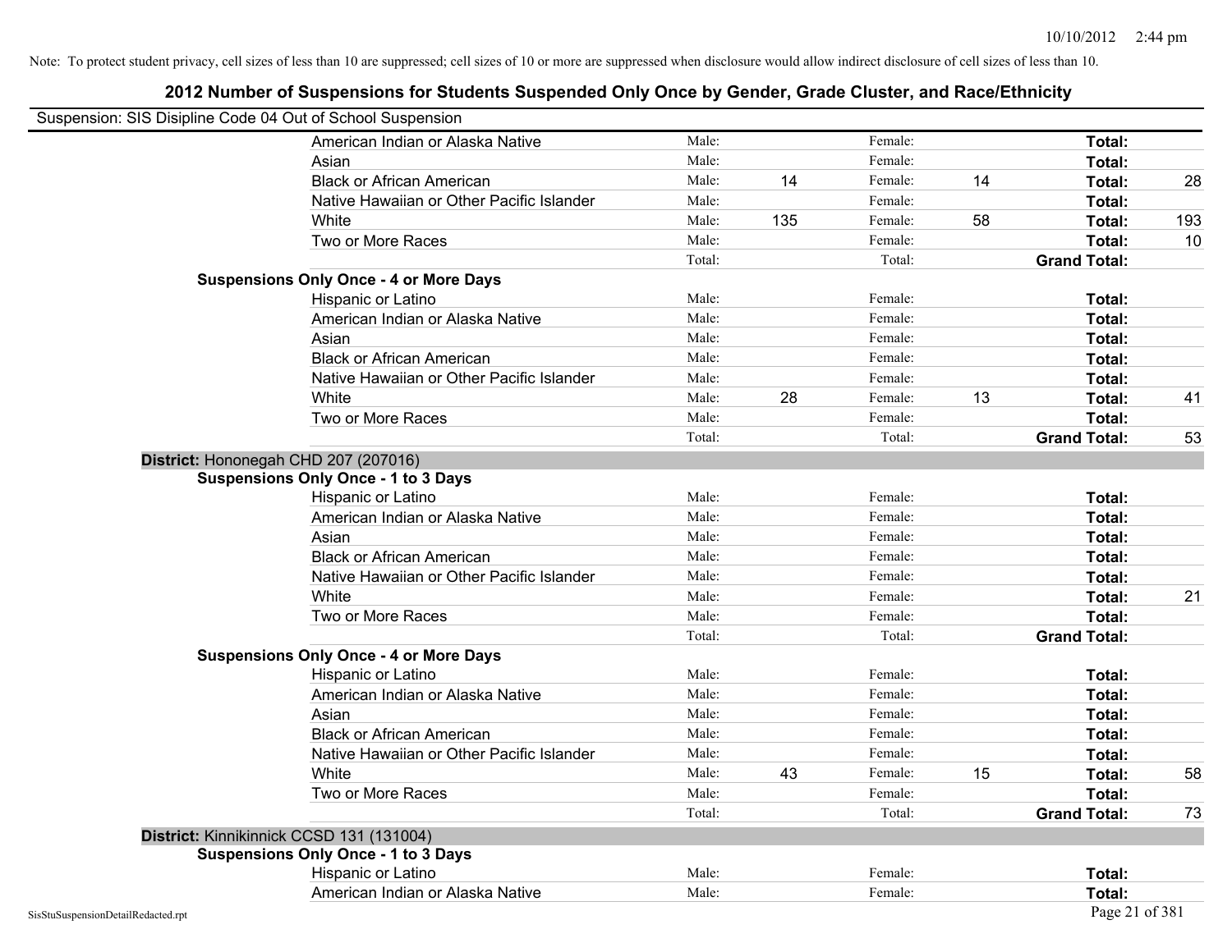Note: To protect student privacy, cell sizes of less than 10 are suppressed; cell sizes of 10 or more are suppressed when disclosure would allow indirect disclosure of cell sizes of less than 10.

# 2012 Number of Suspensions for Students Suspended Only Once by Gender, Grade Cluster, and Race/Ethnicity

Suspension: SIS Disipline Code 04 Out of School Suspension

| | | | | | | |
|---|---|---|---|---|---|---|
| American Indian or Alaska Native | Male: | | Female: | | **Total:** | |
| Asian | Male: | | Female: | | **Total:** | |
| Black or African American | Male: | 14 | Female: | 14 | **Total:** | 28 |
| Native Hawaiian or Other Pacific Islander | Male: | | Female: | | **Total:** | |
| White | Male: | 135 | Female: | 58 | **Total:** | 193 |
| Two or More Races | Male: | | Female: | | **Total:** | 10 |
| | Total: | | Total: | | **Grand Total:** | |

**Suspensions Only Once - 4 or More Days**

| | | | | | | |
|---|---|---|---|---|---|---|
| Hispanic or Latino | Male: | | Female: | | **Total:** | |
| American Indian or Alaska Native | Male: | | Female: | | **Total:** | |
| Asian | Male: | | Female: | | **Total:** | |
| Black or African American | Male: | | Female: | | **Total:** | |
| Native Hawaiian or Other Pacific Islander | Male: | | Female: | | **Total:** | |
| White | Male: | 28 | Female: | 13 | **Total:** | 41 |
| Two or More Races | Male: | | Female: | | **Total:** | |
| | Total: | | Total: | | **Grand Total:** | 53 |

**District:** Hononegah CHD 207 (207016)

**Suspensions Only Once - 1 to 3 Days**

| | | | | | | |
|---|---|---|---|---|---|---|
| Hispanic or Latino | Male: | | Female: | | **Total:** | |
| American Indian or Alaska Native | Male: | | Female: | | **Total:** | |
| Asian | Male: | | Female: | | **Total:** | |
| Black or African American | Male: | | Female: | | **Total:** | |
| Native Hawaiian or Other Pacific Islander | Male: | | Female: | | **Total:** | |
| White | Male: | | Female: | | **Total:** | 21 |
| Two or More Races | Male: | | Female: | | **Total:** | |
| | Total: | | Total: | | **Grand Total:** | |

**Suspensions Only Once - 4 or More Days**

| | | | | | | |
|---|---|---|---|---|---|---|
| Hispanic or Latino | Male: | | Female: | | **Total:** | |
| American Indian or Alaska Native | Male: | | Female: | | **Total:** | |
| Asian | Male: | | Female: | | **Total:** | |
| Black or African American | Male: | | Female: | | **Total:** | |
| Native Hawaiian or Other Pacific Islander | Male: | | Female: | | **Total:** | |
| White | Male: | 43 | Female: | 15 | **Total:** | 58 |
| Two or More Races | Male: | | Female: | | **Total:** | |
| | Total: | | Total: | | **Grand Total:** | 73 |

**District:** Kinnikinnick CCSD 131 (131004)

**Suspensions Only Once - 1 to 3 Days**

| | | | | | | |
|---|---|---|---|---|---|---|
| Hispanic or Latino | Male: | | Female: | | **Total:** | |
| American Indian or Alaska Native | Male: | | Female: | | **Total:** | |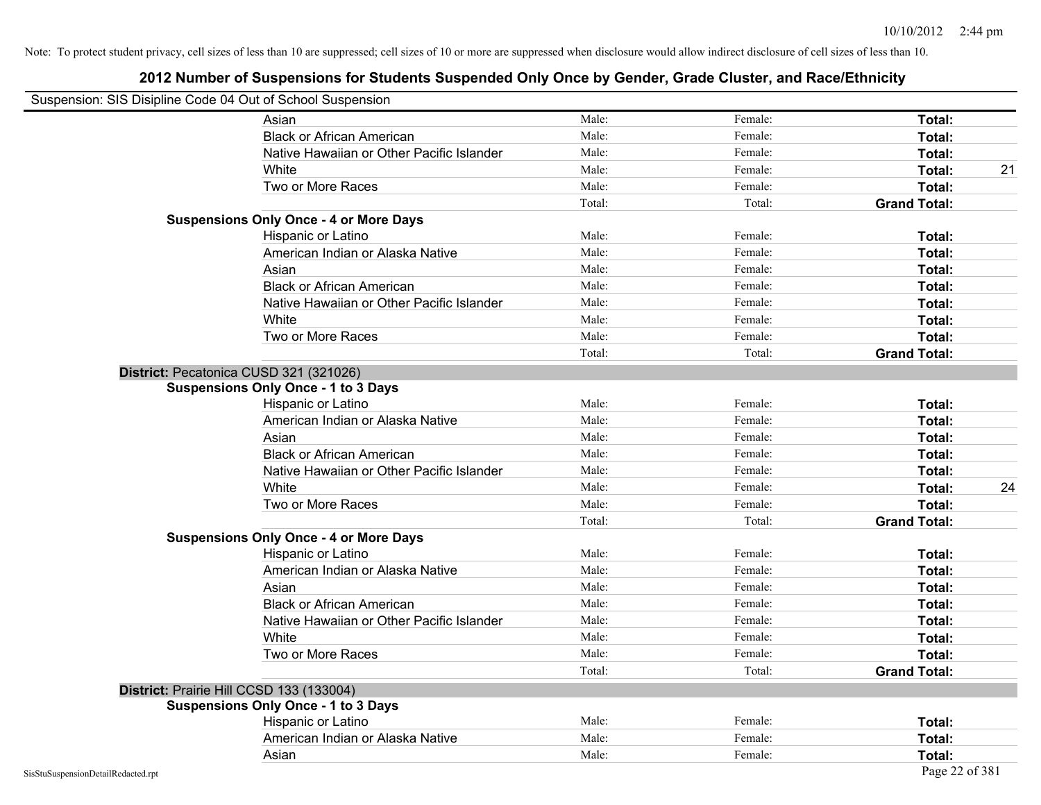10/10/2012 2:44 pm

Note: To protect student privacy, cell sizes of less than 10 are suppressed; cell sizes of 10 or more are suppressed when disclosure would allow indirect disclosure of cell sizes of less than 10.

## 2012 Number of Suspensions for Students Suspended Only Once by Gender, Grade Cluster, and Race/Ethnicity

Suspension: SIS Disipline Code 04 Out of School Suspension

| | | | | |
|---|---|---|---|---|
| Asian | Male: | Female: | **Total:** | |
| Black or African American | Male: | Female: | **Total:** | |
| Native Hawaiian or Other Pacific Islander | Male: | Female: | **Total:** | |
| White | Male: | Female: | **Total:** | 21 |
| Two or More Races | Male: | Female: | **Total:** | |
| | Total: | Total: | **Grand Total:** | |
| **Suspensions Only Once - 4 or More Days** | | | | |
| Hispanic or Latino | Male: | Female: | **Total:** | |
| American Indian or Alaska Native | Male: | Female: | **Total:** | |
| Asian | Male: | Female: | **Total:** | |
| Black or African American | Male: | Female: | **Total:** | |
| Native Hawaiian or Other Pacific Islander | Male: | Female: | **Total:** | |
| White | Male: | Female: | **Total:** | |
| Two or More Races | Male: | Female: | **Total:** | |
| | Total: | Total: | **Grand Total:** | |
| **District:** Pecatonica CUSD 321 (321026) | | | | |
| **Suspensions Only Once - 1 to 3 Days** | | | | |
| Hispanic or Latino | Male: | Female: | **Total:** | |
| American Indian or Alaska Native | Male: | Female: | **Total:** | |
| Asian | Male: | Female: | **Total:** | |
| Black or African American | Male: | Female: | **Total:** | |
| Native Hawaiian or Other Pacific Islander | Male: | Female: | **Total:** | |
| White | Male: | Female: | **Total:** | 24 |
| Two or More Races | Male: | Female: | **Total:** | |
| | Total: | Total: | **Grand Total:** | |
| **Suspensions Only Once - 4 or More Days** | | | | |
| Hispanic or Latino | Male: | Female: | **Total:** | |
| American Indian or Alaska Native | Male: | Female: | **Total:** | |
| Asian | Male: | Female: | **Total:** | |
| Black or African American | Male: | Female: | **Total:** | |
| Native Hawaiian or Other Pacific Islander | Male: | Female: | **Total:** | |
| White | Male: | Female: | **Total:** | |
| Two or More Races | Male: | Female: | **Total:** | |
| | Total: | Total: | **Grand Total:** | |
| **District:** Prairie Hill CCSD 133 (133004) | | | | |
| **Suspensions Only Once - 1 to 3 Days** | | | | |
| Hispanic or Latino | Male: | Female: | **Total:** | |
| American Indian or Alaska Native | Male: | Female: | **Total:** | |
| Asian | Male: | Female: | **Total:** | |

SisStuSuspensionDetailRedacted.rpt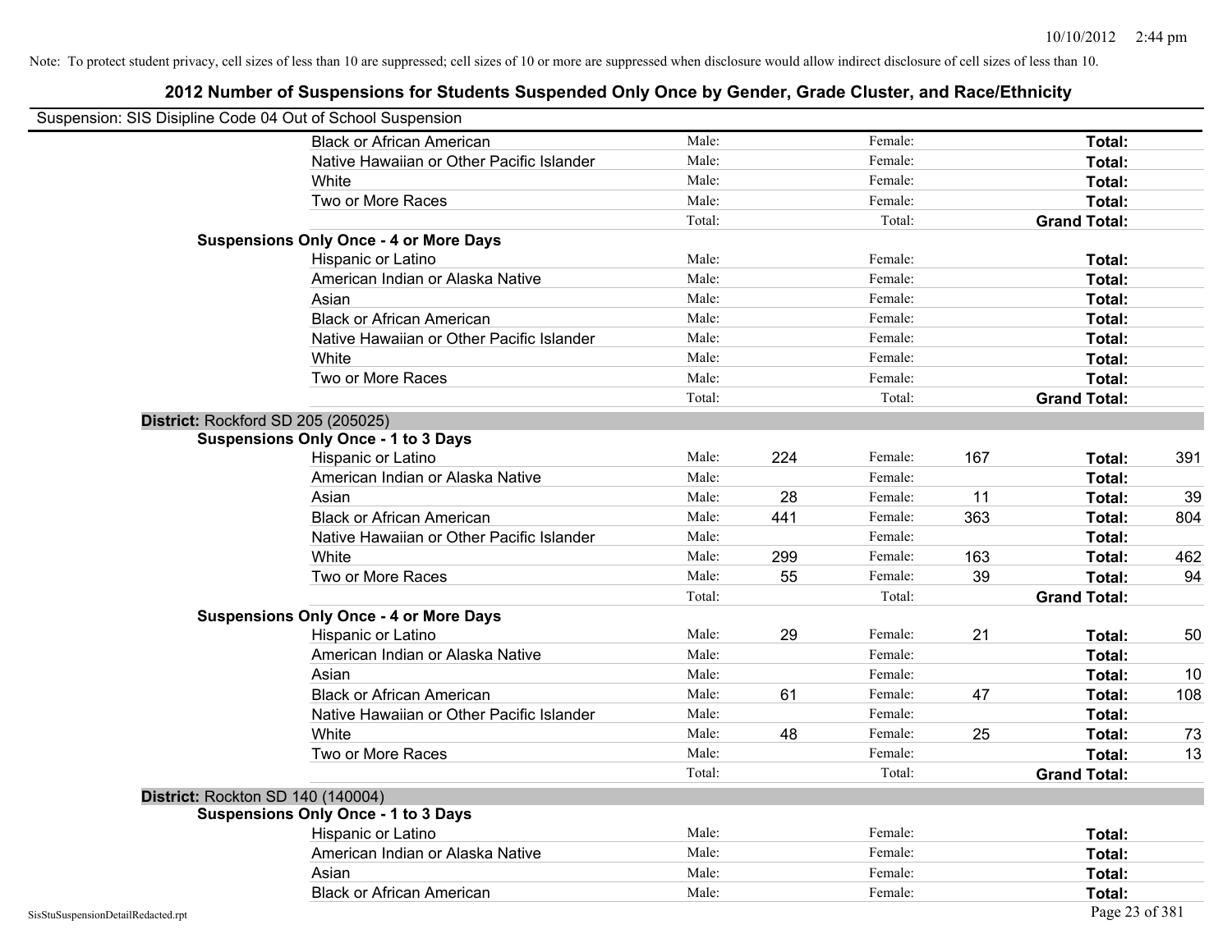Note: To protect student privacy, cell sizes of less than 10 are suppressed; cell sizes of 10 or more are suppressed when disclosure would allow indirect disclosure of cell sizes of less than 10.

## 2012 Number of Suspensions for Students Suspended Only Once by Gender, Grade Cluster, and Race/Ethnicity

Suspension: SIS Disipline Code 04 Out of School Suspension

| | | | | | | |
|---|---|---|---|---|---|---|
| Black or African American | Male: | | Female: | | **Total:** | |
| Native Hawaiian or Other Pacific Islander | Male: | | Female: | | **Total:** | |
| White | Male: | | Female: | | **Total:** | |
| Two or More Races | Male: | | Female: | | **Total:** | |
| | Total: | | Total: | | **Grand Total:** | |
| **Suspensions Only Once - 4 or More Days** | | | | | | |
| Hispanic or Latino | Male: | | Female: | | **Total:** | |
| American Indian or Alaska Native | Male: | | Female: | | **Total:** | |
| Asian | Male: | | Female: | | **Total:** | |
| Black or African American | Male: | | Female: | | **Total:** | |
| Native Hawaiian or Other Pacific Islander | Male: | | Female: | | **Total:** | |
| White | Male: | | Female: | | **Total:** | |
| Two or More Races | Male: | | Female: | | **Total:** | |
| | Total: | | Total: | | **Grand Total:** | |

**District:** Rockford SD 205 (205025)

| | | | | | | |
|---|---|---|---|---|---|---|
| **Suspensions Only Once - 1 to 3 Days** | | | | | | |
| Hispanic or Latino | Male: | 224 | Female: | 167 | **Total:** | 391 |
| American Indian or Alaska Native | Male: | | Female: | | **Total:** | |
| Asian | Male: | 28 | Female: | 11 | **Total:** | 39 |
| Black or African American | Male: | 441 | Female: | 363 | **Total:** | 804 |
| Native Hawaiian or Other Pacific Islander | Male: | | Female: | | **Total:** | |
| White | Male: | 299 | Female: | 163 | **Total:** | 462 |
| Two or More Races | Male: | 55 | Female: | 39 | **Total:** | 94 |
| | Total: | | Total: | | **Grand Total:** | |
| **Suspensions Only Once - 4 or More Days** | | | | | | |
| Hispanic or Latino | Male: | 29 | Female: | 21 | **Total:** | 50 |
| American Indian or Alaska Native | Male: | | Female: | | **Total:** | |
| Asian | Male: | | Female: | | **Total:** | 10 |
| Black or African American | Male: | 61 | Female: | 47 | **Total:** | 108 |
| Native Hawaiian or Other Pacific Islander | Male: | | Female: | | **Total:** | |
| White | Male: | 48 | Female: | 25 | **Total:** | 73 |
| Two or More Races | Male: | | Female: | | **Total:** | 13 |
| | Total: | | Total: | | **Grand Total:** | |

**District:** Rockton SD 140 (140004)

| | | | | | | |
|---|---|---|---|---|---|---|
| **Suspensions Only Once - 1 to 3 Days** | | | | | | |
| Hispanic or Latino | Male: | | Female: | | **Total:** | |
| American Indian or Alaska Native | Male: | | Female: | | **Total:** | |
| Asian | Male: | | Female: | | **Total:** | |
| Black or African American | Male: | | Female: | | **Total:** | |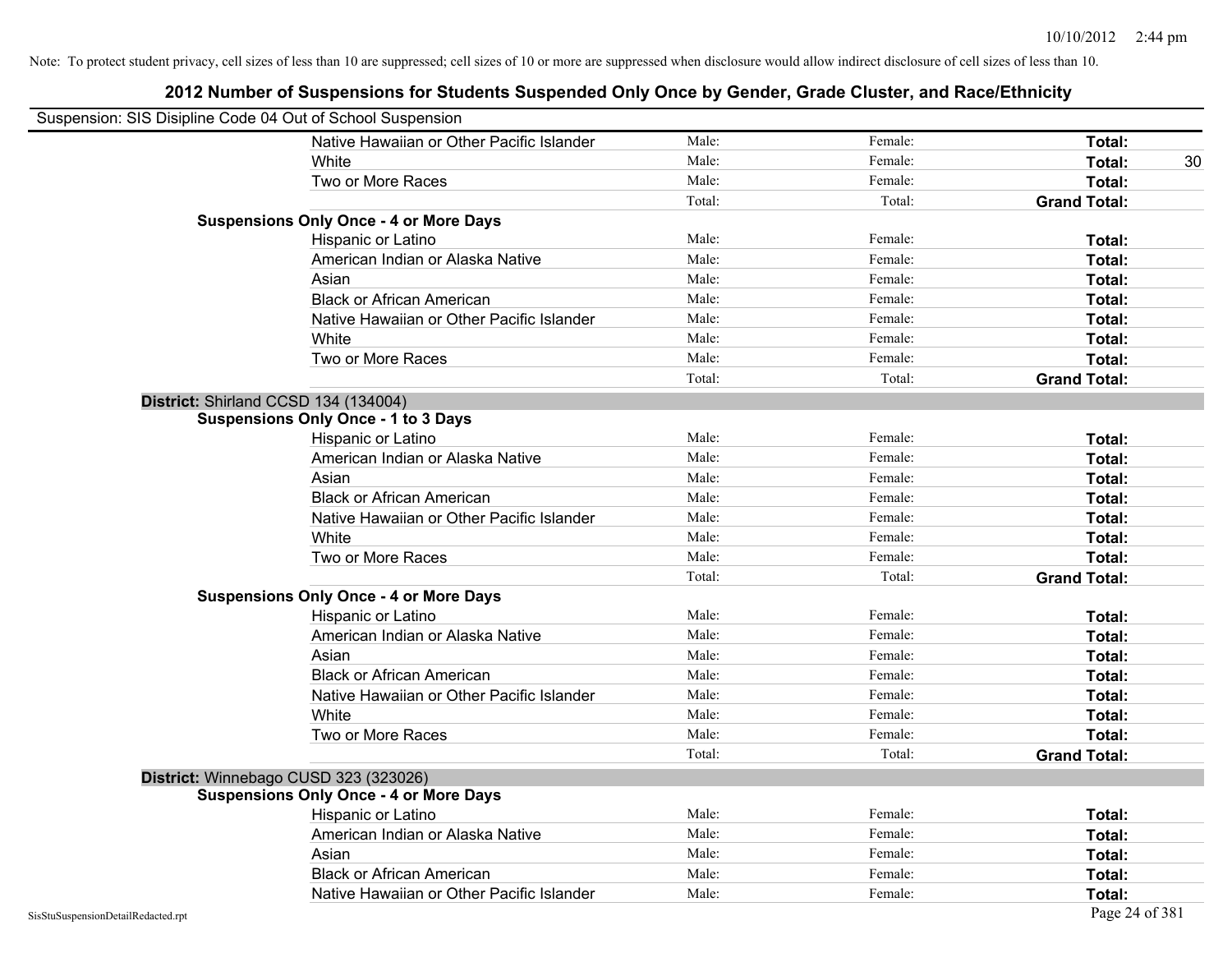Note: To protect student privacy, cell sizes of less than 10 are suppressed; cell sizes of 10 or more are suppressed when disclosure would allow indirect disclosure of cell sizes of less than 10.

# 2012 Number of Suspensions for Students Suspended Only Once by Gender, Grade Cluster, and Race/Ethnicity

Suspension: SIS Disipline Code 04 Out of School Suspension

| | | | | |
|---|---|---|---|---|
| Native Hawaiian or Other Pacific Islander | Male: | Female: | **Total:** | |
| White | Male: | Female: | **Total:** | 30 |
| Two or More Races | Male: | Female: | **Total:** | |
| | Total: | Total: | **Grand Total:** | |

**Suspensions Only Once - 4 or More Days**

| | | | | |
|---|---|---|---|---|
| Hispanic or Latino | Male: | Female: | **Total:** | |
| American Indian or Alaska Native | Male: | Female: | **Total:** | |
| Asian | Male: | Female: | **Total:** | |
| Black or African American | Male: | Female: | **Total:** | |
| Native Hawaiian or Other Pacific Islander | Male: | Female: | **Total:** | |
| White | Male: | Female: | **Total:** | |
| Two or More Races | Male: | Female: | **Total:** | |
| | Total: | Total: | **Grand Total:** | |

**District:** Shirland CCSD 134 (134004)

**Suspensions Only Once - 1 to 3 Days**

| | | | | |
|---|---|---|---|---|
| Hispanic or Latino | Male: | Female: | **Total:** | |
| American Indian or Alaska Native | Male: | Female: | **Total:** | |
| Asian | Male: | Female: | **Total:** | |
| Black or African American | Male: | Female: | **Total:** | |
| Native Hawaiian or Other Pacific Islander | Male: | Female: | **Total:** | |
| White | Male: | Female: | **Total:** | |
| Two or More Races | Male: | Female: | **Total:** | |
| | Total: | Total: | **Grand Total:** | |

**Suspensions Only Once - 4 or More Days**

| | | | | |
|---|---|---|---|---|
| Hispanic or Latino | Male: | Female: | **Total:** | |
| American Indian or Alaska Native | Male: | Female: | **Total:** | |
| Asian | Male: | Female: | **Total:** | |
| Black or African American | Male: | Female: | **Total:** | |
| Native Hawaiian or Other Pacific Islander | Male: | Female: | **Total:** | |
| White | Male: | Female: | **Total:** | |
| Two or More Races | Male: | Female: | **Total:** | |
| | Total: | Total: | **Grand Total:** | |

**District:** Winnebago CUSD 323 (323026)

**Suspensions Only Once - 4 or More Days**

| | | | | |
|---|---|---|---|---|
| Hispanic or Latino | Male: | Female: | **Total:** | |
| American Indian or Alaska Native | Male: | Female: | **Total:** | |
| Asian | Male: | Female: | **Total:** | |
| Black or African American | Male: | Female: | **Total:** | |
| Native Hawaiian or Other Pacific Islander | Male: | Female: | **Total:** | |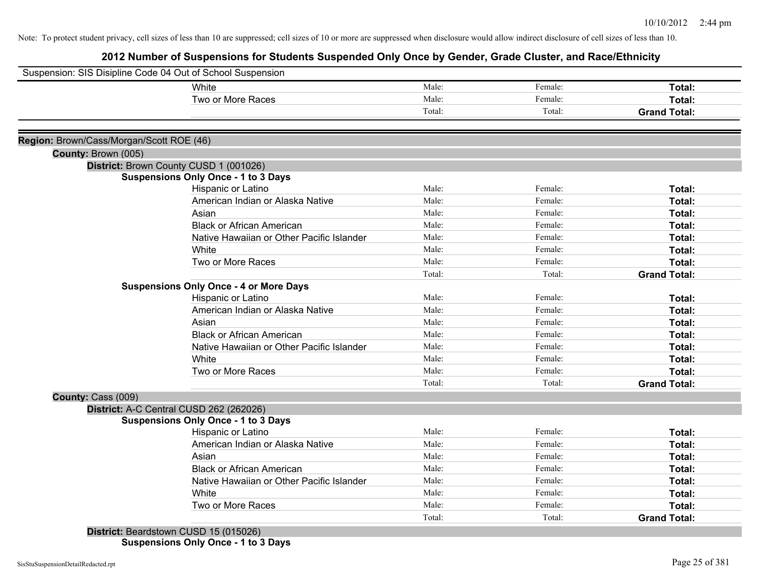Note: To protect student privacy, cell sizes of less than 10 are suppressed; cell sizes of 10 or more are suppressed when disclosure would allow indirect disclosure of cell sizes of less than 10.

# 2012 Number of Suspensions for Students Suspended Only Once by Gender, Grade Cluster, and Race/Ethnicity

Suspension: SIS Disipline Code 04 Out of School Suspension

| | | | |
|---|---|---|---|
| White | Male: | Female: | **Total:** |
| Two or More Races | Male: | Female: | **Total:** |
| | Total: | Total: | **Grand Total:** |

**Region:** Brown/Cass/Morgan/Scott ROE (46)

**County:** Brown (005)

**District:** Brown County CUSD 1 (001026)

**Suspensions Only Once - 1 to 3 Days**

| | | | |
|---|---|---|---|
| Hispanic or Latino | Male: | Female: | **Total:** |
| American Indian or Alaska Native | Male: | Female: | **Total:** |
| Asian | Male: | Female: | **Total:** |
| Black or African American | Male: | Female: | **Total:** |
| Native Hawaiian or Other Pacific Islander | Male: | Female: | **Total:** |
| White | Male: | Female: | **Total:** |
| Two or More Races | Male: | Female: | **Total:** |
| | Total: | Total: | **Grand Total:** |

**Suspensions Only Once - 4 or More Days**

| | | | |
|---|---|---|---|
| Hispanic or Latino | Male: | Female: | **Total:** |
| American Indian or Alaska Native | Male: | Female: | **Total:** |
| Asian | Male: | Female: | **Total:** |
| Black or African American | Male: | Female: | **Total:** |
| Native Hawaiian or Other Pacific Islander | Male: | Female: | **Total:** |
| White | Male: | Female: | **Total:** |
| Two or More Races | Male: | Female: | **Total:** |
| | Total: | Total: | **Grand Total:** |

**County:** Cass (009)

**District:** A-C Central CUSD 262 (262026)

**Suspensions Only Once - 1 to 3 Days**

| | | | |
|---|---|---|---|
| Hispanic or Latino | Male: | Female: | **Total:** |
| American Indian or Alaska Native | Male: | Female: | **Total:** |
| Asian | Male: | Female: | **Total:** |
| Black or African American | Male: | Female: | **Total:** |
| Native Hawaiian or Other Pacific Islander | Male: | Female: | **Total:** |
| White | Male: | Female: | **Total:** |
| Two or More Races | Male: | Female: | **Total:** |
| | Total: | Total: | **Grand Total:** |

**District:** Beardstown CUSD 15 (015026)

**Suspensions Only Once - 1 to 3 Days**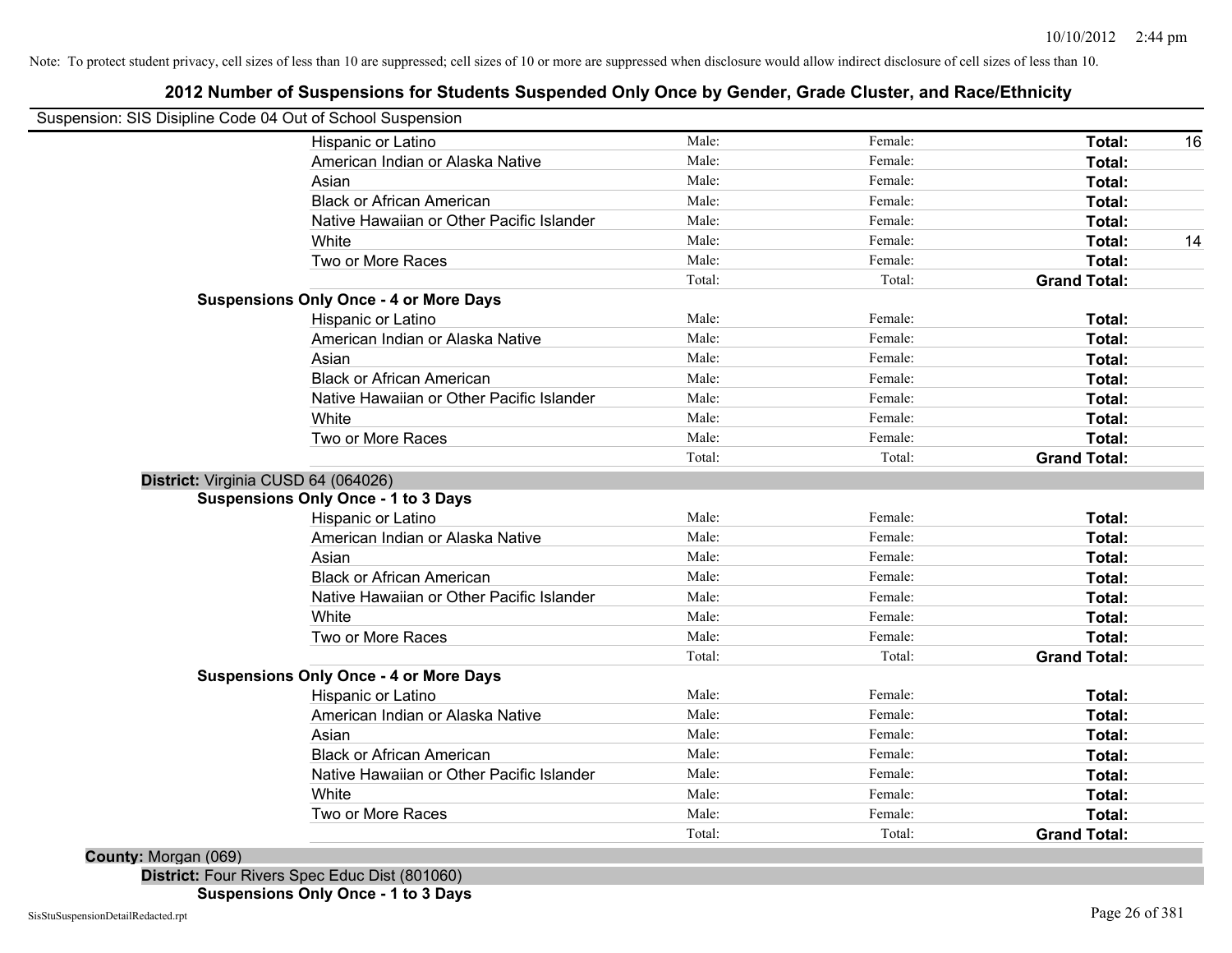Note: To protect student privacy, cell sizes of less than 10 are suppressed; cell sizes of 10 or more are suppressed when disclosure would allow indirect disclosure of cell sizes of less than 10.

# 2012 Number of Suspensions for Students Suspended Only Once by Gender, Grade Cluster, and Race/Ethnicity

Suspension: SIS Disipline Code 04 Out of School Suspension

| | | | | |
|---|---|---|---|---|
| Hispanic or Latino | Male: | Female: | **Total:** | 16 |
| American Indian or Alaska Native | Male: | Female: | **Total:** | |
| Asian | Male: | Female: | **Total:** | |
| Black or African American | Male: | Female: | **Total:** | |
| Native Hawaiian or Other Pacific Islander | Male: | Female: | **Total:** | |
| White | Male: | Female: | **Total:** | 14 |
| Two or More Races | Male: | Female: | **Total:** | |
| | Total: | Total: | **Grand Total:** | |

**Suspensions Only Once - 4 or More Days**

| | | | | |
|---|---|---|---|---|
| Hispanic or Latino | Male: | Female: | **Total:** | |
| American Indian or Alaska Native | Male: | Female: | **Total:** | |
| Asian | Male: | Female: | **Total:** | |
| Black or African American | Male: | Female: | **Total:** | |
| Native Hawaiian or Other Pacific Islander | Male: | Female: | **Total:** | |
| White | Male: | Female: | **Total:** | |
| Two or More Races | Male: | Female: | **Total:** | |
| | Total: | Total: | **Grand Total:** | |

**District:** Virginia CUSD 64 (064026)

**Suspensions Only Once - 1 to 3 Days**

| | | | | |
|---|---|---|---|---|
| Hispanic or Latino | Male: | Female: | **Total:** | |
| American Indian or Alaska Native | Male: | Female: | **Total:** | |
| Asian | Male: | Female: | **Total:** | |
| Black or African American | Male: | Female: | **Total:** | |
| Native Hawaiian or Other Pacific Islander | Male: | Female: | **Total:** | |
| White | Male: | Female: | **Total:** | |
| Two or More Races | Male: | Female: | **Total:** | |
| | Total: | Total: | **Grand Total:** | |

**Suspensions Only Once - 4 or More Days**

| | | | | |
|---|---|---|---|---|
| Hispanic or Latino | Male: | Female: | **Total:** | |
| American Indian or Alaska Native | Male: | Female: | **Total:** | |
| Asian | Male: | Female: | **Total:** | |
| Black or African American | Male: | Female: | **Total:** | |
| Native Hawaiian or Other Pacific Islander | Male: | Female: | **Total:** | |
| White | Male: | Female: | **Total:** | |
| Two or More Races | Male: | Female: | **Total:** | |
| | Total: | Total: | **Grand Total:** | |

**County:** Morgan (069)

**District:** Four Rivers Spec Educ Dist (801060)

**Suspensions Only Once - 1 to 3 Days**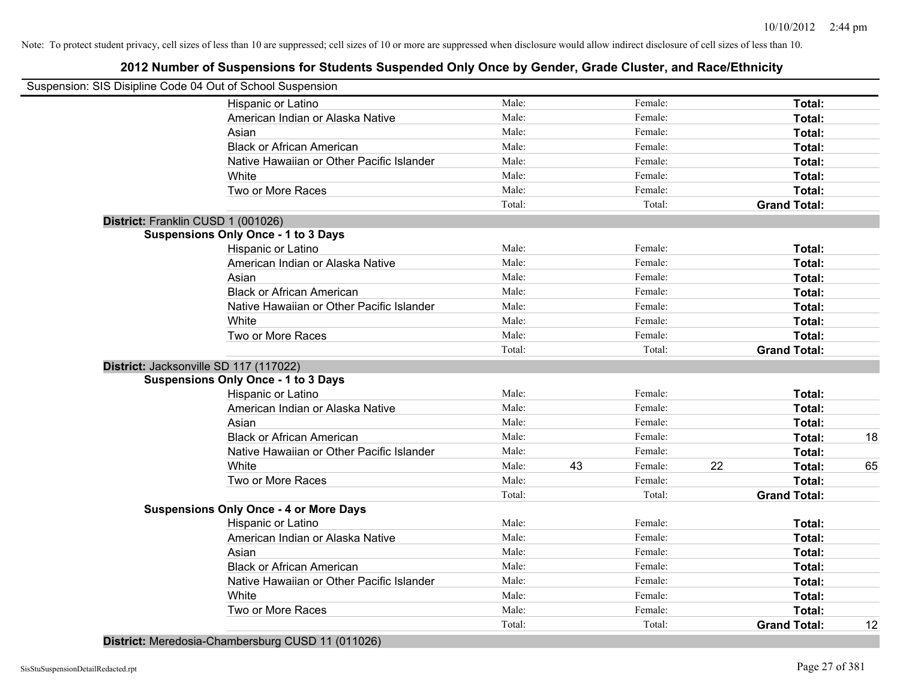Note: To protect student privacy, cell sizes of less than 10 are suppressed; cell sizes of 10 or more are suppressed when disclosure would allow indirect disclosure of cell sizes of less than 10.

# 2012 Number of Suspensions for Students Suspended Only Once by Gender, Grade Cluster, and Race/Ethnicity

Suspension: SIS Disipline Code 04 Out of School Suspension

| | | | | | | | |
|---|---|---|---|---|---|---|---|
| Hispanic or Latino | Male: | | Female: | | **Total:** | |
| American Indian or Alaska Native | Male: | | Female: | | **Total:** | |
| Asian | Male: | | Female: | | **Total:** | |
| Black or African American | Male: | | Female: | | **Total:** | |
| Native Hawaiian or Other Pacific Islander | Male: | | Female: | | **Total:** | |
| White | Male: | | Female: | | **Total:** | |
| Two or More Races | Male: | | Female: | | **Total:** | |
| | Total: | | Total: | | **Grand Total:** | |

**District:** Franklin CUSD 1 (001026)

**Suspensions Only Once - 1 to 3 Days**

| | | | | | | |
|---|---|---|---|---|---|---|
| Hispanic or Latino | Male: | | Female: | | **Total:** | |
| American Indian or Alaska Native | Male: | | Female: | | **Total:** | |
| Asian | Male: | | Female: | | **Total:** | |
| Black or African American | Male: | | Female: | | **Total:** | |
| Native Hawaiian or Other Pacific Islander | Male: | | Female: | | **Total:** | |
| White | Male: | | Female: | | **Total:** | |
| Two or More Races | Male: | | Female: | | **Total:** | |
| | Total: | | Total: | | **Grand Total:** | |

**District:** Jacksonville SD 117 (117022)

**Suspensions Only Once - 1 to 3 Days**

| | | | | | | |
|---|---|---|---|---|---|---|
| Hispanic or Latino | Male: | | Female: | | **Total:** | |
| American Indian or Alaska Native | Male: | | Female: | | **Total:** | |
| Asian | Male: | | Female: | | **Total:** | |
| Black or African American | Male: | | Female: | | **Total:** | 18 |
| Native Hawaiian or Other Pacific Islander | Male: | | Female: | | **Total:** | |
| White | Male: | 43 | Female: | 22 | **Total:** | 65 |
| Two or More Races | Male: | | Female: | | **Total:** | |
| | Total: | | Total: | | **Grand Total:** | |

**Suspensions Only Once - 4 or More Days**

| | | | | | | |
|---|---|---|---|---|---|---|
| Hispanic or Latino | Male: | | Female: | | **Total:** | |
| American Indian or Alaska Native | Male: | | Female: | | **Total:** | |
| Asian | Male: | | Female: | | **Total:** | |
| Black or African American | Male: | | Female: | | **Total:** | |
| Native Hawaiian or Other Pacific Islander | Male: | | Female: | | **Total:** | |
| White | Male: | | Female: | | **Total:** | |
| Two or More Races | Male: | | Female: | | **Total:** | |
| | Total: | | Total: | | **Grand Total:** | 12 |

**District:** Meredosia-Chambersburg CUSD 11 (011026)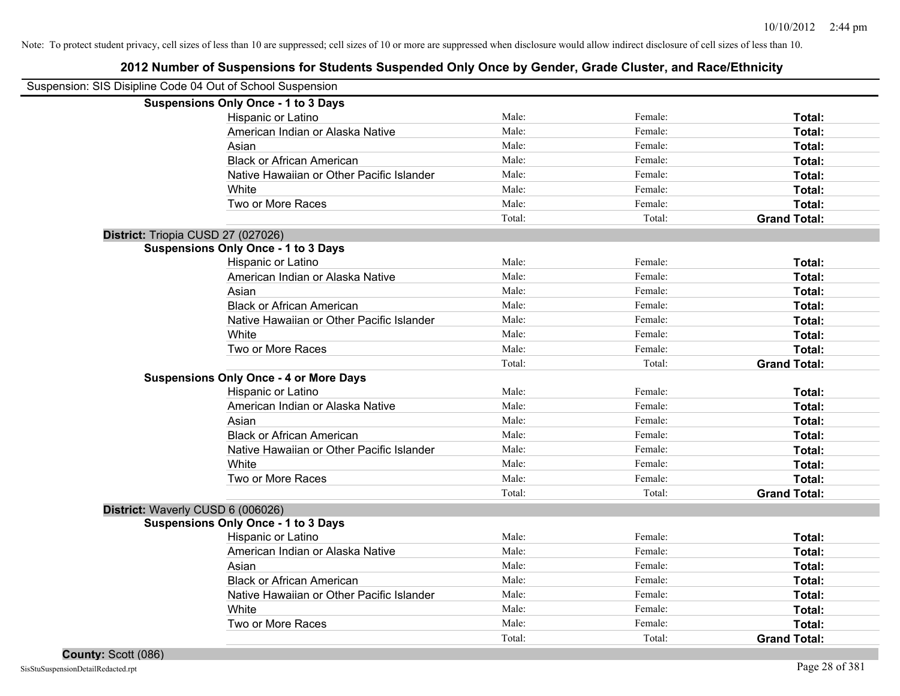Note: To protect student privacy, cell sizes of less than 10 are suppressed; cell sizes of 10 or more are suppressed when disclosure would allow indirect disclosure of cell sizes of less than 10.

## 2012 Number of Suspensions for Students Suspended Only Once by Gender, Grade Cluster, and Race/Ethnicity

Suspension: SIS Disipline Code 04 Out of School Suspension

**Suspensions Only Once - 1 to 3 Days**

| | | | |
|---|---|---|---|
| Hispanic or Latino | Male: | Female: | **Total:** |
| American Indian or Alaska Native | Male: | Female: | **Total:** |
| Asian | Male: | Female: | **Total:** |
| Black or African American | Male: | Female: | **Total:** |
| Native Hawaiian or Other Pacific Islander | Male: | Female: | **Total:** |
| White | Male: | Female: | **Total:** |
| Two or More Races | Male: | Female: | **Total:** |
| | Total: | Total: | **Grand Total:** |

**District:** Triopia CUSD 27 (027026)

**Suspensions Only Once - 1 to 3 Days**

| | | | |
|---|---|---|---|
| Hispanic or Latino | Male: | Female: | **Total:** |
| American Indian or Alaska Native | Male: | Female: | **Total:** |
| Asian | Male: | Female: | **Total:** |
| Black or African American | Male: | Female: | **Total:** |
| Native Hawaiian or Other Pacific Islander | Male: | Female: | **Total:** |
| White | Male: | Female: | **Total:** |
| Two or More Races | Male: | Female: | **Total:** |
| | Total: | Total: | **Grand Total:** |

**Suspensions Only Once - 4 or More Days**

| | | | |
|---|---|---|---|
| Hispanic or Latino | Male: | Female: | **Total:** |
| American Indian or Alaska Native | Male: | Female: | **Total:** |
| Asian | Male: | Female: | **Total:** |
| Black or African American | Male: | Female: | **Total:** |
| Native Hawaiian or Other Pacific Islander | Male: | Female: | **Total:** |
| White | Male: | Female: | **Total:** |
| Two or More Races | Male: | Female: | **Total:** |
| | Total: | Total: | **Grand Total:** |

**District:** Waverly CUSD 6 (006026)

**Suspensions Only Once - 1 to 3 Days**

| | | | |
|---|---|---|---|
| Hispanic or Latino | Male: | Female: | **Total:** |
| American Indian or Alaska Native | Male: | Female: | **Total:** |
| Asian | Male: | Female: | **Total:** |
| Black or African American | Male: | Female: | **Total:** |
| Native Hawaiian or Other Pacific Islander | Male: | Female: | **Total:** |
| White | Male: | Female: | **Total:** |
| Two or More Races | Male: | Female: | **Total:** |
| | Total: | Total: | **Grand Total:** |

**County:** Scott (086)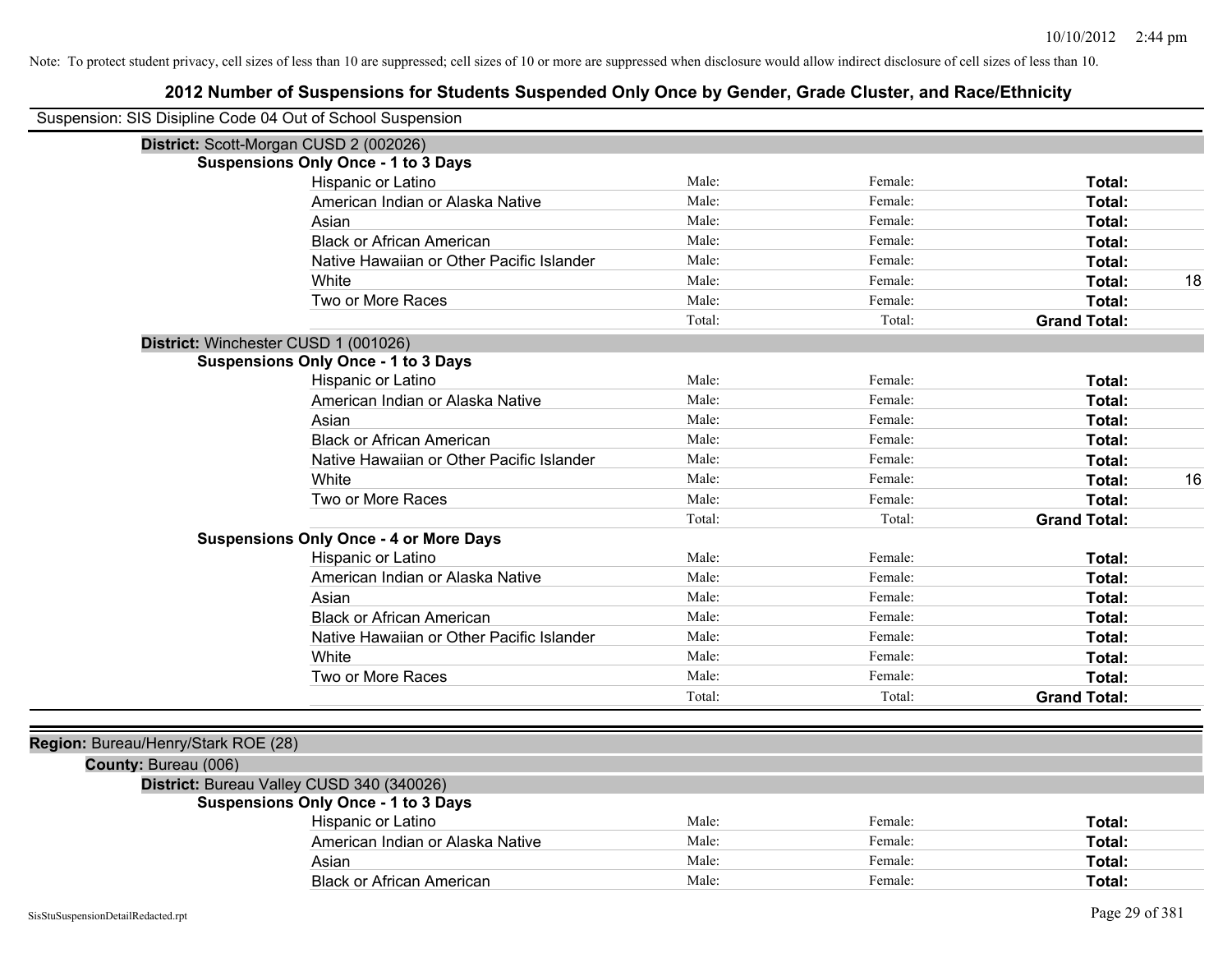Note: To protect student privacy, cell sizes of less than 10 are suppressed; cell sizes of 10 or more are suppressed when disclosure would allow indirect disclosure of cell sizes of less than 10.

# 2012 Number of Suspensions for Students Suspended Only Once by Gender, Grade Cluster, and Race/Ethnicity

Suspension: SIS Disipline Code 04 Out of School Suspension

**District:** Scott-Morgan CUSD 2 (002026)

**Suspensions Only Once - 1 to 3 Days**

| | | | | |
|---|---|---|---|---|
| Hispanic or Latino | Male: | Female: | **Total:** | |
| American Indian or Alaska Native | Male: | Female: | **Total:** | |
| Asian | Male: | Female: | **Total:** | |
| Black or African American | Male: | Female: | **Total:** | |
| Native Hawaiian or Other Pacific Islander | Male: | Female: | **Total:** | |
| White | Male: | Female: | **Total:** | 18 |
| Two or More Races | Male: | Female: | **Total:** | |
| | Total: | Total: | **Grand Total:** | |

**District:** Winchester CUSD 1 (001026)

**Suspensions Only Once - 1 to 3 Days**

| | | | | |
|---|---|---|---|---|
| Hispanic or Latino | Male: | Female: | **Total:** | |
| American Indian or Alaska Native | Male: | Female: | **Total:** | |
| Asian | Male: | Female: | **Total:** | |
| Black or African American | Male: | Female: | **Total:** | |
| Native Hawaiian or Other Pacific Islander | Male: | Female: | **Total:** | |
| White | Male: | Female: | **Total:** | 16 |
| Two or More Races | Male: | Female: | **Total:** | |
| | Total: | Total: | **Grand Total:** | |

**Suspensions Only Once - 4 or More Days**

| | | | | |
|---|---|---|---|---|
| Hispanic or Latino | Male: | Female: | **Total:** | |
| American Indian or Alaska Native | Male: | Female: | **Total:** | |
| Asian | Male: | Female: | **Total:** | |
| Black or African American | Male: | Female: | **Total:** | |
| Native Hawaiian or Other Pacific Islander | Male: | Female: | **Total:** | |
| White | Male: | Female: | **Total:** | |
| Two or More Races | Male: | Female: | **Total:** | |
| | Total: | Total: | **Grand Total:** | |

**Region:** Bureau/Henry/Stark ROE (28)

**County:** Bureau (006)

**District:** Bureau Valley CUSD 340 (340026)

**Suspensions Only Once - 1 to 3 Days**

| | | | | |
|---|---|---|---|---|
| Hispanic or Latino | Male: | Female: | **Total:** | |
| American Indian or Alaska Native | Male: | Female: | **Total:** | |
| Asian | Male: | Female: | **Total:** | |
| Black or African American | Male: | Female: | **Total:** | |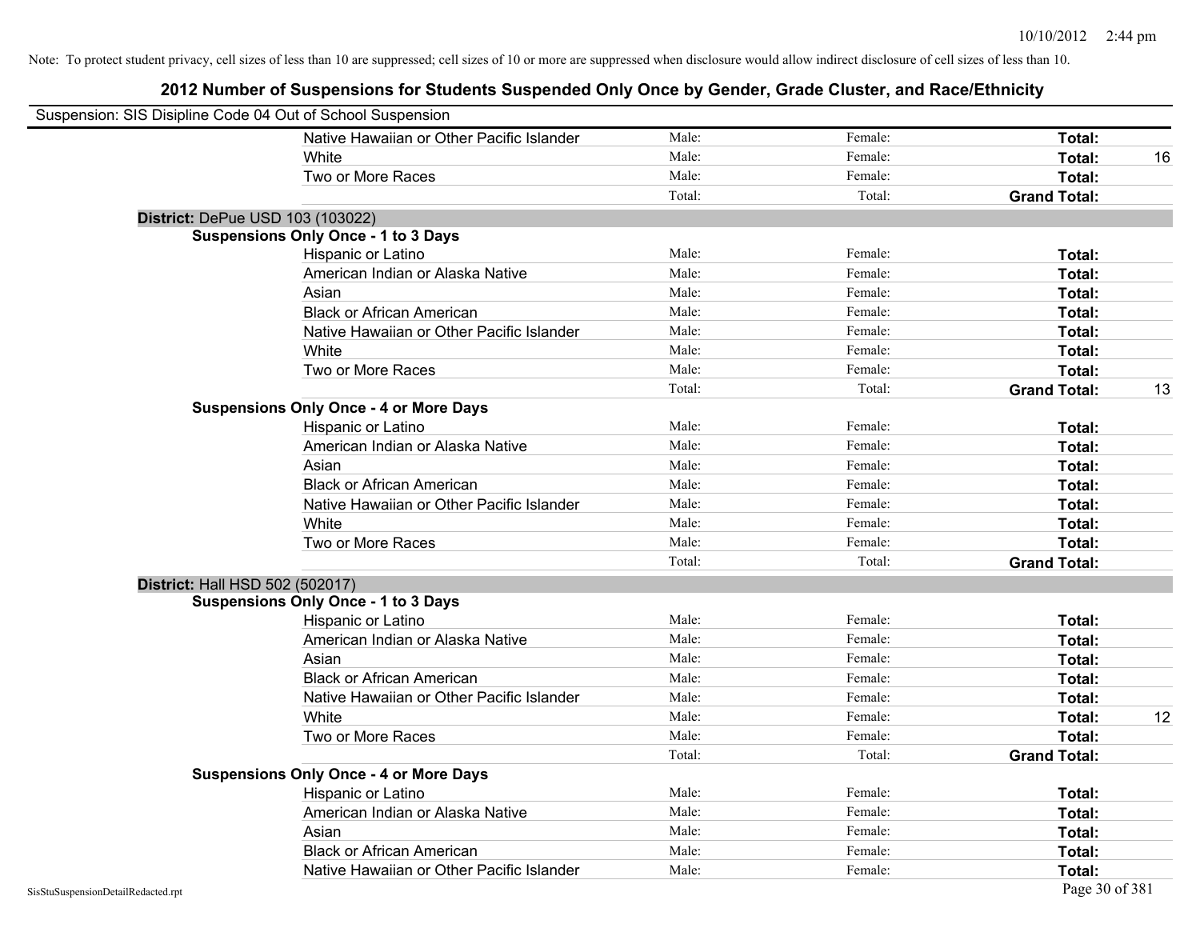Note: To protect student privacy, cell sizes of less than 10 are suppressed; cell sizes of 10 or more are suppressed when disclosure would allow indirect disclosure of cell sizes of less than 10.

# 2012 Number of Suspensions for Students Suspended Only Once by Gender, Grade Cluster, and Race/Ethnicity

Suspension: SIS Disipline Code 04 Out of School Suspension

| | | | | |
|---|---|---|---|---|
| Native Hawaiian or Other Pacific Islander | Male: | Female: | **Total:** | |
| White | Male: | Female: | **Total:** | 16 |
| Two or More Races | Male: | Female: | **Total:** | |
| | Total: | Total: | **Grand Total:** | |

**District:** DePue USD 103 (103022)

**Suspensions Only Once - 1 to 3 Days**

| | | | | |
|---|---|---|---|---|
| Hispanic or Latino | Male: | Female: | **Total:** | |
| American Indian or Alaska Native | Male: | Female: | **Total:** | |
| Asian | Male: | Female: | **Total:** | |
| Black or African American | Male: | Female: | **Total:** | |
| Native Hawaiian or Other Pacific Islander | Male: | Female: | **Total:** | |
| White | Male: | Female: | **Total:** | |
| Two or More Races | Male: | Female: | **Total:** | |
| | Total: | Total: | **Grand Total:** | 13 |

**Suspensions Only Once - 4 or More Days**

| | | | | |
|---|---|---|---|---|
| Hispanic or Latino | Male: | Female: | **Total:** | |
| American Indian or Alaska Native | Male: | Female: | **Total:** | |
| Asian | Male: | Female: | **Total:** | |
| Black or African American | Male: | Female: | **Total:** | |
| Native Hawaiian or Other Pacific Islander | Male: | Female: | **Total:** | |
| White | Male: | Female: | **Total:** | |
| Two or More Races | Male: | Female: | **Total:** | |
| | Total: | Total: | **Grand Total:** | |

**District:** Hall HSD 502 (502017)

**Suspensions Only Once - 1 to 3 Days**

| | | | | |
|---|---|---|---|---|
| Hispanic or Latino | Male: | Female: | **Total:** | |
| American Indian or Alaska Native | Male: | Female: | **Total:** | |
| Asian | Male: | Female: | **Total:** | |
| Black or African American | Male: | Female: | **Total:** | |
| Native Hawaiian or Other Pacific Islander | Male: | Female: | **Total:** | |
| White | Male: | Female: | **Total:** | 12 |
| Two or More Races | Male: | Female: | **Total:** | |
| | Total: | Total: | **Grand Total:** | |

**Suspensions Only Once - 4 or More Days**

| | | | | |
|---|---|---|---|---|
| Hispanic or Latino | Male: | Female: | **Total:** | |
| American Indian or Alaska Native | Male: | Female: | **Total:** | |
| Asian | Male: | Female: | **Total:** | |
| Black or African American | Male: | Female: | **Total:** | |
| Native Hawaiian or Other Pacific Islander | Male: | Female: | **Total:** | |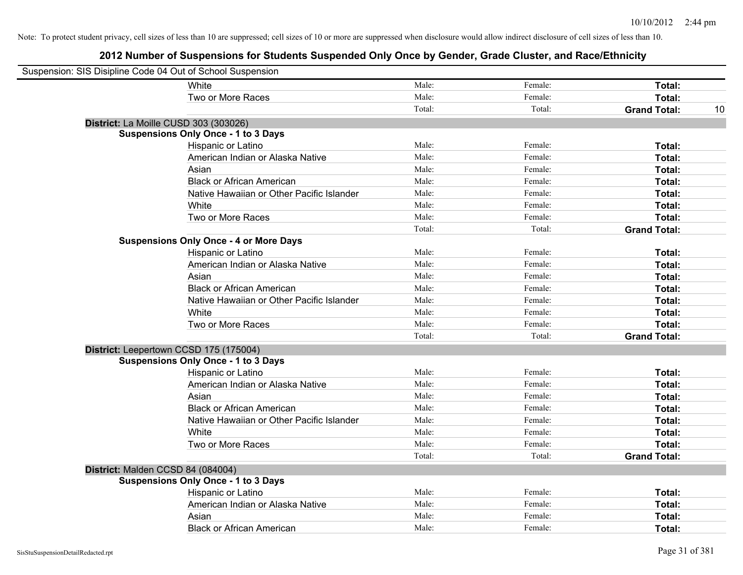Note: To protect student privacy, cell sizes of less than 10 are suppressed; cell sizes of 10 or more are suppressed when disclosure would allow indirect disclosure of cell sizes of less than 10.

## 2012 Number of Suspensions for Students Suspended Only Once by Gender, Grade Cluster, and Race/Ethnicity

Suspension: SIS Disipline Code 04 Out of School Suspension

| | | | | | |
|---|---|---|---|---|---|
| | White | Male: | Female: | **Total:** | |
| | Two or More Races | Male: | Female: | **Total:** | |
| | | Total: | Total: | **Grand Total:** | 10 |
| **District:** La Moille CUSD 303 (303026) | | | | | |
| **Suspensions Only Once - 1 to 3 Days** | | | | | |
| | Hispanic or Latino | Male: | Female: | **Total:** | |
| | American Indian or Alaska Native | Male: | Female: | **Total:** | |
| | Asian | Male: | Female: | **Total:** | |
| | Black or African American | Male: | Female: | **Total:** | |
| | Native Hawaiian or Other Pacific Islander | Male: | Female: | **Total:** | |
| | White | Male: | Female: | **Total:** | |
| | Two or More Races | Male: | Female: | **Total:** | |
| | | Total: | Total: | **Grand Total:** | |
| **Suspensions Only Once - 4 or More Days** | | | | | |
| | Hispanic or Latino | Male: | Female: | **Total:** | |
| | American Indian or Alaska Native | Male: | Female: | **Total:** | |
| | Asian | Male: | Female: | **Total:** | |
| | Black or African American | Male: | Female: | **Total:** | |
| | Native Hawaiian or Other Pacific Islander | Male: | Female: | **Total:** | |
| | White | Male: | Female: | **Total:** | |
| | Two or More Races | Male: | Female: | **Total:** | |
| | | Total: | Total: | **Grand Total:** | |
| **District:** Leepertown CCSD 175 (175004) | | | | | |
| **Suspensions Only Once - 1 to 3 Days** | | | | | |
| | Hispanic or Latino | Male: | Female: | **Total:** | |
| | American Indian or Alaska Native | Male: | Female: | **Total:** | |
| | Asian | Male: | Female: | **Total:** | |
| | Black or African American | Male: | Female: | **Total:** | |
| | Native Hawaiian or Other Pacific Islander | Male: | Female: | **Total:** | |
| | White | Male: | Female: | **Total:** | |
| | Two or More Races | Male: | Female: | **Total:** | |
| | | Total: | Total: | **Grand Total:** | |
| **District:** Malden CCSD 84 (084004) | | | | | |
| **Suspensions Only Once - 1 to 3 Days** | | | | | |
| | Hispanic or Latino | Male: | Female: | **Total:** | |
| | American Indian or Alaska Native | Male: | Female: | **Total:** | |
| | Asian | Male: | Female: | **Total:** | |
| | Black or African American | Male: | Female: | **Total:** | |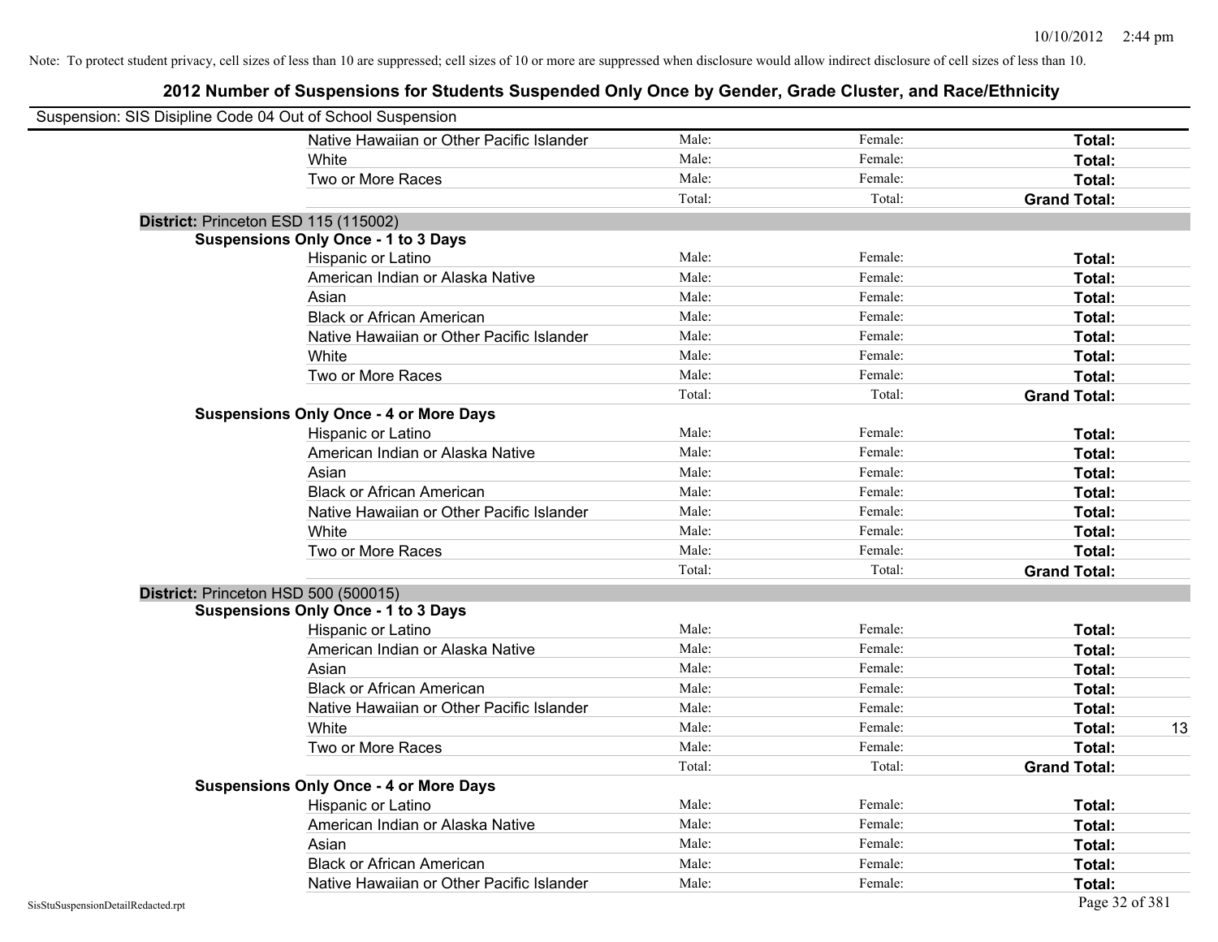Note: To protect student privacy, cell sizes of less than 10 are suppressed; cell sizes of 10 or more are suppressed when disclosure would allow indirect disclosure of cell sizes of less than 10.

# 2012 Number of Suspensions for Students Suspended Only Once by Gender, Grade Cluster, and Race/Ethnicity

Suspension: SIS Disipline Code 04 Out of School Suspension

| | | | | |
|---|---|---|---|---|
| Native Hawaiian or Other Pacific Islander | Male: | Female: | **Total:** | |
| White | Male: | Female: | **Total:** | |
| Two or More Races | Male: | Female: | **Total:** | |
| | Total: | Total: | **Grand Total:** | |

**District:** Princeton ESD 115 (115002)

**Suspensions Only Once - 1 to 3 Days**

| | | | | |
|---|---|---|---|---|
| Hispanic or Latino | Male: | Female: | **Total:** | |
| American Indian or Alaska Native | Male: | Female: | **Total:** | |
| Asian | Male: | Female: | **Total:** | |
| Black or African American | Male: | Female: | **Total:** | |
| Native Hawaiian or Other Pacific Islander | Male: | Female: | **Total:** | |
| White | Male: | Female: | **Total:** | |
| Two or More Races | Male: | Female: | **Total:** | |
| | Total: | Total: | **Grand Total:** | |

**Suspensions Only Once - 4 or More Days**

| | | | | |
|---|---|---|---|---|
| Hispanic or Latino | Male: | Female: | **Total:** | |
| American Indian or Alaska Native | Male: | Female: | **Total:** | |
| Asian | Male: | Female: | **Total:** | |
| Black or African American | Male: | Female: | **Total:** | |
| Native Hawaiian or Other Pacific Islander | Male: | Female: | **Total:** | |
| White | Male: | Female: | **Total:** | |
| Two or More Races | Male: | Female: | **Total:** | |
| | Total: | Total: | **Grand Total:** | |

**District:** Princeton HSD 500 (500015)

**Suspensions Only Once - 1 to 3 Days**

| | | | | |
|---|---|---|---|---|
| Hispanic or Latino | Male: | Female: | **Total:** | |
| American Indian or Alaska Native | Male: | Female: | **Total:** | |
| Asian | Male: | Female: | **Total:** | |
| Black or African American | Male: | Female: | **Total:** | |
| Native Hawaiian or Other Pacific Islander | Male: | Female: | **Total:** | |
| White | Male: | Female: | **Total:** | 13 |
| Two or More Races | Male: | Female: | **Total:** | |
| | Total: | Total: | **Grand Total:** | |

**Suspensions Only Once - 4 or More Days**

| | | | | |
|---|---|---|---|---|
| Hispanic or Latino | Male: | Female: | **Total:** | |
| American Indian or Alaska Native | Male: | Female: | **Total:** | |
| Asian | Male: | Female: | **Total:** | |
| Black or African American | Male: | Female: | **Total:** | |
| Native Hawaiian or Other Pacific Islander | Male: | Female: | **Total:** | |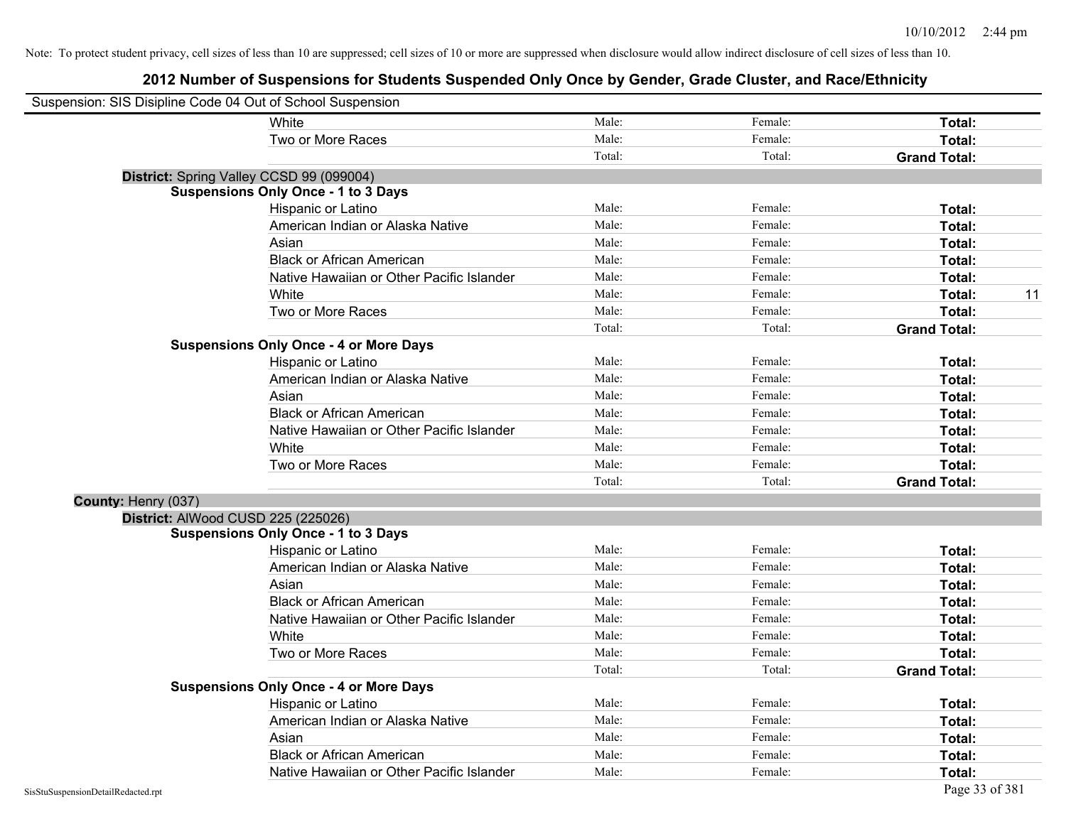Note: To protect student privacy, cell sizes of less than 10 are suppressed; cell sizes of 10 or more are suppressed when disclosure would allow indirect disclosure of cell sizes of less than 10.

## 2012 Number of Suspensions for Students Suspended Only Once by Gender, Grade Cluster, and Race/Ethnicity

Suspension: SIS Disipline Code 04 Out of School Suspension

| | | | | |
|---|---|---|---|---|
| White | Male: | Female: | **Total:** | |
| Two or More Races | Male: | Female: | **Total:** | |
| | Total: | Total: | **Grand Total:** | |

**District:** Spring Valley CCSD 99 (099004)

**Suspensions Only Once - 1 to 3 Days**

| | | | | |
|---|---|---|---|---|
| Hispanic or Latino | Male: | Female: | **Total:** | |
| American Indian or Alaska Native | Male: | Female: | **Total:** | |
| Asian | Male: | Female: | **Total:** | |
| Black or African American | Male: | Female: | **Total:** | |
| Native Hawaiian or Other Pacific Islander | Male: | Female: | **Total:** | |
| White | Male: | Female: | **Total:** | 11 |
| Two or More Races | Male: | Female: | **Total:** | |
| | Total: | Total: | **Grand Total:** | |

**Suspensions Only Once - 4 or More Days**

| | | | | |
|---|---|---|---|---|
| Hispanic or Latino | Male: | Female: | **Total:** | |
| American Indian or Alaska Native | Male: | Female: | **Total:** | |
| Asian | Male: | Female: | **Total:** | |
| Black or African American | Male: | Female: | **Total:** | |
| Native Hawaiian or Other Pacific Islander | Male: | Female: | **Total:** | |
| White | Male: | Female: | **Total:** | |
| Two or More Races | Male: | Female: | **Total:** | |
| | Total: | Total: | **Grand Total:** | |

**County:** Henry (037)

**District:** AlWood CUSD 225 (225026)

**Suspensions Only Once - 1 to 3 Days**

| | | | | |
|---|---|---|---|---|
| Hispanic or Latino | Male: | Female: | **Total:** | |
| American Indian or Alaska Native | Male: | Female: | **Total:** | |
| Asian | Male: | Female: | **Total:** | |
| Black or African American | Male: | Female: | **Total:** | |
| Native Hawaiian or Other Pacific Islander | Male: | Female: | **Total:** | |
| White | Male: | Female: | **Total:** | |
| Two or More Races | Male: | Female: | **Total:** | |
| | Total: | Total: | **Grand Total:** | |

**Suspensions Only Once - 4 or More Days**

| | | | | |
|---|---|---|---|---|
| Hispanic or Latino | Male: | Female: | **Total:** | |
| American Indian or Alaska Native | Male: | Female: | **Total:** | |
| Asian | Male: | Female: | **Total:** | |
| Black or African American | Male: | Female: | **Total:** | |
| Native Hawaiian or Other Pacific Islander | Male: | Female: | **Total:** | |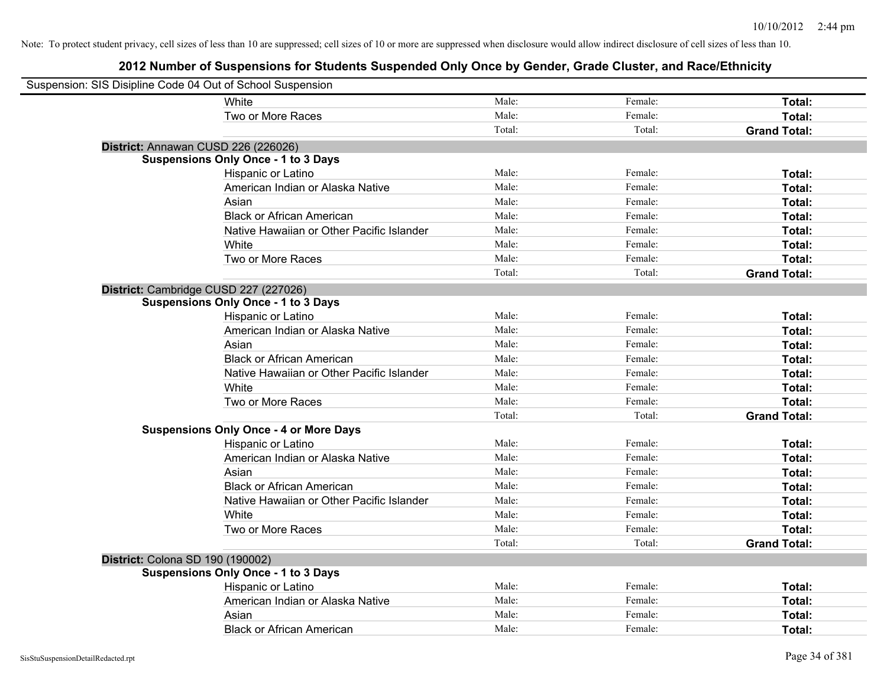Note: To protect student privacy, cell sizes of less than 10 are suppressed; cell sizes of 10 or more are suppressed when disclosure would allow indirect disclosure of cell sizes of less than 10.

# 2012 Number of Suspensions for Students Suspended Only Once by Gender, Grade Cluster, and Race/Ethnicity

Suspension: SIS Disipline Code 04 Out of School Suspension

| | | | |
|---|---|---|---|
| White | Male: | Female: | **Total:** |
| Two or More Races | Male: | Female: | **Total:** |
| | Total: | Total: | **Grand Total:** |

**District:** Annawan CUSD 226 (226026)

**Suspensions Only Once - 1 to 3 Days**

| | | | |
|---|---|---|---|
| Hispanic or Latino | Male: | Female: | **Total:** |
| American Indian or Alaska Native | Male: | Female: | **Total:** |
| Asian | Male: | Female: | **Total:** |
| Black or African American | Male: | Female: | **Total:** |
| Native Hawaiian or Other Pacific Islander | Male: | Female: | **Total:** |
| White | Male: | Female: | **Total:** |
| Two or More Races | Male: | Female: | **Total:** |
| | Total: | Total: | **Grand Total:** |

**District:** Cambridge CUSD 227 (227026)

**Suspensions Only Once - 1 to 3 Days**

| | | | |
|---|---|---|---|
| Hispanic or Latino | Male: | Female: | **Total:** |
| American Indian or Alaska Native | Male: | Female: | **Total:** |
| Asian | Male: | Female: | **Total:** |
| Black or African American | Male: | Female: | **Total:** |
| Native Hawaiian or Other Pacific Islander | Male: | Female: | **Total:** |
| White | Male: | Female: | **Total:** |
| Two or More Races | Male: | Female: | **Total:** |
| | Total: | Total: | **Grand Total:** |

**Suspensions Only Once - 4 or More Days**

| | | | |
|---|---|---|---|
| Hispanic or Latino | Male: | Female: | **Total:** |
| American Indian or Alaska Native | Male: | Female: | **Total:** |
| Asian | Male: | Female: | **Total:** |
| Black or African American | Male: | Female: | **Total:** |
| Native Hawaiian or Other Pacific Islander | Male: | Female: | **Total:** |
| White | Male: | Female: | **Total:** |
| Two or More Races | Male: | Female: | **Total:** |
| | Total: | Total: | **Grand Total:** |

**District:** Colona SD 190 (190002)

**Suspensions Only Once - 1 to 3 Days**

| | | | |
|---|---|---|---|
| Hispanic or Latino | Male: | Female: | **Total:** |
| American Indian or Alaska Native | Male: | Female: | **Total:** |
| Asian | Male: | Female: | **Total:** |
| Black or African American | Male: | Female: | **Total:** |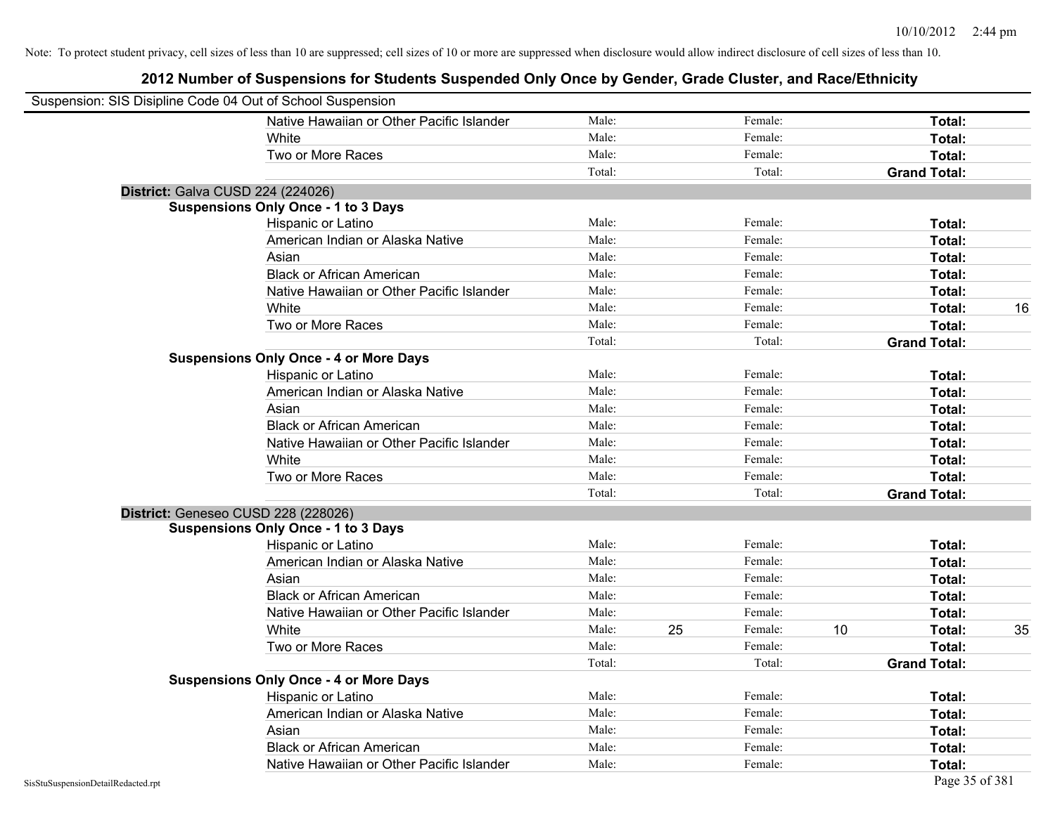Note: To protect student privacy, cell sizes of less than 10 are suppressed; cell sizes of 10 or more are suppressed when disclosure would allow indirect disclosure of cell sizes of less than 10.

## 2012 Number of Suspensions for Students Suspended Only Once by Gender, Grade Cluster, and Race/Ethnicity

Suspension: SIS Disipline Code 04 Out of School Suspension

| | | | | | | |
|---|---|---|---|---|---|---|
| Native Hawaiian or Other Pacific Islander | Male: | | Female: | | **Total:** | |
| White | Male: | | Female: | | **Total:** | |
| Two or More Races | Male: | | Female: | | **Total:** | |
| | Total: | | Total: | | **Grand Total:** | |

**District:** Galva CUSD 224 (224026)

**Suspensions Only Once - 1 to 3 Days**

| | | | | | | |
|---|---|---|---|---|---|---|
| Hispanic or Latino | Male: | | Female: | | **Total:** | |
| American Indian or Alaska Native | Male: | | Female: | | **Total:** | |
| Asian | Male: | | Female: | | **Total:** | |
| Black or African American | Male: | | Female: | | **Total:** | |
| Native Hawaiian or Other Pacific Islander | Male: | | Female: | | **Total:** | |
| White | Male: | | Female: | | **Total:** | 16 |
| Two or More Races | Male: | | Female: | | **Total:** | |
| | Total: | | Total: | | **Grand Total:** | |

**Suspensions Only Once - 4 or More Days**

| | | | | | | |
|---|---|---|---|---|---|---|
| Hispanic or Latino | Male: | | Female: | | **Total:** | |
| American Indian or Alaska Native | Male: | | Female: | | **Total:** | |
| Asian | Male: | | Female: | | **Total:** | |
| Black or African American | Male: | | Female: | | **Total:** | |
| Native Hawaiian or Other Pacific Islander | Male: | | Female: | | **Total:** | |
| White | Male: | | Female: | | **Total:** | |
| Two or More Races | Male: | | Female: | | **Total:** | |
| | Total: | | Total: | | **Grand Total:** | |

**District:** Geneseo CUSD 228 (228026)

**Suspensions Only Once - 1 to 3 Days**

| | | | | | | |
|---|---|---|---|---|---|---|
| Hispanic or Latino | Male: | | Female: | | **Total:** | |
| American Indian or Alaska Native | Male: | | Female: | | **Total:** | |
| Asian | Male: | | Female: | | **Total:** | |
| Black or African American | Male: | | Female: | | **Total:** | |
| Native Hawaiian or Other Pacific Islander | Male: | | Female: | | **Total:** | |
| White | Male: | 25 | Female: | 10 | **Total:** | 35 |
| Two or More Races | Male: | | Female: | | **Total:** | |
| | Total: | | Total: | | **Grand Total:** | |

**Suspensions Only Once - 4 or More Days**

| | | | | | | |
|---|---|---|---|---|---|---|
| Hispanic or Latino | Male: | | Female: | | **Total:** | |
| American Indian or Alaska Native | Male: | | Female: | | **Total:** | |
| Asian | Male: | | Female: | | **Total:** | |
| Black or African American | Male: | | Female: | | **Total:** | |
| Native Hawaiian or Other Pacific Islander | Male: | | Female: | | **Total:** | |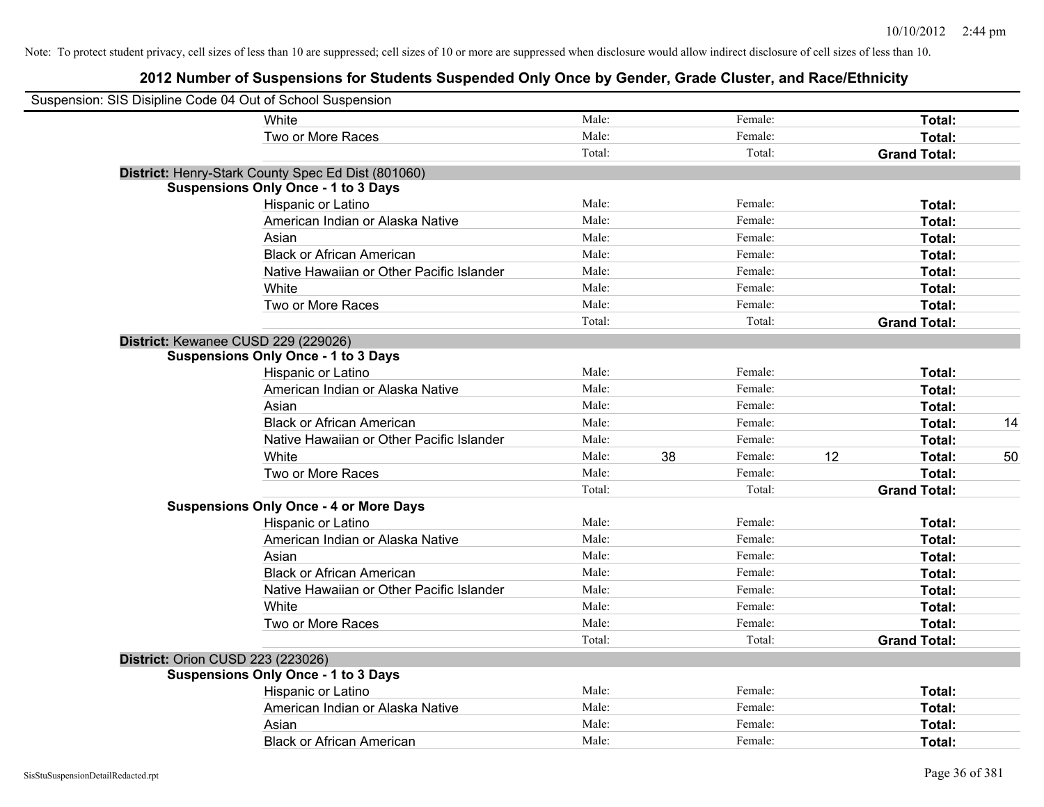Note: To protect student privacy, cell sizes of less than 10 are suppressed; cell sizes of 10 or more are suppressed when disclosure would allow indirect disclosure of cell sizes of less than 10.

## 2012 Number of Suspensions for Students Suspended Only Once by Gender, Grade Cluster, and Race/Ethnicity

Suspension: SIS Disipline Code 04 Out of School Suspension

| | | | | | | | |
|---|---|---|---|---|---|---|---|
| White | Male: | | Female: | | **Total:** | |
| Two or More Races | Male: | | Female: | | **Total:** | |
| | Total: | | Total: | | **Grand Total:** | |

**District:** Henry-Stark County Spec Ed Dist (801060)

**Suspensions Only Once - 1 to 3 Days**

| | | | | | | |
|---|---|---|---|---|---|---|
| Hispanic or Latino | Male: | | Female: | | **Total:** | |
| American Indian or Alaska Native | Male: | | Female: | | **Total:** | |
| Asian | Male: | | Female: | | **Total:** | |
| Black or African American | Male: | | Female: | | **Total:** | |
| Native Hawaiian or Other Pacific Islander | Male: | | Female: | | **Total:** | |
| White | Male: | | Female: | | **Total:** | |
| Two or More Races | Male: | | Female: | | **Total:** | |
| | Total: | | Total: | | **Grand Total:** | |

**District:** Kewanee CUSD 229 (229026)

**Suspensions Only Once - 1 to 3 Days**

| | | | | | | |
|---|---|---|---|---|---|---|
| Hispanic or Latino | Male: | | Female: | | **Total:** | |
| American Indian or Alaska Native | Male: | | Female: | | **Total:** | |
| Asian | Male: | | Female: | | **Total:** | |
| Black or African American | Male: | | Female: | | **Total:** | 14 |
| Native Hawaiian or Other Pacific Islander | Male: | | Female: | | **Total:** | |
| White | Male: | 38 | Female: | 12 | **Total:** | 50 |
| Two or More Races | Male: | | Female: | | **Total:** | |
| | Total: | | Total: | | **Grand Total:** | |

**Suspensions Only Once - 4 or More Days**

| | | | | | | |
|---|---|---|---|---|---|---|
| Hispanic or Latino | Male: | | Female: | | **Total:** | |
| American Indian or Alaska Native | Male: | | Female: | | **Total:** | |
| Asian | Male: | | Female: | | **Total:** | |
| Black or African American | Male: | | Female: | | **Total:** | |
| Native Hawaiian or Other Pacific Islander | Male: | | Female: | | **Total:** | |
| White | Male: | | Female: | | **Total:** | |
| Two or More Races | Male: | | Female: | | **Total:** | |
| | Total: | | Total: | | **Grand Total:** | |

**District:** Orion CUSD 223 (223026)

**Suspensions Only Once - 1 to 3 Days**

| | | | | | | |
|---|---|---|---|---|---|---|
| Hispanic or Latino | Male: | | Female: | | **Total:** | |
| American Indian or Alaska Native | Male: | | Female: | | **Total:** | |
| Asian | Male: | | Female: | | **Total:** | |
| Black or African American | Male: | | Female: | | **Total:** | |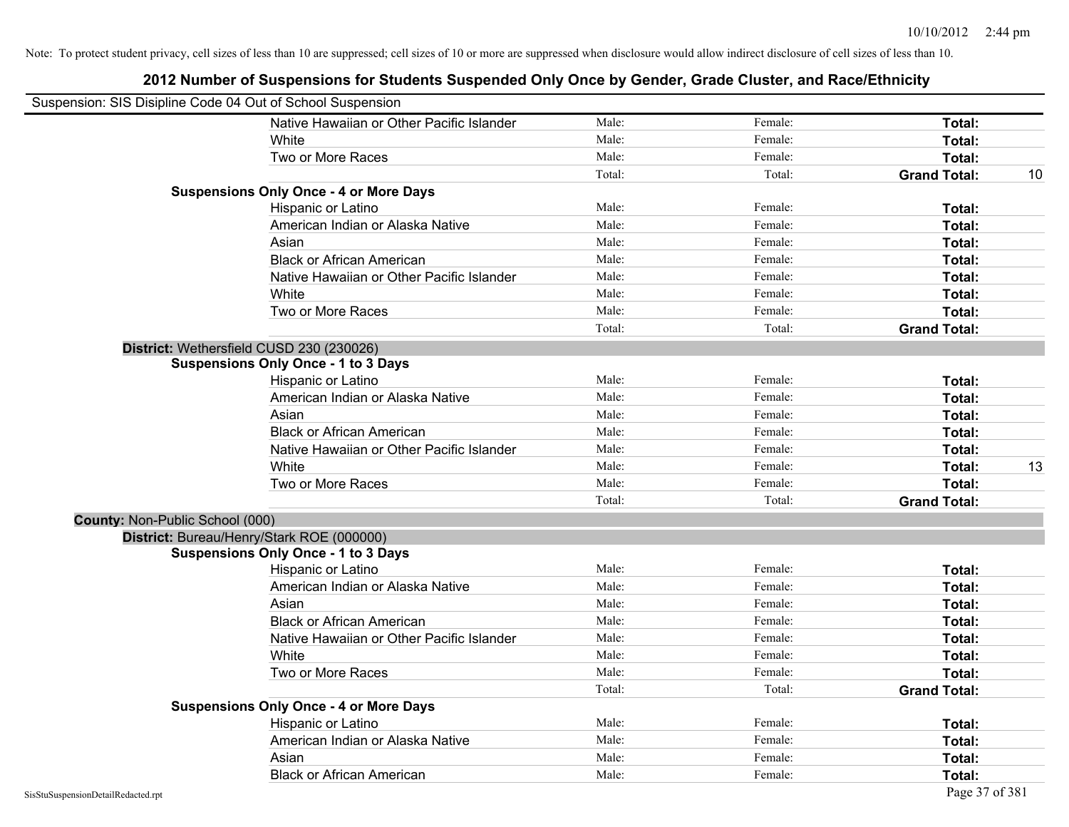Note: To protect student privacy, cell sizes of less than 10 are suppressed; cell sizes of 10 or more are suppressed when disclosure would allow indirect disclosure of cell sizes of less than 10.

# 2012 Number of Suspensions for Students Suspended Only Once by Gender, Grade Cluster, and Race/Ethnicity

Suspension: SIS Disipline Code 04 Out of School Suspension

| | Male | Female | Total | |
|---|---|---|---|---|
| Native Hawaiian or Other Pacific Islander | Male: | Female: | **Total:** | |
| White | Male: | Female: | **Total:** | |
| Two or More Races | Male: | Female: | **Total:** | |
| | Total: | Total: | **Grand Total:** | 10 |

**Suspensions Only Once - 4 or More Days**

| | Male | Female | Total | |
|---|---|---|---|---|
| Hispanic or Latino | Male: | Female: | **Total:** | |
| American Indian or Alaska Native | Male: | Female: | **Total:** | |
| Asian | Male: | Female: | **Total:** | |
| Black or African American | Male: | Female: | **Total:** | |
| Native Hawaiian or Other Pacific Islander | Male: | Female: | **Total:** | |
| White | Male: | Female: | **Total:** | |
| Two or More Races | Male: | Female: | **Total:** | |
| | Total: | Total: | **Grand Total:** | |

**District:** Wethersfield CUSD 230 (230026)

**Suspensions Only Once - 1 to 3 Days**

| | Male | Female | Total | |
|---|---|---|---|---|
| Hispanic or Latino | Male: | Female: | **Total:** | |
| American Indian or Alaska Native | Male: | Female: | **Total:** | |
| Asian | Male: | Female: | **Total:** | |
| Black or African American | Male: | Female: | **Total:** | |
| Native Hawaiian or Other Pacific Islander | Male: | Female: | **Total:** | |
| White | Male: | Female: | **Total:** | 13 |
| Two or More Races | Male: | Female: | **Total:** | |
| | Total: | Total: | **Grand Total:** | |

**County:** Non-Public School (000)

**District:** Bureau/Henry/Stark ROE (000000)

**Suspensions Only Once - 1 to 3 Days**

| | Male | Female | Total | |
|---|---|---|---|---|
| Hispanic or Latino | Male: | Female: | **Total:** | |
| American Indian or Alaska Native | Male: | Female: | **Total:** | |
| Asian | Male: | Female: | **Total:** | |
| Black or African American | Male: | Female: | **Total:** | |
| Native Hawaiian or Other Pacific Islander | Male: | Female: | **Total:** | |
| White | Male: | Female: | **Total:** | |
| Two or More Races | Male: | Female: | **Total:** | |
| | Total: | Total: | **Grand Total:** | |

**Suspensions Only Once - 4 or More Days**

| | Male | Female | Total | |
|---|---|---|---|---|
| Hispanic or Latino | Male: | Female: | **Total:** | |
| American Indian or Alaska Native | Male: | Female: | **Total:** | |
| Asian | Male: | Female: | **Total:** | |
| Black or African American | Male: | Female: | **Total:** | |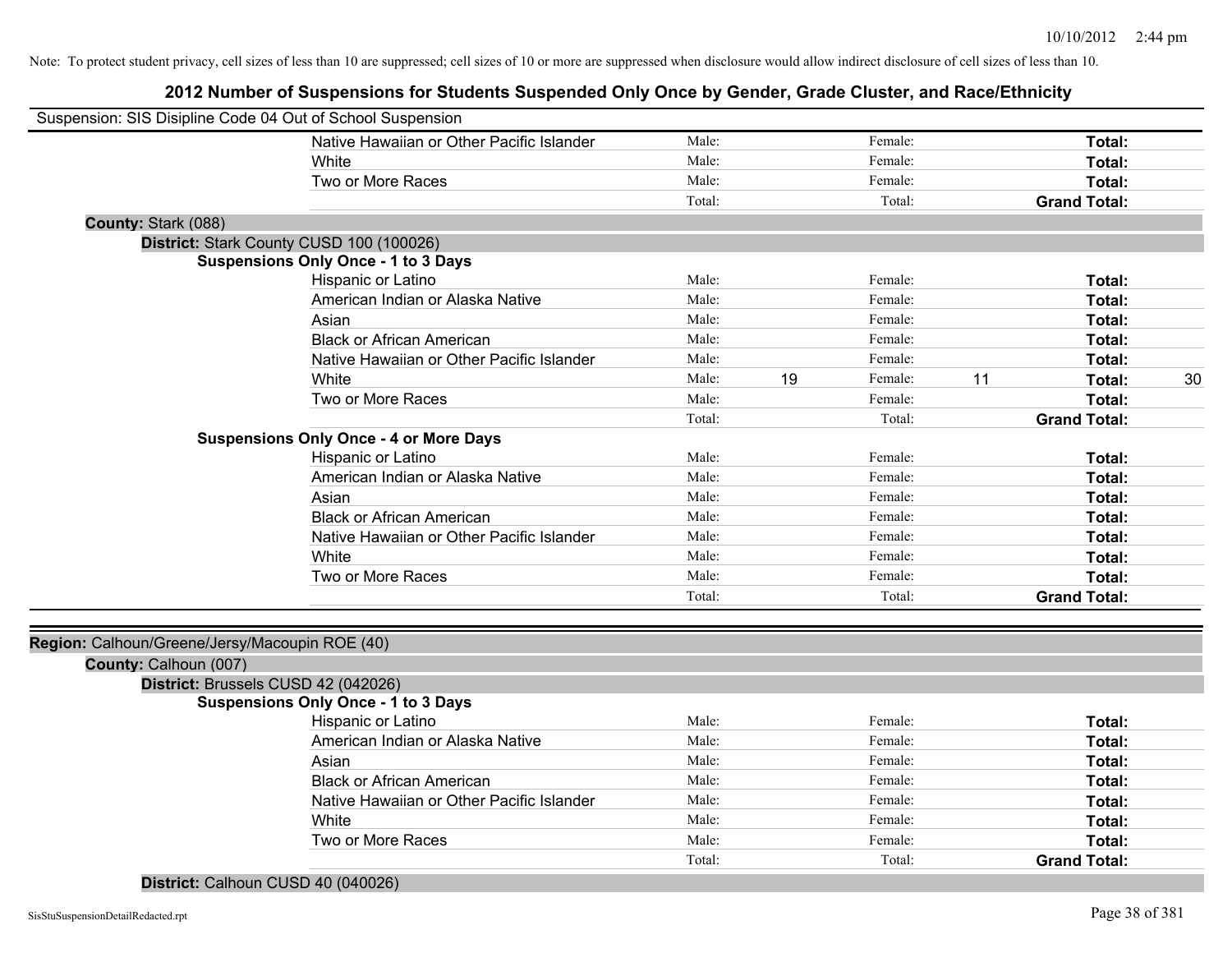Note: To protect student privacy, cell sizes of less than 10 are suppressed; cell sizes of 10 or more are suppressed when disclosure would allow indirect disclosure of cell sizes of less than 10.

# 2012 Number of Suspensions for Students Suspended Only Once by Gender, Grade Cluster, and Race/Ethnicity

Suspension: SIS Disipline Code 04 Out of School Suspension

| | | | | | | |
|---|---|---|---|---|---|---|
| Native Hawaiian or Other Pacific Islander | Male: | | Female: | | **Total:** | |
| White | Male: | | Female: | | **Total:** | |
| Two or More Races | Male: | | Female: | | **Total:** | |
| | Total: | | Total: | | **Grand Total:** | |

**County:** Stark (088)

**District:** Stark County CUSD 100 (100026)

**Suspensions Only Once - 1 to 3 Days**

| | | | | | | |
|---|---|---|---|---|---|---|
| Hispanic or Latino | Male: | | Female: | | **Total:** | |
| American Indian or Alaska Native | Male: | | Female: | | **Total:** | |
| Asian | Male: | | Female: | | **Total:** | |
| Black or African American | Male: | | Female: | | **Total:** | |
| Native Hawaiian or Other Pacific Islander | Male: | | Female: | | **Total:** | |
| White | Male: | 19 | Female: | 11 | **Total:** | 30 |
| Two or More Races | Male: | | Female: | | **Total:** | |
| | Total: | | Total: | | **Grand Total:** | |

**Suspensions Only Once - 4 or More Days**

| | | | | | | |
|---|---|---|---|---|---|---|
| Hispanic or Latino | Male: | | Female: | | **Total:** | |
| American Indian or Alaska Native | Male: | | Female: | | **Total:** | |
| Asian | Male: | | Female: | | **Total:** | |
| Black or African American | Male: | | Female: | | **Total:** | |
| Native Hawaiian or Other Pacific Islander | Male: | | Female: | | **Total:** | |
| White | Male: | | Female: | | **Total:** | |
| Two or More Races | Male: | | Female: | | **Total:** | |
| | Total: | | Total: | | **Grand Total:** | |

**Region:** Calhoun/Greene/Jersy/Macoupin ROE (40)

**County:** Calhoun (007)

**District:** Brussels CUSD 42 (042026)

**Suspensions Only Once - 1 to 3 Days**

| | | | | | | |
|---|---|---|---|---|---|---|
| Hispanic or Latino | Male: | | Female: | | **Total:** | |
| American Indian or Alaska Native | Male: | | Female: | | **Total:** | |
| Asian | Male: | | Female: | | **Total:** | |
| Black or African American | Male: | | Female: | | **Total:** | |
| Native Hawaiian or Other Pacific Islander | Male: | | Female: | | **Total:** | |
| White | Male: | | Female: | | **Total:** | |
| Two or More Races | Male: | | Female: | | **Total:** | |
| | Total: | | Total: | | **Grand Total:** | |

**District:** Calhoun CUSD 40 (040026)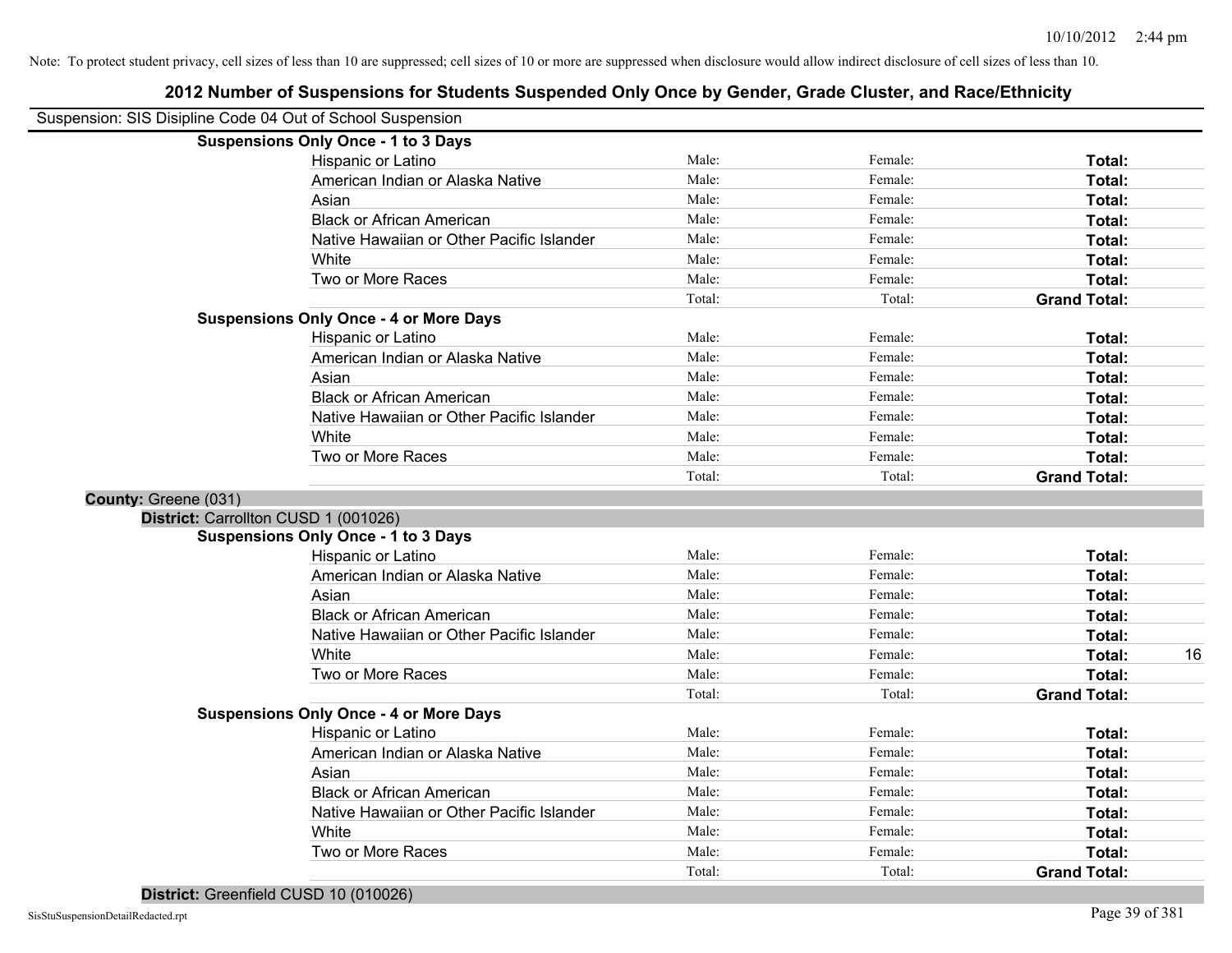Note: To protect student privacy, cell sizes of less than 10 are suppressed; cell sizes of 10 or more are suppressed when disclosure would allow indirect disclosure of cell sizes of less than 10.

# 2012 Number of Suspensions for Students Suspended Only Once by Gender, Grade Cluster, and Race/Ethnicity

Suspension: SIS Disipline Code 04 Out of School Suspension

**Suspensions Only Once - 1 to 3 Days**

| | | | | |
|---|---|---|---|---|
| Hispanic or Latino | Male: | Female: | **Total:** | |
| American Indian or Alaska Native | Male: | Female: | **Total:** | |
| Asian | Male: | Female: | **Total:** | |
| Black or African American | Male: | Female: | **Total:** | |
| Native Hawaiian or Other Pacific Islander | Male: | Female: | **Total:** | |
| White | Male: | Female: | **Total:** | |
| Two or More Races | Male: | Female: | **Total:** | |
| | Total: | Total: | **Grand Total:** | |

**Suspensions Only Once - 4 or More Days**

| | | | | |
|---|---|---|---|---|
| Hispanic or Latino | Male: | Female: | **Total:** | |
| American Indian or Alaska Native | Male: | Female: | **Total:** | |
| Asian | Male: | Female: | **Total:** | |
| Black or African American | Male: | Female: | **Total:** | |
| Native Hawaiian or Other Pacific Islander | Male: | Female: | **Total:** | |
| White | Male: | Female: | **Total:** | |
| Two or More Races | Male: | Female: | **Total:** | |
| | Total: | Total: | **Grand Total:** | |

**County:** Greene (031)

**District:** Carrollton CUSD 1 (001026)

**Suspensions Only Once - 1 to 3 Days**

| | | | | |
|---|---|---|---|---|
| Hispanic or Latino | Male: | Female: | **Total:** | |
| American Indian or Alaska Native | Male: | Female: | **Total:** | |
| Asian | Male: | Female: | **Total:** | |
| Black or African American | Male: | Female: | **Total:** | |
| Native Hawaiian or Other Pacific Islander | Male: | Female: | **Total:** | |
| White | Male: | Female: | **Total:** | 16 |
| Two or More Races | Male: | Female: | **Total:** | |
| | Total: | Total: | **Grand Total:** | |

**Suspensions Only Once - 4 or More Days**

| | | | | |
|---|---|---|---|---|
| Hispanic or Latino | Male: | Female: | **Total:** | |
| American Indian or Alaska Native | Male: | Female: | **Total:** | |
| Asian | Male: | Female: | **Total:** | |
| Black or African American | Male: | Female: | **Total:** | |
| Native Hawaiian or Other Pacific Islander | Male: | Female: | **Total:** | |
| White | Male: | Female: | **Total:** | |
| Two or More Races | Male: | Female: | **Total:** | |
| | Total: | Total: | **Grand Total:** | |

**District:** Greenfield CUSD 10 (010026)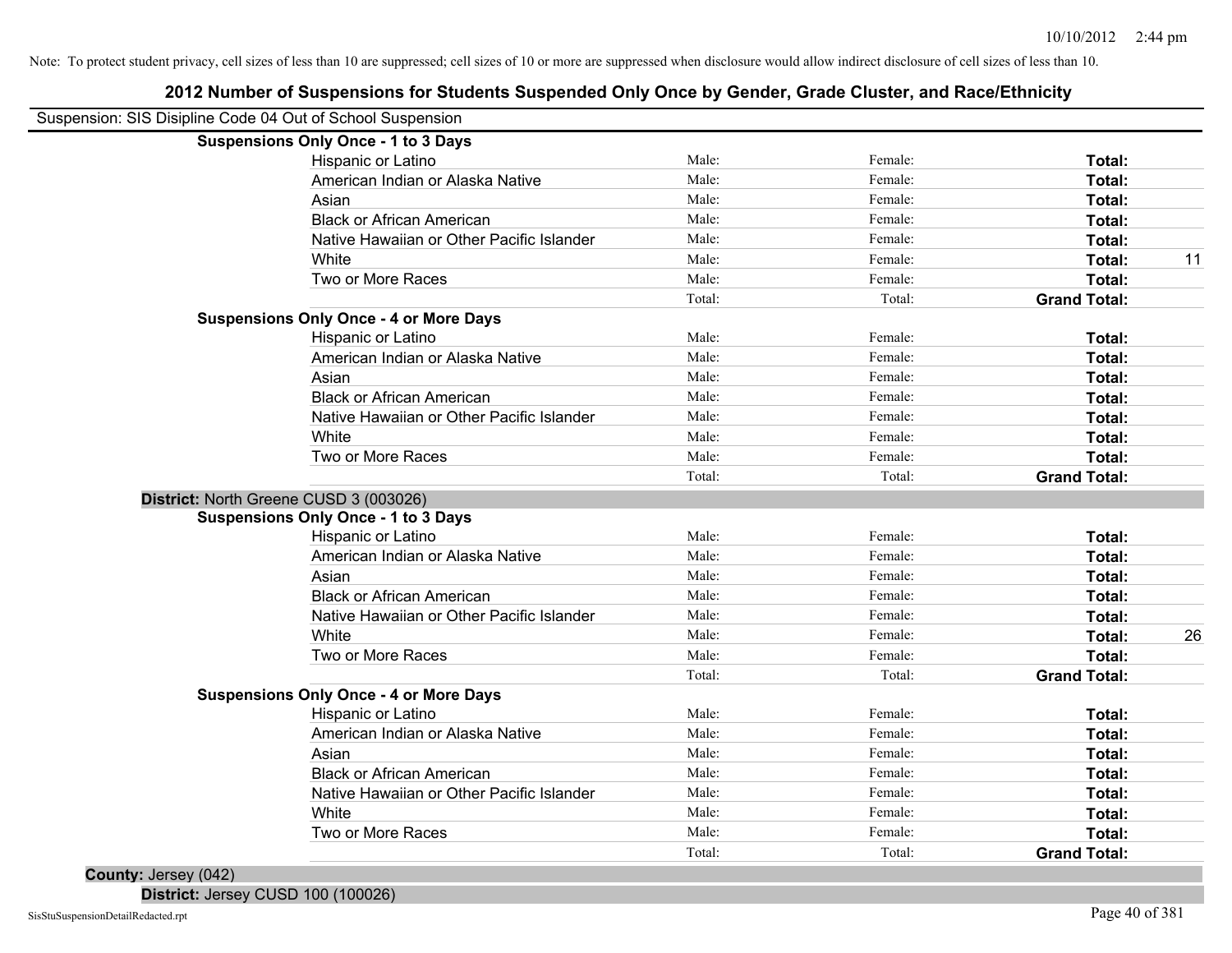Note: To protect student privacy, cell sizes of less than 10 are suppressed; cell sizes of 10 or more are suppressed when disclosure would allow indirect disclosure of cell sizes of less than 10.

## 2012 Number of Suspensions for Students Suspended Only Once by Gender, Grade Cluster, and Race/Ethnicity

Suspension: SIS Disipline Code 04 Out of School Suspension

**Suspensions Only Once - 1 to 3 Days**

| | | | | |
|---|---|---|---|---|
| Hispanic or Latino | Male: | Female: | **Total:** | |
| American Indian or Alaska Native | Male: | Female: | **Total:** | |
| Asian | Male: | Female: | **Total:** | |
| Black or African American | Male: | Female: | **Total:** | |
| Native Hawaiian or Other Pacific Islander | Male: | Female: | **Total:** | |
| White | Male: | Female: | **Total:** | 11 |
| Two or More Races | Male: | Female: | **Total:** | |
| | Total: | Total: | **Grand Total:** | |

**Suspensions Only Once - 4 or More Days**

| | | | | |
|---|---|---|---|---|
| Hispanic or Latino | Male: | Female: | **Total:** | |
| American Indian or Alaska Native | Male: | Female: | **Total:** | |
| Asian | Male: | Female: | **Total:** | |
| Black or African American | Male: | Female: | **Total:** | |
| Native Hawaiian or Other Pacific Islander | Male: | Female: | **Total:** | |
| White | Male: | Female: | **Total:** | |
| Two or More Races | Male: | Female: | **Total:** | |
| | Total: | Total: | **Grand Total:** | |

**District:** North Greene CUSD 3 (003026)

**Suspensions Only Once - 1 to 3 Days**

| | | | | |
|---|---|---|---|---|
| Hispanic or Latino | Male: | Female: | **Total:** | |
| American Indian or Alaska Native | Male: | Female: | **Total:** | |
| Asian | Male: | Female: | **Total:** | |
| Black or African American | Male: | Female: | **Total:** | |
| Native Hawaiian or Other Pacific Islander | Male: | Female: | **Total:** | |
| White | Male: | Female: | **Total:** | 26 |
| Two or More Races | Male: | Female: | **Total:** | |
| | Total: | Total: | **Grand Total:** | |

**Suspensions Only Once - 4 or More Days**

| | | | | |
|---|---|---|---|---|
| Hispanic or Latino | Male: | Female: | **Total:** | |
| American Indian or Alaska Native | Male: | Female: | **Total:** | |
| Asian | Male: | Female: | **Total:** | |
| Black or African American | Male: | Female: | **Total:** | |
| Native Hawaiian or Other Pacific Islander | Male: | Female: | **Total:** | |
| White | Male: | Female: | **Total:** | |
| Two or More Races | Male: | Female: | **Total:** | |
| | Total: | Total: | **Grand Total:** | |

**County:** Jersey (042)

**District:** Jersey CUSD 100 (100026)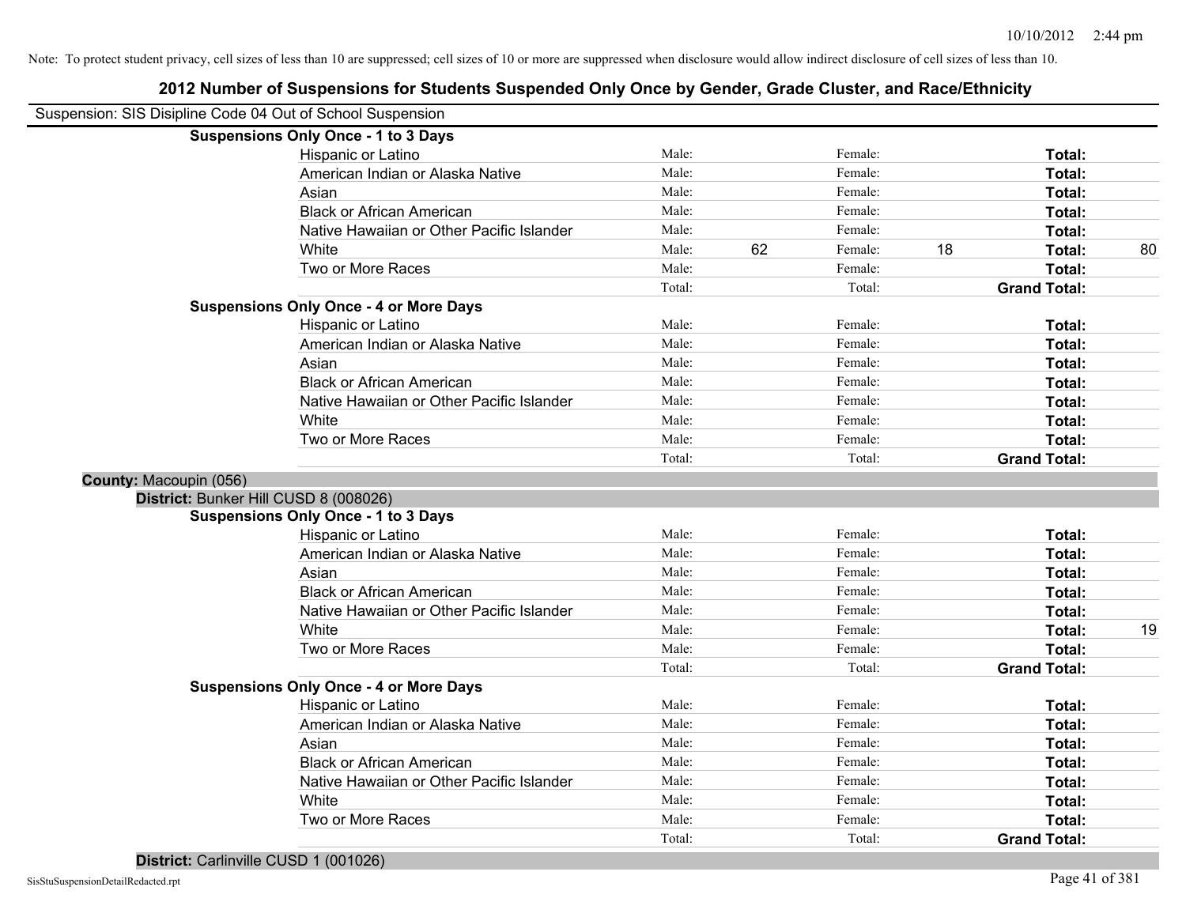Note: To protect student privacy, cell sizes of less than 10 are suppressed; cell sizes of 10 or more are suppressed when disclosure would allow indirect disclosure of cell sizes of less than 10.

# 2012 Number of Suspensions for Students Suspended Only Once by Gender, Grade Cluster, and Race/Ethnicity

Suspension: SIS Disipline Code 04 Out of School Suspension

**Suspensions Only Once - 1 to 3 Days**

| | | | | | | |
|---|---|---|---|---|---|---|
| Hispanic or Latino | Male: | | Female: | | **Total:** | |
| American Indian or Alaska Native | Male: | | Female: | | **Total:** | |
| Asian | Male: | | Female: | | **Total:** | |
| Black or African American | Male: | | Female: | | **Total:** | |
| Native Hawaiian or Other Pacific Islander | Male: | | Female: | | **Total:** | |
| White | Male: | 62 | Female: | 18 | **Total:** | 80 |
| Two or More Races | Male: | | Female: | | **Total:** | |
| | Total: | | Total: | | **Grand Total:** | |

**Suspensions Only Once - 4 or More Days**

| | | | | | | |
|---|---|---|---|---|---|---|
| Hispanic or Latino | Male: | | Female: | | **Total:** | |
| American Indian or Alaska Native | Male: | | Female: | | **Total:** | |
| Asian | Male: | | Female: | | **Total:** | |
| Black or African American | Male: | | Female: | | **Total:** | |
| Native Hawaiian or Other Pacific Islander | Male: | | Female: | | **Total:** | |
| White | Male: | | Female: | | **Total:** | |
| Two or More Races | Male: | | Female: | | **Total:** | |
| | Total: | | Total: | | **Grand Total:** | |

**County:** Macoupin (056)

**District:** Bunker Hill CUSD 8 (008026)

**Suspensions Only Once - 1 to 3 Days**

| | | | | | | |
|---|---|---|---|---|---|---|
| Hispanic or Latino | Male: | | Female: | | **Total:** | |
| American Indian or Alaska Native | Male: | | Female: | | **Total:** | |
| Asian | Male: | | Female: | | **Total:** | |
| Black or African American | Male: | | Female: | | **Total:** | |
| Native Hawaiian or Other Pacific Islander | Male: | | Female: | | **Total:** | |
| White | Male: | | Female: | | **Total:** | 19 |
| Two or More Races | Male: | | Female: | | **Total:** | |
| | Total: | | Total: | | **Grand Total:** | |

**Suspensions Only Once - 4 or More Days**

| | | | | | | |
|---|---|---|---|---|---|---|
| Hispanic or Latino | Male: | | Female: | | **Total:** | |
| American Indian or Alaska Native | Male: | | Female: | | **Total:** | |
| Asian | Male: | | Female: | | **Total:** | |
| Black or African American | Male: | | Female: | | **Total:** | |
| Native Hawaiian or Other Pacific Islander | Male: | | Female: | | **Total:** | |
| White | Male: | | Female: | | **Total:** | |
| Two or More Races | Male: | | Female: | | **Total:** | |
| | Total: | | Total: | | **Grand Total:** | |

**District:** Carlinville CUSD 1 (001026)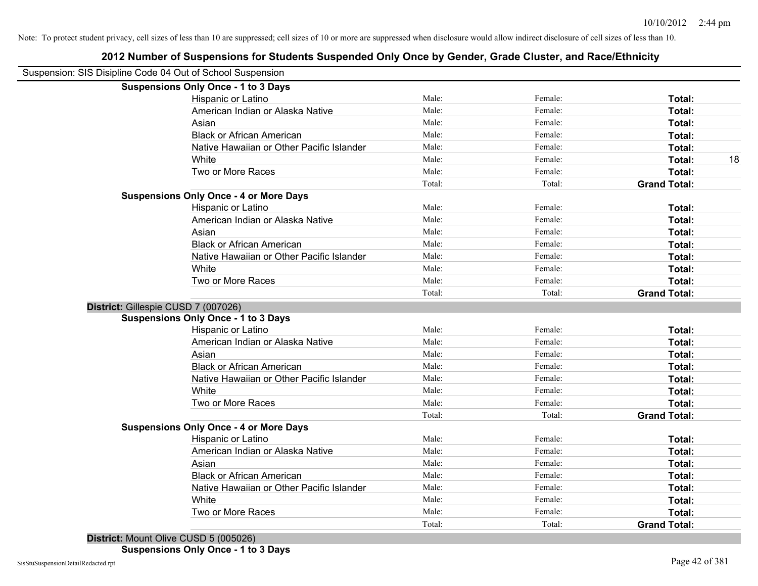Note: To protect student privacy, cell sizes of less than 10 are suppressed; cell sizes of 10 or more are suppressed when disclosure would allow indirect disclosure of cell sizes of less than 10.

# 2012 Number of Suspensions for Students Suspended Only Once by Gender, Grade Cluster, and Race/Ethnicity

Suspension: SIS Disipline Code 04 Out of School Suspension

| | | | | |
|---|---|---|---|---|
| **Suspensions Only Once - 1 to 3 Days** | | | | |
| Hispanic or Latino | Male: | Female: | **Total:** | |
| American Indian or Alaska Native | Male: | Female: | **Total:** | |
| Asian | Male: | Female: | **Total:** | |
| Black or African American | Male: | Female: | **Total:** | |
| Native Hawaiian or Other Pacific Islander | Male: | Female: | **Total:** | |
| White | Male: | Female: | **Total:** | 18 |
| Two or More Races | Male: | Female: | **Total:** | |
| | Total: | Total: | **Grand Total:** | |
| **Suspensions Only Once - 4 or More Days** | | | | |
| Hispanic or Latino | Male: | Female: | **Total:** | |
| American Indian or Alaska Native | Male: | Female: | **Total:** | |
| Asian | Male: | Female: | **Total:** | |
| Black or African American | Male: | Female: | **Total:** | |
| Native Hawaiian or Other Pacific Islander | Male: | Female: | **Total:** | |
| White | Male: | Female: | **Total:** | |
| Two or More Races | Male: | Female: | **Total:** | |
| | Total: | Total: | **Grand Total:** | |

**District:** Gillespie CUSD 7 (007026)

| | | | | |
|---|---|---|---|---|
| **Suspensions Only Once - 1 to 3 Days** | | | | |
| Hispanic or Latino | Male: | Female: | **Total:** | |
| American Indian or Alaska Native | Male: | Female: | **Total:** | |
| Asian | Male: | Female: | **Total:** | |
| Black or African American | Male: | Female: | **Total:** | |
| Native Hawaiian or Other Pacific Islander | Male: | Female: | **Total:** | |
| White | Male: | Female: | **Total:** | |
| Two or More Races | Male: | Female: | **Total:** | |
| | Total: | Total: | **Grand Total:** | |
| **Suspensions Only Once - 4 or More Days** | | | | |
| Hispanic or Latino | Male: | Female: | **Total:** | |
| American Indian or Alaska Native | Male: | Female: | **Total:** | |
| Asian | Male: | Female: | **Total:** | |
| Black or African American | Male: | Female: | **Total:** | |
| Native Hawaiian or Other Pacific Islander | Male: | Female: | **Total:** | |
| White | Male: | Female: | **Total:** | |
| Two or More Races | Male: | Female: | **Total:** | |
| | Total: | Total: | **Grand Total:** | |

**District:** Mount Olive CUSD 5 (005026)

**Suspensions Only Once - 1 to 3 Days**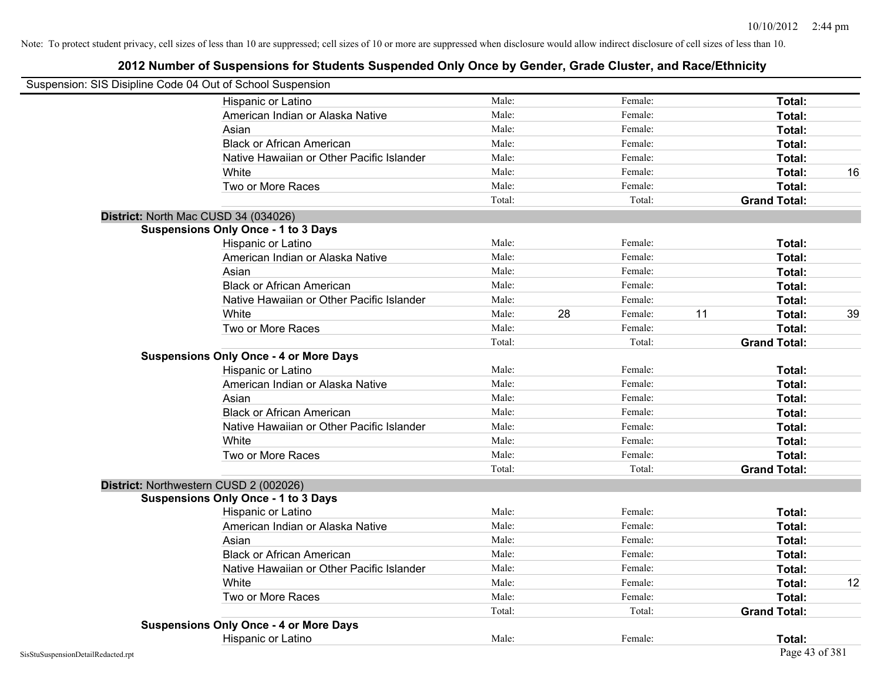Note: To protect student privacy, cell sizes of less than 10 are suppressed; cell sizes of 10 or more are suppressed when disclosure would allow indirect disclosure of cell sizes of less than 10.

# 2012 Number of Suspensions for Students Suspended Only Once by Gender, Grade Cluster, and Race/Ethnicity

Suspension: SIS Disipline Code 04 Out of School Suspension

| | | | | | | |
|---|---|---|---|---|---|---|
| Hispanic or Latino | Male: | | Female: | | **Total:** | |
| American Indian or Alaska Native | Male: | | Female: | | **Total:** | |
| Asian | Male: | | Female: | | **Total:** | |
| Black or African American | Male: | | Female: | | **Total:** | |
| Native Hawaiian or Other Pacific Islander | Male: | | Female: | | **Total:** | |
| White | Male: | | Female: | | **Total:** | 16 |
| Two or More Races | Male: | | Female: | | **Total:** | |
| | Total: | | Total: | | **Grand Total:** | |

**District:** North Mac CUSD 34 (034026)

**Suspensions Only Once - 1 to 3 Days**

| | | | | | | |
|---|---|---|---|---|---|---|
| Hispanic or Latino | Male: | | Female: | | **Total:** | |
| American Indian or Alaska Native | Male: | | Female: | | **Total:** | |
| Asian | Male: | | Female: | | **Total:** | |
| Black or African American | Male: | | Female: | | **Total:** | |
| Native Hawaiian or Other Pacific Islander | Male: | | Female: | | **Total:** | |
| White | Male: | 28 | Female: | 11 | **Total:** | 39 |
| Two or More Races | Male: | | Female: | | **Total:** | |
| | Total: | | Total: | | **Grand Total:** | |

**Suspensions Only Once - 4 or More Days**

| | | | | | | |
|---|---|---|---|---|---|---|
| Hispanic or Latino | Male: | | Female: | | **Total:** | |
| American Indian or Alaska Native | Male: | | Female: | | **Total:** | |
| Asian | Male: | | Female: | | **Total:** | |
| Black or African American | Male: | | Female: | | **Total:** | |
| Native Hawaiian or Other Pacific Islander | Male: | | Female: | | **Total:** | |
| White | Male: | | Female: | | **Total:** | |
| Two or More Races | Male: | | Female: | | **Total:** | |
| | Total: | | Total: | | **Grand Total:** | |

**District:** Northwestern CUSD 2 (002026)

**Suspensions Only Once - 1 to 3 Days**

| | | | | | | |
|---|---|---|---|---|---|---|
| Hispanic or Latino | Male: | | Female: | | **Total:** | |
| American Indian or Alaska Native | Male: | | Female: | | **Total:** | |
| Asian | Male: | | Female: | | **Total:** | |
| Black or African American | Male: | | Female: | | **Total:** | |
| Native Hawaiian or Other Pacific Islander | Male: | | Female: | | **Total:** | |
| White | Male: | | Female: | | **Total:** | 12 |
| Two or More Races | Male: | | Female: | | **Total:** | |
| | Total: | | Total: | | **Grand Total:** | |

**Suspensions Only Once - 4 or More Days**

| | | | | | | |
|---|---|---|---|---|---|---|
| Hispanic or Latino | Male: | | Female: | | **Total:** | |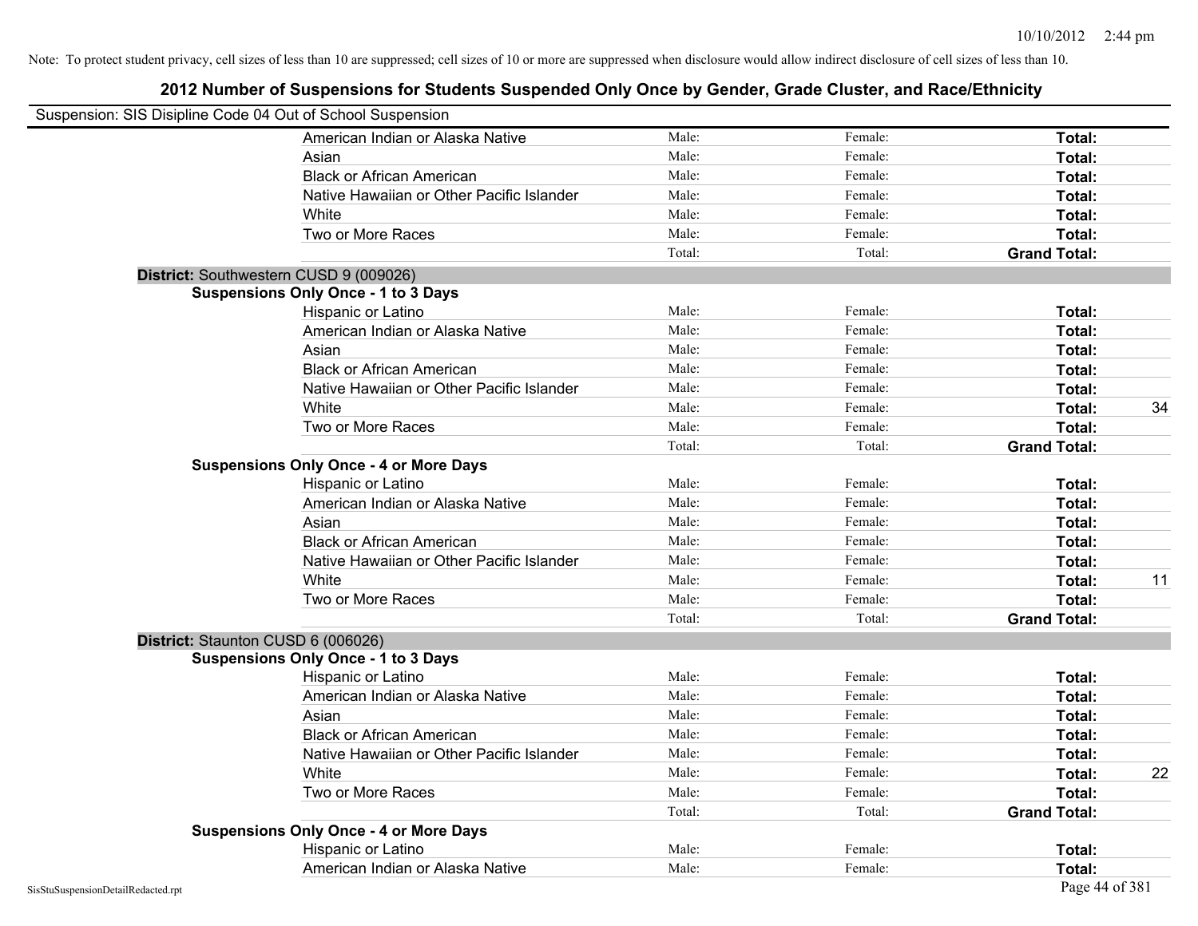Note: To protect student privacy, cell sizes of less than 10 are suppressed; cell sizes of 10 or more are suppressed when disclosure would allow indirect disclosure of cell sizes of less than 10.

# 2012 Number of Suspensions for Students Suspended Only Once by Gender, Grade Cluster, and Race/Ethnicity

Suspension: SIS Disipline Code 04 Out of School Suspension

| | | | | |
|---|---|---|---|---|
| American Indian or Alaska Native | Male: | Female: | **Total:** | |
| Asian | Male: | Female: | **Total:** | |
| Black or African American | Male: | Female: | **Total:** | |
| Native Hawaiian or Other Pacific Islander | Male: | Female: | **Total:** | |
| White | Male: | Female: | **Total:** | |
| Two or More Races | Male: | Female: | **Total:** | |
| | Total: | Total: | **Grand Total:** | |

**District:** Southwestern CUSD 9 (009026)

**Suspensions Only Once - 1 to 3 Days**

| | | | | |
|---|---|---|---|---|
| Hispanic or Latino | Male: | Female: | **Total:** | |
| American Indian or Alaska Native | Male: | Female: | **Total:** | |
| Asian | Male: | Female: | **Total:** | |
| Black or African American | Male: | Female: | **Total:** | |
| Native Hawaiian or Other Pacific Islander | Male: | Female: | **Total:** | |
| White | Male: | Female: | **Total:** | 34 |
| Two or More Races | Male: | Female: | **Total:** | |
| | Total: | Total: | **Grand Total:** | |

**Suspensions Only Once - 4 or More Days**

| | | | | |
|---|---|---|---|---|
| Hispanic or Latino | Male: | Female: | **Total:** | |
| American Indian or Alaska Native | Male: | Female: | **Total:** | |
| Asian | Male: | Female: | **Total:** | |
| Black or African American | Male: | Female: | **Total:** | |
| Native Hawaiian or Other Pacific Islander | Male: | Female: | **Total:** | |
| White | Male: | Female: | **Total:** | 11 |
| Two or More Races | Male: | Female: | **Total:** | |
| | Total: | Total: | **Grand Total:** | |

**District:** Staunton CUSD 6 (006026)

**Suspensions Only Once - 1 to 3 Days**

| | | | | |
|---|---|---|---|---|
| Hispanic or Latino | Male: | Female: | **Total:** | |
| American Indian or Alaska Native | Male: | Female: | **Total:** | |
| Asian | Male: | Female: | **Total:** | |
| Black or African American | Male: | Female: | **Total:** | |
| Native Hawaiian or Other Pacific Islander | Male: | Female: | **Total:** | |
| White | Male: | Female: | **Total:** | 22 |
| Two or More Races | Male: | Female: | **Total:** | |
| | Total: | Total: | **Grand Total:** | |

**Suspensions Only Once - 4 or More Days**

| | | | | |
|---|---|---|---|---|
| Hispanic or Latino | Male: | Female: | **Total:** | |
| American Indian or Alaska Native | Male: | Female: | **Total:** | |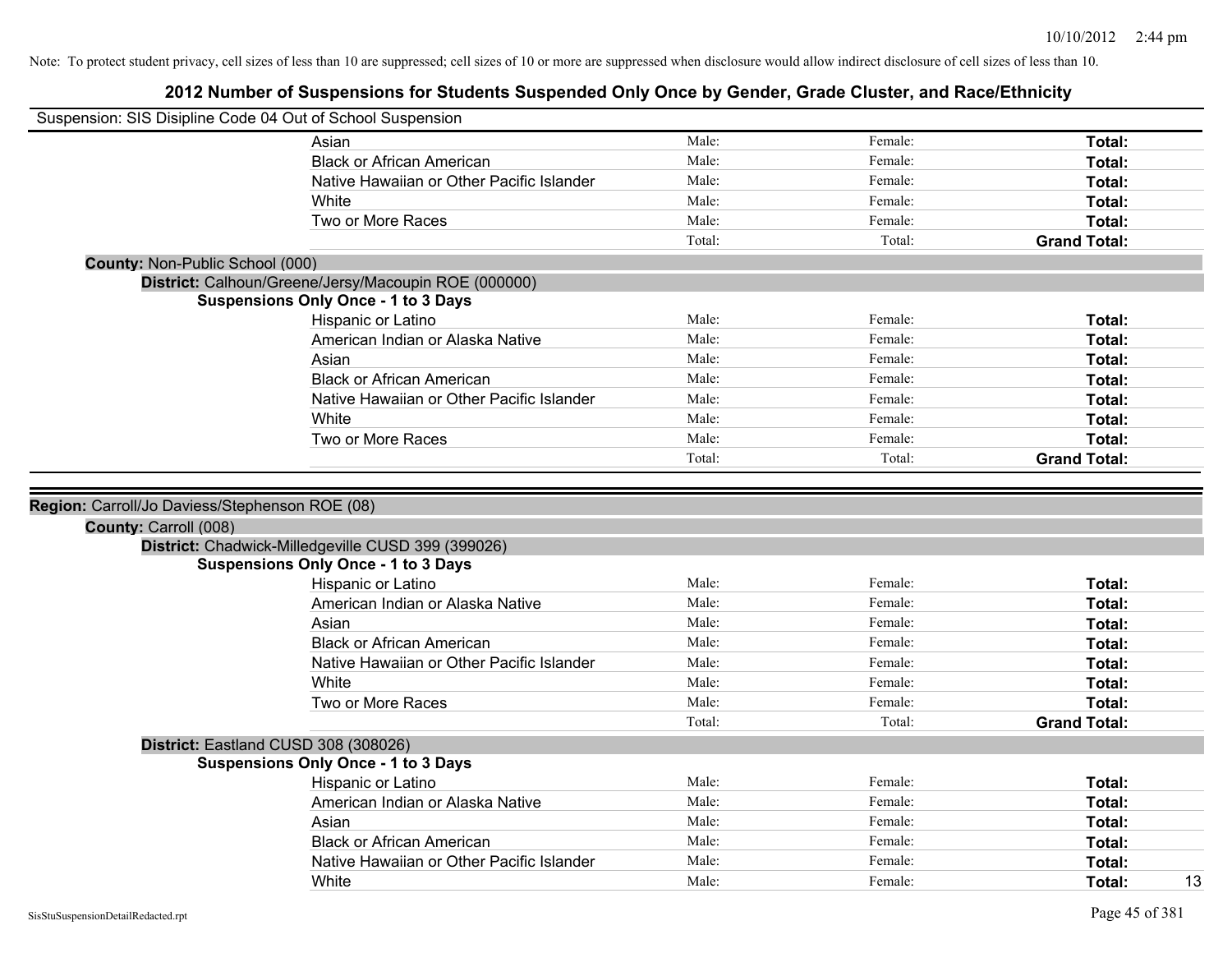Note: To protect student privacy, cell sizes of less than 10 are suppressed; cell sizes of 10 or more are suppressed when disclosure would allow indirect disclosure of cell sizes of less than 10.

# 2012 Number of Suspensions for Students Suspended Only Once by Gender, Grade Cluster, and Race/Ethnicity

Suspension: SIS Disipline Code 04 Out of School Suspension

| | | | |
|---|---|---|---|
| Asian | Male: | Female: | **Total:** |
| Black or African American | Male: | Female: | **Total:** |
| Native Hawaiian or Other Pacific Islander | Male: | Female: | **Total:** |
| White | Male: | Female: | **Total:** |
| Two or More Races | Male: | Female: | **Total:** |
| | Total: | Total: | **Grand Total:** |

**County:** Non-Public School (000)

**District:** Calhoun/Greene/Jersy/Macoupin ROE (000000)

**Suspensions Only Once - 1 to 3 Days**

| | | | |
|---|---|---|---|
| Hispanic or Latino | Male: | Female: | **Total:** |
| American Indian or Alaska Native | Male: | Female: | **Total:** |
| Asian | Male: | Female: | **Total:** |
| Black or African American | Male: | Female: | **Total:** |
| Native Hawaiian or Other Pacific Islander | Male: | Female: | **Total:** |
| White | Male: | Female: | **Total:** |
| Two or More Races | Male: | Female: | **Total:** |
| | Total: | Total: | **Grand Total:** |

**Region:** Carroll/Jo Daviess/Stephenson ROE (08)

**County:** Carroll (008)

**District:** Chadwick-Milledgeville CUSD 399 (399026)

**Suspensions Only Once - 1 to 3 Days**

| | | | |
|---|---|---|---|
| Hispanic or Latino | Male: | Female: | **Total:** |
| American Indian or Alaska Native | Male: | Female: | **Total:** |
| Asian | Male: | Female: | **Total:** |
| Black or African American | Male: | Female: | **Total:** |
| Native Hawaiian or Other Pacific Islander | Male: | Female: | **Total:** |
| White | Male: | Female: | **Total:** |
| Two or More Races | Male: | Female: | **Total:** |
| | Total: | Total: | **Grand Total:** |

**District:** Eastland CUSD 308 (308026)

**Suspensions Only Once - 1 to 3 Days**

| | | | |
|---|---|---|---|
| Hispanic or Latino | Male: | Female: | **Total:** |
| American Indian or Alaska Native | Male: | Female: | **Total:** |
| Asian | Male: | Female: | **Total:** |
| Black or African American | Male: | Female: | **Total:** |
| Native Hawaiian or Other Pacific Islander | Male: | Female: | **Total:** |
| White | Male: | Female: | **Total:** 13 |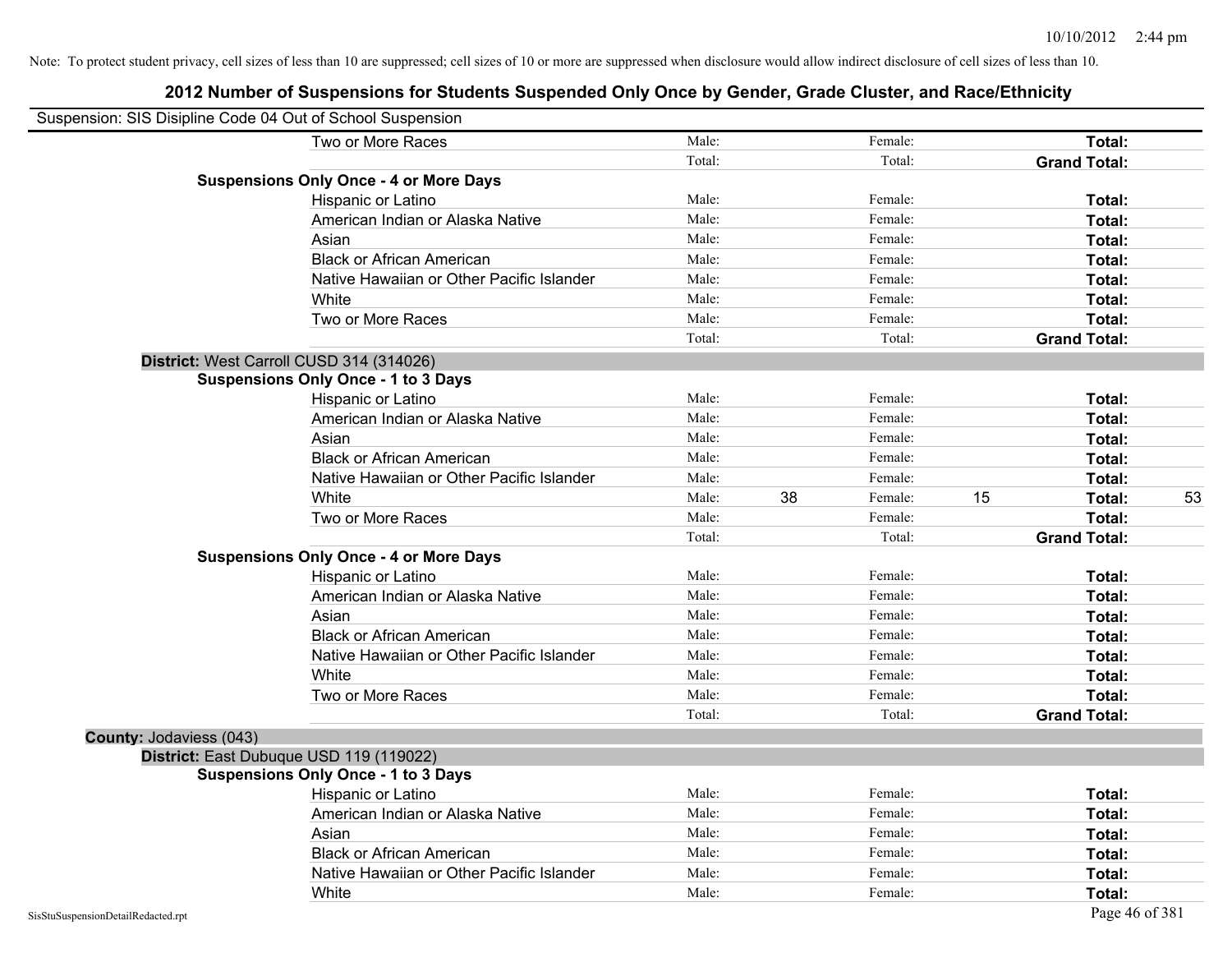Note: To protect student privacy, cell sizes of less than 10 are suppressed; cell sizes of 10 or more are suppressed when disclosure would allow indirect disclosure of cell sizes of less than 10.

# 2012 Number of Suspensions for Students Suspended Only Once by Gender, Grade Cluster, and Race/Ethnicity

Suspension: SIS Disipline Code 04 Out of School Suspension

| | | | | | | |
|---|---|---|---|---|---|---|
| Two or More Races | Male: | | Female: | | **Total:** | |
| | Total: | | Total: | | **Grand Total:** | |
| **Suspensions Only Once - 4 or More Days** | | | | | | |
| Hispanic or Latino | Male: | | Female: | | **Total:** | |
| American Indian or Alaska Native | Male: | | Female: | | **Total:** | |
| Asian | Male: | | Female: | | **Total:** | |
| Black or African American | Male: | | Female: | | **Total:** | |
| Native Hawaiian or Other Pacific Islander | Male: | | Female: | | **Total:** | |
| White | Male: | | Female: | | **Total:** | |
| Two or More Races | Male: | | Female: | | **Total:** | |
| | Total: | | Total: | | **Grand Total:** | |

**District:** West Carroll CUSD 314 (314026)

| | | | | | | |
|---|---|---|---|---|---|---|
| **Suspensions Only Once - 1 to 3 Days** | | | | | | |
| Hispanic or Latino | Male: | | Female: | | **Total:** | |
| American Indian or Alaska Native | Male: | | Female: | | **Total:** | |
| Asian | Male: | | Female: | | **Total:** | |
| Black or African American | Male: | | Female: | | **Total:** | |
| Native Hawaiian or Other Pacific Islander | Male: | | Female: | | **Total:** | |
| White | Male: | 38 | Female: | 15 | **Total:** | 53 |
| Two or More Races | Male: | | Female: | | **Total:** | |
| | Total: | | Total: | | **Grand Total:** | |
| **Suspensions Only Once - 4 or More Days** | | | | | | |
| Hispanic or Latino | Male: | | Female: | | **Total:** | |
| American Indian or Alaska Native | Male: | | Female: | | **Total:** | |
| Asian | Male: | | Female: | | **Total:** | |
| Black or African American | Male: | | Female: | | **Total:** | |
| Native Hawaiian or Other Pacific Islander | Male: | | Female: | | **Total:** | |
| White | Male: | | Female: | | **Total:** | |
| Two or More Races | Male: | | Female: | | **Total:** | |
| | Total: | | Total: | | **Grand Total:** | |

**County:** Jodaviess (043)

**District:** East Dubuque USD 119 (119022)

| | | | | | | |
|---|---|---|---|---|---|---|
| **Suspensions Only Once - 1 to 3 Days** | | | | | | |
| Hispanic or Latino | Male: | | Female: | | **Total:** | |
| American Indian or Alaska Native | Male: | | Female: | | **Total:** | |
| Asian | Male: | | Female: | | **Total:** | |
| Black or African American | Male: | | Female: | | **Total:** | |
| Native Hawaiian or Other Pacific Islander | Male: | | Female: | | **Total:** | |
| White | Male: | | Female: | | **Total:** | |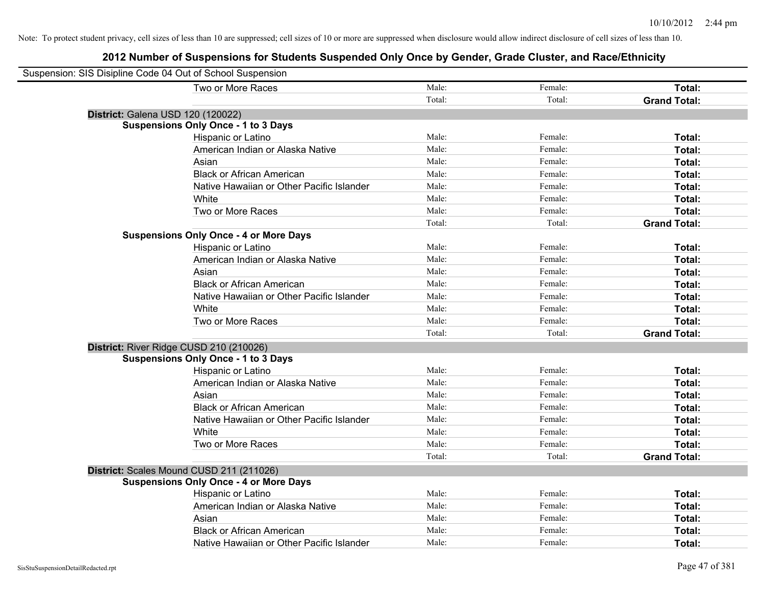Note: To protect student privacy, cell sizes of less than 10 are suppressed; cell sizes of 10 or more are suppressed when disclosure would allow indirect disclosure of cell sizes of less than 10.

## 2012 Number of Suspensions for Students Suspended Only Once by Gender, Grade Cluster, and Race/Ethnicity

Suspension: SIS Disipline Code 04 Out of School Suspension

| | | | |
|---|---|---|---|
| Two or More Races | Male: | Female: | **Total:** |
| | Total: | Total: | **Grand Total:** |
| **District:** Galena USD 120 (120022) | | | |
| **Suspensions Only Once - 1 to 3 Days** | | | |
| Hispanic or Latino | Male: | Female: | **Total:** |
| American Indian or Alaska Native | Male: | Female: | **Total:** |
| Asian | Male: | Female: | **Total:** |
| Black or African American | Male: | Female: | **Total:** |
| Native Hawaiian or Other Pacific Islander | Male: | Female: | **Total:** |
| White | Male: | Female: | **Total:** |
| Two or More Races | Male: | Female: | **Total:** |
| | Total: | Total: | **Grand Total:** |
| **Suspensions Only Once - 4 or More Days** | | | |
| Hispanic or Latino | Male: | Female: | **Total:** |
| American Indian or Alaska Native | Male: | Female: | **Total:** |
| Asian | Male: | Female: | **Total:** |
| Black or African American | Male: | Female: | **Total:** |
| Native Hawaiian or Other Pacific Islander | Male: | Female: | **Total:** |
| White | Male: | Female: | **Total:** |
| Two or More Races | Male: | Female: | **Total:** |
| | Total: | Total: | **Grand Total:** |
| **District:** River Ridge CUSD 210 (210026) | | | |
| **Suspensions Only Once - 1 to 3 Days** | | | |
| Hispanic or Latino | Male: | Female: | **Total:** |
| American Indian or Alaska Native | Male: | Female: | **Total:** |
| Asian | Male: | Female: | **Total:** |
| Black or African American | Male: | Female: | **Total:** |
| Native Hawaiian or Other Pacific Islander | Male: | Female: | **Total:** |
| White | Male: | Female: | **Total:** |
| Two or More Races | Male: | Female: | **Total:** |
| | Total: | Total: | **Grand Total:** |
| **District:** Scales Mound CUSD 211 (211026) | | | |
| **Suspensions Only Once - 4 or More Days** | | | |
| Hispanic or Latino | Male: | Female: | **Total:** |
| American Indian or Alaska Native | Male: | Female: | **Total:** |
| Asian | Male: | Female: | **Total:** |
| Black or African American | Male: | Female: | **Total:** |
| Native Hawaiian or Other Pacific Islander | Male: | Female: | **Total:** |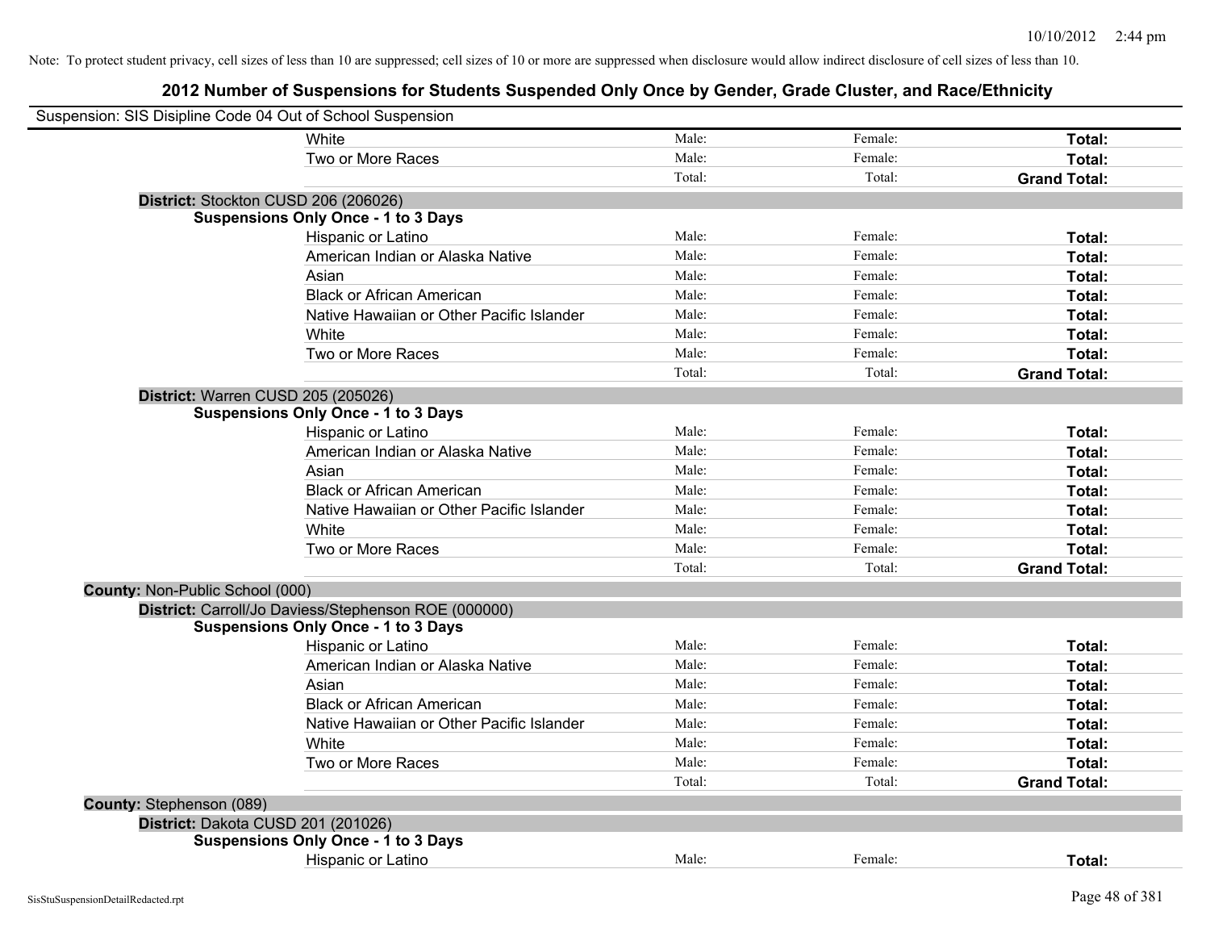Note: To protect student privacy, cell sizes of less than 10 are suppressed; cell sizes of 10 or more are suppressed when disclosure would allow indirect disclosure of cell sizes of less than 10.

# 2012 Number of Suspensions for Students Suspended Only Once by Gender, Grade Cluster, and Race/Ethnicity

Suspension: SIS Disipline Code 04 Out of School Suspension

| | | | |
|---|---|---|---|
| White | Male: | Female: | **Total:** |
| Two or More Races | Male: | Female: | **Total:** |
| | Total: | Total: | **Grand Total:** |

**District:** Stockton CUSD 206 (206026)

**Suspensions Only Once - 1 to 3 Days**

| | | | |
|---|---|---|---|
| Hispanic or Latino | Male: | Female: | **Total:** |
| American Indian or Alaska Native | Male: | Female: | **Total:** |
| Asian | Male: | Female: | **Total:** |
| Black or African American | Male: | Female: | **Total:** |
| Native Hawaiian or Other Pacific Islander | Male: | Female: | **Total:** |
| White | Male: | Female: | **Total:** |
| Two or More Races | Male: | Female: | **Total:** |
| | Total: | Total: | **Grand Total:** |

**District:** Warren CUSD 205 (205026)

**Suspensions Only Once - 1 to 3 Days**

| | | | |
|---|---|---|---|
| Hispanic or Latino | Male: | Female: | **Total:** |
| American Indian or Alaska Native | Male: | Female: | **Total:** |
| Asian | Male: | Female: | **Total:** |
| Black or African American | Male: | Female: | **Total:** |
| Native Hawaiian or Other Pacific Islander | Male: | Female: | **Total:** |
| White | Male: | Female: | **Total:** |
| Two or More Races | Male: | Female: | **Total:** |
| | Total: | Total: | **Grand Total:** |

**County:** Non-Public School (000)

**District:** Carroll/Jo Daviess/Stephenson ROE (000000)

**Suspensions Only Once - 1 to 3 Days**

| | | | |
|---|---|---|---|
| Hispanic or Latino | Male: | Female: | **Total:** |
| American Indian or Alaska Native | Male: | Female: | **Total:** |
| Asian | Male: | Female: | **Total:** |
| Black or African American | Male: | Female: | **Total:** |
| Native Hawaiian or Other Pacific Islander | Male: | Female: | **Total:** |
| White | Male: | Female: | **Total:** |
| Two or More Races | Male: | Female: | **Total:** |
| | Total: | Total: | **Grand Total:** |

**County:** Stephenson (089)

**District:** Dakota CUSD 201 (201026)

**Suspensions Only Once - 1 to 3 Days**

| | | | |
|---|---|---|---|
| Hispanic or Latino | Male: | Female: | **Total:** |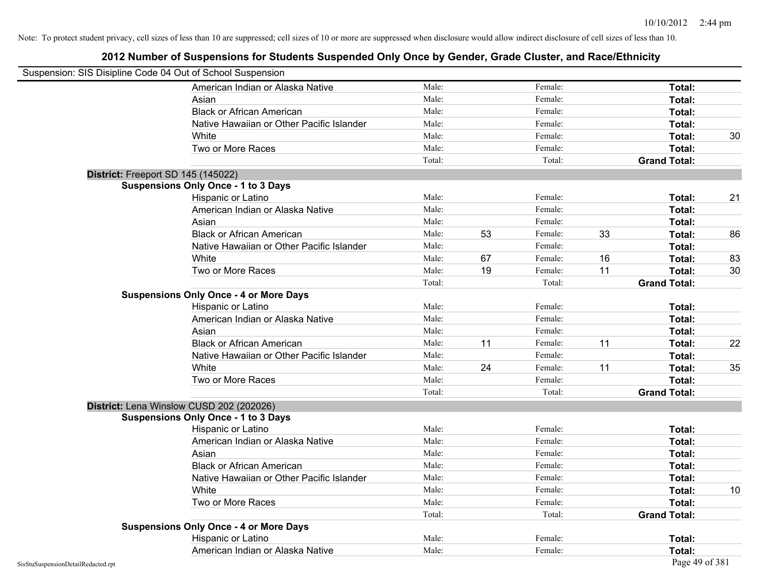Note: To protect student privacy, cell sizes of less than 10 are suppressed; cell sizes of 10 or more are suppressed when disclosure would allow indirect disclosure of cell sizes of less than 10.

# 2012 Number of Suspensions for Students Suspended Only Once by Gender, Grade Cluster, and Race/Ethnicity

Suspension: SIS Disipline Code 04 Out of School Suspension

| | | | | | | |
|---|---|---|---|---|---|---|
| American Indian or Alaska Native | Male: | | Female: | | **Total:** | |
| Asian | Male: | | Female: | | **Total:** | |
| Black or African American | Male: | | Female: | | **Total:** | |
| Native Hawaiian or Other Pacific Islander | Male: | | Female: | | **Total:** | |
| White | Male: | | Female: | | **Total:** | 30 |
| Two or More Races | Male: | | Female: | | **Total:** | |
| | Total: | | Total: | | **Grand Total:** | |

**District:** Freeport SD 145 (145022)

**Suspensions Only Once - 1 to 3 Days**

| | | | | | | |
|---|---|---|---|---|---|---|
| Hispanic or Latino | Male: | | Female: | | **Total:** | 21 |
| American Indian or Alaska Native | Male: | | Female: | | **Total:** | |
| Asian | Male: | | Female: | | **Total:** | |
| Black or African American | Male: | 53 | Female: | 33 | **Total:** | 86 |
| Native Hawaiian or Other Pacific Islander | Male: | | Female: | | **Total:** | |
| White | Male: | 67 | Female: | 16 | **Total:** | 83 |
| Two or More Races | Male: | 19 | Female: | 11 | **Total:** | 30 |
| | Total: | | Total: | | **Grand Total:** | |

**Suspensions Only Once - 4 or More Days**

| | | | | | | |
|---|---|---|---|---|---|---|
| Hispanic or Latino | Male: | | Female: | | **Total:** | |
| American Indian or Alaska Native | Male: | | Female: | | **Total:** | |
| Asian | Male: | | Female: | | **Total:** | |
| Black or African American | Male: | 11 | Female: | 11 | **Total:** | 22 |
| Native Hawaiian or Other Pacific Islander | Male: | | Female: | | **Total:** | |
| White | Male: | 24 | Female: | 11 | **Total:** | 35 |
| Two or More Races | Male: | | Female: | | **Total:** | |
| | Total: | | Total: | | **Grand Total:** | |

**District:** Lena Winslow CUSD 202 (202026)

**Suspensions Only Once - 1 to 3 Days**

| | | | | | | |
|---|---|---|---|---|---|---|
| Hispanic or Latino | Male: | | Female: | | **Total:** | |
| American Indian or Alaska Native | Male: | | Female: | | **Total:** | |
| Asian | Male: | | Female: | | **Total:** | |
| Black or African American | Male: | | Female: | | **Total:** | |
| Native Hawaiian or Other Pacific Islander | Male: | | Female: | | **Total:** | |
| White | Male: | | Female: | | **Total:** | 10 |
| Two or More Races | Male: | | Female: | | **Total:** | |
| | Total: | | Total: | | **Grand Total:** | |

**Suspensions Only Once - 4 or More Days**

| | | | | | | |
|---|---|---|---|---|---|---|
| Hispanic or Latino | Male: | | Female: | | **Total:** | |
| American Indian or Alaska Native | Male: | | Female: | | **Total:** | |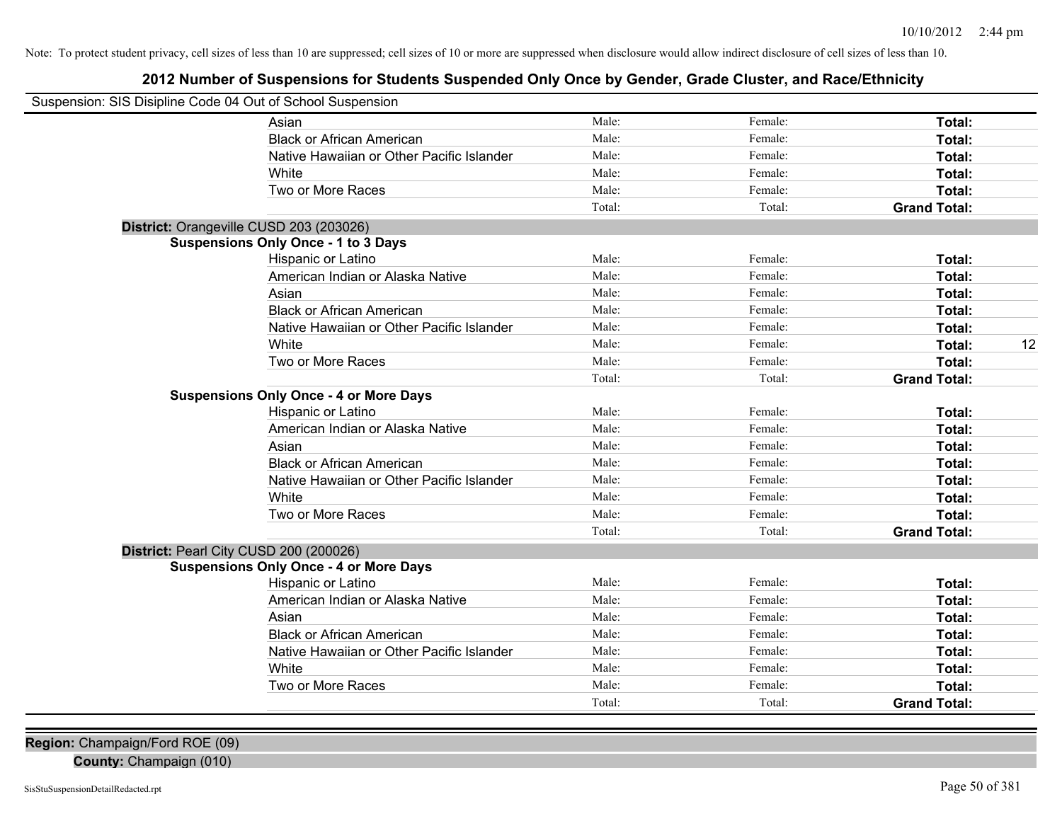Note: To protect student privacy, cell sizes of less than 10 are suppressed; cell sizes of 10 or more are suppressed when disclosure would allow indirect disclosure of cell sizes of less than 10.

# 2012 Number of Suspensions for Students Suspended Only Once by Gender, Grade Cluster, and Race/Ethnicity

Suspension: SIS Disipline Code 04 Out of School Suspension

| | | | | |
|---|---|---|---|---|
| Asian | Male: | Female: | **Total:** | |
| Black or African American | Male: | Female: | **Total:** | |
| Native Hawaiian or Other Pacific Islander | Male: | Female: | **Total:** | |
| White | Male: | Female: | **Total:** | |
| Two or More Races | Male: | Female: | **Total:** | |
| | Total: | Total: | **Grand Total:** | |

**District:** Orangeville CUSD 203 (203026)

**Suspensions Only Once - 1 to 3 Days**

| | | | | |
|---|---|---|---|---|
| Hispanic or Latino | Male: | Female: | **Total:** | |
| American Indian or Alaska Native | Male: | Female: | **Total:** | |
| Asian | Male: | Female: | **Total:** | |
| Black or African American | Male: | Female: | **Total:** | |
| Native Hawaiian or Other Pacific Islander | Male: | Female: | **Total:** | |
| White | Male: | Female: | **Total:** | 12 |
| Two or More Races | Male: | Female: | **Total:** | |
| | Total: | Total: | **Grand Total:** | |

**Suspensions Only Once - 4 or More Days**

| | | | | |
|---|---|---|---|---|
| Hispanic or Latino | Male: | Female: | **Total:** | |
| American Indian or Alaska Native | Male: | Female: | **Total:** | |
| Asian | Male: | Female: | **Total:** | |
| Black or African American | Male: | Female: | **Total:** | |
| Native Hawaiian or Other Pacific Islander | Male: | Female: | **Total:** | |
| White | Male: | Female: | **Total:** | |
| Two or More Races | Male: | Female: | **Total:** | |
| | Total: | Total: | **Grand Total:** | |

**District:** Pearl City CUSD 200 (200026)

**Suspensions Only Once - 4 or More Days**

| | | | | |
|---|---|---|---|---|
| Hispanic or Latino | Male: | Female: | **Total:** | |
| American Indian or Alaska Native | Male: | Female: | **Total:** | |
| Asian | Male: | Female: | **Total:** | |
| Black or African American | Male: | Female: | **Total:** | |
| Native Hawaiian or Other Pacific Islander | Male: | Female: | **Total:** | |
| White | Male: | Female: | **Total:** | |
| Two or More Races | Male: | Female: | **Total:** | |
| | Total: | Total: | **Grand Total:** | |

**Region:** Champaign/Ford ROE (09)

**County:** Champaign (010)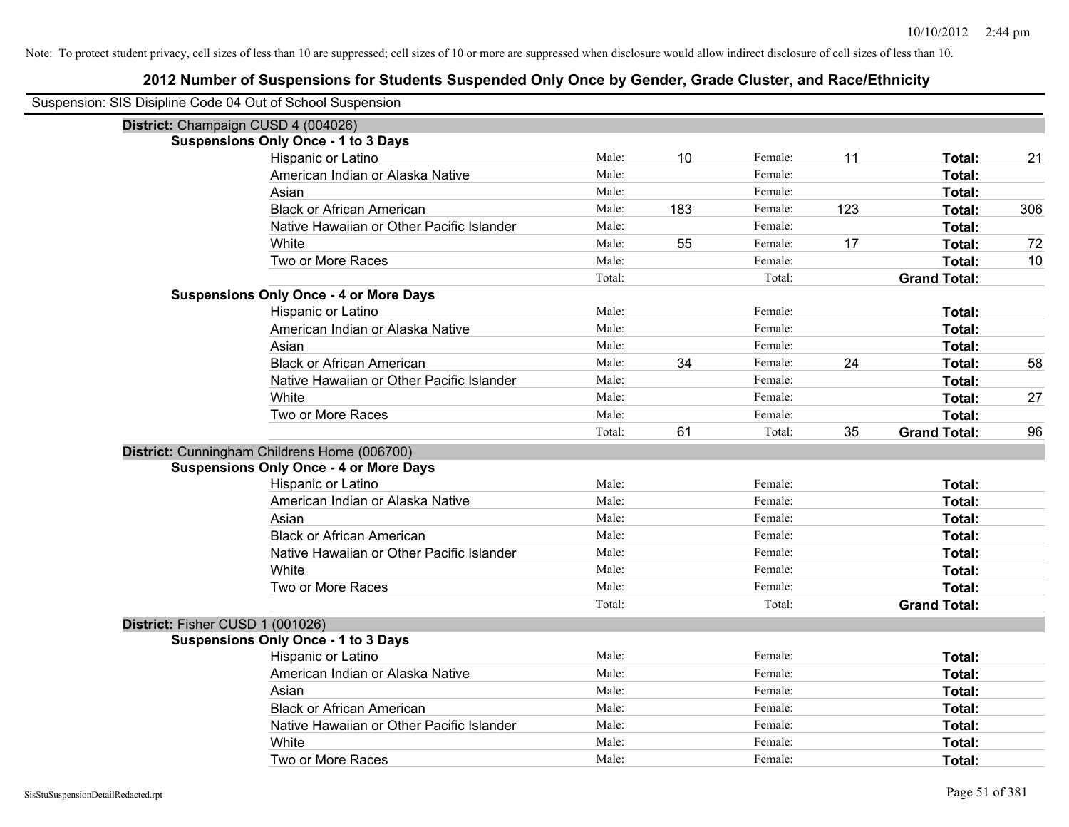Note: To protect student privacy, cell sizes of less than 10 are suppressed; cell sizes of 10 or more are suppressed when disclosure would allow indirect disclosure of cell sizes of less than 10.

# 2012 Number of Suspensions for Students Suspended Only Once by Gender, Grade Cluster, and Race/Ethnicity

Suspension: SIS Disipline Code 04 Out of School Suspension

## District: Champaign CUSD 4 (004026)

### Suspensions Only Once - 1 to 3 Days

| | | | | | | |
|---|---|---|---|---|---|---|
| Hispanic or Latino | Male: | 10 | Female: | 11 | **Total:** | 21 |
| American Indian or Alaska Native | Male: | | Female: | | **Total:** | |
| Asian | Male: | | Female: | | **Total:** | |
| Black or African American | Male: | 183 | Female: | 123 | **Total:** | 306 |
| Native Hawaiian or Other Pacific Islander | Male: | | Female: | | **Total:** | |
| White | Male: | 55 | Female: | 17 | **Total:** | 72 |
| Two or More Races | Male: | | Female: | | **Total:** | 10 |
| | Total: | | Total: | | **Grand Total:** | |

### Suspensions Only Once - 4 or More Days

| | | | | | | |
|---|---|---|---|---|---|---|
| Hispanic or Latino | Male: | | Female: | | **Total:** | |
| American Indian or Alaska Native | Male: | | Female: | | **Total:** | |
| Asian | Male: | | Female: | | **Total:** | |
| Black or African American | Male: | 34 | Female: | 24 | **Total:** | 58 |
| Native Hawaiian or Other Pacific Islander | Male: | | Female: | | **Total:** | |
| White | Male: | | Female: | | **Total:** | 27 |
| Two or More Races | Male: | | Female: | | **Total:** | |
| | Total: | 61 | Total: | 35 | **Grand Total:** | 96 |

## District: Cunningham Childrens Home (006700)

### Suspensions Only Once - 4 or More Days

| | | | | | | |
|---|---|---|---|---|---|---|
| Hispanic or Latino | Male: | | Female: | | **Total:** | |
| American Indian or Alaska Native | Male: | | Female: | | **Total:** | |
| Asian | Male: | | Female: | | **Total:** | |
| Black or African American | Male: | | Female: | | **Total:** | |
| Native Hawaiian or Other Pacific Islander | Male: | | Female: | | **Total:** | |
| White | Male: | | Female: | | **Total:** | |
| Two or More Races | Male: | | Female: | | **Total:** | |
| | Total: | | Total: | | **Grand Total:** | |

## District: Fisher CUSD 1 (001026)

### Suspensions Only Once - 1 to 3 Days

| | | | | | | |
|---|---|---|---|---|---|---|
| Hispanic or Latino | Male: | | Female: | | **Total:** | |
| American Indian or Alaska Native | Male: | | Female: | | **Total:** | |
| Asian | Male: | | Female: | | **Total:** | |
| Black or African American | Male: | | Female: | | **Total:** | |
| Native Hawaiian or Other Pacific Islander | Male: | | Female: | | **Total:** | |
| White | Male: | | Female: | | **Total:** | |
| Two or More Races | Male: | | Female: | | **Total:** | |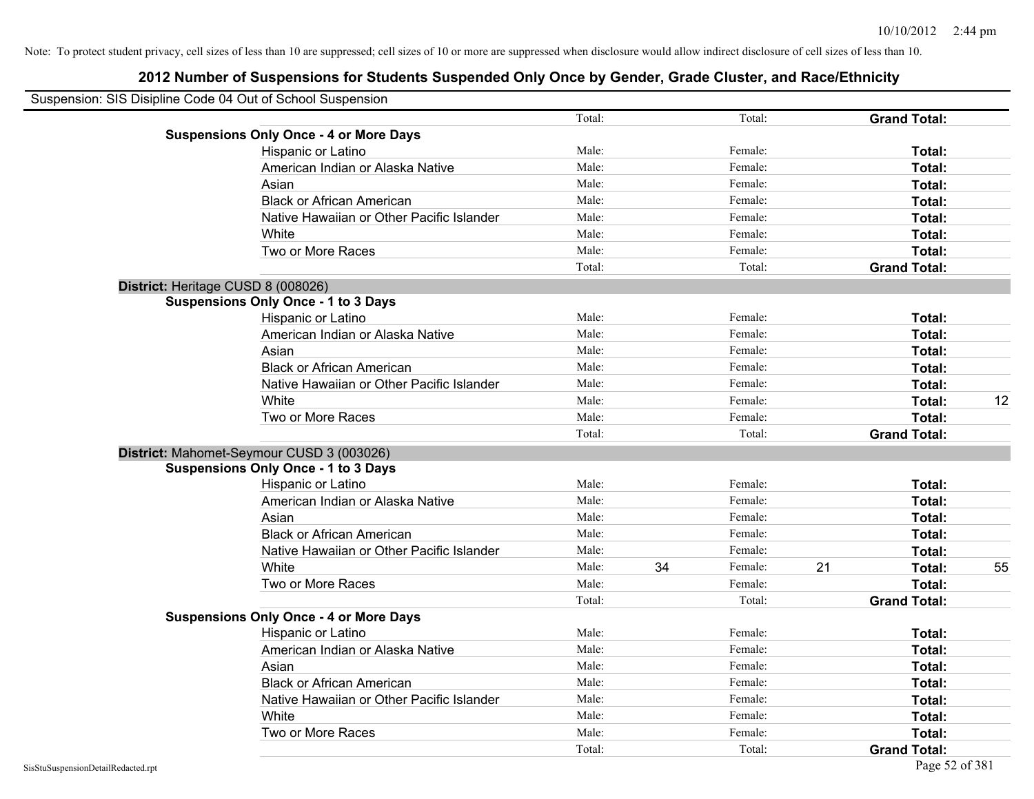Note: To protect student privacy, cell sizes of less than 10 are suppressed; cell sizes of 10 or more are suppressed when disclosure would allow indirect disclosure of cell sizes of less than 10.

# 2012 Number of Suspensions for Students Suspended Only Once by Gender, Grade Cluster, and Race/Ethnicity

Suspension: SIS Disipline Code 04 Out of School Suspension

| | | | | | | |
|---|---|---|---|---|---|---|
| | Total: | | Total: | | **Grand Total:** | |
| **Suspensions Only Once - 4 or More Days** | | | | | | |
| Hispanic or Latino | Male: | | Female: | | **Total:** | |
| American Indian or Alaska Native | Male: | | Female: | | **Total:** | |
| Asian | Male: | | Female: | | **Total:** | |
| Black or African American | Male: | | Female: | | **Total:** | |
| Native Hawaiian or Other Pacific Islander | Male: | | Female: | | **Total:** | |
| White | Male: | | Female: | | **Total:** | |
| Two or More Races | Male: | | Female: | | **Total:** | |
| | Total: | | Total: | | **Grand Total:** | |
| **District:** Heritage CUSD 8 (008026) | | | | | | |
| **Suspensions Only Once - 1 to 3 Days** | | | | | | |
| Hispanic or Latino | Male: | | Female: | | **Total:** | |
| American Indian or Alaska Native | Male: | | Female: | | **Total:** | |
| Asian | Male: | | Female: | | **Total:** | |
| Black or African American | Male: | | Female: | | **Total:** | |
| Native Hawaiian or Other Pacific Islander | Male: | | Female: | | **Total:** | |
| White | Male: | | Female: | | **Total:** | 12 |
| Two or More Races | Male: | | Female: | | **Total:** | |
| | Total: | | Total: | | **Grand Total:** | |
| **District:** Mahomet-Seymour CUSD 3 (003026) | | | | | | |
| **Suspensions Only Once - 1 to 3 Days** | | | | | | |
| Hispanic or Latino | Male: | | Female: | | **Total:** | |
| American Indian or Alaska Native | Male: | | Female: | | **Total:** | |
| Asian | Male: | | Female: | | **Total:** | |
| Black or African American | Male: | | Female: | | **Total:** | |
| Native Hawaiian or Other Pacific Islander | Male: | | Female: | | **Total:** | |
| White | Male: | 34 | Female: | 21 | **Total:** | 55 |
| Two or More Races | Male: | | Female: | | **Total:** | |
| | Total: | | Total: | | **Grand Total:** | |
| **Suspensions Only Once - 4 or More Days** | | | | | | |
| Hispanic or Latino | Male: | | Female: | | **Total:** | |
| American Indian or Alaska Native | Male: | | Female: | | **Total:** | |
| Asian | Male: | | Female: | | **Total:** | |
| Black or African American | Male: | | Female: | | **Total:** | |
| Native Hawaiian or Other Pacific Islander | Male: | | Female: | | **Total:** | |
| White | Male: | | Female: | | **Total:** | |
| Two or More Races | Male: | | Female: | | **Total:** | |
| | Total: | | Total: | | **Grand Total:** | |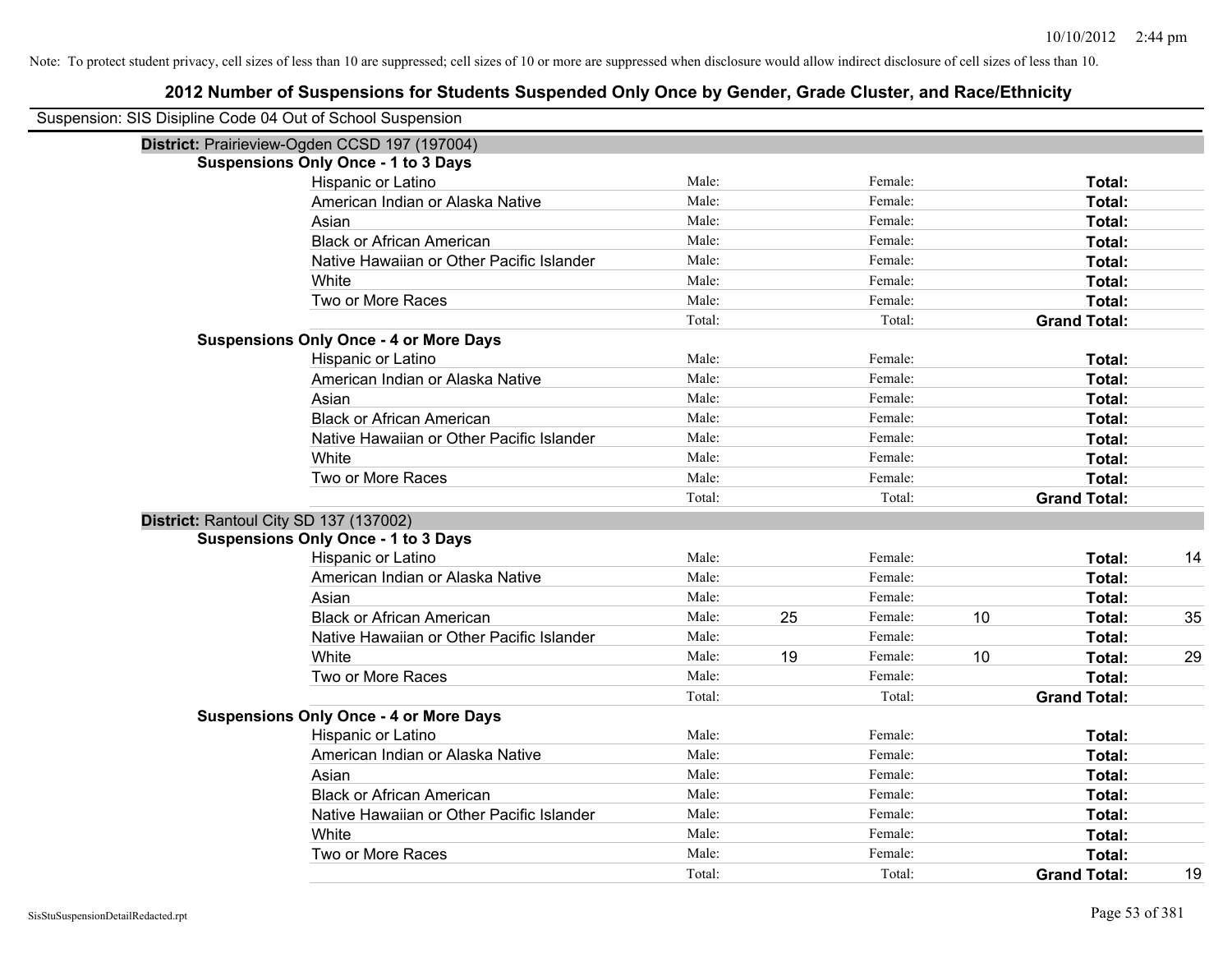Note: To protect student privacy, cell sizes of less than 10 are suppressed; cell sizes of 10 or more are suppressed when disclosure would allow indirect disclosure of cell sizes of less than 10.

## 2012 Number of Suspensions for Students Suspended Only Once by Gender, Grade Cluster, and Race/Ethnicity

Suspension: SIS Disipline Code 04 Out of School Suspension

**District:** Prairieview-Ogden CCSD 197 (197004)

**Suspensions Only Once - 1 to 3 Days**

| | | | | | | |
|---|---|---|---|---|---|---|
| Hispanic or Latino | Male: | | Female: | | **Total:** | |
| American Indian or Alaska Native | Male: | | Female: | | **Total:** | |
| Asian | Male: | | Female: | | **Total:** | |
| Black or African American | Male: | | Female: | | **Total:** | |
| Native Hawaiian or Other Pacific Islander | Male: | | Female: | | **Total:** | |
| White | Male: | | Female: | | **Total:** | |
| Two or More Races | Male: | | Female: | | **Total:** | |
| | Total: | | Total: | | **Grand Total:** | |

**Suspensions Only Once - 4 or More Days**

| | | | | | | |
|---|---|---|---|---|---|---|
| Hispanic or Latino | Male: | | Female: | | **Total:** | |
| American Indian or Alaska Native | Male: | | Female: | | **Total:** | |
| Asian | Male: | | Female: | | **Total:** | |
| Black or African American | Male: | | Female: | | **Total:** | |
| Native Hawaiian or Other Pacific Islander | Male: | | Female: | | **Total:** | |
| White | Male: | | Female: | | **Total:** | |
| Two or More Races | Male: | | Female: | | **Total:** | |
| | Total: | | Total: | | **Grand Total:** | |

**District:** Rantoul City SD 137 (137002)

**Suspensions Only Once - 1 to 3 Days**

| | | | | | | |
|---|---|---|---|---|---|---|
| Hispanic or Latino | Male: | | Female: | | **Total:** | 14 |
| American Indian or Alaska Native | Male: | | Female: | | **Total:** | |
| Asian | Male: | | Female: | | **Total:** | |
| Black or African American | Male: | 25 | Female: | 10 | **Total:** | 35 |
| Native Hawaiian or Other Pacific Islander | Male: | | Female: | | **Total:** | |
| White | Male: | 19 | Female: | 10 | **Total:** | 29 |
| Two or More Races | Male: | | Female: | | **Total:** | |
| | Total: | | Total: | | **Grand Total:** | |

**Suspensions Only Once - 4 or More Days**

| | | | | | | |
|---|---|---|---|---|---|---|
| Hispanic or Latino | Male: | | Female: | | **Total:** | |
| American Indian or Alaska Native | Male: | | Female: | | **Total:** | |
| Asian | Male: | | Female: | | **Total:** | |
| Black or African American | Male: | | Female: | | **Total:** | |
| Native Hawaiian or Other Pacific Islander | Male: | | Female: | | **Total:** | |
| White | Male: | | Female: | | **Total:** | |
| Two or More Races | Male: | | Female: | | **Total:** | |
| | Total: | | Total: | | **Grand Total:** | 19 |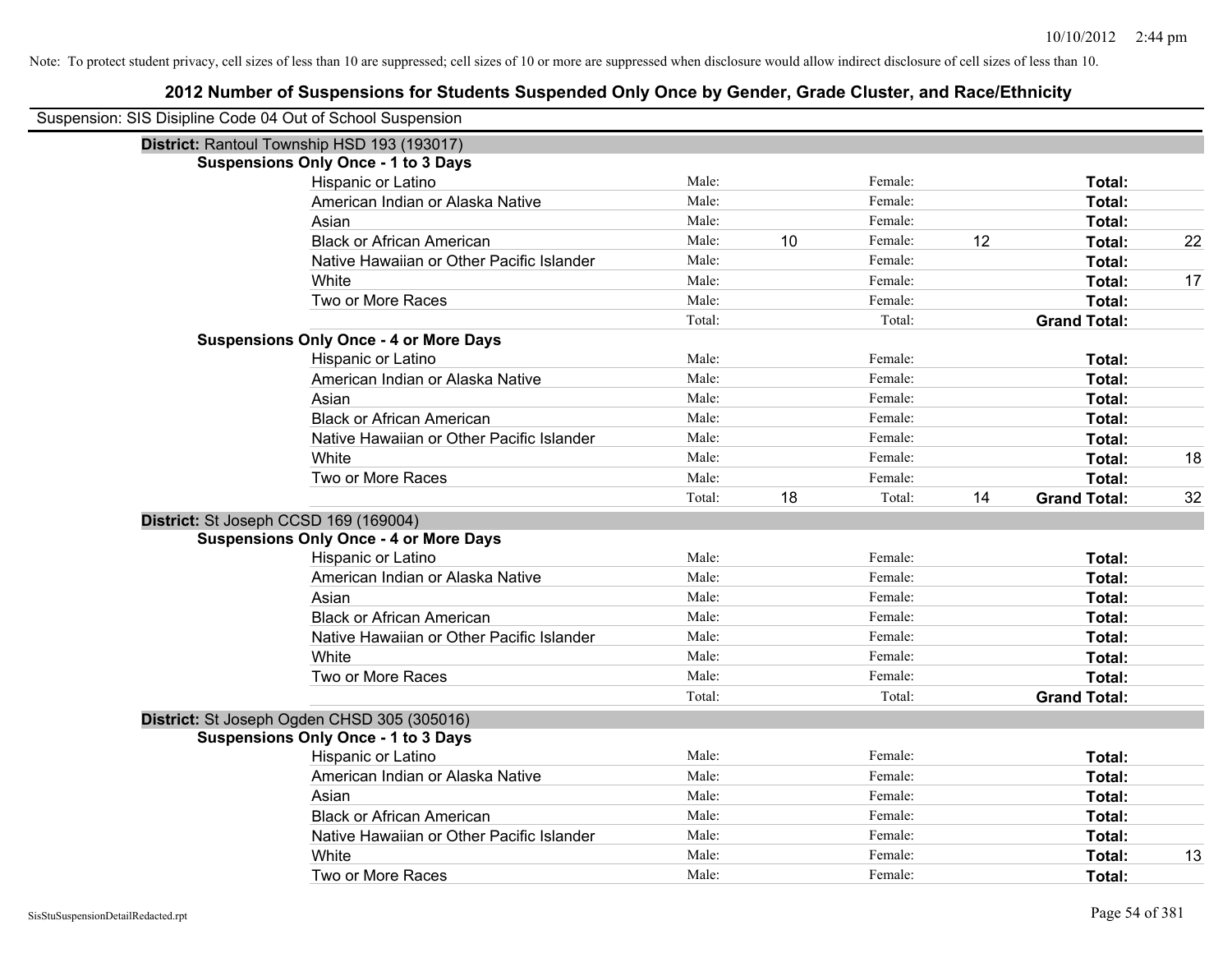Note: To protect student privacy, cell sizes of less than 10 are suppressed; cell sizes of 10 or more are suppressed when disclosure would allow indirect disclosure of cell sizes of less than 10.

# 2012 Number of Suspensions for Students Suspended Only Once by Gender, Grade Cluster, and Race/Ethnicity

Suspension: SIS Disipline Code 04 Out of School Suspension

**District:** Rantoul Township HSD 193 (193017)

**Suspensions Only Once - 1 to 3 Days**

| | | | | | | |
|---|---|---|---|---|---|---|
| Hispanic or Latino | Male: | | Female: | | **Total:** | |
| American Indian or Alaska Native | Male: | | Female: | | **Total:** | |
| Asian | Male: | | Female: | | **Total:** | |
| Black or African American | Male: | 10 | Female: | 12 | **Total:** | 22 |
| Native Hawaiian or Other Pacific Islander | Male: | | Female: | | **Total:** | |
| White | Male: | | Female: | | **Total:** | 17 |
| Two or More Races | Male: | | Female: | | **Total:** | |
| | Total: | | Total: | | **Grand Total:** | |

**Suspensions Only Once - 4 or More Days**

| | | | | | | |
|---|---|---|---|---|---|---|
| Hispanic or Latino | Male: | | Female: | | **Total:** | |
| American Indian or Alaska Native | Male: | | Female: | | **Total:** | |
| Asian | Male: | | Female: | | **Total:** | |
| Black or African American | Male: | | Female: | | **Total:** | |
| Native Hawaiian or Other Pacific Islander | Male: | | Female: | | **Total:** | |
| White | Male: | | Female: | | **Total:** | 18 |
| Two or More Races | Male: | | Female: | | **Total:** | |
| | Total: | 18 | Total: | 14 | **Grand Total:** | 32 |

**District:** St Joseph CCSD 169 (169004)

**Suspensions Only Once - 4 or More Days**

| | | | | | | |
|---|---|---|---|---|---|---|
| Hispanic or Latino | Male: | | Female: | | **Total:** | |
| American Indian or Alaska Native | Male: | | Female: | | **Total:** | |
| Asian | Male: | | Female: | | **Total:** | |
| Black or African American | Male: | | Female: | | **Total:** | |
| Native Hawaiian or Other Pacific Islander | Male: | | Female: | | **Total:** | |
| White | Male: | | Female: | | **Total:** | |
| Two or More Races | Male: | | Female: | | **Total:** | |
| | Total: | | Total: | | **Grand Total:** | |

**District:** St Joseph Ogden CHSD 305 (305016)

**Suspensions Only Once - 1 to 3 Days**

| | | | | | | |
|---|---|---|---|---|---|---|
| Hispanic or Latino | Male: | | Female: | | **Total:** | |
| American Indian or Alaska Native | Male: | | Female: | | **Total:** | |
| Asian | Male: | | Female: | | **Total:** | |
| Black or African American | Male: | | Female: | | **Total:** | |
| Native Hawaiian or Other Pacific Islander | Male: | | Female: | | **Total:** | |
| White | Male: | | Female: | | **Total:** | 13 |
| Two or More Races | Male: | | Female: | | **Total:** | |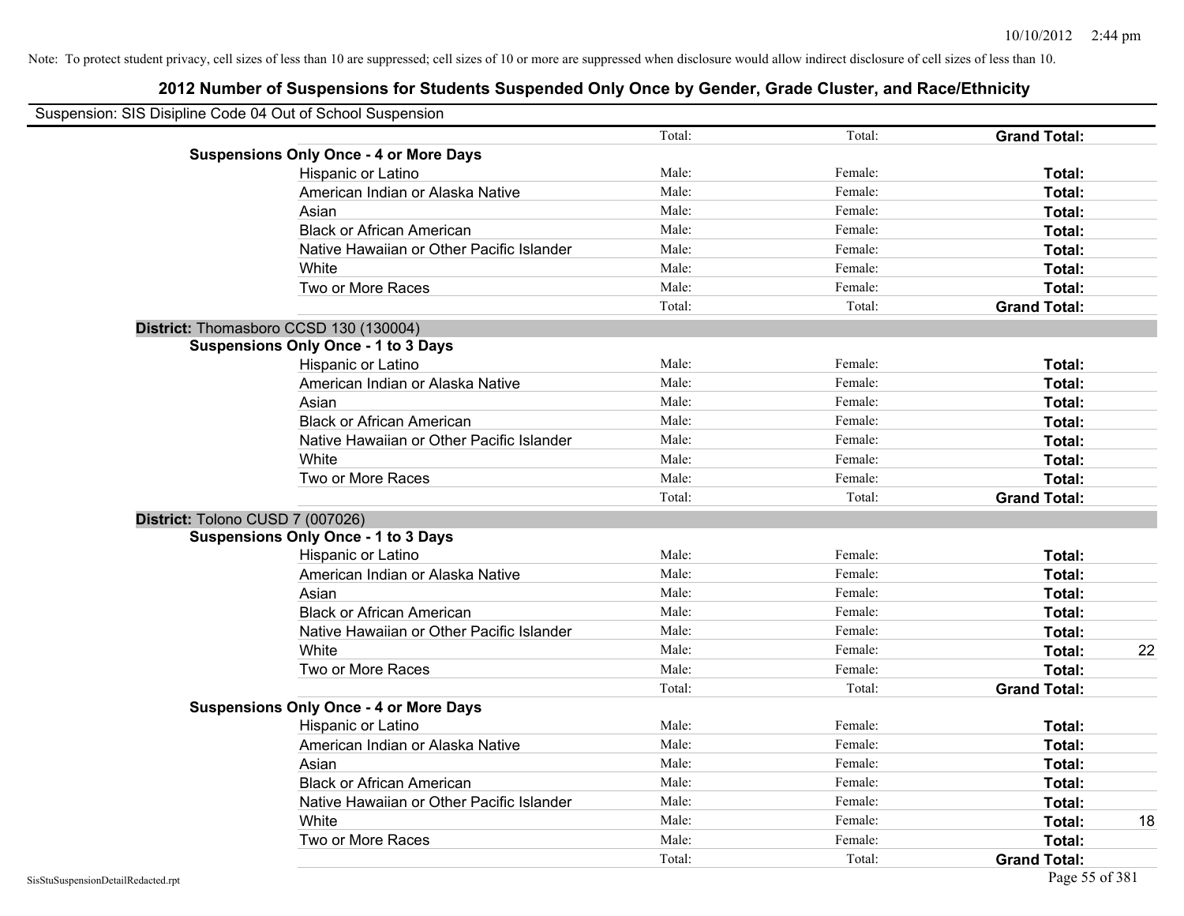Note: To protect student privacy, cell sizes of less than 10 are suppressed; cell sizes of 10 or more are suppressed when disclosure would allow indirect disclosure of cell sizes of less than 10.

## 2012 Number of Suspensions for Students Suspended Only Once by Gender, Grade Cluster, and Race/Ethnicity

Suspension: SIS Disipline Code 04 Out of School Suspension

| | | | | | |
|---|---|---|---|---|---|
| | | Total: | Total: | **Grand Total:** | |
| **Suspensions Only Once - 4 or More Days** | | | | | |
| | Hispanic or Latino | Male: | Female: | **Total:** | |
| | American Indian or Alaska Native | Male: | Female: | **Total:** | |
| | Asian | Male: | Female: | **Total:** | |
| | Black or African American | Male: | Female: | **Total:** | |
| | Native Hawaiian or Other Pacific Islander | Male: | Female: | **Total:** | |
| | White | Male: | Female: | **Total:** | |
| | Two or More Races | Male: | Female: | **Total:** | |
| | | Total: | Total: | **Grand Total:** | |
| **District:** Thomasboro CCSD 130 (130004) | | | | | |
| **Suspensions Only Once - 1 to 3 Days** | | | | | |
| | Hispanic or Latino | Male: | Female: | **Total:** | |
| | American Indian or Alaska Native | Male: | Female: | **Total:** | |
| | Asian | Male: | Female: | **Total:** | |
| | Black or African American | Male: | Female: | **Total:** | |
| | Native Hawaiian or Other Pacific Islander | Male: | Female: | **Total:** | |
| | White | Male: | Female: | **Total:** | |
| | Two or More Races | Male: | Female: | **Total:** | |
| | | Total: | Total: | **Grand Total:** | |
| **District:** Tolono CUSD 7 (007026) | | | | | |
| **Suspensions Only Once - 1 to 3 Days** | | | | | |
| | Hispanic or Latino | Male: | Female: | **Total:** | |
| | American Indian or Alaska Native | Male: | Female: | **Total:** | |
| | Asian | Male: | Female: | **Total:** | |
| | Black or African American | Male: | Female: | **Total:** | |
| | Native Hawaiian or Other Pacific Islander | Male: | Female: | **Total:** | |
| | White | Male: | Female: | **Total:** | 22 |
| | Two or More Races | Male: | Female: | **Total:** | |
| | | Total: | Total: | **Grand Total:** | |
| **Suspensions Only Once - 4 or More Days** | | | | | |
| | Hispanic or Latino | Male: | Female: | **Total:** | |
| | American Indian or Alaska Native | Male: | Female: | **Total:** | |
| | Asian | Male: | Female: | **Total:** | |
| | Black or African American | Male: | Female: | **Total:** | |
| | Native Hawaiian or Other Pacific Islander | Male: | Female: | **Total:** | |
| | White | Male: | Female: | **Total:** | 18 |
| | Two or More Races | Male: | Female: | **Total:** | |
| | | Total: | Total: | **Grand Total:** | |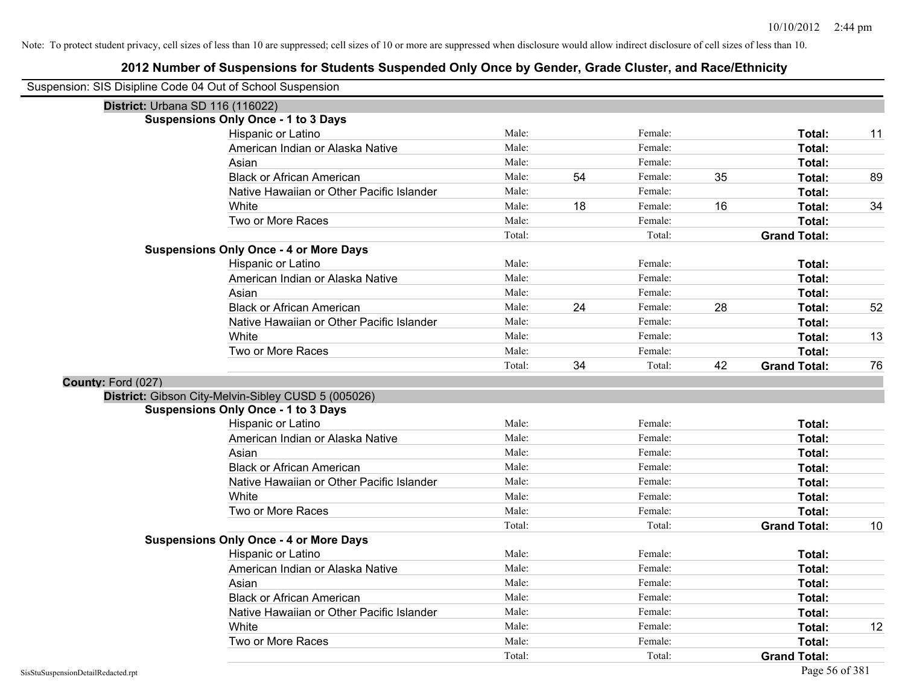Note: To protect student privacy, cell sizes of less than 10 are suppressed; cell sizes of 10 or more are suppressed when disclosure would allow indirect disclosure of cell sizes of less than 10.

# 2012 Number of Suspensions for Students Suspended Only Once by Gender, Grade Cluster, and Race/Ethnicity

Suspension: SIS Disipline Code 04 Out of School Suspension

**District:** Urbana SD 116 (116022)

**Suspensions Only Once - 1 to 3 Days**

| Race/Ethnicity | | Male | | Female | | Total |
|---|---|---|---|---|---|---|
| Hispanic or Latino | Male: | | Female: | | **Total:** | 11 |
| American Indian or Alaska Native | Male: | | Female: | | **Total:** | |
| Asian | Male: | | Female: | | **Total:** | |
| Black or African American | Male: | 54 | Female: | 35 | **Total:** | 89 |
| Native Hawaiian or Other Pacific Islander | Male: | | Female: | | **Total:** | |
| White | Male: | 18 | Female: | 16 | **Total:** | 34 |
| Two or More Races | Male: | | Female: | | **Total:** | |
| | Total: | | Total: | | **Grand Total:** | |

**Suspensions Only Once - 4 or More Days**

| Race/Ethnicity | | Male | | Female | | Total |
|---|---|---|---|---|---|---|
| Hispanic or Latino | Male: | | Female: | | **Total:** | |
| American Indian or Alaska Native | Male: | | Female: | | **Total:** | |
| Asian | Male: | | Female: | | **Total:** | |
| Black or African American | Male: | 24 | Female: | 28 | **Total:** | 52 |
| Native Hawaiian or Other Pacific Islander | Male: | | Female: | | **Total:** | |
| White | Male: | | Female: | | **Total:** | 13 |
| Two or More Races | Male: | | Female: | | **Total:** | |
| | Total: | 34 | Total: | 42 | **Grand Total:** | 76 |

**County:** Ford (027)

**District:** Gibson City-Melvin-Sibley CUSD 5 (005026)

**Suspensions Only Once - 1 to 3 Days**

| Race/Ethnicity | | Male | | Female | | Total |
|---|---|---|---|---|---|---|
| Hispanic or Latino | Male: | | Female: | | **Total:** | |
| American Indian or Alaska Native | Male: | | Female: | | **Total:** | |
| Asian | Male: | | Female: | | **Total:** | |
| Black or African American | Male: | | Female: | | **Total:** | |
| Native Hawaiian or Other Pacific Islander | Male: | | Female: | | **Total:** | |
| White | Male: | | Female: | | **Total:** | |
| Two or More Races | Male: | | Female: | | **Total:** | |
| | Total: | | Total: | | **Grand Total:** | 10 |

**Suspensions Only Once - 4 or More Days**

| Race/Ethnicity | | Male | | Female | | Total |
|---|---|---|---|---|---|---|
| Hispanic or Latino | Male: | | Female: | | **Total:** | |
| American Indian or Alaska Native | Male: | | Female: | | **Total:** | |
| Asian | Male: | | Female: | | **Total:** | |
| Black or African American | Male: | | Female: | | **Total:** | |
| Native Hawaiian or Other Pacific Islander | Male: | | Female: | | **Total:** | |
| White | Male: | | Female: | | **Total:** | 12 |
| Two or More Races | Male: | | Female: | | **Total:** | |
| | Total: | | Total: | | **Grand Total:** | |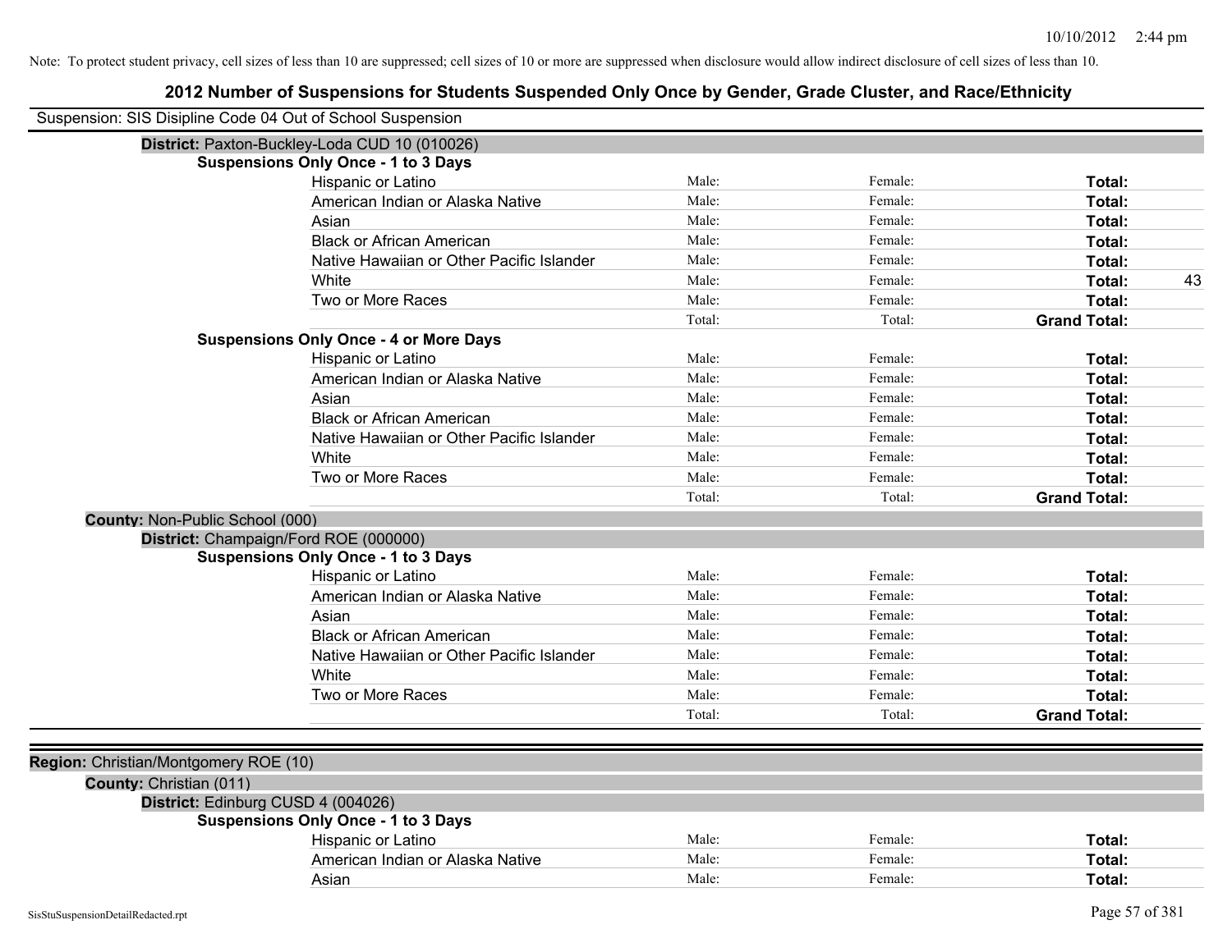Note: To protect student privacy, cell sizes of less than 10 are suppressed; cell sizes of 10 or more are suppressed when disclosure would allow indirect disclosure of cell sizes of less than 10.

# 2012 Number of Suspensions for Students Suspended Only Once by Gender, Grade Cluster, and Race/Ethnicity

Suspension: SIS Disipline Code 04 Out of School Suspension

**District:** Paxton-Buckley-Loda CUD 10 (010026)

**Suspensions Only Once - 1 to 3 Days**

| | | | | |
|---|---|---|---|---|
| Hispanic or Latino | Male: | Female: | **Total:** | |
| American Indian or Alaska Native | Male: | Female: | **Total:** | |
| Asian | Male: | Female: | **Total:** | |
| Black or African American | Male: | Female: | **Total:** | |
| Native Hawaiian or Other Pacific Islander | Male: | Female: | **Total:** | |
| White | Male: | Female: | **Total:** | 43 |
| Two or More Races | Male: | Female: | **Total:** | |
| | Total: | Total: | **Grand Total:** | |

**Suspensions Only Once - 4 or More Days**

| | | | | |
|---|---|---|---|---|
| Hispanic or Latino | Male: | Female: | **Total:** | |
| American Indian or Alaska Native | Male: | Female: | **Total:** | |
| Asian | Male: | Female: | **Total:** | |
| Black or African American | Male: | Female: | **Total:** | |
| Native Hawaiian or Other Pacific Islander | Male: | Female: | **Total:** | |
| White | Male: | Female: | **Total:** | |
| Two or More Races | Male: | Female: | **Total:** | |
| | Total: | Total: | **Grand Total:** | |

**County:** Non-Public School (000)

**District:** Champaign/Ford ROE (000000)

**Suspensions Only Once - 1 to 3 Days**

| | | | | |
|---|---|---|---|---|
| Hispanic or Latino | Male: | Female: | **Total:** | |
| American Indian or Alaska Native | Male: | Female: | **Total:** | |
| Asian | Male: | Female: | **Total:** | |
| Black or African American | Male: | Female: | **Total:** | |
| Native Hawaiian or Other Pacific Islander | Male: | Female: | **Total:** | |
| White | Male: | Female: | **Total:** | |
| Two or More Races | Male: | Female: | **Total:** | |
| | Total: | Total: | **Grand Total:** | |

**Region:** Christian/Montgomery ROE (10)

**County:** Christian (011)

**District:** Edinburg CUSD 4 (004026)

**Suspensions Only Once - 1 to 3 Days**

| | | | | |
|---|---|---|---|---|
| Hispanic or Latino | Male: | Female: | **Total:** | |
| American Indian or Alaska Native | Male: | Female: | **Total:** | |
| Asian | Male: | Female: | **Total:** | |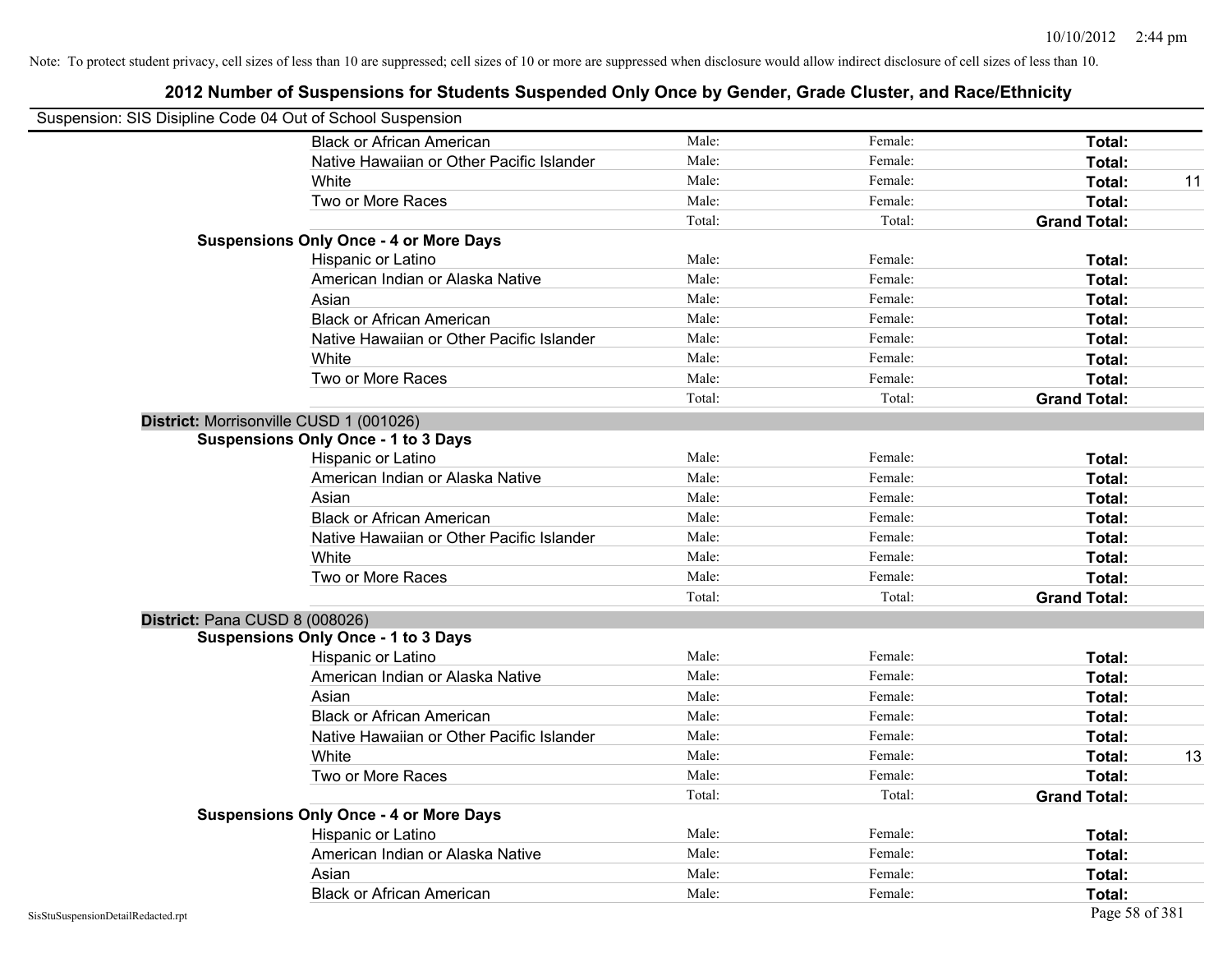Note: To protect student privacy, cell sizes of less than 10 are suppressed; cell sizes of 10 or more are suppressed when disclosure would allow indirect disclosure of cell sizes of less than 10.

# 2012 Number of Suspensions for Students Suspended Only Once by Gender, Grade Cluster, and Race/Ethnicity

Suspension: SIS Disipline Code 04 Out of School Suspension

| | | | | |
|---|---|---|---|---|
| Black or African American | Male: | Female: | **Total:** | |
| Native Hawaiian or Other Pacific Islander | Male: | Female: | **Total:** | |
| White | Male: | Female: | **Total:** | 11 |
| Two or More Races | Male: | Female: | **Total:** | |
| | Total: | Total: | **Grand Total:** | |

**Suspensions Only Once - 4 or More Days**

| | | | | |
|---|---|---|---|---|
| Hispanic or Latino | Male: | Female: | **Total:** | |
| American Indian or Alaska Native | Male: | Female: | **Total:** | |
| Asian | Male: | Female: | **Total:** | |
| Black or African American | Male: | Female: | **Total:** | |
| Native Hawaiian or Other Pacific Islander | Male: | Female: | **Total:** | |
| White | Male: | Female: | **Total:** | |
| Two or More Races | Male: | Female: | **Total:** | |
| | Total: | Total: | **Grand Total:** | |

**District:** Morrisonville CUSD 1 (001026)

**Suspensions Only Once - 1 to 3 Days**

| | | | | |
|---|---|---|---|---|
| Hispanic or Latino | Male: | Female: | **Total:** | |
| American Indian or Alaska Native | Male: | Female: | **Total:** | |
| Asian | Male: | Female: | **Total:** | |
| Black or African American | Male: | Female: | **Total:** | |
| Native Hawaiian or Other Pacific Islander | Male: | Female: | **Total:** | |
| White | Male: | Female: | **Total:** | |
| Two or More Races | Male: | Female: | **Total:** | |
| | Total: | Total: | **Grand Total:** | |

**District:** Pana CUSD 8 (008026)

**Suspensions Only Once - 1 to 3 Days**

| | | | | |
|---|---|---|---|---|
| Hispanic or Latino | Male: | Female: | **Total:** | |
| American Indian or Alaska Native | Male: | Female: | **Total:** | |
| Asian | Male: | Female: | **Total:** | |
| Black or African American | Male: | Female: | **Total:** | |
| Native Hawaiian or Other Pacific Islander | Male: | Female: | **Total:** | |
| White | Male: | Female: | **Total:** | 13 |
| Two or More Races | Male: | Female: | **Total:** | |
| | Total: | Total: | **Grand Total:** | |

**Suspensions Only Once - 4 or More Days**

| | | | | |
|---|---|---|---|---|
| Hispanic or Latino | Male: | Female: | **Total:** | |
| American Indian or Alaska Native | Male: | Female: | **Total:** | |
| Asian | Male: | Female: | **Total:** | |
| Black or African American | Male: | Female: | **Total:** | |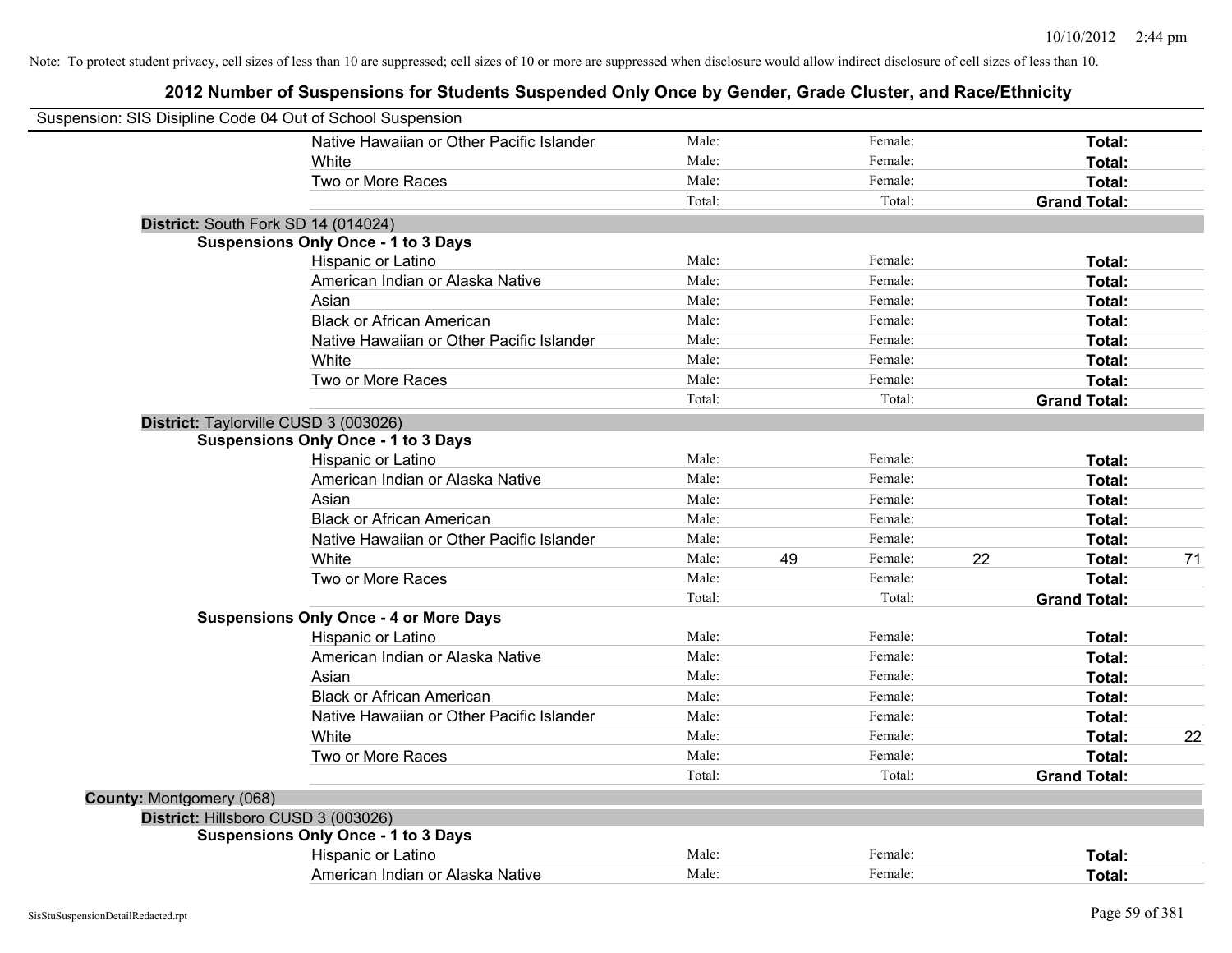Note: To protect student privacy, cell sizes of less than 10 are suppressed; cell sizes of 10 or more are suppressed when disclosure would allow indirect disclosure of cell sizes of less than 10.

## 2012 Number of Suspensions for Students Suspended Only Once by Gender, Grade Cluster, and Race/Ethnicity

Suspension: SIS Disipline Code 04 Out of School Suspension

| | | | | | | |
|---|---|---|---|---|---|---|
| Native Hawaiian or Other Pacific Islander | Male: | | Female: | | **Total:** | |
| White | Male: | | Female: | | **Total:** | |
| Two or More Races | Male: | | Female: | | **Total:** | |
| | Total: | | Total: | | **Grand Total:** | |

**District:** South Fork SD 14 (014024)

**Suspensions Only Once - 1 to 3 Days**

| | | | | | | |
|---|---|---|---|---|---|---|
| Hispanic or Latino | Male: | | Female: | | **Total:** | |
| American Indian or Alaska Native | Male: | | Female: | | **Total:** | |
| Asian | Male: | | Female: | | **Total:** | |
| Black or African American | Male: | | Female: | | **Total:** | |
| Native Hawaiian or Other Pacific Islander | Male: | | Female: | | **Total:** | |
| White | Male: | | Female: | | **Total:** | |
| Two or More Races | Male: | | Female: | | **Total:** | |
| | Total: | | Total: | | **Grand Total:** | |

**District:** Taylorville CUSD 3 (003026)

**Suspensions Only Once - 1 to 3 Days**

| | | | | | | |
|---|---|---|---|---|---|---|
| Hispanic or Latino | Male: | | Female: | | **Total:** | |
| American Indian or Alaska Native | Male: | | Female: | | **Total:** | |
| Asian | Male: | | Female: | | **Total:** | |
| Black or African American | Male: | | Female: | | **Total:** | |
| Native Hawaiian or Other Pacific Islander | Male: | | Female: | | **Total:** | |
| White | Male: | 49 | Female: | 22 | **Total:** | 71 |
| Two or More Races | Male: | | Female: | | **Total:** | |
| | Total: | | Total: | | **Grand Total:** | |

**Suspensions Only Once - 4 or More Days**

| | | | | | | |
|---|---|---|---|---|---|---|
| Hispanic or Latino | Male: | | Female: | | **Total:** | |
| American Indian or Alaska Native | Male: | | Female: | | **Total:** | |
| Asian | Male: | | Female: | | **Total:** | |
| Black or African American | Male: | | Female: | | **Total:** | |
| Native Hawaiian or Other Pacific Islander | Male: | | Female: | | **Total:** | |
| White | Male: | | Female: | | **Total:** | 22 |
| Two or More Races | Male: | | Female: | | **Total:** | |
| | Total: | | Total: | | **Grand Total:** | |

**County:** Montgomery (068)

**District:** Hillsboro CUSD 3 (003026)

**Suspensions Only Once - 1 to 3 Days**

| | | | | | | |
|---|---|---|---|---|---|---|
| Hispanic or Latino | Male: | | Female: | | **Total:** | |
| American Indian or Alaska Native | Male: | | Female: | | **Total:** | |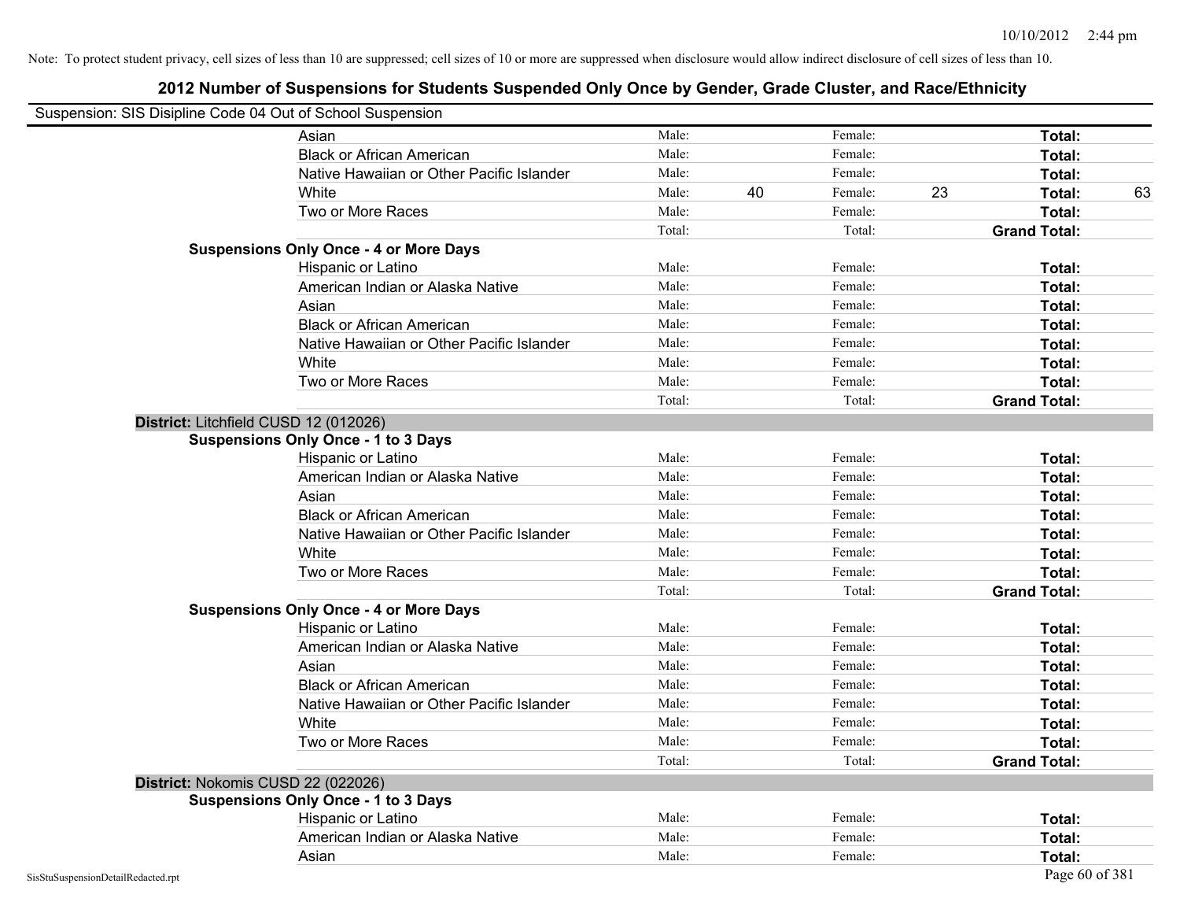Note: To protect student privacy, cell sizes of less than 10 are suppressed; cell sizes of 10 or more are suppressed when disclosure would allow indirect disclosure of cell sizes of less than 10.

# 2012 Number of Suspensions for Students Suspended Only Once by Gender, Grade Cluster, and Race/Ethnicity

Suspension: SIS Disipline Code 04 Out of School Suspension

| | | | | | | |
|---|---|---|---|---|---|---|
| Asian | Male: | | Female: | | **Total:** | |
| Black or African American | Male: | | Female: | | **Total:** | |
| Native Hawaiian or Other Pacific Islander | Male: | | Female: | | **Total:** | |
| White | Male: | 40 | Female: | 23 | **Total:** | 63 |
| Two or More Races | Male: | | Female: | | **Total:** | |
| | Total: | | Total: | | **Grand Total:** | |

**Suspensions Only Once - 4 or More Days**

| | | | | | | |
|---|---|---|---|---|---|---|
| Hispanic or Latino | Male: | | Female: | | **Total:** | |
| American Indian or Alaska Native | Male: | | Female: | | **Total:** | |
| Asian | Male: | | Female: | | **Total:** | |
| Black or African American | Male: | | Female: | | **Total:** | |
| Native Hawaiian or Other Pacific Islander | Male: | | Female: | | **Total:** | |
| White | Male: | | Female: | | **Total:** | |
| Two or More Races | Male: | | Female: | | **Total:** | |
| | Total: | | Total: | | **Grand Total:** | |

**District:** Litchfield CUSD 12 (012026)

**Suspensions Only Once - 1 to 3 Days**

| | | | | | | |
|---|---|---|---|---|---|---|
| Hispanic or Latino | Male: | | Female: | | **Total:** | |
| American Indian or Alaska Native | Male: | | Female: | | **Total:** | |
| Asian | Male: | | Female: | | **Total:** | |
| Black or African American | Male: | | Female: | | **Total:** | |
| Native Hawaiian or Other Pacific Islander | Male: | | Female: | | **Total:** | |
| White | Male: | | Female: | | **Total:** | |
| Two or More Races | Male: | | Female: | | **Total:** | |
| | Total: | | Total: | | **Grand Total:** | |

**Suspensions Only Once - 4 or More Days**

| | | | | | | |
|---|---|---|---|---|---|---|
| Hispanic or Latino | Male: | | Female: | | **Total:** | |
| American Indian or Alaska Native | Male: | | Female: | | **Total:** | |
| Asian | Male: | | Female: | | **Total:** | |
| Black or African American | Male: | | Female: | | **Total:** | |
| Native Hawaiian or Other Pacific Islander | Male: | | Female: | | **Total:** | |
| White | Male: | | Female: | | **Total:** | |
| Two or More Races | Male: | | Female: | | **Total:** | |
| | Total: | | Total: | | **Grand Total:** | |

**District:** Nokomis CUSD 22 (022026)

**Suspensions Only Once - 1 to 3 Days**

| | | | | | | |
|---|---|---|---|---|---|---|
| Hispanic or Latino | Male: | | Female: | | **Total:** | |
| American Indian or Alaska Native | Male: | | Female: | | **Total:** | |
| Asian | Male: | | Female: | | **Total:** | |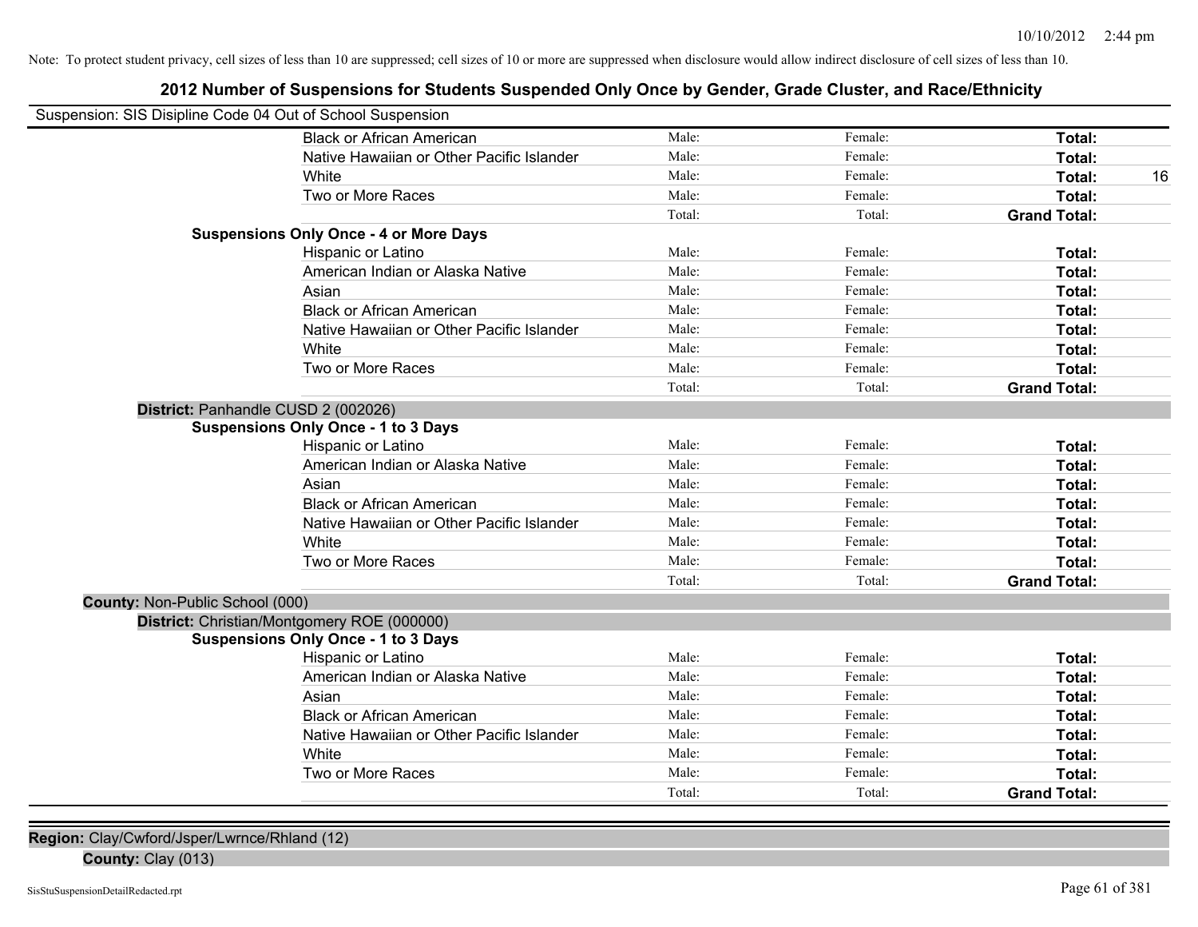Note: To protect student privacy, cell sizes of less than 10 are suppressed; cell sizes of 10 or more are suppressed when disclosure would allow indirect disclosure of cell sizes of less than 10.

## 2012 Number of Suspensions for Students Suspended Only Once by Gender, Grade Cluster, and Race/Ethnicity

Suspension: SIS Disipline Code 04 Out of School Suspension

| | | | | |
|---|---|---|---|---|
| Black or African American | Male: | Female: | **Total:** | |
| Native Hawaiian or Other Pacific Islander | Male: | Female: | **Total:** | |
| White | Male: | Female: | **Total:** | 16 |
| Two or More Races | Male: | Female: | **Total:** | |
| | Total: | Total: | **Grand Total:** | |

**Suspensions Only Once - 4 or More Days**

| | | | | |
|---|---|---|---|---|
| Hispanic or Latino | Male: | Female: | **Total:** | |
| American Indian or Alaska Native | Male: | Female: | **Total:** | |
| Asian | Male: | Female: | **Total:** | |
| Black or African American | Male: | Female: | **Total:** | |
| Native Hawaiian or Other Pacific Islander | Male: | Female: | **Total:** | |
| White | Male: | Female: | **Total:** | |
| Two or More Races | Male: | Female: | **Total:** | |
| | Total: | Total: | **Grand Total:** | |

**District:** Panhandle CUSD 2 (002026)

**Suspensions Only Once - 1 to 3 Days**

| | | | | |
|---|---|---|---|---|
| Hispanic or Latino | Male: | Female: | **Total:** | |
| American Indian or Alaska Native | Male: | Female: | **Total:** | |
| Asian | Male: | Female: | **Total:** | |
| Black or African American | Male: | Female: | **Total:** | |
| Native Hawaiian or Other Pacific Islander | Male: | Female: | **Total:** | |
| White | Male: | Female: | **Total:** | |
| Two or More Races | Male: | Female: | **Total:** | |
| | Total: | Total: | **Grand Total:** | |

**County:** Non-Public School (000)

**District:** Christian/Montgomery ROE (000000)

**Suspensions Only Once - 1 to 3 Days**

| | | | | |
|---|---|---|---|---|
| Hispanic or Latino | Male: | Female: | **Total:** | |
| American Indian or Alaska Native | Male: | Female: | **Total:** | |
| Asian | Male: | Female: | **Total:** | |
| Black or African American | Male: | Female: | **Total:** | |
| Native Hawaiian or Other Pacific Islander | Male: | Female: | **Total:** | |
| White | Male: | Female: | **Total:** | |
| Two or More Races | Male: | Female: | **Total:** | |
| | Total: | Total: | **Grand Total:** | |

**Region:** Clay/Cwford/Jsper/Lwrnce/Rhland (12)

**County:** Clay (013)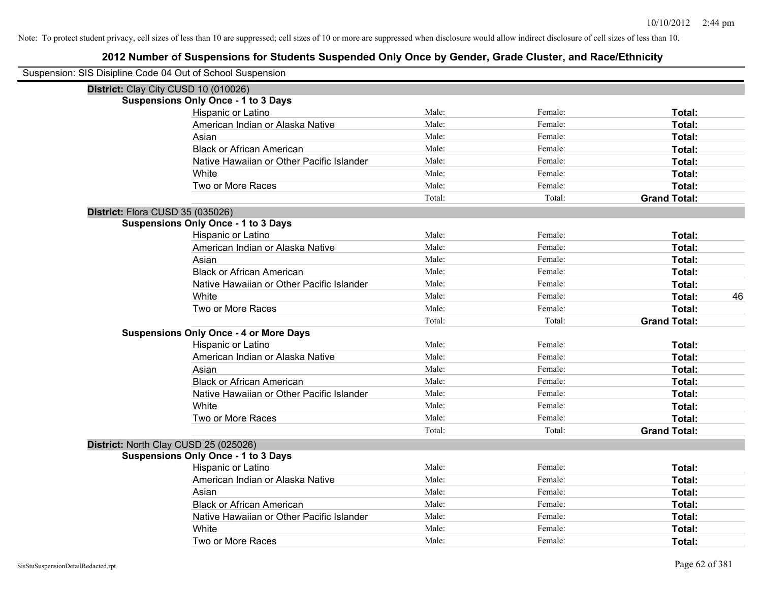Note: To protect student privacy, cell sizes of less than 10 are suppressed; cell sizes of 10 or more are suppressed when disclosure would allow indirect disclosure of cell sizes of less than 10.

# 2012 Number of Suspensions for Students Suspended Only Once by Gender, Grade Cluster, and Race/Ethnicity

Suspension: SIS Disipline Code 04 Out of School Suspension

**District:** Clay City CUSD 10 (010026)

**Suspensions Only Once - 1 to 3 Days**

| | | | | |
|---|---|---|---|---|
| Hispanic or Latino | Male: | Female: | **Total:** | |
| American Indian or Alaska Native | Male: | Female: | **Total:** | |
| Asian | Male: | Female: | **Total:** | |
| Black or African American | Male: | Female: | **Total:** | |
| Native Hawaiian or Other Pacific Islander | Male: | Female: | **Total:** | |
| White | Male: | Female: | **Total:** | |
| Two or More Races | Male: | Female: | **Total:** | |
| | Total: | Total: | **Grand Total:** | |

**District:** Flora CUSD 35 (035026)

**Suspensions Only Once - 1 to 3 Days**

| | | | | |
|---|---|---|---|---|
| Hispanic or Latino | Male: | Female: | **Total:** | |
| American Indian or Alaska Native | Male: | Female: | **Total:** | |
| Asian | Male: | Female: | **Total:** | |
| Black or African American | Male: | Female: | **Total:** | |
| Native Hawaiian or Other Pacific Islander | Male: | Female: | **Total:** | |
| White | Male: | Female: | **Total:** | 46 |
| Two or More Races | Male: | Female: | **Total:** | |
| | Total: | Total: | **Grand Total:** | |

**Suspensions Only Once - 4 or More Days**

| | | | | |
|---|---|---|---|---|
| Hispanic or Latino | Male: | Female: | **Total:** | |
| American Indian or Alaska Native | Male: | Female: | **Total:** | |
| Asian | Male: | Female: | **Total:** | |
| Black or African American | Male: | Female: | **Total:** | |
| Native Hawaiian or Other Pacific Islander | Male: | Female: | **Total:** | |
| White | Male: | Female: | **Total:** | |
| Two or More Races | Male: | Female: | **Total:** | |
| | Total: | Total: | **Grand Total:** | |

**District:** North Clay CUSD 25 (025026)

**Suspensions Only Once - 1 to 3 Days**

| | | | | |
|---|---|---|---|---|
| Hispanic or Latino | Male: | Female: | **Total:** | |
| American Indian or Alaska Native | Male: | Female: | **Total:** | |
| Asian | Male: | Female: | **Total:** | |
| Black or African American | Male: | Female: | **Total:** | |
| Native Hawaiian or Other Pacific Islander | Male: | Female: | **Total:** | |
| White | Male: | Female: | **Total:** | |
| Two or More Races | Male: | Female: | **Total:** | |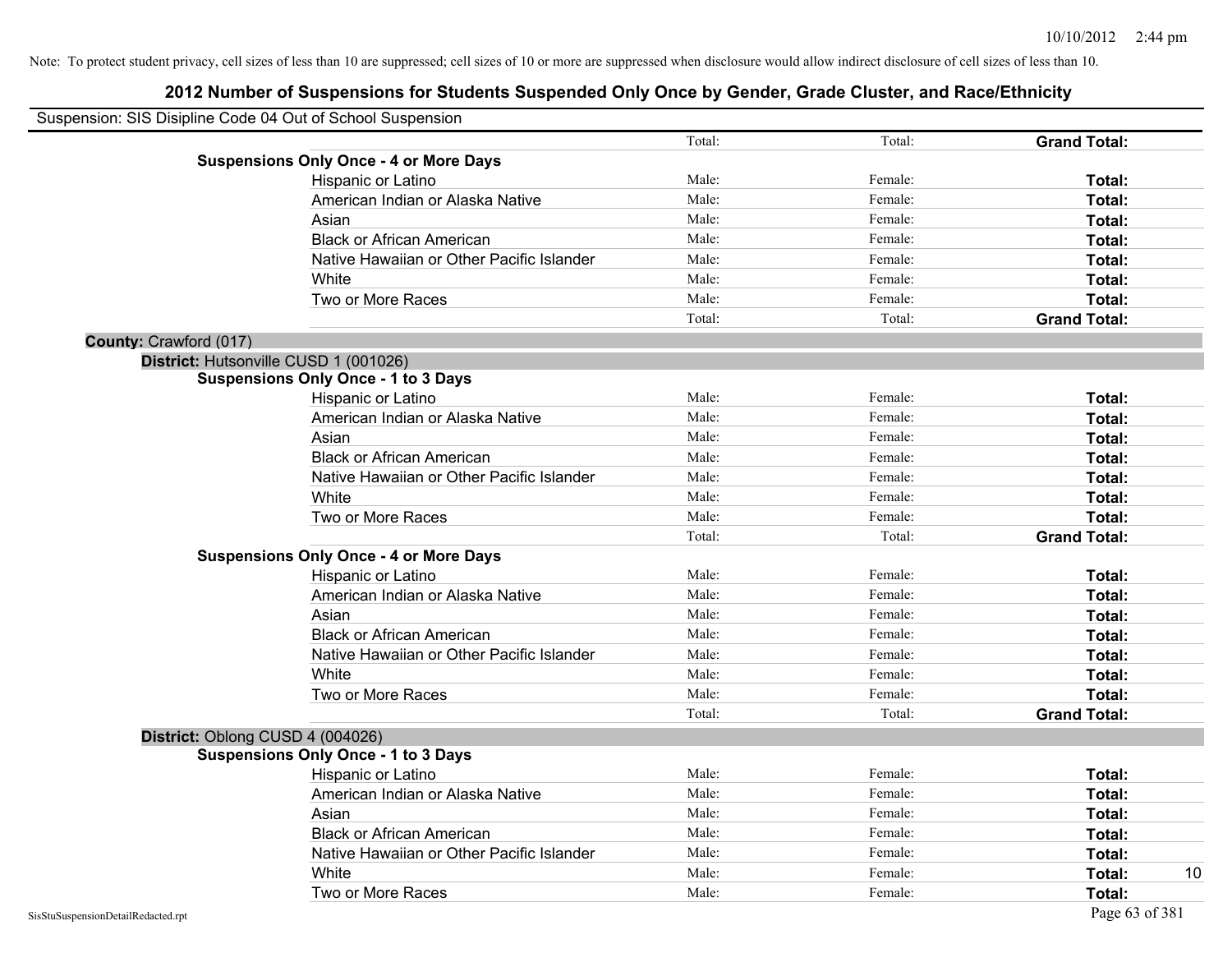Note: To protect student privacy, cell sizes of less than 10 are suppressed; cell sizes of 10 or more are suppressed when disclosure would allow indirect disclosure of cell sizes of less than 10.

# 2012 Number of Suspensions for Students Suspended Only Once by Gender, Grade Cluster, and Race/Ethnicity

Suspension: SIS Disipline Code 04 Out of School Suspension

| | | | | |
|---|---|---|---|---|
| | Total: | Total: | **Grand Total:** | |
| **Suspensions Only Once - 4 or More Days** | | | | |
| Hispanic or Latino | Male: | Female: | **Total:** | |
| American Indian or Alaska Native | Male: | Female: | **Total:** | |
| Asian | Male: | Female: | **Total:** | |
| Black or African American | Male: | Female: | **Total:** | |
| Native Hawaiian or Other Pacific Islander | Male: | Female: | **Total:** | |
| White | Male: | Female: | **Total:** | |
| Two or More Races | Male: | Female: | **Total:** | |
| | Total: | Total: | **Grand Total:** | |

**County:** Crawford (017)

**District:** Hutsonville CUSD 1 (001026)

| | | | | |
|---|---|---|---|---|
| **Suspensions Only Once - 1 to 3 Days** | | | | |
| Hispanic or Latino | Male: | Female: | **Total:** | |
| American Indian or Alaska Native | Male: | Female: | **Total:** | |
| Asian | Male: | Female: | **Total:** | |
| Black or African American | Male: | Female: | **Total:** | |
| Native Hawaiian or Other Pacific Islander | Male: | Female: | **Total:** | |
| White | Male: | Female: | **Total:** | |
| Two or More Races | Male: | Female: | **Total:** | |
| | Total: | Total: | **Grand Total:** | |
| **Suspensions Only Once - 4 or More Days** | | | | |
| Hispanic or Latino | Male: | Female: | **Total:** | |
| American Indian or Alaska Native | Male: | Female: | **Total:** | |
| Asian | Male: | Female: | **Total:** | |
| Black or African American | Male: | Female: | **Total:** | |
| Native Hawaiian or Other Pacific Islander | Male: | Female: | **Total:** | |
| White | Male: | Female: | **Total:** | |
| Two or More Races | Male: | Female: | **Total:** | |
| | Total: | Total: | **Grand Total:** | |

**District:** Oblong CUSD 4 (004026)

| | | | | |
|---|---|---|---|---|
| **Suspensions Only Once - 1 to 3 Days** | | | | |
| Hispanic or Latino | Male: | Female: | **Total:** | |
| American Indian or Alaska Native | Male: | Female: | **Total:** | |
| Asian | Male: | Female: | **Total:** | |
| Black or African American | Male: | Female: | **Total:** | |
| Native Hawaiian or Other Pacific Islander | Male: | Female: | **Total:** | |
| White | Male: | Female: | **Total:** | 10 |
| Two or More Races | Male: | Female: | **Total:** | |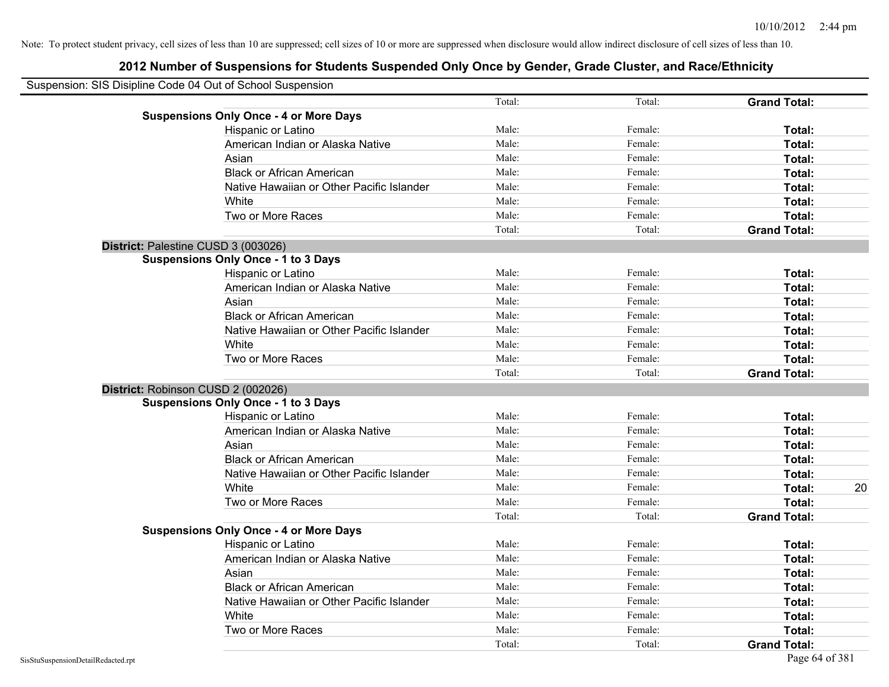Note: To protect student privacy, cell sizes of less than 10 are suppressed; cell sizes of 10 or more are suppressed when disclosure would allow indirect disclosure of cell sizes of less than 10.

## 2012 Number of Suspensions for Students Suspended Only Once by Gender, Grade Cluster, and Race/Ethnicity

Suspension: SIS Disipline Code 04 Out of School Suspension

| | | | | |
|---|---|---|---|---|
| | Total: | Total: | **Grand Total:** | |
| **Suspensions Only Once - 4 or More Days** | | | | |
| Hispanic or Latino | Male: | Female: | **Total:** | |
| American Indian or Alaska Native | Male: | Female: | **Total:** | |
| Asian | Male: | Female: | **Total:** | |
| Black or African American | Male: | Female: | **Total:** | |
| Native Hawaiian or Other Pacific Islander | Male: | Female: | **Total:** | |
| White | Male: | Female: | **Total:** | |
| Two or More Races | Male: | Female: | **Total:** | |
| | Total: | Total: | **Grand Total:** | |
| **District:** Palestine CUSD 3 (003026) | | | | |
| **Suspensions Only Once - 1 to 3 Days** | | | | |
| Hispanic or Latino | Male: | Female: | **Total:** | |
| American Indian or Alaska Native | Male: | Female: | **Total:** | |
| Asian | Male: | Female: | **Total:** | |
| Black or African American | Male: | Female: | **Total:** | |
| Native Hawaiian or Other Pacific Islander | Male: | Female: | **Total:** | |
| White | Male: | Female: | **Total:** | |
| Two or More Races | Male: | Female: | **Total:** | |
| | Total: | Total: | **Grand Total:** | |
| **District:** Robinson CUSD 2 (002026) | | | | |
| **Suspensions Only Once - 1 to 3 Days** | | | | |
| Hispanic or Latino | Male: | Female: | **Total:** | |
| American Indian or Alaska Native | Male: | Female: | **Total:** | |
| Asian | Male: | Female: | **Total:** | |
| Black or African American | Male: | Female: | **Total:** | |
| Native Hawaiian or Other Pacific Islander | Male: | Female: | **Total:** | |
| White | Male: | Female: | **Total:** | 20 |
| Two or More Races | Male: | Female: | **Total:** | |
| | Total: | Total: | **Grand Total:** | |
| **Suspensions Only Once - 4 or More Days** | | | | |
| Hispanic or Latino | Male: | Female: | **Total:** | |
| American Indian or Alaska Native | Male: | Female: | **Total:** | |
| Asian | Male: | Female: | **Total:** | |
| Black or African American | Male: | Female: | **Total:** | |
| Native Hawaiian or Other Pacific Islander | Male: | Female: | **Total:** | |
| White | Male: | Female: | **Total:** | |
| Two or More Races | Male: | Female: | **Total:** | |
| | Total: | Total: | **Grand Total:** | |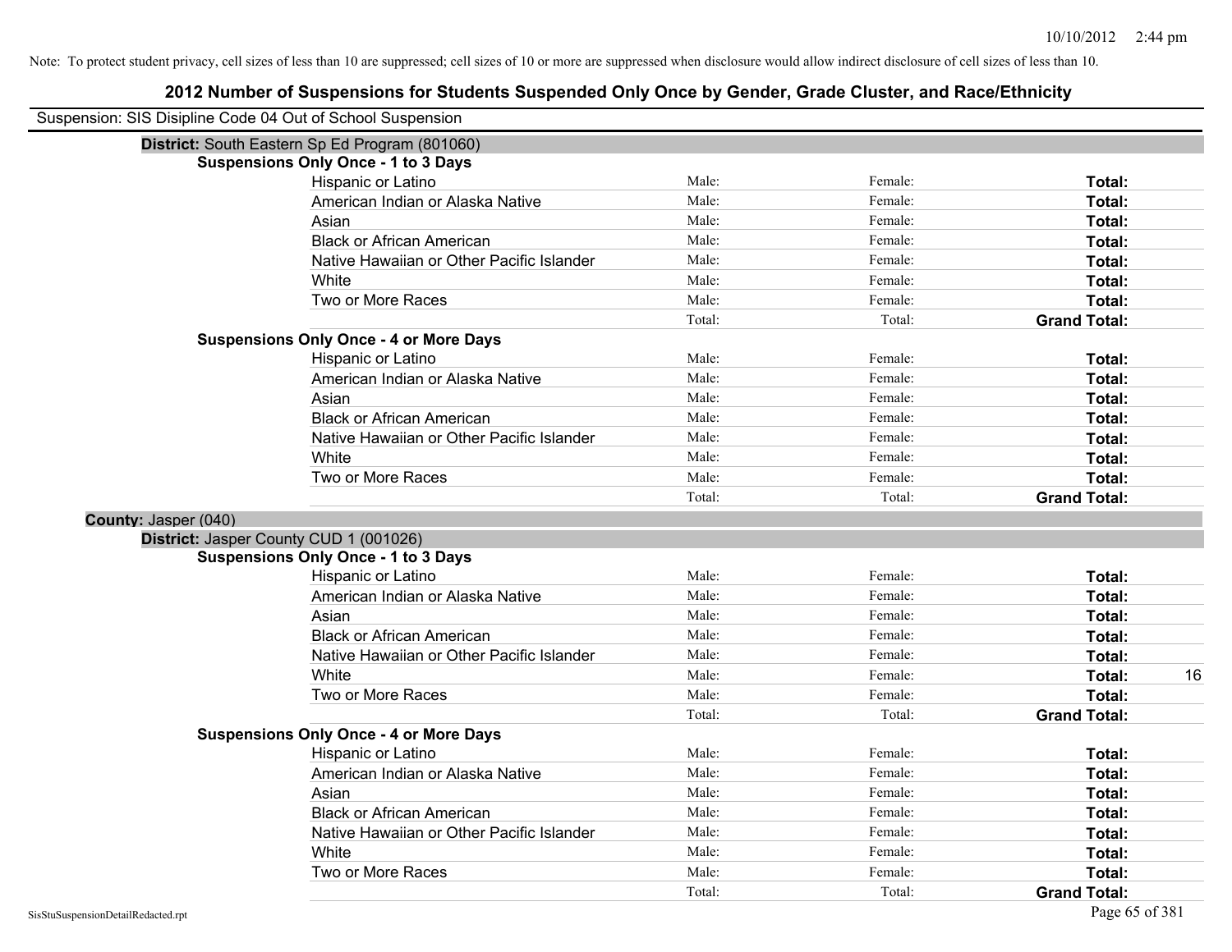Note: To protect student privacy, cell sizes of less than 10 are suppressed; cell sizes of 10 or more are suppressed when disclosure would allow indirect disclosure of cell sizes of less than 10.

# 2012 Number of Suspensions for Students Suspended Only Once by Gender, Grade Cluster, and Race/Ethnicity

Suspension: SIS Disipline Code 04 Out of School Suspension

**District:** South Eastern Sp Ed Program (801060)

**Suspensions Only Once - 1 to 3 Days**

| | | | | |
|---|---|---|---|---|
| Hispanic or Latino | Male: | Female: | **Total:** | |
| American Indian or Alaska Native | Male: | Female: | **Total:** | |
| Asian | Male: | Female: | **Total:** | |
| Black or African American | Male: | Female: | **Total:** | |
| Native Hawaiian or Other Pacific Islander | Male: | Female: | **Total:** | |
| White | Male: | Female: | **Total:** | |
| Two or More Races | Male: | Female: | **Total:** | |
| | Total: | Total: | **Grand Total:** | |

**Suspensions Only Once - 4 or More Days**

| | | | | |
|---|---|---|---|---|
| Hispanic or Latino | Male: | Female: | **Total:** | |
| American Indian or Alaska Native | Male: | Female: | **Total:** | |
| Asian | Male: | Female: | **Total:** | |
| Black or African American | Male: | Female: | **Total:** | |
| Native Hawaiian or Other Pacific Islander | Male: | Female: | **Total:** | |
| White | Male: | Female: | **Total:** | |
| Two or More Races | Male: | Female: | **Total:** | |
| | Total: | Total: | **Grand Total:** | |

**County:** Jasper (040)

**District:** Jasper County CUD 1 (001026)

**Suspensions Only Once - 1 to 3 Days**

| | | | | |
|---|---|---|---|---|
| Hispanic or Latino | Male: | Female: | **Total:** | |
| American Indian or Alaska Native | Male: | Female: | **Total:** | |
| Asian | Male: | Female: | **Total:** | |
| Black or African American | Male: | Female: | **Total:** | |
| Native Hawaiian or Other Pacific Islander | Male: | Female: | **Total:** | |
| White | Male: | Female: | **Total:** | 16 |
| Two or More Races | Male: | Female: | **Total:** | |
| | Total: | Total: | **Grand Total:** | |

**Suspensions Only Once - 4 or More Days**

| | | | | |
|---|---|---|---|---|
| Hispanic or Latino | Male: | Female: | **Total:** | |
| American Indian or Alaska Native | Male: | Female: | **Total:** | |
| Asian | Male: | Female: | **Total:** | |
| Black or African American | Male: | Female: | **Total:** | |
| Native Hawaiian or Other Pacific Islander | Male: | Female: | **Total:** | |
| White | Male: | Female: | **Total:** | |
| Two or More Races | Male: | Female: | **Total:** | |
| | Total: | Total: | **Grand Total:** | |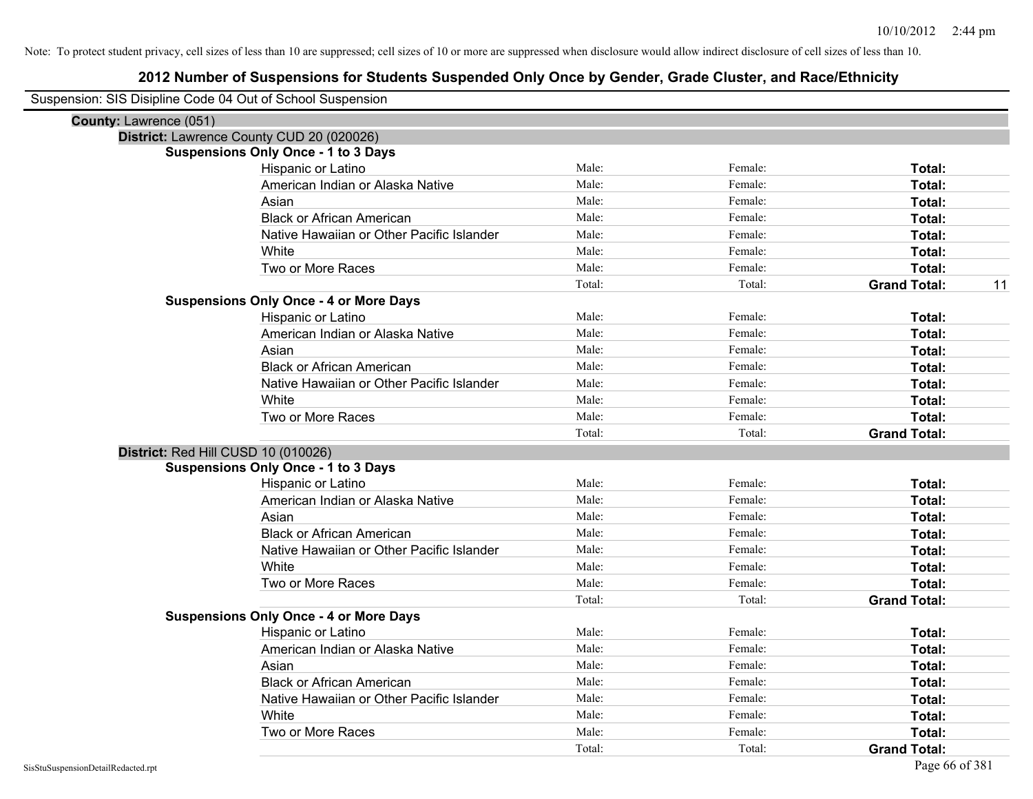Note: To protect student privacy, cell sizes of less than 10 are suppressed; cell sizes of 10 or more are suppressed when disclosure would allow indirect disclosure of cell sizes of less than 10.

# 2012 Number of Suspensions for Students Suspended Only Once by Gender, Grade Cluster, and Race/Ethnicity

Suspension: SIS Disipline Code 04 Out of School Suspension

**County:** Lawrence (051)

**District:** Lawrence County CUD 20 (020026)

**Suspensions Only Once - 1 to 3 Days**

| | | | | |
|---|---|---|---|---|
| Hispanic or Latino | Male: | Female: | **Total:** | |
| American Indian or Alaska Native | Male: | Female: | **Total:** | |
| Asian | Male: | Female: | **Total:** | |
| Black or African American | Male: | Female: | **Total:** | |
| Native Hawaiian or Other Pacific Islander | Male: | Female: | **Total:** | |
| White | Male: | Female: | **Total:** | |
| Two or More Races | Male: | Female: | **Total:** | |
| | Total: | Total: | **Grand Total:** | 11 |

**Suspensions Only Once - 4 or More Days**

| | | | | |
|---|---|---|---|---|
| Hispanic or Latino | Male: | Female: | **Total:** | |
| American Indian or Alaska Native | Male: | Female: | **Total:** | |
| Asian | Male: | Female: | **Total:** | |
| Black or African American | Male: | Female: | **Total:** | |
| Native Hawaiian or Other Pacific Islander | Male: | Female: | **Total:** | |
| White | Male: | Female: | **Total:** | |
| Two or More Races | Male: | Female: | **Total:** | |
| | Total: | Total: | **Grand Total:** | |

**District:** Red Hill CUSD 10 (010026)

**Suspensions Only Once - 1 to 3 Days**

| | | | | |
|---|---|---|---|---|
| Hispanic or Latino | Male: | Female: | **Total:** | |
| American Indian or Alaska Native | Male: | Female: | **Total:** | |
| Asian | Male: | Female: | **Total:** | |
| Black or African American | Male: | Female: | **Total:** | |
| Native Hawaiian or Other Pacific Islander | Male: | Female: | **Total:** | |
| White | Male: | Female: | **Total:** | |
| Two or More Races | Male: | Female: | **Total:** | |
| | Total: | Total: | **Grand Total:** | |

**Suspensions Only Once - 4 or More Days**

| | | | | |
|---|---|---|---|---|
| Hispanic or Latino | Male: | Female: | **Total:** | |
| American Indian or Alaska Native | Male: | Female: | **Total:** | |
| Asian | Male: | Female: | **Total:** | |
| Black or African American | Male: | Female: | **Total:** | |
| Native Hawaiian or Other Pacific Islander | Male: | Female: | **Total:** | |
| White | Male: | Female: | **Total:** | |
| Two or More Races | Male: | Female: | **Total:** | |
| | Total: | Total: | **Grand Total:** | |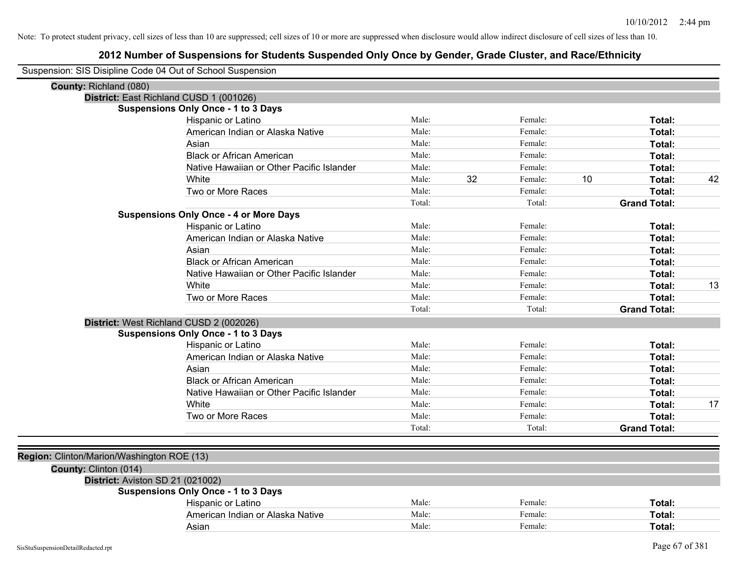Note: To protect student privacy, cell sizes of less than 10 are suppressed; cell sizes of 10 or more are suppressed when disclosure would allow indirect disclosure of cell sizes of less than 10.

# 2012 Number of Suspensions for Students Suspended Only Once by Gender, Grade Cluster, and Race/Ethnicity

Suspension: SIS Disipline Code 04 Out of School Suspension

**County:** Richland (080)

**District:** East Richland CUSD 1 (001026)

**Suspensions Only Once - 1 to 3 Days**

| | | | | | | |
|---|---|---|---|---|---|---|
| Hispanic or Latino | Male: | | Female: | | **Total:** | |
| American Indian or Alaska Native | Male: | | Female: | | **Total:** | |
| Asian | Male: | | Female: | | **Total:** | |
| Black or African American | Male: | | Female: | | **Total:** | |
| Native Hawaiian or Other Pacific Islander | Male: | | Female: | | **Total:** | |
| White | Male: | 32 | Female: | 10 | **Total:** | 42 |
| Two or More Races | Male: | | Female: | | **Total:** | |
| | Total: | | Total: | | **Grand Total:** | |

**Suspensions Only Once - 4 or More Days**

| | | | | | | |
|---|---|---|---|---|---|---|
| Hispanic or Latino | Male: | | Female: | | **Total:** | |
| American Indian or Alaska Native | Male: | | Female: | | **Total:** | |
| Asian | Male: | | Female: | | **Total:** | |
| Black or African American | Male: | | Female: | | **Total:** | |
| Native Hawaiian or Other Pacific Islander | Male: | | Female: | | **Total:** | |
| White | Male: | | Female: | | **Total:** | 13 |
| Two or More Races | Male: | | Female: | | **Total:** | |
| | Total: | | Total: | | **Grand Total:** | |

**District:** West Richland CUSD 2 (002026)

**Suspensions Only Once - 1 to 3 Days**

| | | | | | | |
|---|---|---|---|---|---|---|
| Hispanic or Latino | Male: | | Female: | | **Total:** | |
| American Indian or Alaska Native | Male: | | Female: | | **Total:** | |
| Asian | Male: | | Female: | | **Total:** | |
| Black or African American | Male: | | Female: | | **Total:** | |
| Native Hawaiian or Other Pacific Islander | Male: | | Female: | | **Total:** | |
| White | Male: | | Female: | | **Total:** | 17 |
| Two or More Races | Male: | | Female: | | **Total:** | |
| | Total: | | Total: | | **Grand Total:** | |

**Region:** Clinton/Marion/Washington ROE (13)

**County:** Clinton (014)

**District:** Aviston SD 21 (021002)

**Suspensions Only Once - 1 to 3 Days**

| | | | | | | |
|---|---|---|---|---|---|---|
| Hispanic or Latino | Male: | | Female: | | **Total:** | |
| American Indian or Alaska Native | Male: | | Female: | | **Total:** | |
| Asian | Male: | | Female: | | **Total:** | |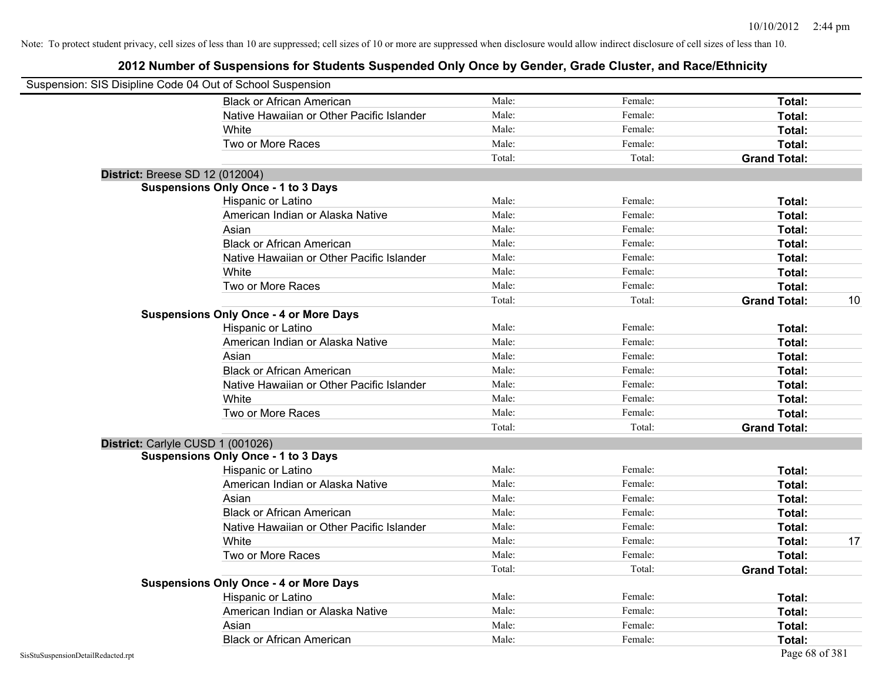Note: To protect student privacy, cell sizes of less than 10 are suppressed; cell sizes of 10 or more are suppressed when disclosure would allow indirect disclosure of cell sizes of less than 10.

# 2012 Number of Suspensions for Students Suspended Only Once by Gender, Grade Cluster, and Race/Ethnicity

Suspension: SIS Disipline Code 04 Out of School Suspension

| | | | | |
|---|---|---|---|---|
| Black or African American | Male: | Female: | **Total:** | |
| Native Hawaiian or Other Pacific Islander | Male: | Female: | **Total:** | |
| White | Male: | Female: | **Total:** | |
| Two or More Races | Male: | Female: | **Total:** | |
| | Total: | Total: | **Grand Total:** | |

**District:** Breese SD 12 (012004)

**Suspensions Only Once - 1 to 3 Days**

| | | | | |
|---|---|---|---|---|
| Hispanic or Latino | Male: | Female: | **Total:** | |
| American Indian or Alaska Native | Male: | Female: | **Total:** | |
| Asian | Male: | Female: | **Total:** | |
| Black or African American | Male: | Female: | **Total:** | |
| Native Hawaiian or Other Pacific Islander | Male: | Female: | **Total:** | |
| White | Male: | Female: | **Total:** | |
| Two or More Races | Male: | Female: | **Total:** | |
| | Total: | Total: | **Grand Total:** | 10 |

**Suspensions Only Once - 4 or More Days**

| | | | | |
|---|---|---|---|---|
| Hispanic or Latino | Male: | Female: | **Total:** | |
| American Indian or Alaska Native | Male: | Female: | **Total:** | |
| Asian | Male: | Female: | **Total:** | |
| Black or African American | Male: | Female: | **Total:** | |
| Native Hawaiian or Other Pacific Islander | Male: | Female: | **Total:** | |
| White | Male: | Female: | **Total:** | |
| Two or More Races | Male: | Female: | **Total:** | |
| | Total: | Total: | **Grand Total:** | |

**District:** Carlyle CUSD 1 (001026)

**Suspensions Only Once - 1 to 3 Days**

| | | | | |
|---|---|---|---|---|
| Hispanic or Latino | Male: | Female: | **Total:** | |
| American Indian or Alaska Native | Male: | Female: | **Total:** | |
| Asian | Male: | Female: | **Total:** | |
| Black or African American | Male: | Female: | **Total:** | |
| Native Hawaiian or Other Pacific Islander | Male: | Female: | **Total:** | |
| White | Male: | Female: | **Total:** | 17 |
| Two or More Races | Male: | Female: | **Total:** | |
| | Total: | Total: | **Grand Total:** | |

**Suspensions Only Once - 4 or More Days**

| | | | | |
|---|---|---|---|---|
| Hispanic or Latino | Male: | Female: | **Total:** | |
| American Indian or Alaska Native | Male: | Female: | **Total:** | |
| Asian | Male: | Female: | **Total:** | |
| Black or African American | Male: | Female: | **Total:** | |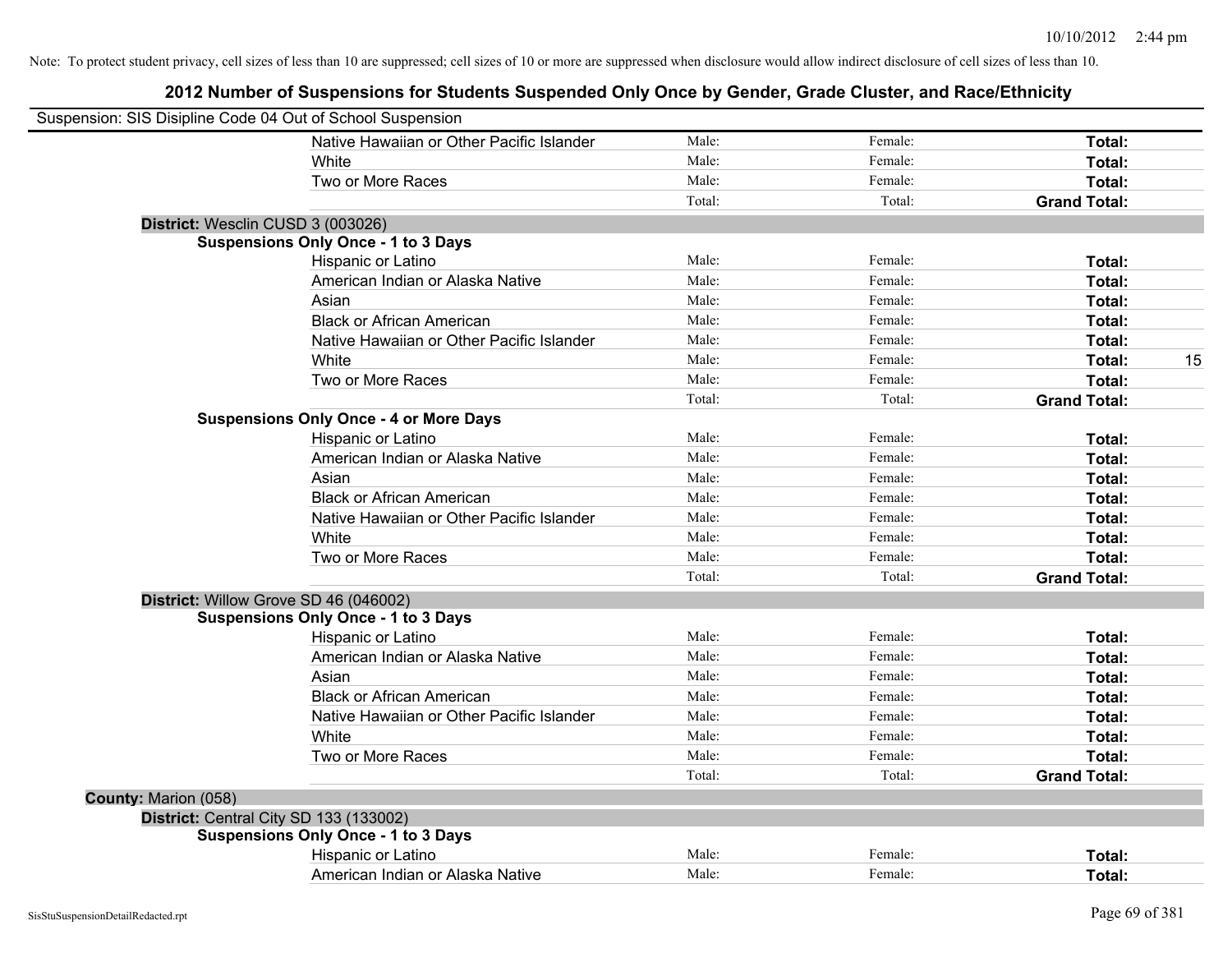Note: To protect student privacy, cell sizes of less than 10 are suppressed; cell sizes of 10 or more are suppressed when disclosure would allow indirect disclosure of cell sizes of less than 10.

## 2012 Number of Suspensions for Students Suspended Only Once by Gender, Grade Cluster, and Race/Ethnicity

Suspension: SIS Disipline Code 04 Out of School Suspension

| | | | | |
|---|---|---|---|---|
| Native Hawaiian or Other Pacific Islander | Male: | Female: | **Total:** | |
| White | Male: | Female: | **Total:** | |
| Two or More Races | Male: | Female: | **Total:** | |
| | Total: | Total: | **Grand Total:** | |

**District:** Wesclin CUSD 3 (003026)

**Suspensions Only Once - 1 to 3 Days**

| | | | | |
|---|---|---|---|---|
| Hispanic or Latino | Male: | Female: | **Total:** | |
| American Indian or Alaska Native | Male: | Female: | **Total:** | |
| Asian | Male: | Female: | **Total:** | |
| Black or African American | Male: | Female: | **Total:** | |
| Native Hawaiian or Other Pacific Islander | Male: | Female: | **Total:** | |
| White | Male: | Female: | **Total:** | 15 |
| Two or More Races | Male: | Female: | **Total:** | |
| | Total: | Total: | **Grand Total:** | |

**Suspensions Only Once - 4 or More Days**

| | | | | |
|---|---|---|---|---|
| Hispanic or Latino | Male: | Female: | **Total:** | |
| American Indian or Alaska Native | Male: | Female: | **Total:** | |
| Asian | Male: | Female: | **Total:** | |
| Black or African American | Male: | Female: | **Total:** | |
| Native Hawaiian or Other Pacific Islander | Male: | Female: | **Total:** | |
| White | Male: | Female: | **Total:** | |
| Two or More Races | Male: | Female: | **Total:** | |
| | Total: | Total: | **Grand Total:** | |

**District:** Willow Grove SD 46 (046002)

**Suspensions Only Once - 1 to 3 Days**

| | | | | |
|---|---|---|---|---|
| Hispanic or Latino | Male: | Female: | **Total:** | |
| American Indian or Alaska Native | Male: | Female: | **Total:** | |
| Asian | Male: | Female: | **Total:** | |
| Black or African American | Male: | Female: | **Total:** | |
| Native Hawaiian or Other Pacific Islander | Male: | Female: | **Total:** | |
| White | Male: | Female: | **Total:** | |
| Two or More Races | Male: | Female: | **Total:** | |
| | Total: | Total: | **Grand Total:** | |

**County:** Marion (058)

**District:** Central City SD 133 (133002)

**Suspensions Only Once - 1 to 3 Days**

| | | | | |
|---|---|---|---|---|
| Hispanic or Latino | Male: | Female: | **Total:** | |
| American Indian or Alaska Native | Male: | Female: | **Total:** | |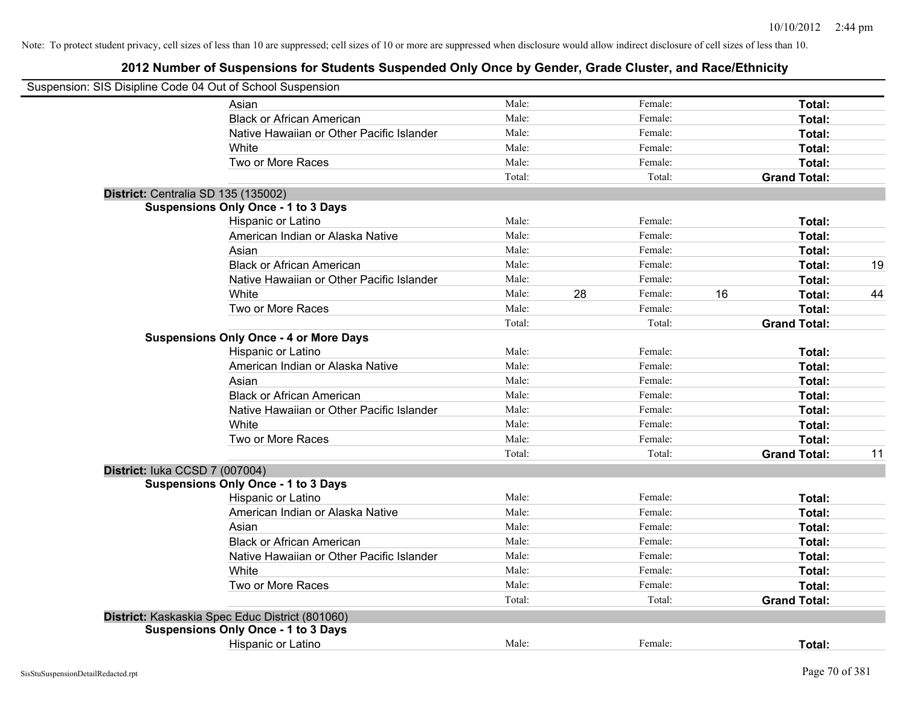Note: To protect student privacy, cell sizes of less than 10 are suppressed; cell sizes of 10 or more are suppressed when disclosure would allow indirect disclosure of cell sizes of less than 10.

## 2012 Number of Suspensions for Students Suspended Only Once by Gender, Grade Cluster, and Race/Ethnicity

Suspension: SIS Disipline Code 04 Out of School Suspension

| | | | | | | | |
|---|---|---|---|---|---|---|---|
| Asian | Male: | | Female: | | **Total:** | |
| Black or African American | Male: | | Female: | | **Total:** | |
| Native Hawaiian or Other Pacific Islander | Male: | | Female: | | **Total:** | |
| White | Male: | | Female: | | **Total:** | |
| Two or More Races | Male: | | Female: | | **Total:** | |
| | Total: | | Total: | | **Grand Total:** | |

**District:** Centralia SD 135 (135002)

**Suspensions Only Once - 1 to 3 Days**

| | | | | | | |
|---|---|---|---|---|---|---|
| Hispanic or Latino | Male: | | Female: | | **Total:** | |
| American Indian or Alaska Native | Male: | | Female: | | **Total:** | |
| Asian | Male: | | Female: | | **Total:** | |
| Black or African American | Male: | | Female: | | **Total:** | 19 |
| Native Hawaiian or Other Pacific Islander | Male: | | Female: | | **Total:** | |
| White | Male: | 28 | Female: | 16 | **Total:** | 44 |
| Two or More Races | Male: | | Female: | | **Total:** | |
| | Total: | | Total: | | **Grand Total:** | |

**Suspensions Only Once - 4 or More Days**

| | | | | | | |
|---|---|---|---|---|---|---|
| Hispanic or Latino | Male: | | Female: | | **Total:** | |
| American Indian or Alaska Native | Male: | | Female: | | **Total:** | |
| Asian | Male: | | Female: | | **Total:** | |
| Black or African American | Male: | | Female: | | **Total:** | |
| Native Hawaiian or Other Pacific Islander | Male: | | Female: | | **Total:** | |
| White | Male: | | Female: | | **Total:** | |
| Two or More Races | Male: | | Female: | | **Total:** | |
| | Total: | | Total: | | **Grand Total:** | 11 |

**District:** Iuka CCSD 7 (007004)

**Suspensions Only Once - 1 to 3 Days**

| | | | | | | |
|---|---|---|---|---|---|---|
| Hispanic or Latino | Male: | | Female: | | **Total:** | |
| American Indian or Alaska Native | Male: | | Female: | | **Total:** | |
| Asian | Male: | | Female: | | **Total:** | |
| Black or African American | Male: | | Female: | | **Total:** | |
| Native Hawaiian or Other Pacific Islander | Male: | | Female: | | **Total:** | |
| White | Male: | | Female: | | **Total:** | |
| Two or More Races | Male: | | Female: | | **Total:** | |
| | Total: | | Total: | | **Grand Total:** | |

**District:** Kaskaskia Spec Educ District (801060)

**Suspensions Only Once - 1 to 3 Days**

| | | | | | | |
|---|---|---|---|---|---|---|
| Hispanic or Latino | Male: | | Female: | | **Total:** | |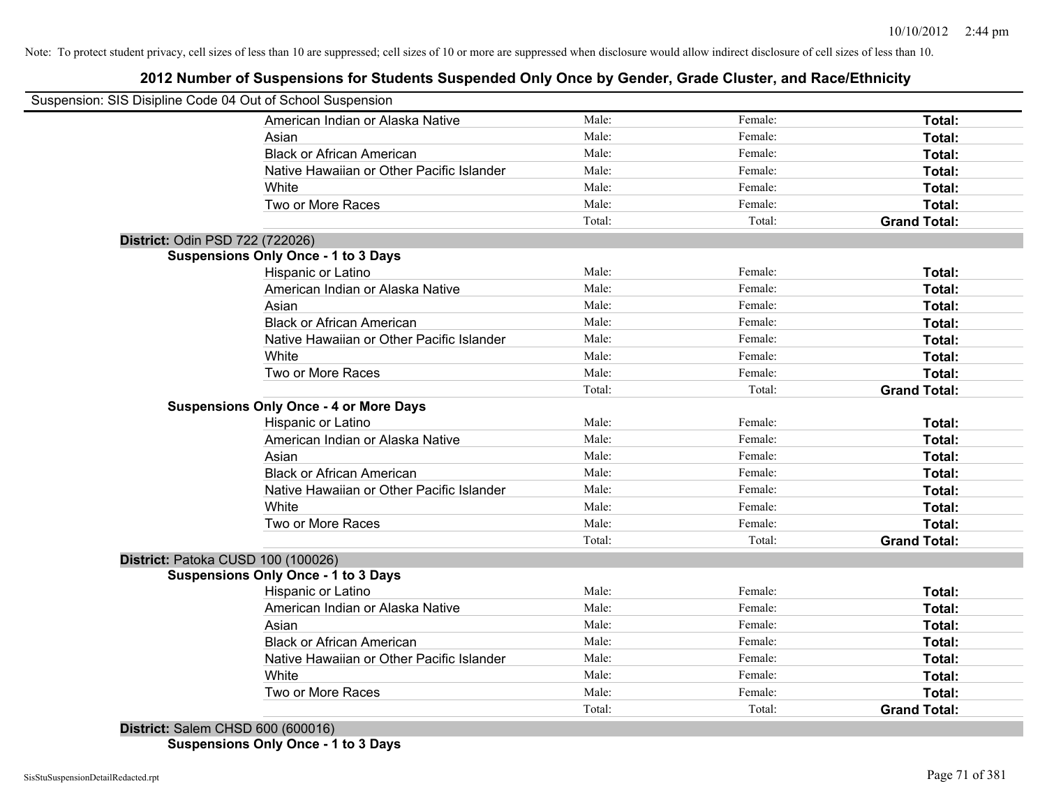Note: To protect student privacy, cell sizes of less than 10 are suppressed; cell sizes of 10 or more are suppressed when disclosure would allow indirect disclosure of cell sizes of less than 10.

## 2012 Number of Suspensions for Students Suspended Only Once by Gender, Grade Cluster, and Race/Ethnicity

Suspension: SIS Disipline Code 04 Out of School Suspension

| | | | |
|---|---|---|---|
| American Indian or Alaska Native | Male: | Female: | **Total:** |
| Asian | Male: | Female: | **Total:** |
| Black or African American | Male: | Female: | **Total:** |
| Native Hawaiian or Other Pacific Islander | Male: | Female: | **Total:** |
| White | Male: | Female: | **Total:** |
| Two or More Races | Male: | Female: | **Total:** |
| | Total: | Total: | **Grand Total:** |

**District:** Odin PSD 722 (722026)

**Suspensions Only Once - 1 to 3 Days**

| | | | |
|---|---|---|---|
| Hispanic or Latino | Male: | Female: | **Total:** |
| American Indian or Alaska Native | Male: | Female: | **Total:** |
| Asian | Male: | Female: | **Total:** |
| Black or African American | Male: | Female: | **Total:** |
| Native Hawaiian or Other Pacific Islander | Male: | Female: | **Total:** |
| White | Male: | Female: | **Total:** |
| Two or More Races | Male: | Female: | **Total:** |
| | Total: | Total: | **Grand Total:** |

**Suspensions Only Once - 4 or More Days**

| | | | |
|---|---|---|---|
| Hispanic or Latino | Male: | Female: | **Total:** |
| American Indian or Alaska Native | Male: | Female: | **Total:** |
| Asian | Male: | Female: | **Total:** |
| Black or African American | Male: | Female: | **Total:** |
| Native Hawaiian or Other Pacific Islander | Male: | Female: | **Total:** |
| White | Male: | Female: | **Total:** |
| Two or More Races | Male: | Female: | **Total:** |
| | Total: | Total: | **Grand Total:** |

**District:** Patoka CUSD 100 (100026)

**Suspensions Only Once - 1 to 3 Days**

| | | | |
|---|---|---|---|
| Hispanic or Latino | Male: | Female: | **Total:** |
| American Indian or Alaska Native | Male: | Female: | **Total:** |
| Asian | Male: | Female: | **Total:** |
| Black or African American | Male: | Female: | **Total:** |
| Native Hawaiian or Other Pacific Islander | Male: | Female: | **Total:** |
| White | Male: | Female: | **Total:** |
| Two or More Races | Male: | Female: | **Total:** |
| | Total: | Total: | **Grand Total:** |

**District:** Salem CHSD 600 (600016)

**Suspensions Only Once - 1 to 3 Days**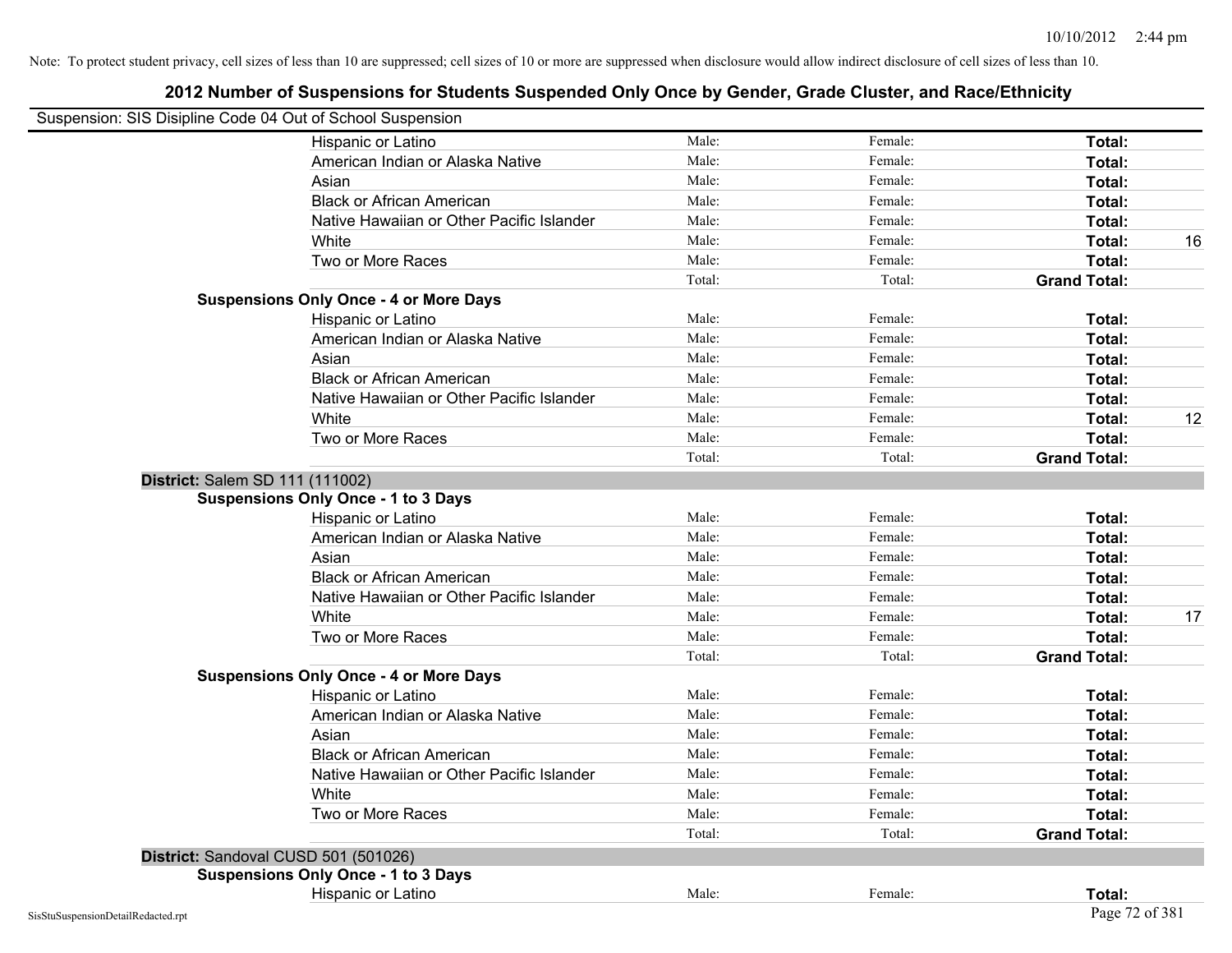Note: To protect student privacy, cell sizes of less than 10 are suppressed; cell sizes of 10 or more are suppressed when disclosure would allow indirect disclosure of cell sizes of less than 10.

# 2012 Number of Suspensions for Students Suspended Only Once by Gender, Grade Cluster, and Race/Ethnicity

Suspension: SIS Disipline Code 04 Out of School Suspension

| | | | | |
|---|---|---|---|---|
| Hispanic or Latino | Male: | Female: | **Total:** | |
| American Indian or Alaska Native | Male: | Female: | **Total:** | |
| Asian | Male: | Female: | **Total:** | |
| Black or African American | Male: | Female: | **Total:** | |
| Native Hawaiian or Other Pacific Islander | Male: | Female: | **Total:** | |
| White | Male: | Female: | **Total:** | 16 |
| Two or More Races | Male: | Female: | **Total:** | |
| | Total: | Total: | **Grand Total:** | |

**Suspensions Only Once - 4 or More Days**

| | | | | |
|---|---|---|---|---|
| Hispanic or Latino | Male: | Female: | **Total:** | |
| American Indian or Alaska Native | Male: | Female: | **Total:** | |
| Asian | Male: | Female: | **Total:** | |
| Black or African American | Male: | Female: | **Total:** | |
| Native Hawaiian or Other Pacific Islander | Male: | Female: | **Total:** | |
| White | Male: | Female: | **Total:** | 12 |
| Two or More Races | Male: | Female: | **Total:** | |
| | Total: | Total: | **Grand Total:** | |

**District:** Salem SD 111 (111002)

**Suspensions Only Once - 1 to 3 Days**

| | | | | |
|---|---|---|---|---|
| Hispanic or Latino | Male: | Female: | **Total:** | |
| American Indian or Alaska Native | Male: | Female: | **Total:** | |
| Asian | Male: | Female: | **Total:** | |
| Black or African American | Male: | Female: | **Total:** | |
| Native Hawaiian or Other Pacific Islander | Male: | Female: | **Total:** | |
| White | Male: | Female: | **Total:** | 17 |
| Two or More Races | Male: | Female: | **Total:** | |
| | Total: | Total: | **Grand Total:** | |

**Suspensions Only Once - 4 or More Days**

| | | | | |
|---|---|---|---|---|
| Hispanic or Latino | Male: | Female: | **Total:** | |
| American Indian or Alaska Native | Male: | Female: | **Total:** | |
| Asian | Male: | Female: | **Total:** | |
| Black or African American | Male: | Female: | **Total:** | |
| Native Hawaiian or Other Pacific Islander | Male: | Female: | **Total:** | |
| White | Male: | Female: | **Total:** | |
| Two or More Races | Male: | Female: | **Total:** | |
| | Total: | Total: | **Grand Total:** | |

**District:** Sandoval CUSD 501 (501026)

**Suspensions Only Once - 1 to 3 Days**

| | | | | |
|---|---|---|---|---|
| Hispanic or Latino | Male: | Female: | **Total:** | |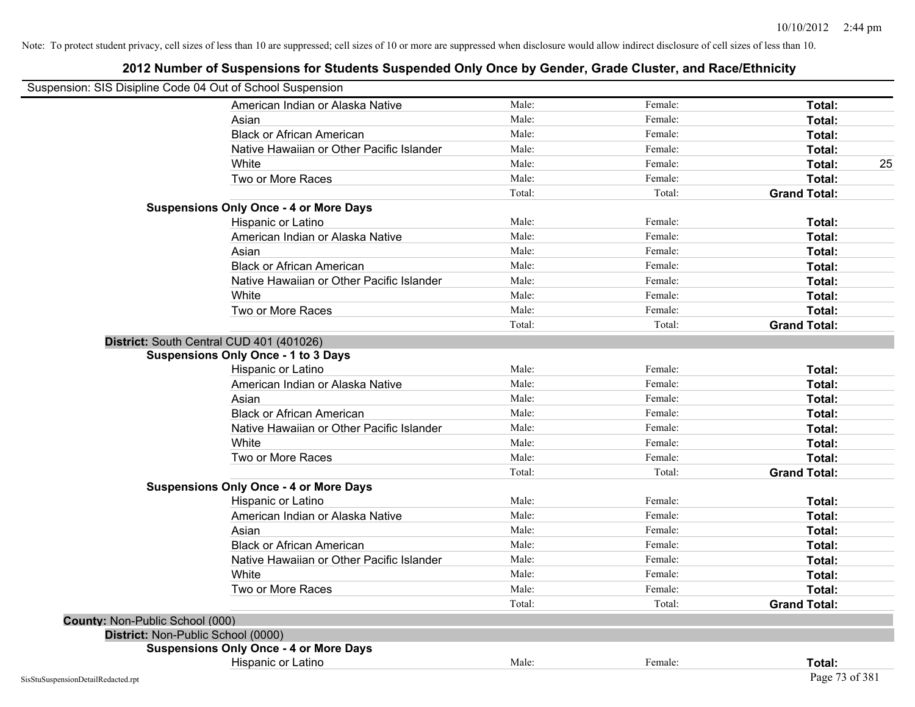Note: To protect student privacy, cell sizes of less than 10 are suppressed; cell sizes of 10 or more are suppressed when disclosure would allow indirect disclosure of cell sizes of less than 10.

# 2012 Number of Suspensions for Students Suspended Only Once by Gender, Grade Cluster, and Race/Ethnicity

Suspension: SIS Disipline Code 04 Out of School Suspension

| | | | | |
|---|---|---|---|---|
| American Indian or Alaska Native | Male: | Female: | **Total:** | |
| Asian | Male: | Female: | **Total:** | |
| Black or African American | Male: | Female: | **Total:** | |
| Native Hawaiian or Other Pacific Islander | Male: | Female: | **Total:** | |
| White | Male: | Female: | **Total:** | 25 |
| Two or More Races | Male: | Female: | **Total:** | |
| | Total: | Total: | **Grand Total:** | |

**Suspensions Only Once - 4 or More Days**

| | | | | |
|---|---|---|---|---|
| Hispanic or Latino | Male: | Female: | **Total:** | |
| American Indian or Alaska Native | Male: | Female: | **Total:** | |
| Asian | Male: | Female: | **Total:** | |
| Black or African American | Male: | Female: | **Total:** | |
| Native Hawaiian or Other Pacific Islander | Male: | Female: | **Total:** | |
| White | Male: | Female: | **Total:** | |
| Two or More Races | Male: | Female: | **Total:** | |
| | Total: | Total: | **Grand Total:** | |

**District:** South Central CUD 401 (401026)

**Suspensions Only Once - 1 to 3 Days**

| | | | | |
|---|---|---|---|---|
| Hispanic or Latino | Male: | Female: | **Total:** | |
| American Indian or Alaska Native | Male: | Female: | **Total:** | |
| Asian | Male: | Female: | **Total:** | |
| Black or African American | Male: | Female: | **Total:** | |
| Native Hawaiian or Other Pacific Islander | Male: | Female: | **Total:** | |
| White | Male: | Female: | **Total:** | |
| Two or More Races | Male: | Female: | **Total:** | |
| | Total: | Total: | **Grand Total:** | |

**Suspensions Only Once - 4 or More Days**

| | | | | |
|---|---|---|---|---|
| Hispanic or Latino | Male: | Female: | **Total:** | |
| American Indian or Alaska Native | Male: | Female: | **Total:** | |
| Asian | Male: | Female: | **Total:** | |
| Black or African American | Male: | Female: | **Total:** | |
| Native Hawaiian or Other Pacific Islander | Male: | Female: | **Total:** | |
| White | Male: | Female: | **Total:** | |
| Two or More Races | Male: | Female: | **Total:** | |
| | Total: | Total: | **Grand Total:** | |

**County:** Non-Public School (000)

**District:** Non-Public School (0000)

**Suspensions Only Once - 4 or More Days**

| | | | | |
|---|---|---|---|---|
| Hispanic or Latino | Male: | Female: | **Total:** | |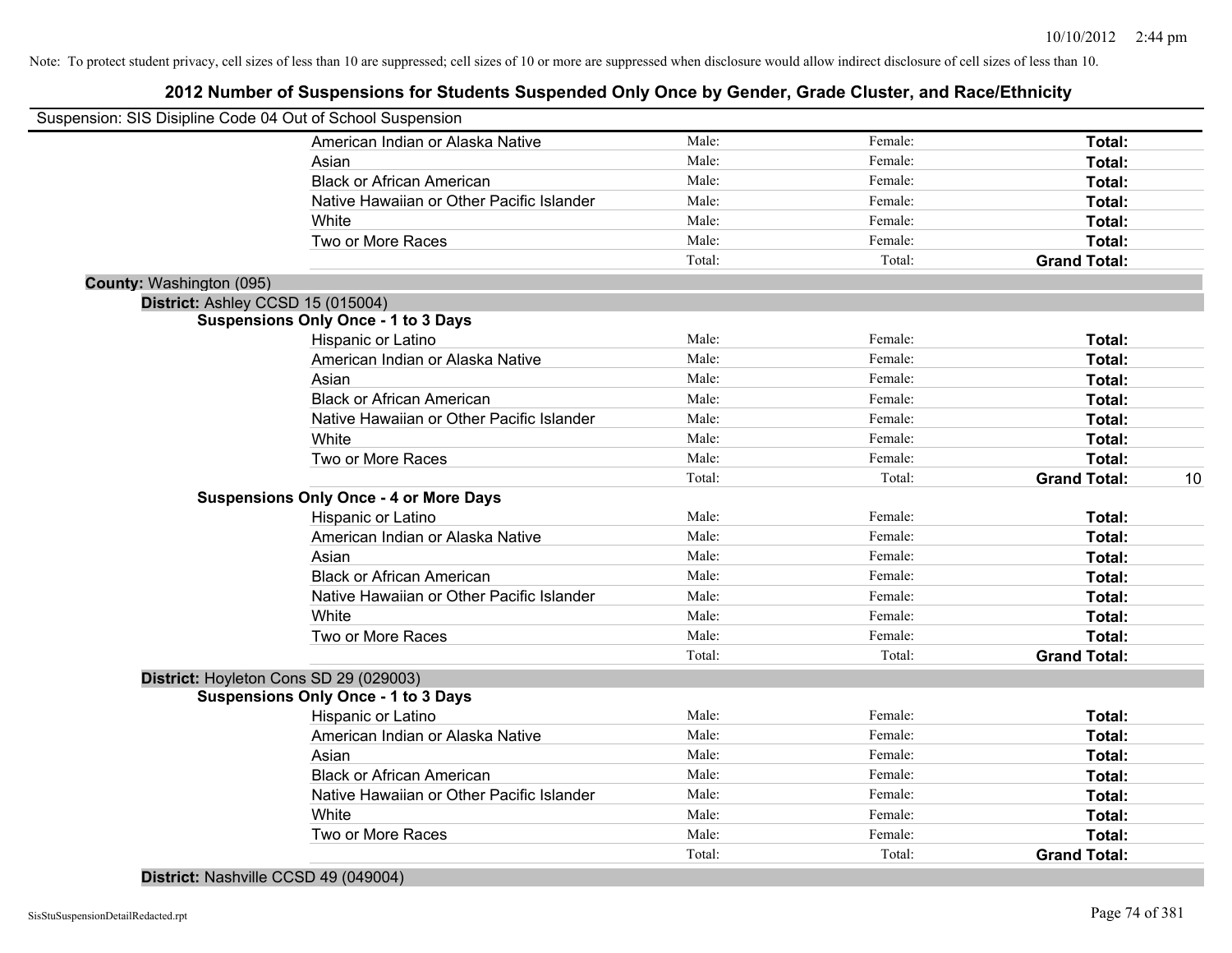Note: To protect student privacy, cell sizes of less than 10 are suppressed; cell sizes of 10 or more are suppressed when disclosure would allow indirect disclosure of cell sizes of less than 10.

# 2012 Number of Suspensions for Students Suspended Only Once by Gender, Grade Cluster, and Race/Ethnicity

Suspension: SIS Disipline Code 04 Out of School Suspension

| | | | | |
|---|---|---|---|---|
| American Indian or Alaska Native | Male: | Female: | **Total:** | |
| Asian | Male: | Female: | **Total:** | |
| Black or African American | Male: | Female: | **Total:** | |
| Native Hawaiian or Other Pacific Islander | Male: | Female: | **Total:** | |
| White | Male: | Female: | **Total:** | |
| Two or More Races | Male: | Female: | **Total:** | |
| | Total: | Total: | **Grand Total:** | |

**County:** Washington (095)

**District:** Ashley CCSD 15 (015004)

**Suspensions Only Once - 1 to 3 Days**

| | | | | |
|---|---|---|---|---|
| Hispanic or Latino | Male: | Female: | **Total:** | |
| American Indian or Alaska Native | Male: | Female: | **Total:** | |
| Asian | Male: | Female: | **Total:** | |
| Black or African American | Male: | Female: | **Total:** | |
| Native Hawaiian or Other Pacific Islander | Male: | Female: | **Total:** | |
| White | Male: | Female: | **Total:** | |
| Two or More Races | Male: | Female: | **Total:** | |
| | Total: | Total: | **Grand Total:** | 10 |

**Suspensions Only Once - 4 or More Days**

| | | | | |
|---|---|---|---|---|
| Hispanic or Latino | Male: | Female: | **Total:** | |
| American Indian or Alaska Native | Male: | Female: | **Total:** | |
| Asian | Male: | Female: | **Total:** | |
| Black or African American | Male: | Female: | **Total:** | |
| Native Hawaiian or Other Pacific Islander | Male: | Female: | **Total:** | |
| White | Male: | Female: | **Total:** | |
| Two or More Races | Male: | Female: | **Total:** | |
| | Total: | Total: | **Grand Total:** | |

**District:** Hoyleton Cons SD 29 (029003)

**Suspensions Only Once - 1 to 3 Days**

| | | | | |
|---|---|---|---|---|
| Hispanic or Latino | Male: | Female: | **Total:** | |
| American Indian or Alaska Native | Male: | Female: | **Total:** | |
| Asian | Male: | Female: | **Total:** | |
| Black or African American | Male: | Female: | **Total:** | |
| Native Hawaiian or Other Pacific Islander | Male: | Female: | **Total:** | |
| White | Male: | Female: | **Total:** | |
| Two or More Races | Male: | Female: | **Total:** | |
| | Total: | Total: | **Grand Total:** | |

**District:** Nashville CCSD 49 (049004)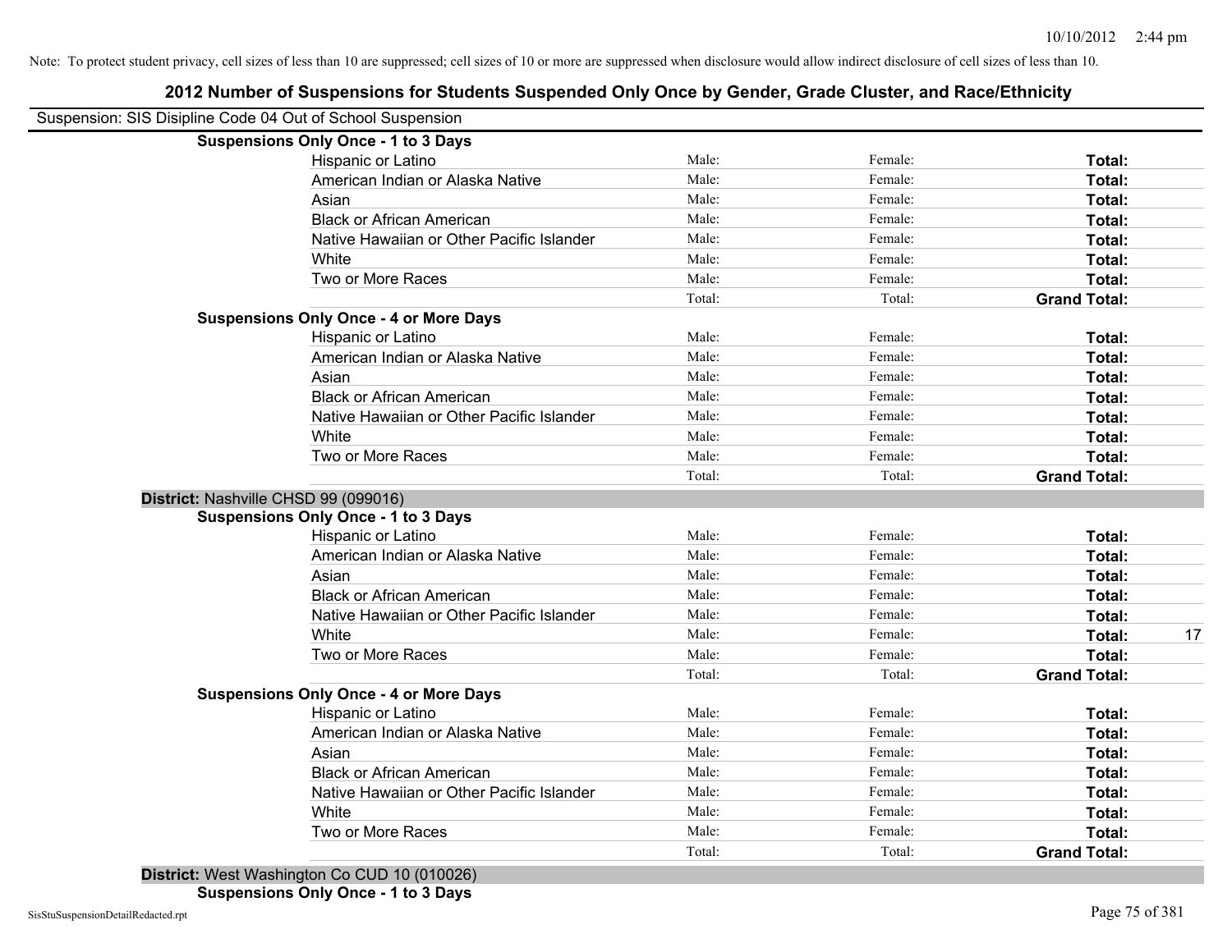Note: To protect student privacy, cell sizes of less than 10 are suppressed; cell sizes of 10 or more are suppressed when disclosure would allow indirect disclosure of cell sizes of less than 10.

## 2012 Number of Suspensions for Students Suspended Only Once by Gender, Grade Cluster, and Race/Ethnicity

Suspension: SIS Disipline Code 04 Out of School Suspension

| | | | | |
|---|---|---|---|---|
| **Suspensions Only Once - 1 to 3 Days** | | | | |
| Hispanic or Latino | Male: | Female: | **Total:** | |
| American Indian or Alaska Native | Male: | Female: | **Total:** | |
| Asian | Male: | Female: | **Total:** | |
| Black or African American | Male: | Female: | **Total:** | |
| Native Hawaiian or Other Pacific Islander | Male: | Female: | **Total:** | |
| White | Male: | Female: | **Total:** | |
| Two or More Races | Male: | Female: | **Total:** | |
| | Total: | Total: | **Grand Total:** | |
| **Suspensions Only Once - 4 or More Days** | | | | |
| Hispanic or Latino | Male: | Female: | **Total:** | |
| American Indian or Alaska Native | Male: | Female: | **Total:** | |
| Asian | Male: | Female: | **Total:** | |
| Black or African American | Male: | Female: | **Total:** | |
| Native Hawaiian or Other Pacific Islander | Male: | Female: | **Total:** | |
| White | Male: | Female: | **Total:** | |
| Two or More Races | Male: | Female: | **Total:** | |
| | Total: | Total: | **Grand Total:** | |

**District:** Nashville CHSD 99 (099016)

| | | | | |
|---|---|---|---|---|
| **Suspensions Only Once - 1 to 3 Days** | | | | |
| Hispanic or Latino | Male: | Female: | **Total:** | |
| American Indian or Alaska Native | Male: | Female: | **Total:** | |
| Asian | Male: | Female: | **Total:** | |
| Black or African American | Male: | Female: | **Total:** | |
| Native Hawaiian or Other Pacific Islander | Male: | Female: | **Total:** | |
| White | Male: | Female: | **Total:** | 17 |
| Two or More Races | Male: | Female: | **Total:** | |
| | Total: | Total: | **Grand Total:** | |
| **Suspensions Only Once - 4 or More Days** | | | | |
| Hispanic or Latino | Male: | Female: | **Total:** | |
| American Indian or Alaska Native | Male: | Female: | **Total:** | |
| Asian | Male: | Female: | **Total:** | |
| Black or African American | Male: | Female: | **Total:** | |
| Native Hawaiian or Other Pacific Islander | Male: | Female: | **Total:** | |
| White | Male: | Female: | **Total:** | |
| Two or More Races | Male: | Female: | **Total:** | |
| | Total: | Total: | **Grand Total:** | |

**District:** West Washington Co CUD 10 (010026)

**Suspensions Only Once - 1 to 3 Days**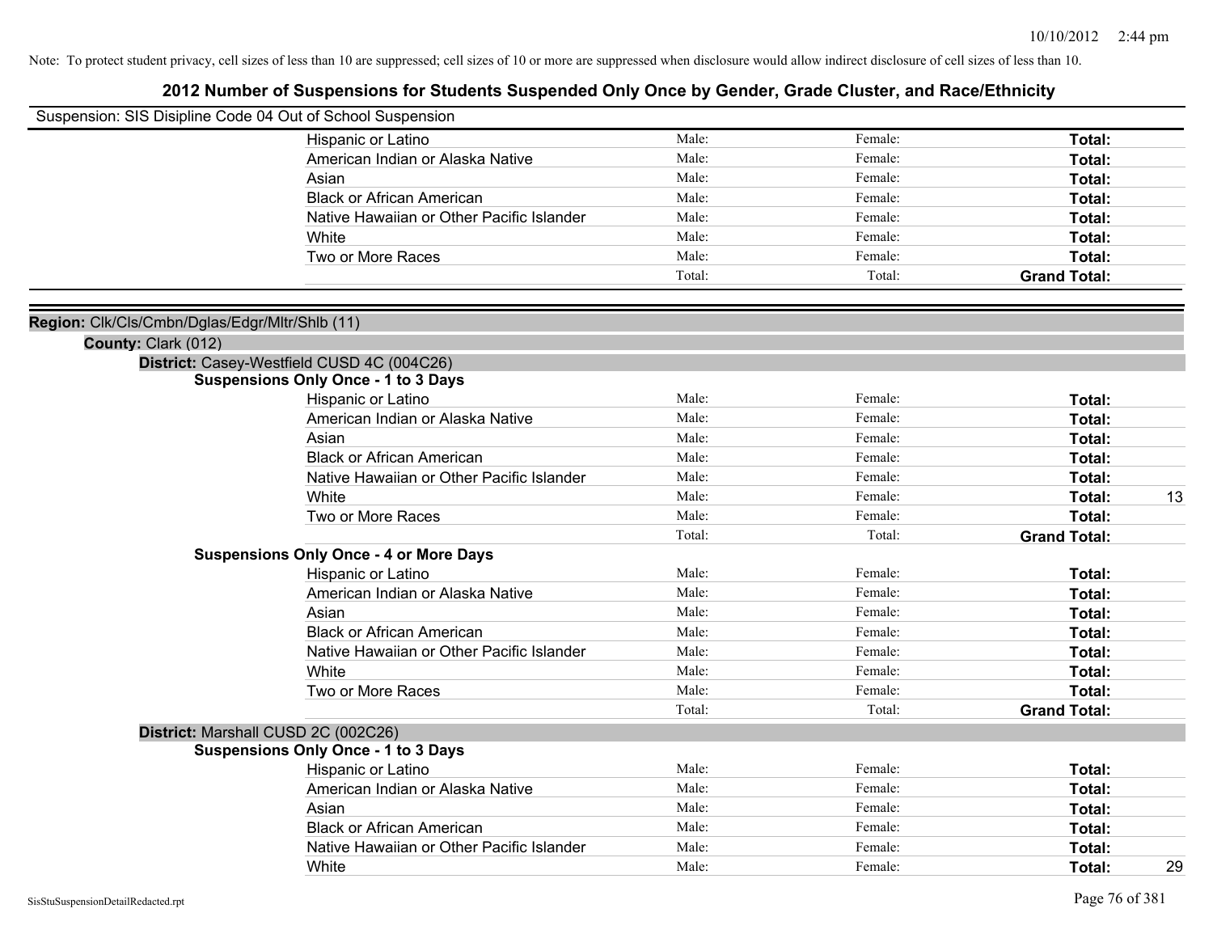Note: To protect student privacy, cell sizes of less than 10 are suppressed; cell sizes of 10 or more are suppressed when disclosure would allow indirect disclosure of cell sizes of less than 10.

# 2012 Number of Suspensions for Students Suspended Only Once by Gender, Grade Cluster, and Race/Ethnicity

Suspension: SIS Disipline Code 04 Out of School Suspension

| | | | | |
|---|---|---|---|---|
| Hispanic or Latino | Male: | Female: | **Total:** | |
| American Indian or Alaska Native | Male: | Female: | **Total:** | |
| Asian | Male: | Female: | **Total:** | |
| Black or African American | Male: | Female: | **Total:** | |
| Native Hawaiian or Other Pacific Islander | Male: | Female: | **Total:** | |
| White | Male: | Female: | **Total:** | |
| Two or More Races | Male: | Female: | **Total:** | |
| | Total: | Total: | **Grand Total:** | |

**Region:** Clk/Cls/Cmbn/Dglas/Edgr/Mltr/Shlb (11)

**County:** Clark (012)

**District:** Casey-Westfield CUSD 4C (004C26)

**Suspensions Only Once - 1 to 3 Days**

| | | | | |
|---|---|---|---|---|
| Hispanic or Latino | Male: | Female: | **Total:** | |
| American Indian or Alaska Native | Male: | Female: | **Total:** | |
| Asian | Male: | Female: | **Total:** | |
| Black or African American | Male: | Female: | **Total:** | |
| Native Hawaiian or Other Pacific Islander | Male: | Female: | **Total:** | |
| White | Male: | Female: | **Total:** | 13 |
| Two or More Races | Male: | Female: | **Total:** | |
| | Total: | Total: | **Grand Total:** | |

**Suspensions Only Once - 4 or More Days**

| | | | | |
|---|---|---|---|---|
| Hispanic or Latino | Male: | Female: | **Total:** | |
| American Indian or Alaska Native | Male: | Female: | **Total:** | |
| Asian | Male: | Female: | **Total:** | |
| Black or African American | Male: | Female: | **Total:** | |
| Native Hawaiian or Other Pacific Islander | Male: | Female: | **Total:** | |
| White | Male: | Female: | **Total:** | |
| Two or More Races | Male: | Female: | **Total:** | |
| | Total: | Total: | **Grand Total:** | |

**District:** Marshall CUSD 2C (002C26)

**Suspensions Only Once - 1 to 3 Days**

| | | | | |
|---|---|---|---|---|
| Hispanic or Latino | Male: | Female: | **Total:** | |
| American Indian or Alaska Native | Male: | Female: | **Total:** | |
| Asian | Male: | Female: | **Total:** | |
| Black or African American | Male: | Female: | **Total:** | |
| Native Hawaiian or Other Pacific Islander | Male: | Female: | **Total:** | |
| White | Male: | Female: | **Total:** | 29 |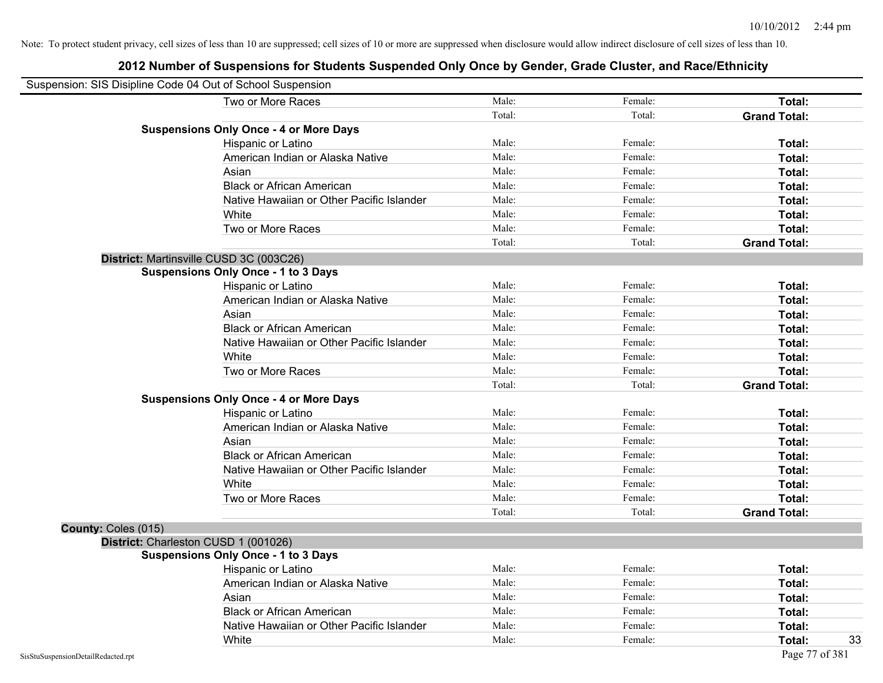Note: To protect student privacy, cell sizes of less than 10 are suppressed; cell sizes of 10 or more are suppressed when disclosure would allow indirect disclosure of cell sizes of less than 10.

# 2012 Number of Suspensions for Students Suspended Only Once by Gender, Grade Cluster, and Race/Ethnicity

Suspension: SIS Disipline Code 04 Out of School Suspension

| | | | |
|---|---|---|---|
| Two or More Races | Male: | Female: | **Total:** |
| | Total: | Total: | **Grand Total:** |

**Suspensions Only Once - 4 or More Days**

| | | | |
|---|---|---|---|
| Hispanic or Latino | Male: | Female: | **Total:** |
| American Indian or Alaska Native | Male: | Female: | **Total:** |
| Asian | Male: | Female: | **Total:** |
| Black or African American | Male: | Female: | **Total:** |
| Native Hawaiian or Other Pacific Islander | Male: | Female: | **Total:** |
| White | Male: | Female: | **Total:** |
| Two or More Races | Male: | Female: | **Total:** |
| | Total: | Total: | **Grand Total:** |

**District:** Martinsville CUSD 3C (003C26)

**Suspensions Only Once - 1 to 3 Days**

| | | | |
|---|---|---|---|
| Hispanic or Latino | Male: | Female: | **Total:** |
| American Indian or Alaska Native | Male: | Female: | **Total:** |
| Asian | Male: | Female: | **Total:** |
| Black or African American | Male: | Female: | **Total:** |
| Native Hawaiian or Other Pacific Islander | Male: | Female: | **Total:** |
| White | Male: | Female: | **Total:** |
| Two or More Races | Male: | Female: | **Total:** |
| | Total: | Total: | **Grand Total:** |

**Suspensions Only Once - 4 or More Days**

| | | | |
|---|---|---|---|
| Hispanic or Latino | Male: | Female: | **Total:** |
| American Indian or Alaska Native | Male: | Female: | **Total:** |
| Asian | Male: | Female: | **Total:** |
| Black or African American | Male: | Female: | **Total:** |
| Native Hawaiian or Other Pacific Islander | Male: | Female: | **Total:** |
| White | Male: | Female: | **Total:** |
| Two or More Races | Male: | Female: | **Total:** |
| | Total: | Total: | **Grand Total:** |

**County:** Coles (015)

**District:** Charleston CUSD 1 (001026)

**Suspensions Only Once - 1 to 3 Days**

| | | | |
|---|---|---|---|
| Hispanic or Latino | Male: | Female: | **Total:** |
| American Indian or Alaska Native | Male: | Female: | **Total:** |
| Asian | Male: | Female: | **Total:** |
| Black or African American | Male: | Female: | **Total:** |
| Native Hawaiian or Other Pacific Islander | Male: | Female: | **Total:** |
| White | Male: | Female: | **Total:** 33 |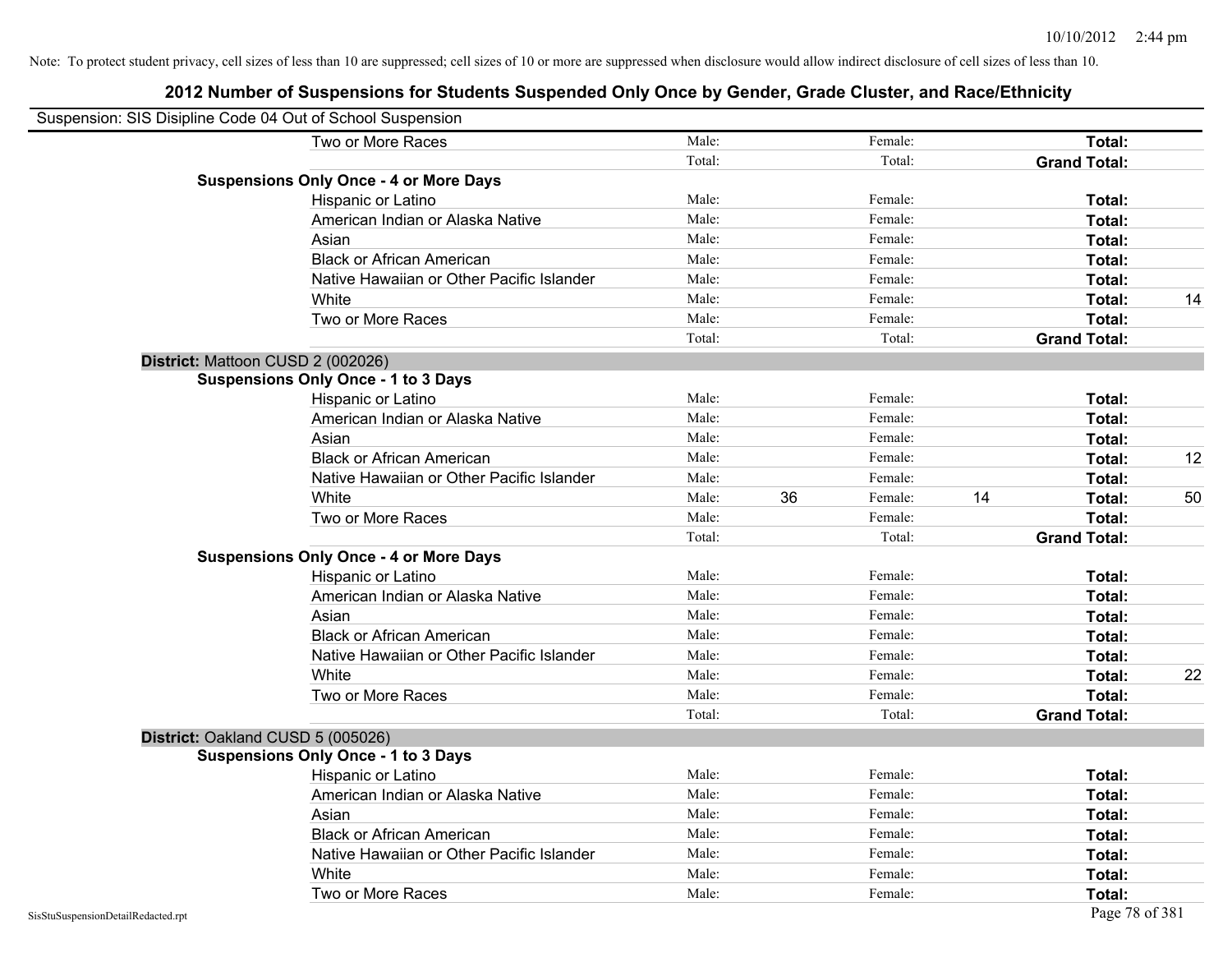Note: To protect student privacy, cell sizes of less than 10 are suppressed; cell sizes of 10 or more are suppressed when disclosure would allow indirect disclosure of cell sizes of less than 10.

## 2012 Number of Suspensions for Students Suspended Only Once by Gender, Grade Cluster, and Race/Ethnicity

Suspension: SIS Disipline Code 04 Out of School Suspension

| | | | | | | | |
|---|---|---|---|---|---|---|---|
| Two or More Races | Male: | | Female: | | Total: | |
| | Total: | | Total: | | Grand Total: | |
| **Suspensions Only Once - 4 or More Days** | | | | | | |
| Hispanic or Latino | Male: | | Female: | | Total: | |
| American Indian or Alaska Native | Male: | | Female: | | Total: | |
| Asian | Male: | | Female: | | Total: | |
| Black or African American | Male: | | Female: | | Total: | |
| Native Hawaiian or Other Pacific Islander | Male: | | Female: | | Total: | |
| White | Male: | | Female: | | Total: | 14 |
| Two or More Races | Male: | | Female: | | Total: | |
| | Total: | | Total: | | Grand Total: | |

**District:** Mattoon CUSD 2 (002026)

| | | | | | | |
|---|---|---|---|---|---|---|
| **Suspensions Only Once - 1 to 3 Days** | | | | | | |
| Hispanic or Latino | Male: | | Female: | | Total: | |
| American Indian or Alaska Native | Male: | | Female: | | Total: | |
| Asian | Male: | | Female: | | Total: | |
| Black or African American | Male: | | Female: | | Total: | 12 |
| Native Hawaiian or Other Pacific Islander | Male: | | Female: | | Total: | |
| White | Male: | 36 | Female: | 14 | Total: | 50 |
| Two or More Races | Male: | | Female: | | Total: | |
| | Total: | | Total: | | Grand Total: | |
| **Suspensions Only Once - 4 or More Days** | | | | | | |
| Hispanic or Latino | Male: | | Female: | | Total: | |
| American Indian or Alaska Native | Male: | | Female: | | Total: | |
| Asian | Male: | | Female: | | Total: | |
| Black or African American | Male: | | Female: | | Total: | |
| Native Hawaiian or Other Pacific Islander | Male: | | Female: | | Total: | |
| White | Male: | | Female: | | Total: | 22 |
| Two or More Races | Male: | | Female: | | Total: | |
| | Total: | | Total: | | Grand Total: | |

**District:** Oakland CUSD 5 (005026)

| | | | | | | |
|---|---|---|---|---|---|---|
| **Suspensions Only Once - 1 to 3 Days** | | | | | | |
| Hispanic or Latino | Male: | | Female: | | Total: | |
| American Indian or Alaska Native | Male: | | Female: | | Total: | |
| Asian | Male: | | Female: | | Total: | |
| Black or African American | Male: | | Female: | | Total: | |
| Native Hawaiian or Other Pacific Islander | Male: | | Female: | | Total: | |
| White | Male: | | Female: | | Total: | |
| Two or More Races | Male: | | Female: | | Total: | |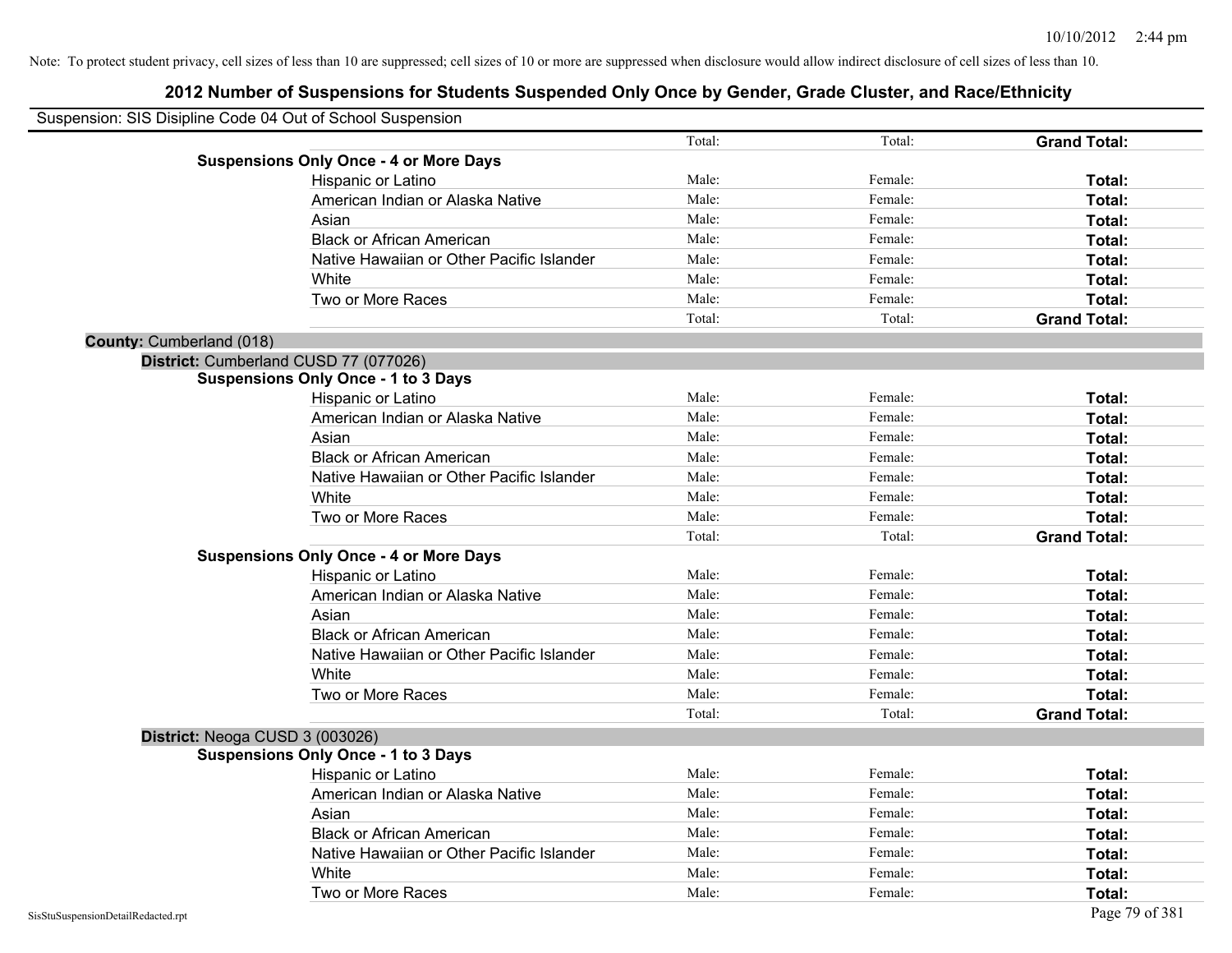Note: To protect student privacy, cell sizes of less than 10 are suppressed; cell sizes of 10 or more are suppressed when disclosure would allow indirect disclosure of cell sizes of less than 10.

## 2012 Number of Suspensions for Students Suspended Only Once by Gender, Grade Cluster, and Race/Ethnicity

Suspension: SIS Disipline Code 04 Out of School Suspension

| | | | | |
|---|---|---|---|---|
| | | Total: | Total: | **Grand Total:** |
| **Suspensions Only Once - 4 or More Days** | | | | |
| | Hispanic or Latino | Male: | Female: | **Total:** |
| | American Indian or Alaska Native | Male: | Female: | **Total:** |
| | Asian | Male: | Female: | **Total:** |
| | Black or African American | Male: | Female: | **Total:** |
| | Native Hawaiian or Other Pacific Islander | Male: | Female: | **Total:** |
| | White | Male: | Female: | **Total:** |
| | Two or More Races | Male: | Female: | **Total:** |
| | | Total: | Total: | **Grand Total:** |

**County:** Cumberland (018)

**District:** Cumberland CUSD 77 (077026)

| | | | | |
|---|---|---|---|---|
| **Suspensions Only Once - 1 to 3 Days** | | | | |
| | Hispanic or Latino | Male: | Female: | **Total:** |
| | American Indian or Alaska Native | Male: | Female: | **Total:** |
| | Asian | Male: | Female: | **Total:** |
| | Black or African American | Male: | Female: | **Total:** |
| | Native Hawaiian or Other Pacific Islander | Male: | Female: | **Total:** |
| | White | Male: | Female: | **Total:** |
| | Two or More Races | Male: | Female: | **Total:** |
| | | Total: | Total: | **Grand Total:** |
| **Suspensions Only Once - 4 or More Days** | | | | |
| | Hispanic or Latino | Male: | Female: | **Total:** |
| | American Indian or Alaska Native | Male: | Female: | **Total:** |
| | Asian | Male: | Female: | **Total:** |
| | Black or African American | Male: | Female: | **Total:** |
| | Native Hawaiian or Other Pacific Islander | Male: | Female: | **Total:** |
| | White | Male: | Female: | **Total:** |
| | Two or More Races | Male: | Female: | **Total:** |
| | | Total: | Total: | **Grand Total:** |

**District:** Neoga CUSD 3 (003026)

| | | | | |
|---|---|---|---|---|
| **Suspensions Only Once - 1 to 3 Days** | | | | |
| | Hispanic or Latino | Male: | Female: | **Total:** |
| | American Indian or Alaska Native | Male: | Female: | **Total:** |
| | Asian | Male: | Female: | **Total:** |
| | Black or African American | Male: | Female: | **Total:** |
| | Native Hawaiian or Other Pacific Islander | Male: | Female: | **Total:** |
| | White | Male: | Female: | **Total:** |
| | Two or More Races | Male: | Female: | **Total:** |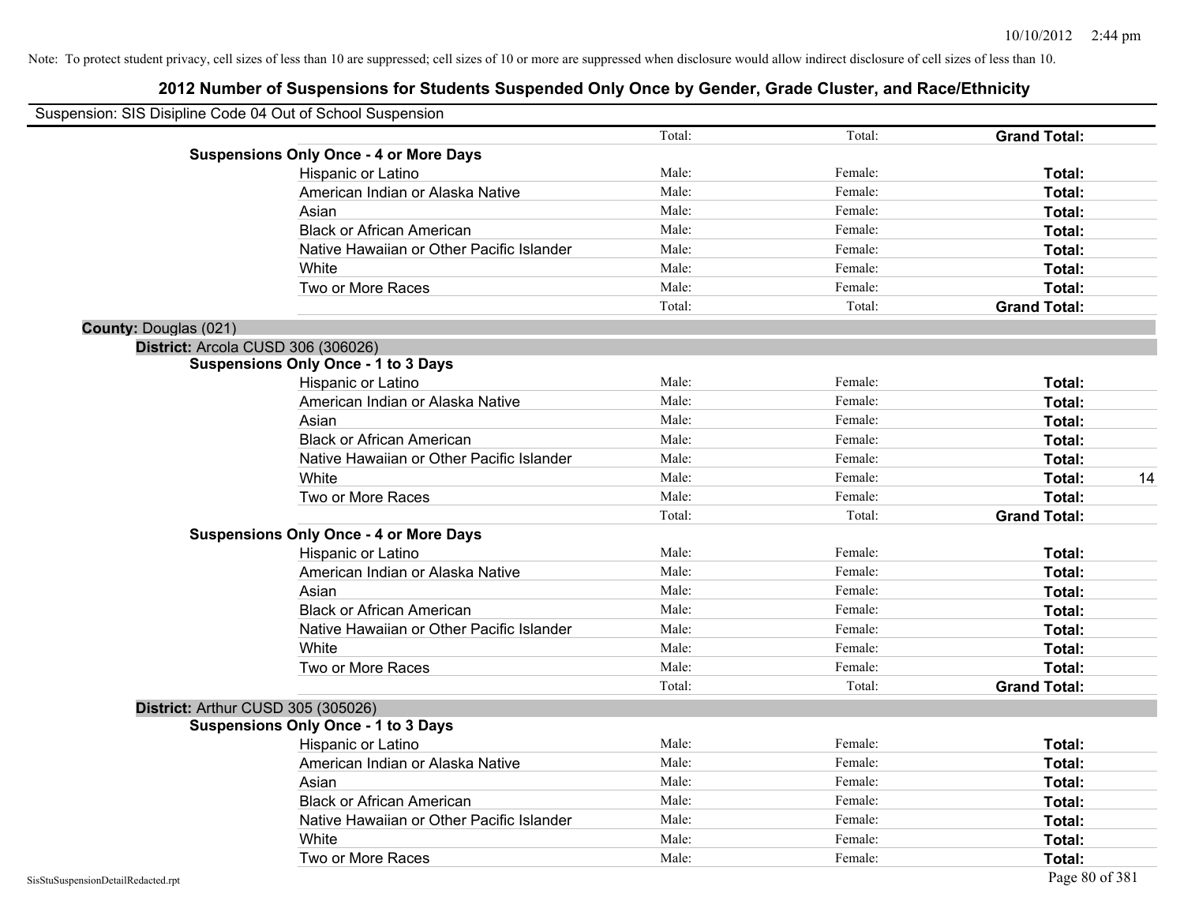Note: To protect student privacy, cell sizes of less than 10 are suppressed; cell sizes of 10 or more are suppressed when disclosure would allow indirect disclosure of cell sizes of less than 10.

# 2012 Number of Suspensions for Students Suspended Only Once by Gender, Grade Cluster, and Race/Ethnicity

Suspension: SIS Disipline Code 04 Out of School Suspension

| | | | | |
|---|---|---|---|---|
| | Total: | Total: | **Grand Total:** | |
| **Suspensions Only Once - 4 or More Days** | | | | |
| Hispanic or Latino | Male: | Female: | **Total:** | |
| American Indian or Alaska Native | Male: | Female: | **Total:** | |
| Asian | Male: | Female: | **Total:** | |
| Black or African American | Male: | Female: | **Total:** | |
| Native Hawaiian or Other Pacific Islander | Male: | Female: | **Total:** | |
| White | Male: | Female: | **Total:** | |
| Two or More Races | Male: | Female: | **Total:** | |
| | Total: | Total: | **Grand Total:** | |

**County:** Douglas (021)

**District:** Arcola CUSD 306 (306026)

| | | | | |
|---|---|---|---|---|
| **Suspensions Only Once - 1 to 3 Days** | | | | |
| Hispanic or Latino | Male: | Female: | **Total:** | |
| American Indian or Alaska Native | Male: | Female: | **Total:** | |
| Asian | Male: | Female: | **Total:** | |
| Black or African American | Male: | Female: | **Total:** | |
| Native Hawaiian or Other Pacific Islander | Male: | Female: | **Total:** | |
| White | Male: | Female: | **Total:** | 14 |
| Two or More Races | Male: | Female: | **Total:** | |
| | Total: | Total: | **Grand Total:** | |
| **Suspensions Only Once - 4 or More Days** | | | | |
| Hispanic or Latino | Male: | Female: | **Total:** | |
| American Indian or Alaska Native | Male: | Female: | **Total:** | |
| Asian | Male: | Female: | **Total:** | |
| Black or African American | Male: | Female: | **Total:** | |
| Native Hawaiian or Other Pacific Islander | Male: | Female: | **Total:** | |
| White | Male: | Female: | **Total:** | |
| Two or More Races | Male: | Female: | **Total:** | |
| | Total: | Total: | **Grand Total:** | |

**District:** Arthur CUSD 305 (305026)

| | | | | |
|---|---|---|---|---|
| **Suspensions Only Once - 1 to 3 Days** | | | | |
| Hispanic or Latino | Male: | Female: | **Total:** | |
| American Indian or Alaska Native | Male: | Female: | **Total:** | |
| Asian | Male: | Female: | **Total:** | |
| Black or African American | Male: | Female: | **Total:** | |
| Native Hawaiian or Other Pacific Islander | Male: | Female: | **Total:** | |
| White | Male: | Female: | **Total:** | |
| Two or More Races | Male: | Female: | **Total:** | |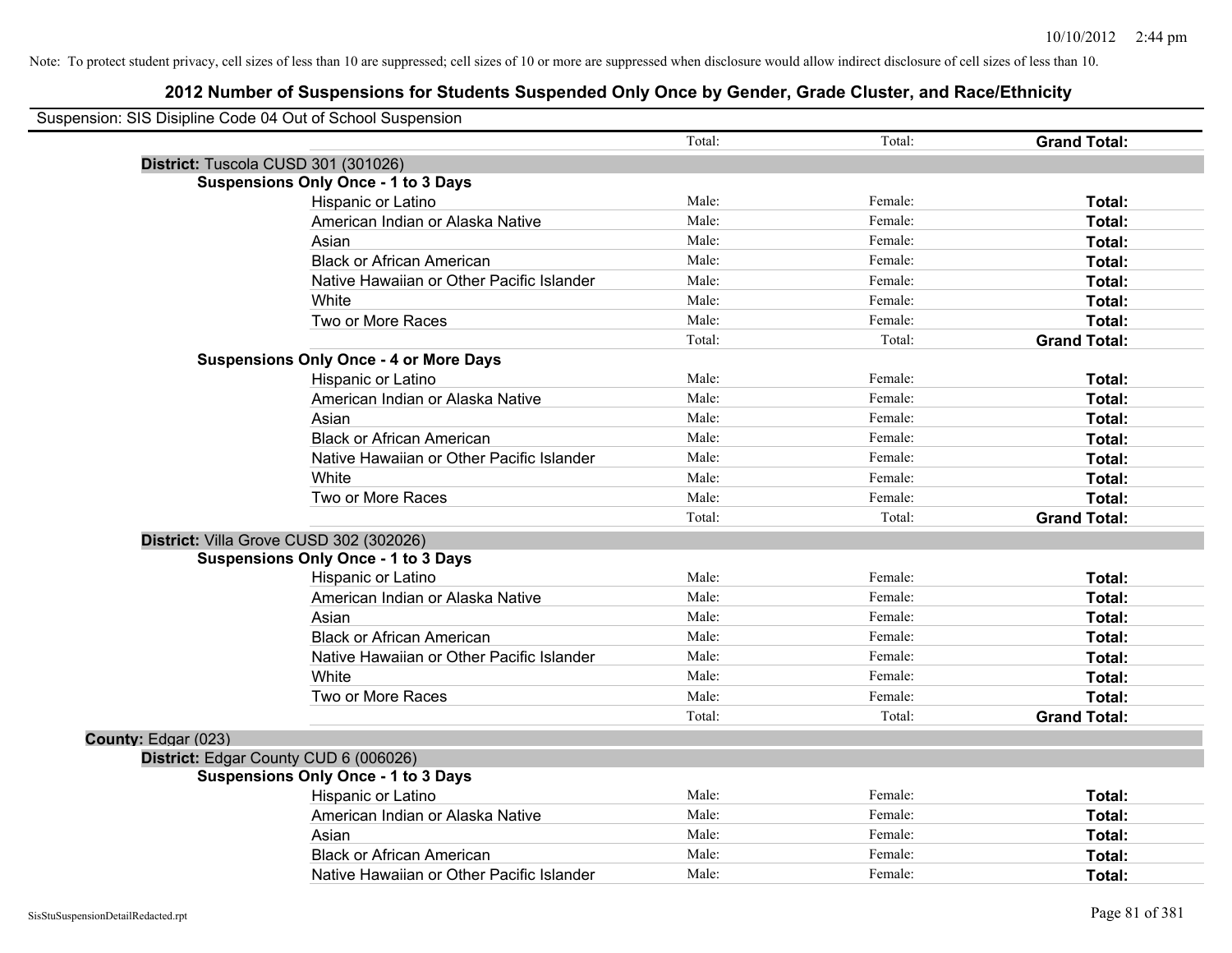Note: To protect student privacy, cell sizes of less than 10 are suppressed; cell sizes of 10 or more are suppressed when disclosure would allow indirect disclosure of cell sizes of less than 10.

# 2012 Number of Suspensions for Students Suspended Only Once by Gender, Grade Cluster, and Race/Ethnicity

Suspension: SIS Disipline Code 04 Out of School Suspension

| | | | |
|---|---|---|---|
| | Total: | Total: | **Grand Total:** |
| **District:** Tuscola CUSD 301 (301026) | | | |
| **Suspensions Only Once - 1 to 3 Days** | | | |
| Hispanic or Latino | Male: | Female: | **Total:** |
| American Indian or Alaska Native | Male: | Female: | **Total:** |
| Asian | Male: | Female: | **Total:** |
| Black or African American | Male: | Female: | **Total:** |
| Native Hawaiian or Other Pacific Islander | Male: | Female: | **Total:** |
| White | Male: | Female: | **Total:** |
| Two or More Races | Male: | Female: | **Total:** |
| | Total: | Total: | **Grand Total:** |
| **Suspensions Only Once - 4 or More Days** | | | |
| Hispanic or Latino | Male: | Female: | **Total:** |
| American Indian or Alaska Native | Male: | Female: | **Total:** |
| Asian | Male: | Female: | **Total:** |
| Black or African American | Male: | Female: | **Total:** |
| Native Hawaiian or Other Pacific Islander | Male: | Female: | **Total:** |
| White | Male: | Female: | **Total:** |
| Two or More Races | Male: | Female: | **Total:** |
| | Total: | Total: | **Grand Total:** |
| **District:** Villa Grove CUSD 302 (302026) | | | |
| **Suspensions Only Once - 1 to 3 Days** | | | |
| Hispanic or Latino | Male: | Female: | **Total:** |
| American Indian or Alaska Native | Male: | Female: | **Total:** |
| Asian | Male: | Female: | **Total:** |
| Black or African American | Male: | Female: | **Total:** |
| Native Hawaiian or Other Pacific Islander | Male: | Female: | **Total:** |
| White | Male: | Female: | **Total:** |
| Two or More Races | Male: | Female: | **Total:** |
| | Total: | Total: | **Grand Total:** |
| **County:** Edgar (023) | | | |
| **District:** Edgar County CUD 6 (006026) | | | |
| **Suspensions Only Once - 1 to 3 Days** | | | |
| Hispanic or Latino | Male: | Female: | **Total:** |
| American Indian or Alaska Native | Male: | Female: | **Total:** |
| Asian | Male: | Female: | **Total:** |
| Black or African American | Male: | Female: | **Total:** |
| Native Hawaiian or Other Pacific Islander | Male: | Female: | **Total:** |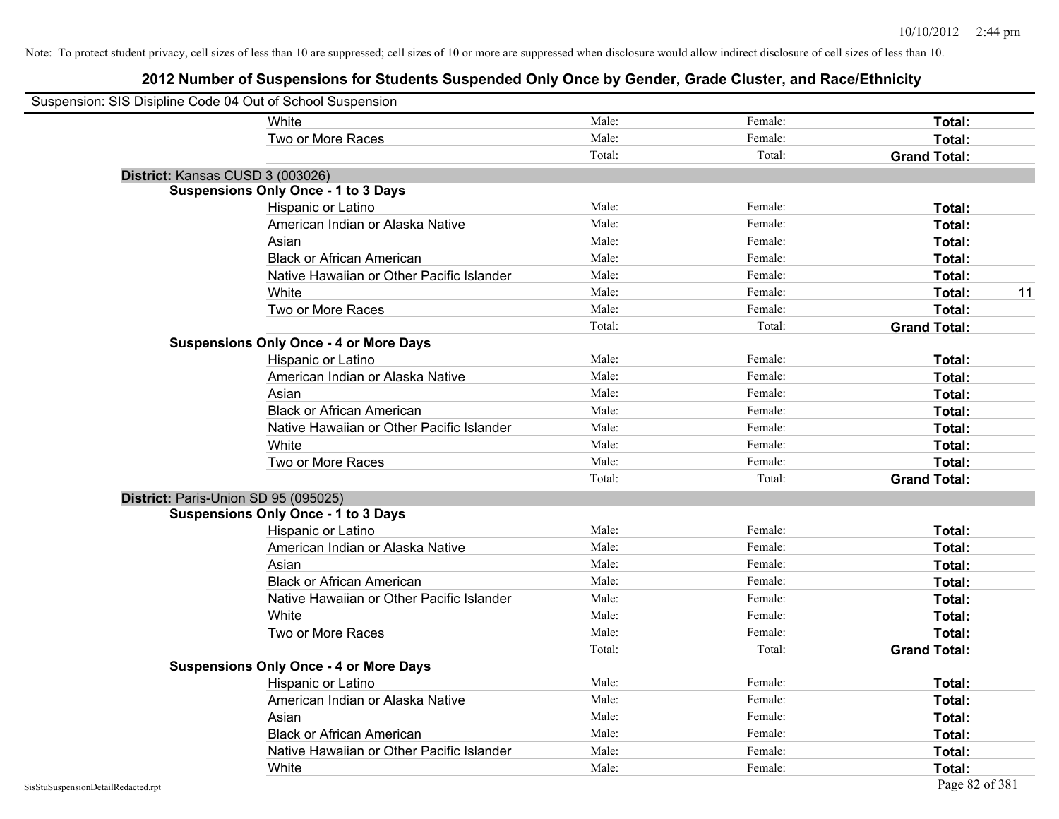Note: To protect student privacy, cell sizes of less than 10 are suppressed; cell sizes of 10 or more are suppressed when disclosure would allow indirect disclosure of cell sizes of less than 10.

## 2012 Number of Suspensions for Students Suspended Only Once by Gender, Grade Cluster, and Race/Ethnicity

Suspension: SIS Disipline Code 04 Out of School Suspension

| | | | | |
|---|---|---|---|---|
| White | Male: | Female: | **Total:** | |
| Two or More Races | Male: | Female: | **Total:** | |
| | Total: | Total: | **Grand Total:** | |

**District:** Kansas CUSD 3 (003026)

**Suspensions Only Once - 1 to 3 Days**

| | | | | |
|---|---|---|---|---|
| Hispanic or Latino | Male: | Female: | **Total:** | |
| American Indian or Alaska Native | Male: | Female: | **Total:** | |
| Asian | Male: | Female: | **Total:** | |
| Black or African American | Male: | Female: | **Total:** | |
| Native Hawaiian or Other Pacific Islander | Male: | Female: | **Total:** | |
| White | Male: | Female: | **Total:** | 11 |
| Two or More Races | Male: | Female: | **Total:** | |
| | Total: | Total: | **Grand Total:** | |

**Suspensions Only Once - 4 or More Days**

| | | | | |
|---|---|---|---|---|
| Hispanic or Latino | Male: | Female: | **Total:** | |
| American Indian or Alaska Native | Male: | Female: | **Total:** | |
| Asian | Male: | Female: | **Total:** | |
| Black or African American | Male: | Female: | **Total:** | |
| Native Hawaiian or Other Pacific Islander | Male: | Female: | **Total:** | |
| White | Male: | Female: | **Total:** | |
| Two or More Races | Male: | Female: | **Total:** | |
| | Total: | Total: | **Grand Total:** | |

**District:** Paris-Union SD 95 (095025)

**Suspensions Only Once - 1 to 3 Days**

| | | | | |
|---|---|---|---|---|
| Hispanic or Latino | Male: | Female: | **Total:** | |
| American Indian or Alaska Native | Male: | Female: | **Total:** | |
| Asian | Male: | Female: | **Total:** | |
| Black or African American | Male: | Female: | **Total:** | |
| Native Hawaiian or Other Pacific Islander | Male: | Female: | **Total:** | |
| White | Male: | Female: | **Total:** | |
| Two or More Races | Male: | Female: | **Total:** | |
| | Total: | Total: | **Grand Total:** | |

**Suspensions Only Once - 4 or More Days**

| | | | | |
|---|---|---|---|---|
| Hispanic or Latino | Male: | Female: | **Total:** | |
| American Indian or Alaska Native | Male: | Female: | **Total:** | |
| Asian | Male: | Female: | **Total:** | |
| Black or African American | Male: | Female: | **Total:** | |
| Native Hawaiian or Other Pacific Islander | Male: | Female: | **Total:** | |
| White | Male: | Female: | **Total:** | |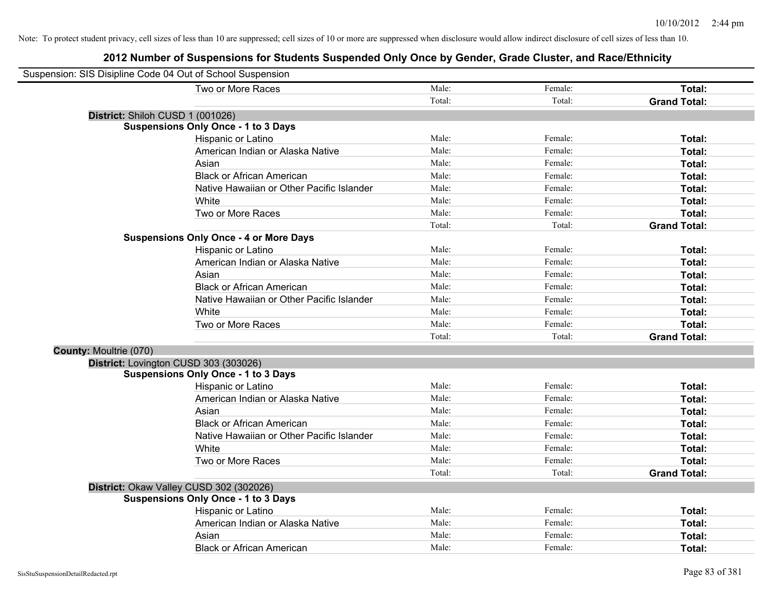Note: To protect student privacy, cell sizes of less than 10 are suppressed; cell sizes of 10 or more are suppressed when disclosure would allow indirect disclosure of cell sizes of less than 10.

# 2012 Number of Suspensions for Students Suspended Only Once by Gender, Grade Cluster, and Race/Ethnicity

Suspension: SIS Disipline Code 04 Out of School Suspension

| | | | |
|---|---|---|---|
| Two or More Races | Male: | Female: | **Total:** |
| | Total: | Total: | **Grand Total:** |

**District:** Shiloh CUSD 1 (001026)

**Suspensions Only Once - 1 to 3 Days**

| | | | |
|---|---|---|---|
| Hispanic or Latino | Male: | Female: | **Total:** |
| American Indian or Alaska Native | Male: | Female: | **Total:** |
| Asian | Male: | Female: | **Total:** |
| Black or African American | Male: | Female: | **Total:** |
| Native Hawaiian or Other Pacific Islander | Male: | Female: | **Total:** |
| White | Male: | Female: | **Total:** |
| Two or More Races | Male: | Female: | **Total:** |
| | Total: | Total: | **Grand Total:** |

**Suspensions Only Once - 4 or More Days**

| | | | |
|---|---|---|---|
| Hispanic or Latino | Male: | Female: | **Total:** |
| American Indian or Alaska Native | Male: | Female: | **Total:** |
| Asian | Male: | Female: | **Total:** |
| Black or African American | Male: | Female: | **Total:** |
| Native Hawaiian or Other Pacific Islander | Male: | Female: | **Total:** |
| White | Male: | Female: | **Total:** |
| Two or More Races | Male: | Female: | **Total:** |
| | Total: | Total: | **Grand Total:** |

**County:** Moultrie (070)

**District:** Lovington CUSD 303 (303026)

**Suspensions Only Once - 1 to 3 Days**

| | | | |
|---|---|---|---|
| Hispanic or Latino | Male: | Female: | **Total:** |
| American Indian or Alaska Native | Male: | Female: | **Total:** |
| Asian | Male: | Female: | **Total:** |
| Black or African American | Male: | Female: | **Total:** |
| Native Hawaiian or Other Pacific Islander | Male: | Female: | **Total:** |
| White | Male: | Female: | **Total:** |
| Two or More Races | Male: | Female: | **Total:** |
| | Total: | Total: | **Grand Total:** |

**District:** Okaw Valley CUSD 302 (302026)

**Suspensions Only Once - 1 to 3 Days**

| | | | |
|---|---|---|---|
| Hispanic or Latino | Male: | Female: | **Total:** |
| American Indian or Alaska Native | Male: | Female: | **Total:** |
| Asian | Male: | Female: | **Total:** |
| Black or African American | Male: | Female: | **Total:** |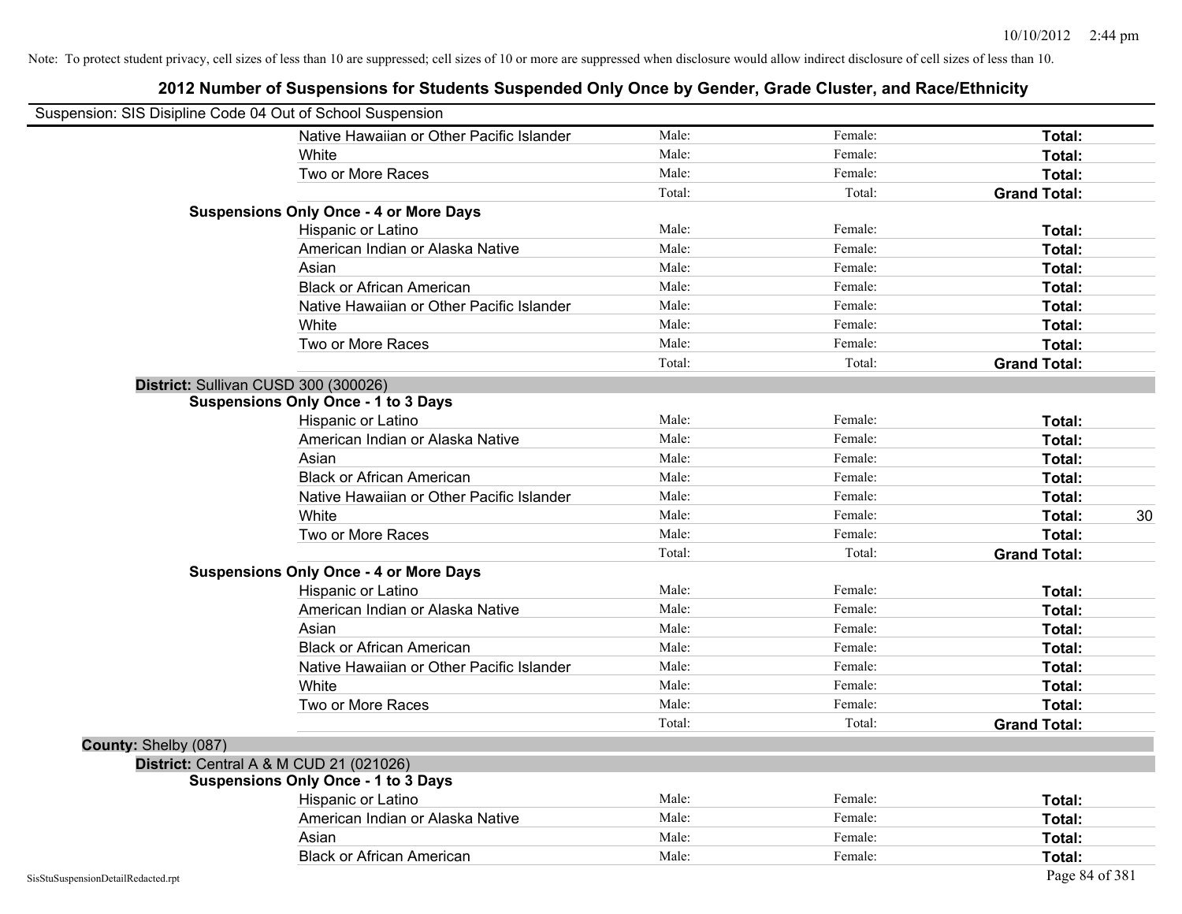Note: To protect student privacy, cell sizes of less than 10 are suppressed; cell sizes of 10 or more are suppressed when disclosure would allow indirect disclosure of cell sizes of less than 10.

# 2012 Number of Suspensions for Students Suspended Only Once by Gender, Grade Cluster, and Race/Ethnicity

Suspension: SIS Disipline Code 04 Out of School Suspension

| | | | | |
|---|---|---|---|---|
| Native Hawaiian or Other Pacific Islander | Male: | Female: | **Total:** | |
| White | Male: | Female: | **Total:** | |
| Two or More Races | Male: | Female: | **Total:** | |
| | Total: | Total: | **Grand Total:** | |

**Suspensions Only Once - 4 or More Days**

| | | | | |
|---|---|---|---|---|
| Hispanic or Latino | Male: | Female: | **Total:** | |
| American Indian or Alaska Native | Male: | Female: | **Total:** | |
| Asian | Male: | Female: | **Total:** | |
| Black or African American | Male: | Female: | **Total:** | |
| Native Hawaiian or Other Pacific Islander | Male: | Female: | **Total:** | |
| White | Male: | Female: | **Total:** | |
| Two or More Races | Male: | Female: | **Total:** | |
| | Total: | Total: | **Grand Total:** | |

**District:** Sullivan CUSD 300 (300026)

**Suspensions Only Once - 1 to 3 Days**

| | | | | |
|---|---|---|---|---|
| Hispanic or Latino | Male: | Female: | **Total:** | |
| American Indian or Alaska Native | Male: | Female: | **Total:** | |
| Asian | Male: | Female: | **Total:** | |
| Black or African American | Male: | Female: | **Total:** | |
| Native Hawaiian or Other Pacific Islander | Male: | Female: | **Total:** | |
| White | Male: | Female: | **Total:** | 30 |
| Two or More Races | Male: | Female: | **Total:** | |
| | Total: | Total: | **Grand Total:** | |

**Suspensions Only Once - 4 or More Days**

| | | | | |
|---|---|---|---|---|
| Hispanic or Latino | Male: | Female: | **Total:** | |
| American Indian or Alaska Native | Male: | Female: | **Total:** | |
| Asian | Male: | Female: | **Total:** | |
| Black or African American | Male: | Female: | **Total:** | |
| Native Hawaiian or Other Pacific Islander | Male: | Female: | **Total:** | |
| White | Male: | Female: | **Total:** | |
| Two or More Races | Male: | Female: | **Total:** | |
| | Total: | Total: | **Grand Total:** | |

**County:** Shelby (087)

**District:** Central A & M CUD 21 (021026)

**Suspensions Only Once - 1 to 3 Days**

| | | | | |
|---|---|---|---|---|
| Hispanic or Latino | Male: | Female: | **Total:** | |
| American Indian or Alaska Native | Male: | Female: | **Total:** | |
| Asian | Male: | Female: | **Total:** | |
| Black or African American | Male: | Female: | **Total:** | |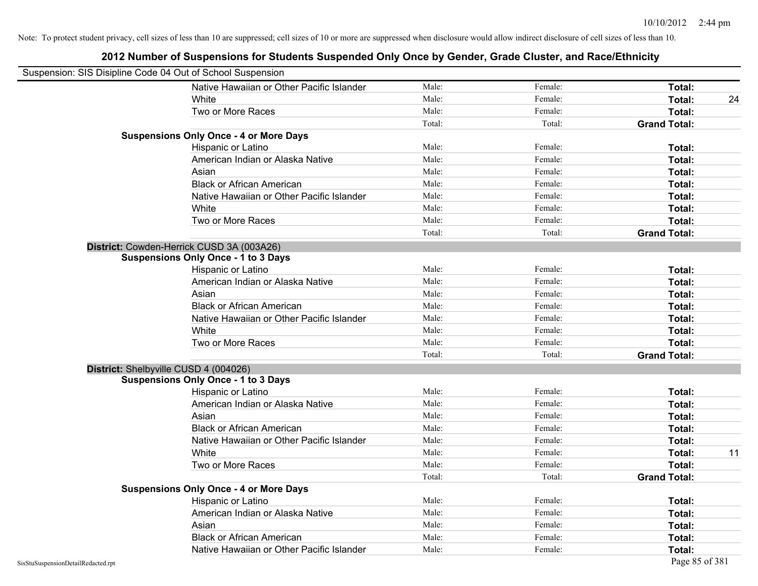Note: To protect student privacy, cell sizes of less than 10 are suppressed; cell sizes of 10 or more are suppressed when disclosure would allow indirect disclosure of cell sizes of less than 10.

## 2012 Number of Suspensions for Students Suspended Only Once by Gender, Grade Cluster, and Race/Ethnicity

Suspension: SIS Disipline Code 04 Out of School Suspension

| | | | | |
|---|---|---|---|---|
| Native Hawaiian or Other Pacific Islander | Male: | Female: | **Total:** | |
| White | Male: | Female: | **Total:** | 24 |
| Two or More Races | Male: | Female: | **Total:** | |
| | Total: | Total: | **Grand Total:** | |

**Suspensions Only Once - 4 or More Days**

| | | | | |
|---|---|---|---|---|
| Hispanic or Latino | Male: | Female: | **Total:** | |
| American Indian or Alaska Native | Male: | Female: | **Total:** | |
| Asian | Male: | Female: | **Total:** | |
| Black or African American | Male: | Female: | **Total:** | |
| Native Hawaiian or Other Pacific Islander | Male: | Female: | **Total:** | |
| White | Male: | Female: | **Total:** | |
| Two or More Races | Male: | Female: | **Total:** | |
| | Total: | Total: | **Grand Total:** | |

**District:** Cowden-Herrick CUSD 3A (003A26)

**Suspensions Only Once - 1 to 3 Days**

| | | | | |
|---|---|---|---|---|
| Hispanic or Latino | Male: | Female: | **Total:** | |
| American Indian or Alaska Native | Male: | Female: | **Total:** | |
| Asian | Male: | Female: | **Total:** | |
| Black or African American | Male: | Female: | **Total:** | |
| Native Hawaiian or Other Pacific Islander | Male: | Female: | **Total:** | |
| White | Male: | Female: | **Total:** | |
| Two or More Races | Male: | Female: | **Total:** | |
| | Total: | Total: | **Grand Total:** | |

**District:** Shelbyville CUSD 4 (004026)

**Suspensions Only Once - 1 to 3 Days**

| | | | | |
|---|---|---|---|---|
| Hispanic or Latino | Male: | Female: | **Total:** | |
| American Indian or Alaska Native | Male: | Female: | **Total:** | |
| Asian | Male: | Female: | **Total:** | |
| Black or African American | Male: | Female: | **Total:** | |
| Native Hawaiian or Other Pacific Islander | Male: | Female: | **Total:** | |
| White | Male: | Female: | **Total:** | 11 |
| Two or More Races | Male: | Female: | **Total:** | |
| | Total: | Total: | **Grand Total:** | |

**Suspensions Only Once - 4 or More Days**

| | | | | |
|---|---|---|---|---|
| Hispanic or Latino | Male: | Female: | **Total:** | |
| American Indian or Alaska Native | Male: | Female: | **Total:** | |
| Asian | Male: | Female: | **Total:** | |
| Black or African American | Male: | Female: | **Total:** | |
| Native Hawaiian or Other Pacific Islander | Male: | Female: | **Total:** | |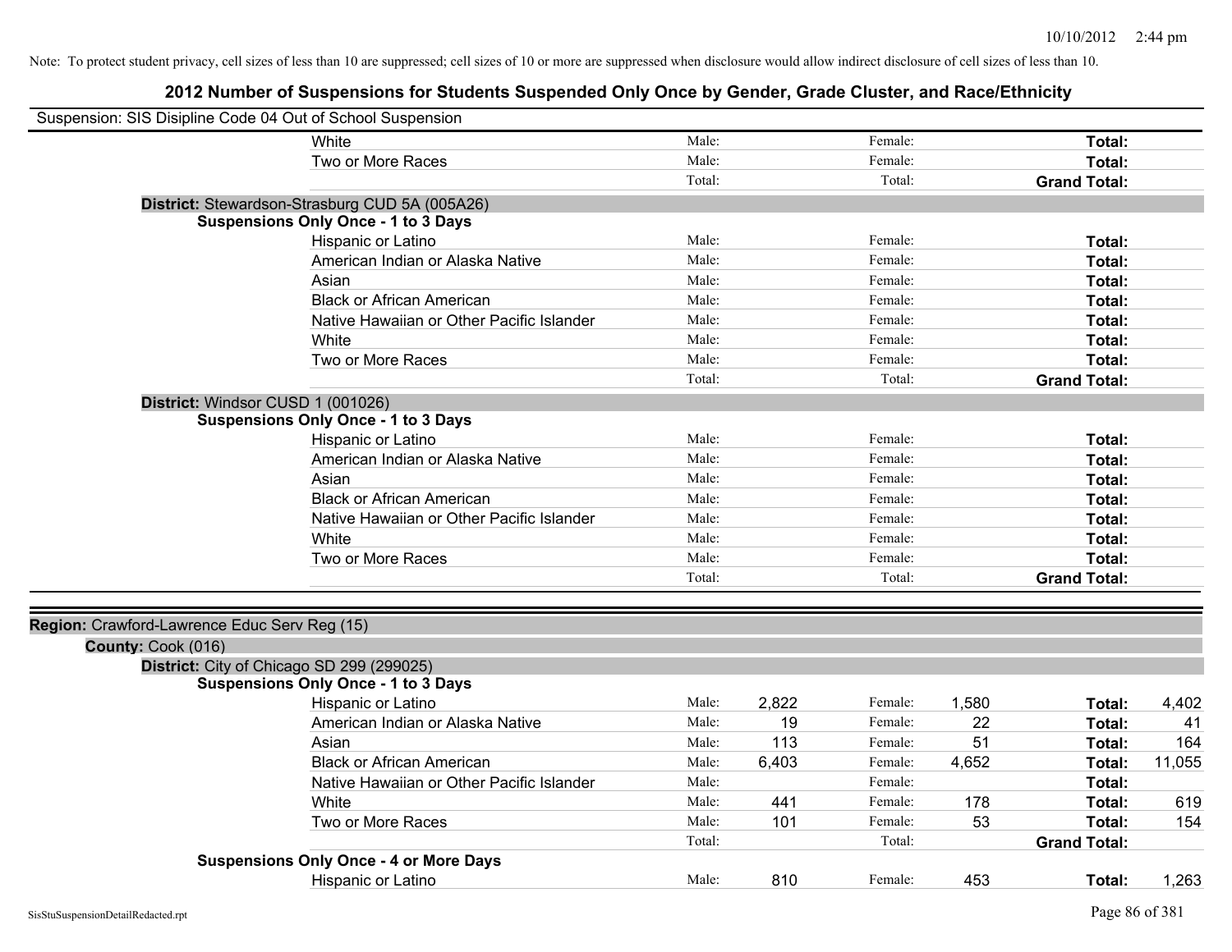Note: To protect student privacy, cell sizes of less than 10 are suppressed; cell sizes of 10 or more are suppressed when disclosure would allow indirect disclosure of cell sizes of less than 10.

# 2012 Number of Suspensions for Students Suspended Only Once by Gender, Grade Cluster, and Race/Ethnicity

Suspension: SIS Disipline Code 04 Out of School Suspension

| | | | | | | |
|---|---|---|---|---|---|---|
| White | Male: | | Female: | | **Total:** | |
| Two or More Races | Male: | | Female: | | **Total:** | |
| | Total: | | Total: | | **Grand Total:** | |

**District:** Stewardson-Strasburg CUD 5A (005A26)

**Suspensions Only Once - 1 to 3 Days**

| | | | | | | |
|---|---|---|---|---|---|---|
| Hispanic or Latino | Male: | | Female: | | **Total:** | |
| American Indian or Alaska Native | Male: | | Female: | | **Total:** | |
| Asian | Male: | | Female: | | **Total:** | |
| Black or African American | Male: | | Female: | | **Total:** | |
| Native Hawaiian or Other Pacific Islander | Male: | | Female: | | **Total:** | |
| White | Male: | | Female: | | **Total:** | |
| Two or More Races | Male: | | Female: | | **Total:** | |
| | Total: | | Total: | | **Grand Total:** | |

**District:** Windsor CUSD 1 (001026)

**Suspensions Only Once - 1 to 3 Days**

| | | | | | | |
|---|---|---|---|---|---|---|
| Hispanic or Latino | Male: | | Female: | | **Total:** | |
| American Indian or Alaska Native | Male: | | Female: | | **Total:** | |
| Asian | Male: | | Female: | | **Total:** | |
| Black or African American | Male: | | Female: | | **Total:** | |
| Native Hawaiian or Other Pacific Islander | Male: | | Female: | | **Total:** | |
| White | Male: | | Female: | | **Total:** | |
| Two or More Races | Male: | | Female: | | **Total:** | |
| | Total: | | Total: | | **Grand Total:** | |

**Region:** Crawford-Lawrence Educ Serv Reg (15)

**County:** Cook (016)

**District:** City of Chicago SD 299 (299025)

**Suspensions Only Once - 1 to 3 Days**

| | | | | | | |
|---|---|---|---|---|---|---|
| Hispanic or Latino | Male: | 2,822 | Female: | 1,580 | **Total:** | 4,402 |
| American Indian or Alaska Native | Male: | 19 | Female: | 22 | **Total:** | 41 |
| Asian | Male: | 113 | Female: | 51 | **Total:** | 164 |
| Black or African American | Male: | 6,403 | Female: | 4,652 | **Total:** | 11,055 |
| Native Hawaiian or Other Pacific Islander | Male: | | Female: | | **Total:** | |
| White | Male: | 441 | Female: | 178 | **Total:** | 619 |
| Two or More Races | Male: | 101 | Female: | 53 | **Total:** | 154 |
| | Total: | | Total: | | **Grand Total:** | |

**Suspensions Only Once - 4 or More Days**

| | | | | | | |
|---|---|---|---|---|---|---|
| Hispanic or Latino | Male: | 810 | Female: | 453 | **Total:** | 1,263 |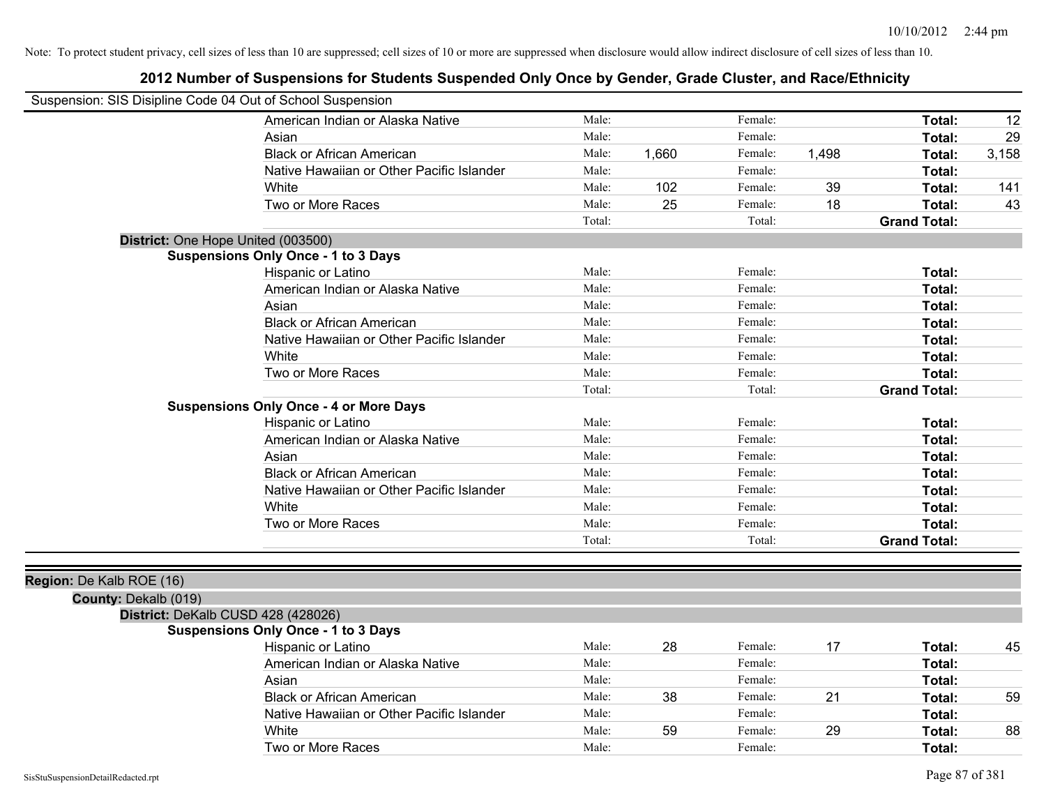Note: To protect student privacy, cell sizes of less than 10 are suppressed; cell sizes of 10 or more are suppressed when disclosure would allow indirect disclosure of cell sizes of less than 10.

# 2012 Number of Suspensions for Students Suspended Only Once by Gender, Grade Cluster, and Race/Ethnicity

Suspension: SIS Disipline Code 04 Out of School Suspension

| | | | | | | |
|---|---|---|---|---|---|---|
| American Indian or Alaska Native | Male: | | Female: | | **Total:** | 12 |
| Asian | Male: | | Female: | | **Total:** | 29 |
| Black or African American | Male: | 1,660 | Female: | 1,498 | **Total:** | 3,158 |
| Native Hawaiian or Other Pacific Islander | Male: | | Female: | | **Total:** | |
| White | Male: | 102 | Female: | 39 | **Total:** | 141 |
| Two or More Races | Male: | 25 | Female: | 18 | **Total:** | 43 |
| | Total: | | Total: | | **Grand Total:** | |

**District:** One Hope United (003500)

**Suspensions Only Once - 1 to 3 Days**

| | | | | | | |
|---|---|---|---|---|---|---|
| Hispanic or Latino | Male: | | Female: | | **Total:** | |
| American Indian or Alaska Native | Male: | | Female: | | **Total:** | |
| Asian | Male: | | Female: | | **Total:** | |
| Black or African American | Male: | | Female: | | **Total:** | |
| Native Hawaiian or Other Pacific Islander | Male: | | Female: | | **Total:** | |
| White | Male: | | Female: | | **Total:** | |
| Two or More Races | Male: | | Female: | | **Total:** | |
| | Total: | | Total: | | **Grand Total:** | |

**Suspensions Only Once - 4 or More Days**

| | | | | | | |
|---|---|---|---|---|---|---|
| Hispanic or Latino | Male: | | Female: | | **Total:** | |
| American Indian or Alaska Native | Male: | | Female: | | **Total:** | |
| Asian | Male: | | Female: | | **Total:** | |
| Black or African American | Male: | | Female: | | **Total:** | |
| Native Hawaiian or Other Pacific Islander | Male: | | Female: | | **Total:** | |
| White | Male: | | Female: | | **Total:** | |
| Two or More Races | Male: | | Female: | | **Total:** | |
| | Total: | | Total: | | **Grand Total:** | |

**Region:** De Kalb ROE (16)

**County:** Dekalb (019)

**District:** DeKalb CUSD 428 (428026)

**Suspensions Only Once - 1 to 3 Days**

| | | | | | | |
|---|---|---|---|---|---|---|
| Hispanic or Latino | Male: | 28 | Female: | 17 | **Total:** | 45 |
| American Indian or Alaska Native | Male: | | Female: | | **Total:** | |
| Asian | Male: | | Female: | | **Total:** | |
| Black or African American | Male: | 38 | Female: | 21 | **Total:** | 59 |
| Native Hawaiian or Other Pacific Islander | Male: | | Female: | | **Total:** | |
| White | Male: | 59 | Female: | 29 | **Total:** | 88 |
| Two or More Races | Male: | | Female: | | **Total:** | |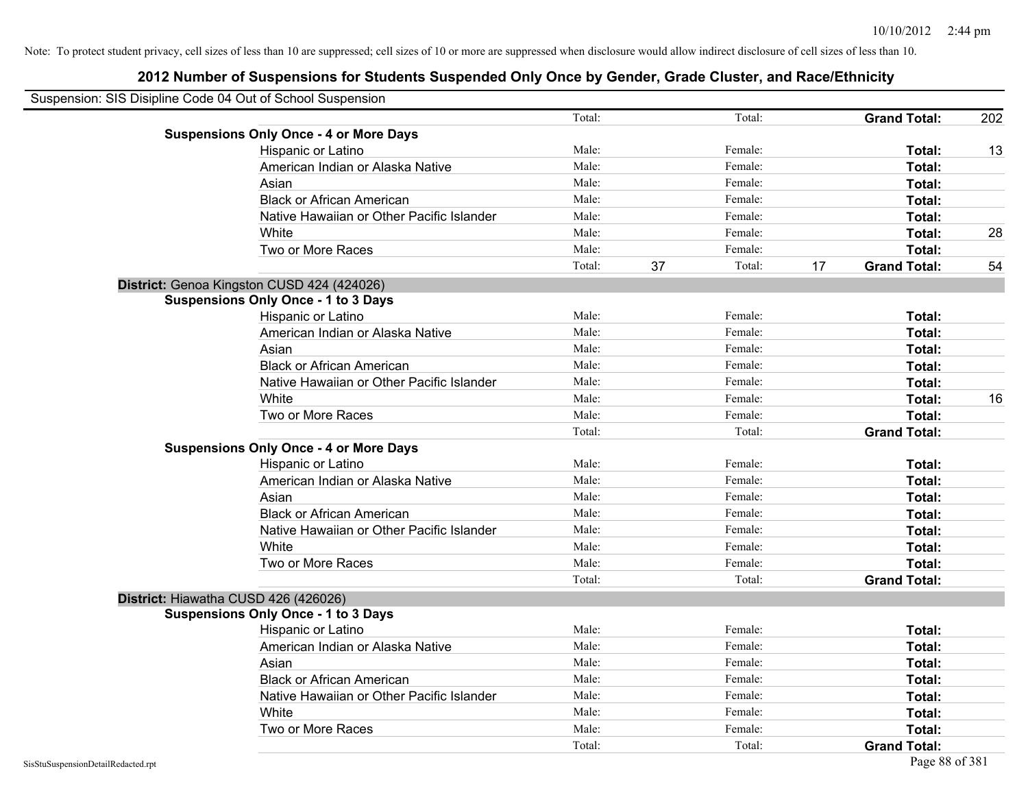Note: To protect student privacy, cell sizes of less than 10 are suppressed; cell sizes of 10 or more are suppressed when disclosure would allow indirect disclosure of cell sizes of less than 10.

## 2012 Number of Suspensions for Students Suspended Only Once by Gender, Grade Cluster, and Race/Ethnicity

Suspension: SIS Disipline Code 04 Out of School Suspension

| | | | | | | |
|---|---|---|---|---|---|---|
| | Total: | | Total: | | **Grand Total:** | 202 |
| **Suspensions Only Once - 4 or More Days** | | | | | | |
| Hispanic or Latino | Male: | | Female: | | **Total:** | 13 |
| American Indian or Alaska Native | Male: | | Female: | | **Total:** | |
| Asian | Male: | | Female: | | **Total:** | |
| Black or African American | Male: | | Female: | | **Total:** | |
| Native Hawaiian or Other Pacific Islander | Male: | | Female: | | **Total:** | |
| White | Male: | | Female: | | **Total:** | 28 |
| Two or More Races | Male: | | Female: | | **Total:** | |
| | Total: | 37 | Total: | 17 | **Grand Total:** | 54 |
| **District:** Genoa Kingston CUSD 424 (424026) | | | | | | |
| **Suspensions Only Once - 1 to 3 Days** | | | | | | |
| Hispanic or Latino | Male: | | Female: | | **Total:** | |
| American Indian or Alaska Native | Male: | | Female: | | **Total:** | |
| Asian | Male: | | Female: | | **Total:** | |
| Black or African American | Male: | | Female: | | **Total:** | |
| Native Hawaiian or Other Pacific Islander | Male: | | Female: | | **Total:** | |
| White | Male: | | Female: | | **Total:** | 16 |
| Two or More Races | Male: | | Female: | | **Total:** | |
| | Total: | | Total: | | **Grand Total:** | |
| **Suspensions Only Once - 4 or More Days** | | | | | | |
| Hispanic or Latino | Male: | | Female: | | **Total:** | |
| American Indian or Alaska Native | Male: | | Female: | | **Total:** | |
| Asian | Male: | | Female: | | **Total:** | |
| Black or African American | Male: | | Female: | | **Total:** | |
| Native Hawaiian or Other Pacific Islander | Male: | | Female: | | **Total:** | |
| White | Male: | | Female: | | **Total:** | |
| Two or More Races | Male: | | Female: | | **Total:** | |
| | Total: | | Total: | | **Grand Total:** | |
| **District:** Hiawatha CUSD 426 (426026) | | | | | | |
| **Suspensions Only Once - 1 to 3 Days** | | | | | | |
| Hispanic or Latino | Male: | | Female: | | **Total:** | |
| American Indian or Alaska Native | Male: | | Female: | | **Total:** | |
| Asian | Male: | | Female: | | **Total:** | |
| Black or African American | Male: | | Female: | | **Total:** | |
| Native Hawaiian or Other Pacific Islander | Male: | | Female: | | **Total:** | |
| White | Male: | | Female: | | **Total:** | |
| Two or More Races | Male: | | Female: | | **Total:** | |
| | Total: | | Total: | | **Grand Total:** | |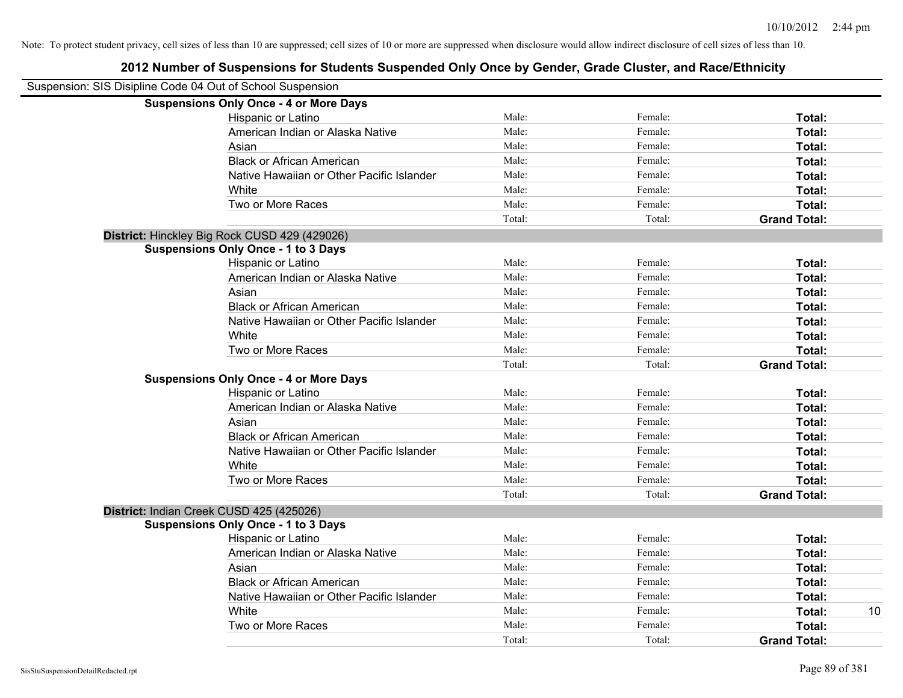Note: To protect student privacy, cell sizes of less than 10 are suppressed; cell sizes of 10 or more are suppressed when disclosure would allow indirect disclosure of cell sizes of less than 10.

# 2012 Number of Suspensions for Students Suspended Only Once by Gender, Grade Cluster, and Race/Ethnicity

Suspension: SIS Disipline Code 04 Out of School Suspension

**Suspensions Only Once - 4 or More Days**

| | | | | |
|---|---|---|---|---|
| Hispanic or Latino | Male: | Female: | **Total:** | |
| American Indian or Alaska Native | Male: | Female: | **Total:** | |
| Asian | Male: | Female: | **Total:** | |
| Black or African American | Male: | Female: | **Total:** | |
| Native Hawaiian or Other Pacific Islander | Male: | Female: | **Total:** | |
| White | Male: | Female: | **Total:** | |
| Two or More Races | Male: | Female: | **Total:** | |
| | Total: | Total: | **Grand Total:** | |

**District:** Hinckley Big Rock CUSD 429 (429026)

**Suspensions Only Once - 1 to 3 Days**

| | | | | |
|---|---|---|---|---|
| Hispanic or Latino | Male: | Female: | **Total:** | |
| American Indian or Alaska Native | Male: | Female: | **Total:** | |
| Asian | Male: | Female: | **Total:** | |
| Black or African American | Male: | Female: | **Total:** | |
| Native Hawaiian or Other Pacific Islander | Male: | Female: | **Total:** | |
| White | Male: | Female: | **Total:** | |
| Two or More Races | Male: | Female: | **Total:** | |
| | Total: | Total: | **Grand Total:** | |

**Suspensions Only Once - 4 or More Days**

| | | | | |
|---|---|---|---|---|
| Hispanic or Latino | Male: | Female: | **Total:** | |
| American Indian or Alaska Native | Male: | Female: | **Total:** | |
| Asian | Male: | Female: | **Total:** | |
| Black or African American | Male: | Female: | **Total:** | |
| Native Hawaiian or Other Pacific Islander | Male: | Female: | **Total:** | |
| White | Male: | Female: | **Total:** | |
| Two or More Races | Male: | Female: | **Total:** | |
| | Total: | Total: | **Grand Total:** | |

**District:** Indian Creek CUSD 425 (425026)

**Suspensions Only Once - 1 to 3 Days**

| | | | | |
|---|---|---|---|---|
| Hispanic or Latino | Male: | Female: | **Total:** | |
| American Indian or Alaska Native | Male: | Female: | **Total:** | |
| Asian | Male: | Female: | **Total:** | |
| Black or African American | Male: | Female: | **Total:** | |
| Native Hawaiian or Other Pacific Islander | Male: | Female: | **Total:** | |
| White | Male: | Female: | **Total:** | 10 |
| Two or More Races | Male: | Female: | **Total:** | |
| | Total: | Total: | **Grand Total:** | |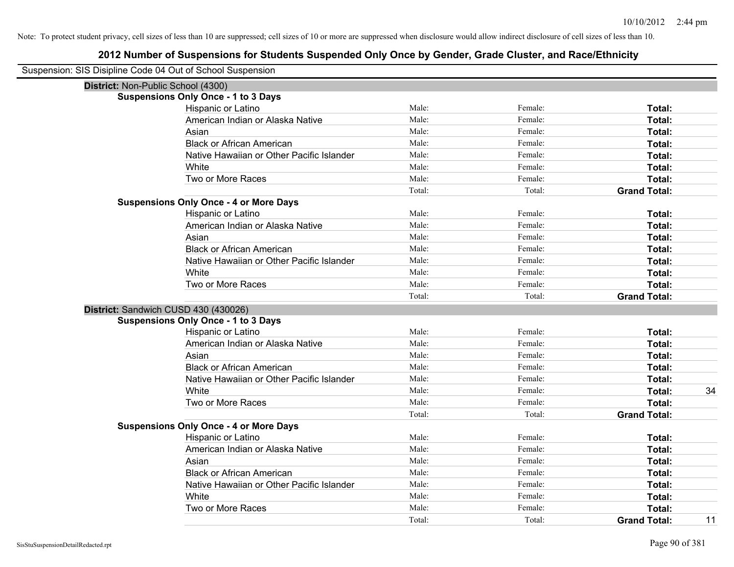Note: To protect student privacy, cell sizes of less than 10 are suppressed; cell sizes of 10 or more are suppressed when disclosure would allow indirect disclosure of cell sizes of less than 10.

## 2012 Number of Suspensions for Students Suspended Only Once by Gender, Grade Cluster, and Race/Ethnicity

Suspension: SIS Disipline Code 04 Out of School Suspension

**District:** Non-Public School (4300)

**Suspensions Only Once - 1 to 3 Days**

| | | | | |
|---|---|---|---|---|
| Hispanic or Latino | Male: | Female: | **Total:** | |
| American Indian or Alaska Native | Male: | Female: | **Total:** | |
| Asian | Male: | Female: | **Total:** | |
| Black or African American | Male: | Female: | **Total:** | |
| Native Hawaiian or Other Pacific Islander | Male: | Female: | **Total:** | |
| White | Male: | Female: | **Total:** | |
| Two or More Races | Male: | Female: | **Total:** | |
| | Total: | Total: | **Grand Total:** | |

**Suspensions Only Once - 4 or More Days**

| | | | | |
|---|---|---|---|---|
| Hispanic or Latino | Male: | Female: | **Total:** | |
| American Indian or Alaska Native | Male: | Female: | **Total:** | |
| Asian | Male: | Female: | **Total:** | |
| Black or African American | Male: | Female: | **Total:** | |
| Native Hawaiian or Other Pacific Islander | Male: | Female: | **Total:** | |
| White | Male: | Female: | **Total:** | |
| Two or More Races | Male: | Female: | **Total:** | |
| | Total: | Total: | **Grand Total:** | |

**District:** Sandwich CUSD 430 (430026)

**Suspensions Only Once - 1 to 3 Days**

| | | | | |
|---|---|---|---|---|
| Hispanic or Latino | Male: | Female: | **Total:** | |
| American Indian or Alaska Native | Male: | Female: | **Total:** | |
| Asian | Male: | Female: | **Total:** | |
| Black or African American | Male: | Female: | **Total:** | |
| Native Hawaiian or Other Pacific Islander | Male: | Female: | **Total:** | |
| White | Male: | Female: | **Total:** | 34 |
| Two or More Races | Male: | Female: | **Total:** | |
| | Total: | Total: | **Grand Total:** | |

**Suspensions Only Once - 4 or More Days**

| | | | | |
|---|---|---|---|---|
| Hispanic or Latino | Male: | Female: | **Total:** | |
| American Indian or Alaska Native | Male: | Female: | **Total:** | |
| Asian | Male: | Female: | **Total:** | |
| Black or African American | Male: | Female: | **Total:** | |
| Native Hawaiian or Other Pacific Islander | Male: | Female: | **Total:** | |
| White | Male: | Female: | **Total:** | |
| Two or More Races | Male: | Female: | **Total:** | |
| | Total: | Total: | **Grand Total:** | 11 |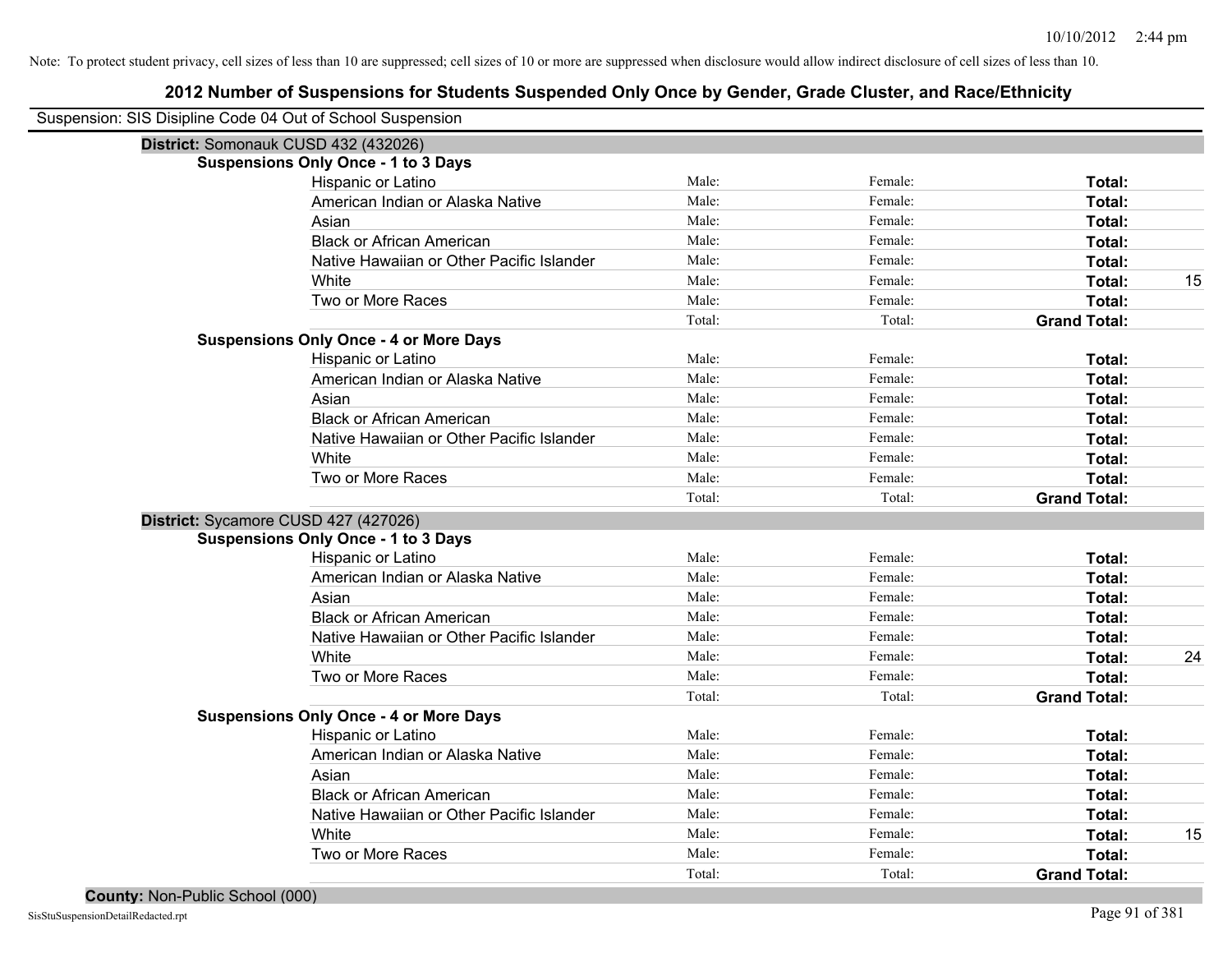Note: To protect student privacy, cell sizes of less than 10 are suppressed; cell sizes of 10 or more are suppressed when disclosure would allow indirect disclosure of cell sizes of less than 10.

# 2012 Number of Suspensions for Students Suspended Only Once by Gender, Grade Cluster, and Race/Ethnicity

Suspension: SIS Disipline Code 04 Out of School Suspension

**District:** Somonauk CUSD 432 (432026)

**Suspensions Only Once - 1 to 3 Days**

| | | | | |
|---|---|---|---|---|
| Hispanic or Latino | Male: | Female: | **Total:** | |
| American Indian or Alaska Native | Male: | Female: | **Total:** | |
| Asian | Male: | Female: | **Total:** | |
| Black or African American | Male: | Female: | **Total:** | |
| Native Hawaiian or Other Pacific Islander | Male: | Female: | **Total:** | |
| White | Male: | Female: | **Total:** | 15 |
| Two or More Races | Male: | Female: | **Total:** | |
| | Total: | Total: | **Grand Total:** | |

**Suspensions Only Once - 4 or More Days**

| | | | | |
|---|---|---|---|---|
| Hispanic or Latino | Male: | Female: | **Total:** | |
| American Indian or Alaska Native | Male: | Female: | **Total:** | |
| Asian | Male: | Female: | **Total:** | |
| Black or African American | Male: | Female: | **Total:** | |
| Native Hawaiian or Other Pacific Islander | Male: | Female: | **Total:** | |
| White | Male: | Female: | **Total:** | |
| Two or More Races | Male: | Female: | **Total:** | |
| | Total: | Total: | **Grand Total:** | |

**District:** Sycamore CUSD 427 (427026)

**Suspensions Only Once - 1 to 3 Days**

| | | | | |
|---|---|---|---|---|
| Hispanic or Latino | Male: | Female: | **Total:** | |
| American Indian or Alaska Native | Male: | Female: | **Total:** | |
| Asian | Male: | Female: | **Total:** | |
| Black or African American | Male: | Female: | **Total:** | |
| Native Hawaiian or Other Pacific Islander | Male: | Female: | **Total:** | |
| White | Male: | Female: | **Total:** | 24 |
| Two or More Races | Male: | Female: | **Total:** | |
| | Total: | Total: | **Grand Total:** | |

**Suspensions Only Once - 4 or More Days**

| | | | | |
|---|---|---|---|---|
| Hispanic or Latino | Male: | Female: | **Total:** | |
| American Indian or Alaska Native | Male: | Female: | **Total:** | |
| Asian | Male: | Female: | **Total:** | |
| Black or African American | Male: | Female: | **Total:** | |
| Native Hawaiian or Other Pacific Islander | Male: | Female: | **Total:** | |
| White | Male: | Female: | **Total:** | 15 |
| Two or More Races | Male: | Female: | **Total:** | |
| | Total: | Total: | **Grand Total:** | |

**County:** Non-Public School (000)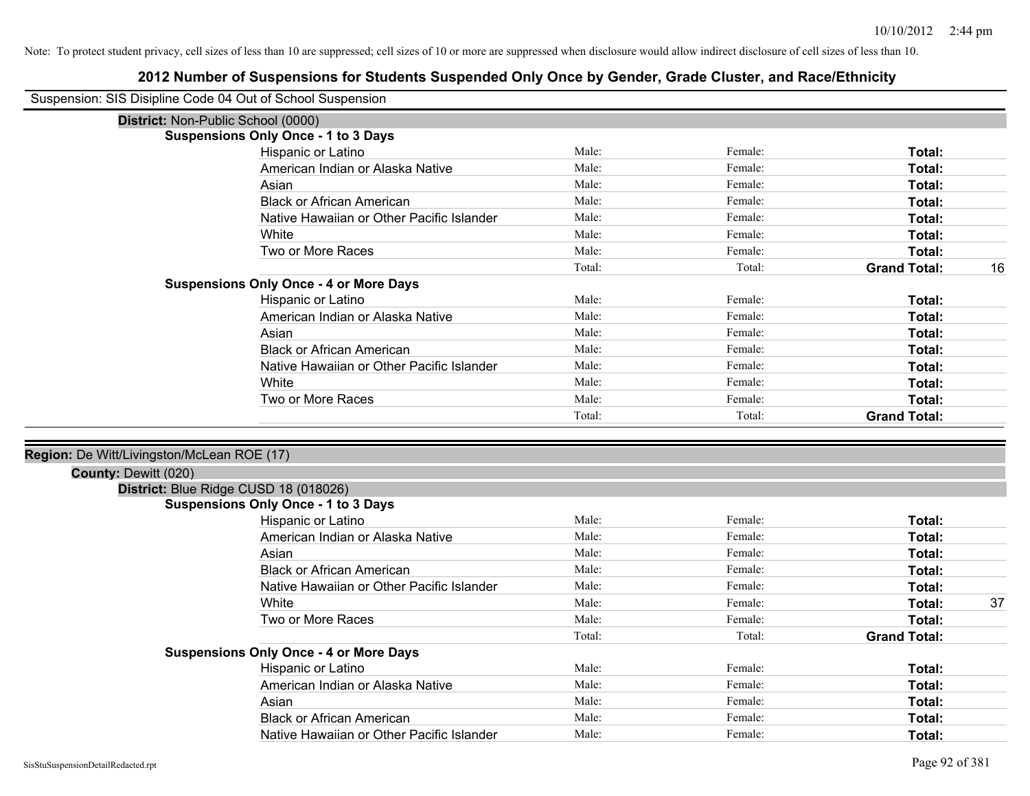Note: To protect student privacy, cell sizes of less than 10 are suppressed; cell sizes of 10 or more are suppressed when disclosure would allow indirect disclosure of cell sizes of less than 10.

# 2012 Number of Suspensions for Students Suspended Only Once by Gender, Grade Cluster, and Race/Ethnicity

Suspension: SIS Disipline Code 04 Out of School Suspension

**District:** Non-Public School (0000)

**Suspensions Only Once - 1 to 3 Days**

| | | | | |
|---|---|---|---|---|
| Hispanic or Latino | Male: | Female: | **Total:** | |
| American Indian or Alaska Native | Male: | Female: | **Total:** | |
| Asian | Male: | Female: | **Total:** | |
| Black or African American | Male: | Female: | **Total:** | |
| Native Hawaiian or Other Pacific Islander | Male: | Female: | **Total:** | |
| White | Male: | Female: | **Total:** | |
| Two or More Races | Male: | Female: | **Total:** | |
| | Total: | Total: | **Grand Total:** | 16 |

**Suspensions Only Once - 4 or More Days**

| | | | | |
|---|---|---|---|---|
| Hispanic or Latino | Male: | Female: | **Total:** | |
| American Indian or Alaska Native | Male: | Female: | **Total:** | |
| Asian | Male: | Female: | **Total:** | |
| Black or African American | Male: | Female: | **Total:** | |
| Native Hawaiian or Other Pacific Islander | Male: | Female: | **Total:** | |
| White | Male: | Female: | **Total:** | |
| Two or More Races | Male: | Female: | **Total:** | |
| | Total: | Total: | **Grand Total:** | |

**Region:** De Witt/Livingston/McLean ROE (17)

**County:** Dewitt (020)

**District:** Blue Ridge CUSD 18 (018026)

**Suspensions Only Once - 1 to 3 Days**

| | | | | |
|---|---|---|---|---|
| Hispanic or Latino | Male: | Female: | **Total:** | |
| American Indian or Alaska Native | Male: | Female: | **Total:** | |
| Asian | Male: | Female: | **Total:** | |
| Black or African American | Male: | Female: | **Total:** | |
| Native Hawaiian or Other Pacific Islander | Male: | Female: | **Total:** | |
| White | Male: | Female: | **Total:** | 37 |
| Two or More Races | Male: | Female: | **Total:** | |
| | Total: | Total: | **Grand Total:** | |

**Suspensions Only Once - 4 or More Days**

| | | | | |
|---|---|---|---|---|
| Hispanic or Latino | Male: | Female: | **Total:** | |
| American Indian or Alaska Native | Male: | Female: | **Total:** | |
| Asian | Male: | Female: | **Total:** | |
| Black or African American | Male: | Female: | **Total:** | |
| Native Hawaiian or Other Pacific Islander | Male: | Female: | **Total:** | |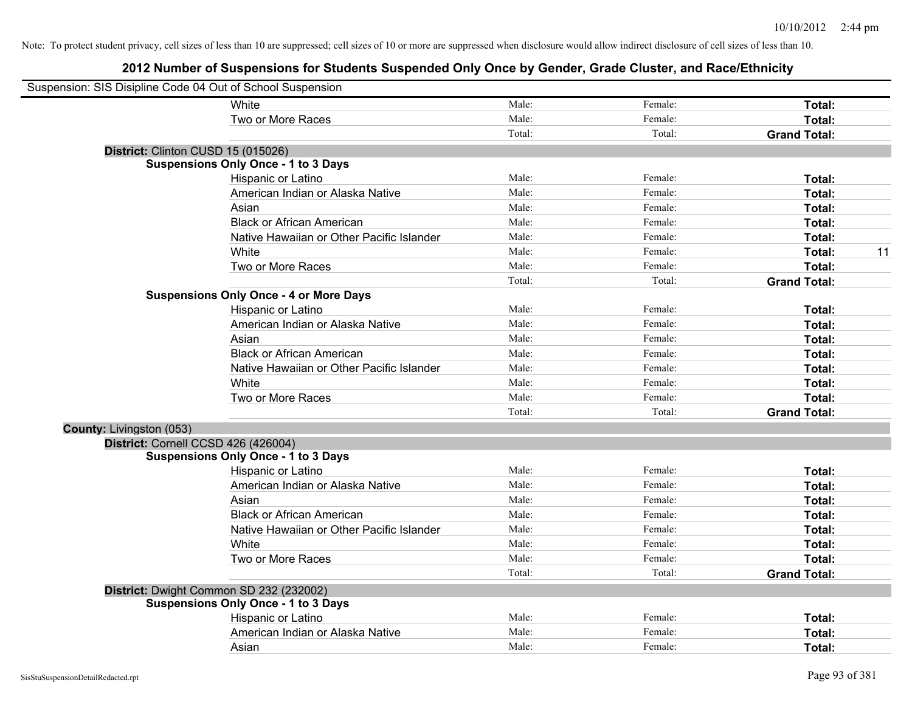Note: To protect student privacy, cell sizes of less than 10 are suppressed; cell sizes of 10 or more are suppressed when disclosure would allow indirect disclosure of cell sizes of less than 10.

# 2012 Number of Suspensions for Students Suspended Only Once by Gender, Grade Cluster, and Race/Ethnicity

Suspension: SIS Disipline Code 04 Out of School Suspension

| | | | | | | |
|---|---|---|---|---|---|---|
| | White | Male: | Female: | Total: | |
| | Two or More Races | Male: | Female: | Total: | |
| | | Total: | Total: | Grand Total: | |
| **District:** Clinton CUSD 15 (015026) | | | | | |
| **Suspensions Only Once - 1 to 3 Days** | | | | | |
| | Hispanic or Latino | Male: | Female: | Total: | |
| | American Indian or Alaska Native | Male: | Female: | Total: | |
| | Asian | Male: | Female: | Total: | |
| | Black or African American | Male: | Female: | Total: | |
| | Native Hawaiian or Other Pacific Islander | Male: | Female: | Total: | |
| | White | Male: | Female: | Total: | 11 |
| | Two or More Races | Male: | Female: | Total: | |
| | | Total: | Total: | Grand Total: | |
| **Suspensions Only Once - 4 or More Days** | | | | | |
| | Hispanic or Latino | Male: | Female: | Total: | |
| | American Indian or Alaska Native | Male: | Female: | Total: | |
| | Asian | Male: | Female: | Total: | |
| | Black or African American | Male: | Female: | Total: | |
| | Native Hawaiian or Other Pacific Islander | Male: | Female: | Total: | |
| | White | Male: | Female: | Total: | |
| | Two or More Races | Male: | Female: | Total: | |
| | | Total: | Total: | Grand Total: | |
| **County:** Livingston (053) | | | | | |
| **District:** Cornell CCSD 426 (426004) | | | | | |
| **Suspensions Only Once - 1 to 3 Days** | | | | | |
| | Hispanic or Latino | Male: | Female: | Total: | |
| | American Indian or Alaska Native | Male: | Female: | Total: | |
| | Asian | Male: | Female: | Total: | |
| | Black or African American | Male: | Female: | Total: | |
| | Native Hawaiian or Other Pacific Islander | Male: | Female: | Total: | |
| | White | Male: | Female: | Total: | |
| | Two or More Races | Male: | Female: | Total: | |
| | | Total: | Total: | Grand Total: | |
| **District:** Dwight Common SD 232 (232002) | | | | | |
| **Suspensions Only Once - 1 to 3 Days** | | | | | |
| | Hispanic or Latino | Male: | Female: | Total: | |
| | American Indian or Alaska Native | Male: | Female: | Total: | |
| | Asian | Male: | Female: | Total: | |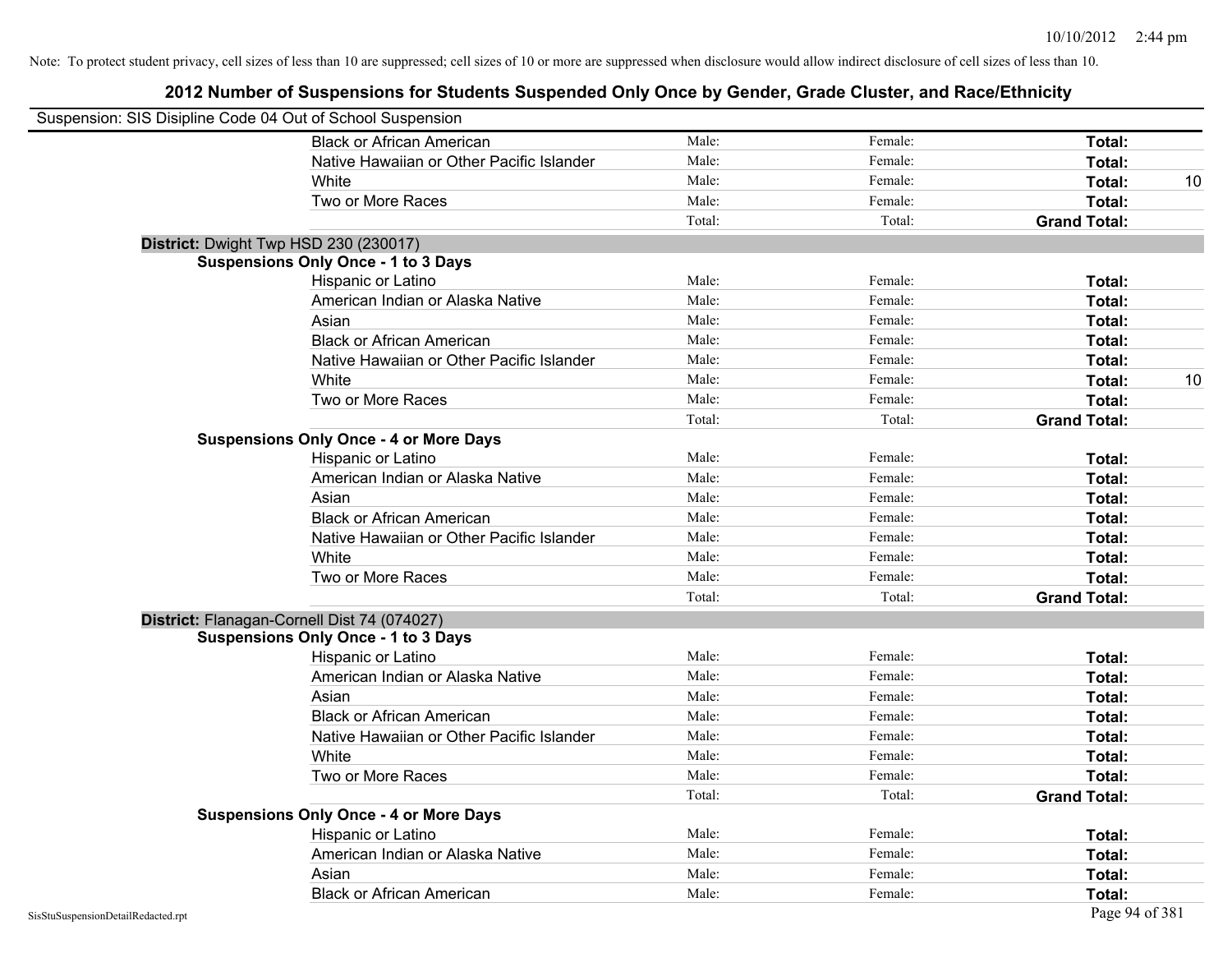Note: To protect student privacy, cell sizes of less than 10 are suppressed; cell sizes of 10 or more are suppressed when disclosure would allow indirect disclosure of cell sizes of less than 10.

# 2012 Number of Suspensions for Students Suspended Only Once by Gender, Grade Cluster, and Race/Ethnicity

Suspension: SIS Disipline Code 04 Out of School Suspension

| | | | | |
|---|---|---|---|---|
| Black or African American | Male: | Female: | **Total:** | |
| Native Hawaiian or Other Pacific Islander | Male: | Female: | **Total:** | |
| White | Male: | Female: | **Total:** | 10 |
| Two or More Races | Male: | Female: | **Total:** | |
| | Total: | Total: | **Grand Total:** | |

**District:** Dwight Twp HSD 230 (230017)

**Suspensions Only Once - 1 to 3 Days**

| | | | | |
|---|---|---|---|---|
| Hispanic or Latino | Male: | Female: | **Total:** | |
| American Indian or Alaska Native | Male: | Female: | **Total:** | |
| Asian | Male: | Female: | **Total:** | |
| Black or African American | Male: | Female: | **Total:** | |
| Native Hawaiian or Other Pacific Islander | Male: | Female: | **Total:** | |
| White | Male: | Female: | **Total:** | 10 |
| Two or More Races | Male: | Female: | **Total:** | |
| | Total: | Total: | **Grand Total:** | |

**Suspensions Only Once - 4 or More Days**

| | | | | |
|---|---|---|---|---|
| Hispanic or Latino | Male: | Female: | **Total:** | |
| American Indian or Alaska Native | Male: | Female: | **Total:** | |
| Asian | Male: | Female: | **Total:** | |
| Black or African American | Male: | Female: | **Total:** | |
| Native Hawaiian or Other Pacific Islander | Male: | Female: | **Total:** | |
| White | Male: | Female: | **Total:** | |
| Two or More Races | Male: | Female: | **Total:** | |
| | Total: | Total: | **Grand Total:** | |

**District:** Flanagan-Cornell Dist 74 (074027)

**Suspensions Only Once - 1 to 3 Days**

| | | | | |
|---|---|---|---|---|
| Hispanic or Latino | Male: | Female: | **Total:** | |
| American Indian or Alaska Native | Male: | Female: | **Total:** | |
| Asian | Male: | Female: | **Total:** | |
| Black or African American | Male: | Female: | **Total:** | |
| Native Hawaiian or Other Pacific Islander | Male: | Female: | **Total:** | |
| White | Male: | Female: | **Total:** | |
| Two or More Races | Male: | Female: | **Total:** | |
| | Total: | Total: | **Grand Total:** | |

**Suspensions Only Once - 4 or More Days**

| | | | | |
|---|---|---|---|---|
| Hispanic or Latino | Male: | Female: | **Total:** | |
| American Indian or Alaska Native | Male: | Female: | **Total:** | |
| Asian | Male: | Female: | **Total:** | |
| Black or African American | Male: | Female: | **Total:** | |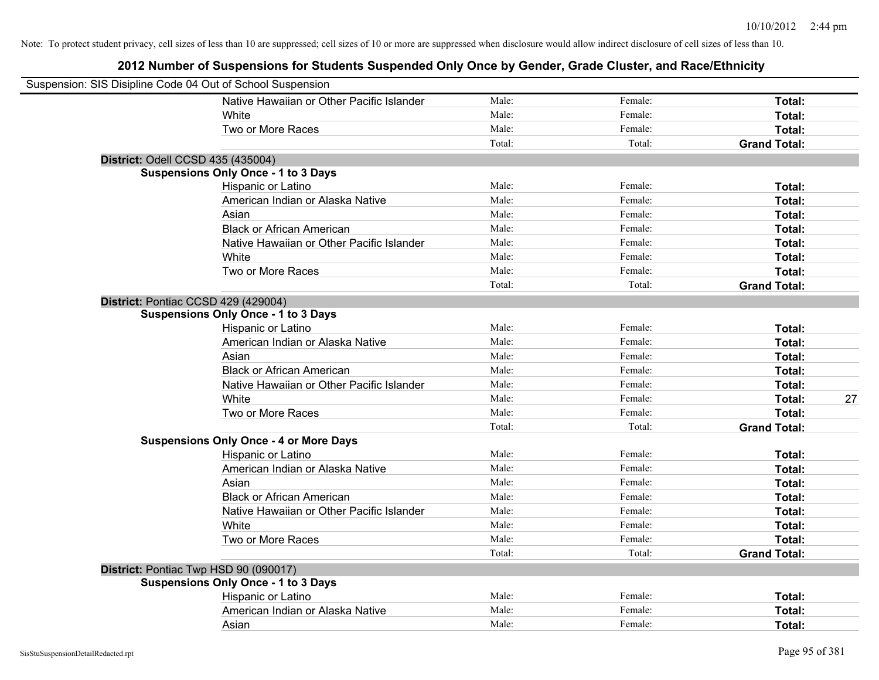Note: To protect student privacy, cell sizes of less than 10 are suppressed; cell sizes of 10 or more are suppressed when disclosure would allow indirect disclosure of cell sizes of less than 10.

# 2012 Number of Suspensions for Students Suspended Only Once by Gender, Grade Cluster, and Race/Ethnicity

Suspension: SIS Disipline Code 04 Out of School Suspension

| | | | | |
|---|---|---|---|---|
| Native Hawaiian or Other Pacific Islander | Male: | Female: | **Total:** | |
| White | Male: | Female: | **Total:** | |
| Two or More Races | Male: | Female: | **Total:** | |
| | Total: | Total: | **Grand Total:** | |

**District:** Odell CCSD 435 (435004)

**Suspensions Only Once - 1 to 3 Days**

| | | | | |
|---|---|---|---|---|
| Hispanic or Latino | Male: | Female: | **Total:** | |
| American Indian or Alaska Native | Male: | Female: | **Total:** | |
| Asian | Male: | Female: | **Total:** | |
| Black or African American | Male: | Female: | **Total:** | |
| Native Hawaiian or Other Pacific Islander | Male: | Female: | **Total:** | |
| White | Male: | Female: | **Total:** | |
| Two or More Races | Male: | Female: | **Total:** | |
| | Total: | Total: | **Grand Total:** | |

**District:** Pontiac CCSD 429 (429004)

**Suspensions Only Once - 1 to 3 Days**

| | | | | |
|---|---|---|---|---|
| Hispanic or Latino | Male: | Female: | **Total:** | |
| American Indian or Alaska Native | Male: | Female: | **Total:** | |
| Asian | Male: | Female: | **Total:** | |
| Black or African American | Male: | Female: | **Total:** | |
| Native Hawaiian or Other Pacific Islander | Male: | Female: | **Total:** | |
| White | Male: | Female: | **Total:** | 27 |
| Two or More Races | Male: | Female: | **Total:** | |
| | Total: | Total: | **Grand Total:** | |

**Suspensions Only Once - 4 or More Days**

| | | | | |
|---|---|---|---|---|
| Hispanic or Latino | Male: | Female: | **Total:** | |
| American Indian or Alaska Native | Male: | Female: | **Total:** | |
| Asian | Male: | Female: | **Total:** | |
| Black or African American | Male: | Female: | **Total:** | |
| Native Hawaiian or Other Pacific Islander | Male: | Female: | **Total:** | |
| White | Male: | Female: | **Total:** | |
| Two or More Races | Male: | Female: | **Total:** | |
| | Total: | Total: | **Grand Total:** | |

**District:** Pontiac Twp HSD 90 (090017)

**Suspensions Only Once - 1 to 3 Days**

| | | | | |
|---|---|---|---|---|
| Hispanic or Latino | Male: | Female: | **Total:** | |
| American Indian or Alaska Native | Male: | Female: | **Total:** | |
| Asian | Male: | Female: | **Total:** | |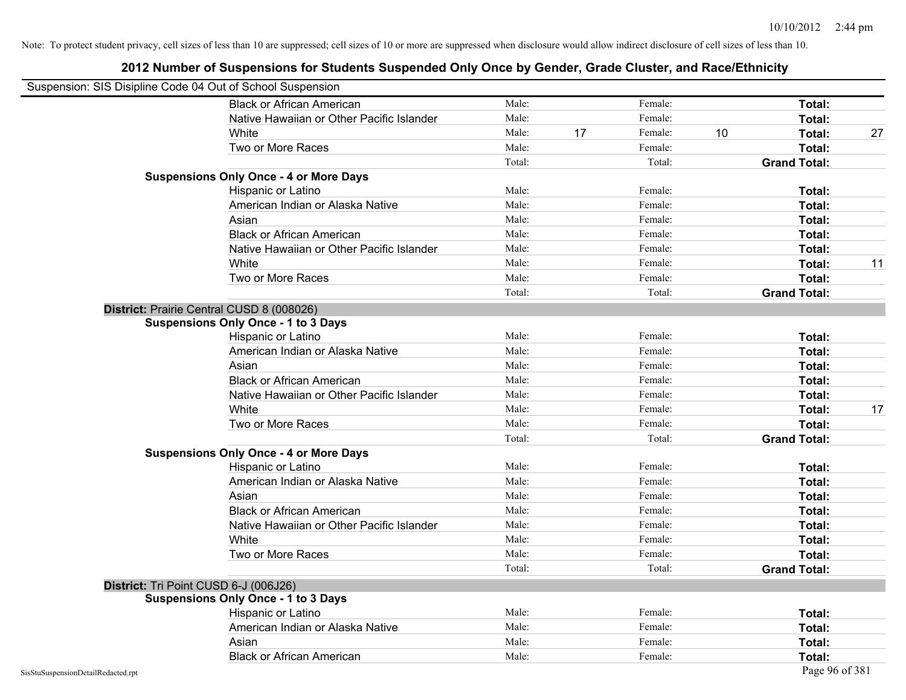Note: To protect student privacy, cell sizes of less than 10 are suppressed; cell sizes of 10 or more are suppressed when disclosure would allow indirect disclosure of cell sizes of less than 10.

# 2012 Number of Suspensions for Students Suspended Only Once by Gender, Grade Cluster, and Race/Ethnicity

Suspension: SIS Disipline Code 04 Out of School Suspension

| | | | | | | |
|---|---|---|---|---|---|---|
| Black or African American | Male: | | Female: | | **Total:** | |
| Native Hawaiian or Other Pacific Islander | Male: | | Female: | | **Total:** | |
| White | Male: | 17 | Female: | 10 | **Total:** | 27 |
| Two or More Races | Male: | | Female: | | **Total:** | |
| | Total: | | Total: | | **Grand Total:** | |

**Suspensions Only Once - 4 or More Days**

| | | | | | | |
|---|---|---|---|---|---|---|
| Hispanic or Latino | Male: | | Female: | | **Total:** | |
| American Indian or Alaska Native | Male: | | Female: | | **Total:** | |
| Asian | Male: | | Female: | | **Total:** | |
| Black or African American | Male: | | Female: | | **Total:** | |
| Native Hawaiian or Other Pacific Islander | Male: | | Female: | | **Total:** | |
| White | Male: | | Female: | | **Total:** | 11 |
| Two or More Races | Male: | | Female: | | **Total:** | |
| | Total: | | Total: | | **Grand Total:** | |

## District: Prairie Central CUSD 8 (008026)

**Suspensions Only Once - 1 to 3 Days**

| | | | | | | |
|---|---|---|---|---|---|---|
| Hispanic or Latino | Male: | | Female: | | **Total:** | |
| American Indian or Alaska Native | Male: | | Female: | | **Total:** | |
| Asian | Male: | | Female: | | **Total:** | |
| Black or African American | Male: | | Female: | | **Total:** | |
| Native Hawaiian or Other Pacific Islander | Male: | | Female: | | **Total:** | |
| White | Male: | | Female: | | **Total:** | 17 |
| Two or More Races | Male: | | Female: | | **Total:** | |
| | Total: | | Total: | | **Grand Total:** | |

**Suspensions Only Once - 4 or More Days**

| | | | | | | |
|---|---|---|---|---|---|---|
| Hispanic or Latino | Male: | | Female: | | **Total:** | |
| American Indian or Alaska Native | Male: | | Female: | | **Total:** | |
| Asian | Male: | | Female: | | **Total:** | |
| Black or African American | Male: | | Female: | | **Total:** | |
| Native Hawaiian or Other Pacific Islander | Male: | | Female: | | **Total:** | |
| White | Male: | | Female: | | **Total:** | |
| Two or More Races | Male: | | Female: | | **Total:** | |
| | Total: | | Total: | | **Grand Total:** | |

## District: Tri Point CUSD 6-J (006J26)

**Suspensions Only Once - 1 to 3 Days**

| | | | | | | |
|---|---|---|---|---|---|---|
| Hispanic or Latino | Male: | | Female: | | **Total:** | |
| American Indian or Alaska Native | Male: | | Female: | | **Total:** | |
| Asian | Male: | | Female: | | **Total:** | |
| Black or African American | Male: | | Female: | | **Total:** | |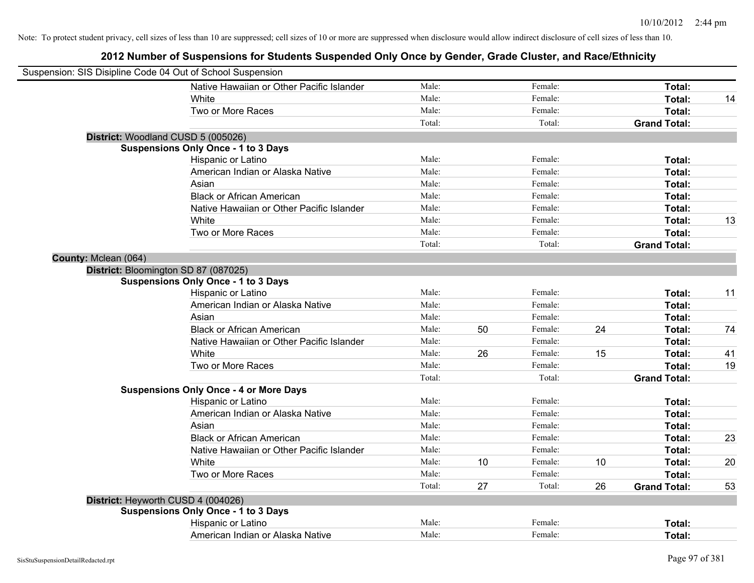Note: To protect student privacy, cell sizes of less than 10 are suppressed; cell sizes of 10 or more are suppressed when disclosure would allow indirect disclosure of cell sizes of less than 10.

## 2012 Number of Suspensions for Students Suspended Only Once by Gender, Grade Cluster, and Race/Ethnicity

Suspension: SIS Disipline Code 04 Out of School Suspension

| | | | | | | | |
|---|---|---|---|---|---|---|---|
| Native Hawaiian or Other Pacific Islander | Male: | | Female: | | **Total:** | |
| White | Male: | | Female: | | **Total:** | 14 |
| Two or More Races | Male: | | Female: | | **Total:** | |
| | Total: | | Total: | | **Grand Total:** | |

**District:** Woodland CUSD 5 (005026)

**Suspensions Only Once - 1 to 3 Days**

| | | | | | | |
|---|---|---|---|---|---|---|
| Hispanic or Latino | Male: | | Female: | | **Total:** | |
| American Indian or Alaska Native | Male: | | Female: | | **Total:** | |
| Asian | Male: | | Female: | | **Total:** | |
| Black or African American | Male: | | Female: | | **Total:** | |
| Native Hawaiian or Other Pacific Islander | Male: | | Female: | | **Total:** | |
| White | Male: | | Female: | | **Total:** | 13 |
| Two or More Races | Male: | | Female: | | **Total:** | |
| | Total: | | Total: | | **Grand Total:** | |

**County:** Mclean (064)

**District:** Bloomington SD 87 (087025)

**Suspensions Only Once - 1 to 3 Days**

| | | | | | | |
|---|---|---|---|---|---|---|
| Hispanic or Latino | Male: | | Female: | | **Total:** | 11 |
| American Indian or Alaska Native | Male: | | Female: | | **Total:** | |
| Asian | Male: | | Female: | | **Total:** | |
| Black or African American | Male: | 50 | Female: | 24 | **Total:** | 74 |
| Native Hawaiian or Other Pacific Islander | Male: | | Female: | | **Total:** | |
| White | Male: | 26 | Female: | 15 | **Total:** | 41 |
| Two or More Races | Male: | | Female: | | **Total:** | 19 |
| | Total: | | Total: | | **Grand Total:** | |

**Suspensions Only Once - 4 or More Days**

| | | | | | | |
|---|---|---|---|---|---|---|
| Hispanic or Latino | Male: | | Female: | | **Total:** | |
| American Indian or Alaska Native | Male: | | Female: | | **Total:** | |
| Asian | Male: | | Female: | | **Total:** | |
| Black or African American | Male: | | Female: | | **Total:** | 23 |
| Native Hawaiian or Other Pacific Islander | Male: | | Female: | | **Total:** | |
| White | Male: | 10 | Female: | 10 | **Total:** | 20 |
| Two or More Races | Male: | | Female: | | **Total:** | |
| | Total: | 27 | Total: | 26 | **Grand Total:** | 53 |

**District:** Heyworth CUSD 4 (004026)

**Suspensions Only Once - 1 to 3 Days**

| | | | | | | |
|---|---|---|---|---|---|---|
| Hispanic or Latino | Male: | | Female: | | **Total:** | |
| American Indian or Alaska Native | Male: | | Female: | | **Total:** | |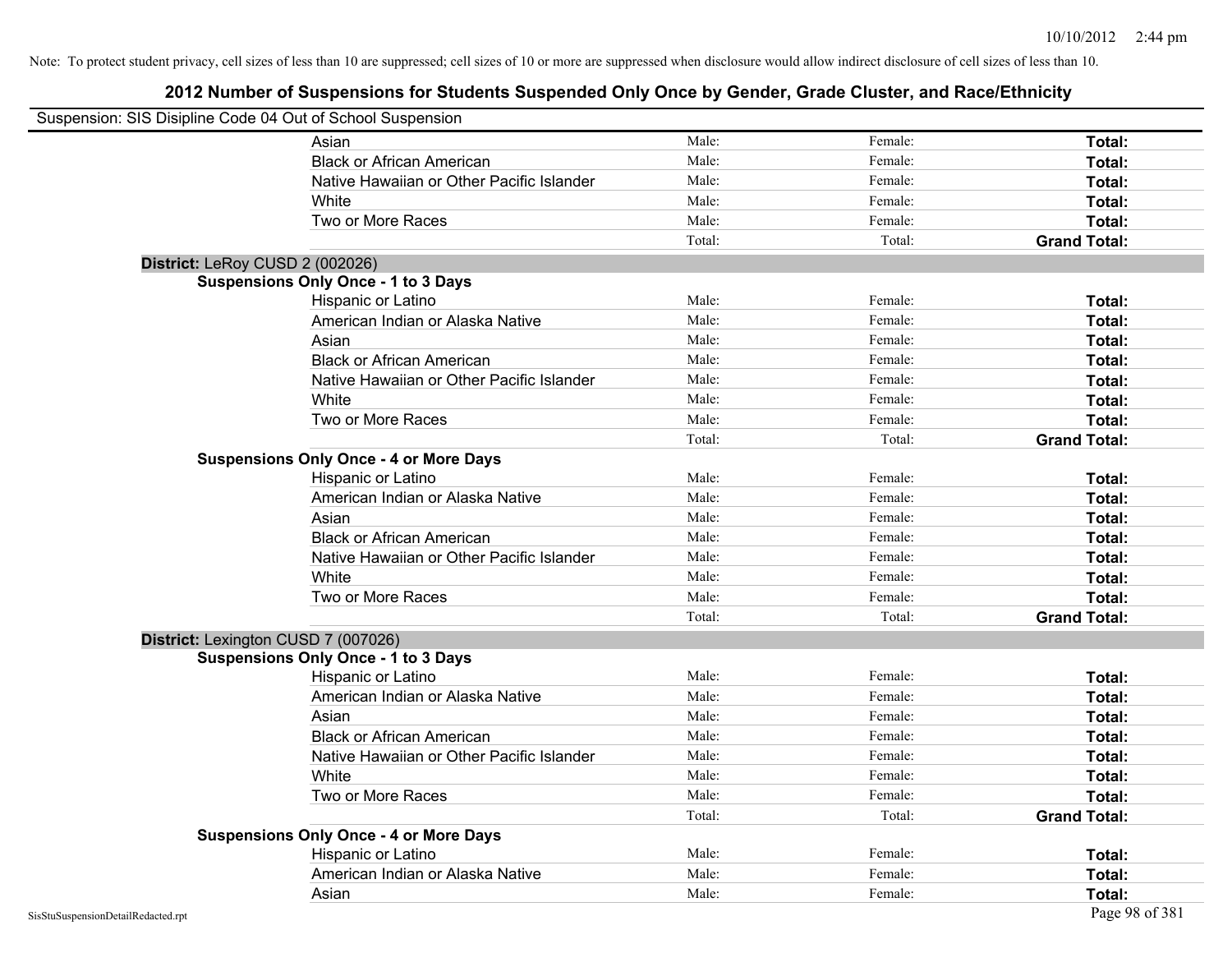Note: To protect student privacy, cell sizes of less than 10 are suppressed; cell sizes of 10 or more are suppressed when disclosure would allow indirect disclosure of cell sizes of less than 10.

# 2012 Number of Suspensions for Students Suspended Only Once by Gender, Grade Cluster, and Race/Ethnicity

Suspension: SIS Disipline Code 04 Out of School Suspension

| | | | |
|---|---|---|---|
| Asian | Male: | Female: | **Total:** |
| Black or African American | Male: | Female: | **Total:** |
| Native Hawaiian or Other Pacific Islander | Male: | Female: | **Total:** |
| White | Male: | Female: | **Total:** |
| Two or More Races | Male: | Female: | **Total:** |
| | Total: | Total: | **Grand Total:** |

**District:** LeRoy CUSD 2 (002026)

**Suspensions Only Once - 1 to 3 Days**

| | | | |
|---|---|---|---|
| Hispanic or Latino | Male: | Female: | **Total:** |
| American Indian or Alaska Native | Male: | Female: | **Total:** |
| Asian | Male: | Female: | **Total:** |
| Black or African American | Male: | Female: | **Total:** |
| Native Hawaiian or Other Pacific Islander | Male: | Female: | **Total:** |
| White | Male: | Female: | **Total:** |
| Two or More Races | Male: | Female: | **Total:** |
| | Total: | Total: | **Grand Total:** |

**Suspensions Only Once - 4 or More Days**

| | | | |
|---|---|---|---|
| Hispanic or Latino | Male: | Female: | **Total:** |
| American Indian or Alaska Native | Male: | Female: | **Total:** |
| Asian | Male: | Female: | **Total:** |
| Black or African American | Male: | Female: | **Total:** |
| Native Hawaiian or Other Pacific Islander | Male: | Female: | **Total:** |
| White | Male: | Female: | **Total:** |
| Two or More Races | Male: | Female: | **Total:** |
| | Total: | Total: | **Grand Total:** |

**District:** Lexington CUSD 7 (007026)

**Suspensions Only Once - 1 to 3 Days**

| | | | |
|---|---|---|---|
| Hispanic or Latino | Male: | Female: | **Total:** |
| American Indian or Alaska Native | Male: | Female: | **Total:** |
| Asian | Male: | Female: | **Total:** |
| Black or African American | Male: | Female: | **Total:** |
| Native Hawaiian or Other Pacific Islander | Male: | Female: | **Total:** |
| White | Male: | Female: | **Total:** |
| Two or More Races | Male: | Female: | **Total:** |
| | Total: | Total: | **Grand Total:** |

**Suspensions Only Once - 4 or More Days**

| | | | |
|---|---|---|---|
| Hispanic or Latino | Male: | Female: | **Total:** |
| American Indian or Alaska Native | Male: | Female: | **Total:** |
| Asian | Male: | Female: | **Total:** |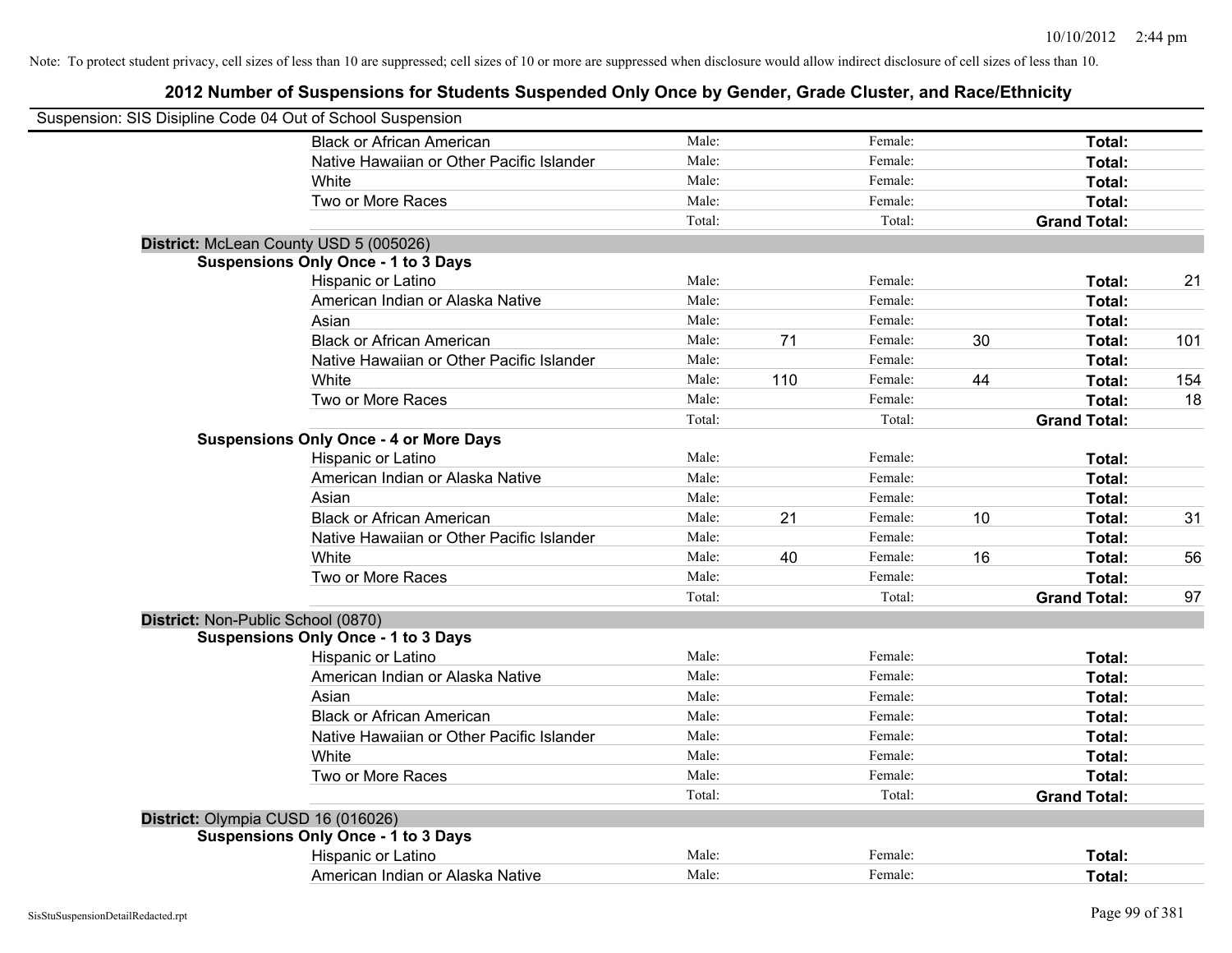Note: To protect student privacy, cell sizes of less than 10 are suppressed; cell sizes of 10 or more are suppressed when disclosure would allow indirect disclosure of cell sizes of less than 10.

## 2012 Number of Suspensions for Students Suspended Only Once by Gender, Grade Cluster, and Race/Ethnicity

Suspension: SIS Disipline Code 04 Out of School Suspension

| | | | | | | |
|---|---|---|---|---|---|---|
| Black or African American | Male: | | Female: | | **Total:** | |
| Native Hawaiian or Other Pacific Islander | Male: | | Female: | | **Total:** | |
| White | Male: | | Female: | | **Total:** | |
| Two or More Races | Male: | | Female: | | **Total:** | |
| | Total: | | Total: | | **Grand Total:** | |

**District:** McLean County USD 5 (005026)

**Suspensions Only Once - 1 to 3 Days**

| | | | | | | |
|---|---|---|---|---|---|---|
| Hispanic or Latino | Male: | | Female: | | **Total:** | 21 |
| American Indian or Alaska Native | Male: | | Female: | | **Total:** | |
| Asian | Male: | | Female: | | **Total:** | |
| Black or African American | Male: | 71 | Female: | 30 | **Total:** | 101 |
| Native Hawaiian or Other Pacific Islander | Male: | | Female: | | **Total:** | |
| White | Male: | 110 | Female: | 44 | **Total:** | 154 |
| Two or More Races | Male: | | Female: | | **Total:** | 18 |
| | Total: | | Total: | | **Grand Total:** | |

**Suspensions Only Once - 4 or More Days**

| | | | | | | |
|---|---|---|---|---|---|---|
| Hispanic or Latino | Male: | | Female: | | **Total:** | |
| American Indian or Alaska Native | Male: | | Female: | | **Total:** | |
| Asian | Male: | | Female: | | **Total:** | |
| Black or African American | Male: | 21 | Female: | 10 | **Total:** | 31 |
| Native Hawaiian or Other Pacific Islander | Male: | | Female: | | **Total:** | |
| White | Male: | 40 | Female: | 16 | **Total:** | 56 |
| Two or More Races | Male: | | Female: | | **Total:** | |
| | Total: | | Total: | | **Grand Total:** | 97 |

**District:** Non-Public School (0870)

**Suspensions Only Once - 1 to 3 Days**

| | | | | | | |
|---|---|---|---|---|---|---|
| Hispanic or Latino | Male: | | Female: | | **Total:** | |
| American Indian or Alaska Native | Male: | | Female: | | **Total:** | |
| Asian | Male: | | Female: | | **Total:** | |
| Black or African American | Male: | | Female: | | **Total:** | |
| Native Hawaiian or Other Pacific Islander | Male: | | Female: | | **Total:** | |
| White | Male: | | Female: | | **Total:** | |
| Two or More Races | Male: | | Female: | | **Total:** | |
| | Total: | | Total: | | **Grand Total:** | |

**District:** Olympia CUSD 16 (016026)

**Suspensions Only Once - 1 to 3 Days**

| | | | | | | |
|---|---|---|---|---|---|---|
| Hispanic or Latino | Male: | | Female: | | **Total:** | |
| American Indian or Alaska Native | Male: | | Female: | | **Total:** | |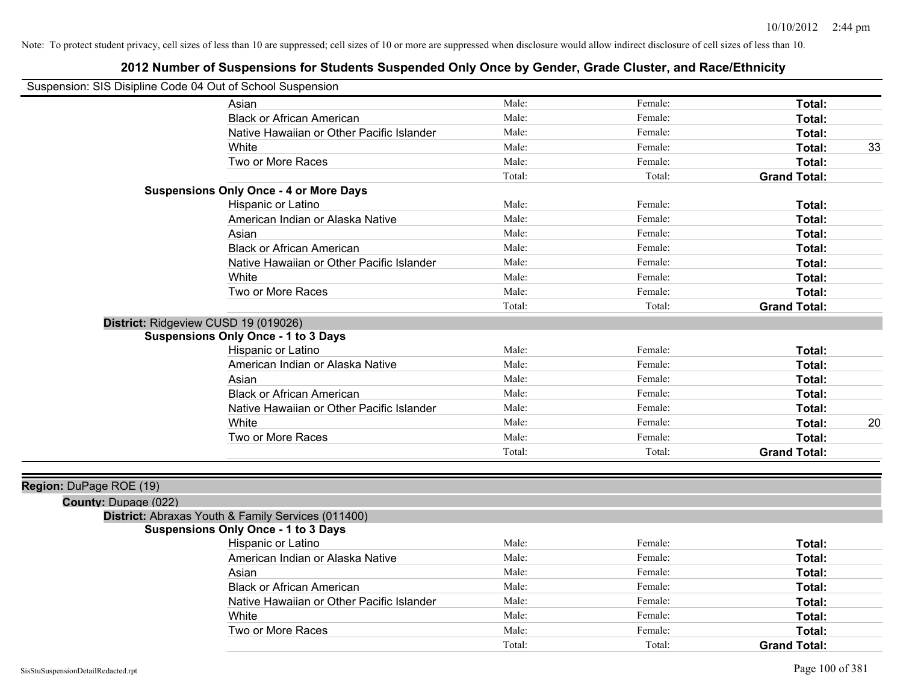Note: To protect student privacy, cell sizes of less than 10 are suppressed; cell sizes of 10 or more are suppressed when disclosure would allow indirect disclosure of cell sizes of less than 10.

# 2012 Number of Suspensions for Students Suspended Only Once by Gender, Grade Cluster, and Race/Ethnicity

Suspension: SIS Disipline Code 04 Out of School Suspension

| | | | | |
|---|---|---|---|---|
| Asian | Male: | Female: | **Total:** | |
| Black or African American | Male: | Female: | **Total:** | |
| Native Hawaiian or Other Pacific Islander | Male: | Female: | **Total:** | |
| White | Male: | Female: | **Total:** | 33 |
| Two or More Races | Male: | Female: | **Total:** | |
| | Total: | Total: | **Grand Total:** | |

**Suspensions Only Once - 4 or More Days**

| | | | | |
|---|---|---|---|---|
| Hispanic or Latino | Male: | Female: | **Total:** | |
| American Indian or Alaska Native | Male: | Female: | **Total:** | |
| Asian | Male: | Female: | **Total:** | |
| Black or African American | Male: | Female: | **Total:** | |
| Native Hawaiian or Other Pacific Islander | Male: | Female: | **Total:** | |
| White | Male: | Female: | **Total:** | |
| Two or More Races | Male: | Female: | **Total:** | |
| | Total: | Total: | **Grand Total:** | |

**District:** Ridgeview CUSD 19 (019026)

**Suspensions Only Once - 1 to 3 Days**

| | | | | |
|---|---|---|---|---|
| Hispanic or Latino | Male: | Female: | **Total:** | |
| American Indian or Alaska Native | Male: | Female: | **Total:** | |
| Asian | Male: | Female: | **Total:** | |
| Black or African American | Male: | Female: | **Total:** | |
| Native Hawaiian or Other Pacific Islander | Male: | Female: | **Total:** | |
| White | Male: | Female: | **Total:** | 20 |
| Two or More Races | Male: | Female: | **Total:** | |
| | Total: | Total: | **Grand Total:** | |

**Region:** DuPage ROE (19)

**County:** Dupage (022)

**District:** Abraxas Youth & Family Services (011400)

**Suspensions Only Once - 1 to 3 Days**

| | | | | |
|---|---|---|---|---|
| Hispanic or Latino | Male: | Female: | **Total:** | |
| American Indian or Alaska Native | Male: | Female: | **Total:** | |
| Asian | Male: | Female: | **Total:** | |
| Black or African American | Male: | Female: | **Total:** | |
| Native Hawaiian or Other Pacific Islander | Male: | Female: | **Total:** | |
| White | Male: | Female: | **Total:** | |
| Two or More Races | Male: | Female: | **Total:** | |
| | Total: | Total: | **Grand Total:** | |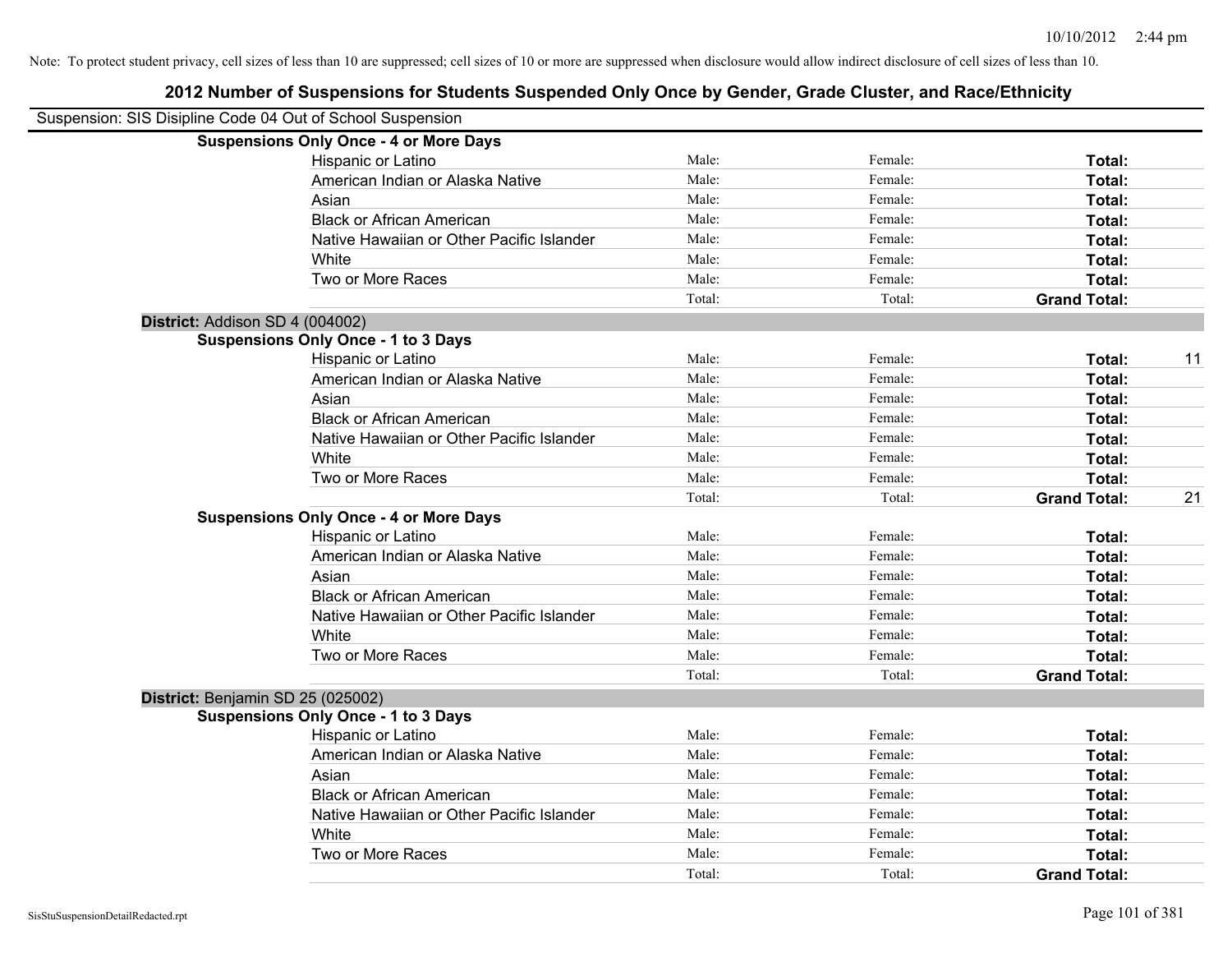Note: To protect student privacy, cell sizes of less than 10 are suppressed; cell sizes of 10 or more are suppressed when disclosure would allow indirect disclosure of cell sizes of less than 10.

# 2012 Number of Suspensions for Students Suspended Only Once by Gender, Grade Cluster, and Race/Ethnicity

Suspension: SIS Disipline Code 04 Out of School Suspension

**Suspensions Only Once - 4 or More Days**

| | | | | |
|---|---|---|---|---|
| Hispanic or Latino | Male: | Female: | **Total:** | |
| American Indian or Alaska Native | Male: | Female: | **Total:** | |
| Asian | Male: | Female: | **Total:** | |
| Black or African American | Male: | Female: | **Total:** | |
| Native Hawaiian or Other Pacific Islander | Male: | Female: | **Total:** | |
| White | Male: | Female: | **Total:** | |
| Two or More Races | Male: | Female: | **Total:** | |
| | Total: | Total: | **Grand Total:** | |

**District:** Addison SD 4 (004002)

**Suspensions Only Once - 1 to 3 Days**

| | | | | |
|---|---|---|---|---|
| Hispanic or Latino | Male: | Female: | **Total:** | 11 |
| American Indian or Alaska Native | Male: | Female: | **Total:** | |
| Asian | Male: | Female: | **Total:** | |
| Black or African American | Male: | Female: | **Total:** | |
| Native Hawaiian or Other Pacific Islander | Male: | Female: | **Total:** | |
| White | Male: | Female: | **Total:** | |
| Two or More Races | Male: | Female: | **Total:** | |
| | Total: | Total: | **Grand Total:** | 21 |

**Suspensions Only Once - 4 or More Days**

| | | | | |
|---|---|---|---|---|
| Hispanic or Latino | Male: | Female: | **Total:** | |
| American Indian or Alaska Native | Male: | Female: | **Total:** | |
| Asian | Male: | Female: | **Total:** | |
| Black or African American | Male: | Female: | **Total:** | |
| Native Hawaiian or Other Pacific Islander | Male: | Female: | **Total:** | |
| White | Male: | Female: | **Total:** | |
| Two or More Races | Male: | Female: | **Total:** | |
| | Total: | Total: | **Grand Total:** | |

**District:** Benjamin SD 25 (025002)

**Suspensions Only Once - 1 to 3 Days**

| | | | | |
|---|---|---|---|---|
| Hispanic or Latino | Male: | Female: | **Total:** | |
| American Indian or Alaska Native | Male: | Female: | **Total:** | |
| Asian | Male: | Female: | **Total:** | |
| Black or African American | Male: | Female: | **Total:** | |
| Native Hawaiian or Other Pacific Islander | Male: | Female: | **Total:** | |
| White | Male: | Female: | **Total:** | |
| Two or More Races | Male: | Female: | **Total:** | |
| | Total: | Total: | **Grand Total:** | |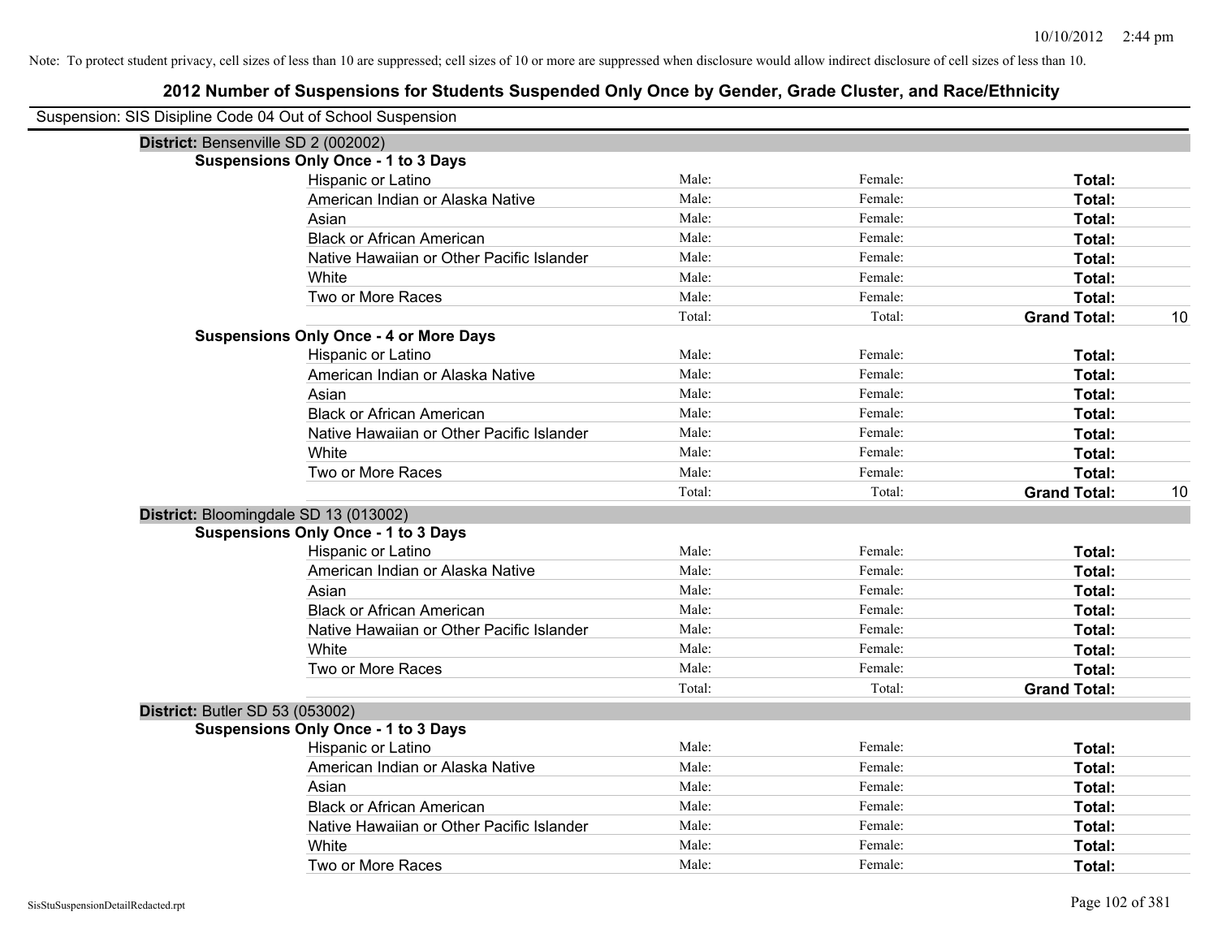Note: To protect student privacy, cell sizes of less than 10 are suppressed; cell sizes of 10 or more are suppressed when disclosure would allow indirect disclosure of cell sizes of less than 10.

# 2012 Number of Suspensions for Students Suspended Only Once by Gender, Grade Cluster, and Race/Ethnicity

Suspension: SIS Disipline Code 04 Out of School Suspension

**District:** Bensenville SD 2 (002002)

**Suspensions Only Once - 1 to 3 Days**

| | | | | |
|---|---|---|---|---|
| Hispanic or Latino | Male: | Female: | **Total:** | |
| American Indian or Alaska Native | Male: | Female: | **Total:** | |
| Asian | Male: | Female: | **Total:** | |
| Black or African American | Male: | Female: | **Total:** | |
| Native Hawaiian or Other Pacific Islander | Male: | Female: | **Total:** | |
| White | Male: | Female: | **Total:** | |
| Two or More Races | Male: | Female: | **Total:** | |
| | Total: | Total: | **Grand Total:** | 10 |

**Suspensions Only Once - 4 or More Days**

| | | | | |
|---|---|---|---|---|
| Hispanic or Latino | Male: | Female: | **Total:** | |
| American Indian or Alaska Native | Male: | Female: | **Total:** | |
| Asian | Male: | Female: | **Total:** | |
| Black or African American | Male: | Female: | **Total:** | |
| Native Hawaiian or Other Pacific Islander | Male: | Female: | **Total:** | |
| White | Male: | Female: | **Total:** | |
| Two or More Races | Male: | Female: | **Total:** | |
| | Total: | Total: | **Grand Total:** | 10 |

**District:** Bloomingdale SD 13 (013002)

**Suspensions Only Once - 1 to 3 Days**

| | | | | |
|---|---|---|---|---|
| Hispanic or Latino | Male: | Female: | **Total:** | |
| American Indian or Alaska Native | Male: | Female: | **Total:** | |
| Asian | Male: | Female: | **Total:** | |
| Black or African American | Male: | Female: | **Total:** | |
| Native Hawaiian or Other Pacific Islander | Male: | Female: | **Total:** | |
| White | Male: | Female: | **Total:** | |
| Two or More Races | Male: | Female: | **Total:** | |
| | Total: | Total: | **Grand Total:** | |

**District:** Butler SD 53 (053002)

**Suspensions Only Once - 1 to 3 Days**

| | | | | |
|---|---|---|---|---|
| Hispanic or Latino | Male: | Female: | **Total:** | |
| American Indian or Alaska Native | Male: | Female: | **Total:** | |
| Asian | Male: | Female: | **Total:** | |
| Black or African American | Male: | Female: | **Total:** | |
| Native Hawaiian or Other Pacific Islander | Male: | Female: | **Total:** | |
| White | Male: | Female: | **Total:** | |
| Two or More Races | Male: | Female: | **Total:** | |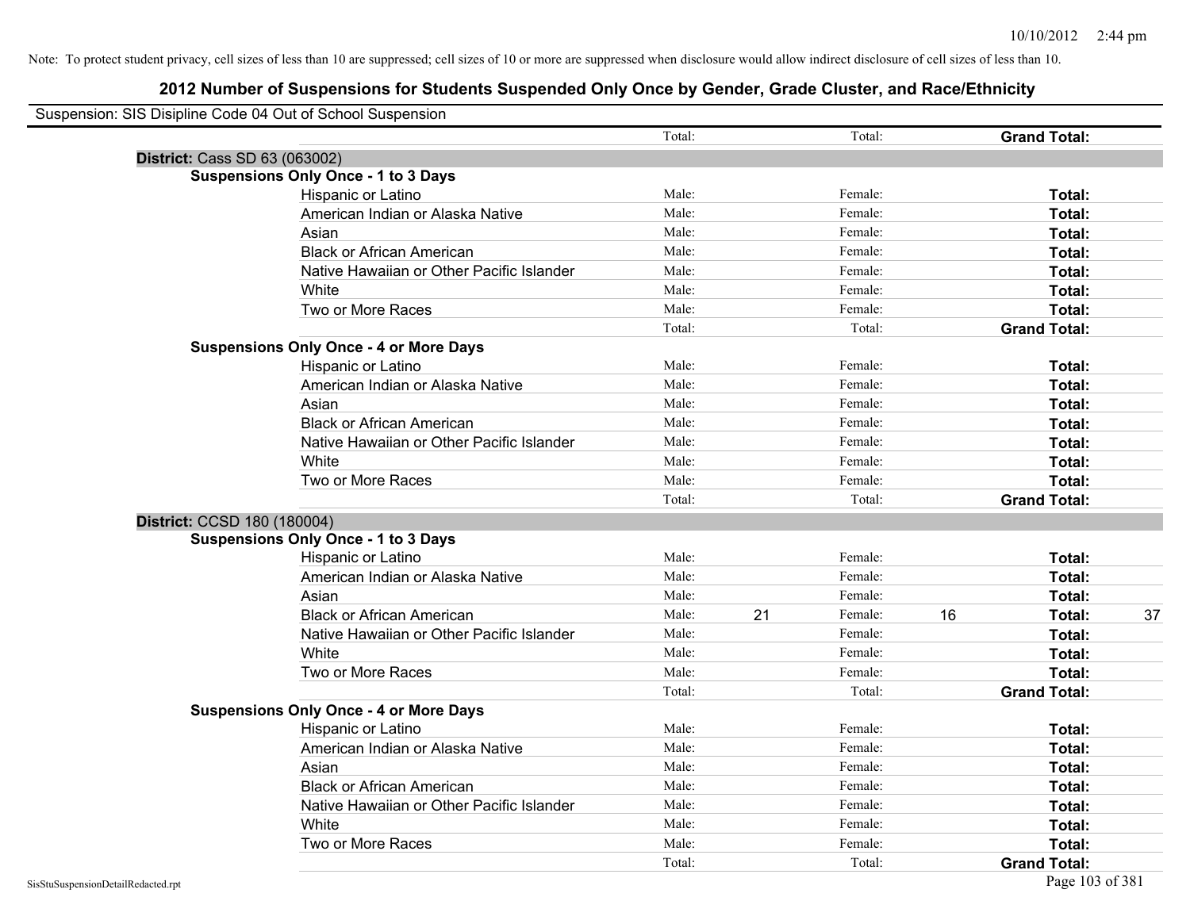Note: To protect student privacy, cell sizes of less than 10 are suppressed; cell sizes of 10 or more are suppressed when disclosure would allow indirect disclosure of cell sizes of less than 10.

## 2012 Number of Suspensions for Students Suspended Only Once by Gender, Grade Cluster, and Race/Ethnicity

Suspension: SIS Disipline Code 04 Out of School Suspension

| | | | | | | |
|---|---|---|---|---|---|---|
| | Total: | | Total: | | **Grand Total:** | |
| **District:** Cass SD 63 (063002) | | | | | | |
| **Suspensions Only Once - 1 to 3 Days** | | | | | | |
| Hispanic or Latino | Male: | | Female: | | **Total:** | |
| American Indian or Alaska Native | Male: | | Female: | | **Total:** | |
| Asian | Male: | | Female: | | **Total:** | |
| Black or African American | Male: | | Female: | | **Total:** | |
| Native Hawaiian or Other Pacific Islander | Male: | | Female: | | **Total:** | |
| White | Male: | | Female: | | **Total:** | |
| Two or More Races | Male: | | Female: | | **Total:** | |
| | Total: | | Total: | | **Grand Total:** | |
| **Suspensions Only Once - 4 or More Days** | | | | | | |
| Hispanic or Latino | Male: | | Female: | | **Total:** | |
| American Indian or Alaska Native | Male: | | Female: | | **Total:** | |
| Asian | Male: | | Female: | | **Total:** | |
| Black or African American | Male: | | Female: | | **Total:** | |
| Native Hawaiian or Other Pacific Islander | Male: | | Female: | | **Total:** | |
| White | Male: | | Female: | | **Total:** | |
| Two or More Races | Male: | | Female: | | **Total:** | |
| | Total: | | Total: | | **Grand Total:** | |
| **District:** CCSD 180 (180004) | | | | | | |
| **Suspensions Only Once - 1 to 3 Days** | | | | | | |
| Hispanic or Latino | Male: | | Female: | | **Total:** | |
| American Indian or Alaska Native | Male: | | Female: | | **Total:** | |
| Asian | Male: | | Female: | | **Total:** | |
| Black or African American | Male: | 21 | Female: | 16 | **Total:** | 37 |
| Native Hawaiian or Other Pacific Islander | Male: | | Female: | | **Total:** | |
| White | Male: | | Female: | | **Total:** | |
| Two or More Races | Male: | | Female: | | **Total:** | |
| | Total: | | Total: | | **Grand Total:** | |
| **Suspensions Only Once - 4 or More Days** | | | | | | |
| Hispanic or Latino | Male: | | Female: | | **Total:** | |
| American Indian or Alaska Native | Male: | | Female: | | **Total:** | |
| Asian | Male: | | Female: | | **Total:** | |
| Black or African American | Male: | | Female: | | **Total:** | |
| Native Hawaiian or Other Pacific Islander | Male: | | Female: | | **Total:** | |
| White | Male: | | Female: | | **Total:** | |
| Two or More Races | Male: | | Female: | | **Total:** | |
| | Total: | | Total: | | **Grand Total:** | |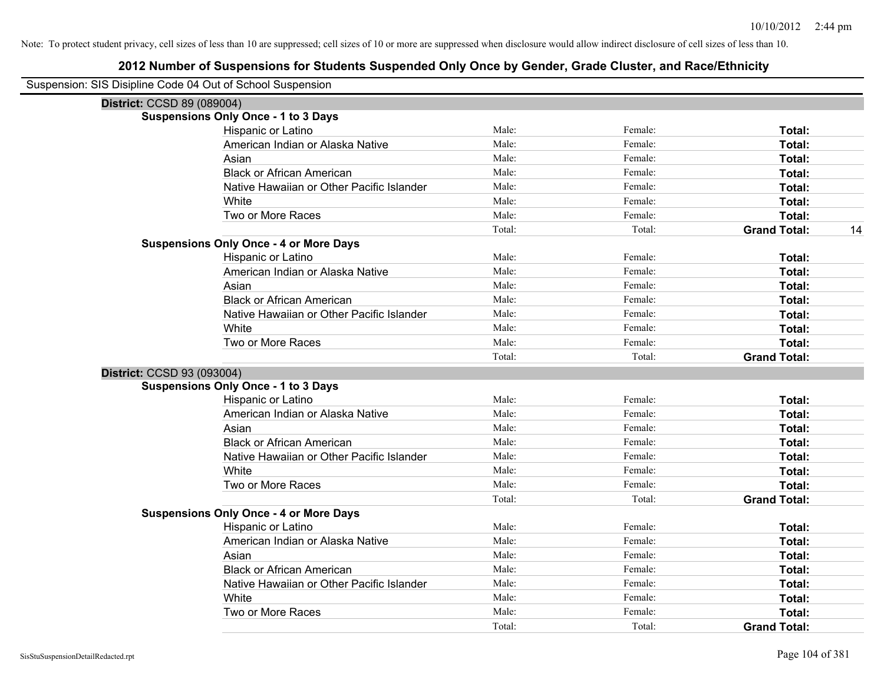Note: To protect student privacy, cell sizes of less than 10 are suppressed; cell sizes of 10 or more are suppressed when disclosure would allow indirect disclosure of cell sizes of less than 10.

## 2012 Number of Suspensions for Students Suspended Only Once by Gender, Grade Cluster, and Race/Ethnicity

Suspension: SIS Disipline Code 04 Out of School Suspension

**District:** CCSD 89 (089004)

**Suspensions Only Once - 1 to 3 Days**

| | | | | |
|---|---|---|---|---|
| Hispanic or Latino | Male: | Female: | **Total:** | |
| American Indian or Alaska Native | Male: | Female: | **Total:** | |
| Asian | Male: | Female: | **Total:** | |
| Black or African American | Male: | Female: | **Total:** | |
| Native Hawaiian or Other Pacific Islander | Male: | Female: | **Total:** | |
| White | Male: | Female: | **Total:** | |
| Two or More Races | Male: | Female: | **Total:** | |
| | Total: | Total: | **Grand Total:** | 14 |

**Suspensions Only Once - 4 or More Days**

| | | | | |
|---|---|---|---|---|
| Hispanic or Latino | Male: | Female: | **Total:** | |
| American Indian or Alaska Native | Male: | Female: | **Total:** | |
| Asian | Male: | Female: | **Total:** | |
| Black or African American | Male: | Female: | **Total:** | |
| Native Hawaiian or Other Pacific Islander | Male: | Female: | **Total:** | |
| White | Male: | Female: | **Total:** | |
| Two or More Races | Male: | Female: | **Total:** | |
| | Total: | Total: | **Grand Total:** | |

**District:** CCSD 93 (093004)

**Suspensions Only Once - 1 to 3 Days**

| | | | | |
|---|---|---|---|---|
| Hispanic or Latino | Male: | Female: | **Total:** | |
| American Indian or Alaska Native | Male: | Female: | **Total:** | |
| Asian | Male: | Female: | **Total:** | |
| Black or African American | Male: | Female: | **Total:** | |
| Native Hawaiian or Other Pacific Islander | Male: | Female: | **Total:** | |
| White | Male: | Female: | **Total:** | |
| Two or More Races | Male: | Female: | **Total:** | |
| | Total: | Total: | **Grand Total:** | |

**Suspensions Only Once - 4 or More Days**

| | | | | |
|---|---|---|---|---|
| Hispanic or Latino | Male: | Female: | **Total:** | |
| American Indian or Alaska Native | Male: | Female: | **Total:** | |
| Asian | Male: | Female: | **Total:** | |
| Black or African American | Male: | Female: | **Total:** | |
| Native Hawaiian or Other Pacific Islander | Male: | Female: | **Total:** | |
| White | Male: | Female: | **Total:** | |
| Two or More Races | Male: | Female: | **Total:** | |
| | Total: | Total: | **Grand Total:** | |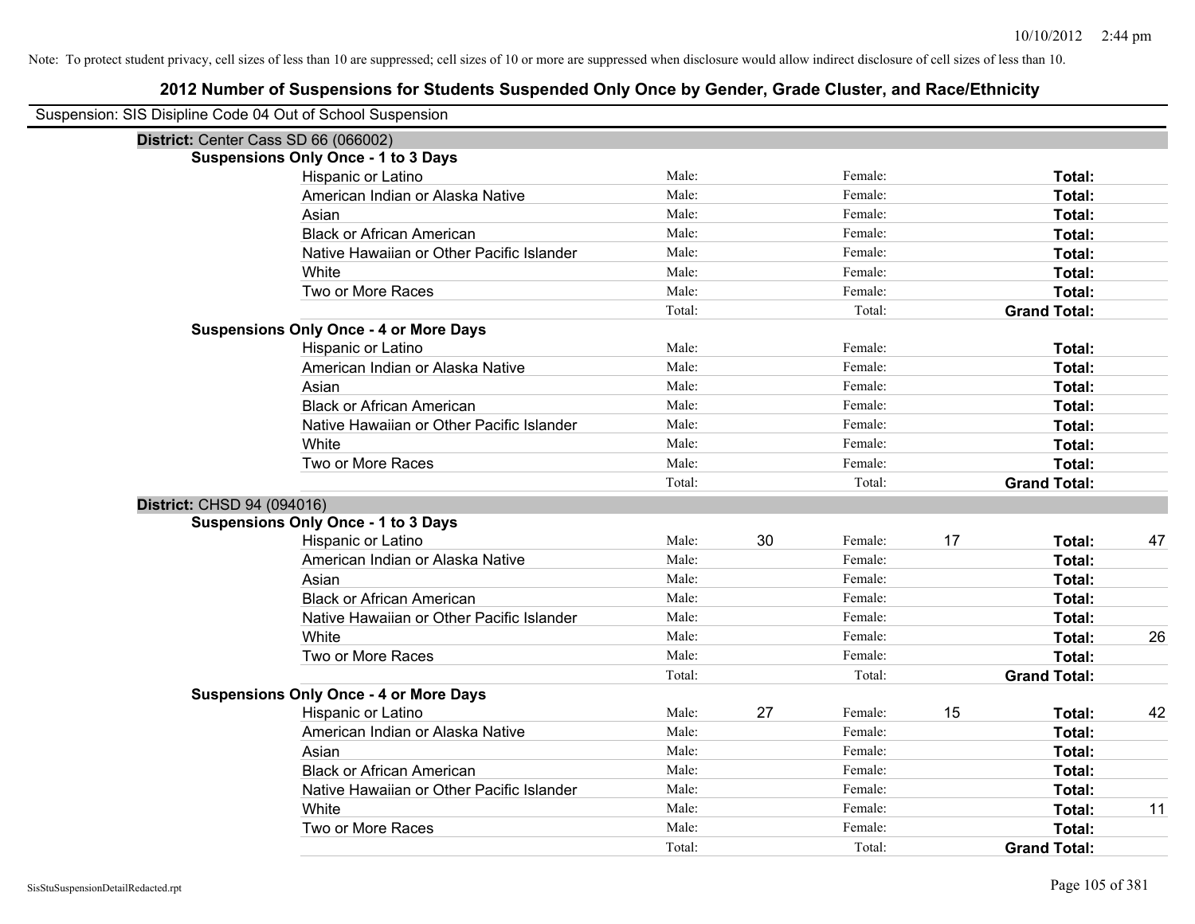Note: To protect student privacy, cell sizes of less than 10 are suppressed; cell sizes of 10 or more are suppressed when disclosure would allow indirect disclosure of cell sizes of less than 10.

## 2012 Number of Suspensions for Students Suspended Only Once by Gender, Grade Cluster, and Race/Ethnicity

Suspension: SIS Disipline Code 04 Out of School Suspension

**District:** Center Cass SD 66 (066002)

**Suspensions Only Once - 1 to 3 Days**

| Race/Ethnicity | | | | | | |
|---|---|---|---|---|---|---|
| Hispanic or Latino | Male: | | Female: | | **Total:** | |
| American Indian or Alaska Native | Male: | | Female: | | **Total:** | |
| Asian | Male: | | Female: | | **Total:** | |
| Black or African American | Male: | | Female: | | **Total:** | |
| Native Hawaiian or Other Pacific Islander | Male: | | Female: | | **Total:** | |
| White | Male: | | Female: | | **Total:** | |
| Two or More Races | Male: | | Female: | | **Total:** | |
| | Total: | | Total: | | **Grand Total:** | |

**Suspensions Only Once - 4 or More Days**

| Race/Ethnicity | | | | | | |
|---|---|---|---|---|---|---|
| Hispanic or Latino | Male: | | Female: | | **Total:** | |
| American Indian or Alaska Native | Male: | | Female: | | **Total:** | |
| Asian | Male: | | Female: | | **Total:** | |
| Black or African American | Male: | | Female: | | **Total:** | |
| Native Hawaiian or Other Pacific Islander | Male: | | Female: | | **Total:** | |
| White | Male: | | Female: | | **Total:** | |
| Two or More Races | Male: | | Female: | | **Total:** | |
| | Total: | | Total: | | **Grand Total:** | |

**District:** CHSD 94 (094016)

**Suspensions Only Once - 1 to 3 Days**

| Race/Ethnicity | | | | | | |
|---|---|---|---|---|---|---|
| Hispanic or Latino | Male: | 30 | Female: | 17 | **Total:** | 47 |
| American Indian or Alaska Native | Male: | | Female: | | **Total:** | |
| Asian | Male: | | Female: | | **Total:** | |
| Black or African American | Male: | | Female: | | **Total:** | |
| Native Hawaiian or Other Pacific Islander | Male: | | Female: | | **Total:** | |
| White | Male: | | Female: | | **Total:** | 26 |
| Two or More Races | Male: | | Female: | | **Total:** | |
| | Total: | | Total: | | **Grand Total:** | |

**Suspensions Only Once - 4 or More Days**

| Race/Ethnicity | | | | | | |
|---|---|---|---|---|---|---|
| Hispanic or Latino | Male: | 27 | Female: | 15 | **Total:** | 42 |
| American Indian or Alaska Native | Male: | | Female: | | **Total:** | |
| Asian | Male: | | Female: | | **Total:** | |
| Black or African American | Male: | | Female: | | **Total:** | |
| Native Hawaiian or Other Pacific Islander | Male: | | Female: | | **Total:** | |
| White | Male: | | Female: | | **Total:** | 11 |
| Two or More Races | Male: | | Female: | | **Total:** | |
| | Total: | | Total: | | **Grand Total:** | |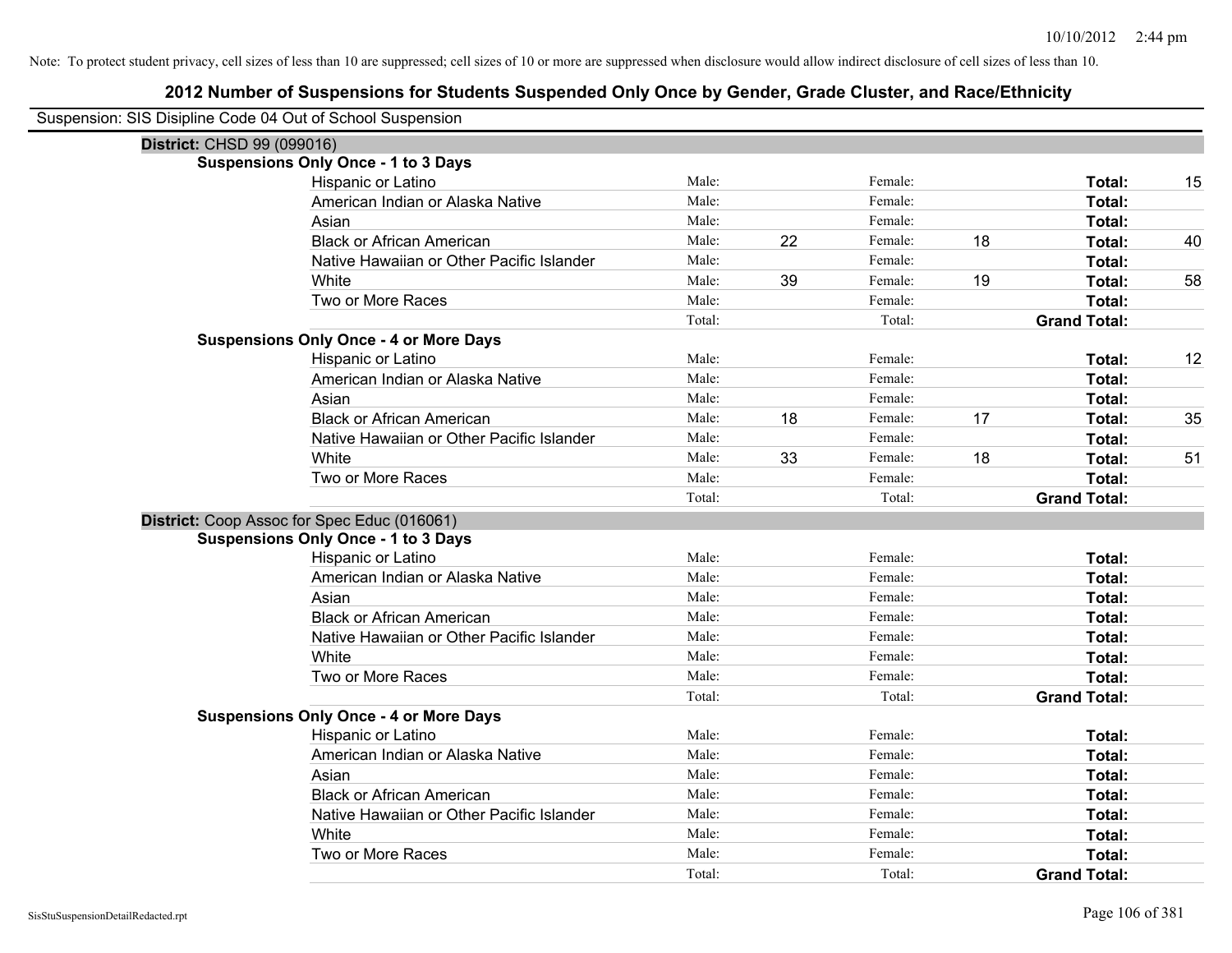Note: To protect student privacy, cell sizes of less than 10 are suppressed; cell sizes of 10 or more are suppressed when disclosure would allow indirect disclosure of cell sizes of less than 10.

## 2012 Number of Suspensions for Students Suspended Only Once by Gender, Grade Cluster, and Race/Ethnicity

Suspension: SIS Disipline Code 04 Out of School Suspension

### District: CHSD 99 (099016)

**Suspensions Only Once - 1 to 3 Days**

| | | | | | | |
|---|---|---|---|---|---|---|
| Hispanic or Latino | Male: | | Female: | | Total: | 15 |
| American Indian or Alaska Native | Male: | | Female: | | Total: | |
| Asian | Male: | | Female: | | Total: | |
| Black or African American | Male: | 22 | Female: | 18 | Total: | 40 |
| Native Hawaiian or Other Pacific Islander | Male: | | Female: | | Total: | |
| White | Male: | 39 | Female: | 19 | Total: | 58 |
| Two or More Races | Male: | | Female: | | Total: | |
| | Total: | | Total: | | Grand Total: | |

**Suspensions Only Once - 4 or More Days**

| | | | | | | |
|---|---|---|---|---|---|---|
| Hispanic or Latino | Male: | | Female: | | Total: | 12 |
| American Indian or Alaska Native | Male: | | Female: | | Total: | |
| Asian | Male: | | Female: | | Total: | |
| Black or African American | Male: | 18 | Female: | 17 | Total: | 35 |
| Native Hawaiian or Other Pacific Islander | Male: | | Female: | | Total: | |
| White | Male: | 33 | Female: | 18 | Total: | 51 |
| Two or More Races | Male: | | Female: | | Total: | |
| | Total: | | Total: | | Grand Total: | |

### District: Coop Assoc for Spec Educ (016061)

**Suspensions Only Once - 1 to 3 Days**

| | | | | | | |
|---|---|---|---|---|---|---|
| Hispanic or Latino | Male: | | Female: | | Total: | |
| American Indian or Alaska Native | Male: | | Female: | | Total: | |
| Asian | Male: | | Female: | | Total: | |
| Black or African American | Male: | | Female: | | Total: | |
| Native Hawaiian or Other Pacific Islander | Male: | | Female: | | Total: | |
| White | Male: | | Female: | | Total: | |
| Two or More Races | Male: | | Female: | | Total: | |
| | Total: | | Total: | | Grand Total: | |

**Suspensions Only Once - 4 or More Days**

| | | | | | | |
|---|---|---|---|---|---|---|
| Hispanic or Latino | Male: | | Female: | | Total: | |
| American Indian or Alaska Native | Male: | | Female: | | Total: | |
| Asian | Male: | | Female: | | Total: | |
| Black or African American | Male: | | Female: | | Total: | |
| Native Hawaiian or Other Pacific Islander | Male: | | Female: | | Total: | |
| White | Male: | | Female: | | Total: | |
| Two or More Races | Male: | | Female: | | Total: | |
| | Total: | | Total: | | Grand Total: | |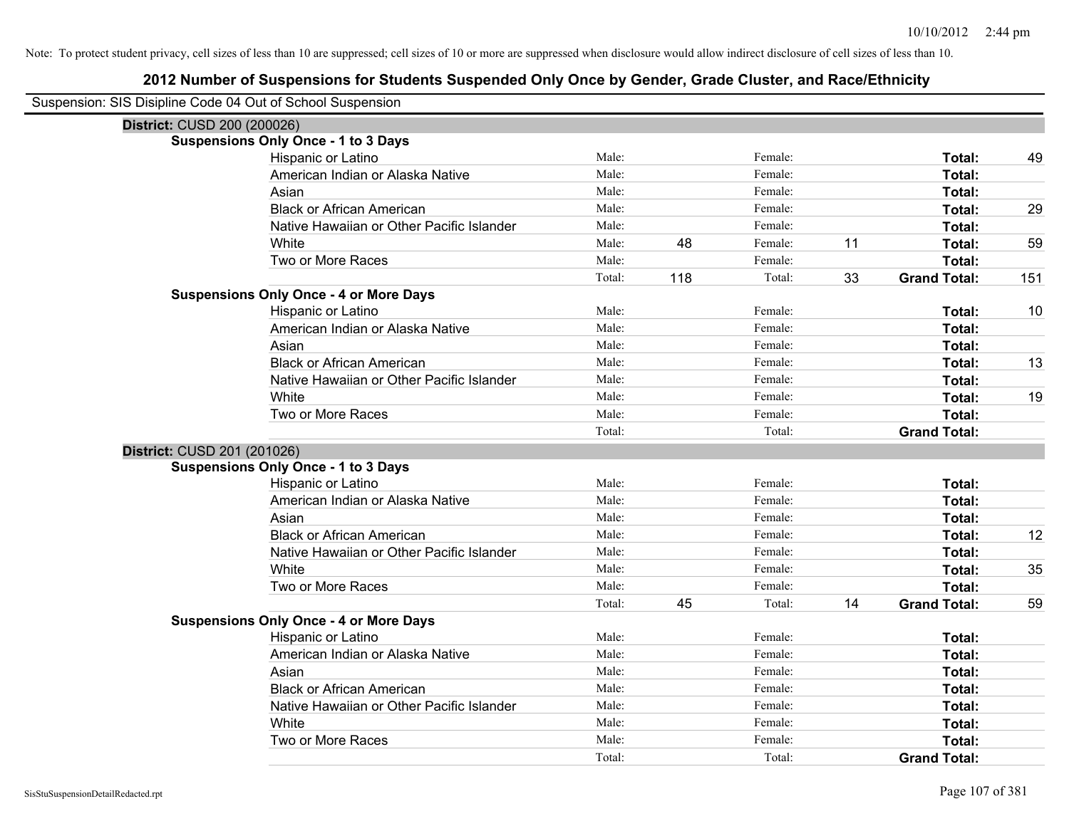Note: To protect student privacy, cell sizes of less than 10 are suppressed; cell sizes of 10 or more are suppressed when disclosure would allow indirect disclosure of cell sizes of less than 10.

# 2012 Number of Suspensions for Students Suspended Only Once by Gender, Grade Cluster, and Race/Ethnicity

Suspension: SIS Disipline Code 04 Out of School Suspension

## District: CUSD 200 (200026)

### Suspensions Only Once - 1 to 3 Days

| | | | | | | |
|---|---|---|---|---|---|---|
| Hispanic or Latino | Male: | | Female: | | Total: | 49 |
| American Indian or Alaska Native | Male: | | Female: | | Total: | |
| Asian | Male: | | Female: | | Total: | |
| Black or African American | Male: | | Female: | | Total: | 29 |
| Native Hawaiian or Other Pacific Islander | Male: | | Female: | | Total: | |
| White | Male: | 48 | Female: | 11 | Total: | 59 |
| Two or More Races | Male: | | Female: | | Total: | |
| | Total: | 118 | Total: | 33 | Grand Total: | 151 |

### Suspensions Only Once - 4 or More Days

| | | | | | | |
|---|---|---|---|---|---|---|
| Hispanic or Latino | Male: | | Female: | | Total: | 10 |
| American Indian or Alaska Native | Male: | | Female: | | Total: | |
| Asian | Male: | | Female: | | Total: | |
| Black or African American | Male: | | Female: | | Total: | 13 |
| Native Hawaiian or Other Pacific Islander | Male: | | Female: | | Total: | |
| White | Male: | | Female: | | Total: | 19 |
| Two or More Races | Male: | | Female: | | Total: | |
| | Total: | | Total: | | Grand Total: | |

## District: CUSD 201 (201026)

### Suspensions Only Once - 1 to 3 Days

| | | | | | | |
|---|---|---|---|---|---|---|
| Hispanic or Latino | Male: | | Female: | | Total: | |
| American Indian or Alaska Native | Male: | | Female: | | Total: | |
| Asian | Male: | | Female: | | Total: | |
| Black or African American | Male: | | Female: | | Total: | 12 |
| Native Hawaiian or Other Pacific Islander | Male: | | Female: | | Total: | |
| White | Male: | | Female: | | Total: | 35 |
| Two or More Races | Male: | | Female: | | Total: | |
| | Total: | 45 | Total: | 14 | Grand Total: | 59 |

### Suspensions Only Once - 4 or More Days

| | | | | | | |
|---|---|---|---|---|---|---|
| Hispanic or Latino | Male: | | Female: | | Total: | |
| American Indian or Alaska Native | Male: | | Female: | | Total: | |
| Asian | Male: | | Female: | | Total: | |
| Black or African American | Male: | | Female: | | Total: | |
| Native Hawaiian or Other Pacific Islander | Male: | | Female: | | Total: | |
| White | Male: | | Female: | | Total: | |
| Two or More Races | Male: | | Female: | | Total: | |
| | Total: | | Total: | | Grand Total: | |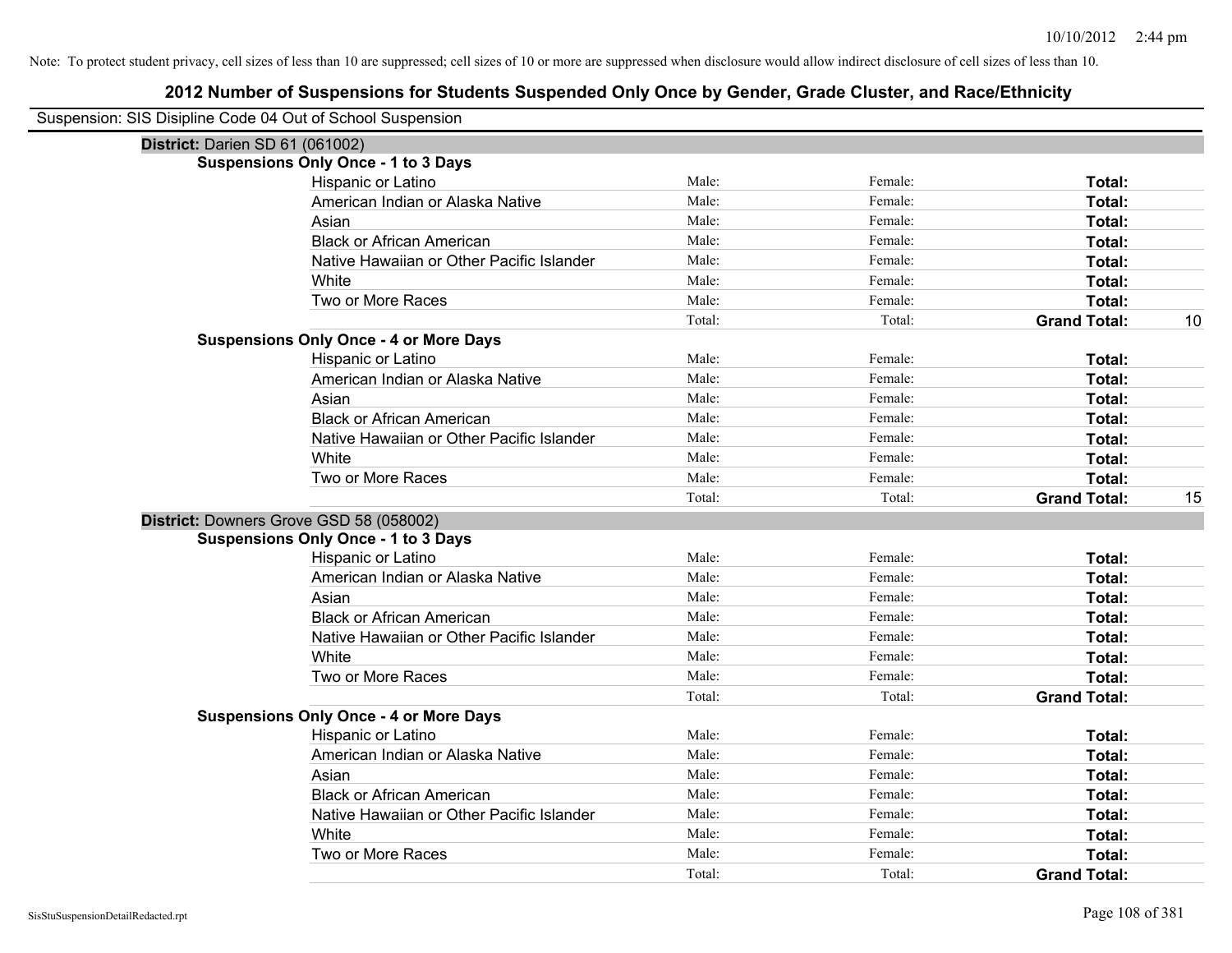Note: To protect student privacy, cell sizes of less than 10 are suppressed; cell sizes of 10 or more are suppressed when disclosure would allow indirect disclosure of cell sizes of less than 10.

# 2012 Number of Suspensions for Students Suspended Only Once by Gender, Grade Cluster, and Race/Ethnicity

Suspension: SIS Disipline Code 04 Out of School Suspension

**District:** Darien SD 61 (061002)

**Suspensions Only Once - 1 to 3 Days**

| Race/Ethnicity | Male | Female | Total | |
|---|---|---|---|---|
| Hispanic or Latino | Male: | Female: | **Total:** | |
| American Indian or Alaska Native | Male: | Female: | **Total:** | |
| Asian | Male: | Female: | **Total:** | |
| Black or African American | Male: | Female: | **Total:** | |
| Native Hawaiian or Other Pacific Islander | Male: | Female: | **Total:** | |
| White | Male: | Female: | **Total:** | |
| Two or More Races | Male: | Female: | **Total:** | |
| | Total: | Total: | **Grand Total:** | 10 |

**Suspensions Only Once - 4 or More Days**

| Race/Ethnicity | Male | Female | Total | |
|---|---|---|---|---|
| Hispanic or Latino | Male: | Female: | **Total:** | |
| American Indian or Alaska Native | Male: | Female: | **Total:** | |
| Asian | Male: | Female: | **Total:** | |
| Black or African American | Male: | Female: | **Total:** | |
| Native Hawaiian or Other Pacific Islander | Male: | Female: | **Total:** | |
| White | Male: | Female: | **Total:** | |
| Two or More Races | Male: | Female: | **Total:** | |
| | Total: | Total: | **Grand Total:** | 15 |

**District:** Downers Grove GSD 58 (058002)

**Suspensions Only Once - 1 to 3 Days**

| Race/Ethnicity | Male | Female | Total | |
|---|---|---|---|---|
| Hispanic or Latino | Male: | Female: | **Total:** | |
| American Indian or Alaska Native | Male: | Female: | **Total:** | |
| Asian | Male: | Female: | **Total:** | |
| Black or African American | Male: | Female: | **Total:** | |
| Native Hawaiian or Other Pacific Islander | Male: | Female: | **Total:** | |
| White | Male: | Female: | **Total:** | |
| Two or More Races | Male: | Female: | **Total:** | |
| | Total: | Total: | **Grand Total:** | |

**Suspensions Only Once - 4 or More Days**

| Race/Ethnicity | Male | Female | Total | |
|---|---|---|---|---|
| Hispanic or Latino | Male: | Female: | **Total:** | |
| American Indian or Alaska Native | Male: | Female: | **Total:** | |
| Asian | Male: | Female: | **Total:** | |
| Black or African American | Male: | Female: | **Total:** | |
| Native Hawaiian or Other Pacific Islander | Male: | Female: | **Total:** | |
| White | Male: | Female: | **Total:** | |
| Two or More Races | Male: | Female: | **Total:** | |
| | Total: | Total: | **Grand Total:** | |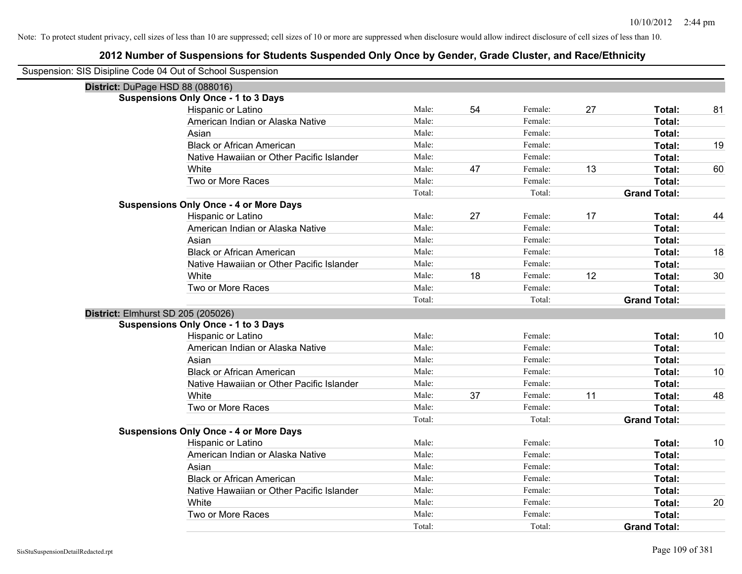Note: To protect student privacy, cell sizes of less than 10 are suppressed; cell sizes of 10 or more are suppressed when disclosure would allow indirect disclosure of cell sizes of less than 10.

# 2012 Number of Suspensions for Students Suspended Only Once by Gender, Grade Cluster, and Race/Ethnicity

Suspension: SIS Disipline Code 04 Out of School Suspension

**District:** DuPage HSD 88 (088016)

**Suspensions Only Once - 1 to 3 Days**

| | | | | | | |
|---|---|---|---|---|---|---|
| Hispanic or Latino | Male: | 54 | Female: | 27 | **Total:** | 81 |
| American Indian or Alaska Native | Male: | | Female: | | **Total:** | |
| Asian | Male: | | Female: | | **Total:** | |
| Black or African American | Male: | | Female: | | **Total:** | 19 |
| Native Hawaiian or Other Pacific Islander | Male: | | Female: | | **Total:** | |
| White | Male: | 47 | Female: | 13 | **Total:** | 60 |
| Two or More Races | Male: | | Female: | | **Total:** | |
| | Total: | | Total: | | **Grand Total:** | |

**Suspensions Only Once - 4 or More Days**

| | | | | | | |
|---|---|---|---|---|---|---|
| Hispanic or Latino | Male: | 27 | Female: | 17 | **Total:** | 44 |
| American Indian or Alaska Native | Male: | | Female: | | **Total:** | |
| Asian | Male: | | Female: | | **Total:** | |
| Black or African American | Male: | | Female: | | **Total:** | 18 |
| Native Hawaiian or Other Pacific Islander | Male: | | Female: | | **Total:** | |
| White | Male: | 18 | Female: | 12 | **Total:** | 30 |
| Two or More Races | Male: | | Female: | | **Total:** | |
| | Total: | | Total: | | **Grand Total:** | |

**District:** Elmhurst SD 205 (205026)

**Suspensions Only Once - 1 to 3 Days**

| | | | | | | |
|---|---|---|---|---|---|---|
| Hispanic or Latino | Male: | | Female: | | **Total:** | 10 |
| American Indian or Alaska Native | Male: | | Female: | | **Total:** | |
| Asian | Male: | | Female: | | **Total:** | |
| Black or African American | Male: | | Female: | | **Total:** | 10 |
| Native Hawaiian or Other Pacific Islander | Male: | | Female: | | **Total:** | |
| White | Male: | 37 | Female: | 11 | **Total:** | 48 |
| Two or More Races | Male: | | Female: | | **Total:** | |
| | Total: | | Total: | | **Grand Total:** | |

**Suspensions Only Once - 4 or More Days**

| | | | | | | |
|---|---|---|---|---|---|---|
| Hispanic or Latino | Male: | | Female: | | **Total:** | 10 |
| American Indian or Alaska Native | Male: | | Female: | | **Total:** | |
| Asian | Male: | | Female: | | **Total:** | |
| Black or African American | Male: | | Female: | | **Total:** | |
| Native Hawaiian or Other Pacific Islander | Male: | | Female: | | **Total:** | |
| White | Male: | | Female: | | **Total:** | 20 |
| Two or More Races | Male: | | Female: | | **Total:** | |
| | Total: | | Total: | | **Grand Total:** | |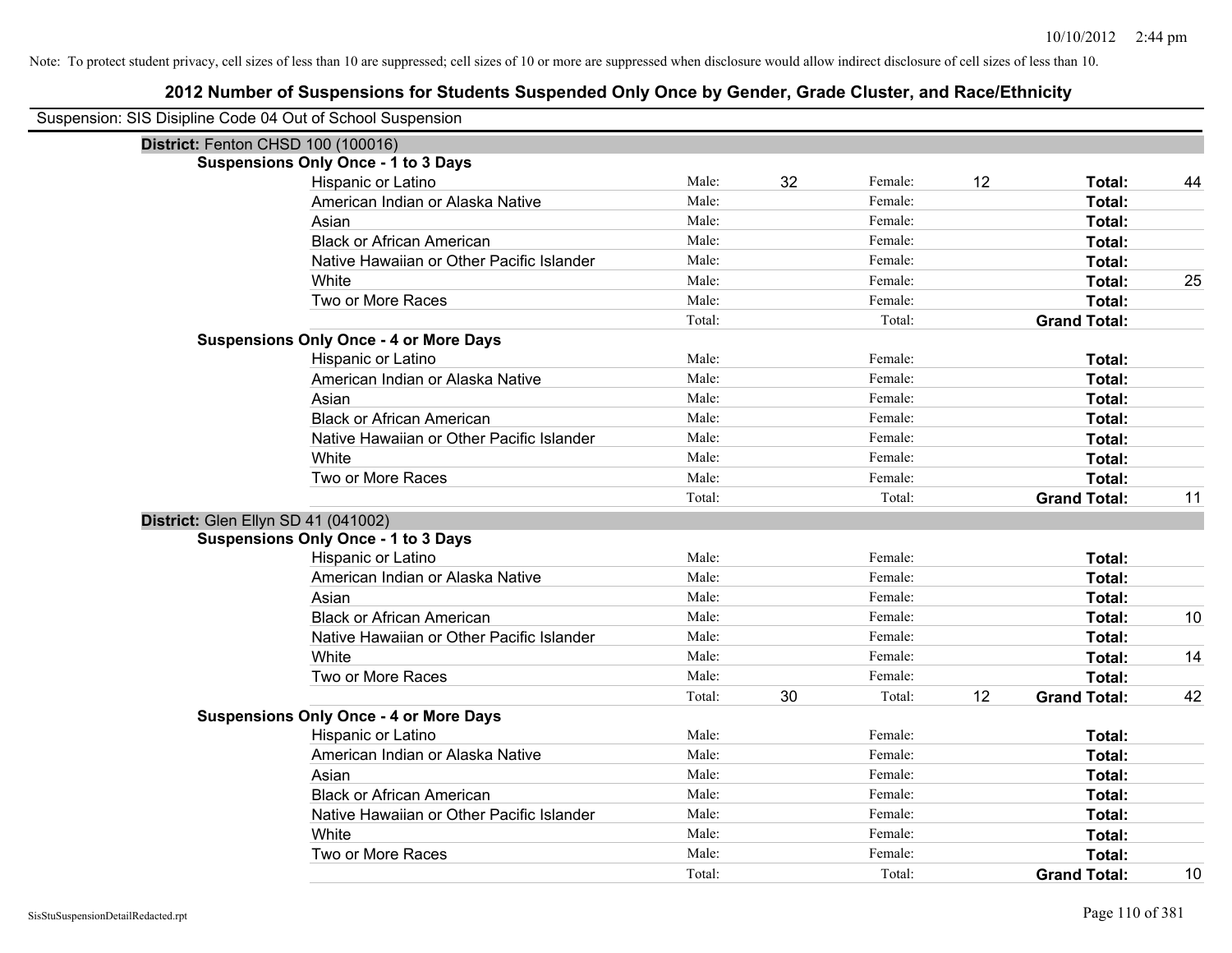Note: To protect student privacy, cell sizes of less than 10 are suppressed; cell sizes of 10 or more are suppressed when disclosure would allow indirect disclosure of cell sizes of less than 10.

# 2012 Number of Suspensions for Students Suspended Only Once by Gender, Grade Cluster, and Race/Ethnicity

Suspension: SIS Disipline Code 04 Out of School Suspension

## District: Fenton CHSD 100 (100016)

### Suspensions Only Once - 1 to 3 Days

| | | | | | | |
|---|---|---|---|---|---|---|
| Hispanic or Latino | Male: | 32 | Female: | 12 | **Total:** | 44 |
| American Indian or Alaska Native | Male: | | Female: | | **Total:** | |
| Asian | Male: | | Female: | | **Total:** | |
| Black or African American | Male: | | Female: | | **Total:** | |
| Native Hawaiian or Other Pacific Islander | Male: | | Female: | | **Total:** | |
| White | Male: | | Female: | | **Total:** | 25 |
| Two or More Races | Male: | | Female: | | **Total:** | |
| | Total: | | Total: | | **Grand Total:** | |

### Suspensions Only Once - 4 or More Days

| | | | | | | |
|---|---|---|---|---|---|---|
| Hispanic or Latino | Male: | | Female: | | **Total:** | |
| American Indian or Alaska Native | Male: | | Female: | | **Total:** | |
| Asian | Male: | | Female: | | **Total:** | |
| Black or African American | Male: | | Female: | | **Total:** | |
| Native Hawaiian or Other Pacific Islander | Male: | | Female: | | **Total:** | |
| White | Male: | | Female: | | **Total:** | |
| Two or More Races | Male: | | Female: | | **Total:** | |
| | Total: | | Total: | | **Grand Total:** | 11 |

## District: Glen Ellyn SD 41 (041002)

### Suspensions Only Once - 1 to 3 Days

| | | | | | | |
|---|---|---|---|---|---|---|
| Hispanic or Latino | Male: | | Female: | | **Total:** | |
| American Indian or Alaska Native | Male: | | Female: | | **Total:** | |
| Asian | Male: | | Female: | | **Total:** | |
| Black or African American | Male: | | Female: | | **Total:** | 10 |
| Native Hawaiian or Other Pacific Islander | Male: | | Female: | | **Total:** | |
| White | Male: | | Female: | | **Total:** | 14 |
| Two or More Races | Male: | | Female: | | **Total:** | |
| | Total: | 30 | Total: | 12 | **Grand Total:** | 42 |

### Suspensions Only Once - 4 or More Days

| | | | | | | |
|---|---|---|---|---|---|---|
| Hispanic or Latino | Male: | | Female: | | **Total:** | |
| American Indian or Alaska Native | Male: | | Female: | | **Total:** | |
| Asian | Male: | | Female: | | **Total:** | |
| Black or African American | Male: | | Female: | | **Total:** | |
| Native Hawaiian or Other Pacific Islander | Male: | | Female: | | **Total:** | |
| White | Male: | | Female: | | **Total:** | |
| Two or More Races | Male: | | Female: | | **Total:** | |
| | Total: | | Total: | | **Grand Total:** | 10 |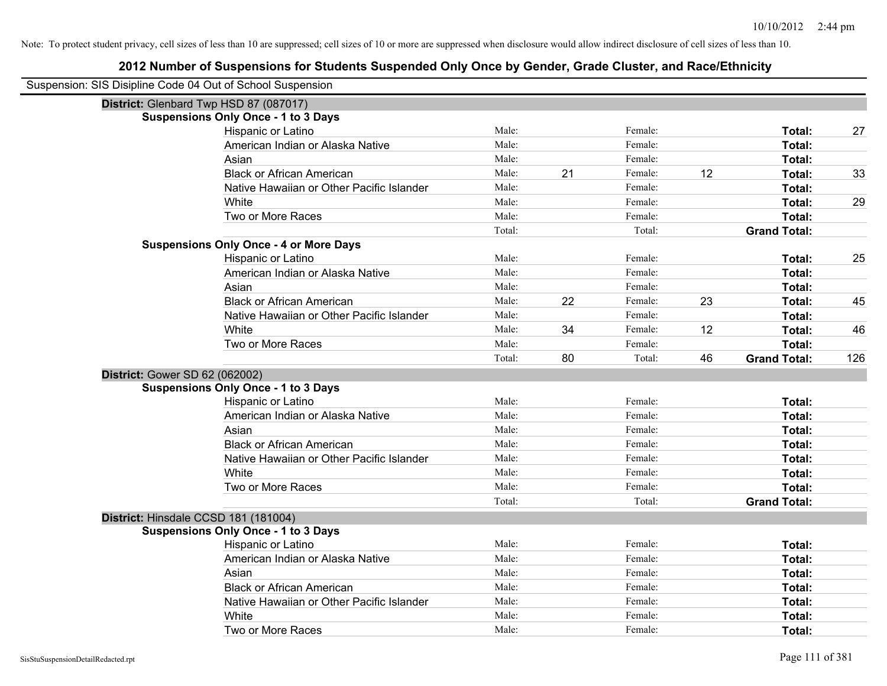Note: To protect student privacy, cell sizes of less than 10 are suppressed; cell sizes of 10 or more are suppressed when disclosure would allow indirect disclosure of cell sizes of less than 10.

# 2012 Number of Suspensions for Students Suspended Only Once by Gender, Grade Cluster, and Race/Ethnicity

Suspension: SIS Disipline Code 04 Out of School Suspension

**District:** Glenbard Twp HSD 87 (087017)

**Suspensions Only Once - 1 to 3 Days**

| | | | | | | |
|---|---|---|---|---|---|---|
| Hispanic or Latino | Male: | | Female: | | **Total:** | 27 |
| American Indian or Alaska Native | Male: | | Female: | | **Total:** | |
| Asian | Male: | | Female: | | **Total:** | |
| Black or African American | Male: | 21 | Female: | 12 | **Total:** | 33 |
| Native Hawaiian or Other Pacific Islander | Male: | | Female: | | **Total:** | |
| White | Male: | | Female: | | **Total:** | 29 |
| Two or More Races | Male: | | Female: | | **Total:** | |
| | Total: | | Total: | | **Grand Total:** | |

**Suspensions Only Once - 4 or More Days**

| | | | | | | |
|---|---|---|---|---|---|---|
| Hispanic or Latino | Male: | | Female: | | **Total:** | 25 |
| American Indian or Alaska Native | Male: | | Female: | | **Total:** | |
| Asian | Male: | | Female: | | **Total:** | |
| Black or African American | Male: | 22 | Female: | 23 | **Total:** | 45 |
| Native Hawaiian or Other Pacific Islander | Male: | | Female: | | **Total:** | |
| White | Male: | 34 | Female: | 12 | **Total:** | 46 |
| Two or More Races | Male: | | Female: | | **Total:** | |
| | Total: | 80 | Total: | 46 | **Grand Total:** | 126 |

**District:** Gower SD 62 (062002)

**Suspensions Only Once - 1 to 3 Days**

| | | | | | | |
|---|---|---|---|---|---|---|
| Hispanic or Latino | Male: | | Female: | | **Total:** | |
| American Indian or Alaska Native | Male: | | Female: | | **Total:** | |
| Asian | Male: | | Female: | | **Total:** | |
| Black or African American | Male: | | Female: | | **Total:** | |
| Native Hawaiian or Other Pacific Islander | Male: | | Female: | | **Total:** | |
| White | Male: | | Female: | | **Total:** | |
| Two or More Races | Male: | | Female: | | **Total:** | |
| | Total: | | Total: | | **Grand Total:** | |

**District:** Hinsdale CCSD 181 (181004)

**Suspensions Only Once - 1 to 3 Days**

| | | | | | | |
|---|---|---|---|---|---|---|
| Hispanic or Latino | Male: | | Female: | | **Total:** | |
| American Indian or Alaska Native | Male: | | Female: | | **Total:** | |
| Asian | Male: | | Female: | | **Total:** | |
| Black or African American | Male: | | Female: | | **Total:** | |
| Native Hawaiian or Other Pacific Islander | Male: | | Female: | | **Total:** | |
| White | Male: | | Female: | | **Total:** | |
| Two or More Races | Male: | | Female: | | **Total:** | |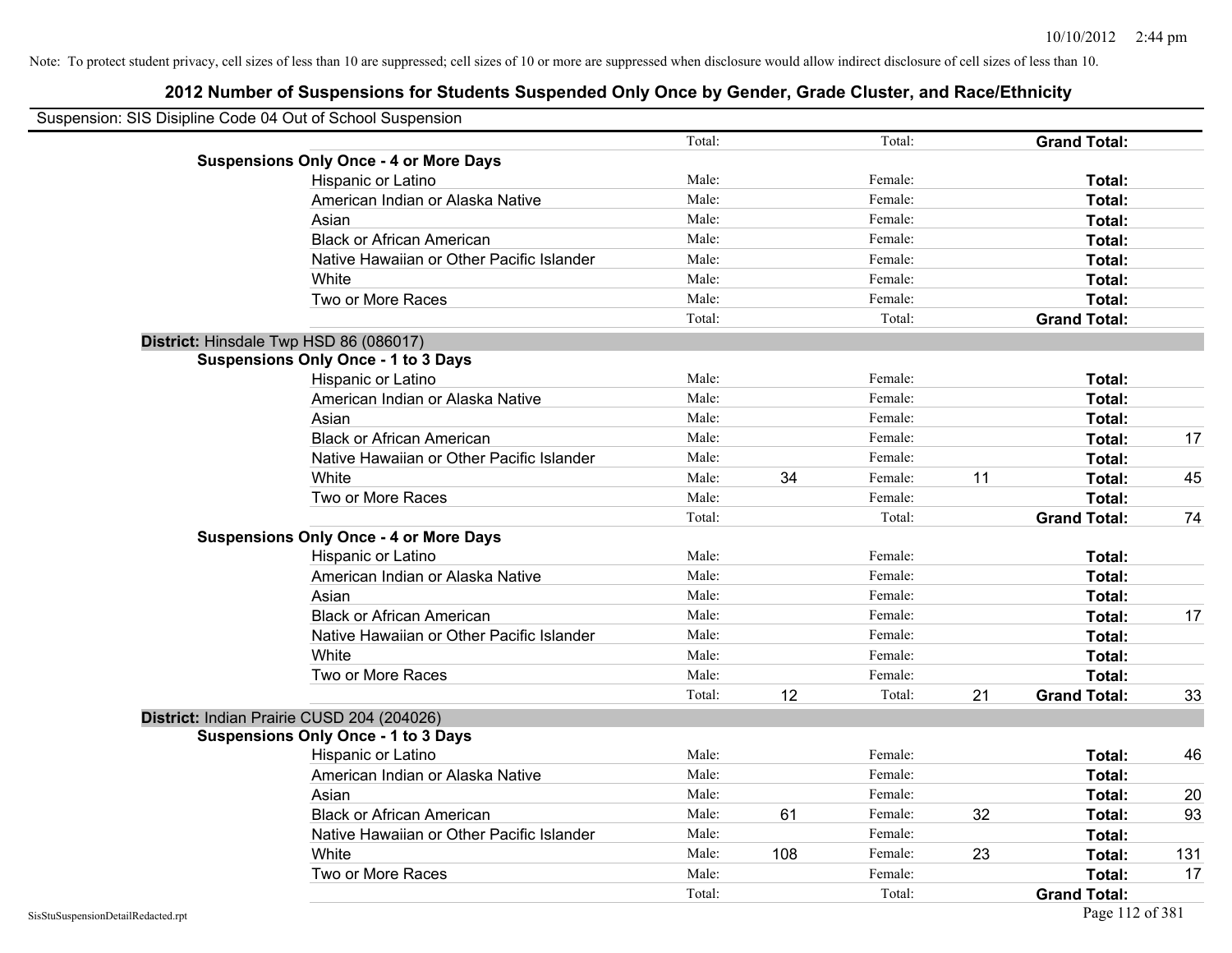Note: To protect student privacy, cell sizes of less than 10 are suppressed; cell sizes of 10 or more are suppressed when disclosure would allow indirect disclosure of cell sizes of less than 10.

# 2012 Number of Suspensions for Students Suspended Only Once by Gender, Grade Cluster, and Race/Ethnicity

Suspension: SIS Disipline Code 04 Out of School Suspension

| | | | | | | | |
|---|---|---|---|---|---|---|---|
| | Total: | | Total: | | **Grand Total:** | |
| **Suspensions Only Once - 4 or More Days** | | | | | | |
| Hispanic or Latino | Male: | | Female: | | **Total:** | |
| American Indian or Alaska Native | Male: | | Female: | | **Total:** | |
| Asian | Male: | | Female: | | **Total:** | |
| Black or African American | Male: | | Female: | | **Total:** | |
| Native Hawaiian or Other Pacific Islander | Male: | | Female: | | **Total:** | |
| White | Male: | | Female: | | **Total:** | |
| Two or More Races | Male: | | Female: | | **Total:** | |
| | Total: | | Total: | | **Grand Total:** | |
| **District:** Hinsdale Twp HSD 86 (086017) | | | | | | |
| **Suspensions Only Once - 1 to 3 Days** | | | | | | |
| Hispanic or Latino | Male: | | Female: | | **Total:** | |
| American Indian or Alaska Native | Male: | | Female: | | **Total:** | |
| Asian | Male: | | Female: | | **Total:** | |
| Black or African American | Male: | | Female: | | **Total:** | 17 |
| Native Hawaiian or Other Pacific Islander | Male: | | Female: | | **Total:** | |
| White | Male: | 34 | Female: | 11 | **Total:** | 45 |
| Two or More Races | Male: | | Female: | | **Total:** | |
| | Total: | | Total: | | **Grand Total:** | 74 |
| **Suspensions Only Once - 4 or More Days** | | | | | | |
| Hispanic or Latino | Male: | | Female: | | **Total:** | |
| American Indian or Alaska Native | Male: | | Female: | | **Total:** | |
| Asian | Male: | | Female: | | **Total:** | |
| Black or African American | Male: | | Female: | | **Total:** | 17 |
| Native Hawaiian or Other Pacific Islander | Male: | | Female: | | **Total:** | |
| White | Male: | | Female: | | **Total:** | |
| Two or More Races | Male: | | Female: | | **Total:** | |
| | Total: | 12 | Total: | 21 | **Grand Total:** | 33 |
| **District:** Indian Prairie CUSD 204 (204026) | | | | | | |
| **Suspensions Only Once - 1 to 3 Days** | | | | | | |
| Hispanic or Latino | Male: | | Female: | | **Total:** | 46 |
| American Indian or Alaska Native | Male: | | Female: | | **Total:** | |
| Asian | Male: | | Female: | | **Total:** | 20 |
| Black or African American | Male: | 61 | Female: | 32 | **Total:** | 93 |
| Native Hawaiian or Other Pacific Islander | Male: | | Female: | | **Total:** | |
| White | Male: | 108 | Female: | 23 | **Total:** | 131 |
| Two or More Races | Male: | | Female: | | **Total:** | 17 |
| | Total: | | Total: | | **Grand Total:** | |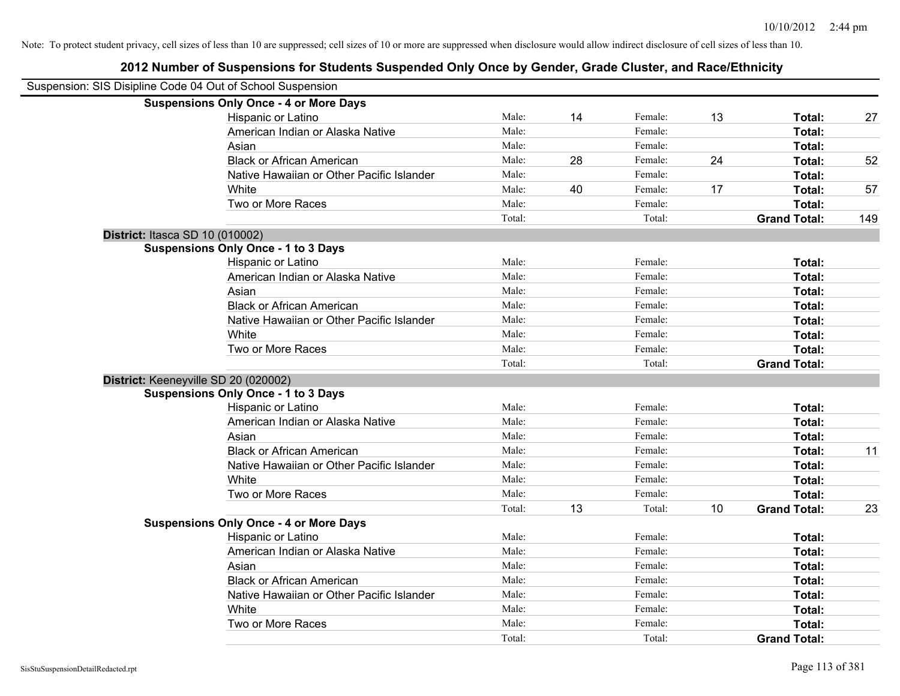Note: To protect student privacy, cell sizes of less than 10 are suppressed; cell sizes of 10 or more are suppressed when disclosure would allow indirect disclosure of cell sizes of less than 10.

## 2012 Number of Suspensions for Students Suspended Only Once by Gender, Grade Cluster, and Race/Ethnicity

Suspension: SIS Disipline Code 04 Out of School Suspension

| | | | | | | | |
|---|---|---|---|---|---|---|---|
| **Suspensions Only Once - 4 or More Days** | | | | | | | |
| Hispanic or Latino | Male: | 14 | Female: | 13 | **Total:** | 27 |
| American Indian or Alaska Native | Male: | | Female: | | **Total:** | |
| Asian | Male: | | Female: | | **Total:** | |
| Black or African American | Male: | 28 | Female: | 24 | **Total:** | 52 |
| Native Hawaiian or Other Pacific Islander | Male: | | Female: | | **Total:** | |
| White | Male: | 40 | Female: | 17 | **Total:** | 57 |
| Two or More Races | Male: | | Female: | | **Total:** | |
| | Total: | | Total: | | **Grand Total:** | 149 |

**District:** Itasca SD 10 (010002)

| | | | | | | |
|---|---|---|---|---|---|---|
| **Suspensions Only Once - 1 to 3 Days** | | | | | | |
| Hispanic or Latino | Male: | | Female: | | **Total:** | |
| American Indian or Alaska Native | Male: | | Female: | | **Total:** | |
| Asian | Male: | | Female: | | **Total:** | |
| Black or African American | Male: | | Female: | | **Total:** | |
| Native Hawaiian or Other Pacific Islander | Male: | | Female: | | **Total:** | |
| White | Male: | | Female: | | **Total:** | |
| Two or More Races | Male: | | Female: | | **Total:** | |
| | Total: | | Total: | | **Grand Total:** | |

**District:** Keeneyville SD 20 (020002)

| | | | | | | |
|---|---|---|---|---|---|---|
| **Suspensions Only Once - 1 to 3 Days** | | | | | | |
| Hispanic or Latino | Male: | | Female: | | **Total:** | |
| American Indian or Alaska Native | Male: | | Female: | | **Total:** | |
| Asian | Male: | | Female: | | **Total:** | |
| Black or African American | Male: | | Female: | | **Total:** | 11 |
| Native Hawaiian or Other Pacific Islander | Male: | | Female: | | **Total:** | |
| White | Male: | | Female: | | **Total:** | |
| Two or More Races | Male: | | Female: | | **Total:** | |
| | Total: | 13 | Total: | 10 | **Grand Total:** | 23 |
| **Suspensions Only Once - 4 or More Days** | | | | | | |
| Hispanic or Latino | Male: | | Female: | | **Total:** | |
| American Indian or Alaska Native | Male: | | Female: | | **Total:** | |
| Asian | Male: | | Female: | | **Total:** | |
| Black or African American | Male: | | Female: | | **Total:** | |
| Native Hawaiian or Other Pacific Islander | Male: | | Female: | | **Total:** | |
| White | Male: | | Female: | | **Total:** | |
| Two or More Races | Male: | | Female: | | **Total:** | |
| | Total: | | Total: | | **Grand Total:** | |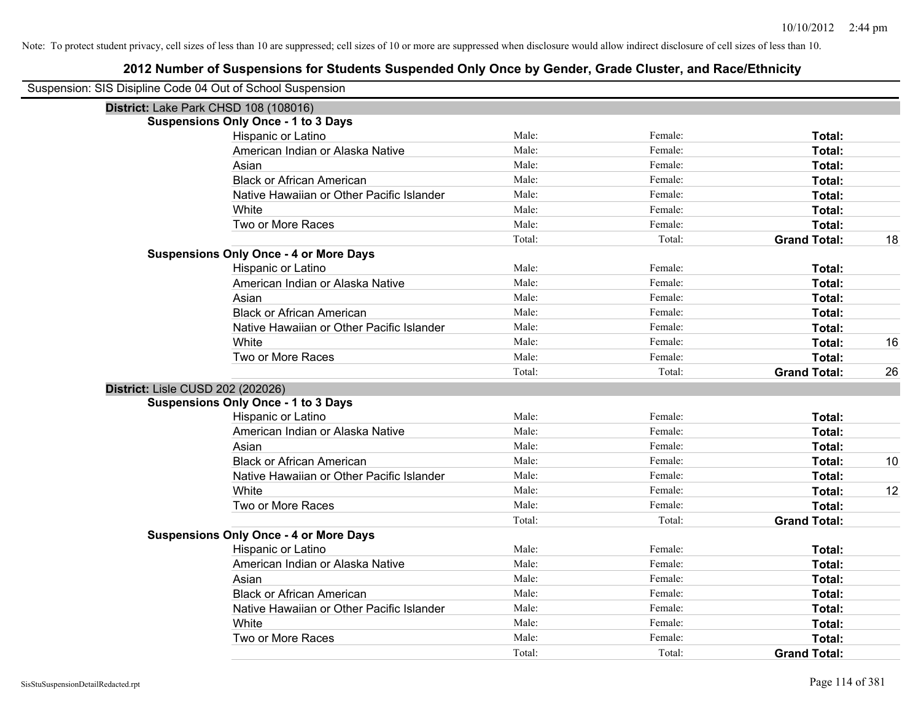Note: To protect student privacy, cell sizes of less than 10 are suppressed; cell sizes of 10 or more are suppressed when disclosure would allow indirect disclosure of cell sizes of less than 10.

# 2012 Number of Suspensions for Students Suspended Only Once by Gender, Grade Cluster, and Race/Ethnicity

Suspension: SIS Disipline Code 04 Out of School Suspension

## District: Lake Park CHSD 108 (108016)

### Suspensions Only Once - 1 to 3 Days

| | | | | |
|---|---|---|---|---|
| Hispanic or Latino | Male: | Female: | **Total:** | |
| American Indian or Alaska Native | Male: | Female: | **Total:** | |
| Asian | Male: | Female: | **Total:** | |
| Black or African American | Male: | Female: | **Total:** | |
| Native Hawaiian or Other Pacific Islander | Male: | Female: | **Total:** | |
| White | Male: | Female: | **Total:** | |
| Two or More Races | Male: | Female: | **Total:** | |
| | Total: | Total: | **Grand Total:** | 18 |

### Suspensions Only Once - 4 or More Days

| | | | | |
|---|---|---|---|---|
| Hispanic or Latino | Male: | Female: | **Total:** | |
| American Indian or Alaska Native | Male: | Female: | **Total:** | |
| Asian | Male: | Female: | **Total:** | |
| Black or African American | Male: | Female: | **Total:** | |
| Native Hawaiian or Other Pacific Islander | Male: | Female: | **Total:** | |
| White | Male: | Female: | **Total:** | 16 |
| Two or More Races | Male: | Female: | **Total:** | |
| | Total: | Total: | **Grand Total:** | 26 |

## District: Lisle CUSD 202 (202026)

### Suspensions Only Once - 1 to 3 Days

| | | | | |
|---|---|---|---|---|
| Hispanic or Latino | Male: | Female: | **Total:** | |
| American Indian or Alaska Native | Male: | Female: | **Total:** | |
| Asian | Male: | Female: | **Total:** | |
| Black or African American | Male: | Female: | **Total:** | 10 |
| Native Hawaiian or Other Pacific Islander | Male: | Female: | **Total:** | |
| White | Male: | Female: | **Total:** | 12 |
| Two or More Races | Male: | Female: | **Total:** | |
| | Total: | Total: | **Grand Total:** | |

### Suspensions Only Once - 4 or More Days

| | | | | |
|---|---|---|---|---|
| Hispanic or Latino | Male: | Female: | **Total:** | |
| American Indian or Alaska Native | Male: | Female: | **Total:** | |
| Asian | Male: | Female: | **Total:** | |
| Black or African American | Male: | Female: | **Total:** | |
| Native Hawaiian or Other Pacific Islander | Male: | Female: | **Total:** | |
| White | Male: | Female: | **Total:** | |
| Two or More Races | Male: | Female: | **Total:** | |
| | Total: | Total: | **Grand Total:** | |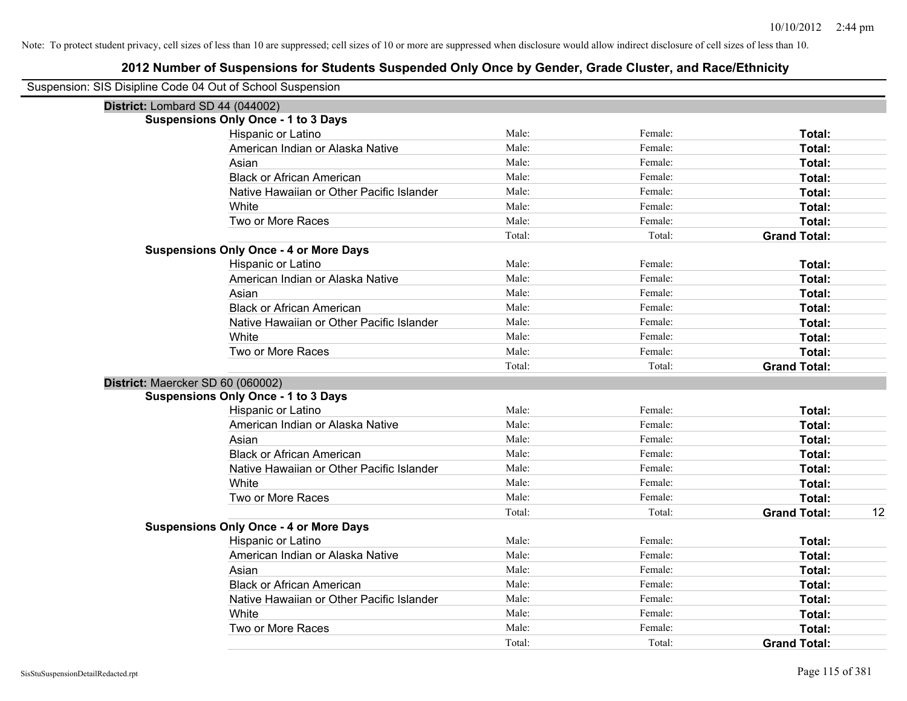Note: To protect student privacy, cell sizes of less than 10 are suppressed; cell sizes of 10 or more are suppressed when disclosure would allow indirect disclosure of cell sizes of less than 10.

# 2012 Number of Suspensions for Students Suspended Only Once by Gender, Grade Cluster, and Race/Ethnicity

Suspension: SIS Disipline Code 04 Out of School Suspension

## District: Lombard SD 44 (044002)

### Suspensions Only Once - 1 to 3 Days

| | | | | |
|---|---|---|---|---|
| Hispanic or Latino | Male: | Female: | **Total:** | |
| American Indian or Alaska Native | Male: | Female: | **Total:** | |
| Asian | Male: | Female: | **Total:** | |
| Black or African American | Male: | Female: | **Total:** | |
| Native Hawaiian or Other Pacific Islander | Male: | Female: | **Total:** | |
| White | Male: | Female: | **Total:** | |
| Two or More Races | Male: | Female: | **Total:** | |
| | Total: | Total: | **Grand Total:** | |

### Suspensions Only Once - 4 or More Days

| | | | | |
|---|---|---|---|---|
| Hispanic or Latino | Male: | Female: | **Total:** | |
| American Indian or Alaska Native | Male: | Female: | **Total:** | |
| Asian | Male: | Female: | **Total:** | |
| Black or African American | Male: | Female: | **Total:** | |
| Native Hawaiian or Other Pacific Islander | Male: | Female: | **Total:** | |
| White | Male: | Female: | **Total:** | |
| Two or More Races | Male: | Female: | **Total:** | |
| | Total: | Total: | **Grand Total:** | |

## District: Maercker SD 60 (060002)

### Suspensions Only Once - 1 to 3 Days

| | | | | |
|---|---|---|---|---|
| Hispanic or Latino | Male: | Female: | **Total:** | |
| American Indian or Alaska Native | Male: | Female: | **Total:** | |
| Asian | Male: | Female: | **Total:** | |
| Black or African American | Male: | Female: | **Total:** | |
| Native Hawaiian or Other Pacific Islander | Male: | Female: | **Total:** | |
| White | Male: | Female: | **Total:** | |
| Two or More Races | Male: | Female: | **Total:** | |
| | Total: | Total: | **Grand Total:** | 12 |

### Suspensions Only Once - 4 or More Days

| | | | | |
|---|---|---|---|---|
| Hispanic or Latino | Male: | Female: | **Total:** | |
| American Indian or Alaska Native | Male: | Female: | **Total:** | |
| Asian | Male: | Female: | **Total:** | |
| Black or African American | Male: | Female: | **Total:** | |
| Native Hawaiian or Other Pacific Islander | Male: | Female: | **Total:** | |
| White | Male: | Female: | **Total:** | |
| Two or More Races | Male: | Female: | **Total:** | |
| | Total: | Total: | **Grand Total:** | |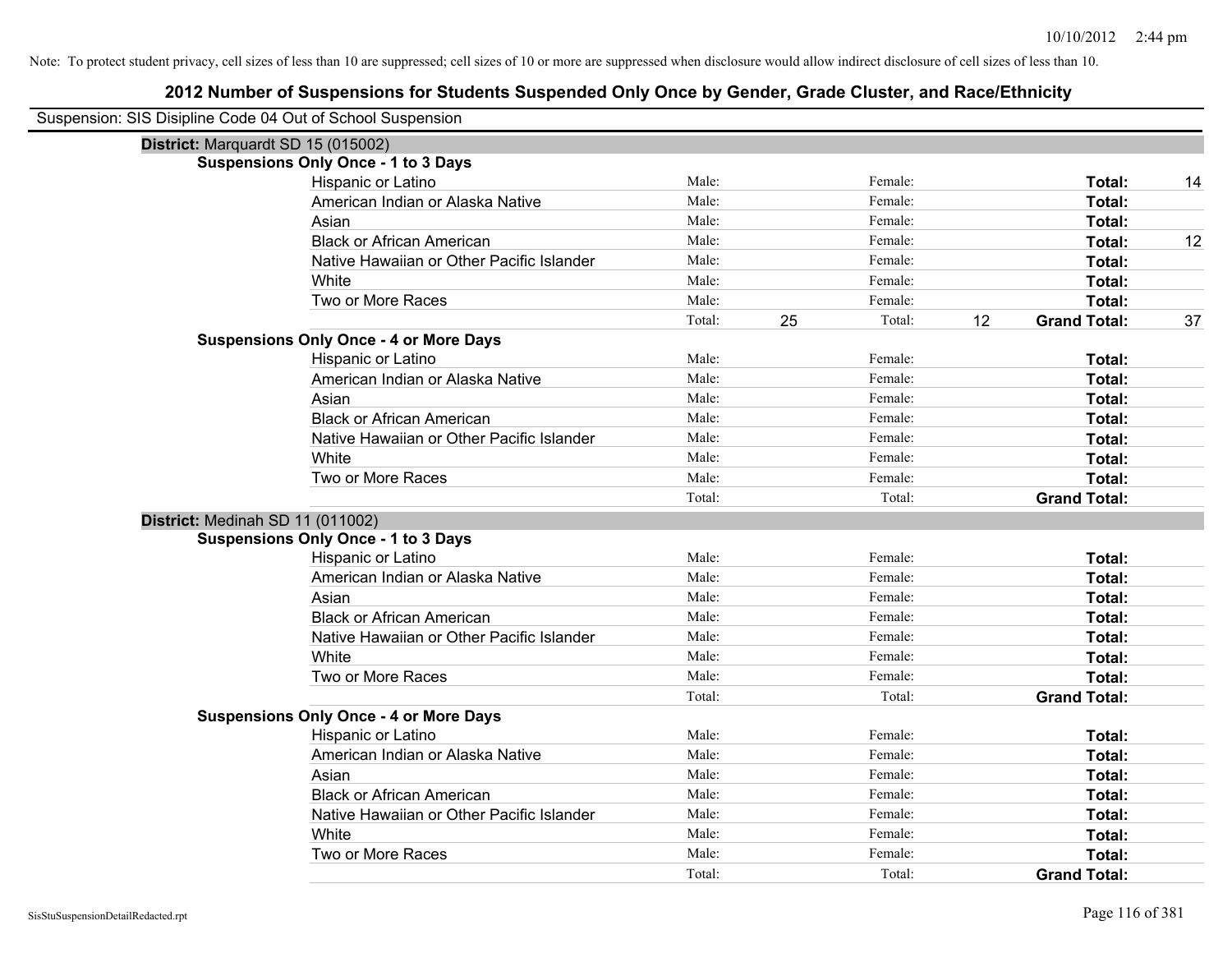Note: To protect student privacy, cell sizes of less than 10 are suppressed; cell sizes of 10 or more are suppressed when disclosure would allow indirect disclosure of cell sizes of less than 10.

# 2012 Number of Suspensions for Students Suspended Only Once by Gender, Grade Cluster, and Race/Ethnicity

Suspension: SIS Disipline Code 04 Out of School Suspension

## District: Marquardt SD 15 (015002)

### Suspensions Only Once - 1 to 3 Days

| | | | | | | |
|---|---|---|---|---|---|---|
| Hispanic or Latino | Male: | | Female: | | **Total:** | 14 |
| American Indian or Alaska Native | Male: | | Female: | | **Total:** | |
| Asian | Male: | | Female: | | **Total:** | |
| Black or African American | Male: | | Female: | | **Total:** | 12 |
| Native Hawaiian or Other Pacific Islander | Male: | | Female: | | **Total:** | |
| White | Male: | | Female: | | **Total:** | |
| Two or More Races | Male: | | Female: | | **Total:** | |
| | Total: | 25 | Total: | 12 | **Grand Total:** | 37 |

### Suspensions Only Once - 4 or More Days

| | | | | | | |
|---|---|---|---|---|---|---|
| Hispanic or Latino | Male: | | Female: | | **Total:** | |
| American Indian or Alaska Native | Male: | | Female: | | **Total:** | |
| Asian | Male: | | Female: | | **Total:** | |
| Black or African American | Male: | | Female: | | **Total:** | |
| Native Hawaiian or Other Pacific Islander | Male: | | Female: | | **Total:** | |
| White | Male: | | Female: | | **Total:** | |
| Two or More Races | Male: | | Female: | | **Total:** | |
| | Total: | | Total: | | **Grand Total:** | |

## District: Medinah SD 11 (011002)

### Suspensions Only Once - 1 to 3 Days

| | | | | | | |
|---|---|---|---|---|---|---|
| Hispanic or Latino | Male: | | Female: | | **Total:** | |
| American Indian or Alaska Native | Male: | | Female: | | **Total:** | |
| Asian | Male: | | Female: | | **Total:** | |
| Black or African American | Male: | | Female: | | **Total:** | |
| Native Hawaiian or Other Pacific Islander | Male: | | Female: | | **Total:** | |
| White | Male: | | Female: | | **Total:** | |
| Two or More Races | Male: | | Female: | | **Total:** | |
| | Total: | | Total: | | **Grand Total:** | |

### Suspensions Only Once - 4 or More Days

| | | | | | | |
|---|---|---|---|---|---|---|
| Hispanic or Latino | Male: | | Female: | | **Total:** | |
| American Indian or Alaska Native | Male: | | Female: | | **Total:** | |
| Asian | Male: | | Female: | | **Total:** | |
| Black or African American | Male: | | Female: | | **Total:** | |
| Native Hawaiian or Other Pacific Islander | Male: | | Female: | | **Total:** | |
| White | Male: | | Female: | | **Total:** | |
| Two or More Races | Male: | | Female: | | **Total:** | |
| | Total: | | Total: | | **Grand Total:** | |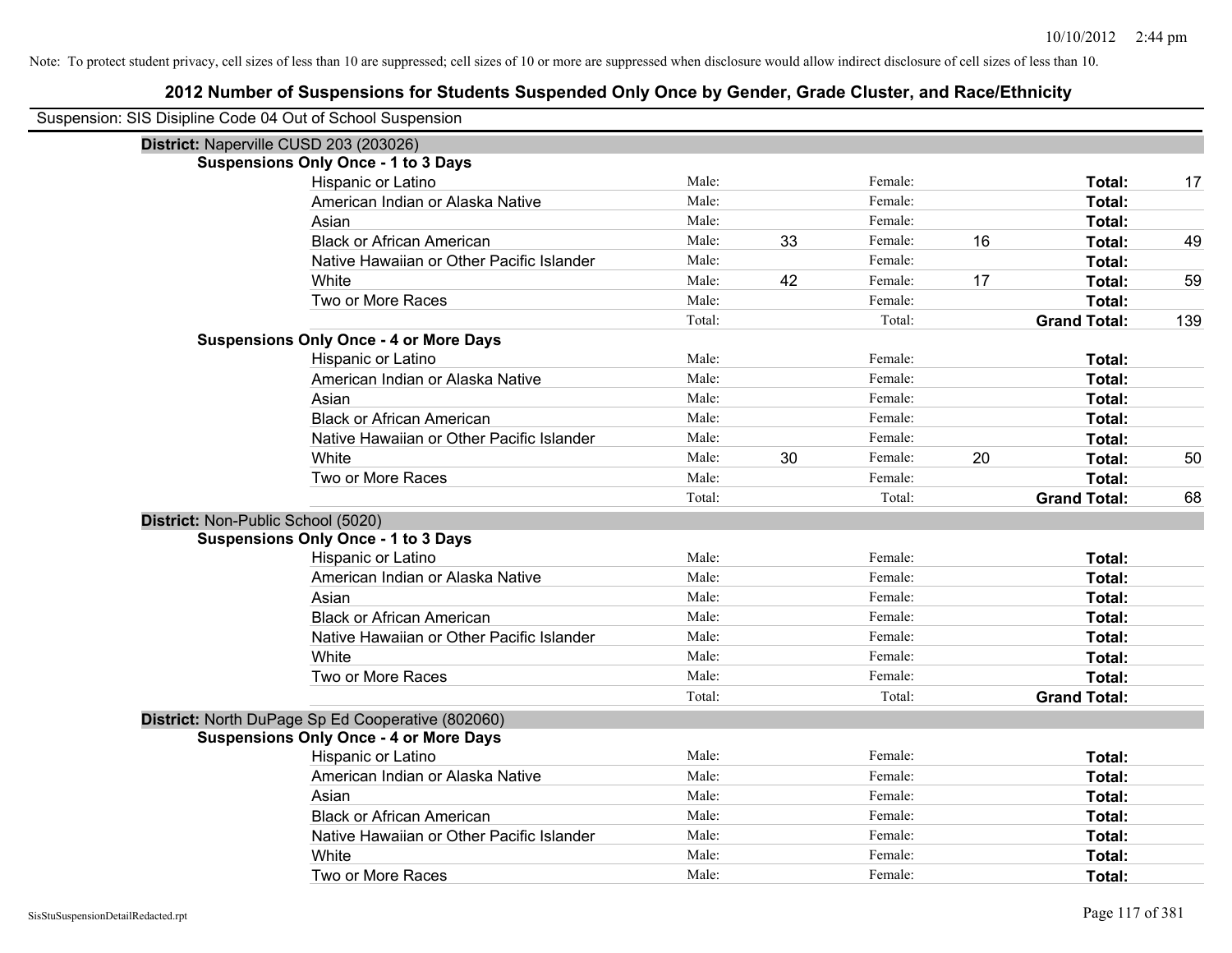Note: To protect student privacy, cell sizes of less than 10 are suppressed; cell sizes of 10 or more are suppressed when disclosure would allow indirect disclosure of cell sizes of less than 10.

## 2012 Number of Suspensions for Students Suspended Only Once by Gender, Grade Cluster, and Race/Ethnicity

Suspension: SIS Disipline Code 04 Out of School Suspension

**District:** Naperville CUSD 203 (203026)

**Suspensions Only Once - 1 to 3 Days**

| | | | | | | |
|---|---|---|---|---|---|---|
| Hispanic or Latino | Male: | | Female: | | **Total:** | 17 |
| American Indian or Alaska Native | Male: | | Female: | | **Total:** | |
| Asian | Male: | | Female: | | **Total:** | |
| Black or African American | Male: | 33 | Female: | 16 | **Total:** | 49 |
| Native Hawaiian or Other Pacific Islander | Male: | | Female: | | **Total:** | |
| White | Male: | 42 | Female: | 17 | **Total:** | 59 |
| Two or More Races | Male: | | Female: | | **Total:** | |
| | Total: | | Total: | | **Grand Total:** | 139 |

**Suspensions Only Once - 4 or More Days**

| | | | | | | |
|---|---|---|---|---|---|---|
| Hispanic or Latino | Male: | | Female: | | **Total:** | |
| American Indian or Alaska Native | Male: | | Female: | | **Total:** | |
| Asian | Male: | | Female: | | **Total:** | |
| Black or African American | Male: | | Female: | | **Total:** | |
| Native Hawaiian or Other Pacific Islander | Male: | | Female: | | **Total:** | |
| White | Male: | 30 | Female: | 20 | **Total:** | 50 |
| Two or More Races | Male: | | Female: | | **Total:** | |
| | Total: | | Total: | | **Grand Total:** | 68 |

**District:** Non-Public School (5020)

**Suspensions Only Once - 1 to 3 Days**

| | | | | | | |
|---|---|---|---|---|---|---|
| Hispanic or Latino | Male: | | Female: | | **Total:** | |
| American Indian or Alaska Native | Male: | | Female: | | **Total:** | |
| Asian | Male: | | Female: | | **Total:** | |
| Black or African American | Male: | | Female: | | **Total:** | |
| Native Hawaiian or Other Pacific Islander | Male: | | Female: | | **Total:** | |
| White | Male: | | Female: | | **Total:** | |
| Two or More Races | Male: | | Female: | | **Total:** | |
| | Total: | | Total: | | **Grand Total:** | |

**District:** North DuPage Sp Ed Cooperative (802060)

**Suspensions Only Once - 4 or More Days**

| | | | | | | |
|---|---|---|---|---|---|---|
| Hispanic or Latino | Male: | | Female: | | **Total:** | |
| American Indian or Alaska Native | Male: | | Female: | | **Total:** | |
| Asian | Male: | | Female: | | **Total:** | |
| Black or African American | Male: | | Female: | | **Total:** | |
| Native Hawaiian or Other Pacific Islander | Male: | | Female: | | **Total:** | |
| White | Male: | | Female: | | **Total:** | |
| Two or More Races | Male: | | Female: | | **Total:** | |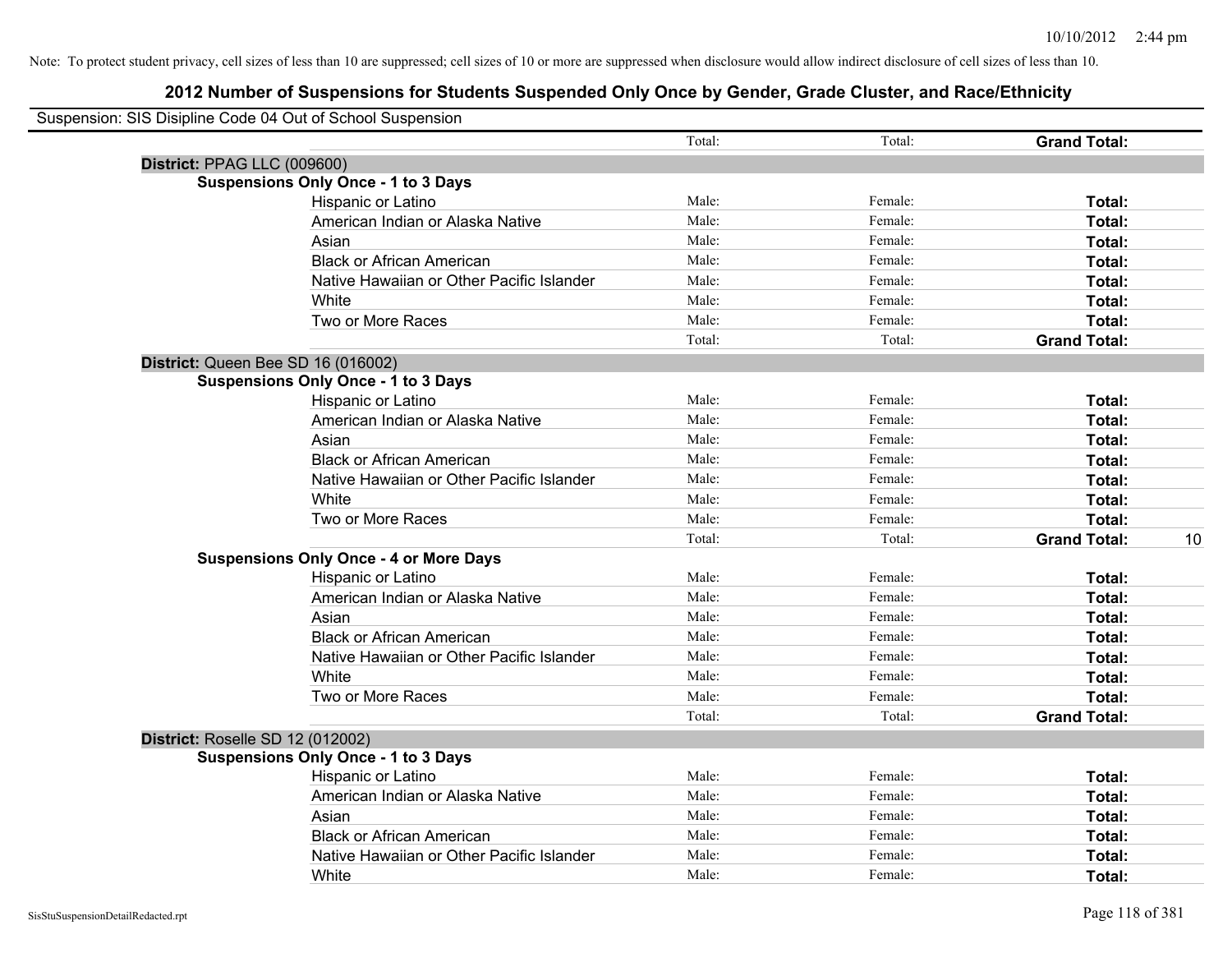Note: To protect student privacy, cell sizes of less than 10 are suppressed; cell sizes of 10 or more are suppressed when disclosure would allow indirect disclosure of cell sizes of less than 10.

# 2012 Number of Suspensions for Students Suspended Only Once by Gender, Grade Cluster, and Race/Ethnicity

Suspension: SIS Disipline Code 04 Out of School Suspension

| | | | | |
|---|---|---|---|---|
| | Total: | Total: | **Grand Total:** | |
| **District:** PPAG LLC (009600) | | | | |
| **Suspensions Only Once - 1 to 3 Days** | | | | |
| Hispanic or Latino | Male: | Female: | **Total:** | |
| American Indian or Alaska Native | Male: | Female: | **Total:** | |
| Asian | Male: | Female: | **Total:** | |
| Black or African American | Male: | Female: | **Total:** | |
| Native Hawaiian or Other Pacific Islander | Male: | Female: | **Total:** | |
| White | Male: | Female: | **Total:** | |
| Two or More Races | Male: | Female: | **Total:** | |
| | Total: | Total: | **Grand Total:** | |
| **District:** Queen Bee SD 16 (016002) | | | | |
| **Suspensions Only Once - 1 to 3 Days** | | | | |
| Hispanic or Latino | Male: | Female: | **Total:** | |
| American Indian or Alaska Native | Male: | Female: | **Total:** | |
| Asian | Male: | Female: | **Total:** | |
| Black or African American | Male: | Female: | **Total:** | |
| Native Hawaiian or Other Pacific Islander | Male: | Female: | **Total:** | |
| White | Male: | Female: | **Total:** | |
| Two or More Races | Male: | Female: | **Total:** | |
| | Total: | Total: | **Grand Total:** | 10 |
| **Suspensions Only Once - 4 or More Days** | | | | |
| Hispanic or Latino | Male: | Female: | **Total:** | |
| American Indian or Alaska Native | Male: | Female: | **Total:** | |
| Asian | Male: | Female: | **Total:** | |
| Black or African American | Male: | Female: | **Total:** | |
| Native Hawaiian or Other Pacific Islander | Male: | Female: | **Total:** | |
| White | Male: | Female: | **Total:** | |
| Two or More Races | Male: | Female: | **Total:** | |
| | Total: | Total: | **Grand Total:** | |
| **District:** Roselle SD 12 (012002) | | | | |
| **Suspensions Only Once - 1 to 3 Days** | | | | |
| Hispanic or Latino | Male: | Female: | **Total:** | |
| American Indian or Alaska Native | Male: | Female: | **Total:** | |
| Asian | Male: | Female: | **Total:** | |
| Black or African American | Male: | Female: | **Total:** | |
| Native Hawaiian or Other Pacific Islander | Male: | Female: | **Total:** | |
| White | Male: | Female: | **Total:** | |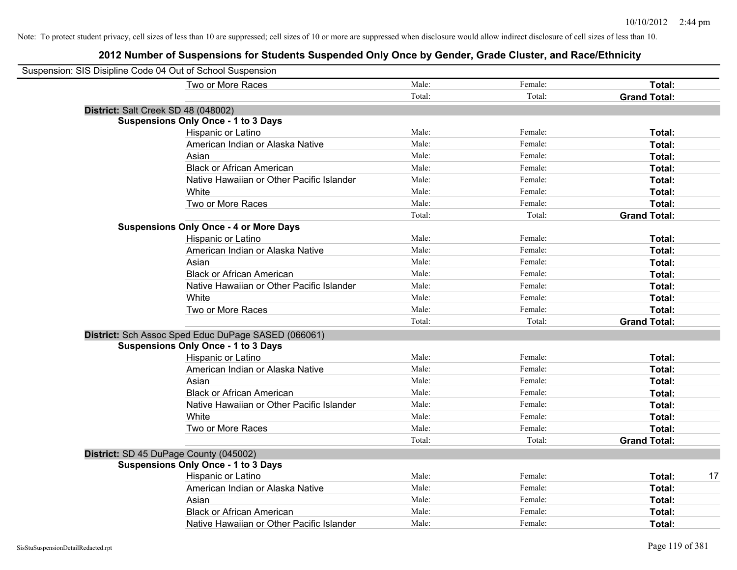Note: To protect student privacy, cell sizes of less than 10 are suppressed; cell sizes of 10 or more are suppressed when disclosure would allow indirect disclosure of cell sizes of less than 10.

## 2012 Number of Suspensions for Students Suspended Only Once by Gender, Grade Cluster, and Race/Ethnicity

Suspension: SIS Disipline Code 04 Out of School Suspension

| | | | | |
|---|---|---|---|---|
| Two or More Races | Male: | Female: | **Total:** | |
| | Total: | Total: | **Grand Total:** | |
| **District:** Salt Creek SD 48 (048002) | | | | |
| **Suspensions Only Once - 1 to 3 Days** | | | | |
| Hispanic or Latino | Male: | Female: | **Total:** | |
| American Indian or Alaska Native | Male: | Female: | **Total:** | |
| Asian | Male: | Female: | **Total:** | |
| Black or African American | Male: | Female: | **Total:** | |
| Native Hawaiian or Other Pacific Islander | Male: | Female: | **Total:** | |
| White | Male: | Female: | **Total:** | |
| Two or More Races | Male: | Female: | **Total:** | |
| | Total: | Total: | **Grand Total:** | |
| **Suspensions Only Once - 4 or More Days** | | | | |
| Hispanic or Latino | Male: | Female: | **Total:** | |
| American Indian or Alaska Native | Male: | Female: | **Total:** | |
| Asian | Male: | Female: | **Total:** | |
| Black or African American | Male: | Female: | **Total:** | |
| Native Hawaiian or Other Pacific Islander | Male: | Female: | **Total:** | |
| White | Male: | Female: | **Total:** | |
| Two or More Races | Male: | Female: | **Total:** | |
| | Total: | Total: | **Grand Total:** | |
| **District:** Sch Assoc Sped Educ DuPage SASED (066061) | | | | |
| **Suspensions Only Once - 1 to 3 Days** | | | | |
| Hispanic or Latino | Male: | Female: | **Total:** | |
| American Indian or Alaska Native | Male: | Female: | **Total:** | |
| Asian | Male: | Female: | **Total:** | |
| Black or African American | Male: | Female: | **Total:** | |
| Native Hawaiian or Other Pacific Islander | Male: | Female: | **Total:** | |
| White | Male: | Female: | **Total:** | |
| Two or More Races | Male: | Female: | **Total:** | |
| | Total: | Total: | **Grand Total:** | |
| **District:** SD 45 DuPage County (045002) | | | | |
| **Suspensions Only Once - 1 to 3 Days** | | | | |
| Hispanic or Latino | Male: | Female: | **Total:** | 17 |
| American Indian or Alaska Native | Male: | Female: | **Total:** | |
| Asian | Male: | Female: | **Total:** | |
| Black or African American | Male: | Female: | **Total:** | |
| Native Hawaiian or Other Pacific Islander | Male: | Female: | **Total:** | |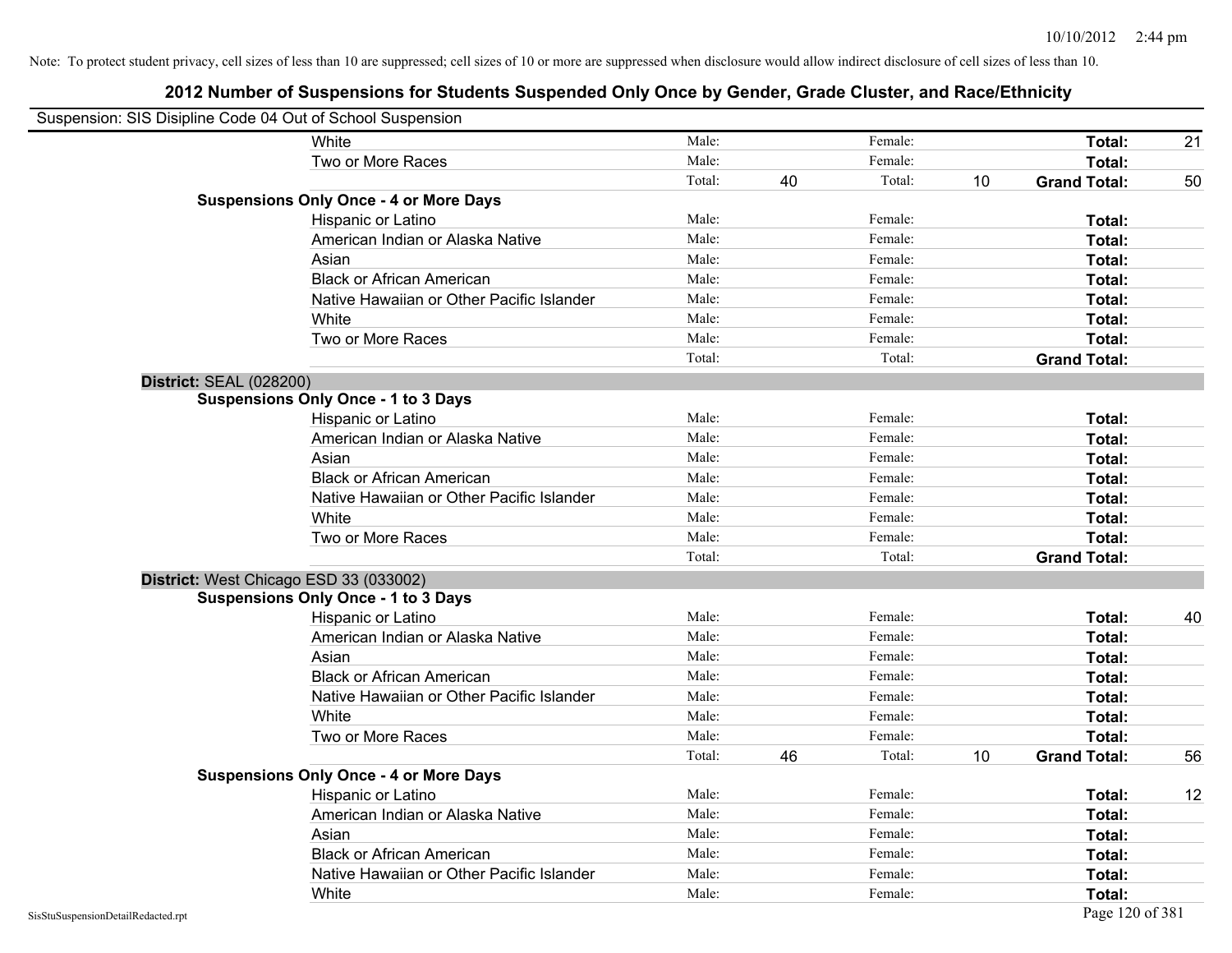Note: To protect student privacy, cell sizes of less than 10 are suppressed; cell sizes of 10 or more are suppressed when disclosure would allow indirect disclosure of cell sizes of less than 10.

# 2012 Number of Suspensions for Students Suspended Only Once by Gender, Grade Cluster, and Race/Ethnicity

Suspension: SIS Disipline Code 04 Out of School Suspension

| | | | | | | | |
|---|---|---|---|---|---|---|---|
| White | Male: | | Female: | | **Total:** | 21 |
| Two or More Races | Male: | | Female: | | **Total:** | |
| | Total: | 40 | Total: | 10 | **Grand Total:** | 50 |

**Suspensions Only Once - 4 or More Days**

| | | | | | | |
|---|---|---|---|---|---|---|
| Hispanic or Latino | Male: | | Female: | | **Total:** | |
| American Indian or Alaska Native | Male: | | Female: | | **Total:** | |
| Asian | Male: | | Female: | | **Total:** | |
| Black or African American | Male: | | Female: | | **Total:** | |
| Native Hawaiian or Other Pacific Islander | Male: | | Female: | | **Total:** | |
| White | Male: | | Female: | | **Total:** | |
| Two or More Races | Male: | | Female: | | **Total:** | |
| | Total: | | Total: | | **Grand Total:** | |

**District:** SEAL (028200)

**Suspensions Only Once - 1 to 3 Days**

| | | | | | | |
|---|---|---|---|---|---|---|
| Hispanic or Latino | Male: | | Female: | | **Total:** | |
| American Indian or Alaska Native | Male: | | Female: | | **Total:** | |
| Asian | Male: | | Female: | | **Total:** | |
| Black or African American | Male: | | Female: | | **Total:** | |
| Native Hawaiian or Other Pacific Islander | Male: | | Female: | | **Total:** | |
| White | Male: | | Female: | | **Total:** | |
| Two or More Races | Male: | | Female: | | **Total:** | |
| | Total: | | Total: | | **Grand Total:** | |

**District:** West Chicago ESD 33 (033002)

**Suspensions Only Once - 1 to 3 Days**

| | | | | | | |
|---|---|---|---|---|---|---|
| Hispanic or Latino | Male: | | Female: | | **Total:** | 40 |
| American Indian or Alaska Native | Male: | | Female: | | **Total:** | |
| Asian | Male: | | Female: | | **Total:** | |
| Black or African American | Male: | | Female: | | **Total:** | |
| Native Hawaiian or Other Pacific Islander | Male: | | Female: | | **Total:** | |
| White | Male: | | Female: | | **Total:** | |
| Two or More Races | Male: | | Female: | | **Total:** | |
| | Total: | 46 | Total: | 10 | **Grand Total:** | 56 |

**Suspensions Only Once - 4 or More Days**

| | | | | | | |
|---|---|---|---|---|---|---|
| Hispanic or Latino | Male: | | Female: | | **Total:** | 12 |
| American Indian or Alaska Native | Male: | | Female: | | **Total:** | |
| Asian | Male: | | Female: | | **Total:** | |
| Black or African American | Male: | | Female: | | **Total:** | |
| Native Hawaiian or Other Pacific Islander | Male: | | Female: | | **Total:** | |
| White | Male: | | Female: | | **Total:** | |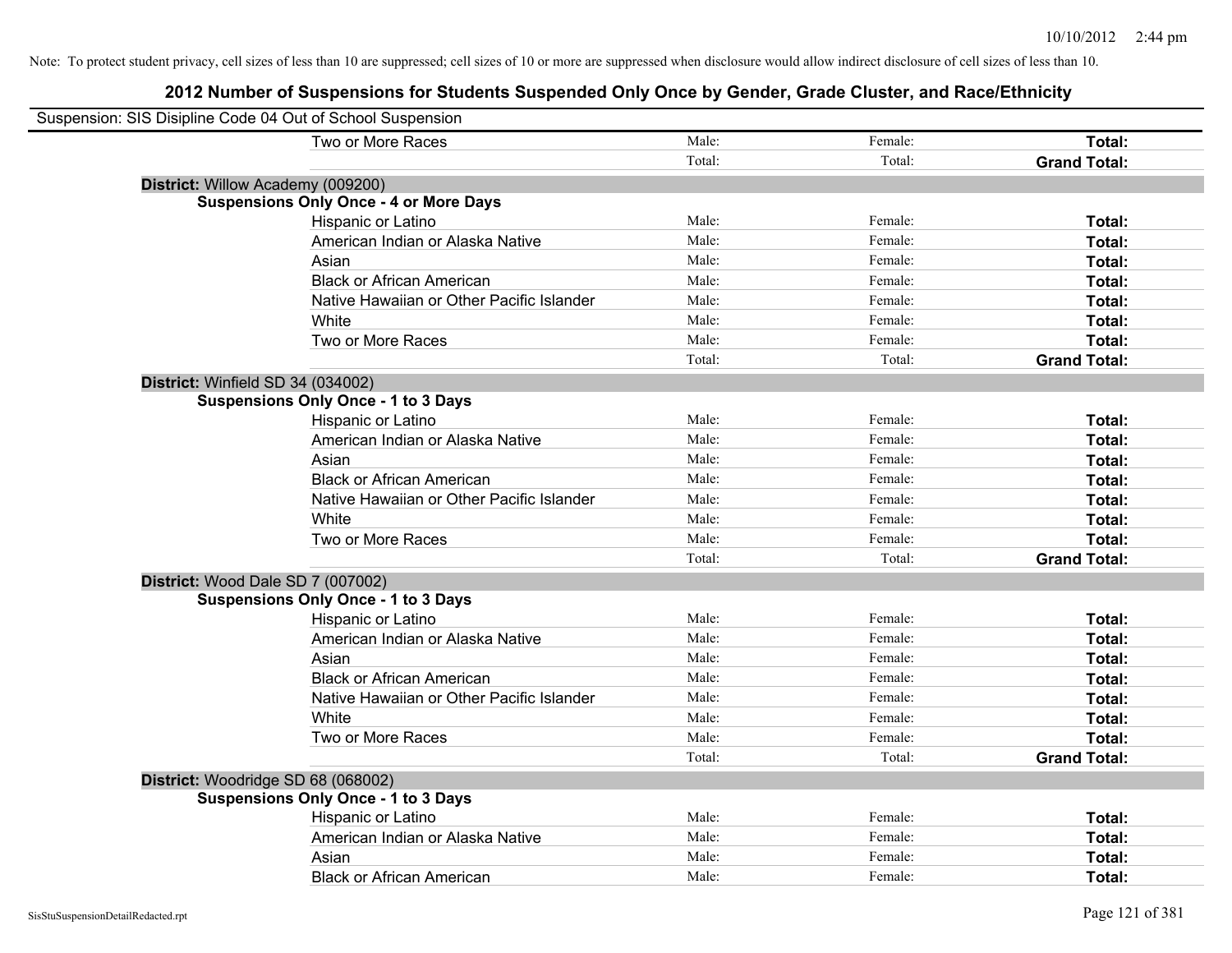Note: To protect student privacy, cell sizes of less than 10 are suppressed; cell sizes of 10 or more are suppressed when disclosure would allow indirect disclosure of cell sizes of less than 10.

# 2012 Number of Suspensions for Students Suspended Only Once by Gender, Grade Cluster, and Race/Ethnicity

Suspension: SIS Disipline Code 04 Out of School Suspension

| | | | |
|---|---|---|---|
| Two or More Races | Male: | Female: | **Total:** |
| | Total: | Total: | **Grand Total:** |
| **District:** Willow Academy (009200) | | | |
| **Suspensions Only Once - 4 or More Days** | | | |
| Hispanic or Latino | Male: | Female: | **Total:** |
| American Indian or Alaska Native | Male: | Female: | **Total:** |
| Asian | Male: | Female: | **Total:** |
| Black or African American | Male: | Female: | **Total:** |
| Native Hawaiian or Other Pacific Islander | Male: | Female: | **Total:** |
| White | Male: | Female: | **Total:** |
| Two or More Races | Male: | Female: | **Total:** |
| | Total: | Total: | **Grand Total:** |
| **District:** Winfield SD 34 (034002) | | | |
| **Suspensions Only Once - 1 to 3 Days** | | | |
| Hispanic or Latino | Male: | Female: | **Total:** |
| American Indian or Alaska Native | Male: | Female: | **Total:** |
| Asian | Male: | Female: | **Total:** |
| Black or African American | Male: | Female: | **Total:** |
| Native Hawaiian or Other Pacific Islander | Male: | Female: | **Total:** |
| White | Male: | Female: | **Total:** |
| Two or More Races | Male: | Female: | **Total:** |
| | Total: | Total: | **Grand Total:** |
| **District:** Wood Dale SD 7 (007002) | | | |
| **Suspensions Only Once - 1 to 3 Days** | | | |
| Hispanic or Latino | Male: | Female: | **Total:** |
| American Indian or Alaska Native | Male: | Female: | **Total:** |
| Asian | Male: | Female: | **Total:** |
| Black or African American | Male: | Female: | **Total:** |
| Native Hawaiian or Other Pacific Islander | Male: | Female: | **Total:** |
| White | Male: | Female: | **Total:** |
| Two or More Races | Male: | Female: | **Total:** |
| | Total: | Total: | **Grand Total:** |
| **District:** Woodridge SD 68 (068002) | | | |
| **Suspensions Only Once - 1 to 3 Days** | | | |
| Hispanic or Latino | Male: | Female: | **Total:** |
| American Indian or Alaska Native | Male: | Female: | **Total:** |
| Asian | Male: | Female: | **Total:** |
| Black or African American | Male: | Female: | **Total:** |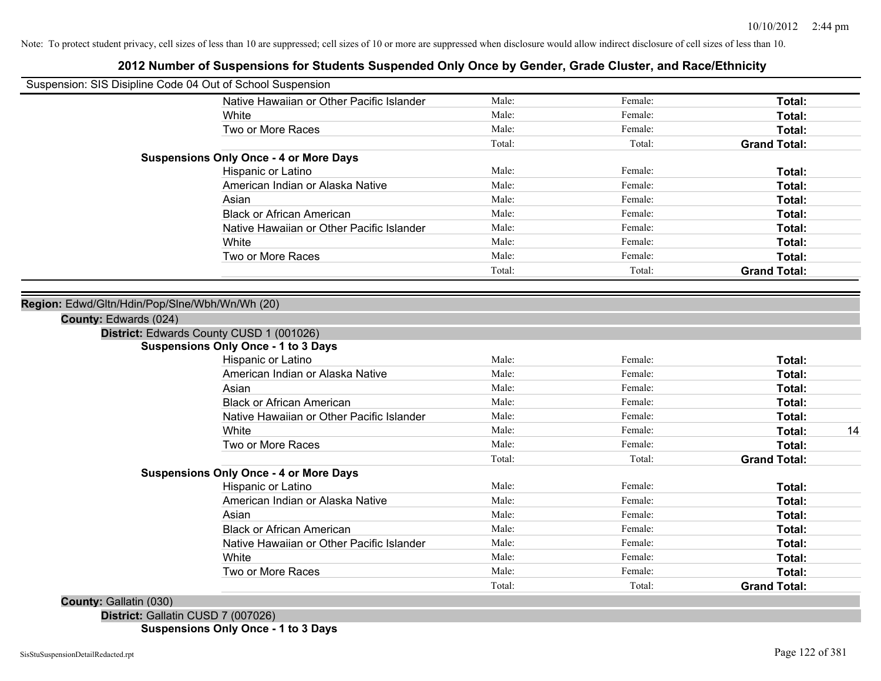Note: To protect student privacy, cell sizes of less than 10 are suppressed; cell sizes of 10 or more are suppressed when disclosure would allow indirect disclosure of cell sizes of less than 10.

## 2012 Number of Suspensions for Students Suspended Only Once by Gender, Grade Cluster, and Race/Ethnicity

Suspension: SIS Disipline Code 04 Out of School Suspension

| | | | | |
|---|---|---|---|---|
| Native Hawaiian or Other Pacific Islander | Male: | Female: | **Total:** | |
| White | Male: | Female: | **Total:** | |
| Two or More Races | Male: | Female: | **Total:** | |
| | Total: | Total: | **Grand Total:** | |
| **Suspensions Only Once - 4 or More Days** | | | | |
| Hispanic or Latino | Male: | Female: | **Total:** | |
| American Indian or Alaska Native | Male: | Female: | **Total:** | |
| Asian | Male: | Female: | **Total:** | |
| Black or African American | Male: | Female: | **Total:** | |
| Native Hawaiian or Other Pacific Islander | Male: | Female: | **Total:** | |
| White | Male: | Female: | **Total:** | |
| Two or More Races | Male: | Female: | **Total:** | |
| | Total: | Total: | **Grand Total:** | |

**Region:** Edwd/Gltn/Hdin/Pop/Slne/Wbh/Wn/Wh (20)

**County:** Edwards (024)

**District:** Edwards County CUSD 1 (001026)

| | | | | |
|---|---|---|---|---|
| **Suspensions Only Once - 1 to 3 Days** | | | | |
| Hispanic or Latino | Male: | Female: | **Total:** | |
| American Indian or Alaska Native | Male: | Female: | **Total:** | |
| Asian | Male: | Female: | **Total:** | |
| Black or African American | Male: | Female: | **Total:** | |
| Native Hawaiian or Other Pacific Islander | Male: | Female: | **Total:** | |
| White | Male: | Female: | **Total:** | 14 |
| Two or More Races | Male: | Female: | **Total:** | |
| | Total: | Total: | **Grand Total:** | |
| **Suspensions Only Once - 4 or More Days** | | | | |
| Hispanic or Latino | Male: | Female: | **Total:** | |
| American Indian or Alaska Native | Male: | Female: | **Total:** | |
| Asian | Male: | Female: | **Total:** | |
| Black or African American | Male: | Female: | **Total:** | |
| Native Hawaiian or Other Pacific Islander | Male: | Female: | **Total:** | |
| White | Male: | Female: | **Total:** | |
| Two or More Races | Male: | Female: | **Total:** | |
| | Total: | Total: | **Grand Total:** | |

**County:** Gallatin (030)

**District:** Gallatin CUSD 7 (007026)

**Suspensions Only Once - 1 to 3 Days**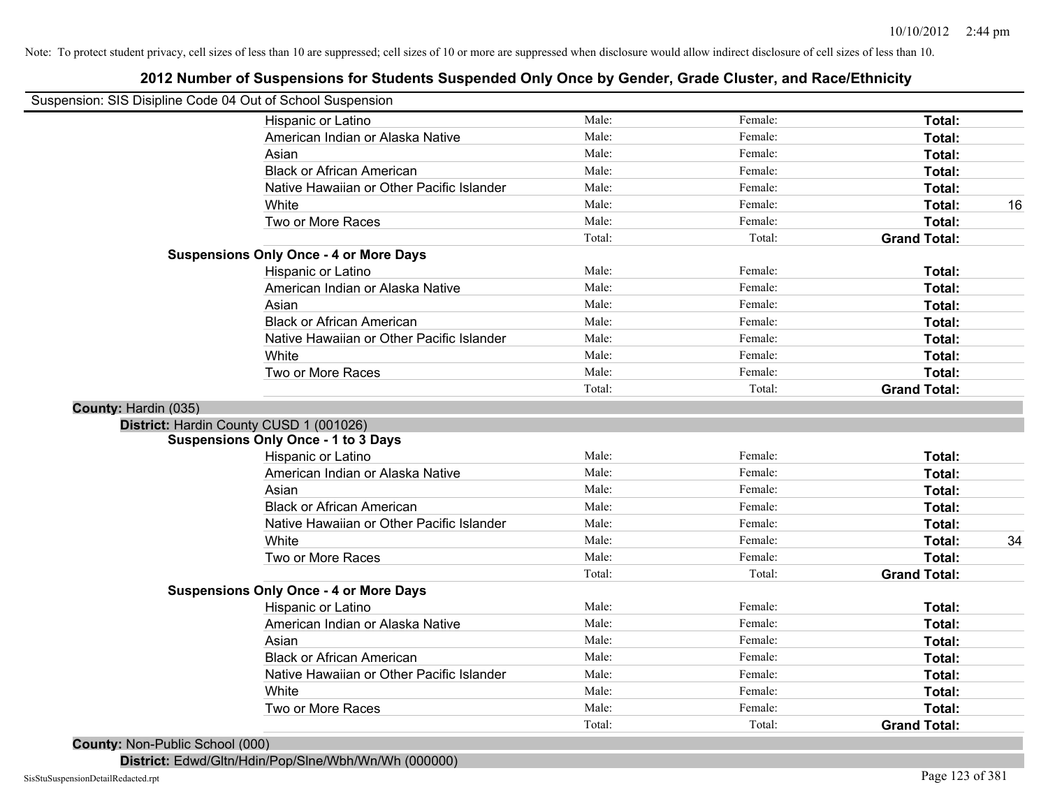Note: To protect student privacy, cell sizes of less than 10 are suppressed; cell sizes of 10 or more are suppressed when disclosure would allow indirect disclosure of cell sizes of less than 10.

## 2012 Number of Suspensions for Students Suspended Only Once by Gender, Grade Cluster, and Race/Ethnicity

Suspension: SIS Disipline Code 04 Out of School Suspension

| | | | | |
|---|---|---|---|---|
| Hispanic or Latino | Male: | Female: | **Total:** | |
| American Indian or Alaska Native | Male: | Female: | **Total:** | |
| Asian | Male: | Female: | **Total:** | |
| Black or African American | Male: | Female: | **Total:** | |
| Native Hawaiian or Other Pacific Islander | Male: | Female: | **Total:** | |
| White | Male: | Female: | **Total:** | 16 |
| Two or More Races | Male: | Female: | **Total:** | |
| | Total: | Total: | **Grand Total:** | |

**Suspensions Only Once - 4 or More Days**

| | | | | |
|---|---|---|---|---|
| Hispanic or Latino | Male: | Female: | **Total:** | |
| American Indian or Alaska Native | Male: | Female: | **Total:** | |
| Asian | Male: | Female: | **Total:** | |
| Black or African American | Male: | Female: | **Total:** | |
| Native Hawaiian or Other Pacific Islander | Male: | Female: | **Total:** | |
| White | Male: | Female: | **Total:** | |
| Two or More Races | Male: | Female: | **Total:** | |
| | Total: | Total: | **Grand Total:** | |

**County:** Hardin (035)

**District:** Hardin County CUSD 1 (001026)

**Suspensions Only Once - 1 to 3 Days**

| | | | | |
|---|---|---|---|---|
| Hispanic or Latino | Male: | Female: | **Total:** | |
| American Indian or Alaska Native | Male: | Female: | **Total:** | |
| Asian | Male: | Female: | **Total:** | |
| Black or African American | Male: | Female: | **Total:** | |
| Native Hawaiian or Other Pacific Islander | Male: | Female: | **Total:** | |
| White | Male: | Female: | **Total:** | 34 |
| Two or More Races | Male: | Female: | **Total:** | |
| | Total: | Total: | **Grand Total:** | |

**Suspensions Only Once - 4 or More Days**

| | | | | |
|---|---|---|---|---|
| Hispanic or Latino | Male: | Female: | **Total:** | |
| American Indian or Alaska Native | Male: | Female: | **Total:** | |
| Asian | Male: | Female: | **Total:** | |
| Black or African American | Male: | Female: | **Total:** | |
| Native Hawaiian or Other Pacific Islander | Male: | Female: | **Total:** | |
| White | Male: | Female: | **Total:** | |
| Two or More Races | Male: | Female: | **Total:** | |
| | Total: | Total: | **Grand Total:** | |

**County:** Non-Public School (000)

**District:** Edwd/Gltn/Hdin/Pop/Slne/Wbh/Wn/Wh (000000)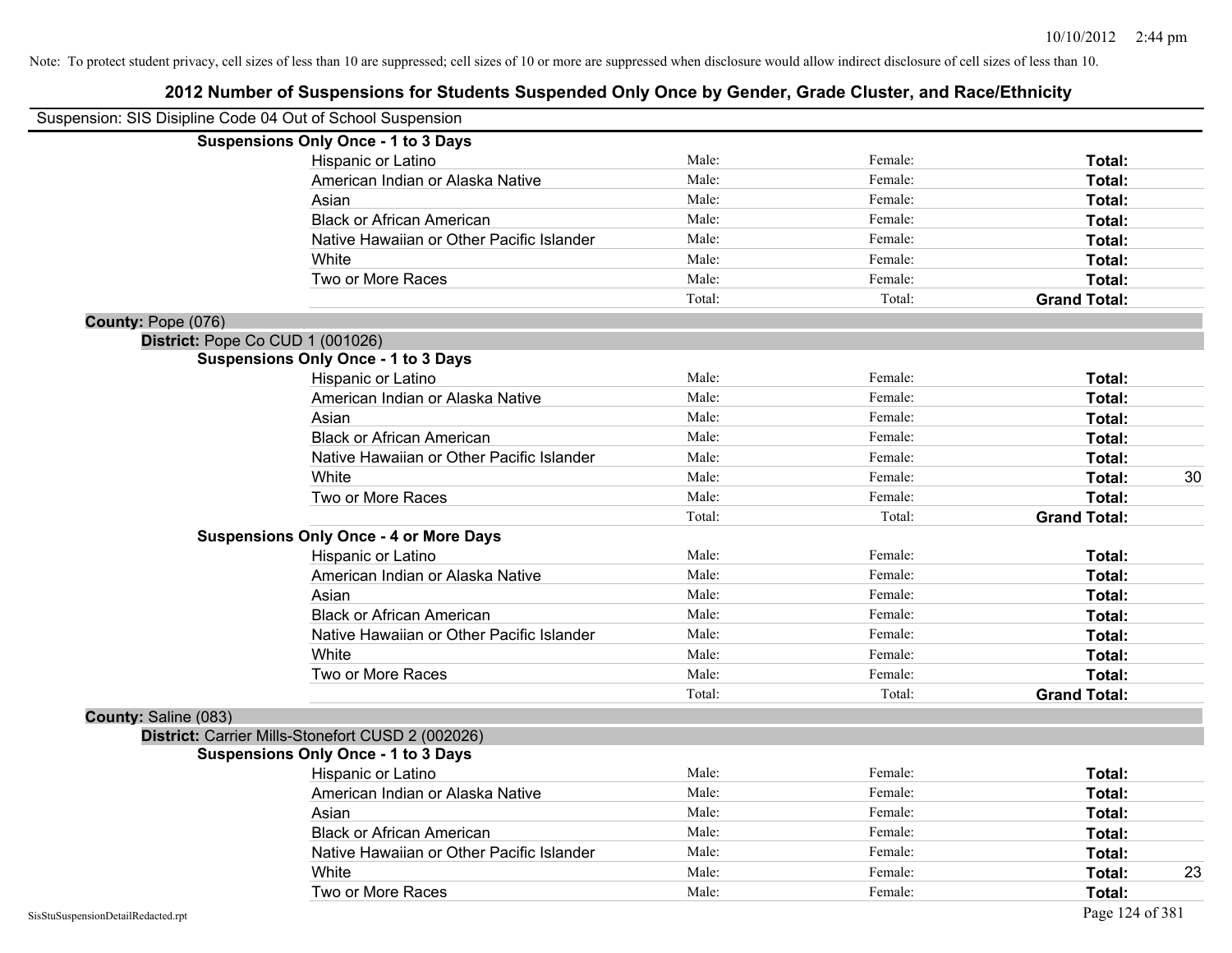Note: To protect student privacy, cell sizes of less than 10 are suppressed; cell sizes of 10 or more are suppressed when disclosure would allow indirect disclosure of cell sizes of less than 10.

# 2012 Number of Suspensions for Students Suspended Only Once by Gender, Grade Cluster, and Race/Ethnicity

Suspension: SIS Disipline Code 04 Out of School Suspension

**Suspensions Only Once - 1 to 3 Days**

| | | | | |
|---|---|---|---|---|
| Hispanic or Latino | Male: | Female: | **Total:** | |
| American Indian or Alaska Native | Male: | Female: | **Total:** | |
| Asian | Male: | Female: | **Total:** | |
| Black or African American | Male: | Female: | **Total:** | |
| Native Hawaiian or Other Pacific Islander | Male: | Female: | **Total:** | |
| White | Male: | Female: | **Total:** | |
| Two or More Races | Male: | Female: | **Total:** | |
| | Total: | Total: | **Grand Total:** | |

**County:** Pope (076)

**District:** Pope Co CUD 1 (001026)

**Suspensions Only Once - 1 to 3 Days**

| | | | | |
|---|---|---|---|---|
| Hispanic or Latino | Male: | Female: | **Total:** | |
| American Indian or Alaska Native | Male: | Female: | **Total:** | |
| Asian | Male: | Female: | **Total:** | |
| Black or African American | Male: | Female: | **Total:** | |
| Native Hawaiian or Other Pacific Islander | Male: | Female: | **Total:** | |
| White | Male: | Female: | **Total:** | 30 |
| Two or More Races | Male: | Female: | **Total:** | |
| | Total: | Total: | **Grand Total:** | |

**Suspensions Only Once - 4 or More Days**

| | | | | |
|---|---|---|---|---|
| Hispanic or Latino | Male: | Female: | **Total:** | |
| American Indian or Alaska Native | Male: | Female: | **Total:** | |
| Asian | Male: | Female: | **Total:** | |
| Black or African American | Male: | Female: | **Total:** | |
| Native Hawaiian or Other Pacific Islander | Male: | Female: | **Total:** | |
| White | Male: | Female: | **Total:** | |
| Two or More Races | Male: | Female: | **Total:** | |
| | Total: | Total: | **Grand Total:** | |

**County:** Saline (083)

**District:** Carrier Mills-Stonefort CUSD 2 (002026)

**Suspensions Only Once - 1 to 3 Days**

| | | | | |
|---|---|---|---|---|
| Hispanic or Latino | Male: | Female: | **Total:** | |
| American Indian or Alaska Native | Male: | Female: | **Total:** | |
| Asian | Male: | Female: | **Total:** | |
| Black or African American | Male: | Female: | **Total:** | |
| Native Hawaiian or Other Pacific Islander | Male: | Female: | **Total:** | |
| White | Male: | Female: | **Total:** | 23 |
| Two or More Races | Male: | Female: | **Total:** | |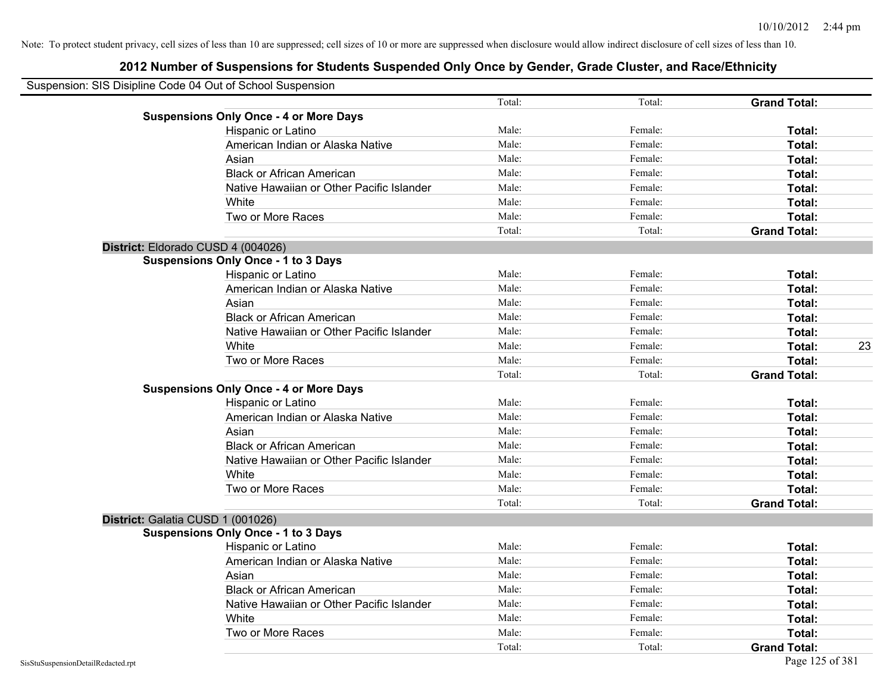Note: To protect student privacy, cell sizes of less than 10 are suppressed; cell sizes of 10 or more are suppressed when disclosure would allow indirect disclosure of cell sizes of less than 10.

## 2012 Number of Suspensions for Students Suspended Only Once by Gender, Grade Cluster, and Race/Ethnicity

Suspension: SIS Disipline Code 04 Out of School Suspension

| | | | | | |
|---|---|---|---|---|---|
| | | Total: | Total: | **Grand Total:** | |
| **Suspensions Only Once - 4 or More Days** | | | | | |
| | Hispanic or Latino | Male: | Female: | **Total:** | |
| | American Indian or Alaska Native | Male: | Female: | **Total:** | |
| | Asian | Male: | Female: | **Total:** | |
| | Black or African American | Male: | Female: | **Total:** | |
| | Native Hawaiian or Other Pacific Islander | Male: | Female: | **Total:** | |
| | White | Male: | Female: | **Total:** | |
| | Two or More Races | Male: | Female: | **Total:** | |
| | | Total: | Total: | **Grand Total:** | |
| **District:** Eldorado CUSD 4 (004026) | | | | | |
| **Suspensions Only Once - 1 to 3 Days** | | | | | |
| | Hispanic or Latino | Male: | Female: | **Total:** | |
| | American Indian or Alaska Native | Male: | Female: | **Total:** | |
| | Asian | Male: | Female: | **Total:** | |
| | Black or African American | Male: | Female: | **Total:** | |
| | Native Hawaiian or Other Pacific Islander | Male: | Female: | **Total:** | |
| | White | Male: | Female: | **Total:** | 23 |
| | Two or More Races | Male: | Female: | **Total:** | |
| | | Total: | Total: | **Grand Total:** | |
| **Suspensions Only Once - 4 or More Days** | | | | | |
| | Hispanic or Latino | Male: | Female: | **Total:** | |
| | American Indian or Alaska Native | Male: | Female: | **Total:** | |
| | Asian | Male: | Female: | **Total:** | |
| | Black or African American | Male: | Female: | **Total:** | |
| | Native Hawaiian or Other Pacific Islander | Male: | Female: | **Total:** | |
| | White | Male: | Female: | **Total:** | |
| | Two or More Races | Male: | Female: | **Total:** | |
| | | Total: | Total: | **Grand Total:** | |
| **District:** Galatia CUSD 1 (001026) | | | | | |
| **Suspensions Only Once - 1 to 3 Days** | | | | | |
| | Hispanic or Latino | Male: | Female: | **Total:** | |
| | American Indian or Alaska Native | Male: | Female: | **Total:** | |
| | Asian | Male: | Female: | **Total:** | |
| | Black or African American | Male: | Female: | **Total:** | |
| | Native Hawaiian or Other Pacific Islander | Male: | Female: | **Total:** | |
| | White | Male: | Female: | **Total:** | |
| | Two or More Races | Male: | Female: | **Total:** | |
| | | Total: | Total: | **Grand Total:** | |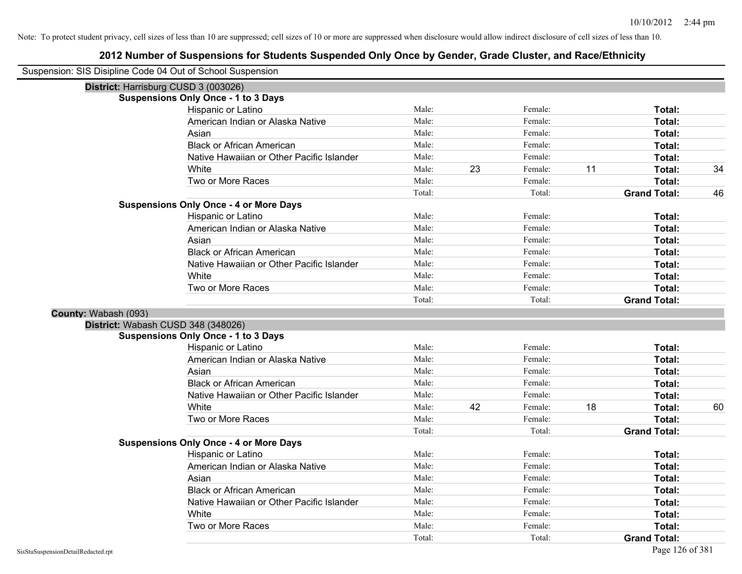Note: To protect student privacy, cell sizes of less than 10 are suppressed; cell sizes of 10 or more are suppressed when disclosure would allow indirect disclosure of cell sizes of less than 10.

# 2012 Number of Suspensions for Students Suspended Only Once by Gender, Grade Cluster, and Race/Ethnicity

Suspension: SIS Disipline Code 04 Out of School Suspension

**District:** Harrisburg CUSD 3 (003026)

**Suspensions Only Once - 1 to 3 Days**

| | | | | | | |
|---|---|---|---|---|---|---|
| Hispanic or Latino | Male: | | Female: | | **Total:** | |
| American Indian or Alaska Native | Male: | | Female: | | **Total:** | |
| Asian | Male: | | Female: | | **Total:** | |
| Black or African American | Male: | | Female: | | **Total:** | |
| Native Hawaiian or Other Pacific Islander | Male: | | Female: | | **Total:** | |
| White | Male: | 23 | Female: | 11 | **Total:** | 34 |
| Two or More Races | Male: | | Female: | | **Total:** | |
| | Total: | | Total: | | **Grand Total:** | 46 |

**Suspensions Only Once - 4 or More Days**

| | | | | | | |
|---|---|---|---|---|---|---|
| Hispanic or Latino | Male: | | Female: | | **Total:** | |
| American Indian or Alaska Native | Male: | | Female: | | **Total:** | |
| Asian | Male: | | Female: | | **Total:** | |
| Black or African American | Male: | | Female: | | **Total:** | |
| Native Hawaiian or Other Pacific Islander | Male: | | Female: | | **Total:** | |
| White | Male: | | Female: | | **Total:** | |
| Two or More Races | Male: | | Female: | | **Total:** | |
| | Total: | | Total: | | **Grand Total:** | |

**County:** Wabash (093)

**District:** Wabash CUSD 348 (348026)

**Suspensions Only Once - 1 to 3 Days**

| | | | | | | |
|---|---|---|---|---|---|---|
| Hispanic or Latino | Male: | | Female: | | **Total:** | |
| American Indian or Alaska Native | Male: | | Female: | | **Total:** | |
| Asian | Male: | | Female: | | **Total:** | |
| Black or African American | Male: | | Female: | | **Total:** | |
| Native Hawaiian or Other Pacific Islander | Male: | | Female: | | **Total:** | |
| White | Male: | 42 | Female: | 18 | **Total:** | 60 |
| Two or More Races | Male: | | Female: | | **Total:** | |
| | Total: | | Total: | | **Grand Total:** | |

**Suspensions Only Once - 4 or More Days**

| | | | | | | |
|---|---|---|---|---|---|---|
| Hispanic or Latino | Male: | | Female: | | **Total:** | |
| American Indian or Alaska Native | Male: | | Female: | | **Total:** | |
| Asian | Male: | | Female: | | **Total:** | |
| Black or African American | Male: | | Female: | | **Total:** | |
| Native Hawaiian or Other Pacific Islander | Male: | | Female: | | **Total:** | |
| White | Male: | | Female: | | **Total:** | |
| Two or More Races | Male: | | Female: | | **Total:** | |
| | Total: | | Total: | | **Grand Total:** | |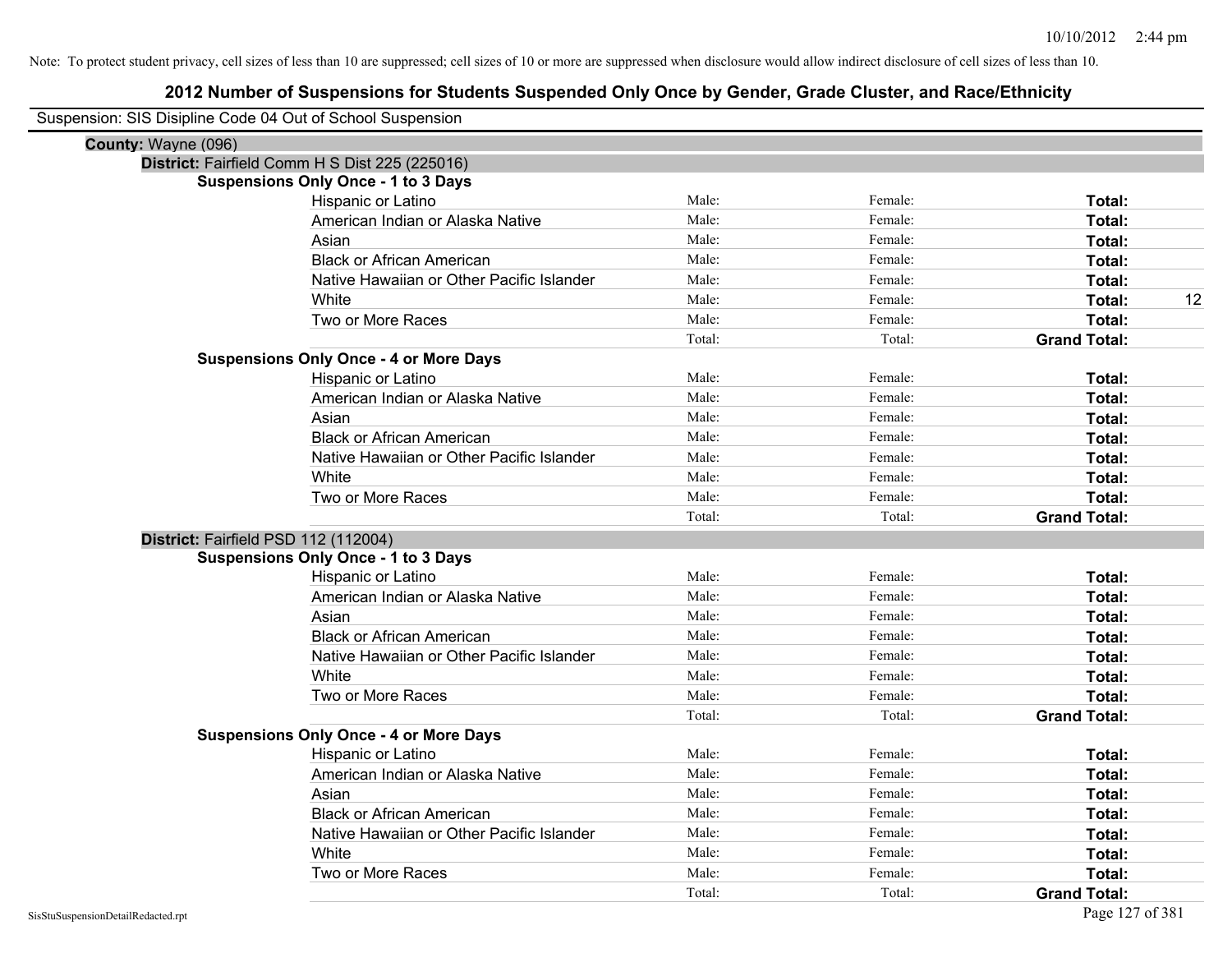Note: To protect student privacy, cell sizes of less than 10 are suppressed; cell sizes of 10 or more are suppressed when disclosure would allow indirect disclosure of cell sizes of less than 10.

# 2012 Number of Suspensions for Students Suspended Only Once by Gender, Grade Cluster, and Race/Ethnicity

Suspension: SIS Disipline Code 04 Out of School Suspension

**County:** Wayne (096)

**District:** Fairfield Comm H S Dist 225 (225016)

**Suspensions Only Once - 1 to 3 Days**

| | | | | |
|---|---|---|---|---|
| Hispanic or Latino | Male: | Female: | **Total:** | |
| American Indian or Alaska Native | Male: | Female: | **Total:** | |
| Asian | Male: | Female: | **Total:** | |
| Black or African American | Male: | Female: | **Total:** | |
| Native Hawaiian or Other Pacific Islander | Male: | Female: | **Total:** | |
| White | Male: | Female: | **Total:** | 12 |
| Two or More Races | Male: | Female: | **Total:** | |
| | Total: | Total: | **Grand Total:** | |

**Suspensions Only Once - 4 or More Days**

| | | | | |
|---|---|---|---|---|
| Hispanic or Latino | Male: | Female: | **Total:** | |
| American Indian or Alaska Native | Male: | Female: | **Total:** | |
| Asian | Male: | Female: | **Total:** | |
| Black or African American | Male: | Female: | **Total:** | |
| Native Hawaiian or Other Pacific Islander | Male: | Female: | **Total:** | |
| White | Male: | Female: | **Total:** | |
| Two or More Races | Male: | Female: | **Total:** | |
| | Total: | Total: | **Grand Total:** | |

**District:** Fairfield PSD 112 (112004)

**Suspensions Only Once - 1 to 3 Days**

| | | | | |
|---|---|---|---|---|
| Hispanic or Latino | Male: | Female: | **Total:** | |
| American Indian or Alaska Native | Male: | Female: | **Total:** | |
| Asian | Male: | Female: | **Total:** | |
| Black or African American | Male: | Female: | **Total:** | |
| Native Hawaiian or Other Pacific Islander | Male: | Female: | **Total:** | |
| White | Male: | Female: | **Total:** | |
| Two or More Races | Male: | Female: | **Total:** | |
| | Total: | Total: | **Grand Total:** | |

**Suspensions Only Once - 4 or More Days**

| | | | | |
|---|---|---|---|---|
| Hispanic or Latino | Male: | Female: | **Total:** | |
| American Indian or Alaska Native | Male: | Female: | **Total:** | |
| Asian | Male: | Female: | **Total:** | |
| Black or African American | Male: | Female: | **Total:** | |
| Native Hawaiian or Other Pacific Islander | Male: | Female: | **Total:** | |
| White | Male: | Female: | **Total:** | |
| Two or More Races | Male: | Female: | **Total:** | |
| | Total: | Total: | **Grand Total:** | |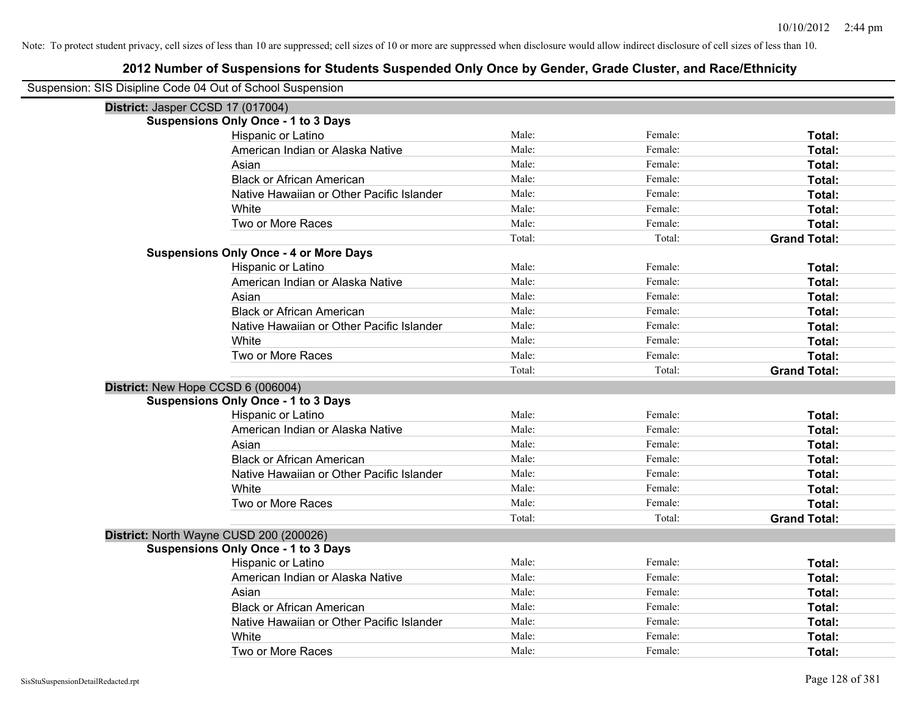Note: To protect student privacy, cell sizes of less than 10 are suppressed; cell sizes of 10 or more are suppressed when disclosure would allow indirect disclosure of cell sizes of less than 10.

# 2012 Number of Suspensions for Students Suspended Only Once by Gender, Grade Cluster, and Race/Ethnicity

Suspension: SIS Disipline Code 04 Out of School Suspension

**District:** Jasper CCSD 17 (017004)

**Suspensions Only Once - 1 to 3 Days**

| | | | |
|---|---|---|---|
| Hispanic or Latino | Male: | Female: | **Total:** |
| American Indian or Alaska Native | Male: | Female: | **Total:** |
| Asian | Male: | Female: | **Total:** |
| Black or African American | Male: | Female: | **Total:** |
| Native Hawaiian or Other Pacific Islander | Male: | Female: | **Total:** |
| White | Male: | Female: | **Total:** |
| Two or More Races | Male: | Female: | **Total:** |
| | Total: | Total: | **Grand Total:** |

**Suspensions Only Once - 4 or More Days**

| | | | |
|---|---|---|---|
| Hispanic or Latino | Male: | Female: | **Total:** |
| American Indian or Alaska Native | Male: | Female: | **Total:** |
| Asian | Male: | Female: | **Total:** |
| Black or African American | Male: | Female: | **Total:** |
| Native Hawaiian or Other Pacific Islander | Male: | Female: | **Total:** |
| White | Male: | Female: | **Total:** |
| Two or More Races | Male: | Female: | **Total:** |
| | Total: | Total: | **Grand Total:** |

**District:** New Hope CCSD 6 (006004)

**Suspensions Only Once - 1 to 3 Days**

| | | | |
|---|---|---|---|
| Hispanic or Latino | Male: | Female: | **Total:** |
| American Indian or Alaska Native | Male: | Female: | **Total:** |
| Asian | Male: | Female: | **Total:** |
| Black or African American | Male: | Female: | **Total:** |
| Native Hawaiian or Other Pacific Islander | Male: | Female: | **Total:** |
| White | Male: | Female: | **Total:** |
| Two or More Races | Male: | Female: | **Total:** |
| | Total: | Total: | **Grand Total:** |

**District:** North Wayne CUSD 200 (200026)

**Suspensions Only Once - 1 to 3 Days**

| | | | |
|---|---|---|---|
| Hispanic or Latino | Male: | Female: | **Total:** |
| American Indian or Alaska Native | Male: | Female: | **Total:** |
| Asian | Male: | Female: | **Total:** |
| Black or African American | Male: | Female: | **Total:** |
| Native Hawaiian or Other Pacific Islander | Male: | Female: | **Total:** |
| White | Male: | Female: | **Total:** |
| Two or More Races | Male: | Female: | **Total:** |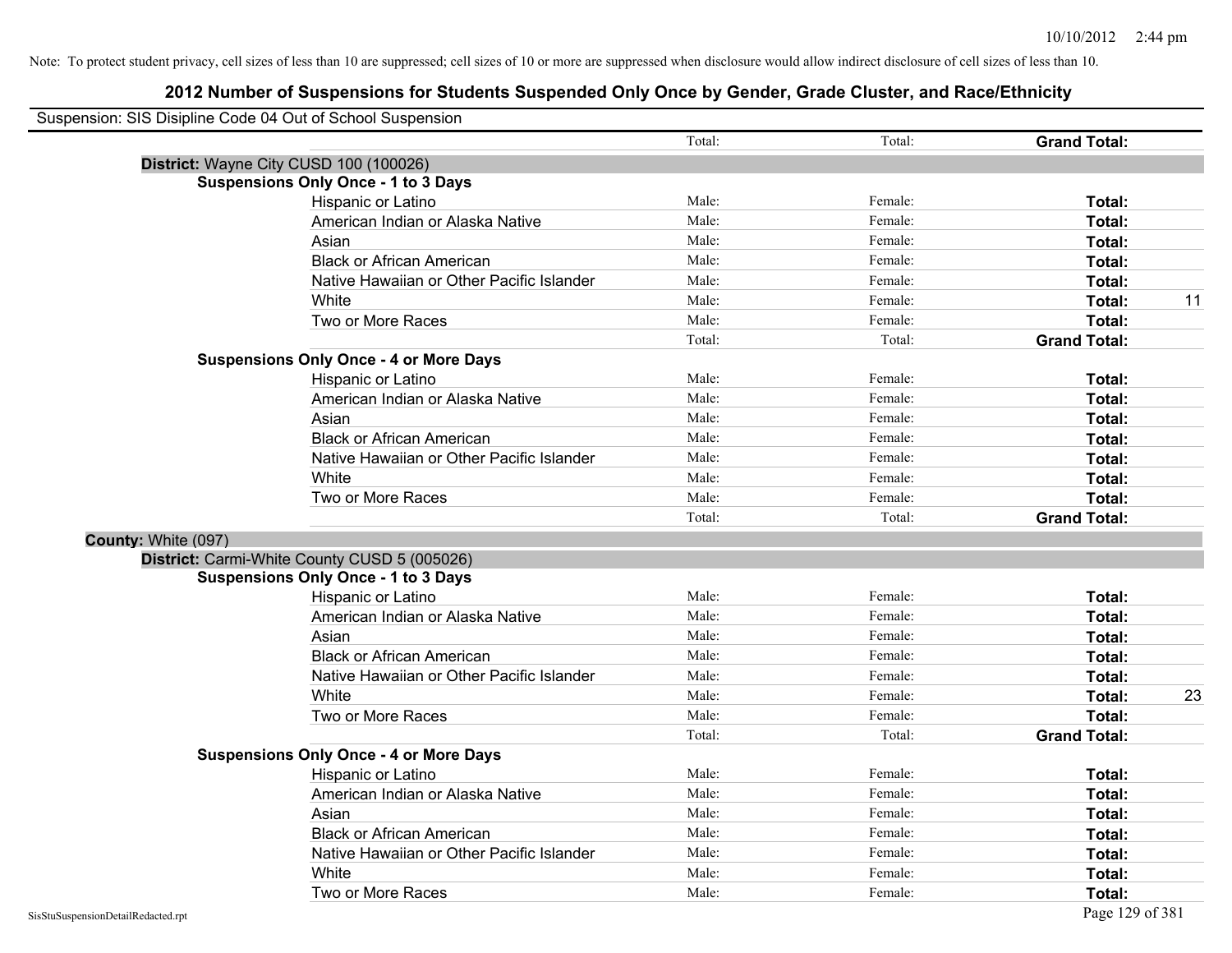Note: To protect student privacy, cell sizes of less than 10 are suppressed; cell sizes of 10 or more are suppressed when disclosure would allow indirect disclosure of cell sizes of less than 10.

# 2012 Number of Suspensions for Students Suspended Only Once by Gender, Grade Cluster, and Race/Ethnicity

Suspension: SIS Disipline Code 04 Out of School Suspension

| | | | | | |
|---|---|---|---|---|---|
| | | Total: | Total: | **Grand Total:** | |
| **District:** Wayne City CUSD 100 (100026) | | | | | |
| **Suspensions Only Once - 1 to 3 Days** | | | | | |
| | Hispanic or Latino | Male: | Female: | **Total:** | |
| | American Indian or Alaska Native | Male: | Female: | **Total:** | |
| | Asian | Male: | Female: | **Total:** | |
| | Black or African American | Male: | Female: | **Total:** | |
| | Native Hawaiian or Other Pacific Islander | Male: | Female: | **Total:** | |
| | White | Male: | Female: | **Total:** | 11 |
| | Two or More Races | Male: | Female: | **Total:** | |
| | | Total: | Total: | **Grand Total:** | |
| **Suspensions Only Once - 4 or More Days** | | | | | |
| | Hispanic or Latino | Male: | Female: | **Total:** | |
| | American Indian or Alaska Native | Male: | Female: | **Total:** | |
| | Asian | Male: | Female: | **Total:** | |
| | Black or African American | Male: | Female: | **Total:** | |
| | Native Hawaiian or Other Pacific Islander | Male: | Female: | **Total:** | |
| | White | Male: | Female: | **Total:** | |
| | Two or More Races | Male: | Female: | **Total:** | |
| | | Total: | Total: | **Grand Total:** | |
| **County:** White (097) | | | | | |
| **District:** Carmi-White County CUSD 5 (005026) | | | | | |
| **Suspensions Only Once - 1 to 3 Days** | | | | | |
| | Hispanic or Latino | Male: | Female: | **Total:** | |
| | American Indian or Alaska Native | Male: | Female: | **Total:** | |
| | Asian | Male: | Female: | **Total:** | |
| | Black or African American | Male: | Female: | **Total:** | |
| | Native Hawaiian or Other Pacific Islander | Male: | Female: | **Total:** | |
| | White | Male: | Female: | **Total:** | 23 |
| | Two or More Races | Male: | Female: | **Total:** | |
| | | Total: | Total: | **Grand Total:** | |
| **Suspensions Only Once - 4 or More Days** | | | | | |
| | Hispanic or Latino | Male: | Female: | **Total:** | |
| | American Indian or Alaska Native | Male: | Female: | **Total:** | |
| | Asian | Male: | Female: | **Total:** | |
| | Black or African American | Male: | Female: | **Total:** | |
| | Native Hawaiian or Other Pacific Islander | Male: | Female: | **Total:** | |
| | White | Male: | Female: | **Total:** | |
| | Two or More Races | Male: | Female: | **Total:** | |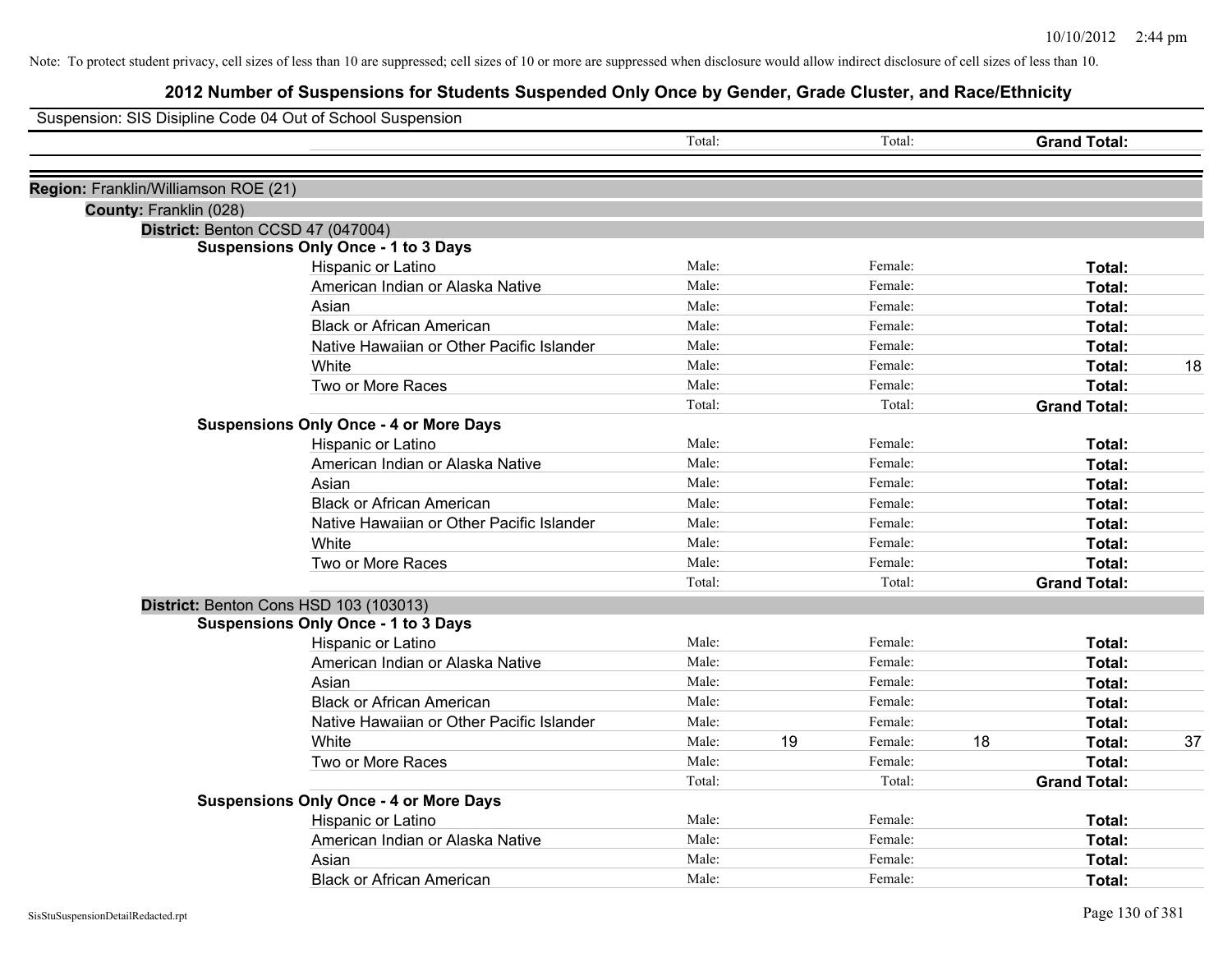Note: To protect student privacy, cell sizes of less than 10 are suppressed; cell sizes of 10 or more are suppressed when disclosure would allow indirect disclosure of cell sizes of less than 10.

# 2012 Number of Suspensions for Students Suspended Only Once by Gender, Grade Cluster, and Race/Ethnicity

Suspension: SIS Disipline Code 04 Out of School Suspension

| | | | | | | | |
|---|---|---|---|---|---|---|---|
| | Total: | | Total: | | **Grand Total:** | |

**Region:** Franklin/Williamson ROE (21)

**County:** Franklin (028)

**District:** Benton CCSD 47 (047004)

**Suspensions Only Once - 1 to 3 Days**

| | | | | | | |
|---|---|---|---|---|---|---|
| Hispanic or Latino | Male: | | Female: | | **Total:** | |
| American Indian or Alaska Native | Male: | | Female: | | **Total:** | |
| Asian | Male: | | Female: | | **Total:** | |
| Black or African American | Male: | | Female: | | **Total:** | |
| Native Hawaiian or Other Pacific Islander | Male: | | Female: | | **Total:** | |
| White | Male: | | Female: | | **Total:** | 18 |
| Two or More Races | Male: | | Female: | | **Total:** | |
| | Total: | | Total: | | **Grand Total:** | |

**Suspensions Only Once - 4 or More Days**

| | | | | | | |
|---|---|---|---|---|---|---|
| Hispanic or Latino | Male: | | Female: | | **Total:** | |
| American Indian or Alaska Native | Male: | | Female: | | **Total:** | |
| Asian | Male: | | Female: | | **Total:** | |
| Black or African American | Male: | | Female: | | **Total:** | |
| Native Hawaiian or Other Pacific Islander | Male: | | Female: | | **Total:** | |
| White | Male: | | Female: | | **Total:** | |
| Two or More Races | Male: | | Female: | | **Total:** | |
| | Total: | | Total: | | **Grand Total:** | |

**District:** Benton Cons HSD 103 (103013)

**Suspensions Only Once - 1 to 3 Days**

| | | | | | | |
|---|---|---|---|---|---|---|
| Hispanic or Latino | Male: | | Female: | | **Total:** | |
| American Indian or Alaska Native | Male: | | Female: | | **Total:** | |
| Asian | Male: | | Female: | | **Total:** | |
| Black or African American | Male: | | Female: | | **Total:** | |
| Native Hawaiian or Other Pacific Islander | Male: | | Female: | | **Total:** | |
| White | Male: | 19 | Female: | 18 | **Total:** | 37 |
| Two or More Races | Male: | | Female: | | **Total:** | |
| | Total: | | Total: | | **Grand Total:** | |

**Suspensions Only Once - 4 or More Days**

| | | | | | | |
|---|---|---|---|---|---|---|
| Hispanic or Latino | Male: | | Female: | | **Total:** | |
| American Indian or Alaska Native | Male: | | Female: | | **Total:** | |
| Asian | Male: | | Female: | | **Total:** | |
| Black or African American | Male: | | Female: | | **Total:** | |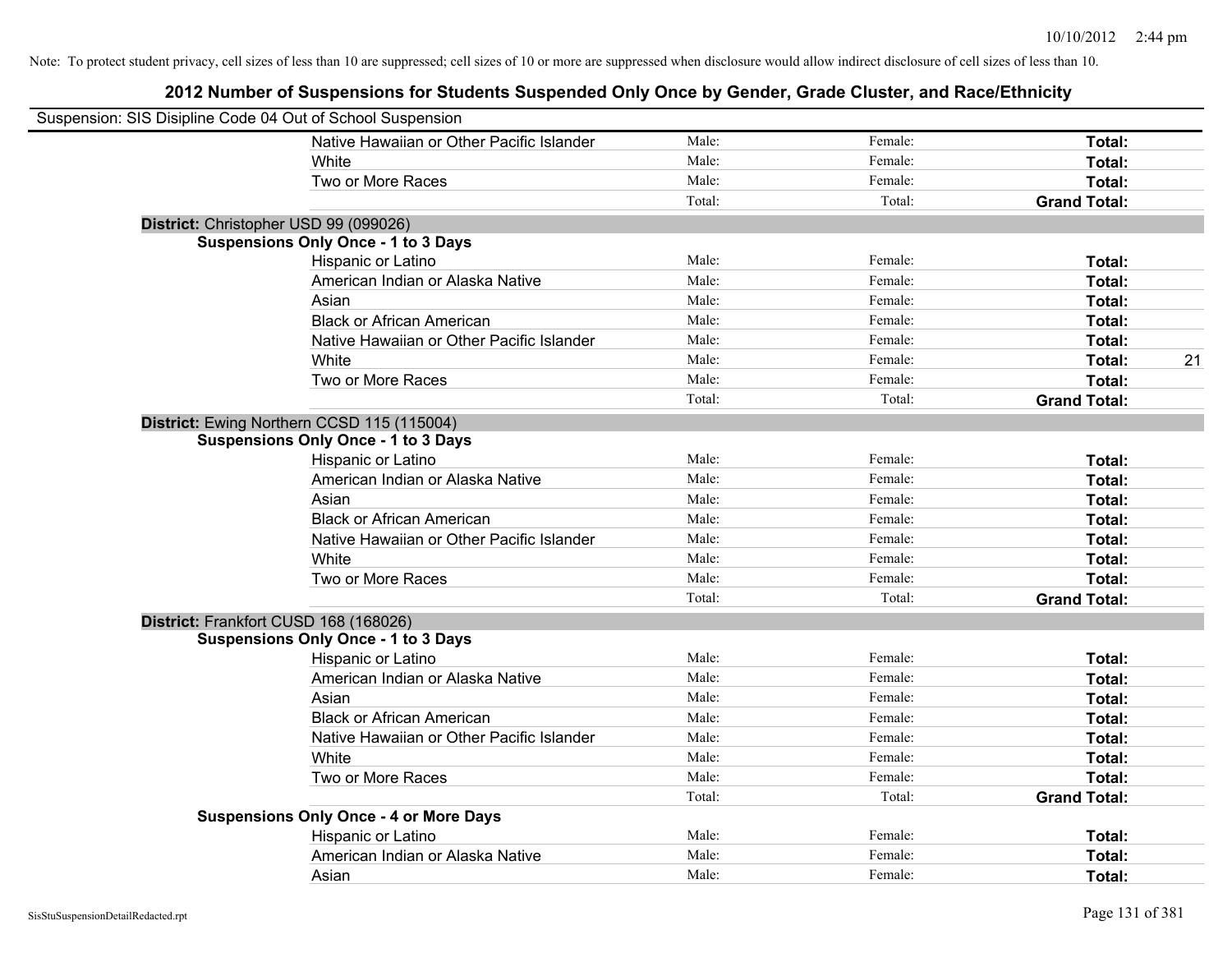Note: To protect student privacy, cell sizes of less than 10 are suppressed; cell sizes of 10 or more are suppressed when disclosure would allow indirect disclosure of cell sizes of less than 10.

# 2012 Number of Suspensions for Students Suspended Only Once by Gender, Grade Cluster, and Race/Ethnicity

Suspension: SIS Disipline Code 04 Out of School Suspension

| | | | | |
|---|---|---|---|---|
| Native Hawaiian or Other Pacific Islander | Male: | Female: | **Total:** | |
| White | Male: | Female: | **Total:** | |
| Two or More Races | Male: | Female: | **Total:** | |
| | Total: | Total: | **Grand Total:** | |

**District:** Christopher USD 99 (099026)

**Suspensions Only Once - 1 to 3 Days**

| | | | | |
|---|---|---|---|---|
| Hispanic or Latino | Male: | Female: | **Total:** | |
| American Indian or Alaska Native | Male: | Female: | **Total:** | |
| Asian | Male: | Female: | **Total:** | |
| Black or African American | Male: | Female: | **Total:** | |
| Native Hawaiian or Other Pacific Islander | Male: | Female: | **Total:** | |
| White | Male: | Female: | **Total:** | 21 |
| Two or More Races | Male: | Female: | **Total:** | |
| | Total: | Total: | **Grand Total:** | |

**District:** Ewing Northern CCSD 115 (115004)

**Suspensions Only Once - 1 to 3 Days**

| | | | | |
|---|---|---|---|---|
| Hispanic or Latino | Male: | Female: | **Total:** | |
| American Indian or Alaska Native | Male: | Female: | **Total:** | |
| Asian | Male: | Female: | **Total:** | |
| Black or African American | Male: | Female: | **Total:** | |
| Native Hawaiian or Other Pacific Islander | Male: | Female: | **Total:** | |
| White | Male: | Female: | **Total:** | |
| Two or More Races | Male: | Female: | **Total:** | |
| | Total: | Total: | **Grand Total:** | |

**District:** Frankfort CUSD 168 (168026)

**Suspensions Only Once - 1 to 3 Days**

| | | | | |
|---|---|---|---|---|
| Hispanic or Latino | Male: | Female: | **Total:** | |
| American Indian or Alaska Native | Male: | Female: | **Total:** | |
| Asian | Male: | Female: | **Total:** | |
| Black or African American | Male: | Female: | **Total:** | |
| Native Hawaiian or Other Pacific Islander | Male: | Female: | **Total:** | |
| White | Male: | Female: | **Total:** | |
| Two or More Races | Male: | Female: | **Total:** | |
| | Total: | Total: | **Grand Total:** | |

**Suspensions Only Once - 4 or More Days**

| | | | | |
|---|---|---|---|---|
| Hispanic or Latino | Male: | Female: | **Total:** | |
| American Indian or Alaska Native | Male: | Female: | **Total:** | |
| Asian | Male: | Female: | **Total:** | |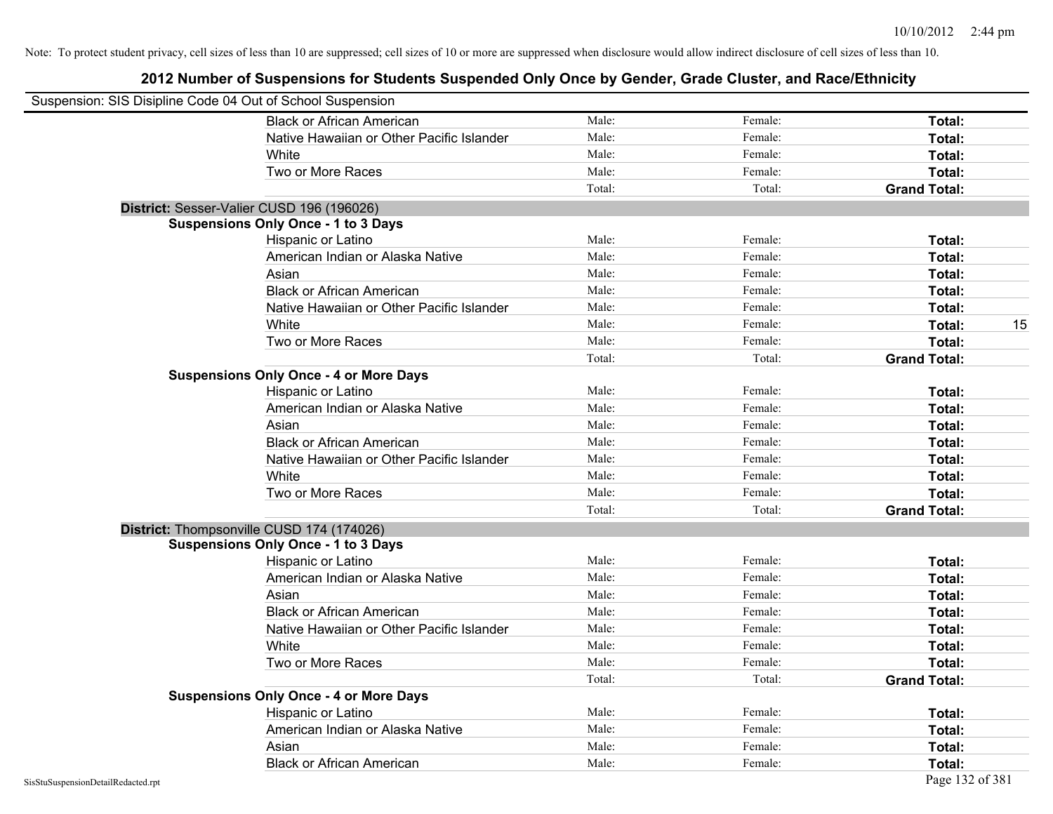Note: To protect student privacy, cell sizes of less than 10 are suppressed; cell sizes of 10 or more are suppressed when disclosure would allow indirect disclosure of cell sizes of less than 10.

## 2012 Number of Suspensions for Students Suspended Only Once by Gender, Grade Cluster, and Race/Ethnicity

Suspension: SIS Disipline Code 04 Out of School Suspension

| | | | | |
|---|---|---|---|---|
| Black or African American | Male: | Female: | **Total:** | |
| Native Hawaiian or Other Pacific Islander | Male: | Female: | **Total:** | |
| White | Male: | Female: | **Total:** | |
| Two or More Races | Male: | Female: | **Total:** | |
| | Total: | Total: | **Grand Total:** | |

**District:** Sesser-Valier CUSD 196 (196026)

**Suspensions Only Once - 1 to 3 Days**

| | | | | |
|---|---|---|---|---|
| Hispanic or Latino | Male: | Female: | **Total:** | |
| American Indian or Alaska Native | Male: | Female: | **Total:** | |
| Asian | Male: | Female: | **Total:** | |
| Black or African American | Male: | Female: | **Total:** | |
| Native Hawaiian or Other Pacific Islander | Male: | Female: | **Total:** | |
| White | Male: | Female: | **Total:** | 15 |
| Two or More Races | Male: | Female: | **Total:** | |
| | Total: | Total: | **Grand Total:** | |

**Suspensions Only Once - 4 or More Days**

| | | | | |
|---|---|---|---|---|
| Hispanic or Latino | Male: | Female: | **Total:** | |
| American Indian or Alaska Native | Male: | Female: | **Total:** | |
| Asian | Male: | Female: | **Total:** | |
| Black or African American | Male: | Female: | **Total:** | |
| Native Hawaiian or Other Pacific Islander | Male: | Female: | **Total:** | |
| White | Male: | Female: | **Total:** | |
| Two or More Races | Male: | Female: | **Total:** | |
| | Total: | Total: | **Grand Total:** | |

**District:** Thompsonville CUSD 174 (174026)

**Suspensions Only Once - 1 to 3 Days**

| | | | | |
|---|---|---|---|---|
| Hispanic or Latino | Male: | Female: | **Total:** | |
| American Indian or Alaska Native | Male: | Female: | **Total:** | |
| Asian | Male: | Female: | **Total:** | |
| Black or African American | Male: | Female: | **Total:** | |
| Native Hawaiian or Other Pacific Islander | Male: | Female: | **Total:** | |
| White | Male: | Female: | **Total:** | |
| Two or More Races | Male: | Female: | **Total:** | |
| | Total: | Total: | **Grand Total:** | |

**Suspensions Only Once - 4 or More Days**

| | | | | |
|---|---|---|---|---|
| Hispanic or Latino | Male: | Female: | **Total:** | |
| American Indian or Alaska Native | Male: | Female: | **Total:** | |
| Asian | Male: | Female: | **Total:** | |
| Black or African American | Male: | Female: | **Total:** | |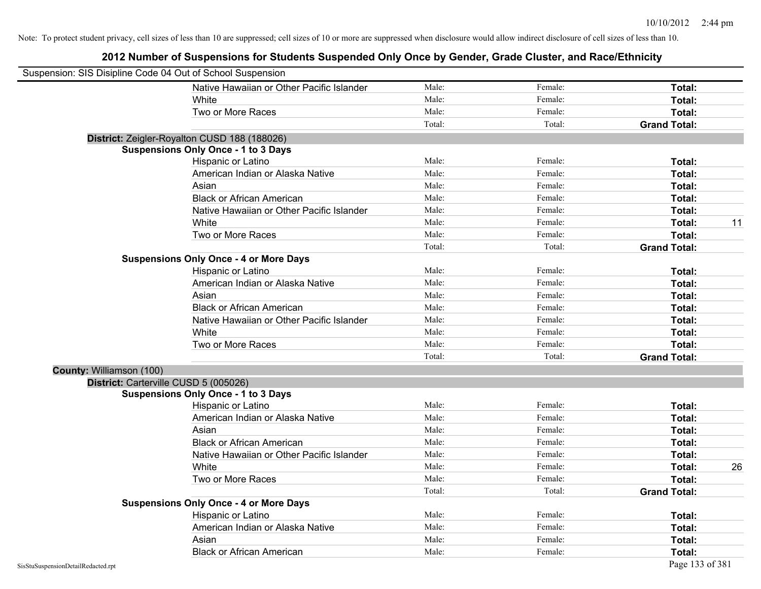Note: To protect student privacy, cell sizes of less than 10 are suppressed; cell sizes of 10 or more are suppressed when disclosure would allow indirect disclosure of cell sizes of less than 10.

# 2012 Number of Suspensions for Students Suspended Only Once by Gender, Grade Cluster, and Race/Ethnicity

Suspension: SIS Disipline Code 04 Out of School Suspension

| | Male: | Female: | Total: | |
|---|---|---|---|---|
| Native Hawaiian or Other Pacific Islander | Male: | Female: | **Total:** | |
| White | Male: | Female: | **Total:** | |
| Two or More Races | Male: | Female: | **Total:** | |
| | Total: | Total: | **Grand Total:** | |

**District:** Zeigler-Royalton CUSD 188 (188026)

**Suspensions Only Once - 1 to 3 Days**

| | | | | |
|---|---|---|---|---|
| Hispanic or Latino | Male: | Female: | **Total:** | |
| American Indian or Alaska Native | Male: | Female: | **Total:** | |
| Asian | Male: | Female: | **Total:** | |
| Black or African American | Male: | Female: | **Total:** | |
| Native Hawaiian or Other Pacific Islander | Male: | Female: | **Total:** | |
| White | Male: | Female: | **Total:** | 11 |
| Two or More Races | Male: | Female: | **Total:** | |
| | Total: | Total: | **Grand Total:** | |

**Suspensions Only Once - 4 or More Days**

| | | | | |
|---|---|---|---|---|
| Hispanic or Latino | Male: | Female: | **Total:** | |
| American Indian or Alaska Native | Male: | Female: | **Total:** | |
| Asian | Male: | Female: | **Total:** | |
| Black or African American | Male: | Female: | **Total:** | |
| Native Hawaiian or Other Pacific Islander | Male: | Female: | **Total:** | |
| White | Male: | Female: | **Total:** | |
| Two or More Races | Male: | Female: | **Total:** | |
| | Total: | Total: | **Grand Total:** | |

**County:** Williamson (100)

**District:** Carterville CUSD 5 (005026)

**Suspensions Only Once - 1 to 3 Days**

| | | | | |
|---|---|---|---|---|
| Hispanic or Latino | Male: | Female: | **Total:** | |
| American Indian or Alaska Native | Male: | Female: | **Total:** | |
| Asian | Male: | Female: | **Total:** | |
| Black or African American | Male: | Female: | **Total:** | |
| Native Hawaiian or Other Pacific Islander | Male: | Female: | **Total:** | |
| White | Male: | Female: | **Total:** | 26 |
| Two or More Races | Male: | Female: | **Total:** | |
| | Total: | Total: | **Grand Total:** | |

**Suspensions Only Once - 4 or More Days**

| | | | | |
|---|---|---|---|---|
| Hispanic or Latino | Male: | Female: | **Total:** | |
| American Indian or Alaska Native | Male: | Female: | **Total:** | |
| Asian | Male: | Female: | **Total:** | |
| Black or African American | Male: | Female: | **Total:** | |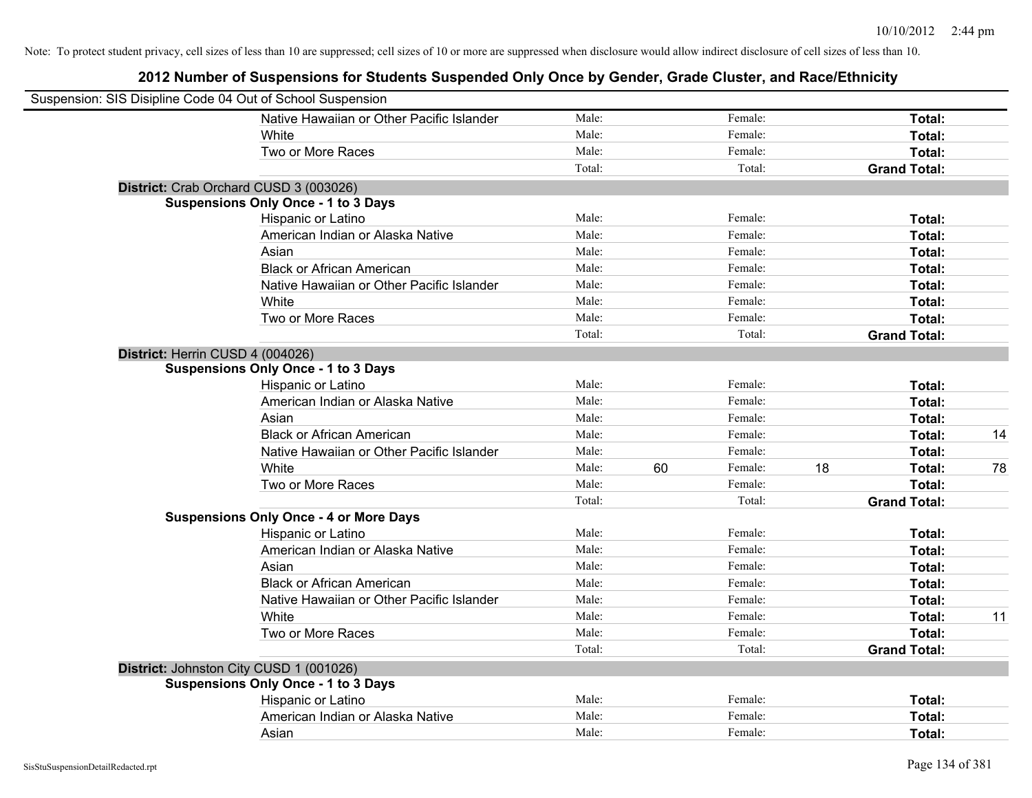Note: To protect student privacy, cell sizes of less than 10 are suppressed; cell sizes of 10 or more are suppressed when disclosure would allow indirect disclosure of cell sizes of less than 10.

# 2012 Number of Suspensions for Students Suspended Only Once by Gender, Grade Cluster, and Race/Ethnicity

Suspension: SIS Disipline Code 04 Out of School Suspension

| | | | | | | | |
|---|---|---|---|---|---|---|---|
| | Native Hawaiian or Other Pacific Islander | Male: | | Female: | | **Total:** | |
| | White | Male: | | Female: | | **Total:** | |
| | Two or More Races | Male: | | Female: | | **Total:** | |
| | | Total: | | Total: | | **Grand Total:** | |
| **District:** Crab Orchard CUSD 3 (003026) | | | | | | | |
| **Suspensions Only Once - 1 to 3 Days** | | | | | | | |
| | Hispanic or Latino | Male: | | Female: | | **Total:** | |
| | American Indian or Alaska Native | Male: | | Female: | | **Total:** | |
| | Asian | Male: | | Female: | | **Total:** | |
| | Black or African American | Male: | | Female: | | **Total:** | |
| | Native Hawaiian or Other Pacific Islander | Male: | | Female: | | **Total:** | |
| | White | Male: | | Female: | | **Total:** | |
| | Two or More Races | Male: | | Female: | | **Total:** | |
| | | Total: | | Total: | | **Grand Total:** | |
| **District:** Herrin CUSD 4 (004026) | | | | | | | |
| **Suspensions Only Once - 1 to 3 Days** | | | | | | | |
| | Hispanic or Latino | Male: | | Female: | | **Total:** | |
| | American Indian or Alaska Native | Male: | | Female: | | **Total:** | |
| | Asian | Male: | | Female: | | **Total:** | |
| | Black or African American | Male: | | Female: | | **Total:** | 14 |
| | Native Hawaiian or Other Pacific Islander | Male: | | Female: | | **Total:** | |
| | White | Male: | 60 | Female: | 18 | **Total:** | 78 |
| | Two or More Races | Male: | | Female: | | **Total:** | |
| | | Total: | | Total: | | **Grand Total:** | |
| **Suspensions Only Once - 4 or More Days** | | | | | | | |
| | Hispanic or Latino | Male: | | Female: | | **Total:** | |
| | American Indian or Alaska Native | Male: | | Female: | | **Total:** | |
| | Asian | Male: | | Female: | | **Total:** | |
| | Black or African American | Male: | | Female: | | **Total:** | |
| | Native Hawaiian or Other Pacific Islander | Male: | | Female: | | **Total:** | |
| | White | Male: | | Female: | | **Total:** | 11 |
| | Two or More Races | Male: | | Female: | | **Total:** | |
| | | Total: | | Total: | | **Grand Total:** | |
| **District:** Johnston City CUSD 1 (001026) | | | | | | | |
| **Suspensions Only Once - 1 to 3 Days** | | | | | | | |
| | Hispanic or Latino | Male: | | Female: | | **Total:** | |
| | American Indian or Alaska Native | Male: | | Female: | | **Total:** | |
| | Asian | Male: | | Female: | | **Total:** | |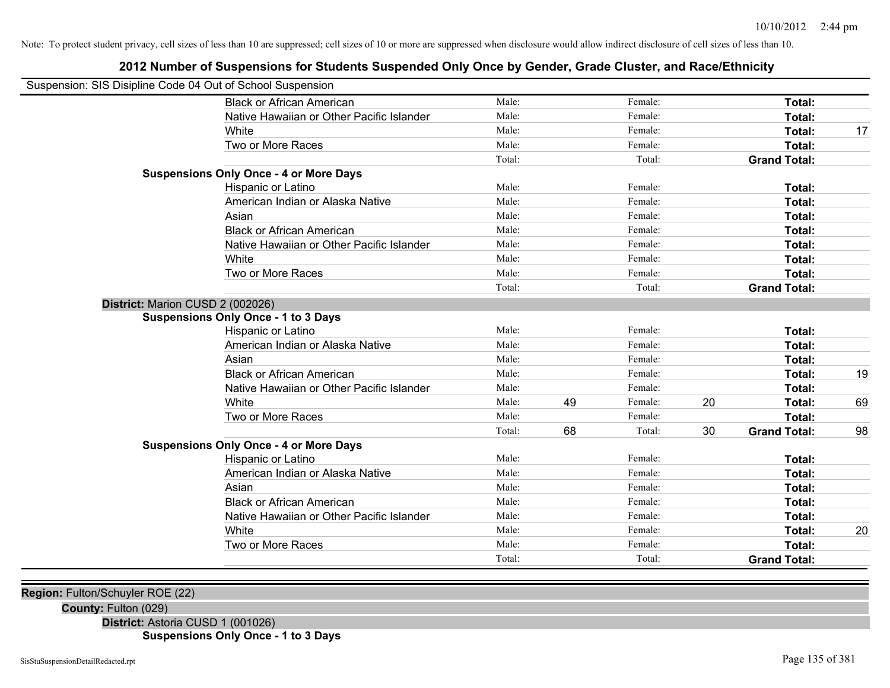Note: To protect student privacy, cell sizes of less than 10 are suppressed; cell sizes of 10 or more are suppressed when disclosure would allow indirect disclosure of cell sizes of less than 10.

## 2012 Number of Suspensions for Students Suspended Only Once by Gender, Grade Cluster, and Race/Ethnicity

Suspension: SIS Disipline Code 04 Out of School Suspension

| | | | | | | |
|---|---|---|---|---|---|---|
| Black or African American | Male: | | Female: | | Total: | |
| Native Hawaiian or Other Pacific Islander | Male: | | Female: | | Total: | |
| White | Male: | | Female: | | Total: | 17 |
| Two or More Races | Male: | | Female: | | Total: | |
| | Total: | | Total: | | Grand Total: | |

**Suspensions Only Once - 4 or More Days**

| | | | | | | |
|---|---|---|---|---|---|---|
| Hispanic or Latino | Male: | | Female: | | Total: | |
| American Indian or Alaska Native | Male: | | Female: | | Total: | |
| Asian | Male: | | Female: | | Total: | |
| Black or African American | Male: | | Female: | | Total: | |
| Native Hawaiian or Other Pacific Islander | Male: | | Female: | | Total: | |
| White | Male: | | Female: | | Total: | |
| Two or More Races | Male: | | Female: | | Total: | |
| | Total: | | Total: | | Grand Total: | |

**District:** Marion CUSD 2 (002026)

**Suspensions Only Once - 1 to 3 Days**

| | | | | | | |
|---|---|---|---|---|---|---|
| Hispanic or Latino | Male: | | Female: | | Total: | |
| American Indian or Alaska Native | Male: | | Female: | | Total: | |
| Asian | Male: | | Female: | | Total: | |
| Black or African American | Male: | | Female: | | Total: | 19 |
| Native Hawaiian or Other Pacific Islander | Male: | | Female: | | Total: | |
| White | Male: | 49 | Female: | 20 | Total: | 69 |
| Two or More Races | Male: | | Female: | | Total: | |
| | Total: | 68 | Total: | 30 | Grand Total: | 98 |

**Suspensions Only Once - 4 or More Days**

| | | | | | | |
|---|---|---|---|---|---|---|
| Hispanic or Latino | Male: | | Female: | | Total: | |
| American Indian or Alaska Native | Male: | | Female: | | Total: | |
| Asian | Male: | | Female: | | Total: | |
| Black or African American | Male: | | Female: | | Total: | |
| Native Hawaiian or Other Pacific Islander | Male: | | Female: | | Total: | |
| White | Male: | | Female: | | Total: | 20 |
| Two or More Races | Male: | | Female: | | Total: | |
| | Total: | | Total: | | Grand Total: | |

**Region:** Fulton/Schuyler ROE (22)

**County:** Fulton (029)

**District:** Astoria CUSD 1 (001026)

**Suspensions Only Once - 1 to 3 Days**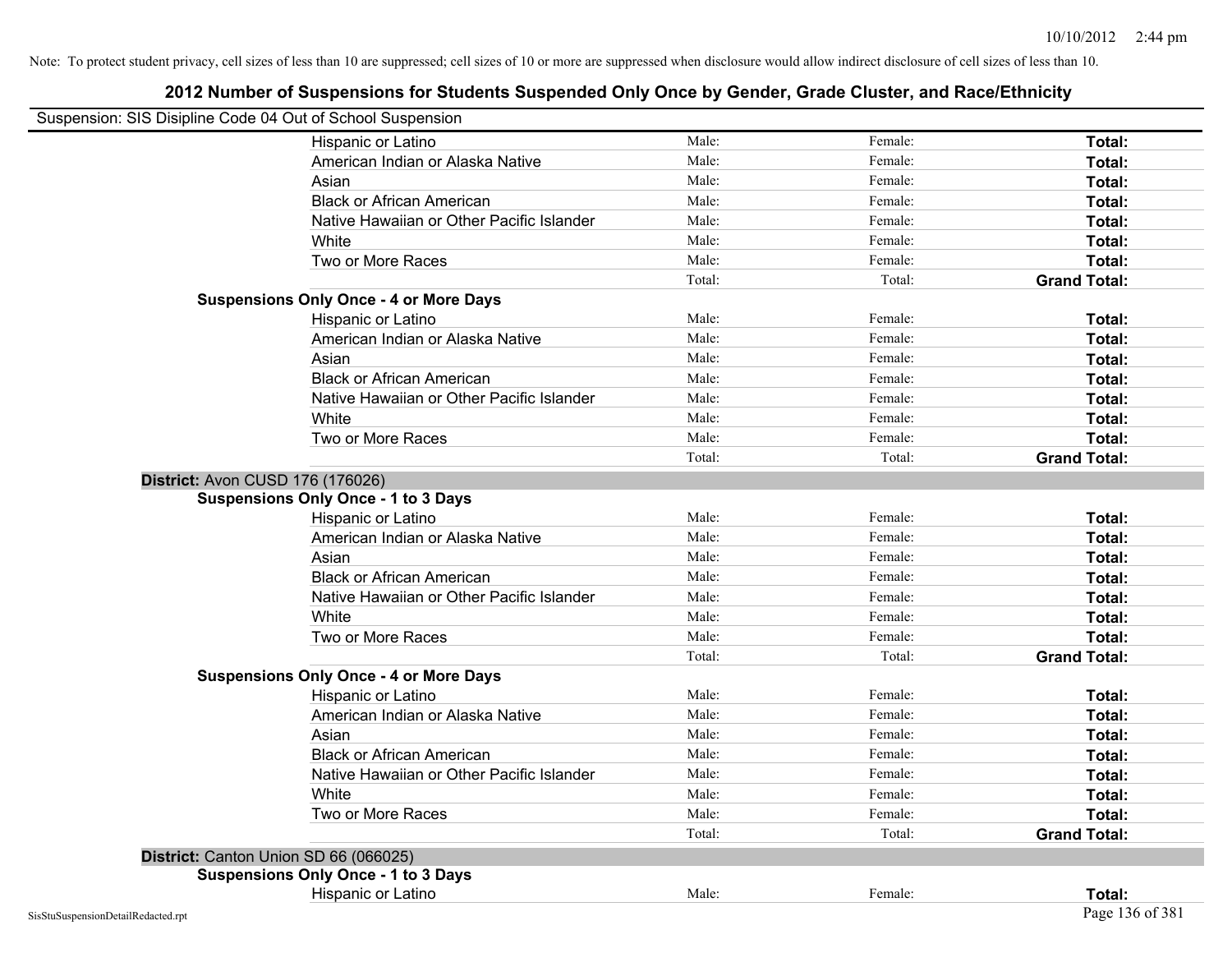Note: To protect student privacy, cell sizes of less than 10 are suppressed; cell sizes of 10 or more are suppressed when disclosure would allow indirect disclosure of cell sizes of less than 10.

## 2012 Number of Suspensions for Students Suspended Only Once by Gender, Grade Cluster, and Race/Ethnicity

Suspension: SIS Disipline Code 04 Out of School Suspension

| | | | |
|---|---|---|---|
| Hispanic or Latino | Male: | Female: | **Total:** |
| American Indian or Alaska Native | Male: | Female: | **Total:** |
| Asian | Male: | Female: | **Total:** |
| Black or African American | Male: | Female: | **Total:** |
| Native Hawaiian or Other Pacific Islander | Male: | Female: | **Total:** |
| White | Male: | Female: | **Total:** |
| Two or More Races | Male: | Female: | **Total:** |
| | Total: | Total: | **Grand Total:** |

**Suspensions Only Once - 4 or More Days**

| | | | |
|---|---|---|---|
| Hispanic or Latino | Male: | Female: | **Total:** |
| American Indian or Alaska Native | Male: | Female: | **Total:** |
| Asian | Male: | Female: | **Total:** |
| Black or African American | Male: | Female: | **Total:** |
| Native Hawaiian or Other Pacific Islander | Male: | Female: | **Total:** |
| White | Male: | Female: | **Total:** |
| Two or More Races | Male: | Female: | **Total:** |
| | Total: | Total: | **Grand Total:** |

**District:** Avon CUSD 176 (176026)

**Suspensions Only Once - 1 to 3 Days**

| | | | |
|---|---|---|---|
| Hispanic or Latino | Male: | Female: | **Total:** |
| American Indian or Alaska Native | Male: | Female: | **Total:** |
| Asian | Male: | Female: | **Total:** |
| Black or African American | Male: | Female: | **Total:** |
| Native Hawaiian or Other Pacific Islander | Male: | Female: | **Total:** |
| White | Male: | Female: | **Total:** |
| Two or More Races | Male: | Female: | **Total:** |
| | Total: | Total: | **Grand Total:** |

**Suspensions Only Once - 4 or More Days**

| | | | |
|---|---|---|---|
| Hispanic or Latino | Male: | Female: | **Total:** |
| American Indian or Alaska Native | Male: | Female: | **Total:** |
| Asian | Male: | Female: | **Total:** |
| Black or African American | Male: | Female: | **Total:** |
| Native Hawaiian or Other Pacific Islander | Male: | Female: | **Total:** |
| White | Male: | Female: | **Total:** |
| Two or More Races | Male: | Female: | **Total:** |
| | Total: | Total: | **Grand Total:** |

**District:** Canton Union SD 66 (066025)

**Suspensions Only Once - 1 to 3 Days**

| | | | |
|---|---|---|---|
| Hispanic or Latino | Male: | Female: | **Total:** |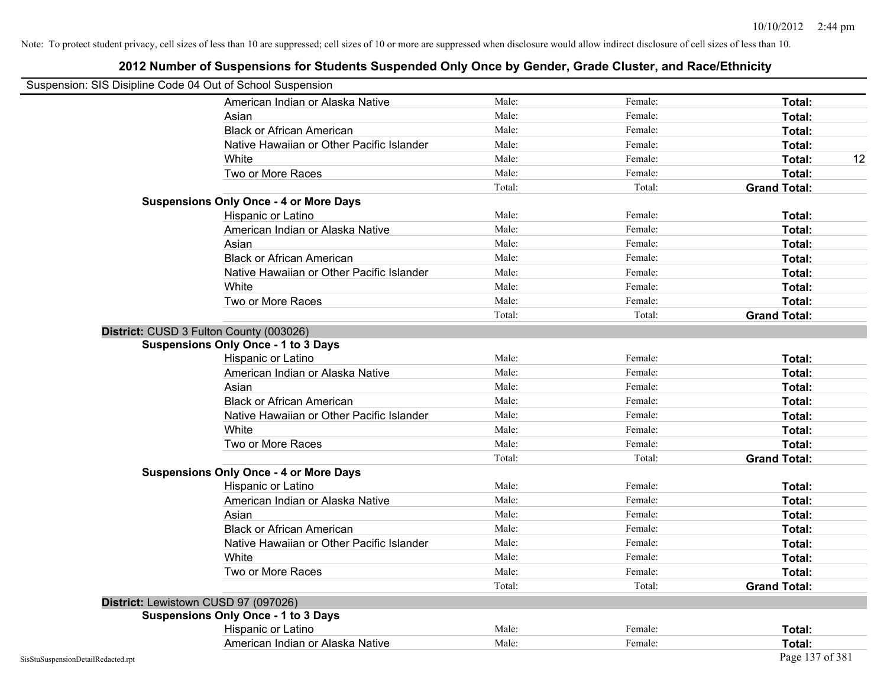Note: To protect student privacy, cell sizes of less than 10 are suppressed; cell sizes of 10 or more are suppressed when disclosure would allow indirect disclosure of cell sizes of less than 10.

# 2012 Number of Suspensions for Students Suspended Only Once by Gender, Grade Cluster, and Race/Ethnicity

Suspension: SIS Disipline Code 04 Out of School Suspension

| | | | | |
|---|---|---|---|---|
| American Indian or Alaska Native | Male: | Female: | **Total:** | |
| Asian | Male: | Female: | **Total:** | |
| Black or African American | Male: | Female: | **Total:** | |
| Native Hawaiian or Other Pacific Islander | Male: | Female: | **Total:** | |
| White | Male: | Female: | **Total:** | 12 |
| Two or More Races | Male: | Female: | **Total:** | |
| | Total: | Total: | **Grand Total:** | |

**Suspensions Only Once - 4 or More Days**

| | | | | |
|---|---|---|---|---|
| Hispanic or Latino | Male: | Female: | **Total:** | |
| American Indian or Alaska Native | Male: | Female: | **Total:** | |
| Asian | Male: | Female: | **Total:** | |
| Black or African American | Male: | Female: | **Total:** | |
| Native Hawaiian or Other Pacific Islander | Male: | Female: | **Total:** | |
| White | Male: | Female: | **Total:** | |
| Two or More Races | Male: | Female: | **Total:** | |
| | Total: | Total: | **Grand Total:** | |

**District:** CUSD 3 Fulton County (003026)

**Suspensions Only Once - 1 to 3 Days**

| | | | | |
|---|---|---|---|---|
| Hispanic or Latino | Male: | Female: | **Total:** | |
| American Indian or Alaska Native | Male: | Female: | **Total:** | |
| Asian | Male: | Female: | **Total:** | |
| Black or African American | Male: | Female: | **Total:** | |
| Native Hawaiian or Other Pacific Islander | Male: | Female: | **Total:** | |
| White | Male: | Female: | **Total:** | |
| Two or More Races | Male: | Female: | **Total:** | |
| | Total: | Total: | **Grand Total:** | |

**Suspensions Only Once - 4 or More Days**

| | | | | |
|---|---|---|---|---|
| Hispanic or Latino | Male: | Female: | **Total:** | |
| American Indian or Alaska Native | Male: | Female: | **Total:** | |
| Asian | Male: | Female: | **Total:** | |
| Black or African American | Male: | Female: | **Total:** | |
| Native Hawaiian or Other Pacific Islander | Male: | Female: | **Total:** | |
| White | Male: | Female: | **Total:** | |
| Two or More Races | Male: | Female: | **Total:** | |
| | Total: | Total: | **Grand Total:** | |

**District:** Lewistown CUSD 97 (097026)

**Suspensions Only Once - 1 to 3 Days**

| | | | | |
|---|---|---|---|---|
| Hispanic or Latino | Male: | Female: | **Total:** | |
| American Indian or Alaska Native | Male: | Female: | **Total:** | |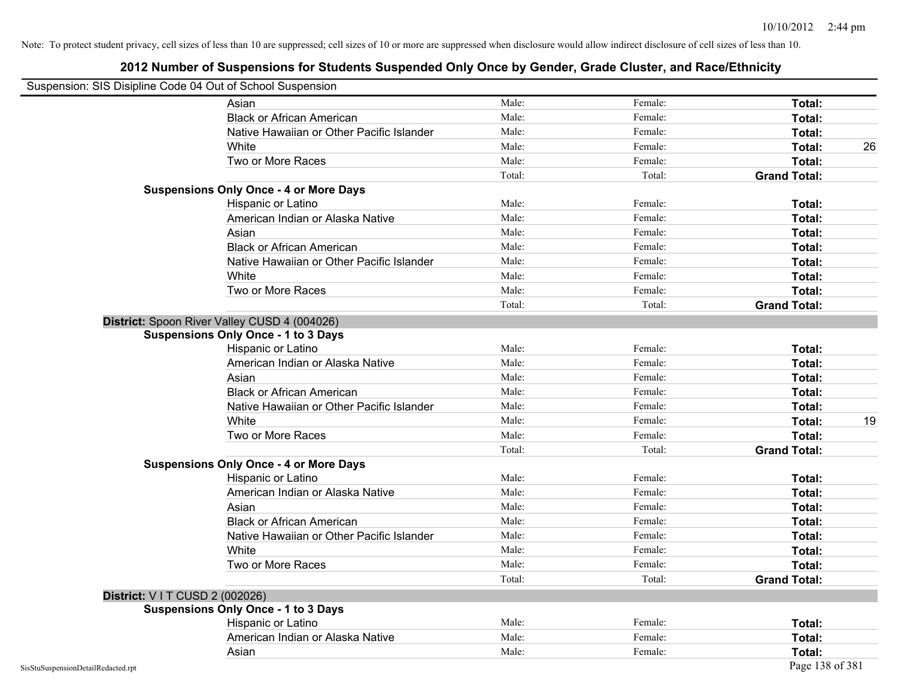Note: To protect student privacy, cell sizes of less than 10 are suppressed; cell sizes of 10 or more are suppressed when disclosure would allow indirect disclosure of cell sizes of less than 10.

# 2012 Number of Suspensions for Students Suspended Only Once by Gender, Grade Cluster, and Race/Ethnicity

Suspension: SIS Disipline Code 04 Out of School Suspension

| | | | | | |
|---|---|---|---|---|---|
| | Asian | Male: | Female: | **Total:** | |
| | Black or African American | Male: | Female: | **Total:** | |
| | Native Hawaiian or Other Pacific Islander | Male: | Female: | **Total:** | |
| | White | Male: | Female: | **Total:** | 26 |
| | Two or More Races | Male: | Female: | **Total:** | |
| | | Total: | Total: | **Grand Total:** | |
| **Suspensions Only Once - 4 or More Days** | | | | | |
| | Hispanic or Latino | Male: | Female: | **Total:** | |
| | American Indian or Alaska Native | Male: | Female: | **Total:** | |
| | Asian | Male: | Female: | **Total:** | |
| | Black or African American | Male: | Female: | **Total:** | |
| | Native Hawaiian or Other Pacific Islander | Male: | Female: | **Total:** | |
| | White | Male: | Female: | **Total:** | |
| | Two or More Races | Male: | Female: | **Total:** | |
| | | Total: | Total: | **Grand Total:** | |
| **District:** Spoon River Valley CUSD 4 (004026) | | | | | |
| **Suspensions Only Once - 1 to 3 Days** | | | | | |
| | Hispanic or Latino | Male: | Female: | **Total:** | |
| | American Indian or Alaska Native | Male: | Female: | **Total:** | |
| | Asian | Male: | Female: | **Total:** | |
| | Black or African American | Male: | Female: | **Total:** | |
| | Native Hawaiian or Other Pacific Islander | Male: | Female: | **Total:** | |
| | White | Male: | Female: | **Total:** | 19 |
| | Two or More Races | Male: | Female: | **Total:** | |
| | | Total: | Total: | **Grand Total:** | |
| **Suspensions Only Once - 4 or More Days** | | | | | |
| | Hispanic or Latino | Male: | Female: | **Total:** | |
| | American Indian or Alaska Native | Male: | Female: | **Total:** | |
| | Asian | Male: | Female: | **Total:** | |
| | Black or African American | Male: | Female: | **Total:** | |
| | Native Hawaiian or Other Pacific Islander | Male: | Female: | **Total:** | |
| | White | Male: | Female: | **Total:** | |
| | Two or More Races | Male: | Female: | **Total:** | |
| | | Total: | Total: | **Grand Total:** | |
| **District:** V I T CUSD 2 (002026) | | | | | |
| **Suspensions Only Once - 1 to 3 Days** | | | | | |
| | Hispanic or Latino | Male: | Female: | **Total:** | |
| | American Indian or Alaska Native | Male: | Female: | **Total:** | |
| | Asian | Male: | Female: | **Total:** | |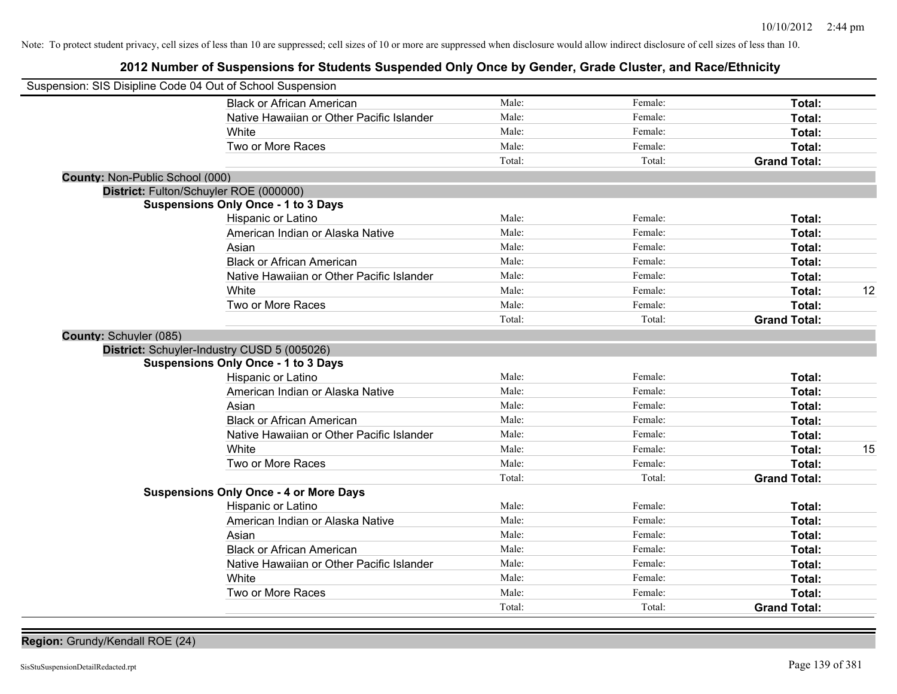Note: To protect student privacy, cell sizes of less than 10 are suppressed; cell sizes of 10 or more are suppressed when disclosure would allow indirect disclosure of cell sizes of less than 10.

## 2012 Number of Suspensions for Students Suspended Only Once by Gender, Grade Cluster, and Race/Ethnicity

Suspension: SIS Disipline Code 04 Out of School Suspension

| | | | | |
|---|---|---|---|---|
| Black or African American | Male: | Female: | **Total:** | |
| Native Hawaiian or Other Pacific Islander | Male: | Female: | **Total:** | |
| White | Male: | Female: | **Total:** | |
| Two or More Races | Male: | Female: | **Total:** | |
| | Total: | Total: | **Grand Total:** | |

**County:** Non-Public School (000)

**District:** Fulton/Schuyler ROE (000000)

**Suspensions Only Once - 1 to 3 Days**

| | | | | |
|---|---|---|---|---|
| Hispanic or Latino | Male: | Female: | **Total:** | |
| American Indian or Alaska Native | Male: | Female: | **Total:** | |
| Asian | Male: | Female: | **Total:** | |
| Black or African American | Male: | Female: | **Total:** | |
| Native Hawaiian or Other Pacific Islander | Male: | Female: | **Total:** | |
| White | Male: | Female: | **Total:** | 12 |
| Two or More Races | Male: | Female: | **Total:** | |
| | Total: | Total: | **Grand Total:** | |

**County:** Schuyler (085)

**District:** Schuyler-Industry CUSD 5 (005026)

**Suspensions Only Once - 1 to 3 Days**

| | | | | |
|---|---|---|---|---|
| Hispanic or Latino | Male: | Female: | **Total:** | |
| American Indian or Alaska Native | Male: | Female: | **Total:** | |
| Asian | Male: | Female: | **Total:** | |
| Black or African American | Male: | Female: | **Total:** | |
| Native Hawaiian or Other Pacific Islander | Male: | Female: | **Total:** | |
| White | Male: | Female: | **Total:** | 15 |
| Two or More Races | Male: | Female: | **Total:** | |
| | Total: | Total: | **Grand Total:** | |

**Suspensions Only Once - 4 or More Days**

| | | | | |
|---|---|---|---|---|
| Hispanic or Latino | Male: | Female: | **Total:** | |
| American Indian or Alaska Native | Male: | Female: | **Total:** | |
| Asian | Male: | Female: | **Total:** | |
| Black or African American | Male: | Female: | **Total:** | |
| Native Hawaiian or Other Pacific Islander | Male: | Female: | **Total:** | |
| White | Male: | Female: | **Total:** | |
| Two or More Races | Male: | Female: | **Total:** | |
| | Total: | Total: | **Grand Total:** | |

**Region:** Grundy/Kendall ROE (24)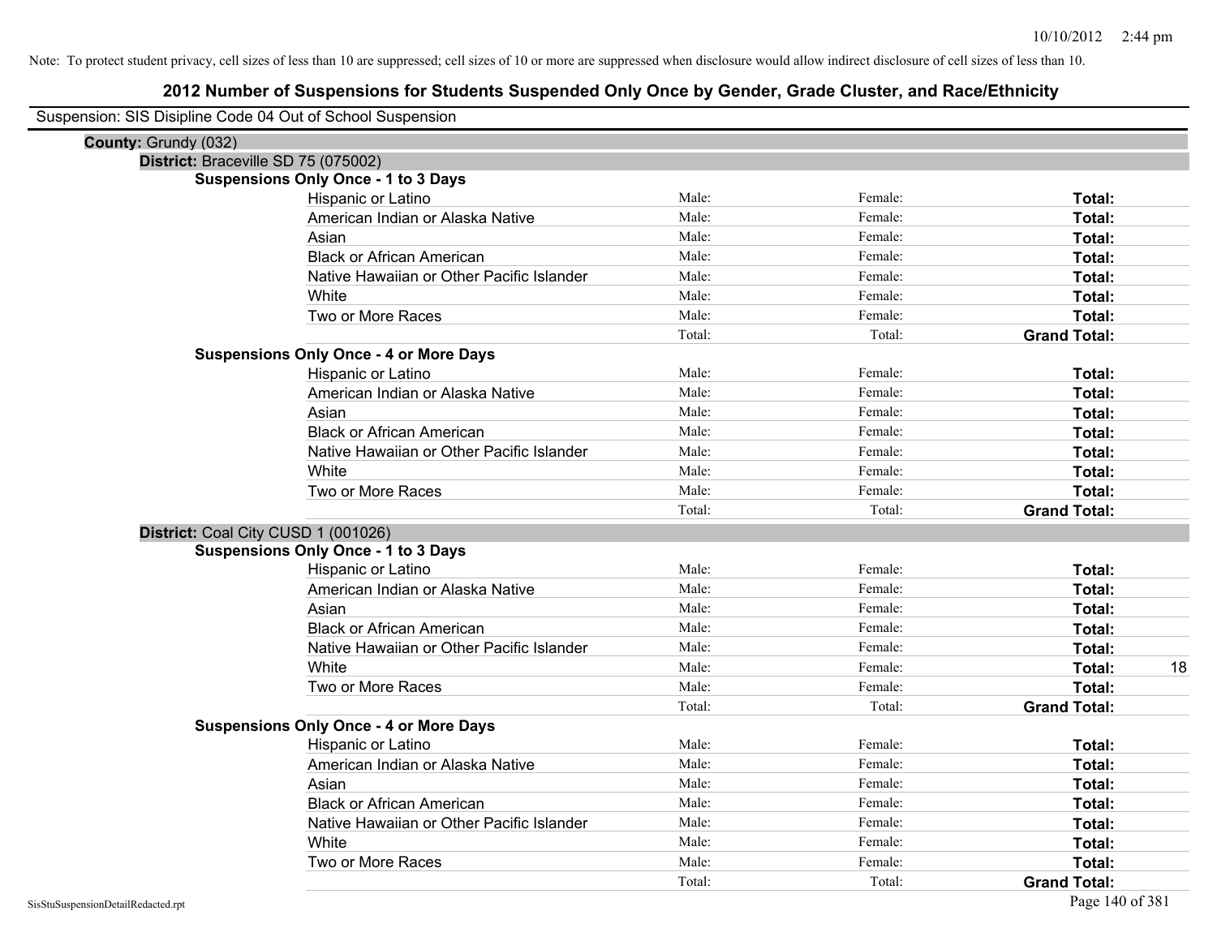Note: To protect student privacy, cell sizes of less than 10 are suppressed; cell sizes of 10 or more are suppressed when disclosure would allow indirect disclosure of cell sizes of less than 10.

# 2012 Number of Suspensions for Students Suspended Only Once by Gender, Grade Cluster, and Race/Ethnicity

Suspension: SIS Disipline Code 04 Out of School Suspension

**County:** Grundy (032)

**District:** Braceville SD 75 (075002)

**Suspensions Only Once - 1 to 3 Days**

| | | | | |
|---|---|---|---|---|
| Hispanic or Latino | Male: | Female: | **Total:** | |
| American Indian or Alaska Native | Male: | Female: | **Total:** | |
| Asian | Male: | Female: | **Total:** | |
| Black or African American | Male: | Female: | **Total:** | |
| Native Hawaiian or Other Pacific Islander | Male: | Female: | **Total:** | |
| White | Male: | Female: | **Total:** | |
| Two or More Races | Male: | Female: | **Total:** | |
| | Total: | Total: | **Grand Total:** | |

**Suspensions Only Once - 4 or More Days**

| | | | | |
|---|---|---|---|---|
| Hispanic or Latino | Male: | Female: | **Total:** | |
| American Indian or Alaska Native | Male: | Female: | **Total:** | |
| Asian | Male: | Female: | **Total:** | |
| Black or African American | Male: | Female: | **Total:** | |
| Native Hawaiian or Other Pacific Islander | Male: | Female: | **Total:** | |
| White | Male: | Female: | **Total:** | |
| Two or More Races | Male: | Female: | **Total:** | |
| | Total: | Total: | **Grand Total:** | |

**District:** Coal City CUSD 1 (001026)

**Suspensions Only Once - 1 to 3 Days**

| | | | | |
|---|---|---|---|---|
| Hispanic or Latino | Male: | Female: | **Total:** | |
| American Indian or Alaska Native | Male: | Female: | **Total:** | |
| Asian | Male: | Female: | **Total:** | |
| Black or African American | Male: | Female: | **Total:** | |
| Native Hawaiian or Other Pacific Islander | Male: | Female: | **Total:** | |
| White | Male: | Female: | **Total:** | 18 |
| Two or More Races | Male: | Female: | **Total:** | |
| | Total: | Total: | **Grand Total:** | |

**Suspensions Only Once - 4 or More Days**

| | | | | |
|---|---|---|---|---|
| Hispanic or Latino | Male: | Female: | **Total:** | |
| American Indian or Alaska Native | Male: | Female: | **Total:** | |
| Asian | Male: | Female: | **Total:** | |
| Black or African American | Male: | Female: | **Total:** | |
| Native Hawaiian or Other Pacific Islander | Male: | Female: | **Total:** | |
| White | Male: | Female: | **Total:** | |
| Two or More Races | Male: | Female: | **Total:** | |
| | Total: | Total: | **Grand Total:** | |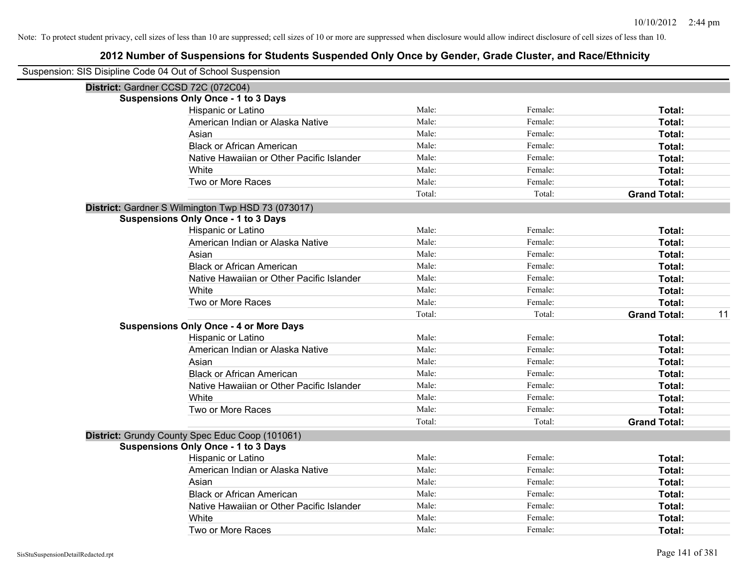Note: To protect student privacy, cell sizes of less than 10 are suppressed; cell sizes of 10 or more are suppressed when disclosure would allow indirect disclosure of cell sizes of less than 10.

# 2012 Number of Suspensions for Students Suspended Only Once by Gender, Grade Cluster, and Race/Ethnicity

Suspension: SIS Disipline Code 04 Out of School Suspension

**District:** Gardner CCSD 72C (072C04)

**Suspensions Only Once - 1 to 3 Days**

| | | | | |
|---|---|---|---|---|
| Hispanic or Latino | Male: | Female: | **Total:** | |
| American Indian or Alaska Native | Male: | Female: | **Total:** | |
| Asian | Male: | Female: | **Total:** | |
| Black or African American | Male: | Female: | **Total:** | |
| Native Hawaiian or Other Pacific Islander | Male: | Female: | **Total:** | |
| White | Male: | Female: | **Total:** | |
| Two or More Races | Male: | Female: | **Total:** | |
| | Total: | Total: | **Grand Total:** | |

**District:** Gardner S Wilmington Twp HSD 73 (073017)

**Suspensions Only Once - 1 to 3 Days**

| | | | | |
|---|---|---|---|---|
| Hispanic or Latino | Male: | Female: | **Total:** | |
| American Indian or Alaska Native | Male: | Female: | **Total:** | |
| Asian | Male: | Female: | **Total:** | |
| Black or African American | Male: | Female: | **Total:** | |
| Native Hawaiian or Other Pacific Islander | Male: | Female: | **Total:** | |
| White | Male: | Female: | **Total:** | |
| Two or More Races | Male: | Female: | **Total:** | |
| | Total: | Total: | **Grand Total:** | 11 |

**Suspensions Only Once - 4 or More Days**

| | | | | |
|---|---|---|---|---|
| Hispanic or Latino | Male: | Female: | **Total:** | |
| American Indian or Alaska Native | Male: | Female: | **Total:** | |
| Asian | Male: | Female: | **Total:** | |
| Black or African American | Male: | Female: | **Total:** | |
| Native Hawaiian or Other Pacific Islander | Male: | Female: | **Total:** | |
| White | Male: | Female: | **Total:** | |
| Two or More Races | Male: | Female: | **Total:** | |
| | Total: | Total: | **Grand Total:** | |

**District:** Grundy County Spec Educ Coop (101061)

**Suspensions Only Once - 1 to 3 Days**

| | | | | |
|---|---|---|---|---|
| Hispanic or Latino | Male: | Female: | **Total:** | |
| American Indian or Alaska Native | Male: | Female: | **Total:** | |
| Asian | Male: | Female: | **Total:** | |
| Black or African American | Male: | Female: | **Total:** | |
| Native Hawaiian or Other Pacific Islander | Male: | Female: | **Total:** | |
| White | Male: | Female: | **Total:** | |
| Two or More Races | Male: | Female: | **Total:** | |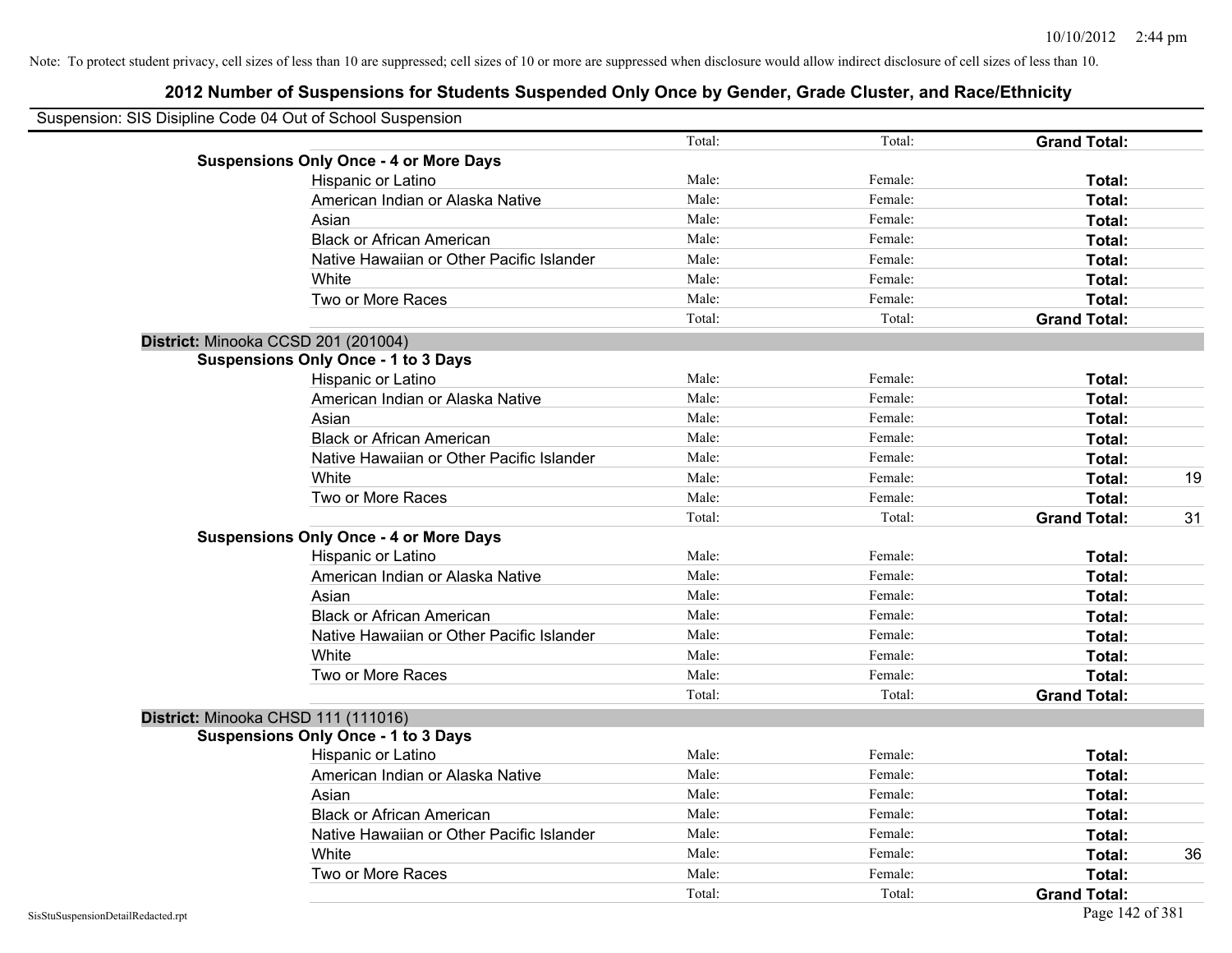Note: To protect student privacy, cell sizes of less than 10 are suppressed; cell sizes of 10 or more are suppressed when disclosure would allow indirect disclosure of cell sizes of less than 10.

## 2012 Number of Suspensions for Students Suspended Only Once by Gender, Grade Cluster, and Race/Ethnicity

Suspension: SIS Disipline Code 04 Out of School Suspension

| | | | | | |
|---|---|---|---|---|---|
| | | Total: | Total: | **Grand Total:** | |
| **Suspensions Only Once - 4 or More Days** | | | | | |
| | Hispanic or Latino | Male: | Female: | **Total:** | |
| | American Indian or Alaska Native | Male: | Female: | **Total:** | |
| | Asian | Male: | Female: | **Total:** | |
| | Black or African American | Male: | Female: | **Total:** | |
| | Native Hawaiian or Other Pacific Islander | Male: | Female: | **Total:** | |
| | White | Male: | Female: | **Total:** | |
| | Two or More Races | Male: | Female: | **Total:** | |
| | | Total: | Total: | **Grand Total:** | |
| **District:** Minooka CCSD 201 (201004) | | | | | |
| **Suspensions Only Once - 1 to 3 Days** | | | | | |
| | Hispanic or Latino | Male: | Female: | **Total:** | |
| | American Indian or Alaska Native | Male: | Female: | **Total:** | |
| | Asian | Male: | Female: | **Total:** | |
| | Black or African American | Male: | Female: | **Total:** | |
| | Native Hawaiian or Other Pacific Islander | Male: | Female: | **Total:** | |
| | White | Male: | Female: | **Total:** | 19 |
| | Two or More Races | Male: | Female: | **Total:** | |
| | | Total: | Total: | **Grand Total:** | 31 |
| **Suspensions Only Once - 4 or More Days** | | | | | |
| | Hispanic or Latino | Male: | Female: | **Total:** | |
| | American Indian or Alaska Native | Male: | Female: | **Total:** | |
| | Asian | Male: | Female: | **Total:** | |
| | Black or African American | Male: | Female: | **Total:** | |
| | Native Hawaiian or Other Pacific Islander | Male: | Female: | **Total:** | |
| | White | Male: | Female: | **Total:** | |
| | Two or More Races | Male: | Female: | **Total:** | |
| | | Total: | Total: | **Grand Total:** | |
| **District:** Minooka CHSD 111 (111016) | | | | | |
| **Suspensions Only Once - 1 to 3 Days** | | | | | |
| | Hispanic or Latino | Male: | Female: | **Total:** | |
| | American Indian or Alaska Native | Male: | Female: | **Total:** | |
| | Asian | Male: | Female: | **Total:** | |
| | Black or African American | Male: | Female: | **Total:** | |
| | Native Hawaiian or Other Pacific Islander | Male: | Female: | **Total:** | |
| | White | Male: | Female: | **Total:** | 36 |
| | Two or More Races | Male: | Female: | **Total:** | |
| | | Total: | Total: | **Grand Total:** | |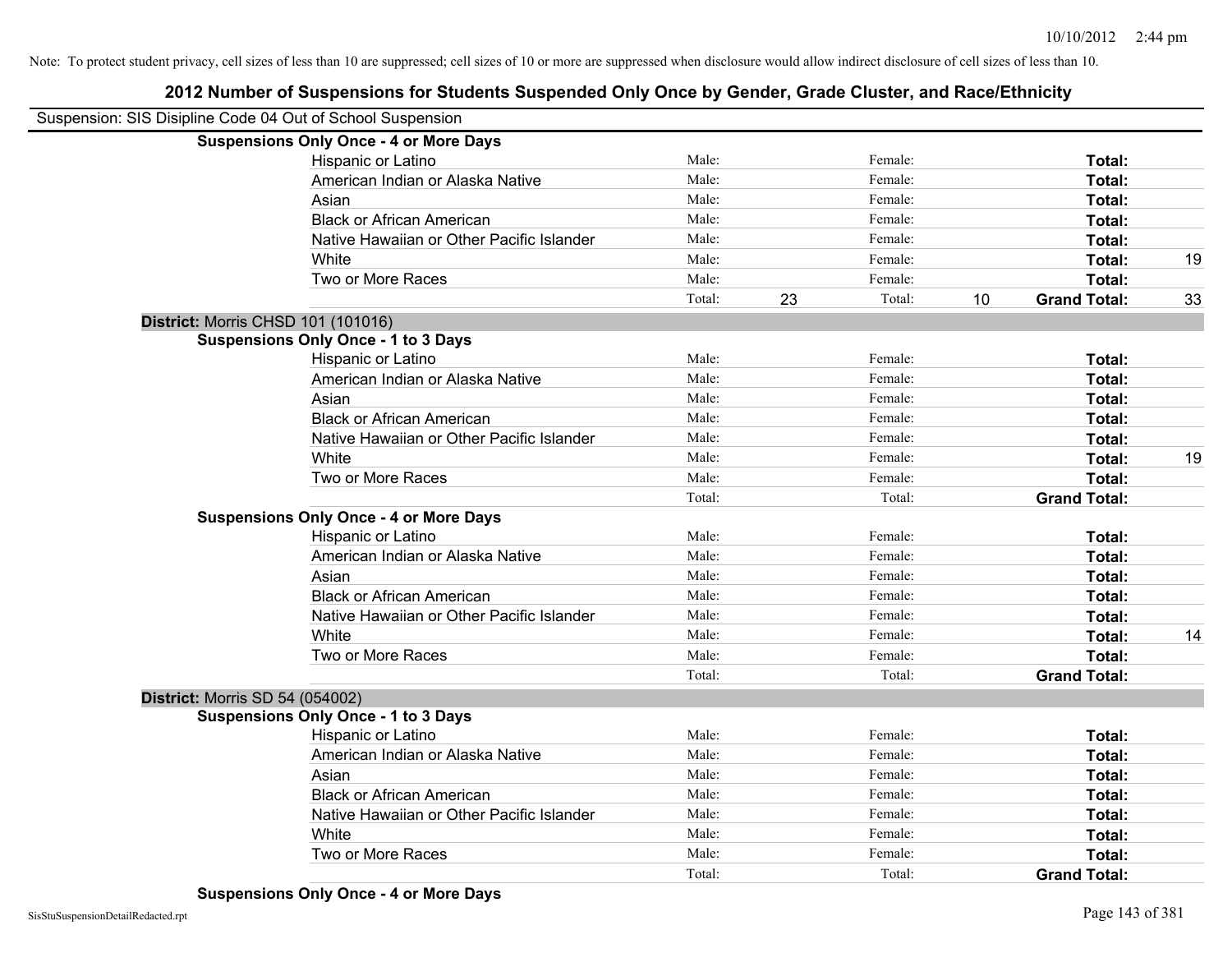Note: To protect student privacy, cell sizes of less than 10 are suppressed; cell sizes of 10 or more are suppressed when disclosure would allow indirect disclosure of cell sizes of less than 10.

# 2012 Number of Suspensions for Students Suspended Only Once by Gender, Grade Cluster, and Race/Ethnicity

Suspension: SIS Disipline Code 04 Out of School Suspension

**Suspensions Only Once - 4 or More Days**

| | | | | | | |
|---|---|---|---|---|---|---|
| Hispanic or Latino | Male: | | Female: | | **Total:** | |
| American Indian or Alaska Native | Male: | | Female: | | **Total:** | |
| Asian | Male: | | Female: | | **Total:** | |
| Black or African American | Male: | | Female: | | **Total:** | |
| Native Hawaiian or Other Pacific Islander | Male: | | Female: | | **Total:** | |
| White | Male: | | Female: | | **Total:** | 19 |
| Two or More Races | Male: | | Female: | | **Total:** | |
| | Total: | 23 | Total: | 10 | **Grand Total:** | 33 |

**District:** Morris CHSD 101 (101016)

**Suspensions Only Once - 1 to 3 Days**

| | | | | | | |
|---|---|---|---|---|---|---|
| Hispanic or Latino | Male: | | Female: | | **Total:** | |
| American Indian or Alaska Native | Male: | | Female: | | **Total:** | |
| Asian | Male: | | Female: | | **Total:** | |
| Black or African American | Male: | | Female: | | **Total:** | |
| Native Hawaiian or Other Pacific Islander | Male: | | Female: | | **Total:** | |
| White | Male: | | Female: | | **Total:** | 19 |
| Two or More Races | Male: | | Female: | | **Total:** | |
| | Total: | | Total: | | **Grand Total:** | |

**Suspensions Only Once - 4 or More Days**

| | | | | | | |
|---|---|---|---|---|---|---|
| Hispanic or Latino | Male: | | Female: | | **Total:** | |
| American Indian or Alaska Native | Male: | | Female: | | **Total:** | |
| Asian | Male: | | Female: | | **Total:** | |
| Black or African American | Male: | | Female: | | **Total:** | |
| Native Hawaiian or Other Pacific Islander | Male: | | Female: | | **Total:** | |
| White | Male: | | Female: | | **Total:** | 14 |
| Two or More Races | Male: | | Female: | | **Total:** | |
| | Total: | | Total: | | **Grand Total:** | |

**District:** Morris SD 54 (054002)

**Suspensions Only Once - 1 to 3 Days**

| | | | | | | |
|---|---|---|---|---|---|---|
| Hispanic or Latino | Male: | | Female: | | **Total:** | |
| American Indian or Alaska Native | Male: | | Female: | | **Total:** | |
| Asian | Male: | | Female: | | **Total:** | |
| Black or African American | Male: | | Female: | | **Total:** | |
| Native Hawaiian or Other Pacific Islander | Male: | | Female: | | **Total:** | |
| White | Male: | | Female: | | **Total:** | |
| Two or More Races | Male: | | Female: | | **Total:** | |
| | Total: | | Total: | | **Grand Total:** | |

**Suspensions Only Once - 4 or More Days**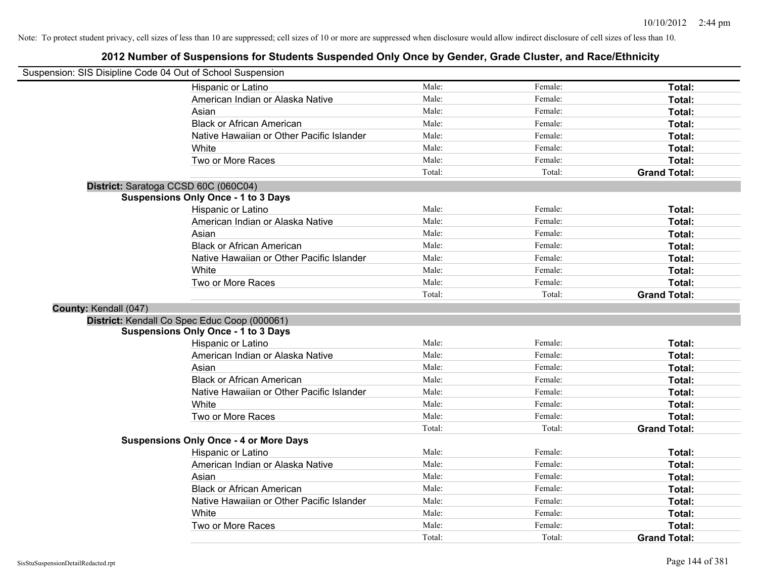Note: To protect student privacy, cell sizes of less than 10 are suppressed; cell sizes of 10 or more are suppressed when disclosure would allow indirect disclosure of cell sizes of less than 10.

# 2012 Number of Suspensions for Students Suspended Only Once by Gender, Grade Cluster, and Race/Ethnicity

Suspension: SIS Disipline Code 04 Out of School Suspension

| | | | |
|---|---|---|---|
| Hispanic or Latino | Male: | Female: | **Total:** |
| American Indian or Alaska Native | Male: | Female: | **Total:** |
| Asian | Male: | Female: | **Total:** |
| Black or African American | Male: | Female: | **Total:** |
| Native Hawaiian or Other Pacific Islander | Male: | Female: | **Total:** |
| White | Male: | Female: | **Total:** |
| Two or More Races | Male: | Female: | **Total:** |
| | Total: | Total: | **Grand Total:** |

**District:** Saratoga CCSD 60C (060C04)

**Suspensions Only Once - 1 to 3 Days**

| | | | |
|---|---|---|---|
| Hispanic or Latino | Male: | Female: | **Total:** |
| American Indian or Alaska Native | Male: | Female: | **Total:** |
| Asian | Male: | Female: | **Total:** |
| Black or African American | Male: | Female: | **Total:** |
| Native Hawaiian or Other Pacific Islander | Male: | Female: | **Total:** |
| White | Male: | Female: | **Total:** |
| Two or More Races | Male: | Female: | **Total:** |
| | Total: | Total: | **Grand Total:** |

**County:** Kendall (047)

**District:** Kendall Co Spec Educ Coop (000061)

**Suspensions Only Once - 1 to 3 Days**

| | | | |
|---|---|---|---|
| Hispanic or Latino | Male: | Female: | **Total:** |
| American Indian or Alaska Native | Male: | Female: | **Total:** |
| Asian | Male: | Female: | **Total:** |
| Black or African American | Male: | Female: | **Total:** |
| Native Hawaiian or Other Pacific Islander | Male: | Female: | **Total:** |
| White | Male: | Female: | **Total:** |
| Two or More Races | Male: | Female: | **Total:** |
| | Total: | Total: | **Grand Total:** |

**Suspensions Only Once - 4 or More Days**

| | | | |
|---|---|---|---|
| Hispanic or Latino | Male: | Female: | **Total:** |
| American Indian or Alaska Native | Male: | Female: | **Total:** |
| Asian | Male: | Female: | **Total:** |
| Black or African American | Male: | Female: | **Total:** |
| Native Hawaiian or Other Pacific Islander | Male: | Female: | **Total:** |
| White | Male: | Female: | **Total:** |
| Two or More Races | Male: | Female: | **Total:** |
| | Total: | Total: | **Grand Total:** |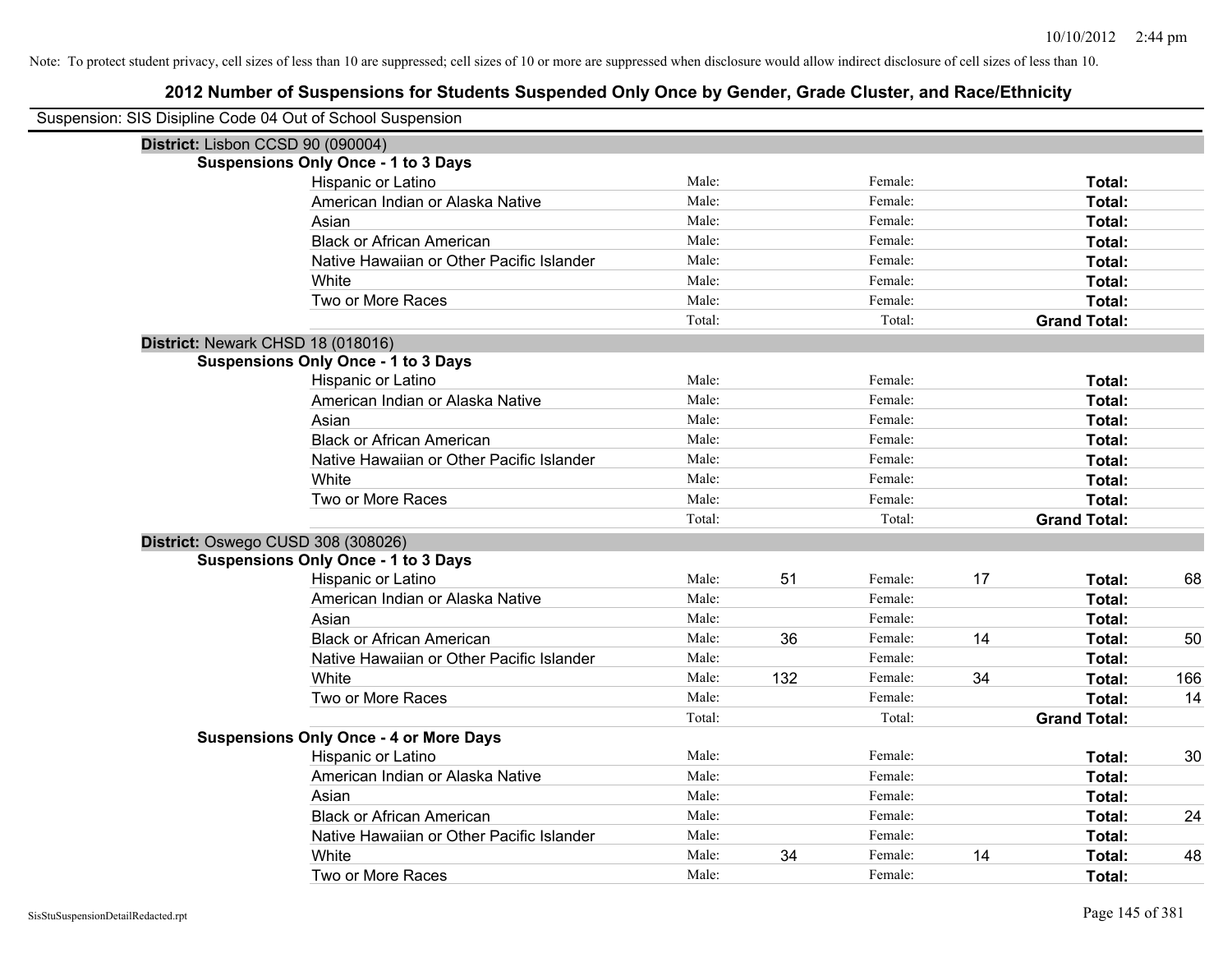Note: To protect student privacy, cell sizes of less than 10 are suppressed; cell sizes of 10 or more are suppressed when disclosure would allow indirect disclosure of cell sizes of less than 10.

# 2012 Number of Suspensions for Students Suspended Only Once by Gender, Grade Cluster, and Race/Ethnicity

Suspension: SIS Disipline Code 04 Out of School Suspension

## District: Lisbon CCSD 90 (090004)

### Suspensions Only Once - 1 to 3 Days

| | | | | | | |
|---|---|---|---|---|---|---|
| Hispanic or Latino | Male: | | Female: | | **Total:** | |
| American Indian or Alaska Native | Male: | | Female: | | **Total:** | |
| Asian | Male: | | Female: | | **Total:** | |
| Black or African American | Male: | | Female: | | **Total:** | |
| Native Hawaiian or Other Pacific Islander | Male: | | Female: | | **Total:** | |
| White | Male: | | Female: | | **Total:** | |
| Two or More Races | Male: | | Female: | | **Total:** | |
| | Total: | | Total: | | **Grand Total:** | |

## District: Newark CHSD 18 (018016)

### Suspensions Only Once - 1 to 3 Days

| | | | | | | |
|---|---|---|---|---|---|---|
| Hispanic or Latino | Male: | | Female: | | **Total:** | |
| American Indian or Alaska Native | Male: | | Female: | | **Total:** | |
| Asian | Male: | | Female: | | **Total:** | |
| Black or African American | Male: | | Female: | | **Total:** | |
| Native Hawaiian or Other Pacific Islander | Male: | | Female: | | **Total:** | |
| White | Male: | | Female: | | **Total:** | |
| Two or More Races | Male: | | Female: | | **Total:** | |
| | Total: | | Total: | | **Grand Total:** | |

## District: Oswego CUSD 308 (308026)

### Suspensions Only Once - 1 to 3 Days

| | | | | | | |
|---|---|---|---|---|---|---|
| Hispanic or Latino | Male: | 51 | Female: | 17 | **Total:** | 68 |
| American Indian or Alaska Native | Male: | | Female: | | **Total:** | |
| Asian | Male: | | Female: | | **Total:** | |
| Black or African American | Male: | 36 | Female: | 14 | **Total:** | 50 |
| Native Hawaiian or Other Pacific Islander | Male: | | Female: | | **Total:** | |
| White | Male: | 132 | Female: | 34 | **Total:** | 166 |
| Two or More Races | Male: | | Female: | | **Total:** | 14 |
| | Total: | | Total: | | **Grand Total:** | |

### Suspensions Only Once - 4 or More Days

| | | | | | | |
|---|---|---|---|---|---|---|
| Hispanic or Latino | Male: | | Female: | | **Total:** | 30 |
| American Indian or Alaska Native | Male: | | Female: | | **Total:** | |
| Asian | Male: | | Female: | | **Total:** | |
| Black or African American | Male: | | Female: | | **Total:** | 24 |
| Native Hawaiian or Other Pacific Islander | Male: | | Female: | | **Total:** | |
| White | Male: | 34 | Female: | 14 | **Total:** | 48 |
| Two or More Races | Male: | | Female: | | **Total:** | |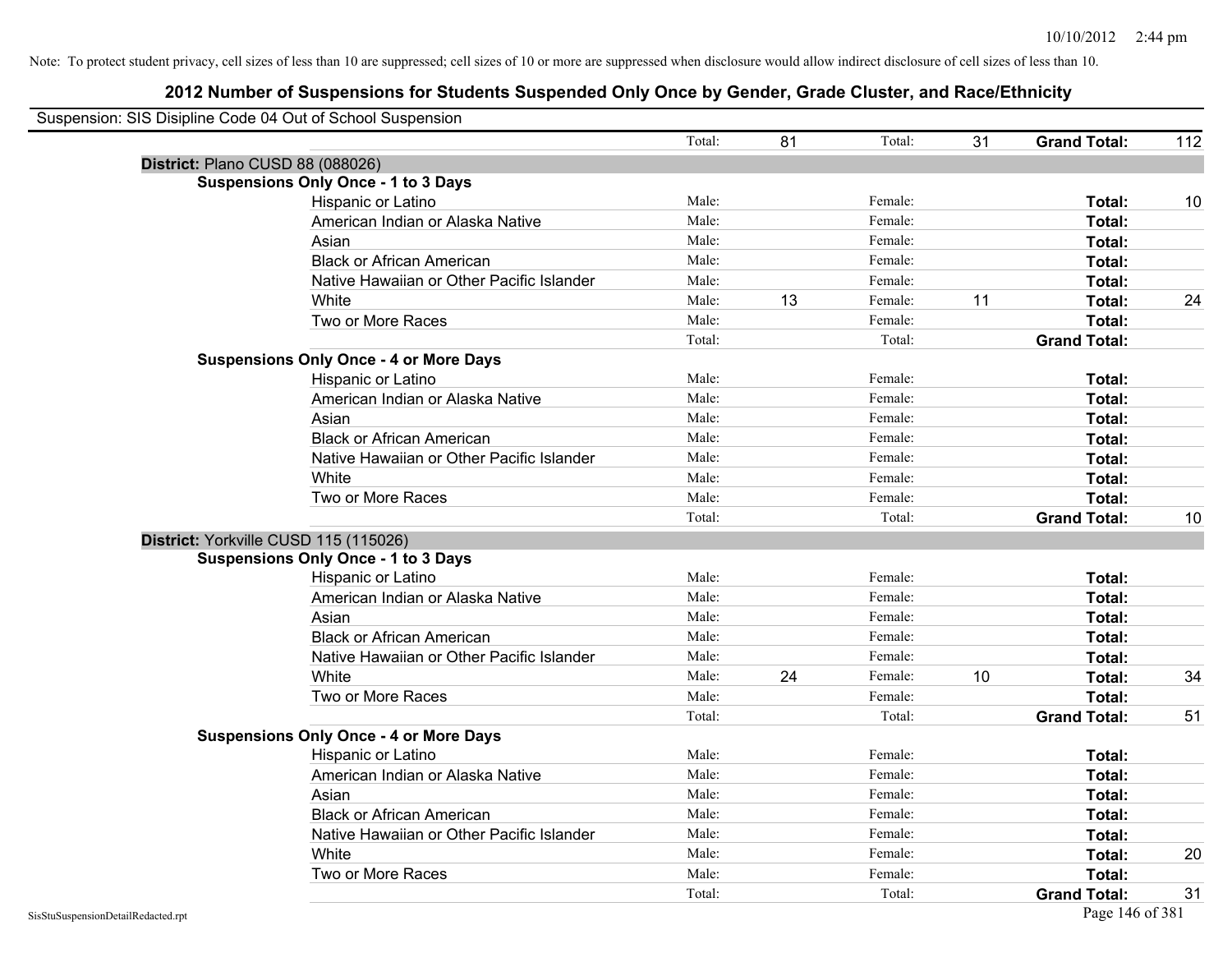Note: To protect student privacy, cell sizes of less than 10 are suppressed; cell sizes of 10 or more are suppressed when disclosure would allow indirect disclosure of cell sizes of less than 10.

## 2012 Number of Suspensions for Students Suspended Only Once by Gender, Grade Cluster, and Race/Ethnicity

Suspension: SIS Disipline Code 04 Out of School Suspension

| | | | | | | |
|---|---|---|---|---|---|---|
| | Total: | 81 | Total: | 31 | **Grand Total:** | 112 |

**District:** Plano CUSD 88 (088026)

**Suspensions Only Once - 1 to 3 Days**

| | | | | | | |
|---|---|---|---|---|---|---|
| Hispanic or Latino | Male: | | Female: | | **Total:** | 10 |
| American Indian or Alaska Native | Male: | | Female: | | **Total:** | |
| Asian | Male: | | Female: | | **Total:** | |
| Black or African American | Male: | | Female: | | **Total:** | |
| Native Hawaiian or Other Pacific Islander | Male: | | Female: | | **Total:** | |
| White | Male: | 13 | Female: | 11 | **Total:** | 24 |
| Two or More Races | Male: | | Female: | | **Total:** | |
| | Total: | | Total: | | **Grand Total:** | |

**Suspensions Only Once - 4 or More Days**

| | | | | | | |
|---|---|---|---|---|---|---|
| Hispanic or Latino | Male: | | Female: | | **Total:** | |
| American Indian or Alaska Native | Male: | | Female: | | **Total:** | |
| Asian | Male: | | Female: | | **Total:** | |
| Black or African American | Male: | | Female: | | **Total:** | |
| Native Hawaiian or Other Pacific Islander | Male: | | Female: | | **Total:** | |
| White | Male: | | Female: | | **Total:** | |
| Two or More Races | Male: | | Female: | | **Total:** | |
| | Total: | | Total: | | **Grand Total:** | 10 |

**District:** Yorkville CUSD 115 (115026)

**Suspensions Only Once - 1 to 3 Days**

| | | | | | | |
|---|---|---|---|---|---|---|
| Hispanic or Latino | Male: | | Female: | | **Total:** | |
| American Indian or Alaska Native | Male: | | Female: | | **Total:** | |
| Asian | Male: | | Female: | | **Total:** | |
| Black or African American | Male: | | Female: | | **Total:** | |
| Native Hawaiian or Other Pacific Islander | Male: | | Female: | | **Total:** | |
| White | Male: | 24 | Female: | 10 | **Total:** | 34 |
| Two or More Races | Male: | | Female: | | **Total:** | |
| | Total: | | Total: | | **Grand Total:** | 51 |

**Suspensions Only Once - 4 or More Days**

| | | | | | | |
|---|---|---|---|---|---|---|
| Hispanic or Latino | Male: | | Female: | | **Total:** | |
| American Indian or Alaska Native | Male: | | Female: | | **Total:** | |
| Asian | Male: | | Female: | | **Total:** | |
| Black or African American | Male: | | Female: | | **Total:** | |
| Native Hawaiian or Other Pacific Islander | Male: | | Female: | | **Total:** | |
| White | Male: | | Female: | | **Total:** | 20 |
| Two or More Races | Male: | | Female: | | **Total:** | |
| | Total: | | Total: | | **Grand Total:** | 31 |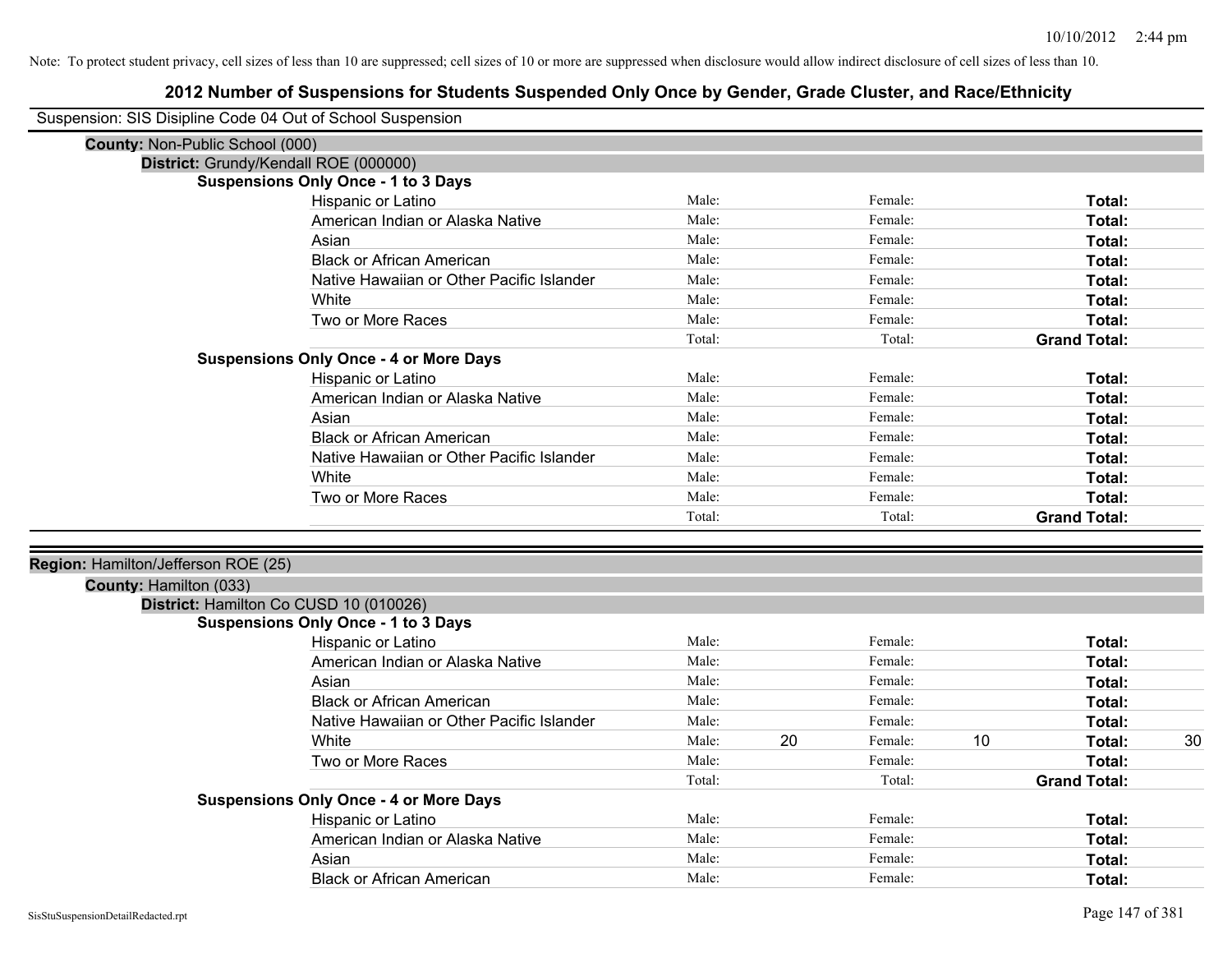Note: To protect student privacy, cell sizes of less than 10 are suppressed; cell sizes of 10 or more are suppressed when disclosure would allow indirect disclosure of cell sizes of less than 10.

# 2012 Number of Suspensions for Students Suspended Only Once by Gender, Grade Cluster, and Race/Ethnicity

Suspension: SIS Disipline Code 04 Out of School Suspension

**County:** Non-Public School (000)

**District:** Grundy/Kendall ROE (000000)

**Suspensions Only Once - 1 to 3 Days**

| | | | | | | |
|---|---|---|---|---|---|---|
| Hispanic or Latino | Male: | | Female: | | **Total:** | |
| American Indian or Alaska Native | Male: | | Female: | | **Total:** | |
| Asian | Male: | | Female: | | **Total:** | |
| Black or African American | Male: | | Female: | | **Total:** | |
| Native Hawaiian or Other Pacific Islander | Male: | | Female: | | **Total:** | |
| White | Male: | | Female: | | **Total:** | |
| Two or More Races | Male: | | Female: | | **Total:** | |
| | Total: | | Total: | | **Grand Total:** | |

**Suspensions Only Once - 4 or More Days**

| | | | | | | |
|---|---|---|---|---|---|---|
| Hispanic or Latino | Male: | | Female: | | **Total:** | |
| American Indian or Alaska Native | Male: | | Female: | | **Total:** | |
| Asian | Male: | | Female: | | **Total:** | |
| Black or African American | Male: | | Female: | | **Total:** | |
| Native Hawaiian or Other Pacific Islander | Male: | | Female: | | **Total:** | |
| White | Male: | | Female: | | **Total:** | |
| Two or More Races | Male: | | Female: | | **Total:** | |
| | Total: | | Total: | | **Grand Total:** | |

**Region:** Hamilton/Jefferson ROE (25)

**County:** Hamilton (033)

**District:** Hamilton Co CUSD 10 (010026)

**Suspensions Only Once - 1 to 3 Days**

| | | | | | | |
|---|---|---|---|---|---|---|
| Hispanic or Latino | Male: | | Female: | | **Total:** | |
| American Indian or Alaska Native | Male: | | Female: | | **Total:** | |
| Asian | Male: | | Female: | | **Total:** | |
| Black or African American | Male: | | Female: | | **Total:** | |
| Native Hawaiian or Other Pacific Islander | Male: | | Female: | | **Total:** | |
| White | Male: | 20 | Female: | 10 | **Total:** | 30 |
| Two or More Races | Male: | | Female: | | **Total:** | |
| | Total: | | Total: | | **Grand Total:** | |

**Suspensions Only Once - 4 or More Days**

| | | | | | | |
|---|---|---|---|---|---|---|
| Hispanic or Latino | Male: | | Female: | | **Total:** | |
| American Indian or Alaska Native | Male: | | Female: | | **Total:** | |
| Asian | Male: | | Female: | | **Total:** | |
| Black or African American | Male: | | Female: | | **Total:** | |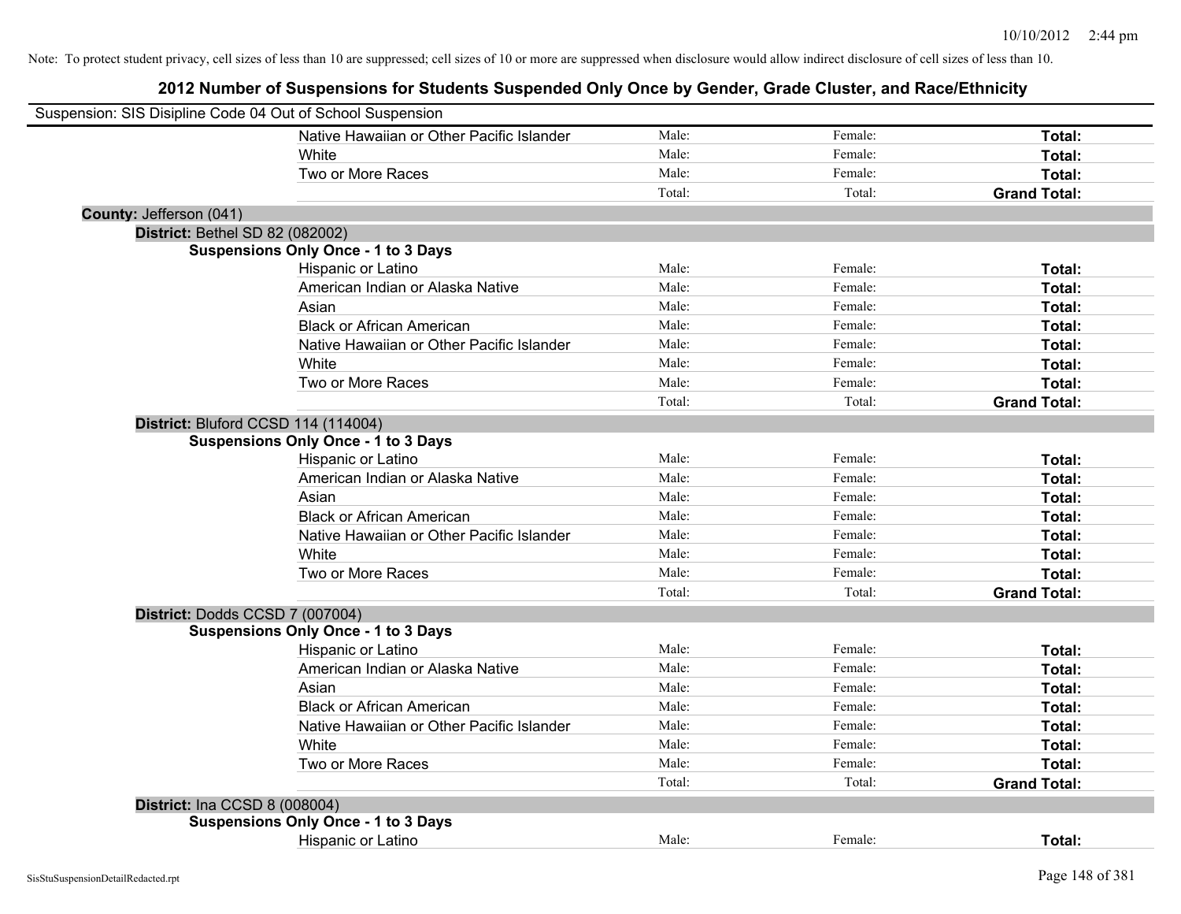Note: To protect student privacy, cell sizes of less than 10 are suppressed; cell sizes of 10 or more are suppressed when disclosure would allow indirect disclosure of cell sizes of less than 10.

# 2012 Number of Suspensions for Students Suspended Only Once by Gender, Grade Cluster, and Race/Ethnicity

Suspension: SIS Disipline Code 04 Out of School Suspension

| | | | |
|---|---|---|---|
| Native Hawaiian or Other Pacific Islander | Male: | Female: | **Total:** |
| White | Male: | Female: | **Total:** |
| Two or More Races | Male: | Female: | **Total:** |
| | Total: | Total: | **Grand Total:** |

**County:** Jefferson (041)

**District:** Bethel SD 82 (082002)

**Suspensions Only Once - 1 to 3 Days**

| | | | |
|---|---|---|---|
| Hispanic or Latino | Male: | Female: | **Total:** |
| American Indian or Alaska Native | Male: | Female: | **Total:** |
| Asian | Male: | Female: | **Total:** |
| Black or African American | Male: | Female: | **Total:** |
| Native Hawaiian or Other Pacific Islander | Male: | Female: | **Total:** |
| White | Male: | Female: | **Total:** |
| Two or More Races | Male: | Female: | **Total:** |
| | Total: | Total: | **Grand Total:** |

**District:** Bluford CCSD 114 (114004)

**Suspensions Only Once - 1 to 3 Days**

| | | | |
|---|---|---|---|
| Hispanic or Latino | Male: | Female: | **Total:** |
| American Indian or Alaska Native | Male: | Female: | **Total:** |
| Asian | Male: | Female: | **Total:** |
| Black or African American | Male: | Female: | **Total:** |
| Native Hawaiian or Other Pacific Islander | Male: | Female: | **Total:** |
| White | Male: | Female: | **Total:** |
| Two or More Races | Male: | Female: | **Total:** |
| | Total: | Total: | **Grand Total:** |

**District:** Dodds CCSD 7 (007004)

**Suspensions Only Once - 1 to 3 Days**

| | | | |
|---|---|---|---|
| Hispanic or Latino | Male: | Female: | **Total:** |
| American Indian or Alaska Native | Male: | Female: | **Total:** |
| Asian | Male: | Female: | **Total:** |
| Black or African American | Male: | Female: | **Total:** |
| Native Hawaiian or Other Pacific Islander | Male: | Female: | **Total:** |
| White | Male: | Female: | **Total:** |
| Two or More Races | Male: | Female: | **Total:** |
| | Total: | Total: | **Grand Total:** |

**District:** Ina CCSD 8 (008004)

**Suspensions Only Once - 1 to 3 Days**

| | | | |
|---|---|---|---|
| Hispanic or Latino | Male: | Female: | **Total:** |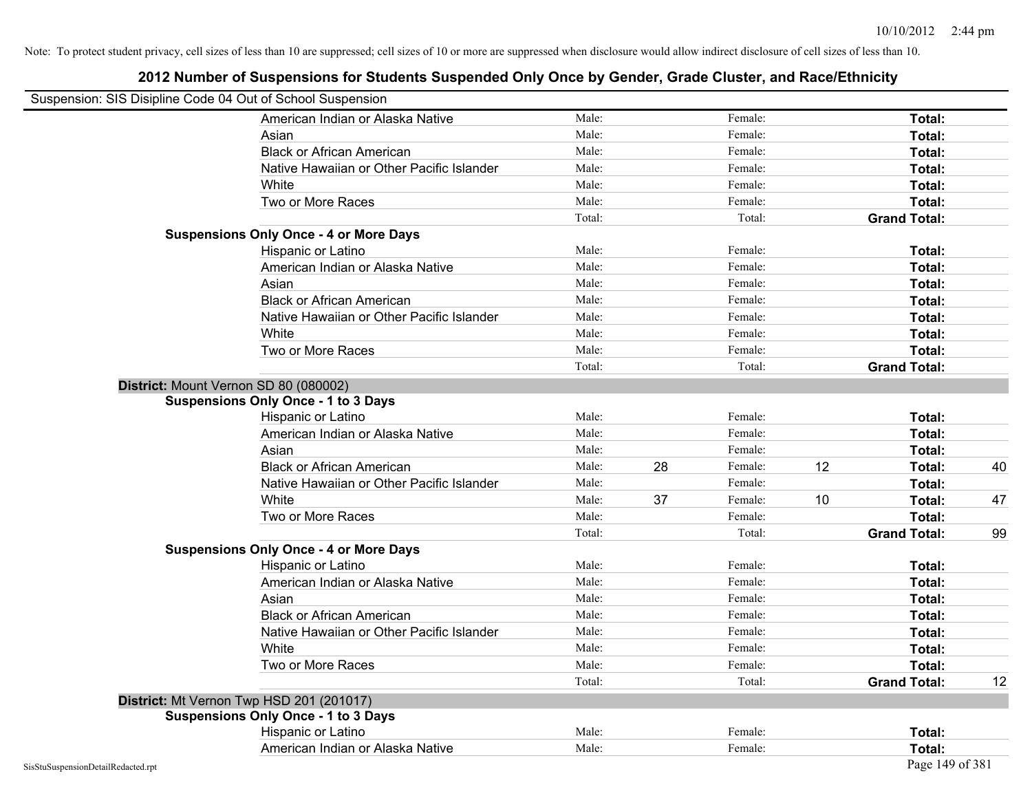Note: To protect student privacy, cell sizes of less than 10 are suppressed; cell sizes of 10 or more are suppressed when disclosure would allow indirect disclosure of cell sizes of less than 10.

## 2012 Number of Suspensions for Students Suspended Only Once by Gender, Grade Cluster, and Race/Ethnicity

Suspension: SIS Disipline Code 04 Out of School Suspension

| | | | | | | |
|---|---|---|---|---|---|---|
| American Indian or Alaska Native | Male: | | Female: | | **Total:** | |
| Asian | Male: | | Female: | | **Total:** | |
| Black or African American | Male: | | Female: | | **Total:** | |
| Native Hawaiian or Other Pacific Islander | Male: | | Female: | | **Total:** | |
| White | Male: | | Female: | | **Total:** | |
| Two or More Races | Male: | | Female: | | **Total:** | |
| | Total: | | Total: | | **Grand Total:** | |
| **Suspensions Only Once - 4 or More Days** | | | | | | |
| Hispanic or Latino | Male: | | Female: | | **Total:** | |
| American Indian or Alaska Native | Male: | | Female: | | **Total:** | |
| Asian | Male: | | Female: | | **Total:** | |
| Black or African American | Male: | | Female: | | **Total:** | |
| Native Hawaiian or Other Pacific Islander | Male: | | Female: | | **Total:** | |
| White | Male: | | Female: | | **Total:** | |
| Two or More Races | Male: | | Female: | | **Total:** | |
| | Total: | | Total: | | **Grand Total:** | |
| **District:** Mount Vernon SD 80 (080002) | | | | | | |
| **Suspensions Only Once - 1 to 3 Days** | | | | | | |
| Hispanic or Latino | Male: | | Female: | | **Total:** | |
| American Indian or Alaska Native | Male: | | Female: | | **Total:** | |
| Asian | Male: | | Female: | | **Total:** | |
| Black or African American | Male: | 28 | Female: | 12 | **Total:** | 40 |
| Native Hawaiian or Other Pacific Islander | Male: | | Female: | | **Total:** | |
| White | Male: | 37 | Female: | 10 | **Total:** | 47 |
| Two or More Races | Male: | | Female: | | **Total:** | |
| | Total: | | Total: | | **Grand Total:** | 99 |
| **Suspensions Only Once - 4 or More Days** | | | | | | |
| Hispanic or Latino | Male: | | Female: | | **Total:** | |
| American Indian or Alaska Native | Male: | | Female: | | **Total:** | |
| Asian | Male: | | Female: | | **Total:** | |
| Black or African American | Male: | | Female: | | **Total:** | |
| Native Hawaiian or Other Pacific Islander | Male: | | Female: | | **Total:** | |
| White | Male: | | Female: | | **Total:** | |
| Two or More Races | Male: | | Female: | | **Total:** | |
| | Total: | | Total: | | **Grand Total:** | 12 |
| **District:** Mt Vernon Twp HSD 201 (201017) | | | | | | |
| **Suspensions Only Once - 1 to 3 Days** | | | | | | |
| Hispanic or Latino | Male: | | Female: | | **Total:** | |
| American Indian or Alaska Native | Male: | | Female: | | **Total:** | |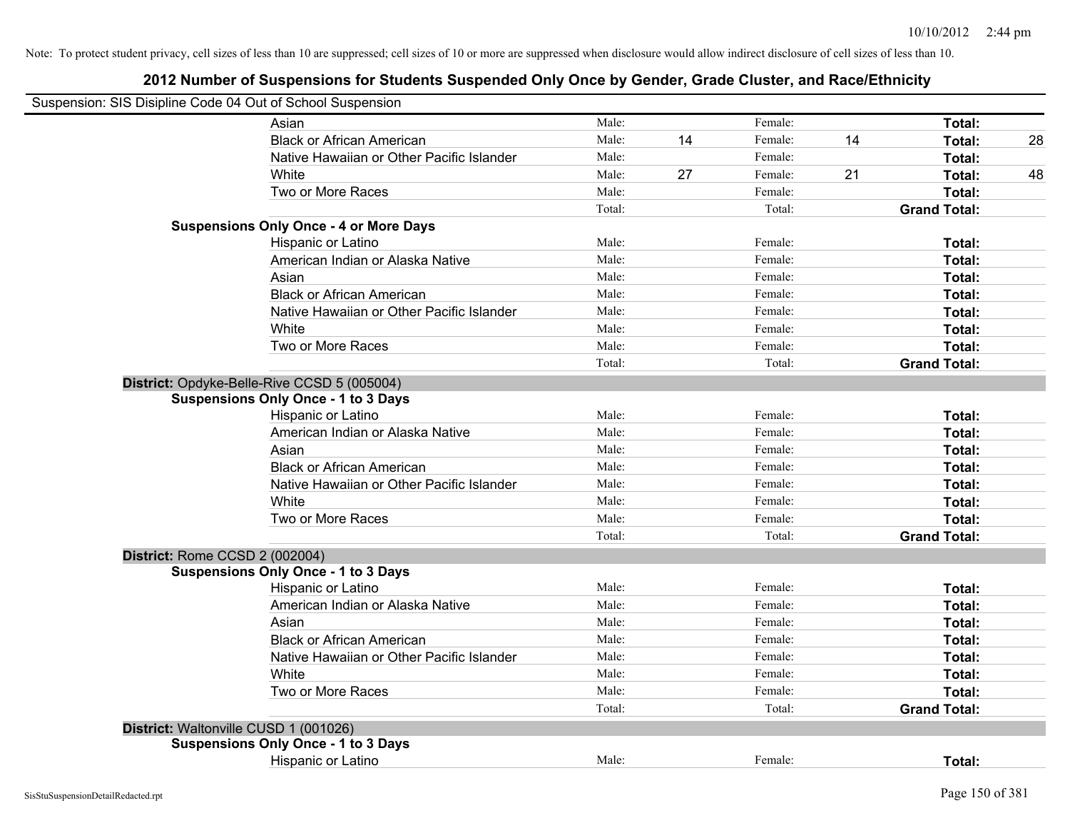Note: To protect student privacy, cell sizes of less than 10 are suppressed; cell sizes of 10 or more are suppressed when disclosure would allow indirect disclosure of cell sizes of less than 10.

## 2012 Number of Suspensions for Students Suspended Only Once by Gender, Grade Cluster, and Race/Ethnicity

Suspension: SIS Disipline Code 04 Out of School Suspension

| | | | | | | |
|---|---|---|---|---|---|---|
| Asian | Male: | | Female: | | **Total:** | |
| Black or African American | Male: | 14 | Female: | 14 | **Total:** | 28 |
| Native Hawaiian or Other Pacific Islander | Male: | | Female: | | **Total:** | |
| White | Male: | 27 | Female: | 21 | **Total:** | 48 |
| Two or More Races | Male: | | Female: | | **Total:** | |
| | Total: | | Total: | | **Grand Total:** | |

**Suspensions Only Once - 4 or More Days**

| | | | | | | |
|---|---|---|---|---|---|---|
| Hispanic or Latino | Male: | | Female: | | **Total:** | |
| American Indian or Alaska Native | Male: | | Female: | | **Total:** | |
| Asian | Male: | | Female: | | **Total:** | |
| Black or African American | Male: | | Female: | | **Total:** | |
| Native Hawaiian or Other Pacific Islander | Male: | | Female: | | **Total:** | |
| White | Male: | | Female: | | **Total:** | |
| Two or More Races | Male: | | Female: | | **Total:** | |
| | Total: | | Total: | | **Grand Total:** | |

**District:** Opdyke-Belle-Rive CCSD 5 (005004)

**Suspensions Only Once - 1 to 3 Days**

| | | | | | | |
|---|---|---|---|---|---|---|
| Hispanic or Latino | Male: | | Female: | | **Total:** | |
| American Indian or Alaska Native | Male: | | Female: | | **Total:** | |
| Asian | Male: | | Female: | | **Total:** | |
| Black or African American | Male: | | Female: | | **Total:** | |
| Native Hawaiian or Other Pacific Islander | Male: | | Female: | | **Total:** | |
| White | Male: | | Female: | | **Total:** | |
| Two or More Races | Male: | | Female: | | **Total:** | |
| | Total: | | Total: | | **Grand Total:** | |

**District:** Rome CCSD 2 (002004)

**Suspensions Only Once - 1 to 3 Days**

| | | | | | | |
|---|---|---|---|---|---|---|
| Hispanic or Latino | Male: | | Female: | | **Total:** | |
| American Indian or Alaska Native | Male: | | Female: | | **Total:** | |
| Asian | Male: | | Female: | | **Total:** | |
| Black or African American | Male: | | Female: | | **Total:** | |
| Native Hawaiian or Other Pacific Islander | Male: | | Female: | | **Total:** | |
| White | Male: | | Female: | | **Total:** | |
| Two or More Races | Male: | | Female: | | **Total:** | |
| | Total: | | Total: | | **Grand Total:** | |

**District:** Waltonville CUSD 1 (001026)

**Suspensions Only Once - 1 to 3 Days**

| | | | | | | |
|---|---|---|---|---|---|---|
| Hispanic or Latino | Male: | | Female: | | **Total:** | |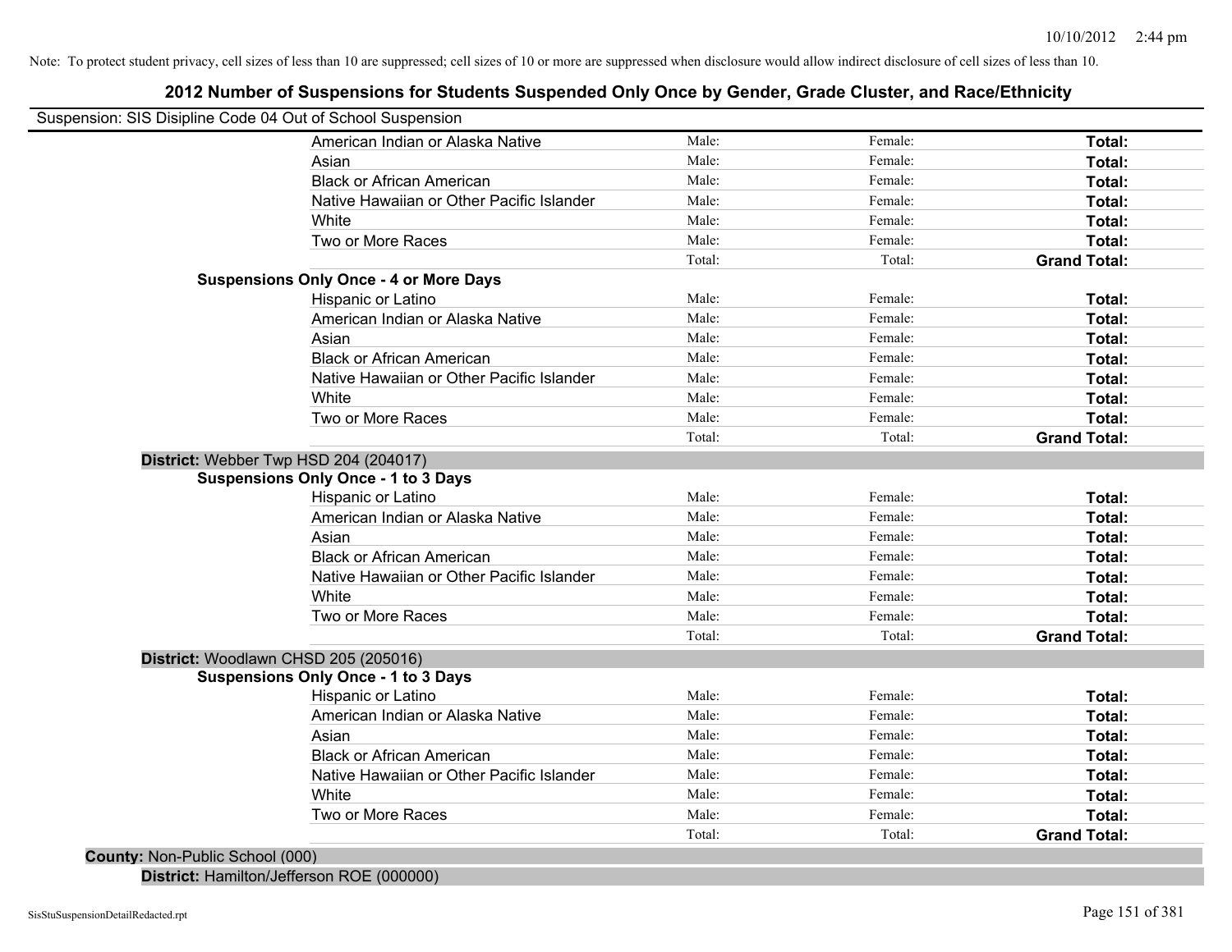Note: To protect student privacy, cell sizes of less than 10 are suppressed; cell sizes of 10 or more are suppressed when disclosure would allow indirect disclosure of cell sizes of less than 10.

# 2012 Number of Suspensions for Students Suspended Only Once by Gender, Grade Cluster, and Race/Ethnicity

Suspension: SIS Disipline Code 04 Out of School Suspension

| | | | |
|---|---|---|---|
| American Indian or Alaska Native | Male: | Female: | **Total:** |
| Asian | Male: | Female: | **Total:** |
| Black or African American | Male: | Female: | **Total:** |
| Native Hawaiian or Other Pacific Islander | Male: | Female: | **Total:** |
| White | Male: | Female: | **Total:** |
| Two or More Races | Male: | Female: | **Total:** |
| | Total: | Total: | **Grand Total:** |

**Suspensions Only Once - 4 or More Days**

| | | | |
|---|---|---|---|
| Hispanic or Latino | Male: | Female: | **Total:** |
| American Indian or Alaska Native | Male: | Female: | **Total:** |
| Asian | Male: | Female: | **Total:** |
| Black or African American | Male: | Female: | **Total:** |
| Native Hawaiian or Other Pacific Islander | Male: | Female: | **Total:** |
| White | Male: | Female: | **Total:** |
| Two or More Races | Male: | Female: | **Total:** |
| | Total: | Total: | **Grand Total:** |

**District:** Webber Twp HSD 204 (204017)

**Suspensions Only Once - 1 to 3 Days**

| | | | |
|---|---|---|---|
| Hispanic or Latino | Male: | Female: | **Total:** |
| American Indian or Alaska Native | Male: | Female: | **Total:** |
| Asian | Male: | Female: | **Total:** |
| Black or African American | Male: | Female: | **Total:** |
| Native Hawaiian or Other Pacific Islander | Male: | Female: | **Total:** |
| White | Male: | Female: | **Total:** |
| Two or More Races | Male: | Female: | **Total:** |
| | Total: | Total: | **Grand Total:** |

**District:** Woodlawn CHSD 205 (205016)

**Suspensions Only Once - 1 to 3 Days**

| | | | |
|---|---|---|---|
| Hispanic or Latino | Male: | Female: | **Total:** |
| American Indian or Alaska Native | Male: | Female: | **Total:** |
| Asian | Male: | Female: | **Total:** |
| Black or African American | Male: | Female: | **Total:** |
| Native Hawaiian or Other Pacific Islander | Male: | Female: | **Total:** |
| White | Male: | Female: | **Total:** |
| Two or More Races | Male: | Female: | **Total:** |
| | Total: | Total: | **Grand Total:** |

**County:** Non-Public School (000)

**District:** Hamilton/Jefferson ROE (000000)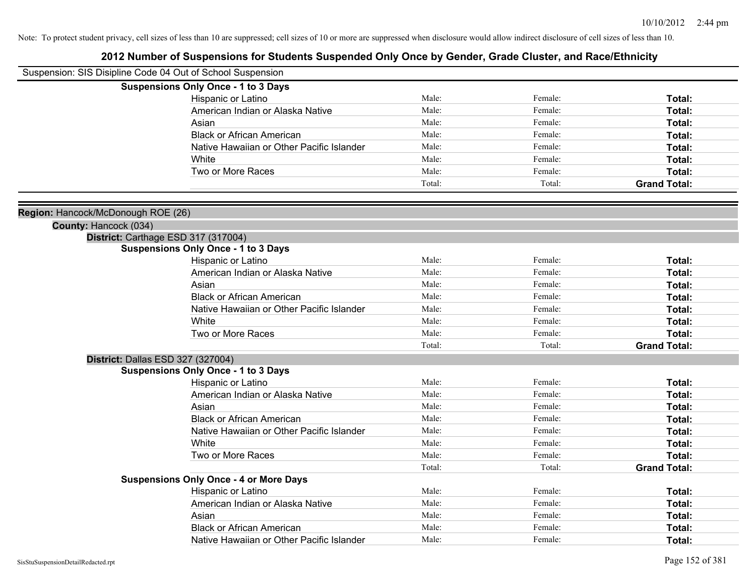Note: To protect student privacy, cell sizes of less than 10 are suppressed; cell sizes of 10 or more are suppressed when disclosure would allow indirect disclosure of cell sizes of less than 10.

# 2012 Number of Suspensions for Students Suspended Only Once by Gender, Grade Cluster, and Race/Ethnicity

Suspension: SIS Disipline Code 04 Out of School Suspension

**Suspensions Only Once - 1 to 3 Days**

| | | | |
|---|---|---|---|
| Hispanic or Latino | Male: | Female: | **Total:** |
| American Indian or Alaska Native | Male: | Female: | **Total:** |
| Asian | Male: | Female: | **Total:** |
| Black or African American | Male: | Female: | **Total:** |
| Native Hawaiian or Other Pacific Islander | Male: | Female: | **Total:** |
| White | Male: | Female: | **Total:** |
| Two or More Races | Male: | Female: | **Total:** |
| | Total: | Total: | **Grand Total:** |

**Region:** Hancock/McDonough ROE (26)

**County:** Hancock (034)

**District:** Carthage ESD 317 (317004)

**Suspensions Only Once - 1 to 3 Days**

| | | | |
|---|---|---|---|
| Hispanic or Latino | Male: | Female: | **Total:** |
| American Indian or Alaska Native | Male: | Female: | **Total:** |
| Asian | Male: | Female: | **Total:** |
| Black or African American | Male: | Female: | **Total:** |
| Native Hawaiian or Other Pacific Islander | Male: | Female: | **Total:** |
| White | Male: | Female: | **Total:** |
| Two or More Races | Male: | Female: | **Total:** |
| | Total: | Total: | **Grand Total:** |

**District:** Dallas ESD 327 (327004)

**Suspensions Only Once - 1 to 3 Days**

| | | | |
|---|---|---|---|
| Hispanic or Latino | Male: | Female: | **Total:** |
| American Indian or Alaska Native | Male: | Female: | **Total:** |
| Asian | Male: | Female: | **Total:** |
| Black or African American | Male: | Female: | **Total:** |
| Native Hawaiian or Other Pacific Islander | Male: | Female: | **Total:** |
| White | Male: | Female: | **Total:** |
| Two or More Races | Male: | Female: | **Total:** |
| | Total: | Total: | **Grand Total:** |

**Suspensions Only Once - 4 or More Days**

| | | | |
|---|---|---|---|
| Hispanic or Latino | Male: | Female: | **Total:** |
| American Indian or Alaska Native | Male: | Female: | **Total:** |
| Asian | Male: | Female: | **Total:** |
| Black or African American | Male: | Female: | **Total:** |
| Native Hawaiian or Other Pacific Islander | Male: | Female: | **Total:** |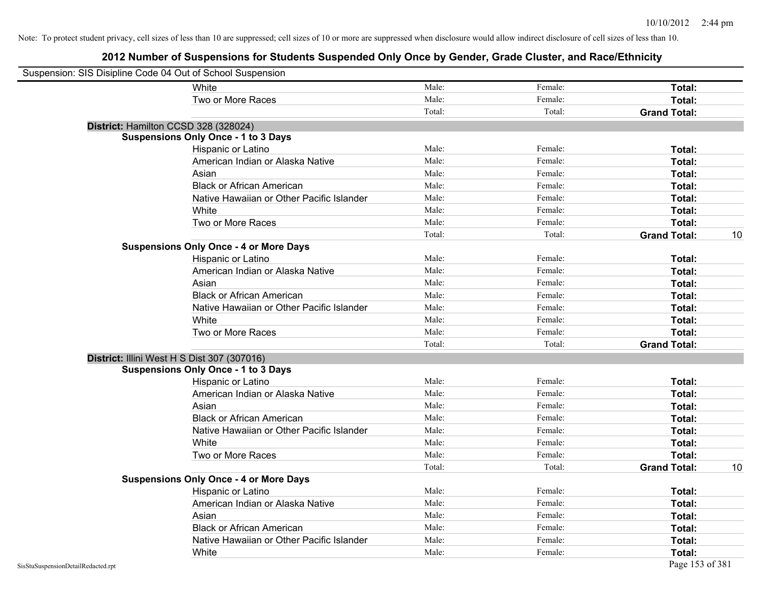Note: To protect student privacy, cell sizes of less than 10 are suppressed; cell sizes of 10 or more are suppressed when disclosure would allow indirect disclosure of cell sizes of less than 10.

# 2012 Number of Suspensions for Students Suspended Only Once by Gender, Grade Cluster, and Race/Ethnicity

Suspension: SIS Disipline Code 04 Out of School Suspension

| | | | | |
|---|---|---|---|---|
| White | Male: | Female: | **Total:** | |
| Two or More Races | Male: | Female: | **Total:** | |
| | Total: | Total: | **Grand Total:** | |

**District:** Hamilton CCSD 328 (328024)

**Suspensions Only Once - 1 to 3 Days**

| | | | | |
|---|---|---|---|---|
| Hispanic or Latino | Male: | Female: | **Total:** | |
| American Indian or Alaska Native | Male: | Female: | **Total:** | |
| Asian | Male: | Female: | **Total:** | |
| Black or African American | Male: | Female: | **Total:** | |
| Native Hawaiian or Other Pacific Islander | Male: | Female: | **Total:** | |
| White | Male: | Female: | **Total:** | |
| Two or More Races | Male: | Female: | **Total:** | |
| | Total: | Total: | **Grand Total:** | 10 |

**Suspensions Only Once - 4 or More Days**

| | | | | |
|---|---|---|---|---|
| Hispanic or Latino | Male: | Female: | **Total:** | |
| American Indian or Alaska Native | Male: | Female: | **Total:** | |
| Asian | Male: | Female: | **Total:** | |
| Black or African American | Male: | Female: | **Total:** | |
| Native Hawaiian or Other Pacific Islander | Male: | Female: | **Total:** | |
| White | Male: | Female: | **Total:** | |
| Two or More Races | Male: | Female: | **Total:** | |
| | Total: | Total: | **Grand Total:** | |

**District:** Illini West H S Dist 307 (307016)

**Suspensions Only Once - 1 to 3 Days**

| | | | | |
|---|---|---|---|---|
| Hispanic or Latino | Male: | Female: | **Total:** | |
| American Indian or Alaska Native | Male: | Female: | **Total:** | |
| Asian | Male: | Female: | **Total:** | |
| Black or African American | Male: | Female: | **Total:** | |
| Native Hawaiian or Other Pacific Islander | Male: | Female: | **Total:** | |
| White | Male: | Female: | **Total:** | |
| Two or More Races | Male: | Female: | **Total:** | |
| | Total: | Total: | **Grand Total:** | 10 |

**Suspensions Only Once - 4 or More Days**

| | | | | |
|---|---|---|---|---|
| Hispanic or Latino | Male: | Female: | **Total:** | |
| American Indian or Alaska Native | Male: | Female: | **Total:** | |
| Asian | Male: | Female: | **Total:** | |
| Black or African American | Male: | Female: | **Total:** | |
| Native Hawaiian or Other Pacific Islander | Male: | Female: | **Total:** | |
| White | Male: | Female: | **Total:** | |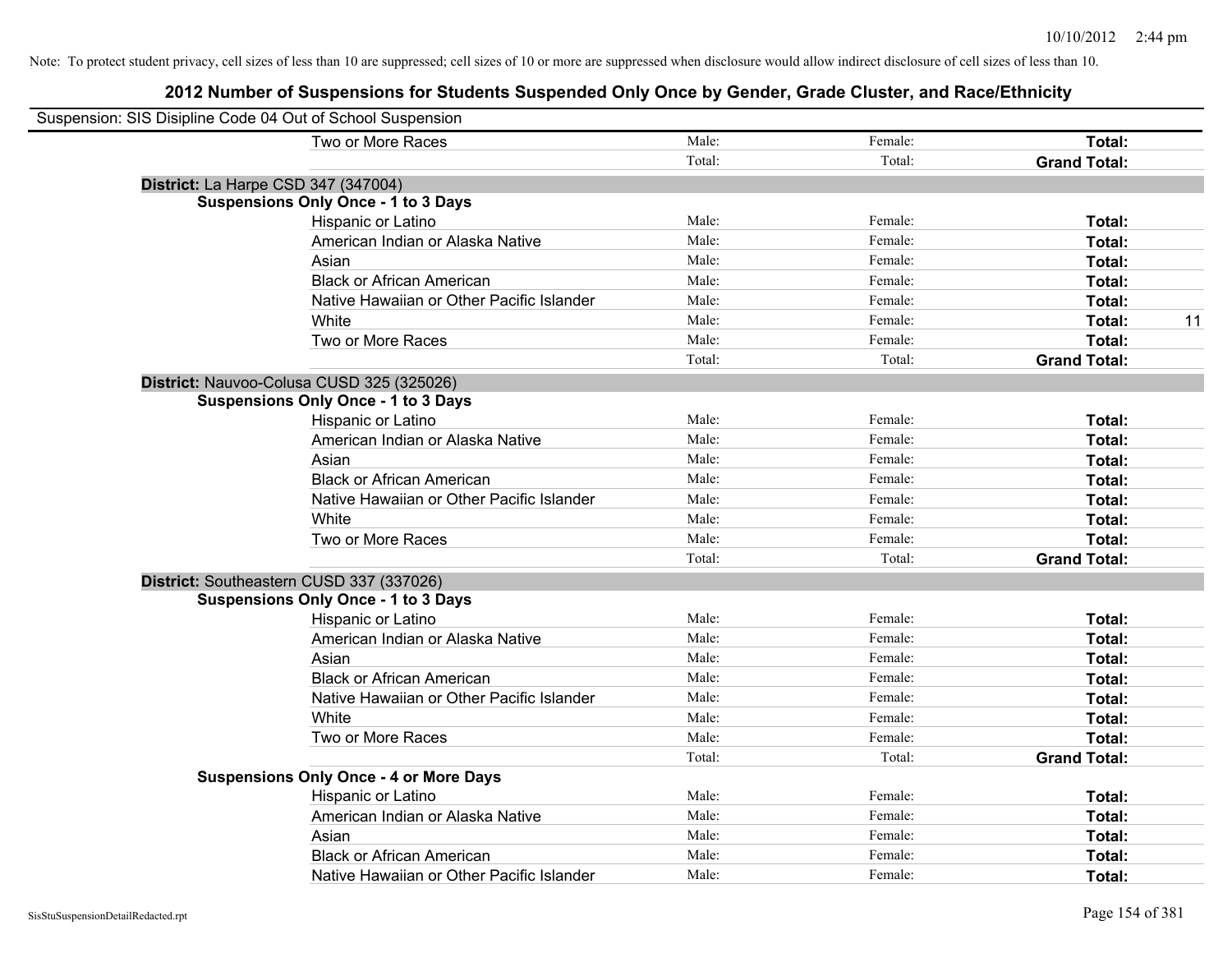Note: To protect student privacy, cell sizes of less than 10 are suppressed; cell sizes of 10 or more are suppressed when disclosure would allow indirect disclosure of cell sizes of less than 10.

## 2012 Number of Suspensions for Students Suspended Only Once by Gender, Grade Cluster, and Race/Ethnicity

Suspension: SIS Disipline Code 04 Out of School Suspension

| | | | | |
|---|---|---|---|---|
| Two or More Races | Male: | Female: | **Total:** | |
| | Total: | Total: | **Grand Total:** | |

**District:** La Harpe CSD 347 (347004)

**Suspensions Only Once - 1 to 3 Days**

| | | | | |
|---|---|---|---|---|
| Hispanic or Latino | Male: | Female: | **Total:** | |
| American Indian or Alaska Native | Male: | Female: | **Total:** | |
| Asian | Male: | Female: | **Total:** | |
| Black or African American | Male: | Female: | **Total:** | |
| Native Hawaiian or Other Pacific Islander | Male: | Female: | **Total:** | |
| White | Male: | Female: | **Total:** | 11 |
| Two or More Races | Male: | Female: | **Total:** | |
| | Total: | Total: | **Grand Total:** | |

**District:** Nauvoo-Colusa CUSD 325 (325026)

**Suspensions Only Once - 1 to 3 Days**

| | | | | |
|---|---|---|---|---|
| Hispanic or Latino | Male: | Female: | **Total:** | |
| American Indian or Alaska Native | Male: | Female: | **Total:** | |
| Asian | Male: | Female: | **Total:** | |
| Black or African American | Male: | Female: | **Total:** | |
| Native Hawaiian or Other Pacific Islander | Male: | Female: | **Total:** | |
| White | Male: | Female: | **Total:** | |
| Two or More Races | Male: | Female: | **Total:** | |
| | Total: | Total: | **Grand Total:** | |

**District:** Southeastern CUSD 337 (337026)

**Suspensions Only Once - 1 to 3 Days**

| | | | | |
|---|---|---|---|---|
| Hispanic or Latino | Male: | Female: | **Total:** | |
| American Indian or Alaska Native | Male: | Female: | **Total:** | |
| Asian | Male: | Female: | **Total:** | |
| Black or African American | Male: | Female: | **Total:** | |
| Native Hawaiian or Other Pacific Islander | Male: | Female: | **Total:** | |
| White | Male: | Female: | **Total:** | |
| Two or More Races | Male: | Female: | **Total:** | |
| | Total: | Total: | **Grand Total:** | |

**Suspensions Only Once - 4 or More Days**

| | | | | |
|---|---|---|---|---|
| Hispanic or Latino | Male: | Female: | **Total:** | |
| American Indian or Alaska Native | Male: | Female: | **Total:** | |
| Asian | Male: | Female: | **Total:** | |
| Black or African American | Male: | Female: | **Total:** | |
| Native Hawaiian or Other Pacific Islander | Male: | Female: | **Total:** | |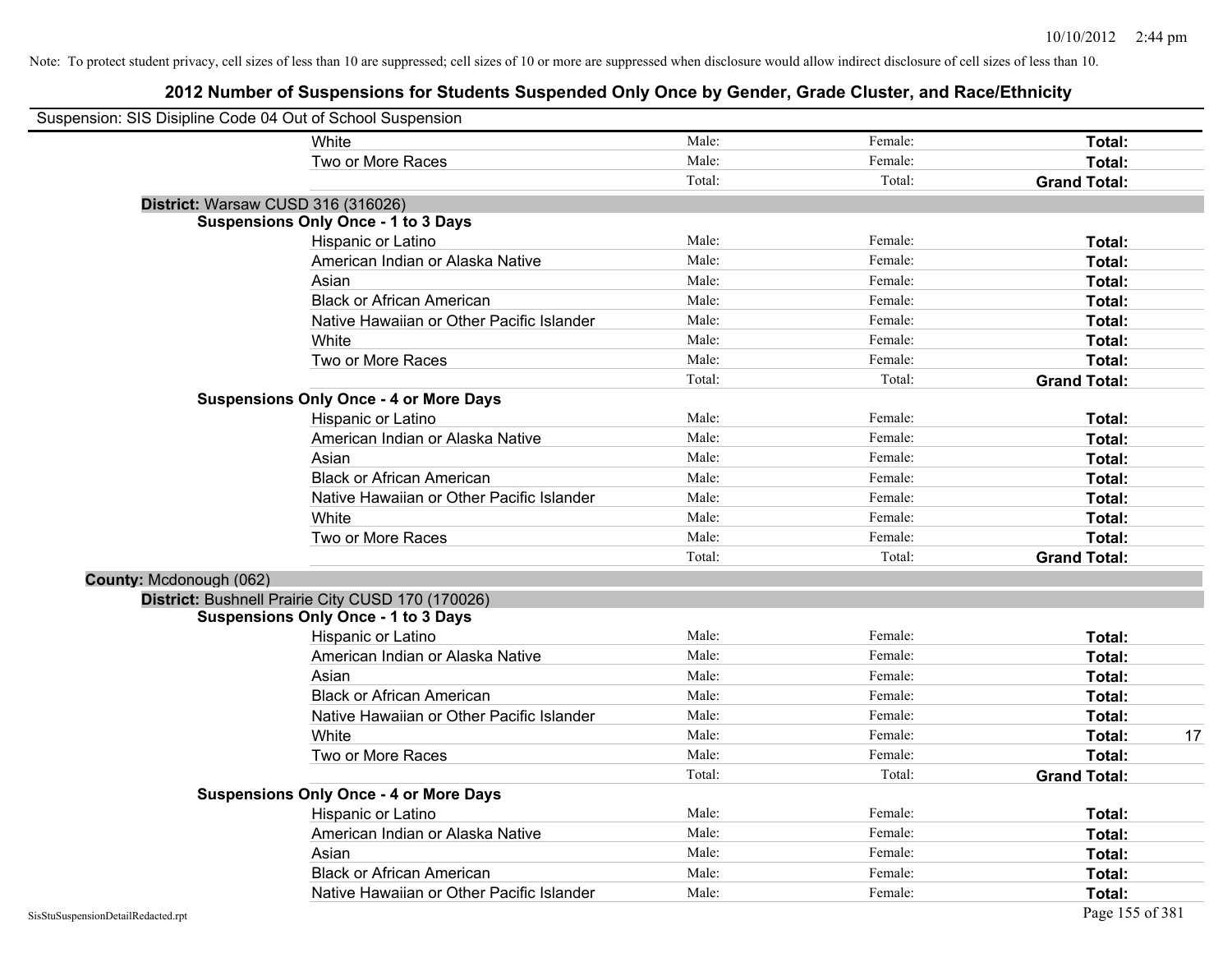Note: To protect student privacy, cell sizes of less than 10 are suppressed; cell sizes of 10 or more are suppressed when disclosure would allow indirect disclosure of cell sizes of less than 10.

# 2012 Number of Suspensions for Students Suspended Only Once by Gender, Grade Cluster, and Race/Ethnicity

Suspension: SIS Disipline Code 04 Out of School Suspension

| | | | | | |
|---|---|---|---|---|---|
| | White | Male: | Female: | **Total:** | |
| | Two or More Races | Male: | Female: | **Total:** | |
| | | Total: | Total: | **Grand Total:** | |
| **District:** Warsaw CUSD 316 (316026) | | | | | |
| **Suspensions Only Once - 1 to 3 Days** | | | | | |
| | Hispanic or Latino | Male: | Female: | **Total:** | |
| | American Indian or Alaska Native | Male: | Female: | **Total:** | |
| | Asian | Male: | Female: | **Total:** | |
| | Black or African American | Male: | Female: | **Total:** | |
| | Native Hawaiian or Other Pacific Islander | Male: | Female: | **Total:** | |
| | White | Male: | Female: | **Total:** | |
| | Two or More Races | Male: | Female: | **Total:** | |
| | | Total: | Total: | **Grand Total:** | |
| **Suspensions Only Once - 4 or More Days** | | | | | |
| | Hispanic or Latino | Male: | Female: | **Total:** | |
| | American Indian or Alaska Native | Male: | Female: | **Total:** | |
| | Asian | Male: | Female: | **Total:** | |
| | Black or African American | Male: | Female: | **Total:** | |
| | Native Hawaiian or Other Pacific Islander | Male: | Female: | **Total:** | |
| | White | Male: | Female: | **Total:** | |
| | Two or More Races | Male: | Female: | **Total:** | |
| | | Total: | Total: | **Grand Total:** | |
| **County:** Mcdonough (062) | | | | | |
| **District:** Bushnell Prairie City CUSD 170 (170026) | | | | | |
| **Suspensions Only Once - 1 to 3 Days** | | | | | |
| | Hispanic or Latino | Male: | Female: | **Total:** | |
| | American Indian or Alaska Native | Male: | Female: | **Total:** | |
| | Asian | Male: | Female: | **Total:** | |
| | Black or African American | Male: | Female: | **Total:** | |
| | Native Hawaiian or Other Pacific Islander | Male: | Female: | **Total:** | |
| | White | Male: | Female: | **Total:** | 17 |
| | Two or More Races | Male: | Female: | **Total:** | |
| | | Total: | Total: | **Grand Total:** | |
| **Suspensions Only Once - 4 or More Days** | | | | | |
| | Hispanic or Latino | Male: | Female: | **Total:** | |
| | American Indian or Alaska Native | Male: | Female: | **Total:** | |
| | Asian | Male: | Female: | **Total:** | |
| | Black or African American | Male: | Female: | **Total:** | |
| | Native Hawaiian or Other Pacific Islander | Male: | Female: | **Total:** | |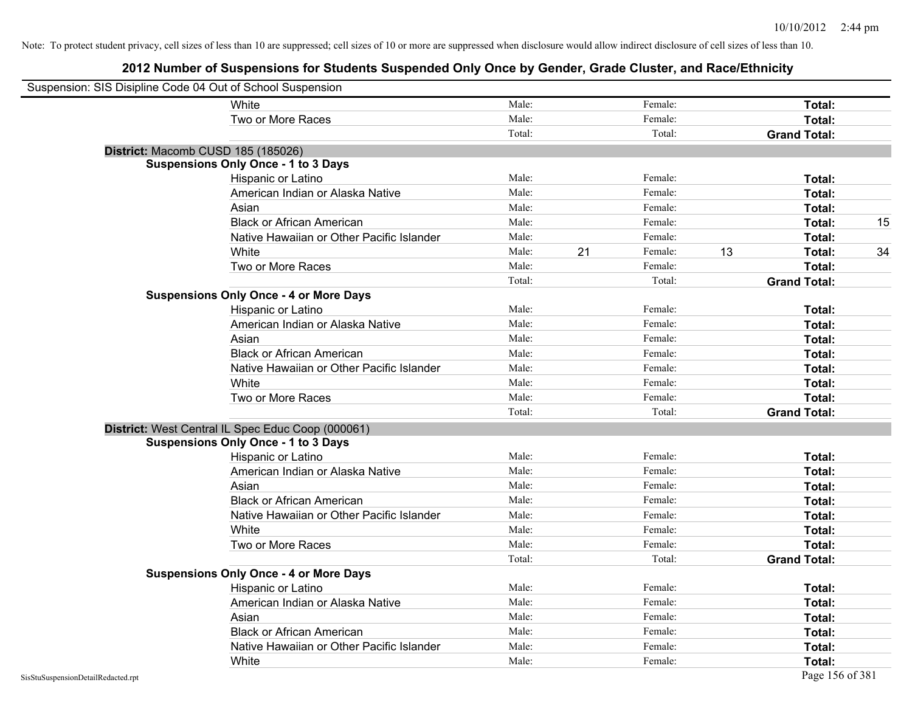Note: To protect student privacy, cell sizes of less than 10 are suppressed; cell sizes of 10 or more are suppressed when disclosure would allow indirect disclosure of cell sizes of less than 10.

# 2012 Number of Suspensions for Students Suspended Only Once by Gender, Grade Cluster, and Race/Ethnicity

Suspension: SIS Disipline Code 04 Out of School Suspension

| | | | | | | | |
|---|---|---|---|---|---|---|---|
| | White | Male: | | Female: | | **Total:** | |
| | Two or More Races | Male: | | Female: | | **Total:** | |
| | | Total: | | Total: | | **Grand Total:** | |
| **District:** Macomb CUSD 185 (185026) | | | | | | | |
| **Suspensions Only Once - 1 to 3 Days** | | | | | | | |
| | Hispanic or Latino | Male: | | Female: | | **Total:** | |
| | American Indian or Alaska Native | Male: | | Female: | | **Total:** | |
| | Asian | Male: | | Female: | | **Total:** | |
| | Black or African American | Male: | | Female: | | **Total:** | 15 |
| | Native Hawaiian or Other Pacific Islander | Male: | | Female: | | **Total:** | |
| | White | Male: | 21 | Female: | 13 | **Total:** | 34 |
| | Two or More Races | Male: | | Female: | | **Total:** | |
| | | Total: | | Total: | | **Grand Total:** | |
| **Suspensions Only Once - 4 or More Days** | | | | | | | |
| | Hispanic or Latino | Male: | | Female: | | **Total:** | |
| | American Indian or Alaska Native | Male: | | Female: | | **Total:** | |
| | Asian | Male: | | Female: | | **Total:** | |
| | Black or African American | Male: | | Female: | | **Total:** | |
| | Native Hawaiian or Other Pacific Islander | Male: | | Female: | | **Total:** | |
| | White | Male: | | Female: | | **Total:** | |
| | Two or More Races | Male: | | Female: | | **Total:** | |
| | | Total: | | Total: | | **Grand Total:** | |
| **District:** West Central IL Spec Educ Coop (000061) | | | | | | | |
| **Suspensions Only Once - 1 to 3 Days** | | | | | | | |
| | Hispanic or Latino | Male: | | Female: | | **Total:** | |
| | American Indian or Alaska Native | Male: | | Female: | | **Total:** | |
| | Asian | Male: | | Female: | | **Total:** | |
| | Black or African American | Male: | | Female: | | **Total:** | |
| | Native Hawaiian or Other Pacific Islander | Male: | | Female: | | **Total:** | |
| | White | Male: | | Female: | | **Total:** | |
| | Two or More Races | Male: | | Female: | | **Total:** | |
| | | Total: | | Total: | | **Grand Total:** | |
| **Suspensions Only Once - 4 or More Days** | | | | | | | |
| | Hispanic or Latino | Male: | | Female: | | **Total:** | |
| | American Indian or Alaska Native | Male: | | Female: | | **Total:** | |
| | Asian | Male: | | Female: | | **Total:** | |
| | Black or African American | Male: | | Female: | | **Total:** | |
| | Native Hawaiian or Other Pacific Islander | Male: | | Female: | | **Total:** | |
| | White | Male: | | Female: | | **Total:** | |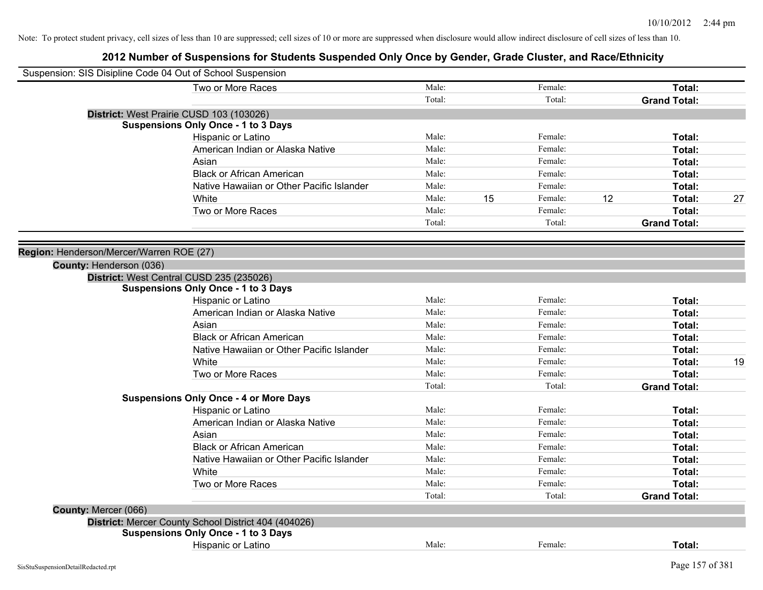Note: To protect student privacy, cell sizes of less than 10 are suppressed; cell sizes of 10 or more are suppressed when disclosure would allow indirect disclosure of cell sizes of less than 10.

# 2012 Number of Suspensions for Students Suspended Only Once by Gender, Grade Cluster, and Race/Ethnicity

Suspension: SIS Disipline Code 04 Out of School Suspension

| | | | | | | |
|---|---|---|---|---|---|---|
| Two or More Races | Male: | | Female: | | **Total:** | |
| | Total: | | Total: | | **Grand Total:** | |

**District:** West Prairie CUSD 103 (103026)

**Suspensions Only Once - 1 to 3 Days**

| | | | | | | |
|---|---|---|---|---|---|---|
| Hispanic or Latino | Male: | | Female: | | **Total:** | |
| American Indian or Alaska Native | Male: | | Female: | | **Total:** | |
| Asian | Male: | | Female: | | **Total:** | |
| Black or African American | Male: | | Female: | | **Total:** | |
| Native Hawaiian or Other Pacific Islander | Male: | | Female: | | **Total:** | |
| White | Male: | 15 | Female: | 12 | **Total:** | 27 |
| Two or More Races | Male: | | Female: | | **Total:** | |
| | Total: | | Total: | | **Grand Total:** | |

**Region:** Henderson/Mercer/Warren ROE (27)

**County:** Henderson (036)

**District:** West Central CUSD 235 (235026)

**Suspensions Only Once - 1 to 3 Days**

| | | | | | | |
|---|---|---|---|---|---|---|
| Hispanic or Latino | Male: | | Female: | | **Total:** | |
| American Indian or Alaska Native | Male: | | Female: | | **Total:** | |
| Asian | Male: | | Female: | | **Total:** | |
| Black or African American | Male: | | Female: | | **Total:** | |
| Native Hawaiian or Other Pacific Islander | Male: | | Female: | | **Total:** | |
| White | Male: | | Female: | | **Total:** | 19 |
| Two or More Races | Male: | | Female: | | **Total:** | |
| | Total: | | Total: | | **Grand Total:** | |

**Suspensions Only Once - 4 or More Days**

| | | | | | | |
|---|---|---|---|---|---|---|
| Hispanic or Latino | Male: | | Female: | | **Total:** | |
| American Indian or Alaska Native | Male: | | Female: | | **Total:** | |
| Asian | Male: | | Female: | | **Total:** | |
| Black or African American | Male: | | Female: | | **Total:** | |
| Native Hawaiian or Other Pacific Islander | Male: | | Female: | | **Total:** | |
| White | Male: | | Female: | | **Total:** | |
| Two or More Races | Male: | | Female: | | **Total:** | |
| | Total: | | Total: | | **Grand Total:** | |

**County:** Mercer (066)

**District:** Mercer County School District 404 (404026)

**Suspensions Only Once - 1 to 3 Days**

| | | | | | | |
|---|---|---|---|---|---|---|
| Hispanic or Latino | Male: | | Female: | | **Total:** | |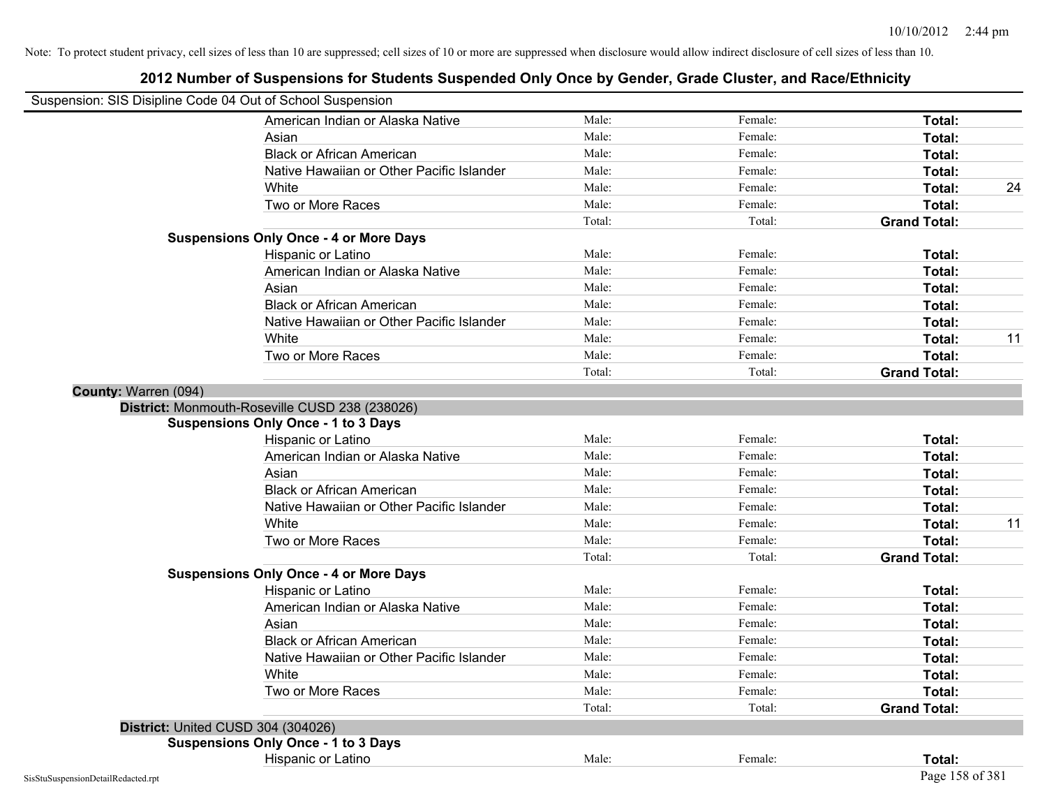Note: To protect student privacy, cell sizes of less than 10 are suppressed; cell sizes of 10 or more are suppressed when disclosure would allow indirect disclosure of cell sizes of less than 10.

# 2012 Number of Suspensions for Students Suspended Only Once by Gender, Grade Cluster, and Race/Ethnicity

Suspension: SIS Disipline Code 04 Out of School Suspension

| | | | | | |
|---|---|---|---|---|---|
| | American Indian or Alaska Native | Male: | Female: | **Total:** | |
| | Asian | Male: | Female: | **Total:** | |
| | Black or African American | Male: | Female: | **Total:** | |
| | Native Hawaiian or Other Pacific Islander | Male: | Female: | **Total:** | |
| | White | Male: | Female: | **Total:** | 24 |
| | Two or More Races | Male: | Female: | **Total:** | |
| | | Total: | Total: | **Grand Total:** | |
| **Suspensions Only Once - 4 or More Days** | | | | | |
| | Hispanic or Latino | Male: | Female: | **Total:** | |
| | American Indian or Alaska Native | Male: | Female: | **Total:** | |
| | Asian | Male: | Female: | **Total:** | |
| | Black or African American | Male: | Female: | **Total:** | |
| | Native Hawaiian or Other Pacific Islander | Male: | Female: | **Total:** | |
| | White | Male: | Female: | **Total:** | 11 |
| | Two or More Races | Male: | Female: | **Total:** | |
| | | Total: | Total: | **Grand Total:** | |
| **County:** Warren (094) | | | | | |
| **District:** Monmouth-Roseville CUSD 238 (238026) | | | | | |
| **Suspensions Only Once - 1 to 3 Days** | | | | | |
| | Hispanic or Latino | Male: | Female: | **Total:** | |
| | American Indian or Alaska Native | Male: | Female: | **Total:** | |
| | Asian | Male: | Female: | **Total:** | |
| | Black or African American | Male: | Female: | **Total:** | |
| | Native Hawaiian or Other Pacific Islander | Male: | Female: | **Total:** | |
| | White | Male: | Female: | **Total:** | 11 |
| | Two or More Races | Male: | Female: | **Total:** | |
| | | Total: | Total: | **Grand Total:** | |
| **Suspensions Only Once - 4 or More Days** | | | | | |
| | Hispanic or Latino | Male: | Female: | **Total:** | |
| | American Indian or Alaska Native | Male: | Female: | **Total:** | |
| | Asian | Male: | Female: | **Total:** | |
| | Black or African American | Male: | Female: | **Total:** | |
| | Native Hawaiian or Other Pacific Islander | Male: | Female: | **Total:** | |
| | White | Male: | Female: | **Total:** | |
| | Two or More Races | Male: | Female: | **Total:** | |
| | | Total: | Total: | **Grand Total:** | |
| **District:** United CUSD 304 (304026) | | | | | |
| **Suspensions Only Once - 1 to 3 Days** | | | | | |
| | Hispanic or Latino | Male: | Female: | **Total:** | |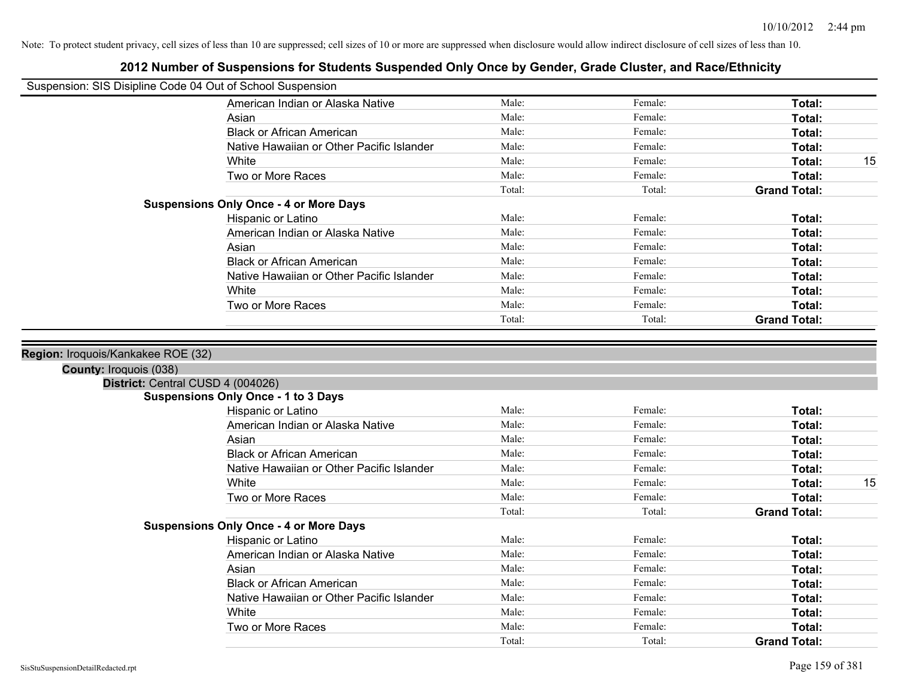Note: To protect student privacy, cell sizes of less than 10 are suppressed; cell sizes of 10 or more are suppressed when disclosure would allow indirect disclosure of cell sizes of less than 10.

# 2012 Number of Suspensions for Students Suspended Only Once by Gender, Grade Cluster, and Race/Ethnicity

Suspension: SIS Disipline Code 04 Out of School Suspension

| | | | | |
|---|---|---|---|---|
| American Indian or Alaska Native | Male: | Female: | **Total:** | |
| Asian | Male: | Female: | **Total:** | |
| Black or African American | Male: | Female: | **Total:** | |
| Native Hawaiian or Other Pacific Islander | Male: | Female: | **Total:** | |
| White | Male: | Female: | **Total:** | 15 |
| Two or More Races | Male: | Female: | **Total:** | |
| | Total: | Total: | **Grand Total:** | |

**Suspensions Only Once - 4 or More Days**

| | | | | |
|---|---|---|---|---|
| Hispanic or Latino | Male: | Female: | **Total:** | |
| American Indian or Alaska Native | Male: | Female: | **Total:** | |
| Asian | Male: | Female: | **Total:** | |
| Black or African American | Male: | Female: | **Total:** | |
| Native Hawaiian or Other Pacific Islander | Male: | Female: | **Total:** | |
| White | Male: | Female: | **Total:** | |
| Two or More Races | Male: | Female: | **Total:** | |
| | Total: | Total: | **Grand Total:** | |

**Region:** Iroquois/Kankakee ROE (32)

**County:** Iroquois (038)

**District:** Central CUSD 4 (004026)

**Suspensions Only Once - 1 to 3 Days**

| | | | | |
|---|---|---|---|---|
| Hispanic or Latino | Male: | Female: | **Total:** | |
| American Indian or Alaska Native | Male: | Female: | **Total:** | |
| Asian | Male: | Female: | **Total:** | |
| Black or African American | Male: | Female: | **Total:** | |
| Native Hawaiian or Other Pacific Islander | Male: | Female: | **Total:** | |
| White | Male: | Female: | **Total:** | 15 |
| Two or More Races | Male: | Female: | **Total:** | |
| | Total: | Total: | **Grand Total:** | |

**Suspensions Only Once - 4 or More Days**

| | | | | |
|---|---|---|---|---|
| Hispanic or Latino | Male: | Female: | **Total:** | |
| American Indian or Alaska Native | Male: | Female: | **Total:** | |
| Asian | Male: | Female: | **Total:** | |
| Black or African American | Male: | Female: | **Total:** | |
| Native Hawaiian or Other Pacific Islander | Male: | Female: | **Total:** | |
| White | Male: | Female: | **Total:** | |
| Two or More Races | Male: | Female: | **Total:** | |
| | Total: | Total: | **Grand Total:** | |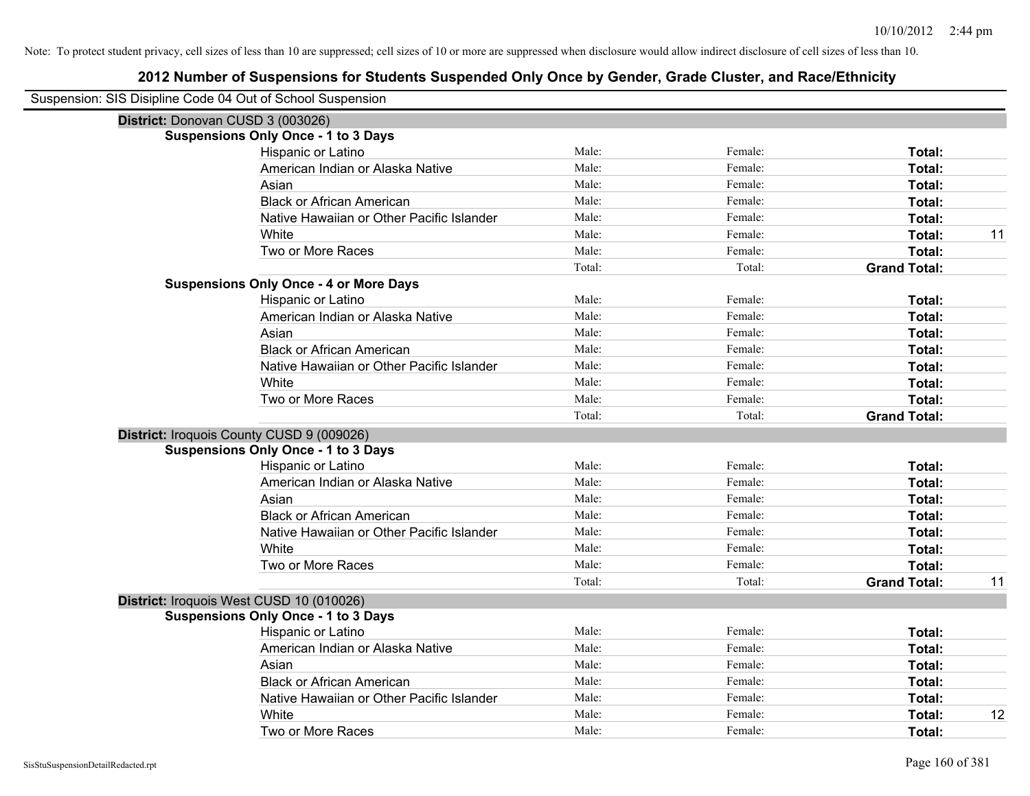Note: To protect student privacy, cell sizes of less than 10 are suppressed; cell sizes of 10 or more are suppressed when disclosure would allow indirect disclosure of cell sizes of less than 10.

# 2012 Number of Suspensions for Students Suspended Only Once by Gender, Grade Cluster, and Race/Ethnicity

Suspension: SIS Disipline Code 04 Out of School Suspension

**District:** Donovan CUSD 3 (003026)

**Suspensions Only Once - 1 to 3 Days**

| | | | | |
|---|---|---|---|---|
| Hispanic or Latino | Male: | Female: | **Total:** | |
| American Indian or Alaska Native | Male: | Female: | **Total:** | |
| Asian | Male: | Female: | **Total:** | |
| Black or African American | Male: | Female: | **Total:** | |
| Native Hawaiian or Other Pacific Islander | Male: | Female: | **Total:** | |
| White | Male: | Female: | **Total:** | 11 |
| Two or More Races | Male: | Female: | **Total:** | |
| | Total: | Total: | **Grand Total:** | |

**Suspensions Only Once - 4 or More Days**

| | | | | |
|---|---|---|---|---|
| Hispanic or Latino | Male: | Female: | **Total:** | |
| American Indian or Alaska Native | Male: | Female: | **Total:** | |
| Asian | Male: | Female: | **Total:** | |
| Black or African American | Male: | Female: | **Total:** | |
| Native Hawaiian or Other Pacific Islander | Male: | Female: | **Total:** | |
| White | Male: | Female: | **Total:** | |
| Two or More Races | Male: | Female: | **Total:** | |
| | Total: | Total: | **Grand Total:** | |

**District:** Iroquois County CUSD 9 (009026)

**Suspensions Only Once - 1 to 3 Days**

| | | | | |
|---|---|---|---|---|
| Hispanic or Latino | Male: | Female: | **Total:** | |
| American Indian or Alaska Native | Male: | Female: | **Total:** | |
| Asian | Male: | Female: | **Total:** | |
| Black or African American | Male: | Female: | **Total:** | |
| Native Hawaiian or Other Pacific Islander | Male: | Female: | **Total:** | |
| White | Male: | Female: | **Total:** | |
| Two or More Races | Male: | Female: | **Total:** | |
| | Total: | Total: | **Grand Total:** | 11 |

**District:** Iroquois West CUSD 10 (010026)

**Suspensions Only Once - 1 to 3 Days**

| | | | | |
|---|---|---|---|---|
| Hispanic or Latino | Male: | Female: | **Total:** | |
| American Indian or Alaska Native | Male: | Female: | **Total:** | |
| Asian | Male: | Female: | **Total:** | |
| Black or African American | Male: | Female: | **Total:** | |
| Native Hawaiian or Other Pacific Islander | Male: | Female: | **Total:** | |
| White | Male: | Female: | **Total:** | 12 |
| Two or More Races | Male: | Female: | **Total:** | |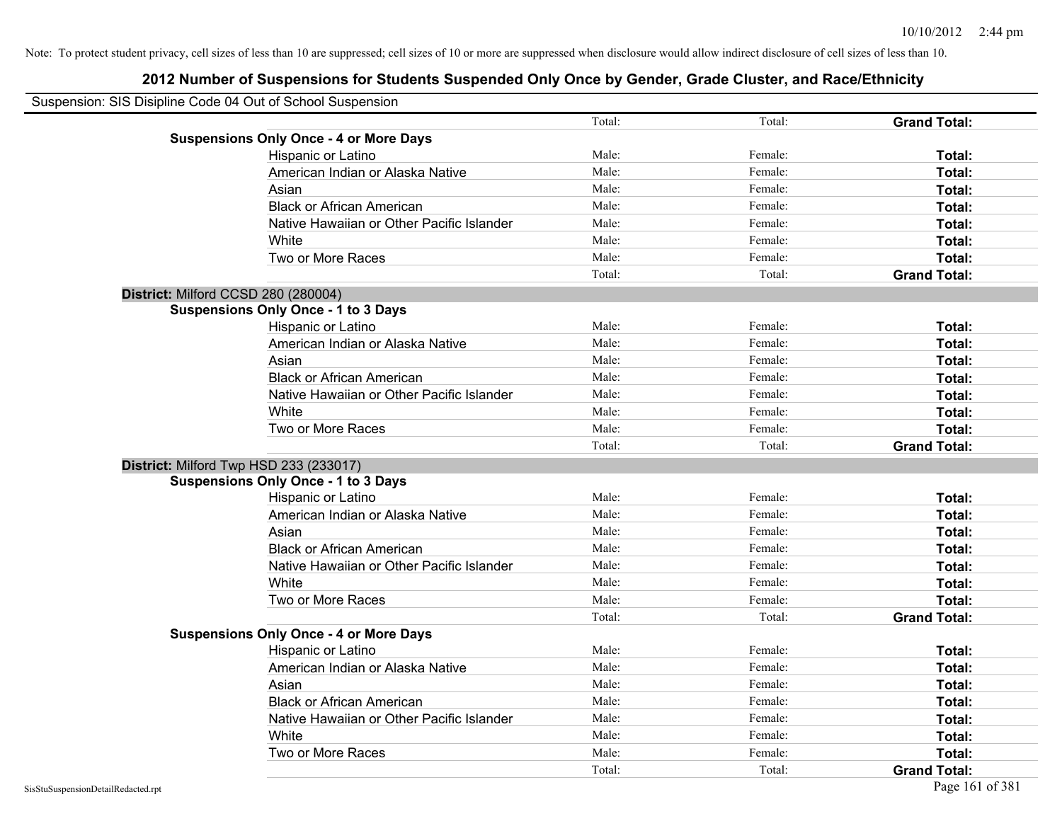Note: To protect student privacy, cell sizes of less than 10 are suppressed; cell sizes of 10 or more are suppressed when disclosure would allow indirect disclosure of cell sizes of less than 10.

# 2012 Number of Suspensions for Students Suspended Only Once by Gender, Grade Cluster, and Race/Ethnicity

Suspension: SIS Disipline Code 04 Out of School Suspension

| | | | |
|---|---|---|---|
| | Total: | Total: | **Grand Total:** |
| **Suspensions Only Once - 4 or More Days** | | | |
| Hispanic or Latino | Male: | Female: | **Total:** |
| American Indian or Alaska Native | Male: | Female: | **Total:** |
| Asian | Male: | Female: | **Total:** |
| Black or African American | Male: | Female: | **Total:** |
| Native Hawaiian or Other Pacific Islander | Male: | Female: | **Total:** |
| White | Male: | Female: | **Total:** |
| Two or More Races | Male: | Female: | **Total:** |
| | Total: | Total: | **Grand Total:** |

**District:** Milford CCSD 280 (280004)

| | | | |
|---|---|---|---|
| **Suspensions Only Once - 1 to 3 Days** | | | |
| Hispanic or Latino | Male: | Female: | **Total:** |
| American Indian or Alaska Native | Male: | Female: | **Total:** |
| Asian | Male: | Female: | **Total:** |
| Black or African American | Male: | Female: | **Total:** |
| Native Hawaiian or Other Pacific Islander | Male: | Female: | **Total:** |
| White | Male: | Female: | **Total:** |
| Two or More Races | Male: | Female: | **Total:** |
| | Total: | Total: | **Grand Total:** |

**District:** Milford Twp HSD 233 (233017)

| | | | |
|---|---|---|---|
| **Suspensions Only Once - 1 to 3 Days** | | | |
| Hispanic or Latino | Male: | Female: | **Total:** |
| American Indian or Alaska Native | Male: | Female: | **Total:** |
| Asian | Male: | Female: | **Total:** |
| Black or African American | Male: | Female: | **Total:** |
| Native Hawaiian or Other Pacific Islander | Male: | Female: | **Total:** |
| White | Male: | Female: | **Total:** |
| Two or More Races | Male: | Female: | **Total:** |
| | Total: | Total: | **Grand Total:** |
| **Suspensions Only Once - 4 or More Days** | | | |
| Hispanic or Latino | Male: | Female: | **Total:** |
| American Indian or Alaska Native | Male: | Female: | **Total:** |
| Asian | Male: | Female: | **Total:** |
| Black or African American | Male: | Female: | **Total:** |
| Native Hawaiian or Other Pacific Islander | Male: | Female: | **Total:** |
| White | Male: | Female: | **Total:** |
| Two or More Races | Male: | Female: | **Total:** |
| | Total: | Total: | **Grand Total:** |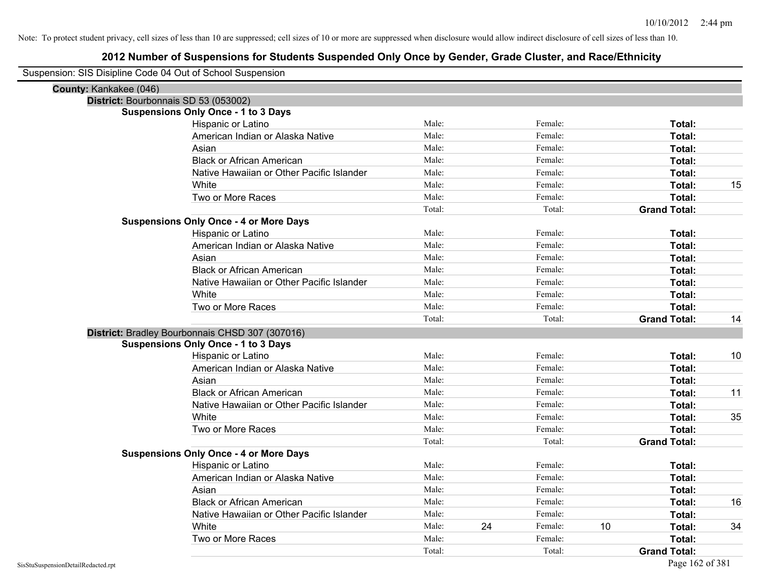Note: To protect student privacy, cell sizes of less than 10 are suppressed; cell sizes of 10 or more are suppressed when disclosure would allow indirect disclosure of cell sizes of less than 10.

# 2012 Number of Suspensions for Students Suspended Only Once by Gender, Grade Cluster, and Race/Ethnicity

Suspension: SIS Disipline Code 04 Out of School Suspension

**County:** Kankakee (046)

**District:** Bourbonnais SD 53 (053002)

**Suspensions Only Once - 1 to 3 Days**

| Race/Ethnicity | Male: | | Female: | | Total: | |
|---|---|---|---|---|---|---|
| Hispanic or Latino | Male: | | Female: | | **Total:** | |
| American Indian or Alaska Native | Male: | | Female: | | **Total:** | |
| Asian | Male: | | Female: | | **Total:** | |
| Black or African American | Male: | | Female: | | **Total:** | |
| Native Hawaiian or Other Pacific Islander | Male: | | Female: | | **Total:** | |
| White | Male: | | Female: | | **Total:** | 15 |
| Two or More Races | Male: | | Female: | | **Total:** | |
| | Total: | | Total: | | **Grand Total:** | |

**Suspensions Only Once - 4 or More Days**

| Race/Ethnicity | Male: | | Female: | | Total: | |
|---|---|---|---|---|---|---|
| Hispanic or Latino | Male: | | Female: | | **Total:** | |
| American Indian or Alaska Native | Male: | | Female: | | **Total:** | |
| Asian | Male: | | Female: | | **Total:** | |
| Black or African American | Male: | | Female: | | **Total:** | |
| Native Hawaiian or Other Pacific Islander | Male: | | Female: | | **Total:** | |
| White | Male: | | Female: | | **Total:** | |
| Two or More Races | Male: | | Female: | | **Total:** | |
| | Total: | | Total: | | **Grand Total:** | 14 |

**District:** Bradley Bourbonnais CHSD 307 (307016)

**Suspensions Only Once - 1 to 3 Days**

| Race/Ethnicity | Male: | | Female: | | Total: | |
|---|---|---|---|---|---|---|
| Hispanic or Latino | Male: | | Female: | | **Total:** | 10 |
| American Indian or Alaska Native | Male: | | Female: | | **Total:** | |
| Asian | Male: | | Female: | | **Total:** | |
| Black or African American | Male: | | Female: | | **Total:** | 11 |
| Native Hawaiian or Other Pacific Islander | Male: | | Female: | | **Total:** | |
| White | Male: | | Female: | | **Total:** | 35 |
| Two or More Races | Male: | | Female: | | **Total:** | |
| | Total: | | Total: | | **Grand Total:** | |

**Suspensions Only Once - 4 or More Days**

| Race/Ethnicity | Male: | | Female: | | Total: | |
|---|---|---|---|---|---|---|
| Hispanic or Latino | Male: | | Female: | | **Total:** | |
| American Indian or Alaska Native | Male: | | Female: | | **Total:** | |
| Asian | Male: | | Female: | | **Total:** | |
| Black or African American | Male: | | Female: | | **Total:** | 16 |
| Native Hawaiian or Other Pacific Islander | Male: | | Female: | | **Total:** | |
| White | Male: | 24 | Female: | 10 | **Total:** | 34 |
| Two or More Races | Male: | | Female: | | **Total:** | |
| | Total: | | Total: | | **Grand Total:** | |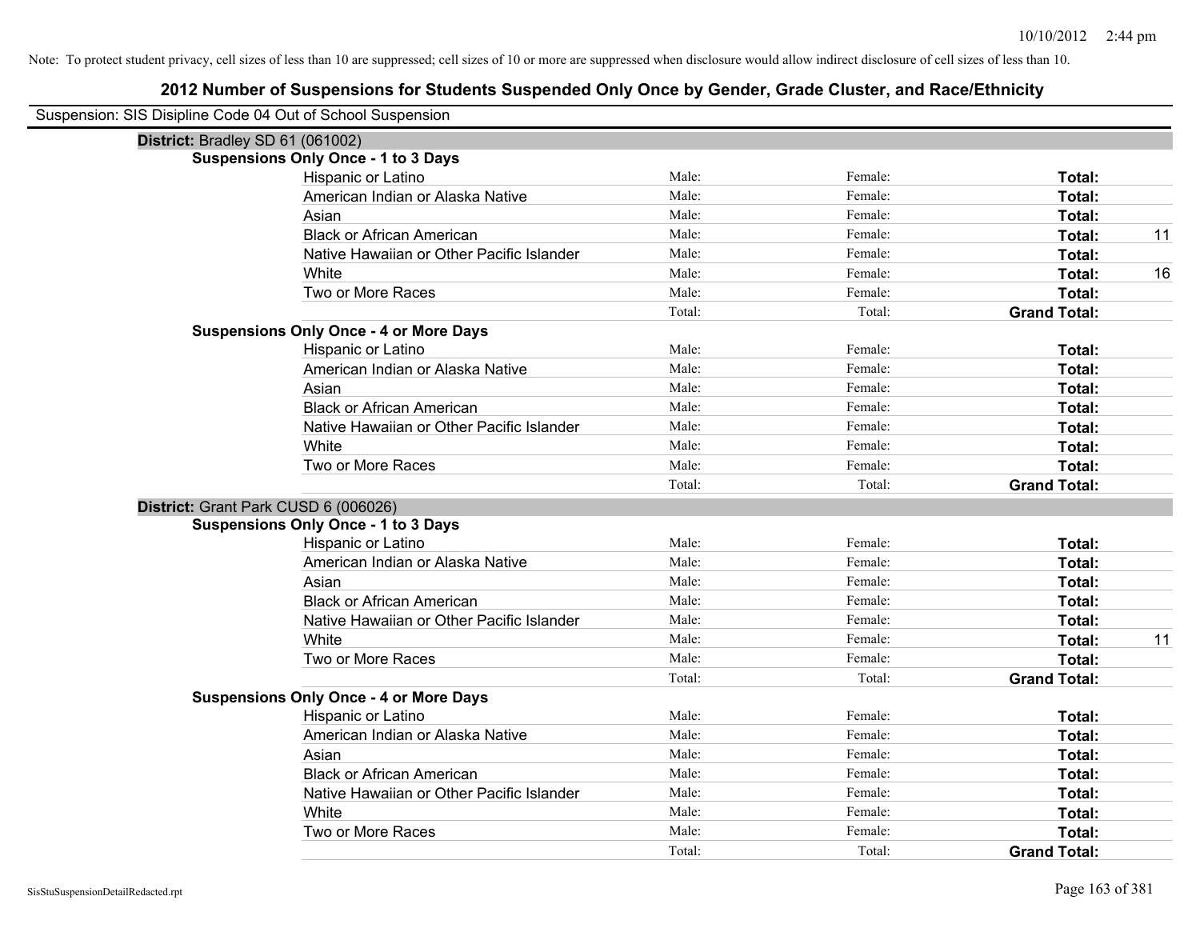Note: To protect student privacy, cell sizes of less than 10 are suppressed; cell sizes of 10 or more are suppressed when disclosure would allow indirect disclosure of cell sizes of less than 10.

# 2012 Number of Suspensions for Students Suspended Only Once by Gender, Grade Cluster, and Race/Ethnicity

Suspension: SIS Disipline Code 04 Out of School Suspension

## District: Bradley SD 61 (061002)

### Suspensions Only Once - 1 to 3 Days

| | | | | |
|---|---|---|---|---|
| Hispanic or Latino | Male: | Female: | **Total:** | |
| American Indian or Alaska Native | Male: | Female: | **Total:** | |
| Asian | Male: | Female: | **Total:** | |
| Black or African American | Male: | Female: | **Total:** | 11 |
| Native Hawaiian or Other Pacific Islander | Male: | Female: | **Total:** | |
| White | Male: | Female: | **Total:** | 16 |
| Two or More Races | Male: | Female: | **Total:** | |
| | Total: | Total: | **Grand Total:** | |

### Suspensions Only Once - 4 or More Days

| | | | | |
|---|---|---|---|---|
| Hispanic or Latino | Male: | Female: | **Total:** | |
| American Indian or Alaska Native | Male: | Female: | **Total:** | |
| Asian | Male: | Female: | **Total:** | |
| Black or African American | Male: | Female: | **Total:** | |
| Native Hawaiian or Other Pacific Islander | Male: | Female: | **Total:** | |
| White | Male: | Female: | **Total:** | |
| Two or More Races | Male: | Female: | **Total:** | |
| | Total: | Total: | **Grand Total:** | |

## District: Grant Park CUSD 6 (006026)

### Suspensions Only Once - 1 to 3 Days

| | | | | |
|---|---|---|---|---|
| Hispanic or Latino | Male: | Female: | **Total:** | |
| American Indian or Alaska Native | Male: | Female: | **Total:** | |
| Asian | Male: | Female: | **Total:** | |
| Black or African American | Male: | Female: | **Total:** | |
| Native Hawaiian or Other Pacific Islander | Male: | Female: | **Total:** | |
| White | Male: | Female: | **Total:** | 11 |
| Two or More Races | Male: | Female: | **Total:** | |
| | Total: | Total: | **Grand Total:** | |

### Suspensions Only Once - 4 or More Days

| | | | | |
|---|---|---|---|---|
| Hispanic or Latino | Male: | Female: | **Total:** | |
| American Indian or Alaska Native | Male: | Female: | **Total:** | |
| Asian | Male: | Female: | **Total:** | |
| Black or African American | Male: | Female: | **Total:** | |
| Native Hawaiian or Other Pacific Islander | Male: | Female: | **Total:** | |
| White | Male: | Female: | **Total:** | |
| Two or More Races | Male: | Female: | **Total:** | |
| | Total: | Total: | **Grand Total:** | |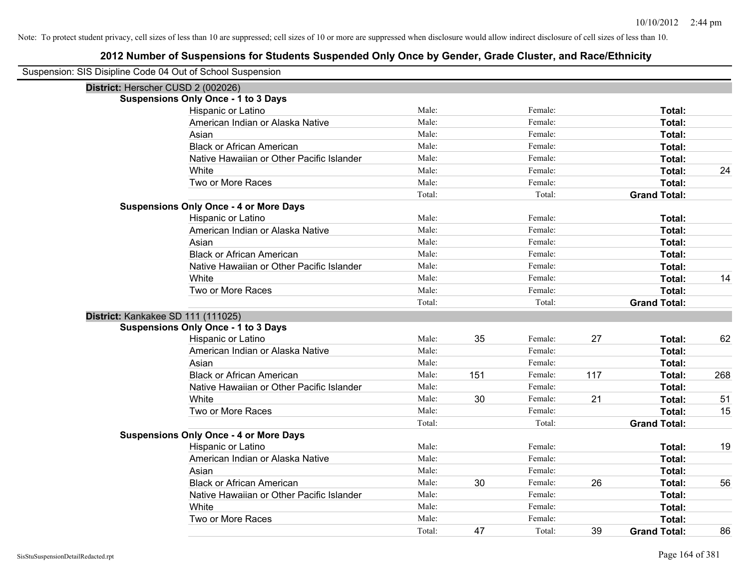Note: To protect student privacy, cell sizes of less than 10 are suppressed; cell sizes of 10 or more are suppressed when disclosure would allow indirect disclosure of cell sizes of less than 10.

# 2012 Number of Suspensions for Students Suspended Only Once by Gender, Grade Cluster, and Race/Ethnicity

Suspension: SIS Disipline Code 04 Out of School Suspension

## District: Herscher CUSD 2 (002026)

### Suspensions Only Once - 1 to 3 Days

| | | | | | | |
|---|---|---|---|---|---|---|
| Hispanic or Latino | Male: | | Female: | | Total: | |
| American Indian or Alaska Native | Male: | | Female: | | Total: | |
| Asian | Male: | | Female: | | Total: | |
| Black or African American | Male: | | Female: | | Total: | |
| Native Hawaiian or Other Pacific Islander | Male: | | Female: | | Total: | |
| White | Male: | | Female: | | Total: | 24 |
| Two or More Races | Male: | | Female: | | Total: | |
| | Total: | | Total: | | Grand Total: | |

### Suspensions Only Once - 4 or More Days

| | | | | | | |
|---|---|---|---|---|---|---|
| Hispanic or Latino | Male: | | Female: | | Total: | |
| American Indian or Alaska Native | Male: | | Female: | | Total: | |
| Asian | Male: | | Female: | | Total: | |
| Black or African American | Male: | | Female: | | Total: | |
| Native Hawaiian or Other Pacific Islander | Male: | | Female: | | Total: | |
| White | Male: | | Female: | | Total: | 14 |
| Two or More Races | Male: | | Female: | | Total: | |
| | Total: | | Total: | | Grand Total: | |

## District: Kankakee SD 111 (111025)

### Suspensions Only Once - 1 to 3 Days

| | | | | | | |
|---|---|---|---|---|---|---|
| Hispanic or Latino | Male: | 35 | Female: | 27 | Total: | 62 |
| American Indian or Alaska Native | Male: | | Female: | | Total: | |
| Asian | Male: | | Female: | | Total: | |
| Black or African American | Male: | 151 | Female: | 117 | Total: | 268 |
| Native Hawaiian or Other Pacific Islander | Male: | | Female: | | Total: | |
| White | Male: | 30 | Female: | 21 | Total: | 51 |
| Two or More Races | Male: | | Female: | | Total: | 15 |
| | Total: | | Total: | | Grand Total: | |

### Suspensions Only Once - 4 or More Days

| | | | | | | |
|---|---|---|---|---|---|---|
| Hispanic or Latino | Male: | | Female: | | Total: | 19 |
| American Indian or Alaska Native | Male: | | Female: | | Total: | |
| Asian | Male: | | Female: | | Total: | |
| Black or African American | Male: | 30 | Female: | 26 | Total: | 56 |
| Native Hawaiian or Other Pacific Islander | Male: | | Female: | | Total: | |
| White | Male: | | Female: | | Total: | |
| Two or More Races | Male: | | Female: | | Total: | |
| | Total: | 47 | Total: | 39 | Grand Total: | 86 |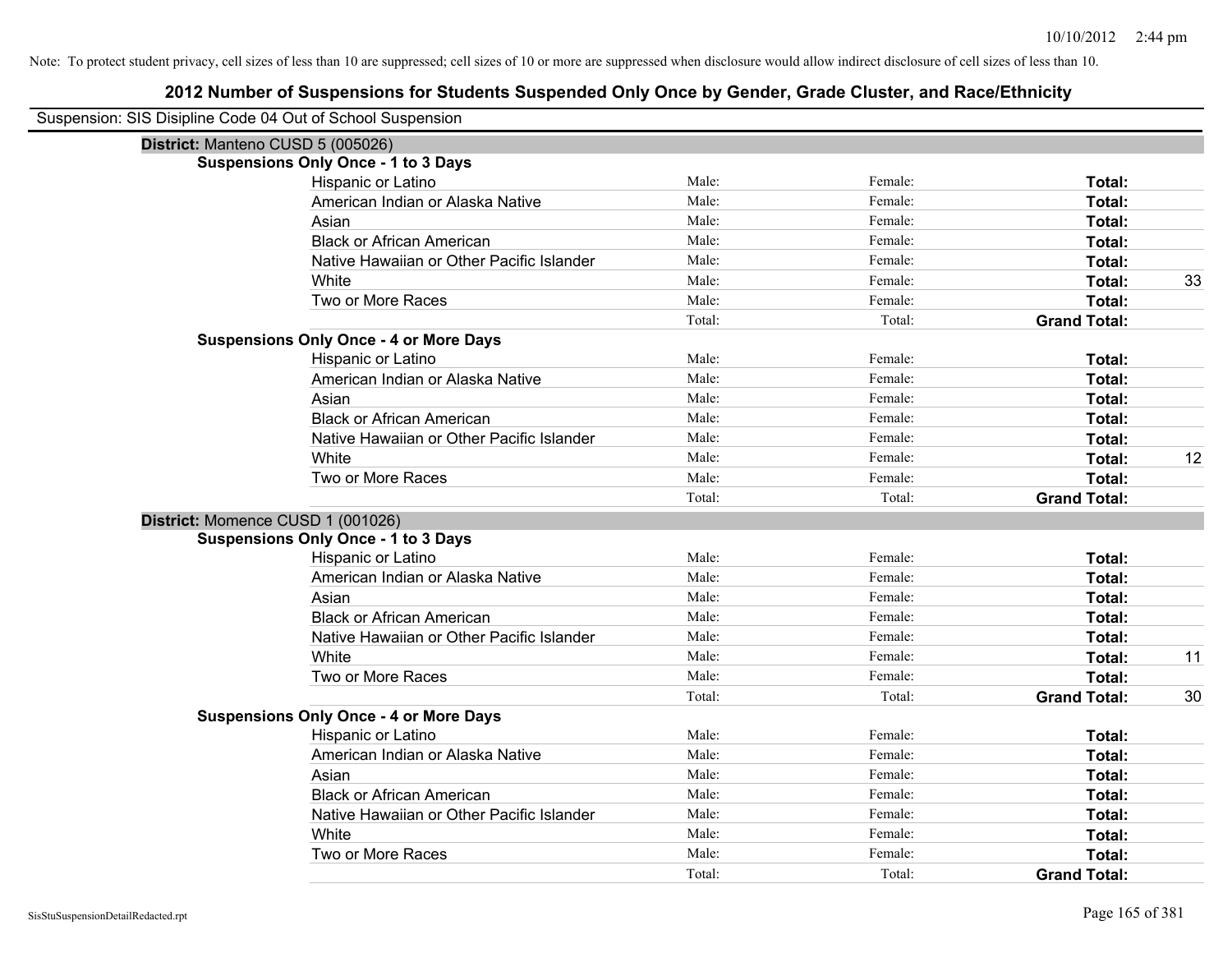Note: To protect student privacy, cell sizes of less than 10 are suppressed; cell sizes of 10 or more are suppressed when disclosure would allow indirect disclosure of cell sizes of less than 10.

# 2012 Number of Suspensions for Students Suspended Only Once by Gender, Grade Cluster, and Race/Ethnicity

Suspension: SIS Disipline Code 04 Out of School Suspension

## District: Manteno CUSD 5 (005026)

### Suspensions Only Once - 1 to 3 Days

| Race/Ethnicity | Male | Female | Total | |
|---|---|---|---|---|
| Hispanic or Latino | Male: | Female: | **Total:** | |
| American Indian or Alaska Native | Male: | Female: | **Total:** | |
| Asian | Male: | Female: | **Total:** | |
| Black or African American | Male: | Female: | **Total:** | |
| Native Hawaiian or Other Pacific Islander | Male: | Female: | **Total:** | |
| White | Male: | Female: | **Total:** | 33 |
| Two or More Races | Male: | Female: | **Total:** | |
| | Total: | Total: | **Grand Total:** | |

### Suspensions Only Once - 4 or More Days

| Race/Ethnicity | Male | Female | Total | |
|---|---|---|---|---|
| Hispanic or Latino | Male: | Female: | **Total:** | |
| American Indian or Alaska Native | Male: | Female: | **Total:** | |
| Asian | Male: | Female: | **Total:** | |
| Black or African American | Male: | Female: | **Total:** | |
| Native Hawaiian or Other Pacific Islander | Male: | Female: | **Total:** | |
| White | Male: | Female: | **Total:** | 12 |
| Two or More Races | Male: | Female: | **Total:** | |
| | Total: | Total: | **Grand Total:** | |

## District: Momence CUSD 1 (001026)

### Suspensions Only Once - 1 to 3 Days

| Race/Ethnicity | Male | Female | Total | |
|---|---|---|---|---|
| Hispanic or Latino | Male: | Female: | **Total:** | |
| American Indian or Alaska Native | Male: | Female: | **Total:** | |
| Asian | Male: | Female: | **Total:** | |
| Black or African American | Male: | Female: | **Total:** | |
| Native Hawaiian or Other Pacific Islander | Male: | Female: | **Total:** | |
| White | Male: | Female: | **Total:** | 11 |
| Two or More Races | Male: | Female: | **Total:** | |
| | Total: | Total: | **Grand Total:** | 30 |

### Suspensions Only Once - 4 or More Days

| Race/Ethnicity | Male | Female | Total | |
|---|---|---|---|---|
| Hispanic or Latino | Male: | Female: | **Total:** | |
| American Indian or Alaska Native | Male: | Female: | **Total:** | |
| Asian | Male: | Female: | **Total:** | |
| Black or African American | Male: | Female: | **Total:** | |
| Native Hawaiian or Other Pacific Islander | Male: | Female: | **Total:** | |
| White | Male: | Female: | **Total:** | |
| Two or More Races | Male: | Female: | **Total:** | |
| | Total: | Total: | **Grand Total:** | |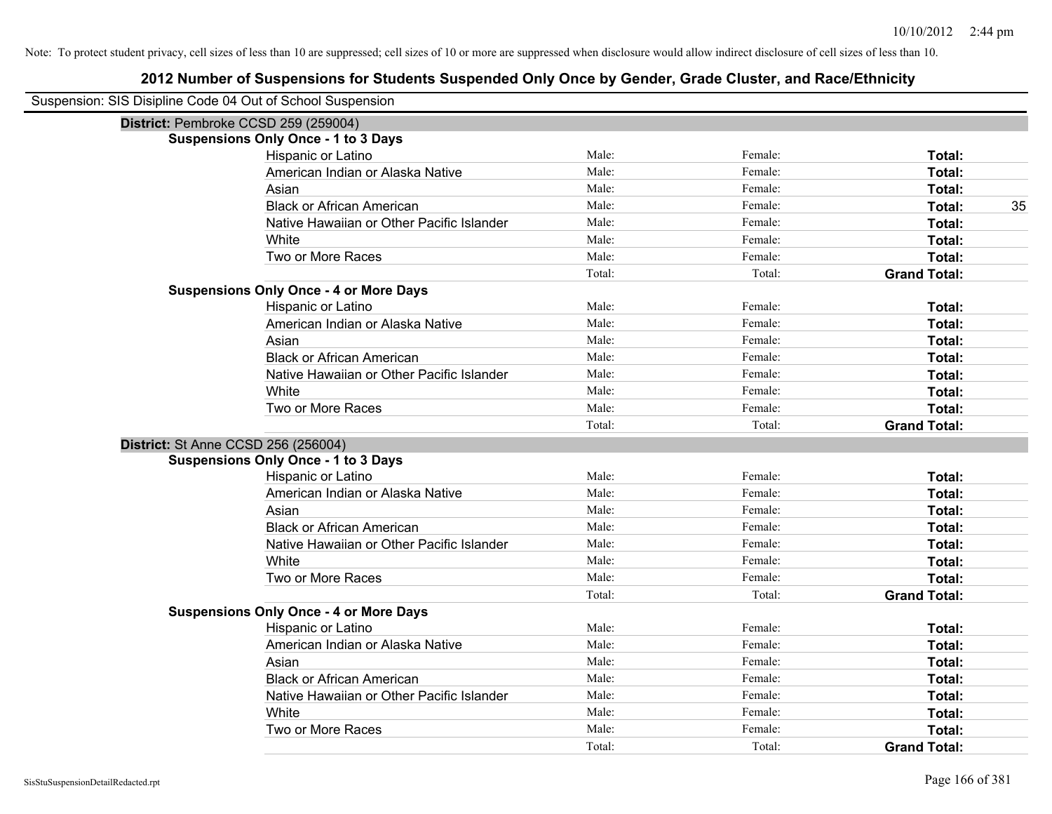Note: To protect student privacy, cell sizes of less than 10 are suppressed; cell sizes of 10 or more are suppressed when disclosure would allow indirect disclosure of cell sizes of less than 10.

# 2012 Number of Suspensions for Students Suspended Only Once by Gender, Grade Cluster, and Race/Ethnicity

Suspension: SIS Disipline Code 04 Out of School Suspension

## District: Pembroke CCSD 259 (259004)

### Suspensions Only Once - 1 to 3 Days

| | | | | |
|---|---|---|---|---|
| Hispanic or Latino | Male: | Female: | **Total:** | |
| American Indian or Alaska Native | Male: | Female: | **Total:** | |
| Asian | Male: | Female: | **Total:** | |
| Black or African American | Male: | Female: | **Total:** | 35 |
| Native Hawaiian or Other Pacific Islander | Male: | Female: | **Total:** | |
| White | Male: | Female: | **Total:** | |
| Two or More Races | Male: | Female: | **Total:** | |
| | Total: | Total: | **Grand Total:** | |

### Suspensions Only Once - 4 or More Days

| | | | | |
|---|---|---|---|---|
| Hispanic or Latino | Male: | Female: | **Total:** | |
| American Indian or Alaska Native | Male: | Female: | **Total:** | |
| Asian | Male: | Female: | **Total:** | |
| Black or African American | Male: | Female: | **Total:** | |
| Native Hawaiian or Other Pacific Islander | Male: | Female: | **Total:** | |
| White | Male: | Female: | **Total:** | |
| Two or More Races | Male: | Female: | **Total:** | |
| | Total: | Total: | **Grand Total:** | |

## District: St Anne CCSD 256 (256004)

### Suspensions Only Once - 1 to 3 Days

| | | | | |
|---|---|---|---|---|
| Hispanic or Latino | Male: | Female: | **Total:** | |
| American Indian or Alaska Native | Male: | Female: | **Total:** | |
| Asian | Male: | Female: | **Total:** | |
| Black or African American | Male: | Female: | **Total:** | |
| Native Hawaiian or Other Pacific Islander | Male: | Female: | **Total:** | |
| White | Male: | Female: | **Total:** | |
| Two or More Races | Male: | Female: | **Total:** | |
| | Total: | Total: | **Grand Total:** | |

### Suspensions Only Once - 4 or More Days

| | | | | |
|---|---|---|---|---|
| Hispanic or Latino | Male: | Female: | **Total:** | |
| American Indian or Alaska Native | Male: | Female: | **Total:** | |
| Asian | Male: | Female: | **Total:** | |
| Black or African American | Male: | Female: | **Total:** | |
| Native Hawaiian or Other Pacific Islander | Male: | Female: | **Total:** | |
| White | Male: | Female: | **Total:** | |
| Two or More Races | Male: | Female: | **Total:** | |
| | Total: | Total: | **Grand Total:** | |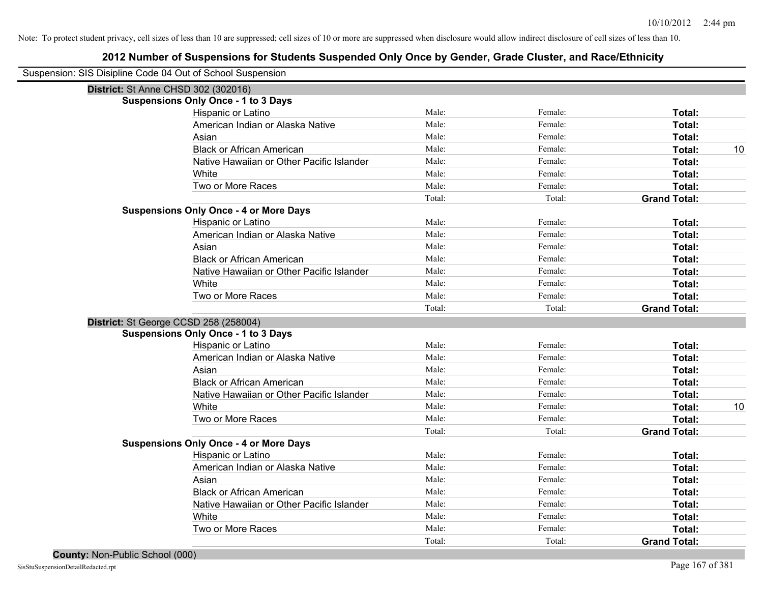Note: To protect student privacy, cell sizes of less than 10 are suppressed; cell sizes of 10 or more are suppressed when disclosure would allow indirect disclosure of cell sizes of less than 10.

# 2012 Number of Suspensions for Students Suspended Only Once by Gender, Grade Cluster, and Race/Ethnicity

Suspension: SIS Disipline Code 04 Out of School Suspension

**District:** St Anne CHSD 302 (302016)

**Suspensions Only Once - 1 to 3 Days**

| | | | | |
|---|---|---|---|---|
| Hispanic or Latino | Male: | Female: | **Total:** | |
| American Indian or Alaska Native | Male: | Female: | **Total:** | |
| Asian | Male: | Female: | **Total:** | |
| Black or African American | Male: | Female: | **Total:** | 10 |
| Native Hawaiian or Other Pacific Islander | Male: | Female: | **Total:** | |
| White | Male: | Female: | **Total:** | |
| Two or More Races | Male: | Female: | **Total:** | |
| | Total: | Total: | **Grand Total:** | |

**Suspensions Only Once - 4 or More Days**

| | | | | |
|---|---|---|---|---|
| Hispanic or Latino | Male: | Female: | **Total:** | |
| American Indian or Alaska Native | Male: | Female: | **Total:** | |
| Asian | Male: | Female: | **Total:** | |
| Black or African American | Male: | Female: | **Total:** | |
| Native Hawaiian or Other Pacific Islander | Male: | Female: | **Total:** | |
| White | Male: | Female: | **Total:** | |
| Two or More Races | Male: | Female: | **Total:** | |
| | Total: | Total: | **Grand Total:** | |

**District:** St George CCSD 258 (258004)

**Suspensions Only Once - 1 to 3 Days**

| | | | | |
|---|---|---|---|---|
| Hispanic or Latino | Male: | Female: | **Total:** | |
| American Indian or Alaska Native | Male: | Female: | **Total:** | |
| Asian | Male: | Female: | **Total:** | |
| Black or African American | Male: | Female: | **Total:** | |
| Native Hawaiian or Other Pacific Islander | Male: | Female: | **Total:** | |
| White | Male: | Female: | **Total:** | 10 |
| Two or More Races | Male: | Female: | **Total:** | |
| | Total: | Total: | **Grand Total:** | |

**Suspensions Only Once - 4 or More Days**

| | | | | |
|---|---|---|---|---|
| Hispanic or Latino | Male: | Female: | **Total:** | |
| American Indian or Alaska Native | Male: | Female: | **Total:** | |
| Asian | Male: | Female: | **Total:** | |
| Black or African American | Male: | Female: | **Total:** | |
| Native Hawaiian or Other Pacific Islander | Male: | Female: | **Total:** | |
| White | Male: | Female: | **Total:** | |
| Two or More Races | Male: | Female: | **Total:** | |
| | Total: | Total: | **Grand Total:** | |

**County:** Non-Public School (000)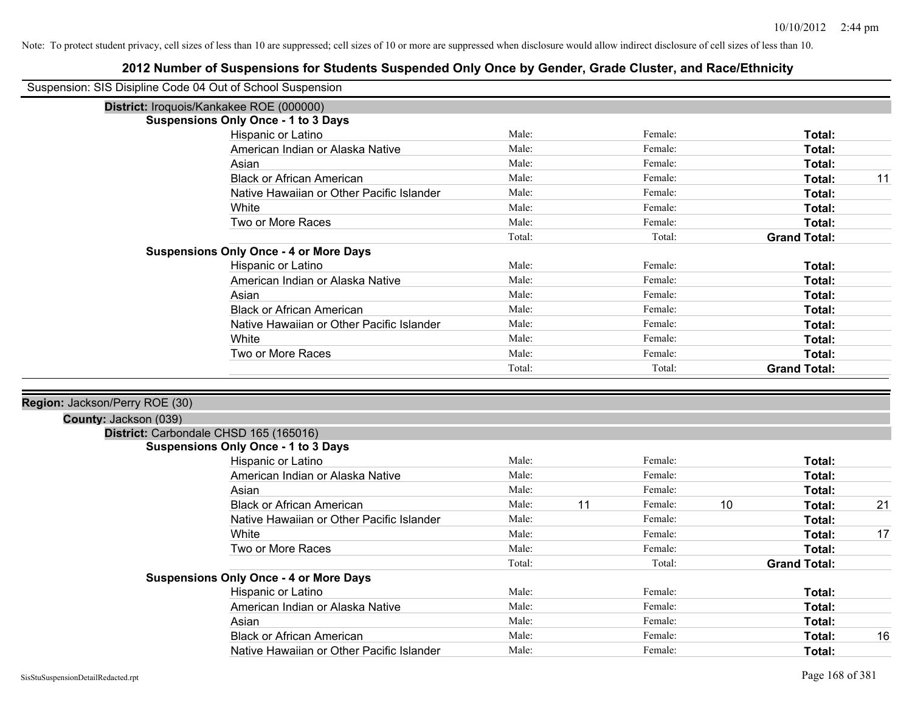Note: To protect student privacy, cell sizes of less than 10 are suppressed; cell sizes of 10 or more are suppressed when disclosure would allow indirect disclosure of cell sizes of less than 10.

# 2012 Number of Suspensions for Students Suspended Only Once by Gender, Grade Cluster, and Race/Ethnicity

Suspension: SIS Disipline Code 04 Out of School Suspension

**District:** Iroquois/Kankakee ROE (000000)

**Suspensions Only Once - 1 to 3 Days**

| | | | | | | |
|---|---|---|---|---|---|---|
| Hispanic or Latino | Male: | | Female: | | **Total:** | |
| American Indian or Alaska Native | Male: | | Female: | | **Total:** | |
| Asian | Male: | | Female: | | **Total:** | |
| Black or African American | Male: | | Female: | | **Total:** | 11 |
| Native Hawaiian or Other Pacific Islander | Male: | | Female: | | **Total:** | |
| White | Male: | | Female: | | **Total:** | |
| Two or More Races | Male: | | Female: | | **Total:** | |
| | Total: | | Total: | | **Grand Total:** | |

**Suspensions Only Once - 4 or More Days**

| | | | | | | |
|---|---|---|---|---|---|---|
| Hispanic or Latino | Male: | | Female: | | **Total:** | |
| American Indian or Alaska Native | Male: | | Female: | | **Total:** | |
| Asian | Male: | | Female: | | **Total:** | |
| Black or African American | Male: | | Female: | | **Total:** | |
| Native Hawaiian or Other Pacific Islander | Male: | | Female: | | **Total:** | |
| White | Male: | | Female: | | **Total:** | |
| Two or More Races | Male: | | Female: | | **Total:** | |
| | Total: | | Total: | | **Grand Total:** | |

**Region:** Jackson/Perry ROE (30)

**County:** Jackson (039)

**District:** Carbondale CHSD 165 (165016)

**Suspensions Only Once - 1 to 3 Days**

| | | | | | | |
|---|---|---|---|---|---|---|
| Hispanic or Latino | Male: | | Female: | | **Total:** | |
| American Indian or Alaska Native | Male: | | Female: | | **Total:** | |
| Asian | Male: | | Female: | | **Total:** | |
| Black or African American | Male: | 11 | Female: | 10 | **Total:** | 21 |
| Native Hawaiian or Other Pacific Islander | Male: | | Female: | | **Total:** | |
| White | Male: | | Female: | | **Total:** | 17 |
| Two or More Races | Male: | | Female: | | **Total:** | |
| | Total: | | Total: | | **Grand Total:** | |

**Suspensions Only Once - 4 or More Days**

| | | | | | | |
|---|---|---|---|---|---|---|
| Hispanic or Latino | Male: | | Female: | | **Total:** | |
| American Indian or Alaska Native | Male: | | Female: | | **Total:** | |
| Asian | Male: | | Female: | | **Total:** | |
| Black or African American | Male: | | Female: | | **Total:** | 16 |
| Native Hawaiian or Other Pacific Islander | Male: | | Female: | | **Total:** | |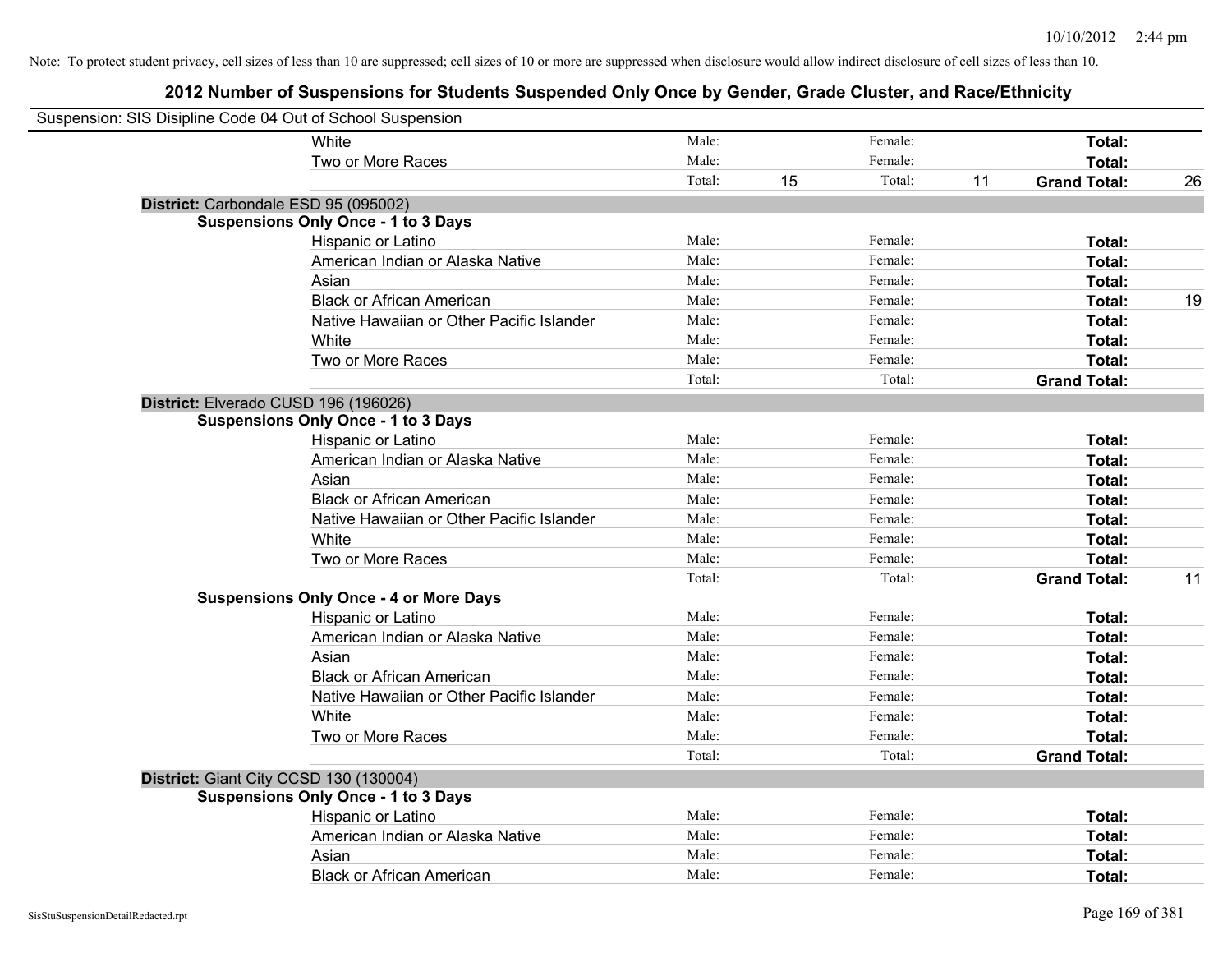Note: To protect student privacy, cell sizes of less than 10 are suppressed; cell sizes of 10 or more are suppressed when disclosure would allow indirect disclosure of cell sizes of less than 10.

## 2012 Number of Suspensions for Students Suspended Only Once by Gender, Grade Cluster, and Race/Ethnicity

Suspension: SIS Disipline Code 04 Out of School Suspension

| | | | | | | |
|---|---|---|---|---|---|---|
| White | Male: | | Female: | | **Total:** | |
| Two or More Races | Male: | | Female: | | **Total:** | |
| | Total: | 15 | Total: | 11 | **Grand Total:** | 26 |

**District:** Carbondale ESD 95 (095002)

**Suspensions Only Once - 1 to 3 Days**

| | | | | | | |
|---|---|---|---|---|---|---|
| Hispanic or Latino | Male: | | Female: | | **Total:** | |
| American Indian or Alaska Native | Male: | | Female: | | **Total:** | |
| Asian | Male: | | Female: | | **Total:** | |
| Black or African American | Male: | | Female: | | **Total:** | 19 |
| Native Hawaiian or Other Pacific Islander | Male: | | Female: | | **Total:** | |
| White | Male: | | Female: | | **Total:** | |
| Two or More Races | Male: | | Female: | | **Total:** | |
| | Total: | | Total: | | **Grand Total:** | |

**District:** Elverado CUSD 196 (196026)

**Suspensions Only Once - 1 to 3 Days**

| | | | | | | |
|---|---|---|---|---|---|---|
| Hispanic or Latino | Male: | | Female: | | **Total:** | |
| American Indian or Alaska Native | Male: | | Female: | | **Total:** | |
| Asian | Male: | | Female: | | **Total:** | |
| Black or African American | Male: | | Female: | | **Total:** | |
| Native Hawaiian or Other Pacific Islander | Male: | | Female: | | **Total:** | |
| White | Male: | | Female: | | **Total:** | |
| Two or More Races | Male: | | Female: | | **Total:** | |
| | Total: | | Total: | | **Grand Total:** | 11 |

**Suspensions Only Once - 4 or More Days**

| | | | | | | |
|---|---|---|---|---|---|---|
| Hispanic or Latino | Male: | | Female: | | **Total:** | |
| American Indian or Alaska Native | Male: | | Female: | | **Total:** | |
| Asian | Male: | | Female: | | **Total:** | |
| Black or African American | Male: | | Female: | | **Total:** | |
| Native Hawaiian or Other Pacific Islander | Male: | | Female: | | **Total:** | |
| White | Male: | | Female: | | **Total:** | |
| Two or More Races | Male: | | Female: | | **Total:** | |
| | Total: | | Total: | | **Grand Total:** | |

**District:** Giant City CCSD 130 (130004)

**Suspensions Only Once - 1 to 3 Days**

| | | | | | | |
|---|---|---|---|---|---|---|
| Hispanic or Latino | Male: | | Female: | | **Total:** | |
| American Indian or Alaska Native | Male: | | Female: | | **Total:** | |
| Asian | Male: | | Female: | | **Total:** | |
| Black or African American | Male: | | Female: | | **Total:** | |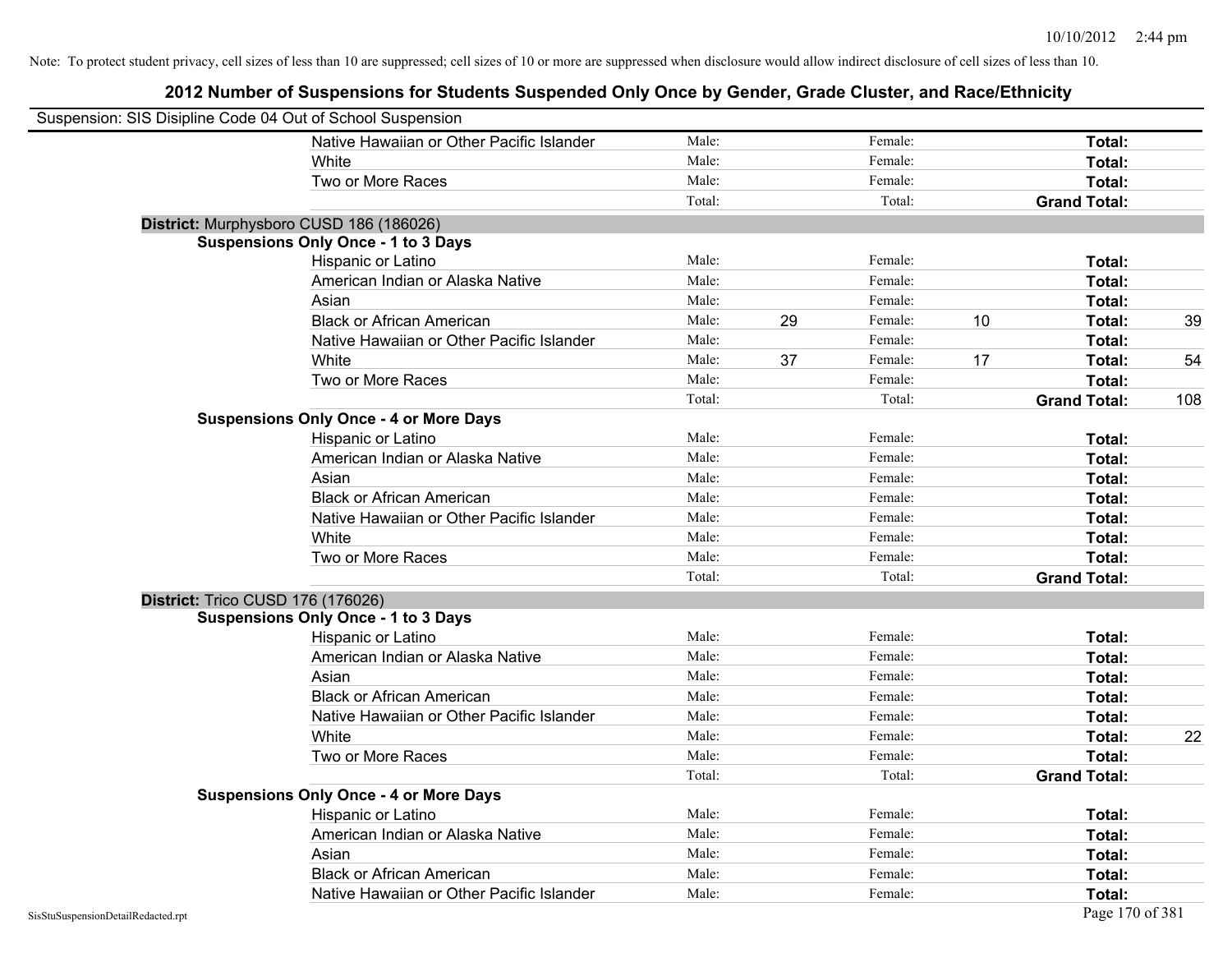Note: To protect student privacy, cell sizes of less than 10 are suppressed; cell sizes of 10 or more are suppressed when disclosure would allow indirect disclosure of cell sizes of less than 10.

# 2012 Number of Suspensions for Students Suspended Only Once by Gender, Grade Cluster, and Race/Ethnicity

Suspension: SIS Disipline Code 04 Out of School Suspension

| | | | | | | | |
|---|---|---|---|---|---|---|---|
| Native Hawaiian or Other Pacific Islander | Male: | | Female: | | **Total:** | |
| White | Male: | | Female: | | **Total:** | |
| Two or More Races | Male: | | Female: | | **Total:** | |
| | Total: | | Total: | | **Grand Total:** | |

**District:** Murphysboro CUSD 186 (186026)

**Suspensions Only Once - 1 to 3 Days**

| | | | | | | |
|---|---|---|---|---|---|---|
| Hispanic or Latino | Male: | | Female: | | **Total:** | |
| American Indian or Alaska Native | Male: | | Female: | | **Total:** | |
| Asian | Male: | | Female: | | **Total:** | |
| Black or African American | Male: | 29 | Female: | 10 | **Total:** | 39 |
| Native Hawaiian or Other Pacific Islander | Male: | | Female: | | **Total:** | |
| White | Male: | 37 | Female: | 17 | **Total:** | 54 |
| Two or More Races | Male: | | Female: | | **Total:** | |
| | Total: | | Total: | | **Grand Total:** | 108 |

**Suspensions Only Once - 4 or More Days**

| | | | | | | |
|---|---|---|---|---|---|---|
| Hispanic or Latino | Male: | | Female: | | **Total:** | |
| American Indian or Alaska Native | Male: | | Female: | | **Total:** | |
| Asian | Male: | | Female: | | **Total:** | |
| Black or African American | Male: | | Female: | | **Total:** | |
| Native Hawaiian or Other Pacific Islander | Male: | | Female: | | **Total:** | |
| White | Male: | | Female: | | **Total:** | |
| Two or More Races | Male: | | Female: | | **Total:** | |
| | Total: | | Total: | | **Grand Total:** | |

**District:** Trico CUSD 176 (176026)

**Suspensions Only Once - 1 to 3 Days**

| | | | | | | |
|---|---|---|---|---|---|---|
| Hispanic or Latino | Male: | | Female: | | **Total:** | |
| American Indian or Alaska Native | Male: | | Female: | | **Total:** | |
| Asian | Male: | | Female: | | **Total:** | |
| Black or African American | Male: | | Female: | | **Total:** | |
| Native Hawaiian or Other Pacific Islander | Male: | | Female: | | **Total:** | |
| White | Male: | | Female: | | **Total:** | 22 |
| Two or More Races | Male: | | Female: | | **Total:** | |
| | Total: | | Total: | | **Grand Total:** | |

**Suspensions Only Once - 4 or More Days**

| | | | | | | |
|---|---|---|---|---|---|---|
| Hispanic or Latino | Male: | | Female: | | **Total:** | |
| American Indian or Alaska Native | Male: | | Female: | | **Total:** | |
| Asian | Male: | | Female: | | **Total:** | |
| Black or African American | Male: | | Female: | | **Total:** | |
| Native Hawaiian or Other Pacific Islander | Male: | | Female: | | **Total:** | |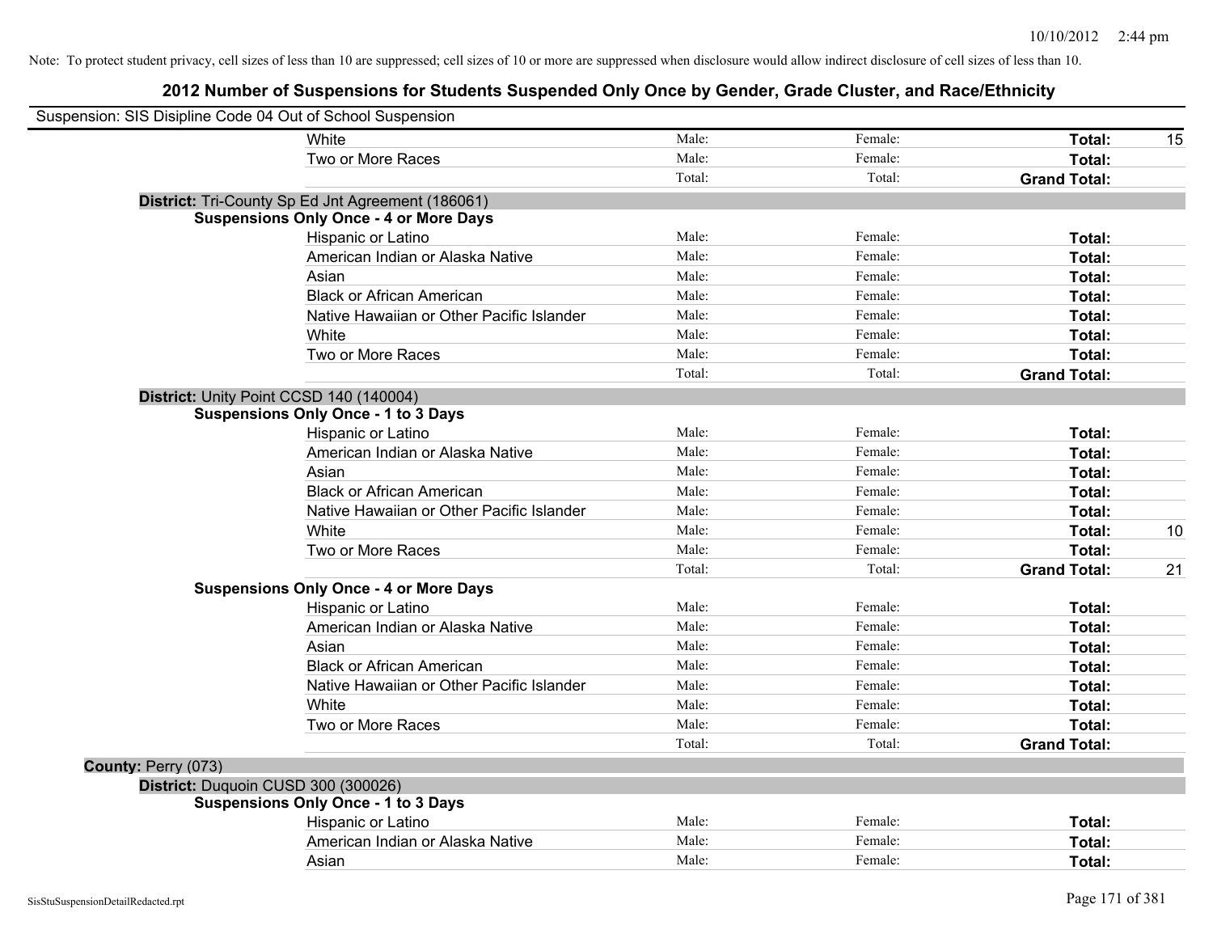Note: To protect student privacy, cell sizes of less than 10 are suppressed; cell sizes of 10 or more are suppressed when disclosure would allow indirect disclosure of cell sizes of less than 10.

# 2012 Number of Suspensions for Students Suspended Only Once by Gender, Grade Cluster, and Race/Ethnicity

Suspension: SIS Disipline Code 04 Out of School Suspension

| | | | | |
|---|---|---|---|---|
| White | Male: | Female: | **Total:** | 15 |
| Two or More Races | Male: | Female: | **Total:** | |
| | Total: | Total: | **Grand Total:** | |

**District:** Tri-County Sp Ed Jnt Agreement (186061)

**Suspensions Only Once - 4 or More Days**

| | | | | |
|---|---|---|---|---|
| Hispanic or Latino | Male: | Female: | **Total:** | |
| American Indian or Alaska Native | Male: | Female: | **Total:** | |
| Asian | Male: | Female: | **Total:** | |
| Black or African American | Male: | Female: | **Total:** | |
| Native Hawaiian or Other Pacific Islander | Male: | Female: | **Total:** | |
| White | Male: | Female: | **Total:** | |
| Two or More Races | Male: | Female: | **Total:** | |
| | Total: | Total: | **Grand Total:** | |

**District:** Unity Point CCSD 140 (140004)

**Suspensions Only Once - 1 to 3 Days**

| | | | | |
|---|---|---|---|---|
| Hispanic or Latino | Male: | Female: | **Total:** | |
| American Indian or Alaska Native | Male: | Female: | **Total:** | |
| Asian | Male: | Female: | **Total:** | |
| Black or African American | Male: | Female: | **Total:** | |
| Native Hawaiian or Other Pacific Islander | Male: | Female: | **Total:** | |
| White | Male: | Female: | **Total:** | 10 |
| Two or More Races | Male: | Female: | **Total:** | |
| | Total: | Total: | **Grand Total:** | 21 |

**Suspensions Only Once - 4 or More Days**

| | | | | |
|---|---|---|---|---|
| Hispanic or Latino | Male: | Female: | **Total:** | |
| American Indian or Alaska Native | Male: | Female: | **Total:** | |
| Asian | Male: | Female: | **Total:** | |
| Black or African American | Male: | Female: | **Total:** | |
| Native Hawaiian or Other Pacific Islander | Male: | Female: | **Total:** | |
| White | Male: | Female: | **Total:** | |
| Two or More Races | Male: | Female: | **Total:** | |
| | Total: | Total: | **Grand Total:** | |

**County:** Perry (073)

**District:** Duquoin CUSD 300 (300026)

**Suspensions Only Once - 1 to 3 Days**

| | | | | |
|---|---|---|---|---|
| Hispanic or Latino | Male: | Female: | **Total:** | |
| American Indian or Alaska Native | Male: | Female: | **Total:** | |
| Asian | Male: | Female: | **Total:** | |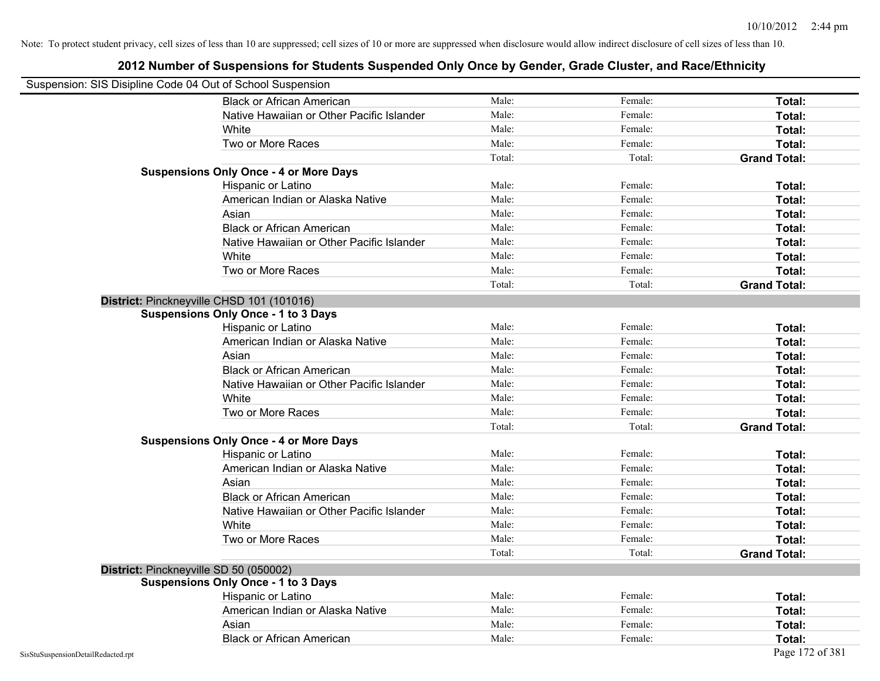Note: To protect student privacy, cell sizes of less than 10 are suppressed; cell sizes of 10 or more are suppressed when disclosure would allow indirect disclosure of cell sizes of less than 10.

# 2012 Number of Suspensions for Students Suspended Only Once by Gender, Grade Cluster, and Race/Ethnicity

Suspension: SIS Disipline Code 04 Out of School Suspension

| | | | |
|---|---|---|---|
| Black or African American | Male: | Female: | **Total:** |
| Native Hawaiian or Other Pacific Islander | Male: | Female: | **Total:** |
| White | Male: | Female: | **Total:** |
| Two or More Races | Male: | Female: | **Total:** |
| | Total: | Total: | **Grand Total:** |

**Suspensions Only Once - 4 or More Days**

| | | | |
|---|---|---|---|
| Hispanic or Latino | Male: | Female: | **Total:** |
| American Indian or Alaska Native | Male: | Female: | **Total:** |
| Asian | Male: | Female: | **Total:** |
| Black or African American | Male: | Female: | **Total:** |
| Native Hawaiian or Other Pacific Islander | Male: | Female: | **Total:** |
| White | Male: | Female: | **Total:** |
| Two or More Races | Male: | Female: | **Total:** |
| | Total: | Total: | **Grand Total:** |

**District:** Pinckneyville CHSD 101 (101016)

**Suspensions Only Once - 1 to 3 Days**

| | | | |
|---|---|---|---|
| Hispanic or Latino | Male: | Female: | **Total:** |
| American Indian or Alaska Native | Male: | Female: | **Total:** |
| Asian | Male: | Female: | **Total:** |
| Black or African American | Male: | Female: | **Total:** |
| Native Hawaiian or Other Pacific Islander | Male: | Female: | **Total:** |
| White | Male: | Female: | **Total:** |
| Two or More Races | Male: | Female: | **Total:** |
| | Total: | Total: | **Grand Total:** |

**Suspensions Only Once - 4 or More Days**

| | | | |
|---|---|---|---|
| Hispanic or Latino | Male: | Female: | **Total:** |
| American Indian or Alaska Native | Male: | Female: | **Total:** |
| Asian | Male: | Female: | **Total:** |
| Black or African American | Male: | Female: | **Total:** |
| Native Hawaiian or Other Pacific Islander | Male: | Female: | **Total:** |
| White | Male: | Female: | **Total:** |
| Two or More Races | Male: | Female: | **Total:** |
| | Total: | Total: | **Grand Total:** |

**District:** Pinckneyville SD 50 (050002)

**Suspensions Only Once - 1 to 3 Days**

| | | | |
|---|---|---|---|
| Hispanic or Latino | Male: | Female: | **Total:** |
| American Indian or Alaska Native | Male: | Female: | **Total:** |
| Asian | Male: | Female: | **Total:** |
| Black or African American | Male: | Female: | **Total:** |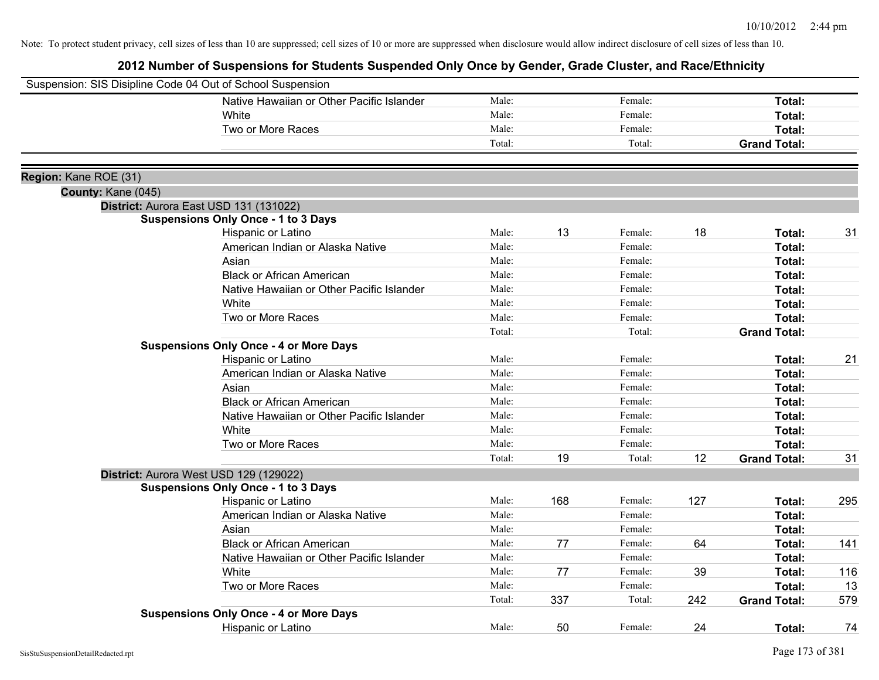Note: To protect student privacy, cell sizes of less than 10 are suppressed; cell sizes of 10 or more are suppressed when disclosure would allow indirect disclosure of cell sizes of less than 10.

## 2012 Number of Suspensions for Students Suspended Only Once by Gender, Grade Cluster, and Race/Ethnicity

Suspension: SIS Disipline Code 04 Out of School Suspension

| | | | | | | |
|---|---|---|---|---|---|---|
| Native Hawaiian or Other Pacific Islander | Male: | | Female: | | Total: | |
| White | Male: | | Female: | | Total: | |
| Two or More Races | Male: | | Female: | | Total: | |
| | Total: | | Total: | | Grand Total: | |

**Region:** Kane ROE (31)

**County:** Kane (045)

**District:** Aurora East USD 131 (131022)

**Suspensions Only Once - 1 to 3 Days**

| | | | | | | |
|---|---|---|---|---|---|---|
| Hispanic or Latino | Male: | 13 | Female: | 18 | Total: | 31 |
| American Indian or Alaska Native | Male: | | Female: | | Total: | |
| Asian | Male: | | Female: | | Total: | |
| Black or African American | Male: | | Female: | | Total: | |
| Native Hawaiian or Other Pacific Islander | Male: | | Female: | | Total: | |
| White | Male: | | Female: | | Total: | |
| Two or More Races | Male: | | Female: | | Total: | |
| | Total: | | Total: | | Grand Total: | |

**Suspensions Only Once - 4 or More Days**

| | | | | | | |
|---|---|---|---|---|---|---|
| Hispanic or Latino | Male: | | Female: | | Total: | 21 |
| American Indian or Alaska Native | Male: | | Female: | | Total: | |
| Asian | Male: | | Female: | | Total: | |
| Black or African American | Male: | | Female: | | Total: | |
| Native Hawaiian or Other Pacific Islander | Male: | | Female: | | Total: | |
| White | Male: | | Female: | | Total: | |
| Two or More Races | Male: | | Female: | | Total: | |
| | Total: | 19 | Total: | 12 | Grand Total: | 31 |

**District:** Aurora West USD 129 (129022)

**Suspensions Only Once - 1 to 3 Days**

| | | | | | | |
|---|---|---|---|---|---|---|
| Hispanic or Latino | Male: | 168 | Female: | 127 | Total: | 295 |
| American Indian or Alaska Native | Male: | | Female: | | Total: | |
| Asian | Male: | | Female: | | Total: | |
| Black or African American | Male: | 77 | Female: | 64 | Total: | 141 |
| Native Hawaiian or Other Pacific Islander | Male: | | Female: | | Total: | |
| White | Male: | 77 | Female: | 39 | Total: | 116 |
| Two or More Races | Male: | | Female: | | Total: | 13 |
| | Total: | 337 | Total: | 242 | Grand Total: | 579 |

**Suspensions Only Once - 4 or More Days**

| | | | | | | |
|---|---|---|---|---|---|---|
| Hispanic or Latino | Male: | 50 | Female: | 24 | Total: | 74 |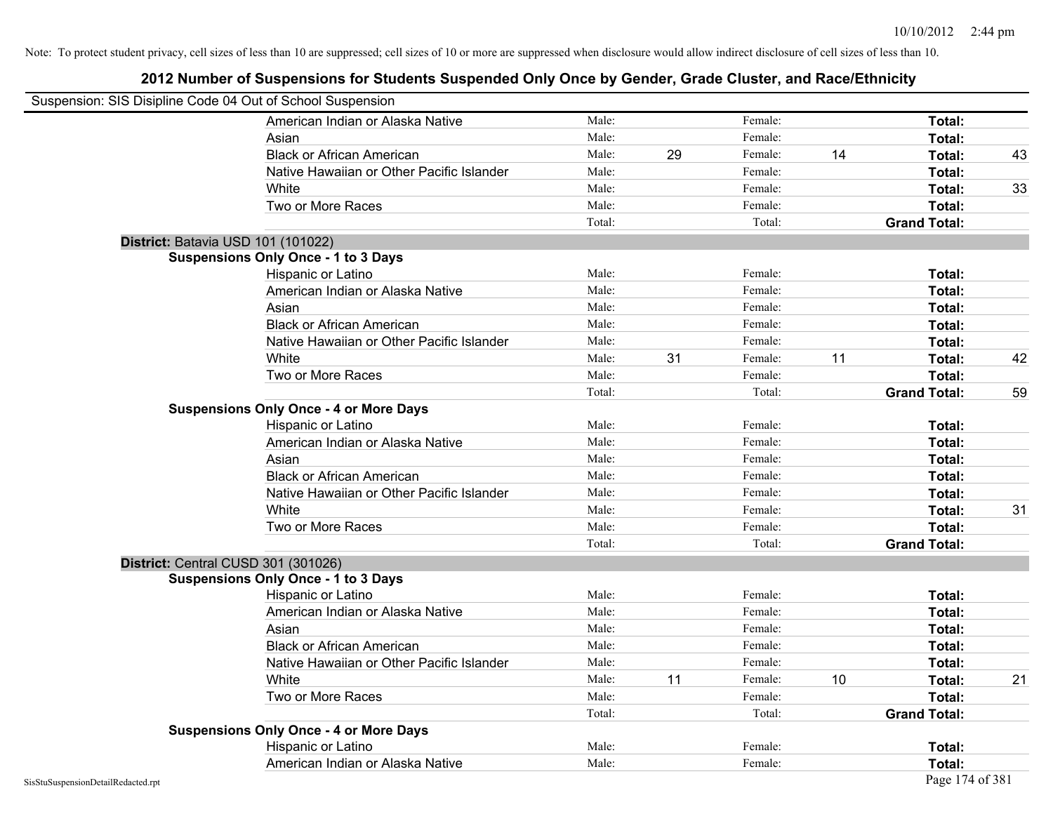Note: To protect student privacy, cell sizes of less than 10 are suppressed; cell sizes of 10 or more are suppressed when disclosure would allow indirect disclosure of cell sizes of less than 10.

# 2012 Number of Suspensions for Students Suspended Only Once by Gender, Grade Cluster, and Race/Ethnicity

Suspension: SIS Disipline Code 04 Out of School Suspension

| | | | | | | | |
|---|---|---|---|---|---|---|---|
| American Indian or Alaska Native | Male: | | Female: | | **Total:** | |
| Asian | Male: | | Female: | | **Total:** | |
| Black or African American | Male: | 29 | Female: | 14 | **Total:** | 43 |
| Native Hawaiian or Other Pacific Islander | Male: | | Female: | | **Total:** | |
| White | Male: | | Female: | | **Total:** | 33 |
| Two or More Races | Male: | | Female: | | **Total:** | |
| | Total: | | Total: | | **Grand Total:** | |

**District:** Batavia USD 101 (101022)

**Suspensions Only Once - 1 to 3 Days**

| | | | | | | |
|---|---|---|---|---|---|---|
| Hispanic or Latino | Male: | | Female: | | **Total:** | |
| American Indian or Alaska Native | Male: | | Female: | | **Total:** | |
| Asian | Male: | | Female: | | **Total:** | |
| Black or African American | Male: | | Female: | | **Total:** | |
| Native Hawaiian or Other Pacific Islander | Male: | | Female: | | **Total:** | |
| White | Male: | 31 | Female: | 11 | **Total:** | 42 |
| Two or More Races | Male: | | Female: | | **Total:** | |
| | Total: | | Total: | | **Grand Total:** | 59 |

**Suspensions Only Once - 4 or More Days**

| | | | | | | |
|---|---|---|---|---|---|---|
| Hispanic or Latino | Male: | | Female: | | **Total:** | |
| American Indian or Alaska Native | Male: | | Female: | | **Total:** | |
| Asian | Male: | | Female: | | **Total:** | |
| Black or African American | Male: | | Female: | | **Total:** | |
| Native Hawaiian or Other Pacific Islander | Male: | | Female: | | **Total:** | |
| White | Male: | | Female: | | **Total:** | 31 |
| Two or More Races | Male: | | Female: | | **Total:** | |
| | Total: | | Total: | | **Grand Total:** | |

**District:** Central CUSD 301 (301026)

**Suspensions Only Once - 1 to 3 Days**

| | | | | | | |
|---|---|---|---|---|---|---|
| Hispanic or Latino | Male: | | Female: | | **Total:** | |
| American Indian or Alaska Native | Male: | | Female: | | **Total:** | |
| Asian | Male: | | Female: | | **Total:** | |
| Black or African American | Male: | | Female: | | **Total:** | |
| Native Hawaiian or Other Pacific Islander | Male: | | Female: | | **Total:** | |
| White | Male: | 11 | Female: | 10 | **Total:** | 21 |
| Two or More Races | Male: | | Female: | | **Total:** | |
| | Total: | | Total: | | **Grand Total:** | |

**Suspensions Only Once - 4 or More Days**

| | | | | | | |
|---|---|---|---|---|---|---|
| Hispanic or Latino | Male: | | Female: | | **Total:** | |
| American Indian or Alaska Native | Male: | | Female: | | **Total:** | |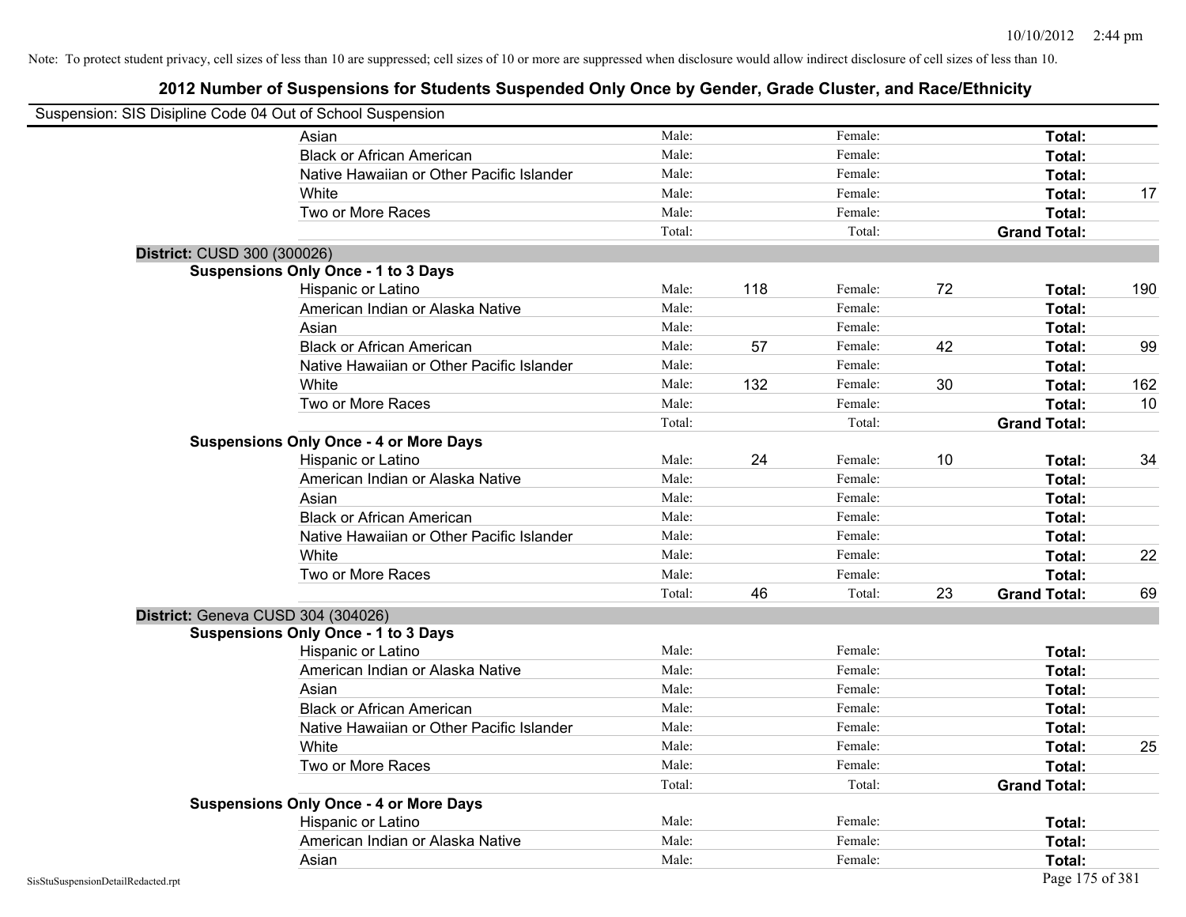Note: To protect student privacy, cell sizes of less than 10 are suppressed; cell sizes of 10 or more are suppressed when disclosure would allow indirect disclosure of cell sizes of less than 10.

## 2012 Number of Suspensions for Students Suspended Only Once by Gender, Grade Cluster, and Race/Ethnicity

Suspension: SIS Disipline Code 04 Out of School Suspension

| | | | | | | | |
|---|---|---|---|---|---|---|---|
| Asian | Male: | | Female: | | **Total:** | |
| Black or African American | Male: | | Female: | | **Total:** | |
| Native Hawaiian or Other Pacific Islander | Male: | | Female: | | **Total:** | |
| White | Male: | | Female: | | **Total:** | 17 |
| Two or More Races | Male: | | Female: | | **Total:** | |
| | Total: | | Total: | | **Grand Total:** | |

**District:** CUSD 300 (300026)

**Suspensions Only Once - 1 to 3 Days**

| | | | | | | |
|---|---|---|---|---|---|---|
| Hispanic or Latino | Male: | 118 | Female: | 72 | **Total:** | 190 |
| American Indian or Alaska Native | Male: | | Female: | | **Total:** | |
| Asian | Male: | | Female: | | **Total:** | |
| Black or African American | Male: | 57 | Female: | 42 | **Total:** | 99 |
| Native Hawaiian or Other Pacific Islander | Male: | | Female: | | **Total:** | |
| White | Male: | 132 | Female: | 30 | **Total:** | 162 |
| Two or More Races | Male: | | Female: | | **Total:** | 10 |
| | Total: | | Total: | | **Grand Total:** | |

**Suspensions Only Once - 4 or More Days**

| | | | | | | |
|---|---|---|---|---|---|---|
| Hispanic or Latino | Male: | 24 | Female: | 10 | **Total:** | 34 |
| American Indian or Alaska Native | Male: | | Female: | | **Total:** | |
| Asian | Male: | | Female: | | **Total:** | |
| Black or African American | Male: | | Female: | | **Total:** | |
| Native Hawaiian or Other Pacific Islander | Male: | | Female: | | **Total:** | |
| White | Male: | | Female: | | **Total:** | 22 |
| Two or More Races | Male: | | Female: | | **Total:** | |
| | Total: | 46 | Total: | 23 | **Grand Total:** | 69 |

**District:** Geneva CUSD 304 (304026)

**Suspensions Only Once - 1 to 3 Days**

| | | | | | | |
|---|---|---|---|---|---|---|
| Hispanic or Latino | Male: | | Female: | | **Total:** | |
| American Indian or Alaska Native | Male: | | Female: | | **Total:** | |
| Asian | Male: | | Female: | | **Total:** | |
| Black or African American | Male: | | Female: | | **Total:** | |
| Native Hawaiian or Other Pacific Islander | Male: | | Female: | | **Total:** | |
| White | Male: | | Female: | | **Total:** | 25 |
| Two or More Races | Male: | | Female: | | **Total:** | |
| | Total: | | Total: | | **Grand Total:** | |

**Suspensions Only Once - 4 or More Days**

| | | | | | | |
|---|---|---|---|---|---|---|
| Hispanic or Latino | Male: | | Female: | | **Total:** | |
| American Indian or Alaska Native | Male: | | Female: | | **Total:** | |
| Asian | Male: | | Female: | | **Total:** | |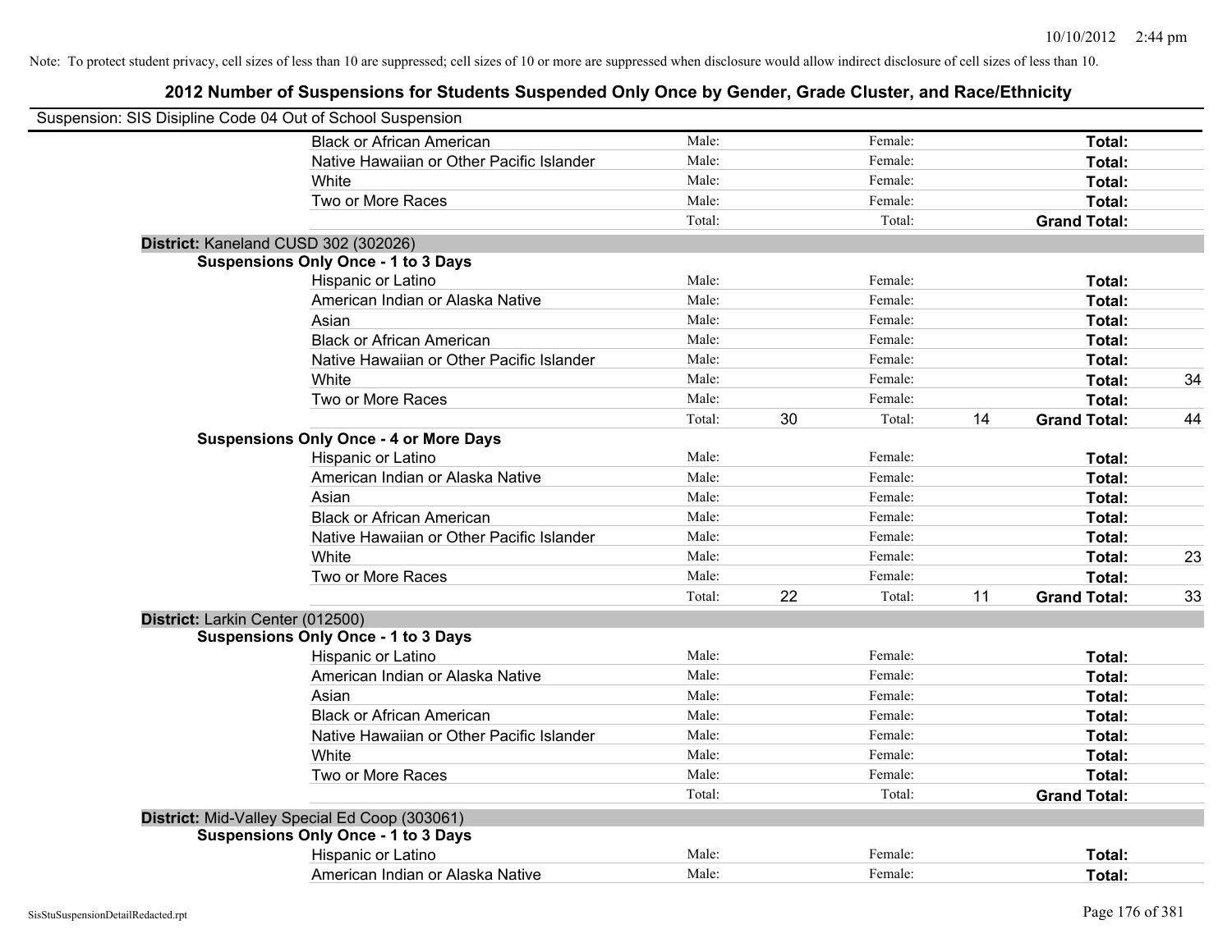Note: To protect student privacy, cell sizes of less than 10 are suppressed; cell sizes of 10 or more are suppressed when disclosure would allow indirect disclosure of cell sizes of less than 10.

## 2012 Number of Suspensions for Students Suspended Only Once by Gender, Grade Cluster, and Race/Ethnicity

Suspension: SIS Disipline Code 04 Out of School Suspension

| | | | | | | | |
|---|---|---|---|---|---|---|---|
| Black or African American | Male: | | Female: | | **Total:** | |
| Native Hawaiian or Other Pacific Islander | Male: | | Female: | | **Total:** | |
| White | Male: | | Female: | | **Total:** | |
| Two or More Races | Male: | | Female: | | **Total:** | |
| | Total: | | Total: | | **Grand Total:** | |

**District:** Kaneland CUSD 302 (302026)

**Suspensions Only Once - 1 to 3 Days**

| | | | | | | |
|---|---|---|---|---|---|---|
| Hispanic or Latino | Male: | | Female: | | **Total:** | |
| American Indian or Alaska Native | Male: | | Female: | | **Total:** | |
| Asian | Male: | | Female: | | **Total:** | |
| Black or African American | Male: | | Female: | | **Total:** | |
| Native Hawaiian or Other Pacific Islander | Male: | | Female: | | **Total:** | |
| White | Male: | | Female: | | **Total:** | 34 |
| Two or More Races | Male: | | Female: | | **Total:** | |
| | Total: | 30 | Total: | 14 | **Grand Total:** | 44 |

**Suspensions Only Once - 4 or More Days**

| | | | | | | |
|---|---|---|---|---|---|---|
| Hispanic or Latino | Male: | | Female: | | **Total:** | |
| American Indian or Alaska Native | Male: | | Female: | | **Total:** | |
| Asian | Male: | | Female: | | **Total:** | |
| Black or African American | Male: | | Female: | | **Total:** | |
| Native Hawaiian or Other Pacific Islander | Male: | | Female: | | **Total:** | |
| White | Male: | | Female: | | **Total:** | 23 |
| Two or More Races | Male: | | Female: | | **Total:** | |
| | Total: | 22 | Total: | 11 | **Grand Total:** | 33 |

**District:** Larkin Center (012500)

**Suspensions Only Once - 1 to 3 Days**

| | | | | | | |
|---|---|---|---|---|---|---|
| Hispanic or Latino | Male: | | Female: | | **Total:** | |
| American Indian or Alaska Native | Male: | | Female: | | **Total:** | |
| Asian | Male: | | Female: | | **Total:** | |
| Black or African American | Male: | | Female: | | **Total:** | |
| Native Hawaiian or Other Pacific Islander | Male: | | Female: | | **Total:** | |
| White | Male: | | Female: | | **Total:** | |
| Two or More Races | Male: | | Female: | | **Total:** | |
| | Total: | | Total: | | **Grand Total:** | |

**District:** Mid-Valley Special Ed Coop (303061)

**Suspensions Only Once - 1 to 3 Days**

| | | | | | | |
|---|---|---|---|---|---|---|
| Hispanic or Latino | Male: | | Female: | | **Total:** | |
| American Indian or Alaska Native | Male: | | Female: | | **Total:** | |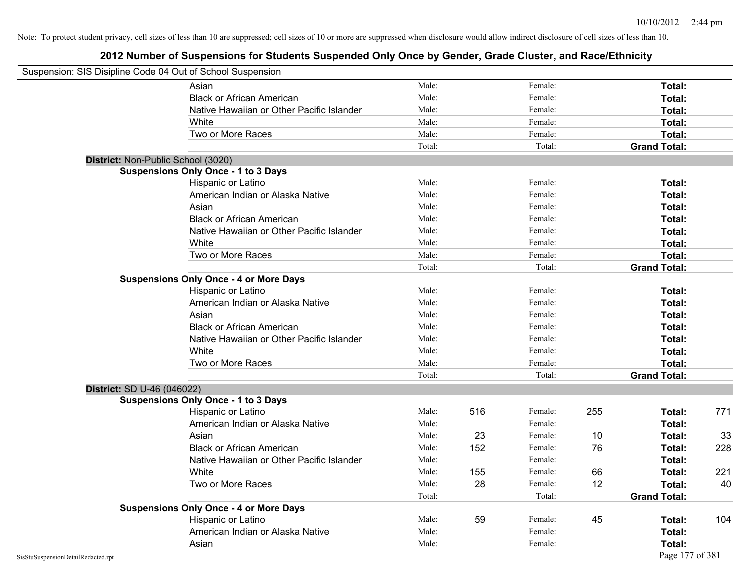Note: To protect student privacy, cell sizes of less than 10 are suppressed; cell sizes of 10 or more are suppressed when disclosure would allow indirect disclosure of cell sizes of less than 10.

# 2012 Number of Suspensions for Students Suspended Only Once by Gender, Grade Cluster, and Race/Ethnicity

Suspension: SIS Disipline Code 04 Out of School Suspension

| | | | | | | |
|---|---|---|---|---|---|---|
| Asian | Male: | | Female: | | **Total:** | |
| Black or African American | Male: | | Female: | | **Total:** | |
| Native Hawaiian or Other Pacific Islander | Male: | | Female: | | **Total:** | |
| White | Male: | | Female: | | **Total:** | |
| Two or More Races | Male: | | Female: | | **Total:** | |
| | Total: | | Total: | | **Grand Total:** | |

**District:** Non-Public School (3020)

**Suspensions Only Once - 1 to 3 Days**

| | | | | | | |
|---|---|---|---|---|---|---|
| Hispanic or Latino | Male: | | Female: | | **Total:** | |
| American Indian or Alaska Native | Male: | | Female: | | **Total:** | |
| Asian | Male: | | Female: | | **Total:** | |
| Black or African American | Male: | | Female: | | **Total:** | |
| Native Hawaiian or Other Pacific Islander | Male: | | Female: | | **Total:** | |
| White | Male: | | Female: | | **Total:** | |
| Two or More Races | Male: | | Female: | | **Total:** | |
| | Total: | | Total: | | **Grand Total:** | |

**Suspensions Only Once - 4 or More Days**

| | | | | | | |
|---|---|---|---|---|---|---|
| Hispanic or Latino | Male: | | Female: | | **Total:** | |
| American Indian or Alaska Native | Male: | | Female: | | **Total:** | |
| Asian | Male: | | Female: | | **Total:** | |
| Black or African American | Male: | | Female: | | **Total:** | |
| Native Hawaiian or Other Pacific Islander | Male: | | Female: | | **Total:** | |
| White | Male: | | Female: | | **Total:** | |
| Two or More Races | Male: | | Female: | | **Total:** | |
| | Total: | | Total: | | **Grand Total:** | |

**District:** SD U-46 (046022)

**Suspensions Only Once - 1 to 3 Days**

| | | | | | | |
|---|---|---|---|---|---|---|
| Hispanic or Latino | Male: | 516 | Female: | 255 | **Total:** | 771 |
| American Indian or Alaska Native | Male: | | Female: | | **Total:** | |
| Asian | Male: | 23 | Female: | 10 | **Total:** | 33 |
| Black or African American | Male: | 152 | Female: | 76 | **Total:** | 228 |
| Native Hawaiian or Other Pacific Islander | Male: | | Female: | | **Total:** | |
| White | Male: | 155 | Female: | 66 | **Total:** | 221 |
| Two or More Races | Male: | 28 | Female: | 12 | **Total:** | 40 |
| | Total: | | Total: | | **Grand Total:** | |

**Suspensions Only Once - 4 or More Days**

| | | | | | | |
|---|---|---|---|---|---|---|
| Hispanic or Latino | Male: | 59 | Female: | 45 | **Total:** | 104 |
| American Indian or Alaska Native | Male: | | Female: | | **Total:** | |
| Asian | Male: | | Female: | | **Total:** | |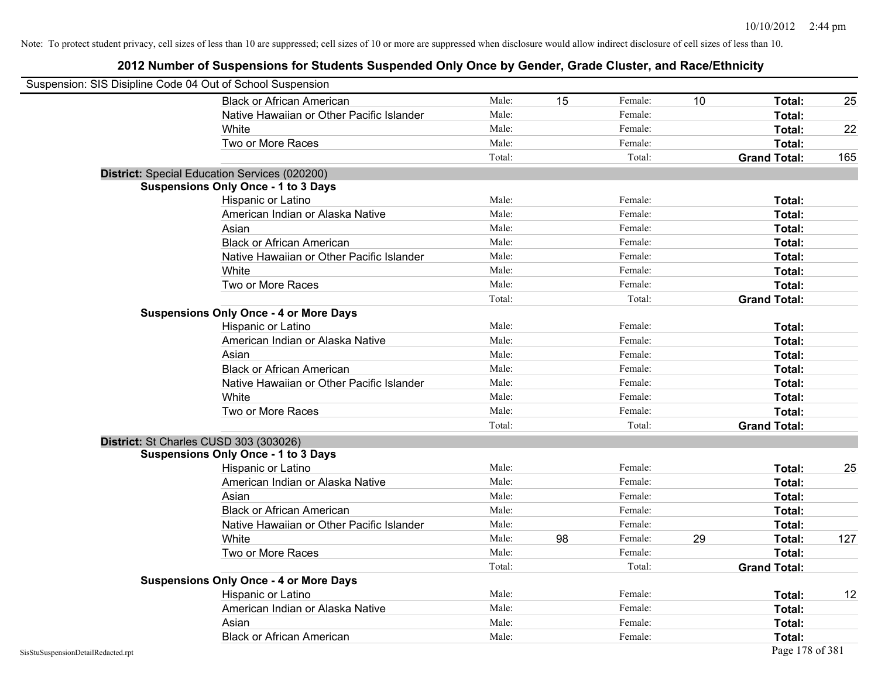Note: To protect student privacy, cell sizes of less than 10 are suppressed; cell sizes of 10 or more are suppressed when disclosure would allow indirect disclosure of cell sizes of less than 10.

## 2012 Number of Suspensions for Students Suspended Only Once by Gender, Grade Cluster, and Race/Ethnicity

Suspension: SIS Disipline Code 04 Out of School Suspension

| | | | | | | |
|---|---|---|---|---|---|---|
| Black or African American | Male: | 15 | Female: | 10 | **Total:** | 25 |
| Native Hawaiian or Other Pacific Islander | Male: | | Female: | | **Total:** | |
| White | Male: | | Female: | | **Total:** | 22 |
| Two or More Races | Male: | | Female: | | **Total:** | |
| | Total: | | Total: | | **Grand Total:** | 165 |

**District:** Special Education Services (020200)

**Suspensions Only Once - 1 to 3 Days**

| | | | | | | |
|---|---|---|---|---|---|---|
| Hispanic or Latino | Male: | | Female: | | **Total:** | |
| American Indian or Alaska Native | Male: | | Female: | | **Total:** | |
| Asian | Male: | | Female: | | **Total:** | |
| Black or African American | Male: | | Female: | | **Total:** | |
| Native Hawaiian or Other Pacific Islander | Male: | | Female: | | **Total:** | |
| White | Male: | | Female: | | **Total:** | |
| Two or More Races | Male: | | Female: | | **Total:** | |
| | Total: | | Total: | | **Grand Total:** | |

**Suspensions Only Once - 4 or More Days**

| | | | | | | |
|---|---|---|---|---|---|---|
| Hispanic or Latino | Male: | | Female: | | **Total:** | |
| American Indian or Alaska Native | Male: | | Female: | | **Total:** | |
| Asian | Male: | | Female: | | **Total:** | |
| Black or African American | Male: | | Female: | | **Total:** | |
| Native Hawaiian or Other Pacific Islander | Male: | | Female: | | **Total:** | |
| White | Male: | | Female: | | **Total:** | |
| Two or More Races | Male: | | Female: | | **Total:** | |
| | Total: | | Total: | | **Grand Total:** | |

**District:** St Charles CUSD 303 (303026)

**Suspensions Only Once - 1 to 3 Days**

| | | | | | | |
|---|---|---|---|---|---|---|
| Hispanic or Latino | Male: | | Female: | | **Total:** | 25 |
| American Indian or Alaska Native | Male: | | Female: | | **Total:** | |
| Asian | Male: | | Female: | | **Total:** | |
| Black or African American | Male: | | Female: | | **Total:** | |
| Native Hawaiian or Other Pacific Islander | Male: | | Female: | | **Total:** | |
| White | Male: | 98 | Female: | 29 | **Total:** | 127 |
| Two or More Races | Male: | | Female: | | **Total:** | |
| | Total: | | Total: | | **Grand Total:** | |

**Suspensions Only Once - 4 or More Days**

| | | | | | | |
|---|---|---|---|---|---|---|
| Hispanic or Latino | Male: | | Female: | | **Total:** | 12 |
| American Indian or Alaska Native | Male: | | Female: | | **Total:** | |
| Asian | Male: | | Female: | | **Total:** | |
| Black or African American | Male: | | Female: | | **Total:** | |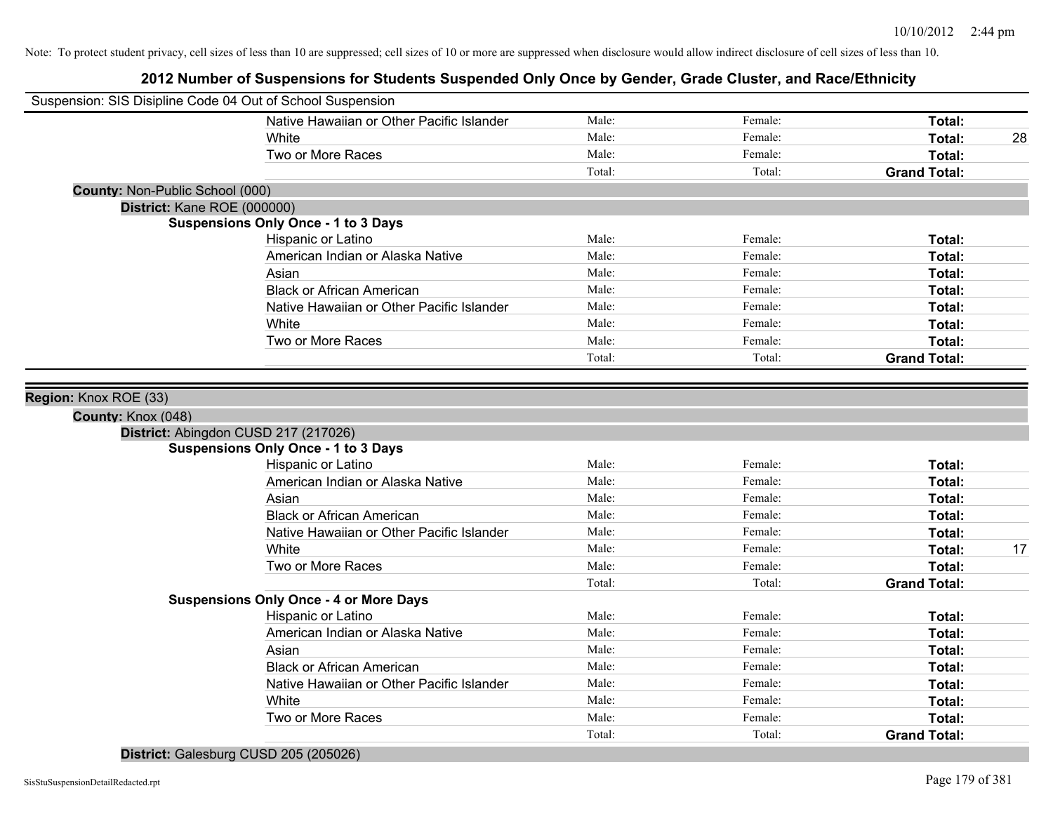Note: To protect student privacy, cell sizes of less than 10 are suppressed; cell sizes of 10 or more are suppressed when disclosure would allow indirect disclosure of cell sizes of less than 10.

# 2012 Number of Suspensions for Students Suspended Only Once by Gender, Grade Cluster, and Race/Ethnicity

Suspension: SIS Disipline Code 04 Out of School Suspension

| | | | | |
|---|---|---|---|---|
| Native Hawaiian or Other Pacific Islander | Male: | Female: | **Total:** | |
| White | Male: | Female: | **Total:** | 28 |
| Two or More Races | Male: | Female: | **Total:** | |
| | Total: | Total: | **Grand Total:** | |

**County:** Non-Public School (000)

**District:** Kane ROE (000000)

**Suspensions Only Once - 1 to 3 Days**

| | | | | |
|---|---|---|---|---|
| Hispanic or Latino | Male: | Female: | **Total:** | |
| American Indian or Alaska Native | Male: | Female: | **Total:** | |
| Asian | Male: | Female: | **Total:** | |
| Black or African American | Male: | Female: | **Total:** | |
| Native Hawaiian or Other Pacific Islander | Male: | Female: | **Total:** | |
| White | Male: | Female: | **Total:** | |
| Two or More Races | Male: | Female: | **Total:** | |
| | Total: | Total: | **Grand Total:** | |

**Region:** Knox ROE (33)

**County:** Knox (048)

**District:** Abingdon CUSD 217 (217026)

**Suspensions Only Once - 1 to 3 Days**

| | | | | |
|---|---|---|---|---|
| Hispanic or Latino | Male: | Female: | **Total:** | |
| American Indian or Alaska Native | Male: | Female: | **Total:** | |
| Asian | Male: | Female: | **Total:** | |
| Black or African American | Male: | Female: | **Total:** | |
| Native Hawaiian or Other Pacific Islander | Male: | Female: | **Total:** | |
| White | Male: | Female: | **Total:** | 17 |
| Two or More Races | Male: | Female: | **Total:** | |
| | Total: | Total: | **Grand Total:** | |

**Suspensions Only Once - 4 or More Days**

| | | | | |
|---|---|---|---|---|
| Hispanic or Latino | Male: | Female: | **Total:** | |
| American Indian or Alaska Native | Male: | Female: | **Total:** | |
| Asian | Male: | Female: | **Total:** | |
| Black or African American | Male: | Female: | **Total:** | |
| Native Hawaiian or Other Pacific Islander | Male: | Female: | **Total:** | |
| White | Male: | Female: | **Total:** | |
| Two or More Races | Male: | Female: | **Total:** | |
| | Total: | Total: | **Grand Total:** | |

**District:** Galesburg CUSD 205 (205026)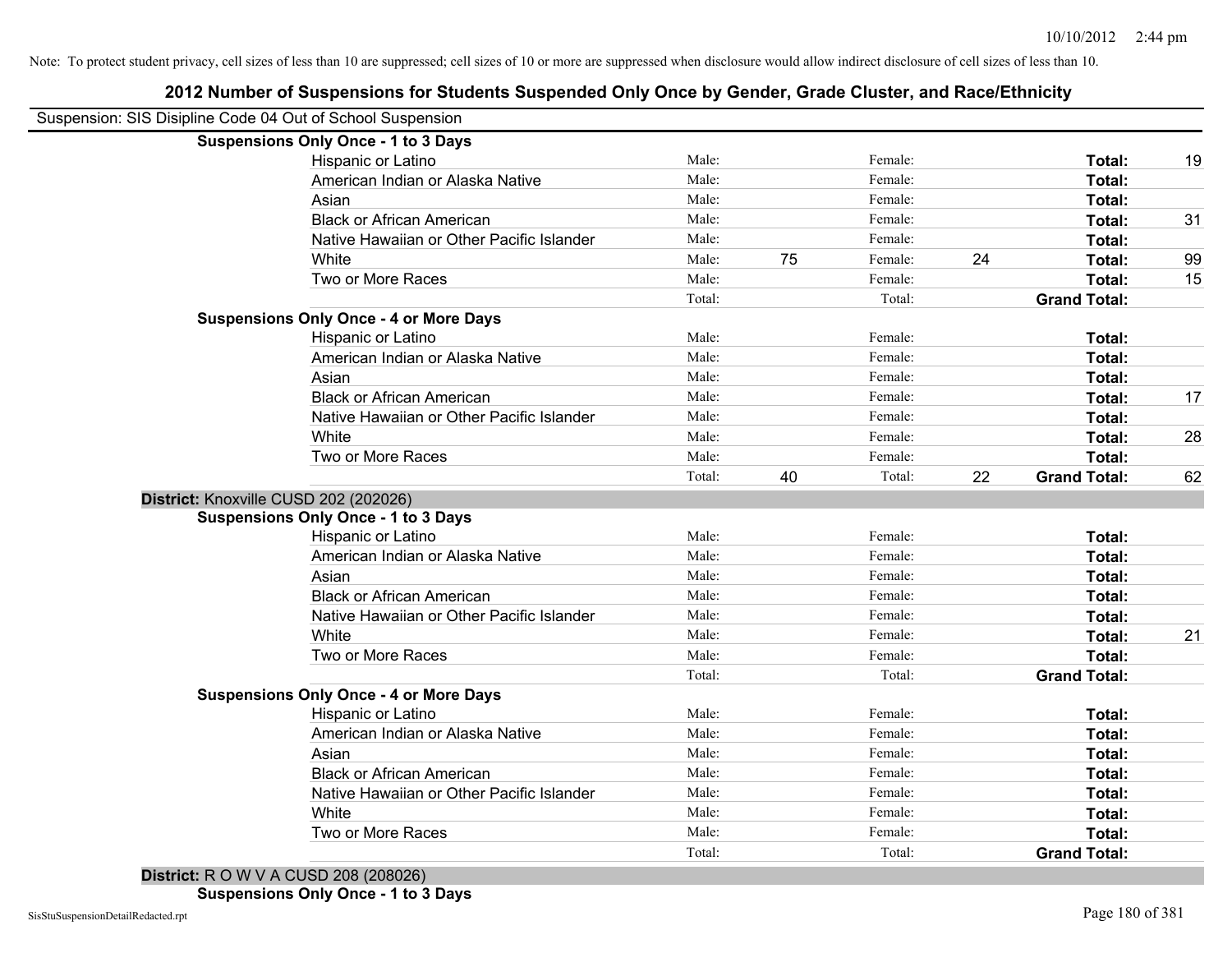Note: To protect student privacy, cell sizes of less than 10 are suppressed; cell sizes of 10 or more are suppressed when disclosure would allow indirect disclosure of cell sizes of less than 10.

# 2012 Number of Suspensions for Students Suspended Only Once by Gender, Grade Cluster, and Race/Ethnicity

Suspension: SIS Disipline Code 04 Out of School Suspension

| | | | | | | |
|---|---|---|---|---|---|---|
| **Suspensions Only Once - 1 to 3 Days** | | | | | | |
| Hispanic or Latino | Male: | | Female: | | **Total:** | 19 |
| American Indian or Alaska Native | Male: | | Female: | | **Total:** | |
| Asian | Male: | | Female: | | **Total:** | |
| Black or African American | Male: | | Female: | | **Total:** | 31 |
| Native Hawaiian or Other Pacific Islander | Male: | | Female: | | **Total:** | |
| White | Male: | 75 | Female: | 24 | **Total:** | 99 |
| Two or More Races | Male: | | Female: | | **Total:** | 15 |
| | Total: | | Total: | | **Grand Total:** | |
| **Suspensions Only Once - 4 or More Days** | | | | | | |
| Hispanic or Latino | Male: | | Female: | | **Total:** | |
| American Indian or Alaska Native | Male: | | Female: | | **Total:** | |
| Asian | Male: | | Female: | | **Total:** | |
| Black or African American | Male: | | Female: | | **Total:** | 17 |
| Native Hawaiian or Other Pacific Islander | Male: | | Female: | | **Total:** | |
| White | Male: | | Female: | | **Total:** | 28 |
| Two or More Races | Male: | | Female: | | **Total:** | |
| | Total: | 40 | Total: | 22 | **Grand Total:** | 62 |

**District:** Knoxville CUSD 202 (202026)

| | | | | | | |
|---|---|---|---|---|---|---|
| **Suspensions Only Once - 1 to 3 Days** | | | | | | |
| Hispanic or Latino | Male: | | Female: | | **Total:** | |
| American Indian or Alaska Native | Male: | | Female: | | **Total:** | |
| Asian | Male: | | Female: | | **Total:** | |
| Black or African American | Male: | | Female: | | **Total:** | |
| Native Hawaiian or Other Pacific Islander | Male: | | Female: | | **Total:** | |
| White | Male: | | Female: | | **Total:** | 21 |
| Two or More Races | Male: | | Female: | | **Total:** | |
| | Total: | | Total: | | **Grand Total:** | |
| **Suspensions Only Once - 4 or More Days** | | | | | | |
| Hispanic or Latino | Male: | | Female: | | **Total:** | |
| American Indian or Alaska Native | Male: | | Female: | | **Total:** | |
| Asian | Male: | | Female: | | **Total:** | |
| Black or African American | Male: | | Female: | | **Total:** | |
| Native Hawaiian or Other Pacific Islander | Male: | | Female: | | **Total:** | |
| White | Male: | | Female: | | **Total:** | |
| Two or More Races | Male: | | Female: | | **Total:** | |
| | Total: | | Total: | | **Grand Total:** | |

**District:** R O W V A CUSD 208 (208026)

**Suspensions Only Once - 1 to 3 Days**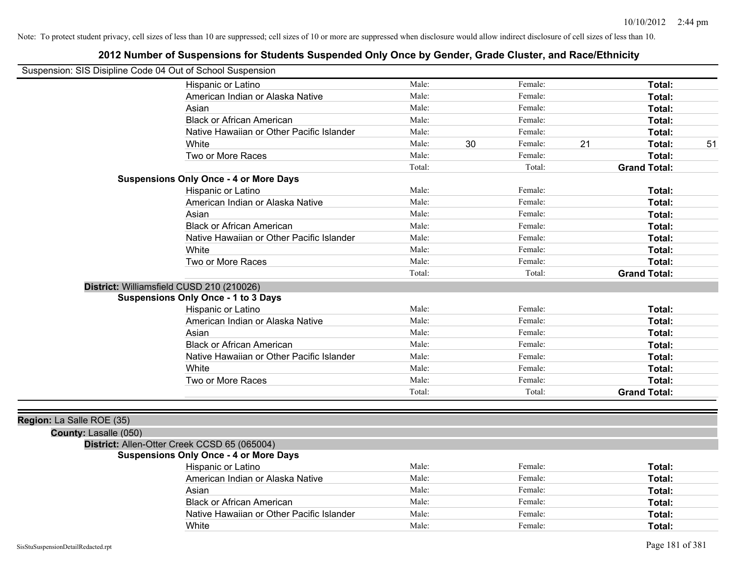Note: To protect student privacy, cell sizes of less than 10 are suppressed; cell sizes of 10 or more are suppressed when disclosure would allow indirect disclosure of cell sizes of less than 10.

# 2012 Number of Suspensions for Students Suspended Only Once by Gender, Grade Cluster, and Race/Ethnicity

Suspension: SIS Disipline Code 04 Out of School Suspension

| | | | | | | |
|---|---|---|---|---|---|---|
| Hispanic or Latino | Male: | | Female: | | **Total:** | |
| American Indian or Alaska Native | Male: | | Female: | | **Total:** | |
| Asian | Male: | | Female: | | **Total:** | |
| Black or African American | Male: | | Female: | | **Total:** | |
| Native Hawaiian or Other Pacific Islander | Male: | | Female: | | **Total:** | |
| White | Male: | 30 | Female: | 21 | **Total:** | 51 |
| Two or More Races | Male: | | Female: | | **Total:** | |
| | Total: | | Total: | | **Grand Total:** | |

**Suspensions Only Once - 4 or More Days**

| | | | | | | |
|---|---|---|---|---|---|---|
| Hispanic or Latino | Male: | | Female: | | **Total:** | |
| American Indian or Alaska Native | Male: | | Female: | | **Total:** | |
| Asian | Male: | | Female: | | **Total:** | |
| Black or African American | Male: | | Female: | | **Total:** | |
| Native Hawaiian or Other Pacific Islander | Male: | | Female: | | **Total:** | |
| White | Male: | | Female: | | **Total:** | |
| Two or More Races | Male: | | Female: | | **Total:** | |
| | Total: | | Total: | | **Grand Total:** | |

**District:** Williamsfield CUSD 210 (210026)

**Suspensions Only Once - 1 to 3 Days**

| | | | | | | |
|---|---|---|---|---|---|---|
| Hispanic or Latino | Male: | | Female: | | **Total:** | |
| American Indian or Alaska Native | Male: | | Female: | | **Total:** | |
| Asian | Male: | | Female: | | **Total:** | |
| Black or African American | Male: | | Female: | | **Total:** | |
| Native Hawaiian or Other Pacific Islander | Male: | | Female: | | **Total:** | |
| White | Male: | | Female: | | **Total:** | |
| Two or More Races | Male: | | Female: | | **Total:** | |
| | Total: | | Total: | | **Grand Total:** | |

**Region:** La Salle ROE (35)

**County:** Lasalle (050)

**District:** Allen-Otter Creek CCSD 65 (065004)

**Suspensions Only Once - 4 or More Days**

| | | | | | | |
|---|---|---|---|---|---|---|
| Hispanic or Latino | Male: | | Female: | | **Total:** | |
| American Indian or Alaska Native | Male: | | Female: | | **Total:** | |
| Asian | Male: | | Female: | | **Total:** | |
| Black or African American | Male: | | Female: | | **Total:** | |
| Native Hawaiian or Other Pacific Islander | Male: | | Female: | | **Total:** | |
| White | Male: | | Female: | | **Total:** | |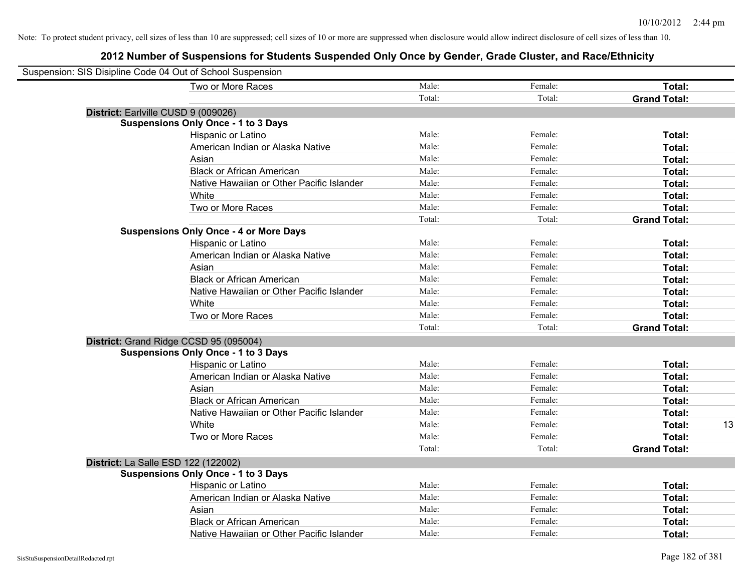Note: To protect student privacy, cell sizes of less than 10 are suppressed; cell sizes of 10 or more are suppressed when disclosure would allow indirect disclosure of cell sizes of less than 10.

## 2012 Number of Suspensions for Students Suspended Only Once by Gender, Grade Cluster, and Race/Ethnicity

Suspension: SIS Disipline Code 04 Out of School Suspension

| | | | | |
|---|---|---|---|---|
| Two or More Races | Male: | Female: | **Total:** | |
| | Total: | Total: | **Grand Total:** | |
| **District:** Earlville CUSD 9 (009026) | | | | |
| **Suspensions Only Once - 1 to 3 Days** | | | | |
| Hispanic or Latino | Male: | Female: | **Total:** | |
| American Indian or Alaska Native | Male: | Female: | **Total:** | |
| Asian | Male: | Female: | **Total:** | |
| Black or African American | Male: | Female: | **Total:** | |
| Native Hawaiian or Other Pacific Islander | Male: | Female: | **Total:** | |
| White | Male: | Female: | **Total:** | |
| Two or More Races | Male: | Female: | **Total:** | |
| | Total: | Total: | **Grand Total:** | |
| **Suspensions Only Once - 4 or More Days** | | | | |
| Hispanic or Latino | Male: | Female: | **Total:** | |
| American Indian or Alaska Native | Male: | Female: | **Total:** | |
| Asian | Male: | Female: | **Total:** | |
| Black or African American | Male: | Female: | **Total:** | |
| Native Hawaiian or Other Pacific Islander | Male: | Female: | **Total:** | |
| White | Male: | Female: | **Total:** | |
| Two or More Races | Male: | Female: | **Total:** | |
| | Total: | Total: | **Grand Total:** | |
| **District:** Grand Ridge CCSD 95 (095004) | | | | |
| **Suspensions Only Once - 1 to 3 Days** | | | | |
| Hispanic or Latino | Male: | Female: | **Total:** | |
| American Indian or Alaska Native | Male: | Female: | **Total:** | |
| Asian | Male: | Female: | **Total:** | |
| Black or African American | Male: | Female: | **Total:** | |
| Native Hawaiian or Other Pacific Islander | Male: | Female: | **Total:** | |
| White | Male: | Female: | **Total:** | 13 |
| Two or More Races | Male: | Female: | **Total:** | |
| | Total: | Total: | **Grand Total:** | |
| **District:** La Salle ESD 122 (122002) | | | | |
| **Suspensions Only Once - 1 to 3 Days** | | | | |
| Hispanic or Latino | Male: | Female: | **Total:** | |
| American Indian or Alaska Native | Male: | Female: | **Total:** | |
| Asian | Male: | Female: | **Total:** | |
| Black or African American | Male: | Female: | **Total:** | |
| Native Hawaiian or Other Pacific Islander | Male: | Female: | **Total:** | |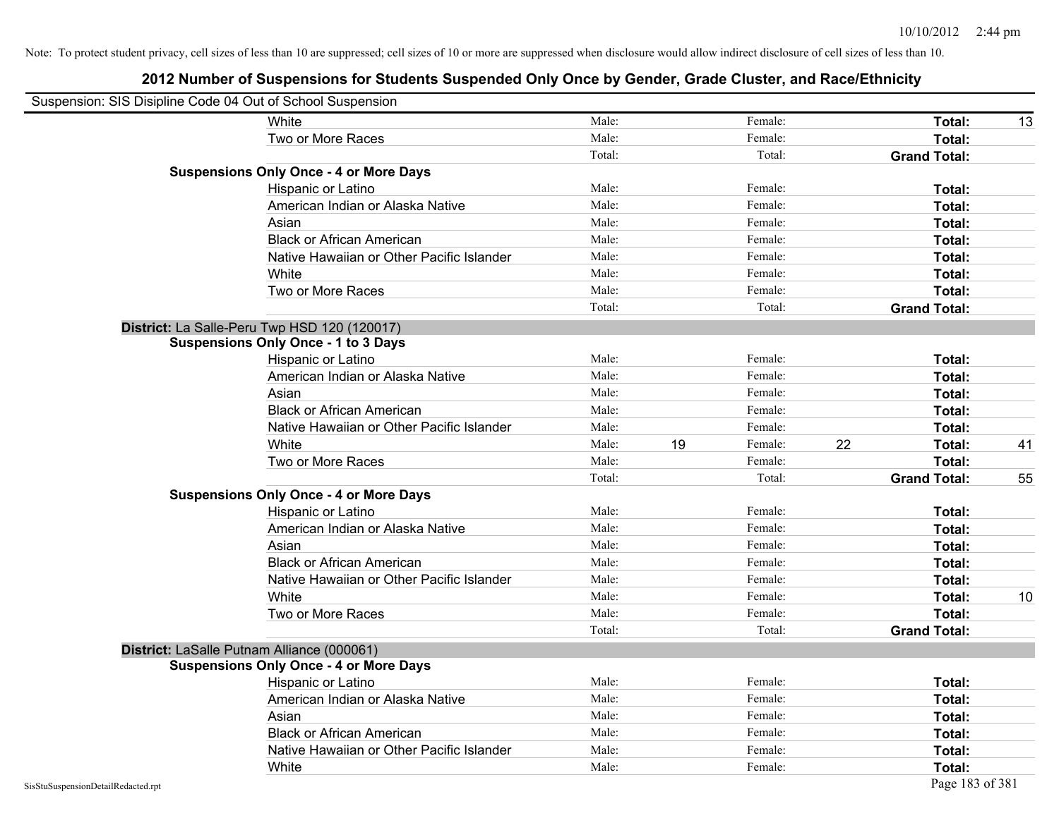Note: To protect student privacy, cell sizes of less than 10 are suppressed; cell sizes of 10 or more are suppressed when disclosure would allow indirect disclosure of cell sizes of less than 10.

# 2012 Number of Suspensions for Students Suspended Only Once by Gender, Grade Cluster, and Race/Ethnicity

Suspension: SIS Disipline Code 04 Out of School Suspension

| | | | | | | | |
|---|---|---|---|---|---|---|---|
| White | Male: | | Female: | | **Total:** | 13 |
| Two or More Races | Male: | | Female: | | **Total:** | |
| | Total: | | Total: | | **Grand Total:** | |

**Suspensions Only Once - 4 or More Days**

| | | | | | | |
|---|---|---|---|---|---|---|
| Hispanic or Latino | Male: | | Female: | | **Total:** | |
| American Indian or Alaska Native | Male: | | Female: | | **Total:** | |
| Asian | Male: | | Female: | | **Total:** | |
| Black or African American | Male: | | Female: | | **Total:** | |
| Native Hawaiian or Other Pacific Islander | Male: | | Female: | | **Total:** | |
| White | Male: | | Female: | | **Total:** | |
| Two or More Races | Male: | | Female: | | **Total:** | |
| | Total: | | Total: | | **Grand Total:** | |

**District:** La Salle-Peru Twp HSD 120 (120017)

**Suspensions Only Once - 1 to 3 Days**

| | | | | | | |
|---|---|---|---|---|---|---|
| Hispanic or Latino | Male: | | Female: | | **Total:** | |
| American Indian or Alaska Native | Male: | | Female: | | **Total:** | |
| Asian | Male: | | Female: | | **Total:** | |
| Black or African American | Male: | | Female: | | **Total:** | |
| Native Hawaiian or Other Pacific Islander | Male: | | Female: | | **Total:** | |
| White | Male: | 19 | Female: | 22 | **Total:** | 41 |
| Two or More Races | Male: | | Female: | | **Total:** | |
| | Total: | | Total: | | **Grand Total:** | 55 |

**Suspensions Only Once - 4 or More Days**

| | | | | | | |
|---|---|---|---|---|---|---|
| Hispanic or Latino | Male: | | Female: | | **Total:** | |
| American Indian or Alaska Native | Male: | | Female: | | **Total:** | |
| Asian | Male: | | Female: | | **Total:** | |
| Black or African American | Male: | | Female: | | **Total:** | |
| Native Hawaiian or Other Pacific Islander | Male: | | Female: | | **Total:** | |
| White | Male: | | Female: | | **Total:** | 10 |
| Two or More Races | Male: | | Female: | | **Total:** | |
| | Total: | | Total: | | **Grand Total:** | |

**District:** LaSalle Putnam Alliance (000061)

**Suspensions Only Once - 4 or More Days**

| | | | | | | |
|---|---|---|---|---|---|---|
| Hispanic or Latino | Male: | | Female: | | **Total:** | |
| American Indian or Alaska Native | Male: | | Female: | | **Total:** | |
| Asian | Male: | | Female: | | **Total:** | |
| Black or African American | Male: | | Female: | | **Total:** | |
| Native Hawaiian or Other Pacific Islander | Male: | | Female: | | **Total:** | |
| White | Male: | | Female: | | **Total:** | |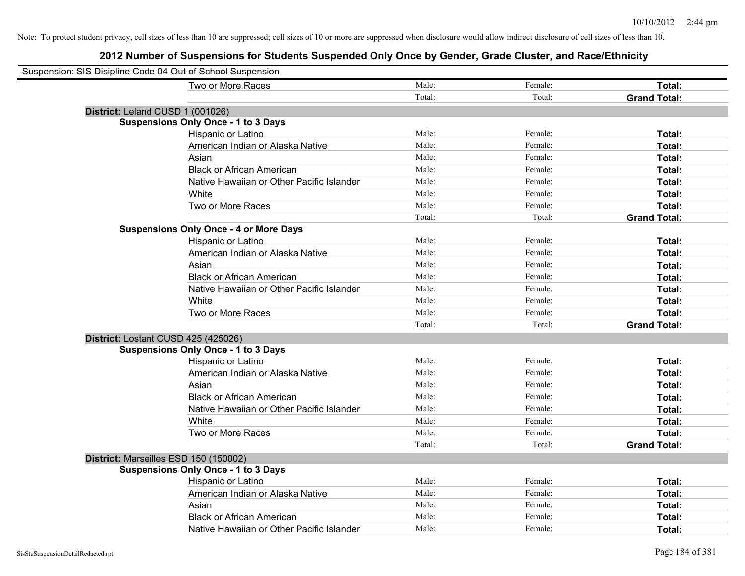Note: To protect student privacy, cell sizes of less than 10 are suppressed; cell sizes of 10 or more are suppressed when disclosure would allow indirect disclosure of cell sizes of less than 10.

## 2012 Number of Suspensions for Students Suspended Only Once by Gender, Grade Cluster, and Race/Ethnicity

Suspension: SIS Disipline Code 04 Out of School Suspension

| | | | |
|---|---|---|---|
| Two or More Races | Male: | Female: | **Total:** |
| | Total: | Total: | **Grand Total:** |

**District:** Leland CUSD 1 (001026)

**Suspensions Only Once - 1 to 3 Days**

| | | | |
|---|---|---|---|
| Hispanic or Latino | Male: | Female: | **Total:** |
| American Indian or Alaska Native | Male: | Female: | **Total:** |
| Asian | Male: | Female: | **Total:** |
| Black or African American | Male: | Female: | **Total:** |
| Native Hawaiian or Other Pacific Islander | Male: | Female: | **Total:** |
| White | Male: | Female: | **Total:** |
| Two or More Races | Male: | Female: | **Total:** |
| | Total: | Total: | **Grand Total:** |

**Suspensions Only Once - 4 or More Days**

| | | | |
|---|---|---|---|
| Hispanic or Latino | Male: | Female: | **Total:** |
| American Indian or Alaska Native | Male: | Female: | **Total:** |
| Asian | Male: | Female: | **Total:** |
| Black or African American | Male: | Female: | **Total:** |
| Native Hawaiian or Other Pacific Islander | Male: | Female: | **Total:** |
| White | Male: | Female: | **Total:** |
| Two or More Races | Male: | Female: | **Total:** |
| | Total: | Total: | **Grand Total:** |

**District:** Lostant CUSD 425 (425026)

**Suspensions Only Once - 1 to 3 Days**

| | | | |
|---|---|---|---|
| Hispanic or Latino | Male: | Female: | **Total:** |
| American Indian or Alaska Native | Male: | Female: | **Total:** |
| Asian | Male: | Female: | **Total:** |
| Black or African American | Male: | Female: | **Total:** |
| Native Hawaiian or Other Pacific Islander | Male: | Female: | **Total:** |
| White | Male: | Female: | **Total:** |
| Two or More Races | Male: | Female: | **Total:** |
| | Total: | Total: | **Grand Total:** |

**District:** Marseilles ESD 150 (150002)

**Suspensions Only Once - 1 to 3 Days**

| | | | |
|---|---|---|---|
| Hispanic or Latino | Male: | Female: | **Total:** |
| American Indian or Alaska Native | Male: | Female: | **Total:** |
| Asian | Male: | Female: | **Total:** |
| Black or African American | Male: | Female: | **Total:** |
| Native Hawaiian or Other Pacific Islander | Male: | Female: | **Total:** |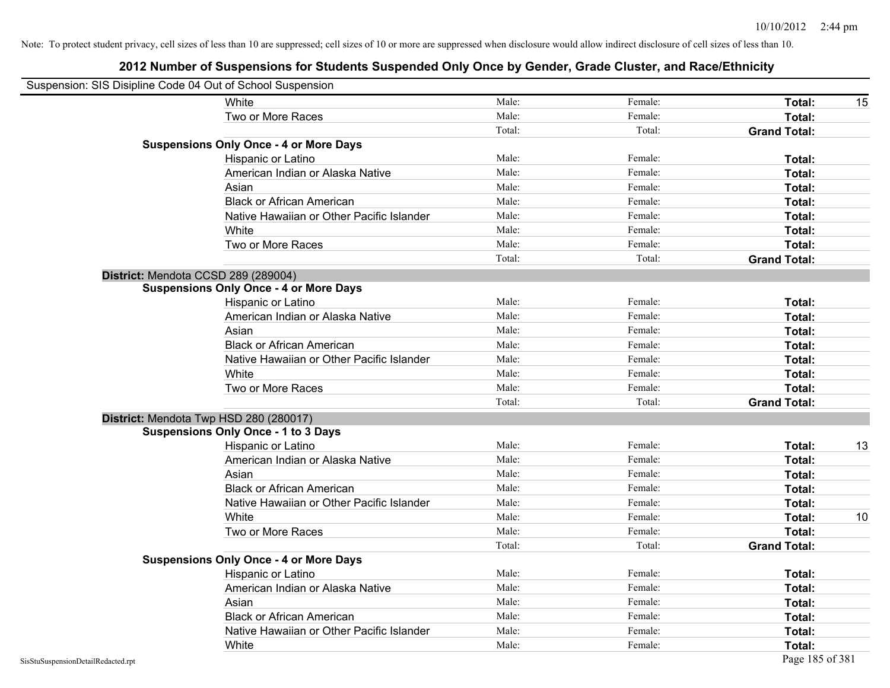Note: To protect student privacy, cell sizes of less than 10 are suppressed; cell sizes of 10 or more are suppressed when disclosure would allow indirect disclosure of cell sizes of less than 10.

# 2012 Number of Suspensions for Students Suspended Only Once by Gender, Grade Cluster, and Race/Ethnicity

Suspension: SIS Disipline Code 04 Out of School Suspension

| | | | | |
|---|---|---|---|---|
| White | Male: | Female: | **Total:** | 15 |
| Two or More Races | Male: | Female: | **Total:** | |
| | Total: | Total: | **Grand Total:** | |

**Suspensions Only Once - 4 or More Days**

| | | | | |
|---|---|---|---|---|
| Hispanic or Latino | Male: | Female: | **Total:** | |
| American Indian or Alaska Native | Male: | Female: | **Total:** | |
| Asian | Male: | Female: | **Total:** | |
| Black or African American | Male: | Female: | **Total:** | |
| Native Hawaiian or Other Pacific Islander | Male: | Female: | **Total:** | |
| White | Male: | Female: | **Total:** | |
| Two or More Races | Male: | Female: | **Total:** | |
| | Total: | Total: | **Grand Total:** | |

**District:** Mendota CCSD 289 (289004)

**Suspensions Only Once - 4 or More Days**

| | | | | |
|---|---|---|---|---|
| Hispanic or Latino | Male: | Female: | **Total:** | |
| American Indian or Alaska Native | Male: | Female: | **Total:** | |
| Asian | Male: | Female: | **Total:** | |
| Black or African American | Male: | Female: | **Total:** | |
| Native Hawaiian or Other Pacific Islander | Male: | Female: | **Total:** | |
| White | Male: | Female: | **Total:** | |
| Two or More Races | Male: | Female: | **Total:** | |
| | Total: | Total: | **Grand Total:** | |

**District:** Mendota Twp HSD 280 (280017)

**Suspensions Only Once - 1 to 3 Days**

| | | | | |
|---|---|---|---|---|
| Hispanic or Latino | Male: | Female: | **Total:** | 13 |
| American Indian or Alaska Native | Male: | Female: | **Total:** | |
| Asian | Male: | Female: | **Total:** | |
| Black or African American | Male: | Female: | **Total:** | |
| Native Hawaiian or Other Pacific Islander | Male: | Female: | **Total:** | |
| White | Male: | Female: | **Total:** | 10 |
| Two or More Races | Male: | Female: | **Total:** | |
| | Total: | Total: | **Grand Total:** | |

**Suspensions Only Once - 4 or More Days**

| | | | | |
|---|---|---|---|---|
| Hispanic or Latino | Male: | Female: | **Total:** | |
| American Indian or Alaska Native | Male: | Female: | **Total:** | |
| Asian | Male: | Female: | **Total:** | |
| Black or African American | Male: | Female: | **Total:** | |
| Native Hawaiian or Other Pacific Islander | Male: | Female: | **Total:** | |
| White | Male: | Female: | **Total:** | |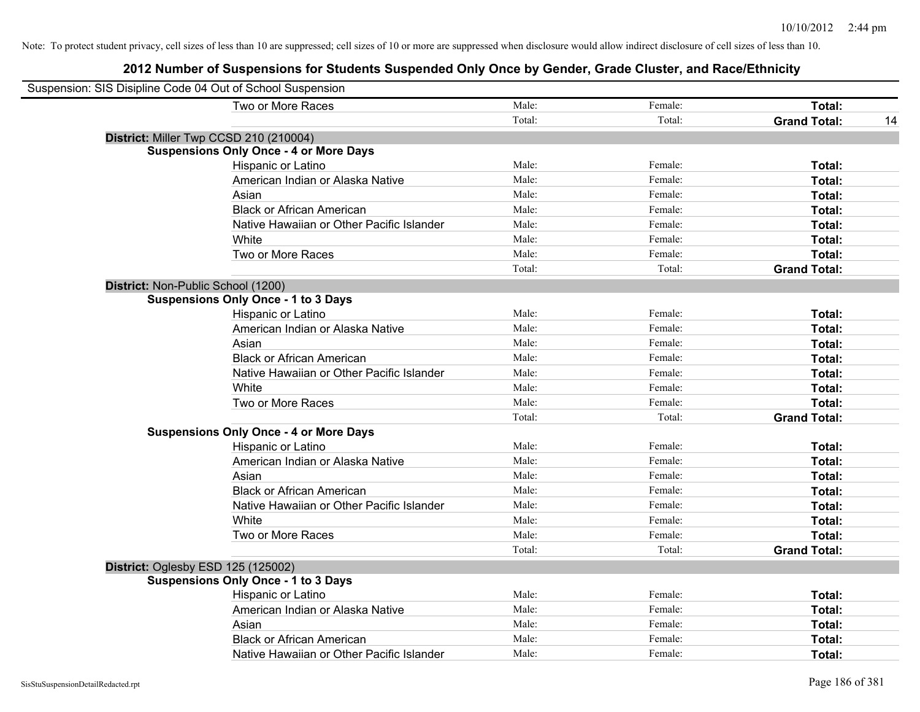Note: To protect student privacy, cell sizes of less than 10 are suppressed; cell sizes of 10 or more are suppressed when disclosure would allow indirect disclosure of cell sizes of less than 10.

## 2012 Number of Suspensions for Students Suspended Only Once by Gender, Grade Cluster, and Race/Ethnicity

Suspension: SIS Disipline Code 04 Out of School Suspension

| | | | | |
|---|---|---|---|---|
| Two or More Races | Male: | Female: | **Total:** | |
| | Total: | Total: | **Grand Total:** | 14 |

**District:** Miller Twp CCSD 210 (210004)

**Suspensions Only Once - 4 or More Days**

| | | | | |
|---|---|---|---|---|
| Hispanic or Latino | Male: | Female: | **Total:** | |
| American Indian or Alaska Native | Male: | Female: | **Total:** | |
| Asian | Male: | Female: | **Total:** | |
| Black or African American | Male: | Female: | **Total:** | |
| Native Hawaiian or Other Pacific Islander | Male: | Female: | **Total:** | |
| White | Male: | Female: | **Total:** | |
| Two or More Races | Male: | Female: | **Total:** | |
| | Total: | Total: | **Grand Total:** | |

**District:** Non-Public School (1200)

**Suspensions Only Once - 1 to 3 Days**

| | | | | |
|---|---|---|---|---|
| Hispanic or Latino | Male: | Female: | **Total:** | |
| American Indian or Alaska Native | Male: | Female: | **Total:** | |
| Asian | Male: | Female: | **Total:** | |
| Black or African American | Male: | Female: | **Total:** | |
| Native Hawaiian or Other Pacific Islander | Male: | Female: | **Total:** | |
| White | Male: | Female: | **Total:** | |
| Two or More Races | Male: | Female: | **Total:** | |
| | Total: | Total: | **Grand Total:** | |

**Suspensions Only Once - 4 or More Days**

| | | | | |
|---|---|---|---|---|
| Hispanic or Latino | Male: | Female: | **Total:** | |
| American Indian or Alaska Native | Male: | Female: | **Total:** | |
| Asian | Male: | Female: | **Total:** | |
| Black or African American | Male: | Female: | **Total:** | |
| Native Hawaiian or Other Pacific Islander | Male: | Female: | **Total:** | |
| White | Male: | Female: | **Total:** | |
| Two or More Races | Male: | Female: | **Total:** | |
| | Total: | Total: | **Grand Total:** | |

**District:** Oglesby ESD 125 (125002)

**Suspensions Only Once - 1 to 3 Days**

| | | | | |
|---|---|---|---|---|
| Hispanic or Latino | Male: | Female: | **Total:** | |
| American Indian or Alaska Native | Male: | Female: | **Total:** | |
| Asian | Male: | Female: | **Total:** | |
| Black or African American | Male: | Female: | **Total:** | |
| Native Hawaiian or Other Pacific Islander | Male: | Female: | **Total:** | |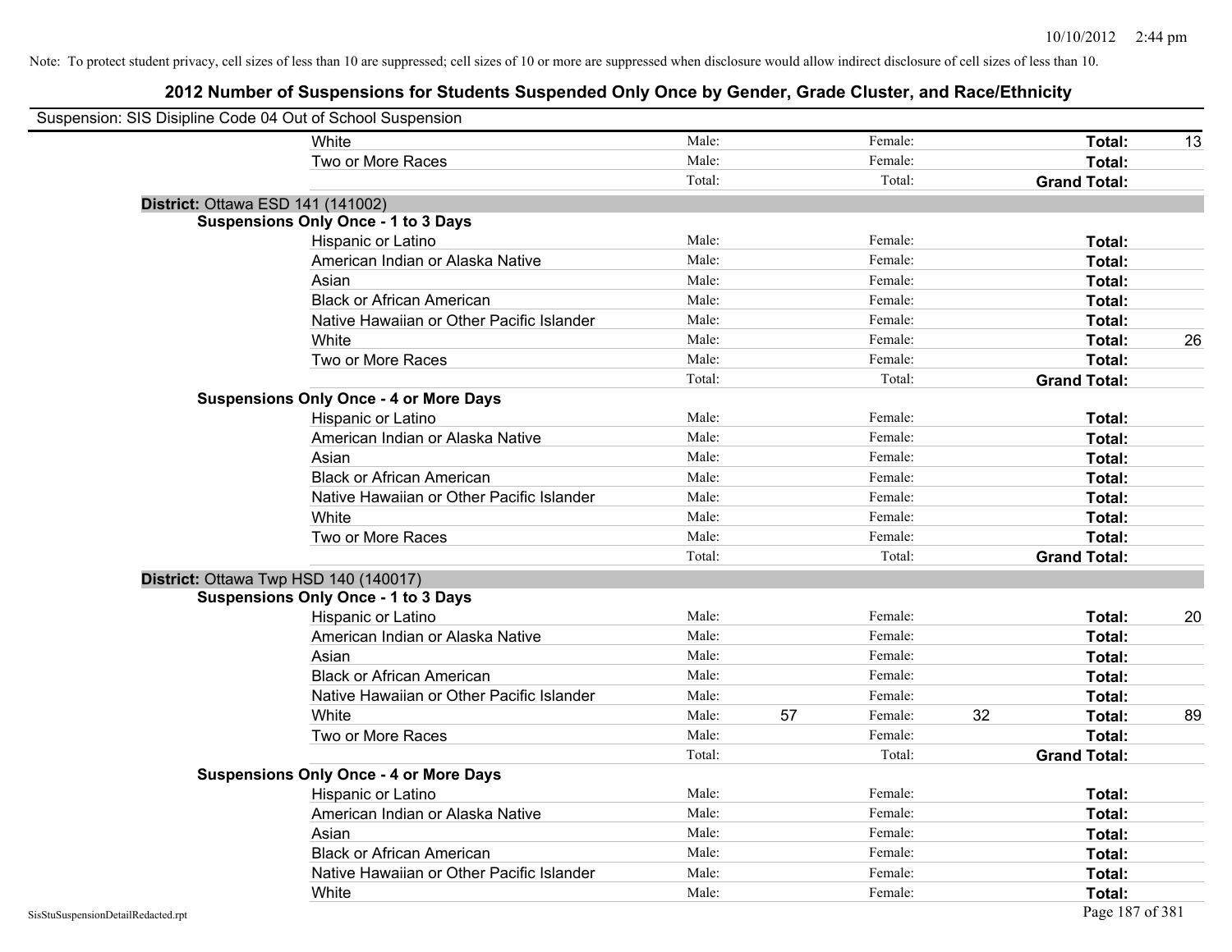Note: To protect student privacy, cell sizes of less than 10 are suppressed; cell sizes of 10 or more are suppressed when disclosure would allow indirect disclosure of cell sizes of less than 10.

## 2012 Number of Suspensions for Students Suspended Only Once by Gender, Grade Cluster, and Race/Ethnicity

Suspension: SIS Disipline Code 04 Out of School Suspension

| | | | | | | | |
|---|---|---|---|---|---|---|---|
| White | Male: | | Female: | | **Total:** | 13 |
| Two or More Races | Male: | | Female: | | **Total:** | |
| | Total: | | Total: | | **Grand Total:** | |

**District:** Ottawa ESD 141 (141002)

**Suspensions Only Once - 1 to 3 Days**

| | | | | | | |
|---|---|---|---|---|---|---|
| Hispanic or Latino | Male: | | Female: | | **Total:** | |
| American Indian or Alaska Native | Male: | | Female: | | **Total:** | |
| Asian | Male: | | Female: | | **Total:** | |
| Black or African American | Male: | | Female: | | **Total:** | |
| Native Hawaiian or Other Pacific Islander | Male: | | Female: | | **Total:** | |
| White | Male: | | Female: | | **Total:** | 26 |
| Two or More Races | Male: | | Female: | | **Total:** | |
| | Total: | | Total: | | **Grand Total:** | |

**Suspensions Only Once - 4 or More Days**

| | | | | | | |
|---|---|---|---|---|---|---|
| Hispanic or Latino | Male: | | Female: | | **Total:** | |
| American Indian or Alaska Native | Male: | | Female: | | **Total:** | |
| Asian | Male: | | Female: | | **Total:** | |
| Black or African American | Male: | | Female: | | **Total:** | |
| Native Hawaiian or Other Pacific Islander | Male: | | Female: | | **Total:** | |
| White | Male: | | Female: | | **Total:** | |
| Two or More Races | Male: | | Female: | | **Total:** | |
| | Total: | | Total: | | **Grand Total:** | |

**District:** Ottawa Twp HSD 140 (140017)

**Suspensions Only Once - 1 to 3 Days**

| | | | | | | |
|---|---|---|---|---|---|---|
| Hispanic or Latino | Male: | | Female: | | **Total:** | 20 |
| American Indian or Alaska Native | Male: | | Female: | | **Total:** | |
| Asian | Male: | | Female: | | **Total:** | |
| Black or African American | Male: | | Female: | | **Total:** | |
| Native Hawaiian or Other Pacific Islander | Male: | | Female: | | **Total:** | |
| White | Male: | 57 | Female: | 32 | **Total:** | 89 |
| Two or More Races | Male: | | Female: | | **Total:** | |
| | Total: | | Total: | | **Grand Total:** | |

**Suspensions Only Once - 4 or More Days**

| | | | | | | |
|---|---|---|---|---|---|---|
| Hispanic or Latino | Male: | | Female: | | **Total:** | |
| American Indian or Alaska Native | Male: | | Female: | | **Total:** | |
| Asian | Male: | | Female: | | **Total:** | |
| Black or African American | Male: | | Female: | | **Total:** | |
| Native Hawaiian or Other Pacific Islander | Male: | | Female: | | **Total:** | |
| White | Male: | | Female: | | **Total:** | |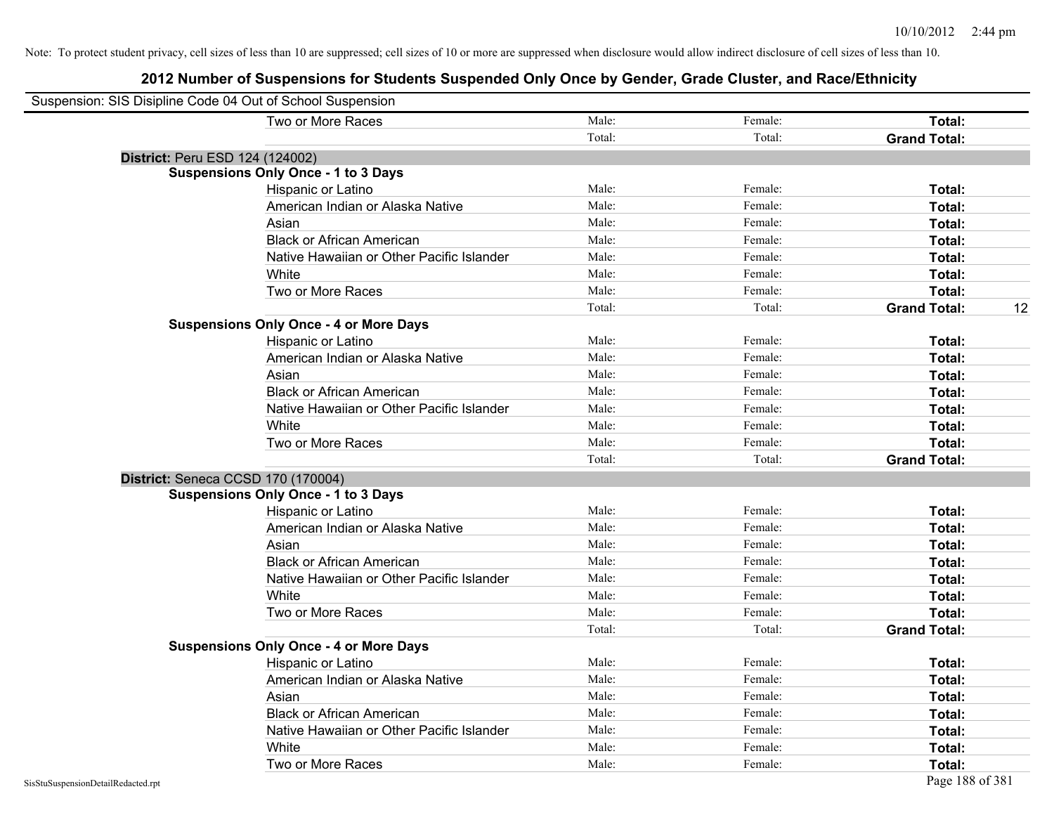Note: To protect student privacy, cell sizes of less than 10 are suppressed; cell sizes of 10 or more are suppressed when disclosure would allow indirect disclosure of cell sizes of less than 10.

# 2012 Number of Suspensions for Students Suspended Only Once by Gender, Grade Cluster, and Race/Ethnicity

Suspension: SIS Disipline Code 04 Out of School Suspension

| | | | | |
|---|---|---|---|---|
| Two or More Races | Male: | Female: | **Total:** | |
| | Total: | Total: | **Grand Total:** | |

**District:** Peru ESD 124 (124002)

**Suspensions Only Once - 1 to 3 Days**

| | | | | |
|---|---|---|---|---|
| Hispanic or Latino | Male: | Female: | **Total:** | |
| American Indian or Alaska Native | Male: | Female: | **Total:** | |
| Asian | Male: | Female: | **Total:** | |
| Black or African American | Male: | Female: | **Total:** | |
| Native Hawaiian or Other Pacific Islander | Male: | Female: | **Total:** | |
| White | Male: | Female: | **Total:** | |
| Two or More Races | Male: | Female: | **Total:** | |
| | Total: | Total: | **Grand Total:** | 12 |

**Suspensions Only Once - 4 or More Days**

| | | | | |
|---|---|---|---|---|
| Hispanic or Latino | Male: | Female: | **Total:** | |
| American Indian or Alaska Native | Male: | Female: | **Total:** | |
| Asian | Male: | Female: | **Total:** | |
| Black or African American | Male: | Female: | **Total:** | |
| Native Hawaiian or Other Pacific Islander | Male: | Female: | **Total:** | |
| White | Male: | Female: | **Total:** | |
| Two or More Races | Male: | Female: | **Total:** | |
| | Total: | Total: | **Grand Total:** | |

**District:** Seneca CCSD 170 (170004)

**Suspensions Only Once - 1 to 3 Days**

| | | | | |
|---|---|---|---|---|
| Hispanic or Latino | Male: | Female: | **Total:** | |
| American Indian or Alaska Native | Male: | Female: | **Total:** | |
| Asian | Male: | Female: | **Total:** | |
| Black or African American | Male: | Female: | **Total:** | |
| Native Hawaiian or Other Pacific Islander | Male: | Female: | **Total:** | |
| White | Male: | Female: | **Total:** | |
| Two or More Races | Male: | Female: | **Total:** | |
| | Total: | Total: | **Grand Total:** | |

**Suspensions Only Once - 4 or More Days**

| | | | | |
|---|---|---|---|---|
| Hispanic or Latino | Male: | Female: | **Total:** | |
| American Indian or Alaska Native | Male: | Female: | **Total:** | |
| Asian | Male: | Female: | **Total:** | |
| Black or African American | Male: | Female: | **Total:** | |
| Native Hawaiian or Other Pacific Islander | Male: | Female: | **Total:** | |
| White | Male: | Female: | **Total:** | |
| Two or More Races | Male: | Female: | **Total:** | |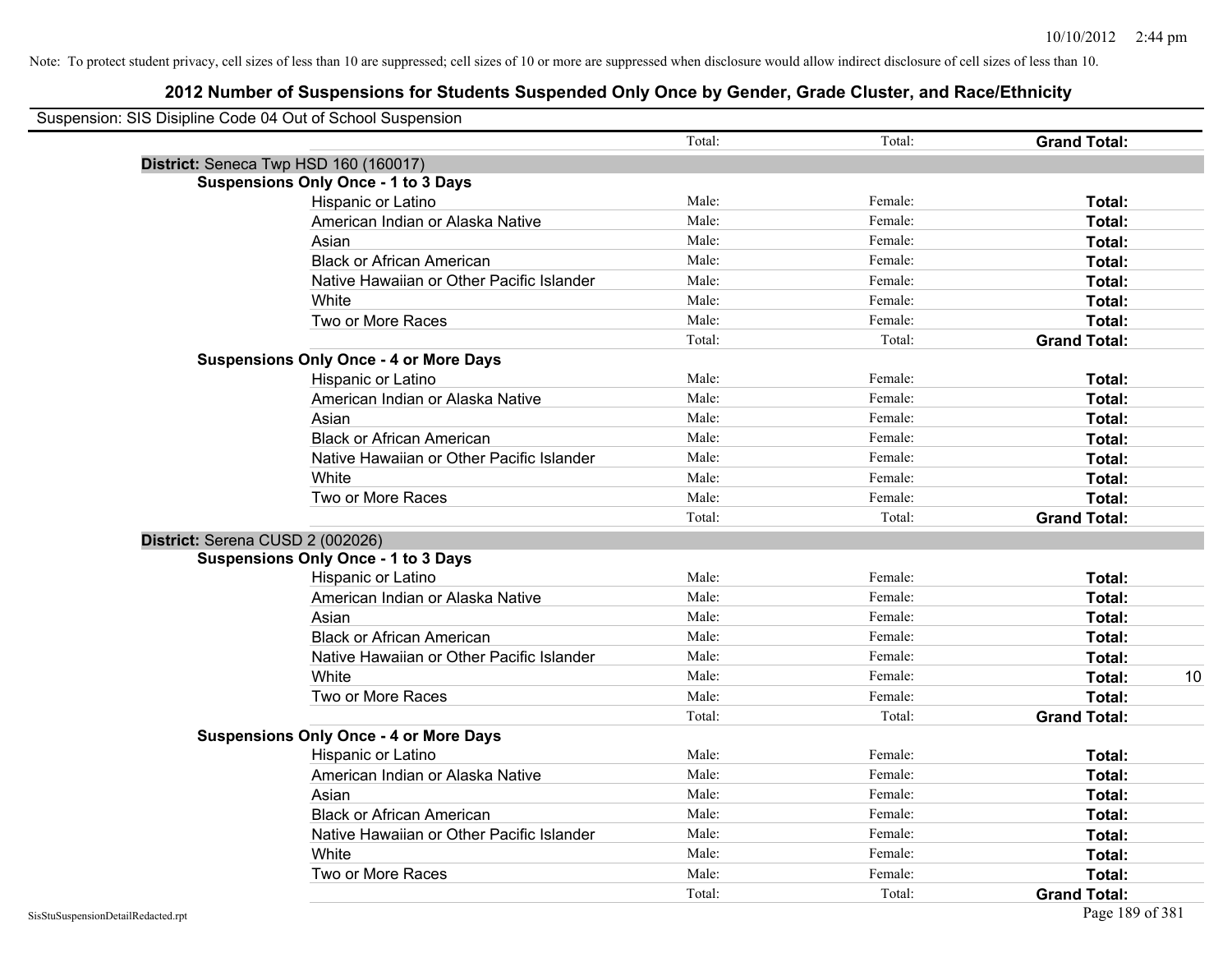Note: To protect student privacy, cell sizes of less than 10 are suppressed; cell sizes of 10 or more are suppressed when disclosure would allow indirect disclosure of cell sizes of less than 10.

# 2012 Number of Suspensions for Students Suspended Only Once by Gender, Grade Cluster, and Race/Ethnicity

Suspension: SIS Disipline Code 04 Out of School Suspension

| | | | | |
|---|---|---|---|---|
| | Total: | Total: | **Grand Total:** | |
| **District:** Seneca Twp HSD 160 (160017) | | | | |
| **Suspensions Only Once - 1 to 3 Days** | | | | |
| Hispanic or Latino | Male: | Female: | **Total:** | |
| American Indian or Alaska Native | Male: | Female: | **Total:** | |
| Asian | Male: | Female: | **Total:** | |
| Black or African American | Male: | Female: | **Total:** | |
| Native Hawaiian or Other Pacific Islander | Male: | Female: | **Total:** | |
| White | Male: | Female: | **Total:** | |
| Two or More Races | Male: | Female: | **Total:** | |
| | Total: | Total: | **Grand Total:** | |
| **Suspensions Only Once - 4 or More Days** | | | | |
| Hispanic or Latino | Male: | Female: | **Total:** | |
| American Indian or Alaska Native | Male: | Female: | **Total:** | |
| Asian | Male: | Female: | **Total:** | |
| Black or African American | Male: | Female: | **Total:** | |
| Native Hawaiian or Other Pacific Islander | Male: | Female: | **Total:** | |
| White | Male: | Female: | **Total:** | |
| Two or More Races | Male: | Female: | **Total:** | |
| | Total: | Total: | **Grand Total:** | |
| **District:** Serena CUSD 2 (002026) | | | | |
| **Suspensions Only Once - 1 to 3 Days** | | | | |
| Hispanic or Latino | Male: | Female: | **Total:** | |
| American Indian or Alaska Native | Male: | Female: | **Total:** | |
| Asian | Male: | Female: | **Total:** | |
| Black or African American | Male: | Female: | **Total:** | |
| Native Hawaiian or Other Pacific Islander | Male: | Female: | **Total:** | |
| White | Male: | Female: | **Total:** | 10 |
| Two or More Races | Male: | Female: | **Total:** | |
| | Total: | Total: | **Grand Total:** | |
| **Suspensions Only Once - 4 or More Days** | | | | |
| Hispanic or Latino | Male: | Female: | **Total:** | |
| American Indian or Alaska Native | Male: | Female: | **Total:** | |
| Asian | Male: | Female: | **Total:** | |
| Black or African American | Male: | Female: | **Total:** | |
| Native Hawaiian or Other Pacific Islander | Male: | Female: | **Total:** | |
| White | Male: | Female: | **Total:** | |
| Two or More Races | Male: | Female: | **Total:** | |
| | Total: | Total: | **Grand Total:** | |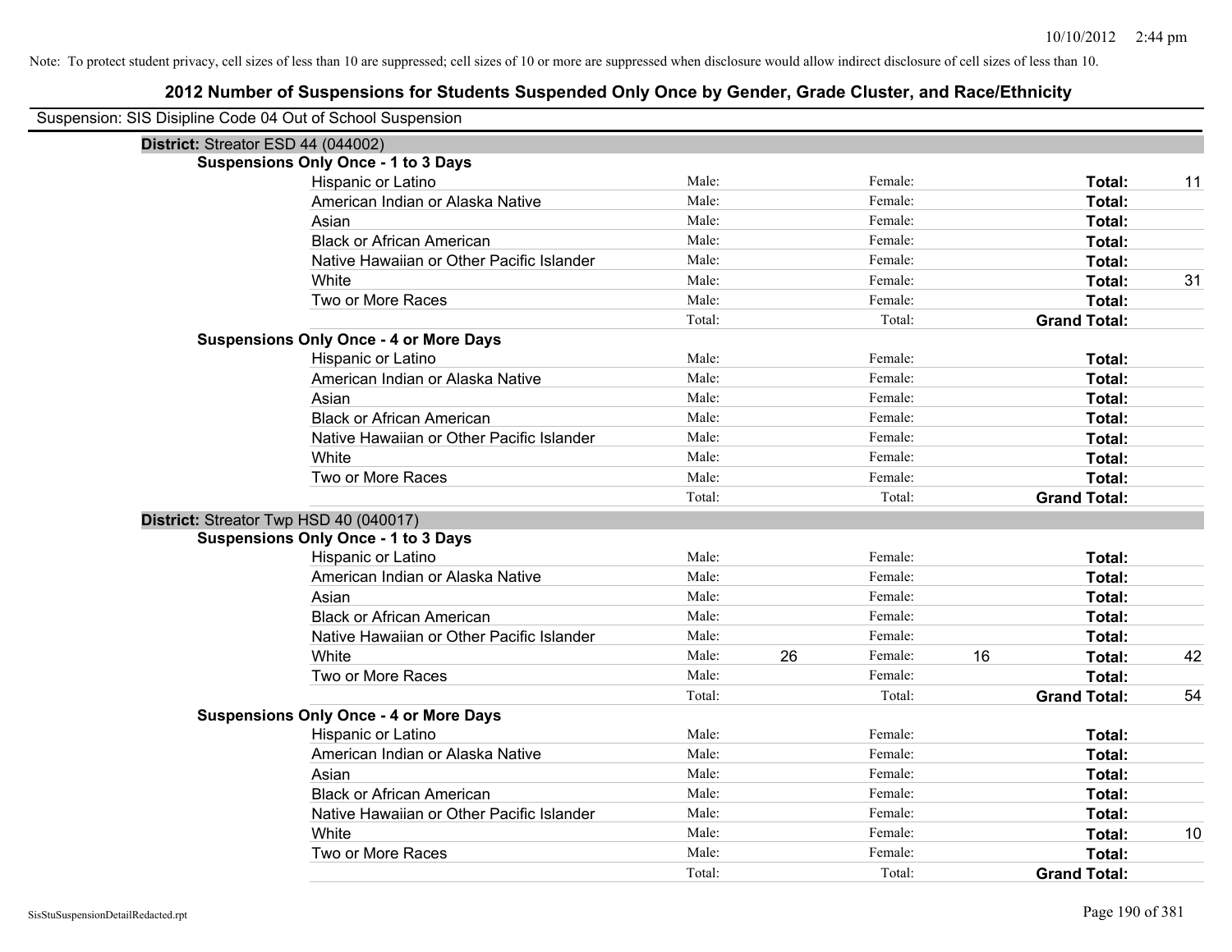Note: To protect student privacy, cell sizes of less than 10 are suppressed; cell sizes of 10 or more are suppressed when disclosure would allow indirect disclosure of cell sizes of less than 10.

# 2012 Number of Suspensions for Students Suspended Only Once by Gender, Grade Cluster, and Race/Ethnicity

Suspension: SIS Disipline Code 04 Out of School Suspension

## District: Streator ESD 44 (044002)

### Suspensions Only Once - 1 to 3 Days

| | | | | | | |
|---|---|---|---|---|---|---|
| Hispanic or Latino | Male: | | Female: | | **Total:** | 11 |
| American Indian or Alaska Native | Male: | | Female: | | **Total:** | |
| Asian | Male: | | Female: | | **Total:** | |
| Black or African American | Male: | | Female: | | **Total:** | |
| Native Hawaiian or Other Pacific Islander | Male: | | Female: | | **Total:** | |
| White | Male: | | Female: | | **Total:** | 31 |
| Two or More Races | Male: | | Female: | | **Total:** | |
| | Total: | | Total: | | **Grand Total:** | |

### Suspensions Only Once - 4 or More Days

| | | | | | | |
|---|---|---|---|---|---|---|
| Hispanic or Latino | Male: | | Female: | | **Total:** | |
| American Indian or Alaska Native | Male: | | Female: | | **Total:** | |
| Asian | Male: | | Female: | | **Total:** | |
| Black or African American | Male: | | Female: | | **Total:** | |
| Native Hawaiian or Other Pacific Islander | Male: | | Female: | | **Total:** | |
| White | Male: | | Female: | | **Total:** | |
| Two or More Races | Male: | | Female: | | **Total:** | |
| | Total: | | Total: | | **Grand Total:** | |

## District: Streator Twp HSD 40 (040017)

### Suspensions Only Once - 1 to 3 Days

| | | | | | | |
|---|---|---|---|---|---|---|
| Hispanic or Latino | Male: | | Female: | | **Total:** | |
| American Indian or Alaska Native | Male: | | Female: | | **Total:** | |
| Asian | Male: | | Female: | | **Total:** | |
| Black or African American | Male: | | Female: | | **Total:** | |
| Native Hawaiian or Other Pacific Islander | Male: | | Female: | | **Total:** | |
| White | Male: | 26 | Female: | 16 | **Total:** | 42 |
| Two or More Races | Male: | | Female: | | **Total:** | |
| | Total: | | Total: | | **Grand Total:** | 54 |

### Suspensions Only Once - 4 or More Days

| | | | | | | |
|---|---|---|---|---|---|---|
| Hispanic or Latino | Male: | | Female: | | **Total:** | |
| American Indian or Alaska Native | Male: | | Female: | | **Total:** | |
| Asian | Male: | | Female: | | **Total:** | |
| Black or African American | Male: | | Female: | | **Total:** | |
| Native Hawaiian or Other Pacific Islander | Male: | | Female: | | **Total:** | |
| White | Male: | | Female: | | **Total:** | 10 |
| Two or More Races | Male: | | Female: | | **Total:** | |
| | Total: | | Total: | | **Grand Total:** | |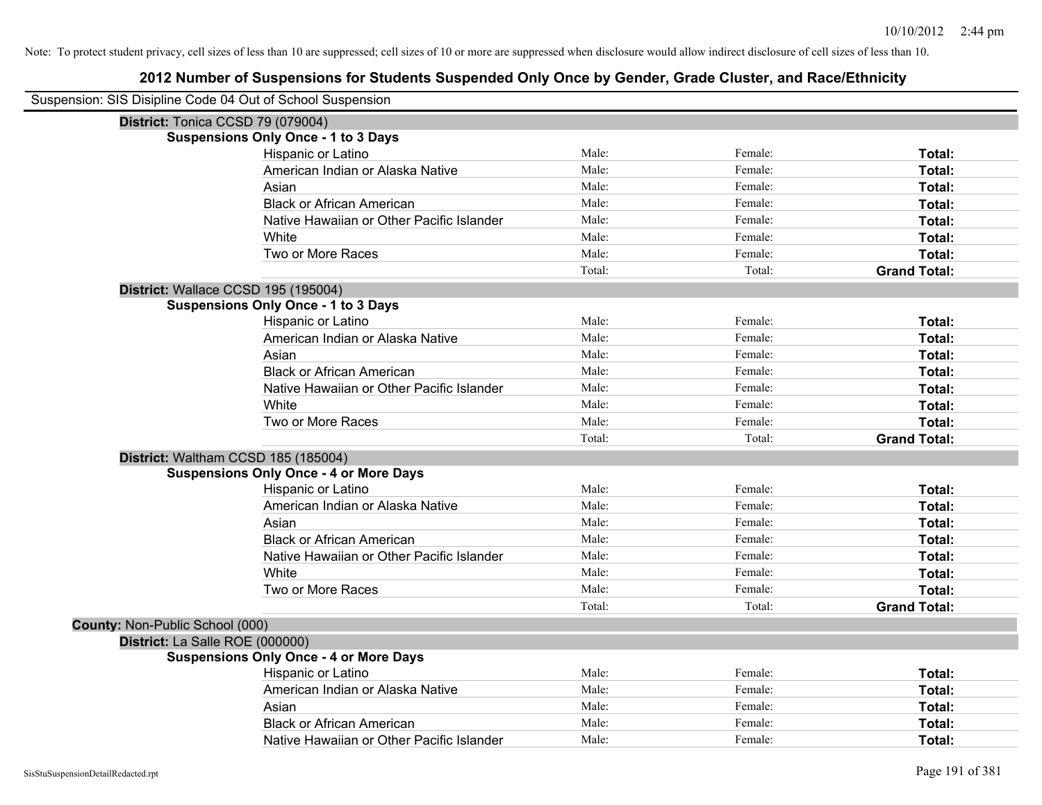Note: To protect student privacy, cell sizes of less than 10 are suppressed; cell sizes of 10 or more are suppressed when disclosure would allow indirect disclosure of cell sizes of less than 10.

# 2012 Number of Suspensions for Students Suspended Only Once by Gender, Grade Cluster, and Race/Ethnicity

Suspension: SIS Disipline Code 04 Out of School Suspension

**District:** Tonica CCSD 79 (079004)

**Suspensions Only Once - 1 to 3 Days**

| | | | |
|---|---|---|---|
| Hispanic or Latino | Male: | Female: | **Total:** |
| American Indian or Alaska Native | Male: | Female: | **Total:** |
| Asian | Male: | Female: | **Total:** |
| Black or African American | Male: | Female: | **Total:** |
| Native Hawaiian or Other Pacific Islander | Male: | Female: | **Total:** |
| White | Male: | Female: | **Total:** |
| Two or More Races | Male: | Female: | **Total:** |
| | Total: | Total: | **Grand Total:** |

**District:** Wallace CCSD 195 (195004)

**Suspensions Only Once - 1 to 3 Days**

| | | | |
|---|---|---|---|
| Hispanic or Latino | Male: | Female: | **Total:** |
| American Indian or Alaska Native | Male: | Female: | **Total:** |
| Asian | Male: | Female: | **Total:** |
| Black or African American | Male: | Female: | **Total:** |
| Native Hawaiian or Other Pacific Islander | Male: | Female: | **Total:** |
| White | Male: | Female: | **Total:** |
| Two or More Races | Male: | Female: | **Total:** |
| | Total: | Total: | **Grand Total:** |

**District:** Waltham CCSD 185 (185004)

**Suspensions Only Once - 4 or More Days**

| | | | |
|---|---|---|---|
| Hispanic or Latino | Male: | Female: | **Total:** |
| American Indian or Alaska Native | Male: | Female: | **Total:** |
| Asian | Male: | Female: | **Total:** |
| Black or African American | Male: | Female: | **Total:** |
| Native Hawaiian or Other Pacific Islander | Male: | Female: | **Total:** |
| White | Male: | Female: | **Total:** |
| Two or More Races | Male: | Female: | **Total:** |
| | Total: | Total: | **Grand Total:** |

**County:** Non-Public School (000)

**District:** La Salle ROE (000000)

**Suspensions Only Once - 4 or More Days**

| | | | |
|---|---|---|---|
| Hispanic or Latino | Male: | Female: | **Total:** |
| American Indian or Alaska Native | Male: | Female: | **Total:** |
| Asian | Male: | Female: | **Total:** |
| Black or African American | Male: | Female: | **Total:** |
| Native Hawaiian or Other Pacific Islander | Male: | Female: | **Total:** |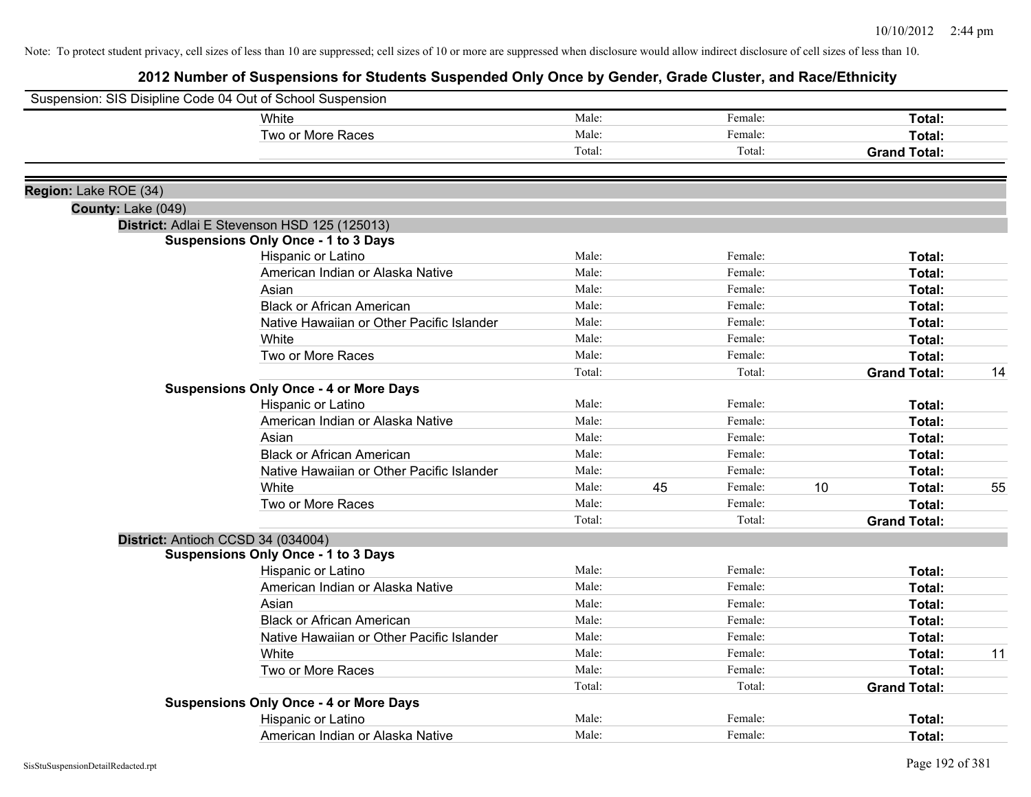Note: To protect student privacy, cell sizes of less than 10 are suppressed; cell sizes of 10 or more are suppressed when disclosure would allow indirect disclosure of cell sizes of less than 10.

# 2012 Number of Suspensions for Students Suspended Only Once by Gender, Grade Cluster, and Race/Ethnicity

Suspension: SIS Disipline Code 04 Out of School Suspension

| | | | | | | |
|---|---|---|---|---|---|---|
| White | Male: | | Female: | | Total: | |
| Two or More Races | Male: | | Female: | | Total: | |
| | Total: | | Total: | | Grand Total: | |

**Region:** Lake ROE (34)

**County:** Lake (049)

**District:** Adlai E Stevenson HSD 125 (125013)

**Suspensions Only Once - 1 to 3 Days**

| | | | | | | |
|---|---|---|---|---|---|---|
| Hispanic or Latino | Male: | | Female: | | Total: | |
| American Indian or Alaska Native | Male: | | Female: | | Total: | |
| Asian | Male: | | Female: | | Total: | |
| Black or African American | Male: | | Female: | | Total: | |
| Native Hawaiian or Other Pacific Islander | Male: | | Female: | | Total: | |
| White | Male: | | Female: | | Total: | |
| Two or More Races | Male: | | Female: | | Total: | |
| | Total: | | Total: | | Grand Total: | 14 |

**Suspensions Only Once - 4 or More Days**

| | | | | | | |
|---|---|---|---|---|---|---|
| Hispanic or Latino | Male: | | Female: | | Total: | |
| American Indian or Alaska Native | Male: | | Female: | | Total: | |
| Asian | Male: | | Female: | | Total: | |
| Black or African American | Male: | | Female: | | Total: | |
| Native Hawaiian or Other Pacific Islander | Male: | | Female: | | Total: | |
| White | Male: | 45 | Female: | 10 | Total: | 55 |
| Two or More Races | Male: | | Female: | | Total: | |
| | Total: | | Total: | | Grand Total: | |

**District:** Antioch CCSD 34 (034004)

**Suspensions Only Once - 1 to 3 Days**

| | | | | | | |
|---|---|---|---|---|---|---|
| Hispanic or Latino | Male: | | Female: | | Total: | |
| American Indian or Alaska Native | Male: | | Female: | | Total: | |
| Asian | Male: | | Female: | | Total: | |
| Black or African American | Male: | | Female: | | Total: | |
| Native Hawaiian or Other Pacific Islander | Male: | | Female: | | Total: | |
| White | Male: | | Female: | | Total: | 11 |
| Two or More Races | Male: | | Female: | | Total: | |
| | Total: | | Total: | | Grand Total: | |

**Suspensions Only Once - 4 or More Days**

| | | | | | | |
|---|---|---|---|---|---|---|
| Hispanic or Latino | Male: | | Female: | | Total: | |
| American Indian or Alaska Native | Male: | | Female: | | Total: | |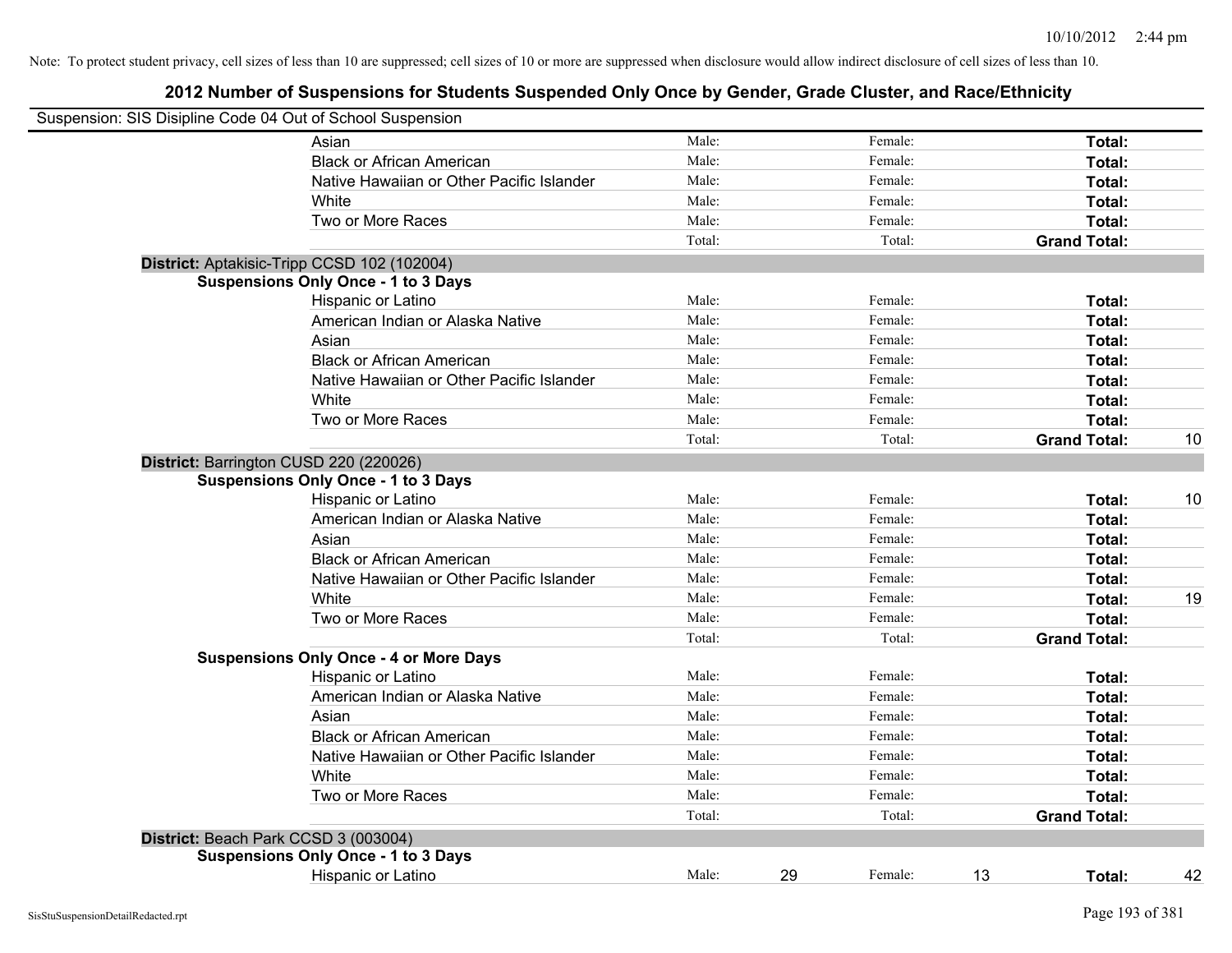Note: To protect student privacy, cell sizes of less than 10 are suppressed; cell sizes of 10 or more are suppressed when disclosure would allow indirect disclosure of cell sizes of less than 10.

## 2012 Number of Suspensions for Students Suspended Only Once by Gender, Grade Cluster, and Race/Ethnicity

Suspension: SIS Disipline Code 04 Out of School Suspension

| | | | | | | | |
|---|---|---|---|---|---|---|---|
| Asian | Male: | | Female: | | **Total:** | |
| Black or African American | Male: | | Female: | | **Total:** | |
| Native Hawaiian or Other Pacific Islander | Male: | | Female: | | **Total:** | |
| White | Male: | | Female: | | **Total:** | |
| Two or More Races | Male: | | Female: | | **Total:** | |
| | Total: | | Total: | | **Grand Total:** | |

**District:** Aptakisic-Tripp CCSD 102 (102004)

**Suspensions Only Once - 1 to 3 Days**

| | | | | | | |
|---|---|---|---|---|---|---|
| Hispanic or Latino | Male: | | Female: | | **Total:** | |
| American Indian or Alaska Native | Male: | | Female: | | **Total:** | |
| Asian | Male: | | Female: | | **Total:** | |
| Black or African American | Male: | | Female: | | **Total:** | |
| Native Hawaiian or Other Pacific Islander | Male: | | Female: | | **Total:** | |
| White | Male: | | Female: | | **Total:** | |
| Two or More Races | Male: | | Female: | | **Total:** | |
| | Total: | | Total: | | **Grand Total:** | 10 |

**District:** Barrington CUSD 220 (220026)

**Suspensions Only Once - 1 to 3 Days**

| | | | | | | |
|---|---|---|---|---|---|---|
| Hispanic or Latino | Male: | | Female: | | **Total:** | 10 |
| American Indian or Alaska Native | Male: | | Female: | | **Total:** | |
| Asian | Male: | | Female: | | **Total:** | |
| Black or African American | Male: | | Female: | | **Total:** | |
| Native Hawaiian or Other Pacific Islander | Male: | | Female: | | **Total:** | |
| White | Male: | | Female: | | **Total:** | 19 |
| Two or More Races | Male: | | Female: | | **Total:** | |
| | Total: | | Total: | | **Grand Total:** | |

**Suspensions Only Once - 4 or More Days**

| | | | | | | |
|---|---|---|---|---|---|---|
| Hispanic or Latino | Male: | | Female: | | **Total:** | |
| American Indian or Alaska Native | Male: | | Female: | | **Total:** | |
| Asian | Male: | | Female: | | **Total:** | |
| Black or African American | Male: | | Female: | | **Total:** | |
| Native Hawaiian or Other Pacific Islander | Male: | | Female: | | **Total:** | |
| White | Male: | | Female: | | **Total:** | |
| Two or More Races | Male: | | Female: | | **Total:** | |
| | Total: | | Total: | | **Grand Total:** | |

**District:** Beach Park CCSD 3 (003004)

**Suspensions Only Once - 1 to 3 Days**

| | | | | | | |
|---|---|---|---|---|---|---|
| Hispanic or Latino | Male: | 29 | Female: | 13 | **Total:** | 42 |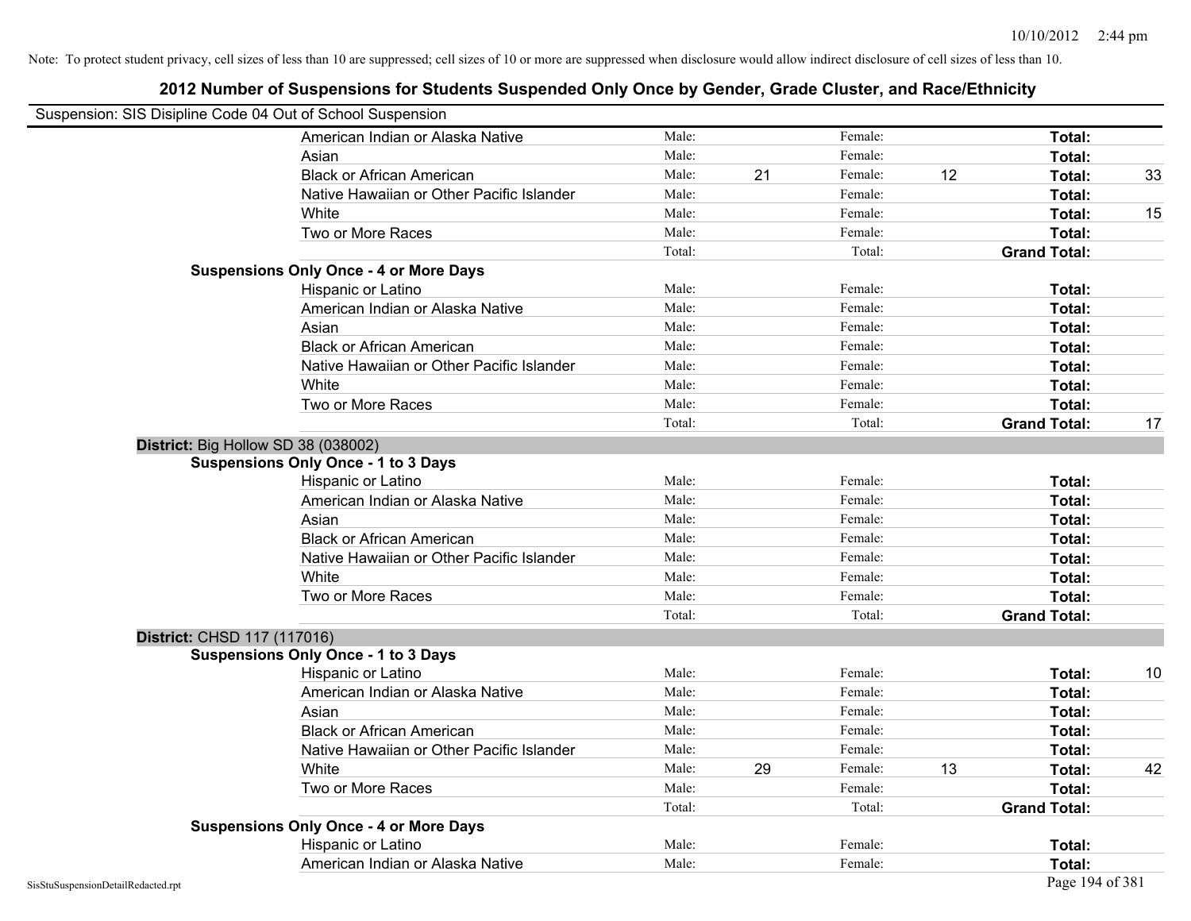Note: To protect student privacy, cell sizes of less than 10 are suppressed; cell sizes of 10 or more are suppressed when disclosure would allow indirect disclosure of cell sizes of less than 10.

## 2012 Number of Suspensions for Students Suspended Only Once by Gender, Grade Cluster, and Race/Ethnicity

Suspension: SIS Disipline Code 04 Out of School Suspension

| | | | | | | |
|---|---|---|---|---|---|---|
| American Indian or Alaska Native | Male: | | Female: | | **Total:** | |
| Asian | Male: | | Female: | | **Total:** | |
| Black or African American | Male: | 21 | Female: | 12 | **Total:** | 33 |
| Native Hawaiian or Other Pacific Islander | Male: | | Female: | | **Total:** | |
| White | Male: | | Female: | | **Total:** | 15 |
| Two or More Races | Male: | | Female: | | **Total:** | |
| | Total: | | Total: | | **Grand Total:** | |
| **Suspensions Only Once - 4 or More Days** | | | | | | |
| Hispanic or Latino | Male: | | Female: | | **Total:** | |
| American Indian or Alaska Native | Male: | | Female: | | **Total:** | |
| Asian | Male: | | Female: | | **Total:** | |
| Black or African American | Male: | | Female: | | **Total:** | |
| Native Hawaiian or Other Pacific Islander | Male: | | Female: | | **Total:** | |
| White | Male: | | Female: | | **Total:** | |
| Two or More Races | Male: | | Female: | | **Total:** | |
| | Total: | | Total: | | **Grand Total:** | 17 |
| **District:** Big Hollow SD 38 (038002) | | | | | | |
| **Suspensions Only Once - 1 to 3 Days** | | | | | | |
| Hispanic or Latino | Male: | | Female: | | **Total:** | |
| American Indian or Alaska Native | Male: | | Female: | | **Total:** | |
| Asian | Male: | | Female: | | **Total:** | |
| Black or African American | Male: | | Female: | | **Total:** | |
| Native Hawaiian or Other Pacific Islander | Male: | | Female: | | **Total:** | |
| White | Male: | | Female: | | **Total:** | |
| Two or More Races | Male: | | Female: | | **Total:** | |
| | Total: | | Total: | | **Grand Total:** | |
| **District:** CHSD 117 (117016) | | | | | | |
| **Suspensions Only Once - 1 to 3 Days** | | | | | | |
| Hispanic or Latino | Male: | | Female: | | **Total:** | 10 |
| American Indian or Alaska Native | Male: | | Female: | | **Total:** | |
| Asian | Male: | | Female: | | **Total:** | |
| Black or African American | Male: | | Female: | | **Total:** | |
| Native Hawaiian or Other Pacific Islander | Male: | | Female: | | **Total:** | |
| White | Male: | 29 | Female: | 13 | **Total:** | 42 |
| Two or More Races | Male: | | Female: | | **Total:** | |
| | Total: | | Total: | | **Grand Total:** | |
| **Suspensions Only Once - 4 or More Days** | | | | | | |
| Hispanic or Latino | Male: | | Female: | | **Total:** | |
| American Indian or Alaska Native | Male: | | Female: | | **Total:** | |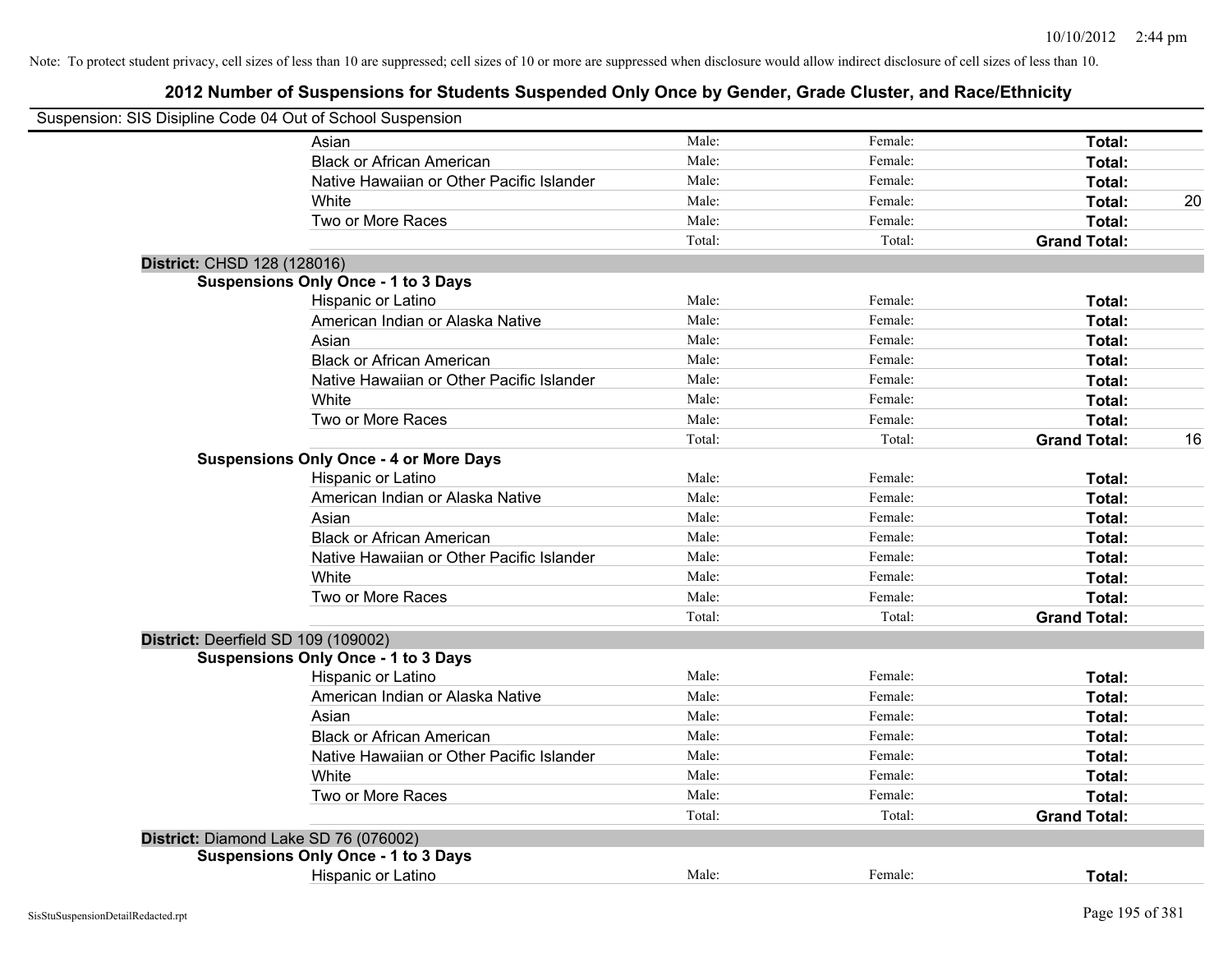Note: To protect student privacy, cell sizes of less than 10 are suppressed; cell sizes of 10 or more are suppressed when disclosure would allow indirect disclosure of cell sizes of less than 10.

## 2012 Number of Suspensions for Students Suspended Only Once by Gender, Grade Cluster, and Race/Ethnicity

Suspension: SIS Disipline Code 04 Out of School Suspension

| | | | | |
|---|---|---|---|---|
| Asian | Male: | Female: | **Total:** | |
| Black or African American | Male: | Female: | **Total:** | |
| Native Hawaiian or Other Pacific Islander | Male: | Female: | **Total:** | |
| White | Male: | Female: | **Total:** | 20 |
| Two or More Races | Male: | Female: | **Total:** | |
| | Total: | Total: | **Grand Total:** | |

**District:** CHSD 128 (128016)

**Suspensions Only Once - 1 to 3 Days**

| | | | | |
|---|---|---|---|---|
| Hispanic or Latino | Male: | Female: | **Total:** | |
| American Indian or Alaska Native | Male: | Female: | **Total:** | |
| Asian | Male: | Female: | **Total:** | |
| Black or African American | Male: | Female: | **Total:** | |
| Native Hawaiian or Other Pacific Islander | Male: | Female: | **Total:** | |
| White | Male: | Female: | **Total:** | |
| Two or More Races | Male: | Female: | **Total:** | |
| | Total: | Total: | **Grand Total:** | 16 |

**Suspensions Only Once - 4 or More Days**

| | | | | |
|---|---|---|---|---|
| Hispanic or Latino | Male: | Female: | **Total:** | |
| American Indian or Alaska Native | Male: | Female: | **Total:** | |
| Asian | Male: | Female: | **Total:** | |
| Black or African American | Male: | Female: | **Total:** | |
| Native Hawaiian or Other Pacific Islander | Male: | Female: | **Total:** | |
| White | Male: | Female: | **Total:** | |
| Two or More Races | Male: | Female: | **Total:** | |
| | Total: | Total: | **Grand Total:** | |

**District:** Deerfield SD 109 (109002)

**Suspensions Only Once - 1 to 3 Days**

| | | | | |
|---|---|---|---|---|
| Hispanic or Latino | Male: | Female: | **Total:** | |
| American Indian or Alaska Native | Male: | Female: | **Total:** | |
| Asian | Male: | Female: | **Total:** | |
| Black or African American | Male: | Female: | **Total:** | |
| Native Hawaiian or Other Pacific Islander | Male: | Female: | **Total:** | |
| White | Male: | Female: | **Total:** | |
| Two or More Races | Male: | Female: | **Total:** | |
| | Total: | Total: | **Grand Total:** | |

**District:** Diamond Lake SD 76 (076002)

**Suspensions Only Once - 1 to 3 Days**

| | | | | |
|---|---|---|---|---|
| Hispanic or Latino | Male: | Female: | **Total:** | |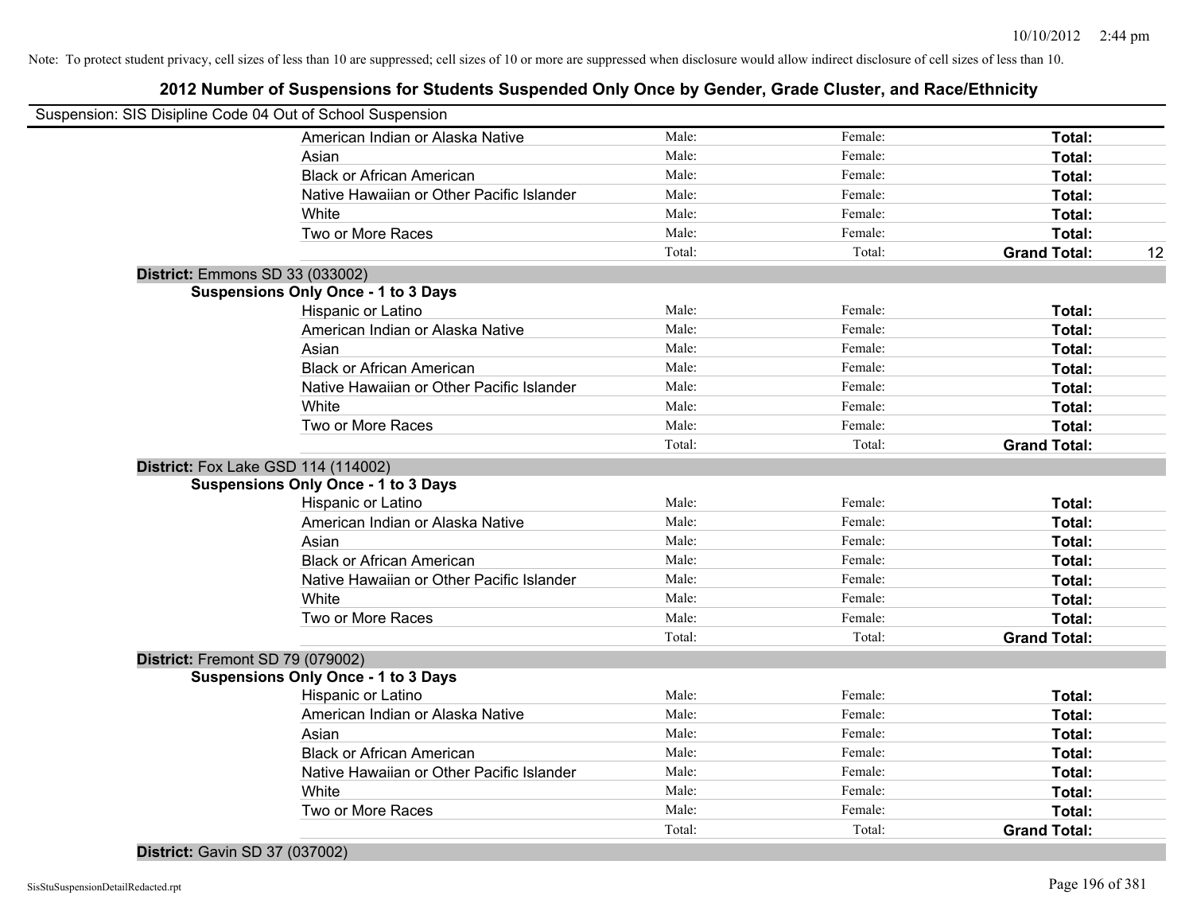Note: To protect student privacy, cell sizes of less than 10 are suppressed; cell sizes of 10 or more are suppressed when disclosure would allow indirect disclosure of cell sizes of less than 10.

# 2012 Number of Suspensions for Students Suspended Only Once by Gender, Grade Cluster, and Race/Ethnicity

Suspension: SIS Disipline Code 04 Out of School Suspension

| | | | | |
|---|---|---|---|---|
| American Indian or Alaska Native | Male: | Female: | **Total:** | |
| Asian | Male: | Female: | **Total:** | |
| Black or African American | Male: | Female: | **Total:** | |
| Native Hawaiian or Other Pacific Islander | Male: | Female: | **Total:** | |
| White | Male: | Female: | **Total:** | |
| Two or More Races | Male: | Female: | **Total:** | |
| | Total: | Total: | **Grand Total:** | 12 |

**District:** Emmons SD 33 (033002)

**Suspensions Only Once - 1 to 3 Days**

| | | | | |
|---|---|---|---|---|
| Hispanic or Latino | Male: | Female: | **Total:** | |
| American Indian or Alaska Native | Male: | Female: | **Total:** | |
| Asian | Male: | Female: | **Total:** | |
| Black or African American | Male: | Female: | **Total:** | |
| Native Hawaiian or Other Pacific Islander | Male: | Female: | **Total:** | |
| White | Male: | Female: | **Total:** | |
| Two or More Races | Male: | Female: | **Total:** | |
| | Total: | Total: | **Grand Total:** | |

**District:** Fox Lake GSD 114 (114002)

**Suspensions Only Once - 1 to 3 Days**

| | | | | |
|---|---|---|---|---|
| Hispanic or Latino | Male: | Female: | **Total:** | |
| American Indian or Alaska Native | Male: | Female: | **Total:** | |
| Asian | Male: | Female: | **Total:** | |
| Black or African American | Male: | Female: | **Total:** | |
| Native Hawaiian or Other Pacific Islander | Male: | Female: | **Total:** | |
| White | Male: | Female: | **Total:** | |
| Two or More Races | Male: | Female: | **Total:** | |
| | Total: | Total: | **Grand Total:** | |

**District:** Fremont SD 79 (079002)

**Suspensions Only Once - 1 to 3 Days**

| | | | | |
|---|---|---|---|---|
| Hispanic or Latino | Male: | Female: | **Total:** | |
| American Indian or Alaska Native | Male: | Female: | **Total:** | |
| Asian | Male: | Female: | **Total:** | |
| Black or African American | Male: | Female: | **Total:** | |
| Native Hawaiian or Other Pacific Islander | Male: | Female: | **Total:** | |
| White | Male: | Female: | **Total:** | |
| Two or More Races | Male: | Female: | **Total:** | |
| | Total: | Total: | **Grand Total:** | |

**District:** Gavin SD 37 (037002)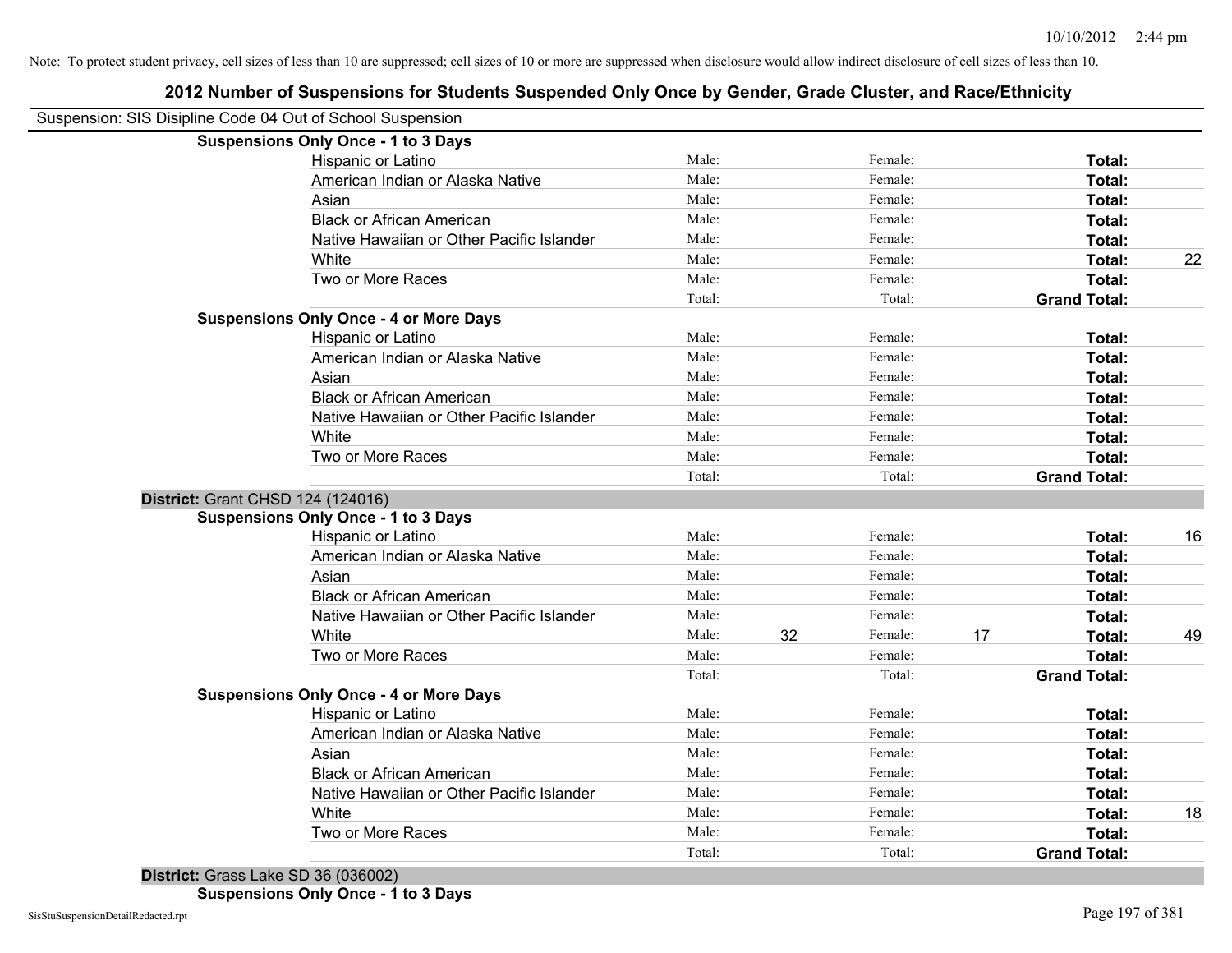Note: To protect student privacy, cell sizes of less than 10 are suppressed; cell sizes of 10 or more are suppressed when disclosure would allow indirect disclosure of cell sizes of less than 10.

## 2012 Number of Suspensions for Students Suspended Only Once by Gender, Grade Cluster, and Race/Ethnicity

Suspension: SIS Disipline Code 04 Out of School Suspension

**Suspensions Only Once - 1 to 3 Days**

| | | | | | | |
|---|---|---|---|---|---|---|
| Hispanic or Latino | Male: | | Female: | | **Total:** | |
| American Indian or Alaska Native | Male: | | Female: | | **Total:** | |
| Asian | Male: | | Female: | | **Total:** | |
| Black or African American | Male: | | Female: | | **Total:** | |
| Native Hawaiian or Other Pacific Islander | Male: | | Female: | | **Total:** | |
| White | Male: | | Female: | | **Total:** | 22 |
| Two or More Races | Male: | | Female: | | **Total:** | |
| | Total: | | Total: | | **Grand Total:** | |

**Suspensions Only Once - 4 or More Days**

| | | | | | | |
|---|---|---|---|---|---|---|
| Hispanic or Latino | Male: | | Female: | | **Total:** | |
| American Indian or Alaska Native | Male: | | Female: | | **Total:** | |
| Asian | Male: | | Female: | | **Total:** | |
| Black or African American | Male: | | Female: | | **Total:** | |
| Native Hawaiian or Other Pacific Islander | Male: | | Female: | | **Total:** | |
| White | Male: | | Female: | | **Total:** | |
| Two or More Races | Male: | | Female: | | **Total:** | |
| | Total: | | Total: | | **Grand Total:** | |

**District:** Grant CHSD 124 (124016)

**Suspensions Only Once - 1 to 3 Days**

| | | | | | | |
|---|---|---|---|---|---|---|
| Hispanic or Latino | Male: | | Female: | | **Total:** | 16 |
| American Indian or Alaska Native | Male: | | Female: | | **Total:** | |
| Asian | Male: | | Female: | | **Total:** | |
| Black or African American | Male: | | Female: | | **Total:** | |
| Native Hawaiian or Other Pacific Islander | Male: | | Female: | | **Total:** | |
| White | Male: | 32 | Female: | 17 | **Total:** | 49 |
| Two or More Races | Male: | | Female: | | **Total:** | |
| | Total: | | Total: | | **Grand Total:** | |

**Suspensions Only Once - 4 or More Days**

| | | | | | | |
|---|---|---|---|---|---|---|
| Hispanic or Latino | Male: | | Female: | | **Total:** | |
| American Indian or Alaska Native | Male: | | Female: | | **Total:** | |
| Asian | Male: | | Female: | | **Total:** | |
| Black or African American | Male: | | Female: | | **Total:** | |
| Native Hawaiian or Other Pacific Islander | Male: | | Female: | | **Total:** | |
| White | Male: | | Female: | | **Total:** | 18 |
| Two or More Races | Male: | | Female: | | **Total:** | |
| | Total: | | Total: | | **Grand Total:** | |

**District:** Grass Lake SD 36 (036002)

**Suspensions Only Once - 1 to 3 Days**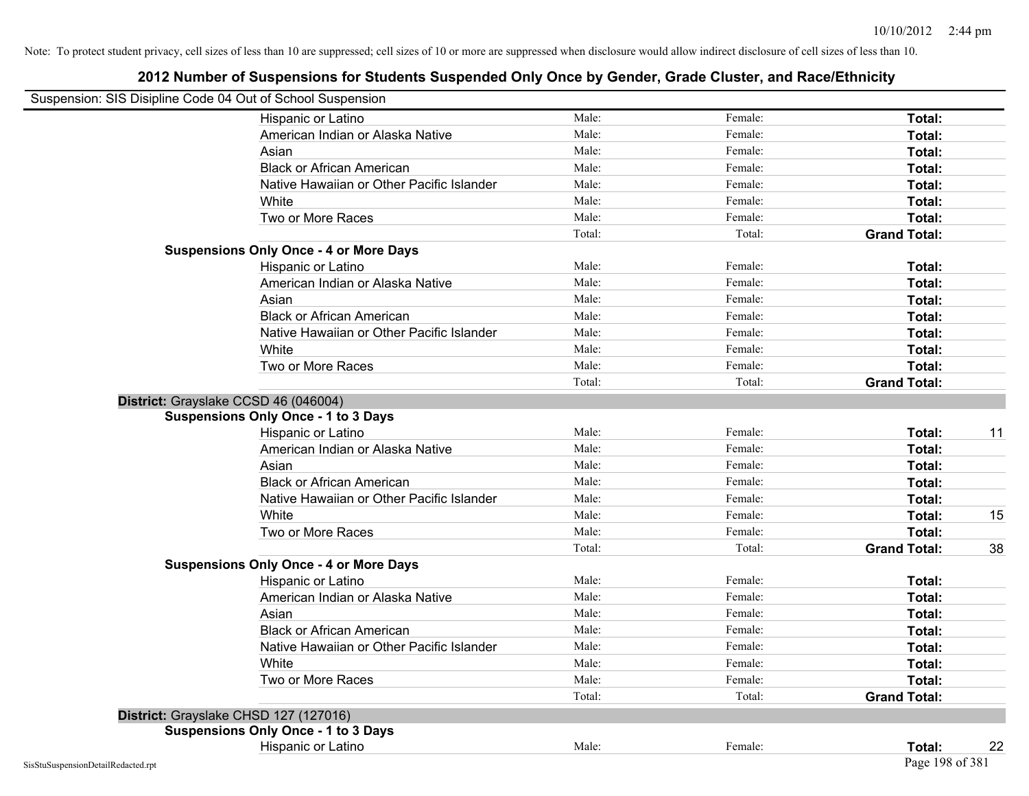Note: To protect student privacy, cell sizes of less than 10 are suppressed; cell sizes of 10 or more are suppressed when disclosure would allow indirect disclosure of cell sizes of less than 10.

# 2012 Number of Suspensions for Students Suspended Only Once by Gender, Grade Cluster, and Race/Ethnicity

Suspension: SIS Disipline Code 04 Out of School Suspension

| | | | | |
|---|---|---|---|---|
| Hispanic or Latino | Male: | Female: | **Total:** | |
| American Indian or Alaska Native | Male: | Female: | **Total:** | |
| Asian | Male: | Female: | **Total:** | |
| Black or African American | Male: | Female: | **Total:** | |
| Native Hawaiian or Other Pacific Islander | Male: | Female: | **Total:** | |
| White | Male: | Female: | **Total:** | |
| Two or More Races | Male: | Female: | **Total:** | |
| | Total: | Total: | **Grand Total:** | |

**Suspensions Only Once - 4 or More Days**

| | | | | |
|---|---|---|---|---|
| Hispanic or Latino | Male: | Female: | **Total:** | |
| American Indian or Alaska Native | Male: | Female: | **Total:** | |
| Asian | Male: | Female: | **Total:** | |
| Black or African American | Male: | Female: | **Total:** | |
| Native Hawaiian or Other Pacific Islander | Male: | Female: | **Total:** | |
| White | Male: | Female: | **Total:** | |
| Two or More Races | Male: | Female: | **Total:** | |
| | Total: | Total: | **Grand Total:** | |

**District:** Grayslake CCSD 46 (046004)

**Suspensions Only Once - 1 to 3 Days**

| | | | | |
|---|---|---|---|---|
| Hispanic or Latino | Male: | Female: | **Total:** | 11 |
| American Indian or Alaska Native | Male: | Female: | **Total:** | |
| Asian | Male: | Female: | **Total:** | |
| Black or African American | Male: | Female: | **Total:** | |
| Native Hawaiian or Other Pacific Islander | Male: | Female: | **Total:** | |
| White | Male: | Female: | **Total:** | 15 |
| Two or More Races | Male: | Female: | **Total:** | |
| | Total: | Total: | **Grand Total:** | 38 |

**Suspensions Only Once - 4 or More Days**

| | | | | |
|---|---|---|---|---|
| Hispanic or Latino | Male: | Female: | **Total:** | |
| American Indian or Alaska Native | Male: | Female: | **Total:** | |
| Asian | Male: | Female: | **Total:** | |
| Black or African American | Male: | Female: | **Total:** | |
| Native Hawaiian or Other Pacific Islander | Male: | Female: | **Total:** | |
| White | Male: | Female: | **Total:** | |
| Two or More Races | Male: | Female: | **Total:** | |
| | Total: | Total: | **Grand Total:** | |

**District:** Grayslake CHSD 127 (127016)

**Suspensions Only Once - 1 to 3 Days**

| | | | | |
|---|---|---|---|---|
| Hispanic or Latino | Male: | Female: | **Total:** | 22 |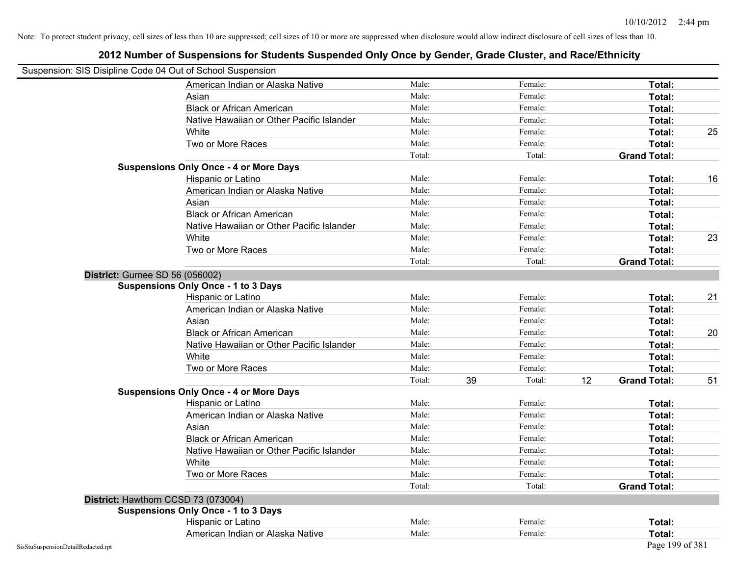10/10/2012 2:44 pm

Note: To protect student privacy, cell sizes of less than 10 are suppressed; cell sizes of 10 or more are suppressed when disclosure would allow indirect disclosure of cell sizes of less than 10.

## 2012 Number of Suspensions for Students Suspended Only Once by Gender, Grade Cluster, and Race/Ethnicity

Suspension: SIS Disipline Code 04 Out of School Suspension

| | | | | | | |
|---|---|---|---|---|---|---|
| American Indian or Alaska Native | Male: | | Female: | | **Total:** | |
| Asian | Male: | | Female: | | **Total:** | |
| Black or African American | Male: | | Female: | | **Total:** | |
| Native Hawaiian or Other Pacific Islander | Male: | | Female: | | **Total:** | |
| White | Male: | | Female: | | **Total:** | 25 |
| Two or More Races | Male: | | Female: | | **Total:** | |
| | Total: | | Total: | | **Grand Total:** | |

**Suspensions Only Once - 4 or More Days**

| | | | | | | |
|---|---|---|---|---|---|---|
| Hispanic or Latino | Male: | | Female: | | **Total:** | 16 |
| American Indian or Alaska Native | Male: | | Female: | | **Total:** | |
| Asian | Male: | | Female: | | **Total:** | |
| Black or African American | Male: | | Female: | | **Total:** | |
| Native Hawaiian or Other Pacific Islander | Male: | | Female: | | **Total:** | |
| White | Male: | | Female: | | **Total:** | 23 |
| Two or More Races | Male: | | Female: | | **Total:** | |
| | Total: | | Total: | | **Grand Total:** | |

### District: Gurnee SD 56 (056002)

**Suspensions Only Once - 1 to 3 Days**

| | | | | | | |
|---|---|---|---|---|---|---|
| Hispanic or Latino | Male: | | Female: | | **Total:** | 21 |
| American Indian or Alaska Native | Male: | | Female: | | **Total:** | |
| Asian | Male: | | Female: | | **Total:** | |
| Black or African American | Male: | | Female: | | **Total:** | 20 |
| Native Hawaiian or Other Pacific Islander | Male: | | Female: | | **Total:** | |
| White | Male: | | Female: | | **Total:** | |
| Two or More Races | Male: | | Female: | | **Total:** | |
| | Total: | 39 | Total: | 12 | **Grand Total:** | 51 |

**Suspensions Only Once - 4 or More Days**

| | | | | | | |
|---|---|---|---|---|---|---|
| Hispanic or Latino | Male: | | Female: | | **Total:** | |
| American Indian or Alaska Native | Male: | | Female: | | **Total:** | |
| Asian | Male: | | Female: | | **Total:** | |
| Black or African American | Male: | | Female: | | **Total:** | |
| Native Hawaiian or Other Pacific Islander | Male: | | Female: | | **Total:** | |
| White | Male: | | Female: | | **Total:** | |
| Two or More Races | Male: | | Female: | | **Total:** | |
| | Total: | | Total: | | **Grand Total:** | |

### District: Hawthorn CCSD 73 (073004)

**Suspensions Only Once - 1 to 3 Days**

| | | | | | | |
|---|---|---|---|---|---|---|
| Hispanic or Latino | Male: | | Female: | | **Total:** | |
| American Indian or Alaska Native | Male: | | Female: | | **Total:** | |

SisStuSuspensionDetailRedacted.rpt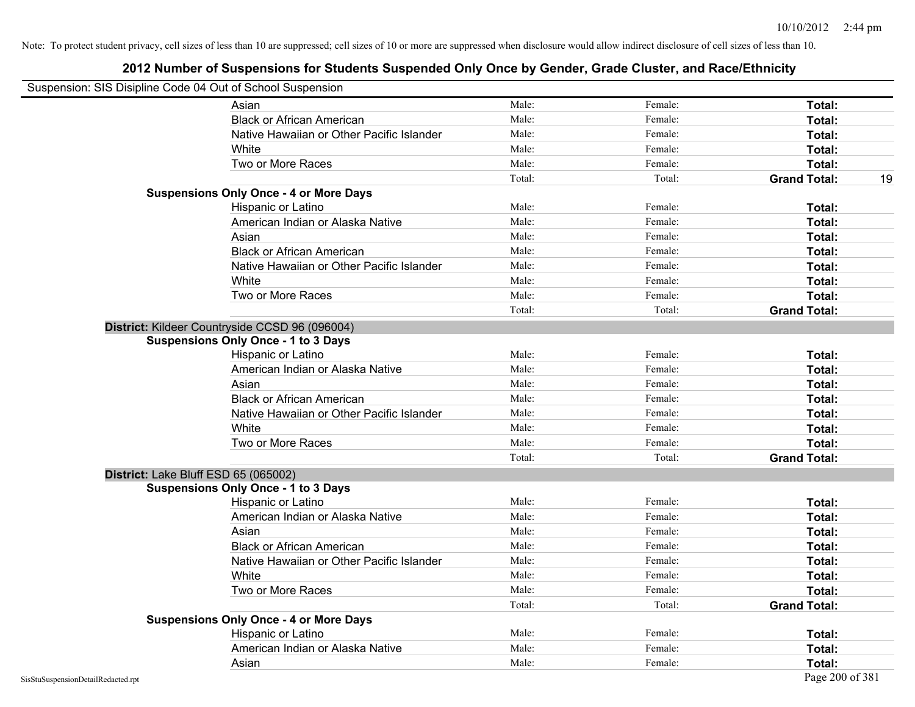Note: To protect student privacy, cell sizes of less than 10 are suppressed; cell sizes of 10 or more are suppressed when disclosure would allow indirect disclosure of cell sizes of less than 10.

# 2012 Number of Suspensions for Students Suspended Only Once by Gender, Grade Cluster, and Race/Ethnicity

Suspension: SIS Disipline Code 04 Out of School Suspension

| | | | | |
|---|---|---|---|---|
| Asian | Male: | Female: | **Total:** | |
| Black or African American | Male: | Female: | **Total:** | |
| Native Hawaiian or Other Pacific Islander | Male: | Female: | **Total:** | |
| White | Male: | Female: | **Total:** | |
| Two or More Races | Male: | Female: | **Total:** | |
| | Total: | Total: | **Grand Total:** | 19 |

**Suspensions Only Once - 4 or More Days**

| | | | | |
|---|---|---|---|---|
| Hispanic or Latino | Male: | Female: | **Total:** | |
| American Indian or Alaska Native | Male: | Female: | **Total:** | |
| Asian | Male: | Female: | **Total:** | |
| Black or African American | Male: | Female: | **Total:** | |
| Native Hawaiian or Other Pacific Islander | Male: | Female: | **Total:** | |
| White | Male: | Female: | **Total:** | |
| Two or More Races | Male: | Female: | **Total:** | |
| | Total: | Total: | **Grand Total:** | |

**District:** Kildeer Countryside CCSD 96 (096004)

**Suspensions Only Once - 1 to 3 Days**

| | | | | |
|---|---|---|---|---|
| Hispanic or Latino | Male: | Female: | **Total:** | |
| American Indian or Alaska Native | Male: | Female: | **Total:** | |
| Asian | Male: | Female: | **Total:** | |
| Black or African American | Male: | Female: | **Total:** | |
| Native Hawaiian or Other Pacific Islander | Male: | Female: | **Total:** | |
| White | Male: | Female: | **Total:** | |
| Two or More Races | Male: | Female: | **Total:** | |
| | Total: | Total: | **Grand Total:** | |

**District:** Lake Bluff ESD 65 (065002)

**Suspensions Only Once - 1 to 3 Days**

| | | | | |
|---|---|---|---|---|
| Hispanic or Latino | Male: | Female: | **Total:** | |
| American Indian or Alaska Native | Male: | Female: | **Total:** | |
| Asian | Male: | Female: | **Total:** | |
| Black or African American | Male: | Female: | **Total:** | |
| Native Hawaiian or Other Pacific Islander | Male: | Female: | **Total:** | |
| White | Male: | Female: | **Total:** | |
| Two or More Races | Male: | Female: | **Total:** | |
| | Total: | Total: | **Grand Total:** | |

**Suspensions Only Once - 4 or More Days**

| | | | | |
|---|---|---|---|---|
| Hispanic or Latino | Male: | Female: | **Total:** | |
| American Indian or Alaska Native | Male: | Female: | **Total:** | |
| Asian | Male: | Female: | **Total:** | |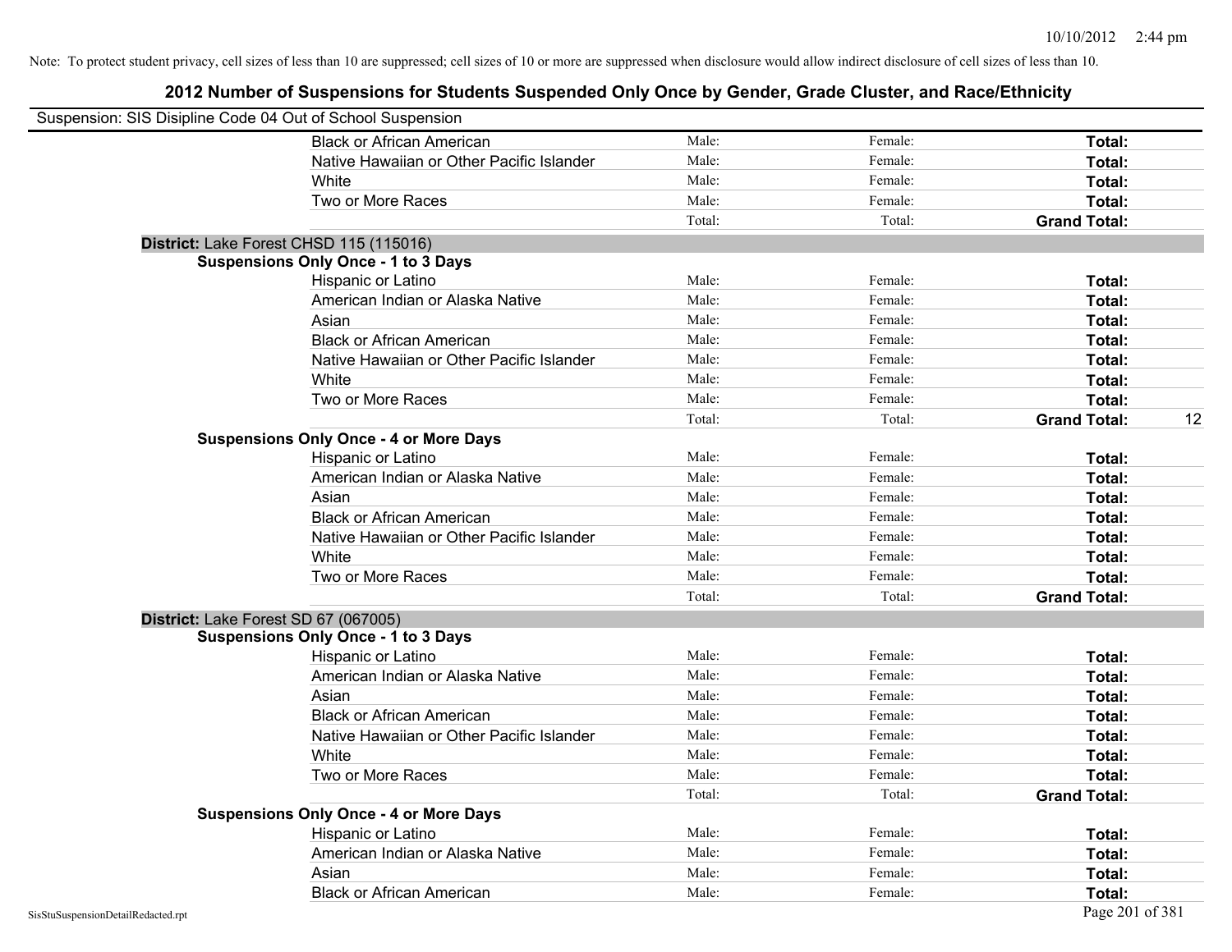Note: To protect student privacy, cell sizes of less than 10 are suppressed; cell sizes of 10 or more are suppressed when disclosure would allow indirect disclosure of cell sizes of less than 10.

## 2012 Number of Suspensions for Students Suspended Only Once by Gender, Grade Cluster, and Race/Ethnicity

Suspension: SIS Disipline Code 04 Out of School Suspension

| | | | | |
|---|---|---|---|---|
| Black or African American | Male: | Female: | **Total:** | |
| Native Hawaiian or Other Pacific Islander | Male: | Female: | **Total:** | |
| White | Male: | Female: | **Total:** | |
| Two or More Races | Male: | Female: | **Total:** | |
| | Total: | Total: | **Grand Total:** | |

**District:** Lake Forest CHSD 115 (115016)

**Suspensions Only Once - 1 to 3 Days**

| | | | | |
|---|---|---|---|---|
| Hispanic or Latino | Male: | Female: | **Total:** | |
| American Indian or Alaska Native | Male: | Female: | **Total:** | |
| Asian | Male: | Female: | **Total:** | |
| Black or African American | Male: | Female: | **Total:** | |
| Native Hawaiian or Other Pacific Islander | Male: | Female: | **Total:** | |
| White | Male: | Female: | **Total:** | |
| Two or More Races | Male: | Female: | **Total:** | |
| | Total: | Total: | **Grand Total:** | 12 |

**Suspensions Only Once - 4 or More Days**

| | | | | |
|---|---|---|---|---|
| Hispanic or Latino | Male: | Female: | **Total:** | |
| American Indian or Alaska Native | Male: | Female: | **Total:** | |
| Asian | Male: | Female: | **Total:** | |
| Black or African American | Male: | Female: | **Total:** | |
| Native Hawaiian or Other Pacific Islander | Male: | Female: | **Total:** | |
| White | Male: | Female: | **Total:** | |
| Two or More Races | Male: | Female: | **Total:** | |
| | Total: | Total: | **Grand Total:** | |

**District:** Lake Forest SD 67 (067005)

**Suspensions Only Once - 1 to 3 Days**

| | | | | |
|---|---|---|---|---|
| Hispanic or Latino | Male: | Female: | **Total:** | |
| American Indian or Alaska Native | Male: | Female: | **Total:** | |
| Asian | Male: | Female: | **Total:** | |
| Black or African American | Male: | Female: | **Total:** | |
| Native Hawaiian or Other Pacific Islander | Male: | Female: | **Total:** | |
| White | Male: | Female: | **Total:** | |
| Two or More Races | Male: | Female: | **Total:** | |
| | Total: | Total: | **Grand Total:** | |

**Suspensions Only Once - 4 or More Days**

| | | | | |
|---|---|---|---|---|
| Hispanic or Latino | Male: | Female: | **Total:** | |
| American Indian or Alaska Native | Male: | Female: | **Total:** | |
| Asian | Male: | Female: | **Total:** | |
| Black or African American | Male: | Female: | **Total:** | |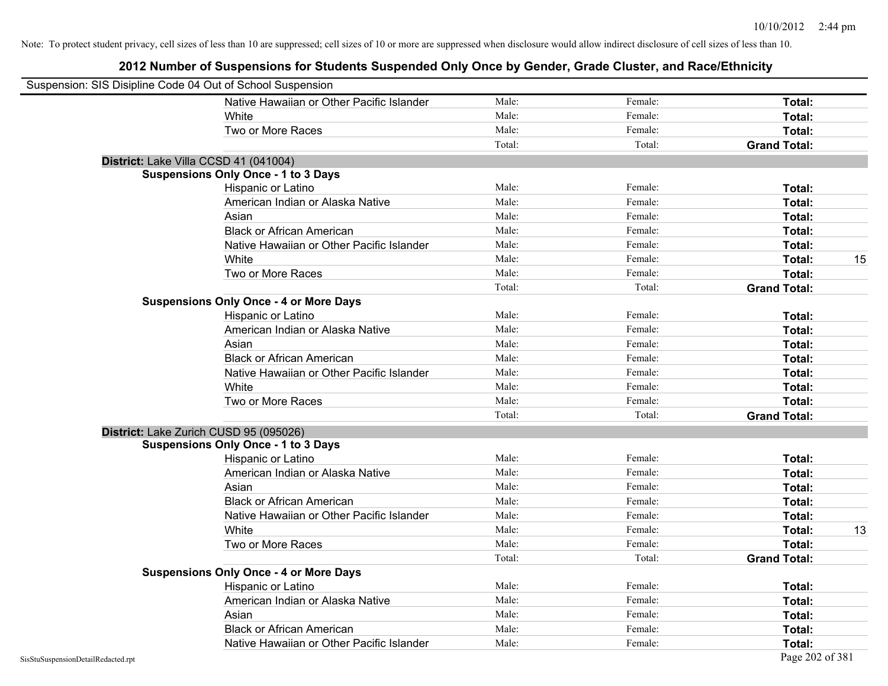Note: To protect student privacy, cell sizes of less than 10 are suppressed; cell sizes of 10 or more are suppressed when disclosure would allow indirect disclosure of cell sizes of less than 10.

# 2012 Number of Suspensions for Students Suspended Only Once by Gender, Grade Cluster, and Race/Ethnicity

Suspension: SIS Disipline Code 04 Out of School Suspension

| | | | | | |
|---|---|---|---|---|---|
| | Native Hawaiian or Other Pacific Islander | Male: | Female: | **Total:** | |
| | White | Male: | Female: | **Total:** | |
| | Two or More Races | Male: | Female: | **Total:** | |
| | | Total: | Total: | **Grand Total:** | |
| **District:** Lake Villa CCSD 41 (041004) | | | | | |
| **Suspensions Only Once - 1 to 3 Days** | | | | | |
| | Hispanic or Latino | Male: | Female: | **Total:** | |
| | American Indian or Alaska Native | Male: | Female: | **Total:** | |
| | Asian | Male: | Female: | **Total:** | |
| | Black or African American | Male: | Female: | **Total:** | |
| | Native Hawaiian or Other Pacific Islander | Male: | Female: | **Total:** | |
| | White | Male: | Female: | **Total:** | 15 |
| | Two or More Races | Male: | Female: | **Total:** | |
| | | Total: | Total: | **Grand Total:** | |
| **Suspensions Only Once - 4 or More Days** | | | | | |
| | Hispanic or Latino | Male: | Female: | **Total:** | |
| | American Indian or Alaska Native | Male: | Female: | **Total:** | |
| | Asian | Male: | Female: | **Total:** | |
| | Black or African American | Male: | Female: | **Total:** | |
| | Native Hawaiian or Other Pacific Islander | Male: | Female: | **Total:** | |
| | White | Male: | Female: | **Total:** | |
| | Two or More Races | Male: | Female: | **Total:** | |
| | | Total: | Total: | **Grand Total:** | |
| **District:** Lake Zurich CUSD 95 (095026) | | | | | |
| **Suspensions Only Once - 1 to 3 Days** | | | | | |
| | Hispanic or Latino | Male: | Female: | **Total:** | |
| | American Indian or Alaska Native | Male: | Female: | **Total:** | |
| | Asian | Male: | Female: | **Total:** | |
| | Black or African American | Male: | Female: | **Total:** | |
| | Native Hawaiian or Other Pacific Islander | Male: | Female: | **Total:** | |
| | White | Male: | Female: | **Total:** | 13 |
| | Two or More Races | Male: | Female: | **Total:** | |
| | | Total: | Total: | **Grand Total:** | |
| **Suspensions Only Once - 4 or More Days** | | | | | |
| | Hispanic or Latino | Male: | Female: | **Total:** | |
| | American Indian or Alaska Native | Male: | Female: | **Total:** | |
| | Asian | Male: | Female: | **Total:** | |
| | Black or African American | Male: | Female: | **Total:** | |
| | Native Hawaiian or Other Pacific Islander | Male: | Female: | **Total:** | |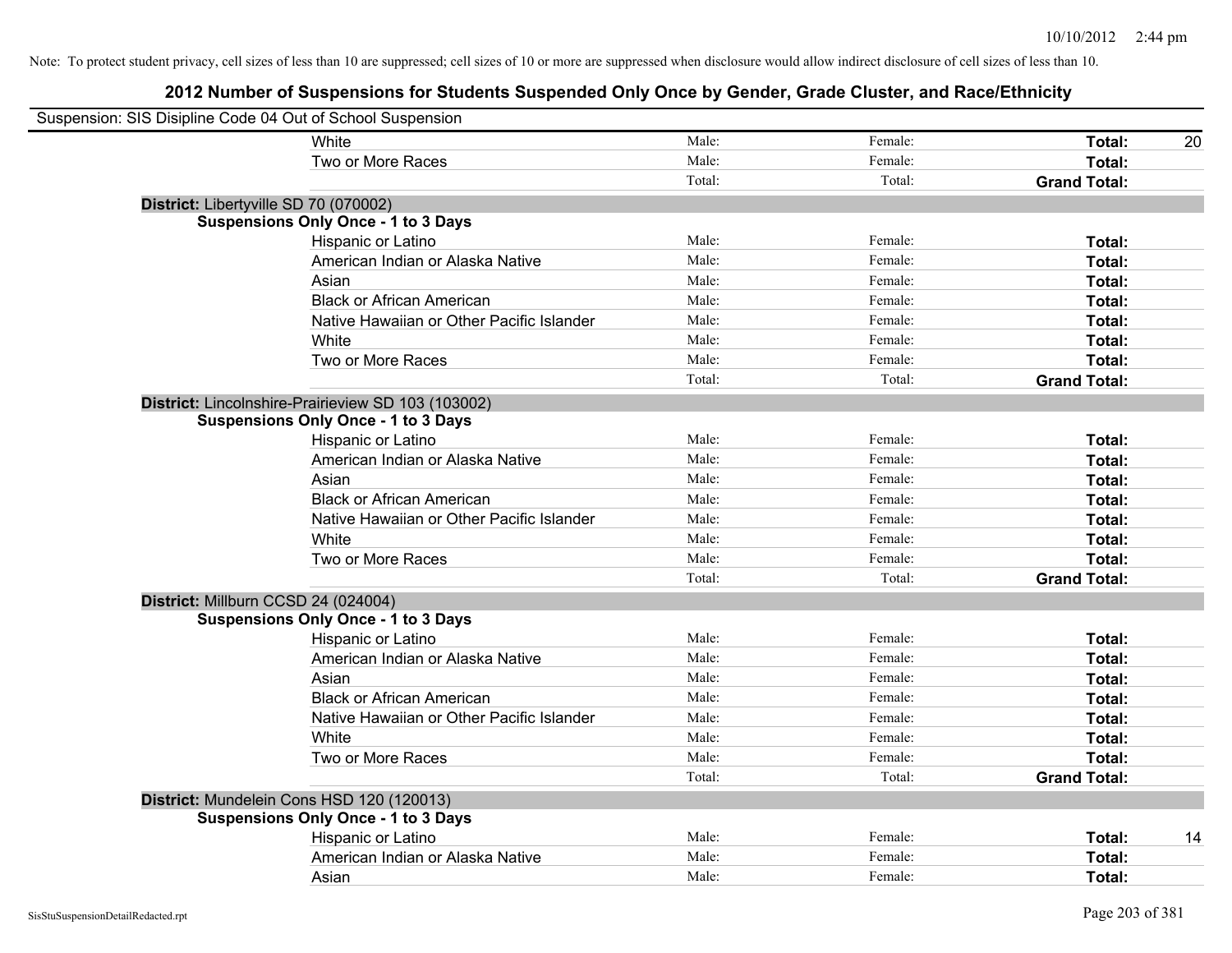Note: To protect student privacy, cell sizes of less than 10 are suppressed; cell sizes of 10 or more are suppressed when disclosure would allow indirect disclosure of cell sizes of less than 10.

# 2012 Number of Suspensions for Students Suspended Only Once by Gender, Grade Cluster, and Race/Ethnicity

Suspension: SIS Disipline Code 04 Out of School Suspension

| | | | | |
|---|---|---|---|---|
| White | Male: | Female: | **Total:** | 20 |
| Two or More Races | Male: | Female: | **Total:** | |
| | Total: | Total: | **Grand Total:** | |

**District:** Libertyville SD 70 (070002)

**Suspensions Only Once - 1 to 3 Days**

| | | | | |
|---|---|---|---|---|
| Hispanic or Latino | Male: | Female: | **Total:** | |
| American Indian or Alaska Native | Male: | Female: | **Total:** | |
| Asian | Male: | Female: | **Total:** | |
| Black or African American | Male: | Female: | **Total:** | |
| Native Hawaiian or Other Pacific Islander | Male: | Female: | **Total:** | |
| White | Male: | Female: | **Total:** | |
| Two or More Races | Male: | Female: | **Total:** | |
| | Total: | Total: | **Grand Total:** | |

**District:** Lincolnshire-Prairieview SD 103 (103002)

**Suspensions Only Once - 1 to 3 Days**

| | | | | |
|---|---|---|---|---|
| Hispanic or Latino | Male: | Female: | **Total:** | |
| American Indian or Alaska Native | Male: | Female: | **Total:** | |
| Asian | Male: | Female: | **Total:** | |
| Black or African American | Male: | Female: | **Total:** | |
| Native Hawaiian or Other Pacific Islander | Male: | Female: | **Total:** | |
| White | Male: | Female: | **Total:** | |
| Two or More Races | Male: | Female: | **Total:** | |
| | Total: | Total: | **Grand Total:** | |

**District:** Millburn CCSD 24 (024004)

**Suspensions Only Once - 1 to 3 Days**

| | | | | |
|---|---|---|---|---|
| Hispanic or Latino | Male: | Female: | **Total:** | |
| American Indian or Alaska Native | Male: | Female: | **Total:** | |
| Asian | Male: | Female: | **Total:** | |
| Black or African American | Male: | Female: | **Total:** | |
| Native Hawaiian or Other Pacific Islander | Male: | Female: | **Total:** | |
| White | Male: | Female: | **Total:** | |
| Two or More Races | Male: | Female: | **Total:** | |
| | Total: | Total: | **Grand Total:** | |

**District:** Mundelein Cons HSD 120 (120013)

**Suspensions Only Once - 1 to 3 Days**

| | | | | |
|---|---|---|---|---|
| Hispanic or Latino | Male: | Female: | **Total:** | 14 |
| American Indian or Alaska Native | Male: | Female: | **Total:** | |
| Asian | Male: | Female: | **Total:** | |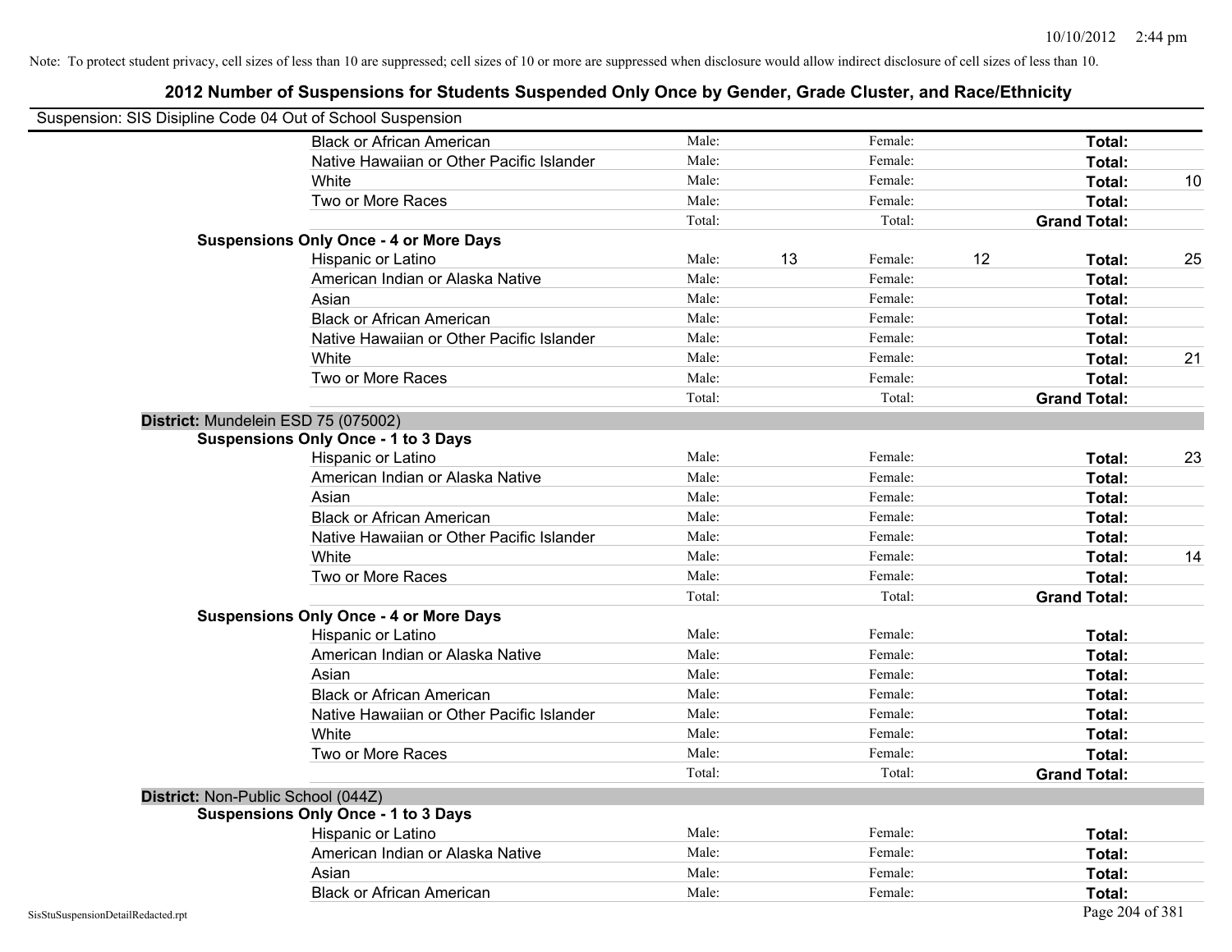Note: To protect student privacy, cell sizes of less than 10 are suppressed; cell sizes of 10 or more are suppressed when disclosure would allow indirect disclosure of cell sizes of less than 10.

# 2012 Number of Suspensions for Students Suspended Only Once by Gender, Grade Cluster, and Race/Ethnicity

Suspension: SIS Disipline Code 04 Out of School Suspension

| | | | | | | |
|---|---|---|---|---|---|---|
| Black or African American | Male: | | Female: | | **Total:** | |
| Native Hawaiian or Other Pacific Islander | Male: | | Female: | | **Total:** | |
| White | Male: | | Female: | | **Total:** | 10 |
| Two or More Races | Male: | | Female: | | **Total:** | |
| | Total: | | Total: | | **Grand Total:** | |

**Suspensions Only Once - 4 or More Days**

| | | | | | | |
|---|---|---|---|---|---|---|
| Hispanic or Latino | Male: | 13 | Female: | 12 | **Total:** | 25 |
| American Indian or Alaska Native | Male: | | Female: | | **Total:** | |
| Asian | Male: | | Female: | | **Total:** | |
| Black or African American | Male: | | Female: | | **Total:** | |
| Native Hawaiian or Other Pacific Islander | Male: | | Female: | | **Total:** | |
| White | Male: | | Female: | | **Total:** | 21 |
| Two or More Races | Male: | | Female: | | **Total:** | |
| | Total: | | Total: | | **Grand Total:** | |

**District:** Mundelein ESD 75 (075002)

**Suspensions Only Once - 1 to 3 Days**

| | | | | | | |
|---|---|---|---|---|---|---|
| Hispanic or Latino | Male: | | Female: | | **Total:** | 23 |
| American Indian or Alaska Native | Male: | | Female: | | **Total:** | |
| Asian | Male: | | Female: | | **Total:** | |
| Black or African American | Male: | | Female: | | **Total:** | |
| Native Hawaiian or Other Pacific Islander | Male: | | Female: | | **Total:** | |
| White | Male: | | Female: | | **Total:** | 14 |
| Two or More Races | Male: | | Female: | | **Total:** | |
| | Total: | | Total: | | **Grand Total:** | |

**Suspensions Only Once - 4 or More Days**

| | | | | | | |
|---|---|---|---|---|---|---|
| Hispanic or Latino | Male: | | Female: | | **Total:** | |
| American Indian or Alaska Native | Male: | | Female: | | **Total:** | |
| Asian | Male: | | Female: | | **Total:** | |
| Black or African American | Male: | | Female: | | **Total:** | |
| Native Hawaiian or Other Pacific Islander | Male: | | Female: | | **Total:** | |
| White | Male: | | Female: | | **Total:** | |
| Two or More Races | Male: | | Female: | | **Total:** | |
| | Total: | | Total: | | **Grand Total:** | |

**District:** Non-Public School (044Z)

**Suspensions Only Once - 1 to 3 Days**

| | | | | | | |
|---|---|---|---|---|---|---|
| Hispanic or Latino | Male: | | Female: | | **Total:** | |
| American Indian or Alaska Native | Male: | | Female: | | **Total:** | |
| Asian | Male: | | Female: | | **Total:** | |
| Black or African American | Male: | | Female: | | **Total:** | |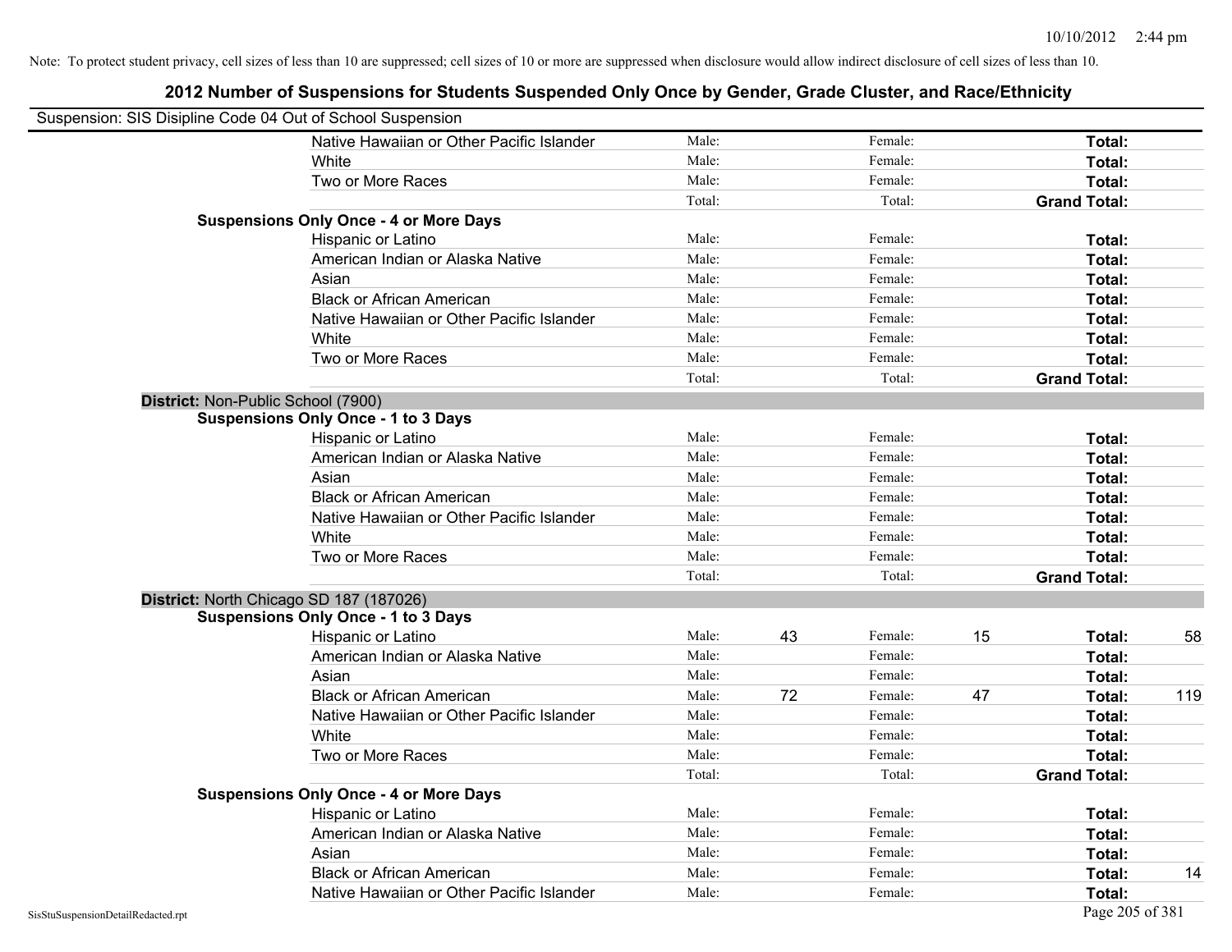Note: To protect student privacy, cell sizes of less than 10 are suppressed; cell sizes of 10 or more are suppressed when disclosure would allow indirect disclosure of cell sizes of less than 10.

# 2012 Number of Suspensions for Students Suspended Only Once by Gender, Grade Cluster, and Race/Ethnicity

Suspension: SIS Disipline Code 04 Out of School Suspension

| | | | | | | |
|---|---|---|---|---|---|---|
| Native Hawaiian or Other Pacific Islander | Male: | | Female: | | **Total:** | |
| White | Male: | | Female: | | **Total:** | |
| Two or More Races | Male: | | Female: | | **Total:** | |
| | Total: | | Total: | | **Grand Total:** | |
| **Suspensions Only Once - 4 or More Days** | | | | | | |
| Hispanic or Latino | Male: | | Female: | | **Total:** | |
| American Indian or Alaska Native | Male: | | Female: | | **Total:** | |
| Asian | Male: | | Female: | | **Total:** | |
| Black or African American | Male: | | Female: | | **Total:** | |
| Native Hawaiian or Other Pacific Islander | Male: | | Female: | | **Total:** | |
| White | Male: | | Female: | | **Total:** | |
| Two or More Races | Male: | | Female: | | **Total:** | |
| | Total: | | Total: | | **Grand Total:** | |
| **District:** Non-Public School (7900) | | | | | | |
| **Suspensions Only Once - 1 to 3 Days** | | | | | | |
| Hispanic or Latino | Male: | | Female: | | **Total:** | |
| American Indian or Alaska Native | Male: | | Female: | | **Total:** | |
| Asian | Male: | | Female: | | **Total:** | |
| Black or African American | Male: | | Female: | | **Total:** | |
| Native Hawaiian or Other Pacific Islander | Male: | | Female: | | **Total:** | |
| White | Male: | | Female: | | **Total:** | |
| Two or More Races | Male: | | Female: | | **Total:** | |
| | Total: | | Total: | | **Grand Total:** | |
| **District:** North Chicago SD 187 (187026) | | | | | | |
| **Suspensions Only Once - 1 to 3 Days** | | | | | | |
| Hispanic or Latino | Male: | 43 | Female: | 15 | **Total:** | 58 |
| American Indian or Alaska Native | Male: | | Female: | | **Total:** | |
| Asian | Male: | | Female: | | **Total:** | |
| Black or African American | Male: | 72 | Female: | 47 | **Total:** | 119 |
| Native Hawaiian or Other Pacific Islander | Male: | | Female: | | **Total:** | |
| White | Male: | | Female: | | **Total:** | |
| Two or More Races | Male: | | Female: | | **Total:** | |
| | Total: | | Total: | | **Grand Total:** | |
| **Suspensions Only Once - 4 or More Days** | | | | | | |
| Hispanic or Latino | Male: | | Female: | | **Total:** | |
| American Indian or Alaska Native | Male: | | Female: | | **Total:** | |
| Asian | Male: | | Female: | | **Total:** | |
| Black or African American | Male: | | Female: | | **Total:** | 14 |
| Native Hawaiian or Other Pacific Islander | Male: | | Female: | | **Total:** | |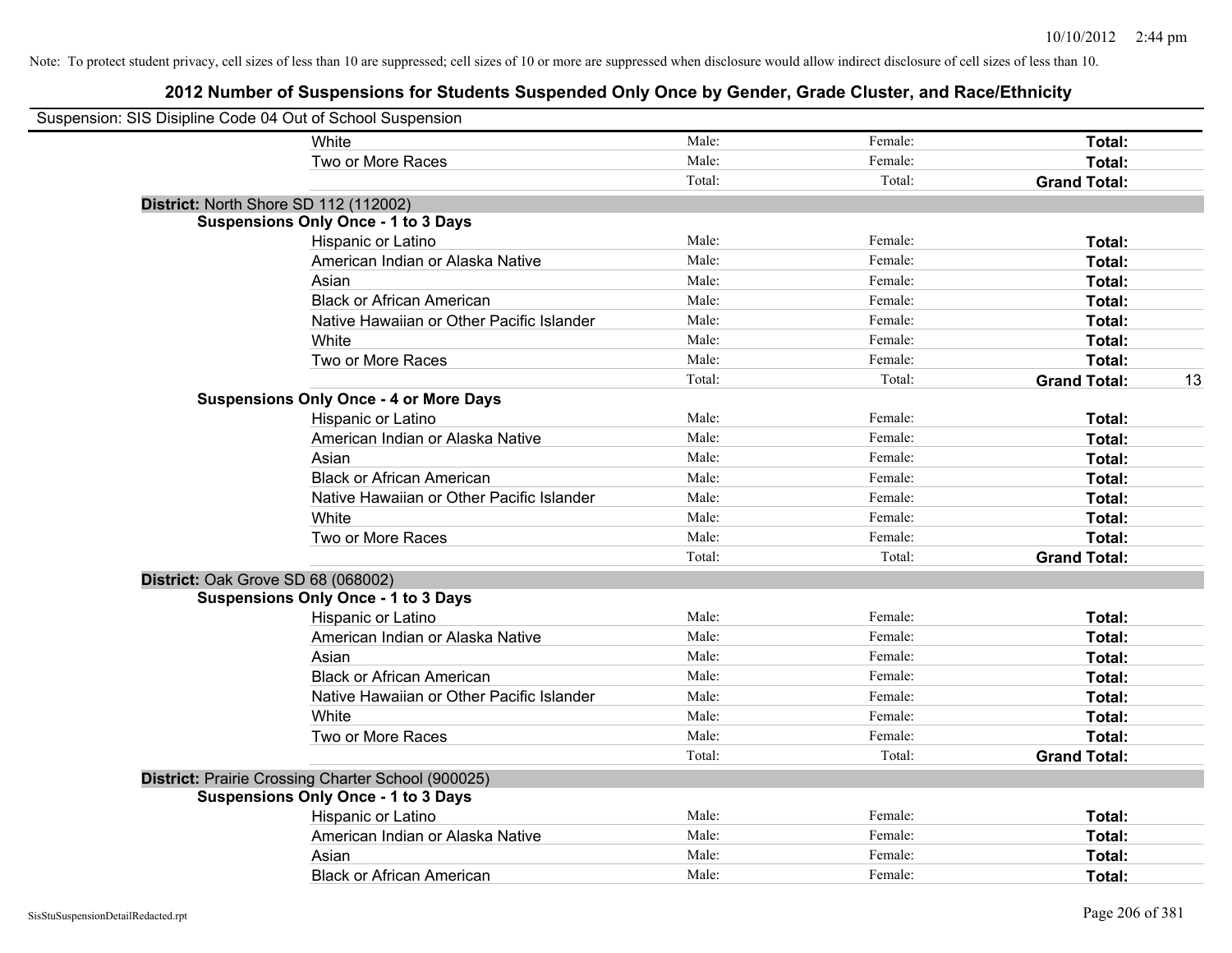Note: To protect student privacy, cell sizes of less than 10 are suppressed; cell sizes of 10 or more are suppressed when disclosure would allow indirect disclosure of cell sizes of less than 10.

# 2012 Number of Suspensions for Students Suspended Only Once by Gender, Grade Cluster, and Race/Ethnicity

Suspension: SIS Disipline Code 04 Out of School Suspension

| | | | | | |
|---|---|---|---|---|---|
| | White | Male: | Female: | **Total:** | |
| | Two or More Races | Male: | Female: | **Total:** | |
| | | Total: | Total: | **Grand Total:** | |
| **District:** North Shore SD 112 (112002) | | | | | |
| **Suspensions Only Once - 1 to 3 Days** | | | | | |
| | Hispanic or Latino | Male: | Female: | **Total:** | |
| | American Indian or Alaska Native | Male: | Female: | **Total:** | |
| | Asian | Male: | Female: | **Total:** | |
| | Black or African American | Male: | Female: | **Total:** | |
| | Native Hawaiian or Other Pacific Islander | Male: | Female: | **Total:** | |
| | White | Male: | Female: | **Total:** | |
| | Two or More Races | Male: | Female: | **Total:** | |
| | | Total: | Total: | **Grand Total:** | 13 |
| **Suspensions Only Once - 4 or More Days** | | | | | |
| | Hispanic or Latino | Male: | Female: | **Total:** | |
| | American Indian or Alaska Native | Male: | Female: | **Total:** | |
| | Asian | Male: | Female: | **Total:** | |
| | Black or African American | Male: | Female: | **Total:** | |
| | Native Hawaiian or Other Pacific Islander | Male: | Female: | **Total:** | |
| | White | Male: | Female: | **Total:** | |
| | Two or More Races | Male: | Female: | **Total:** | |
| | | Total: | Total: | **Grand Total:** | |
| **District:** Oak Grove SD 68 (068002) | | | | | |
| **Suspensions Only Once - 1 to 3 Days** | | | | | |
| | Hispanic or Latino | Male: | Female: | **Total:** | |
| | American Indian or Alaska Native | Male: | Female: | **Total:** | |
| | Asian | Male: | Female: | **Total:** | |
| | Black or African American | Male: | Female: | **Total:** | |
| | Native Hawaiian or Other Pacific Islander | Male: | Female: | **Total:** | |
| | White | Male: | Female: | **Total:** | |
| | Two or More Races | Male: | Female: | **Total:** | |
| | | Total: | Total: | **Grand Total:** | |
| **District:** Prairie Crossing Charter School (900025) | | | | | |
| **Suspensions Only Once - 1 to 3 Days** | | | | | |
| | Hispanic or Latino | Male: | Female: | **Total:** | |
| | American Indian or Alaska Native | Male: | Female: | **Total:** | |
| | Asian | Male: | Female: | **Total:** | |
| | Black or African American | Male: | Female: | **Total:** | |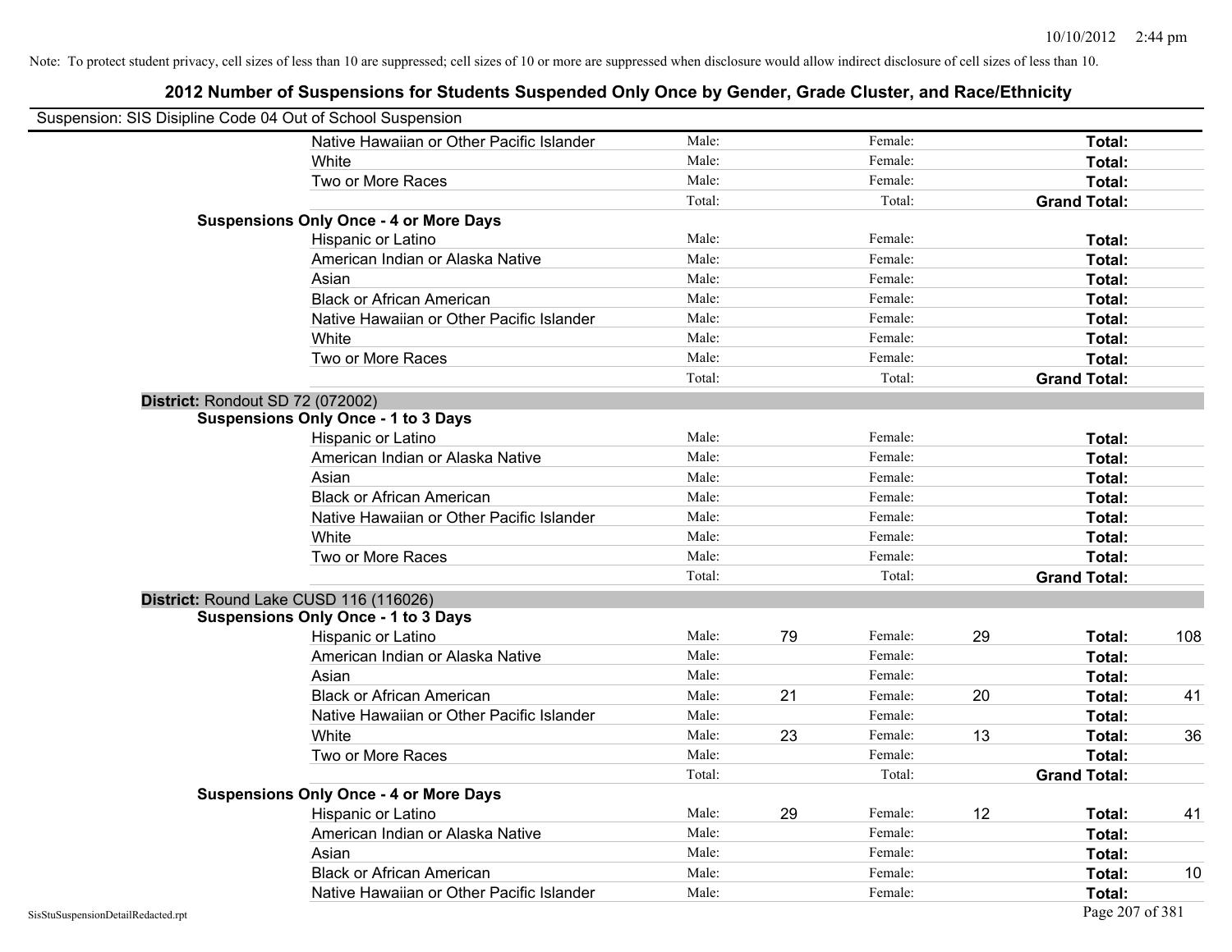Note: To protect student privacy, cell sizes of less than 10 are suppressed; cell sizes of 10 or more are suppressed when disclosure would allow indirect disclosure of cell sizes of less than 10.

# 2012 Number of Suspensions for Students Suspended Only Once by Gender, Grade Cluster, and Race/Ethnicity

Suspension: SIS Disipline Code 04 Out of School Suspension

| | | | | | | | |
|---|---|---|---|---|---|---|---|
| Native Hawaiian or Other Pacific Islander | Male: | | Female: | | **Total:** | |
| White | Male: | | Female: | | **Total:** | |
| Two or More Races | Male: | | Female: | | **Total:** | |
| | Total: | | Total: | | **Grand Total:** | |

**Suspensions Only Once - 4 or More Days**

| | | | | | | |
|---|---|---|---|---|---|---|
| Hispanic or Latino | Male: | | Female: | | **Total:** | |
| American Indian or Alaska Native | Male: | | Female: | | **Total:** | |
| Asian | Male: | | Female: | | **Total:** | |
| Black or African American | Male: | | Female: | | **Total:** | |
| Native Hawaiian or Other Pacific Islander | Male: | | Female: | | **Total:** | |
| White | Male: | | Female: | | **Total:** | |
| Two or More Races | Male: | | Female: | | **Total:** | |
| | Total: | | Total: | | **Grand Total:** | |

**District:** Rondout SD 72 (072002)

**Suspensions Only Once - 1 to 3 Days**

| | | | | | | |
|---|---|---|---|---|---|---|
| Hispanic or Latino | Male: | | Female: | | **Total:** | |
| American Indian or Alaska Native | Male: | | Female: | | **Total:** | |
| Asian | Male: | | Female: | | **Total:** | |
| Black or African American | Male: | | Female: | | **Total:** | |
| Native Hawaiian or Other Pacific Islander | Male: | | Female: | | **Total:** | |
| White | Male: | | Female: | | **Total:** | |
| Two or More Races | Male: | | Female: | | **Total:** | |
| | Total: | | Total: | | **Grand Total:** | |

**District:** Round Lake CUSD 116 (116026)

**Suspensions Only Once - 1 to 3 Days**

| | | | | | | |
|---|---|---|---|---|---|---|
| Hispanic or Latino | Male: | 79 | Female: | 29 | **Total:** | 108 |
| American Indian or Alaska Native | Male: | | Female: | | **Total:** | |
| Asian | Male: | | Female: | | **Total:** | |
| Black or African American | Male: | 21 | Female: | 20 | **Total:** | 41 |
| Native Hawaiian or Other Pacific Islander | Male: | | Female: | | **Total:** | |
| White | Male: | 23 | Female: | 13 | **Total:** | 36 |
| Two or More Races | Male: | | Female: | | **Total:** | |
| | Total: | | Total: | | **Grand Total:** | |

**Suspensions Only Once - 4 or More Days**

| | | | | | | |
|---|---|---|---|---|---|---|
| Hispanic or Latino | Male: | 29 | Female: | 12 | **Total:** | 41 |
| American Indian or Alaska Native | Male: | | Female: | | **Total:** | |
| Asian | Male: | | Female: | | **Total:** | |
| Black or African American | Male: | | Female: | | **Total:** | 10 |
| Native Hawaiian or Other Pacific Islander | Male: | | Female: | | **Total:** | |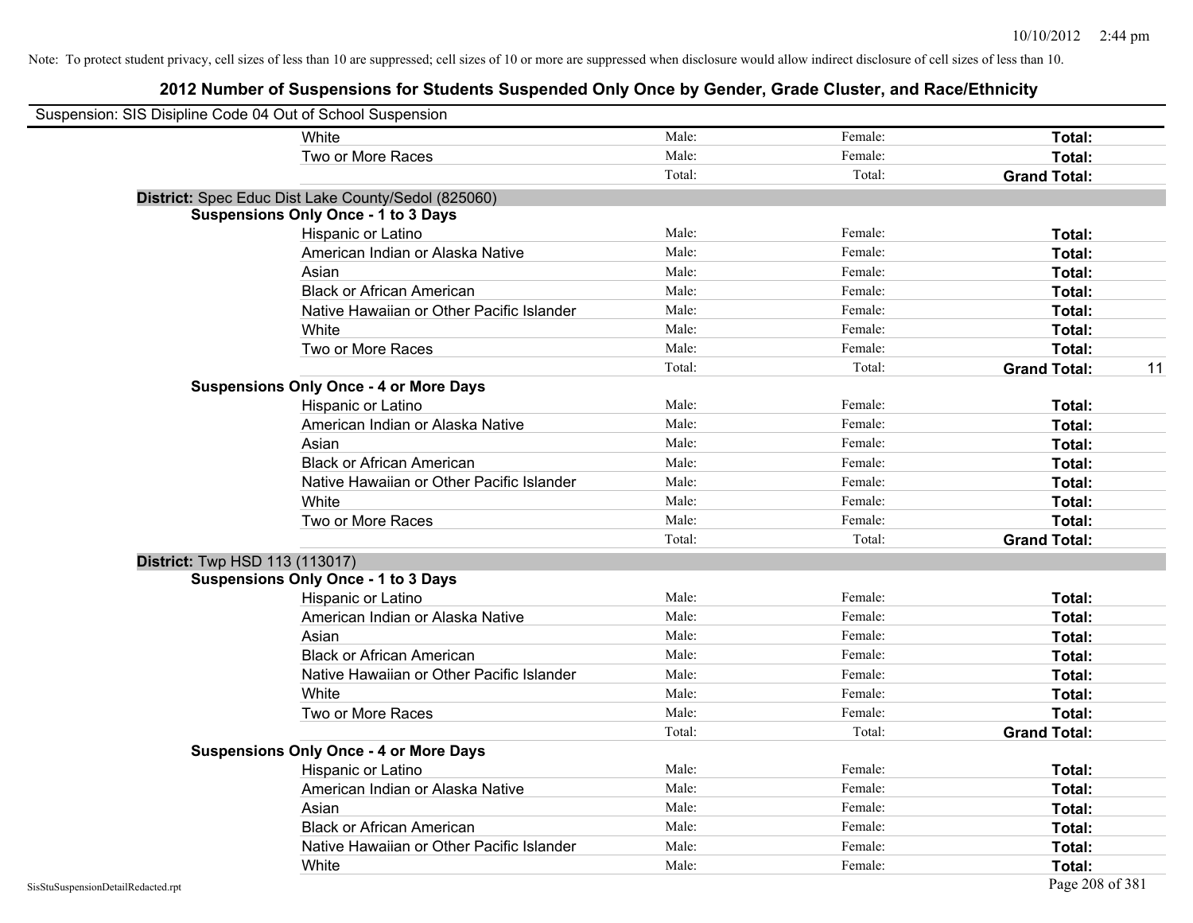Note: To protect student privacy, cell sizes of less than 10 are suppressed; cell sizes of 10 or more are suppressed when disclosure would allow indirect disclosure of cell sizes of less than 10.

# 2012 Number of Suspensions for Students Suspended Only Once by Gender, Grade Cluster, and Race/Ethnicity

Suspension: SIS Disipline Code 04 Out of School Suspension

| | | | | |
|---|---|---|---|---|
| White | Male: | Female: | **Total:** | |
| Two or More Races | Male: | Female: | **Total:** | |
| | Total: | Total: | **Grand Total:** | |

**District:** Spec Educ Dist Lake County/Sedol (825060)

**Suspensions Only Once - 1 to 3 Days**

| | | | | |
|---|---|---|---|---|
| Hispanic or Latino | Male: | Female: | **Total:** | |
| American Indian or Alaska Native | Male: | Female: | **Total:** | |
| Asian | Male: | Female: | **Total:** | |
| Black or African American | Male: | Female: | **Total:** | |
| Native Hawaiian or Other Pacific Islander | Male: | Female: | **Total:** | |
| White | Male: | Female: | **Total:** | |
| Two or More Races | Male: | Female: | **Total:** | |
| | Total: | Total: | **Grand Total:** | 11 |

**Suspensions Only Once - 4 or More Days**

| | | | | |
|---|---|---|---|---|
| Hispanic or Latino | Male: | Female: | **Total:** | |
| American Indian or Alaska Native | Male: | Female: | **Total:** | |
| Asian | Male: | Female: | **Total:** | |
| Black or African American | Male: | Female: | **Total:** | |
| Native Hawaiian or Other Pacific Islander | Male: | Female: | **Total:** | |
| White | Male: | Female: | **Total:** | |
| Two or More Races | Male: | Female: | **Total:** | |
| | Total: | Total: | **Grand Total:** | |

**District:** Twp HSD 113 (113017)

**Suspensions Only Once - 1 to 3 Days**

| | | | | |
|---|---|---|---|---|
| Hispanic or Latino | Male: | Female: | **Total:** | |
| American Indian or Alaska Native | Male: | Female: | **Total:** | |
| Asian | Male: | Female: | **Total:** | |
| Black or African American | Male: | Female: | **Total:** | |
| Native Hawaiian or Other Pacific Islander | Male: | Female: | **Total:** | |
| White | Male: | Female: | **Total:** | |
| Two or More Races | Male: | Female: | **Total:** | |
| | Total: | Total: | **Grand Total:** | |

**Suspensions Only Once - 4 or More Days**

| | | | | |
|---|---|---|---|---|
| Hispanic or Latino | Male: | Female: | **Total:** | |
| American Indian or Alaska Native | Male: | Female: | **Total:** | |
| Asian | Male: | Female: | **Total:** | |
| Black or African American | Male: | Female: | **Total:** | |
| Native Hawaiian or Other Pacific Islander | Male: | Female: | **Total:** | |
| White | Male: | Female: | **Total:** | |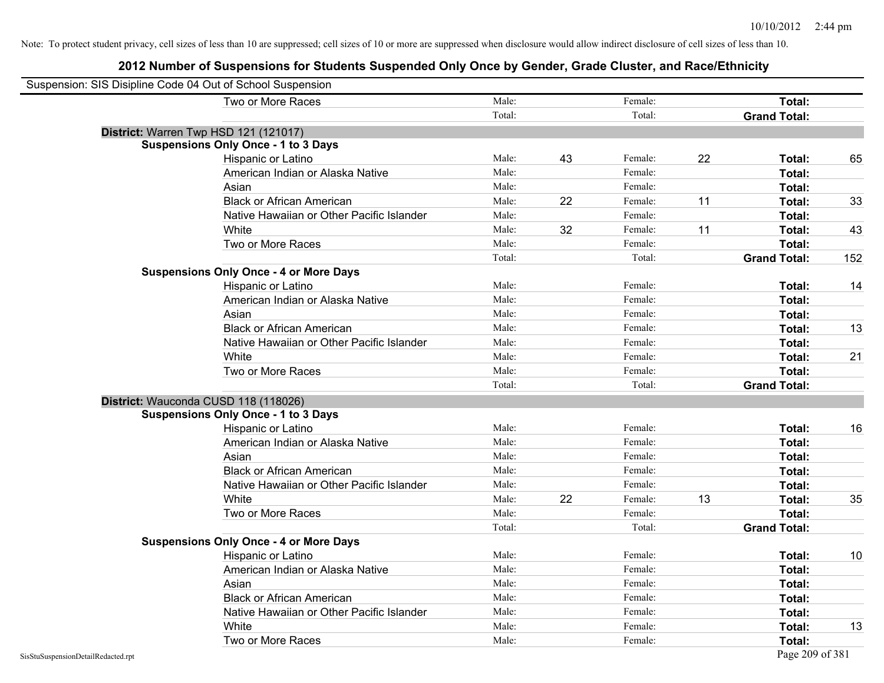Note: To protect student privacy, cell sizes of less than 10 are suppressed; cell sizes of 10 or more are suppressed when disclosure would allow indirect disclosure of cell sizes of less than 10.

# 2012 Number of Suspensions for Students Suspended Only Once by Gender, Grade Cluster, and Race/Ethnicity

Suspension: SIS Disipline Code 04 Out of School Suspension

| | | | | | | |
|---|---|---|---|---|---|---|
| Two or More Races | Male: | | Female: | | **Total:** | |
| | Total: | | Total: | | **Grand Total:** | |

**District:** Warren Twp HSD 121 (121017)

**Suspensions Only Once - 1 to 3 Days**

| | | | | | | |
|---|---|---|---|---|---|---|
| Hispanic or Latino | Male: | 43 | Female: | 22 | **Total:** | 65 |
| American Indian or Alaska Native | Male: | | Female: | | **Total:** | |
| Asian | Male: | | Female: | | **Total:** | |
| Black or African American | Male: | 22 | Female: | 11 | **Total:** | 33 |
| Native Hawaiian or Other Pacific Islander | Male: | | Female: | | **Total:** | |
| White | Male: | 32 | Female: | 11 | **Total:** | 43 |
| Two or More Races | Male: | | Female: | | **Total:** | |
| | Total: | | Total: | | **Grand Total:** | 152 |

**Suspensions Only Once - 4 or More Days**

| | | | | | | |
|---|---|---|---|---|---|---|
| Hispanic or Latino | Male: | | Female: | | **Total:** | 14 |
| American Indian or Alaska Native | Male: | | Female: | | **Total:** | |
| Asian | Male: | | Female: | | **Total:** | |
| Black or African American | Male: | | Female: | | **Total:** | 13 |
| Native Hawaiian or Other Pacific Islander | Male: | | Female: | | **Total:** | |
| White | Male: | | Female: | | **Total:** | 21 |
| Two or More Races | Male: | | Female: | | **Total:** | |
| | Total: | | Total: | | **Grand Total:** | |

**District:** Wauconda CUSD 118 (118026)

**Suspensions Only Once - 1 to 3 Days**

| | | | | | | |
|---|---|---|---|---|---|---|
| Hispanic or Latino | Male: | | Female: | | **Total:** | 16 |
| American Indian or Alaska Native | Male: | | Female: | | **Total:** | |
| Asian | Male: | | Female: | | **Total:** | |
| Black or African American | Male: | | Female: | | **Total:** | |
| Native Hawaiian or Other Pacific Islander | Male: | | Female: | | **Total:** | |
| White | Male: | 22 | Female: | 13 | **Total:** | 35 |
| Two or More Races | Male: | | Female: | | **Total:** | |
| | Total: | | Total: | | **Grand Total:** | |

**Suspensions Only Once - 4 or More Days**

| | | | | | | |
|---|---|---|---|---|---|---|
| Hispanic or Latino | Male: | | Female: | | **Total:** | 10 |
| American Indian or Alaska Native | Male: | | Female: | | **Total:** | |
| Asian | Male: | | Female: | | **Total:** | |
| Black or African American | Male: | | Female: | | **Total:** | |
| Native Hawaiian or Other Pacific Islander | Male: | | Female: | | **Total:** | |
| White | Male: | | Female: | | **Total:** | 13 |
| Two or More Races | Male: | | Female: | | **Total:** | |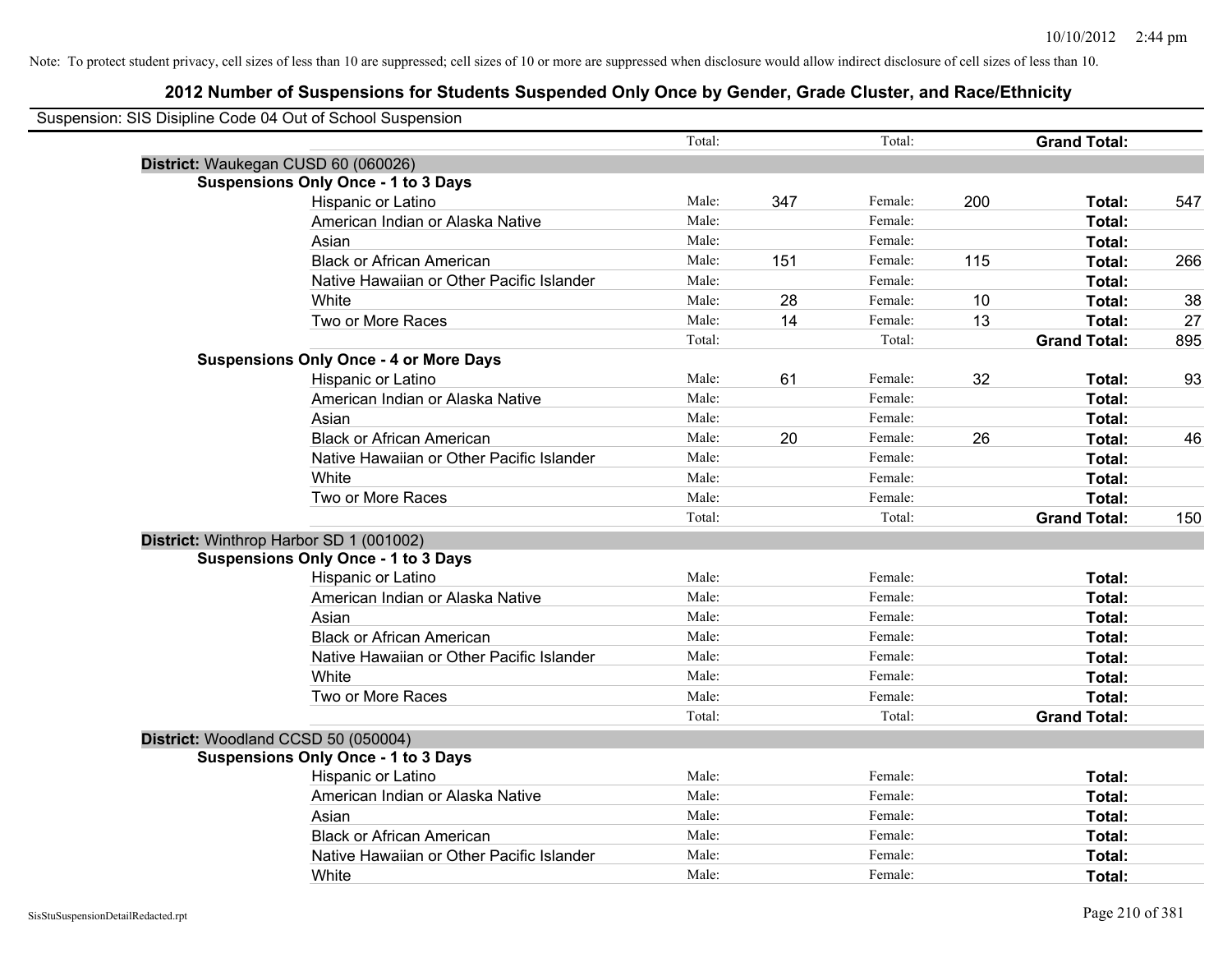Note: To protect student privacy, cell sizes of less than 10 are suppressed; cell sizes of 10 or more are suppressed when disclosure would allow indirect disclosure of cell sizes of less than 10.

# 2012 Number of Suspensions for Students Suspended Only Once by Gender, Grade Cluster, and Race/Ethnicity

Suspension: SIS Disipline Code 04 Out of School Suspension

| | | | | | | |
|---|---|---|---|---|---|---|
| | Total: | | Total: | | **Grand Total:** | |
| **District:** Waukegan CUSD 60 (060026) | | | | | | |
| **Suspensions Only Once - 1 to 3 Days** | | | | | | |
| Hispanic or Latino | Male: | 347 | Female: | 200 | **Total:** | 547 |
| American Indian or Alaska Native | Male: | | Female: | | **Total:** | |
| Asian | Male: | | Female: | | **Total:** | |
| Black or African American | Male: | 151 | Female: | 115 | **Total:** | 266 |
| Native Hawaiian or Other Pacific Islander | Male: | | Female: | | **Total:** | |
| White | Male: | 28 | Female: | 10 | **Total:** | 38 |
| Two or More Races | Male: | 14 | Female: | 13 | **Total:** | 27 |
| | Total: | | Total: | | **Grand Total:** | 895 |
| **Suspensions Only Once - 4 or More Days** | | | | | | |
| Hispanic or Latino | Male: | 61 | Female: | 32 | **Total:** | 93 |
| American Indian or Alaska Native | Male: | | Female: | | **Total:** | |
| Asian | Male: | | Female: | | **Total:** | |
| Black or African American | Male: | 20 | Female: | 26 | **Total:** | 46 |
| Native Hawaiian or Other Pacific Islander | Male: | | Female: | | **Total:** | |
| White | Male: | | Female: | | **Total:** | |
| Two or More Races | Male: | | Female: | | **Total:** | |
| | Total: | | Total: | | **Grand Total:** | 150 |
| **District:** Winthrop Harbor SD 1 (001002) | | | | | | |
| **Suspensions Only Once - 1 to 3 Days** | | | | | | |
| Hispanic or Latino | Male: | | Female: | | **Total:** | |
| American Indian or Alaska Native | Male: | | Female: | | **Total:** | |
| Asian | Male: | | Female: | | **Total:** | |
| Black or African American | Male: | | Female: | | **Total:** | |
| Native Hawaiian or Other Pacific Islander | Male: | | Female: | | **Total:** | |
| White | Male: | | Female: | | **Total:** | |
| Two or More Races | Male: | | Female: | | **Total:** | |
| | Total: | | Total: | | **Grand Total:** | |
| **District:** Woodland CCSD 50 (050004) | | | | | | |
| **Suspensions Only Once - 1 to 3 Days** | | | | | | |
| Hispanic or Latino | Male: | | Female: | | **Total:** | |
| American Indian or Alaska Native | Male: | | Female: | | **Total:** | |
| Asian | Male: | | Female: | | **Total:** | |
| Black or African American | Male: | | Female: | | **Total:** | |
| Native Hawaiian or Other Pacific Islander | Male: | | Female: | | **Total:** | |
| White | Male: | | Female: | | **Total:** | |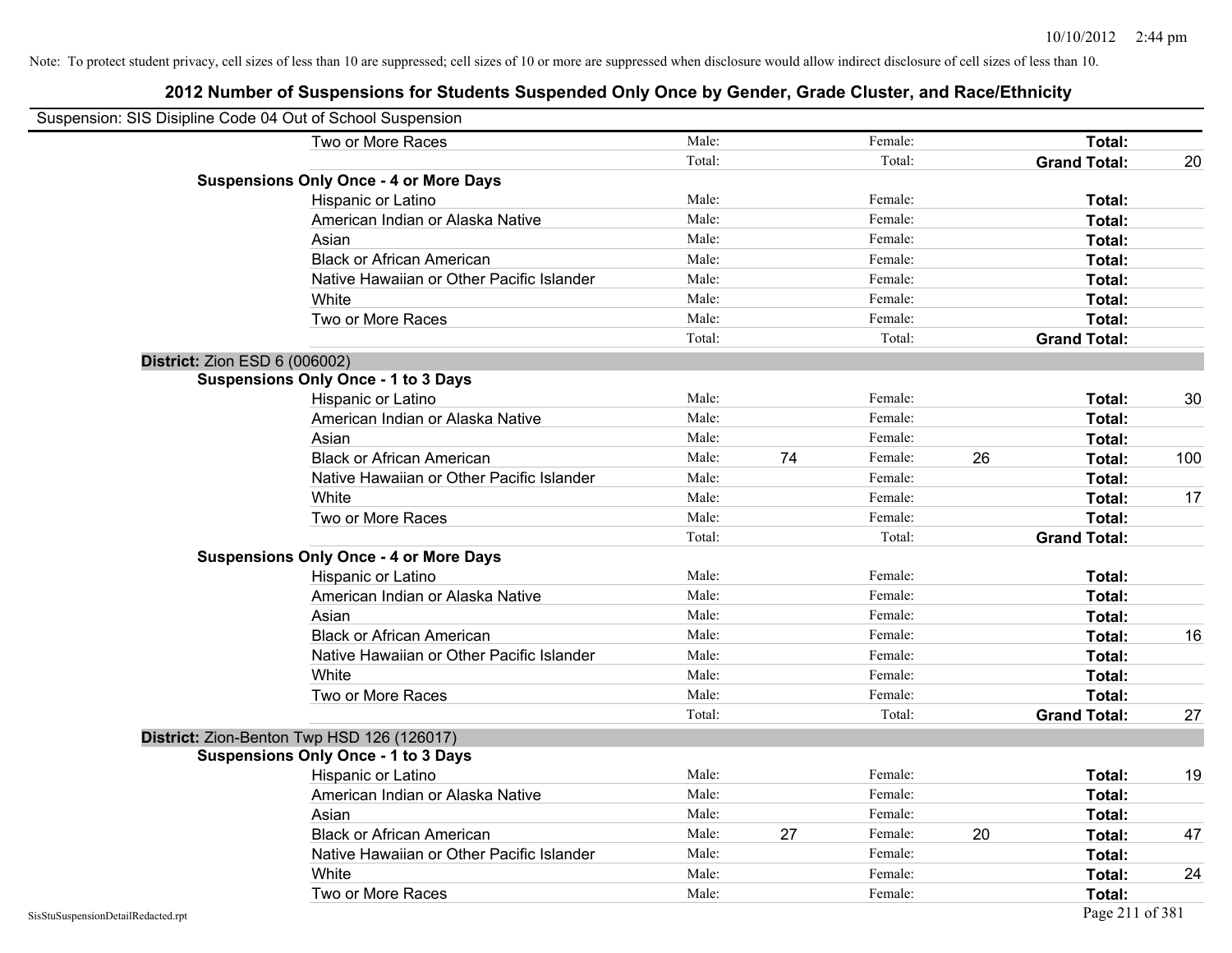Note: To protect student privacy, cell sizes of less than 10 are suppressed; cell sizes of 10 or more are suppressed when disclosure would allow indirect disclosure of cell sizes of less than 10.

# 2012 Number of Suspensions for Students Suspended Only Once by Gender, Grade Cluster, and Race/Ethnicity

Suspension: SIS Disipline Code 04 Out of School Suspension

| | | | | | | | |
|---|---|---|---|---|---|---|---|
| Two or More Races | Male: | | Female: | | **Total:** | |
| | Total: | | Total: | | **Grand Total:** | 20 |
| **Suspensions Only Once - 4 or More Days** | | | | | | |
| Hispanic or Latino | Male: | | Female: | | **Total:** | |
| American Indian or Alaska Native | Male: | | Female: | | **Total:** | |
| Asian | Male: | | Female: | | **Total:** | |
| Black or African American | Male: | | Female: | | **Total:** | |
| Native Hawaiian or Other Pacific Islander | Male: | | Female: | | **Total:** | |
| White | Male: | | Female: | | **Total:** | |
| Two or More Races | Male: | | Female: | | **Total:** | |
| | Total: | | Total: | | **Grand Total:** | |

**District:** Zion ESD 6 (006002)

| | | | | | | |
|---|---|---|---|---|---|---|
| **Suspensions Only Once - 1 to 3 Days** | | | | | | |
| Hispanic or Latino | Male: | | Female: | | **Total:** | 30 |
| American Indian or Alaska Native | Male: | | Female: | | **Total:** | |
| Asian | Male: | | Female: | | **Total:** | |
| Black or African American | Male: | 74 | Female: | 26 | **Total:** | 100 |
| Native Hawaiian or Other Pacific Islander | Male: | | Female: | | **Total:** | |
| White | Male: | | Female: | | **Total:** | 17 |
| Two or More Races | Male: | | Female: | | **Total:** | |
| | Total: | | Total: | | **Grand Total:** | |
| **Suspensions Only Once - 4 or More Days** | | | | | | |
| Hispanic or Latino | Male: | | Female: | | **Total:** | |
| American Indian or Alaska Native | Male: | | Female: | | **Total:** | |
| Asian | Male: | | Female: | | **Total:** | |
| Black or African American | Male: | | Female: | | **Total:** | 16 |
| Native Hawaiian or Other Pacific Islander | Male: | | Female: | | **Total:** | |
| White | Male: | | Female: | | **Total:** | |
| Two or More Races | Male: | | Female: | | **Total:** | |
| | Total: | | Total: | | **Grand Total:** | 27 |

**District:** Zion-Benton Twp HSD 126 (126017)

| | | | | | | |
|---|---|---|---|---|---|---|
| **Suspensions Only Once - 1 to 3 Days** | | | | | | |
| Hispanic or Latino | Male: | | Female: | | **Total:** | 19 |
| American Indian or Alaska Native | Male: | | Female: | | **Total:** | |
| Asian | Male: | | Female: | | **Total:** | |
| Black or African American | Male: | 27 | Female: | 20 | **Total:** | 47 |
| Native Hawaiian or Other Pacific Islander | Male: | | Female: | | **Total:** | |
| White | Male: | | Female: | | **Total:** | 24 |
| Two or More Races | Male: | | Female: | | **Total:** | |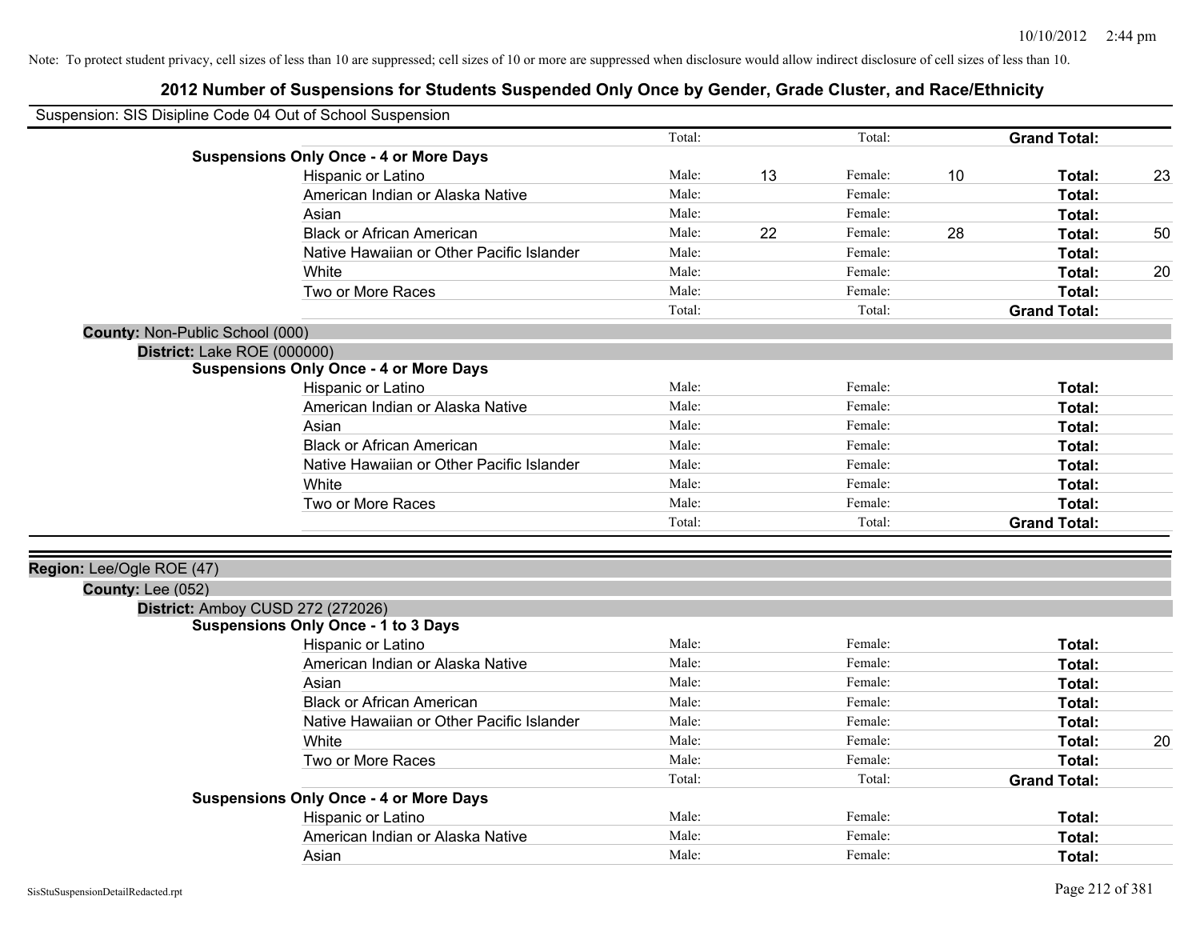Note: To protect student privacy, cell sizes of less than 10 are suppressed; cell sizes of 10 or more are suppressed when disclosure would allow indirect disclosure of cell sizes of less than 10.

# 2012 Number of Suspensions for Students Suspended Only Once by Gender, Grade Cluster, and Race/Ethnicity

Suspension: SIS Disipline Code 04 Out of School Suspension

| | | | | | | |
|---|---|---|---|---|---|---|
| | Total: | | Total: | | **Grand Total:** | |
| **Suspensions Only Once - 4 or More Days** | | | | | | |
| Hispanic or Latino | Male: | 13 | Female: | 10 | **Total:** | 23 |
| American Indian or Alaska Native | Male: | | Female: | | **Total:** | |
| Asian | Male: | | Female: | | **Total:** | |
| Black or African American | Male: | 22 | Female: | 28 | **Total:** | 50 |
| Native Hawaiian or Other Pacific Islander | Male: | | Female: | | **Total:** | |
| White | Male: | | Female: | | **Total:** | 20 |
| Two or More Races | Male: | | Female: | | **Total:** | |
| | Total: | | Total: | | **Grand Total:** | |

**County:** Non-Public School (000)

**District:** Lake ROE (000000)

| | | | | | | |
|---|---|---|---|---|---|---|
| **Suspensions Only Once - 4 or More Days** | | | | | | |
| Hispanic or Latino | Male: | | Female: | | **Total:** | |
| American Indian or Alaska Native | Male: | | Female: | | **Total:** | |
| Asian | Male: | | Female: | | **Total:** | |
| Black or African American | Male: | | Female: | | **Total:** | |
| Native Hawaiian or Other Pacific Islander | Male: | | Female: | | **Total:** | |
| White | Male: | | Female: | | **Total:** | |
| Two or More Races | Male: | | Female: | | **Total:** | |
| | Total: | | Total: | | **Grand Total:** | |

**Region:** Lee/Ogle ROE (47)

**County:** Lee (052)

**District:** Amboy CUSD 272 (272026)

| | | | | | | |
|---|---|---|---|---|---|---|
| **Suspensions Only Once - 1 to 3 Days** | | | | | | |
| Hispanic or Latino | Male: | | Female: | | **Total:** | |
| American Indian or Alaska Native | Male: | | Female: | | **Total:** | |
| Asian | Male: | | Female: | | **Total:** | |
| Black or African American | Male: | | Female: | | **Total:** | |
| Native Hawaiian or Other Pacific Islander | Male: | | Female: | | **Total:** | |
| White | Male: | | Female: | | **Total:** | 20 |
| Two or More Races | Male: | | Female: | | **Total:** | |
| | Total: | | Total: | | **Grand Total:** | |
| **Suspensions Only Once - 4 or More Days** | | | | | | |
| Hispanic or Latino | Male: | | Female: | | **Total:** | |
| American Indian or Alaska Native | Male: | | Female: | | **Total:** | |
| Asian | Male: | | Female: | | **Total:** | |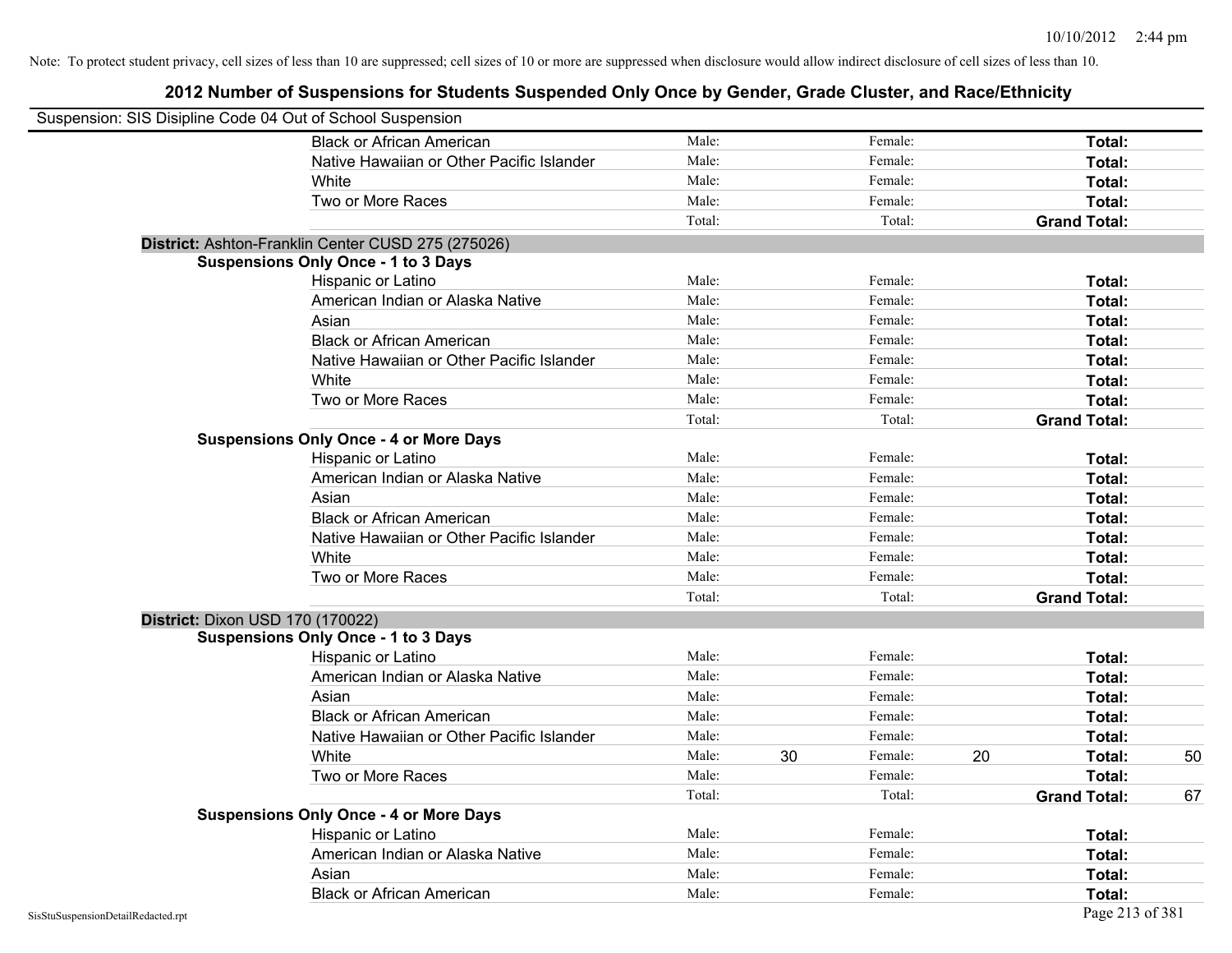Note: To protect student privacy, cell sizes of less than 10 are suppressed; cell sizes of 10 or more are suppressed when disclosure would allow indirect disclosure of cell sizes of less than 10.

# 2012 Number of Suspensions for Students Suspended Only Once by Gender, Grade Cluster, and Race/Ethnicity

Suspension: SIS Disipline Code 04 Out of School Suspension

| | | | | | | |
|---|---|---|---|---|---|---|
| Black or African American | Male: | | Female: | | **Total:** | |
| Native Hawaiian or Other Pacific Islander | Male: | | Female: | | **Total:** | |
| White | Male: | | Female: | | **Total:** | |
| Two or More Races | Male: | | Female: | | **Total:** | |
| | Total: | | Total: | | **Grand Total:** | |

**District:** Ashton-Franklin Center CUSD 275 (275026)

**Suspensions Only Once - 1 to 3 Days**

| | | | | | | |
|---|---|---|---|---|---|---|
| Hispanic or Latino | Male: | | Female: | | **Total:** | |
| American Indian or Alaska Native | Male: | | Female: | | **Total:** | |
| Asian | Male: | | Female: | | **Total:** | |
| Black or African American | Male: | | Female: | | **Total:** | |
| Native Hawaiian or Other Pacific Islander | Male: | | Female: | | **Total:** | |
| White | Male: | | Female: | | **Total:** | |
| Two or More Races | Male: | | Female: | | **Total:** | |
| | Total: | | Total: | | **Grand Total:** | |

**Suspensions Only Once - 4 or More Days**

| | | | | | | |
|---|---|---|---|---|---|---|
| Hispanic or Latino | Male: | | Female: | | **Total:** | |
| American Indian or Alaska Native | Male: | | Female: | | **Total:** | |
| Asian | Male: | | Female: | | **Total:** | |
| Black or African American | Male: | | Female: | | **Total:** | |
| Native Hawaiian or Other Pacific Islander | Male: | | Female: | | **Total:** | |
| White | Male: | | Female: | | **Total:** | |
| Two or More Races | Male: | | Female: | | **Total:** | |
| | Total: | | Total: | | **Grand Total:** | |

**District:** Dixon USD 170 (170022)

**Suspensions Only Once - 1 to 3 Days**

| | | | | | | |
|---|---|---|---|---|---|---|
| Hispanic or Latino | Male: | | Female: | | **Total:** | |
| American Indian or Alaska Native | Male: | | Female: | | **Total:** | |
| Asian | Male: | | Female: | | **Total:** | |
| Black or African American | Male: | | Female: | | **Total:** | |
| Native Hawaiian or Other Pacific Islander | Male: | | Female: | | **Total:** | |
| White | Male: | 30 | Female: | 20 | **Total:** | 50 |
| Two or More Races | Male: | | Female: | | **Total:** | |
| | Total: | | Total: | | **Grand Total:** | 67 |

**Suspensions Only Once - 4 or More Days**

| | | | | | | |
|---|---|---|---|---|---|---|
| Hispanic or Latino | Male: | | Female: | | **Total:** | |
| American Indian or Alaska Native | Male: | | Female: | | **Total:** | |
| Asian | Male: | | Female: | | **Total:** | |
| Black or African American | Male: | | Female: | | **Total:** | |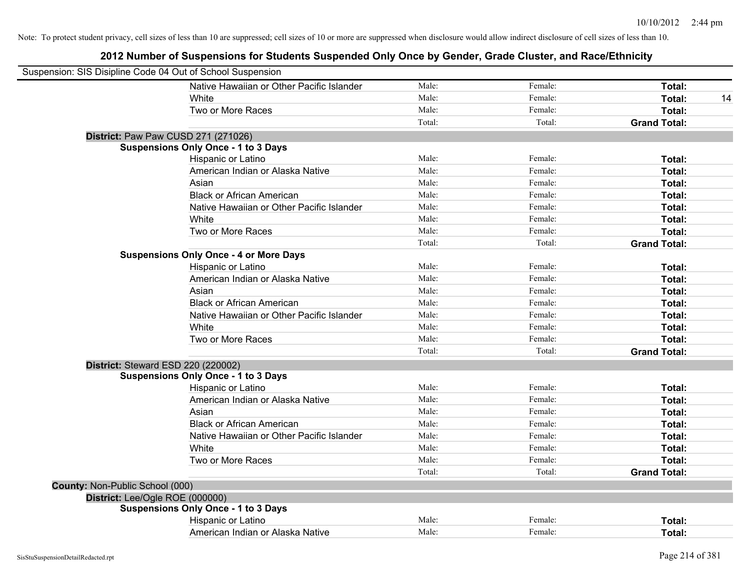Note: To protect student privacy, cell sizes of less than 10 are suppressed; cell sizes of 10 or more are suppressed when disclosure would allow indirect disclosure of cell sizes of less than 10.

## 2012 Number of Suspensions for Students Suspended Only Once by Gender, Grade Cluster, and Race/Ethnicity

Suspension: SIS Disipline Code 04 Out of School Suspension

| | | | | |
|---|---|---|---|---|
| Native Hawaiian or Other Pacific Islander | Male: | Female: | **Total:** | |
| White | Male: | Female: | **Total:** | 14 |
| Two or More Races | Male: | Female: | **Total:** | |
| | Total: | Total: | **Grand Total:** | |

**District:** Paw Paw CUSD 271 (271026)

**Suspensions Only Once - 1 to 3 Days**

| | | | | |
|---|---|---|---|---|
| Hispanic or Latino | Male: | Female: | **Total:** | |
| American Indian or Alaska Native | Male: | Female: | **Total:** | |
| Asian | Male: | Female: | **Total:** | |
| Black or African American | Male: | Female: | **Total:** | |
| Native Hawaiian or Other Pacific Islander | Male: | Female: | **Total:** | |
| White | Male: | Female: | **Total:** | |
| Two or More Races | Male: | Female: | **Total:** | |
| | Total: | Total: | **Grand Total:** | |

**Suspensions Only Once - 4 or More Days**

| | | | | |
|---|---|---|---|---|
| Hispanic or Latino | Male: | Female: | **Total:** | |
| American Indian or Alaska Native | Male: | Female: | **Total:** | |
| Asian | Male: | Female: | **Total:** | |
| Black or African American | Male: | Female: | **Total:** | |
| Native Hawaiian or Other Pacific Islander | Male: | Female: | **Total:** | |
| White | Male: | Female: | **Total:** | |
| Two or More Races | Male: | Female: | **Total:** | |
| | Total: | Total: | **Grand Total:** | |

**District:** Steward ESD 220 (220002)

**Suspensions Only Once - 1 to 3 Days**

| | | | | |
|---|---|---|---|---|
| Hispanic or Latino | Male: | Female: | **Total:** | |
| American Indian or Alaska Native | Male: | Female: | **Total:** | |
| Asian | Male: | Female: | **Total:** | |
| Black or African American | Male: | Female: | **Total:** | |
| Native Hawaiian or Other Pacific Islander | Male: | Female: | **Total:** | |
| White | Male: | Female: | **Total:** | |
| Two or More Races | Male: | Female: | **Total:** | |
| | Total: | Total: | **Grand Total:** | |

**County:** Non-Public School (000)

**District:** Lee/Ogle ROE (000000)

**Suspensions Only Once - 1 to 3 Days**

| | | | | |
|---|---|---|---|---|
| Hispanic or Latino | Male: | Female: | **Total:** | |
| American Indian or Alaska Native | Male: | Female: | **Total:** | |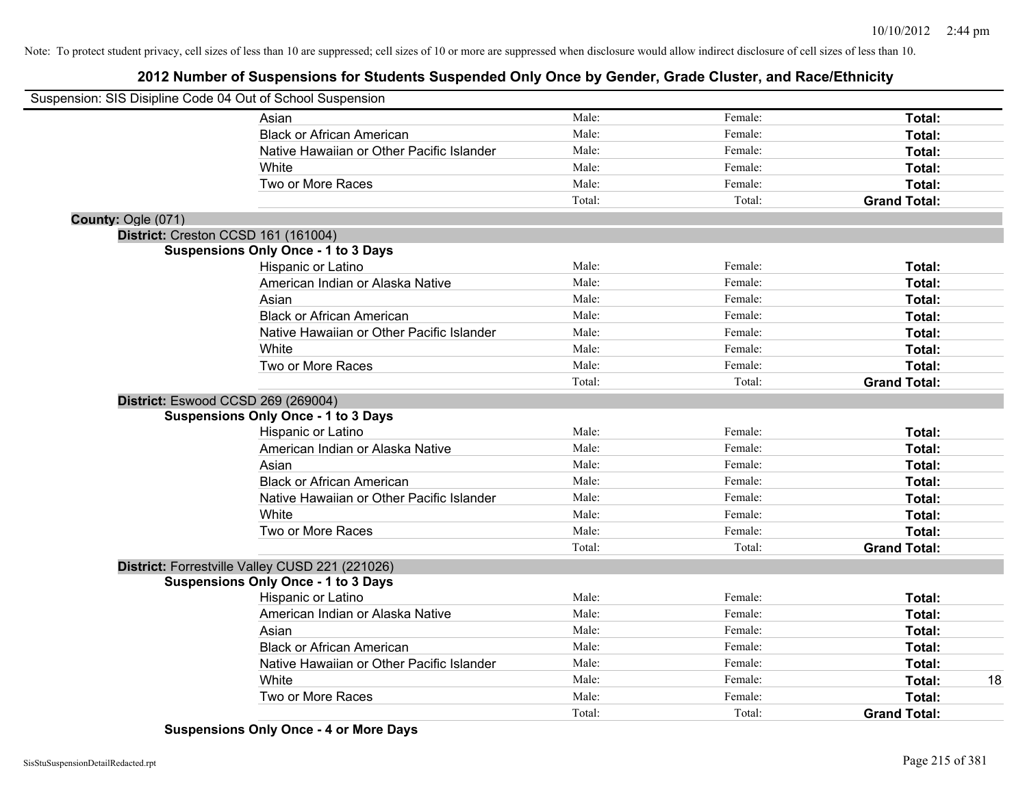Note: To protect student privacy, cell sizes of less than 10 are suppressed; cell sizes of 10 or more are suppressed when disclosure would allow indirect disclosure of cell sizes of less than 10.

# 2012 Number of Suspensions for Students Suspended Only Once by Gender, Grade Cluster, and Race/Ethnicity

Suspension: SIS Disipline Code 04 Out of School Suspension

| | | | | |
|---|---|---|---|---|
| Asian | Male: | Female: | **Total:** | |
| Black or African American | Male: | Female: | **Total:** | |
| Native Hawaiian or Other Pacific Islander | Male: | Female: | **Total:** | |
| White | Male: | Female: | **Total:** | |
| Two or More Races | Male: | Female: | **Total:** | |
| | Total: | Total: | **Grand Total:** | |

**County:** Ogle (071)

**District:** Creston CCSD 161 (161004)

**Suspensions Only Once - 1 to 3 Days**

| | | | | |
|---|---|---|---|---|
| Hispanic or Latino | Male: | Female: | **Total:** | |
| American Indian or Alaska Native | Male: | Female: | **Total:** | |
| Asian | Male: | Female: | **Total:** | |
| Black or African American | Male: | Female: | **Total:** | |
| Native Hawaiian or Other Pacific Islander | Male: | Female: | **Total:** | |
| White | Male: | Female: | **Total:** | |
| Two or More Races | Male: | Female: | **Total:** | |
| | Total: | Total: | **Grand Total:** | |

**District:** Eswood CCSD 269 (269004)

**Suspensions Only Once - 1 to 3 Days**

| | | | | |
|---|---|---|---|---|
| Hispanic or Latino | Male: | Female: | **Total:** | |
| American Indian or Alaska Native | Male: | Female: | **Total:** | |
| Asian | Male: | Female: | **Total:** | |
| Black or African American | Male: | Female: | **Total:** | |
| Native Hawaiian or Other Pacific Islander | Male: | Female: | **Total:** | |
| White | Male: | Female: | **Total:** | |
| Two or More Races | Male: | Female: | **Total:** | |
| | Total: | Total: | **Grand Total:** | |

**District:** Forrestville Valley CUSD 221 (221026)

**Suspensions Only Once - 1 to 3 Days**

| | | | | |
|---|---|---|---|---|
| Hispanic or Latino | Male: | Female: | **Total:** | |
| American Indian or Alaska Native | Male: | Female: | **Total:** | |
| Asian | Male: | Female: | **Total:** | |
| Black or African American | Male: | Female: | **Total:** | |
| Native Hawaiian or Other Pacific Islander | Male: | Female: | **Total:** | |
| White | Male: | Female: | **Total:** | 18 |
| Two or More Races | Male: | Female: | **Total:** | |
| | Total: | Total: | **Grand Total:** | |

**Suspensions Only Once - 4 or More Days**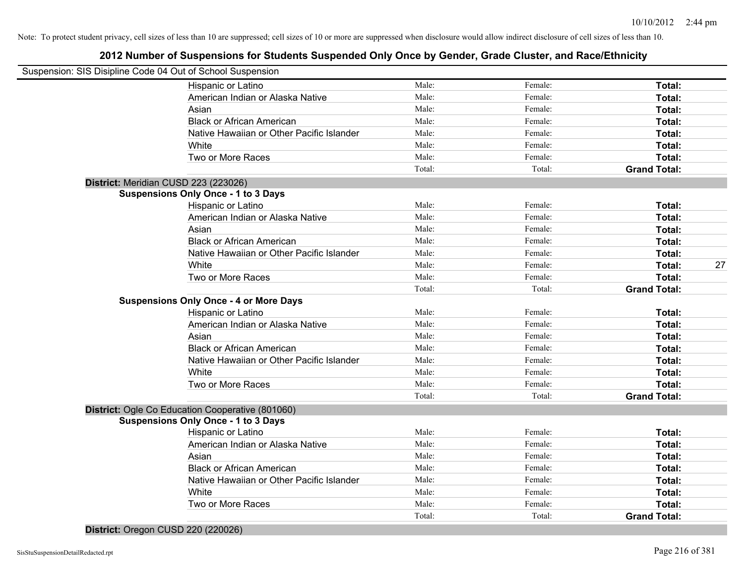Note: To protect student privacy, cell sizes of less than 10 are suppressed; cell sizes of 10 or more are suppressed when disclosure would allow indirect disclosure of cell sizes of less than 10.

## 2012 Number of Suspensions for Students Suspended Only Once by Gender, Grade Cluster, and Race/Ethnicity

Suspension: SIS Disipline Code 04 Out of School Suspension

| | | | | |
|---|---|---|---|---|
| Hispanic or Latino | Male: | Female: | **Total:** | |
| American Indian or Alaska Native | Male: | Female: | **Total:** | |
| Asian | Male: | Female: | **Total:** | |
| Black or African American | Male: | Female: | **Total:** | |
| Native Hawaiian or Other Pacific Islander | Male: | Female: | **Total:** | |
| White | Male: | Female: | **Total:** | |
| Two or More Races | Male: | Female: | **Total:** | |
| | Total: | Total: | **Grand Total:** | |

**District:** Meridian CUSD 223 (223026)

**Suspensions Only Once - 1 to 3 Days**

| | | | | |
|---|---|---|---|---|
| Hispanic or Latino | Male: | Female: | **Total:** | |
| American Indian or Alaska Native | Male: | Female: | **Total:** | |
| Asian | Male: | Female: | **Total:** | |
| Black or African American | Male: | Female: | **Total:** | |
| Native Hawaiian or Other Pacific Islander | Male: | Female: | **Total:** | |
| White | Male: | Female: | **Total:** | 27 |
| Two or More Races | Male: | Female: | **Total:** | |
| | Total: | Total: | **Grand Total:** | |

**Suspensions Only Once - 4 or More Days**

| | | | | |
|---|---|---|---|---|
| Hispanic or Latino | Male: | Female: | **Total:** | |
| American Indian or Alaska Native | Male: | Female: | **Total:** | |
| Asian | Male: | Female: | **Total:** | |
| Black or African American | Male: | Female: | **Total:** | |
| Native Hawaiian or Other Pacific Islander | Male: | Female: | **Total:** | |
| White | Male: | Female: | **Total:** | |
| Two or More Races | Male: | Female: | **Total:** | |
| | Total: | Total: | **Grand Total:** | |

**District:** Ogle Co Education Cooperative (801060)

**Suspensions Only Once - 1 to 3 Days**

| | | | | |
|---|---|---|---|---|
| Hispanic or Latino | Male: | Female: | **Total:** | |
| American Indian or Alaska Native | Male: | Female: | **Total:** | |
| Asian | Male: | Female: | **Total:** | |
| Black or African American | Male: | Female: | **Total:** | |
| Native Hawaiian or Other Pacific Islander | Male: | Female: | **Total:** | |
| White | Male: | Female: | **Total:** | |
| Two or More Races | Male: | Female: | **Total:** | |
| | Total: | Total: | **Grand Total:** | |

**District:** Oregon CUSD 220 (220026)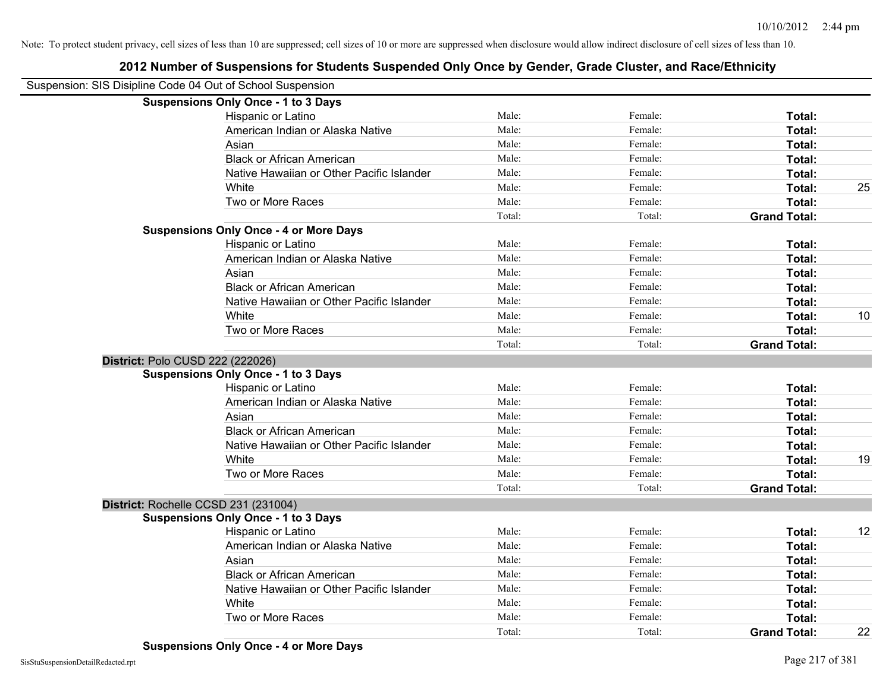Note: To protect student privacy, cell sizes of less than 10 are suppressed; cell sizes of 10 or more are suppressed when disclosure would allow indirect disclosure of cell sizes of less than 10.

# 2012 Number of Suspensions for Students Suspended Only Once by Gender, Grade Cluster, and Race/Ethnicity

Suspension: SIS Disipline Code 04 Out of School Suspension

| | | | | |
|---|---|---|---|---|
| **Suspensions Only Once - 1 to 3 Days** | | | | |
| Hispanic or Latino | Male: | Female: | **Total:** | |
| American Indian or Alaska Native | Male: | Female: | **Total:** | |
| Asian | Male: | Female: | **Total:** | |
| Black or African American | Male: | Female: | **Total:** | |
| Native Hawaiian or Other Pacific Islander | Male: | Female: | **Total:** | |
| White | Male: | Female: | **Total:** | 25 |
| Two or More Races | Male: | Female: | **Total:** | |
| | Total: | Total: | **Grand Total:** | |
| **Suspensions Only Once - 4 or More Days** | | | | |
| Hispanic or Latino | Male: | Female: | **Total:** | |
| American Indian or Alaska Native | Male: | Female: | **Total:** | |
| Asian | Male: | Female: | **Total:** | |
| Black or African American | Male: | Female: | **Total:** | |
| Native Hawaiian or Other Pacific Islander | Male: | Female: | **Total:** | |
| White | Male: | Female: | **Total:** | 10 |
| Two or More Races | Male: | Female: | **Total:** | |
| | Total: | Total: | **Grand Total:** | |

**District:** Polo CUSD 222 (222026)

| | | | | |
|---|---|---|---|---|
| **Suspensions Only Once - 1 to 3 Days** | | | | |
| Hispanic or Latino | Male: | Female: | **Total:** | |
| American Indian or Alaska Native | Male: | Female: | **Total:** | |
| Asian | Male: | Female: | **Total:** | |
| Black or African American | Male: | Female: | **Total:** | |
| Native Hawaiian or Other Pacific Islander | Male: | Female: | **Total:** | |
| White | Male: | Female: | **Total:** | 19 |
| Two or More Races | Male: | Female: | **Total:** | |
| | Total: | Total: | **Grand Total:** | |

**District:** Rochelle CCSD 231 (231004)

| | | | | |
|---|---|---|---|---|
| **Suspensions Only Once - 1 to 3 Days** | | | | |
| Hispanic or Latino | Male: | Female: | **Total:** | 12 |
| American Indian or Alaska Native | Male: | Female: | **Total:** | |
| Asian | Male: | Female: | **Total:** | |
| Black or African American | Male: | Female: | **Total:** | |
| Native Hawaiian or Other Pacific Islander | Male: | Female: | **Total:** | |
| White | Male: | Female: | **Total:** | |
| Two or More Races | Male: | Female: | **Total:** | |
| | Total: | Total: | **Grand Total:** | 22 |

**Suspensions Only Once - 4 or More Days**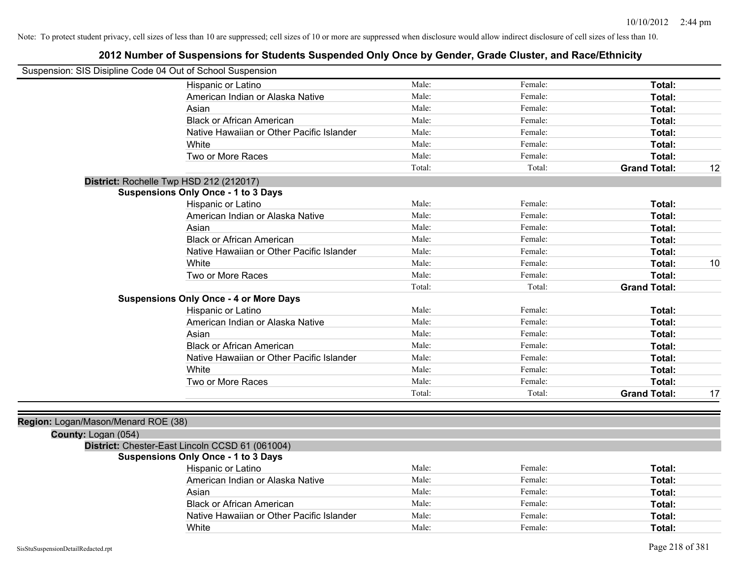Note: To protect student privacy, cell sizes of less than 10 are suppressed; cell sizes of 10 or more are suppressed when disclosure would allow indirect disclosure of cell sizes of less than 10.

# 2012 Number of Suspensions for Students Suspended Only Once by Gender, Grade Cluster, and Race/Ethnicity

Suspension: SIS Disipline Code 04 Out of School Suspension

| | | | | |
|---|---|---|---|---|
| Hispanic or Latino | Male: | Female: | **Total:** | |
| American Indian or Alaska Native | Male: | Female: | **Total:** | |
| Asian | Male: | Female: | **Total:** | |
| Black or African American | Male: | Female: | **Total:** | |
| Native Hawaiian or Other Pacific Islander | Male: | Female: | **Total:** | |
| White | Male: | Female: | **Total:** | |
| Two or More Races | Male: | Female: | **Total:** | |
| | Total: | Total: | **Grand Total:** | 12 |

**District:** Rochelle Twp HSD 212 (212017)

**Suspensions Only Once - 1 to 3 Days**

| | | | | |
|---|---|---|---|---|
| Hispanic or Latino | Male: | Female: | **Total:** | |
| American Indian or Alaska Native | Male: | Female: | **Total:** | |
| Asian | Male: | Female: | **Total:** | |
| Black or African American | Male: | Female: | **Total:** | |
| Native Hawaiian or Other Pacific Islander | Male: | Female: | **Total:** | |
| White | Male: | Female: | **Total:** | 10 |
| Two or More Races | Male: | Female: | **Total:** | |
| | Total: | Total: | **Grand Total:** | |

**Suspensions Only Once - 4 or More Days**

| | | | | |
|---|---|---|---|---|
| Hispanic or Latino | Male: | Female: | **Total:** | |
| American Indian or Alaska Native | Male: | Female: | **Total:** | |
| Asian | Male: | Female: | **Total:** | |
| Black or African American | Male: | Female: | **Total:** | |
| Native Hawaiian or Other Pacific Islander | Male: | Female: | **Total:** | |
| White | Male: | Female: | **Total:** | |
| Two or More Races | Male: | Female: | **Total:** | |
| | Total: | Total: | **Grand Total:** | 17 |

**Region:** Logan/Mason/Menard ROE (38)

**County:** Logan (054)

**District:** Chester-East Lincoln CCSD 61 (061004)

**Suspensions Only Once - 1 to 3 Days**

| | | | | |
|---|---|---|---|---|
| Hispanic or Latino | Male: | Female: | **Total:** | |
| American Indian or Alaska Native | Male: | Female: | **Total:** | |
| Asian | Male: | Female: | **Total:** | |
| Black or African American | Male: | Female: | **Total:** | |
| Native Hawaiian or Other Pacific Islander | Male: | Female: | **Total:** | |
| White | Male: | Female: | **Total:** | |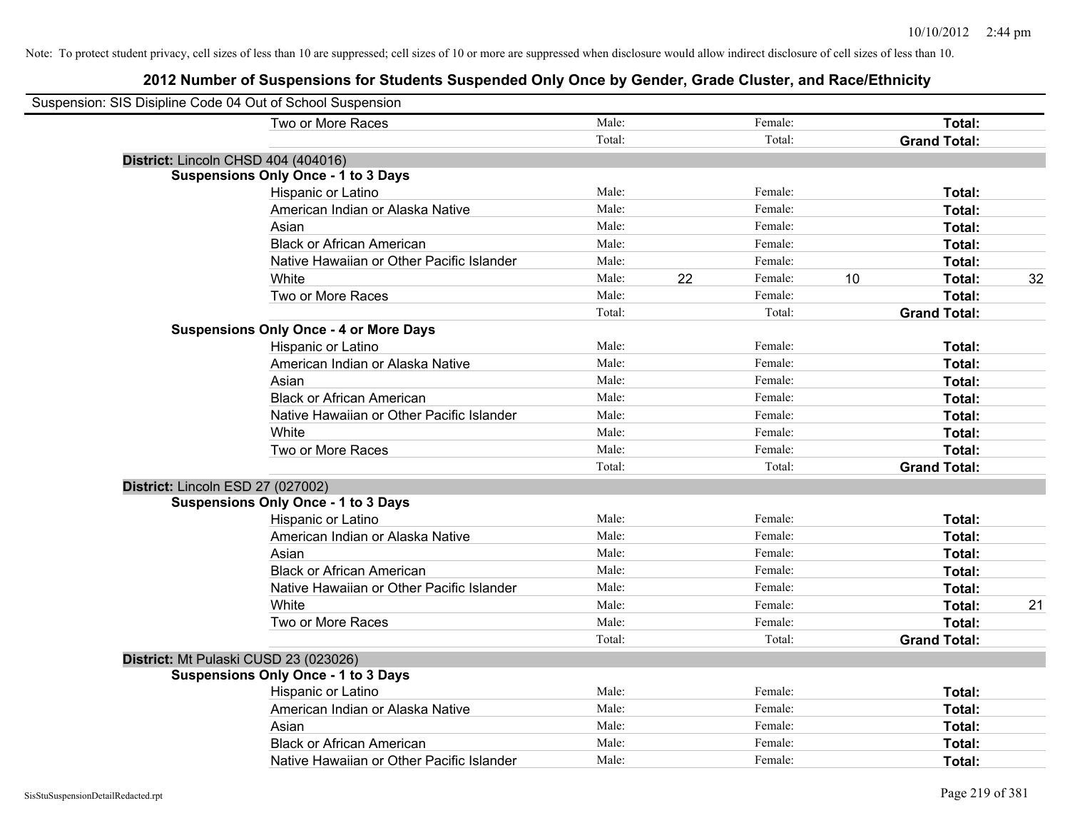Note: To protect student privacy, cell sizes of less than 10 are suppressed; cell sizes of 10 or more are suppressed when disclosure would allow indirect disclosure of cell sizes of less than 10.

## 2012 Number of Suspensions for Students Suspended Only Once by Gender, Grade Cluster, and Race/Ethnicity

Suspension: SIS Disipline Code 04 Out of School Suspension

| | | | | | | | |
|---|---|---|---|---|---|---|---|
| Two or More Races | Male: | | Female: | | **Total:** | |
| | Total: | | Total: | | **Grand Total:** | |

**District:** Lincoln CHSD 404 (404016)

**Suspensions Only Once - 1 to 3 Days**

| | | | | | | |
|---|---|---|---|---|---|---|
| Hispanic or Latino | Male: | | Female: | | **Total:** | |
| American Indian or Alaska Native | Male: | | Female: | | **Total:** | |
| Asian | Male: | | Female: | | **Total:** | |
| Black or African American | Male: | | Female: | | **Total:** | |
| Native Hawaiian or Other Pacific Islander | Male: | | Female: | | **Total:** | |
| White | Male: | 22 | Female: | 10 | **Total:** | 32 |
| Two or More Races | Male: | | Female: | | **Total:** | |
| | Total: | | Total: | | **Grand Total:** | |

**Suspensions Only Once - 4 or More Days**

| | | | | | | |
|---|---|---|---|---|---|---|
| Hispanic or Latino | Male: | | Female: | | **Total:** | |
| American Indian or Alaska Native | Male: | | Female: | | **Total:** | |
| Asian | Male: | | Female: | | **Total:** | |
| Black or African American | Male: | | Female: | | **Total:** | |
| Native Hawaiian or Other Pacific Islander | Male: | | Female: | | **Total:** | |
| White | Male: | | Female: | | **Total:** | |
| Two or More Races | Male: | | Female: | | **Total:** | |
| | Total: | | Total: | | **Grand Total:** | |

**District:** Lincoln ESD 27 (027002)

**Suspensions Only Once - 1 to 3 Days**

| | | | | | | |
|---|---|---|---|---|---|---|
| Hispanic or Latino | Male: | | Female: | | **Total:** | |
| American Indian or Alaska Native | Male: | | Female: | | **Total:** | |
| Asian | Male: | | Female: | | **Total:** | |
| Black or African American | Male: | | Female: | | **Total:** | |
| Native Hawaiian or Other Pacific Islander | Male: | | Female: | | **Total:** | |
| White | Male: | | Female: | | **Total:** | 21 |
| Two or More Races | Male: | | Female: | | **Total:** | |
| | Total: | | Total: | | **Grand Total:** | |

**District:** Mt Pulaski CUSD 23 (023026)

**Suspensions Only Once - 1 to 3 Days**

| | | | | | | |
|---|---|---|---|---|---|---|
| Hispanic or Latino | Male: | | Female: | | **Total:** | |
| American Indian or Alaska Native | Male: | | Female: | | **Total:** | |
| Asian | Male: | | Female: | | **Total:** | |
| Black or African American | Male: | | Female: | | **Total:** | |
| Native Hawaiian or Other Pacific Islander | Male: | | Female: | | **Total:** | |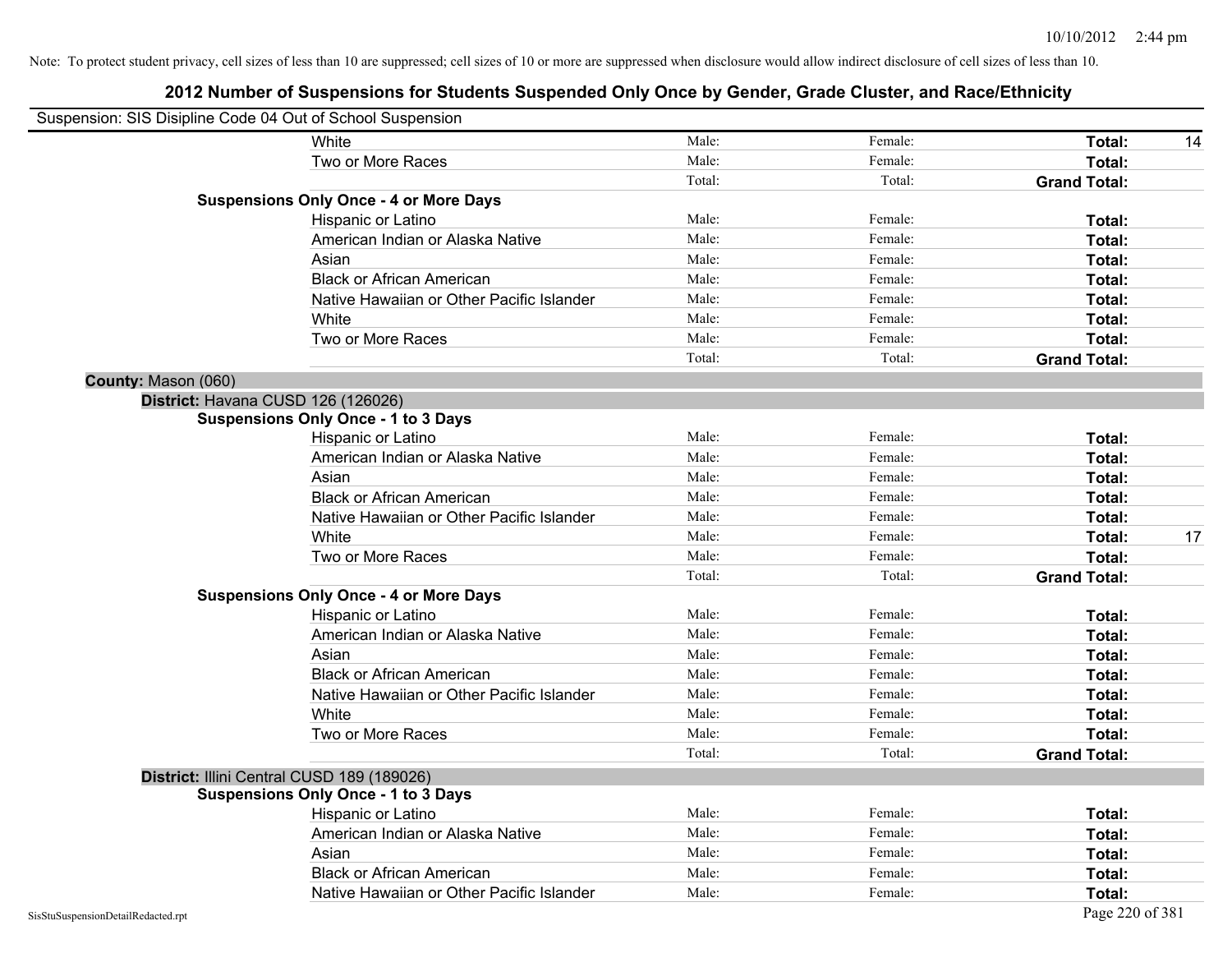Note: To protect student privacy, cell sizes of less than 10 are suppressed; cell sizes of 10 or more are suppressed when disclosure would allow indirect disclosure of cell sizes of less than 10.

# 2012 Number of Suspensions for Students Suspended Only Once by Gender, Grade Cluster, and Race/Ethnicity

Suspension: SIS Disipline Code 04 Out of School Suspension

| | | | | |
|---|---|---|---|---|
| White | Male: | Female: | **Total:** | 14 |
| Two or More Races | Male: | Female: | **Total:** | |
| | Total: | Total: | **Grand Total:** | |

**Suspensions Only Once - 4 or More Days**

| | | | | |
|---|---|---|---|---|
| Hispanic or Latino | Male: | Female: | **Total:** | |
| American Indian or Alaska Native | Male: | Female: | **Total:** | |
| Asian | Male: | Female: | **Total:** | |
| Black or African American | Male: | Female: | **Total:** | |
| Native Hawaiian or Other Pacific Islander | Male: | Female: | **Total:** | |
| White | Male: | Female: | **Total:** | |
| Two or More Races | Male: | Female: | **Total:** | |
| | Total: | Total: | **Grand Total:** | |

**County:** Mason (060)

**District:** Havana CUSD 126 (126026)

**Suspensions Only Once - 1 to 3 Days**

| | | | | |
|---|---|---|---|---|
| Hispanic or Latino | Male: | Female: | **Total:** | |
| American Indian or Alaska Native | Male: | Female: | **Total:** | |
| Asian | Male: | Female: | **Total:** | |
| Black or African American | Male: | Female: | **Total:** | |
| Native Hawaiian or Other Pacific Islander | Male: | Female: | **Total:** | |
| White | Male: | Female: | **Total:** | 17 |
| Two or More Races | Male: | Female: | **Total:** | |
| | Total: | Total: | **Grand Total:** | |

**Suspensions Only Once - 4 or More Days**

| | | | | |
|---|---|---|---|---|
| Hispanic or Latino | Male: | Female: | **Total:** | |
| American Indian or Alaska Native | Male: | Female: | **Total:** | |
| Asian | Male: | Female: | **Total:** | |
| Black or African American | Male: | Female: | **Total:** | |
| Native Hawaiian or Other Pacific Islander | Male: | Female: | **Total:** | |
| White | Male: | Female: | **Total:** | |
| Two or More Races | Male: | Female: | **Total:** | |
| | Total: | Total: | **Grand Total:** | |

**District:** Illini Central CUSD 189 (189026)

**Suspensions Only Once - 1 to 3 Days**

| | | | | |
|---|---|---|---|---|
| Hispanic or Latino | Male: | Female: | **Total:** | |
| American Indian or Alaska Native | Male: | Female: | **Total:** | |
| Asian | Male: | Female: | **Total:** | |
| Black or African American | Male: | Female: | **Total:** | |
| Native Hawaiian or Other Pacific Islander | Male: | Female: | **Total:** | |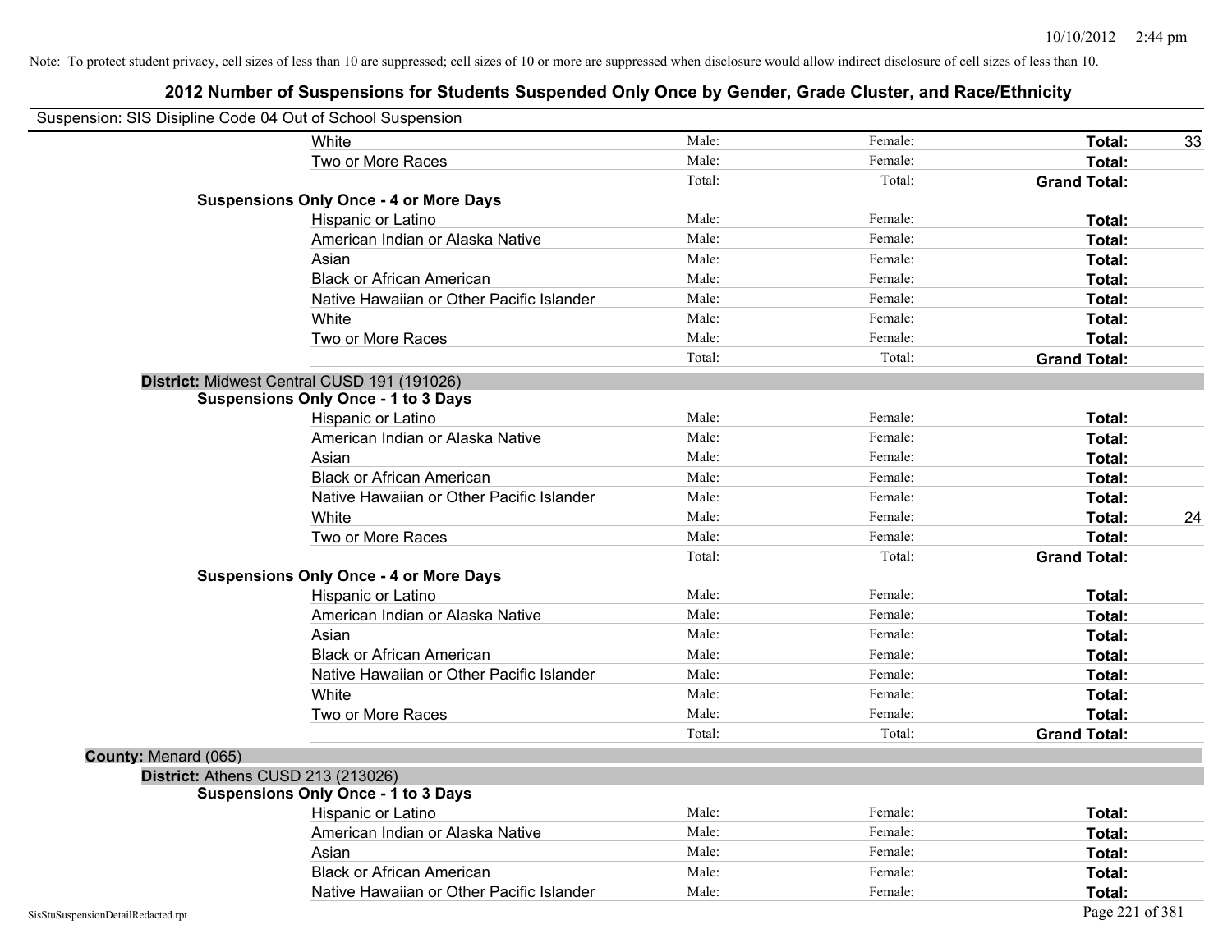Note: To protect student privacy, cell sizes of less than 10 are suppressed; cell sizes of 10 or more are suppressed when disclosure would allow indirect disclosure of cell sizes of less than 10.

# 2012 Number of Suspensions for Students Suspended Only Once by Gender, Grade Cluster, and Race/Ethnicity

Suspension: SIS Disipline Code 04 Out of School Suspension

| | | | | |
|---|---|---|---|---|
| White | Male: | Female: | **Total:** | 33 |
| Two or More Races | Male: | Female: | **Total:** | |
| | Total: | Total: | **Grand Total:** | |
| **Suspensions Only Once - 4 or More Days** | | | | |
| Hispanic or Latino | Male: | Female: | **Total:** | |
| American Indian or Alaska Native | Male: | Female: | **Total:** | |
| Asian | Male: | Female: | **Total:** | |
| Black or African American | Male: | Female: | **Total:** | |
| Native Hawaiian or Other Pacific Islander | Male: | Female: | **Total:** | |
| White | Male: | Female: | **Total:** | |
| Two or More Races | Male: | Female: | **Total:** | |
| | Total: | Total: | **Grand Total:** | |

**District:** Midwest Central CUSD 191 (191026)

| | | | | |
|---|---|---|---|---|
| **Suspensions Only Once - 1 to 3 Days** | | | | |
| Hispanic or Latino | Male: | Female: | **Total:** | |
| American Indian or Alaska Native | Male: | Female: | **Total:** | |
| Asian | Male: | Female: | **Total:** | |
| Black or African American | Male: | Female: | **Total:** | |
| Native Hawaiian or Other Pacific Islander | Male: | Female: | **Total:** | |
| White | Male: | Female: | **Total:** | 24 |
| Two or More Races | Male: | Female: | **Total:** | |
| | Total: | Total: | **Grand Total:** | |
| **Suspensions Only Once - 4 or More Days** | | | | |
| Hispanic or Latino | Male: | Female: | **Total:** | |
| American Indian or Alaska Native | Male: | Female: | **Total:** | |
| Asian | Male: | Female: | **Total:** | |
| Black or African American | Male: | Female: | **Total:** | |
| Native Hawaiian or Other Pacific Islander | Male: | Female: | **Total:** | |
| White | Male: | Female: | **Total:** | |
| Two or More Races | Male: | Female: | **Total:** | |
| | Total: | Total: | **Grand Total:** | |

**County:** Menard (065)

**District:** Athens CUSD 213 (213026)

| | | | | |
|---|---|---|---|---|
| **Suspensions Only Once - 1 to 3 Days** | | | | |
| Hispanic or Latino | Male: | Female: | **Total:** | |
| American Indian or Alaska Native | Male: | Female: | **Total:** | |
| Asian | Male: | Female: | **Total:** | |
| Black or African American | Male: | Female: | **Total:** | |
| Native Hawaiian or Other Pacific Islander | Male: | Female: | **Total:** | |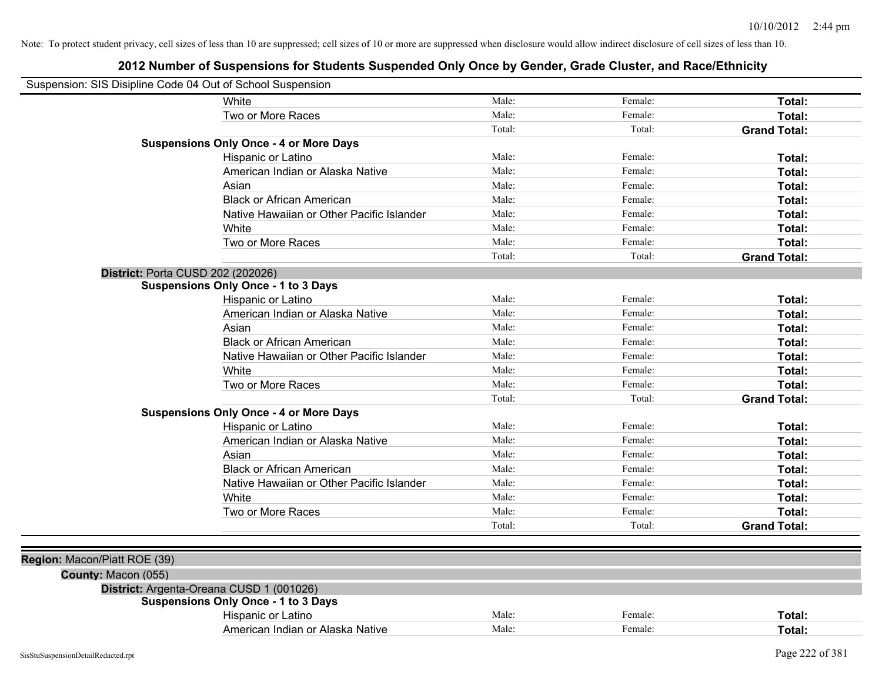Note: To protect student privacy, cell sizes of less than 10 are suppressed; cell sizes of 10 or more are suppressed when disclosure would allow indirect disclosure of cell sizes of less than 10.

## 2012 Number of Suspensions for Students Suspended Only Once by Gender, Grade Cluster, and Race/Ethnicity

Suspension: SIS Disipline Code 04 Out of School Suspension

| | | | |
|---|---|---|---|
| White | Male: | Female: | **Total:** |
| Two or More Races | Male: | Female: | **Total:** |
| | Total: | Total: | **Grand Total:** |
| **Suspensions Only Once - 4 or More Days** | | | |
| Hispanic or Latino | Male: | Female: | **Total:** |
| American Indian or Alaska Native | Male: | Female: | **Total:** |
| Asian | Male: | Female: | **Total:** |
| Black or African American | Male: | Female: | **Total:** |
| Native Hawaiian or Other Pacific Islander | Male: | Female: | **Total:** |
| White | Male: | Female: | **Total:** |
| Two or More Races | Male: | Female: | **Total:** |
| | Total: | Total: | **Grand Total:** |

**District:** Porta CUSD 202 (202026)

| | | | |
|---|---|---|---|
| **Suspensions Only Once - 1 to 3 Days** | | | |
| Hispanic or Latino | Male: | Female: | **Total:** |
| American Indian or Alaska Native | Male: | Female: | **Total:** |
| Asian | Male: | Female: | **Total:** |
| Black or African American | Male: | Female: | **Total:** |
| Native Hawaiian or Other Pacific Islander | Male: | Female: | **Total:** |
| White | Male: | Female: | **Total:** |
| Two or More Races | Male: | Female: | **Total:** |
| | Total: | Total: | **Grand Total:** |
| **Suspensions Only Once - 4 or More Days** | | | |
| Hispanic or Latino | Male: | Female: | **Total:** |
| American Indian or Alaska Native | Male: | Female: | **Total:** |
| Asian | Male: | Female: | **Total:** |
| Black or African American | Male: | Female: | **Total:** |
| Native Hawaiian or Other Pacific Islander | Male: | Female: | **Total:** |
| White | Male: | Female: | **Total:** |
| Two or More Races | Male: | Female: | **Total:** |
| | Total: | Total: | **Grand Total:** |

**Region:** Macon/Piatt ROE (39)

**County:** Macon (055)

**District:** Argenta-Oreana CUSD 1 (001026)

| | | | |
|---|---|---|---|
| **Suspensions Only Once - 1 to 3 Days** | | | |
| Hispanic or Latino | Male: | Female: | **Total:** |
| American Indian or Alaska Native | Male: | Female: | **Total:** |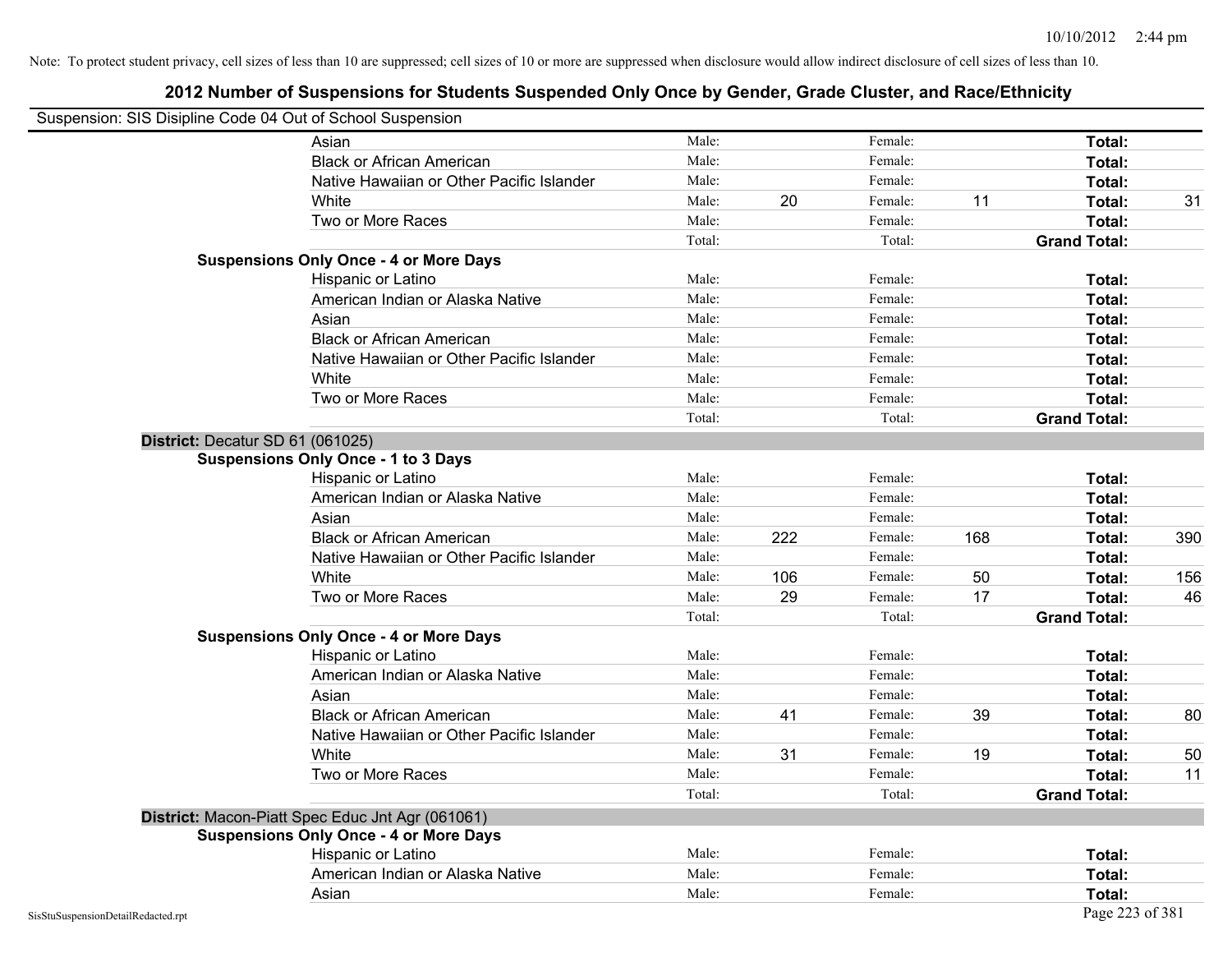Note: To protect student privacy, cell sizes of less than 10 are suppressed; cell sizes of 10 or more are suppressed when disclosure would allow indirect disclosure of cell sizes of less than 10.

# 2012 Number of Suspensions for Students Suspended Only Once by Gender, Grade Cluster, and Race/Ethnicity

Suspension: SIS Disipline Code 04 Out of School Suspension

| | | | | | | | |
|---|---|---|---|---|---|---|---|
| Asian | Male: | | Female: | | **Total:** | |
| Black or African American | Male: | | Female: | | **Total:** | |
| Native Hawaiian or Other Pacific Islander | Male: | | Female: | | **Total:** | |
| White | Male: | 20 | Female: | 11 | **Total:** | 31 |
| Two or More Races | Male: | | Female: | | **Total:** | |
| | Total: | | Total: | | **Grand Total:** | |

**Suspensions Only Once - 4 or More Days**

| | | | | | | |
|---|---|---|---|---|---|---|
| Hispanic or Latino | Male: | | Female: | | **Total:** | |
| American Indian or Alaska Native | Male: | | Female: | | **Total:** | |
| Asian | Male: | | Female: | | **Total:** | |
| Black or African American | Male: | | Female: | | **Total:** | |
| Native Hawaiian or Other Pacific Islander | Male: | | Female: | | **Total:** | |
| White | Male: | | Female: | | **Total:** | |
| Two or More Races | Male: | | Female: | | **Total:** | |
| | Total: | | Total: | | **Grand Total:** | |

**District:** Decatur SD 61 (061025)

**Suspensions Only Once - 1 to 3 Days**

| | | | | | | |
|---|---|---|---|---|---|---|
| Hispanic or Latino | Male: | | Female: | | **Total:** | |
| American Indian or Alaska Native | Male: | | Female: | | **Total:** | |
| Asian | Male: | | Female: | | **Total:** | |
| Black or African American | Male: | 222 | Female: | 168 | **Total:** | 390 |
| Native Hawaiian or Other Pacific Islander | Male: | | Female: | | **Total:** | |
| White | Male: | 106 | Female: | 50 | **Total:** | 156 |
| Two or More Races | Male: | 29 | Female: | 17 | **Total:** | 46 |
| | Total: | | Total: | | **Grand Total:** | |

**Suspensions Only Once - 4 or More Days**

| | | | | | | |
|---|---|---|---|---|---|---|
| Hispanic or Latino | Male: | | Female: | | **Total:** | |
| American Indian or Alaska Native | Male: | | Female: | | **Total:** | |
| Asian | Male: | | Female: | | **Total:** | |
| Black or African American | Male: | 41 | Female: | 39 | **Total:** | 80 |
| Native Hawaiian or Other Pacific Islander | Male: | | Female: | | **Total:** | |
| White | Male: | 31 | Female: | 19 | **Total:** | 50 |
| Two or More Races | Male: | | Female: | | **Total:** | 11 |
| | Total: | | Total: | | **Grand Total:** | |

**District:** Macon-Piatt Spec Educ Jnt Agr (061061)

**Suspensions Only Once - 4 or More Days**

| | | | | | | |
|---|---|---|---|---|---|---|
| Hispanic or Latino | Male: | | Female: | | **Total:** | |
| American Indian or Alaska Native | Male: | | Female: | | **Total:** | |
| Asian | Male: | | Female: | | **Total:** | |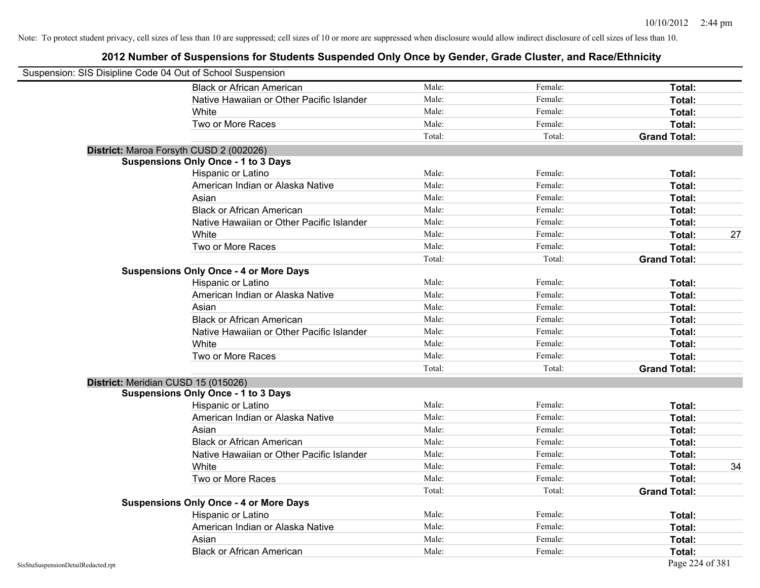Note: To protect student privacy, cell sizes of less than 10 are suppressed; cell sizes of 10 or more are suppressed when disclosure would allow indirect disclosure of cell sizes of less than 10.

# 2012 Number of Suspensions for Students Suspended Only Once by Gender, Grade Cluster, and Race/Ethnicity

Suspension: SIS Disipline Code 04 Out of School Suspension

| | | | | |
|---|---|---|---|---|
| Black or African American | Male: | Female: | **Total:** | |
| Native Hawaiian or Other Pacific Islander | Male: | Female: | **Total:** | |
| White | Male: | Female: | **Total:** | |
| Two or More Races | Male: | Female: | **Total:** | |
| | Total: | Total: | **Grand Total:** | |

**District:** Maroa Forsyth CUSD 2 (002026)

**Suspensions Only Once - 1 to 3 Days**

| | | | | |
|---|---|---|---|---|
| Hispanic or Latino | Male: | Female: | **Total:** | |
| American Indian or Alaska Native | Male: | Female: | **Total:** | |
| Asian | Male: | Female: | **Total:** | |
| Black or African American | Male: | Female: | **Total:** | |
| Native Hawaiian or Other Pacific Islander | Male: | Female: | **Total:** | |
| White | Male: | Female: | **Total:** | 27 |
| Two or More Races | Male: | Female: | **Total:** | |
| | Total: | Total: | **Grand Total:** | |

**Suspensions Only Once - 4 or More Days**

| | | | | |
|---|---|---|---|---|
| Hispanic or Latino | Male: | Female: | **Total:** | |
| American Indian or Alaska Native | Male: | Female: | **Total:** | |
| Asian | Male: | Female: | **Total:** | |
| Black or African American | Male: | Female: | **Total:** | |
| Native Hawaiian or Other Pacific Islander | Male: | Female: | **Total:** | |
| White | Male: | Female: | **Total:** | |
| Two or More Races | Male: | Female: | **Total:** | |
| | Total: | Total: | **Grand Total:** | |

**District:** Meridian CUSD 15 (015026)

**Suspensions Only Once - 1 to 3 Days**

| | | | | |
|---|---|---|---|---|
| Hispanic or Latino | Male: | Female: | **Total:** | |
| American Indian or Alaska Native | Male: | Female: | **Total:** | |
| Asian | Male: | Female: | **Total:** | |
| Black or African American | Male: | Female: | **Total:** | |
| Native Hawaiian or Other Pacific Islander | Male: | Female: | **Total:** | |
| White | Male: | Female: | **Total:** | 34 |
| Two or More Races | Male: | Female: | **Total:** | |
| | Total: | Total: | **Grand Total:** | |

**Suspensions Only Once - 4 or More Days**

| | | | | |
|---|---|---|---|---|
| Hispanic or Latino | Male: | Female: | **Total:** | |
| American Indian or Alaska Native | Male: | Female: | **Total:** | |
| Asian | Male: | Female: | **Total:** | |
| Black or African American | Male: | Female: | **Total:** | |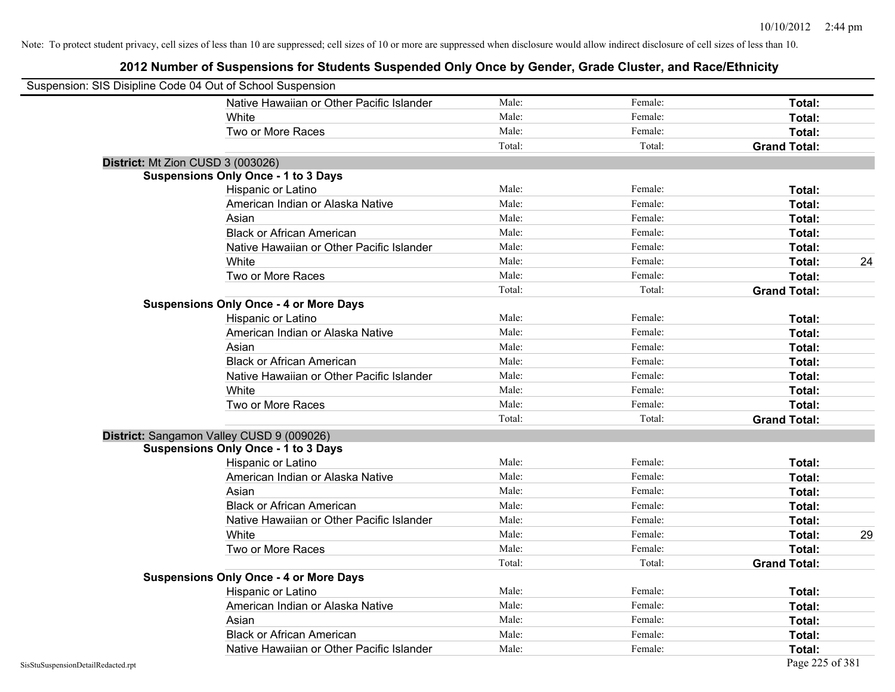Note: To protect student privacy, cell sizes of less than 10 are suppressed; cell sizes of 10 or more are suppressed when disclosure would allow indirect disclosure of cell sizes of less than 10.

## 2012 Number of Suspensions for Students Suspended Only Once by Gender, Grade Cluster, and Race/Ethnicity

Suspension: SIS Disipline Code 04 Out of School Suspension

| | | | | |
|---|---|---|---|---|
| Native Hawaiian or Other Pacific Islander | Male: | Female: | **Total:** | |
| White | Male: | Female: | **Total:** | |
| Two or More Races | Male: | Female: | **Total:** | |
| | Total: | Total: | **Grand Total:** | |

**District:** Mt Zion CUSD 3 (003026)

**Suspensions Only Once - 1 to 3 Days**

| | | | | |
|---|---|---|---|---|
| Hispanic or Latino | Male: | Female: | **Total:** | |
| American Indian or Alaska Native | Male: | Female: | **Total:** | |
| Asian | Male: | Female: | **Total:** | |
| Black or African American | Male: | Female: | **Total:** | |
| Native Hawaiian or Other Pacific Islander | Male: | Female: | **Total:** | |
| White | Male: | Female: | **Total:** | 24 |
| Two or More Races | Male: | Female: | **Total:** | |
| | Total: | Total: | **Grand Total:** | |

**Suspensions Only Once - 4 or More Days**

| | | | | |
|---|---|---|---|---|
| Hispanic or Latino | Male: | Female: | **Total:** | |
| American Indian or Alaska Native | Male: | Female: | **Total:** | |
| Asian | Male: | Female: | **Total:** | |
| Black or African American | Male: | Female: | **Total:** | |
| Native Hawaiian or Other Pacific Islander | Male: | Female: | **Total:** | |
| White | Male: | Female: | **Total:** | |
| Two or More Races | Male: | Female: | **Total:** | |
| | Total: | Total: | **Grand Total:** | |

**District:** Sangamon Valley CUSD 9 (009026)

**Suspensions Only Once - 1 to 3 Days**

| | | | | |
|---|---|---|---|---|
| Hispanic or Latino | Male: | Female: | **Total:** | |
| American Indian or Alaska Native | Male: | Female: | **Total:** | |
| Asian | Male: | Female: | **Total:** | |
| Black or African American | Male: | Female: | **Total:** | |
| Native Hawaiian or Other Pacific Islander | Male: | Female: | **Total:** | |
| White | Male: | Female: | **Total:** | 29 |
| Two or More Races | Male: | Female: | **Total:** | |
| | Total: | Total: | **Grand Total:** | |

**Suspensions Only Once - 4 or More Days**

| | | | | |
|---|---|---|---|---|
| Hispanic or Latino | Male: | Female: | **Total:** | |
| American Indian or Alaska Native | Male: | Female: | **Total:** | |
| Asian | Male: | Female: | **Total:** | |
| Black or African American | Male: | Female: | **Total:** | |
| Native Hawaiian or Other Pacific Islander | Male: | Female: | **Total:** | |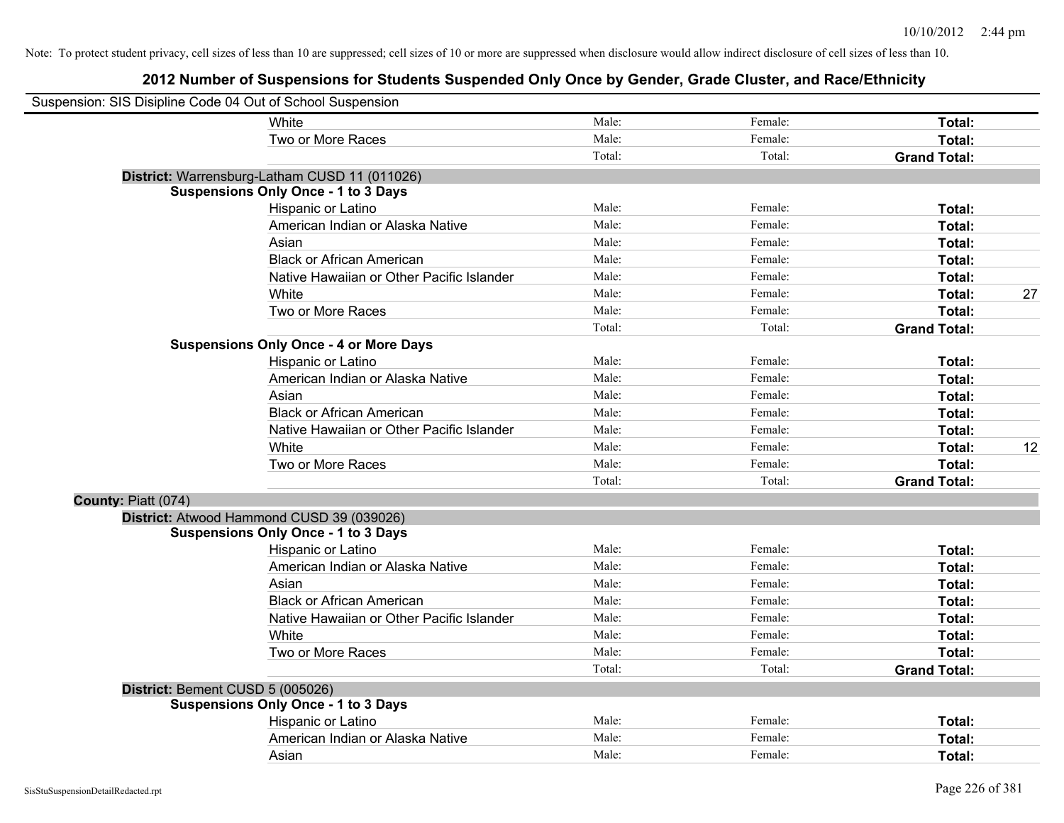Note: To protect student privacy, cell sizes of less than 10 are suppressed; cell sizes of 10 or more are suppressed when disclosure would allow indirect disclosure of cell sizes of less than 10.

# 2012 Number of Suspensions for Students Suspended Only Once by Gender, Grade Cluster, and Race/Ethnicity

Suspension: SIS Disipline Code 04 Out of School Suspension

| | | | | | |
|---|---|---|---|---|---|
| | White | Male: | Female: | **Total:** | |
| | Two or More Races | Male: | Female: | **Total:** | |
| | | Total: | Total: | **Grand Total:** | |
| **District:** Warrensburg-Latham CUSD 11 (011026) | | | | | |
| **Suspensions Only Once - 1 to 3 Days** | | | | | |
| | Hispanic or Latino | Male: | Female: | **Total:** | |
| | American Indian or Alaska Native | Male: | Female: | **Total:** | |
| | Asian | Male: | Female: | **Total:** | |
| | Black or African American | Male: | Female: | **Total:** | |
| | Native Hawaiian or Other Pacific Islander | Male: | Female: | **Total:** | |
| | White | Male: | Female: | **Total:** | 27 |
| | Two or More Races | Male: | Female: | **Total:** | |
| | | Total: | Total: | **Grand Total:** | |
| **Suspensions Only Once - 4 or More Days** | | | | | |
| | Hispanic or Latino | Male: | Female: | **Total:** | |
| | American Indian or Alaska Native | Male: | Female: | **Total:** | |
| | Asian | Male: | Female: | **Total:** | |
| | Black or African American | Male: | Female: | **Total:** | |
| | Native Hawaiian or Other Pacific Islander | Male: | Female: | **Total:** | |
| | White | Male: | Female: | **Total:** | 12 |
| | Two or More Races | Male: | Female: | **Total:** | |
| | | Total: | Total: | **Grand Total:** | |
| **County:** Piatt (074) | | | | | |
| **District:** Atwood Hammond CUSD 39 (039026) | | | | | |
| **Suspensions Only Once - 1 to 3 Days** | | | | | |
| | Hispanic or Latino | Male: | Female: | **Total:** | |
| | American Indian or Alaska Native | Male: | Female: | **Total:** | |
| | Asian | Male: | Female: | **Total:** | |
| | Black or African American | Male: | Female: | **Total:** | |
| | Native Hawaiian or Other Pacific Islander | Male: | Female: | **Total:** | |
| | White | Male: | Female: | **Total:** | |
| | Two or More Races | Male: | Female: | **Total:** | |
| | | Total: | Total: | **Grand Total:** | |
| **District:** Bement CUSD 5 (005026) | | | | | |
| **Suspensions Only Once - 1 to 3 Days** | | | | | |
| | Hispanic or Latino | Male: | Female: | **Total:** | |
| | American Indian or Alaska Native | Male: | Female: | **Total:** | |
| | Asian | Male: | Female: | **Total:** | |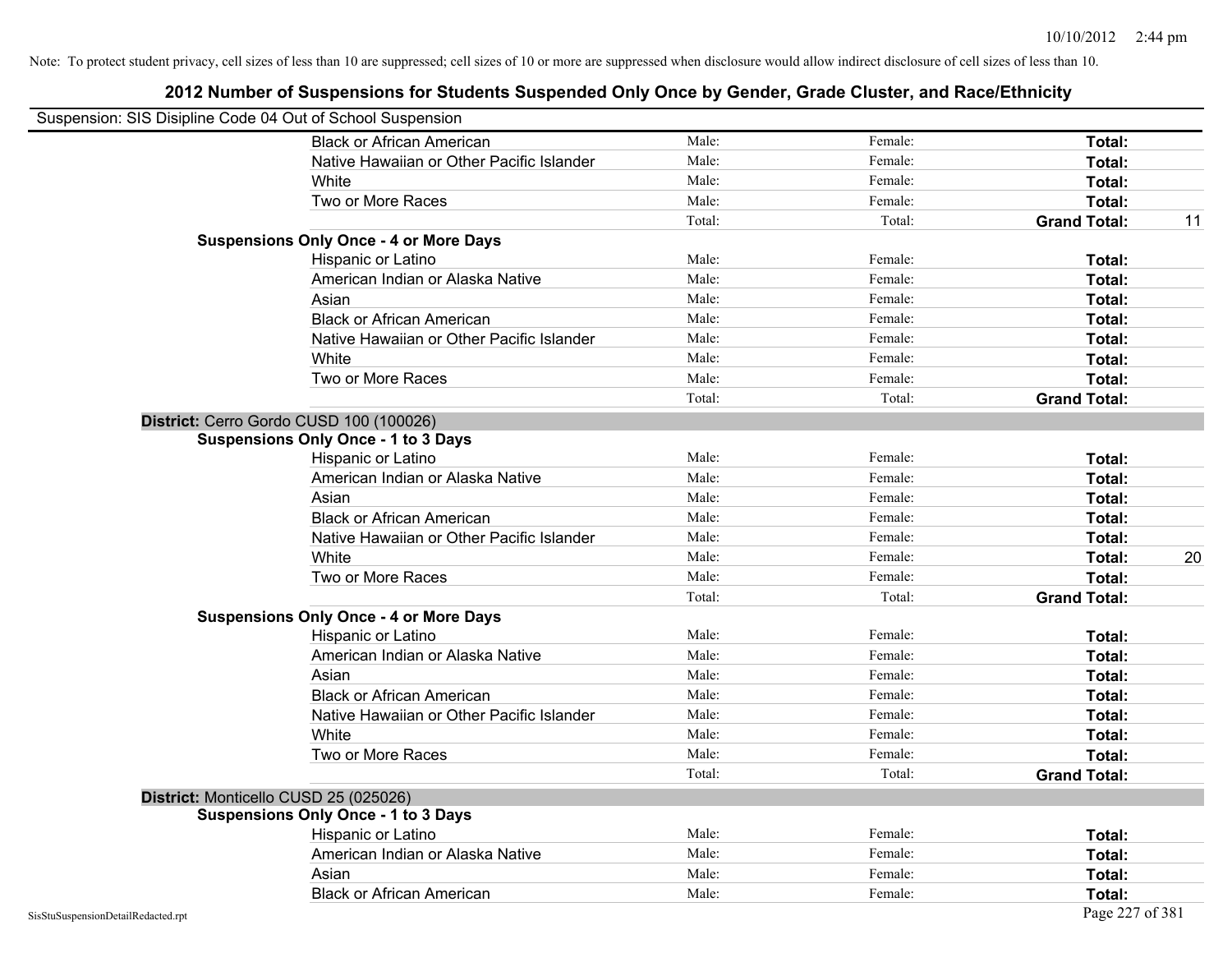Note: To protect student privacy, cell sizes of less than 10 are suppressed; cell sizes of 10 or more are suppressed when disclosure would allow indirect disclosure of cell sizes of less than 10.

# 2012 Number of Suspensions for Students Suspended Only Once by Gender, Grade Cluster, and Race/Ethnicity

Suspension: SIS Disipline Code 04 Out of School Suspension

| | | | | |
|---|---|---|---|---|
| Black or African American | Male: | Female: | **Total:** | |
| Native Hawaiian or Other Pacific Islander | Male: | Female: | **Total:** | |
| White | Male: | Female: | **Total:** | |
| Two or More Races | Male: | Female: | **Total:** | |
| | Total: | Total: | **Grand Total:** | 11 |
| **Suspensions Only Once - 4 or More Days** | | | | |
| Hispanic or Latino | Male: | Female: | **Total:** | |
| American Indian or Alaska Native | Male: | Female: | **Total:** | |
| Asian | Male: | Female: | **Total:** | |
| Black or African American | Male: | Female: | **Total:** | |
| Native Hawaiian or Other Pacific Islander | Male: | Female: | **Total:** | |
| White | Male: | Female: | **Total:** | |
| Two or More Races | Male: | Female: | **Total:** | |
| | Total: | Total: | **Grand Total:** | |
| **District:** Cerro Gordo CUSD 100 (100026) | | | | |
| **Suspensions Only Once - 1 to 3 Days** | | | | |
| Hispanic or Latino | Male: | Female: | **Total:** | |
| American Indian or Alaska Native | Male: | Female: | **Total:** | |
| Asian | Male: | Female: | **Total:** | |
| Black or African American | Male: | Female: | **Total:** | |
| Native Hawaiian or Other Pacific Islander | Male: | Female: | **Total:** | |
| White | Male: | Female: | **Total:** | 20 |
| Two or More Races | Male: | Female: | **Total:** | |
| | Total: | Total: | **Grand Total:** | |
| **Suspensions Only Once - 4 or More Days** | | | | |
| Hispanic or Latino | Male: | Female: | **Total:** | |
| American Indian or Alaska Native | Male: | Female: | **Total:** | |
| Asian | Male: | Female: | **Total:** | |
| Black or African American | Male: | Female: | **Total:** | |
| Native Hawaiian or Other Pacific Islander | Male: | Female: | **Total:** | |
| White | Male: | Female: | **Total:** | |
| Two or More Races | Male: | Female: | **Total:** | |
| | Total: | Total: | **Grand Total:** | |
| **District:** Monticello CUSD 25 (025026) | | | | |
| **Suspensions Only Once - 1 to 3 Days** | | | | |
| Hispanic or Latino | Male: | Female: | **Total:** | |
| American Indian or Alaska Native | Male: | Female: | **Total:** | |
| Asian | Male: | Female: | **Total:** | |
| Black or African American | Male: | Female: | **Total:** | |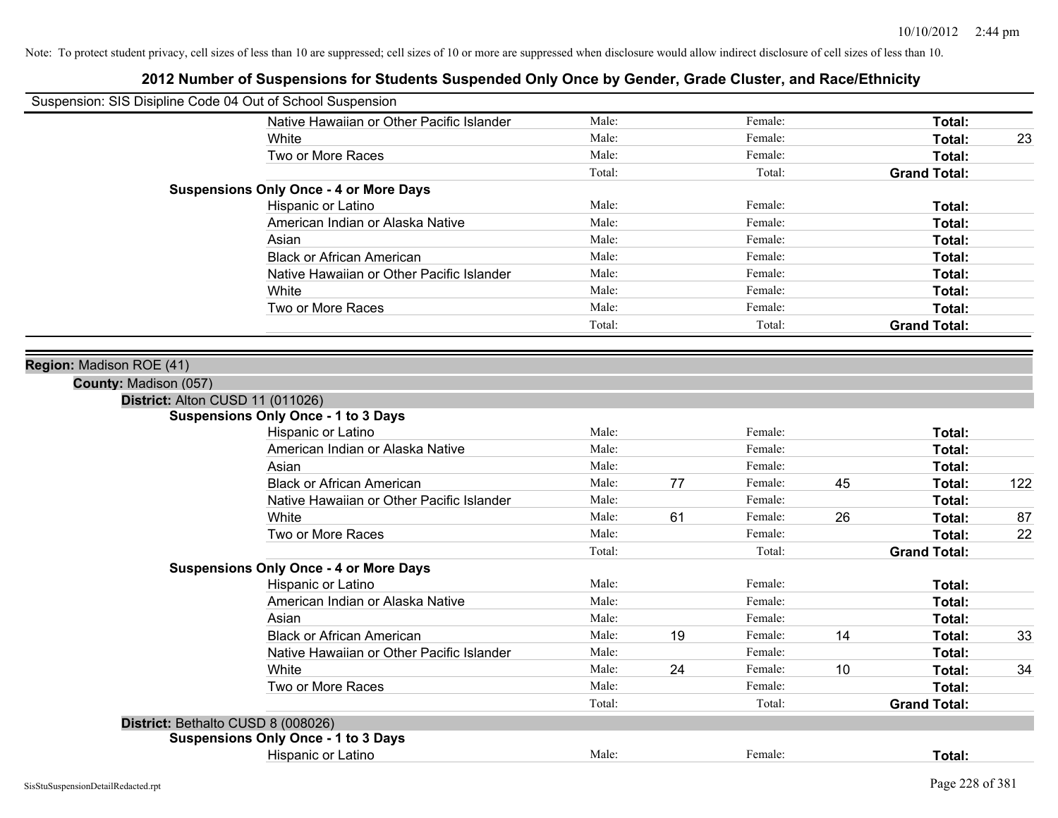Note: To protect student privacy, cell sizes of less than 10 are suppressed; cell sizes of 10 or more are suppressed when disclosure would allow indirect disclosure of cell sizes of less than 10.

# 2012 Number of Suspensions for Students Suspended Only Once by Gender, Grade Cluster, and Race/Ethnicity

Suspension: SIS Disipline Code 04 Out of School Suspension

| | | | | | | |
|---|---|---|---|---|---|---|
| Native Hawaiian or Other Pacific Islander | Male: | | Female: | | **Total:** | |
| White | Male: | | Female: | | **Total:** | 23 |
| Two or More Races | Male: | | Female: | | **Total:** | |
| | Total: | | Total: | | **Grand Total:** | |

**Suspensions Only Once - 4 or More Days**

| | | | | | | |
|---|---|---|---|---|---|---|
| Hispanic or Latino | Male: | | Female: | | **Total:** | |
| American Indian or Alaska Native | Male: | | Female: | | **Total:** | |
| Asian | Male: | | Female: | | **Total:** | |
| Black or African American | Male: | | Female: | | **Total:** | |
| Native Hawaiian or Other Pacific Islander | Male: | | Female: | | **Total:** | |
| White | Male: | | Female: | | **Total:** | |
| Two or More Races | Male: | | Female: | | **Total:** | |
| | Total: | | Total: | | **Grand Total:** | |

**Region:** Madison ROE (41)

**County:** Madison (057)

**District:** Alton CUSD 11 (011026)

**Suspensions Only Once - 1 to 3 Days**

| | | | | | | |
|---|---|---|---|---|---|---|
| Hispanic or Latino | Male: | | Female: | | **Total:** | |
| American Indian or Alaska Native | Male: | | Female: | | **Total:** | |
| Asian | Male: | | Female: | | **Total:** | |
| Black or African American | Male: | 77 | Female: | 45 | **Total:** | 122 |
| Native Hawaiian or Other Pacific Islander | Male: | | Female: | | **Total:** | |
| White | Male: | 61 | Female: | 26 | **Total:** | 87 |
| Two or More Races | Male: | | Female: | | **Total:** | 22 |
| | Total: | | Total: | | **Grand Total:** | |

**Suspensions Only Once - 4 or More Days**

| | | | | | | |
|---|---|---|---|---|---|---|
| Hispanic or Latino | Male: | | Female: | | **Total:** | |
| American Indian or Alaska Native | Male: | | Female: | | **Total:** | |
| Asian | Male: | | Female: | | **Total:** | |
| Black or African American | Male: | 19 | Female: | 14 | **Total:** | 33 |
| Native Hawaiian or Other Pacific Islander | Male: | | Female: | | **Total:** | |
| White | Male: | 24 | Female: | 10 | **Total:** | 34 |
| Two or More Races | Male: | | Female: | | **Total:** | |
| | Total: | | Total: | | **Grand Total:** | |

**District:** Bethalto CUSD 8 (008026)

**Suspensions Only Once - 1 to 3 Days**

| | | | | | | |
|---|---|---|---|---|---|---|
| Hispanic or Latino | Male: | | Female: | | **Total:** | |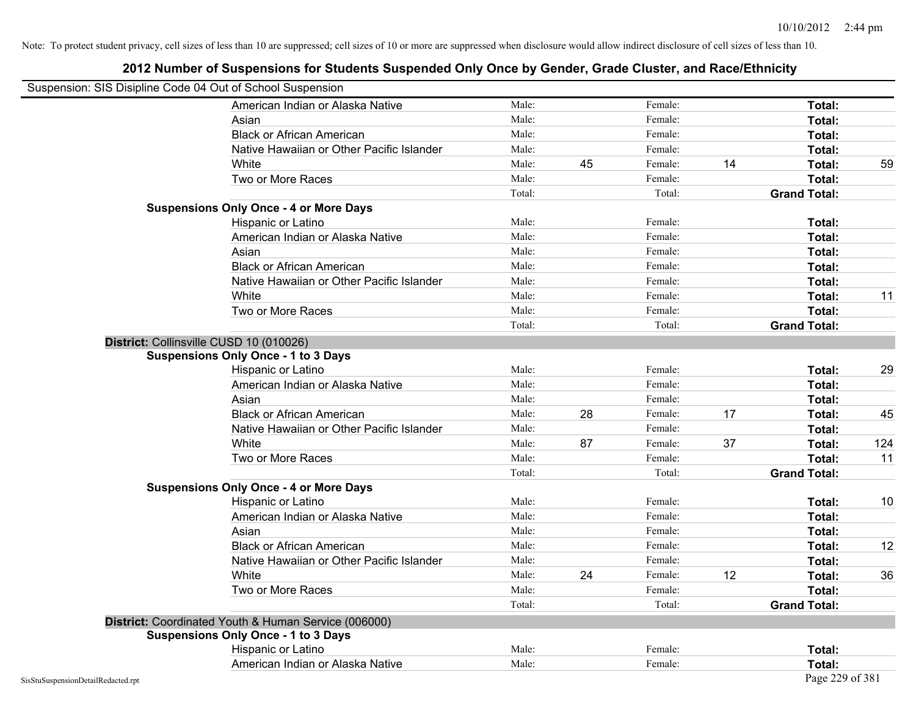Note: To protect student privacy, cell sizes of less than 10 are suppressed; cell sizes of 10 or more are suppressed when disclosure would allow indirect disclosure of cell sizes of less than 10.

## 2012 Number of Suspensions for Students Suspended Only Once by Gender, Grade Cluster, and Race/Ethnicity

Suspension: SIS Disipline Code 04 Out of School Suspension

| | | | | | | | |
|---|---|---|---|---|---|---|---|
| American Indian or Alaska Native | Male: | | Female: | | **Total:** | |
| Asian | Male: | | Female: | | **Total:** | |
| Black or African American | Male: | | Female: | | **Total:** | |
| Native Hawaiian or Other Pacific Islander | Male: | | Female: | | **Total:** | |
| White | Male: | 45 | Female: | 14 | **Total:** | 59 |
| Two or More Races | Male: | | Female: | | **Total:** | |
| | Total: | | Total: | | **Grand Total:** | |

**Suspensions Only Once - 4 or More Days**

| | | | | | | |
|---|---|---|---|---|---|---|
| Hispanic or Latino | Male: | | Female: | | **Total:** | |
| American Indian or Alaska Native | Male: | | Female: | | **Total:** | |
| Asian | Male: | | Female: | | **Total:** | |
| Black or African American | Male: | | Female: | | **Total:** | |
| Native Hawaiian or Other Pacific Islander | Male: | | Female: | | **Total:** | |
| White | Male: | | Female: | | **Total:** | 11 |
| Two or More Races | Male: | | Female: | | **Total:** | |
| | Total: | | Total: | | **Grand Total:** | |

**District:** Collinsville CUSD 10 (010026)

**Suspensions Only Once - 1 to 3 Days**

| | | | | | | |
|---|---|---|---|---|---|---|
| Hispanic or Latino | Male: | | Female: | | **Total:** | 29 |
| American Indian or Alaska Native | Male: | | Female: | | **Total:** | |
| Asian | Male: | | Female: | | **Total:** | |
| Black or African American | Male: | 28 | Female: | 17 | **Total:** | 45 |
| Native Hawaiian or Other Pacific Islander | Male: | | Female: | | **Total:** | |
| White | Male: | 87 | Female: | 37 | **Total:** | 124 |
| Two or More Races | Male: | | Female: | | **Total:** | 11 |
| | Total: | | Total: | | **Grand Total:** | |

**Suspensions Only Once - 4 or More Days**

| | | | | | | |
|---|---|---|---|---|---|---|
| Hispanic or Latino | Male: | | Female: | | **Total:** | 10 |
| American Indian or Alaska Native | Male: | | Female: | | **Total:** | |
| Asian | Male: | | Female: | | **Total:** | |
| Black or African American | Male: | | Female: | | **Total:** | 12 |
| Native Hawaiian or Other Pacific Islander | Male: | | Female: | | **Total:** | |
| White | Male: | 24 | Female: | 12 | **Total:** | 36 |
| Two or More Races | Male: | | Female: | | **Total:** | |
| | Total: | | Total: | | **Grand Total:** | |

**District:** Coordinated Youth & Human Service (006000)

**Suspensions Only Once - 1 to 3 Days**

| | | | | | | |
|---|---|---|---|---|---|---|
| Hispanic or Latino | Male: | | Female: | | **Total:** | |
| American Indian or Alaska Native | Male: | | Female: | | **Total:** | |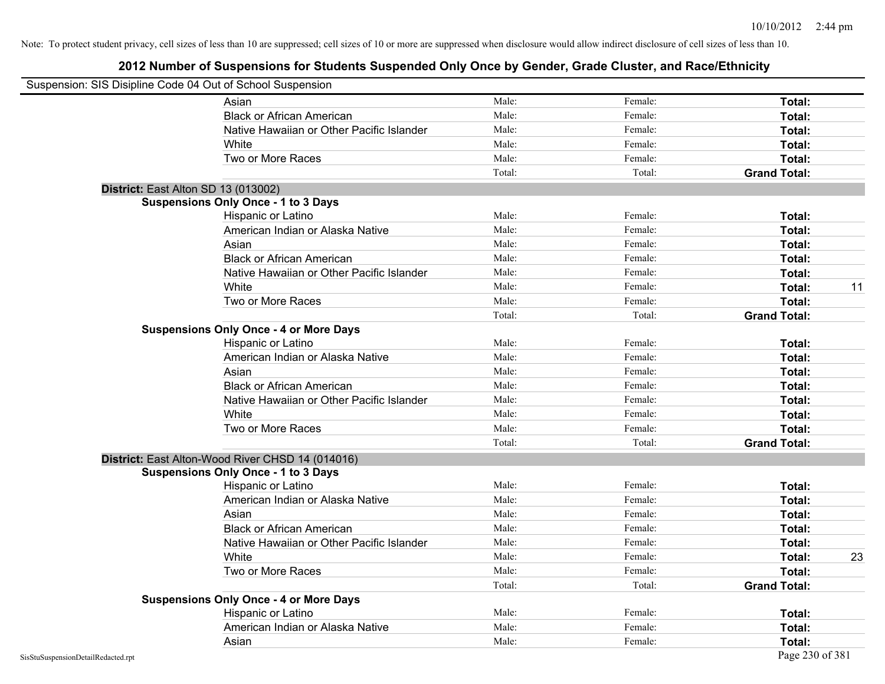Note: To protect student privacy, cell sizes of less than 10 are suppressed; cell sizes of 10 or more are suppressed when disclosure would allow indirect disclosure of cell sizes of less than 10.

# 2012 Number of Suspensions for Students Suspended Only Once by Gender, Grade Cluster, and Race/Ethnicity

Suspension: SIS Disipline Code 04 Out of School Suspension

| | | | | |
|---|---|---|---|---|
| Asian | Male: | Female: | **Total:** | |
| Black or African American | Male: | Female: | **Total:** | |
| Native Hawaiian or Other Pacific Islander | Male: | Female: | **Total:** | |
| White | Male: | Female: | **Total:** | |
| Two or More Races | Male: | Female: | **Total:** | |
| | Total: | Total: | **Grand Total:** | |

**District:** East Alton SD 13 (013002)

**Suspensions Only Once - 1 to 3 Days**

| | | | | |
|---|---|---|---|---|
| Hispanic or Latino | Male: | Female: | **Total:** | |
| American Indian or Alaska Native | Male: | Female: | **Total:** | |
| Asian | Male: | Female: | **Total:** | |
| Black or African American | Male: | Female: | **Total:** | |
| Native Hawaiian or Other Pacific Islander | Male: | Female: | **Total:** | |
| White | Male: | Female: | **Total:** | 11 |
| Two or More Races | Male: | Female: | **Total:** | |
| | Total: | Total: | **Grand Total:** | |

**Suspensions Only Once - 4 or More Days**

| | | | | |
|---|---|---|---|---|
| Hispanic or Latino | Male: | Female: | **Total:** | |
| American Indian or Alaska Native | Male: | Female: | **Total:** | |
| Asian | Male: | Female: | **Total:** | |
| Black or African American | Male: | Female: | **Total:** | |
| Native Hawaiian or Other Pacific Islander | Male: | Female: | **Total:** | |
| White | Male: | Female: | **Total:** | |
| Two or More Races | Male: | Female: | **Total:** | |
| | Total: | Total: | **Grand Total:** | |

**District:** East Alton-Wood River CHSD 14 (014016)

**Suspensions Only Once - 1 to 3 Days**

| | | | | |
|---|---|---|---|---|
| Hispanic or Latino | Male: | Female: | **Total:** | |
| American Indian or Alaska Native | Male: | Female: | **Total:** | |
| Asian | Male: | Female: | **Total:** | |
| Black or African American | Male: | Female: | **Total:** | |
| Native Hawaiian or Other Pacific Islander | Male: | Female: | **Total:** | |
| White | Male: | Female: | **Total:** | 23 |
| Two or More Races | Male: | Female: | **Total:** | |
| | Total: | Total: | **Grand Total:** | |

**Suspensions Only Once - 4 or More Days**

| | | | | |
|---|---|---|---|---|
| Hispanic or Latino | Male: | Female: | **Total:** | |
| American Indian or Alaska Native | Male: | Female: | **Total:** | |
| Asian | Male: | Female: | **Total:** | |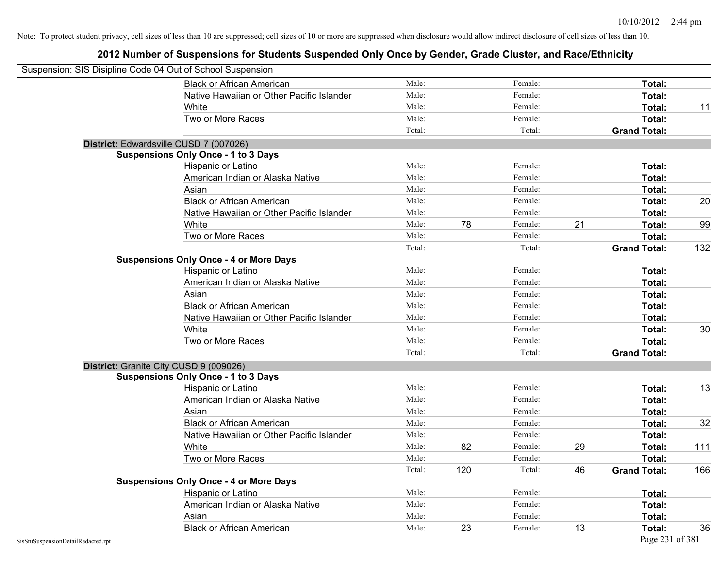Note: To protect student privacy, cell sizes of less than 10 are suppressed; cell sizes of 10 or more are suppressed when disclosure would allow indirect disclosure of cell sizes of less than 10.

## 2012 Number of Suspensions for Students Suspended Only Once by Gender, Grade Cluster, and Race/Ethnicity

Suspension: SIS Disipline Code 04 Out of School Suspension

| | | | | | | | |
|---|---|---|---|---|---|---|---|
| Black or African American | Male: | | Female: | | **Total:** | |
| Native Hawaiian or Other Pacific Islander | Male: | | Female: | | **Total:** | |
| White | Male: | | Female: | | **Total:** | 11 |
| Two or More Races | Male: | | Female: | | **Total:** | |
| | Total: | | Total: | | **Grand Total:** | |

**District:** Edwardsville CUSD 7 (007026)

**Suspensions Only Once - 1 to 3 Days**

| | | | | | | |
|---|---|---|---|---|---|---|
| Hispanic or Latino | Male: | | Female: | | **Total:** | |
| American Indian or Alaska Native | Male: | | Female: | | **Total:** | |
| Asian | Male: | | Female: | | **Total:** | |
| Black or African American | Male: | | Female: | | **Total:** | 20 |
| Native Hawaiian or Other Pacific Islander | Male: | | Female: | | **Total:** | |
| White | Male: | 78 | Female: | 21 | **Total:** | 99 |
| Two or More Races | Male: | | Female: | | **Total:** | |
| | Total: | | Total: | | **Grand Total:** | 132 |

**Suspensions Only Once - 4 or More Days**

| | | | | | | |
|---|---|---|---|---|---|---|
| Hispanic or Latino | Male: | | Female: | | **Total:** | |
| American Indian or Alaska Native | Male: | | Female: | | **Total:** | |
| Asian | Male: | | Female: | | **Total:** | |
| Black or African American | Male: | | Female: | | **Total:** | |
| Native Hawaiian or Other Pacific Islander | Male: | | Female: | | **Total:** | |
| White | Male: | | Female: | | **Total:** | 30 |
| Two or More Races | Male: | | Female: | | **Total:** | |
| | Total: | | Total: | | **Grand Total:** | |

**District:** Granite City CUSD 9 (009026)

**Suspensions Only Once - 1 to 3 Days**

| | | | | | | |
|---|---|---|---|---|---|---|
| Hispanic or Latino | Male: | | Female: | | **Total:** | 13 |
| American Indian or Alaska Native | Male: | | Female: | | **Total:** | |
| Asian | Male: | | Female: | | **Total:** | |
| Black or African American | Male: | | Female: | | **Total:** | 32 |
| Native Hawaiian or Other Pacific Islander | Male: | | Female: | | **Total:** | |
| White | Male: | 82 | Female: | 29 | **Total:** | 111 |
| Two or More Races | Male: | | Female: | | **Total:** | |
| | Total: | 120 | Total: | 46 | **Grand Total:** | 166 |

**Suspensions Only Once - 4 or More Days**

| | | | | | | |
|---|---|---|---|---|---|---|
| Hispanic or Latino | Male: | | Female: | | **Total:** | |
| American Indian or Alaska Native | Male: | | Female: | | **Total:** | |
| Asian | Male: | | Female: | | **Total:** | |
| Black or African American | Male: | 23 | Female: | 13 | **Total:** | 36 |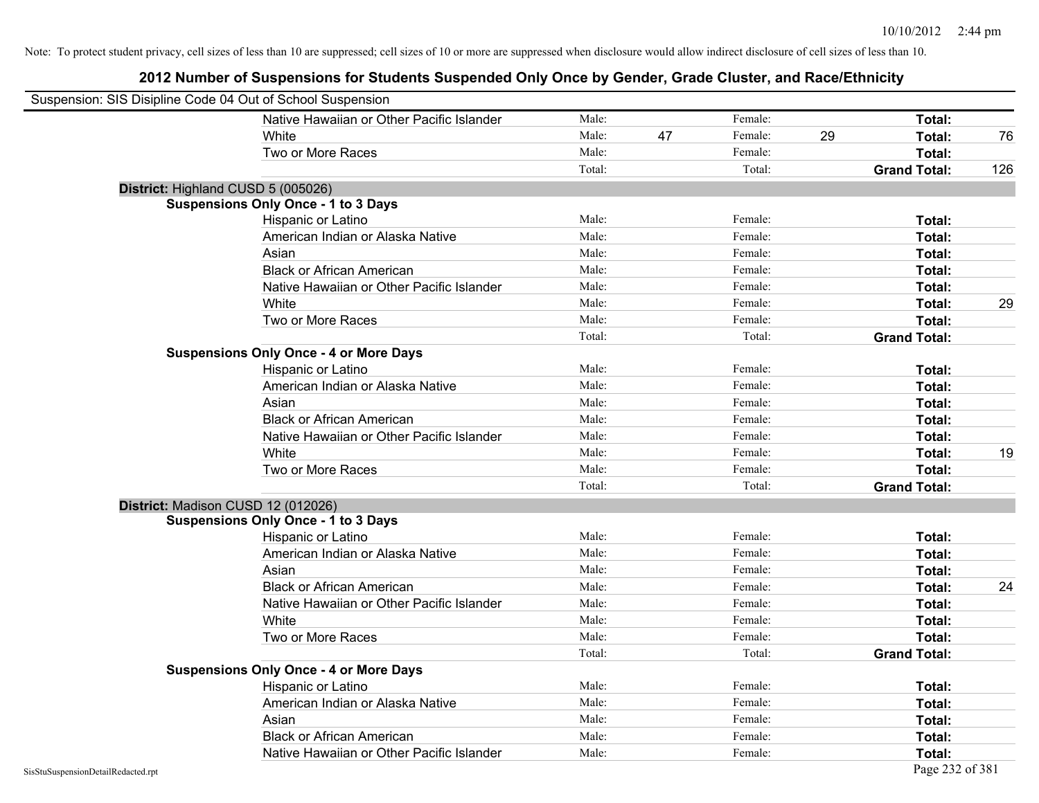Note: To protect student privacy, cell sizes of less than 10 are suppressed; cell sizes of 10 or more are suppressed when disclosure would allow indirect disclosure of cell sizes of less than 10.

# 2012 Number of Suspensions for Students Suspended Only Once by Gender, Grade Cluster, and Race/Ethnicity

Suspension: SIS Disipline Code 04 Out of School Suspension

| | | | | | | |
|---|---|---|---|---|---|---|
| Native Hawaiian or Other Pacific Islander | Male: | | Female: | | **Total:** | |
| White | Male: | 47 | Female: | 29 | **Total:** | 76 |
| Two or More Races | Male: | | Female: | | **Total:** | |
| | Total: | | Total: | | **Grand Total:** | 126 |

**District:** Highland CUSD 5 (005026)

**Suspensions Only Once - 1 to 3 Days**

| | | | | | | |
|---|---|---|---|---|---|---|
| Hispanic or Latino | Male: | | Female: | | **Total:** | |
| American Indian or Alaska Native | Male: | | Female: | | **Total:** | |
| Asian | Male: | | Female: | | **Total:** | |
| Black or African American | Male: | | Female: | | **Total:** | |
| Native Hawaiian or Other Pacific Islander | Male: | | Female: | | **Total:** | |
| White | Male: | | Female: | | **Total:** | 29 |
| Two or More Races | Male: | | Female: | | **Total:** | |
| | Total: | | Total: | | **Grand Total:** | |

**Suspensions Only Once - 4 or More Days**

| | | | | | | |
|---|---|---|---|---|---|---|
| Hispanic or Latino | Male: | | Female: | | **Total:** | |
| American Indian or Alaska Native | Male: | | Female: | | **Total:** | |
| Asian | Male: | | Female: | | **Total:** | |
| Black or African American | Male: | | Female: | | **Total:** | |
| Native Hawaiian or Other Pacific Islander | Male: | | Female: | | **Total:** | |
| White | Male: | | Female: | | **Total:** | 19 |
| Two or More Races | Male: | | Female: | | **Total:** | |
| | Total: | | Total: | | **Grand Total:** | |

**District:** Madison CUSD 12 (012026)

**Suspensions Only Once - 1 to 3 Days**

| | | | | | | |
|---|---|---|---|---|---|---|
| Hispanic or Latino | Male: | | Female: | | **Total:** | |
| American Indian or Alaska Native | Male: | | Female: | | **Total:** | |
| Asian | Male: | | Female: | | **Total:** | |
| Black or African American | Male: | | Female: | | **Total:** | 24 |
| Native Hawaiian or Other Pacific Islander | Male: | | Female: | | **Total:** | |
| White | Male: | | Female: | | **Total:** | |
| Two or More Races | Male: | | Female: | | **Total:** | |
| | Total: | | Total: | | **Grand Total:** | |

**Suspensions Only Once - 4 or More Days**

| | | | | | | |
|---|---|---|---|---|---|---|
| Hispanic or Latino | Male: | | Female: | | **Total:** | |
| American Indian or Alaska Native | Male: | | Female: | | **Total:** | |
| Asian | Male: | | Female: | | **Total:** | |
| Black or African American | Male: | | Female: | | **Total:** | |
| Native Hawaiian or Other Pacific Islander | Male: | | Female: | | **Total:** | |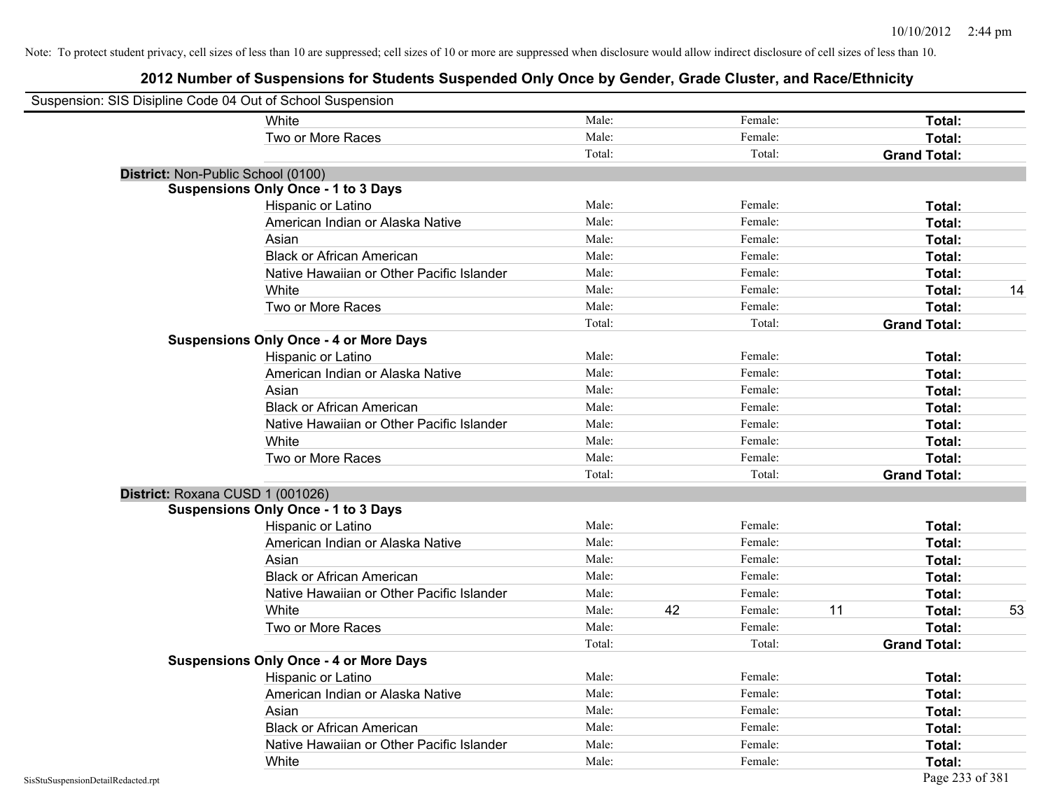Note: To protect student privacy, cell sizes of less than 10 are suppressed; cell sizes of 10 or more are suppressed when disclosure would allow indirect disclosure of cell sizes of less than 10.

# 2012 Number of Suspensions for Students Suspended Only Once by Gender, Grade Cluster, and Race/Ethnicity

Suspension: SIS Disipline Code 04 Out of School Suspension

| | | | | | | | |
|---|---|---|---|---|---|---|---|
| White | Male: | | Female: | | **Total:** | |
| Two or More Races | Male: | | Female: | | **Total:** | |
| | Total: | | Total: | | **Grand Total:** | |

**District:** Non-Public School (0100)

**Suspensions Only Once - 1 to 3 Days**

| | | | | | | |
|---|---|---|---|---|---|---|
| Hispanic or Latino | Male: | | Female: | | **Total:** | |
| American Indian or Alaska Native | Male: | | Female: | | **Total:** | |
| Asian | Male: | | Female: | | **Total:** | |
| Black or African American | Male: | | Female: | | **Total:** | |
| Native Hawaiian or Other Pacific Islander | Male: | | Female: | | **Total:** | |
| White | Male: | | Female: | | **Total:** | 14 |
| Two or More Races | Male: | | Female: | | **Total:** | |
| | Total: | | Total: | | **Grand Total:** | |

**Suspensions Only Once - 4 or More Days**

| | | | | | | |
|---|---|---|---|---|---|---|
| Hispanic or Latino | Male: | | Female: | | **Total:** | |
| American Indian or Alaska Native | Male: | | Female: | | **Total:** | |
| Asian | Male: | | Female: | | **Total:** | |
| Black or African American | Male: | | Female: | | **Total:** | |
| Native Hawaiian or Other Pacific Islander | Male: | | Female: | | **Total:** | |
| White | Male: | | Female: | | **Total:** | |
| Two or More Races | Male: | | Female: | | **Total:** | |
| | Total: | | Total: | | **Grand Total:** | |

**District:** Roxana CUSD 1 (001026)

**Suspensions Only Once - 1 to 3 Days**

| | | | | | | |
|---|---|---|---|---|---|---|
| Hispanic or Latino | Male: | | Female: | | **Total:** | |
| American Indian or Alaska Native | Male: | | Female: | | **Total:** | |
| Asian | Male: | | Female: | | **Total:** | |
| Black or African American | Male: | | Female: | | **Total:** | |
| Native Hawaiian or Other Pacific Islander | Male: | | Female: | | **Total:** | |
| White | Male: | 42 | Female: | 11 | **Total:** | 53 |
| Two or More Races | Male: | | Female: | | **Total:** | |
| | Total: | | Total: | | **Grand Total:** | |

**Suspensions Only Once - 4 or More Days**

| | | | | | | |
|---|---|---|---|---|---|---|
| Hispanic or Latino | Male: | | Female: | | **Total:** | |
| American Indian or Alaska Native | Male: | | Female: | | **Total:** | |
| Asian | Male: | | Female: | | **Total:** | |
| Black or African American | Male: | | Female: | | **Total:** | |
| Native Hawaiian or Other Pacific Islander | Male: | | Female: | | **Total:** | |
| White | Male: | | Female: | | **Total:** | |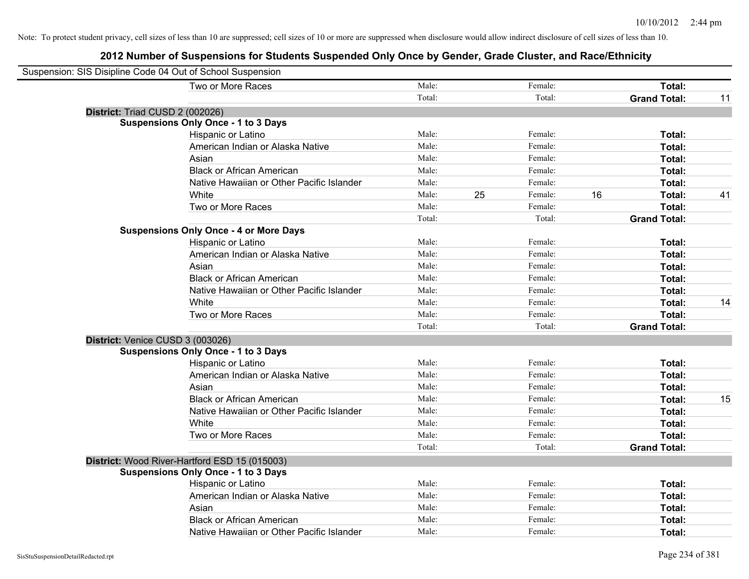Note: To protect student privacy, cell sizes of less than 10 are suppressed; cell sizes of 10 or more are suppressed when disclosure would allow indirect disclosure of cell sizes of less than 10.

# 2012 Number of Suspensions for Students Suspended Only Once by Gender, Grade Cluster, and Race/Ethnicity

Suspension: SIS Disipline Code 04 Out of School Suspension

| | | | | | | |
|---|---|---|---|---|---|---|
| Two or More Races | Male: | | Female: | | **Total:** | |
| | Total: | | Total: | | **Grand Total:** | 11 |
| **District:** Triad CUSD 2 (002026) | | | | | | |
| **Suspensions Only Once - 1 to 3 Days** | | | | | | |
| Hispanic or Latino | Male: | | Female: | | **Total:** | |
| American Indian or Alaska Native | Male: | | Female: | | **Total:** | |
| Asian | Male: | | Female: | | **Total:** | |
| Black or African American | Male: | | Female: | | **Total:** | |
| Native Hawaiian or Other Pacific Islander | Male: | | Female: | | **Total:** | |
| White | Male: | 25 | Female: | 16 | **Total:** | 41 |
| Two or More Races | Male: | | Female: | | **Total:** | |
| | Total: | | Total: | | **Grand Total:** | |
| **Suspensions Only Once - 4 or More Days** | | | | | | |
| Hispanic or Latino | Male: | | Female: | | **Total:** | |
| American Indian or Alaska Native | Male: | | Female: | | **Total:** | |
| Asian | Male: | | Female: | | **Total:** | |
| Black or African American | Male: | | Female: | | **Total:** | |
| Native Hawaiian or Other Pacific Islander | Male: | | Female: | | **Total:** | |
| White | Male: | | Female: | | **Total:** | 14 |
| Two or More Races | Male: | | Female: | | **Total:** | |
| | Total: | | Total: | | **Grand Total:** | |
| **District:** Venice CUSD 3 (003026) | | | | | | |
| **Suspensions Only Once - 1 to 3 Days** | | | | | | |
| Hispanic or Latino | Male: | | Female: | | **Total:** | |
| American Indian or Alaska Native | Male: | | Female: | | **Total:** | |
| Asian | Male: | | Female: | | **Total:** | |
| Black or African American | Male: | | Female: | | **Total:** | 15 |
| Native Hawaiian or Other Pacific Islander | Male: | | Female: | | **Total:** | |
| White | Male: | | Female: | | **Total:** | |
| Two or More Races | Male: | | Female: | | **Total:** | |
| | Total: | | Total: | | **Grand Total:** | |
| **District:** Wood River-Hartford ESD 15 (015003) | | | | | | |
| **Suspensions Only Once - 1 to 3 Days** | | | | | | |
| Hispanic or Latino | Male: | | Female: | | **Total:** | |
| American Indian or Alaska Native | Male: | | Female: | | **Total:** | |
| Asian | Male: | | Female: | | **Total:** | |
| Black or African American | Male: | | Female: | | **Total:** | |
| Native Hawaiian or Other Pacific Islander | Male: | | Female: | | **Total:** | |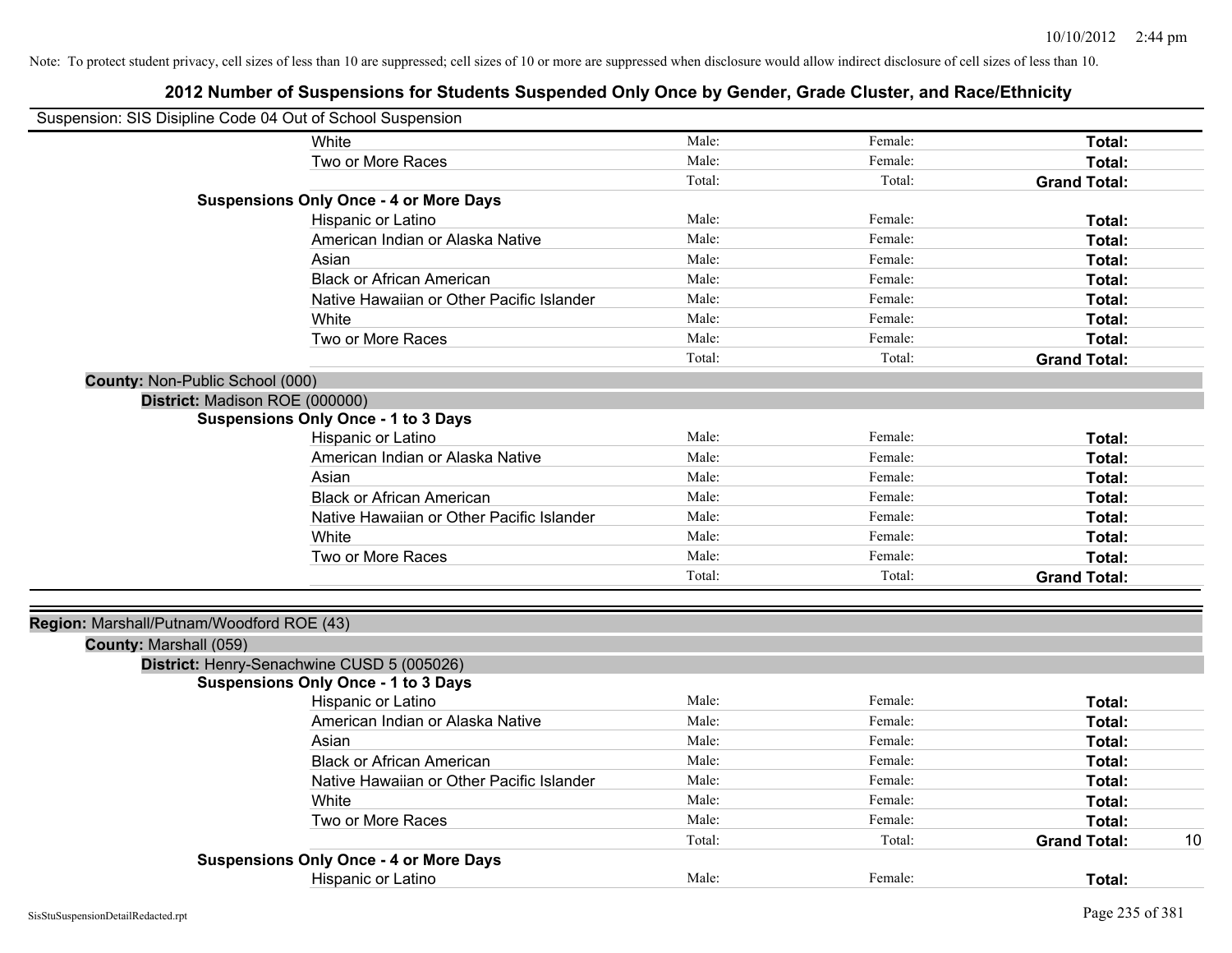Note: To protect student privacy, cell sizes of less than 10 are suppressed; cell sizes of 10 or more are suppressed when disclosure would allow indirect disclosure of cell sizes of less than 10.

# 2012 Number of Suspensions for Students Suspended Only Once by Gender, Grade Cluster, and Race/Ethnicity

Suspension: SIS Disipline Code 04 Out of School Suspension

| | | | | |
|---|---|---|---|---|
| White | Male: | Female: | **Total:** | |
| Two or More Races | Male: | Female: | **Total:** | |
| | Total: | Total: | **Grand Total:** | |
| **Suspensions Only Once - 4 or More Days** | | | | |
| Hispanic or Latino | Male: | Female: | **Total:** | |
| American Indian or Alaska Native | Male: | Female: | **Total:** | |
| Asian | Male: | Female: | **Total:** | |
| Black or African American | Male: | Female: | **Total:** | |
| Native Hawaiian or Other Pacific Islander | Male: | Female: | **Total:** | |
| White | Male: | Female: | **Total:** | |
| Two or More Races | Male: | Female: | **Total:** | |
| | Total: | Total: | **Grand Total:** | |

**County:** Non-Public School (000)

**District:** Madison ROE (000000)

| | | | | |
|---|---|---|---|---|
| **Suspensions Only Once - 1 to 3 Days** | | | | |
| Hispanic or Latino | Male: | Female: | **Total:** | |
| American Indian or Alaska Native | Male: | Female: | **Total:** | |
| Asian | Male: | Female: | **Total:** | |
| Black or African American | Male: | Female: | **Total:** | |
| Native Hawaiian or Other Pacific Islander | Male: | Female: | **Total:** | |
| White | Male: | Female: | **Total:** | |
| Two or More Races | Male: | Female: | **Total:** | |
| | Total: | Total: | **Grand Total:** | |

**Region:** Marshall/Putnam/Woodford ROE (43)

**County:** Marshall (059)

**District:** Henry-Senachwine CUSD 5 (005026)

| | | | | |
|---|---|---|---|---|
| **Suspensions Only Once - 1 to 3 Days** | | | | |
| Hispanic or Latino | Male: | Female: | **Total:** | |
| American Indian or Alaska Native | Male: | Female: | **Total:** | |
| Asian | Male: | Female: | **Total:** | |
| Black or African American | Male: | Female: | **Total:** | |
| Native Hawaiian or Other Pacific Islander | Male: | Female: | **Total:** | |
| White | Male: | Female: | **Total:** | |
| Two or More Races | Male: | Female: | **Total:** | |
| | Total: | Total: | **Grand Total:** | 10 |
| **Suspensions Only Once - 4 or More Days** | | | | |
| Hispanic or Latino | Male: | Female: | **Total:** | |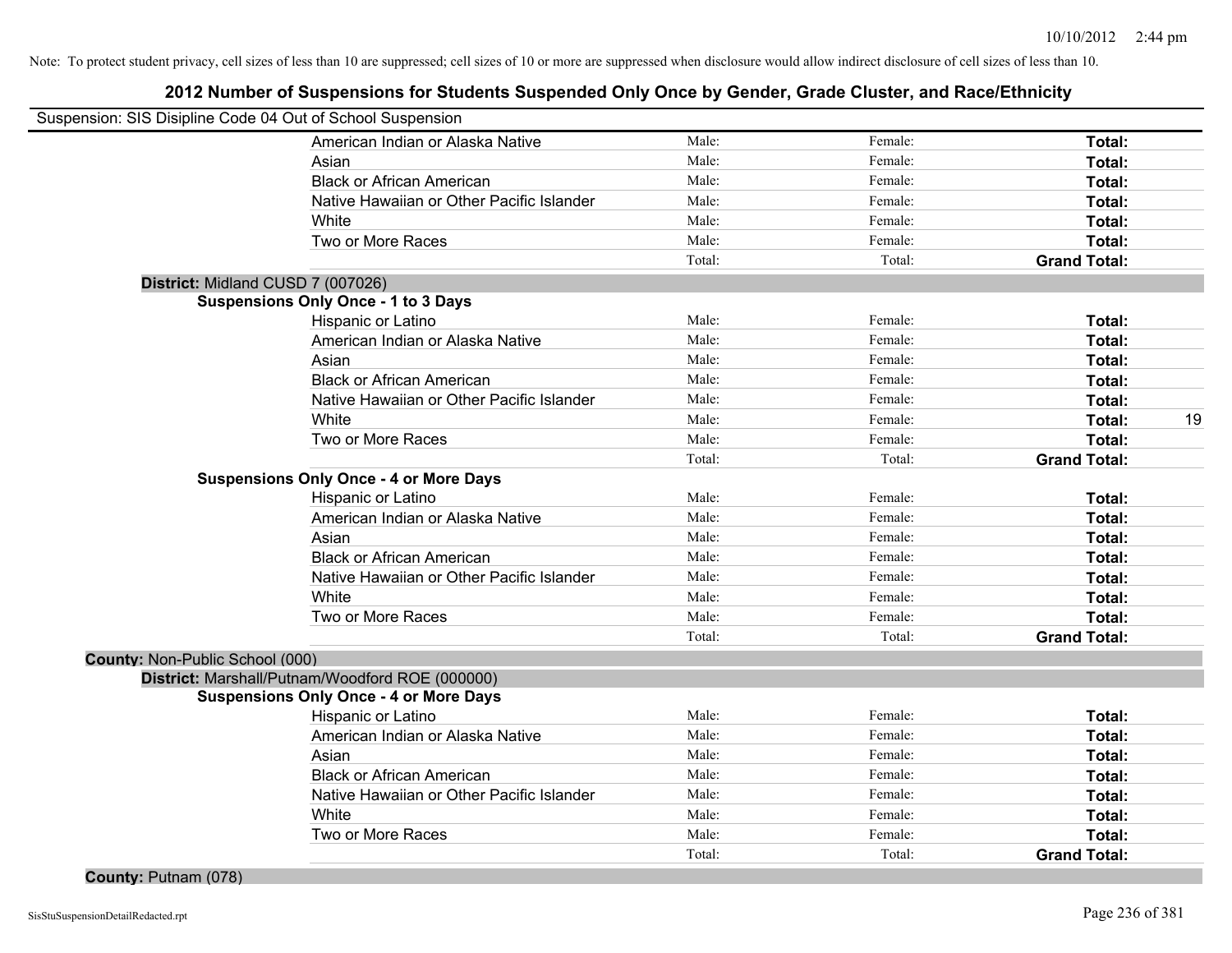Note: To protect student privacy, cell sizes of less than 10 are suppressed; cell sizes of 10 or more are suppressed when disclosure would allow indirect disclosure of cell sizes of less than 10.

# 2012 Number of Suspensions for Students Suspended Only Once by Gender, Grade Cluster, and Race/Ethnicity

Suspension: SIS Disipline Code 04 Out of School Suspension

| | | | | |
|---|---|---|---|---|
| American Indian or Alaska Native | Male: | Female: | **Total:** | |
| Asian | Male: | Female: | **Total:** | |
| Black or African American | Male: | Female: | **Total:** | |
| Native Hawaiian or Other Pacific Islander | Male: | Female: | **Total:** | |
| White | Male: | Female: | **Total:** | |
| Two or More Races | Male: | Female: | **Total:** | |
| | Total: | Total: | **Grand Total:** | |

**District:** Midland CUSD 7 (007026)

**Suspensions Only Once - 1 to 3 Days**

| | | | | |
|---|---|---|---|---|
| Hispanic or Latino | Male: | Female: | **Total:** | |
| American Indian or Alaska Native | Male: | Female: | **Total:** | |
| Asian | Male: | Female: | **Total:** | |
| Black or African American | Male: | Female: | **Total:** | |
| Native Hawaiian or Other Pacific Islander | Male: | Female: | **Total:** | |
| White | Male: | Female: | **Total:** | 19 |
| Two or More Races | Male: | Female: | **Total:** | |
| | Total: | Total: | **Grand Total:** | |

**Suspensions Only Once - 4 or More Days**

| | | | | |
|---|---|---|---|---|
| Hispanic or Latino | Male: | Female: | **Total:** | |
| American Indian or Alaska Native | Male: | Female: | **Total:** | |
| Asian | Male: | Female: | **Total:** | |
| Black or African American | Male: | Female: | **Total:** | |
| Native Hawaiian or Other Pacific Islander | Male: | Female: | **Total:** | |
| White | Male: | Female: | **Total:** | |
| Two or More Races | Male: | Female: | **Total:** | |
| | Total: | Total: | **Grand Total:** | |

**County:** Non-Public School (000)

**District:** Marshall/Putnam/Woodford ROE (000000)

**Suspensions Only Once - 4 or More Days**

| | | | | |
|---|---|---|---|---|
| Hispanic or Latino | Male: | Female: | **Total:** | |
| American Indian or Alaska Native | Male: | Female: | **Total:** | |
| Asian | Male: | Female: | **Total:** | |
| Black or African American | Male: | Female: | **Total:** | |
| Native Hawaiian or Other Pacific Islander | Male: | Female: | **Total:** | |
| White | Male: | Female: | **Total:** | |
| Two or More Races | Male: | Female: | **Total:** | |
| | Total: | Total: | **Grand Total:** | |

**County:** Putnam (078)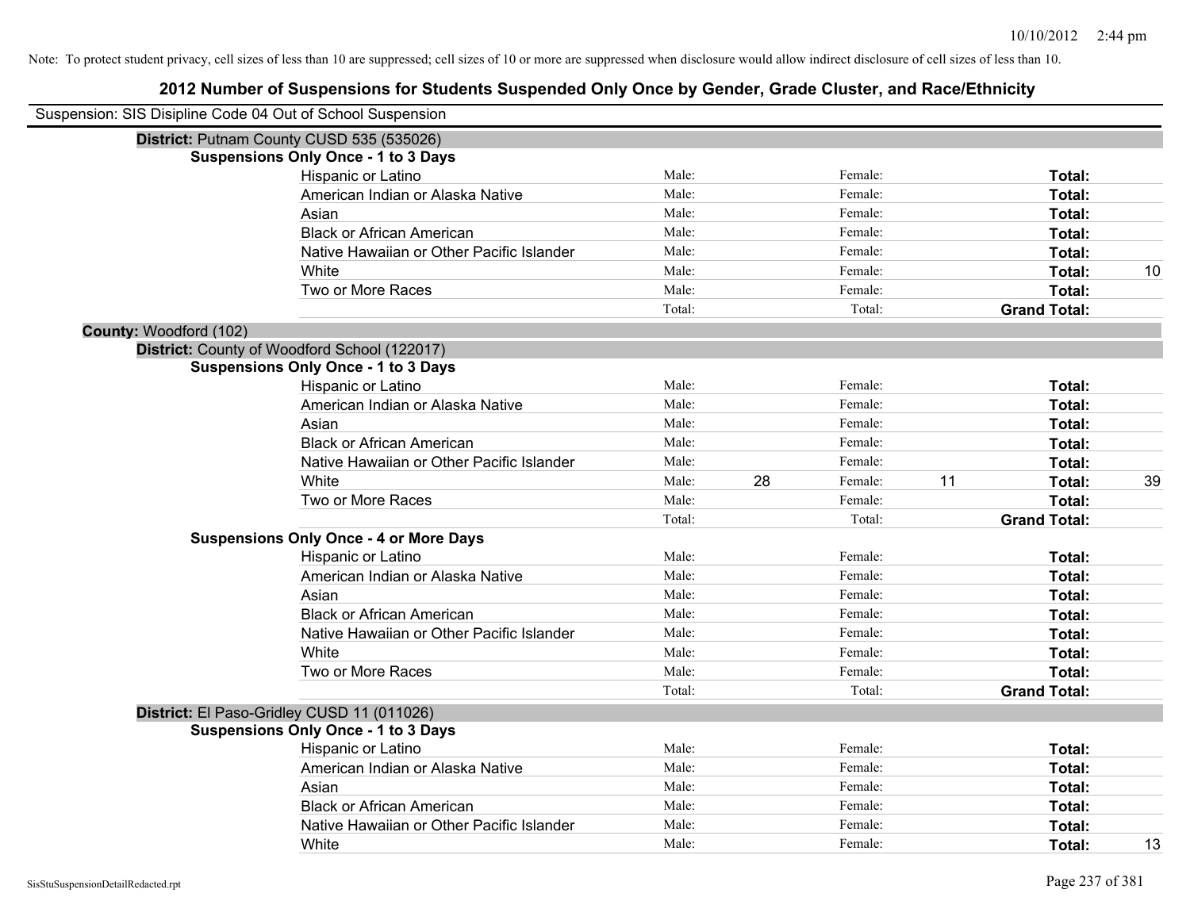Note: To protect student privacy, cell sizes of less than 10 are suppressed; cell sizes of 10 or more are suppressed when disclosure would allow indirect disclosure of cell sizes of less than 10.

# 2012 Number of Suspensions for Students Suspended Only Once by Gender, Grade Cluster, and Race/Ethnicity

Suspension: SIS Disipline Code 04 Out of School Suspension

**District:** Putnam County CUSD 535 (535026)

**Suspensions Only Once - 1 to 3 Days**

| | | | | | | |
|---|---|---|---|---|---|---|
| Hispanic or Latino | Male: | | Female: | | **Total:** | |
| American Indian or Alaska Native | Male: | | Female: | | **Total:** | |
| Asian | Male: | | Female: | | **Total:** | |
| Black or African American | Male: | | Female: | | **Total:** | |
| Native Hawaiian or Other Pacific Islander | Male: | | Female: | | **Total:** | |
| White | Male: | | Female: | | **Total:** | 10 |
| Two or More Races | Male: | | Female: | | **Total:** | |
| | Total: | | Total: | | **Grand Total:** | |

**County:** Woodford (102)

**District:** County of Woodford School (122017)

**Suspensions Only Once - 1 to 3 Days**

| | | | | | | |
|---|---|---|---|---|---|---|
| Hispanic or Latino | Male: | | Female: | | **Total:** | |
| American Indian or Alaska Native | Male: | | Female: | | **Total:** | |
| Asian | Male: | | Female: | | **Total:** | |
| Black or African American | Male: | | Female: | | **Total:** | |
| Native Hawaiian or Other Pacific Islander | Male: | | Female: | | **Total:** | |
| White | Male: | 28 | Female: | 11 | **Total:** | 39 |
| Two or More Races | Male: | | Female: | | **Total:** | |
| | Total: | | Total: | | **Grand Total:** | |

**Suspensions Only Once - 4 or More Days**

| | | | | | | |
|---|---|---|---|---|---|---|
| Hispanic or Latino | Male: | | Female: | | **Total:** | |
| American Indian or Alaska Native | Male: | | Female: | | **Total:** | |
| Asian | Male: | | Female: | | **Total:** | |
| Black or African American | Male: | | Female: | | **Total:** | |
| Native Hawaiian or Other Pacific Islander | Male: | | Female: | | **Total:** | |
| White | Male: | | Female: | | **Total:** | |
| Two or More Races | Male: | | Female: | | **Total:** | |
| | Total: | | Total: | | **Grand Total:** | |

**District:** El Paso-Gridley CUSD 11 (011026)

**Suspensions Only Once - 1 to 3 Days**

| | | | | | | |
|---|---|---|---|---|---|---|
| Hispanic or Latino | Male: | | Female: | | **Total:** | |
| American Indian or Alaska Native | Male: | | Female: | | **Total:** | |
| Asian | Male: | | Female: | | **Total:** | |
| Black or African American | Male: | | Female: | | **Total:** | |
| Native Hawaiian or Other Pacific Islander | Male: | | Female: | | **Total:** | |
| White | Male: | | Female: | | **Total:** | 13 |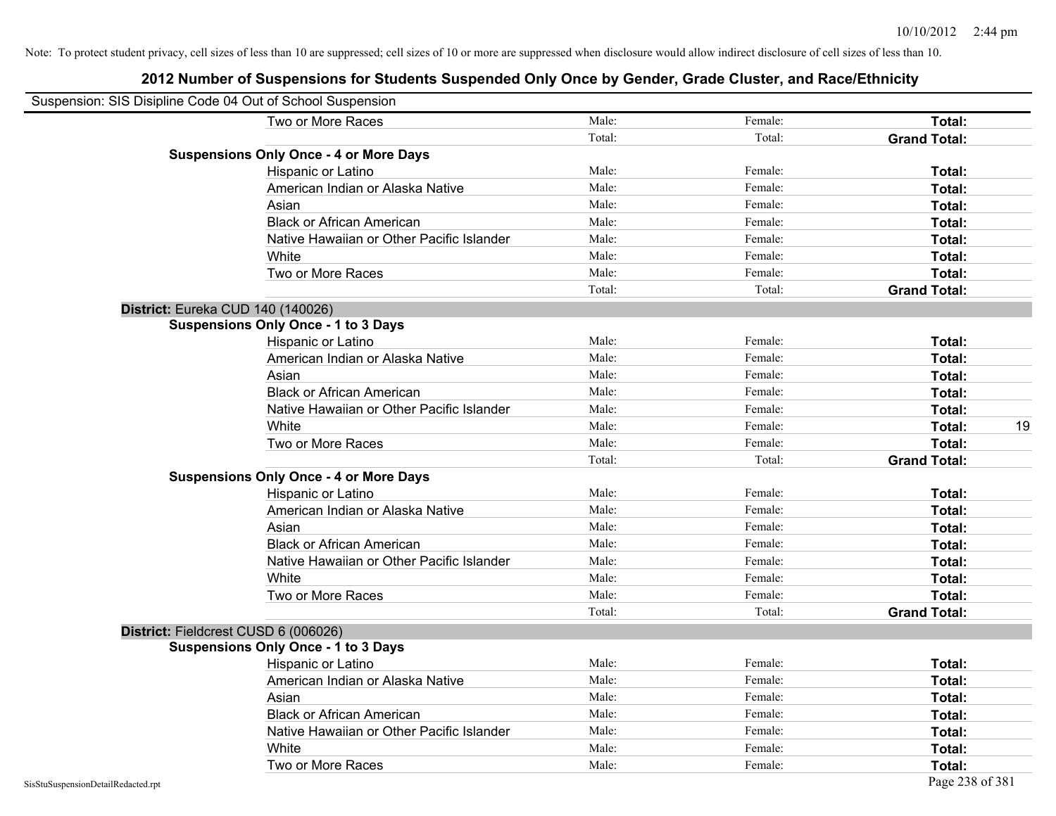Note: To protect student privacy, cell sizes of less than 10 are suppressed; cell sizes of 10 or more are suppressed when disclosure would allow indirect disclosure of cell sizes of less than 10.

## 2012 Number of Suspensions for Students Suspended Only Once by Gender, Grade Cluster, and Race/Ethnicity

Suspension: SIS Disipline Code 04 Out of School Suspension

| | | | | |
|---|---|---|---|---|
| Two or More Races | Male: | Female: | **Total:** | |
| | Total: | Total: | **Grand Total:** | |
| **Suspensions Only Once - 4 or More Days** | | | | |
| Hispanic or Latino | Male: | Female: | **Total:** | |
| American Indian or Alaska Native | Male: | Female: | **Total:** | |
| Asian | Male: | Female: | **Total:** | |
| Black or African American | Male: | Female: | **Total:** | |
| Native Hawaiian or Other Pacific Islander | Male: | Female: | **Total:** | |
| White | Male: | Female: | **Total:** | |
| Two or More Races | Male: | Female: | **Total:** | |
| | Total: | Total: | **Grand Total:** | |
| **District:** Eureka CUD 140 (140026) | | | | |
| **Suspensions Only Once - 1 to 3 Days** | | | | |
| Hispanic or Latino | Male: | Female: | **Total:** | |
| American Indian or Alaska Native | Male: | Female: | **Total:** | |
| Asian | Male: | Female: | **Total:** | |
| Black or African American | Male: | Female: | **Total:** | |
| Native Hawaiian or Other Pacific Islander | Male: | Female: | **Total:** | |
| White | Male: | Female: | **Total:** | 19 |
| Two or More Races | Male: | Female: | **Total:** | |
| | Total: | Total: | **Grand Total:** | |
| **Suspensions Only Once - 4 or More Days** | | | | |
| Hispanic or Latino | Male: | Female: | **Total:** | |
| American Indian or Alaska Native | Male: | Female: | **Total:** | |
| Asian | Male: | Female: | **Total:** | |
| Black or African American | Male: | Female: | **Total:** | |
| Native Hawaiian or Other Pacific Islander | Male: | Female: | **Total:** | |
| White | Male: | Female: | **Total:** | |
| Two or More Races | Male: | Female: | **Total:** | |
| | Total: | Total: | **Grand Total:** | |
| **District:** Fieldcrest CUSD 6 (006026) | | | | |
| **Suspensions Only Once - 1 to 3 Days** | | | | |
| Hispanic or Latino | Male: | Female: | **Total:** | |
| American Indian or Alaska Native | Male: | Female: | **Total:** | |
| Asian | Male: | Female: | **Total:** | |
| Black or African American | Male: | Female: | **Total:** | |
| Native Hawaiian or Other Pacific Islander | Male: | Female: | **Total:** | |
| White | Male: | Female: | **Total:** | |
| Two or More Races | Male: | Female: | **Total:** | |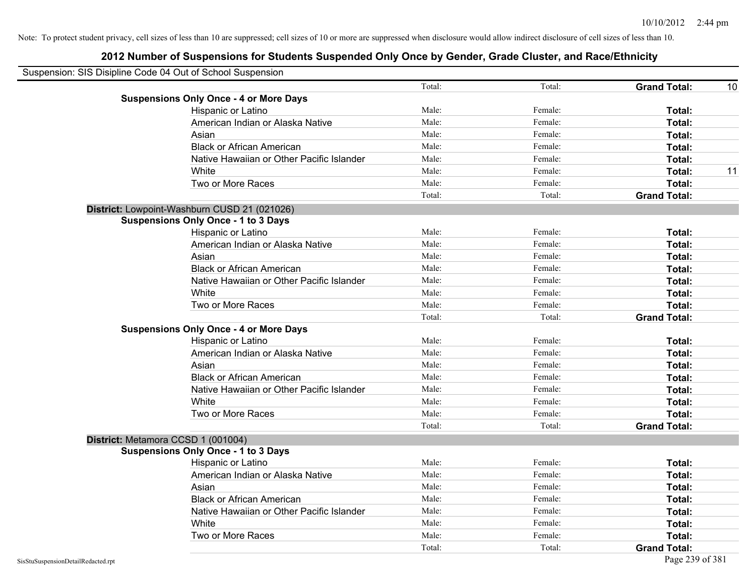Note: To protect student privacy, cell sizes of less than 10 are suppressed; cell sizes of 10 or more are suppressed when disclosure would allow indirect disclosure of cell sizes of less than 10.

# 2012 Number of Suspensions for Students Suspended Only Once by Gender, Grade Cluster, and Race/Ethnicity

Suspension: SIS Disipline Code 04 Out of School Suspension

| | | | | |
|---|---|---|---|---|
| | Total: | Total: | **Grand Total:** | 10 |
| **Suspensions Only Once - 4 or More Days** | | | | |
| Hispanic or Latino | Male: | Female: | **Total:** | |
| American Indian or Alaska Native | Male: | Female: | **Total:** | |
| Asian | Male: | Female: | **Total:** | |
| Black or African American | Male: | Female: | **Total:** | |
| Native Hawaiian or Other Pacific Islander | Male: | Female: | **Total:** | |
| White | Male: | Female: | **Total:** | 11 |
| Two or More Races | Male: | Female: | **Total:** | |
| | Total: | Total: | **Grand Total:** | |

**District:** Lowpoint-Washburn CUSD 21 (021026)

| | | | | |
|---|---|---|---|---|
| **Suspensions Only Once - 1 to 3 Days** | | | | |
| Hispanic or Latino | Male: | Female: | **Total:** | |
| American Indian or Alaska Native | Male: | Female: | **Total:** | |
| Asian | Male: | Female: | **Total:** | |
| Black or African American | Male: | Female: | **Total:** | |
| Native Hawaiian or Other Pacific Islander | Male: | Female: | **Total:** | |
| White | Male: | Female: | **Total:** | |
| Two or More Races | Male: | Female: | **Total:** | |
| | Total: | Total: | **Grand Total:** | |
| **Suspensions Only Once - 4 or More Days** | | | | |
| Hispanic or Latino | Male: | Female: | **Total:** | |
| American Indian or Alaska Native | Male: | Female: | **Total:** | |
| Asian | Male: | Female: | **Total:** | |
| Black or African American | Male: | Female: | **Total:** | |
| Native Hawaiian or Other Pacific Islander | Male: | Female: | **Total:** | |
| White | Male: | Female: | **Total:** | |
| Two or More Races | Male: | Female: | **Total:** | |
| | Total: | Total: | **Grand Total:** | |

**District:** Metamora CCSD 1 (001004)

| | | | | |
|---|---|---|---|---|
| **Suspensions Only Once - 1 to 3 Days** | | | | |
| Hispanic or Latino | Male: | Female: | **Total:** | |
| American Indian or Alaska Native | Male: | Female: | **Total:** | |
| Asian | Male: | Female: | **Total:** | |
| Black or African American | Male: | Female: | **Total:** | |
| Native Hawaiian or Other Pacific Islander | Male: | Female: | **Total:** | |
| White | Male: | Female: | **Total:** | |
| Two or More Races | Male: | Female: | **Total:** | |
| | Total: | Total: | **Grand Total:** | |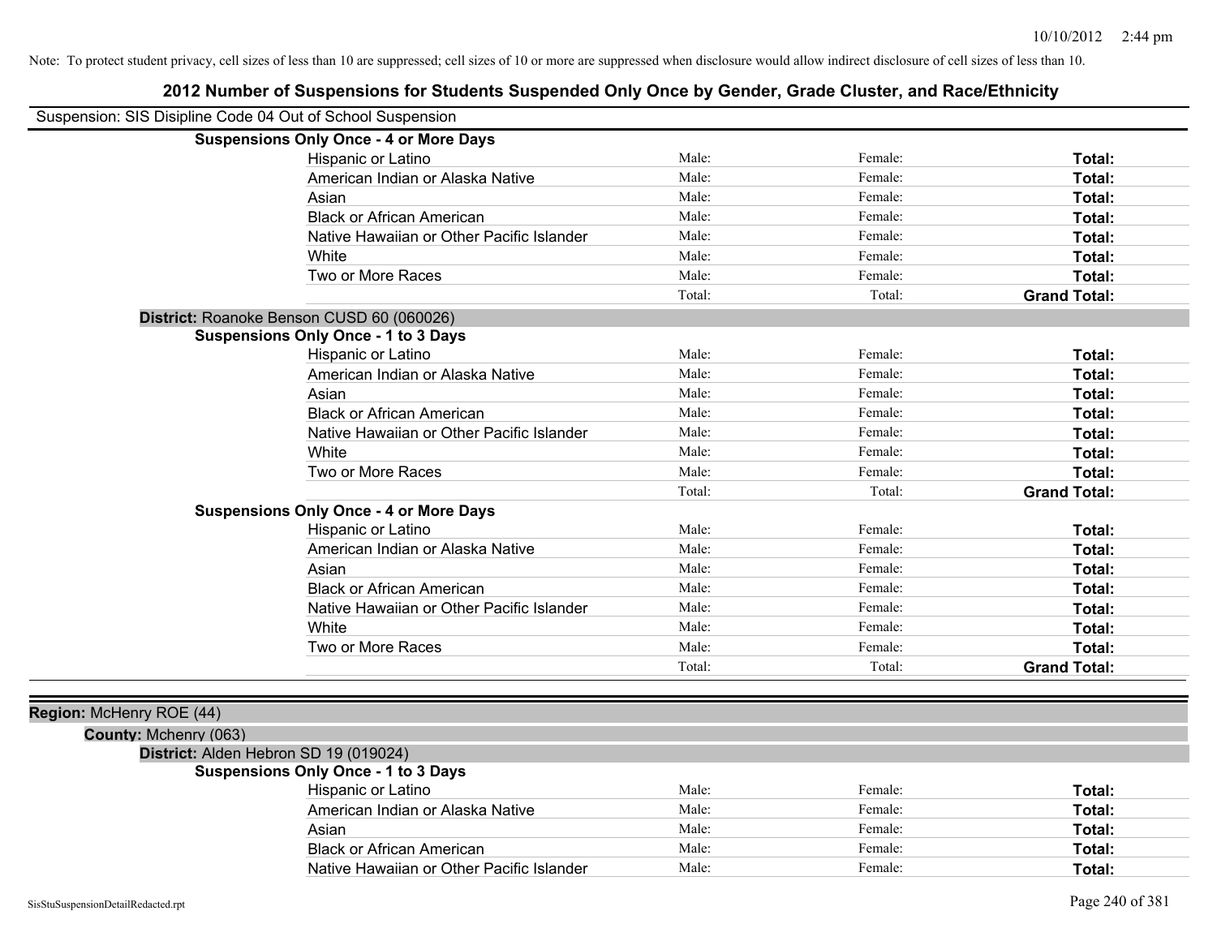Note: To protect student privacy, cell sizes of less than 10 are suppressed; cell sizes of 10 or more are suppressed when disclosure would allow indirect disclosure of cell sizes of less than 10.

# 2012 Number of Suspensions for Students Suspended Only Once by Gender, Grade Cluster, and Race/Ethnicity

Suspension: SIS Disipline Code 04 Out of School Suspension

**Suspensions Only Once - 4 or More Days**

| | | | |
|---|---|---|---|
| Hispanic or Latino | Male: | Female: | **Total:** |
| American Indian or Alaska Native | Male: | Female: | **Total:** |
| Asian | Male: | Female: | **Total:** |
| Black or African American | Male: | Female: | **Total:** |
| Native Hawaiian or Other Pacific Islander | Male: | Female: | **Total:** |
| White | Male: | Female: | **Total:** |
| Two or More Races | Male: | Female: | **Total:** |
| | Total: | Total: | **Grand Total:** |

**District:** Roanoke Benson CUSD 60 (060026)

**Suspensions Only Once - 1 to 3 Days**

| | | | |
|---|---|---|---|
| Hispanic or Latino | Male: | Female: | **Total:** |
| American Indian or Alaska Native | Male: | Female: | **Total:** |
| Asian | Male: | Female: | **Total:** |
| Black or African American | Male: | Female: | **Total:** |
| Native Hawaiian or Other Pacific Islander | Male: | Female: | **Total:** |
| White | Male: | Female: | **Total:** |
| Two or More Races | Male: | Female: | **Total:** |
| | Total: | Total: | **Grand Total:** |

**Suspensions Only Once - 4 or More Days**

| | | | |
|---|---|---|---|
| Hispanic or Latino | Male: | Female: | **Total:** |
| American Indian or Alaska Native | Male: | Female: | **Total:** |
| Asian | Male: | Female: | **Total:** |
| Black or African American | Male: | Female: | **Total:** |
| Native Hawaiian or Other Pacific Islander | Male: | Female: | **Total:** |
| White | Male: | Female: | **Total:** |
| Two or More Races | Male: | Female: | **Total:** |
| | Total: | Total: | **Grand Total:** |

**Region:** McHenry ROE (44)

**County:** Mchenry (063)

**District:** Alden Hebron SD 19 (019024)

**Suspensions Only Once - 1 to 3 Days**

| | | | |
|---|---|---|---|
| Hispanic or Latino | Male: | Female: | **Total:** |
| American Indian or Alaska Native | Male: | Female: | **Total:** |
| Asian | Male: | Female: | **Total:** |
| Black or African American | Male: | Female: | **Total:** |
| Native Hawaiian or Other Pacific Islander | Male: | Female: | **Total:** |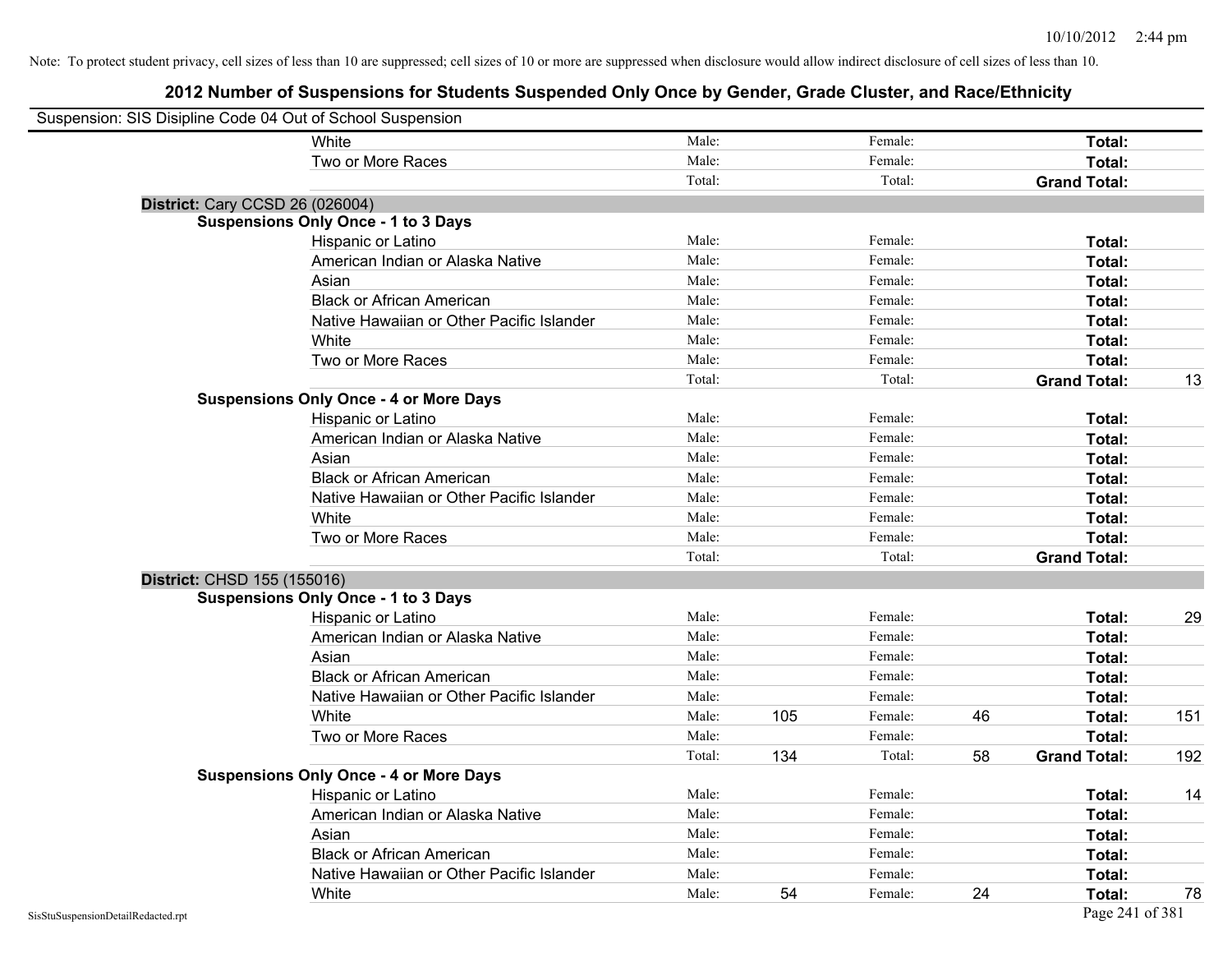Note: To protect student privacy, cell sizes of less than 10 are suppressed; cell sizes of 10 or more are suppressed when disclosure would allow indirect disclosure of cell sizes of less than 10.

## 2012 Number of Suspensions for Students Suspended Only Once by Gender, Grade Cluster, and Race/Ethnicity

Suspension: SIS Disipline Code 04 Out of School Suspension

| | | | | | | | |
|---|---|---|---|---|---|---|---|
| White | Male: | | Female: | | **Total:** | |
| Two or More Races | Male: | | Female: | | **Total:** | |
| | Total: | | Total: | | **Grand Total:** | |

**District:** Cary CCSD 26 (026004)

**Suspensions Only Once - 1 to 3 Days**

| | | | | | | |
|---|---|---|---|---|---|---|
| Hispanic or Latino | Male: | | Female: | | **Total:** | |
| American Indian or Alaska Native | Male: | | Female: | | **Total:** | |
| Asian | Male: | | Female: | | **Total:** | |
| Black or African American | Male: | | Female: | | **Total:** | |
| Native Hawaiian or Other Pacific Islander | Male: | | Female: | | **Total:** | |
| White | Male: | | Female: | | **Total:** | |
| Two or More Races | Male: | | Female: | | **Total:** | |
| | Total: | | Total: | | **Grand Total:** | 13 |

**Suspensions Only Once - 4 or More Days**

| | | | | | | |
|---|---|---|---|---|---|---|
| Hispanic or Latino | Male: | | Female: | | **Total:** | |
| American Indian or Alaska Native | Male: | | Female: | | **Total:** | |
| Asian | Male: | | Female: | | **Total:** | |
| Black or African American | Male: | | Female: | | **Total:** | |
| Native Hawaiian or Other Pacific Islander | Male: | | Female: | | **Total:** | |
| White | Male: | | Female: | | **Total:** | |
| Two or More Races | Male: | | Female: | | **Total:** | |
| | Total: | | Total: | | **Grand Total:** | |

**District:** CHSD 155 (155016)

**Suspensions Only Once - 1 to 3 Days**

| | | | | | | |
|---|---|---|---|---|---|---|
| Hispanic or Latino | Male: | | Female: | | **Total:** | 29 |
| American Indian or Alaska Native | Male: | | Female: | | **Total:** | |
| Asian | Male: | | Female: | | **Total:** | |
| Black or African American | Male: | | Female: | | **Total:** | |
| Native Hawaiian or Other Pacific Islander | Male: | | Female: | | **Total:** | |
| White | Male: | 105 | Female: | 46 | **Total:** | 151 |
| Two or More Races | Male: | | Female: | | **Total:** | |
| | Total: | 134 | Total: | 58 | **Grand Total:** | 192 |

**Suspensions Only Once - 4 or More Days**

| | | | | | | |
|---|---|---|---|---|---|---|
| Hispanic or Latino | Male: | | Female: | | **Total:** | 14 |
| American Indian or Alaska Native | Male: | | Female: | | **Total:** | |
| Asian | Male: | | Female: | | **Total:** | |
| Black or African American | Male: | | Female: | | **Total:** | |
| Native Hawaiian or Other Pacific Islander | Male: | | Female: | | **Total:** | |
| White | Male: | 54 | Female: | 24 | **Total:** | 78 |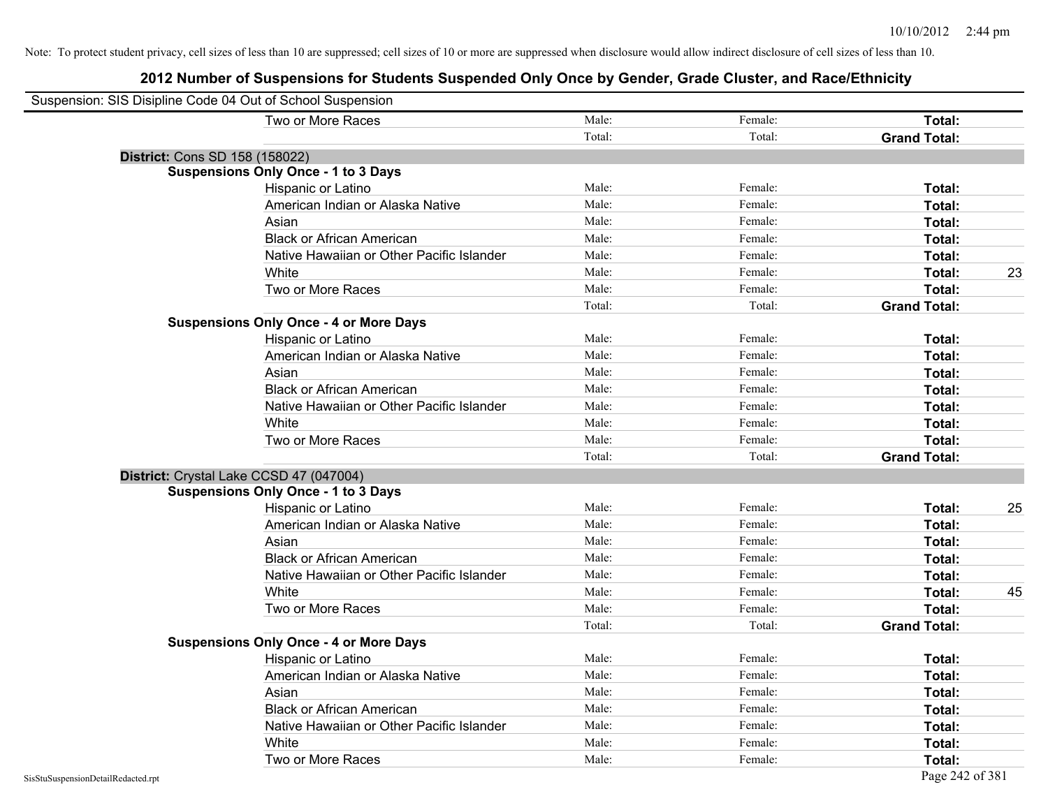Note: To protect student privacy, cell sizes of less than 10 are suppressed; cell sizes of 10 or more are suppressed when disclosure would allow indirect disclosure of cell sizes of less than 10.

## 2012 Number of Suspensions for Students Suspended Only Once by Gender, Grade Cluster, and Race/Ethnicity

Suspension: SIS Disipline Code 04 Out of School Suspension

| | | | | |
|---|---|---|---|---|
| Two or More Races | Male: | Female: | **Total:** | |
| | Total: | Total: | **Grand Total:** | |

**District:** Cons SD 158 (158022)

**Suspensions Only Once - 1 to 3 Days**

| | | | | |
|---|---|---|---|---|
| Hispanic or Latino | Male: | Female: | **Total:** | |
| American Indian or Alaska Native | Male: | Female: | **Total:** | |
| Asian | Male: | Female: | **Total:** | |
| Black or African American | Male: | Female: | **Total:** | |
| Native Hawaiian or Other Pacific Islander | Male: | Female: | **Total:** | |
| White | Male: | Female: | **Total:** | 23 |
| Two or More Races | Male: | Female: | **Total:** | |
| | Total: | Total: | **Grand Total:** | |

**Suspensions Only Once - 4 or More Days**

| | | | | |
|---|---|---|---|---|
| Hispanic or Latino | Male: | Female: | **Total:** | |
| American Indian or Alaska Native | Male: | Female: | **Total:** | |
| Asian | Male: | Female: | **Total:** | |
| Black or African American | Male: | Female: | **Total:** | |
| Native Hawaiian or Other Pacific Islander | Male: | Female: | **Total:** | |
| White | Male: | Female: | **Total:** | |
| Two or More Races | Male: | Female: | **Total:** | |
| | Total: | Total: | **Grand Total:** | |

**District:** Crystal Lake CCSD 47 (047004)

**Suspensions Only Once - 1 to 3 Days**

| | | | | |
|---|---|---|---|---|
| Hispanic or Latino | Male: | Female: | **Total:** | 25 |
| American Indian or Alaska Native | Male: | Female: | **Total:** | |
| Asian | Male: | Female: | **Total:** | |
| Black or African American | Male: | Female: | **Total:** | |
| Native Hawaiian or Other Pacific Islander | Male: | Female: | **Total:** | |
| White | Male: | Female: | **Total:** | 45 |
| Two or More Races | Male: | Female: | **Total:** | |
| | Total: | Total: | **Grand Total:** | |

**Suspensions Only Once - 4 or More Days**

| | | | | |
|---|---|---|---|---|
| Hispanic or Latino | Male: | Female: | **Total:** | |
| American Indian or Alaska Native | Male: | Female: | **Total:** | |
| Asian | Male: | Female: | **Total:** | |
| Black or African American | Male: | Female: | **Total:** | |
| Native Hawaiian or Other Pacific Islander | Male: | Female: | **Total:** | |
| White | Male: | Female: | **Total:** | |
| Two or More Races | Male: | Female: | **Total:** | |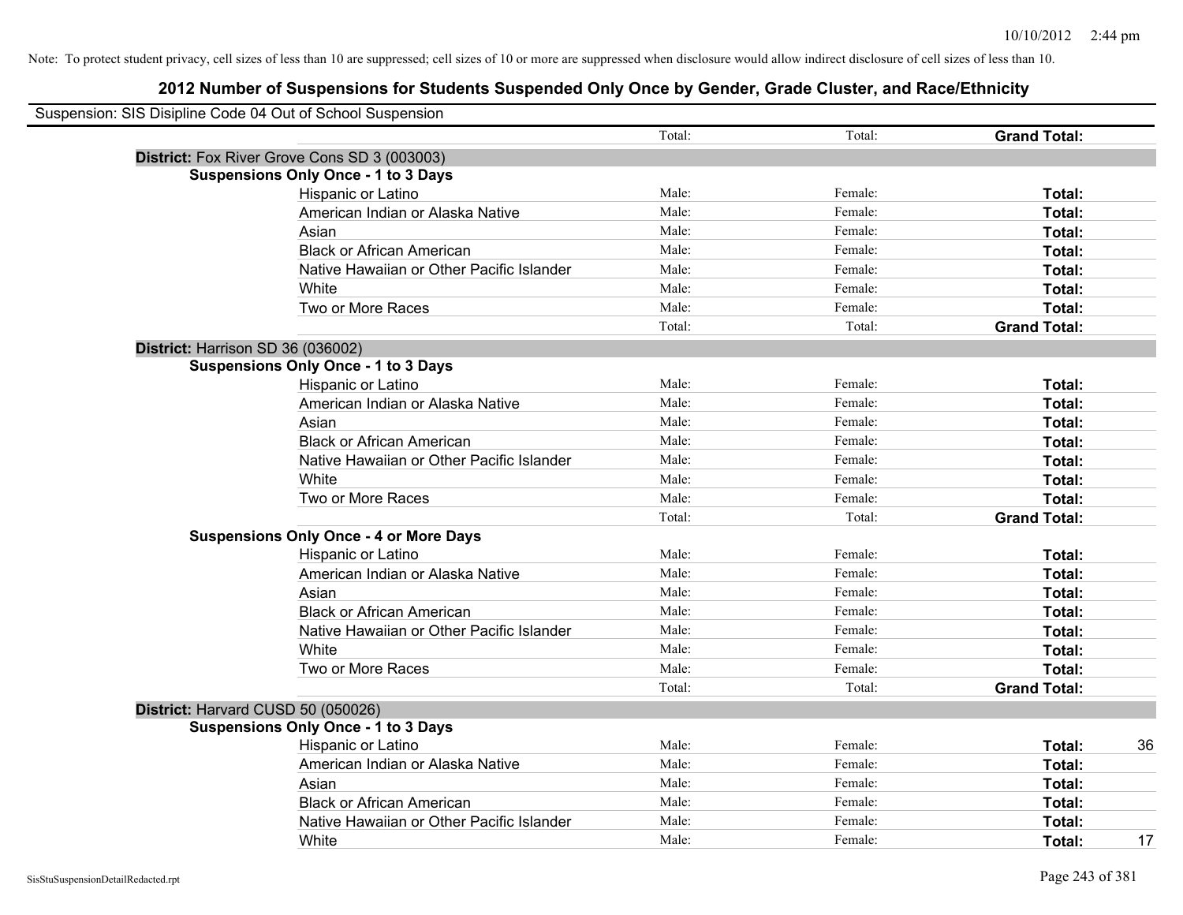Note: To protect student privacy, cell sizes of less than 10 are suppressed; cell sizes of 10 or more are suppressed when disclosure would allow indirect disclosure of cell sizes of less than 10.

# 2012 Number of Suspensions for Students Suspended Only Once by Gender, Grade Cluster, and Race/Ethnicity

Suspension: SIS Disipline Code 04 Out of School Suspension

| | | Total: | Total: | **Grand Total:** | |
|---|---|---|---|---|---|
| **District:** Fox River Grove Cons SD 3 (003003) | | | | | |
| **Suspensions Only Once - 1 to 3 Days** | | | | | |
| | Hispanic or Latino | Male: | Female: | **Total:** | |
| | American Indian or Alaska Native | Male: | Female: | **Total:** | |
| | Asian | Male: | Female: | **Total:** | |
| | Black or African American | Male: | Female: | **Total:** | |
| | Native Hawaiian or Other Pacific Islander | Male: | Female: | **Total:** | |
| | White | Male: | Female: | **Total:** | |
| | Two or More Races | Male: | Female: | **Total:** | |
| | | Total: | Total: | **Grand Total:** | |
| **District:** Harrison SD 36 (036002) | | | | | |
| **Suspensions Only Once - 1 to 3 Days** | | | | | |
| | Hispanic or Latino | Male: | Female: | **Total:** | |
| | American Indian or Alaska Native | Male: | Female: | **Total:** | |
| | Asian | Male: | Female: | **Total:** | |
| | Black or African American | Male: | Female: | **Total:** | |
| | Native Hawaiian or Other Pacific Islander | Male: | Female: | **Total:** | |
| | White | Male: | Female: | **Total:** | |
| | Two or More Races | Male: | Female: | **Total:** | |
| | | Total: | Total: | **Grand Total:** | |
| **Suspensions Only Once - 4 or More Days** | | | | | |
| | Hispanic or Latino | Male: | Female: | **Total:** | |
| | American Indian or Alaska Native | Male: | Female: | **Total:** | |
| | Asian | Male: | Female: | **Total:** | |
| | Black or African American | Male: | Female: | **Total:** | |
| | Native Hawaiian or Other Pacific Islander | Male: | Female: | **Total:** | |
| | White | Male: | Female: | **Total:** | |
| | Two or More Races | Male: | Female: | **Total:** | |
| | | Total: | Total: | **Grand Total:** | |
| **District:** Harvard CUSD 50 (050026) | | | | | |
| **Suspensions Only Once - 1 to 3 Days** | | | | | |
| | Hispanic or Latino | Male: | Female: | **Total:** | 36 |
| | American Indian or Alaska Native | Male: | Female: | **Total:** | |
| | Asian | Male: | Female: | **Total:** | |
| | Black or African American | Male: | Female: | **Total:** | |
| | Native Hawaiian or Other Pacific Islander | Male: | Female: | **Total:** | |
| | White | Male: | Female: | **Total:** | 17 |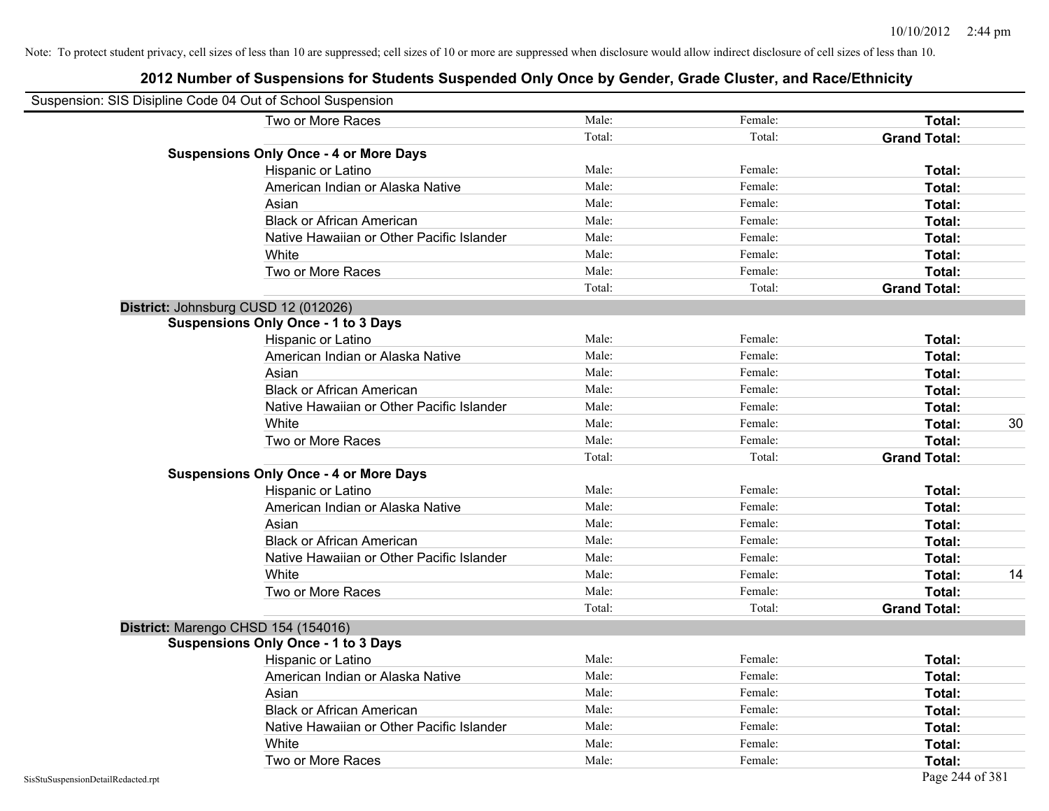Note: To protect student privacy, cell sizes of less than 10 are suppressed; cell sizes of 10 or more are suppressed when disclosure would allow indirect disclosure of cell sizes of less than 10.

## 2012 Number of Suspensions for Students Suspended Only Once by Gender, Grade Cluster, and Race/Ethnicity

Suspension: SIS Disipline Code 04 Out of School Suspension

| | | | | |
|---|---|---|---|---|
| Two or More Races | Male: | Female: | **Total:** | |
| | Total: | Total: | **Grand Total:** | |
| **Suspensions Only Once - 4 or More Days** | | | | |
| Hispanic or Latino | Male: | Female: | **Total:** | |
| American Indian or Alaska Native | Male: | Female: | **Total:** | |
| Asian | Male: | Female: | **Total:** | |
| Black or African American | Male: | Female: | **Total:** | |
| Native Hawaiian or Other Pacific Islander | Male: | Female: | **Total:** | |
| White | Male: | Female: | **Total:** | |
| Two or More Races | Male: | Female: | **Total:** | |
| | Total: | Total: | **Grand Total:** | |
| **District:** Johnsburg CUSD 12 (012026) | | | | |
| **Suspensions Only Once - 1 to 3 Days** | | | | |
| Hispanic or Latino | Male: | Female: | **Total:** | |
| American Indian or Alaska Native | Male: | Female: | **Total:** | |
| Asian | Male: | Female: | **Total:** | |
| Black or African American | Male: | Female: | **Total:** | |
| Native Hawaiian or Other Pacific Islander | Male: | Female: | **Total:** | |
| White | Male: | Female: | **Total:** | 30 |
| Two or More Races | Male: | Female: | **Total:** | |
| | Total: | Total: | **Grand Total:** | |
| **Suspensions Only Once - 4 or More Days** | | | | |
| Hispanic or Latino | Male: | Female: | **Total:** | |
| American Indian or Alaska Native | Male: | Female: | **Total:** | |
| Asian | Male: | Female: | **Total:** | |
| Black or African American | Male: | Female: | **Total:** | |
| Native Hawaiian or Other Pacific Islander | Male: | Female: | **Total:** | |
| White | Male: | Female: | **Total:** | 14 |
| Two or More Races | Male: | Female: | **Total:** | |
| | Total: | Total: | **Grand Total:** | |
| **District:** Marengo CHSD 154 (154016) | | | | |
| **Suspensions Only Once - 1 to 3 Days** | | | | |
| Hispanic or Latino | Male: | Female: | **Total:** | |
| American Indian or Alaska Native | Male: | Female: | **Total:** | |
| Asian | Male: | Female: | **Total:** | |
| Black or African American | Male: | Female: | **Total:** | |
| Native Hawaiian or Other Pacific Islander | Male: | Female: | **Total:** | |
| White | Male: | Female: | **Total:** | |
| Two or More Races | Male: | Female: | **Total:** | |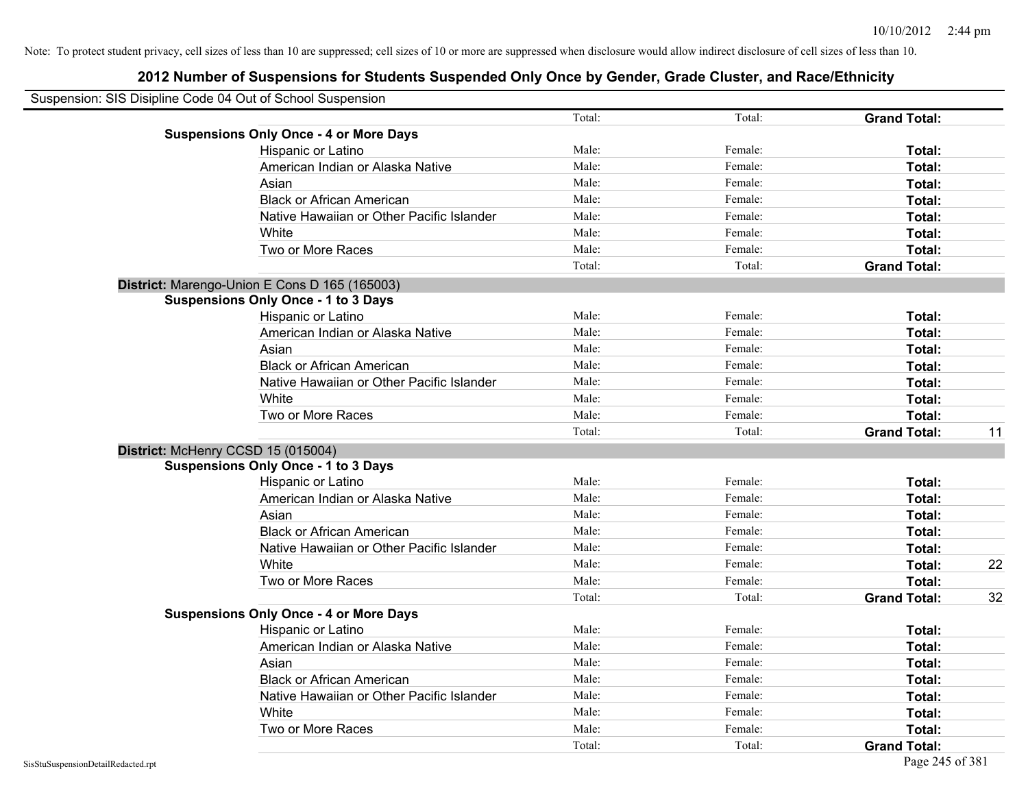Note: To protect student privacy, cell sizes of less than 10 are suppressed; cell sizes of 10 or more are suppressed when disclosure would allow indirect disclosure of cell sizes of less than 10.

# 2012 Number of Suspensions for Students Suspended Only Once by Gender, Grade Cluster, and Race/Ethnicity

Suspension: SIS Disipline Code 04 Out of School Suspension

| | | | | |
|---|---|---|---|---|
| | Total: | Total: | **Grand Total:** | |
| **Suspensions Only Once - 4 or More Days** | | | | |
| Hispanic or Latino | Male: | Female: | **Total:** | |
| American Indian or Alaska Native | Male: | Female: | **Total:** | |
| Asian | Male: | Female: | **Total:** | |
| Black or African American | Male: | Female: | **Total:** | |
| Native Hawaiian or Other Pacific Islander | Male: | Female: | **Total:** | |
| White | Male: | Female: | **Total:** | |
| Two or More Races | Male: | Female: | **Total:** | |
| | Total: | Total: | **Grand Total:** | |
| **District:** Marengo-Union E Cons D 165 (165003) | | | | |
| **Suspensions Only Once - 1 to 3 Days** | | | | |
| Hispanic or Latino | Male: | Female: | **Total:** | |
| American Indian or Alaska Native | Male: | Female: | **Total:** | |
| Asian | Male: | Female: | **Total:** | |
| Black or African American | Male: | Female: | **Total:** | |
| Native Hawaiian or Other Pacific Islander | Male: | Female: | **Total:** | |
| White | Male: | Female: | **Total:** | |
| Two or More Races | Male: | Female: | **Total:** | |
| | Total: | Total: | **Grand Total:** | 11 |
| **District:** McHenry CCSD 15 (015004) | | | | |
| **Suspensions Only Once - 1 to 3 Days** | | | | |
| Hispanic or Latino | Male: | Female: | **Total:** | |
| American Indian or Alaska Native | Male: | Female: | **Total:** | |
| Asian | Male: | Female: | **Total:** | |
| Black or African American | Male: | Female: | **Total:** | |
| Native Hawaiian or Other Pacific Islander | Male: | Female: | **Total:** | |
| White | Male: | Female: | **Total:** | 22 |
| Two or More Races | Male: | Female: | **Total:** | |
| | Total: | Total: | **Grand Total:** | 32 |
| **Suspensions Only Once - 4 or More Days** | | | | |
| Hispanic or Latino | Male: | Female: | **Total:** | |
| American Indian or Alaska Native | Male: | Female: | **Total:** | |
| Asian | Male: | Female: | **Total:** | |
| Black or African American | Male: | Female: | **Total:** | |
| Native Hawaiian or Other Pacific Islander | Male: | Female: | **Total:** | |
| White | Male: | Female: | **Total:** | |
| Two or More Races | Male: | Female: | **Total:** | |
| | Total: | Total: | **Grand Total:** | |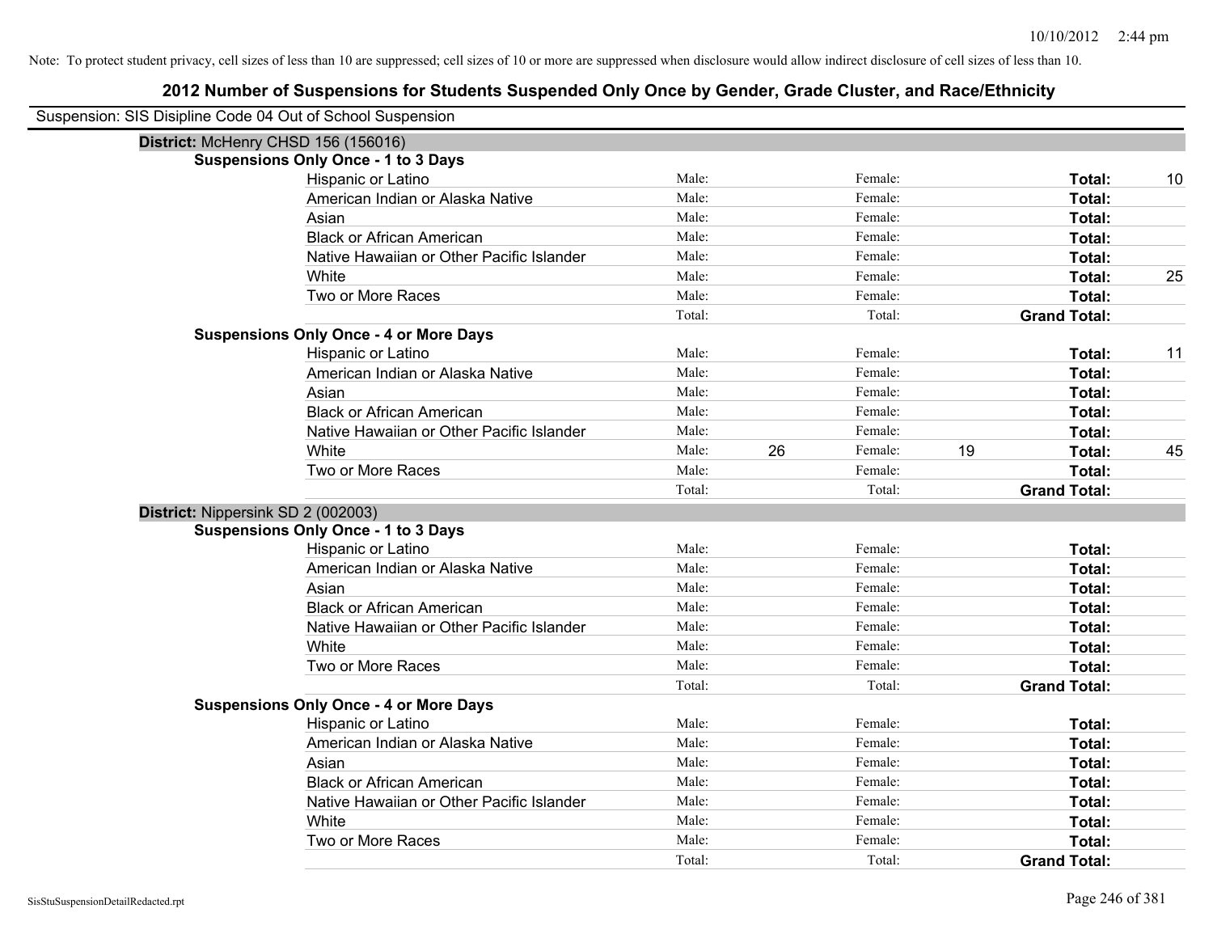Note: To protect student privacy, cell sizes of less than 10 are suppressed; cell sizes of 10 or more are suppressed when disclosure would allow indirect disclosure of cell sizes of less than 10.

## 2012 Number of Suspensions for Students Suspended Only Once by Gender, Grade Cluster, and Race/Ethnicity

Suspension: SIS Disipline Code 04 Out of School Suspension

**District:** McHenry CHSD 156 (156016)

**Suspensions Only Once - 1 to 3 Days**

| | | | | | | |
|---|---|---|---|---|---|---|
| Hispanic or Latino | Male: | | Female: | | **Total:** | 10 |
| American Indian or Alaska Native | Male: | | Female: | | **Total:** | |
| Asian | Male: | | Female: | | **Total:** | |
| Black or African American | Male: | | Female: | | **Total:** | |
| Native Hawaiian or Other Pacific Islander | Male: | | Female: | | **Total:** | |
| White | Male: | | Female: | | **Total:** | 25 |
| Two or More Races | Male: | | Female: | | **Total:** | |
| | Total: | | Total: | | **Grand Total:** | |

**Suspensions Only Once - 4 or More Days**

| | | | | | | |
|---|---|---|---|---|---|---|
| Hispanic or Latino | Male: | | Female: | | **Total:** | 11 |
| American Indian or Alaska Native | Male: | | Female: | | **Total:** | |
| Asian | Male: | | Female: | | **Total:** | |
| Black or African American | Male: | | Female: | | **Total:** | |
| Native Hawaiian or Other Pacific Islander | Male: | | Female: | | **Total:** | |
| White | Male: | 26 | Female: | 19 | **Total:** | 45 |
| Two or More Races | Male: | | Female: | | **Total:** | |
| | Total: | | Total: | | **Grand Total:** | |

**District:** Nippersink SD 2 (002003)

**Suspensions Only Once - 1 to 3 Days**

| | | | | | | |
|---|---|---|---|---|---|---|
| Hispanic or Latino | Male: | | Female: | | **Total:** | |
| American Indian or Alaska Native | Male: | | Female: | | **Total:** | |
| Asian | Male: | | Female: | | **Total:** | |
| Black or African American | Male: | | Female: | | **Total:** | |
| Native Hawaiian or Other Pacific Islander | Male: | | Female: | | **Total:** | |
| White | Male: | | Female: | | **Total:** | |
| Two or More Races | Male: | | Female: | | **Total:** | |
| | Total: | | Total: | | **Grand Total:** | |

**Suspensions Only Once - 4 or More Days**

| | | | | | | |
|---|---|---|---|---|---|---|
| Hispanic or Latino | Male: | | Female: | | **Total:** | |
| American Indian or Alaska Native | Male: | | Female: | | **Total:** | |
| Asian | Male: | | Female: | | **Total:** | |
| Black or African American | Male: | | Female: | | **Total:** | |
| Native Hawaiian or Other Pacific Islander | Male: | | Female: | | **Total:** | |
| White | Male: | | Female: | | **Total:** | |
| Two or More Races | Male: | | Female: | | **Total:** | |
| | Total: | | Total: | | **Grand Total:** | |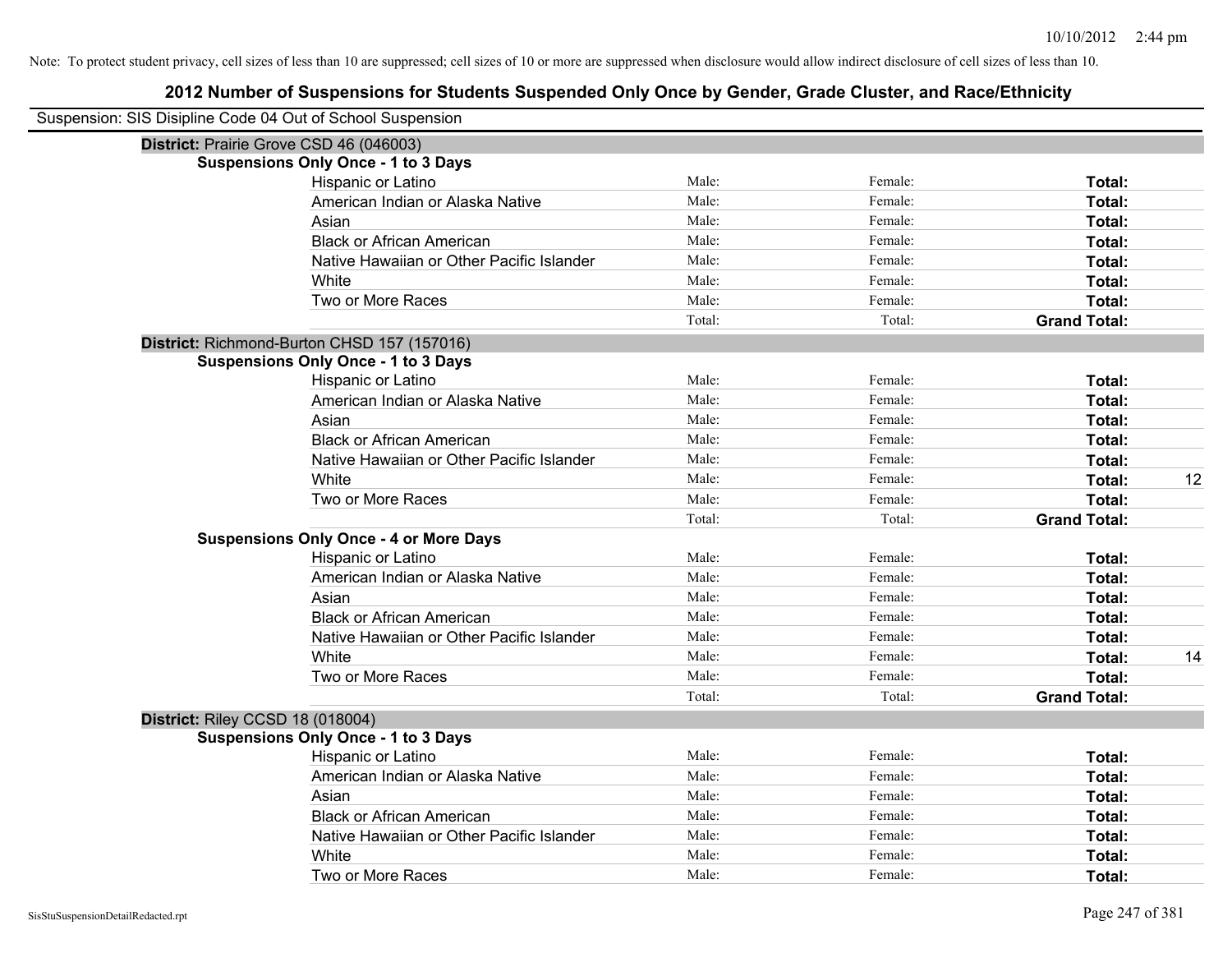Note: To protect student privacy, cell sizes of less than 10 are suppressed; cell sizes of 10 or more are suppressed when disclosure would allow indirect disclosure of cell sizes of less than 10.

# 2012 Number of Suspensions for Students Suspended Only Once by Gender, Grade Cluster, and Race/Ethnicity

Suspension: SIS Disipline Code 04 Out of School Suspension

**District:** Prairie Grove CSD 46 (046003)

**Suspensions Only Once - 1 to 3 Days**

| | | | | |
|---|---|---|---|---|
| Hispanic or Latino | Male: | Female: | **Total:** | |
| American Indian or Alaska Native | Male: | Female: | **Total:** | |
| Asian | Male: | Female: | **Total:** | |
| Black or African American | Male: | Female: | **Total:** | |
| Native Hawaiian or Other Pacific Islander | Male: | Female: | **Total:** | |
| White | Male: | Female: | **Total:** | |
| Two or More Races | Male: | Female: | **Total:** | |
| | Total: | Total: | **Grand Total:** | |

**District:** Richmond-Burton CHSD 157 (157016)

**Suspensions Only Once - 1 to 3 Days**

| | | | | |
|---|---|---|---|---|
| Hispanic or Latino | Male: | Female: | **Total:** | |
| American Indian or Alaska Native | Male: | Female: | **Total:** | |
| Asian | Male: | Female: | **Total:** | |
| Black or African American | Male: | Female: | **Total:** | |
| Native Hawaiian or Other Pacific Islander | Male: | Female: | **Total:** | |
| White | Male: | Female: | **Total:** | 12 |
| Two or More Races | Male: | Female: | **Total:** | |
| | Total: | Total: | **Grand Total:** | |

**Suspensions Only Once - 4 or More Days**

| | | | | |
|---|---|---|---|---|
| Hispanic or Latino | Male: | Female: | **Total:** | |
| American Indian or Alaska Native | Male: | Female: | **Total:** | |
| Asian | Male: | Female: | **Total:** | |
| Black or African American | Male: | Female: | **Total:** | |
| Native Hawaiian or Other Pacific Islander | Male: | Female: | **Total:** | |
| White | Male: | Female: | **Total:** | 14 |
| Two or More Races | Male: | Female: | **Total:** | |
| | Total: | Total: | **Grand Total:** | |

**District:** Riley CCSD 18 (018004)

**Suspensions Only Once - 1 to 3 Days**

| | | | | |
|---|---|---|---|---|
| Hispanic or Latino | Male: | Female: | **Total:** | |
| American Indian or Alaska Native | Male: | Female: | **Total:** | |
| Asian | Male: | Female: | **Total:** | |
| Black or African American | Male: | Female: | **Total:** | |
| Native Hawaiian or Other Pacific Islander | Male: | Female: | **Total:** | |
| White | Male: | Female: | **Total:** | |
| Two or More Races | Male: | Female: | **Total:** | |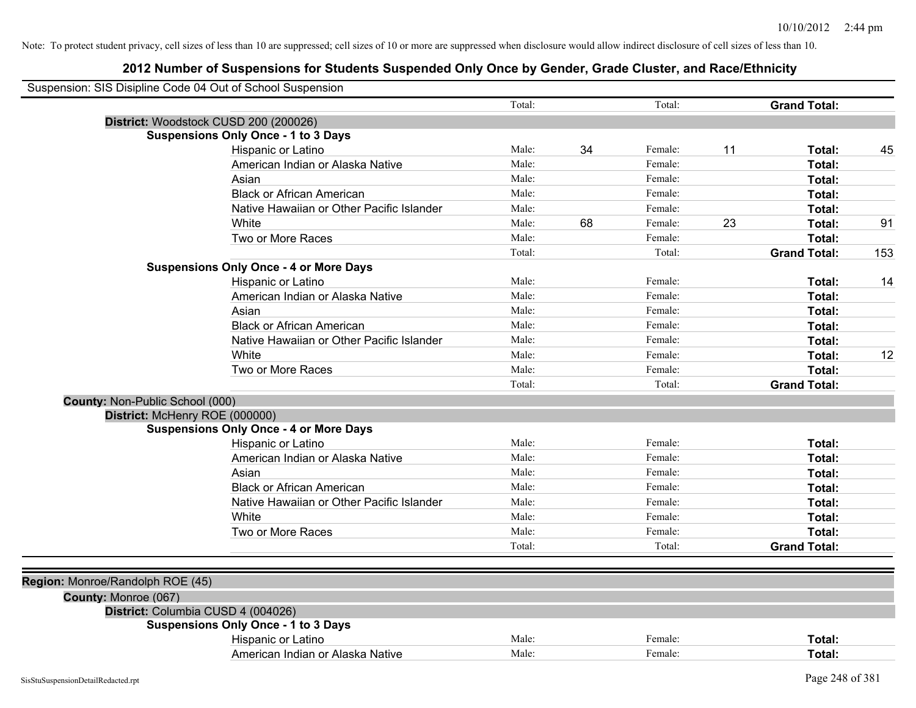Note: To protect student privacy, cell sizes of less than 10 are suppressed; cell sizes of 10 or more are suppressed when disclosure would allow indirect disclosure of cell sizes of less than 10.

# 2012 Number of Suspensions for Students Suspended Only Once by Gender, Grade Cluster, and Race/Ethnicity

Suspension: SIS Disipline Code 04 Out of School Suspension

| | | | | | | | |
|---|---|---|---|---|---|---|---|
| | Total: | | Total: | | **Grand Total:** | |
| **District:** Woodstock CUSD 200 (200026) | | | | | | |
| **Suspensions Only Once - 1 to 3 Days** | | | | | | |
| Hispanic or Latino | Male: | 34 | Female: | 11 | **Total:** | 45 |
| American Indian or Alaska Native | Male: | | Female: | | **Total:** | |
| Asian | Male: | | Female: | | **Total:** | |
| Black or African American | Male: | | Female: | | **Total:** | |
| Native Hawaiian or Other Pacific Islander | Male: | | Female: | | **Total:** | |
| White | Male: | 68 | Female: | 23 | **Total:** | 91 |
| Two or More Races | Male: | | Female: | | **Total:** | |
| | Total: | | Total: | | **Grand Total:** | 153 |
| **Suspensions Only Once - 4 or More Days** | | | | | | |
| Hispanic or Latino | Male: | | Female: | | **Total:** | 14 |
| American Indian or Alaska Native | Male: | | Female: | | **Total:** | |
| Asian | Male: | | Female: | | **Total:** | |
| Black or African American | Male: | | Female: | | **Total:** | |
| Native Hawaiian or Other Pacific Islander | Male: | | Female: | | **Total:** | |
| White | Male: | | Female: | | **Total:** | 12 |
| Two or More Races | Male: | | Female: | | **Total:** | |
| | Total: | | Total: | | **Grand Total:** | |
| **County:** Non-Public School (000) | | | | | | |
| **District:** McHenry ROE (000000) | | | | | | |
| **Suspensions Only Once - 4 or More Days** | | | | | | |
| Hispanic or Latino | Male: | | Female: | | **Total:** | |
| American Indian or Alaska Native | Male: | | Female: | | **Total:** | |
| Asian | Male: | | Female: | | **Total:** | |
| Black or African American | Male: | | Female: | | **Total:** | |
| Native Hawaiian or Other Pacific Islander | Male: | | Female: | | **Total:** | |
| White | Male: | | Female: | | **Total:** | |
| Two or More Races | Male: | | Female: | | **Total:** | |
| | Total: | | Total: | | **Grand Total:** | |

| | | | | | | |
|---|---|---|---|---|---|---|
| **Region:** Monroe/Randolph ROE (45) | | | | | | |
| **County:** Monroe (067) | | | | | | |
| **District:** Columbia CUSD 4 (004026) | | | | | | |
| **Suspensions Only Once - 1 to 3 Days** | | | | | | |
| Hispanic or Latino | Male: | | Female: | | **Total:** | |
| American Indian or Alaska Native | Male: | | Female: | | **Total:** | |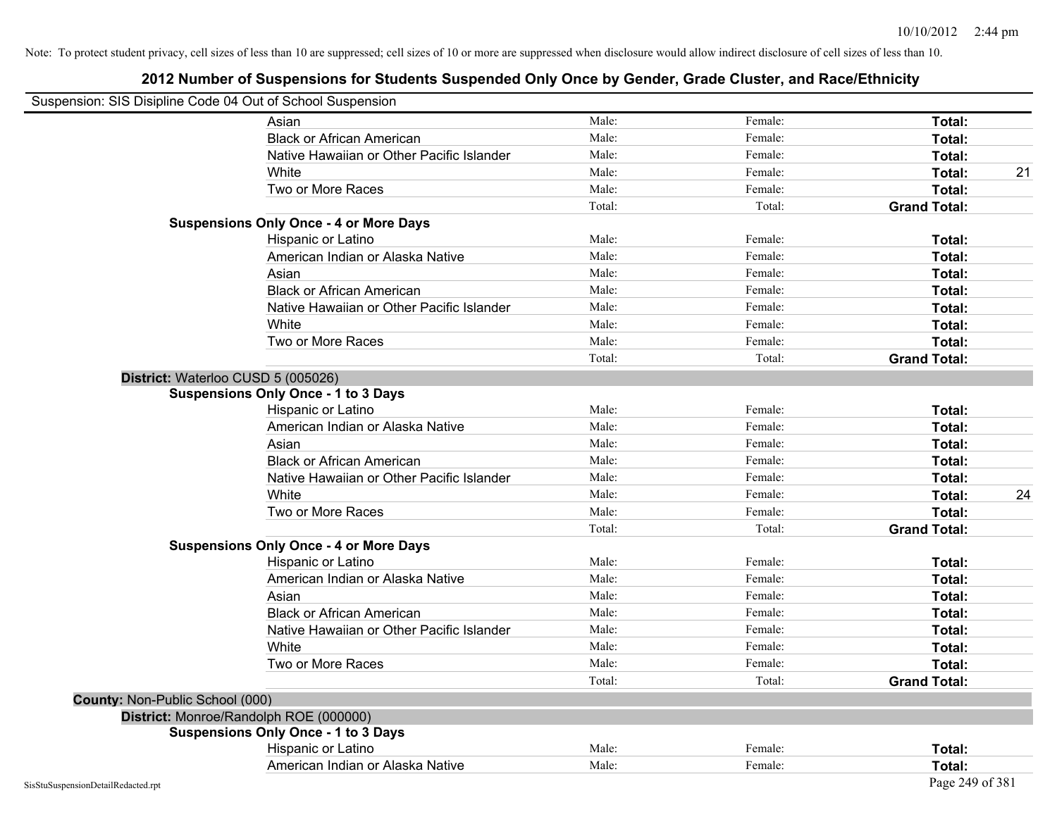Note: To protect student privacy, cell sizes of less than 10 are suppressed; cell sizes of 10 or more are suppressed when disclosure would allow indirect disclosure of cell sizes of less than 10.

# 2012 Number of Suspensions for Students Suspended Only Once by Gender, Grade Cluster, and Race/Ethnicity

Suspension: SIS Disipline Code 04 Out of School Suspension

| | | | | |
|---|---|---|---|---|
| Asian | Male: | Female: | **Total:** | |
| Black or African American | Male: | Female: | **Total:** | |
| Native Hawaiian or Other Pacific Islander | Male: | Female: | **Total:** | |
| White | Male: | Female: | **Total:** | 21 |
| Two or More Races | Male: | Female: | **Total:** | |
| | Total: | Total: | **Grand Total:** | |

**Suspensions Only Once - 4 or More Days**

| | | | | |
|---|---|---|---|---|
| Hispanic or Latino | Male: | Female: | **Total:** | |
| American Indian or Alaska Native | Male: | Female: | **Total:** | |
| Asian | Male: | Female: | **Total:** | |
| Black or African American | Male: | Female: | **Total:** | |
| Native Hawaiian or Other Pacific Islander | Male: | Female: | **Total:** | |
| White | Male: | Female: | **Total:** | |
| Two or More Races | Male: | Female: | **Total:** | |
| | Total: | Total: | **Grand Total:** | |

**District:** Waterloo CUSD 5 (005026)

**Suspensions Only Once - 1 to 3 Days**

| | | | | |
|---|---|---|---|---|
| Hispanic or Latino | Male: | Female: | **Total:** | |
| American Indian or Alaska Native | Male: | Female: | **Total:** | |
| Asian | Male: | Female: | **Total:** | |
| Black or African American | Male: | Female: | **Total:** | |
| Native Hawaiian or Other Pacific Islander | Male: | Female: | **Total:** | |
| White | Male: | Female: | **Total:** | 24 |
| Two or More Races | Male: | Female: | **Total:** | |
| | Total: | Total: | **Grand Total:** | |

**Suspensions Only Once - 4 or More Days**

| | | | | |
|---|---|---|---|---|
| Hispanic or Latino | Male: | Female: | **Total:** | |
| American Indian or Alaska Native | Male: | Female: | **Total:** | |
| Asian | Male: | Female: | **Total:** | |
| Black or African American | Male: | Female: | **Total:** | |
| Native Hawaiian or Other Pacific Islander | Male: | Female: | **Total:** | |
| White | Male: | Female: | **Total:** | |
| Two or More Races | Male: | Female: | **Total:** | |
| | Total: | Total: | **Grand Total:** | |

**County:** Non-Public School (000)

**District:** Monroe/Randolph ROE (000000)

**Suspensions Only Once - 1 to 3 Days**

| | | | | |
|---|---|---|---|---|
| Hispanic or Latino | Male: | Female: | **Total:** | |
| American Indian or Alaska Native | Male: | Female: | **Total:** | |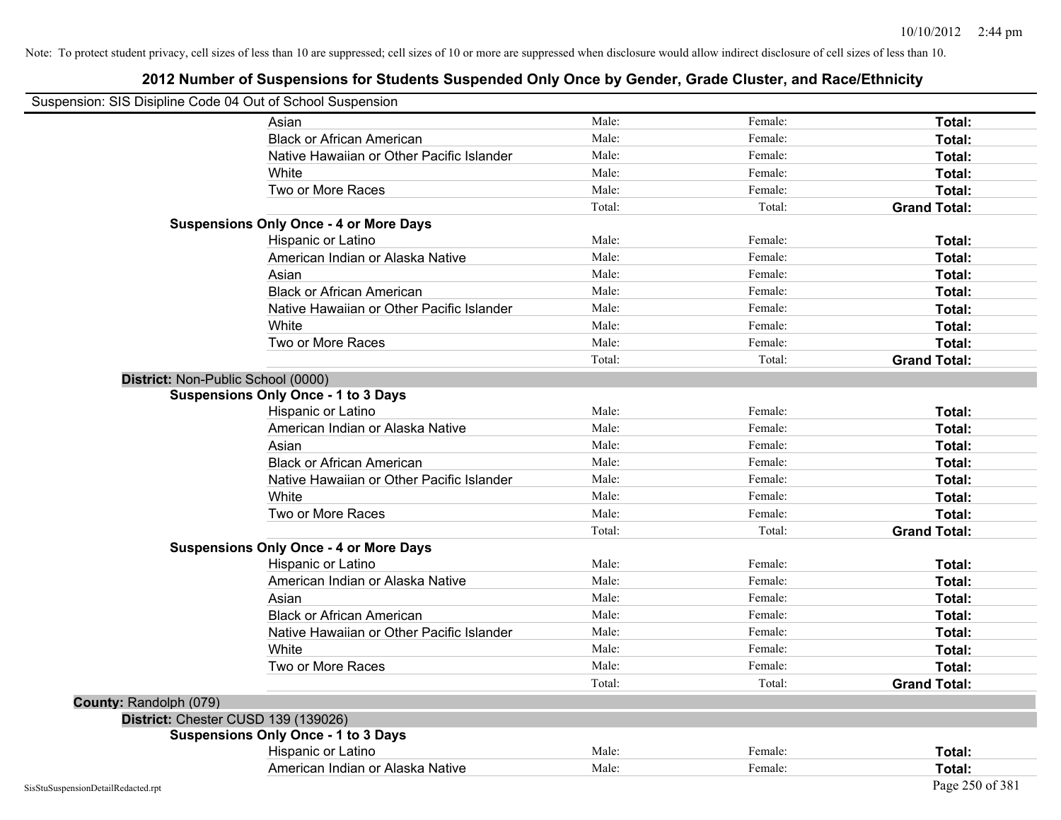Note: To protect student privacy, cell sizes of less than 10 are suppressed; cell sizes of 10 or more are suppressed when disclosure would allow indirect disclosure of cell sizes of less than 10.

## 2012 Number of Suspensions for Students Suspended Only Once by Gender, Grade Cluster, and Race/Ethnicity

Suspension: SIS Disipline Code 04 Out of School Suspension

| | | | |
|---|---|---|---|
| Asian | Male: | Female: | **Total:** |
| Black or African American | Male: | Female: | **Total:** |
| Native Hawaiian or Other Pacific Islander | Male: | Female: | **Total:** |
| White | Male: | Female: | **Total:** |
| Two or More Races | Male: | Female: | **Total:** |
| | Total: | Total: | **Grand Total:** |

**Suspensions Only Once - 4 or More Days**

| | | | |
|---|---|---|---|
| Hispanic or Latino | Male: | Female: | **Total:** |
| American Indian or Alaska Native | Male: | Female: | **Total:** |
| Asian | Male: | Female: | **Total:** |
| Black or African American | Male: | Female: | **Total:** |
| Native Hawaiian or Other Pacific Islander | Male: | Female: | **Total:** |
| White | Male: | Female: | **Total:** |
| Two or More Races | Male: | Female: | **Total:** |
| | Total: | Total: | **Grand Total:** |

**District:** Non-Public School (0000)

**Suspensions Only Once - 1 to 3 Days**

| | | | |
|---|---|---|---|
| Hispanic or Latino | Male: | Female: | **Total:** |
| American Indian or Alaska Native | Male: | Female: | **Total:** |
| Asian | Male: | Female: | **Total:** |
| Black or African American | Male: | Female: | **Total:** |
| Native Hawaiian or Other Pacific Islander | Male: | Female: | **Total:** |
| White | Male: | Female: | **Total:** |
| Two or More Races | Male: | Female: | **Total:** |
| | Total: | Total: | **Grand Total:** |

**Suspensions Only Once - 4 or More Days**

| | | | |
|---|---|---|---|
| Hispanic or Latino | Male: | Female: | **Total:** |
| American Indian or Alaska Native | Male: | Female: | **Total:** |
| Asian | Male: | Female: | **Total:** |
| Black or African American | Male: | Female: | **Total:** |
| Native Hawaiian or Other Pacific Islander | Male: | Female: | **Total:** |
| White | Male: | Female: | **Total:** |
| Two or More Races | Male: | Female: | **Total:** |
| | Total: | Total: | **Grand Total:** |

**County:** Randolph (079)

**District:** Chester CUSD 139 (139026)

**Suspensions Only Once - 1 to 3 Days**

| | | | |
|---|---|---|---|
| Hispanic or Latino | Male: | Female: | **Total:** |
| American Indian or Alaska Native | Male: | Female: | **Total:** |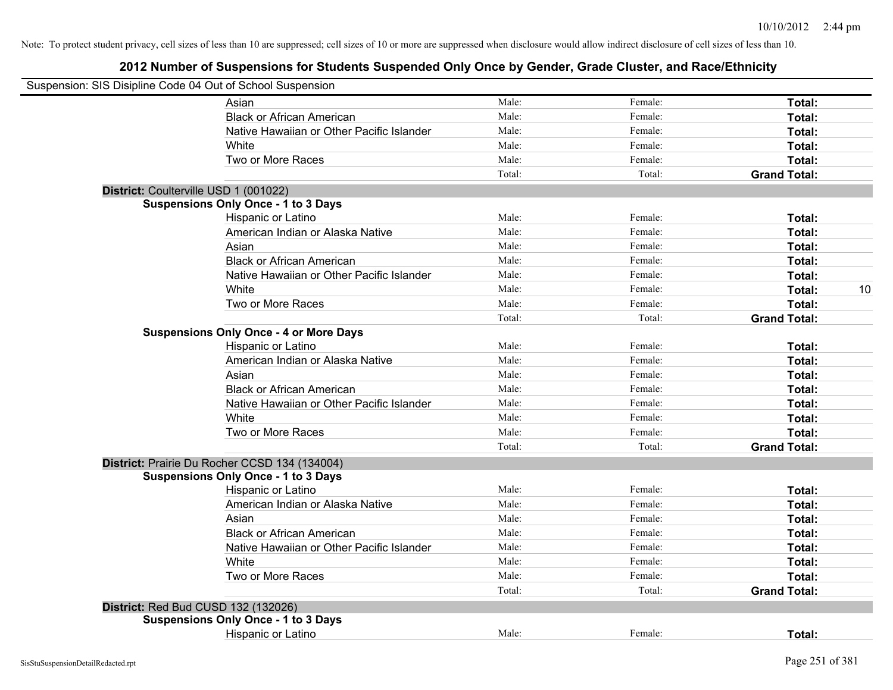Note: To protect student privacy, cell sizes of less than 10 are suppressed; cell sizes of 10 or more are suppressed when disclosure would allow indirect disclosure of cell sizes of less than 10.

## 2012 Number of Suspensions for Students Suspended Only Once by Gender, Grade Cluster, and Race/Ethnicity

Suspension: SIS Disipline Code 04 Out of School Suspension

| | | | | |
|---|---|---|---|---|
| Asian | Male: | Female: | **Total:** | |
| Black or African American | Male: | Female: | **Total:** | |
| Native Hawaiian or Other Pacific Islander | Male: | Female: | **Total:** | |
| White | Male: | Female: | **Total:** | |
| Two or More Races | Male: | Female: | **Total:** | |
| | Total: | Total: | **Grand Total:** | |

**District:** Coulterville USD 1 (001022)

**Suspensions Only Once - 1 to 3 Days**

| | | | | |
|---|---|---|---|---|
| Hispanic or Latino | Male: | Female: | **Total:** | |
| American Indian or Alaska Native | Male: | Female: | **Total:** | |
| Asian | Male: | Female: | **Total:** | |
| Black or African American | Male: | Female: | **Total:** | |
| Native Hawaiian or Other Pacific Islander | Male: | Female: | **Total:** | |
| White | Male: | Female: | **Total:** | 10 |
| Two or More Races | Male: | Female: | **Total:** | |
| | Total: | Total: | **Grand Total:** | |

**Suspensions Only Once - 4 or More Days**

| | | | | |
|---|---|---|---|---|
| Hispanic or Latino | Male: | Female: | **Total:** | |
| American Indian or Alaska Native | Male: | Female: | **Total:** | |
| Asian | Male: | Female: | **Total:** | |
| Black or African American | Male: | Female: | **Total:** | |
| Native Hawaiian or Other Pacific Islander | Male: | Female: | **Total:** | |
| White | Male: | Female: | **Total:** | |
| Two or More Races | Male: | Female: | **Total:** | |
| | Total: | Total: | **Grand Total:** | |

**District:** Prairie Du Rocher CCSD 134 (134004)

**Suspensions Only Once - 1 to 3 Days**

| | | | | |
|---|---|---|---|---|
| Hispanic or Latino | Male: | Female: | **Total:** | |
| American Indian or Alaska Native | Male: | Female: | **Total:** | |
| Asian | Male: | Female: | **Total:** | |
| Black or African American | Male: | Female: | **Total:** | |
| Native Hawaiian or Other Pacific Islander | Male: | Female: | **Total:** | |
| White | Male: | Female: | **Total:** | |
| Two or More Races | Male: | Female: | **Total:** | |
| | Total: | Total: | **Grand Total:** | |

**District:** Red Bud CUSD 132 (132026)

**Suspensions Only Once - 1 to 3 Days**

| | | | | |
|---|---|---|---|---|
| Hispanic or Latino | Male: | Female: | **Total:** | |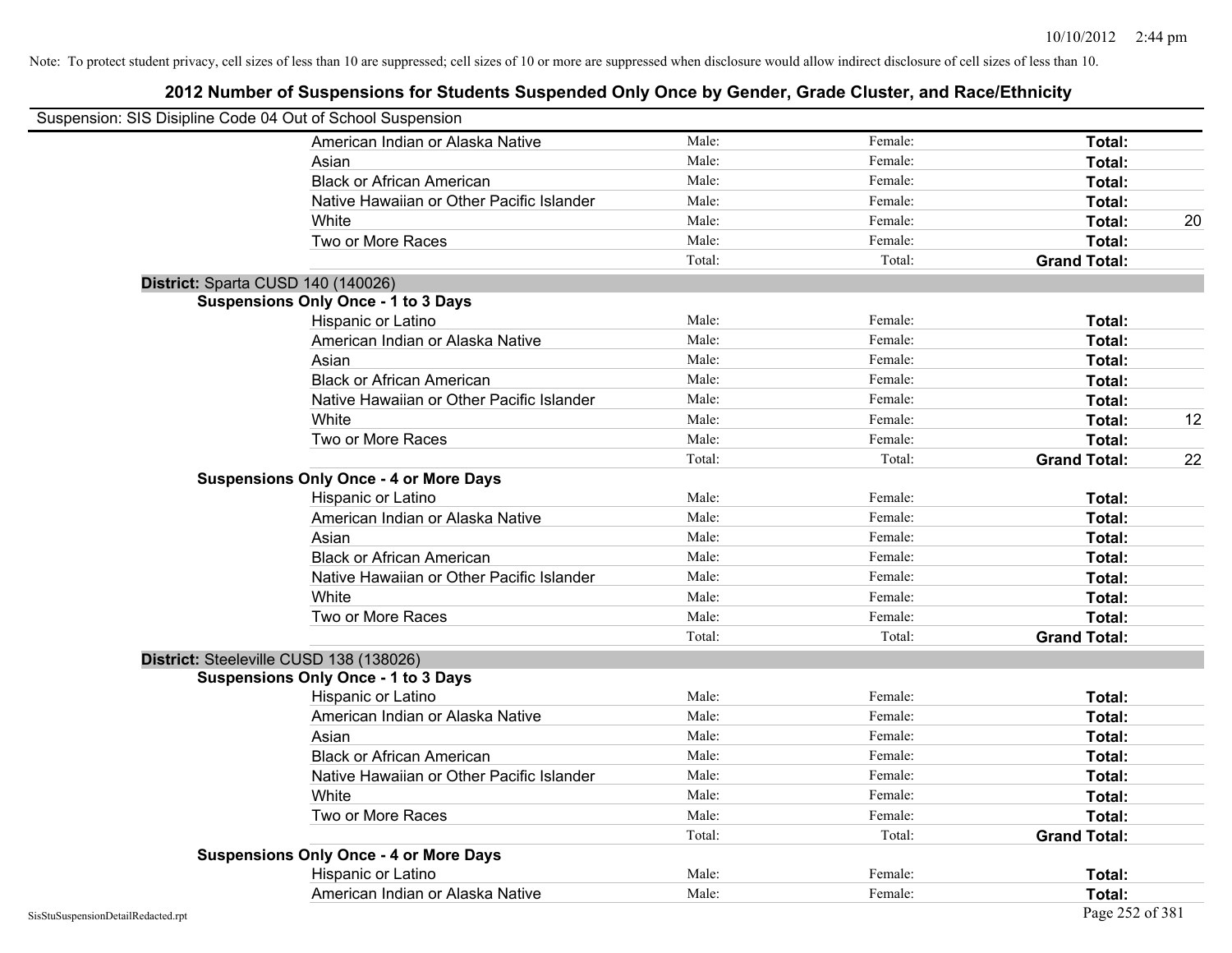Note: To protect student privacy, cell sizes of less than 10 are suppressed; cell sizes of 10 or more are suppressed when disclosure would allow indirect disclosure of cell sizes of less than 10.

# 2012 Number of Suspensions for Students Suspended Only Once by Gender, Grade Cluster, and Race/Ethnicity

Suspension: SIS Disipline Code 04 Out of School Suspension

| | | | | |
|---|---|---|---|---|
| American Indian or Alaska Native | Male: | Female: | **Total:** | |
| Asian | Male: | Female: | **Total:** | |
| Black or African American | Male: | Female: | **Total:** | |
| Native Hawaiian or Other Pacific Islander | Male: | Female: | **Total:** | |
| White | Male: | Female: | **Total:** | 20 |
| Two or More Races | Male: | Female: | **Total:** | |
| | Total: | Total: | **Grand Total:** | |

**District:** Sparta CUSD 140 (140026)

**Suspensions Only Once - 1 to 3 Days**

| | | | | |
|---|---|---|---|---|
| Hispanic or Latino | Male: | Female: | **Total:** | |
| American Indian or Alaska Native | Male: | Female: | **Total:** | |
| Asian | Male: | Female: | **Total:** | |
| Black or African American | Male: | Female: | **Total:** | |
| Native Hawaiian or Other Pacific Islander | Male: | Female: | **Total:** | |
| White | Male: | Female: | **Total:** | 12 |
| Two or More Races | Male: | Female: | **Total:** | |
| | Total: | Total: | **Grand Total:** | 22 |

**Suspensions Only Once - 4 or More Days**

| | | | | |
|---|---|---|---|---|
| Hispanic or Latino | Male: | Female: | **Total:** | |
| American Indian or Alaska Native | Male: | Female: | **Total:** | |
| Asian | Male: | Female: | **Total:** | |
| Black or African American | Male: | Female: | **Total:** | |
| Native Hawaiian or Other Pacific Islander | Male: | Female: | **Total:** | |
| White | Male: | Female: | **Total:** | |
| Two or More Races | Male: | Female: | **Total:** | |
| | Total: | Total: | **Grand Total:** | |

**District:** Steeleville CUSD 138 (138026)

**Suspensions Only Once - 1 to 3 Days**

| | | | | |
|---|---|---|---|---|
| Hispanic or Latino | Male: | Female: | **Total:** | |
| American Indian or Alaska Native | Male: | Female: | **Total:** | |
| Asian | Male: | Female: | **Total:** | |
| Black or African American | Male: | Female: | **Total:** | |
| Native Hawaiian or Other Pacific Islander | Male: | Female: | **Total:** | |
| White | Male: | Female: | **Total:** | |
| Two or More Races | Male: | Female: | **Total:** | |
| | Total: | Total: | **Grand Total:** | |

**Suspensions Only Once - 4 or More Days**

| | | | | |
|---|---|---|---|---|
| Hispanic or Latino | Male: | Female: | **Total:** | |
| American Indian or Alaska Native | Male: | Female: | **Total:** | |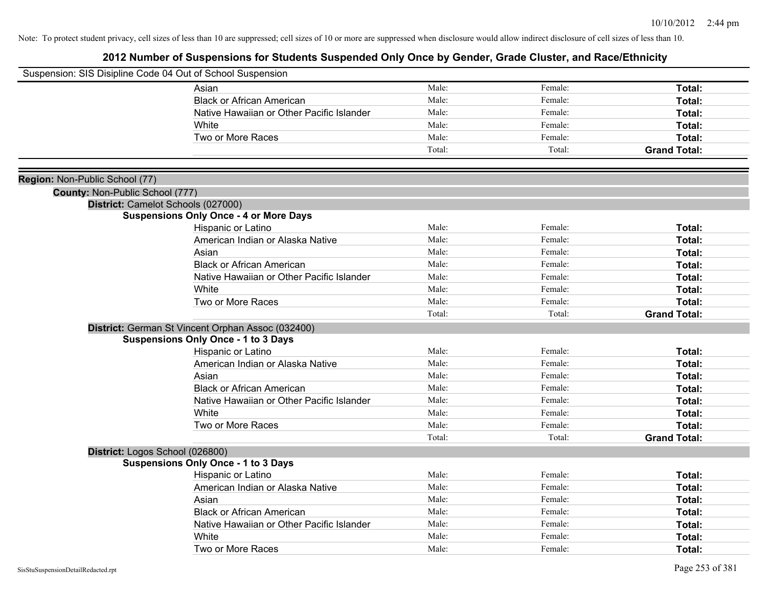Note: To protect student privacy, cell sizes of less than 10 are suppressed; cell sizes of 10 or more are suppressed when disclosure would allow indirect disclosure of cell sizes of less than 10.

# 2012 Number of Suspensions for Students Suspended Only Once by Gender, Grade Cluster, and Race/Ethnicity

Suspension: SIS Disipline Code 04 Out of School Suspension

| | | | |
|---|---|---|---|
| Asian | Male: | Female: | **Total:** |
| Black or African American | Male: | Female: | **Total:** |
| Native Hawaiian or Other Pacific Islander | Male: | Female: | **Total:** |
| White | Male: | Female: | **Total:** |
| Two or More Races | Male: | Female: | **Total:** |
| | Total: | Total: | **Grand Total:** |

**Region:** Non-Public School (77)

**County:** Non-Public School (777)

**District:** Camelot Schools (027000)

**Suspensions Only Once - 4 or More Days**

| | | | |
|---|---|---|---|
| Hispanic or Latino | Male: | Female: | **Total:** |
| American Indian or Alaska Native | Male: | Female: | **Total:** |
| Asian | Male: | Female: | **Total:** |
| Black or African American | Male: | Female: | **Total:** |
| Native Hawaiian or Other Pacific Islander | Male: | Female: | **Total:** |
| White | Male: | Female: | **Total:** |
| Two or More Races | Male: | Female: | **Total:** |
| | Total: | Total: | **Grand Total:** |

**District:** German St Vincent Orphan Assoc (032400)

**Suspensions Only Once - 1 to 3 Days**

| | | | |
|---|---|---|---|
| Hispanic or Latino | Male: | Female: | **Total:** |
| American Indian or Alaska Native | Male: | Female: | **Total:** |
| Asian | Male: | Female: | **Total:** |
| Black or African American | Male: | Female: | **Total:** |
| Native Hawaiian or Other Pacific Islander | Male: | Female: | **Total:** |
| White | Male: | Female: | **Total:** |
| Two or More Races | Male: | Female: | **Total:** |
| | Total: | Total: | **Grand Total:** |

**District:** Logos School (026800)

**Suspensions Only Once - 1 to 3 Days**

| | | | |
|---|---|---|---|
| Hispanic or Latino | Male: | Female: | **Total:** |
| American Indian or Alaska Native | Male: | Female: | **Total:** |
| Asian | Male: | Female: | **Total:** |
| Black or African American | Male: | Female: | **Total:** |
| Native Hawaiian or Other Pacific Islander | Male: | Female: | **Total:** |
| White | Male: | Female: | **Total:** |
| Two or More Races | Male: | Female: | **Total:** |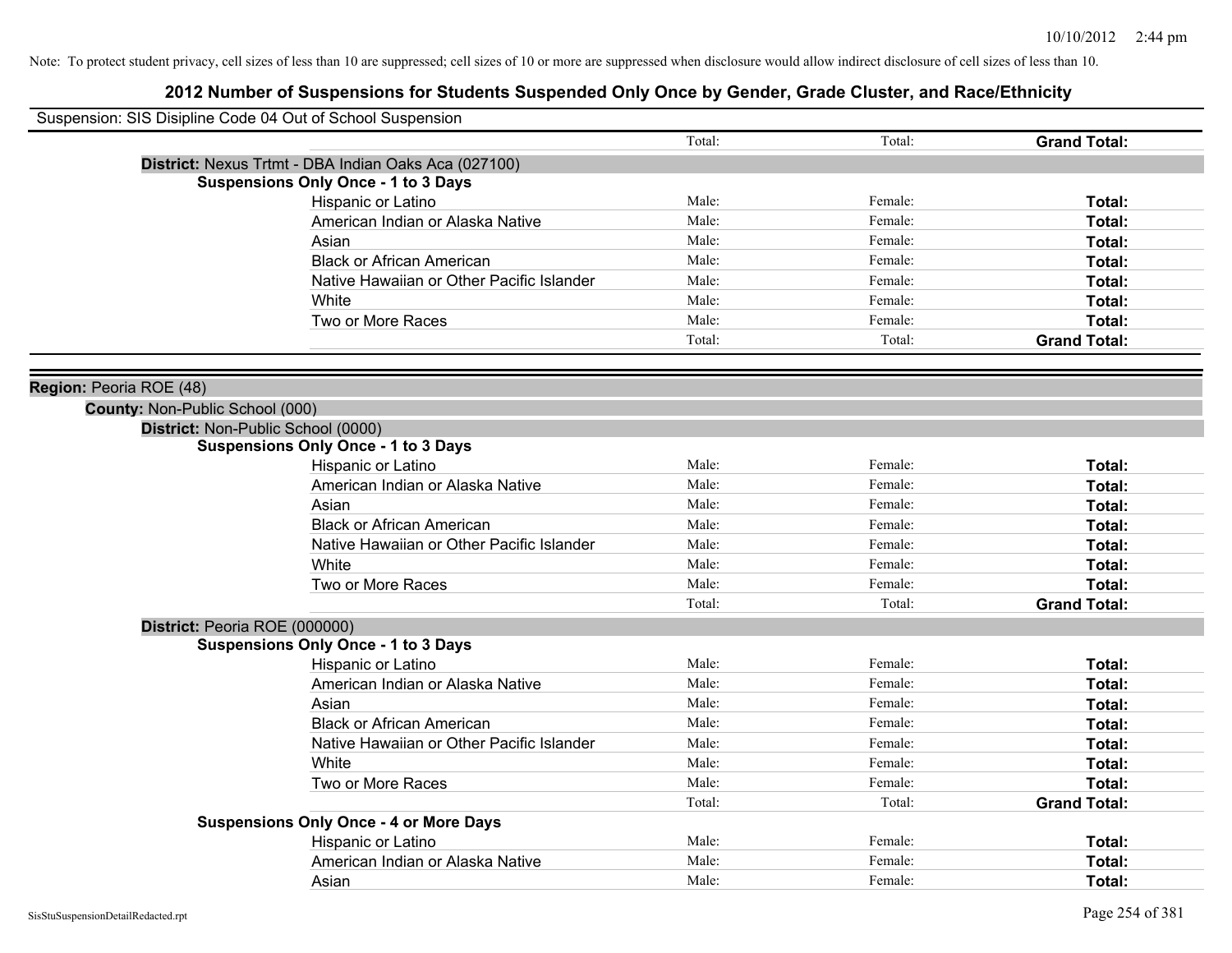Note: To protect student privacy, cell sizes of less than 10 are suppressed; cell sizes of 10 or more are suppressed when disclosure would allow indirect disclosure of cell sizes of less than 10.

# 2012 Number of Suspensions for Students Suspended Only Once by Gender, Grade Cluster, and Race/Ethnicity

Suspension: SIS Disipline Code 04 Out of School Suspension

| | | | |
|---|---|---|---|
| | Total: | Total: | **Grand Total:** |

**District:** Nexus Trtmt - DBA Indian Oaks Aca (027100)

**Suspensions Only Once - 1 to 3 Days**

| | | | |
|---|---|---|---|
| Hispanic or Latino | Male: | Female: | **Total:** |
| American Indian or Alaska Native | Male: | Female: | **Total:** |
| Asian | Male: | Female: | **Total:** |
| Black or African American | Male: | Female: | **Total:** |
| Native Hawaiian or Other Pacific Islander | Male: | Female: | **Total:** |
| White | Male: | Female: | **Total:** |
| Two or More Races | Male: | Female: | **Total:** |
| | Total: | Total: | **Grand Total:** |

**Region:** Peoria ROE (48)

**County:** Non-Public School (000)

**District:** Non-Public School (0000)

**Suspensions Only Once - 1 to 3 Days**

| | | | |
|---|---|---|---|
| Hispanic or Latino | Male: | Female: | **Total:** |
| American Indian or Alaska Native | Male: | Female: | **Total:** |
| Asian | Male: | Female: | **Total:** |
| Black or African American | Male: | Female: | **Total:** |
| Native Hawaiian or Other Pacific Islander | Male: | Female: | **Total:** |
| White | Male: | Female: | **Total:** |
| Two or More Races | Male: | Female: | **Total:** |
| | Total: | Total: | **Grand Total:** |

**District:** Peoria ROE (000000)

**Suspensions Only Once - 1 to 3 Days**

| | | | |
|---|---|---|---|
| Hispanic or Latino | Male: | Female: | **Total:** |
| American Indian or Alaska Native | Male: | Female: | **Total:** |
| Asian | Male: | Female: | **Total:** |
| Black or African American | Male: | Female: | **Total:** |
| Native Hawaiian or Other Pacific Islander | Male: | Female: | **Total:** |
| White | Male: | Female: | **Total:** |
| Two or More Races | Male: | Female: | **Total:** |
| | Total: | Total: | **Grand Total:** |

**Suspensions Only Once - 4 or More Days**

| | | | |
|---|---|---|---|
| Hispanic or Latino | Male: | Female: | **Total:** |
| American Indian or Alaska Native | Male: | Female: | **Total:** |
| Asian | Male: | Female: | **Total:** |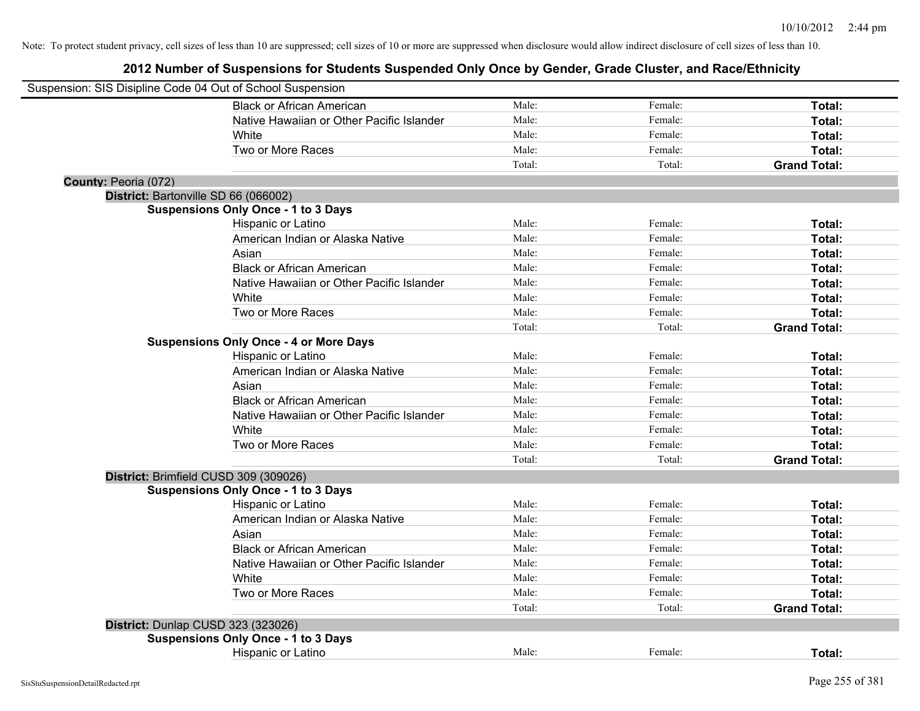Note: To protect student privacy, cell sizes of less than 10 are suppressed; cell sizes of 10 or more are suppressed when disclosure would allow indirect disclosure of cell sizes of less than 10.

# 2012 Number of Suspensions for Students Suspended Only Once by Gender, Grade Cluster, and Race/Ethnicity

Suspension: SIS Disipline Code 04 Out of School Suspension

| | | | |
|---|---|---|---|
| Black or African American | Male: | Female: | **Total:** |
| Native Hawaiian or Other Pacific Islander | Male: | Female: | **Total:** |
| White | Male: | Female: | **Total:** |
| Two or More Races | Male: | Female: | **Total:** |
| | Total: | Total: | **Grand Total:** |

**County:** Peoria (072)

**District:** Bartonville SD 66 (066002)

**Suspensions Only Once - 1 to 3 Days**

| | | | |
|---|---|---|---|
| Hispanic or Latino | Male: | Female: | **Total:** |
| American Indian or Alaska Native | Male: | Female: | **Total:** |
| Asian | Male: | Female: | **Total:** |
| Black or African American | Male: | Female: | **Total:** |
| Native Hawaiian or Other Pacific Islander | Male: | Female: | **Total:** |
| White | Male: | Female: | **Total:** |
| Two or More Races | Male: | Female: | **Total:** |
| | Total: | Total: | **Grand Total:** |

**Suspensions Only Once - 4 or More Days**

| | | | |
|---|---|---|---|
| Hispanic or Latino | Male: | Female: | **Total:** |
| American Indian or Alaska Native | Male: | Female: | **Total:** |
| Asian | Male: | Female: | **Total:** |
| Black or African American | Male: | Female: | **Total:** |
| Native Hawaiian or Other Pacific Islander | Male: | Female: | **Total:** |
| White | Male: | Female: | **Total:** |
| Two or More Races | Male: | Female: | **Total:** |
| | Total: | Total: | **Grand Total:** |

**District:** Brimfield CUSD 309 (309026)

**Suspensions Only Once - 1 to 3 Days**

| | | | |
|---|---|---|---|
| Hispanic or Latino | Male: | Female: | **Total:** |
| American Indian or Alaska Native | Male: | Female: | **Total:** |
| Asian | Male: | Female: | **Total:** |
| Black or African American | Male: | Female: | **Total:** |
| Native Hawaiian or Other Pacific Islander | Male: | Female: | **Total:** |
| White | Male: | Female: | **Total:** |
| Two or More Races | Male: | Female: | **Total:** |
| | Total: | Total: | **Grand Total:** |

**District:** Dunlap CUSD 323 (323026)

**Suspensions Only Once - 1 to 3 Days**

| | | | |
|---|---|---|---|
| Hispanic or Latino | Male: | Female: | **Total:** |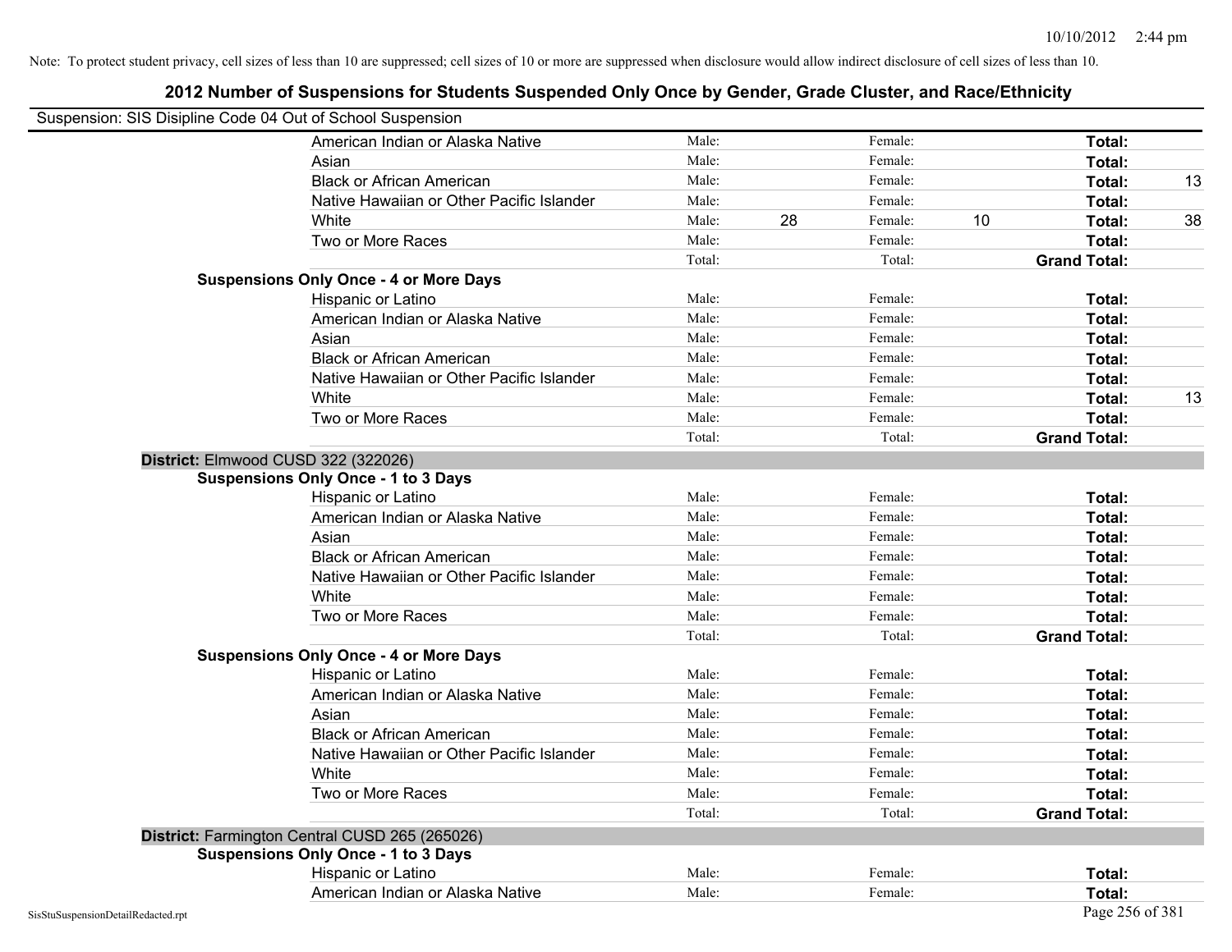Note: To protect student privacy, cell sizes of less than 10 are suppressed; cell sizes of 10 or more are suppressed when disclosure would allow indirect disclosure of cell sizes of less than 10.

# 2012 Number of Suspensions for Students Suspended Only Once by Gender, Grade Cluster, and Race/Ethnicity

Suspension: SIS Disipline Code 04 Out of School Suspension

| | | | | | | |
|---|---|---|---|---|---|---|
| American Indian or Alaska Native | Male: | | Female: | | Total: | |
| Asian | Male: | | Female: | | Total: | |
| Black or African American | Male: | | Female: | | Total: | 13 |
| Native Hawaiian or Other Pacific Islander | Male: | | Female: | | Total: | |
| White | Male: | 28 | Female: | 10 | Total: | 38 |
| Two or More Races | Male: | | Female: | | Total: | |
| | Total: | | Total: | | Grand Total: | |

**Suspensions Only Once - 4 or More Days**

| | | | | | | |
|---|---|---|---|---|---|---|
| Hispanic or Latino | Male: | | Female: | | Total: | |
| American Indian or Alaska Native | Male: | | Female: | | Total: | |
| Asian | Male: | | Female: | | Total: | |
| Black or African American | Male: | | Female: | | Total: | |
| Native Hawaiian or Other Pacific Islander | Male: | | Female: | | Total: | |
| White | Male: | | Female: | | Total: | 13 |
| Two or More Races | Male: | | Female: | | Total: | |
| | Total: | | Total: | | Grand Total: | |

**District:** Elmwood CUSD 322 (322026)

**Suspensions Only Once - 1 to 3 Days**

| | | | | | | |
|---|---|---|---|---|---|---|
| Hispanic or Latino | Male: | | Female: | | Total: | |
| American Indian or Alaska Native | Male: | | Female: | | Total: | |
| Asian | Male: | | Female: | | Total: | |
| Black or African American | Male: | | Female: | | Total: | |
| Native Hawaiian or Other Pacific Islander | Male: | | Female: | | Total: | |
| White | Male: | | Female: | | Total: | |
| Two or More Races | Male: | | Female: | | Total: | |
| | Total: | | Total: | | Grand Total: | |

**Suspensions Only Once - 4 or More Days**

| | | | | | | |
|---|---|---|---|---|---|---|
| Hispanic or Latino | Male: | | Female: | | Total: | |
| American Indian or Alaska Native | Male: | | Female: | | Total: | |
| Asian | Male: | | Female: | | Total: | |
| Black or African American | Male: | | Female: | | Total: | |
| Native Hawaiian or Other Pacific Islander | Male: | | Female: | | Total: | |
| White | Male: | | Female: | | Total: | |
| Two or More Races | Male: | | Female: | | Total: | |
| | Total: | | Total: | | Grand Total: | |

**District:** Farmington Central CUSD 265 (265026)

**Suspensions Only Once - 1 to 3 Days**

| | | | | | | |
|---|---|---|---|---|---|---|
| Hispanic or Latino | Male: | | Female: | | Total: | |
| American Indian or Alaska Native | Male: | | Female: | | Total: | |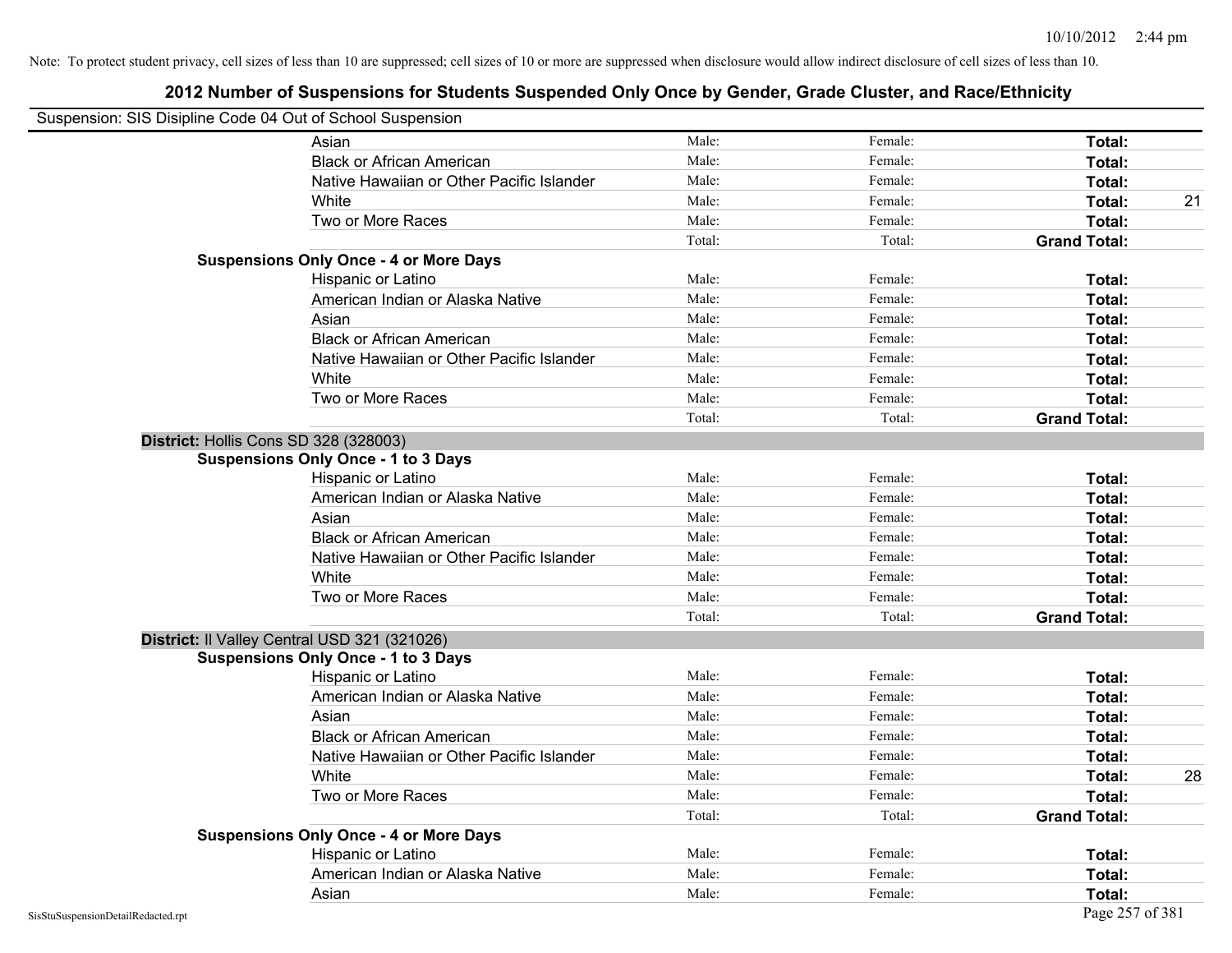Note: To protect student privacy, cell sizes of less than 10 are suppressed; cell sizes of 10 or more are suppressed when disclosure would allow indirect disclosure of cell sizes of less than 10.

# 2012 Number of Suspensions for Students Suspended Only Once by Gender, Grade Cluster, and Race/Ethnicity

Suspension: SIS Disipline Code 04 Out of School Suspension

| | | | | |
|---|---|---|---|---|
| Asian | Male: | Female: | **Total:** | |
| Black or African American | Male: | Female: | **Total:** | |
| Native Hawaiian or Other Pacific Islander | Male: | Female: | **Total:** | |
| White | Male: | Female: | **Total:** | 21 |
| Two or More Races | Male: | Female: | **Total:** | |
| | Total: | Total: | **Grand Total:** | |
| **Suspensions Only Once - 4 or More Days** | | | | |
| Hispanic or Latino | Male: | Female: | **Total:** | |
| American Indian or Alaska Native | Male: | Female: | **Total:** | |
| Asian | Male: | Female: | **Total:** | |
| Black or African American | Male: | Female: | **Total:** | |
| Native Hawaiian or Other Pacific Islander | Male: | Female: | **Total:** | |
| White | Male: | Female: | **Total:** | |
| Two or More Races | Male: | Female: | **Total:** | |
| | Total: | Total: | **Grand Total:** | |
| **District:** Hollis Cons SD 328 (328003) | | | | |
| **Suspensions Only Once - 1 to 3 Days** | | | | |
| Hispanic or Latino | Male: | Female: | **Total:** | |
| American Indian or Alaska Native | Male: | Female: | **Total:** | |
| Asian | Male: | Female: | **Total:** | |
| Black or African American | Male: | Female: | **Total:** | |
| Native Hawaiian or Other Pacific Islander | Male: | Female: | **Total:** | |
| White | Male: | Female: | **Total:** | |
| Two or More Races | Male: | Female: | **Total:** | |
| | Total: | Total: | **Grand Total:** | |
| **District:** Il Valley Central USD 321 (321026) | | | | |
| **Suspensions Only Once - 1 to 3 Days** | | | | |
| Hispanic or Latino | Male: | Female: | **Total:** | |
| American Indian or Alaska Native | Male: | Female: | **Total:** | |
| Asian | Male: | Female: | **Total:** | |
| Black or African American | Male: | Female: | **Total:** | |
| Native Hawaiian or Other Pacific Islander | Male: | Female: | **Total:** | |
| White | Male: | Female: | **Total:** | 28 |
| Two or More Races | Male: | Female: | **Total:** | |
| | Total: | Total: | **Grand Total:** | |
| **Suspensions Only Once - 4 or More Days** | | | | |
| Hispanic or Latino | Male: | Female: | **Total:** | |
| American Indian or Alaska Native | Male: | Female: | **Total:** | |
| Asian | Male: | Female: | **Total:** | |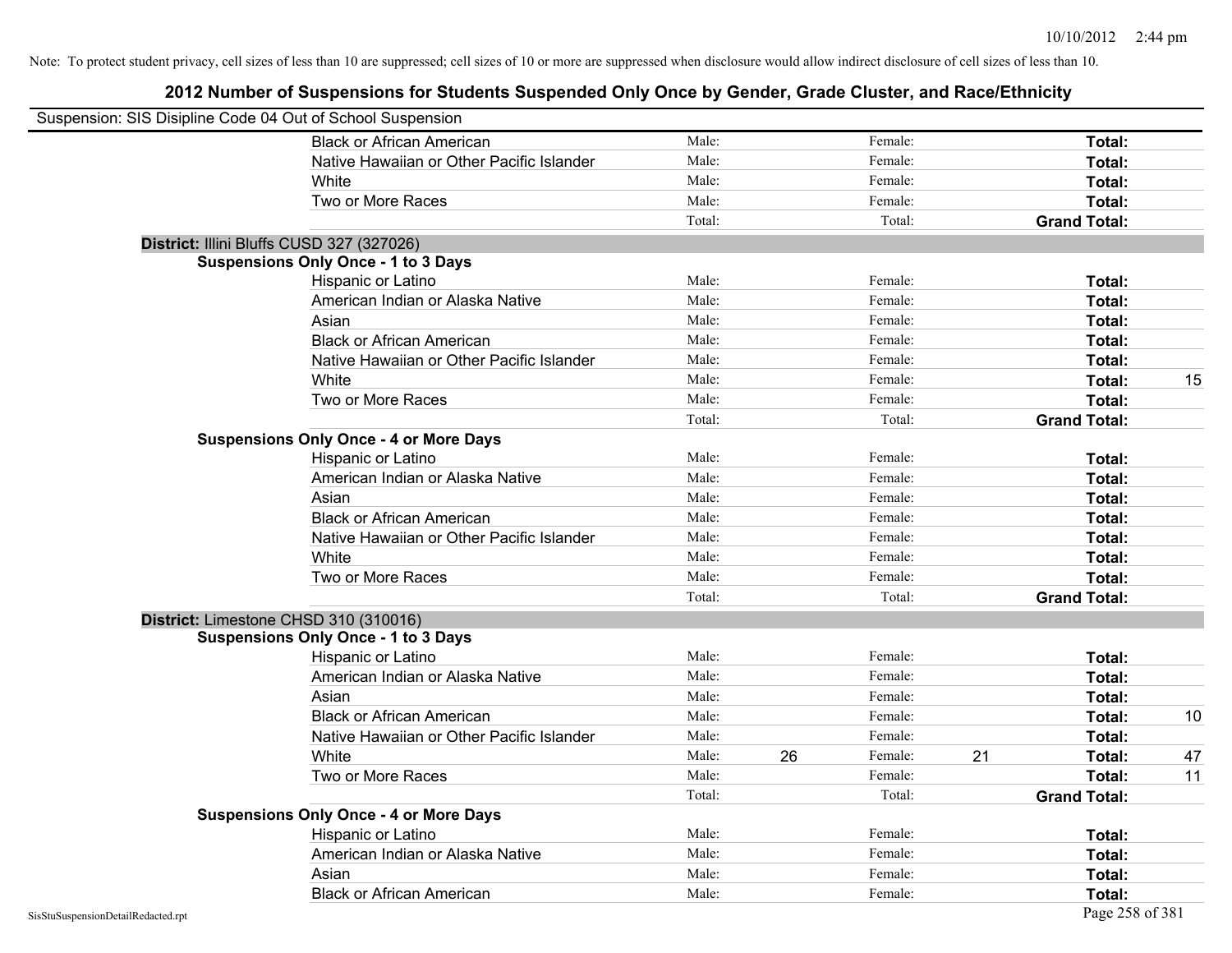Note: To protect student privacy, cell sizes of less than 10 are suppressed; cell sizes of 10 or more are suppressed when disclosure would allow indirect disclosure of cell sizes of less than 10.

## 2012 Number of Suspensions for Students Suspended Only Once by Gender, Grade Cluster, and Race/Ethnicity

Suspension: SIS Disipline Code 04 Out of School Suspension

| | | | | | | | |
|---|---|---|---|---|---|---|---|
| Black or African American | Male: | | Female: | | **Total:** | |
| Native Hawaiian or Other Pacific Islander | Male: | | Female: | | **Total:** | |
| White | Male: | | Female: | | **Total:** | |
| Two or More Races | Male: | | Female: | | **Total:** | |
| | Total: | | Total: | | **Grand Total:** | |

**District:** Illini Bluffs CUSD 327 (327026)

**Suspensions Only Once - 1 to 3 Days**

| | | | | | | |
|---|---|---|---|---|---|---|
| Hispanic or Latino | Male: | | Female: | | **Total:** | |
| American Indian or Alaska Native | Male: | | Female: | | **Total:** | |
| Asian | Male: | | Female: | | **Total:** | |
| Black or African American | Male: | | Female: | | **Total:** | |
| Native Hawaiian or Other Pacific Islander | Male: | | Female: | | **Total:** | |
| White | Male: | | Female: | | **Total:** | 15 |
| Two or More Races | Male: | | Female: | | **Total:** | |
| | Total: | | Total: | | **Grand Total:** | |

**Suspensions Only Once - 4 or More Days**

| | | | | | | |
|---|---|---|---|---|---|---|
| Hispanic or Latino | Male: | | Female: | | **Total:** | |
| American Indian or Alaska Native | Male: | | Female: | | **Total:** | |
| Asian | Male: | | Female: | | **Total:** | |
| Black or African American | Male: | | Female: | | **Total:** | |
| Native Hawaiian or Other Pacific Islander | Male: | | Female: | | **Total:** | |
| White | Male: | | Female: | | **Total:** | |
| Two or More Races | Male: | | Female: | | **Total:** | |
| | Total: | | Total: | | **Grand Total:** | |

**District:** Limestone CHSD 310 (310016)

**Suspensions Only Once - 1 to 3 Days**

| | | | | | | |
|---|---|---|---|---|---|---|
| Hispanic or Latino | Male: | | Female: | | **Total:** | |
| American Indian or Alaska Native | Male: | | Female: | | **Total:** | |
| Asian | Male: | | Female: | | **Total:** | |
| Black or African American | Male: | | Female: | | **Total:** | 10 |
| Native Hawaiian or Other Pacific Islander | Male: | | Female: | | **Total:** | |
| White | Male: | 26 | Female: | 21 | **Total:** | 47 |
| Two or More Races | Male: | | Female: | | **Total:** | 11 |
| | Total: | | Total: | | **Grand Total:** | |

**Suspensions Only Once - 4 or More Days**

| | | | | | | |
|---|---|---|---|---|---|---|
| Hispanic or Latino | Male: | | Female: | | **Total:** | |
| American Indian or Alaska Native | Male: | | Female: | | **Total:** | |
| Asian | Male: | | Female: | | **Total:** | |
| Black or African American | Male: | | Female: | | **Total:** | |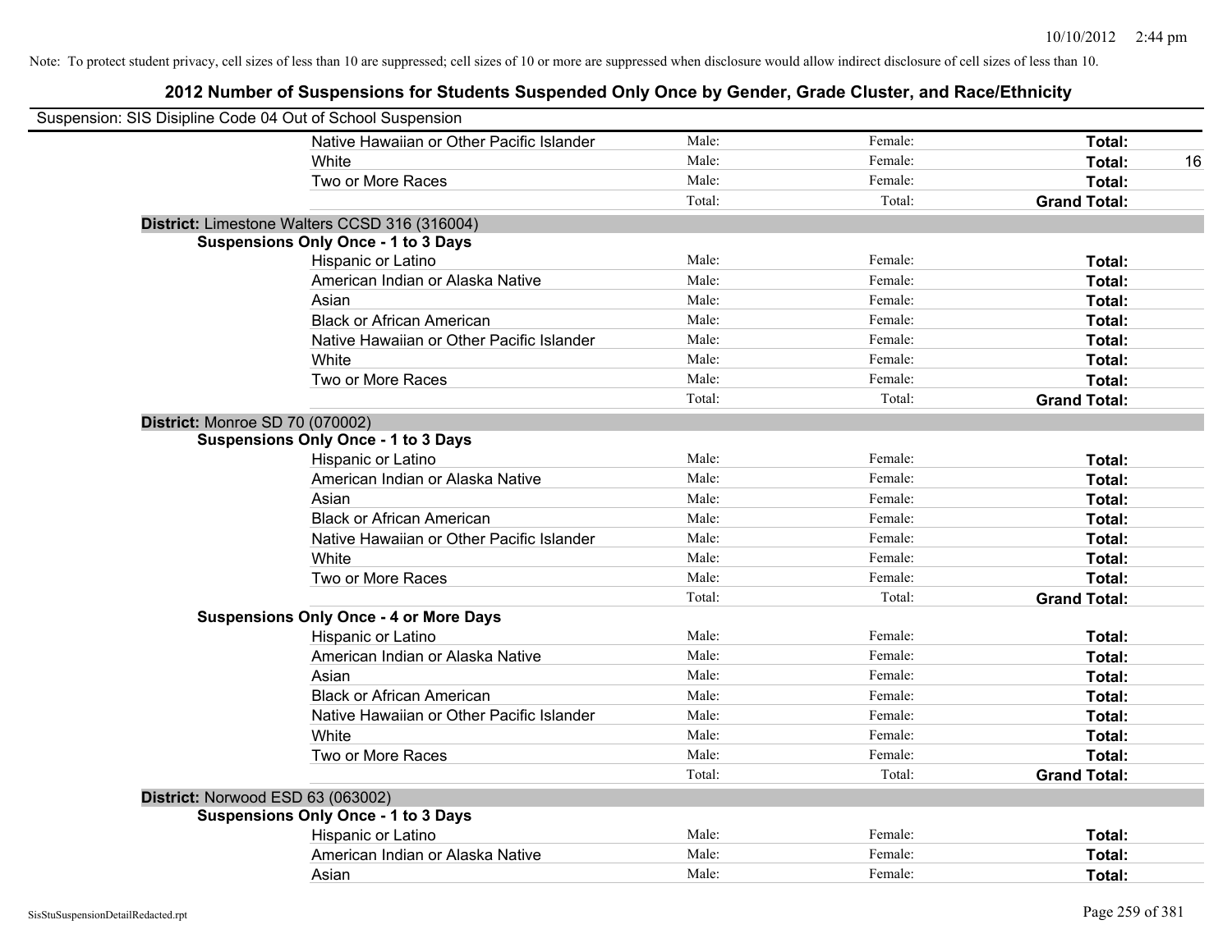Note: To protect student privacy, cell sizes of less than 10 are suppressed; cell sizes of 10 or more are suppressed when disclosure would allow indirect disclosure of cell sizes of less than 10.

# 2012 Number of Suspensions for Students Suspended Only Once by Gender, Grade Cluster, and Race/Ethnicity

Suspension: SIS Disipline Code 04 Out of School Suspension

| | | | | |
|---|---|---|---|---|
| Native Hawaiian or Other Pacific Islander | Male: | Female: | **Total:** | |
| White | Male: | Female: | **Total:** | 16 |
| Two or More Races | Male: | Female: | **Total:** | |
| | Total: | Total: | **Grand Total:** | |

**District:** Limestone Walters CCSD 316 (316004)

**Suspensions Only Once - 1 to 3 Days**

| | | | | |
|---|---|---|---|---|
| Hispanic or Latino | Male: | Female: | **Total:** | |
| American Indian or Alaska Native | Male: | Female: | **Total:** | |
| Asian | Male: | Female: | **Total:** | |
| Black or African American | Male: | Female: | **Total:** | |
| Native Hawaiian or Other Pacific Islander | Male: | Female: | **Total:** | |
| White | Male: | Female: | **Total:** | |
| Two or More Races | Male: | Female: | **Total:** | |
| | Total: | Total: | **Grand Total:** | |

**District:** Monroe SD 70 (070002)

**Suspensions Only Once - 1 to 3 Days**

| | | | | |
|---|---|---|---|---|
| Hispanic or Latino | Male: | Female: | **Total:** | |
| American Indian or Alaska Native | Male: | Female: | **Total:** | |
| Asian | Male: | Female: | **Total:** | |
| Black or African American | Male: | Female: | **Total:** | |
| Native Hawaiian or Other Pacific Islander | Male: | Female: | **Total:** | |
| White | Male: | Female: | **Total:** | |
| Two or More Races | Male: | Female: | **Total:** | |
| | Total: | Total: | **Grand Total:** | |

**Suspensions Only Once - 4 or More Days**

| | | | | |
|---|---|---|---|---|
| Hispanic or Latino | Male: | Female: | **Total:** | |
| American Indian or Alaska Native | Male: | Female: | **Total:** | |
| Asian | Male: | Female: | **Total:** | |
| Black or African American | Male: | Female: | **Total:** | |
| Native Hawaiian or Other Pacific Islander | Male: | Female: | **Total:** | |
| White | Male: | Female: | **Total:** | |
| Two or More Races | Male: | Female: | **Total:** | |
| | Total: | Total: | **Grand Total:** | |

**District:** Norwood ESD 63 (063002)

**Suspensions Only Once - 1 to 3 Days**

| | | | | |
|---|---|---|---|---|
| Hispanic or Latino | Male: | Female: | **Total:** | |
| American Indian or Alaska Native | Male: | Female: | **Total:** | |
| Asian | Male: | Female: | **Total:** | |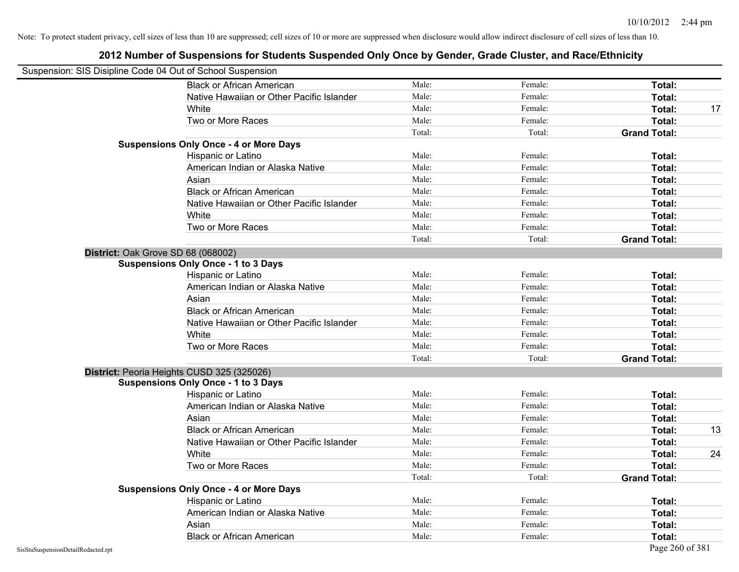Note: To protect student privacy, cell sizes of less than 10 are suppressed; cell sizes of 10 or more are suppressed when disclosure would allow indirect disclosure of cell sizes of less than 10.

# 2012 Number of Suspensions for Students Suspended Only Once by Gender, Grade Cluster, and Race/Ethnicity

Suspension: SIS Disipline Code 04 Out of School Suspension

| | | | | |
|---|---|---|---|---|
| Black or African American | Male: | Female: | **Total:** | |
| Native Hawaiian or Other Pacific Islander | Male: | Female: | **Total:** | |
| White | Male: | Female: | **Total:** | 17 |
| Two or More Races | Male: | Female: | **Total:** | |
| | Total: | Total: | **Grand Total:** | |
| **Suspensions Only Once - 4 or More Days** | | | | |
| Hispanic or Latino | Male: | Female: | **Total:** | |
| American Indian or Alaska Native | Male: | Female: | **Total:** | |
| Asian | Male: | Female: | **Total:** | |
| Black or African American | Male: | Female: | **Total:** | |
| Native Hawaiian or Other Pacific Islander | Male: | Female: | **Total:** | |
| White | Male: | Female: | **Total:** | |
| Two or More Races | Male: | Female: | **Total:** | |
| | Total: | Total: | **Grand Total:** | |

**District:** Oak Grove SD 68 (068002)

| | | | | |
|---|---|---|---|---|
| **Suspensions Only Once - 1 to 3 Days** | | | | |
| Hispanic or Latino | Male: | Female: | **Total:** | |
| American Indian or Alaska Native | Male: | Female: | **Total:** | |
| Asian | Male: | Female: | **Total:** | |
| Black or African American | Male: | Female: | **Total:** | |
| Native Hawaiian or Other Pacific Islander | Male: | Female: | **Total:** | |
| White | Male: | Female: | **Total:** | |
| Two or More Races | Male: | Female: | **Total:** | |
| | Total: | Total: | **Grand Total:** | |

**District:** Peoria Heights CUSD 325 (325026)

| | | | | |
|---|---|---|---|---|
| **Suspensions Only Once - 1 to 3 Days** | | | | |
| Hispanic or Latino | Male: | Female: | **Total:** | |
| American Indian or Alaska Native | Male: | Female: | **Total:** | |
| Asian | Male: | Female: | **Total:** | |
| Black or African American | Male: | Female: | **Total:** | 13 |
| Native Hawaiian or Other Pacific Islander | Male: | Female: | **Total:** | |
| White | Male: | Female: | **Total:** | 24 |
| Two or More Races | Male: | Female: | **Total:** | |
| | Total: | Total: | **Grand Total:** | |
| **Suspensions Only Once - 4 or More Days** | | | | |
| Hispanic or Latino | Male: | Female: | **Total:** | |
| American Indian or Alaska Native | Male: | Female: | **Total:** | |
| Asian | Male: | Female: | **Total:** | |
| Black or African American | Male: | Female: | **Total:** | |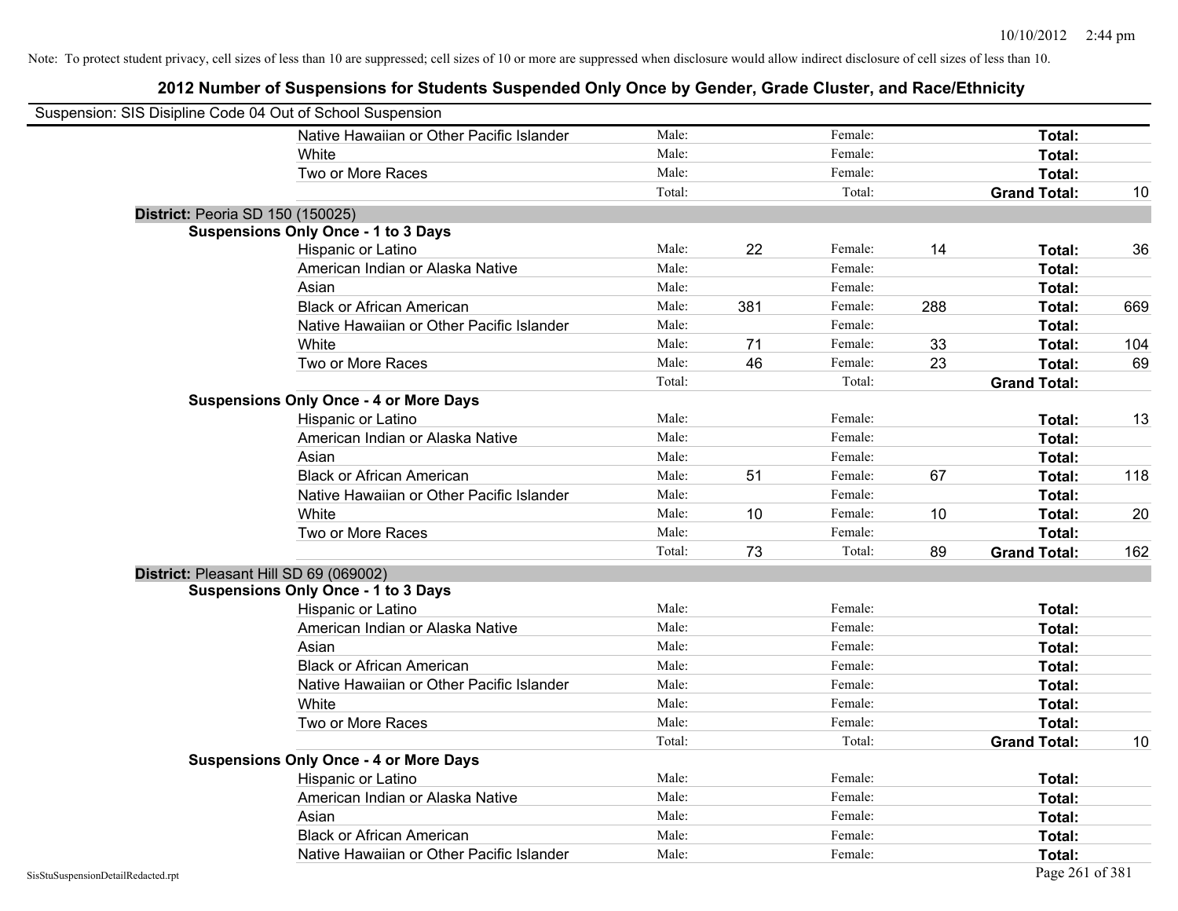Note: To protect student privacy, cell sizes of less than 10 are suppressed; cell sizes of 10 or more are suppressed when disclosure would allow indirect disclosure of cell sizes of less than 10.

# 2012 Number of Suspensions for Students Suspended Only Once by Gender, Grade Cluster, and Race/Ethnicity

Suspension: SIS Disipline Code 04 Out of School Suspension

| | | | | | | |
|---|---|---|---|---|---|---|
| Native Hawaiian or Other Pacific Islander | Male: | | Female: | | **Total:** | |
| White | Male: | | Female: | | **Total:** | |
| Two or More Races | Male: | | Female: | | **Total:** | |
| | Total: | | Total: | | **Grand Total:** | 10 |

**District:** Peoria SD 150 (150025)

**Suspensions Only Once - 1 to 3 Days**

| | | | | | | |
|---|---|---|---|---|---|---|
| Hispanic or Latino | Male: | 22 | Female: | 14 | **Total:** | 36 |
| American Indian or Alaska Native | Male: | | Female: | | **Total:** | |
| Asian | Male: | | Female: | | **Total:** | |
| Black or African American | Male: | 381 | Female: | 288 | **Total:** | 669 |
| Native Hawaiian or Other Pacific Islander | Male: | | Female: | | **Total:** | |
| White | Male: | 71 | Female: | 33 | **Total:** | 104 |
| Two or More Races | Male: | 46 | Female: | 23 | **Total:** | 69 |
| | Total: | | Total: | | **Grand Total:** | |

**Suspensions Only Once - 4 or More Days**

| | | | | | | |
|---|---|---|---|---|---|---|
| Hispanic or Latino | Male: | | Female: | | **Total:** | 13 |
| American Indian or Alaska Native | Male: | | Female: | | **Total:** | |
| Asian | Male: | | Female: | | **Total:** | |
| Black or African American | Male: | 51 | Female: | 67 | **Total:** | 118 |
| Native Hawaiian or Other Pacific Islander | Male: | | Female: | | **Total:** | |
| White | Male: | 10 | Female: | 10 | **Total:** | 20 |
| Two or More Races | Male: | | Female: | | **Total:** | |
| | Total: | 73 | Total: | 89 | **Grand Total:** | 162 |

**District:** Pleasant Hill SD 69 (069002)

**Suspensions Only Once - 1 to 3 Days**

| | | | | | | |
|---|---|---|---|---|---|---|
| Hispanic or Latino | Male: | | Female: | | **Total:** | |
| American Indian or Alaska Native | Male: | | Female: | | **Total:** | |
| Asian | Male: | | Female: | | **Total:** | |
| Black or African American | Male: | | Female: | | **Total:** | |
| Native Hawaiian or Other Pacific Islander | Male: | | Female: | | **Total:** | |
| White | Male: | | Female: | | **Total:** | |
| Two or More Races | Male: | | Female: | | **Total:** | |
| | Total: | | Total: | | **Grand Total:** | 10 |

**Suspensions Only Once - 4 or More Days**

| | | | | | | |
|---|---|---|---|---|---|---|
| Hispanic or Latino | Male: | | Female: | | **Total:** | |
| American Indian or Alaska Native | Male: | | Female: | | **Total:** | |
| Asian | Male: | | Female: | | **Total:** | |
| Black or African American | Male: | | Female: | | **Total:** | |
| Native Hawaiian or Other Pacific Islander | Male: | | Female: | | **Total:** | |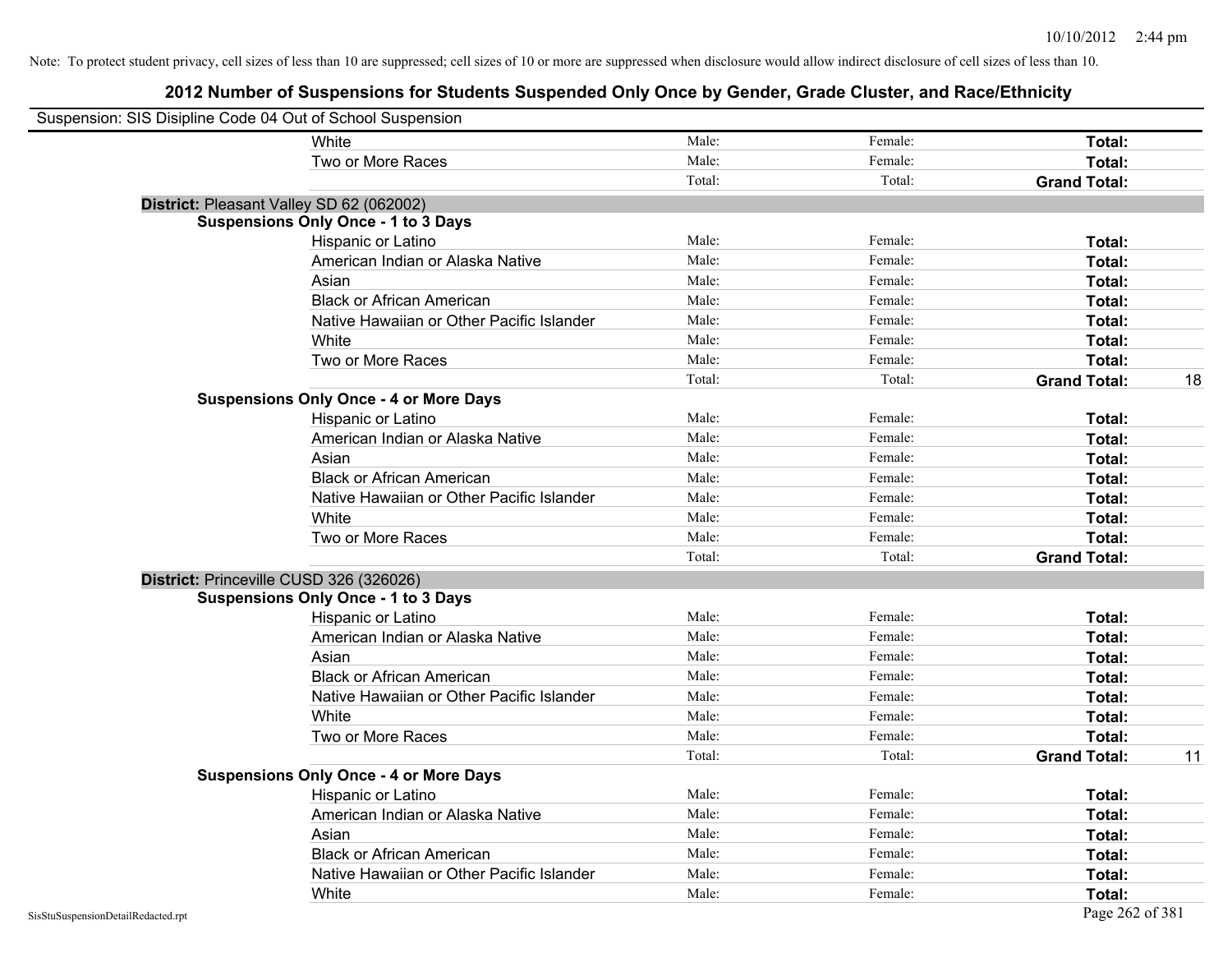Note: To protect student privacy, cell sizes of less than 10 are suppressed; cell sizes of 10 or more are suppressed when disclosure would allow indirect disclosure of cell sizes of less than 10.

# 2012 Number of Suspensions for Students Suspended Only Once by Gender, Grade Cluster, and Race/Ethnicity

Suspension: SIS Disipline Code 04 Out of School Suspension

| | | | | | |
|---|---|---|---|---|---|
| | White | Male: | Female: | **Total:** | |
| | Two or More Races | Male: | Female: | **Total:** | |
| | | Total: | Total: | **Grand Total:** | |
| **District:** Pleasant Valley SD 62 (062002) | | | | | |
| **Suspensions Only Once - 1 to 3 Days** | | | | | |
| | Hispanic or Latino | Male: | Female: | **Total:** | |
| | American Indian or Alaska Native | Male: | Female: | **Total:** | |
| | Asian | Male: | Female: | **Total:** | |
| | Black or African American | Male: | Female: | **Total:** | |
| | Native Hawaiian or Other Pacific Islander | Male: | Female: | **Total:** | |
| | White | Male: | Female: | **Total:** | |
| | Two or More Races | Male: | Female: | **Total:** | |
| | | Total: | Total: | **Grand Total:** | 18 |
| **Suspensions Only Once - 4 or More Days** | | | | | |
| | Hispanic or Latino | Male: | Female: | **Total:** | |
| | American Indian or Alaska Native | Male: | Female: | **Total:** | |
| | Asian | Male: | Female: | **Total:** | |
| | Black or African American | Male: | Female: | **Total:** | |
| | Native Hawaiian or Other Pacific Islander | Male: | Female: | **Total:** | |
| | White | Male: | Female: | **Total:** | |
| | Two or More Races | Male: | Female: | **Total:** | |
| | | Total: | Total: | **Grand Total:** | |
| **District:** Princeville CUSD 326 (326026) | | | | | |
| **Suspensions Only Once - 1 to 3 Days** | | | | | |
| | Hispanic or Latino | Male: | Female: | **Total:** | |
| | American Indian or Alaska Native | Male: | Female: | **Total:** | |
| | Asian | Male: | Female: | **Total:** | |
| | Black or African American | Male: | Female: | **Total:** | |
| | Native Hawaiian or Other Pacific Islander | Male: | Female: | **Total:** | |
| | White | Male: | Female: | **Total:** | |
| | Two or More Races | Male: | Female: | **Total:** | |
| | | Total: | Total: | **Grand Total:** | 11 |
| **Suspensions Only Once - 4 or More Days** | | | | | |
| | Hispanic or Latino | Male: | Female: | **Total:** | |
| | American Indian or Alaska Native | Male: | Female: | **Total:** | |
| | Asian | Male: | Female: | **Total:** | |
| | Black or African American | Male: | Female: | **Total:** | |
| | Native Hawaiian or Other Pacific Islander | Male: | Female: | **Total:** | |
| | White | Male: | Female: | **Total:** | |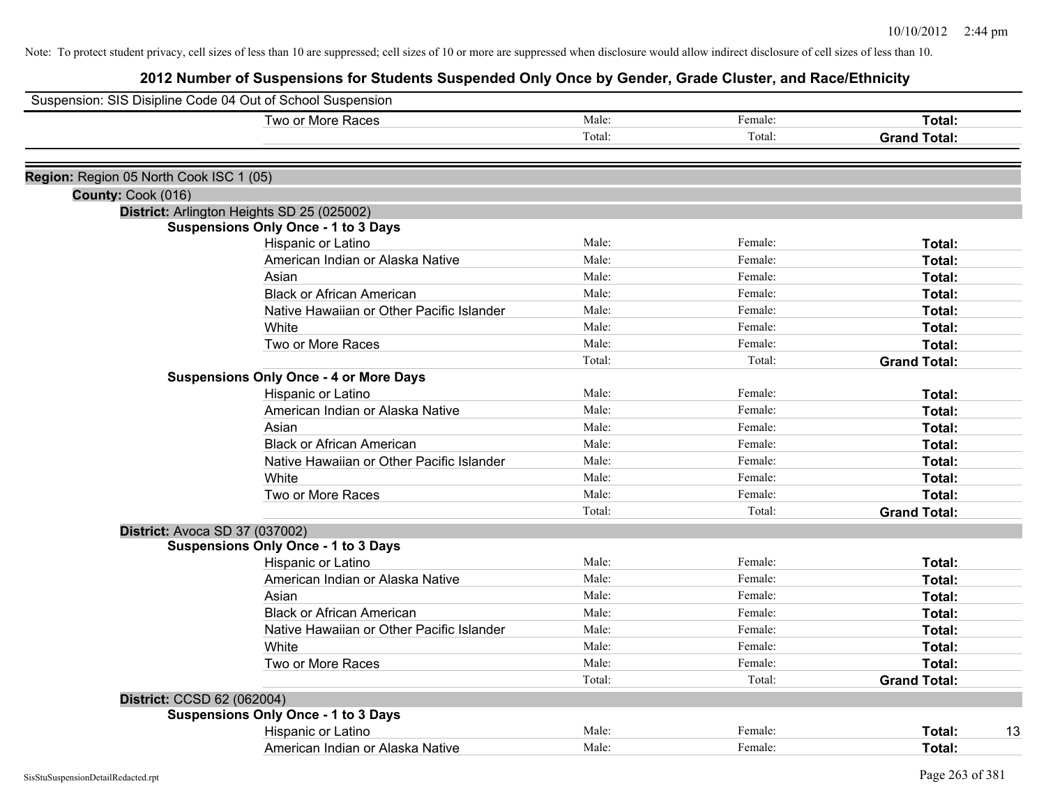Note: To protect student privacy, cell sizes of less than 10 are suppressed; cell sizes of 10 or more are suppressed when disclosure would allow indirect disclosure of cell sizes of less than 10.

# 2012 Number of Suspensions for Students Suspended Only Once by Gender, Grade Cluster, and Race/Ethnicity

Suspension: SIS Disipline Code 04 Out of School Suspension

| | | | | | |
|---|---|---|---|---|---|
| | Two or More Races | Male: | Female: | **Total:** | |
| | | Total: | Total: | **Grand Total:** | |

**Region:** Region 05 North Cook ISC 1 (05)

**County:** Cook (016)

**District:** Arlington Heights SD 25 (025002)

**Suspensions Only Once - 1 to 3 Days**

| | | | | |
|---|---|---|---|---|
| Hispanic or Latino | Male: | Female: | **Total:** | |
| American Indian or Alaska Native | Male: | Female: | **Total:** | |
| Asian | Male: | Female: | **Total:** | |
| Black or African American | Male: | Female: | **Total:** | |
| Native Hawaiian or Other Pacific Islander | Male: | Female: | **Total:** | |
| White | Male: | Female: | **Total:** | |
| Two or More Races | Male: | Female: | **Total:** | |
| | Total: | Total: | **Grand Total:** | |

**Suspensions Only Once - 4 or More Days**

| | | | | |
|---|---|---|---|---|
| Hispanic or Latino | Male: | Female: | **Total:** | |
| American Indian or Alaska Native | Male: | Female: | **Total:** | |
| Asian | Male: | Female: | **Total:** | |
| Black or African American | Male: | Female: | **Total:** | |
| Native Hawaiian or Other Pacific Islander | Male: | Female: | **Total:** | |
| White | Male: | Female: | **Total:** | |
| Two or More Races | Male: | Female: | **Total:** | |
| | Total: | Total: | **Grand Total:** | |

**District:** Avoca SD 37 (037002)

**Suspensions Only Once - 1 to 3 Days**

| | | | | |
|---|---|---|---|---|
| Hispanic or Latino | Male: | Female: | **Total:** | |
| American Indian or Alaska Native | Male: | Female: | **Total:** | |
| Asian | Male: | Female: | **Total:** | |
| Black or African American | Male: | Female: | **Total:** | |
| Native Hawaiian or Other Pacific Islander | Male: | Female: | **Total:** | |
| White | Male: | Female: | **Total:** | |
| Two or More Races | Male: | Female: | **Total:** | |
| | Total: | Total: | **Grand Total:** | |

**District:** CCSD 62 (062004)

**Suspensions Only Once - 1 to 3 Days**

| | | | | |
|---|---|---|---|---|
| Hispanic or Latino | Male: | Female: | **Total:** | 13 |
| American Indian or Alaska Native | Male: | Female: | **Total:** | |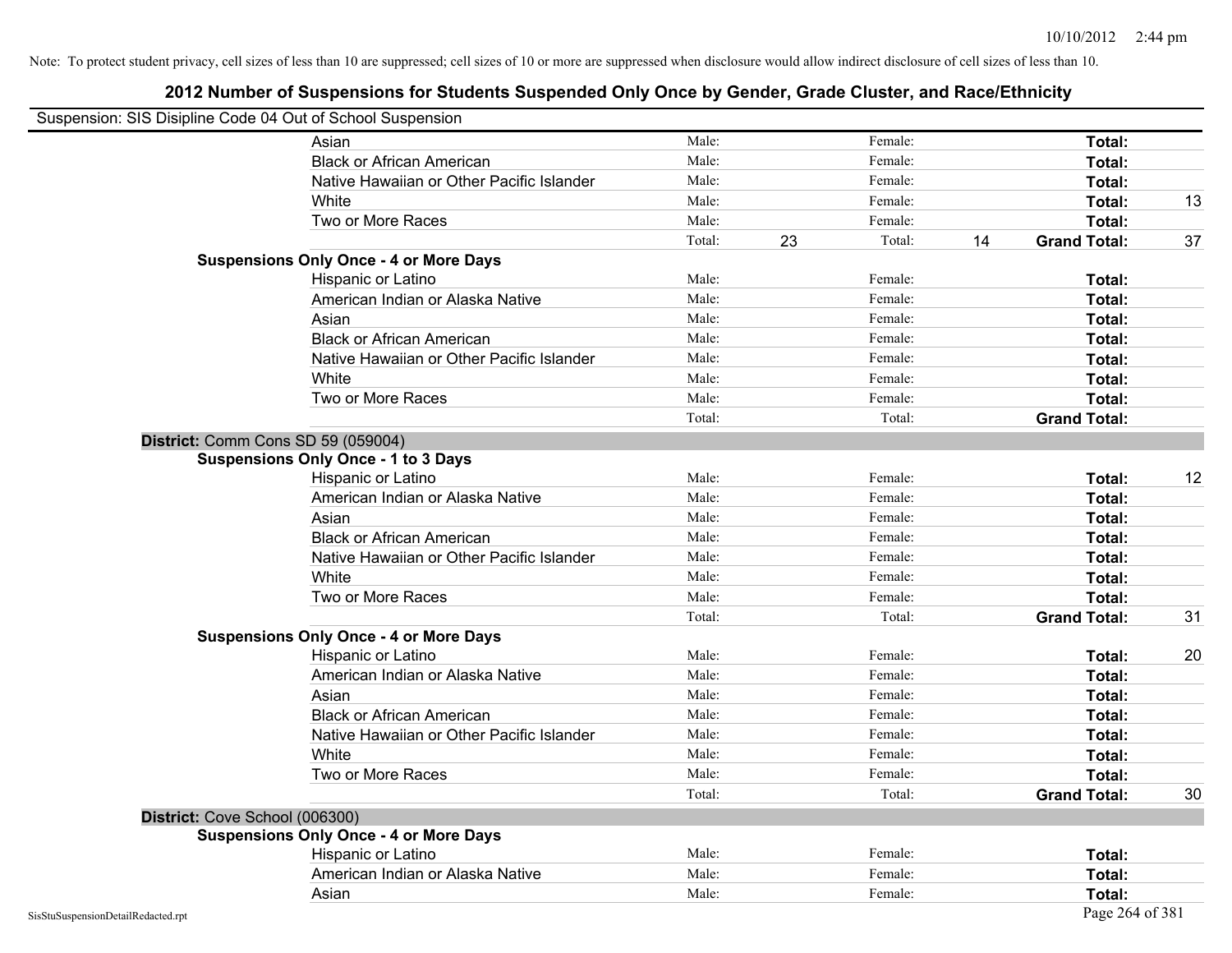Note: To protect student privacy, cell sizes of less than 10 are suppressed; cell sizes of 10 or more are suppressed when disclosure would allow indirect disclosure of cell sizes of less than 10.

# 2012 Number of Suspensions for Students Suspended Only Once by Gender, Grade Cluster, and Race/Ethnicity

Suspension: SIS Disipline Code 04 Out of School Suspension

| | | | | | | |
|---|---|---|---|---|---|---|
| Asian | Male: | | Female: | | **Total:** | |
| Black or African American | Male: | | Female: | | **Total:** | |
| Native Hawaiian or Other Pacific Islander | Male: | | Female: | | **Total:** | |
| White | Male: | | Female: | | **Total:** | 13 |
| Two or More Races | Male: | | Female: | | **Total:** | |
| | Total: | 23 | Total: | 14 | **Grand Total:** | 37 |

**Suspensions Only Once - 4 or More Days**

| | | | | | | |
|---|---|---|---|---|---|---|
| Hispanic or Latino | Male: | | Female: | | **Total:** | |
| American Indian or Alaska Native | Male: | | Female: | | **Total:** | |
| Asian | Male: | | Female: | | **Total:** | |
| Black or African American | Male: | | Female: | | **Total:** | |
| Native Hawaiian or Other Pacific Islander | Male: | | Female: | | **Total:** | |
| White | Male: | | Female: | | **Total:** | |
| Two or More Races | Male: | | Female: | | **Total:** | |
| | Total: | | Total: | | **Grand Total:** | |

## District: Comm Cons SD 59 (059004)

**Suspensions Only Once - 1 to 3 Days**

| | | | | | | |
|---|---|---|---|---|---|---|
| Hispanic or Latino | Male: | | Female: | | **Total:** | 12 |
| American Indian or Alaska Native | Male: | | Female: | | **Total:** | |
| Asian | Male: | | Female: | | **Total:** | |
| Black or African American | Male: | | Female: | | **Total:** | |
| Native Hawaiian or Other Pacific Islander | Male: | | Female: | | **Total:** | |
| White | Male: | | Female: | | **Total:** | |
| Two or More Races | Male: | | Female: | | **Total:** | |
| | Total: | | Total: | | **Grand Total:** | 31 |

**Suspensions Only Once - 4 or More Days**

| | | | | | | |
|---|---|---|---|---|---|---|
| Hispanic or Latino | Male: | | Female: | | **Total:** | 20 |
| American Indian or Alaska Native | Male: | | Female: | | **Total:** | |
| Asian | Male: | | Female: | | **Total:** | |
| Black or African American | Male: | | Female: | | **Total:** | |
| Native Hawaiian or Other Pacific Islander | Male: | | Female: | | **Total:** | |
| White | Male: | | Female: | | **Total:** | |
| Two or More Races | Male: | | Female: | | **Total:** | |
| | Total: | | Total: | | **Grand Total:** | 30 |

## District: Cove School (006300)

**Suspensions Only Once - 4 or More Days**

| | | | | | | |
|---|---|---|---|---|---|---|
| Hispanic or Latino | Male: | | Female: | | **Total:** | |
| American Indian or Alaska Native | Male: | | Female: | | **Total:** | |
| Asian | Male: | | Female: | | **Total:** | |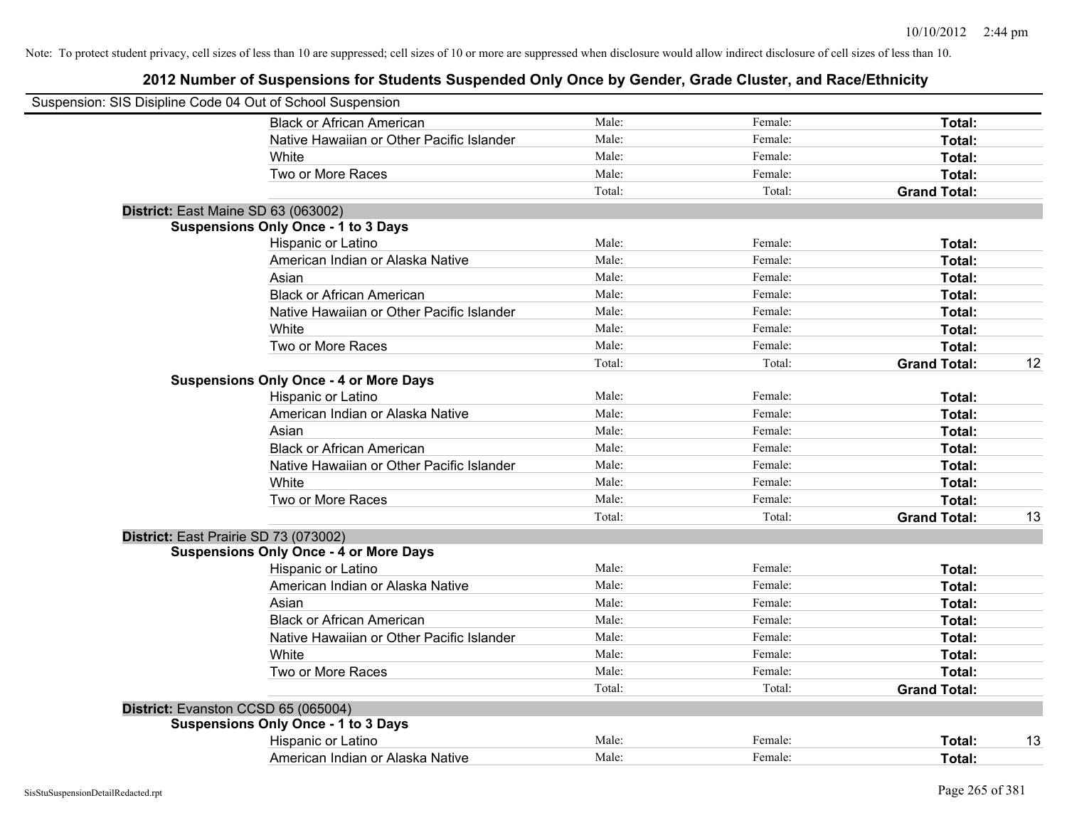Note: To protect student privacy, cell sizes of less than 10 are suppressed; cell sizes of 10 or more are suppressed when disclosure would allow indirect disclosure of cell sizes of less than 10.

# 2012 Number of Suspensions for Students Suspended Only Once by Gender, Grade Cluster, and Race/Ethnicity

Suspension: SIS Disipline Code 04 Out of School Suspension

| | | | | |
|---|---|---|---|---|
| Black or African American | Male: | Female: | **Total:** | |
| Native Hawaiian or Other Pacific Islander | Male: | Female: | **Total:** | |
| White | Male: | Female: | **Total:** | |
| Two or More Races | Male: | Female: | **Total:** | |
| | Total: | Total: | **Grand Total:** | |

**District:** East Maine SD 63 (063002)

**Suspensions Only Once - 1 to 3 Days**

| | | | | |
|---|---|---|---|---|
| Hispanic or Latino | Male: | Female: | **Total:** | |
| American Indian or Alaska Native | Male: | Female: | **Total:** | |
| Asian | Male: | Female: | **Total:** | |
| Black or African American | Male: | Female: | **Total:** | |
| Native Hawaiian or Other Pacific Islander | Male: | Female: | **Total:** | |
| White | Male: | Female: | **Total:** | |
| Two or More Races | Male: | Female: | **Total:** | |
| | Total: | Total: | **Grand Total:** | 12 |

**Suspensions Only Once - 4 or More Days**

| | | | | |
|---|---|---|---|---|
| Hispanic or Latino | Male: | Female: | **Total:** | |
| American Indian or Alaska Native | Male: | Female: | **Total:** | |
| Asian | Male: | Female: | **Total:** | |
| Black or African American | Male: | Female: | **Total:** | |
| Native Hawaiian or Other Pacific Islander | Male: | Female: | **Total:** | |
| White | Male: | Female: | **Total:** | |
| Two or More Races | Male: | Female: | **Total:** | |
| | Total: | Total: | **Grand Total:** | 13 |

**District:** East Prairie SD 73 (073002)

**Suspensions Only Once - 4 or More Days**

| | | | | |
|---|---|---|---|---|
| Hispanic or Latino | Male: | Female: | **Total:** | |
| American Indian or Alaska Native | Male: | Female: | **Total:** | |
| Asian | Male: | Female: | **Total:** | |
| Black or African American | Male: | Female: | **Total:** | |
| Native Hawaiian or Other Pacific Islander | Male: | Female: | **Total:** | |
| White | Male: | Female: | **Total:** | |
| Two or More Races | Male: | Female: | **Total:** | |
| | Total: | Total: | **Grand Total:** | |

**District:** Evanston CCSD 65 (065004)

**Suspensions Only Once - 1 to 3 Days**

| | | | | |
|---|---|---|---|---|
| Hispanic or Latino | Male: | Female: | **Total:** | 13 |
| American Indian or Alaska Native | Male: | Female: | **Total:** | |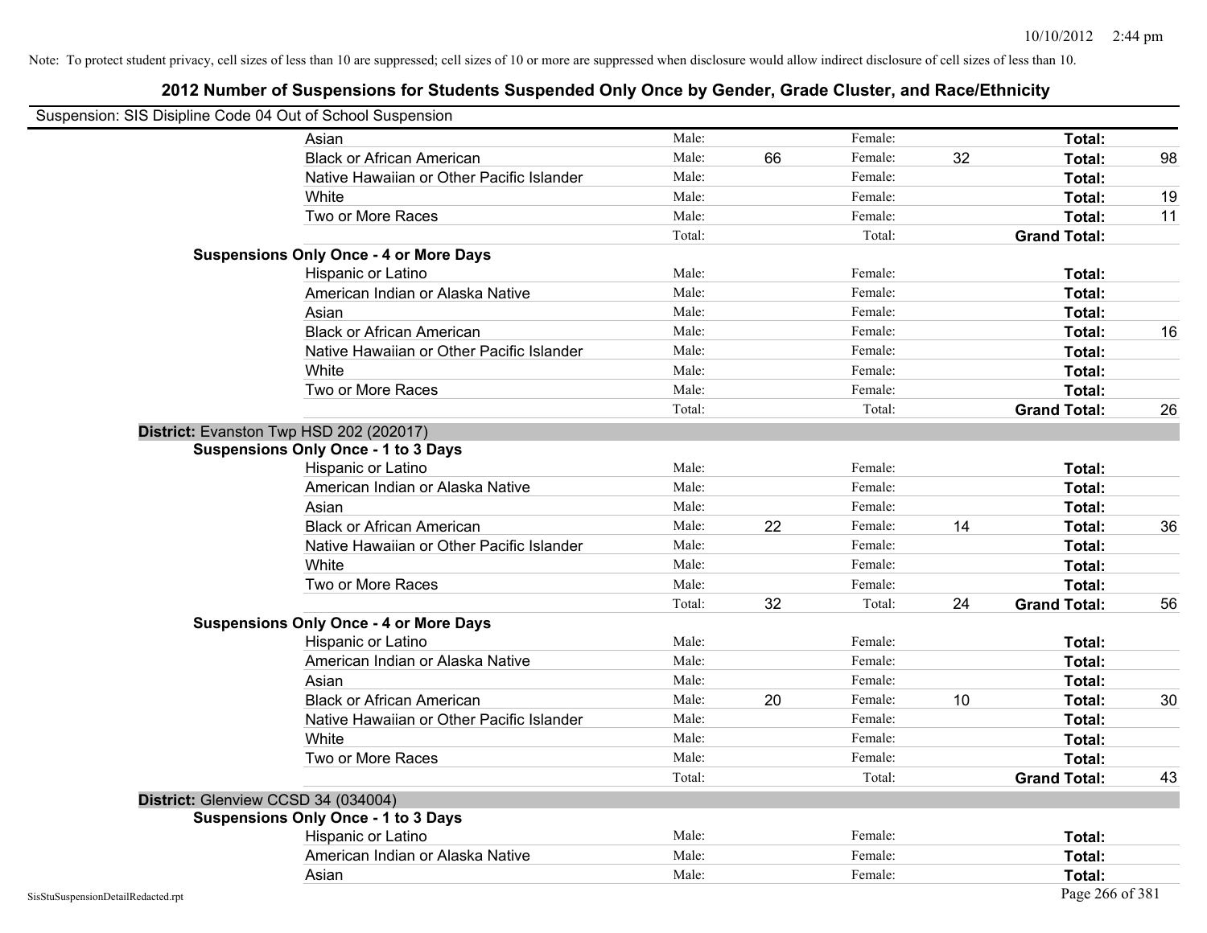Note: To protect student privacy, cell sizes of less than 10 are suppressed; cell sizes of 10 or more are suppressed when disclosure would allow indirect disclosure of cell sizes of less than 10.

## 2012 Number of Suspensions for Students Suspended Only Once by Gender, Grade Cluster, and Race/Ethnicity

Suspension: SIS Disipline Code 04 Out of School Suspension

| | | | | | | |
|---|---|---|---|---|---|---|
| Asian | Male: | | Female: | | **Total:** | |
| Black or African American | Male: | 66 | Female: | 32 | **Total:** | 98 |
| Native Hawaiian or Other Pacific Islander | Male: | | Female: | | **Total:** | |
| White | Male: | | Female: | | **Total:** | 19 |
| Two or More Races | Male: | | Female: | | **Total:** | 11 |
| | Total: | | Total: | | **Grand Total:** | |

**Suspensions Only Once - 4 or More Days**

| | | | | | | |
|---|---|---|---|---|---|---|
| Hispanic or Latino | Male: | | Female: | | **Total:** | |
| American Indian or Alaska Native | Male: | | Female: | | **Total:** | |
| Asian | Male: | | Female: | | **Total:** | |
| Black or African American | Male: | | Female: | | **Total:** | 16 |
| Native Hawaiian or Other Pacific Islander | Male: | | Female: | | **Total:** | |
| White | Male: | | Female: | | **Total:** | |
| Two or More Races | Male: | | Female: | | **Total:** | |
| | Total: | | Total: | | **Grand Total:** | 26 |

### District: Evanston Twp HSD 202 (202017)

**Suspensions Only Once - 1 to 3 Days**

| | | | | | | |
|---|---|---|---|---|---|---|
| Hispanic or Latino | Male: | | Female: | | **Total:** | |
| American Indian or Alaska Native | Male: | | Female: | | **Total:** | |
| Asian | Male: | | Female: | | **Total:** | |
| Black or African American | Male: | 22 | Female: | 14 | **Total:** | 36 |
| Native Hawaiian or Other Pacific Islander | Male: | | Female: | | **Total:** | |
| White | Male: | | Female: | | **Total:** | |
| Two or More Races | Male: | | Female: | | **Total:** | |
| | Total: | 32 | Total: | 24 | **Grand Total:** | 56 |

**Suspensions Only Once - 4 or More Days**

| | | | | | | |
|---|---|---|---|---|---|---|
| Hispanic or Latino | Male: | | Female: | | **Total:** | |
| American Indian or Alaska Native | Male: | | Female: | | **Total:** | |
| Asian | Male: | | Female: | | **Total:** | |
| Black or African American | Male: | 20 | Female: | 10 | **Total:** | 30 |
| Native Hawaiian or Other Pacific Islander | Male: | | Female: | | **Total:** | |
| White | Male: | | Female: | | **Total:** | |
| Two or More Races | Male: | | Female: | | **Total:** | |
| | Total: | | Total: | | **Grand Total:** | 43 |

### District: Glenview CCSD 34 (034004)

**Suspensions Only Once - 1 to 3 Days**

| | | | | | | |
|---|---|---|---|---|---|---|
| Hispanic or Latino | Male: | | Female: | | **Total:** | |
| American Indian or Alaska Native | Male: | | Female: | | **Total:** | |
| Asian | Male: | | Female: | | **Total:** | |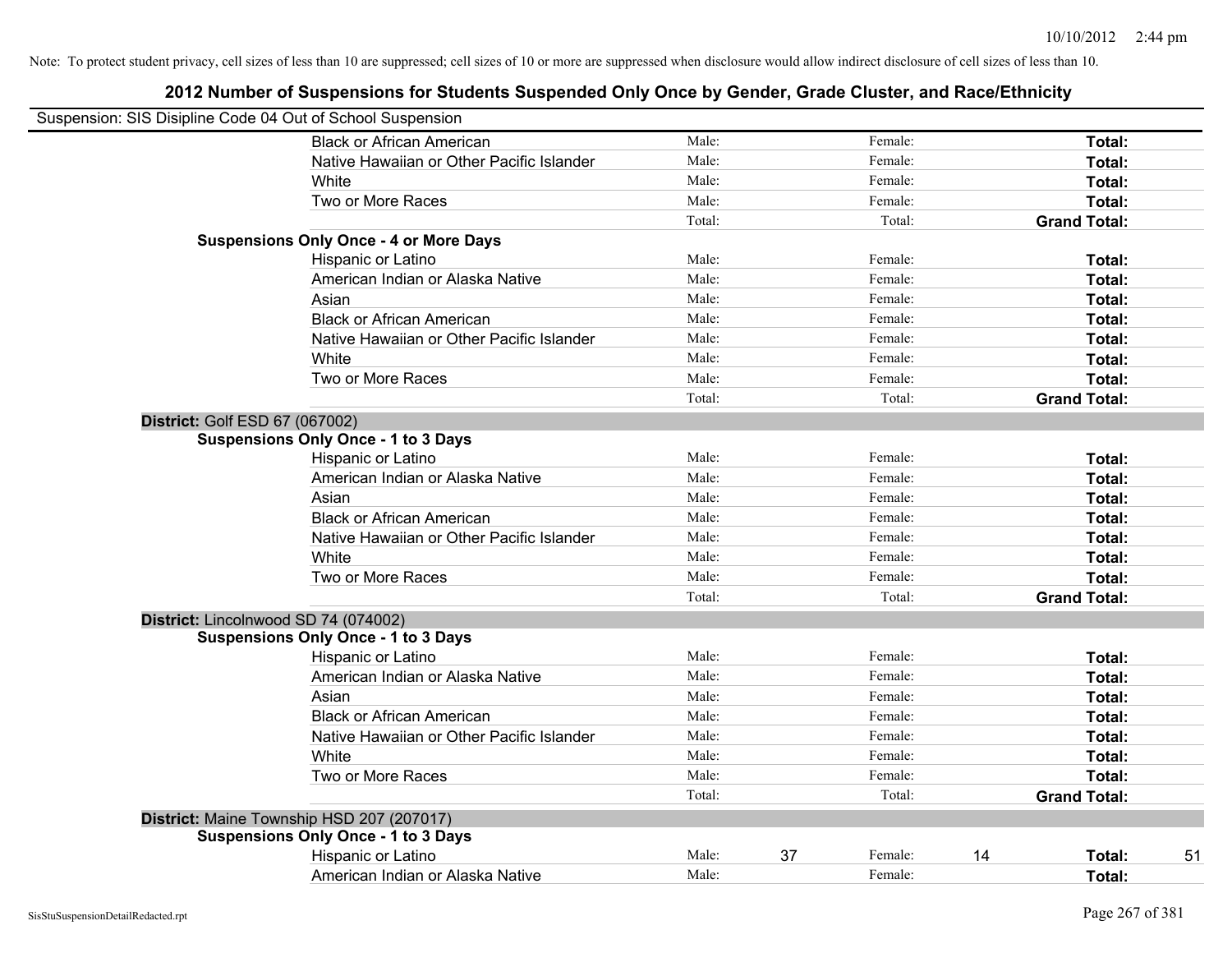Note: To protect student privacy, cell sizes of less than 10 are suppressed; cell sizes of 10 or more are suppressed when disclosure would allow indirect disclosure of cell sizes of less than 10.

# 2012 Number of Suspensions for Students Suspended Only Once by Gender, Grade Cluster, and Race/Ethnicity

Suspension: SIS Disipline Code 04 Out of School Suspension

| | | | | | | |
|---|---|---|---|---|---|---|
| Black or African American | Male: | | Female: | | **Total:** | |
| Native Hawaiian or Other Pacific Islander | Male: | | Female: | | **Total:** | |
| White | Male: | | Female: | | **Total:** | |
| Two or More Races | Male: | | Female: | | **Total:** | |
| | Total: | | Total: | | **Grand Total:** | |
| **Suspensions Only Once - 4 or More Days** | | | | | | |
| Hispanic or Latino | Male: | | Female: | | **Total:** | |
| American Indian or Alaska Native | Male: | | Female: | | **Total:** | |
| Asian | Male: | | Female: | | **Total:** | |
| Black or African American | Male: | | Female: | | **Total:** | |
| Native Hawaiian or Other Pacific Islander | Male: | | Female: | | **Total:** | |
| White | Male: | | Female: | | **Total:** | |
| Two or More Races | Male: | | Female: | | **Total:** | |
| | Total: | | Total: | | **Grand Total:** | |

**District:** Golf ESD 67 (067002)

| | | | | | | |
|---|---|---|---|---|---|---|
| **Suspensions Only Once - 1 to 3 Days** | | | | | | |
| Hispanic or Latino | Male: | | Female: | | **Total:** | |
| American Indian or Alaska Native | Male: | | Female: | | **Total:** | |
| Asian | Male: | | Female: | | **Total:** | |
| Black or African American | Male: | | Female: | | **Total:** | |
| Native Hawaiian or Other Pacific Islander | Male: | | Female: | | **Total:** | |
| White | Male: | | Female: | | **Total:** | |
| Two or More Races | Male: | | Female: | | **Total:** | |
| | Total: | | Total: | | **Grand Total:** | |

**District:** Lincolnwood SD 74 (074002)

| | | | | | | |
|---|---|---|---|---|---|---|
| **Suspensions Only Once - 1 to 3 Days** | | | | | | |
| Hispanic or Latino | Male: | | Female: | | **Total:** | |
| American Indian or Alaska Native | Male: | | Female: | | **Total:** | |
| Asian | Male: | | Female: | | **Total:** | |
| Black or African American | Male: | | Female: | | **Total:** | |
| Native Hawaiian or Other Pacific Islander | Male: | | Female: | | **Total:** | |
| White | Male: | | Female: | | **Total:** | |
| Two or More Races | Male: | | Female: | | **Total:** | |
| | Total: | | Total: | | **Grand Total:** | |

**District:** Maine Township HSD 207 (207017)

| | | | | | | |
|---|---|---|---|---|---|---|
| **Suspensions Only Once - 1 to 3 Days** | | | | | | |
| Hispanic or Latino | Male: | 37 | Female: | 14 | **Total:** | 51 |
| American Indian or Alaska Native | Male: | | Female: | | **Total:** | |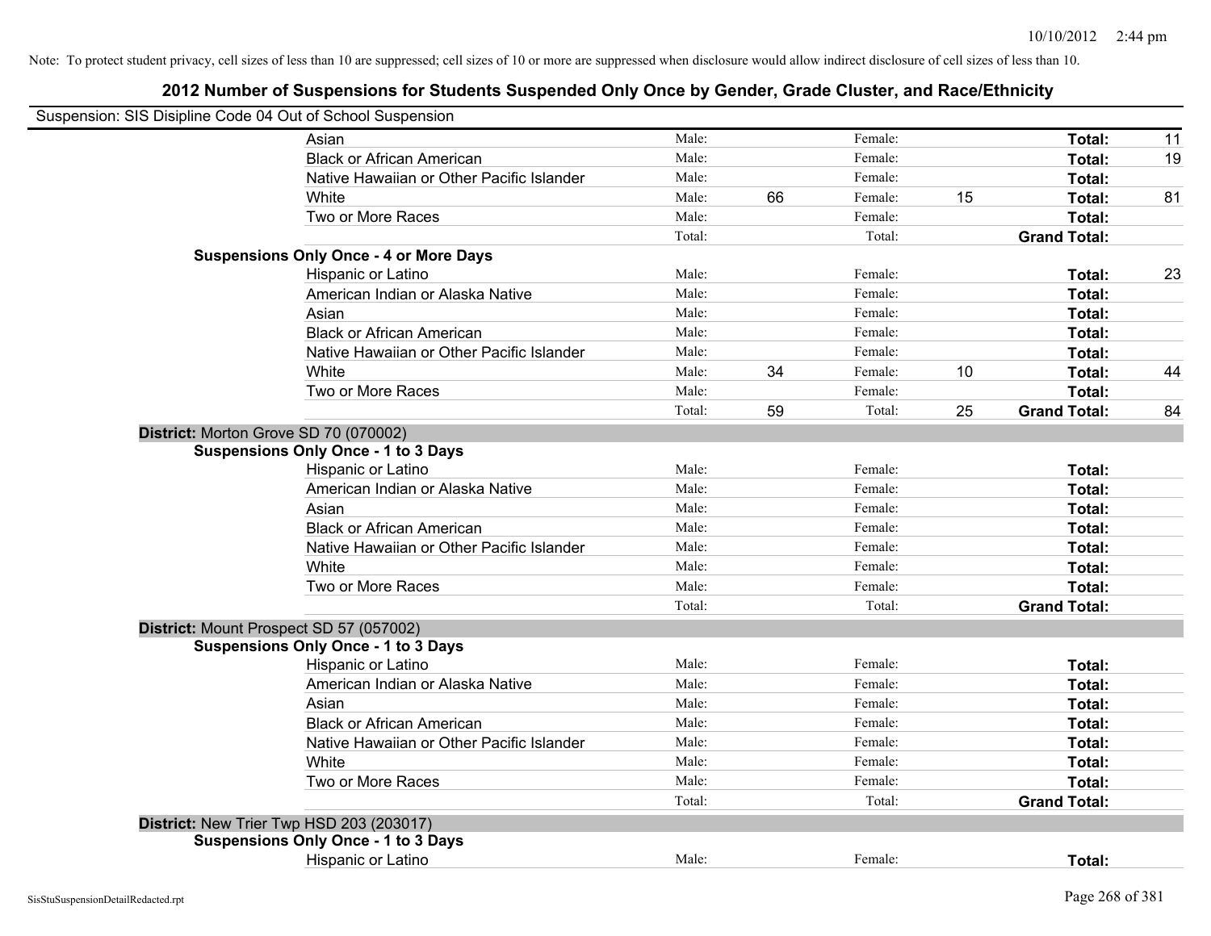Note: To protect student privacy, cell sizes of less than 10 are suppressed; cell sizes of 10 or more are suppressed when disclosure would allow indirect disclosure of cell sizes of less than 10.

# 2012 Number of Suspensions for Students Suspended Only Once by Gender, Grade Cluster, and Race/Ethnicity

Suspension: SIS Disipline Code 04 Out of School Suspension

| | | | | | | | |
|---|---|---|---|---|---|---|---|
| Asian | Male: | | Female: | | **Total:** | 11 |
| Black or African American | Male: | | Female: | | **Total:** | 19 |
| Native Hawaiian or Other Pacific Islander | Male: | | Female: | | **Total:** | |
| White | Male: | 66 | Female: | 15 | **Total:** | 81 |
| Two or More Races | Male: | | Female: | | **Total:** | |
| | Total: | | Total: | | **Grand Total:** | |

**Suspensions Only Once - 4 or More Days**

| | | | | | | |
|---|---|---|---|---|---|---|
| Hispanic or Latino | Male: | | Female: | | **Total:** | 23 |
| American Indian or Alaska Native | Male: | | Female: | | **Total:** | |
| Asian | Male: | | Female: | | **Total:** | |
| Black or African American | Male: | | Female: | | **Total:** | |
| Native Hawaiian or Other Pacific Islander | Male: | | Female: | | **Total:** | |
| White | Male: | 34 | Female: | 10 | **Total:** | 44 |
| Two or More Races | Male: | | Female: | | **Total:** | |
| | Total: | 59 | Total: | 25 | **Grand Total:** | 84 |

**District:** Morton Grove SD 70 (070002)

**Suspensions Only Once - 1 to 3 Days**

| | | | | | | |
|---|---|---|---|---|---|---|
| Hispanic or Latino | Male: | | Female: | | **Total:** | |
| American Indian or Alaska Native | Male: | | Female: | | **Total:** | |
| Asian | Male: | | Female: | | **Total:** | |
| Black or African American | Male: | | Female: | | **Total:** | |
| Native Hawaiian or Other Pacific Islander | Male: | | Female: | | **Total:** | |
| White | Male: | | Female: | | **Total:** | |
| Two or More Races | Male: | | Female: | | **Total:** | |
| | Total: | | Total: | | **Grand Total:** | |

**District:** Mount Prospect SD 57 (057002)

**Suspensions Only Once - 1 to 3 Days**

| | | | | | | |
|---|---|---|---|---|---|---|
| Hispanic or Latino | Male: | | Female: | | **Total:** | |
| American Indian or Alaska Native | Male: | | Female: | | **Total:** | |
| Asian | Male: | | Female: | | **Total:** | |
| Black or African American | Male: | | Female: | | **Total:** | |
| Native Hawaiian or Other Pacific Islander | Male: | | Female: | | **Total:** | |
| White | Male: | | Female: | | **Total:** | |
| Two or More Races | Male: | | Female: | | **Total:** | |
| | Total: | | Total: | | **Grand Total:** | |

**District:** New Trier Twp HSD 203 (203017)

**Suspensions Only Once - 1 to 3 Days**

| | | | | | | |
|---|---|---|---|---|---|---|
| Hispanic or Latino | Male: | | Female: | | **Total:** | |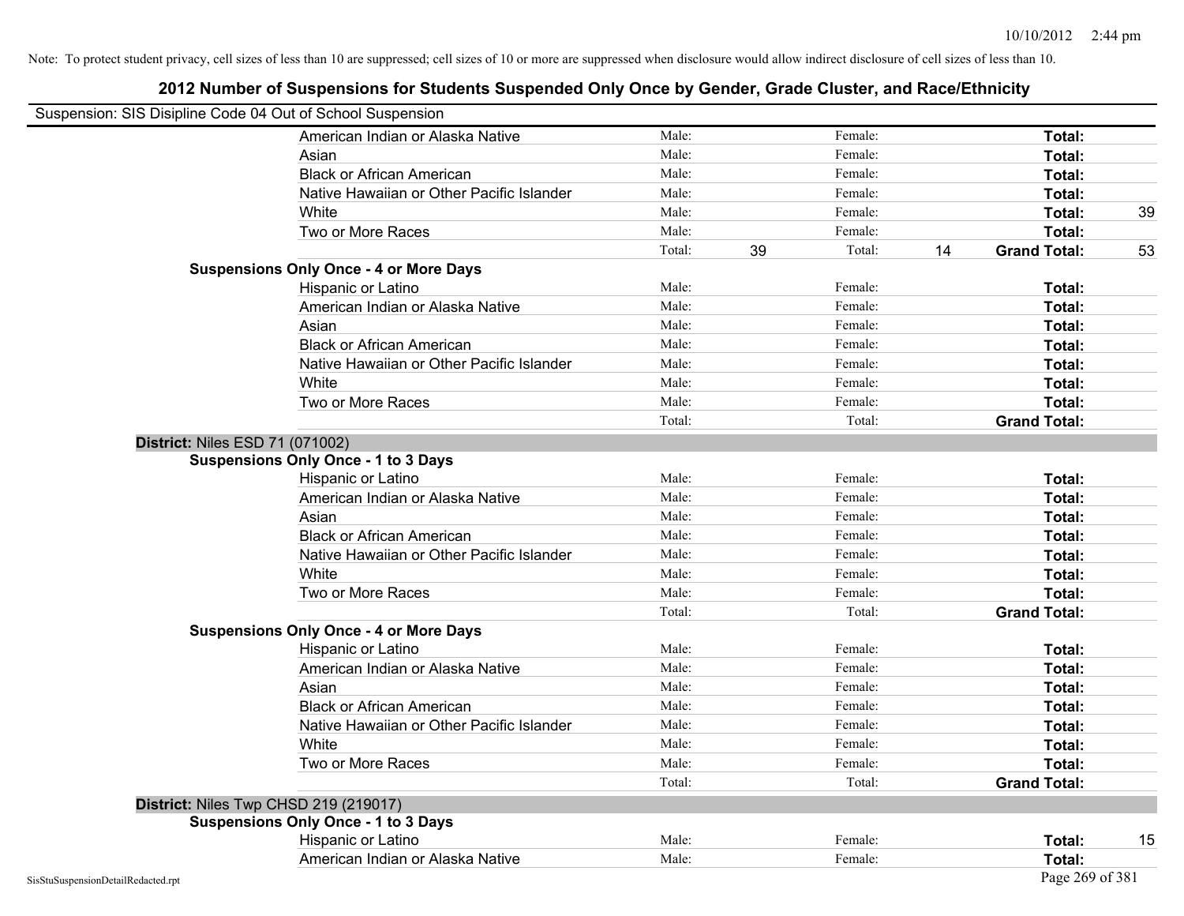Note: To protect student privacy, cell sizes of less than 10 are suppressed; cell sizes of 10 or more are suppressed when disclosure would allow indirect disclosure of cell sizes of less than 10.

# 2012 Number of Suspensions for Students Suspended Only Once by Gender, Grade Cluster, and Race/Ethnicity

Suspension: SIS Disipline Code 04 Out of School Suspension

| | | | | | | |
|---|---|---|---|---|---|---|
| American Indian or Alaska Native | Male: | | Female: | | **Total:** | |
| Asian | Male: | | Female: | | **Total:** | |
| Black or African American | Male: | | Female: | | **Total:** | |
| Native Hawaiian or Other Pacific Islander | Male: | | Female: | | **Total:** | |
| White | Male: | | Female: | | **Total:** | 39 |
| Two or More Races | Male: | | Female: | | **Total:** | |
| | Total: | 39 | Total: | 14 | **Grand Total:** | 53 |

**Suspensions Only Once - 4 or More Days**

| | | | | | | |
|---|---|---|---|---|---|---|
| Hispanic or Latino | Male: | | Female: | | **Total:** | |
| American Indian or Alaska Native | Male: | | Female: | | **Total:** | |
| Asian | Male: | | Female: | | **Total:** | |
| Black or African American | Male: | | Female: | | **Total:** | |
| Native Hawaiian or Other Pacific Islander | Male: | | Female: | | **Total:** | |
| White | Male: | | Female: | | **Total:** | |
| Two or More Races | Male: | | Female: | | **Total:** | |
| | Total: | | Total: | | **Grand Total:** | |

## District: Niles ESD 71 (071002)

**Suspensions Only Once - 1 to 3 Days**

| | | | | | | |
|---|---|---|---|---|---|---|
| Hispanic or Latino | Male: | | Female: | | **Total:** | |
| American Indian or Alaska Native | Male: | | Female: | | **Total:** | |
| Asian | Male: | | Female: | | **Total:** | |
| Black or African American | Male: | | Female: | | **Total:** | |
| Native Hawaiian or Other Pacific Islander | Male: | | Female: | | **Total:** | |
| White | Male: | | Female: | | **Total:** | |
| Two or More Races | Male: | | Female: | | **Total:** | |
| | Total: | | Total: | | **Grand Total:** | |

**Suspensions Only Once - 4 or More Days**

| | | | | | | |
|---|---|---|---|---|---|---|
| Hispanic or Latino | Male: | | Female: | | **Total:** | |
| American Indian or Alaska Native | Male: | | Female: | | **Total:** | |
| Asian | Male: | | Female: | | **Total:** | |
| Black or African American | Male: | | Female: | | **Total:** | |
| Native Hawaiian or Other Pacific Islander | Male: | | Female: | | **Total:** | |
| White | Male: | | Female: | | **Total:** | |
| Two or More Races | Male: | | Female: | | **Total:** | |
| | Total: | | Total: | | **Grand Total:** | |

## District: Niles Twp CHSD 219 (219017)

**Suspensions Only Once - 1 to 3 Days**

| | | | | | | |
|---|---|---|---|---|---|---|
| Hispanic or Latino | Male: | | Female: | | **Total:** | 15 |
| American Indian or Alaska Native | Male: | | Female: | | **Total:** | |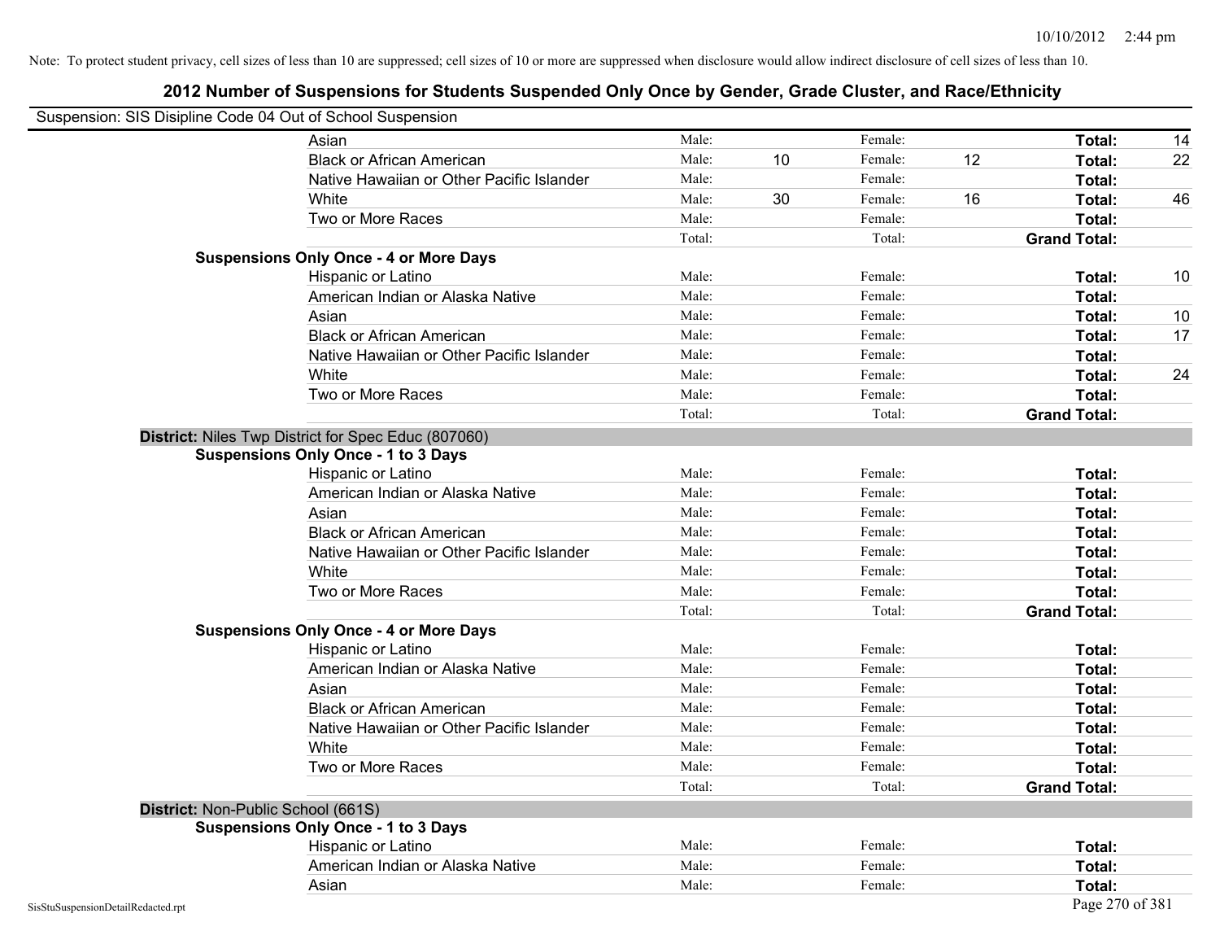Note: To protect student privacy, cell sizes of less than 10 are suppressed; cell sizes of 10 or more are suppressed when disclosure would allow indirect disclosure of cell sizes of less than 10.

# 2012 Number of Suspensions for Students Suspended Only Once by Gender, Grade Cluster, and Race/Ethnicity

Suspension: SIS Disipline Code 04 Out of School Suspension

| | | | | | | |
|---|---|---|---|---|---|---|
| Asian | Male: | | Female: | | **Total:** | 14 |
| Black or African American | Male: | 10 | Female: | 12 | **Total:** | 22 |
| Native Hawaiian or Other Pacific Islander | Male: | | Female: | | **Total:** | |
| White | Male: | 30 | Female: | 16 | **Total:** | 46 |
| Two or More Races | Male: | | Female: | | **Total:** | |
| | Total: | | Total: | | **Grand Total:** | |

**Suspensions Only Once - 4 or More Days**

| | | | | | | |
|---|---|---|---|---|---|---|
| Hispanic or Latino | Male: | | Female: | | **Total:** | 10 |
| American Indian or Alaska Native | Male: | | Female: | | **Total:** | |
| Asian | Male: | | Female: | | **Total:** | 10 |
| Black or African American | Male: | | Female: | | **Total:** | 17 |
| Native Hawaiian or Other Pacific Islander | Male: | | Female: | | **Total:** | |
| White | Male: | | Female: | | **Total:** | 24 |
| Two or More Races | Male: | | Female: | | **Total:** | |
| | Total: | | Total: | | **Grand Total:** | |

**District:** Niles Twp District for Spec Educ (807060)

**Suspensions Only Once - 1 to 3 Days**

| | | | | | | |
|---|---|---|---|---|---|---|
| Hispanic or Latino | Male: | | Female: | | **Total:** | |
| American Indian or Alaska Native | Male: | | Female: | | **Total:** | |
| Asian | Male: | | Female: | | **Total:** | |
| Black or African American | Male: | | Female: | | **Total:** | |
| Native Hawaiian or Other Pacific Islander | Male: | | Female: | | **Total:** | |
| White | Male: | | Female: | | **Total:** | |
| Two or More Races | Male: | | Female: | | **Total:** | |
| | Total: | | Total: | | **Grand Total:** | |

**Suspensions Only Once - 4 or More Days**

| | | | | | | |
|---|---|---|---|---|---|---|
| Hispanic or Latino | Male: | | Female: | | **Total:** | |
| American Indian or Alaska Native | Male: | | Female: | | **Total:** | |
| Asian | Male: | | Female: | | **Total:** | |
| Black or African American | Male: | | Female: | | **Total:** | |
| Native Hawaiian or Other Pacific Islander | Male: | | Female: | | **Total:** | |
| White | Male: | | Female: | | **Total:** | |
| Two or More Races | Male: | | Female: | | **Total:** | |
| | Total: | | Total: | | **Grand Total:** | |

**District:** Non-Public School (661S)

**Suspensions Only Once - 1 to 3 Days**

| | | | | | | |
|---|---|---|---|---|---|---|
| Hispanic or Latino | Male: | | Female: | | **Total:** | |
| American Indian or Alaska Native | Male: | | Female: | | **Total:** | |
| Asian | Male: | | Female: | | **Total:** | |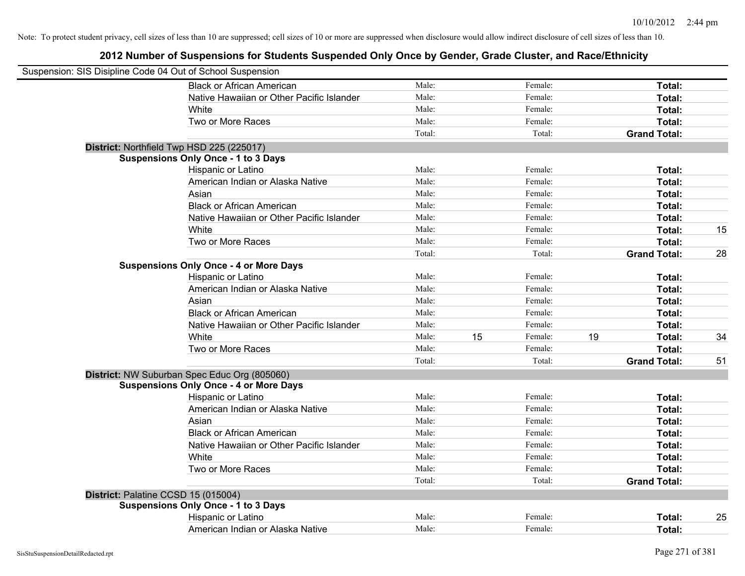Note: To protect student privacy, cell sizes of less than 10 are suppressed; cell sizes of 10 or more are suppressed when disclosure would allow indirect disclosure of cell sizes of less than 10.

# 2012 Number of Suspensions for Students Suspended Only Once by Gender, Grade Cluster, and Race/Ethnicity

Suspension: SIS Disipline Code 04 Out of School Suspension

| | | | | | | | |
|---|---|---|---|---|---|---|---|
| Black or African American | Male: | | Female: | | Total: | |
| Native Hawaiian or Other Pacific Islander | Male: | | Female: | | Total: | |
| White | Male: | | Female: | | Total: | |
| Two or More Races | Male: | | Female: | | Total: | |
| | Total: | | Total: | | Grand Total: | |

**District:** Northfield Twp HSD 225 (225017)

**Suspensions Only Once - 1 to 3 Days**

| | | | | | | |
|---|---|---|---|---|---|---|
| Hispanic or Latino | Male: | | Female: | | Total: | |
| American Indian or Alaska Native | Male: | | Female: | | Total: | |
| Asian | Male: | | Female: | | Total: | |
| Black or African American | Male: | | Female: | | Total: | |
| Native Hawaiian or Other Pacific Islander | Male: | | Female: | | Total: | |
| White | Male: | | Female: | | Total: | 15 |
| Two or More Races | Male: | | Female: | | Total: | |
| | Total: | | Total: | | Grand Total: | 28 |

**Suspensions Only Once - 4 or More Days**

| | | | | | | |
|---|---|---|---|---|---|---|
| Hispanic or Latino | Male: | | Female: | | Total: | |
| American Indian or Alaska Native | Male: | | Female: | | Total: | |
| Asian | Male: | | Female: | | Total: | |
| Black or African American | Male: | | Female: | | Total: | |
| Native Hawaiian or Other Pacific Islander | Male: | | Female: | | Total: | |
| White | Male: | 15 | Female: | 19 | Total: | 34 |
| Two or More Races | Male: | | Female: | | Total: | |
| | Total: | | Total: | | Grand Total: | 51 |

**District:** NW Suburban Spec Educ Org (805060)

**Suspensions Only Once - 4 or More Days**

| | | | | | | |
|---|---|---|---|---|---|---|
| Hispanic or Latino | Male: | | Female: | | Total: | |
| American Indian or Alaska Native | Male: | | Female: | | Total: | |
| Asian | Male: | | Female: | | Total: | |
| Black or African American | Male: | | Female: | | Total: | |
| Native Hawaiian or Other Pacific Islander | Male: | | Female: | | Total: | |
| White | Male: | | Female: | | Total: | |
| Two or More Races | Male: | | Female: | | Total: | |
| | Total: | | Total: | | Grand Total: | |

**District:** Palatine CCSD 15 (015004)

**Suspensions Only Once - 1 to 3 Days**

| | | | | | | |
|---|---|---|---|---|---|---|
| Hispanic or Latino | Male: | | Female: | | Total: | 25 |
| American Indian or Alaska Native | Male: | | Female: | | Total: | |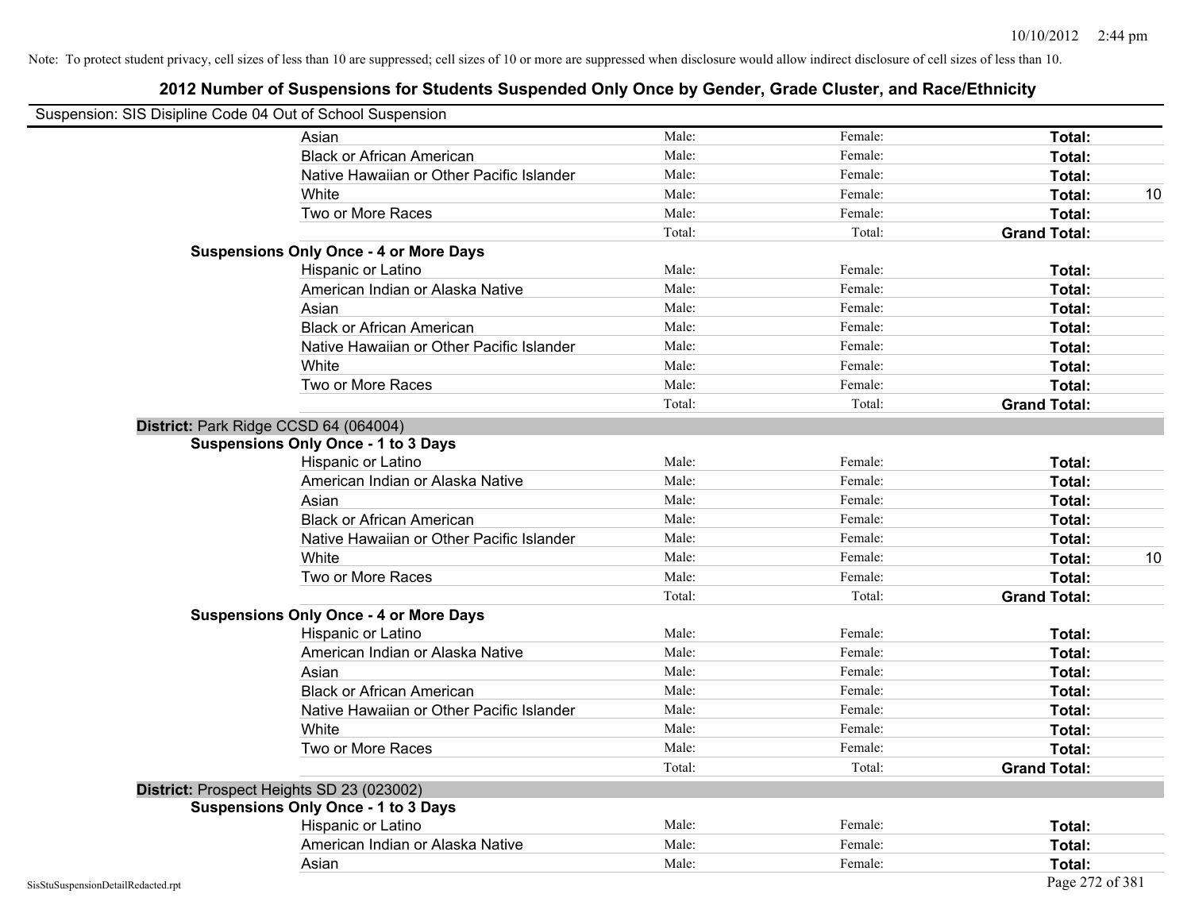Note: To protect student privacy, cell sizes of less than 10 are suppressed; cell sizes of 10 or more are suppressed when disclosure would allow indirect disclosure of cell sizes of less than 10.

## 2012 Number of Suspensions for Students Suspended Only Once by Gender, Grade Cluster, and Race/Ethnicity

Suspension: SIS Disipline Code 04 Out of School Suspension

| | | | | | |
|---|---|---|---|---|---|
| | Asian | Male: | Female: | **Total:** | |
| | Black or African American | Male: | Female: | **Total:** | |
| | Native Hawaiian or Other Pacific Islander | Male: | Female: | **Total:** | |
| | White | Male: | Female: | **Total:** | 10 |
| | Two or More Races | Male: | Female: | **Total:** | |
| | | Total: | Total: | **Grand Total:** | |
| **Suspensions Only Once - 4 or More Days** | | | | | |
| | Hispanic or Latino | Male: | Female: | **Total:** | |
| | American Indian or Alaska Native | Male: | Female: | **Total:** | |
| | Asian | Male: | Female: | **Total:** | |
| | Black or African American | Male: | Female: | **Total:** | |
| | Native Hawaiian or Other Pacific Islander | Male: | Female: | **Total:** | |
| | White | Male: | Female: | **Total:** | |
| | Two or More Races | Male: | Female: | **Total:** | |
| | | Total: | Total: | **Grand Total:** | |
| **District:** Park Ridge CCSD 64 (064004) | | | | | |
| **Suspensions Only Once - 1 to 3 Days** | | | | | |
| | Hispanic or Latino | Male: | Female: | **Total:** | |
| | American Indian or Alaska Native | Male: | Female: | **Total:** | |
| | Asian | Male: | Female: | **Total:** | |
| | Black or African American | Male: | Female: | **Total:** | |
| | Native Hawaiian or Other Pacific Islander | Male: | Female: | **Total:** | |
| | White | Male: | Female: | **Total:** | 10 |
| | Two or More Races | Male: | Female: | **Total:** | |
| | | Total: | Total: | **Grand Total:** | |
| **Suspensions Only Once - 4 or More Days** | | | | | |
| | Hispanic or Latino | Male: | Female: | **Total:** | |
| | American Indian or Alaska Native | Male: | Female: | **Total:** | |
| | Asian | Male: | Female: | **Total:** | |
| | Black or African American | Male: | Female: | **Total:** | |
| | Native Hawaiian or Other Pacific Islander | Male: | Female: | **Total:** | |
| | White | Male: | Female: | **Total:** | |
| | Two or More Races | Male: | Female: | **Total:** | |
| | | Total: | Total: | **Grand Total:** | |
| **District:** Prospect Heights SD 23 (023002) | | | | | |
| **Suspensions Only Once - 1 to 3 Days** | | | | | |
| | Hispanic or Latino | Male: | Female: | **Total:** | |
| | American Indian or Alaska Native | Male: | Female: | **Total:** | |
| | Asian | Male: | Female: | **Total:** | |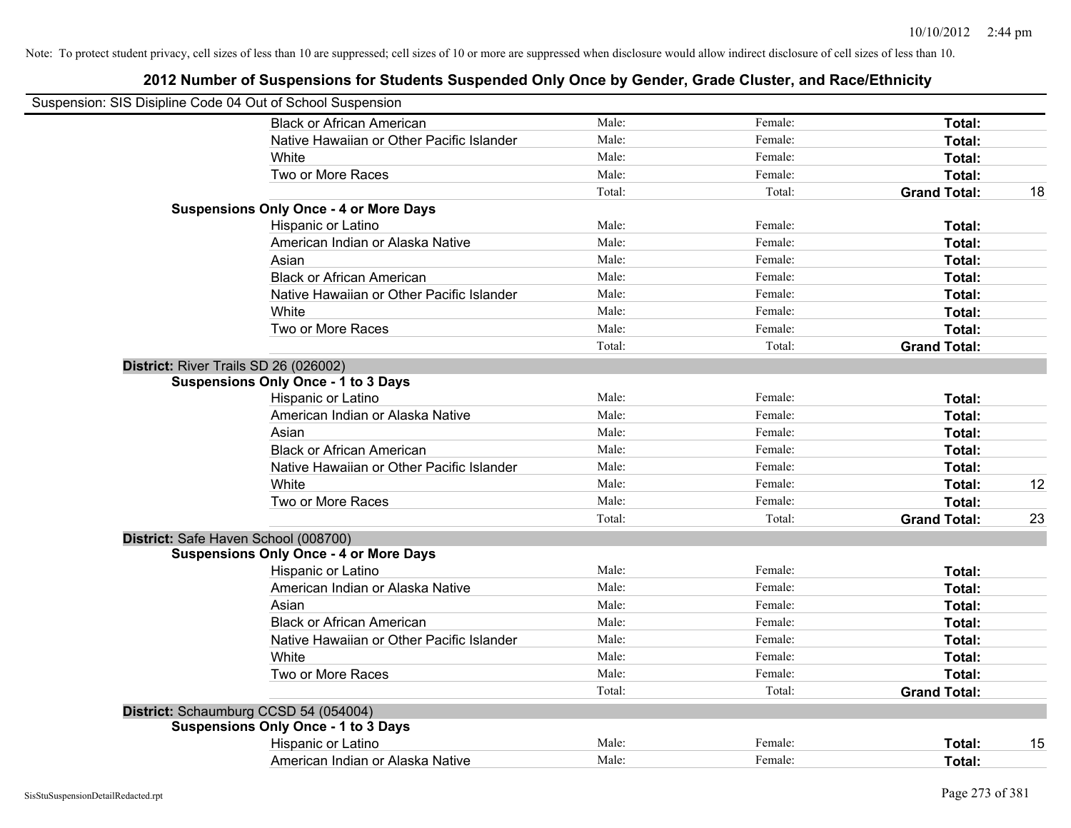Note: To protect student privacy, cell sizes of less than 10 are suppressed; cell sizes of 10 or more are suppressed when disclosure would allow indirect disclosure of cell sizes of less than 10.

## 2012 Number of Suspensions for Students Suspended Only Once by Gender, Grade Cluster, and Race/Ethnicity

Suspension: SIS Disipline Code 04 Out of School Suspension

| | | | | | |
|---|---|---|---|---|---|
| | Black or African American | Male: | Female: | **Total:** | |
| | Native Hawaiian or Other Pacific Islander | Male: | Female: | **Total:** | |
| | White | Male: | Female: | **Total:** | |
| | Two or More Races | Male: | Female: | **Total:** | |
| | | Total: | Total: | **Grand Total:** | 18 |
| **Suspensions Only Once - 4 or More Days** | | | | | |
| | Hispanic or Latino | Male: | Female: | **Total:** | |
| | American Indian or Alaska Native | Male: | Female: | **Total:** | |
| | Asian | Male: | Female: | **Total:** | |
| | Black or African American | Male: | Female: | **Total:** | |
| | Native Hawaiian or Other Pacific Islander | Male: | Female: | **Total:** | |
| | White | Male: | Female: | **Total:** | |
| | Two or More Races | Male: | Female: | **Total:** | |
| | | Total: | Total: | **Grand Total:** | |
| **District:** River Trails SD 26 (026002) | | | | | |
| **Suspensions Only Once - 1 to 3 Days** | | | | | |
| | Hispanic or Latino | Male: | Female: | **Total:** | |
| | American Indian or Alaska Native | Male: | Female: | **Total:** | |
| | Asian | Male: | Female: | **Total:** | |
| | Black or African American | Male: | Female: | **Total:** | |
| | Native Hawaiian or Other Pacific Islander | Male: | Female: | **Total:** | |
| | White | Male: | Female: | **Total:** | 12 |
| | Two or More Races | Male: | Female: | **Total:** | |
| | | Total: | Total: | **Grand Total:** | 23 |
| **District:** Safe Haven School (008700) | | | | | |
| **Suspensions Only Once - 4 or More Days** | | | | | |
| | Hispanic or Latino | Male: | Female: | **Total:** | |
| | American Indian or Alaska Native | Male: | Female: | **Total:** | |
| | Asian | Male: | Female: | **Total:** | |
| | Black or African American | Male: | Female: | **Total:** | |
| | Native Hawaiian or Other Pacific Islander | Male: | Female: | **Total:** | |
| | White | Male: | Female: | **Total:** | |
| | Two or More Races | Male: | Female: | **Total:** | |
| | | Total: | Total: | **Grand Total:** | |
| **District:** Schaumburg CCSD 54 (054004) | | | | | |
| **Suspensions Only Once - 1 to 3 Days** | | | | | |
| | Hispanic or Latino | Male: | Female: | **Total:** | 15 |
| | American Indian or Alaska Native | Male: | Female: | **Total:** | |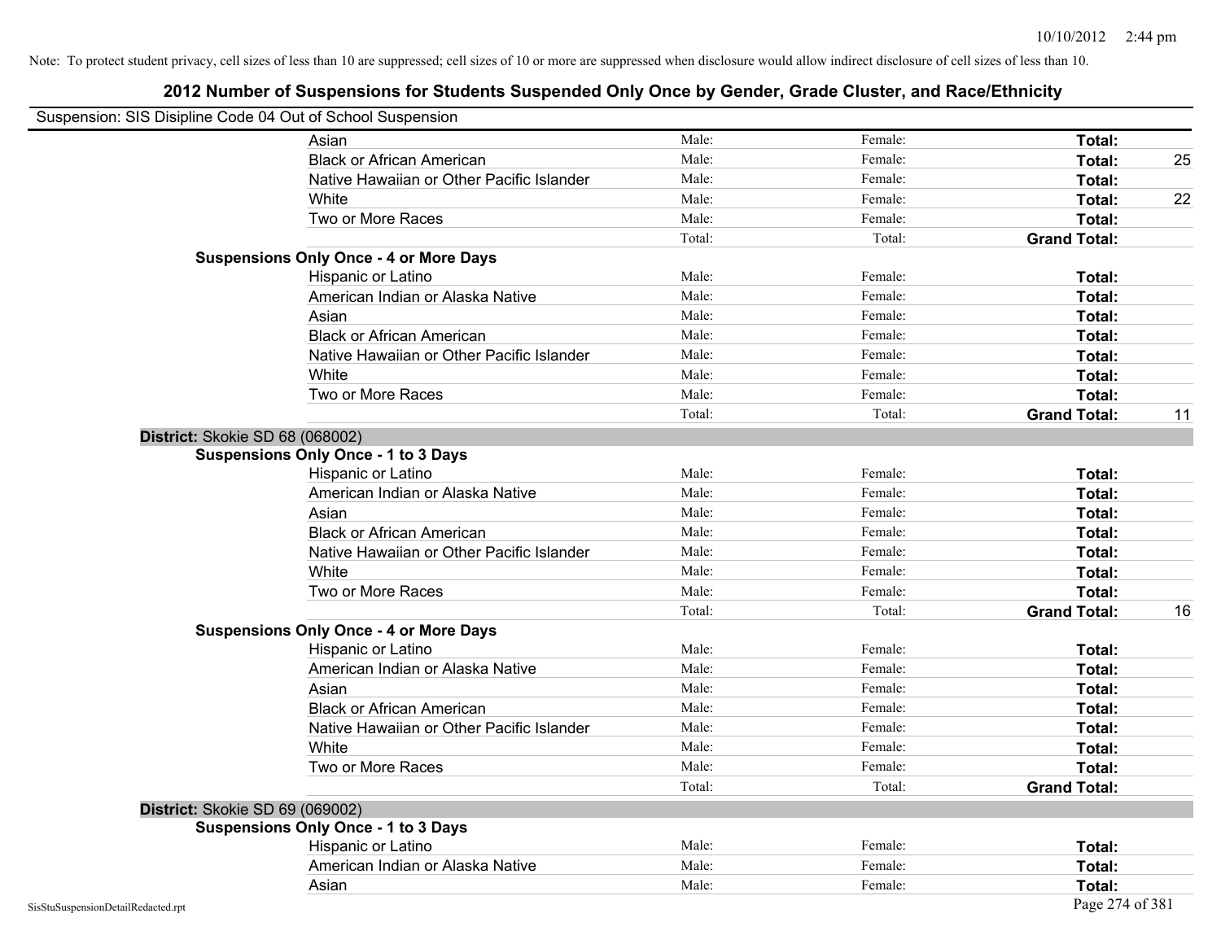Note: To protect student privacy, cell sizes of less than 10 are suppressed; cell sizes of 10 or more are suppressed when disclosure would allow indirect disclosure of cell sizes of less than 10.

# 2012 Number of Suspensions for Students Suspended Only Once by Gender, Grade Cluster, and Race/Ethnicity

Suspension: SIS Disipline Code 04 Out of School Suspension

| | | | | | |
|---|---|---|---|---|---|
| | Asian | Male: | Female: | **Total:** | |
| | Black or African American | Male: | Female: | **Total:** | 25 |
| | Native Hawaiian or Other Pacific Islander | Male: | Female: | **Total:** | |
| | White | Male: | Female: | **Total:** | 22 |
| | Two or More Races | Male: | Female: | **Total:** | |
| | | Total: | Total: | **Grand Total:** | |
| **Suspensions Only Once - 4 or More Days** | | | | | |
| | Hispanic or Latino | Male: | Female: | **Total:** | |
| | American Indian or Alaska Native | Male: | Female: | **Total:** | |
| | Asian | Male: | Female: | **Total:** | |
| | Black or African American | Male: | Female: | **Total:** | |
| | Native Hawaiian or Other Pacific Islander | Male: | Female: | **Total:** | |
| | White | Male: | Female: | **Total:** | |
| | Two or More Races | Male: | Female: | **Total:** | |
| | | Total: | Total: | **Grand Total:** | 11 |
| **District:** Skokie SD 68 (068002) | | | | | |
| **Suspensions Only Once - 1 to 3 Days** | | | | | |
| | Hispanic or Latino | Male: | Female: | **Total:** | |
| | American Indian or Alaska Native | Male: | Female: | **Total:** | |
| | Asian | Male: | Female: | **Total:** | |
| | Black or African American | Male: | Female: | **Total:** | |
| | Native Hawaiian or Other Pacific Islander | Male: | Female: | **Total:** | |
| | White | Male: | Female: | **Total:** | |
| | Two or More Races | Male: | Female: | **Total:** | |
| | | Total: | Total: | **Grand Total:** | 16 |
| **Suspensions Only Once - 4 or More Days** | | | | | |
| | Hispanic or Latino | Male: | Female: | **Total:** | |
| | American Indian or Alaska Native | Male: | Female: | **Total:** | |
| | Asian | Male: | Female: | **Total:** | |
| | Black or African American | Male: | Female: | **Total:** | |
| | Native Hawaiian or Other Pacific Islander | Male: | Female: | **Total:** | |
| | White | Male: | Female: | **Total:** | |
| | Two or More Races | Male: | Female: | **Total:** | |
| | | Total: | Total: | **Grand Total:** | |
| **District:** Skokie SD 69 (069002) | | | | | |
| **Suspensions Only Once - 1 to 3 Days** | | | | | |
| | Hispanic or Latino | Male: | Female: | **Total:** | |
| | American Indian or Alaska Native | Male: | Female: | **Total:** | |
| | Asian | Male: | Female: | **Total:** | |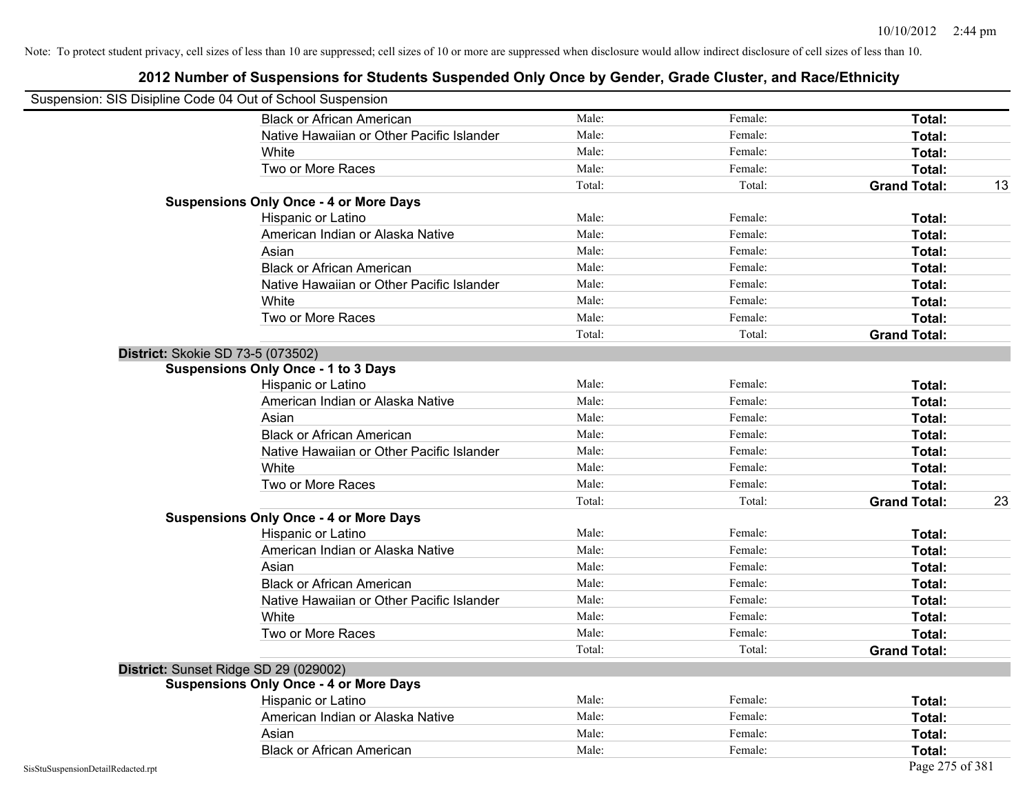Note: To protect student privacy, cell sizes of less than 10 are suppressed; cell sizes of 10 or more are suppressed when disclosure would allow indirect disclosure of cell sizes of less than 10.

# 2012 Number of Suspensions for Students Suspended Only Once by Gender, Grade Cluster, and Race/Ethnicity

Suspension: SIS Disipline Code 04 Out of School Suspension

| | | | | |
|---|---|---|---|---|
| Black or African American | Male: | Female: | **Total:** | |
| Native Hawaiian or Other Pacific Islander | Male: | Female: | **Total:** | |
| White | Male: | Female: | **Total:** | |
| Two or More Races | Male: | Female: | **Total:** | |
| | Total: | Total: | **Grand Total:** | 13 |

**Suspensions Only Once - 4 or More Days**

| | | | | |
|---|---|---|---|---|
| Hispanic or Latino | Male: | Female: | **Total:** | |
| American Indian or Alaska Native | Male: | Female: | **Total:** | |
| Asian | Male: | Female: | **Total:** | |
| Black or African American | Male: | Female: | **Total:** | |
| Native Hawaiian or Other Pacific Islander | Male: | Female: | **Total:** | |
| White | Male: | Female: | **Total:** | |
| Two or More Races | Male: | Female: | **Total:** | |
| | Total: | Total: | **Grand Total:** | |

**District:** Skokie SD 73-5 (073502)

**Suspensions Only Once - 1 to 3 Days**

| | | | | |
|---|---|---|---|---|
| Hispanic or Latino | Male: | Female: | **Total:** | |
| American Indian or Alaska Native | Male: | Female: | **Total:** | |
| Asian | Male: | Female: | **Total:** | |
| Black or African American | Male: | Female: | **Total:** | |
| Native Hawaiian or Other Pacific Islander | Male: | Female: | **Total:** | |
| White | Male: | Female: | **Total:** | |
| Two or More Races | Male: | Female: | **Total:** | |
| | Total: | Total: | **Grand Total:** | 23 |

**Suspensions Only Once - 4 or More Days**

| | | | | |
|---|---|---|---|---|
| Hispanic or Latino | Male: | Female: | **Total:** | |
| American Indian or Alaska Native | Male: | Female: | **Total:** | |
| Asian | Male: | Female: | **Total:** | |
| Black or African American | Male: | Female: | **Total:** | |
| Native Hawaiian or Other Pacific Islander | Male: | Female: | **Total:** | |
| White | Male: | Female: | **Total:** | |
| Two or More Races | Male: | Female: | **Total:** | |
| | Total: | Total: | **Grand Total:** | |

**District:** Sunset Ridge SD 29 (029002)

**Suspensions Only Once - 4 or More Days**

| | | | | |
|---|---|---|---|---|
| Hispanic or Latino | Male: | Female: | **Total:** | |
| American Indian or Alaska Native | Male: | Female: | **Total:** | |
| Asian | Male: | Female: | **Total:** | |
| Black or African American | Male: | Female: | **Total:** | |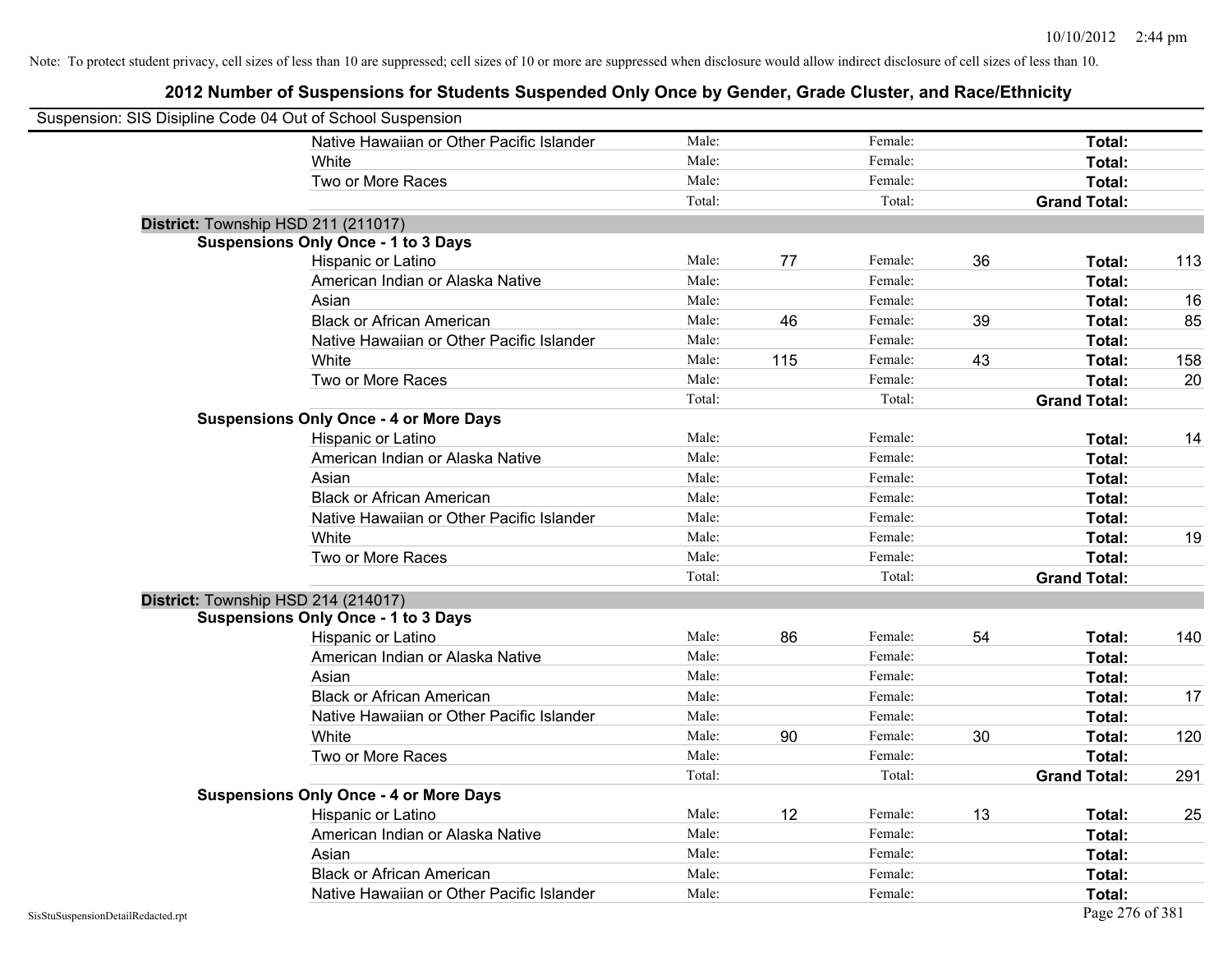Note: To protect student privacy, cell sizes of less than 10 are suppressed; cell sizes of 10 or more are suppressed when disclosure would allow indirect disclosure of cell sizes of less than 10.

# 2012 Number of Suspensions for Students Suspended Only Once by Gender, Grade Cluster, and Race/Ethnicity

Suspension: SIS Disipline Code 04 Out of School Suspension

| | | | | | | |
|---|---|---|---|---|---|---|
| Native Hawaiian or Other Pacific Islander | Male: | | Female: | | **Total:** | |
| White | Male: | | Female: | | **Total:** | |
| Two or More Races | Male: | | Female: | | **Total:** | |
| | Total: | | Total: | | **Grand Total:** | |

**District:** Township HSD 211 (211017)

**Suspensions Only Once - 1 to 3 Days**

| | | | | | | |
|---|---|---|---|---|---|---|
| Hispanic or Latino | Male: | 77 | Female: | 36 | **Total:** | 113 |
| American Indian or Alaska Native | Male: | | Female: | | **Total:** | |
| Asian | Male: | | Female: | | **Total:** | 16 |
| Black or African American | Male: | 46 | Female: | 39 | **Total:** | 85 |
| Native Hawaiian or Other Pacific Islander | Male: | | Female: | | **Total:** | |
| White | Male: | 115 | Female: | 43 | **Total:** | 158 |
| Two or More Races | Male: | | Female: | | **Total:** | 20 |
| | Total: | | Total: | | **Grand Total:** | |

**Suspensions Only Once - 4 or More Days**

| | | | | | | |
|---|---|---|---|---|---|---|
| Hispanic or Latino | Male: | | Female: | | **Total:** | 14 |
| American Indian or Alaska Native | Male: | | Female: | | **Total:** | |
| Asian | Male: | | Female: | | **Total:** | |
| Black or African American | Male: | | Female: | | **Total:** | |
| Native Hawaiian or Other Pacific Islander | Male: | | Female: | | **Total:** | |
| White | Male: | | Female: | | **Total:** | 19 |
| Two or More Races | Male: | | Female: | | **Total:** | |
| | Total: | | Total: | | **Grand Total:** | |

**District:** Township HSD 214 (214017)

**Suspensions Only Once - 1 to 3 Days**

| | | | | | | |
|---|---|---|---|---|---|---|
| Hispanic or Latino | Male: | 86 | Female: | 54 | **Total:** | 140 |
| American Indian or Alaska Native | Male: | | Female: | | **Total:** | |
| Asian | Male: | | Female: | | **Total:** | |
| Black or African American | Male: | | Female: | | **Total:** | 17 |
| Native Hawaiian or Other Pacific Islander | Male: | | Female: | | **Total:** | |
| White | Male: | 90 | Female: | 30 | **Total:** | 120 |
| Two or More Races | Male: | | Female: | | **Total:** | |
| | Total: | | Total: | | **Grand Total:** | 291 |

**Suspensions Only Once - 4 or More Days**

| | | | | | | |
|---|---|---|---|---|---|---|
| Hispanic or Latino | Male: | 12 | Female: | 13 | **Total:** | 25 |
| American Indian or Alaska Native | Male: | | Female: | | **Total:** | |
| Asian | Male: | | Female: | | **Total:** | |
| Black or African American | Male: | | Female: | | **Total:** | |
| Native Hawaiian or Other Pacific Islander | Male: | | Female: | | **Total:** | |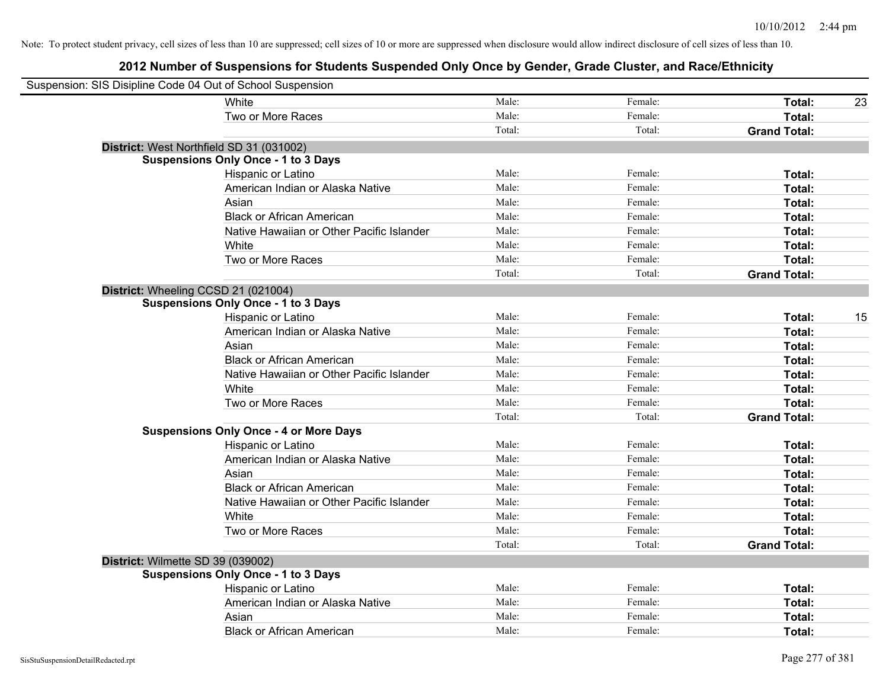Note: To protect student privacy, cell sizes of less than 10 are suppressed; cell sizes of 10 or more are suppressed when disclosure would allow indirect disclosure of cell sizes of less than 10.

# 2012 Number of Suspensions for Students Suspended Only Once by Gender, Grade Cluster, and Race/Ethnicity

Suspension: SIS Disipline Code 04 Out of School Suspension

| | | | | |
|---|---|---|---|---|
| White | Male: | Female: | **Total:** | 23 |
| Two or More Races | Male: | Female: | **Total:** | |
| | Total: | Total: | **Grand Total:** | |

**District:** West Northfield SD 31 (031002)

**Suspensions Only Once - 1 to 3 Days**

| | | | | |
|---|---|---|---|---|
| Hispanic or Latino | Male: | Female: | **Total:** | |
| American Indian or Alaska Native | Male: | Female: | **Total:** | |
| Asian | Male: | Female: | **Total:** | |
| Black or African American | Male: | Female: | **Total:** | |
| Native Hawaiian or Other Pacific Islander | Male: | Female: | **Total:** | |
| White | Male: | Female: | **Total:** | |
| Two or More Races | Male: | Female: | **Total:** | |
| | Total: | Total: | **Grand Total:** | |

**District:** Wheeling CCSD 21 (021004)

**Suspensions Only Once - 1 to 3 Days**

| | | | | |
|---|---|---|---|---|
| Hispanic or Latino | Male: | Female: | **Total:** | 15 |
| American Indian or Alaska Native | Male: | Female: | **Total:** | |
| Asian | Male: | Female: | **Total:** | |
| Black or African American | Male: | Female: | **Total:** | |
| Native Hawaiian or Other Pacific Islander | Male: | Female: | **Total:** | |
| White | Male: | Female: | **Total:** | |
| Two or More Races | Male: | Female: | **Total:** | |
| | Total: | Total: | **Grand Total:** | |

**Suspensions Only Once - 4 or More Days**

| | | | | |
|---|---|---|---|---|
| Hispanic or Latino | Male: | Female: | **Total:** | |
| American Indian or Alaska Native | Male: | Female: | **Total:** | |
| Asian | Male: | Female: | **Total:** | |
| Black or African American | Male: | Female: | **Total:** | |
| Native Hawaiian or Other Pacific Islander | Male: | Female: | **Total:** | |
| White | Male: | Female: | **Total:** | |
| Two or More Races | Male: | Female: | **Total:** | |
| | Total: | Total: | **Grand Total:** | |

**District:** Wilmette SD 39 (039002)

**Suspensions Only Once - 1 to 3 Days**

| | | | | |
|---|---|---|---|---|
| Hispanic or Latino | Male: | Female: | **Total:** | |
| American Indian or Alaska Native | Male: | Female: | **Total:** | |
| Asian | Male: | Female: | **Total:** | |
| Black or African American | Male: | Female: | **Total:** | |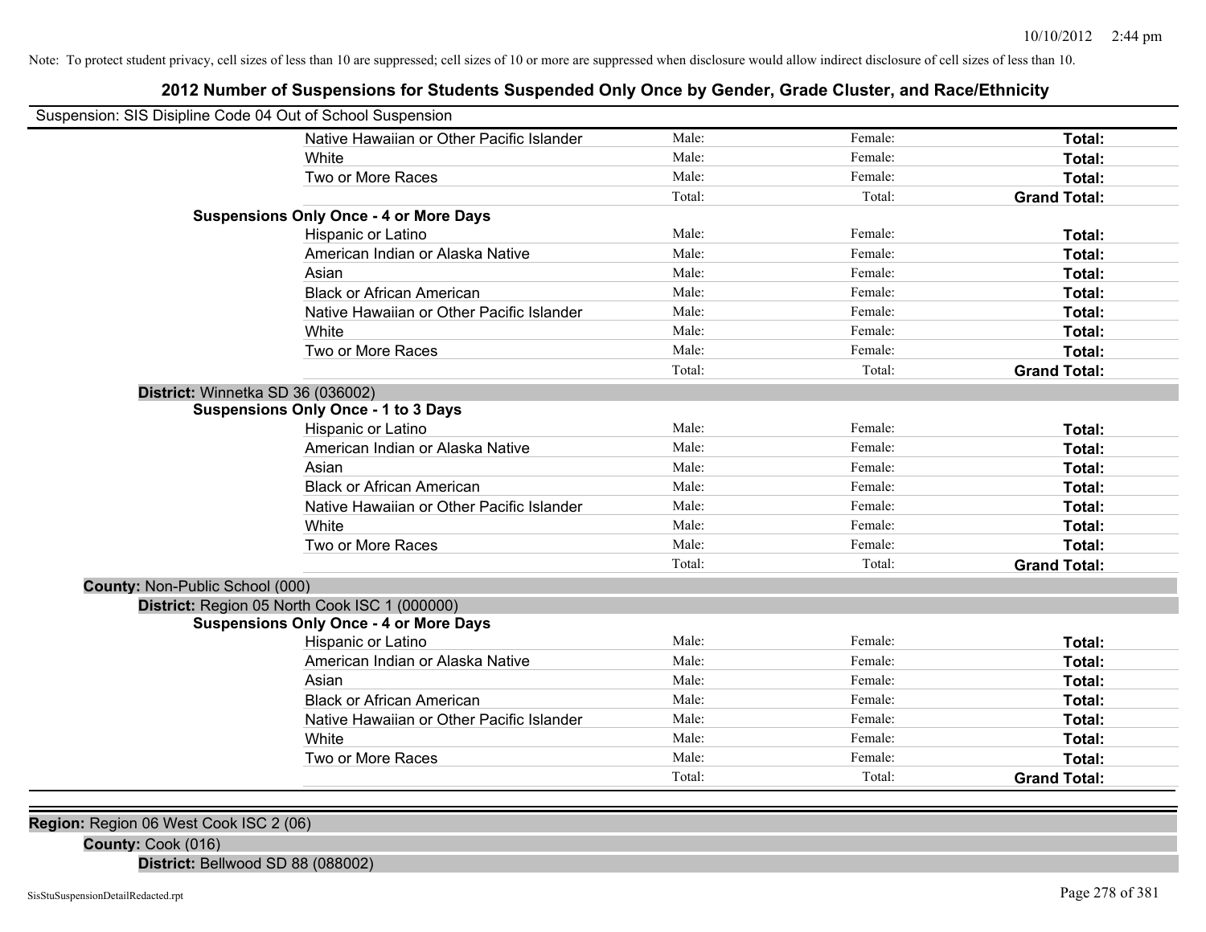Note: To protect student privacy, cell sizes of less than 10 are suppressed; cell sizes of 10 or more are suppressed when disclosure would allow indirect disclosure of cell sizes of less than 10.

# 2012 Number of Suspensions for Students Suspended Only Once by Gender, Grade Cluster, and Race/Ethnicity

Suspension: SIS Disipline Code 04 Out of School Suspension

| | | | |
|---|---|---|---|
| Native Hawaiian or Other Pacific Islander | Male: | Female: | **Total:** |
| White | Male: | Female: | **Total:** |
| Two or More Races | Male: | Female: | **Total:** |
| | Total: | Total: | **Grand Total:** |

**Suspensions Only Once - 4 or More Days**

| | | | |
|---|---|---|---|
| Hispanic or Latino | Male: | Female: | **Total:** |
| American Indian or Alaska Native | Male: | Female: | **Total:** |
| Asian | Male: | Female: | **Total:** |
| Black or African American | Male: | Female: | **Total:** |
| Native Hawaiian or Other Pacific Islander | Male: | Female: | **Total:** |
| White | Male: | Female: | **Total:** |
| Two or More Races | Male: | Female: | **Total:** |
| | Total: | Total: | **Grand Total:** |

**District:** Winnetka SD 36 (036002)

**Suspensions Only Once - 1 to 3 Days**

| | | | |
|---|---|---|---|
| Hispanic or Latino | Male: | Female: | **Total:** |
| American Indian or Alaska Native | Male: | Female: | **Total:** |
| Asian | Male: | Female: | **Total:** |
| Black or African American | Male: | Female: | **Total:** |
| Native Hawaiian or Other Pacific Islander | Male: | Female: | **Total:** |
| White | Male: | Female: | **Total:** |
| Two or More Races | Male: | Female: | **Total:** |
| | Total: | Total: | **Grand Total:** |

**County:** Non-Public School (000)

**District:** Region 05 North Cook ISC 1 (000000)

**Suspensions Only Once - 4 or More Days**

| | | | |
|---|---|---|---|
| Hispanic or Latino | Male: | Female: | **Total:** |
| American Indian or Alaska Native | Male: | Female: | **Total:** |
| Asian | Male: | Female: | **Total:** |
| Black or African American | Male: | Female: | **Total:** |
| Native Hawaiian or Other Pacific Islander | Male: | Female: | **Total:** |
| White | Male: | Female: | **Total:** |
| Two or More Races | Male: | Female: | **Total:** |
| | Total: | Total: | **Grand Total:** |

**Region:** Region 06 West Cook ISC 2 (06)

**County:** Cook (016)

**District:** Bellwood SD 88 (088002)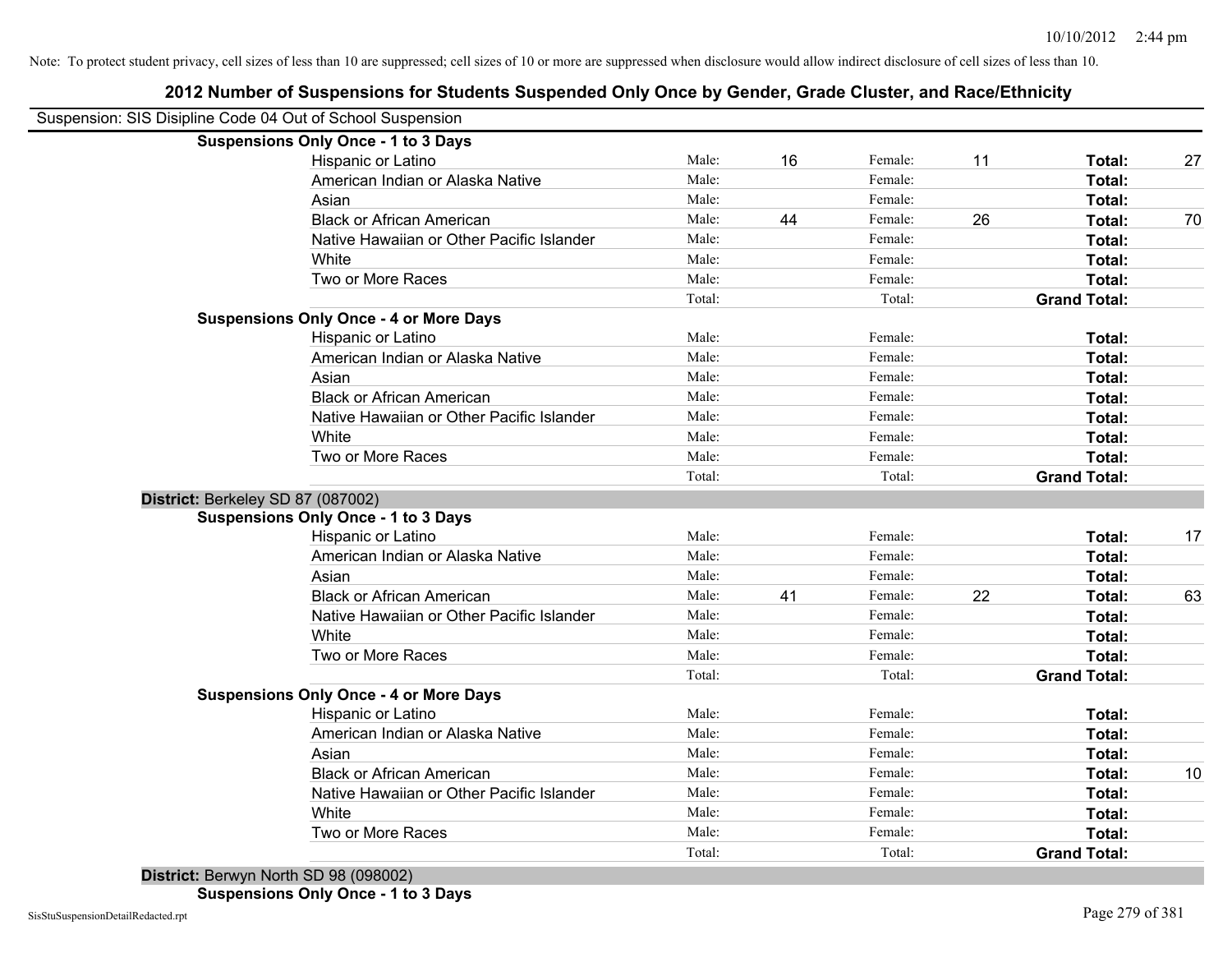Note: To protect student privacy, cell sizes of less than 10 are suppressed; cell sizes of 10 or more are suppressed when disclosure would allow indirect disclosure of cell sizes of less than 10.

## 2012 Number of Suspensions for Students Suspended Only Once by Gender, Grade Cluster, and Race/Ethnicity

Suspension: SIS Disipline Code 04 Out of School Suspension

**Suspensions Only Once - 1 to 3 Days**

| | | | | | | |
|---|---|---|---|---|---|---|
| Hispanic or Latino | Male: | 16 | Female: | 11 | **Total:** | 27 |
| American Indian or Alaska Native | Male: | | Female: | | **Total:** | |
| Asian | Male: | | Female: | | **Total:** | |
| Black or African American | Male: | 44 | Female: | 26 | **Total:** | 70 |
| Native Hawaiian or Other Pacific Islander | Male: | | Female: | | **Total:** | |
| White | Male: | | Female: | | **Total:** | |
| Two or More Races | Male: | | Female: | | **Total:** | |
| | Total: | | Total: | | **Grand Total:** | |

**Suspensions Only Once - 4 or More Days**

| | | | | | | |
|---|---|---|---|---|---|---|
| Hispanic or Latino | Male: | | Female: | | **Total:** | |
| American Indian or Alaska Native | Male: | | Female: | | **Total:** | |
| Asian | Male: | | Female: | | **Total:** | |
| Black or African American | Male: | | Female: | | **Total:** | |
| Native Hawaiian or Other Pacific Islander | Male: | | Female: | | **Total:** | |
| White | Male: | | Female: | | **Total:** | |
| Two or More Races | Male: | | Female: | | **Total:** | |
| | Total: | | Total: | | **Grand Total:** | |

**District:** Berkeley SD 87 (087002)

**Suspensions Only Once - 1 to 3 Days**

| | | | | | | |
|---|---|---|---|---|---|---|
| Hispanic or Latino | Male: | | Female: | | **Total:** | 17 |
| American Indian or Alaska Native | Male: | | Female: | | **Total:** | |
| Asian | Male: | | Female: | | **Total:** | |
| Black or African American | Male: | 41 | Female: | 22 | **Total:** | 63 |
| Native Hawaiian or Other Pacific Islander | Male: | | Female: | | **Total:** | |
| White | Male: | | Female: | | **Total:** | |
| Two or More Races | Male: | | Female: | | **Total:** | |
| | Total: | | Total: | | **Grand Total:** | |

**Suspensions Only Once - 4 or More Days**

| | | | | | | |
|---|---|---|---|---|---|---|
| Hispanic or Latino | Male: | | Female: | | **Total:** | |
| American Indian or Alaska Native | Male: | | Female: | | **Total:** | |
| Asian | Male: | | Female: | | **Total:** | |
| Black or African American | Male: | | Female: | | **Total:** | 10 |
| Native Hawaiian or Other Pacific Islander | Male: | | Female: | | **Total:** | |
| White | Male: | | Female: | | **Total:** | |
| Two or More Races | Male: | | Female: | | **Total:** | |
| | Total: | | Total: | | **Grand Total:** | |

**District:** Berwyn North SD 98 (098002)

**Suspensions Only Once - 1 to 3 Days**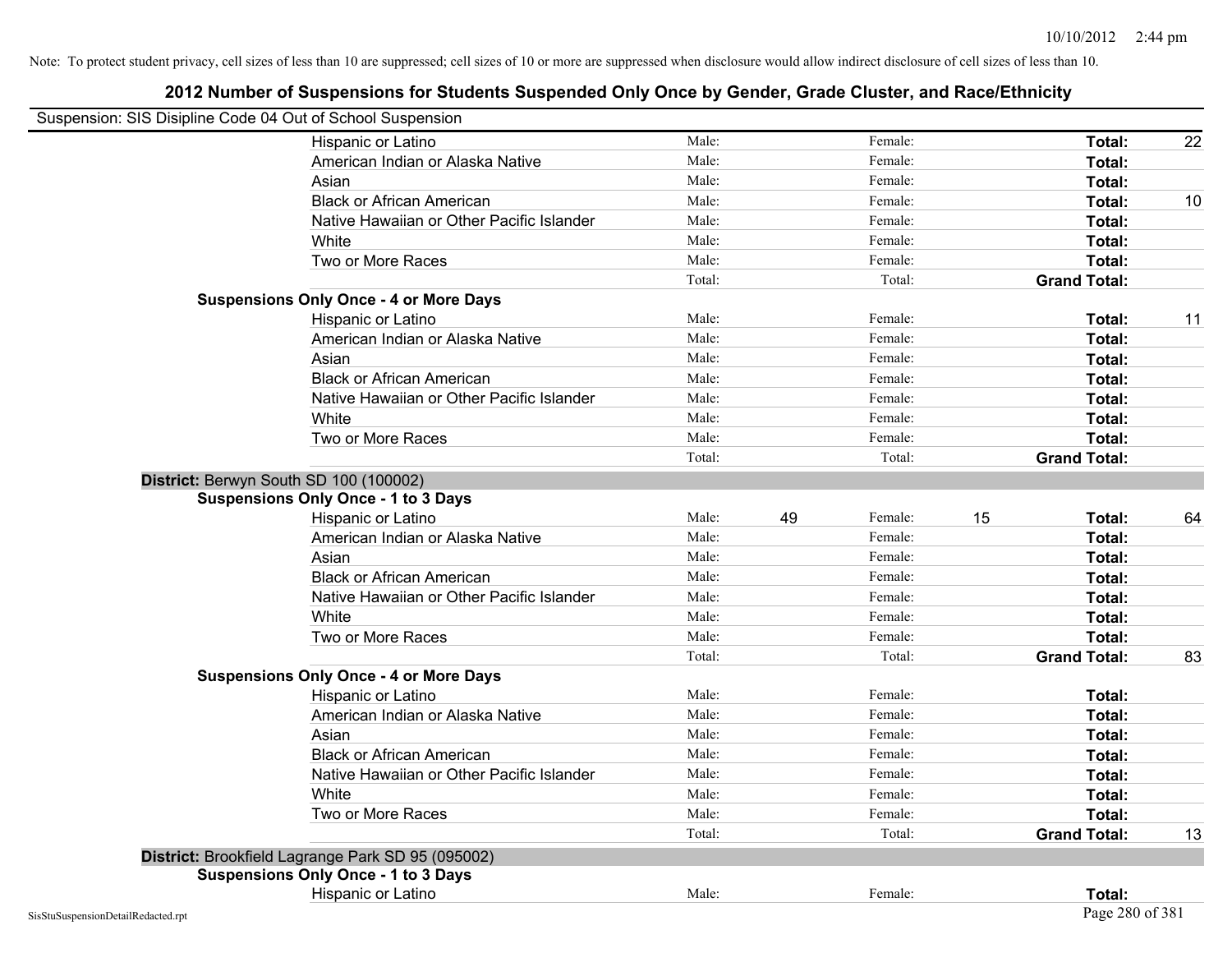Note: To protect student privacy, cell sizes of less than 10 are suppressed; cell sizes of 10 or more are suppressed when disclosure would allow indirect disclosure of cell sizes of less than 10.

# 2012 Number of Suspensions for Students Suspended Only Once by Gender, Grade Cluster, and Race/Ethnicity

Suspension: SIS Disipline Code 04 Out of School Suspension

| | | | | | | |
|---|---|---|---|---|---|---|
| Hispanic or Latino | Male: | | Female: | | **Total:** | 22 |
| American Indian or Alaska Native | Male: | | Female: | | **Total:** | |
| Asian | Male: | | Female: | | **Total:** | |
| Black or African American | Male: | | Female: | | **Total:** | 10 |
| Native Hawaiian or Other Pacific Islander | Male: | | Female: | | **Total:** | |
| White | Male: | | Female: | | **Total:** | |
| Two or More Races | Male: | | Female: | | **Total:** | |
| | Total: | | Total: | | **Grand Total:** | |
| **Suspensions Only Once - 4 or More Days** | | | | | | |
| Hispanic or Latino | Male: | | Female: | | **Total:** | 11 |
| American Indian or Alaska Native | Male: | | Female: | | **Total:** | |
| Asian | Male: | | Female: | | **Total:** | |
| Black or African American | Male: | | Female: | | **Total:** | |
| Native Hawaiian or Other Pacific Islander | Male: | | Female: | | **Total:** | |
| White | Male: | | Female: | | **Total:** | |
| Two or More Races | Male: | | Female: | | **Total:** | |
| | Total: | | Total: | | **Grand Total:** | |
| **District:** Berwyn South SD 100 (100002) | | | | | | |
| **Suspensions Only Once - 1 to 3 Days** | | | | | | |
| Hispanic or Latino | Male: | 49 | Female: | 15 | **Total:** | 64 |
| American Indian or Alaska Native | Male: | | Female: | | **Total:** | |
| Asian | Male: | | Female: | | **Total:** | |
| Black or African American | Male: | | Female: | | **Total:** | |
| Native Hawaiian or Other Pacific Islander | Male: | | Female: | | **Total:** | |
| White | Male: | | Female: | | **Total:** | |
| Two or More Races | Male: | | Female: | | **Total:** | |
| | Total: | | Total: | | **Grand Total:** | 83 |
| **Suspensions Only Once - 4 or More Days** | | | | | | |
| Hispanic or Latino | Male: | | Female: | | **Total:** | |
| American Indian or Alaska Native | Male: | | Female: | | **Total:** | |
| Asian | Male: | | Female: | | **Total:** | |
| Black or African American | Male: | | Female: | | **Total:** | |
| Native Hawaiian or Other Pacific Islander | Male: | | Female: | | **Total:** | |
| White | Male: | | Female: | | **Total:** | |
| Two or More Races | Male: | | Female: | | **Total:** | |
| | Total: | | Total: | | **Grand Total:** | 13 |
| **District:** Brookfield Lagrange Park SD 95 (095002) | | | | | | |
| **Suspensions Only Once - 1 to 3 Days** | | | | | | |
| Hispanic or Latino | Male: | | Female: | | **Total:** | |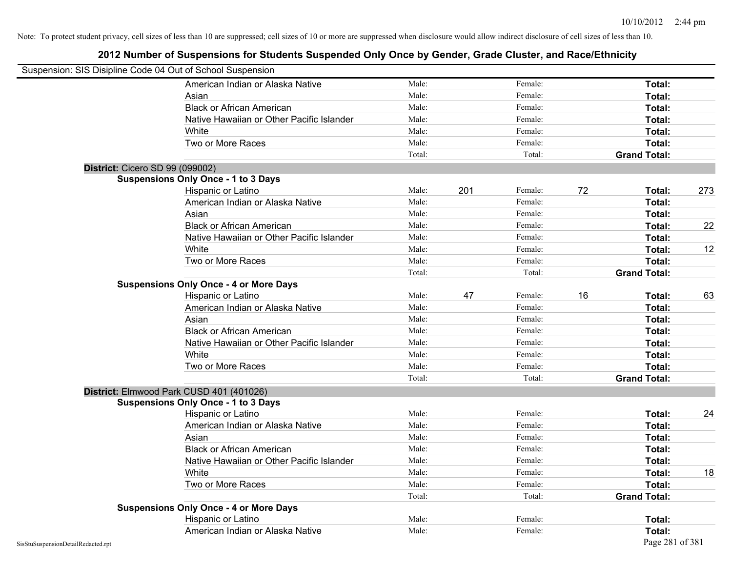Note: To protect student privacy, cell sizes of less than 10 are suppressed; cell sizes of 10 or more are suppressed when disclosure would allow indirect disclosure of cell sizes of less than 10.

## 2012 Number of Suspensions for Students Suspended Only Once by Gender, Grade Cluster, and Race/Ethnicity

Suspension: SIS Disipline Code 04 Out of School Suspension

| | | | | | | |
|---|---|---|---|---|---|---|
| American Indian or Alaska Native | Male: | | Female: | | **Total:** | |
| Asian | Male: | | Female: | | **Total:** | |
| Black or African American | Male: | | Female: | | **Total:** | |
| Native Hawaiian or Other Pacific Islander | Male: | | Female: | | **Total:** | |
| White | Male: | | Female: | | **Total:** | |
| Two or More Races | Male: | | Female: | | **Total:** | |
| | Total: | | Total: | | **Grand Total:** | |

**District:** Cicero SD 99 (099002)

**Suspensions Only Once - 1 to 3 Days**

| | | | | | | |
|---|---|---|---|---|---|---|
| Hispanic or Latino | Male: | 201 | Female: | 72 | **Total:** | 273 |
| American Indian or Alaska Native | Male: | | Female: | | **Total:** | |
| Asian | Male: | | Female: | | **Total:** | |
| Black or African American | Male: | | Female: | | **Total:** | 22 |
| Native Hawaiian or Other Pacific Islander | Male: | | Female: | | **Total:** | |
| White | Male: | | Female: | | **Total:** | 12 |
| Two or More Races | Male: | | Female: | | **Total:** | |
| | Total: | | Total: | | **Grand Total:** | |

**Suspensions Only Once - 4 or More Days**

| | | | | | | |
|---|---|---|---|---|---|---|
| Hispanic or Latino | Male: | 47 | Female: | 16 | **Total:** | 63 |
| American Indian or Alaska Native | Male: | | Female: | | **Total:** | |
| Asian | Male: | | Female: | | **Total:** | |
| Black or African American | Male: | | Female: | | **Total:** | |
| Native Hawaiian or Other Pacific Islander | Male: | | Female: | | **Total:** | |
| White | Male: | | Female: | | **Total:** | |
| Two or More Races | Male: | | Female: | | **Total:** | |
| | Total: | | Total: | | **Grand Total:** | |

**District:** Elmwood Park CUSD 401 (401026)

**Suspensions Only Once - 1 to 3 Days**

| | | | | | | |
|---|---|---|---|---|---|---|
| Hispanic or Latino | Male: | | Female: | | **Total:** | 24 |
| American Indian or Alaska Native | Male: | | Female: | | **Total:** | |
| Asian | Male: | | Female: | | **Total:** | |
| Black or African American | Male: | | Female: | | **Total:** | |
| Native Hawaiian or Other Pacific Islander | Male: | | Female: | | **Total:** | |
| White | Male: | | Female: | | **Total:** | 18 |
| Two or More Races | Male: | | Female: | | **Total:** | |
| | Total: | | Total: | | **Grand Total:** | |

**Suspensions Only Once - 4 or More Days**

| | | | | | | |
|---|---|---|---|---|---|---|
| Hispanic or Latino | Male: | | Female: | | **Total:** | |
| American Indian or Alaska Native | Male: | | Female: | | **Total:** | |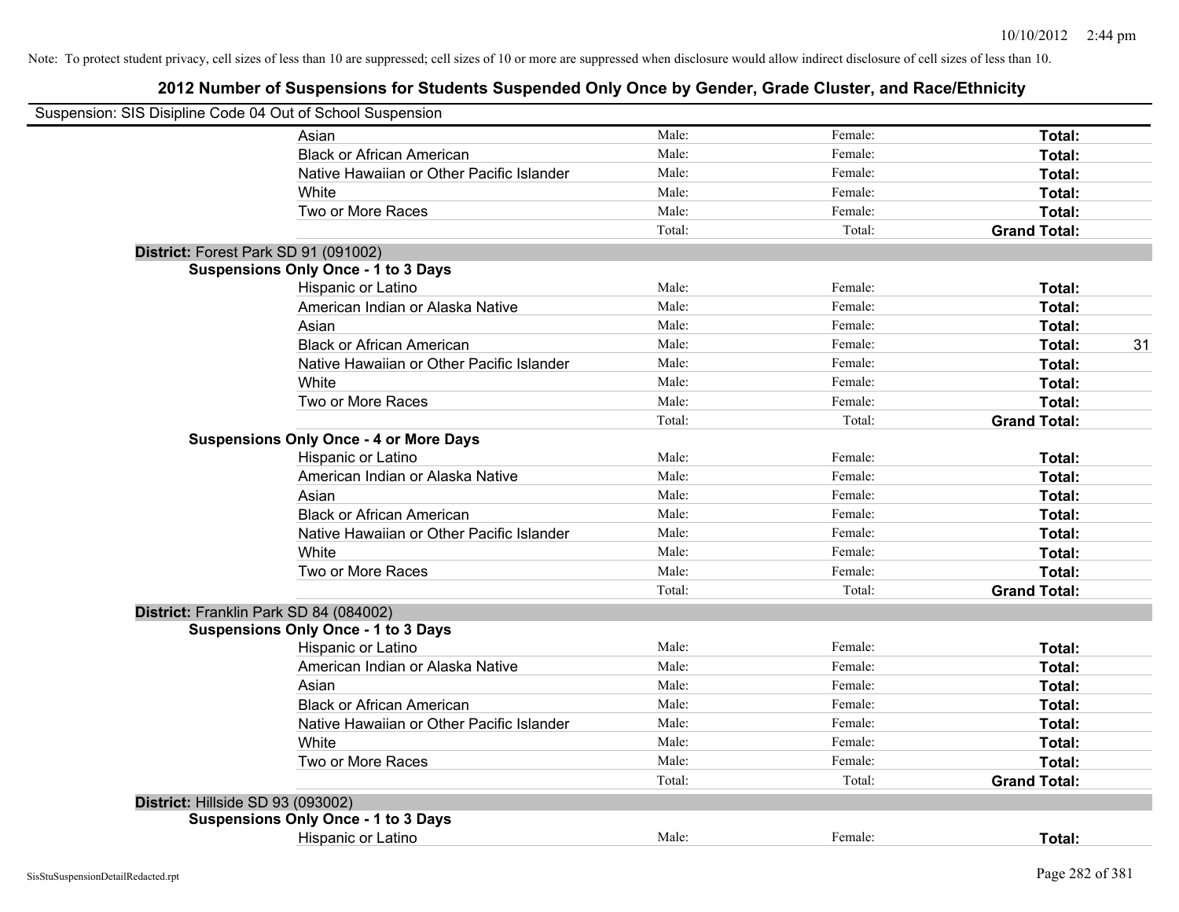Note: To protect student privacy, cell sizes of less than 10 are suppressed; cell sizes of 10 or more are suppressed when disclosure would allow indirect disclosure of cell sizes of less than 10.

## 2012 Number of Suspensions for Students Suspended Only Once by Gender, Grade Cluster, and Race/Ethnicity

Suspension: SIS Disipline Code 04 Out of School Suspension

| | | | | |
|---|---|---|---|---|
| Asian | Male: | Female: | **Total:** | |
| Black or African American | Male: | Female: | **Total:** | |
| Native Hawaiian or Other Pacific Islander | Male: | Female: | **Total:** | |
| White | Male: | Female: | **Total:** | |
| Two or More Races | Male: | Female: | **Total:** | |
| | Total: | Total: | **Grand Total:** | |

**District:** Forest Park SD 91 (091002)

**Suspensions Only Once - 1 to 3 Days**

| | | | | |
|---|---|---|---|---|
| Hispanic or Latino | Male: | Female: | **Total:** | |
| American Indian or Alaska Native | Male: | Female: | **Total:** | |
| Asian | Male: | Female: | **Total:** | |
| Black or African American | Male: | Female: | **Total:** | 31 |
| Native Hawaiian or Other Pacific Islander | Male: | Female: | **Total:** | |
| White | Male: | Female: | **Total:** | |
| Two or More Races | Male: | Female: | **Total:** | |
| | Total: | Total: | **Grand Total:** | |

**Suspensions Only Once - 4 or More Days**

| | | | | |
|---|---|---|---|---|
| Hispanic or Latino | Male: | Female: | **Total:** | |
| American Indian or Alaska Native | Male: | Female: | **Total:** | |
| Asian | Male: | Female: | **Total:** | |
| Black or African American | Male: | Female: | **Total:** | |
| Native Hawaiian or Other Pacific Islander | Male: | Female: | **Total:** | |
| White | Male: | Female: | **Total:** | |
| Two or More Races | Male: | Female: | **Total:** | |
| | Total: | Total: | **Grand Total:** | |

**District:** Franklin Park SD 84 (084002)

**Suspensions Only Once - 1 to 3 Days**

| | | | | |
|---|---|---|---|---|
| Hispanic or Latino | Male: | Female: | **Total:** | |
| American Indian or Alaska Native | Male: | Female: | **Total:** | |
| Asian | Male: | Female: | **Total:** | |
| Black or African American | Male: | Female: | **Total:** | |
| Native Hawaiian or Other Pacific Islander | Male: | Female: | **Total:** | |
| White | Male: | Female: | **Total:** | |
| Two or More Races | Male: | Female: | **Total:** | |
| | Total: | Total: | **Grand Total:** | |

**District:** Hillside SD 93 (093002)

**Suspensions Only Once - 1 to 3 Days**

| | | | | |
|---|---|---|---|---|
| Hispanic or Latino | Male: | Female: | **Total:** | |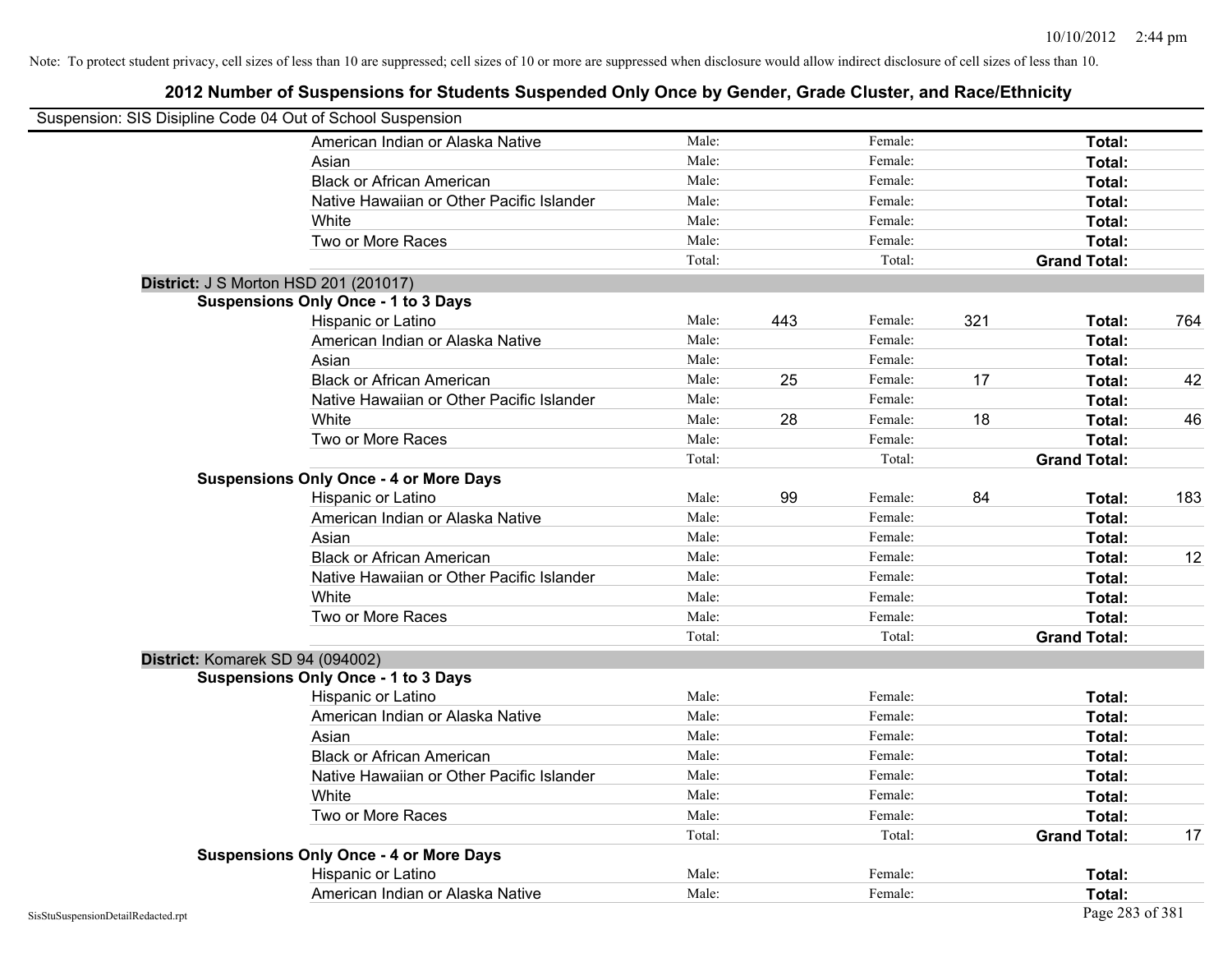Note: To protect student privacy, cell sizes of less than 10 are suppressed; cell sizes of 10 or more are suppressed when disclosure would allow indirect disclosure of cell sizes of less than 10.

## 2012 Number of Suspensions for Students Suspended Only Once by Gender, Grade Cluster, and Race/Ethnicity

Suspension: SIS Disipline Code 04 Out of School Suspension

| | | | | | | | |
|---|---|---|---|---|---|---|---|
| American Indian or Alaska Native | Male: | | Female: | | Total: | |
| Asian | Male: | | Female: | | Total: | |
| Black or African American | Male: | | Female: | | Total: | |
| Native Hawaiian or Other Pacific Islander | Male: | | Female: | | Total: | |
| White | Male: | | Female: | | Total: | |
| Two or More Races | Male: | | Female: | | Total: | |
| | Total: | | Total: | | Grand Total: | |

**District:** J S Morton HSD 201 (201017)

**Suspensions Only Once - 1 to 3 Days**

| | | | | | | |
|---|---|---|---|---|---|---|
| Hispanic or Latino | Male: | 443 | Female: | 321 | Total: | 764 |
| American Indian or Alaska Native | Male: | | Female: | | Total: | |
| Asian | Male: | | Female: | | Total: | |
| Black or African American | Male: | 25 | Female: | 17 | Total: | 42 |
| Native Hawaiian or Other Pacific Islander | Male: | | Female: | | Total: | |
| White | Male: | 28 | Female: | 18 | Total: | 46 |
| Two or More Races | Male: | | Female: | | Total: | |
| | Total: | | Total: | | Grand Total: | |

**Suspensions Only Once - 4 or More Days**

| | | | | | | |
|---|---|---|---|---|---|---|
| Hispanic or Latino | Male: | 99 | Female: | 84 | Total: | 183 |
| American Indian or Alaska Native | Male: | | Female: | | Total: | |
| Asian | Male: | | Female: | | Total: | |
| Black or African American | Male: | | Female: | | Total: | 12 |
| Native Hawaiian or Other Pacific Islander | Male: | | Female: | | Total: | |
| White | Male: | | Female: | | Total: | |
| Two or More Races | Male: | | Female: | | Total: | |
| | Total: | | Total: | | Grand Total: | |

**District:** Komarek SD 94 (094002)

**Suspensions Only Once - 1 to 3 Days**

| | | | | | | |
|---|---|---|---|---|---|---|
| Hispanic or Latino | Male: | | Female: | | Total: | |
| American Indian or Alaska Native | Male: | | Female: | | Total: | |
| Asian | Male: | | Female: | | Total: | |
| Black or African American | Male: | | Female: | | Total: | |
| Native Hawaiian or Other Pacific Islander | Male: | | Female: | | Total: | |
| White | Male: | | Female: | | Total: | |
| Two or More Races | Male: | | Female: | | Total: | |
| | Total: | | Total: | | Grand Total: | 17 |

**Suspensions Only Once - 4 or More Days**

| | | | | | | |
|---|---|---|---|---|---|---|
| Hispanic or Latino | Male: | | Female: | | Total: | |
| American Indian or Alaska Native | Male: | | Female: | | Total: | |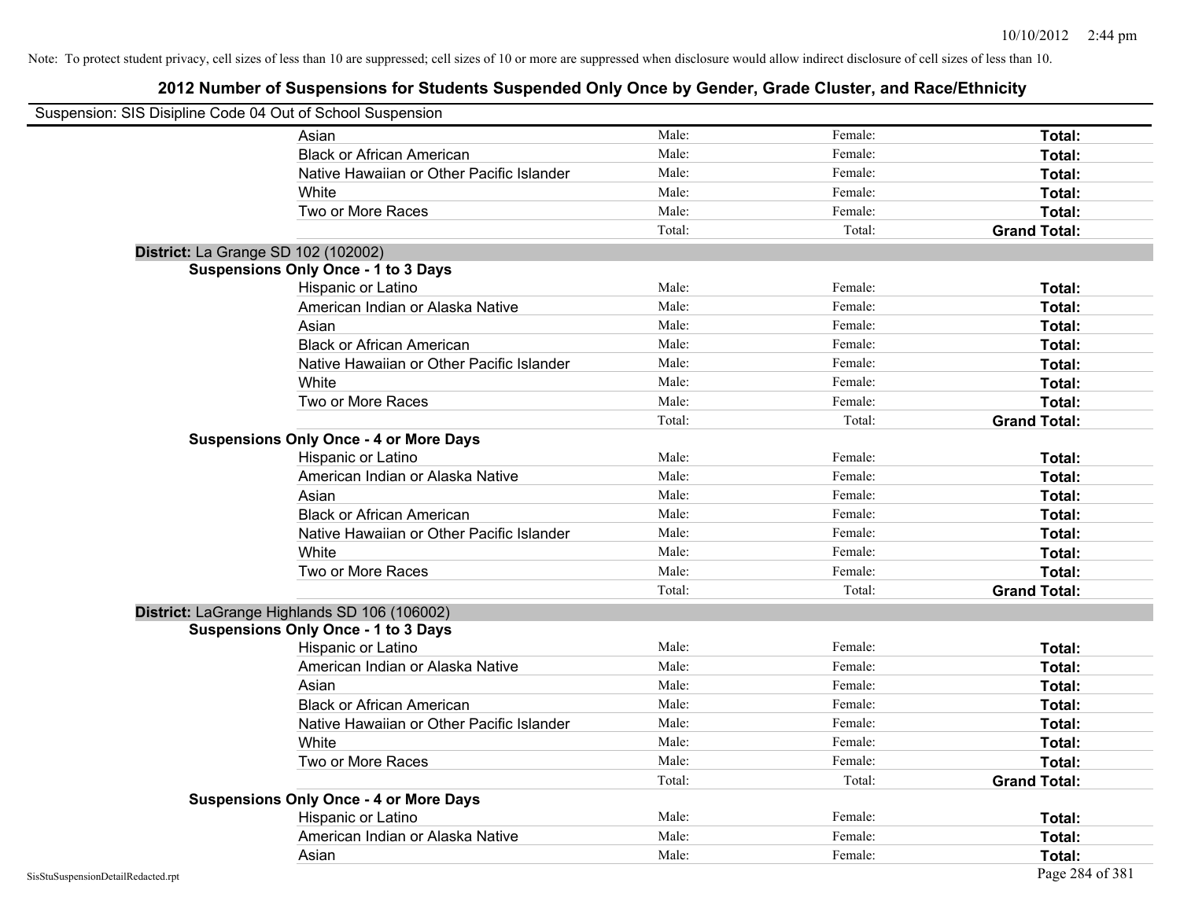Note: To protect student privacy, cell sizes of less than 10 are suppressed; cell sizes of 10 or more are suppressed when disclosure would allow indirect disclosure of cell sizes of less than 10.

# 2012 Number of Suspensions for Students Suspended Only Once by Gender, Grade Cluster, and Race/Ethnicity

Suspension: SIS Disipline Code 04 Out of School Suspension

| | | | |
|---|---|---|---|
| Asian | Male: | Female: | **Total:** |
| Black or African American | Male: | Female: | **Total:** |
| Native Hawaiian or Other Pacific Islander | Male: | Female: | **Total:** |
| White | Male: | Female: | **Total:** |
| Two or More Races | Male: | Female: | **Total:** |
| | Total: | Total: | **Grand Total:** |

**District:** La Grange SD 102 (102002)

**Suspensions Only Once - 1 to 3 Days**

| | | | |
|---|---|---|---|
| Hispanic or Latino | Male: | Female: | **Total:** |
| American Indian or Alaska Native | Male: | Female: | **Total:** |
| Asian | Male: | Female: | **Total:** |
| Black or African American | Male: | Female: | **Total:** |
| Native Hawaiian or Other Pacific Islander | Male: | Female: | **Total:** |
| White | Male: | Female: | **Total:** |
| Two or More Races | Male: | Female: | **Total:** |
| | Total: | Total: | **Grand Total:** |

**Suspensions Only Once - 4 or More Days**

| | | | |
|---|---|---|---|
| Hispanic or Latino | Male: | Female: | **Total:** |
| American Indian or Alaska Native | Male: | Female: | **Total:** |
| Asian | Male: | Female: | **Total:** |
| Black or African American | Male: | Female: | **Total:** |
| Native Hawaiian or Other Pacific Islander | Male: | Female: | **Total:** |
| White | Male: | Female: | **Total:** |
| Two or More Races | Male: | Female: | **Total:** |
| | Total: | Total: | **Grand Total:** |

**District:** LaGrange Highlands SD 106 (106002)

**Suspensions Only Once - 1 to 3 Days**

| | | | |
|---|---|---|---|
| Hispanic or Latino | Male: | Female: | **Total:** |
| American Indian or Alaska Native | Male: | Female: | **Total:** |
| Asian | Male: | Female: | **Total:** |
| Black or African American | Male: | Female: | **Total:** |
| Native Hawaiian or Other Pacific Islander | Male: | Female: | **Total:** |
| White | Male: | Female: | **Total:** |
| Two or More Races | Male: | Female: | **Total:** |
| | Total: | Total: | **Grand Total:** |

**Suspensions Only Once - 4 or More Days**

| | | | |
|---|---|---|---|
| Hispanic or Latino | Male: | Female: | **Total:** |
| American Indian or Alaska Native | Male: | Female: | **Total:** |
| Asian | Male: | Female: | **Total:** |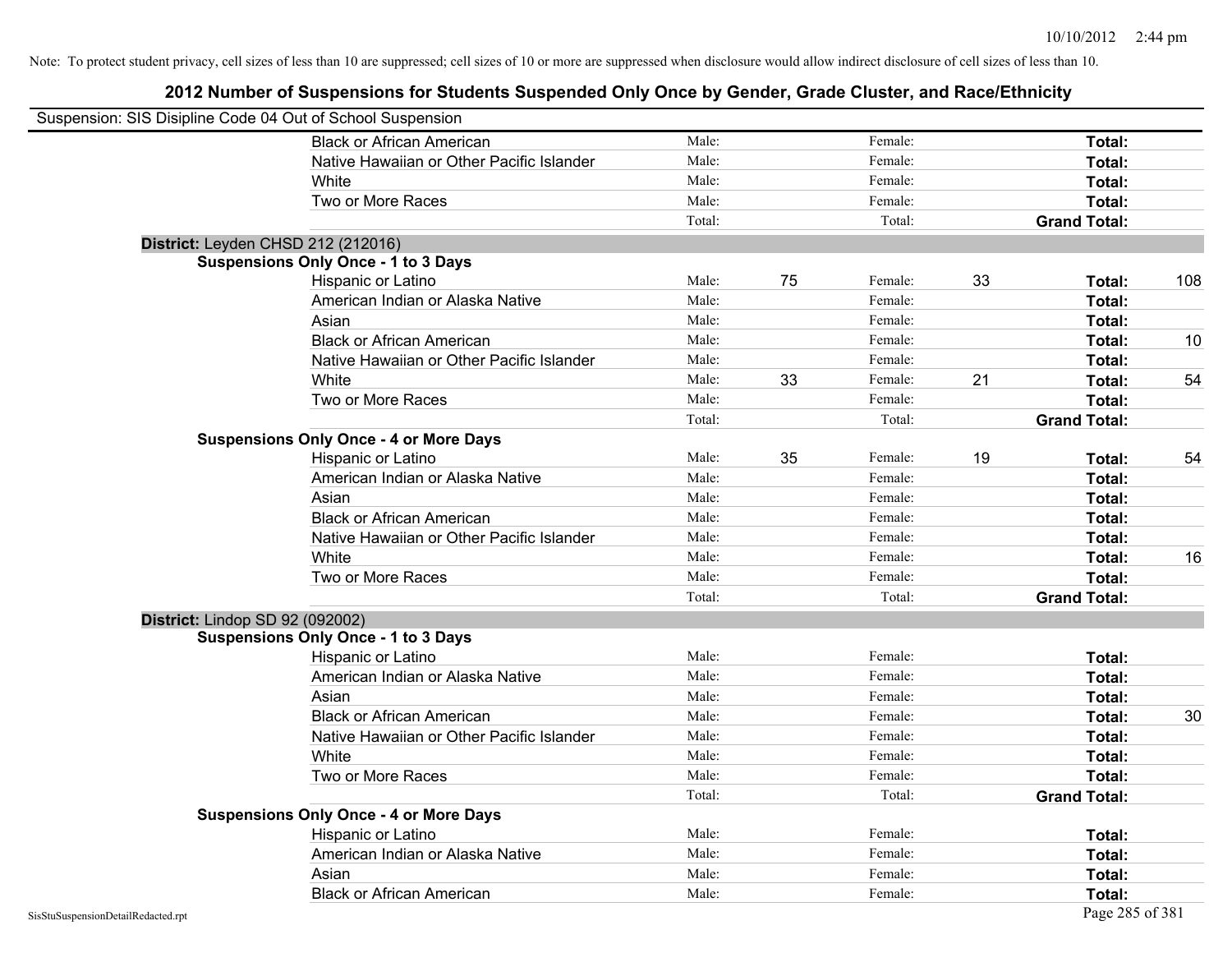Note: To protect student privacy, cell sizes of less than 10 are suppressed; cell sizes of 10 or more are suppressed when disclosure would allow indirect disclosure of cell sizes of less than 10.

# 2012 Number of Suspensions for Students Suspended Only Once by Gender, Grade Cluster, and Race/Ethnicity

Suspension: SIS Disipline Code 04 Out of School Suspension

| | | | | | | |
|---|---|---|---|---|---|---|
| Black or African American | Male: | | Female: | | **Total:** | |
| Native Hawaiian or Other Pacific Islander | Male: | | Female: | | **Total:** | |
| White | Male: | | Female: | | **Total:** | |
| Two or More Races | Male: | | Female: | | **Total:** | |
| | Total: | | Total: | | **Grand Total:** | |

**District:** Leyden CHSD 212 (212016)

**Suspensions Only Once - 1 to 3 Days**

| | | | | | | |
|---|---|---|---|---|---|---|
| Hispanic or Latino | Male: | 75 | Female: | 33 | **Total:** | 108 |
| American Indian or Alaska Native | Male: | | Female: | | **Total:** | |
| Asian | Male: | | Female: | | **Total:** | |
| Black or African American | Male: | | Female: | | **Total:** | 10 |
| Native Hawaiian or Other Pacific Islander | Male: | | Female: | | **Total:** | |
| White | Male: | 33 | Female: | 21 | **Total:** | 54 |
| Two or More Races | Male: | | Female: | | **Total:** | |
| | Total: | | Total: | | **Grand Total:** | |

**Suspensions Only Once - 4 or More Days**

| | | | | | | |
|---|---|---|---|---|---|---|
| Hispanic or Latino | Male: | 35 | Female: | 19 | **Total:** | 54 |
| American Indian or Alaska Native | Male: | | Female: | | **Total:** | |
| Asian | Male: | | Female: | | **Total:** | |
| Black or African American | Male: | | Female: | | **Total:** | |
| Native Hawaiian or Other Pacific Islander | Male: | | Female: | | **Total:** | |
| White | Male: | | Female: | | **Total:** | 16 |
| Two or More Races | Male: | | Female: | | **Total:** | |
| | Total: | | Total: | | **Grand Total:** | |

**District:** Lindop SD 92 (092002)

**Suspensions Only Once - 1 to 3 Days**

| | | | | | | |
|---|---|---|---|---|---|---|
| Hispanic or Latino | Male: | | Female: | | **Total:** | |
| American Indian or Alaska Native | Male: | | Female: | | **Total:** | |
| Asian | Male: | | Female: | | **Total:** | |
| Black or African American | Male: | | Female: | | **Total:** | 30 |
| Native Hawaiian or Other Pacific Islander | Male: | | Female: | | **Total:** | |
| White | Male: | | Female: | | **Total:** | |
| Two or More Races | Male: | | Female: | | **Total:** | |
| | Total: | | Total: | | **Grand Total:** | |

**Suspensions Only Once - 4 or More Days**

| | | | | | | |
|---|---|---|---|---|---|---|
| Hispanic or Latino | Male: | | Female: | | **Total:** | |
| American Indian or Alaska Native | Male: | | Female: | | **Total:** | |
| Asian | Male: | | Female: | | **Total:** | |
| Black or African American | Male: | | Female: | | **Total:** | |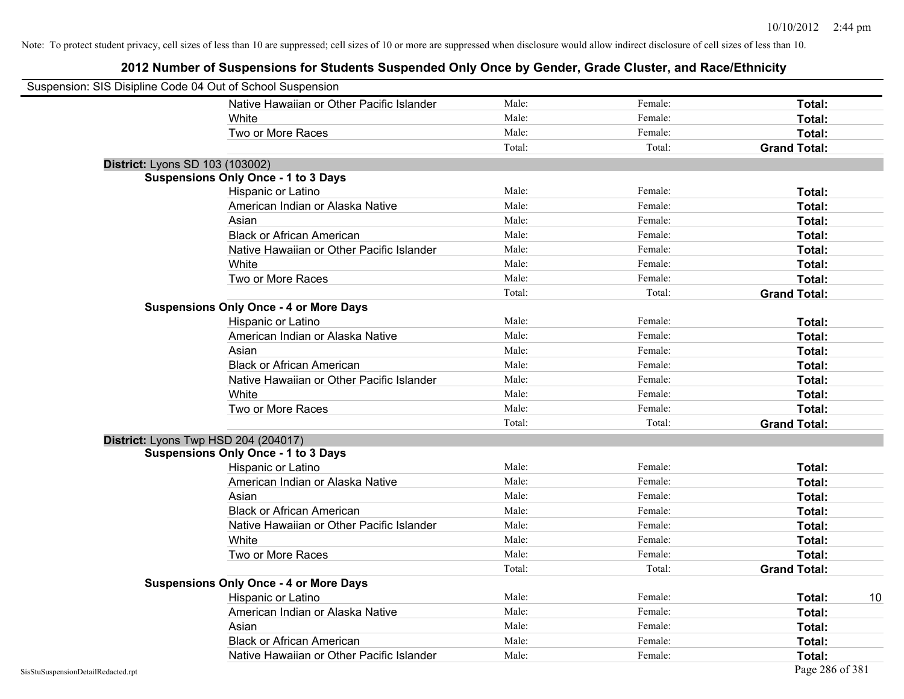Note: To protect student privacy, cell sizes of less than 10 are suppressed; cell sizes of 10 or more are suppressed when disclosure would allow indirect disclosure of cell sizes of less than 10.

# 2012 Number of Suspensions for Students Suspended Only Once by Gender, Grade Cluster, and Race/Ethnicity

Suspension: SIS Disipline Code 04 Out of School Suspension

| | | | | |
|---|---|---|---|---|
| Native Hawaiian or Other Pacific Islander | Male: | Female: | **Total:** | |
| White | Male: | Female: | **Total:** | |
| Two or More Races | Male: | Female: | **Total:** | |
| | Total: | Total: | **Grand Total:** | |

**District:** Lyons SD 103 (103002)

**Suspensions Only Once - 1 to 3 Days**

| | | | | |
|---|---|---|---|---|
| Hispanic or Latino | Male: | Female: | **Total:** | |
| American Indian or Alaska Native | Male: | Female: | **Total:** | |
| Asian | Male: | Female: | **Total:** | |
| Black or African American | Male: | Female: | **Total:** | |
| Native Hawaiian or Other Pacific Islander | Male: | Female: | **Total:** | |
| White | Male: | Female: | **Total:** | |
| Two or More Races | Male: | Female: | **Total:** | |
| | Total: | Total: | **Grand Total:** | |

**Suspensions Only Once - 4 or More Days**

| | | | | |
|---|---|---|---|---|
| Hispanic or Latino | Male: | Female: | **Total:** | |
| American Indian or Alaska Native | Male: | Female: | **Total:** | |
| Asian | Male: | Female: | **Total:** | |
| Black or African American | Male: | Female: | **Total:** | |
| Native Hawaiian or Other Pacific Islander | Male: | Female: | **Total:** | |
| White | Male: | Female: | **Total:** | |
| Two or More Races | Male: | Female: | **Total:** | |
| | Total: | Total: | **Grand Total:** | |

**District:** Lyons Twp HSD 204 (204017)

**Suspensions Only Once - 1 to 3 Days**

| | | | | |
|---|---|---|---|---|
| Hispanic or Latino | Male: | Female: | **Total:** | |
| American Indian or Alaska Native | Male: | Female: | **Total:** | |
| Asian | Male: | Female: | **Total:** | |
| Black or African American | Male: | Female: | **Total:** | |
| Native Hawaiian or Other Pacific Islander | Male: | Female: | **Total:** | |
| White | Male: | Female: | **Total:** | |
| Two or More Races | Male: | Female: | **Total:** | |
| | Total: | Total: | **Grand Total:** | |

**Suspensions Only Once - 4 or More Days**

| | | | | |
|---|---|---|---|---|
| Hispanic or Latino | Male: | Female: | **Total:** | 10 |
| American Indian or Alaska Native | Male: | Female: | **Total:** | |
| Asian | Male: | Female: | **Total:** | |
| Black or African American | Male: | Female: | **Total:** | |
| Native Hawaiian or Other Pacific Islander | Male: | Female: | **Total:** | |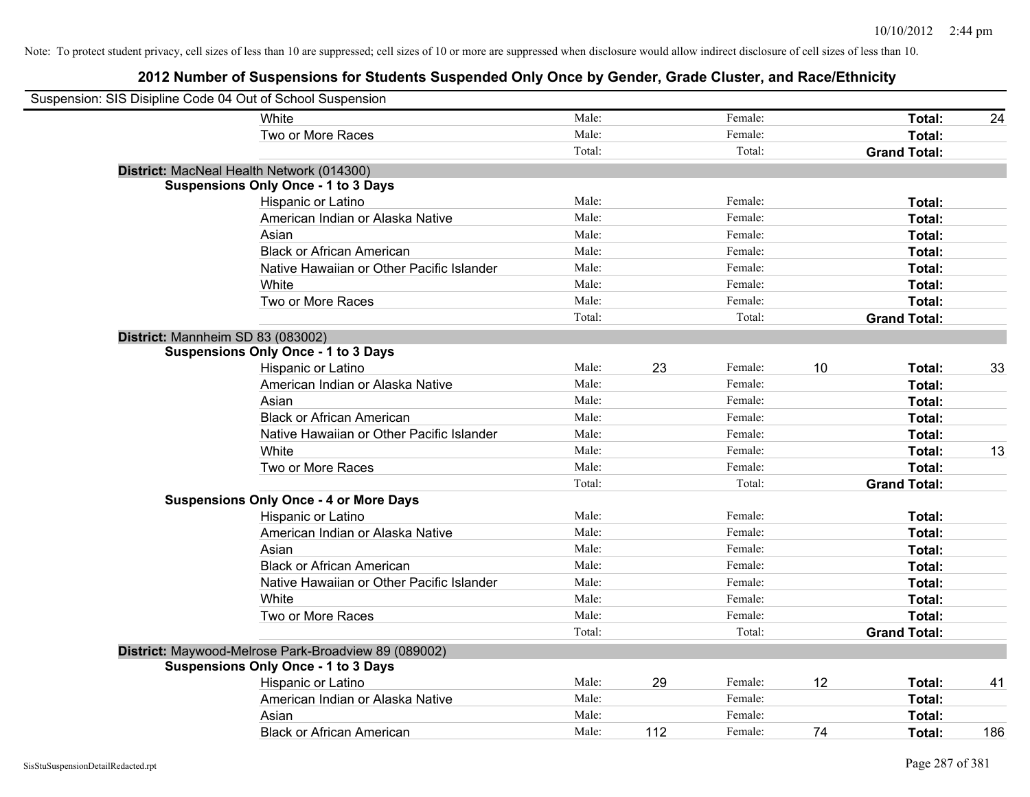Note: To protect student privacy, cell sizes of less than 10 are suppressed; cell sizes of 10 or more are suppressed when disclosure would allow indirect disclosure of cell sizes of less than 10.

## 2012 Number of Suspensions for Students Suspended Only Once by Gender, Grade Cluster, and Race/Ethnicity

Suspension: SIS Disipline Code 04 Out of School Suspension

| | | | | | | | |
|---|---|---|---|---|---|---|---|
| White | Male: | | Female: | | **Total:** | 24 |
| Two or More Races | Male: | | Female: | | **Total:** | |
| | Total: | | Total: | | **Grand Total:** | |

**District:** MacNeal Health Network (014300)

**Suspensions Only Once - 1 to 3 Days**

| | | | | | | |
|---|---|---|---|---|---|---|
| Hispanic or Latino | Male: | | Female: | | **Total:** | |
| American Indian or Alaska Native | Male: | | Female: | | **Total:** | |
| Asian | Male: | | Female: | | **Total:** | |
| Black or African American | Male: | | Female: | | **Total:** | |
| Native Hawaiian or Other Pacific Islander | Male: | | Female: | | **Total:** | |
| White | Male: | | Female: | | **Total:** | |
| Two or More Races | Male: | | Female: | | **Total:** | |
| | Total: | | Total: | | **Grand Total:** | |

**District:** Mannheim SD 83 (083002)

**Suspensions Only Once - 1 to 3 Days**

| | | | | | | |
|---|---|---|---|---|---|---|
| Hispanic or Latino | Male: | 23 | Female: | 10 | **Total:** | 33 |
| American Indian or Alaska Native | Male: | | Female: | | **Total:** | |
| Asian | Male: | | Female: | | **Total:** | |
| Black or African American | Male: | | Female: | | **Total:** | |
| Native Hawaiian or Other Pacific Islander | Male: | | Female: | | **Total:** | |
| White | Male: | | Female: | | **Total:** | 13 |
| Two or More Races | Male: | | Female: | | **Total:** | |
| | Total: | | Total: | | **Grand Total:** | |

**Suspensions Only Once - 4 or More Days**

| | | | | | | |
|---|---|---|---|---|---|---|
| Hispanic or Latino | Male: | | Female: | | **Total:** | |
| American Indian or Alaska Native | Male: | | Female: | | **Total:** | |
| Asian | Male: | | Female: | | **Total:** | |
| Black or African American | Male: | | Female: | | **Total:** | |
| Native Hawaiian or Other Pacific Islander | Male: | | Female: | | **Total:** | |
| White | Male: | | Female: | | **Total:** | |
| Two or More Races | Male: | | Female: | | **Total:** | |
| | Total: | | Total: | | **Grand Total:** | |

**District:** Maywood-Melrose Park-Broadview 89 (089002)

**Suspensions Only Once - 1 to 3 Days**

| | | | | | | |
|---|---|---|---|---|---|---|
| Hispanic or Latino | Male: | 29 | Female: | 12 | **Total:** | 41 |
| American Indian or Alaska Native | Male: | | Female: | | **Total:** | |
| Asian | Male: | | Female: | | **Total:** | |
| Black or African American | Male: | 112 | Female: | 74 | **Total:** | 186 |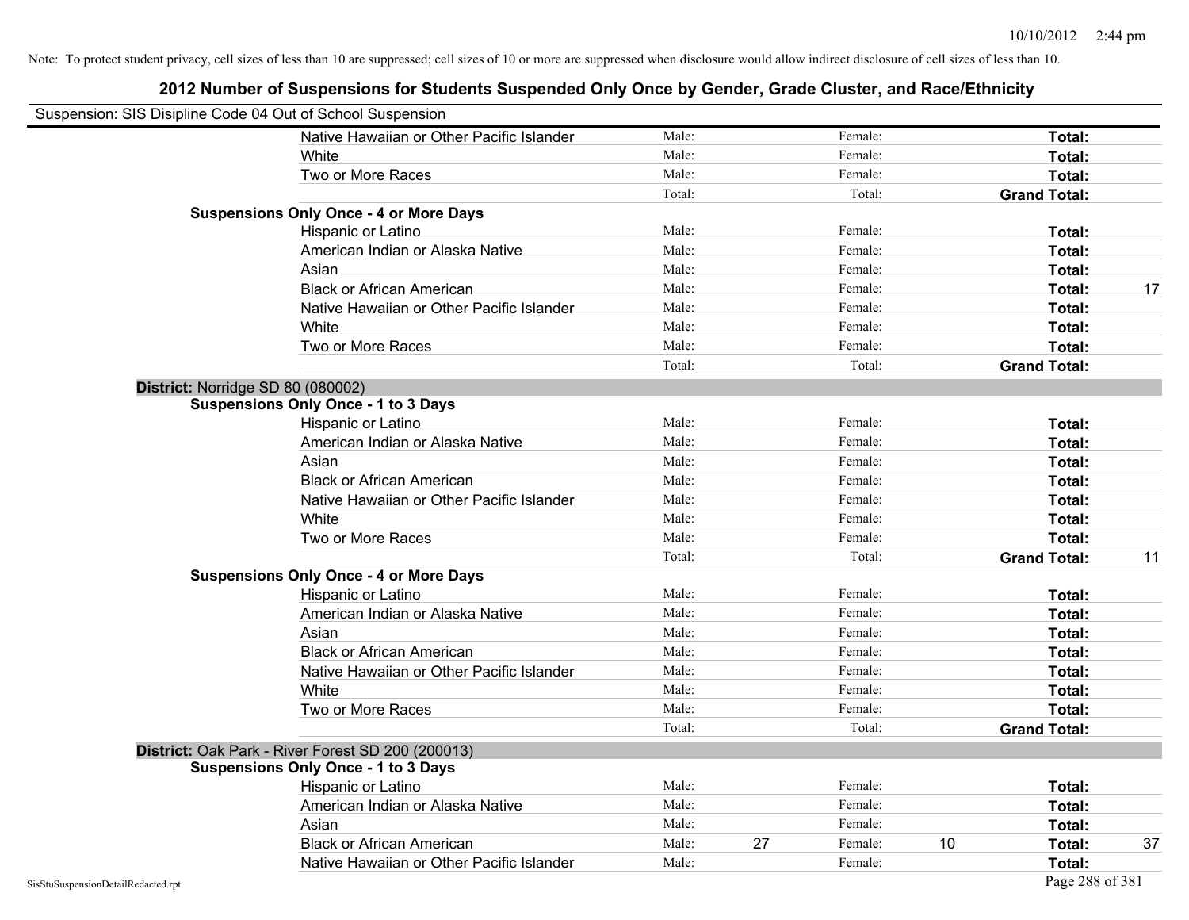Note: To protect student privacy, cell sizes of less than 10 are suppressed; cell sizes of 10 or more are suppressed when disclosure would allow indirect disclosure of cell sizes of less than 10.

# 2012 Number of Suspensions for Students Suspended Only Once by Gender, Grade Cluster, and Race/Ethnicity

Suspension: SIS Disipline Code 04 Out of School Suspension

| | | | | | | |
|---|---|---|---|---|---|---|
| Native Hawaiian or Other Pacific Islander | Male: | | Female: | | **Total:** | |
| White | Male: | | Female: | | **Total:** | |
| Two or More Races | Male: | | Female: | | **Total:** | |
| | Total: | | Total: | | **Grand Total:** | |
| **Suspensions Only Once - 4 or More Days** | | | | | | |
| Hispanic or Latino | Male: | | Female: | | **Total:** | |
| American Indian or Alaska Native | Male: | | Female: | | **Total:** | |
| Asian | Male: | | Female: | | **Total:** | |
| Black or African American | Male: | | Female: | | **Total:** | 17 |
| Native Hawaiian or Other Pacific Islander | Male: | | Female: | | **Total:** | |
| White | Male: | | Female: | | **Total:** | |
| Two or More Races | Male: | | Female: | | **Total:** | |
| | Total: | | Total: | | **Grand Total:** | |
| **District:** Norridge SD 80 (080002) | | | | | | |
| **Suspensions Only Once - 1 to 3 Days** | | | | | | |
| Hispanic or Latino | Male: | | Female: | | **Total:** | |
| American Indian or Alaska Native | Male: | | Female: | | **Total:** | |
| Asian | Male: | | Female: | | **Total:** | |
| Black or African American | Male: | | Female: | | **Total:** | |
| Native Hawaiian or Other Pacific Islander | Male: | | Female: | | **Total:** | |
| White | Male: | | Female: | | **Total:** | |
| Two or More Races | Male: | | Female: | | **Total:** | |
| | Total: | | Total: | | **Grand Total:** | 11 |
| **Suspensions Only Once - 4 or More Days** | | | | | | |
| Hispanic or Latino | Male: | | Female: | | **Total:** | |
| American Indian or Alaska Native | Male: | | Female: | | **Total:** | |
| Asian | Male: | | Female: | | **Total:** | |
| Black or African American | Male: | | Female: | | **Total:** | |
| Native Hawaiian or Other Pacific Islander | Male: | | Female: | | **Total:** | |
| White | Male: | | Female: | | **Total:** | |
| Two or More Races | Male: | | Female: | | **Total:** | |
| | Total: | | Total: | | **Grand Total:** | |
| **District:** Oak Park - River Forest SD 200 (200013) | | | | | | |
| **Suspensions Only Once - 1 to 3 Days** | | | | | | |
| Hispanic or Latino | Male: | | Female: | | **Total:** | |
| American Indian or Alaska Native | Male: | | Female: | | **Total:** | |
| Asian | Male: | | Female: | | **Total:** | |
| Black or African American | Male: | 27 | Female: | 10 | **Total:** | 37 |
| Native Hawaiian or Other Pacific Islander | Male: | | Female: | | **Total:** | |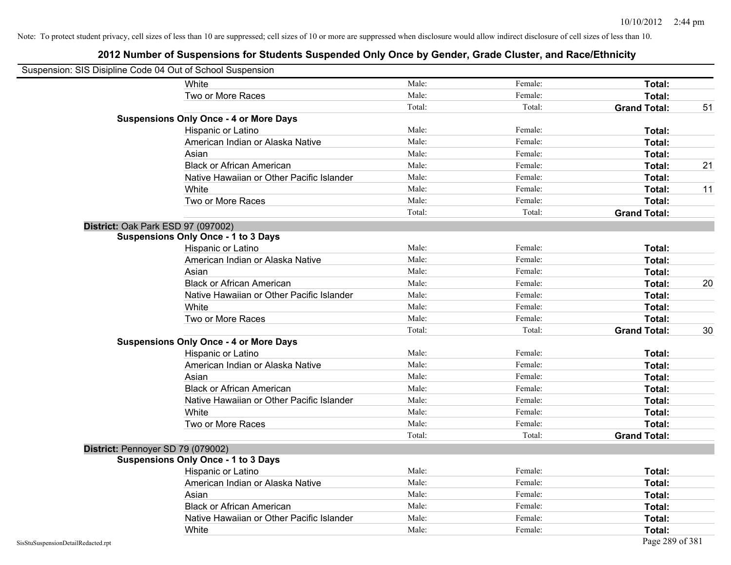Note: To protect student privacy, cell sizes of less than 10 are suppressed; cell sizes of 10 or more are suppressed when disclosure would allow indirect disclosure of cell sizes of less than 10.

# 2012 Number of Suspensions for Students Suspended Only Once by Gender, Grade Cluster, and Race/Ethnicity

Suspension: SIS Disipline Code 04 Out of School Suspension

| | | | | |
|---|---|---|---|---|
| White | Male: | Female: | **Total:** | |
| Two or More Races | Male: | Female: | **Total:** | |
| | Total: | Total: | **Grand Total:** | 51 |
| **Suspensions Only Once - 4 or More Days** | | | | |
| Hispanic or Latino | Male: | Female: | **Total:** | |
| American Indian or Alaska Native | Male: | Female: | **Total:** | |
| Asian | Male: | Female: | **Total:** | |
| Black or African American | Male: | Female: | **Total:** | 21 |
| Native Hawaiian or Other Pacific Islander | Male: | Female: | **Total:** | |
| White | Male: | Female: | **Total:** | 11 |
| Two or More Races | Male: | Female: | **Total:** | |
| | Total: | Total: | **Grand Total:** | |
| **District:** Oak Park ESD 97 (097002) | | | | |
| **Suspensions Only Once - 1 to 3 Days** | | | | |
| Hispanic or Latino | Male: | Female: | **Total:** | |
| American Indian or Alaska Native | Male: | Female: | **Total:** | |
| Asian | Male: | Female: | **Total:** | |
| Black or African American | Male: | Female: | **Total:** | 20 |
| Native Hawaiian or Other Pacific Islander | Male: | Female: | **Total:** | |
| White | Male: | Female: | **Total:** | |
| Two or More Races | Male: | Female: | **Total:** | |
| | Total: | Total: | **Grand Total:** | 30 |
| **Suspensions Only Once - 4 or More Days** | | | | |
| Hispanic or Latino | Male: | Female: | **Total:** | |
| American Indian or Alaska Native | Male: | Female: | **Total:** | |
| Asian | Male: | Female: | **Total:** | |
| Black or African American | Male: | Female: | **Total:** | |
| Native Hawaiian or Other Pacific Islander | Male: | Female: | **Total:** | |
| White | Male: | Female: | **Total:** | |
| Two or More Races | Male: | Female: | **Total:** | |
| | Total: | Total: | **Grand Total:** | |
| **District:** Pennoyer SD 79 (079002) | | | | |
| **Suspensions Only Once - 1 to 3 Days** | | | | |
| Hispanic or Latino | Male: | Female: | **Total:** | |
| American Indian or Alaska Native | Male: | Female: | **Total:** | |
| Asian | Male: | Female: | **Total:** | |
| Black or African American | Male: | Female: | **Total:** | |
| Native Hawaiian or Other Pacific Islander | Male: | Female: | **Total:** | |
| White | Male: | Female: | **Total:** | |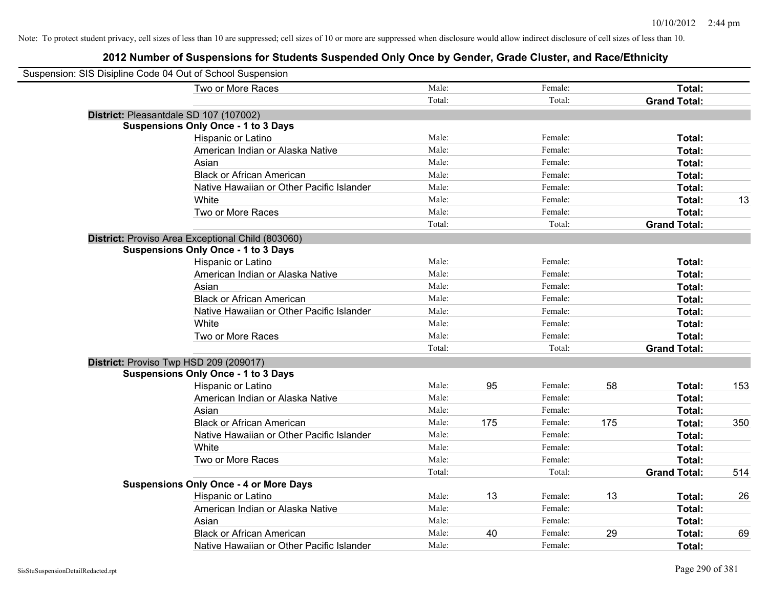Note: To protect student privacy, cell sizes of less than 10 are suppressed; cell sizes of 10 or more are suppressed when disclosure would allow indirect disclosure of cell sizes of less than 10.

## 2012 Number of Suspensions for Students Suspended Only Once by Gender, Grade Cluster, and Race/Ethnicity

Suspension: SIS Disipline Code 04 Out of School Suspension

| | | | | | | |
|---|---|---|---|---|---|---|
| Two or More Races | Male: | | Female: | | **Total:** | |
| | Total: | | Total: | | **Grand Total:** | |

**District:** Pleasantdale SD 107 (107002)

**Suspensions Only Once - 1 to 3 Days**

| | | | | | | |
|---|---|---|---|---|---|---|
| Hispanic or Latino | Male: | | Female: | | **Total:** | |
| American Indian or Alaska Native | Male: | | Female: | | **Total:** | |
| Asian | Male: | | Female: | | **Total:** | |
| Black or African American | Male: | | Female: | | **Total:** | |
| Native Hawaiian or Other Pacific Islander | Male: | | Female: | | **Total:** | |
| White | Male: | | Female: | | **Total:** | 13 |
| Two or More Races | Male: | | Female: | | **Total:** | |
| | Total: | | Total: | | **Grand Total:** | |

**District:** Proviso Area Exceptional Child (803060)

**Suspensions Only Once - 1 to 3 Days**

| | | | | | | |
|---|---|---|---|---|---|---|
| Hispanic or Latino | Male: | | Female: | | **Total:** | |
| American Indian or Alaska Native | Male: | | Female: | | **Total:** | |
| Asian | Male: | | Female: | | **Total:** | |
| Black or African American | Male: | | Female: | | **Total:** | |
| Native Hawaiian or Other Pacific Islander | Male: | | Female: | | **Total:** | |
| White | Male: | | Female: | | **Total:** | |
| Two or More Races | Male: | | Female: | | **Total:** | |
| | Total: | | Total: | | **Grand Total:** | |

**District:** Proviso Twp HSD 209 (209017)

**Suspensions Only Once - 1 to 3 Days**

| | | | | | | |
|---|---|---|---|---|---|---|
| Hispanic or Latino | Male: | 95 | Female: | 58 | **Total:** | 153 |
| American Indian or Alaska Native | Male: | | Female: | | **Total:** | |
| Asian | Male: | | Female: | | **Total:** | |
| Black or African American | Male: | 175 | Female: | 175 | **Total:** | 350 |
| Native Hawaiian or Other Pacific Islander | Male: | | Female: | | **Total:** | |
| White | Male: | | Female: | | **Total:** | |
| Two or More Races | Male: | | Female: | | **Total:** | |
| | Total: | | Total: | | **Grand Total:** | 514 |

**Suspensions Only Once - 4 or More Days**

| | | | | | | |
|---|---|---|---|---|---|---|
| Hispanic or Latino | Male: | 13 | Female: | 13 | **Total:** | 26 |
| American Indian or Alaska Native | Male: | | Female: | | **Total:** | |
| Asian | Male: | | Female: | | **Total:** | |
| Black or African American | Male: | 40 | Female: | 29 | **Total:** | 69 |
| Native Hawaiian or Other Pacific Islander | Male: | | Female: | | **Total:** | |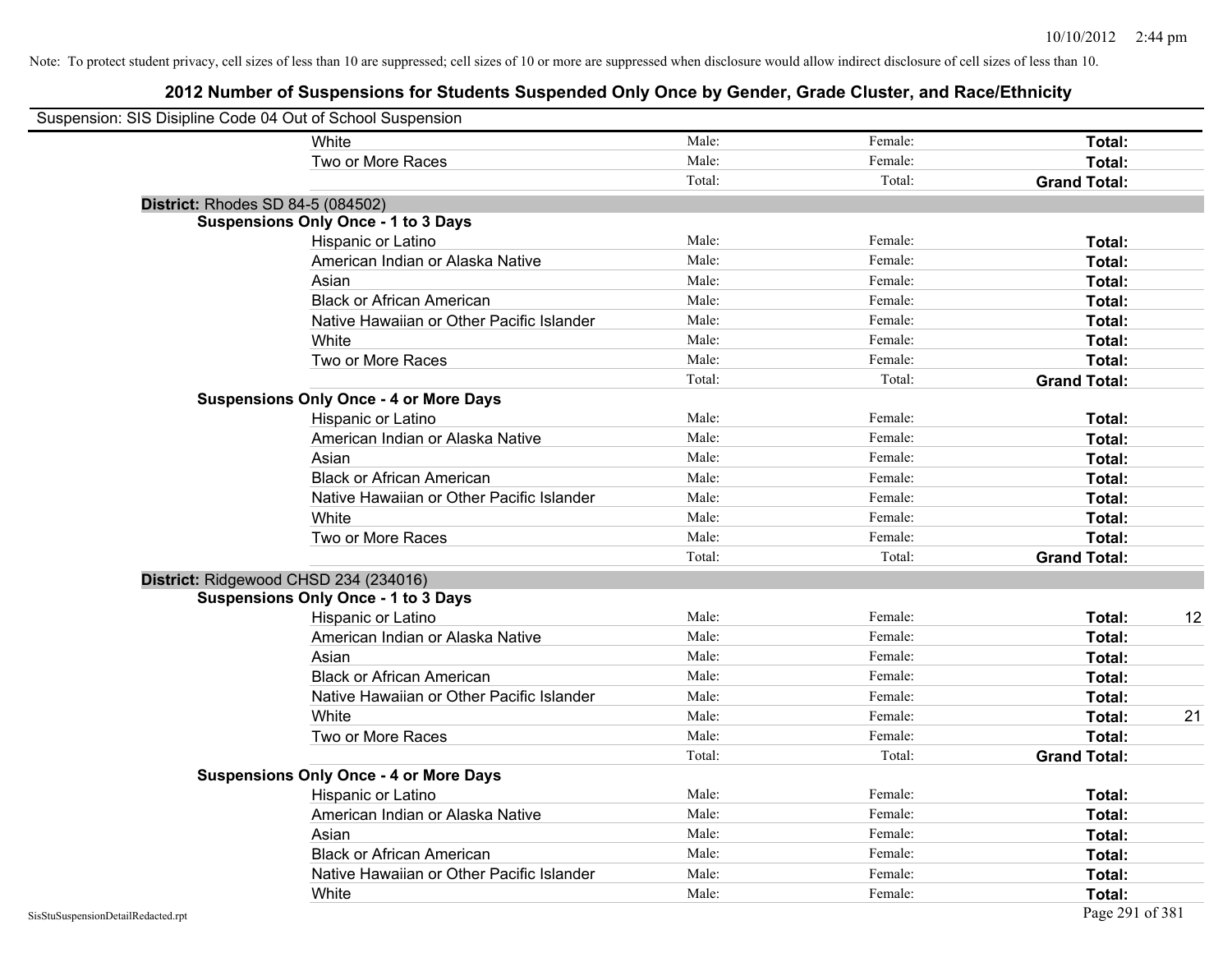Note: To protect student privacy, cell sizes of less than 10 are suppressed; cell sizes of 10 or more are suppressed when disclosure would allow indirect disclosure of cell sizes of less than 10.

# 2012 Number of Suspensions for Students Suspended Only Once by Gender, Grade Cluster, and Race/Ethnicity

Suspension: SIS Disipline Code 04 Out of School Suspension

| | | | | | |
|---|---|---|---|---|---|
| | White | Male: | Female: | **Total:** | |
| | Two or More Races | Male: | Female: | **Total:** | |
| | | Total: | Total: | **Grand Total:** | |
| **District:** Rhodes SD 84-5 (084502) | | | | | |
| **Suspensions Only Once - 1 to 3 Days** | | | | | |
| | Hispanic or Latino | Male: | Female: | **Total:** | |
| | American Indian or Alaska Native | Male: | Female: | **Total:** | |
| | Asian | Male: | Female: | **Total:** | |
| | Black or African American | Male: | Female: | **Total:** | |
| | Native Hawaiian or Other Pacific Islander | Male: | Female: | **Total:** | |
| | White | Male: | Female: | **Total:** | |
| | Two or More Races | Male: | Female: | **Total:** | |
| | | Total: | Total: | **Grand Total:** | |
| **Suspensions Only Once - 4 or More Days** | | | | | |
| | Hispanic or Latino | Male: | Female: | **Total:** | |
| | American Indian or Alaska Native | Male: | Female: | **Total:** | |
| | Asian | Male: | Female: | **Total:** | |
| | Black or African American | Male: | Female: | **Total:** | |
| | Native Hawaiian or Other Pacific Islander | Male: | Female: | **Total:** | |
| | White | Male: | Female: | **Total:** | |
| | Two or More Races | Male: | Female: | **Total:** | |
| | | Total: | Total: | **Grand Total:** | |
| **District:** Ridgewood CHSD 234 (234016) | | | | | |
| **Suspensions Only Once - 1 to 3 Days** | | | | | |
| | Hispanic or Latino | Male: | Female: | **Total:** | 12 |
| | American Indian or Alaska Native | Male: | Female: | **Total:** | |
| | Asian | Male: | Female: | **Total:** | |
| | Black or African American | Male: | Female: | **Total:** | |
| | Native Hawaiian or Other Pacific Islander | Male: | Female: | **Total:** | |
| | White | Male: | Female: | **Total:** | 21 |
| | Two or More Races | Male: | Female: | **Total:** | |
| | | Total: | Total: | **Grand Total:** | |
| **Suspensions Only Once - 4 or More Days** | | | | | |
| | Hispanic or Latino | Male: | Female: | **Total:** | |
| | American Indian or Alaska Native | Male: | Female: | **Total:** | |
| | Asian | Male: | Female: | **Total:** | |
| | Black or African American | Male: | Female: | **Total:** | |
| | Native Hawaiian or Other Pacific Islander | Male: | Female: | **Total:** | |
| | White | Male: | Female: | **Total:** | |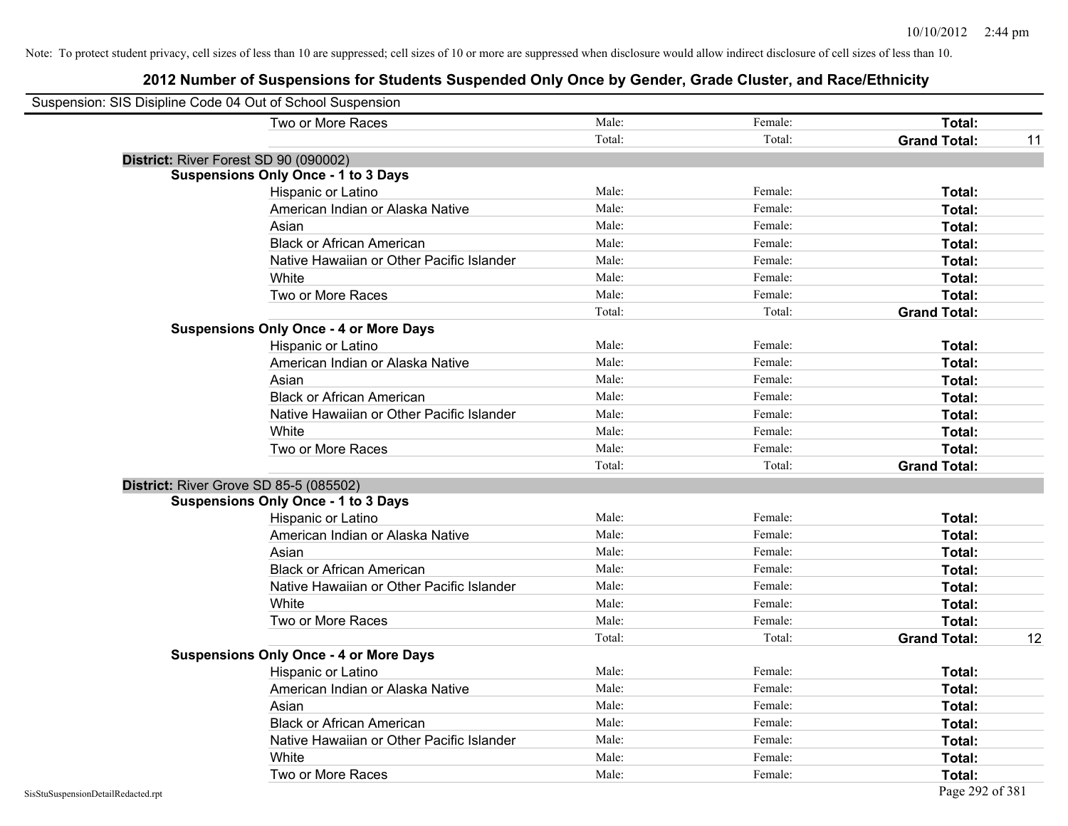Note: To protect student privacy, cell sizes of less than 10 are suppressed; cell sizes of 10 or more are suppressed when disclosure would allow indirect disclosure of cell sizes of less than 10.

# 2012 Number of Suspensions for Students Suspended Only Once by Gender, Grade Cluster, and Race/Ethnicity

Suspension: SIS Disipline Code 04 Out of School Suspension

| | | | | |
|---|---|---|---|---|
| Two or More Races | Male: | Female: | **Total:** | |
| | Total: | Total: | **Grand Total:** | 11 |

**District:** River Forest SD 90 (090002)

**Suspensions Only Once - 1 to 3 Days**

| | | | | |
|---|---|---|---|---|
| Hispanic or Latino | Male: | Female: | **Total:** | |
| American Indian or Alaska Native | Male: | Female: | **Total:** | |
| Asian | Male: | Female: | **Total:** | |
| Black or African American | Male: | Female: | **Total:** | |
| Native Hawaiian or Other Pacific Islander | Male: | Female: | **Total:** | |
| White | Male: | Female: | **Total:** | |
| Two or More Races | Male: | Female: | **Total:** | |
| | Total: | Total: | **Grand Total:** | |

**Suspensions Only Once - 4 or More Days**

| | | | | |
|---|---|---|---|---|
| Hispanic or Latino | Male: | Female: | **Total:** | |
| American Indian or Alaska Native | Male: | Female: | **Total:** | |
| Asian | Male: | Female: | **Total:** | |
| Black or African American | Male: | Female: | **Total:** | |
| Native Hawaiian or Other Pacific Islander | Male: | Female: | **Total:** | |
| White | Male: | Female: | **Total:** | |
| Two or More Races | Male: | Female: | **Total:** | |
| | Total: | Total: | **Grand Total:** | |

**District:** River Grove SD 85-5 (085502)

**Suspensions Only Once - 1 to 3 Days**

| | | | | |
|---|---|---|---|---|
| Hispanic or Latino | Male: | Female: | **Total:** | |
| American Indian or Alaska Native | Male: | Female: | **Total:** | |
| Asian | Male: | Female: | **Total:** | |
| Black or African American | Male: | Female: | **Total:** | |
| Native Hawaiian or Other Pacific Islander | Male: | Female: | **Total:** | |
| White | Male: | Female: | **Total:** | |
| Two or More Races | Male: | Female: | **Total:** | |
| | Total: | Total: | **Grand Total:** | 12 |

**Suspensions Only Once - 4 or More Days**

| | | | | |
|---|---|---|---|---|
| Hispanic or Latino | Male: | Female: | **Total:** | |
| American Indian or Alaska Native | Male: | Female: | **Total:** | |
| Asian | Male: | Female: | **Total:** | |
| Black or African American | Male: | Female: | **Total:** | |
| Native Hawaiian or Other Pacific Islander | Male: | Female: | **Total:** | |
| White | Male: | Female: | **Total:** | |
| Two or More Races | Male: | Female: | **Total:** | |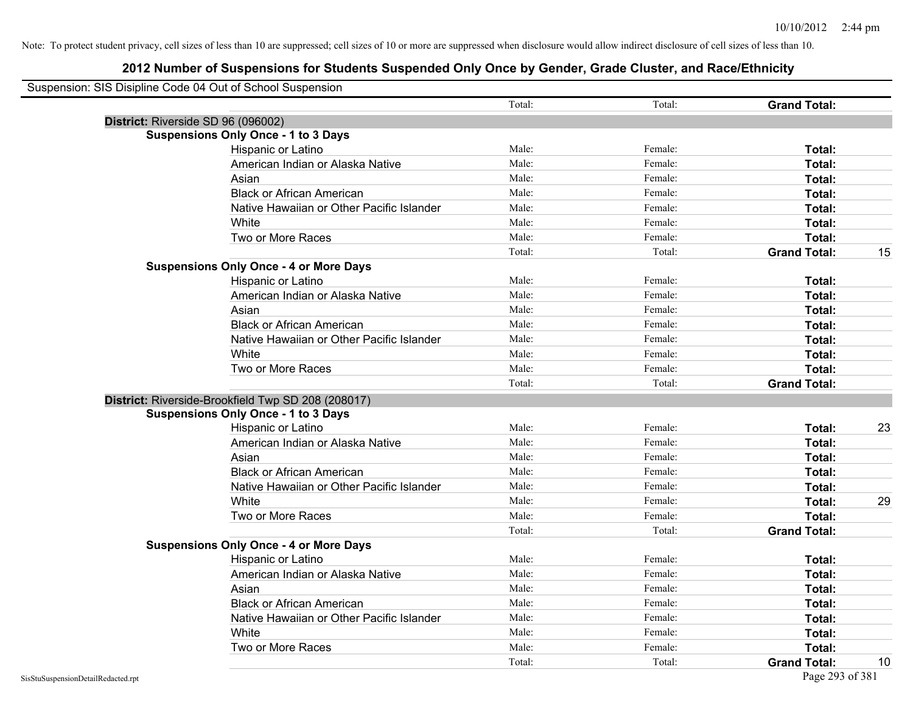Note: To protect student privacy, cell sizes of less than 10 are suppressed; cell sizes of 10 or more are suppressed when disclosure would allow indirect disclosure of cell sizes of less than 10.

# 2012 Number of Suspensions for Students Suspended Only Once by Gender, Grade Cluster, and Race/Ethnicity

Suspension: SIS Disipline Code 04 Out of School Suspension

| | | | | | |
|---|---|---|---|---|---|
| | | Total: | Total: | **Grand Total:** | |
| **District:** Riverside SD 96 (096002) | | | | | |
| **Suspensions Only Once - 1 to 3 Days** | | | | | |
| | Hispanic or Latino | Male: | Female: | **Total:** | |
| | American Indian or Alaska Native | Male: | Female: | **Total:** | |
| | Asian | Male: | Female: | **Total:** | |
| | Black or African American | Male: | Female: | **Total:** | |
| | Native Hawaiian or Other Pacific Islander | Male: | Female: | **Total:** | |
| | White | Male: | Female: | **Total:** | |
| | Two or More Races | Male: | Female: | **Total:** | |
| | | Total: | Total: | **Grand Total:** | 15 |
| **Suspensions Only Once - 4 or More Days** | | | | | |
| | Hispanic or Latino | Male: | Female: | **Total:** | |
| | American Indian or Alaska Native | Male: | Female: | **Total:** | |
| | Asian | Male: | Female: | **Total:** | |
| | Black or African American | Male: | Female: | **Total:** | |
| | Native Hawaiian or Other Pacific Islander | Male: | Female: | **Total:** | |
| | White | Male: | Female: | **Total:** | |
| | Two or More Races | Male: | Female: | **Total:** | |
| | | Total: | Total: | **Grand Total:** | |
| **District:** Riverside-Brookfield Twp SD 208 (208017) | | | | | |
| **Suspensions Only Once - 1 to 3 Days** | | | | | |
| | Hispanic or Latino | Male: | Female: | **Total:** | 23 |
| | American Indian or Alaska Native | Male: | Female: | **Total:** | |
| | Asian | Male: | Female: | **Total:** | |
| | Black or African American | Male: | Female: | **Total:** | |
| | Native Hawaiian or Other Pacific Islander | Male: | Female: | **Total:** | |
| | White | Male: | Female: | **Total:** | 29 |
| | Two or More Races | Male: | Female: | **Total:** | |
| | | Total: | Total: | **Grand Total:** | |
| **Suspensions Only Once - 4 or More Days** | | | | | |
| | Hispanic or Latino | Male: | Female: | **Total:** | |
| | American Indian or Alaska Native | Male: | Female: | **Total:** | |
| | Asian | Male: | Female: | **Total:** | |
| | Black or African American | Male: | Female: | **Total:** | |
| | Native Hawaiian or Other Pacific Islander | Male: | Female: | **Total:** | |
| | White | Male: | Female: | **Total:** | |
| | Two or More Races | Male: | Female: | **Total:** | |
| | | Total: | Total: | **Grand Total:** | 10 |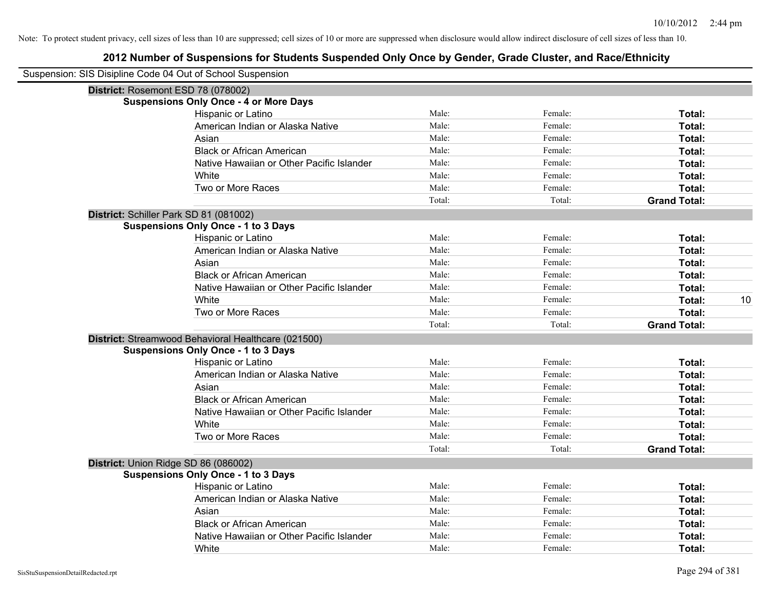Note: To protect student privacy, cell sizes of less than 10 are suppressed; cell sizes of 10 or more are suppressed when disclosure would allow indirect disclosure of cell sizes of less than 10.

## 2012 Number of Suspensions for Students Suspended Only Once by Gender, Grade Cluster, and Race/Ethnicity

Suspension: SIS Disipline Code 04 Out of School Suspension

**District:** Rosemont ESD 78 (078002)

**Suspensions Only Once - 4 or More Days**

| | | | | |
|---|---|---|---|---|
| Hispanic or Latino | Male: | Female: | **Total:** | |
| American Indian or Alaska Native | Male: | Female: | **Total:** | |
| Asian | Male: | Female: | **Total:** | |
| Black or African American | Male: | Female: | **Total:** | |
| Native Hawaiian or Other Pacific Islander | Male: | Female: | **Total:** | |
| White | Male: | Female: | **Total:** | |
| Two or More Races | Male: | Female: | **Total:** | |
| | Total: | Total: | **Grand Total:** | |

**District:** Schiller Park SD 81 (081002)

**Suspensions Only Once - 1 to 3 Days**

| | | | | |
|---|---|---|---|---|
| Hispanic or Latino | Male: | Female: | **Total:** | |
| American Indian or Alaska Native | Male: | Female: | **Total:** | |
| Asian | Male: | Female: | **Total:** | |
| Black or African American | Male: | Female: | **Total:** | |
| Native Hawaiian or Other Pacific Islander | Male: | Female: | **Total:** | |
| White | Male: | Female: | **Total:** | 10 |
| Two or More Races | Male: | Female: | **Total:** | |
| | Total: | Total: | **Grand Total:** | |

**District:** Streamwood Behavioral Healthcare (021500)

**Suspensions Only Once - 1 to 3 Days**

| | | | | |
|---|---|---|---|---|
| Hispanic or Latino | Male: | Female: | **Total:** | |
| American Indian or Alaska Native | Male: | Female: | **Total:** | |
| Asian | Male: | Female: | **Total:** | |
| Black or African American | Male: | Female: | **Total:** | |
| Native Hawaiian or Other Pacific Islander | Male: | Female: | **Total:** | |
| White | Male: | Female: | **Total:** | |
| Two or More Races | Male: | Female: | **Total:** | |
| | Total: | Total: | **Grand Total:** | |

**District:** Union Ridge SD 86 (086002)

**Suspensions Only Once - 1 to 3 Days**

| | | | | |
|---|---|---|---|---|
| Hispanic or Latino | Male: | Female: | **Total:** | |
| American Indian or Alaska Native | Male: | Female: | **Total:** | |
| Asian | Male: | Female: | **Total:** | |
| Black or African American | Male: | Female: | **Total:** | |
| Native Hawaiian or Other Pacific Islander | Male: | Female: | **Total:** | |
| White | Male: | Female: | **Total:** | |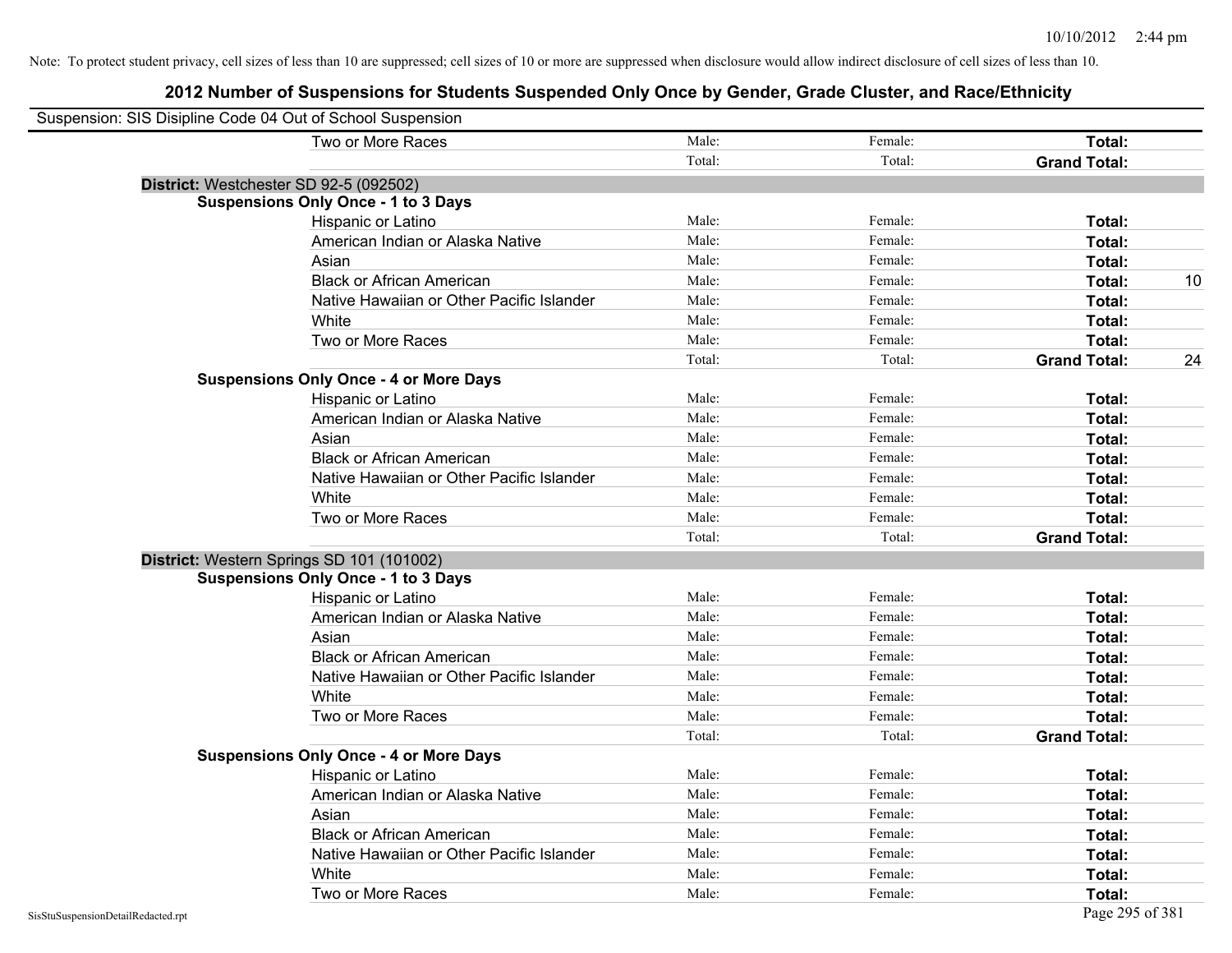Note: To protect student privacy, cell sizes of less than 10 are suppressed; cell sizes of 10 or more are suppressed when disclosure would allow indirect disclosure of cell sizes of less than 10.

# 2012 Number of Suspensions for Students Suspended Only Once by Gender, Grade Cluster, and Race/Ethnicity

Suspension: SIS Disipline Code 04 Out of School Suspension

| | | | | |
|---|---|---|---|---|
| Two or More Races | Male: | Female: | **Total:** | |
| | Total: | Total: | **Grand Total:** | |

**District:** Westchester SD 92-5 (092502)

**Suspensions Only Once - 1 to 3 Days**

| | | | | |
|---|---|---|---|---|
| Hispanic or Latino | Male: | Female: | **Total:** | |
| American Indian or Alaska Native | Male: | Female: | **Total:** | |
| Asian | Male: | Female: | **Total:** | |
| Black or African American | Male: | Female: | **Total:** | 10 |
| Native Hawaiian or Other Pacific Islander | Male: | Female: | **Total:** | |
| White | Male: | Female: | **Total:** | |
| Two or More Races | Male: | Female: | **Total:** | |
| | Total: | Total: | **Grand Total:** | 24 |

**Suspensions Only Once - 4 or More Days**

| | | | | |
|---|---|---|---|---|
| Hispanic or Latino | Male: | Female: | **Total:** | |
| American Indian or Alaska Native | Male: | Female: | **Total:** | |
| Asian | Male: | Female: | **Total:** | |
| Black or African American | Male: | Female: | **Total:** | |
| Native Hawaiian or Other Pacific Islander | Male: | Female: | **Total:** | |
| White | Male: | Female: | **Total:** | |
| Two or More Races | Male: | Female: | **Total:** | |
| | Total: | Total: | **Grand Total:** | |

**District:** Western Springs SD 101 (101002)

**Suspensions Only Once - 1 to 3 Days**

| | | | | |
|---|---|---|---|---|
| Hispanic or Latino | Male: | Female: | **Total:** | |
| American Indian or Alaska Native | Male: | Female: | **Total:** | |
| Asian | Male: | Female: | **Total:** | |
| Black or African American | Male: | Female: | **Total:** | |
| Native Hawaiian or Other Pacific Islander | Male: | Female: | **Total:** | |
| White | Male: | Female: | **Total:** | |
| Two or More Races | Male: | Female: | **Total:** | |
| | Total: | Total: | **Grand Total:** | |

**Suspensions Only Once - 4 or More Days**

| | | | | |
|---|---|---|---|---|
| Hispanic or Latino | Male: | Female: | **Total:** | |
| American Indian or Alaska Native | Male: | Female: | **Total:** | |
| Asian | Male: | Female: | **Total:** | |
| Black or African American | Male: | Female: | **Total:** | |
| Native Hawaiian or Other Pacific Islander | Male: | Female: | **Total:** | |
| White | Male: | Female: | **Total:** | |
| Two or More Races | Male: | Female: | **Total:** | |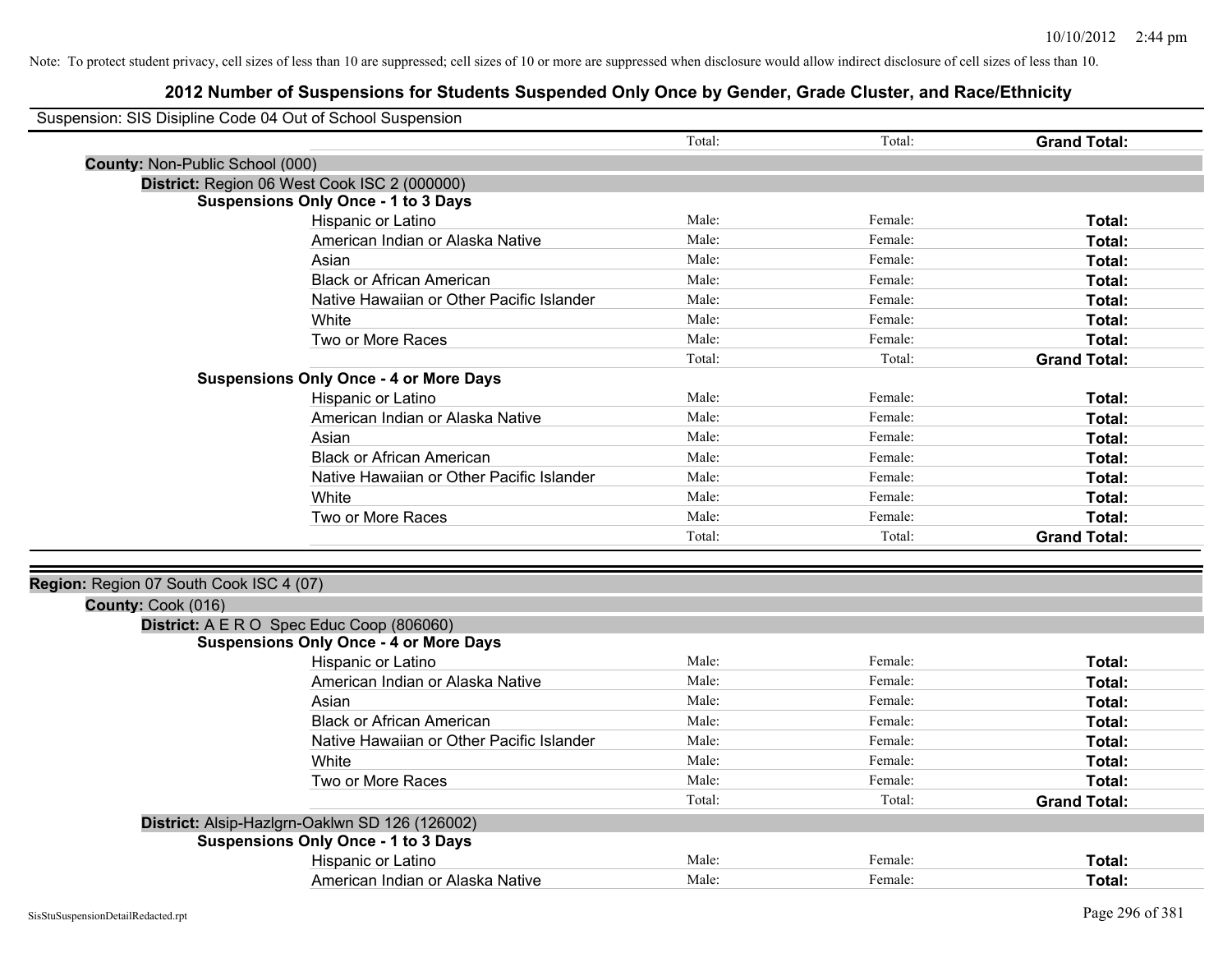Note: To protect student privacy, cell sizes of less than 10 are suppressed; cell sizes of 10 or more are suppressed when disclosure would allow indirect disclosure of cell sizes of less than 10.

# 2012 Number of Suspensions for Students Suspended Only Once by Gender, Grade Cluster, and Race/Ethnicity

Suspension: SIS Disipline Code 04 Out of School Suspension

| | Total: | Total: | **Grand Total:** |
|---|---|---|---|
| **County:** Non-Public School (000) | | | |
| **District:** Region 06 West Cook ISC 2 (000000) | | | |
| **Suspensions Only Once - 1 to 3 Days** | | | |
| Hispanic or Latino | Male: | Female: | **Total:** |
| American Indian or Alaska Native | Male: | Female: | **Total:** |
| Asian | Male: | Female: | **Total:** |
| Black or African American | Male: | Female: | **Total:** |
| Native Hawaiian or Other Pacific Islander | Male: | Female: | **Total:** |
| White | Male: | Female: | **Total:** |
| Two or More Races | Male: | Female: | **Total:** |
| | Total: | Total: | **Grand Total:** |
| **Suspensions Only Once - 4 or More Days** | | | |
| Hispanic or Latino | Male: | Female: | **Total:** |
| American Indian or Alaska Native | Male: | Female: | **Total:** |
| Asian | Male: | Female: | **Total:** |
| Black or African American | Male: | Female: | **Total:** |
| Native Hawaiian or Other Pacific Islander | Male: | Female: | **Total:** |
| White | Male: | Female: | **Total:** |
| Two or More Races | Male: | Female: | **Total:** |
| | Total: | Total: | **Grand Total:** |

| | | | |
|---|---|---|---|
| **Region:** Region 07 South Cook ISC 4 (07) | | | |
| **County:** Cook (016) | | | |
| **District:** A E R O Spec Educ Coop (806060) | | | |
| **Suspensions Only Once - 4 or More Days** | | | |
| Hispanic or Latino | Male: | Female: | **Total:** |
| American Indian or Alaska Native | Male: | Female: | **Total:** |
| Asian | Male: | Female: | **Total:** |
| Black or African American | Male: | Female: | **Total:** |
| Native Hawaiian or Other Pacific Islander | Male: | Female: | **Total:** |
| White | Male: | Female: | **Total:** |
| Two or More Races | Male: | Female: | **Total:** |
| | Total: | Total: | **Grand Total:** |
| **District:** Alsip-Hazlgrn-Oaklwn SD 126 (126002) | | | |
| **Suspensions Only Once - 1 to 3 Days** | | | |
| Hispanic or Latino | Male: | Female: | **Total:** |
| American Indian or Alaska Native | Male: | Female: | **Total:** |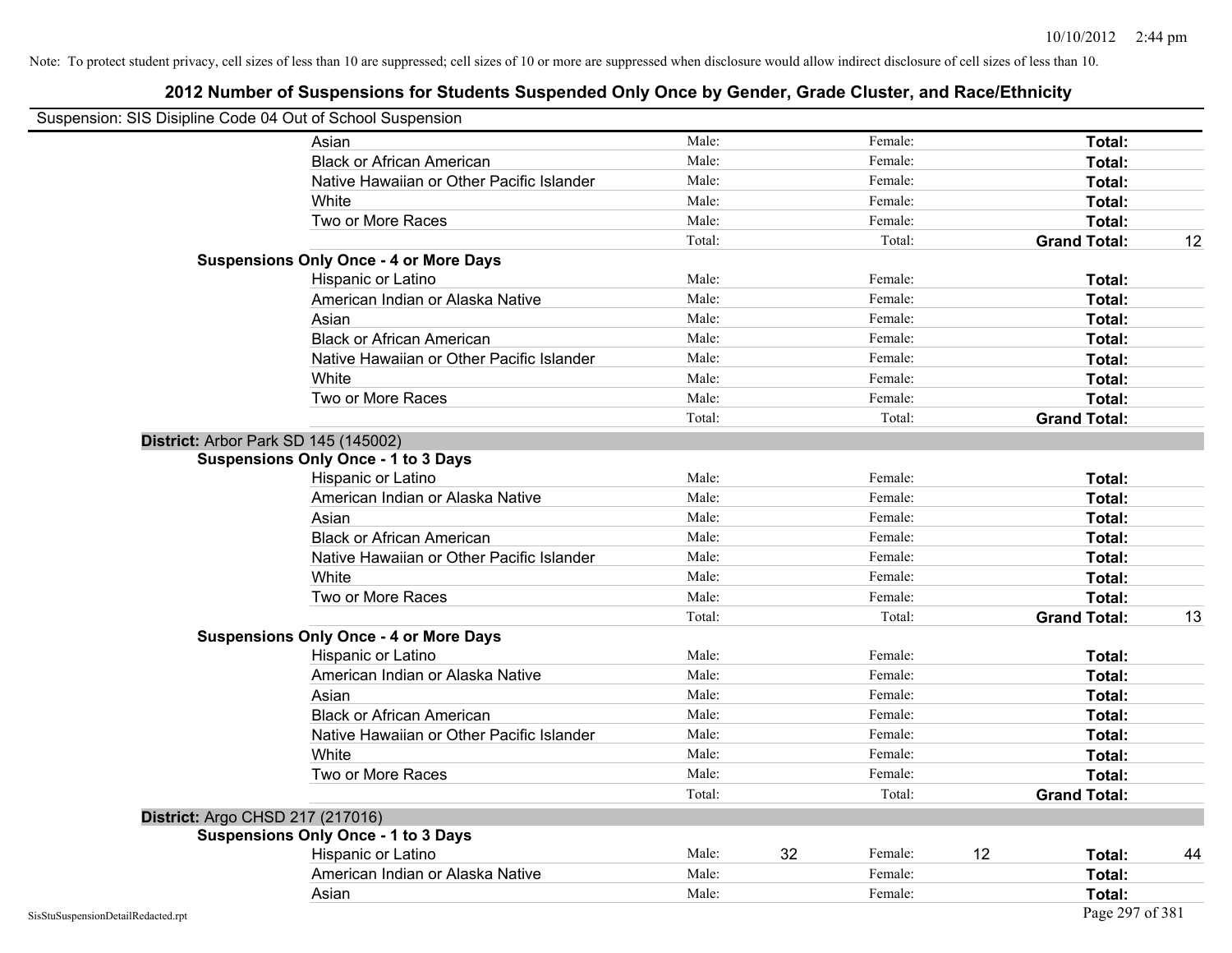Note: To protect student privacy, cell sizes of less than 10 are suppressed; cell sizes of 10 or more are suppressed when disclosure would allow indirect disclosure of cell sizes of less than 10.

## 2012 Number of Suspensions for Students Suspended Only Once by Gender, Grade Cluster, and Race/Ethnicity

Suspension: SIS Disipline Code 04 Out of School Suspension

| | | | | | | | |
|---|---|---|---|---|---|---|---|
| Asian | Male: | | Female: | | **Total:** | |
| Black or African American | Male: | | Female: | | **Total:** | |
| Native Hawaiian or Other Pacific Islander | Male: | | Female: | | **Total:** | |
| White | Male: | | Female: | | **Total:** | |
| Two or More Races | Male: | | Female: | | **Total:** | |
| | Total: | | Total: | | **Grand Total:** | 12 |

**Suspensions Only Once - 4 or More Days**

| | | | | | | |
|---|---|---|---|---|---|---|
| Hispanic or Latino | Male: | | Female: | | **Total:** | |
| American Indian or Alaska Native | Male: | | Female: | | **Total:** | |
| Asian | Male: | | Female: | | **Total:** | |
| Black or African American | Male: | | Female: | | **Total:** | |
| Native Hawaiian or Other Pacific Islander | Male: | | Female: | | **Total:** | |
| White | Male: | | Female: | | **Total:** | |
| Two or More Races | Male: | | Female: | | **Total:** | |
| | Total: | | Total: | | **Grand Total:** | |

**District:** Arbor Park SD 145 (145002)

**Suspensions Only Once - 1 to 3 Days**

| | | | | | | |
|---|---|---|---|---|---|---|
| Hispanic or Latino | Male: | | Female: | | **Total:** | |
| American Indian or Alaska Native | Male: | | Female: | | **Total:** | |
| Asian | Male: | | Female: | | **Total:** | |
| Black or African American | Male: | | Female: | | **Total:** | |
| Native Hawaiian or Other Pacific Islander | Male: | | Female: | | **Total:** | |
| White | Male: | | Female: | | **Total:** | |
| Two or More Races | Male: | | Female: | | **Total:** | |
| | Total: | | Total: | | **Grand Total:** | 13 |

**Suspensions Only Once - 4 or More Days**

| | | | | | | |
|---|---|---|---|---|---|---|
| Hispanic or Latino | Male: | | Female: | | **Total:** | |
| American Indian or Alaska Native | Male: | | Female: | | **Total:** | |
| Asian | Male: | | Female: | | **Total:** | |
| Black or African American | Male: | | Female: | | **Total:** | |
| Native Hawaiian or Other Pacific Islander | Male: | | Female: | | **Total:** | |
| White | Male: | | Female: | | **Total:** | |
| Two or More Races | Male: | | Female: | | **Total:** | |
| | Total: | | Total: | | **Grand Total:** | |

**District:** Argo CHSD 217 (217016)

**Suspensions Only Once - 1 to 3 Days**

| | | | | | | |
|---|---|---|---|---|---|---|
| Hispanic or Latino | Male: | 32 | Female: | 12 | **Total:** | 44 |
| American Indian or Alaska Native | Male: | | Female: | | **Total:** | |
| Asian | Male: | | Female: | | **Total:** | |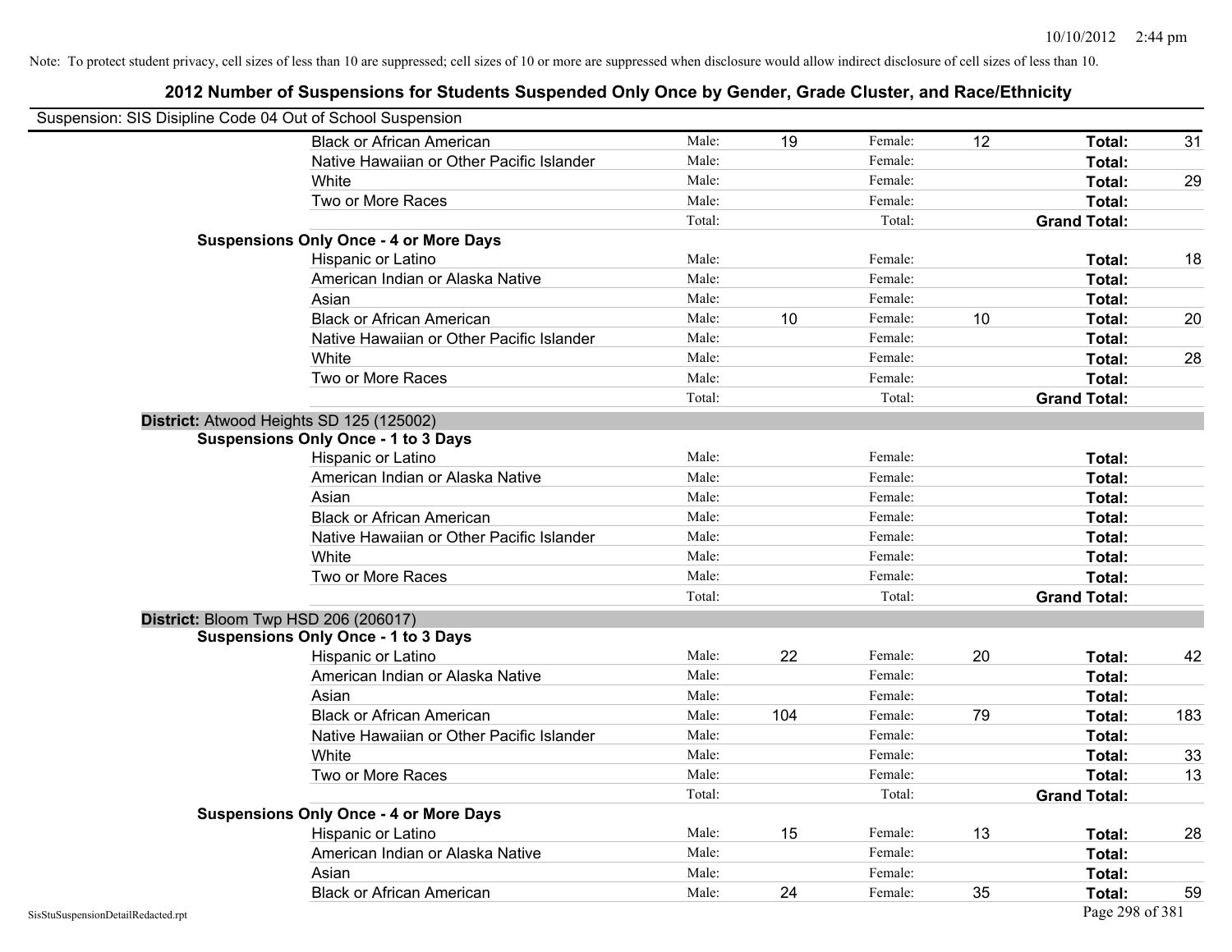Note: To protect student privacy, cell sizes of less than 10 are suppressed; cell sizes of 10 or more are suppressed when disclosure would allow indirect disclosure of cell sizes of less than 10.

# 2012 Number of Suspensions for Students Suspended Only Once by Gender, Grade Cluster, and Race/Ethnicity

Suspension: SIS Disipline Code 04 Out of School Suspension

| | | | | | | |
|---|---|---|---|---|---|---|
| Black or African American | Male: | 19 | Female: | 12 | **Total:** | 31 |
| Native Hawaiian or Other Pacific Islander | Male: | | Female: | | **Total:** | |
| White | Male: | | Female: | | **Total:** | 29 |
| Two or More Races | Male: | | Female: | | **Total:** | |
| | Total: | | Total: | | **Grand Total:** | |

**Suspensions Only Once - 4 or More Days**

| | | | | | | |
|---|---|---|---|---|---|---|
| Hispanic or Latino | Male: | | Female: | | **Total:** | 18 |
| American Indian or Alaska Native | Male: | | Female: | | **Total:** | |
| Asian | Male: | | Female: | | **Total:** | |
| Black or African American | Male: | 10 | Female: | 10 | **Total:** | 20 |
| Native Hawaiian or Other Pacific Islander | Male: | | Female: | | **Total:** | |
| White | Male: | | Female: | | **Total:** | 28 |
| Two or More Races | Male: | | Female: | | **Total:** | |
| | Total: | | Total: | | **Grand Total:** | |

**District:** Atwood Heights SD 125 (125002)

**Suspensions Only Once - 1 to 3 Days**

| | | | | | | |
|---|---|---|---|---|---|---|
| Hispanic or Latino | Male: | | Female: | | **Total:** | |
| American Indian or Alaska Native | Male: | | Female: | | **Total:** | |
| Asian | Male: | | Female: | | **Total:** | |
| Black or African American | Male: | | Female: | | **Total:** | |
| Native Hawaiian or Other Pacific Islander | Male: | | Female: | | **Total:** | |
| White | Male: | | Female: | | **Total:** | |
| Two or More Races | Male: | | Female: | | **Total:** | |
| | Total: | | Total: | | **Grand Total:** | |

**District:** Bloom Twp HSD 206 (206017)

**Suspensions Only Once - 1 to 3 Days**

| | | | | | | |
|---|---|---|---|---|---|---|
| Hispanic or Latino | Male: | 22 | Female: | 20 | **Total:** | 42 |
| American Indian or Alaska Native | Male: | | Female: | | **Total:** | |
| Asian | Male: | | Female: | | **Total:** | |
| Black or African American | Male: | 104 | Female: | 79 | **Total:** | 183 |
| Native Hawaiian or Other Pacific Islander | Male: | | Female: | | **Total:** | |
| White | Male: | | Female: | | **Total:** | 33 |
| Two or More Races | Male: | | Female: | | **Total:** | 13 |
| | Total: | | Total: | | **Grand Total:** | |

**Suspensions Only Once - 4 or More Days**

| | | | | | | |
|---|---|---|---|---|---|---|
| Hispanic or Latino | Male: | 15 | Female: | 13 | **Total:** | 28 |
| American Indian or Alaska Native | Male: | | Female: | | **Total:** | |
| Asian | Male: | | Female: | | **Total:** | |
| Black or African American | Male: | 24 | Female: | 35 | **Total:** | 59 |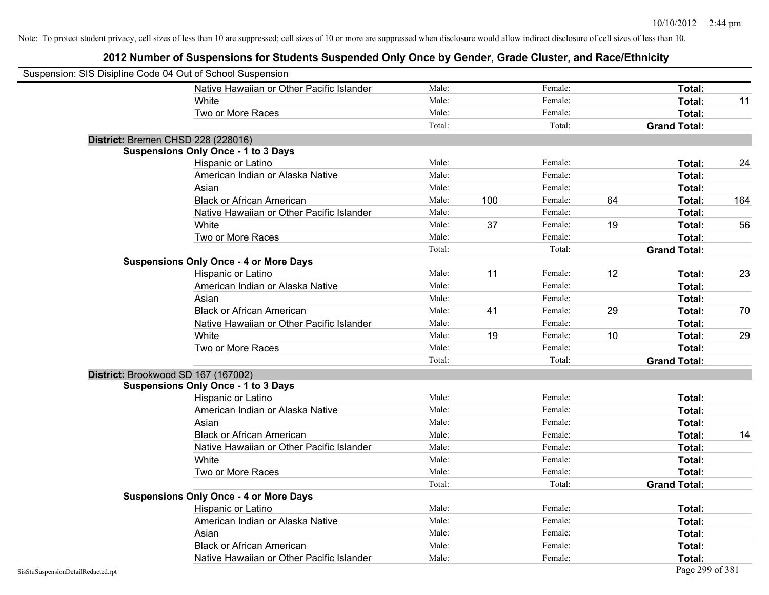Note: To protect student privacy, cell sizes of less than 10 are suppressed; cell sizes of 10 or more are suppressed when disclosure would allow indirect disclosure of cell sizes of less than 10.

# 2012 Number of Suspensions for Students Suspended Only Once by Gender, Grade Cluster, and Race/Ethnicity

Suspension: SIS Disipline Code 04 Out of School Suspension

| | | | | | | | |
|---|---|---|---|---|---|---|---|
| Native Hawaiian or Other Pacific Islander | Male: | | Female: | | **Total:** | |
| White | Male: | | Female: | | **Total:** | 11 |
| Two or More Races | Male: | | Female: | | **Total:** | |
| | Total: | | Total: | | **Grand Total:** | |

**District:** Bremen CHSD 228 (228016)

**Suspensions Only Once - 1 to 3 Days**

| | | | | | | |
|---|---|---|---|---|---|---|
| Hispanic or Latino | Male: | | Female: | | **Total:** | 24 |
| American Indian or Alaska Native | Male: | | Female: | | **Total:** | |
| Asian | Male: | | Female: | | **Total:** | |
| Black or African American | Male: | 100 | Female: | 64 | **Total:** | 164 |
| Native Hawaiian or Other Pacific Islander | Male: | | Female: | | **Total:** | |
| White | Male: | 37 | Female: | 19 | **Total:** | 56 |
| Two or More Races | Male: | | Female: | | **Total:** | |
| | Total: | | Total: | | **Grand Total:** | |

**Suspensions Only Once - 4 or More Days**

| | | | | | | |
|---|---|---|---|---|---|---|
| Hispanic or Latino | Male: | 11 | Female: | 12 | **Total:** | 23 |
| American Indian or Alaska Native | Male: | | Female: | | **Total:** | |
| Asian | Male: | | Female: | | **Total:** | |
| Black or African American | Male: | 41 | Female: | 29 | **Total:** | 70 |
| Native Hawaiian or Other Pacific Islander | Male: | | Female: | | **Total:** | |
| White | Male: | 19 | Female: | 10 | **Total:** | 29 |
| Two or More Races | Male: | | Female: | | **Total:** | |
| | Total: | | Total: | | **Grand Total:** | |

**District:** Brookwood SD 167 (167002)

**Suspensions Only Once - 1 to 3 Days**

| | | | | | | |
|---|---|---|---|---|---|---|
| Hispanic or Latino | Male: | | Female: | | **Total:** | |
| American Indian or Alaska Native | Male: | | Female: | | **Total:** | |
| Asian | Male: | | Female: | | **Total:** | |
| Black or African American | Male: | | Female: | | **Total:** | 14 |
| Native Hawaiian or Other Pacific Islander | Male: | | Female: | | **Total:** | |
| White | Male: | | Female: | | **Total:** | |
| Two or More Races | Male: | | Female: | | **Total:** | |
| | Total: | | Total: | | **Grand Total:** | |

**Suspensions Only Once - 4 or More Days**

| | | | | | | |
|---|---|---|---|---|---|---|
| Hispanic or Latino | Male: | | Female: | | **Total:** | |
| American Indian or Alaska Native | Male: | | Female: | | **Total:** | |
| Asian | Male: | | Female: | | **Total:** | |
| Black or African American | Male: | | Female: | | **Total:** | |
| Native Hawaiian or Other Pacific Islander | Male: | | Female: | | **Total:** | |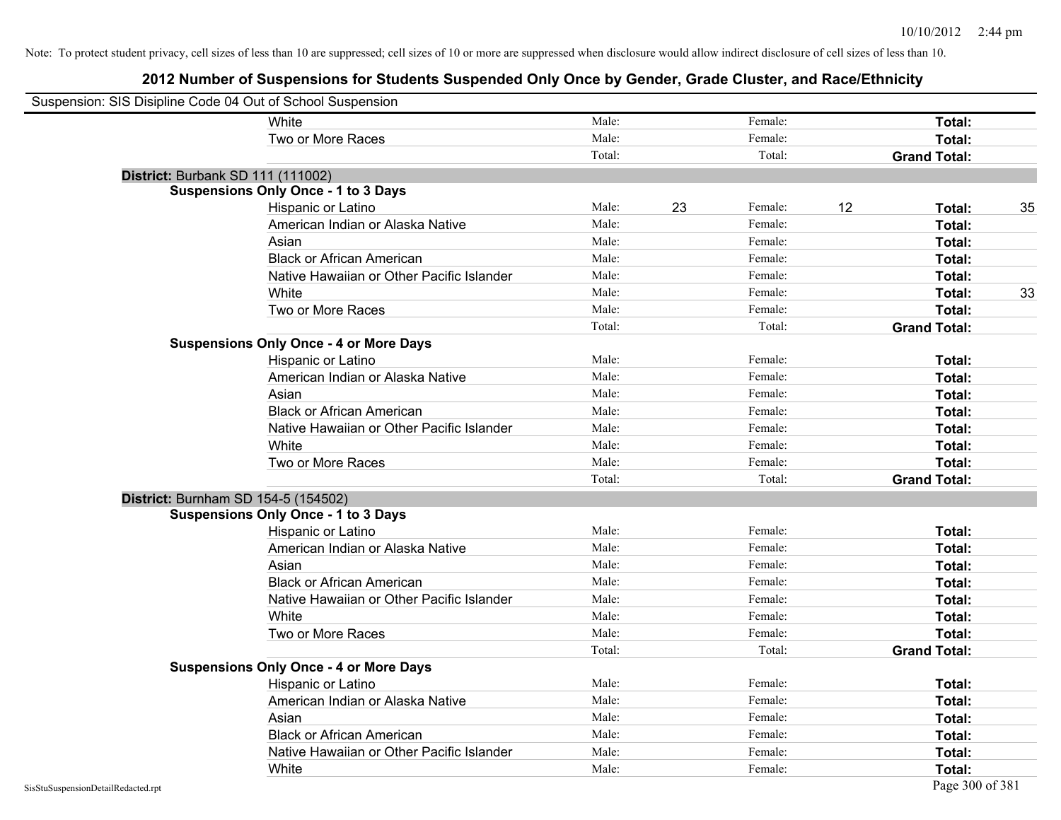Note: To protect student privacy, cell sizes of less than 10 are suppressed; cell sizes of 10 or more are suppressed when disclosure would allow indirect disclosure of cell sizes of less than 10.

# 2012 Number of Suspensions for Students Suspended Only Once by Gender, Grade Cluster, and Race/Ethnicity

Suspension: SIS Disipline Code 04 Out of School Suspension

| | | | | | | |
|---|---|---|---|---|---|---|
| White | Male: | | Female: | | **Total:** | |
| Two or More Races | Male: | | Female: | | **Total:** | |
| | Total: | | Total: | | **Grand Total:** | |
| **District:** Burbank SD 111 (111002) | | | | | | |
| **Suspensions Only Once - 1 to 3 Days** | | | | | | |
| Hispanic or Latino | Male: | 23 | Female: | 12 | **Total:** | 35 |
| American Indian or Alaska Native | Male: | | Female: | | **Total:** | |
| Asian | Male: | | Female: | | **Total:** | |
| Black or African American | Male: | | Female: | | **Total:** | |
| Native Hawaiian or Other Pacific Islander | Male: | | Female: | | **Total:** | |
| White | Male: | | Female: | | **Total:** | 33 |
| Two or More Races | Male: | | Female: | | **Total:** | |
| | Total: | | Total: | | **Grand Total:** | |
| **Suspensions Only Once - 4 or More Days** | | | | | | |
| Hispanic or Latino | Male: | | Female: | | **Total:** | |
| American Indian or Alaska Native | Male: | | Female: | | **Total:** | |
| Asian | Male: | | Female: | | **Total:** | |
| Black or African American | Male: | | Female: | | **Total:** | |
| Native Hawaiian or Other Pacific Islander | Male: | | Female: | | **Total:** | |
| White | Male: | | Female: | | **Total:** | |
| Two or More Races | Male: | | Female: | | **Total:** | |
| | Total: | | Total: | | **Grand Total:** | |
| **District:** Burnham SD 154-5 (154502) | | | | | | |
| **Suspensions Only Once - 1 to 3 Days** | | | | | | |
| Hispanic or Latino | Male: | | Female: | | **Total:** | |
| American Indian or Alaska Native | Male: | | Female: | | **Total:** | |
| Asian | Male: | | Female: | | **Total:** | |
| Black or African American | Male: | | Female: | | **Total:** | |
| Native Hawaiian or Other Pacific Islander | Male: | | Female: | | **Total:** | |
| White | Male: | | Female: | | **Total:** | |
| Two or More Races | Male: | | Female: | | **Total:** | |
| | Total: | | Total: | | **Grand Total:** | |
| **Suspensions Only Once - 4 or More Days** | | | | | | |
| Hispanic or Latino | Male: | | Female: | | **Total:** | |
| American Indian or Alaska Native | Male: | | Female: | | **Total:** | |
| Asian | Male: | | Female: | | **Total:** | |
| Black or African American | Male: | | Female: | | **Total:** | |
| Native Hawaiian or Other Pacific Islander | Male: | | Female: | | **Total:** | |
| White | Male: | | Female: | | **Total:** | |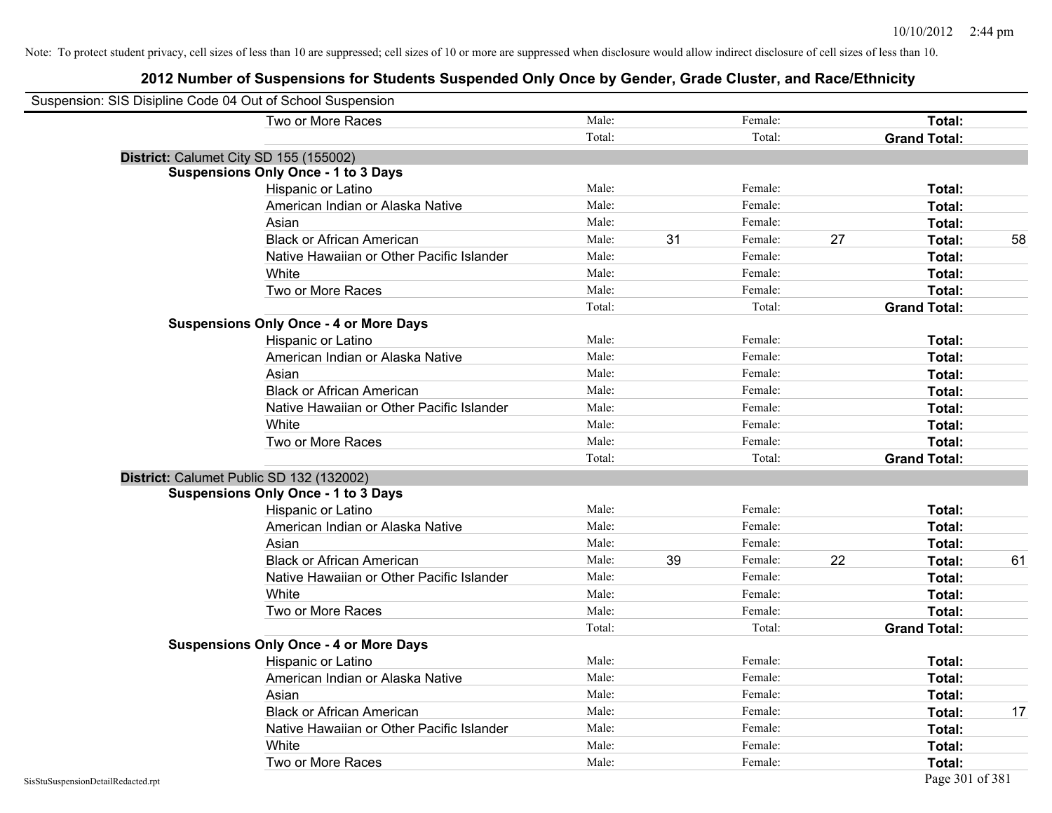Note: To protect student privacy, cell sizes of less than 10 are suppressed; cell sizes of 10 or more are suppressed when disclosure would allow indirect disclosure of cell sizes of less than 10.

## 2012 Number of Suspensions for Students Suspended Only Once by Gender, Grade Cluster, and Race/Ethnicity

Suspension: SIS Disipline Code 04 Out of School Suspension

| | | | | | | |
|---|---|---|---|---|---|---|
| Two or More Races | Male: | | Female: | | **Total:** | |
| | Total: | | Total: | | **Grand Total:** | |
| **District:** Calumet City SD 155 (155002) | | | | | | |
| **Suspensions Only Once - 1 to 3 Days** | | | | | | |
| Hispanic or Latino | Male: | | Female: | | **Total:** | |
| American Indian or Alaska Native | Male: | | Female: | | **Total:** | |
| Asian | Male: | | Female: | | **Total:** | |
| Black or African American | Male: | 31 | Female: | 27 | **Total:** | 58 |
| Native Hawaiian or Other Pacific Islander | Male: | | Female: | | **Total:** | |
| White | Male: | | Female: | | **Total:** | |
| Two or More Races | Male: | | Female: | | **Total:** | |
| | Total: | | Total: | | **Grand Total:** | |
| **Suspensions Only Once - 4 or More Days** | | | | | | |
| Hispanic or Latino | Male: | | Female: | | **Total:** | |
| American Indian or Alaska Native | Male: | | Female: | | **Total:** | |
| Asian | Male: | | Female: | | **Total:** | |
| Black or African American | Male: | | Female: | | **Total:** | |
| Native Hawaiian or Other Pacific Islander | Male: | | Female: | | **Total:** | |
| White | Male: | | Female: | | **Total:** | |
| Two or More Races | Male: | | Female: | | **Total:** | |
| | Total: | | Total: | | **Grand Total:** | |
| **District:** Calumet Public SD 132 (132002) | | | | | | |
| **Suspensions Only Once - 1 to 3 Days** | | | | | | |
| Hispanic or Latino | Male: | | Female: | | **Total:** | |
| American Indian or Alaska Native | Male: | | Female: | | **Total:** | |
| Asian | Male: | | Female: | | **Total:** | |
| Black or African American | Male: | 39 | Female: | 22 | **Total:** | 61 |
| Native Hawaiian or Other Pacific Islander | Male: | | Female: | | **Total:** | |
| White | Male: | | Female: | | **Total:** | |
| Two or More Races | Male: | | Female: | | **Total:** | |
| | Total: | | Total: | | **Grand Total:** | |
| **Suspensions Only Once - 4 or More Days** | | | | | | |
| Hispanic or Latino | Male: | | Female: | | **Total:** | |
| American Indian or Alaska Native | Male: | | Female: | | **Total:** | |
| Asian | Male: | | Female: | | **Total:** | |
| Black or African American | Male: | | Female: | | **Total:** | 17 |
| Native Hawaiian or Other Pacific Islander | Male: | | Female: | | **Total:** | |
| White | Male: | | Female: | | **Total:** | |
| Two or More Races | Male: | | Female: | | **Total:** | |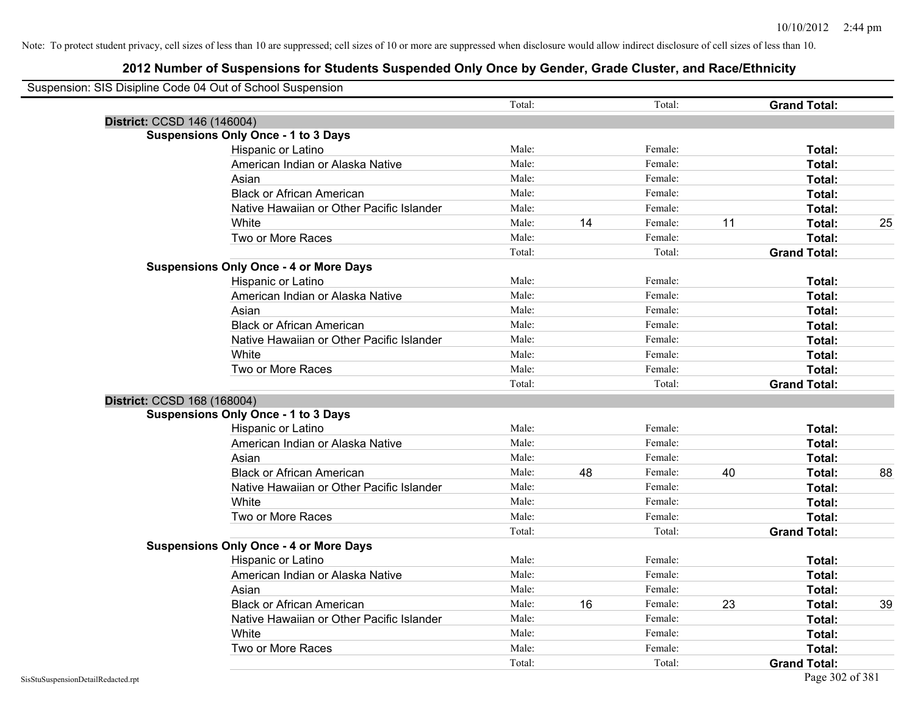Note: To protect student privacy, cell sizes of less than 10 are suppressed; cell sizes of 10 or more are suppressed when disclosure would allow indirect disclosure of cell sizes of less than 10.

# 2012 Number of Suspensions for Students Suspended Only Once by Gender, Grade Cluster, and Race/Ethnicity

Suspension: SIS Disipline Code 04 Out of School Suspension

| | | | | | | |
|---|---|---|---|---|---|---|
| | Total: | | Total: | | **Grand Total:** | |
| **District:** CCSD 146 (146004) | | | | | | |
| **Suspensions Only Once - 1 to 3 Days** | | | | | | |
| Hispanic or Latino | Male: | | Female: | | **Total:** | |
| American Indian or Alaska Native | Male: | | Female: | | **Total:** | |
| Asian | Male: | | Female: | | **Total:** | |
| Black or African American | Male: | | Female: | | **Total:** | |
| Native Hawaiian or Other Pacific Islander | Male: | | Female: | | **Total:** | |
| White | Male: | 14 | Female: | 11 | **Total:** | 25 |
| Two or More Races | Male: | | Female: | | **Total:** | |
| | Total: | | Total: | | **Grand Total:** | |
| **Suspensions Only Once - 4 or More Days** | | | | | | |
| Hispanic or Latino | Male: | | Female: | | **Total:** | |
| American Indian or Alaska Native | Male: | | Female: | | **Total:** | |
| Asian | Male: | | Female: | | **Total:** | |
| Black or African American | Male: | | Female: | | **Total:** | |
| Native Hawaiian or Other Pacific Islander | Male: | | Female: | | **Total:** | |
| White | Male: | | Female: | | **Total:** | |
| Two or More Races | Male: | | Female: | | **Total:** | |
| | Total: | | Total: | | **Grand Total:** | |
| **District:** CCSD 168 (168004) | | | | | | |
| **Suspensions Only Once - 1 to 3 Days** | | | | | | |
| Hispanic or Latino | Male: | | Female: | | **Total:** | |
| American Indian or Alaska Native | Male: | | Female: | | **Total:** | |
| Asian | Male: | | Female: | | **Total:** | |
| Black or African American | Male: | 48 | Female: | 40 | **Total:** | 88 |
| Native Hawaiian or Other Pacific Islander | Male: | | Female: | | **Total:** | |
| White | Male: | | Female: | | **Total:** | |
| Two or More Races | Male: | | Female: | | **Total:** | |
| | Total: | | Total: | | **Grand Total:** | |
| **Suspensions Only Once - 4 or More Days** | | | | | | |
| Hispanic or Latino | Male: | | Female: | | **Total:** | |
| American Indian or Alaska Native | Male: | | Female: | | **Total:** | |
| Asian | Male: | | Female: | | **Total:** | |
| Black or African American | Male: | 16 | Female: | 23 | **Total:** | 39 |
| Native Hawaiian or Other Pacific Islander | Male: | | Female: | | **Total:** | |
| White | Male: | | Female: | | **Total:** | |
| Two or More Races | Male: | | Female: | | **Total:** | |
| | Total: | | Total: | | **Grand Total:** | |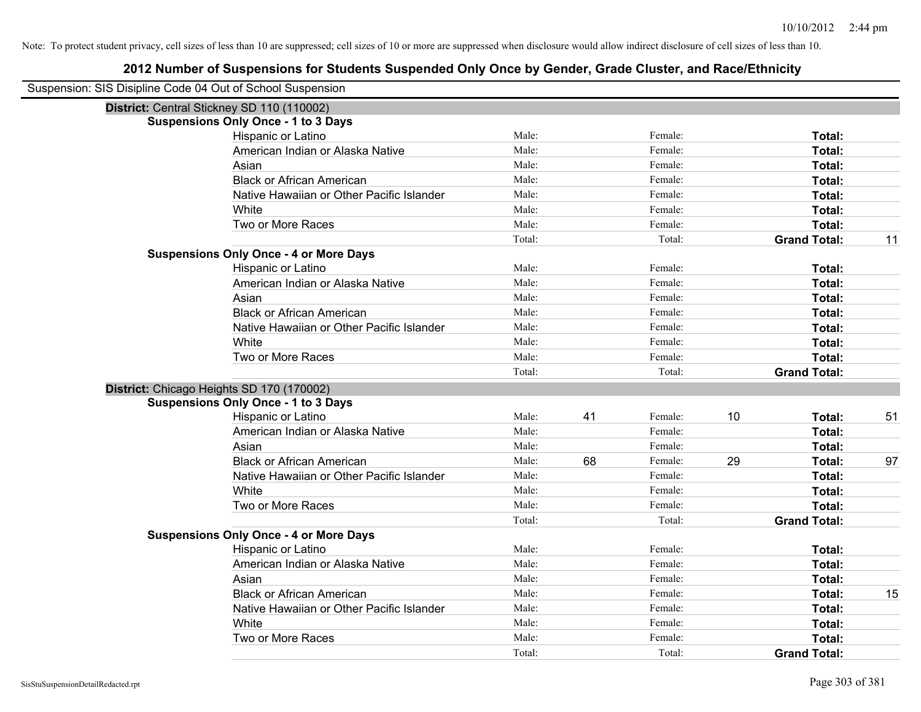Note: To protect student privacy, cell sizes of less than 10 are suppressed; cell sizes of 10 or more are suppressed when disclosure would allow indirect disclosure of cell sizes of less than 10.

## 2012 Number of Suspensions for Students Suspended Only Once by Gender, Grade Cluster, and Race/Ethnicity

Suspension: SIS Disipline Code 04 Out of School Suspension

**District:** Central Stickney SD 110 (110002)

**Suspensions Only Once - 1 to 3 Days**

| | | | | | | |
|---|---|---|---|---|---|---|
| Hispanic or Latino | Male: | | Female: | | **Total:** | |
| American Indian or Alaska Native | Male: | | Female: | | **Total:** | |
| Asian | Male: | | Female: | | **Total:** | |
| Black or African American | Male: | | Female: | | **Total:** | |
| Native Hawaiian or Other Pacific Islander | Male: | | Female: | | **Total:** | |
| White | Male: | | Female: | | **Total:** | |
| Two or More Races | Male: | | Female: | | **Total:** | |
| | Total: | | Total: | | **Grand Total:** | 11 |

**Suspensions Only Once - 4 or More Days**

| | | | | | | |
|---|---|---|---|---|---|---|
| Hispanic or Latino | Male: | | Female: | | **Total:** | |
| American Indian or Alaska Native | Male: | | Female: | | **Total:** | |
| Asian | Male: | | Female: | | **Total:** | |
| Black or African American | Male: | | Female: | | **Total:** | |
| Native Hawaiian or Other Pacific Islander | Male: | | Female: | | **Total:** | |
| White | Male: | | Female: | | **Total:** | |
| Two or More Races | Male: | | Female: | | **Total:** | |
| | Total: | | Total: | | **Grand Total:** | |

**District:** Chicago Heights SD 170 (170002)

**Suspensions Only Once - 1 to 3 Days**

| | | | | | | |
|---|---|---|---|---|---|---|
| Hispanic or Latino | Male: | 41 | Female: | 10 | **Total:** | 51 |
| American Indian or Alaska Native | Male: | | Female: | | **Total:** | |
| Asian | Male: | | Female: | | **Total:** | |
| Black or African American | Male: | 68 | Female: | 29 | **Total:** | 97 |
| Native Hawaiian or Other Pacific Islander | Male: | | Female: | | **Total:** | |
| White | Male: | | Female: | | **Total:** | |
| Two or More Races | Male: | | Female: | | **Total:** | |
| | Total: | | Total: | | **Grand Total:** | |

**Suspensions Only Once - 4 or More Days**

| | | | | | | |
|---|---|---|---|---|---|---|
| Hispanic or Latino | Male: | | Female: | | **Total:** | |
| American Indian or Alaska Native | Male: | | Female: | | **Total:** | |
| Asian | Male: | | Female: | | **Total:** | |
| Black or African American | Male: | | Female: | | **Total:** | 15 |
| Native Hawaiian or Other Pacific Islander | Male: | | Female: | | **Total:** | |
| White | Male: | | Female: | | **Total:** | |
| Two or More Races | Male: | | Female: | | **Total:** | |
| | Total: | | Total: | | **Grand Total:** | |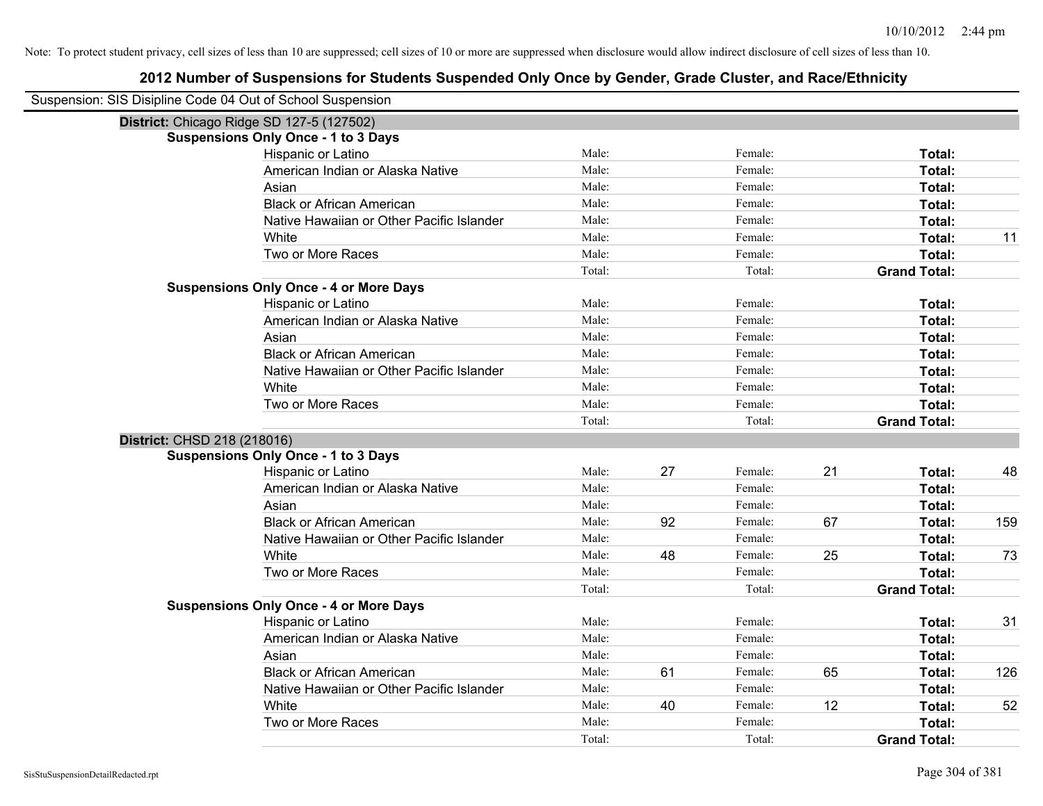Note: To protect student privacy, cell sizes of less than 10 are suppressed; cell sizes of 10 or more are suppressed when disclosure would allow indirect disclosure of cell sizes of less than 10.

# 2012 Number of Suspensions for Students Suspended Only Once by Gender, Grade Cluster, and Race/Ethnicity

Suspension: SIS Disipline Code 04 Out of School Suspension

**District:** Chicago Ridge SD 127-5 (127502)

**Suspensions Only Once - 1 to 3 Days**

| | | | | | | |
|---|---|---|---|---|---|---|
| Hispanic or Latino | Male: | | Female: | | **Total:** | |
| American Indian or Alaska Native | Male: | | Female: | | **Total:** | |
| Asian | Male: | | Female: | | **Total:** | |
| Black or African American | Male: | | Female: | | **Total:** | |
| Native Hawaiian or Other Pacific Islander | Male: | | Female: | | **Total:** | |
| White | Male: | | Female: | | **Total:** | 11 |
| Two or More Races | Male: | | Female: | | **Total:** | |
| | Total: | | Total: | | **Grand Total:** | |

**Suspensions Only Once - 4 or More Days**

| | | | | | | |
|---|---|---|---|---|---|---|
| Hispanic or Latino | Male: | | Female: | | **Total:** | |
| American Indian or Alaska Native | Male: | | Female: | | **Total:** | |
| Asian | Male: | | Female: | | **Total:** | |
| Black or African American | Male: | | Female: | | **Total:** | |
| Native Hawaiian or Other Pacific Islander | Male: | | Female: | | **Total:** | |
| White | Male: | | Female: | | **Total:** | |
| Two or More Races | Male: | | Female: | | **Total:** | |
| | Total: | | Total: | | **Grand Total:** | |

**District:** CHSD 218 (218016)

**Suspensions Only Once - 1 to 3 Days**

| | | | | | | |
|---|---|---|---|---|---|---|
| Hispanic or Latino | Male: | 27 | Female: | 21 | **Total:** | 48 |
| American Indian or Alaska Native | Male: | | Female: | | **Total:** | |
| Asian | Male: | | Female: | | **Total:** | |
| Black or African American | Male: | 92 | Female: | 67 | **Total:** | 159 |
| Native Hawaiian or Other Pacific Islander | Male: | | Female: | | **Total:** | |
| White | Male: | 48 | Female: | 25 | **Total:** | 73 |
| Two or More Races | Male: | | Female: | | **Total:** | |
| | Total: | | Total: | | **Grand Total:** | |

**Suspensions Only Once - 4 or More Days**

| | | | | | | |
|---|---|---|---|---|---|---|
| Hispanic or Latino | Male: | | Female: | | **Total:** | 31 |
| American Indian or Alaska Native | Male: | | Female: | | **Total:** | |
| Asian | Male: | | Female: | | **Total:** | |
| Black or African American | Male: | 61 | Female: | 65 | **Total:** | 126 |
| Native Hawaiian or Other Pacific Islander | Male: | | Female: | | **Total:** | |
| White | Male: | 40 | Female: | 12 | **Total:** | 52 |
| Two or More Races | Male: | | Female: | | **Total:** | |
| | Total: | | Total: | | **Grand Total:** | |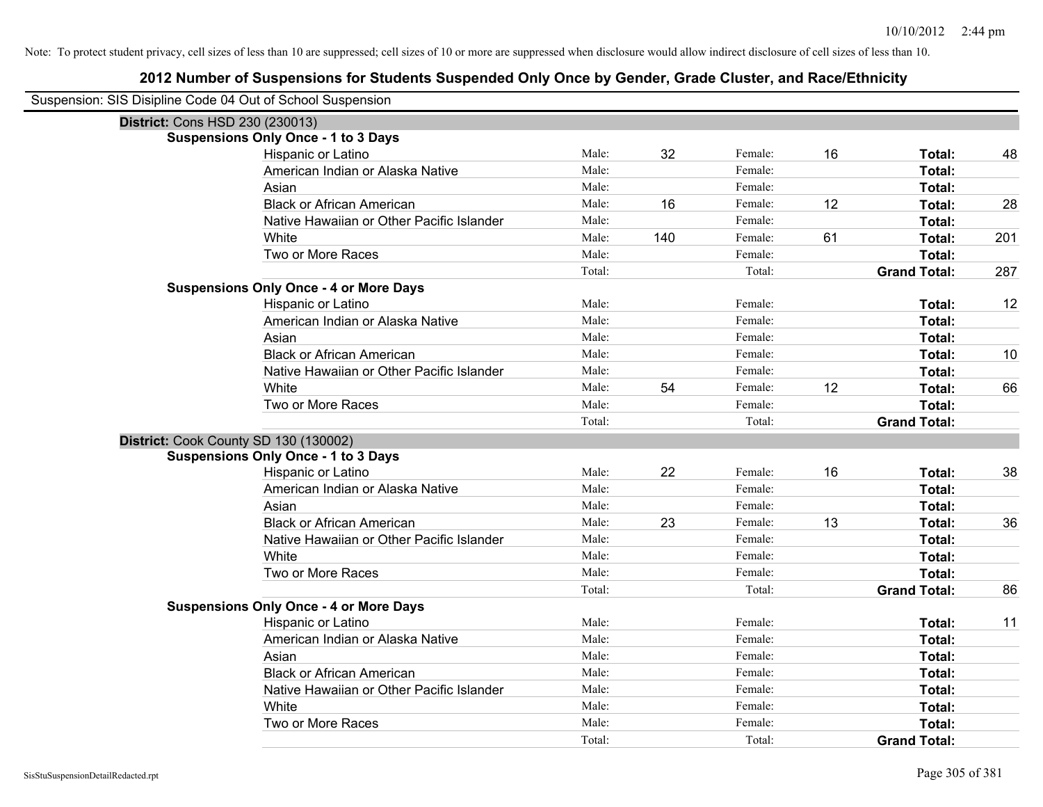Note: To protect student privacy, cell sizes of less than 10 are suppressed; cell sizes of 10 or more are suppressed when disclosure would allow indirect disclosure of cell sizes of less than 10.

# 2012 Number of Suspensions for Students Suspended Only Once by Gender, Grade Cluster, and Race/Ethnicity

Suspension: SIS Disipline Code 04 Out of School Suspension

## District: Cons HSD 230 (230013)

### Suspensions Only Once - 1 to 3 Days

| | | | | | | |
|---|---|---|---|---|---|---|
| Hispanic or Latino | Male: | 32 | Female: | 16 | **Total:** | 48 |
| American Indian or Alaska Native | Male: | | Female: | | **Total:** | |
| Asian | Male: | | Female: | | **Total:** | |
| Black or African American | Male: | 16 | Female: | 12 | **Total:** | 28 |
| Native Hawaiian or Other Pacific Islander | Male: | | Female: | | **Total:** | |
| White | Male: | 140 | Female: | 61 | **Total:** | 201 |
| Two or More Races | Male: | | Female: | | **Total:** | |
| | Total: | | Total: | | **Grand Total:** | 287 |

### Suspensions Only Once - 4 or More Days

| | | | | | | |
|---|---|---|---|---|---|---|
| Hispanic or Latino | Male: | | Female: | | **Total:** | 12 |
| American Indian or Alaska Native | Male: | | Female: | | **Total:** | |
| Asian | Male: | | Female: | | **Total:** | |
| Black or African American | Male: | | Female: | | **Total:** | 10 |
| Native Hawaiian or Other Pacific Islander | Male: | | Female: | | **Total:** | |
| White | Male: | 54 | Female: | 12 | **Total:** | 66 |
| Two or More Races | Male: | | Female: | | **Total:** | |
| | Total: | | Total: | | **Grand Total:** | |

## District: Cook County SD 130 (130002)

### Suspensions Only Once - 1 to 3 Days

| | | | | | | |
|---|---|---|---|---|---|---|
| Hispanic or Latino | Male: | 22 | Female: | 16 | **Total:** | 38 |
| American Indian or Alaska Native | Male: | | Female: | | **Total:** | |
| Asian | Male: | | Female: | | **Total:** | |
| Black or African American | Male: | 23 | Female: | 13 | **Total:** | 36 |
| Native Hawaiian or Other Pacific Islander | Male: | | Female: | | **Total:** | |
| White | Male: | | Female: | | **Total:** | |
| Two or More Races | Male: | | Female: | | **Total:** | |
| | Total: | | Total: | | **Grand Total:** | 86 |

### Suspensions Only Once - 4 or More Days

| | | | | | | |
|---|---|---|---|---|---|---|
| Hispanic or Latino | Male: | | Female: | | **Total:** | 11 |
| American Indian or Alaska Native | Male: | | Female: | | **Total:** | |
| Asian | Male: | | Female: | | **Total:** | |
| Black or African American | Male: | | Female: | | **Total:** | |
| Native Hawaiian or Other Pacific Islander | Male: | | Female: | | **Total:** | |
| White | Male: | | Female: | | **Total:** | |
| Two or More Races | Male: | | Female: | | **Total:** | |
| | Total: | | Total: | | **Grand Total:** | |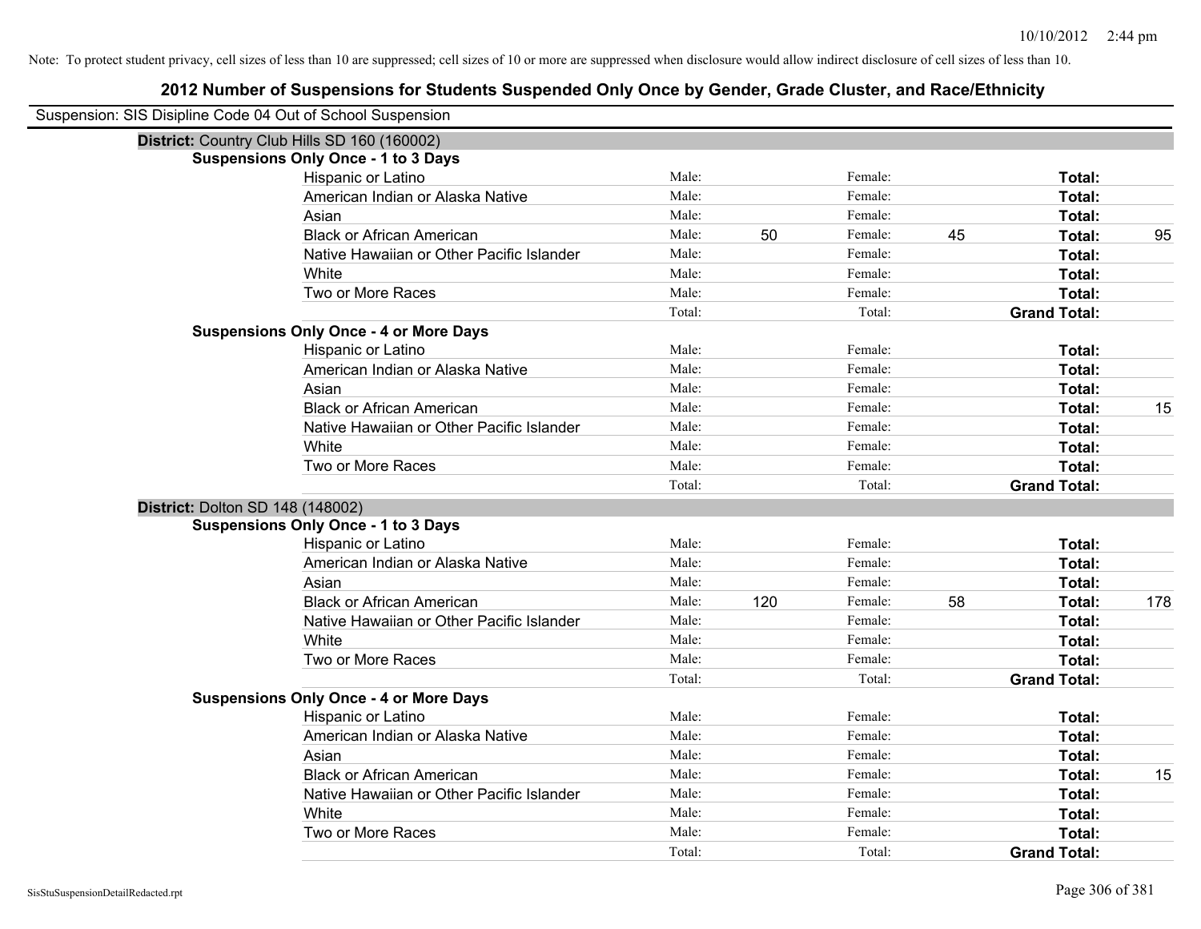Note: To protect student privacy, cell sizes of less than 10 are suppressed; cell sizes of 10 or more are suppressed when disclosure would allow indirect disclosure of cell sizes of less than 10.

# 2012 Number of Suspensions for Students Suspended Only Once by Gender, Grade Cluster, and Race/Ethnicity

Suspension: SIS Disipline Code 04 Out of School Suspension

## District: Country Club Hills SD 160 (160002)

### Suspensions Only Once - 1 to 3 Days

| | | | | | | |
|---|---|---|---|---|---|---|
| Hispanic or Latino | Male: | | Female: | | **Total:** | |
| American Indian or Alaska Native | Male: | | Female: | | **Total:** | |
| Asian | Male: | | Female: | | **Total:** | |
| Black or African American | Male: | 50 | Female: | 45 | **Total:** | 95 |
| Native Hawaiian or Other Pacific Islander | Male: | | Female: | | **Total:** | |
| White | Male: | | Female: | | **Total:** | |
| Two or More Races | Male: | | Female: | | **Total:** | |
| | Total: | | Total: | | **Grand Total:** | |

### Suspensions Only Once - 4 or More Days

| | | | | | | |
|---|---|---|---|---|---|---|
| Hispanic or Latino | Male: | | Female: | | **Total:** | |
| American Indian or Alaska Native | Male: | | Female: | | **Total:** | |
| Asian | Male: | | Female: | | **Total:** | |
| Black or African American | Male: | | Female: | | **Total:** | 15 |
| Native Hawaiian or Other Pacific Islander | Male: | | Female: | | **Total:** | |
| White | Male: | | Female: | | **Total:** | |
| Two or More Races | Male: | | Female: | | **Total:** | |
| | Total: | | Total: | | **Grand Total:** | |

## District: Dolton SD 148 (148002)

### Suspensions Only Once - 1 to 3 Days

| | | | | | | |
|---|---|---|---|---|---|---|
| Hispanic or Latino | Male: | | Female: | | **Total:** | |
| American Indian or Alaska Native | Male: | | Female: | | **Total:** | |
| Asian | Male: | | Female: | | **Total:** | |
| Black or African American | Male: | 120 | Female: | 58 | **Total:** | 178 |
| Native Hawaiian or Other Pacific Islander | Male: | | Female: | | **Total:** | |
| White | Male: | | Female: | | **Total:** | |
| Two or More Races | Male: | | Female: | | **Total:** | |
| | Total: | | Total: | | **Grand Total:** | |

### Suspensions Only Once - 4 or More Days

| | | | | | | |
|---|---|---|---|---|---|---|
| Hispanic or Latino | Male: | | Female: | | **Total:** | |
| American Indian or Alaska Native | Male: | | Female: | | **Total:** | |
| Asian | Male: | | Female: | | **Total:** | |
| Black or African American | Male: | | Female: | | **Total:** | 15 |
| Native Hawaiian or Other Pacific Islander | Male: | | Female: | | **Total:** | |
| White | Male: | | Female: | | **Total:** | |
| Two or More Races | Male: | | Female: | | **Total:** | |
| | Total: | | Total: | | **Grand Total:** | |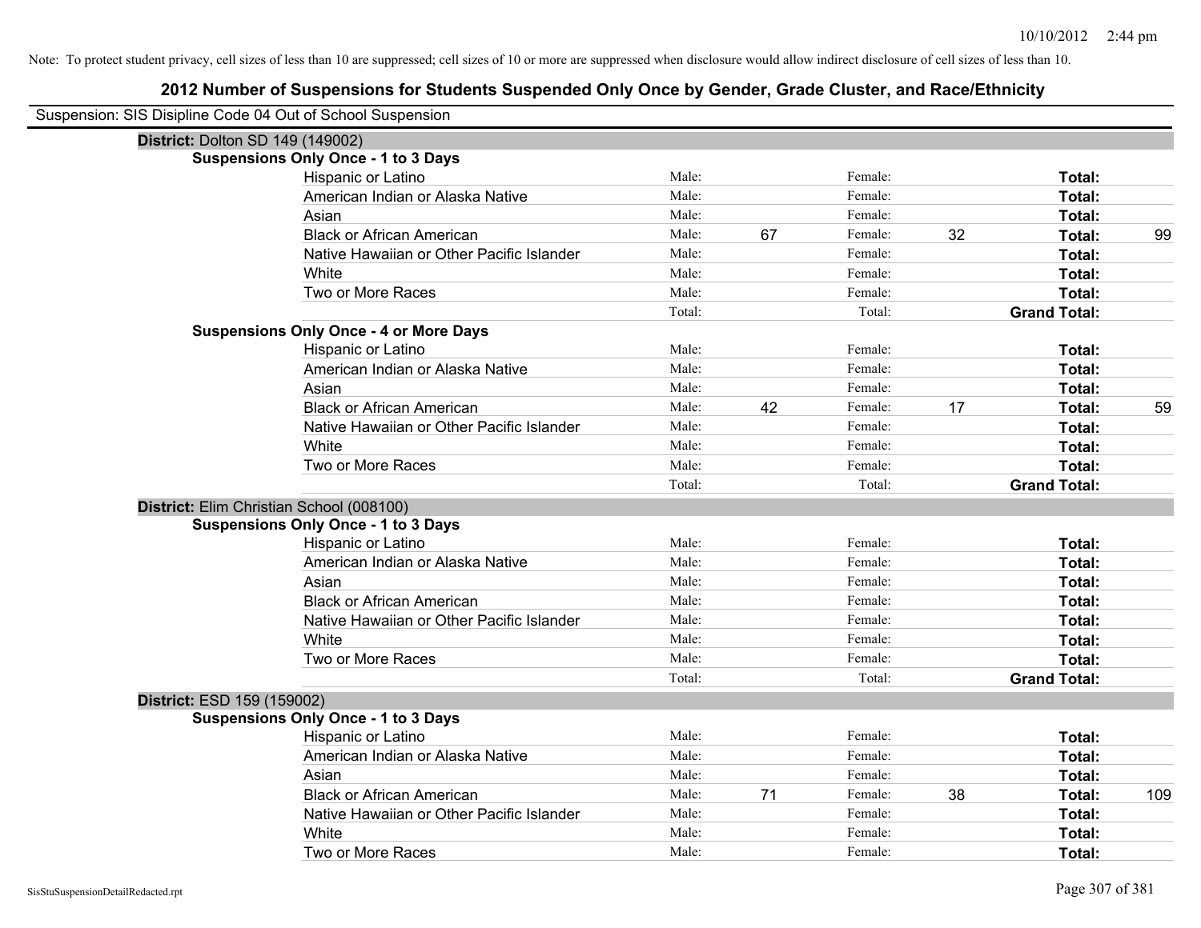Note: To protect student privacy, cell sizes of less than 10 are suppressed; cell sizes of 10 or more are suppressed when disclosure would allow indirect disclosure of cell sizes of less than 10.

# 2012 Number of Suspensions for Students Suspended Only Once by Gender, Grade Cluster, and Race/Ethnicity

Suspension: SIS Disipline Code 04 Out of School Suspension

## District: Dolton SD 149 (149002)

### Suspensions Only Once - 1 to 3 Days

| Race/Ethnicity | | Male | | Female | | Total |
|---|---|---|---|---|---|---|
| Hispanic or Latino | Male: | | Female: | | Total: | |
| American Indian or Alaska Native | Male: | | Female: | | Total: | |
| Asian | Male: | | Female: | | Total: | |
| Black or African American | Male: | 67 | Female: | 32 | Total: | 99 |
| Native Hawaiian or Other Pacific Islander | Male: | | Female: | | Total: | |
| White | Male: | | Female: | | Total: | |
| Two or More Races | Male: | | Female: | | Total: | |
| | Total: | | Total: | | Grand Total: | |

### Suspensions Only Once - 4 or More Days

| Race/Ethnicity | | Male | | Female | | Total |
|---|---|---|---|---|---|---|
| Hispanic or Latino | Male: | | Female: | | Total: | |
| American Indian or Alaska Native | Male: | | Female: | | Total: | |
| Asian | Male: | | Female: | | Total: | |
| Black or African American | Male: | 42 | Female: | 17 | Total: | 59 |
| Native Hawaiian or Other Pacific Islander | Male: | | Female: | | Total: | |
| White | Male: | | Female: | | Total: | |
| Two or More Races | Male: | | Female: | | Total: | |
| | Total: | | Total: | | Grand Total: | |

## District: Elim Christian School (008100)

### Suspensions Only Once - 1 to 3 Days

| Race/Ethnicity | | Male | | Female | | Total |
|---|---|---|---|---|---|---|
| Hispanic or Latino | Male: | | Female: | | Total: | |
| American Indian or Alaska Native | Male: | | Female: | | Total: | |
| Asian | Male: | | Female: | | Total: | |
| Black or African American | Male: | | Female: | | Total: | |
| Native Hawaiian or Other Pacific Islander | Male: | | Female: | | Total: | |
| White | Male: | | Female: | | Total: | |
| Two or More Races | Male: | | Female: | | Total: | |
| | Total: | | Total: | | Grand Total: | |

## District: ESD 159 (159002)

### Suspensions Only Once - 1 to 3 Days

| Race/Ethnicity | | Male | | Female | | Total |
|---|---|---|---|---|---|---|
| Hispanic or Latino | Male: | | Female: | | Total: | |
| American Indian or Alaska Native | Male: | | Female: | | Total: | |
| Asian | Male: | | Female: | | Total: | |
| Black or African American | Male: | 71 | Female: | 38 | Total: | 109 |
| Native Hawaiian or Other Pacific Islander | Male: | | Female: | | Total: | |
| White | Male: | | Female: | | Total: | |
| Two or More Races | Male: | | Female: | | Total: | |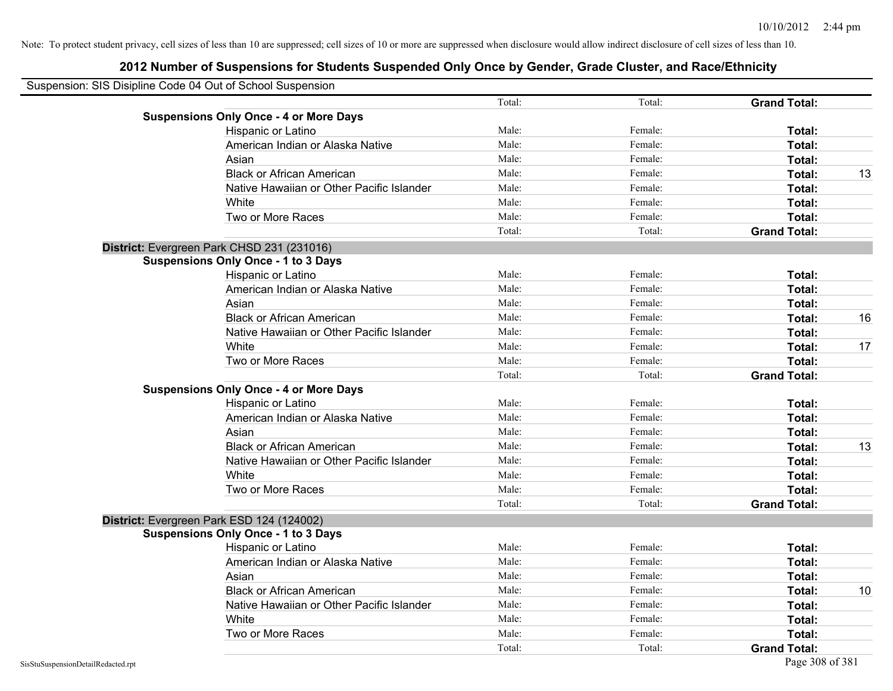Note: To protect student privacy, cell sizes of less than 10 are suppressed; cell sizes of 10 or more are suppressed when disclosure would allow indirect disclosure of cell sizes of less than 10.

## 2012 Number of Suspensions for Students Suspended Only Once by Gender, Grade Cluster, and Race/Ethnicity

Suspension: SIS Disipline Code 04 Out of School Suspension

| | | | | |
|---|---|---|---|---|
| | Total: | Total: | **Grand Total:** | |
| **Suspensions Only Once - 4 or More Days** | | | | |
| Hispanic or Latino | Male: | Female: | **Total:** | |
| American Indian or Alaska Native | Male: | Female: | **Total:** | |
| Asian | Male: | Female: | **Total:** | |
| Black or African American | Male: | Female: | **Total:** | 13 |
| Native Hawaiian or Other Pacific Islander | Male: | Female: | **Total:** | |
| White | Male: | Female: | **Total:** | |
| Two or More Races | Male: | Female: | **Total:** | |
| | Total: | Total: | **Grand Total:** | |
| **District:** Evergreen Park CHSD 231 (231016) | | | | |
| **Suspensions Only Once - 1 to 3 Days** | | | | |
| Hispanic or Latino | Male: | Female: | **Total:** | |
| American Indian or Alaska Native | Male: | Female: | **Total:** | |
| Asian | Male: | Female: | **Total:** | |
| Black or African American | Male: | Female: | **Total:** | 16 |
| Native Hawaiian or Other Pacific Islander | Male: | Female: | **Total:** | |
| White | Male: | Female: | **Total:** | 17 |
| Two or More Races | Male: | Female: | **Total:** | |
| | Total: | Total: | **Grand Total:** | |
| **Suspensions Only Once - 4 or More Days** | | | | |
| Hispanic or Latino | Male: | Female: | **Total:** | |
| American Indian or Alaska Native | Male: | Female: | **Total:** | |
| Asian | Male: | Female: | **Total:** | |
| Black or African American | Male: | Female: | **Total:** | 13 |
| Native Hawaiian or Other Pacific Islander | Male: | Female: | **Total:** | |
| White | Male: | Female: | **Total:** | |
| Two or More Races | Male: | Female: | **Total:** | |
| | Total: | Total: | **Grand Total:** | |
| **District:** Evergreen Park ESD 124 (124002) | | | | |
| **Suspensions Only Once - 1 to 3 Days** | | | | |
| Hispanic or Latino | Male: | Female: | **Total:** | |
| American Indian or Alaska Native | Male: | Female: | **Total:** | |
| Asian | Male: | Female: | **Total:** | |
| Black or African American | Male: | Female: | **Total:** | 10 |
| Native Hawaiian or Other Pacific Islander | Male: | Female: | **Total:** | |
| White | Male: | Female: | **Total:** | |
| Two or More Races | Male: | Female: | **Total:** | |
| | Total: | Total: | **Grand Total:** | |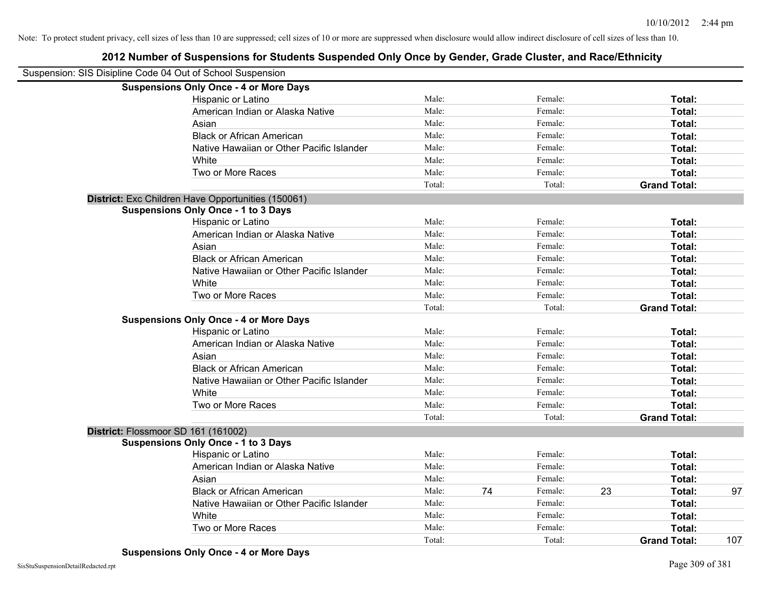Note: To protect student privacy, cell sizes of less than 10 are suppressed; cell sizes of 10 or more are suppressed when disclosure would allow indirect disclosure of cell sizes of less than 10.

# 2012 Number of Suspensions for Students Suspended Only Once by Gender, Grade Cluster, and Race/Ethnicity

Suspension: SIS Disipline Code 04 Out of School Suspension

**Suspensions Only Once - 4 or More Days**

| | | | | | | |
|---|---|---|---|---|---|---|
| Hispanic or Latino | Male: | | Female: | | **Total:** | |
| American Indian or Alaska Native | Male: | | Female: | | **Total:** | |
| Asian | Male: | | Female: | | **Total:** | |
| Black or African American | Male: | | Female: | | **Total:** | |
| Native Hawaiian or Other Pacific Islander | Male: | | Female: | | **Total:** | |
| White | Male: | | Female: | | **Total:** | |
| Two or More Races | Male: | | Female: | | **Total:** | |
| | Total: | | Total: | | **Grand Total:** | |

**District:** Exc Children Have Opportunities (150061)

**Suspensions Only Once - 1 to 3 Days**

| | | | | | | |
|---|---|---|---|---|---|---|
| Hispanic or Latino | Male: | | Female: | | **Total:** | |
| American Indian or Alaska Native | Male: | | Female: | | **Total:** | |
| Asian | Male: | | Female: | | **Total:** | |
| Black or African American | Male: | | Female: | | **Total:** | |
| Native Hawaiian or Other Pacific Islander | Male: | | Female: | | **Total:** | |
| White | Male: | | Female: | | **Total:** | |
| Two or More Races | Male: | | Female: | | **Total:** | |
| | Total: | | Total: | | **Grand Total:** | |

**Suspensions Only Once - 4 or More Days**

| | | | | | | |
|---|---|---|---|---|---|---|
| Hispanic or Latino | Male: | | Female: | | **Total:** | |
| American Indian or Alaska Native | Male: | | Female: | | **Total:** | |
| Asian | Male: | | Female: | | **Total:** | |
| Black or African American | Male: | | Female: | | **Total:** | |
| Native Hawaiian or Other Pacific Islander | Male: | | Female: | | **Total:** | |
| White | Male: | | Female: | | **Total:** | |
| Two or More Races | Male: | | Female: | | **Total:** | |
| | Total: | | Total: | | **Grand Total:** | |

**District:** Flossmoor SD 161 (161002)

**Suspensions Only Once - 1 to 3 Days**

| | | | | | | |
|---|---|---|---|---|---|---|
| Hispanic or Latino | Male: | | Female: | | **Total:** | |
| American Indian or Alaska Native | Male: | | Female: | | **Total:** | |
| Asian | Male: | | Female: | | **Total:** | |
| Black or African American | Male: | 74 | Female: | 23 | **Total:** | 97 |
| Native Hawaiian or Other Pacific Islander | Male: | | Female: | | **Total:** | |
| White | Male: | | Female: | | **Total:** | |
| Two or More Races | Male: | | Female: | | **Total:** | |
| | Total: | | Total: | | **Grand Total:** | 107 |

**Suspensions Only Once - 4 or More Days**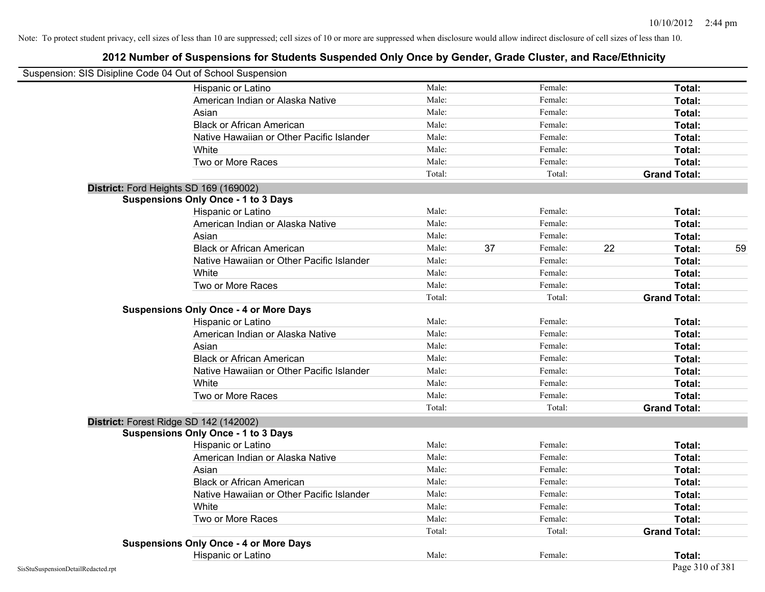Note: To protect student privacy, cell sizes of less than 10 are suppressed; cell sizes of 10 or more are suppressed when disclosure would allow indirect disclosure of cell sizes of less than 10.

# 2012 Number of Suspensions for Students Suspended Only Once by Gender, Grade Cluster, and Race/Ethnicity

Suspension: SIS Disipline Code 04 Out of School Suspension

| | | | | | | |
|---|---|---|---|---|---|---|
| Hispanic or Latino | Male: | | Female: | | **Total:** | |
| American Indian or Alaska Native | Male: | | Female: | | **Total:** | |
| Asian | Male: | | Female: | | **Total:** | |
| Black or African American | Male: | | Female: | | **Total:** | |
| Native Hawaiian or Other Pacific Islander | Male: | | Female: | | **Total:** | |
| White | Male: | | Female: | | **Total:** | |
| Two or More Races | Male: | | Female: | | **Total:** | |
| | Total: | | Total: | | **Grand Total:** | |

**District:** Ford Heights SD 169 (169002)

**Suspensions Only Once - 1 to 3 Days**

| | | | | | | |
|---|---|---|---|---|---|---|
| Hispanic or Latino | Male: | | Female: | | **Total:** | |
| American Indian or Alaska Native | Male: | | Female: | | **Total:** | |
| Asian | Male: | | Female: | | **Total:** | |
| Black or African American | Male: | 37 | Female: | 22 | **Total:** | 59 |
| Native Hawaiian or Other Pacific Islander | Male: | | Female: | | **Total:** | |
| White | Male: | | Female: | | **Total:** | |
| Two or More Races | Male: | | Female: | | **Total:** | |
| | Total: | | Total: | | **Grand Total:** | |

**Suspensions Only Once - 4 or More Days**

| | | | | | | |
|---|---|---|---|---|---|---|
| Hispanic or Latino | Male: | | Female: | | **Total:** | |
| American Indian or Alaska Native | Male: | | Female: | | **Total:** | |
| Asian | Male: | | Female: | | **Total:** | |
| Black or African American | Male: | | Female: | | **Total:** | |
| Native Hawaiian or Other Pacific Islander | Male: | | Female: | | **Total:** | |
| White | Male: | | Female: | | **Total:** | |
| Two or More Races | Male: | | Female: | | **Total:** | |
| | Total: | | Total: | | **Grand Total:** | |

**District:** Forest Ridge SD 142 (142002)

**Suspensions Only Once - 1 to 3 Days**

| | | | | | | |
|---|---|---|---|---|---|---|
| Hispanic or Latino | Male: | | Female: | | **Total:** | |
| American Indian or Alaska Native | Male: | | Female: | | **Total:** | |
| Asian | Male: | | Female: | | **Total:** | |
| Black or African American | Male: | | Female: | | **Total:** | |
| Native Hawaiian or Other Pacific Islander | Male: | | Female: | | **Total:** | |
| White | Male: | | Female: | | **Total:** | |
| Two or More Races | Male: | | Female: | | **Total:** | |
| | Total: | | Total: | | **Grand Total:** | |

**Suspensions Only Once - 4 or More Days**

| | | | | | | |
|---|---|---|---|---|---|---|
| Hispanic or Latino | Male: | | Female: | | **Total:** | |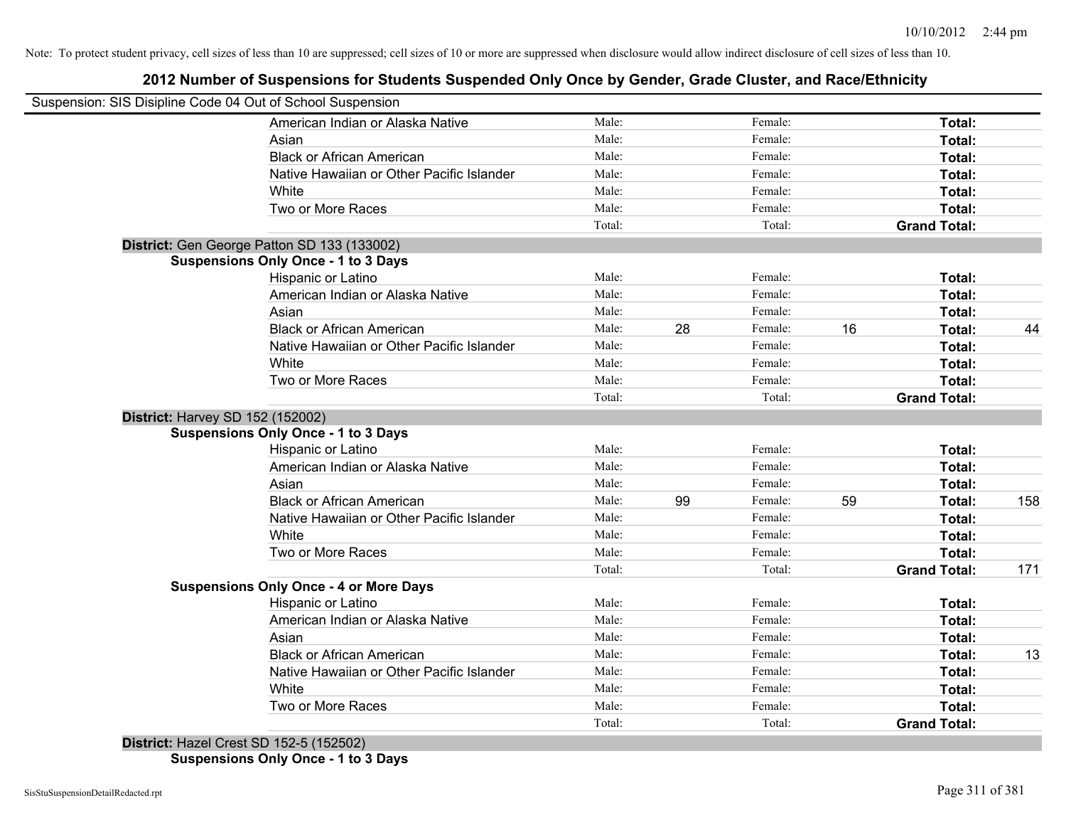Note: To protect student privacy, cell sizes of less than 10 are suppressed; cell sizes of 10 or more are suppressed when disclosure would allow indirect disclosure of cell sizes of less than 10.

## 2012 Number of Suspensions for Students Suspended Only Once by Gender, Grade Cluster, and Race/Ethnicity

Suspension: SIS Disipline Code 04 Out of School Suspension

| | | | | | | |
|---|---|---|---|---|---|---|
| American Indian or Alaska Native | Male: | | Female: | | **Total:** | |
| Asian | Male: | | Female: | | **Total:** | |
| Black or African American | Male: | | Female: | | **Total:** | |
| Native Hawaiian or Other Pacific Islander | Male: | | Female: | | **Total:** | |
| White | Male: | | Female: | | **Total:** | |
| Two or More Races | Male: | | Female: | | **Total:** | |
| | Total: | | Total: | | **Grand Total:** | |

**District:** Gen George Patton SD 133 (133002)

**Suspensions Only Once - 1 to 3 Days**

| | | | | | | |
|---|---|---|---|---|---|---|
| Hispanic or Latino | Male: | | Female: | | **Total:** | |
| American Indian or Alaska Native | Male: | | Female: | | **Total:** | |
| Asian | Male: | | Female: | | **Total:** | |
| Black or African American | Male: | 28 | Female: | 16 | **Total:** | 44 |
| Native Hawaiian or Other Pacific Islander | Male: | | Female: | | **Total:** | |
| White | Male: | | Female: | | **Total:** | |
| Two or More Races | Male: | | Female: | | **Total:** | |
| | Total: | | Total: | | **Grand Total:** | |

**District:** Harvey SD 152 (152002)

**Suspensions Only Once - 1 to 3 Days**

| | | | | | | |
|---|---|---|---|---|---|---|
| Hispanic or Latino | Male: | | Female: | | **Total:** | |
| American Indian or Alaska Native | Male: | | Female: | | **Total:** | |
| Asian | Male: | | Female: | | **Total:** | |
| Black or African American | Male: | 99 | Female: | 59 | **Total:** | 158 |
| Native Hawaiian or Other Pacific Islander | Male: | | Female: | | **Total:** | |
| White | Male: | | Female: | | **Total:** | |
| Two or More Races | Male: | | Female: | | **Total:** | |
| | Total: | | Total: | | **Grand Total:** | 171 |

**Suspensions Only Once - 4 or More Days**

| | | | | | | |
|---|---|---|---|---|---|---|
| Hispanic or Latino | Male: | | Female: | | **Total:** | |
| American Indian or Alaska Native | Male: | | Female: | | **Total:** | |
| Asian | Male: | | Female: | | **Total:** | |
| Black or African American | Male: | | Female: | | **Total:** | 13 |
| Native Hawaiian or Other Pacific Islander | Male: | | Female: | | **Total:** | |
| White | Male: | | Female: | | **Total:** | |
| Two or More Races | Male: | | Female: | | **Total:** | |
| | Total: | | Total: | | **Grand Total:** | |

**District:** Hazel Crest SD 152-5 (152502)

**Suspensions Only Once - 1 to 3 Days**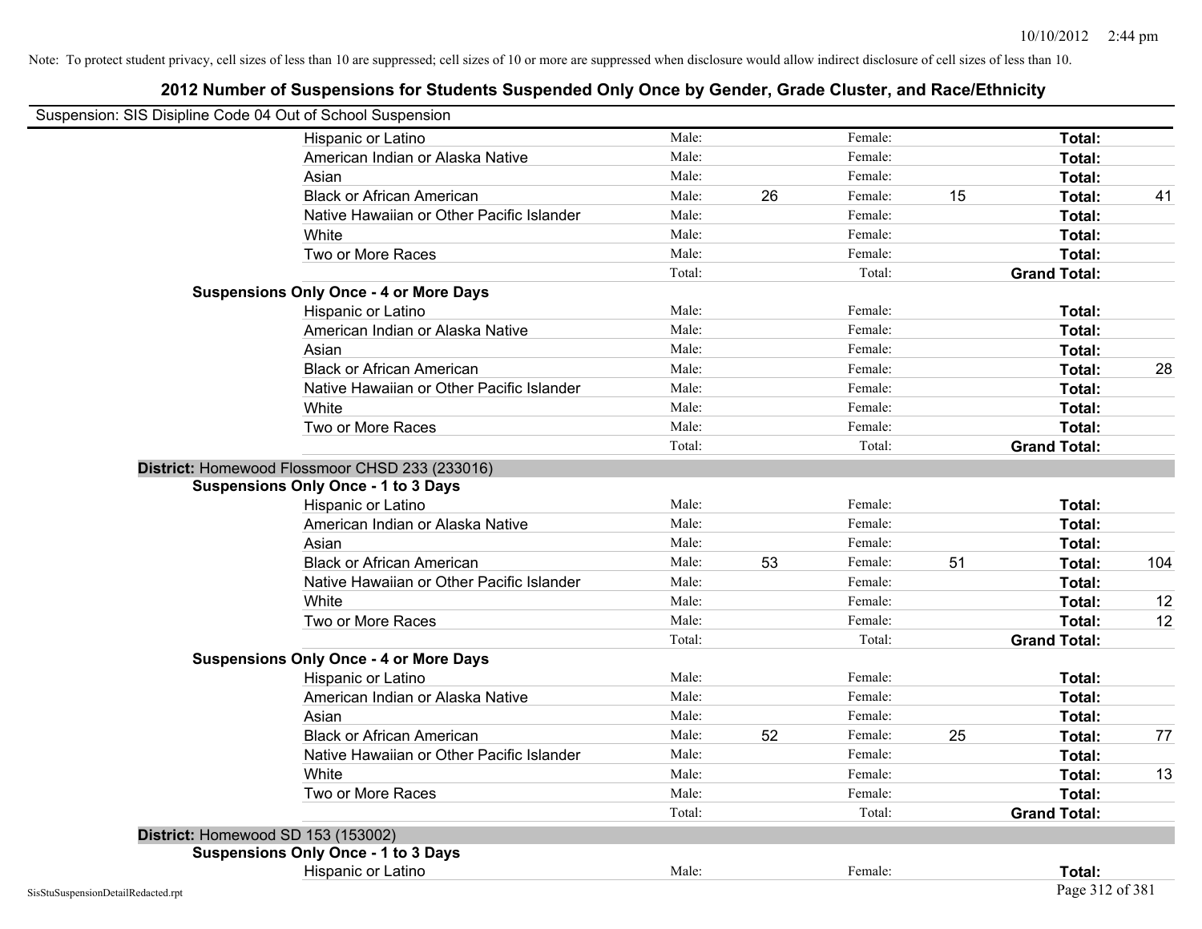Note: To protect student privacy, cell sizes of less than 10 are suppressed; cell sizes of 10 or more are suppressed when disclosure would allow indirect disclosure of cell sizes of less than 10.

# 2012 Number of Suspensions for Students Suspended Only Once by Gender, Grade Cluster, and Race/Ethnicity

Suspension: SIS Disipline Code 04 Out of School Suspension

| | | | | | | | |
|---|---|---|---|---|---|---|---|
| Hispanic or Latino | Male: | | Female: | | Total: | |
| American Indian or Alaska Native | Male: | | Female: | | Total: | |
| Asian | Male: | | Female: | | Total: | |
| Black or African American | Male: | 26 | Female: | 15 | Total: | 41 |
| Native Hawaiian or Other Pacific Islander | Male: | | Female: | | Total: | |
| White | Male: | | Female: | | Total: | |
| Two or More Races | Male: | | Female: | | Total: | |
| | Total: | | Total: | | Grand Total: | |

**Suspensions Only Once - 4 or More Days**

| | | | | | | |
|---|---|---|---|---|---|---|
| Hispanic or Latino | Male: | | Female: | | Total: | |
| American Indian or Alaska Native | Male: | | Female: | | Total: | |
| Asian | Male: | | Female: | | Total: | |
| Black or African American | Male: | | Female: | | Total: | 28 |
| Native Hawaiian or Other Pacific Islander | Male: | | Female: | | Total: | |
| White | Male: | | Female: | | Total: | |
| Two or More Races | Male: | | Female: | | Total: | |
| | Total: | | Total: | | Grand Total: | |

**District:** Homewood Flossmoor CHSD 233 (233016)

**Suspensions Only Once - 1 to 3 Days**

| | | | | | | |
|---|---|---|---|---|---|---|
| Hispanic or Latino | Male: | | Female: | | Total: | |
| American Indian or Alaska Native | Male: | | Female: | | Total: | |
| Asian | Male: | | Female: | | Total: | |
| Black or African American | Male: | 53 | Female: | 51 | Total: | 104 |
| Native Hawaiian or Other Pacific Islander | Male: | | Female: | | Total: | |
| White | Male: | | Female: | | Total: | 12 |
| Two or More Races | Male: | | Female: | | Total: | 12 |
| | Total: | | Total: | | Grand Total: | |

**Suspensions Only Once - 4 or More Days**

| | | | | | | |
|---|---|---|---|---|---|---|
| Hispanic or Latino | Male: | | Female: | | Total: | |
| American Indian or Alaska Native | Male: | | Female: | | Total: | |
| Asian | Male: | | Female: | | Total: | |
| Black or African American | Male: | 52 | Female: | 25 | Total: | 77 |
| Native Hawaiian or Other Pacific Islander | Male: | | Female: | | Total: | |
| White | Male: | | Female: | | Total: | 13 |
| Two or More Races | Male: | | Female: | | Total: | |
| | Total: | | Total: | | Grand Total: | |

**District:** Homewood SD 153 (153002)

**Suspensions Only Once - 1 to 3 Days**

| | | | | | | |
|---|---|---|---|---|---|---|
| Hispanic or Latino | Male: | | Female: | | Total: | |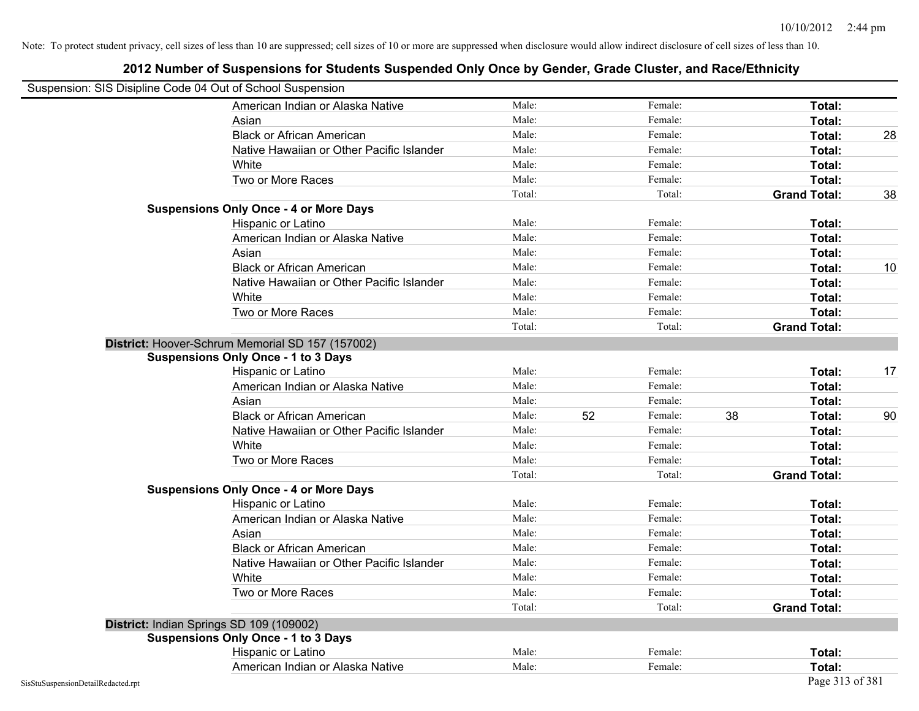Note: To protect student privacy, cell sizes of less than 10 are suppressed; cell sizes of 10 or more are suppressed when disclosure would allow indirect disclosure of cell sizes of less than 10.

# 2012 Number of Suspensions for Students Suspended Only Once by Gender, Grade Cluster, and Race/Ethnicity

Suspension: SIS Disipline Code 04 Out of School Suspension

| | | | | | | |
|---|---|---|---|---|---|---|
| American Indian or Alaska Native | Male: | | Female: | | **Total:** | |
| Asian | Male: | | Female: | | **Total:** | |
| Black or African American | Male: | | Female: | | **Total:** | 28 |
| Native Hawaiian or Other Pacific Islander | Male: | | Female: | | **Total:** | |
| White | Male: | | Female: | | **Total:** | |
| Two or More Races | Male: | | Female: | | **Total:** | |
| | Total: | | Total: | | **Grand Total:** | 38 |

**Suspensions Only Once - 4 or More Days**

| | | | | | | |
|---|---|---|---|---|---|---|
| Hispanic or Latino | Male: | | Female: | | **Total:** | |
| American Indian or Alaska Native | Male: | | Female: | | **Total:** | |
| Asian | Male: | | Female: | | **Total:** | |
| Black or African American | Male: | | Female: | | **Total:** | 10 |
| Native Hawaiian or Other Pacific Islander | Male: | | Female: | | **Total:** | |
| White | Male: | | Female: | | **Total:** | |
| Two or More Races | Male: | | Female: | | **Total:** | |
| | Total: | | Total: | | **Grand Total:** | |

**District:** Hoover-Schrum Memorial SD 157 (157002)

**Suspensions Only Once - 1 to 3 Days**

| | | | | | | |
|---|---|---|---|---|---|---|
| Hispanic or Latino | Male: | | Female: | | **Total:** | 17 |
| American Indian or Alaska Native | Male: | | Female: | | **Total:** | |
| Asian | Male: | | Female: | | **Total:** | |
| Black or African American | Male: | 52 | Female: | 38 | **Total:** | 90 |
| Native Hawaiian or Other Pacific Islander | Male: | | Female: | | **Total:** | |
| White | Male: | | Female: | | **Total:** | |
| Two or More Races | Male: | | Female: | | **Total:** | |
| | Total: | | Total: | | **Grand Total:** | |

**Suspensions Only Once - 4 or More Days**

| | | | | | | |
|---|---|---|---|---|---|---|
| Hispanic or Latino | Male: | | Female: | | **Total:** | |
| American Indian or Alaska Native | Male: | | Female: | | **Total:** | |
| Asian | Male: | | Female: | | **Total:** | |
| Black or African American | Male: | | Female: | | **Total:** | |
| Native Hawaiian or Other Pacific Islander | Male: | | Female: | | **Total:** | |
| White | Male: | | Female: | | **Total:** | |
| Two or More Races | Male: | | Female: | | **Total:** | |
| | Total: | | Total: | | **Grand Total:** | |

**District:** Indian Springs SD 109 (109002)

**Suspensions Only Once - 1 to 3 Days**

| | | | | | | |
|---|---|---|---|---|---|---|
| Hispanic or Latino | Male: | | Female: | | **Total:** | |
| American Indian or Alaska Native | Male: | | Female: | | **Total:** | |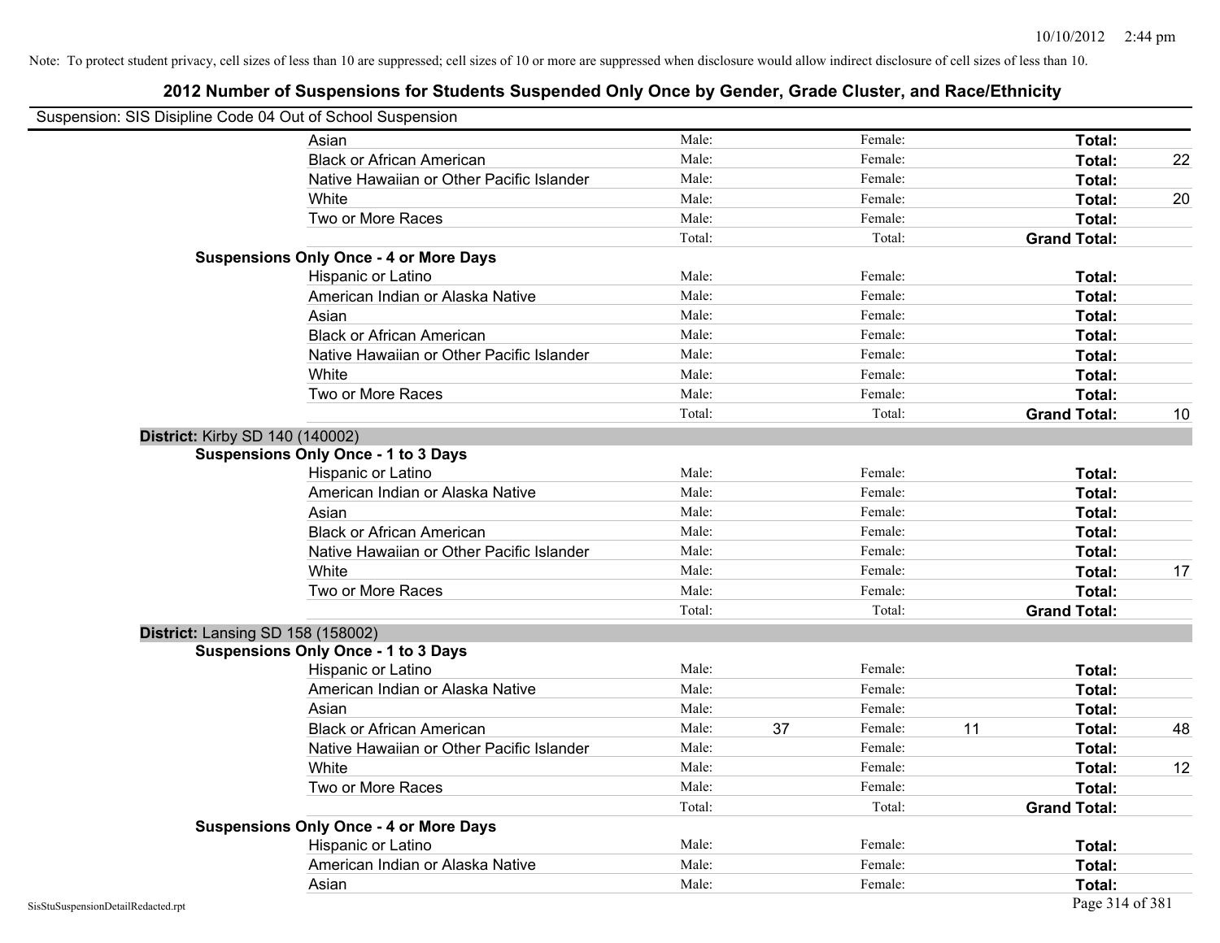Note: To protect student privacy, cell sizes of less than 10 are suppressed; cell sizes of 10 or more are suppressed when disclosure would allow indirect disclosure of cell sizes of less than 10.

# 2012 Number of Suspensions for Students Suspended Only Once by Gender, Grade Cluster, and Race/Ethnicity

Suspension: SIS Disipline Code 04 Out of School Suspension

| | | | | | | |
|---|---|---|---|---|---|---|
| Asian | Male: | | Female: | | **Total:** | |
| Black or African American | Male: | | Female: | | **Total:** | 22 |
| Native Hawaiian or Other Pacific Islander | Male: | | Female: | | **Total:** | |
| White | Male: | | Female: | | **Total:** | 20 |
| Two or More Races | Male: | | Female: | | **Total:** | |
| | Total: | | Total: | | **Grand Total:** | |

**Suspensions Only Once - 4 or More Days**

| | | | | | | |
|---|---|---|---|---|---|---|
| Hispanic or Latino | Male: | | Female: | | **Total:** | |
| American Indian or Alaska Native | Male: | | Female: | | **Total:** | |
| Asian | Male: | | Female: | | **Total:** | |
| Black or African American | Male: | | Female: | | **Total:** | |
| Native Hawaiian or Other Pacific Islander | Male: | | Female: | | **Total:** | |
| White | Male: | | Female: | | **Total:** | |
| Two or More Races | Male: | | Female: | | **Total:** | |
| | Total: | | Total: | | **Grand Total:** | 10 |

**District:** Kirby SD 140 (140002)

**Suspensions Only Once - 1 to 3 Days**

| | | | | | | |
|---|---|---|---|---|---|---|
| Hispanic or Latino | Male: | | Female: | | **Total:** | |
| American Indian or Alaska Native | Male: | | Female: | | **Total:** | |
| Asian | Male: | | Female: | | **Total:** | |
| Black or African American | Male: | | Female: | | **Total:** | |
| Native Hawaiian or Other Pacific Islander | Male: | | Female: | | **Total:** | |
| White | Male: | | Female: | | **Total:** | 17 |
| Two or More Races | Male: | | Female: | | **Total:** | |
| | Total: | | Total: | | **Grand Total:** | |

**District:** Lansing SD 158 (158002)

**Suspensions Only Once - 1 to 3 Days**

| | | | | | | |
|---|---|---|---|---|---|---|
| Hispanic or Latino | Male: | | Female: | | **Total:** | |
| American Indian or Alaska Native | Male: | | Female: | | **Total:** | |
| Asian | Male: | | Female: | | **Total:** | |
| Black or African American | Male: | 37 | Female: | 11 | **Total:** | 48 |
| Native Hawaiian or Other Pacific Islander | Male: | | Female: | | **Total:** | |
| White | Male: | | Female: | | **Total:** | 12 |
| Two or More Races | Male: | | Female: | | **Total:** | |
| | Total: | | Total: | | **Grand Total:** | |

**Suspensions Only Once - 4 or More Days**

| | | | | | | |
|---|---|---|---|---|---|---|
| Hispanic or Latino | Male: | | Female: | | **Total:** | |
| American Indian or Alaska Native | Male: | | Female: | | **Total:** | |
| Asian | Male: | | Female: | | **Total:** | |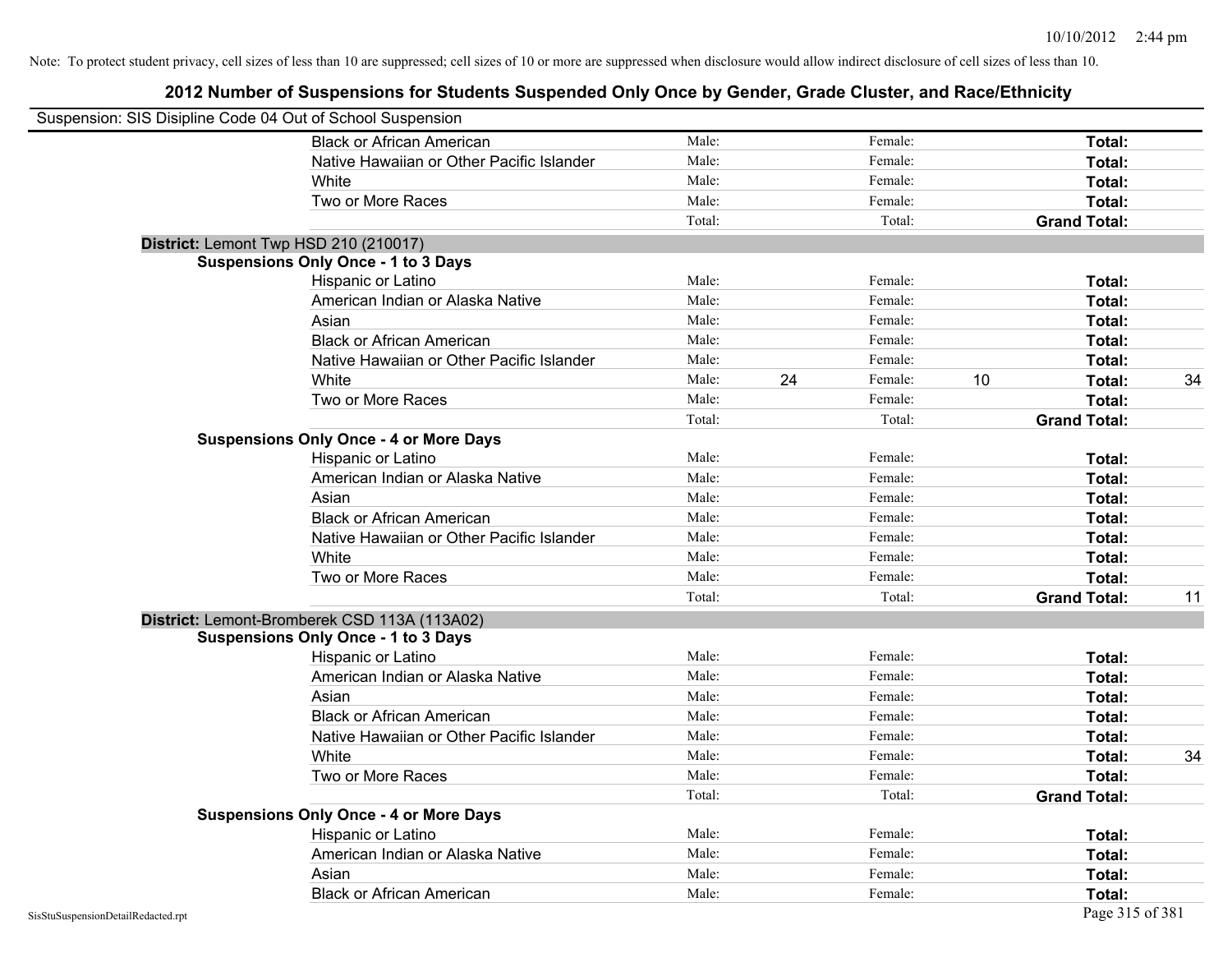Note: To protect student privacy, cell sizes of less than 10 are suppressed; cell sizes of 10 or more are suppressed when disclosure would allow indirect disclosure of cell sizes of less than 10.

## 2012 Number of Suspensions for Students Suspended Only Once by Gender, Grade Cluster, and Race/Ethnicity

Suspension: SIS Disipline Code 04 Out of School Suspension

| | | | | | | |
|---|---|---|---|---|---|---|
| Black or African American | Male: | | Female: | | **Total:** | |
| Native Hawaiian or Other Pacific Islander | Male: | | Female: | | **Total:** | |
| White | Male: | | Female: | | **Total:** | |
| Two or More Races | Male: | | Female: | | **Total:** | |
| | Total: | | Total: | | **Grand Total:** | |

**District:** Lemont Twp HSD 210 (210017)

**Suspensions Only Once - 1 to 3 Days**

| | | | | | | |
|---|---|---|---|---|---|---|
| Hispanic or Latino | Male: | | Female: | | **Total:** | |
| American Indian or Alaska Native | Male: | | Female: | | **Total:** | |
| Asian | Male: | | Female: | | **Total:** | |
| Black or African American | Male: | | Female: | | **Total:** | |
| Native Hawaiian or Other Pacific Islander | Male: | | Female: | | **Total:** | |
| White | Male: | 24 | Female: | 10 | **Total:** | 34 |
| Two or More Races | Male: | | Female: | | **Total:** | |
| | Total: | | Total: | | **Grand Total:** | |

**Suspensions Only Once - 4 or More Days**

| | | | | | | |
|---|---|---|---|---|---|---|
| Hispanic or Latino | Male: | | Female: | | **Total:** | |
| American Indian or Alaska Native | Male: | | Female: | | **Total:** | |
| Asian | Male: | | Female: | | **Total:** | |
| Black or African American | Male: | | Female: | | **Total:** | |
| Native Hawaiian or Other Pacific Islander | Male: | | Female: | | **Total:** | |
| White | Male: | | Female: | | **Total:** | |
| Two or More Races | Male: | | Female: | | **Total:** | |
| | Total: | | Total: | | **Grand Total:** | 11 |

**District:** Lemont-Bromberek CSD 113A (113A02)

**Suspensions Only Once - 1 to 3 Days**

| | | | | | | |
|---|---|---|---|---|---|---|
| Hispanic or Latino | Male: | | Female: | | **Total:** | |
| American Indian or Alaska Native | Male: | | Female: | | **Total:** | |
| Asian | Male: | | Female: | | **Total:** | |
| Black or African American | Male: | | Female: | | **Total:** | |
| Native Hawaiian or Other Pacific Islander | Male: | | Female: | | **Total:** | |
| White | Male: | | Female: | | **Total:** | 34 |
| Two or More Races | Male: | | Female: | | **Total:** | |
| | Total: | | Total: | | **Grand Total:** | |

**Suspensions Only Once - 4 or More Days**

| | | | | | | |
|---|---|---|---|---|---|---|
| Hispanic or Latino | Male: | | Female: | | **Total:** | |
| American Indian or Alaska Native | Male: | | Female: | | **Total:** | |
| Asian | Male: | | Female: | | **Total:** | |
| Black or African American | Male: | | Female: | | **Total:** | |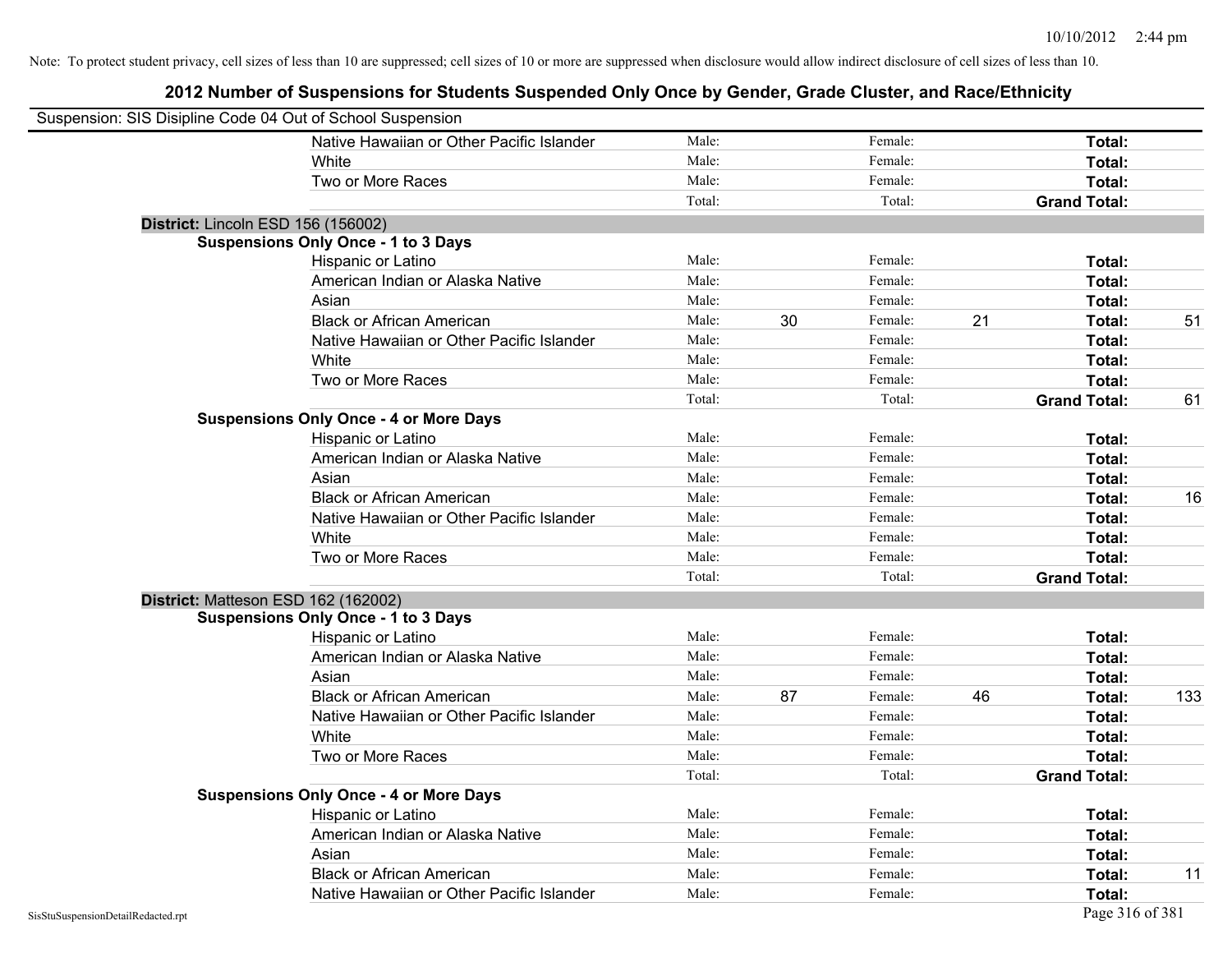Note: To protect student privacy, cell sizes of less than 10 are suppressed; cell sizes of 10 or more are suppressed when disclosure would allow indirect disclosure of cell sizes of less than 10.

## 2012 Number of Suspensions for Students Suspended Only Once by Gender, Grade Cluster, and Race/Ethnicity

Suspension: SIS Disipline Code 04 Out of School Suspension

| | | | | | | | |
|---|---|---|---|---|---|---|---|
| Native Hawaiian or Other Pacific Islander | Male: | | Female: | | **Total:** | |
| White | Male: | | Female: | | **Total:** | |
| Two or More Races | Male: | | Female: | | **Total:** | |
| | Total: | | Total: | | **Grand Total:** | |

**District:** Lincoln ESD 156 (156002)

**Suspensions Only Once - 1 to 3 Days**

| | | | | | | |
|---|---|---|---|---|---|---|
| Hispanic or Latino | Male: | | Female: | | **Total:** | |
| American Indian or Alaska Native | Male: | | Female: | | **Total:** | |
| Asian | Male: | | Female: | | **Total:** | |
| Black or African American | Male: | 30 | Female: | 21 | **Total:** | 51 |
| Native Hawaiian or Other Pacific Islander | Male: | | Female: | | **Total:** | |
| White | Male: | | Female: | | **Total:** | |
| Two or More Races | Male: | | Female: | | **Total:** | |
| | Total: | | Total: | | **Grand Total:** | 61 |

**Suspensions Only Once - 4 or More Days**

| | | | | | | |
|---|---|---|---|---|---|---|
| Hispanic or Latino | Male: | | Female: | | **Total:** | |
| American Indian or Alaska Native | Male: | | Female: | | **Total:** | |
| Asian | Male: | | Female: | | **Total:** | |
| Black or African American | Male: | | Female: | | **Total:** | 16 |
| Native Hawaiian or Other Pacific Islander | Male: | | Female: | | **Total:** | |
| White | Male: | | Female: | | **Total:** | |
| Two or More Races | Male: | | Female: | | **Total:** | |
| | Total: | | Total: | | **Grand Total:** | |

**District:** Matteson ESD 162 (162002)

**Suspensions Only Once - 1 to 3 Days**

| | | | | | | |
|---|---|---|---|---|---|---|
| Hispanic or Latino | Male: | | Female: | | **Total:** | |
| American Indian or Alaska Native | Male: | | Female: | | **Total:** | |
| Asian | Male: | | Female: | | **Total:** | |
| Black or African American | Male: | 87 | Female: | 46 | **Total:** | 133 |
| Native Hawaiian or Other Pacific Islander | Male: | | Female: | | **Total:** | |
| White | Male: | | Female: | | **Total:** | |
| Two or More Races | Male: | | Female: | | **Total:** | |
| | Total: | | Total: | | **Grand Total:** | |

**Suspensions Only Once - 4 or More Days**

| | | | | | | |
|---|---|---|---|---|---|---|
| Hispanic or Latino | Male: | | Female: | | **Total:** | |
| American Indian or Alaska Native | Male: | | Female: | | **Total:** | |
| Asian | Male: | | Female: | | **Total:** | |
| Black or African American | Male: | | Female: | | **Total:** | 11 |
| Native Hawaiian or Other Pacific Islander | Male: | | Female: | | **Total:** | |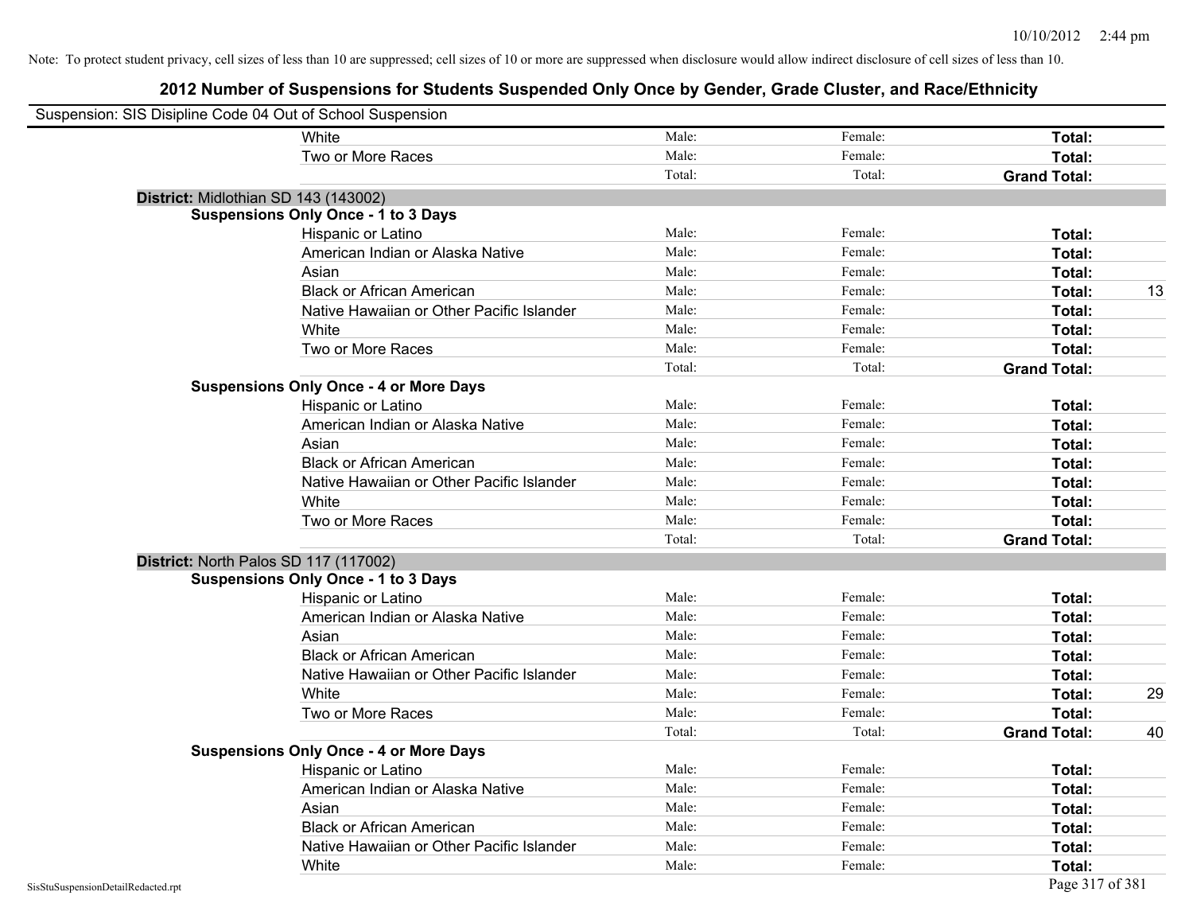Note: To protect student privacy, cell sizes of less than 10 are suppressed; cell sizes of 10 or more are suppressed when disclosure would allow indirect disclosure of cell sizes of less than 10.

# 2012 Number of Suspensions for Students Suspended Only Once by Gender, Grade Cluster, and Race/Ethnicity

Suspension: SIS Disipline Code 04 Out of School Suspension

| | | | | | |
|---|---|---|---|---|---|
| | White | Male: | Female: | **Total:** | |
| | Two or More Races | Male: | Female: | **Total:** | |
| | | Total: | Total: | **Grand Total:** | |
| **District:** Midlothian SD 143 (143002) | | | | | |
| **Suspensions Only Once - 1 to 3 Days** | | | | | |
| | Hispanic or Latino | Male: | Female: | **Total:** | |
| | American Indian or Alaska Native | Male: | Female: | **Total:** | |
| | Asian | Male: | Female: | **Total:** | |
| | Black or African American | Male: | Female: | **Total:** | 13 |
| | Native Hawaiian or Other Pacific Islander | Male: | Female: | **Total:** | |
| | White | Male: | Female: | **Total:** | |
| | Two or More Races | Male: | Female: | **Total:** | |
| | | Total: | Total: | **Grand Total:** | |
| **Suspensions Only Once - 4 or More Days** | | | | | |
| | Hispanic or Latino | Male: | Female: | **Total:** | |
| | American Indian or Alaska Native | Male: | Female: | **Total:** | |
| | Asian | Male: | Female: | **Total:** | |
| | Black or African American | Male: | Female: | **Total:** | |
| | Native Hawaiian or Other Pacific Islander | Male: | Female: | **Total:** | |
| | White | Male: | Female: | **Total:** | |
| | Two or More Races | Male: | Female: | **Total:** | |
| | | Total: | Total: | **Grand Total:** | |
| **District:** North Palos SD 117 (117002) | | | | | |
| **Suspensions Only Once - 1 to 3 Days** | | | | | |
| | Hispanic or Latino | Male: | Female: | **Total:** | |
| | American Indian or Alaska Native | Male: | Female: | **Total:** | |
| | Asian | Male: | Female: | **Total:** | |
| | Black or African American | Male: | Female: | **Total:** | |
| | Native Hawaiian or Other Pacific Islander | Male: | Female: | **Total:** | |
| | White | Male: | Female: | **Total:** | 29 |
| | Two or More Races | Male: | Female: | **Total:** | |
| | | Total: | Total: | **Grand Total:** | 40 |
| **Suspensions Only Once - 4 or More Days** | | | | | |
| | Hispanic or Latino | Male: | Female: | **Total:** | |
| | American Indian or Alaska Native | Male: | Female: | **Total:** | |
| | Asian | Male: | Female: | **Total:** | |
| | Black or African American | Male: | Female: | **Total:** | |
| | Native Hawaiian or Other Pacific Islander | Male: | Female: | **Total:** | |
| | White | Male: | Female: | **Total:** | |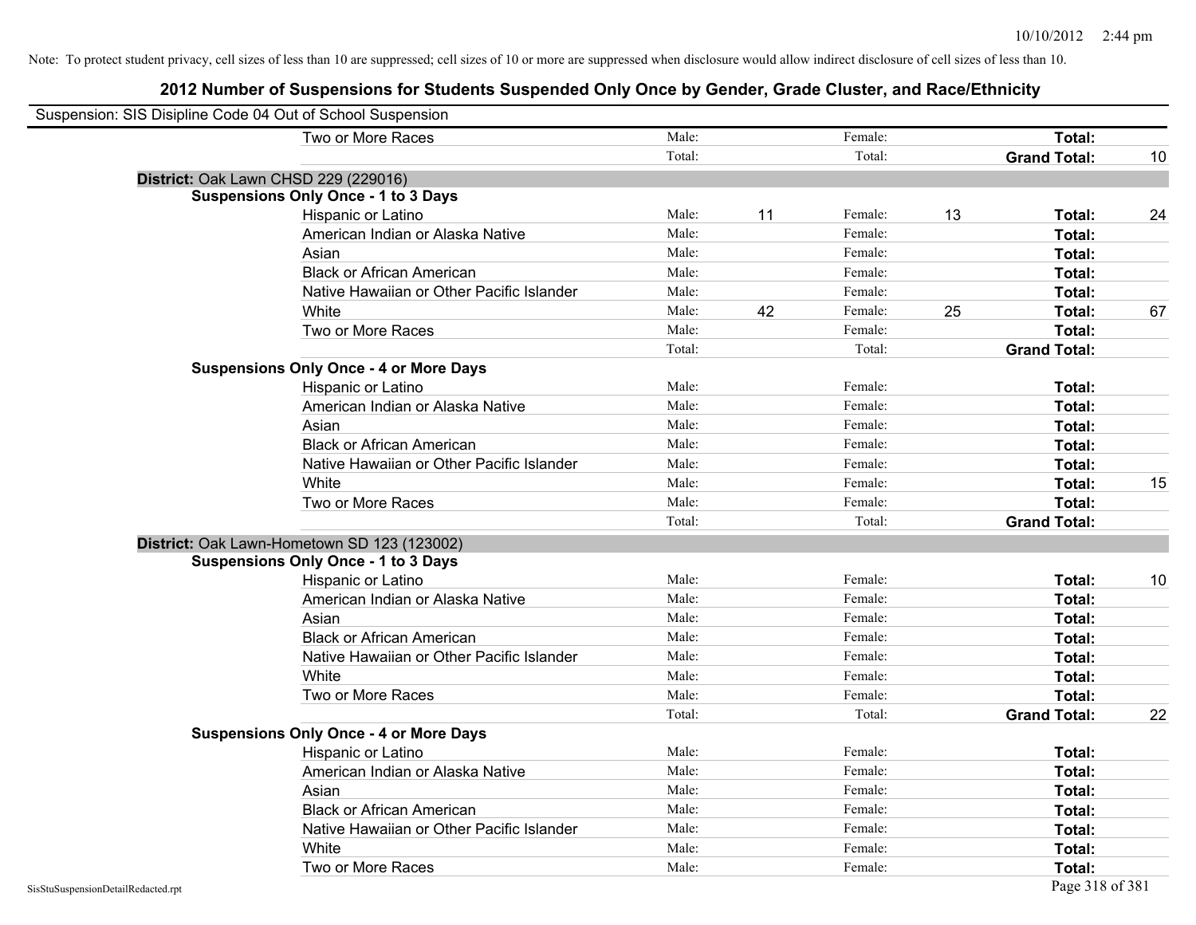Note: To protect student privacy, cell sizes of less than 10 are suppressed; cell sizes of 10 or more are suppressed when disclosure would allow indirect disclosure of cell sizes of less than 10.

## 2012 Number of Suspensions for Students Suspended Only Once by Gender, Grade Cluster, and Race/Ethnicity

Suspension: SIS Disipline Code 04 Out of School Suspension

| | | | | | | |
|---|---|---|---|---|---|---|
| Two or More Races | Male: | | Female: | | **Total:** | |
| | Total: | | Total: | | **Grand Total:** | 10 |

**District:** Oak Lawn CHSD 229 (229016)

**Suspensions Only Once - 1 to 3 Days**

| | | | | | | |
|---|---|---|---|---|---|---|
| Hispanic or Latino | Male: | 11 | Female: | 13 | **Total:** | 24 |
| American Indian or Alaska Native | Male: | | Female: | | **Total:** | |
| Asian | Male: | | Female: | | **Total:** | |
| Black or African American | Male: | | Female: | | **Total:** | |
| Native Hawaiian or Other Pacific Islander | Male: | | Female: | | **Total:** | |
| White | Male: | 42 | Female: | 25 | **Total:** | 67 |
| Two or More Races | Male: | | Female: | | **Total:** | |
| | Total: | | Total: | | **Grand Total:** | |

**Suspensions Only Once - 4 or More Days**

| | | | | | | |
|---|---|---|---|---|---|---|
| Hispanic or Latino | Male: | | Female: | | **Total:** | |
| American Indian or Alaska Native | Male: | | Female: | | **Total:** | |
| Asian | Male: | | Female: | | **Total:** | |
| Black or African American | Male: | | Female: | | **Total:** | |
| Native Hawaiian or Other Pacific Islander | Male: | | Female: | | **Total:** | |
| White | Male: | | Female: | | **Total:** | 15 |
| Two or More Races | Male: | | Female: | | **Total:** | |
| | Total: | | Total: | | **Grand Total:** | |

**District:** Oak Lawn-Hometown SD 123 (123002)

**Suspensions Only Once - 1 to 3 Days**

| | | | | | | |
|---|---|---|---|---|---|---|
| Hispanic or Latino | Male: | | Female: | | **Total:** | 10 |
| American Indian or Alaska Native | Male: | | Female: | | **Total:** | |
| Asian | Male: | | Female: | | **Total:** | |
| Black or African American | Male: | | Female: | | **Total:** | |
| Native Hawaiian or Other Pacific Islander | Male: | | Female: | | **Total:** | |
| White | Male: | | Female: | | **Total:** | |
| Two or More Races | Male: | | Female: | | **Total:** | |
| | Total: | | Total: | | **Grand Total:** | 22 |

**Suspensions Only Once - 4 or More Days**

| | | | | | | |
|---|---|---|---|---|---|---|
| Hispanic or Latino | Male: | | Female: | | **Total:** | |
| American Indian or Alaska Native | Male: | | Female: | | **Total:** | |
| Asian | Male: | | Female: | | **Total:** | |
| Black or African American | Male: | | Female: | | **Total:** | |
| Native Hawaiian or Other Pacific Islander | Male: | | Female: | | **Total:** | |
| White | Male: | | Female: | | **Total:** | |
| Two or More Races | Male: | | Female: | | **Total:** | |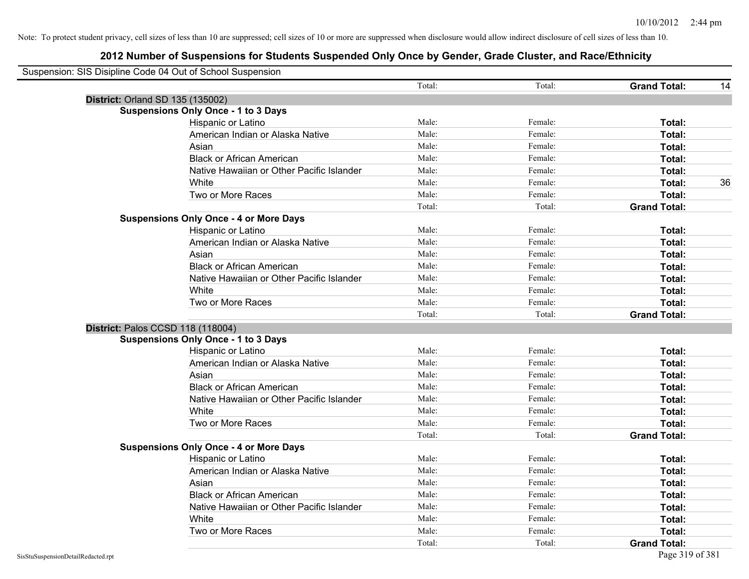Note: To protect student privacy, cell sizes of less than 10 are suppressed; cell sizes of 10 or more are suppressed when disclosure would allow indirect disclosure of cell sizes of less than 10.

## 2012 Number of Suspensions for Students Suspended Only Once by Gender, Grade Cluster, and Race/Ethnicity

Suspension: SIS Disipline Code 04 Out of School Suspension

| | | | | |
|---|---|---|---|---|
| | Total: | Total: | **Grand Total:** | 14 |

**District:** Orland SD 135 (135002)

**Suspensions Only Once - 1 to 3 Days**

| | | | | |
|---|---|---|---|---|
| Hispanic or Latino | Male: | Female: | **Total:** | |
| American Indian or Alaska Native | Male: | Female: | **Total:** | |
| Asian | Male: | Female: | **Total:** | |
| Black or African American | Male: | Female: | **Total:** | |
| Native Hawaiian or Other Pacific Islander | Male: | Female: | **Total:** | |
| White | Male: | Female: | **Total:** | 36 |
| Two or More Races | Male: | Female: | **Total:** | |
| | Total: | Total: | **Grand Total:** | |

**Suspensions Only Once - 4 or More Days**

| | | | | |
|---|---|---|---|---|
| Hispanic or Latino | Male: | Female: | **Total:** | |
| American Indian or Alaska Native | Male: | Female: | **Total:** | |
| Asian | Male: | Female: | **Total:** | |
| Black or African American | Male: | Female: | **Total:** | |
| Native Hawaiian or Other Pacific Islander | Male: | Female: | **Total:** | |
| White | Male: | Female: | **Total:** | |
| Two or More Races | Male: | Female: | **Total:** | |
| | Total: | Total: | **Grand Total:** | |

**District:** Palos CCSD 118 (118004)

**Suspensions Only Once - 1 to 3 Days**

| | | | | |
|---|---|---|---|---|
| Hispanic or Latino | Male: | Female: | **Total:** | |
| American Indian or Alaska Native | Male: | Female: | **Total:** | |
| Asian | Male: | Female: | **Total:** | |
| Black or African American | Male: | Female: | **Total:** | |
| Native Hawaiian or Other Pacific Islander | Male: | Female: | **Total:** | |
| White | Male: | Female: | **Total:** | |
| Two or More Races | Male: | Female: | **Total:** | |
| | Total: | Total: | **Grand Total:** | |

**Suspensions Only Once - 4 or More Days**

| | | | | |
|---|---|---|---|---|
| Hispanic or Latino | Male: | Female: | **Total:** | |
| American Indian or Alaska Native | Male: | Female: | **Total:** | |
| Asian | Male: | Female: | **Total:** | |
| Black or African American | Male: | Female: | **Total:** | |
| Native Hawaiian or Other Pacific Islander | Male: | Female: | **Total:** | |
| White | Male: | Female: | **Total:** | |
| Two or More Races | Male: | Female: | **Total:** | |
| | Total: | Total: | **Grand Total:** | |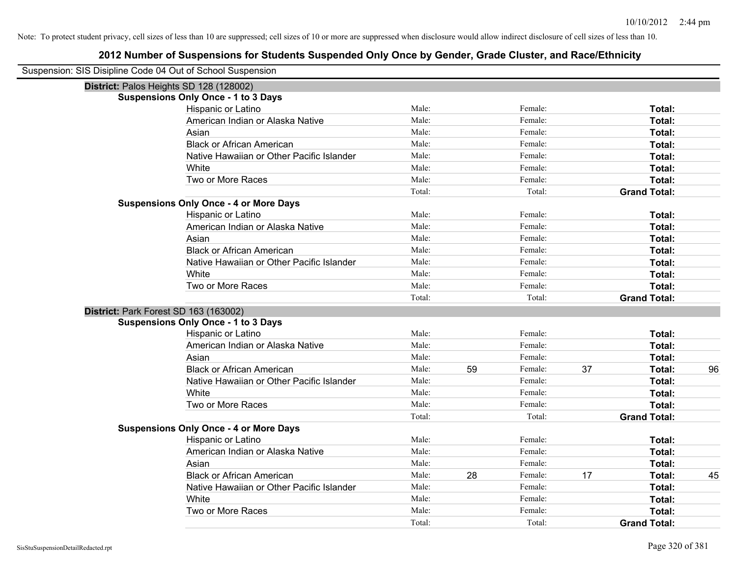Note: To protect student privacy, cell sizes of less than 10 are suppressed; cell sizes of 10 or more are suppressed when disclosure would allow indirect disclosure of cell sizes of less than 10.

# 2012 Number of Suspensions for Students Suspended Only Once by Gender, Grade Cluster, and Race/Ethnicity

Suspension: SIS Disipline Code 04 Out of School Suspension

## District: Palos Heights SD 128 (128002)

### Suspensions Only Once - 1 to 3 Days

| | | | | | | |
|---|---|---|---|---|---|---|
| Hispanic or Latino | Male: | | Female: | | Total: | |
| American Indian or Alaska Native | Male: | | Female: | | Total: | |
| Asian | Male: | | Female: | | Total: | |
| Black or African American | Male: | | Female: | | Total: | |
| Native Hawaiian or Other Pacific Islander | Male: | | Female: | | Total: | |
| White | Male: | | Female: | | Total: | |
| Two or More Races | Male: | | Female: | | Total: | |
| | Total: | | Total: | | Grand Total: | |

### Suspensions Only Once - 4 or More Days

| | | | | | | |
|---|---|---|---|---|---|---|
| Hispanic or Latino | Male: | | Female: | | Total: | |
| American Indian or Alaska Native | Male: | | Female: | | Total: | |
| Asian | Male: | | Female: | | Total: | |
| Black or African American | Male: | | Female: | | Total: | |
| Native Hawaiian or Other Pacific Islander | Male: | | Female: | | Total: | |
| White | Male: | | Female: | | Total: | |
| Two or More Races | Male: | | Female: | | Total: | |
| | Total: | | Total: | | Grand Total: | |

## District: Park Forest SD 163 (163002)

### Suspensions Only Once - 1 to 3 Days

| | | | | | | |
|---|---|---|---|---|---|---|
| Hispanic or Latino | Male: | | Female: | | Total: | |
| American Indian or Alaska Native | Male: | | Female: | | Total: | |
| Asian | Male: | | Female: | | Total: | |
| Black or African American | Male: | 59 | Female: | 37 | Total: | 96 |
| Native Hawaiian or Other Pacific Islander | Male: | | Female: | | Total: | |
| White | Male: | | Female: | | Total: | |
| Two or More Races | Male: | | Female: | | Total: | |
| | Total: | | Total: | | Grand Total: | |

### Suspensions Only Once - 4 or More Days

| | | | | | | |
|---|---|---|---|---|---|---|
| Hispanic or Latino | Male: | | Female: | | Total: | |
| American Indian or Alaska Native | Male: | | Female: | | Total: | |
| Asian | Male: | | Female: | | Total: | |
| Black or African American | Male: | 28 | Female: | 17 | Total: | 45 |
| Native Hawaiian or Other Pacific Islander | Male: | | Female: | | Total: | |
| White | Male: | | Female: | | Total: | |
| Two or More Races | Male: | | Female: | | Total: | |
| | Total: | | Total: | | Grand Total: | |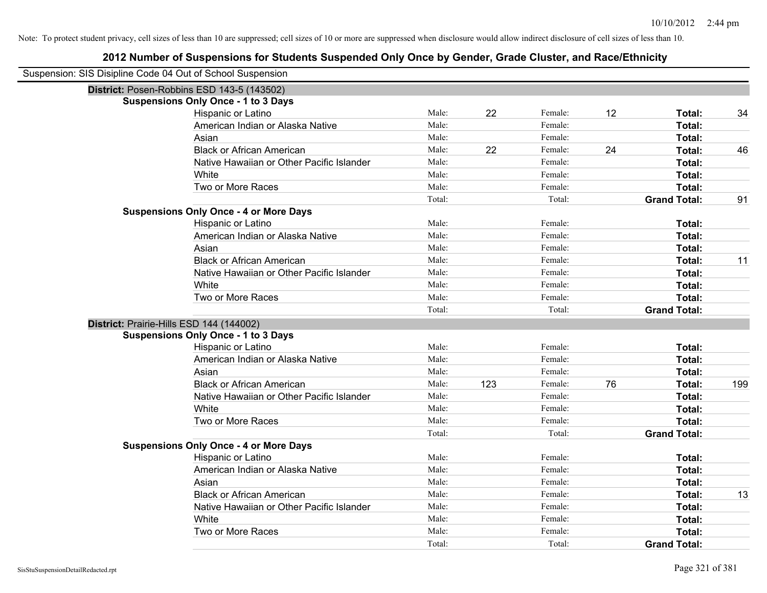Note: To protect student privacy, cell sizes of less than 10 are suppressed; cell sizes of 10 or more are suppressed when disclosure would allow indirect disclosure of cell sizes of less than 10.

## 2012 Number of Suspensions for Students Suspended Only Once by Gender, Grade Cluster, and Race/Ethnicity

Suspension: SIS Disipline Code 04 Out of School Suspension

**District:** Posen-Robbins ESD 143-5 (143502)

**Suspensions Only Once - 1 to 3 Days**

| | | | | | | |
|---|---|---|---|---|---|---|
| Hispanic or Latino | Male: | 22 | Female: | 12 | **Total:** | 34 |
| American Indian or Alaska Native | Male: | | Female: | | **Total:** | |
| Asian | Male: | | Female: | | **Total:** | |
| Black or African American | Male: | 22 | Female: | 24 | **Total:** | 46 |
| Native Hawaiian or Other Pacific Islander | Male: | | Female: | | **Total:** | |
| White | Male: | | Female: | | **Total:** | |
| Two or More Races | Male: | | Female: | | **Total:** | |
| | Total: | | Total: | | **Grand Total:** | 91 |

**Suspensions Only Once - 4 or More Days**

| | | | | | | |
|---|---|---|---|---|---|---|
| Hispanic or Latino | Male: | | Female: | | **Total:** | |
| American Indian or Alaska Native | Male: | | Female: | | **Total:** | |
| Asian | Male: | | Female: | | **Total:** | |
| Black or African American | Male: | | Female: | | **Total:** | 11 |
| Native Hawaiian or Other Pacific Islander | Male: | | Female: | | **Total:** | |
| White | Male: | | Female: | | **Total:** | |
| Two or More Races | Male: | | Female: | | **Total:** | |
| | Total: | | Total: | | **Grand Total:** | |

**District:** Prairie-Hills ESD 144 (144002)

**Suspensions Only Once - 1 to 3 Days**

| | | | | | | |
|---|---|---|---|---|---|---|
| Hispanic or Latino | Male: | | Female: | | **Total:** | |
| American Indian or Alaska Native | Male: | | Female: | | **Total:** | |
| Asian | Male: | | Female: | | **Total:** | |
| Black or African American | Male: | 123 | Female: | 76 | **Total:** | 199 |
| Native Hawaiian or Other Pacific Islander | Male: | | Female: | | **Total:** | |
| White | Male: | | Female: | | **Total:** | |
| Two or More Races | Male: | | Female: | | **Total:** | |
| | Total: | | Total: | | **Grand Total:** | |

**Suspensions Only Once - 4 or More Days**

| | | | | | | |
|---|---|---|---|---|---|---|
| Hispanic or Latino | Male: | | Female: | | **Total:** | |
| American Indian or Alaska Native | Male: | | Female: | | **Total:** | |
| Asian | Male: | | Female: | | **Total:** | |
| Black or African American | Male: | | Female: | | **Total:** | 13 |
| Native Hawaiian or Other Pacific Islander | Male: | | Female: | | **Total:** | |
| White | Male: | | Female: | | **Total:** | |
| Two or More Races | Male: | | Female: | | **Total:** | |
| | Total: | | Total: | | **Grand Total:** | |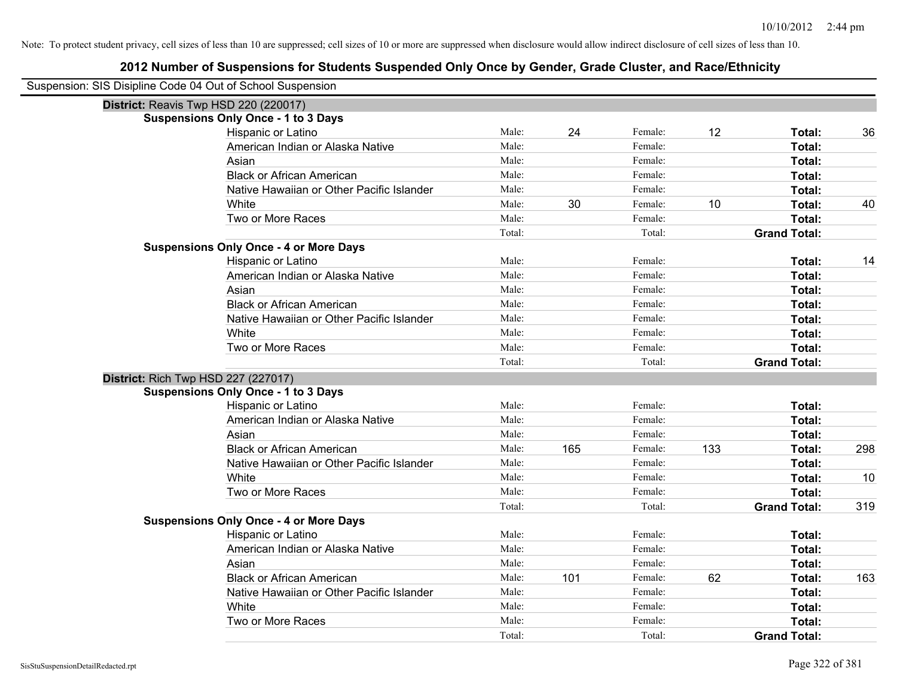Note: To protect student privacy, cell sizes of less than 10 are suppressed; cell sizes of 10 or more are suppressed when disclosure would allow indirect disclosure of cell sizes of less than 10.

## 2012 Number of Suspensions for Students Suspended Only Once by Gender, Grade Cluster, and Race/Ethnicity

Suspension: SIS Disipline Code 04 Out of School Suspension

### District: Reavis Twp HSD 220 (220017)

**Suspensions Only Once - 1 to 3 Days**

| | | | | | | |
|---|---|---|---|---|---|---|
| Hispanic or Latino | Male: | 24 | Female: | 12 | **Total:** | 36 |
| American Indian or Alaska Native | Male: | | Female: | | **Total:** | |
| Asian | Male: | | Female: | | **Total:** | |
| Black or African American | Male: | | Female: | | **Total:** | |
| Native Hawaiian or Other Pacific Islander | Male: | | Female: | | **Total:** | |
| White | Male: | 30 | Female: | 10 | **Total:** | 40 |
| Two or More Races | Male: | | Female: | | **Total:** | |
| | Total: | | Total: | | **Grand Total:** | |

**Suspensions Only Once - 4 or More Days**

| | | | | | | |
|---|---|---|---|---|---|---|
| Hispanic or Latino | Male: | | Female: | | **Total:** | 14 |
| American Indian or Alaska Native | Male: | | Female: | | **Total:** | |
| Asian | Male: | | Female: | | **Total:** | |
| Black or African American | Male: | | Female: | | **Total:** | |
| Native Hawaiian or Other Pacific Islander | Male: | | Female: | | **Total:** | |
| White | Male: | | Female: | | **Total:** | |
| Two or More Races | Male: | | Female: | | **Total:** | |
| | Total: | | Total: | | **Grand Total:** | |

### District: Rich Twp HSD 227 (227017)

**Suspensions Only Once - 1 to 3 Days**

| | | | | | | |
|---|---|---|---|---|---|---|
| Hispanic or Latino | Male: | | Female: | | **Total:** | |
| American Indian or Alaska Native | Male: | | Female: | | **Total:** | |
| Asian | Male: | | Female: | | **Total:** | |
| Black or African American | Male: | 165 | Female: | 133 | **Total:** | 298 |
| Native Hawaiian or Other Pacific Islander | Male: | | Female: | | **Total:** | |
| White | Male: | | Female: | | **Total:** | 10 |
| Two or More Races | Male: | | Female: | | **Total:** | |
| | Total: | | Total: | | **Grand Total:** | 319 |

**Suspensions Only Once - 4 or More Days**

| | | | | | | |
|---|---|---|---|---|---|---|
| Hispanic or Latino | Male: | | Female: | | **Total:** | |
| American Indian or Alaska Native | Male: | | Female: | | **Total:** | |
| Asian | Male: | | Female: | | **Total:** | |
| Black or African American | Male: | 101 | Female: | 62 | **Total:** | 163 |
| Native Hawaiian or Other Pacific Islander | Male: | | Female: | | **Total:** | |
| White | Male: | | Female: | | **Total:** | |
| Two or More Races | Male: | | Female: | | **Total:** | |
| | Total: | | Total: | | **Grand Total:** | |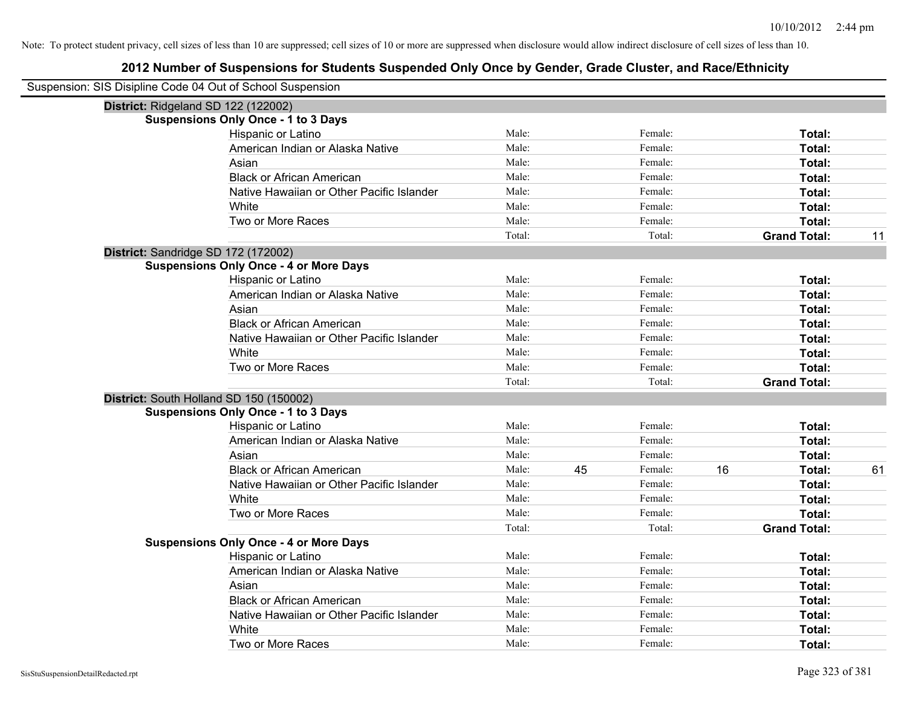Note: To protect student privacy, cell sizes of less than 10 are suppressed; cell sizes of 10 or more are suppressed when disclosure would allow indirect disclosure of cell sizes of less than 10.

# 2012 Number of Suspensions for Students Suspended Only Once by Gender, Grade Cluster, and Race/Ethnicity

Suspension: SIS Disipline Code 04 Out of School Suspension

## District: Ridgeland SD 122 (122002)

### Suspensions Only Once - 1 to 3 Days

| Race/Ethnicity | | | | | | |
|---|---|---|---|---|---|---|
| Hispanic or Latino | Male: | | Female: | | **Total:** | |
| American Indian or Alaska Native | Male: | | Female: | | **Total:** | |
| Asian | Male: | | Female: | | **Total:** | |
| Black or African American | Male: | | Female: | | **Total:** | |
| Native Hawaiian or Other Pacific Islander | Male: | | Female: | | **Total:** | |
| White | Male: | | Female: | | **Total:** | |
| Two or More Races | Male: | | Female: | | **Total:** | |
| | Total: | | Total: | | **Grand Total:** | 11 |

## District: Sandridge SD 172 (172002)

### Suspensions Only Once - 4 or More Days

| Race/Ethnicity | | | | | | |
|---|---|---|---|---|---|---|
| Hispanic or Latino | Male: | | Female: | | **Total:** | |
| American Indian or Alaska Native | Male: | | Female: | | **Total:** | |
| Asian | Male: | | Female: | | **Total:** | |
| Black or African American | Male: | | Female: | | **Total:** | |
| Native Hawaiian or Other Pacific Islander | Male: | | Female: | | **Total:** | |
| White | Male: | | Female: | | **Total:** | |
| Two or More Races | Male: | | Female: | | **Total:** | |
| | Total: | | Total: | | **Grand Total:** | |

## District: South Holland SD 150 (150002)

### Suspensions Only Once - 1 to 3 Days

| Race/Ethnicity | | | | | | |
|---|---|---|---|---|---|---|
| Hispanic or Latino | Male: | | Female: | | **Total:** | |
| American Indian or Alaska Native | Male: | | Female: | | **Total:** | |
| Asian | Male: | | Female: | | **Total:** | |
| Black or African American | Male: | 45 | Female: | 16 | **Total:** | 61 |
| Native Hawaiian or Other Pacific Islander | Male: | | Female: | | **Total:** | |
| White | Male: | | Female: | | **Total:** | |
| Two or More Races | Male: | | Female: | | **Total:** | |
| | Total: | | Total: | | **Grand Total:** | |

### Suspensions Only Once - 4 or More Days

| Race/Ethnicity | | | | | | |
|---|---|---|---|---|---|---|
| Hispanic or Latino | Male: | | Female: | | **Total:** | |
| American Indian or Alaska Native | Male: | | Female: | | **Total:** | |
| Asian | Male: | | Female: | | **Total:** | |
| Black or African American | Male: | | Female: | | **Total:** | |
| Native Hawaiian or Other Pacific Islander | Male: | | Female: | | **Total:** | |
| White | Male: | | Female: | | **Total:** | |
| Two or More Races | Male: | | Female: | | **Total:** | |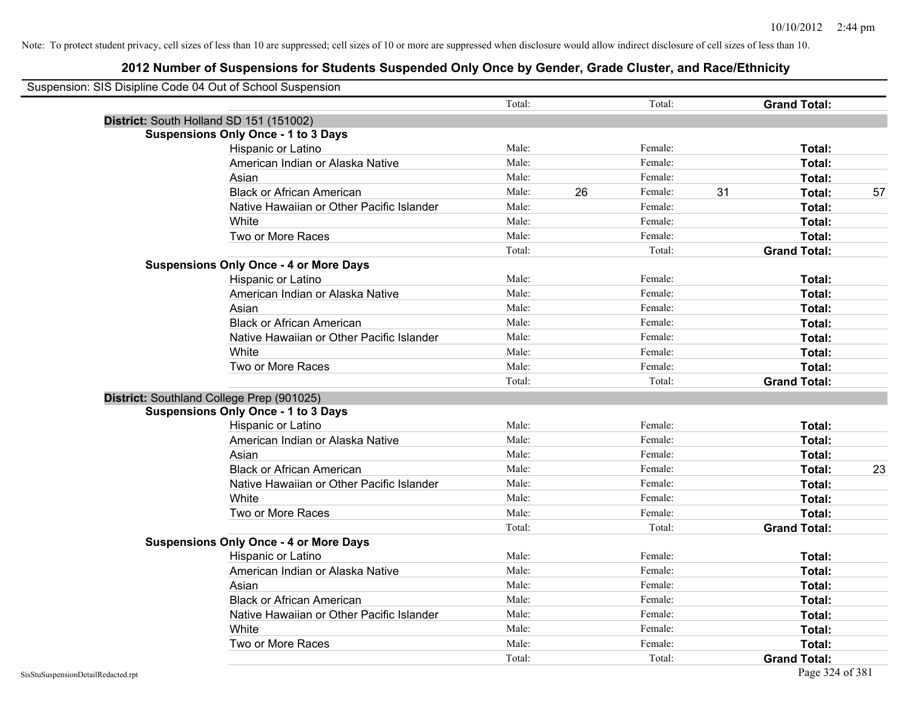Note: To protect student privacy, cell sizes of less than 10 are suppressed; cell sizes of 10 or more are suppressed when disclosure would allow indirect disclosure of cell sizes of less than 10.

# 2012 Number of Suspensions for Students Suspended Only Once by Gender, Grade Cluster, and Race/Ethnicity

Suspension: SIS Disipline Code 04 Out of School Suspension

| | | | | | | |
|---|---|---|---|---|---|---|
| | Total: | | Total: | | **Grand Total:** | |

**District:** South Holland SD 151 (151002)

**Suspensions Only Once - 1 to 3 Days**

| | | | | | | |
|---|---|---|---|---|---|---|
| Hispanic or Latino | Male: | | Female: | | **Total:** | |
| American Indian or Alaska Native | Male: | | Female: | | **Total:** | |
| Asian | Male: | | Female: | | **Total:** | |
| Black or African American | Male: | 26 | Female: | 31 | **Total:** | 57 |
| Native Hawaiian or Other Pacific Islander | Male: | | Female: | | **Total:** | |
| White | Male: | | Female: | | **Total:** | |
| Two or More Races | Male: | | Female: | | **Total:** | |
| | Total: | | Total: | | **Grand Total:** | |

**Suspensions Only Once - 4 or More Days**

| | | | | | | |
|---|---|---|---|---|---|---|
| Hispanic or Latino | Male: | | Female: | | **Total:** | |
| American Indian or Alaska Native | Male: | | Female: | | **Total:** | |
| Asian | Male: | | Female: | | **Total:** | |
| Black or African American | Male: | | Female: | | **Total:** | |
| Native Hawaiian or Other Pacific Islander | Male: | | Female: | | **Total:** | |
| White | Male: | | Female: | | **Total:** | |
| Two or More Races | Male: | | Female: | | **Total:** | |
| | Total: | | Total: | | **Grand Total:** | |

**District:** Southland College Prep (901025)

**Suspensions Only Once - 1 to 3 Days**

| | | | | | | |
|---|---|---|---|---|---|---|
| Hispanic or Latino | Male: | | Female: | | **Total:** | |
| American Indian or Alaska Native | Male: | | Female: | | **Total:** | |
| Asian | Male: | | Female: | | **Total:** | |
| Black or African American | Male: | | Female: | | **Total:** | 23 |
| Native Hawaiian or Other Pacific Islander | Male: | | Female: | | **Total:** | |
| White | Male: | | Female: | | **Total:** | |
| Two or More Races | Male: | | Female: | | **Total:** | |
| | Total: | | Total: | | **Grand Total:** | |

**Suspensions Only Once - 4 or More Days**

| | | | | | | |
|---|---|---|---|---|---|---|
| Hispanic or Latino | Male: | | Female: | | **Total:** | |
| American Indian or Alaska Native | Male: | | Female: | | **Total:** | |
| Asian | Male: | | Female: | | **Total:** | |
| Black or African American | Male: | | Female: | | **Total:** | |
| Native Hawaiian or Other Pacific Islander | Male: | | Female: | | **Total:** | |
| White | Male: | | Female: | | **Total:** | |
| Two or More Races | Male: | | Female: | | **Total:** | |
| | Total: | | Total: | | **Grand Total:** | |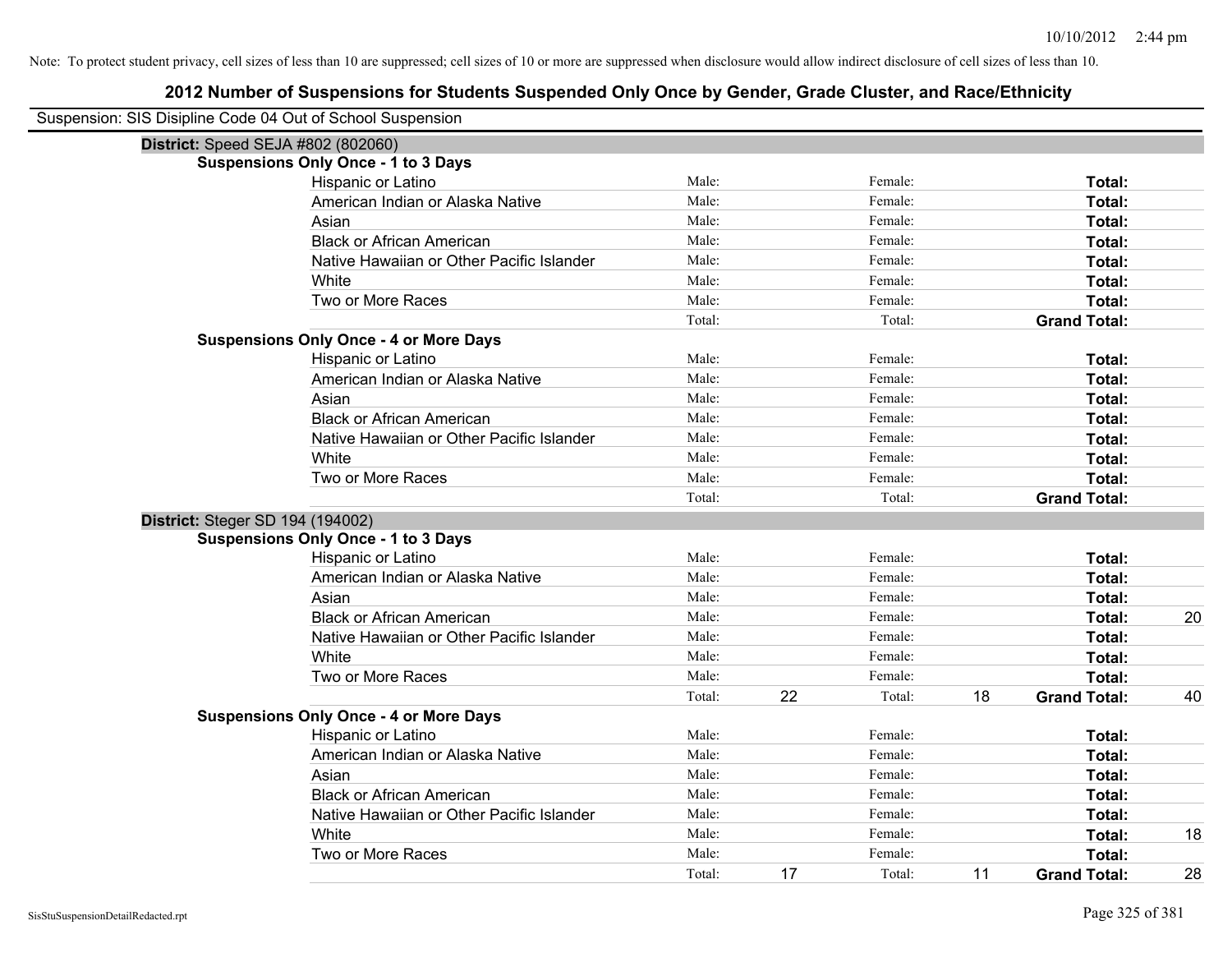Note: To protect student privacy, cell sizes of less than 10 are suppressed; cell sizes of 10 or more are suppressed when disclosure would allow indirect disclosure of cell sizes of less than 10.

## 2012 Number of Suspensions for Students Suspended Only Once by Gender, Grade Cluster, and Race/Ethnicity

Suspension: SIS Disipline Code 04 Out of School Suspension

**District:** Speed SEJA #802 (802060)

**Suspensions Only Once - 1 to 3 Days**

| | | | | | | |
|---|---|---|---|---|---|---|
| Hispanic or Latino | Male: | | Female: | | **Total:** | |
| American Indian or Alaska Native | Male: | | Female: | | **Total:** | |
| Asian | Male: | | Female: | | **Total:** | |
| Black or African American | Male: | | Female: | | **Total:** | |
| Native Hawaiian or Other Pacific Islander | Male: | | Female: | | **Total:** | |
| White | Male: | | Female: | | **Total:** | |
| Two or More Races | Male: | | Female: | | **Total:** | |
| | Total: | | Total: | | **Grand Total:** | |

**Suspensions Only Once - 4 or More Days**

| | | | | | | |
|---|---|---|---|---|---|---|
| Hispanic or Latino | Male: | | Female: | | **Total:** | |
| American Indian or Alaska Native | Male: | | Female: | | **Total:** | |
| Asian | Male: | | Female: | | **Total:** | |
| Black or African American | Male: | | Female: | | **Total:** | |
| Native Hawaiian or Other Pacific Islander | Male: | | Female: | | **Total:** | |
| White | Male: | | Female: | | **Total:** | |
| Two or More Races | Male: | | Female: | | **Total:** | |
| | Total: | | Total: | | **Grand Total:** | |

**District:** Steger SD 194 (194002)

**Suspensions Only Once - 1 to 3 Days**

| | | | | | | |
|---|---|---|---|---|---|---|
| Hispanic or Latino | Male: | | Female: | | **Total:** | |
| American Indian or Alaska Native | Male: | | Female: | | **Total:** | |
| Asian | Male: | | Female: | | **Total:** | |
| Black or African American | Male: | | Female: | | **Total:** | 20 |
| Native Hawaiian or Other Pacific Islander | Male: | | Female: | | **Total:** | |
| White | Male: | | Female: | | **Total:** | |
| Two or More Races | Male: | | Female: | | **Total:** | |
| | Total: | 22 | Total: | 18 | **Grand Total:** | 40 |

**Suspensions Only Once - 4 or More Days**

| | | | | | | |
|---|---|---|---|---|---|---|
| Hispanic or Latino | Male: | | Female: | | **Total:** | |
| American Indian or Alaska Native | Male: | | Female: | | **Total:** | |
| Asian | Male: | | Female: | | **Total:** | |
| Black or African American | Male: | | Female: | | **Total:** | |
| Native Hawaiian or Other Pacific Islander | Male: | | Female: | | **Total:** | |
| White | Male: | | Female: | | **Total:** | 18 |
| Two or More Races | Male: | | Female: | | **Total:** | |
| | Total: | 17 | Total: | 11 | **Grand Total:** | 28 |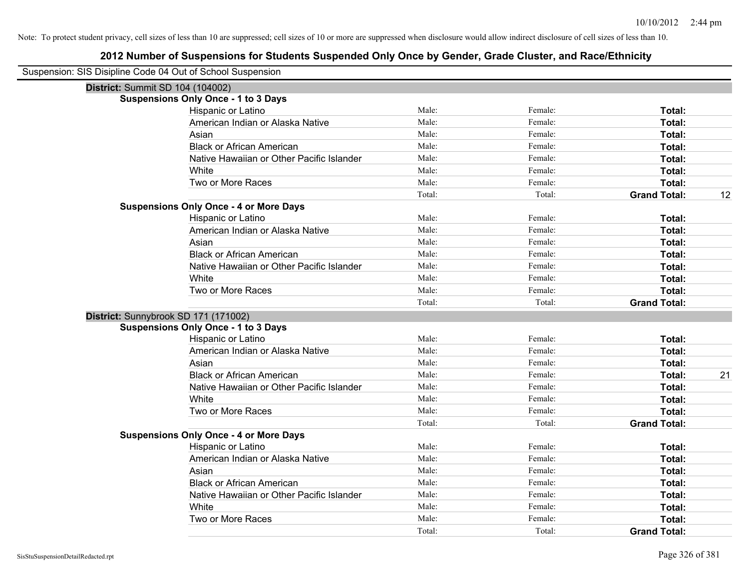Note: To protect student privacy, cell sizes of less than 10 are suppressed; cell sizes of 10 or more are suppressed when disclosure would allow indirect disclosure of cell sizes of less than 10.

## 2012 Number of Suspensions for Students Suspended Only Once by Gender, Grade Cluster, and Race/Ethnicity

Suspension: SIS Disipline Code 04 Out of School Suspension

### District: Summit SD 104 (104002)

**Suspensions Only Once - 1 to 3 Days**

| | | | | |
|---|---|---|---|---|
| Hispanic or Latino | Male: | Female: | **Total:** | |
| American Indian or Alaska Native | Male: | Female: | **Total:** | |
| Asian | Male: | Female: | **Total:** | |
| Black or African American | Male: | Female: | **Total:** | |
| Native Hawaiian or Other Pacific Islander | Male: | Female: | **Total:** | |
| White | Male: | Female: | **Total:** | |
| Two or More Races | Male: | Female: | **Total:** | |
| | Total: | Total: | **Grand Total:** | 12 |

**Suspensions Only Once - 4 or More Days**

| | | | | |
|---|---|---|---|---|
| Hispanic or Latino | Male: | Female: | **Total:** | |
| American Indian or Alaska Native | Male: | Female: | **Total:** | |
| Asian | Male: | Female: | **Total:** | |
| Black or African American | Male: | Female: | **Total:** | |
| Native Hawaiian or Other Pacific Islander | Male: | Female: | **Total:** | |
| White | Male: | Female: | **Total:** | |
| Two or More Races | Male: | Female: | **Total:** | |
| | Total: | Total: | **Grand Total:** | |

### District: Sunnybrook SD 171 (171002)

**Suspensions Only Once - 1 to 3 Days**

| | | | | |
|---|---|---|---|---|
| Hispanic or Latino | Male: | Female: | **Total:** | |
| American Indian or Alaska Native | Male: | Female: | **Total:** | |
| Asian | Male: | Female: | **Total:** | |
| Black or African American | Male: | Female: | **Total:** | 21 |
| Native Hawaiian or Other Pacific Islander | Male: | Female: | **Total:** | |
| White | Male: | Female: | **Total:** | |
| Two or More Races | Male: | Female: | **Total:** | |
| | Total: | Total: | **Grand Total:** | |

**Suspensions Only Once - 4 or More Days**

| | | | | |
|---|---|---|---|---|
| Hispanic or Latino | Male: | Female: | **Total:** | |
| American Indian or Alaska Native | Male: | Female: | **Total:** | |
| Asian | Male: | Female: | **Total:** | |
| Black or African American | Male: | Female: | **Total:** | |
| Native Hawaiian or Other Pacific Islander | Male: | Female: | **Total:** | |
| White | Male: | Female: | **Total:** | |
| Two or More Races | Male: | Female: | **Total:** | |
| | Total: | Total: | **Grand Total:** | |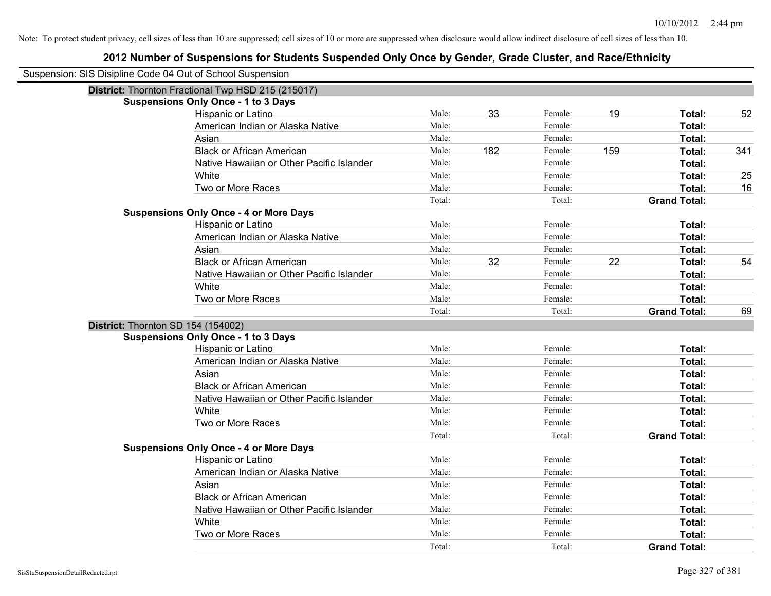Note: To protect student privacy, cell sizes of less than 10 are suppressed; cell sizes of 10 or more are suppressed when disclosure would allow indirect disclosure of cell sizes of less than 10.

# 2012 Number of Suspensions for Students Suspended Only Once by Gender, Grade Cluster, and Race/Ethnicity

Suspension: SIS Disipline Code 04 Out of School Suspension

## District: Thornton Fractional Twp HSD 215 (215017)

### Suspensions Only Once - 1 to 3 Days

| | | | | | | |
|---|---|---|---|---|---|---|
| Hispanic or Latino | Male: | 33 | Female: | 19 | **Total:** | 52 |
| American Indian or Alaska Native | Male: | | Female: | | **Total:** | |
| Asian | Male: | | Female: | | **Total:** | |
| Black or African American | Male: | 182 | Female: | 159 | **Total:** | 341 |
| Native Hawaiian or Other Pacific Islander | Male: | | Female: | | **Total:** | |
| White | Male: | | Female: | | **Total:** | 25 |
| Two or More Races | Male: | | Female: | | **Total:** | 16 |
| | Total: | | Total: | | **Grand Total:** | |

### Suspensions Only Once - 4 or More Days

| | | | | | | |
|---|---|---|---|---|---|---|
| Hispanic or Latino | Male: | | Female: | | **Total:** | |
| American Indian or Alaska Native | Male: | | Female: | | **Total:** | |
| Asian | Male: | | Female: | | **Total:** | |
| Black or African American | Male: | 32 | Female: | 22 | **Total:** | 54 |
| Native Hawaiian or Other Pacific Islander | Male: | | Female: | | **Total:** | |
| White | Male: | | Female: | | **Total:** | |
| Two or More Races | Male: | | Female: | | **Total:** | |
| | Total: | | Total: | | **Grand Total:** | 69 |

## District: Thornton SD 154 (154002)

### Suspensions Only Once - 1 to 3 Days

| | | | | | | |
|---|---|---|---|---|---|---|
| Hispanic or Latino | Male: | | Female: | | **Total:** | |
| American Indian or Alaska Native | Male: | | Female: | | **Total:** | |
| Asian | Male: | | Female: | | **Total:** | |
| Black or African American | Male: | | Female: | | **Total:** | |
| Native Hawaiian or Other Pacific Islander | Male: | | Female: | | **Total:** | |
| White | Male: | | Female: | | **Total:** | |
| Two or More Races | Male: | | Female: | | **Total:** | |
| | Total: | | Total: | | **Grand Total:** | |

### Suspensions Only Once - 4 or More Days

| | | | | | | |
|---|---|---|---|---|---|---|
| Hispanic or Latino | Male: | | Female: | | **Total:** | |
| American Indian or Alaska Native | Male: | | Female: | | **Total:** | |
| Asian | Male: | | Female: | | **Total:** | |
| Black or African American | Male: | | Female: | | **Total:** | |
| Native Hawaiian or Other Pacific Islander | Male: | | Female: | | **Total:** | |
| White | Male: | | Female: | | **Total:** | |
| Two or More Races | Male: | | Female: | | **Total:** | |
| | Total: | | Total: | | **Grand Total:** | |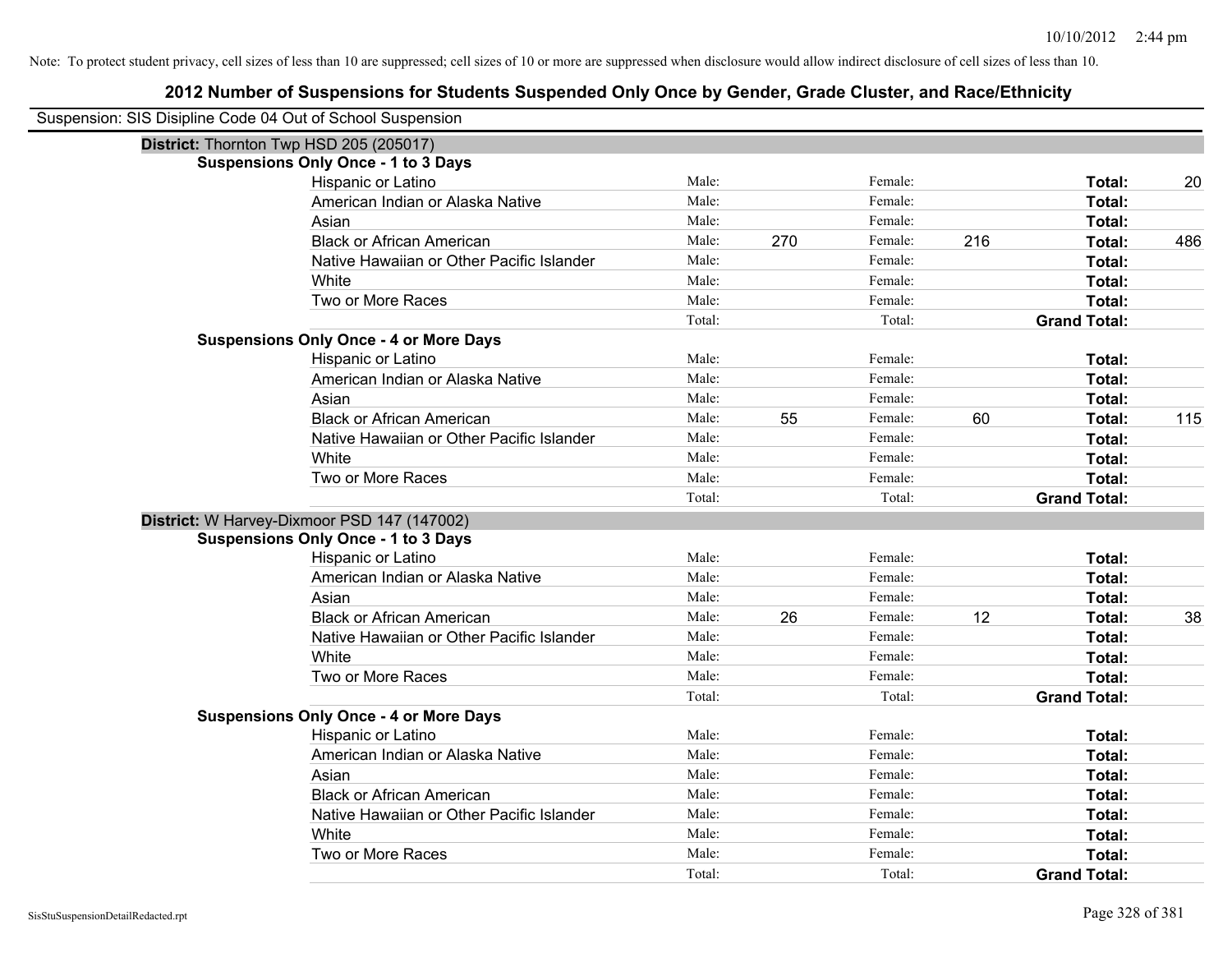Note: To protect student privacy, cell sizes of less than 10 are suppressed; cell sizes of 10 or more are suppressed when disclosure would allow indirect disclosure of cell sizes of less than 10.

## 2012 Number of Suspensions for Students Suspended Only Once by Gender, Grade Cluster, and Race/Ethnicity

Suspension: SIS Disipline Code 04 Out of School Suspension

### District: Thornton Twp HSD 205 (205017)

**Suspensions Only Once - 1 to 3 Days**

| | | | | | | |
|---|---|---|---|---|---|---|
| Hispanic or Latino | Male: | | Female: | | **Total:** | 20 |
| American Indian or Alaska Native | Male: | | Female: | | **Total:** | |
| Asian | Male: | | Female: | | **Total:** | |
| Black or African American | Male: | 270 | Female: | 216 | **Total:** | 486 |
| Native Hawaiian or Other Pacific Islander | Male: | | Female: | | **Total:** | |
| White | Male: | | Female: | | **Total:** | |
| Two or More Races | Male: | | Female: | | **Total:** | |
| | Total: | | Total: | | **Grand Total:** | |

**Suspensions Only Once - 4 or More Days**

| | | | | | | |
|---|---|---|---|---|---|---|
| Hispanic or Latino | Male: | | Female: | | **Total:** | |
| American Indian or Alaska Native | Male: | | Female: | | **Total:** | |
| Asian | Male: | | Female: | | **Total:** | |
| Black or African American | Male: | 55 | Female: | 60 | **Total:** | 115 |
| Native Hawaiian or Other Pacific Islander | Male: | | Female: | | **Total:** | |
| White | Male: | | Female: | | **Total:** | |
| Two or More Races | Male: | | Female: | | **Total:** | |
| | Total: | | Total: | | **Grand Total:** | |

### District: W Harvey-Dixmoor PSD 147 (147002)

**Suspensions Only Once - 1 to 3 Days**

| | | | | | | |
|---|---|---|---|---|---|---|
| Hispanic or Latino | Male: | | Female: | | **Total:** | |
| American Indian or Alaska Native | Male: | | Female: | | **Total:** | |
| Asian | Male: | | Female: | | **Total:** | |
| Black or African American | Male: | 26 | Female: | 12 | **Total:** | 38 |
| Native Hawaiian or Other Pacific Islander | Male: | | Female: | | **Total:** | |
| White | Male: | | Female: | | **Total:** | |
| Two or More Races | Male: | | Female: | | **Total:** | |
| | Total: | | Total: | | **Grand Total:** | |

**Suspensions Only Once - 4 or More Days**

| | | | | | | |
|---|---|---|---|---|---|---|
| Hispanic or Latino | Male: | | Female: | | **Total:** | |
| American Indian or Alaska Native | Male: | | Female: | | **Total:** | |
| Asian | Male: | | Female: | | **Total:** | |
| Black or African American | Male: | | Female: | | **Total:** | |
| Native Hawaiian or Other Pacific Islander | Male: | | Female: | | **Total:** | |
| White | Male: | | Female: | | **Total:** | |
| Two or More Races | Male: | | Female: | | **Total:** | |
| | Total: | | Total: | | **Grand Total:** | |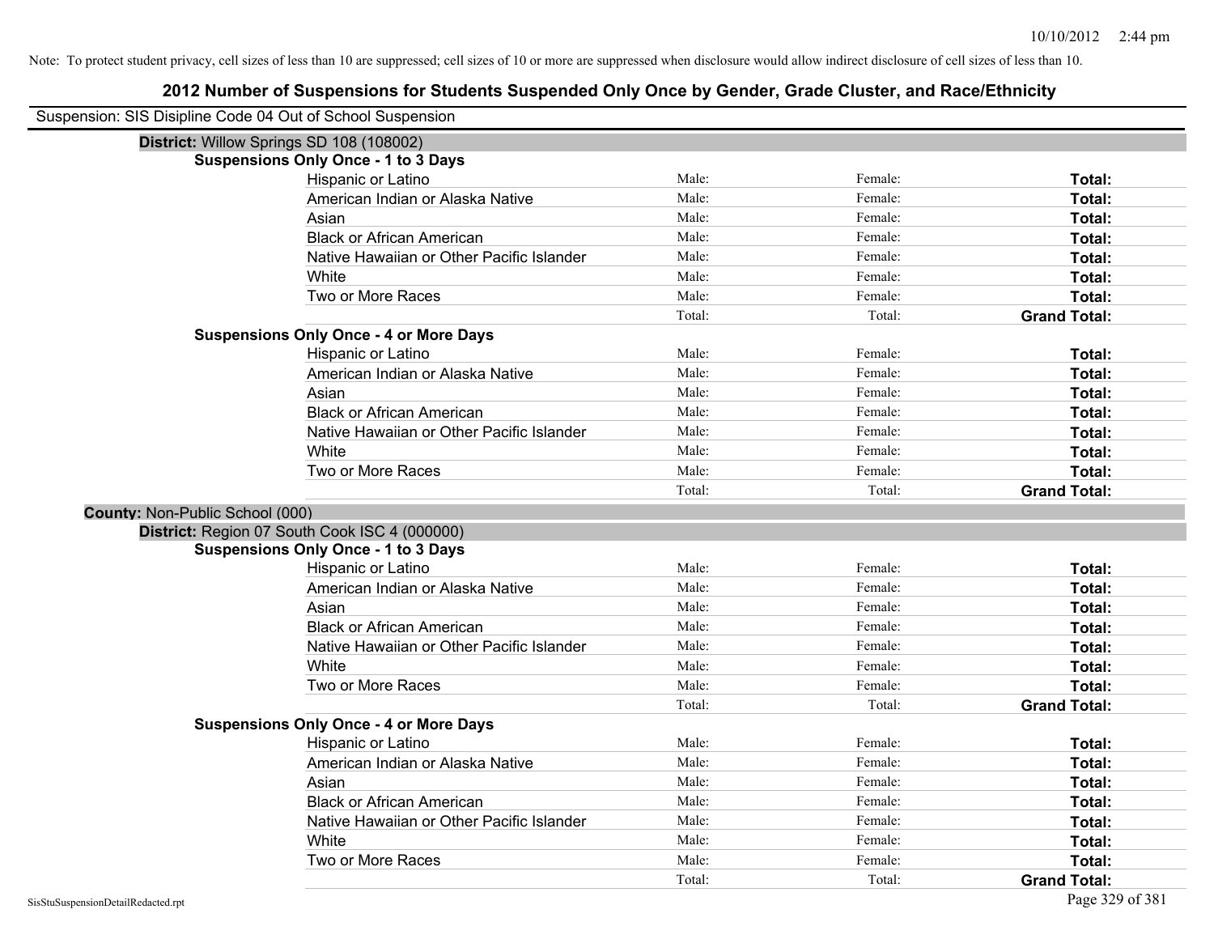Note: To protect student privacy, cell sizes of less than 10 are suppressed; cell sizes of 10 or more are suppressed when disclosure would allow indirect disclosure of cell sizes of less than 10.

## 2012 Number of Suspensions for Students Suspended Only Once by Gender, Grade Cluster, and Race/Ethnicity

Suspension: SIS Disipline Code 04 Out of School Suspension

**District:** Willow Springs SD 108 (108002)

**Suspensions Only Once - 1 to 3 Days**

| | | | |
|---|---|---|---|
| Hispanic or Latino | Male: | Female: | **Total:** |
| American Indian or Alaska Native | Male: | Female: | **Total:** |
| Asian | Male: | Female: | **Total:** |
| Black or African American | Male: | Female: | **Total:** |
| Native Hawaiian or Other Pacific Islander | Male: | Female: | **Total:** |
| White | Male: | Female: | **Total:** |
| Two or More Races | Male: | Female: | **Total:** |
| | Total: | Total: | **Grand Total:** |

**Suspensions Only Once - 4 or More Days**

| | | | |
|---|---|---|---|
| Hispanic or Latino | Male: | Female: | **Total:** |
| American Indian or Alaska Native | Male: | Female: | **Total:** |
| Asian | Male: | Female: | **Total:** |
| Black or African American | Male: | Female: | **Total:** |
| Native Hawaiian or Other Pacific Islander | Male: | Female: | **Total:** |
| White | Male: | Female: | **Total:** |
| Two or More Races | Male: | Female: | **Total:** |
| | Total: | Total: | **Grand Total:** |

**County:** Non-Public School (000)

**District:** Region 07 South Cook ISC 4 (000000)

**Suspensions Only Once - 1 to 3 Days**

| | | | |
|---|---|---|---|
| Hispanic or Latino | Male: | Female: | **Total:** |
| American Indian or Alaska Native | Male: | Female: | **Total:** |
| Asian | Male: | Female: | **Total:** |
| Black or African American | Male: | Female: | **Total:** |
| Native Hawaiian or Other Pacific Islander | Male: | Female: | **Total:** |
| White | Male: | Female: | **Total:** |
| Two or More Races | Male: | Female: | **Total:** |
| | Total: | Total: | **Grand Total:** |

**Suspensions Only Once - 4 or More Days**

| | | | |
|---|---|---|---|
| Hispanic or Latino | Male: | Female: | **Total:** |
| American Indian or Alaska Native | Male: | Female: | **Total:** |
| Asian | Male: | Female: | **Total:** |
| Black or African American | Male: | Female: | **Total:** |
| Native Hawaiian or Other Pacific Islander | Male: | Female: | **Total:** |
| White | Male: | Female: | **Total:** |
| Two or More Races | Male: | Female: | **Total:** |
| | Total: | Total: | **Grand Total:** |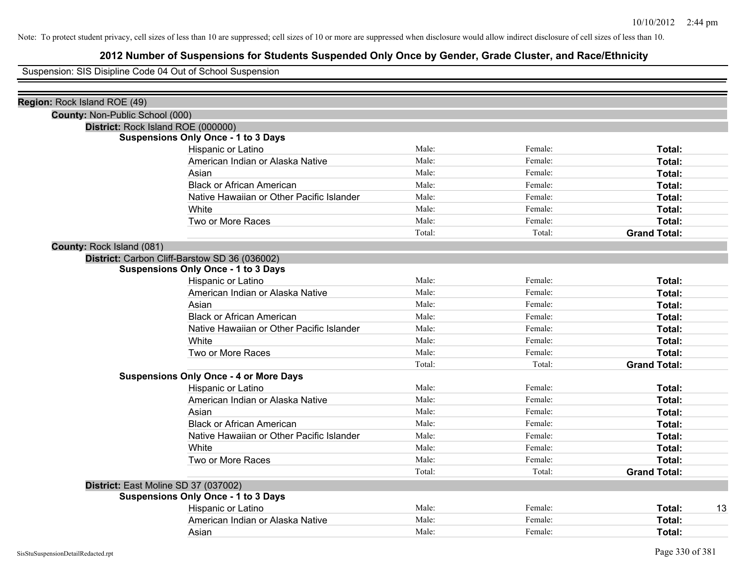Note: To protect student privacy, cell sizes of less than 10 are suppressed; cell sizes of 10 or more are suppressed when disclosure would allow indirect disclosure of cell sizes of less than 10.

# 2012 Number of Suspensions for Students Suspended Only Once by Gender, Grade Cluster, and Race/Ethnicity

Suspension: SIS Disipline Code 04 Out of School Suspension

**Region:** Rock Island ROE (49)

**County:** Non-Public School (000)

**District:** Rock Island ROE (000000)

**Suspensions Only Once - 1 to 3 Days**

| | | | | |
|---|---|---|---|---|
| Hispanic or Latino | Male: | Female: | **Total:** | |
| American Indian or Alaska Native | Male: | Female: | **Total:** | |
| Asian | Male: | Female: | **Total:** | |
| Black or African American | Male: | Female: | **Total:** | |
| Native Hawaiian or Other Pacific Islander | Male: | Female: | **Total:** | |
| White | Male: | Female: | **Total:** | |
| Two or More Races | Male: | Female: | **Total:** | |
| | Total: | Total: | **Grand Total:** | |

**County:** Rock Island (081)

**District:** Carbon Cliff-Barstow SD 36 (036002)

**Suspensions Only Once - 1 to 3 Days**

| | | | | |
|---|---|---|---|---|
| Hispanic or Latino | Male: | Female: | **Total:** | |
| American Indian or Alaska Native | Male: | Female: | **Total:** | |
| Asian | Male: | Female: | **Total:** | |
| Black or African American | Male: | Female: | **Total:** | |
| Native Hawaiian or Other Pacific Islander | Male: | Female: | **Total:** | |
| White | Male: | Female: | **Total:** | |
| Two or More Races | Male: | Female: | **Total:** | |
| | Total: | Total: | **Grand Total:** | |

**Suspensions Only Once - 4 or More Days**

| | | | | |
|---|---|---|---|---|
| Hispanic or Latino | Male: | Female: | **Total:** | |
| American Indian or Alaska Native | Male: | Female: | **Total:** | |
| Asian | Male: | Female: | **Total:** | |
| Black or African American | Male: | Female: | **Total:** | |
| Native Hawaiian or Other Pacific Islander | Male: | Female: | **Total:** | |
| White | Male: | Female: | **Total:** | |
| Two or More Races | Male: | Female: | **Total:** | |
| | Total: | Total: | **Grand Total:** | |

**District:** East Moline SD 37 (037002)

**Suspensions Only Once - 1 to 3 Days**

| | | | | |
|---|---|---|---|---|
| Hispanic or Latino | Male: | Female: | **Total:** | 13 |
| American Indian or Alaska Native | Male: | Female: | **Total:** | |
| Asian | Male: | Female: | **Total:** | |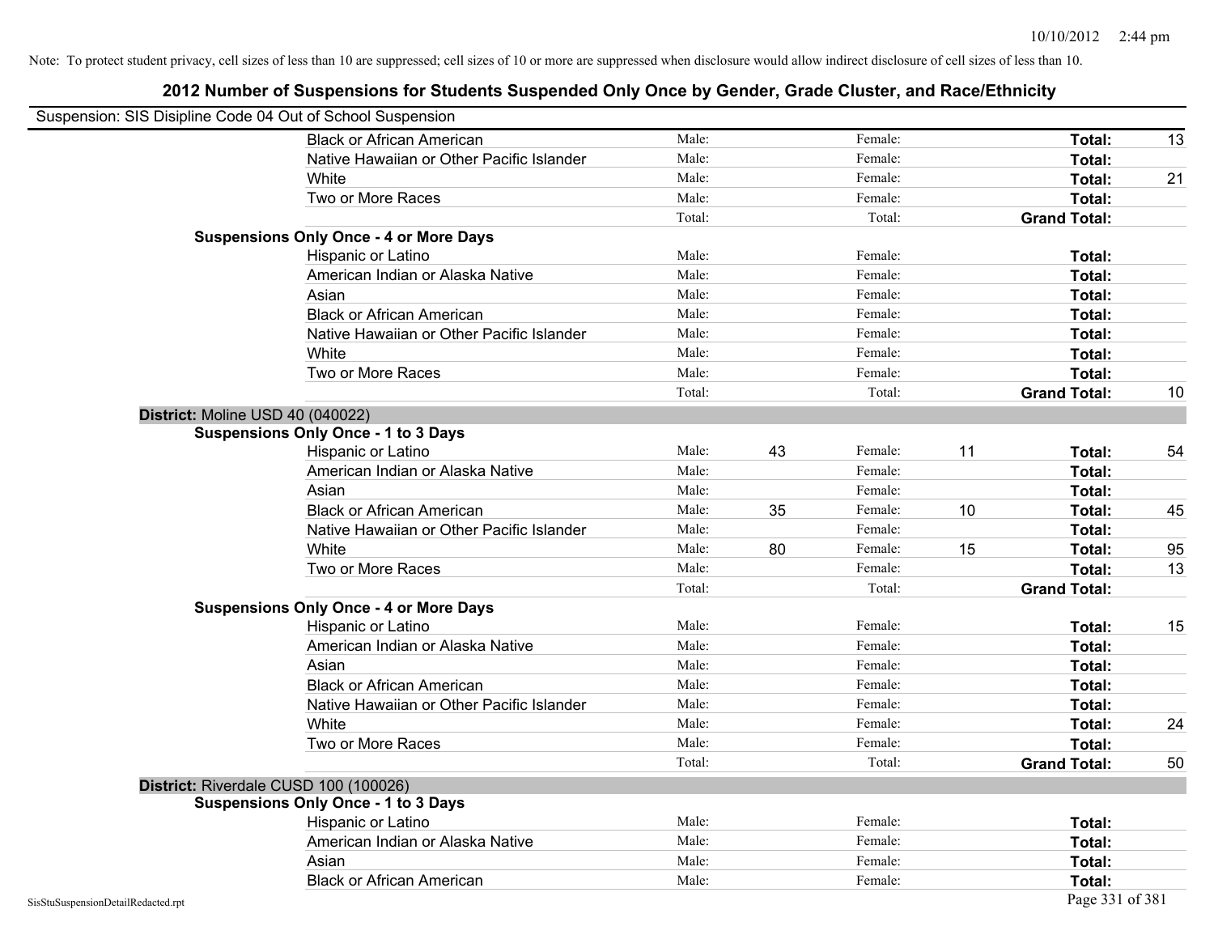Note: To protect student privacy, cell sizes of less than 10 are suppressed; cell sizes of 10 or more are suppressed when disclosure would allow indirect disclosure of cell sizes of less than 10.

## 2012 Number of Suspensions for Students Suspended Only Once by Gender, Grade Cluster, and Race/Ethnicity

Suspension: SIS Disipline Code 04 Out of School Suspension

| | | | | | | | |
|---|---|---|---|---|---|---|---|
| Black or African American | Male: | | Female: | | **Total:** | 13 |
| Native Hawaiian or Other Pacific Islander | Male: | | Female: | | **Total:** | |
| White | Male: | | Female: | | **Total:** | 21 |
| Two or More Races | Male: | | Female: | | **Total:** | |
| | Total: | | Total: | | **Grand Total:** | |

**Suspensions Only Once - 4 or More Days**

| | | | | | | |
|---|---|---|---|---|---|---|
| Hispanic or Latino | Male: | | Female: | | **Total:** | |
| American Indian or Alaska Native | Male: | | Female: | | **Total:** | |
| Asian | Male: | | Female: | | **Total:** | |
| Black or African American | Male: | | Female: | | **Total:** | |
| Native Hawaiian or Other Pacific Islander | Male: | | Female: | | **Total:** | |
| White | Male: | | Female: | | **Total:** | |
| Two or More Races | Male: | | Female: | | **Total:** | |
| | Total: | | Total: | | **Grand Total:** | 10 |

**District:** Moline USD 40 (040022)

**Suspensions Only Once - 1 to 3 Days**

| | | | | | | |
|---|---|---|---|---|---|---|
| Hispanic or Latino | Male: | 43 | Female: | 11 | **Total:** | 54 |
| American Indian or Alaska Native | Male: | | Female: | | **Total:** | |
| Asian | Male: | | Female: | | **Total:** | |
| Black or African American | Male: | 35 | Female: | 10 | **Total:** | 45 |
| Native Hawaiian or Other Pacific Islander | Male: | | Female: | | **Total:** | |
| White | Male: | 80 | Female: | 15 | **Total:** | 95 |
| Two or More Races | Male: | | Female: | | **Total:** | 13 |
| | Total: | | Total: | | **Grand Total:** | |

**Suspensions Only Once - 4 or More Days**

| | | | | | | |
|---|---|---|---|---|---|---|
| Hispanic or Latino | Male: | | Female: | | **Total:** | 15 |
| American Indian or Alaska Native | Male: | | Female: | | **Total:** | |
| Asian | Male: | | Female: | | **Total:** | |
| Black or African American | Male: | | Female: | | **Total:** | |
| Native Hawaiian or Other Pacific Islander | Male: | | Female: | | **Total:** | |
| White | Male: | | Female: | | **Total:** | 24 |
| Two or More Races | Male: | | Female: | | **Total:** | |
| | Total: | | Total: | | **Grand Total:** | 50 |

**District:** Riverdale CUSD 100 (100026)

**Suspensions Only Once - 1 to 3 Days**

| | | | | | | |
|---|---|---|---|---|---|---|
| Hispanic or Latino | Male: | | Female: | | **Total:** | |
| American Indian or Alaska Native | Male: | | Female: | | **Total:** | |
| Asian | Male: | | Female: | | **Total:** | |
| Black or African American | Male: | | Female: | | **Total:** | |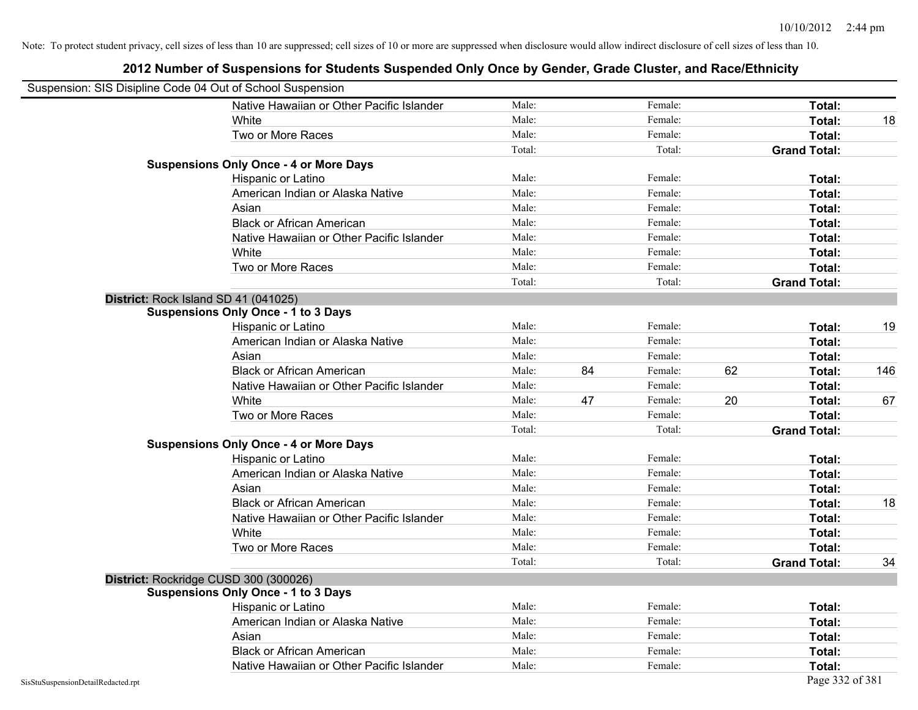Note: To protect student privacy, cell sizes of less than 10 are suppressed; cell sizes of 10 or more are suppressed when disclosure would allow indirect disclosure of cell sizes of less than 10.

# 2012 Number of Suspensions for Students Suspended Only Once by Gender, Grade Cluster, and Race/Ethnicity

Suspension: SIS Disipline Code 04 Out of School Suspension

| | | | | | | | |
|---|---|---|---|---|---|---|---|
| Native Hawaiian or Other Pacific Islander | Male: | | Female: | | **Total:** | |
| White | Male: | | Female: | | **Total:** | 18 |
| Two or More Races | Male: | | Female: | | **Total:** | |
| | Total: | | Total: | | **Grand Total:** | |
| **Suspensions Only Once - 4 or More Days** | | | | | | |
| Hispanic or Latino | Male: | | Female: | | **Total:** | |
| American Indian or Alaska Native | Male: | | Female: | | **Total:** | |
| Asian | Male: | | Female: | | **Total:** | |
| Black or African American | Male: | | Female: | | **Total:** | |
| Native Hawaiian or Other Pacific Islander | Male: | | Female: | | **Total:** | |
| White | Male: | | Female: | | **Total:** | |
| Two or More Races | Male: | | Female: | | **Total:** | |
| | Total: | | Total: | | **Grand Total:** | |

**District:** Rock Island SD 41 (041025)

| | | | | | | |
|---|---|---|---|---|---|---|
| **Suspensions Only Once - 1 to 3 Days** | | | | | | |
| Hispanic or Latino | Male: | | Female: | | **Total:** | 19 |
| American Indian or Alaska Native | Male: | | Female: | | **Total:** | |
| Asian | Male: | | Female: | | **Total:** | |
| Black or African American | Male: | 84 | Female: | 62 | **Total:** | 146 |
| Native Hawaiian or Other Pacific Islander | Male: | | Female: | | **Total:** | |
| White | Male: | 47 | Female: | 20 | **Total:** | 67 |
| Two or More Races | Male: | | Female: | | **Total:** | |
| | Total: | | Total: | | **Grand Total:** | |
| **Suspensions Only Once - 4 or More Days** | | | | | | |
| Hispanic or Latino | Male: | | Female: | | **Total:** | |
| American Indian or Alaska Native | Male: | | Female: | | **Total:** | |
| Asian | Male: | | Female: | | **Total:** | |
| Black or African American | Male: | | Female: | | **Total:** | 18 |
| Native Hawaiian or Other Pacific Islander | Male: | | Female: | | **Total:** | |
| White | Male: | | Female: | | **Total:** | |
| Two or More Races | Male: | | Female: | | **Total:** | |
| | Total: | | Total: | | **Grand Total:** | 34 |

**District:** Rockridge CUSD 300 (300026)

| | | | | | | |
|---|---|---|---|---|---|---|
| **Suspensions Only Once - 1 to 3 Days** | | | | | | |
| Hispanic or Latino | Male: | | Female: | | **Total:** | |
| American Indian or Alaska Native | Male: | | Female: | | **Total:** | |
| Asian | Male: | | Female: | | **Total:** | |
| Black or African American | Male: | | Female: | | **Total:** | |
| Native Hawaiian or Other Pacific Islander | Male: | | Female: | | **Total:** | |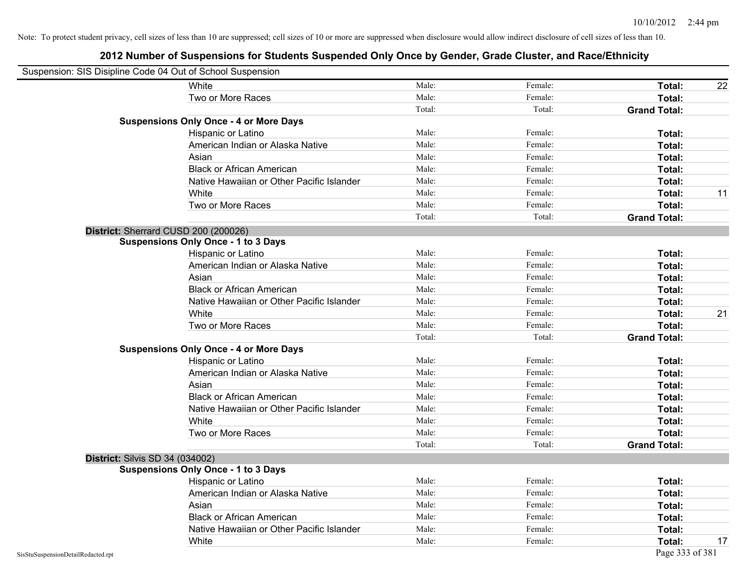Note: To protect student privacy, cell sizes of less than 10 are suppressed; cell sizes of 10 or more are suppressed when disclosure would allow indirect disclosure of cell sizes of less than 10.

## 2012 Number of Suspensions for Students Suspended Only Once by Gender, Grade Cluster, and Race/Ethnicity

Suspension: SIS Disipline Code 04 Out of School Suspension

| | | | | | |
|---|---|---|---|---|---|
| | White | Male: | Female: | **Total:** | 22 |
| | Two or More Races | Male: | Female: | **Total:** | |
| | | Total: | Total: | **Grand Total:** | |
| **Suspensions Only Once - 4 or More Days** | | | | | |
| | Hispanic or Latino | Male: | Female: | **Total:** | |
| | American Indian or Alaska Native | Male: | Female: | **Total:** | |
| | Asian | Male: | Female: | **Total:** | |
| | Black or African American | Male: | Female: | **Total:** | |
| | Native Hawaiian or Other Pacific Islander | Male: | Female: | **Total:** | |
| | White | Male: | Female: | **Total:** | 11 |
| | Two or More Races | Male: | Female: | **Total:** | |
| | | Total: | Total: | **Grand Total:** | |
| **District:** Sherrard CUSD 200 (200026) | | | | | |
| **Suspensions Only Once - 1 to 3 Days** | | | | | |
| | Hispanic or Latino | Male: | Female: | **Total:** | |
| | American Indian or Alaska Native | Male: | Female: | **Total:** | |
| | Asian | Male: | Female: | **Total:** | |
| | Black or African American | Male: | Female: | **Total:** | |
| | Native Hawaiian or Other Pacific Islander | Male: | Female: | **Total:** | |
| | White | Male: | Female: | **Total:** | 21 |
| | Two or More Races | Male: | Female: | **Total:** | |
| | | Total: | Total: | **Grand Total:** | |
| **Suspensions Only Once - 4 or More Days** | | | | | |
| | Hispanic or Latino | Male: | Female: | **Total:** | |
| | American Indian or Alaska Native | Male: | Female: | **Total:** | |
| | Asian | Male: | Female: | **Total:** | |
| | Black or African American | Male: | Female: | **Total:** | |
| | Native Hawaiian or Other Pacific Islander | Male: | Female: | **Total:** | |
| | White | Male: | Female: | **Total:** | |
| | Two or More Races | Male: | Female: | **Total:** | |
| | | Total: | Total: | **Grand Total:** | |
| **District:** Silvis SD 34 (034002) | | | | | |
| **Suspensions Only Once - 1 to 3 Days** | | | | | |
| | Hispanic or Latino | Male: | Female: | **Total:** | |
| | American Indian or Alaska Native | Male: | Female: | **Total:** | |
| | Asian | Male: | Female: | **Total:** | |
| | Black or African American | Male: | Female: | **Total:** | |
| | Native Hawaiian or Other Pacific Islander | Male: | Female: | **Total:** | |
| | White | Male: | Female: | **Total:** | 17 |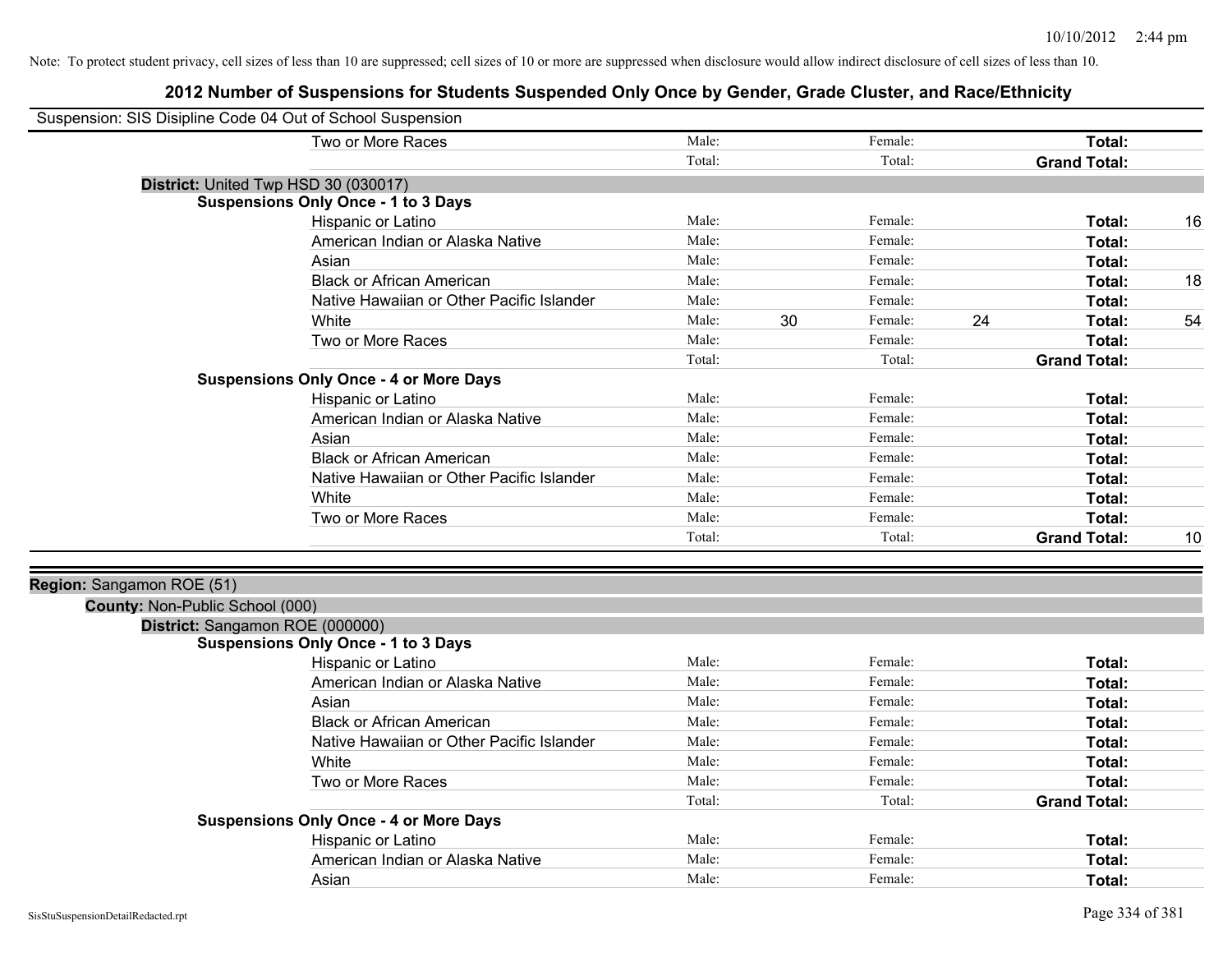Note: To protect student privacy, cell sizes of less than 10 are suppressed; cell sizes of 10 or more are suppressed when disclosure would allow indirect disclosure of cell sizes of less than 10.

# 2012 Number of Suspensions for Students Suspended Only Once by Gender, Grade Cluster, and Race/Ethnicity

Suspension: SIS Disipline Code 04 Out of School Suspension

| | | | | | | |
|---|---|---|---|---|---|---|
| Two or More Races | Male: | | Female: | | **Total:** | |
| | Total: | | Total: | | **Grand Total:** | |

**District:** United Twp HSD 30 (030017)

**Suspensions Only Once - 1 to 3 Days**

| | | | | | | |
|---|---|---|---|---|---|---|
| Hispanic or Latino | Male: | | Female: | | **Total:** | 16 |
| American Indian or Alaska Native | Male: | | Female: | | **Total:** | |
| Asian | Male: | | Female: | | **Total:** | |
| Black or African American | Male: | | Female: | | **Total:** | 18 |
| Native Hawaiian or Other Pacific Islander | Male: | | Female: | | **Total:** | |
| White | Male: | 30 | Female: | 24 | **Total:** | 54 |
| Two or More Races | Male: | | Female: | | **Total:** | |
| | Total: | | Total: | | **Grand Total:** | |

**Suspensions Only Once - 4 or More Days**

| | | | | | | |
|---|---|---|---|---|---|---|
| Hispanic or Latino | Male: | | Female: | | **Total:** | |
| American Indian or Alaska Native | Male: | | Female: | | **Total:** | |
| Asian | Male: | | Female: | | **Total:** | |
| Black or African American | Male: | | Female: | | **Total:** | |
| Native Hawaiian or Other Pacific Islander | Male: | | Female: | | **Total:** | |
| White | Male: | | Female: | | **Total:** | |
| Two or More Races | Male: | | Female: | | **Total:** | |
| | Total: | | Total: | | **Grand Total:** | 10 |

**Region:** Sangamon ROE (51)

**County:** Non-Public School (000)

**District:** Sangamon ROE (000000)

**Suspensions Only Once - 1 to 3 Days**

| | | | | | | |
|---|---|---|---|---|---|---|
| Hispanic or Latino | Male: | | Female: | | **Total:** | |
| American Indian or Alaska Native | Male: | | Female: | | **Total:** | |
| Asian | Male: | | Female: | | **Total:** | |
| Black or African American | Male: | | Female: | | **Total:** | |
| Native Hawaiian or Other Pacific Islander | Male: | | Female: | | **Total:** | |
| White | Male: | | Female: | | **Total:** | |
| Two or More Races | Male: | | Female: | | **Total:** | |
| | Total: | | Total: | | **Grand Total:** | |

**Suspensions Only Once - 4 or More Days**

| | | | | | | |
|---|---|---|---|---|---|---|
| Hispanic or Latino | Male: | | Female: | | **Total:** | |
| American Indian or Alaska Native | Male: | | Female: | | **Total:** | |
| Asian | Male: | | Female: | | **Total:** | |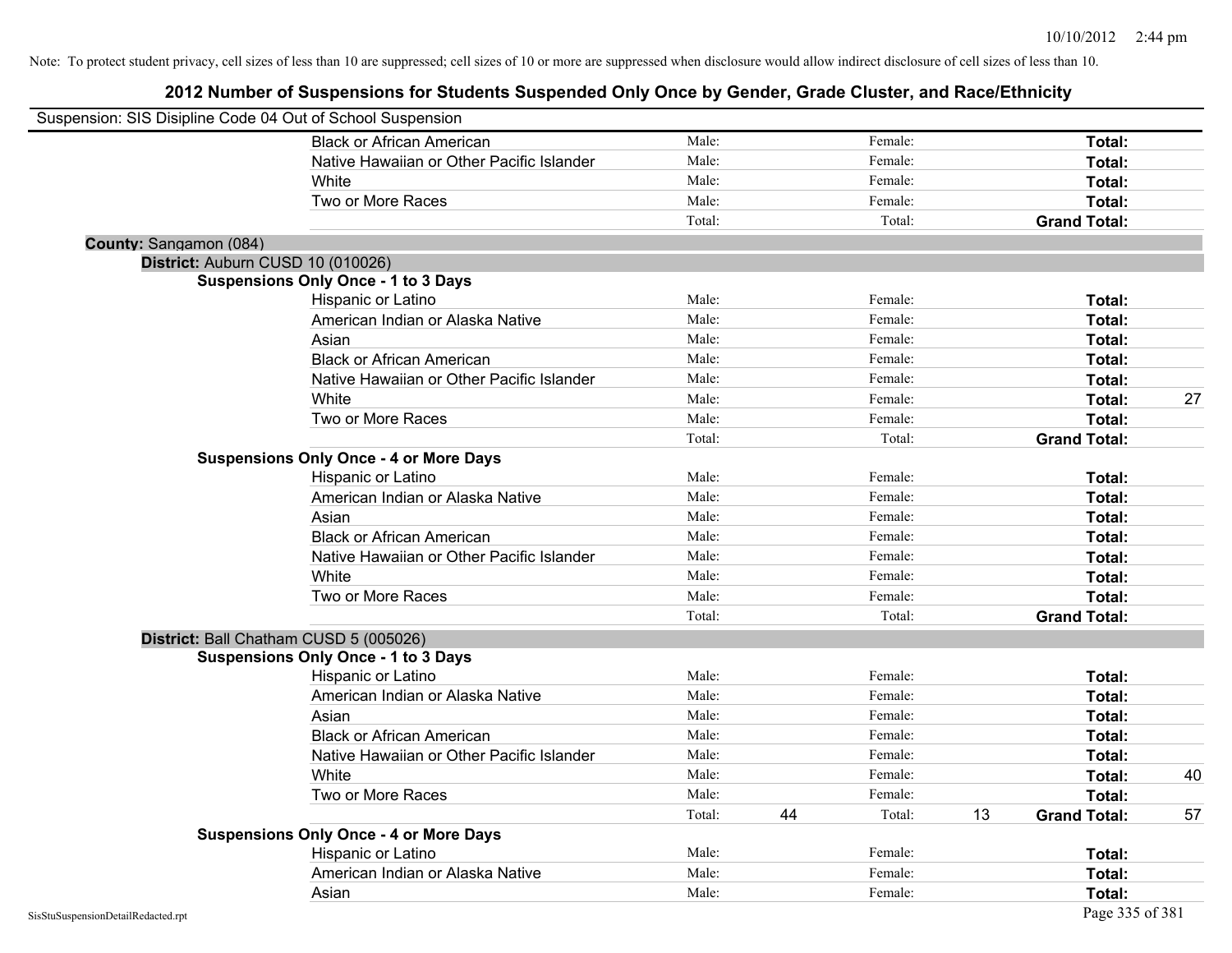Note: To protect student privacy, cell sizes of less than 10 are suppressed; cell sizes of 10 or more are suppressed when disclosure would allow indirect disclosure of cell sizes of less than 10.

# 2012 Number of Suspensions for Students Suspended Only Once by Gender, Grade Cluster, and Race/Ethnicity

Suspension: SIS Disipline Code 04 Out of School Suspension

| | | | | | | |
|---|---|---|---|---|---|---|
| Black or African American | Male: | | Female: | | **Total:** | |
| Native Hawaiian or Other Pacific Islander | Male: | | Female: | | **Total:** | |
| White | Male: | | Female: | | **Total:** | |
| Two or More Races | Male: | | Female: | | **Total:** | |
| | Total: | | Total: | | **Grand Total:** | |

**County:** Sangamon (084)

**District:** Auburn CUSD 10 (010026)

**Suspensions Only Once - 1 to 3 Days**

| | | | | | | |
|---|---|---|---|---|---|---|
| Hispanic or Latino | Male: | | Female: | | **Total:** | |
| American Indian or Alaska Native | Male: | | Female: | | **Total:** | |
| Asian | Male: | | Female: | | **Total:** | |
| Black or African American | Male: | | Female: | | **Total:** | |
| Native Hawaiian or Other Pacific Islander | Male: | | Female: | | **Total:** | |
| White | Male: | | Female: | | **Total:** | 27 |
| Two or More Races | Male: | | Female: | | **Total:** | |
| | Total: | | Total: | | **Grand Total:** | |

**Suspensions Only Once - 4 or More Days**

| | | | | | | |
|---|---|---|---|---|---|---|
| Hispanic or Latino | Male: | | Female: | | **Total:** | |
| American Indian or Alaska Native | Male: | | Female: | | **Total:** | |
| Asian | Male: | | Female: | | **Total:** | |
| Black or African American | Male: | | Female: | | **Total:** | |
| Native Hawaiian or Other Pacific Islander | Male: | | Female: | | **Total:** | |
| White | Male: | | Female: | | **Total:** | |
| Two or More Races | Male: | | Female: | | **Total:** | |
| | Total: | | Total: | | **Grand Total:** | |

**District:** Ball Chatham CUSD 5 (005026)

**Suspensions Only Once - 1 to 3 Days**

| | | | | | | |
|---|---|---|---|---|---|---|
| Hispanic or Latino | Male: | | Female: | | **Total:** | |
| American Indian or Alaska Native | Male: | | Female: | | **Total:** | |
| Asian | Male: | | Female: | | **Total:** | |
| Black or African American | Male: | | Female: | | **Total:** | |
| Native Hawaiian or Other Pacific Islander | Male: | | Female: | | **Total:** | |
| White | Male: | | Female: | | **Total:** | 40 |
| Two or More Races | Male: | | Female: | | **Total:** | |
| | Total: | 44 | Total: | 13 | **Grand Total:** | 57 |

**Suspensions Only Once - 4 or More Days**

| | | | | | | |
|---|---|---|---|---|---|---|
| Hispanic or Latino | Male: | | Female: | | **Total:** | |
| American Indian or Alaska Native | Male: | | Female: | | **Total:** | |
| Asian | Male: | | Female: | | **Total:** | |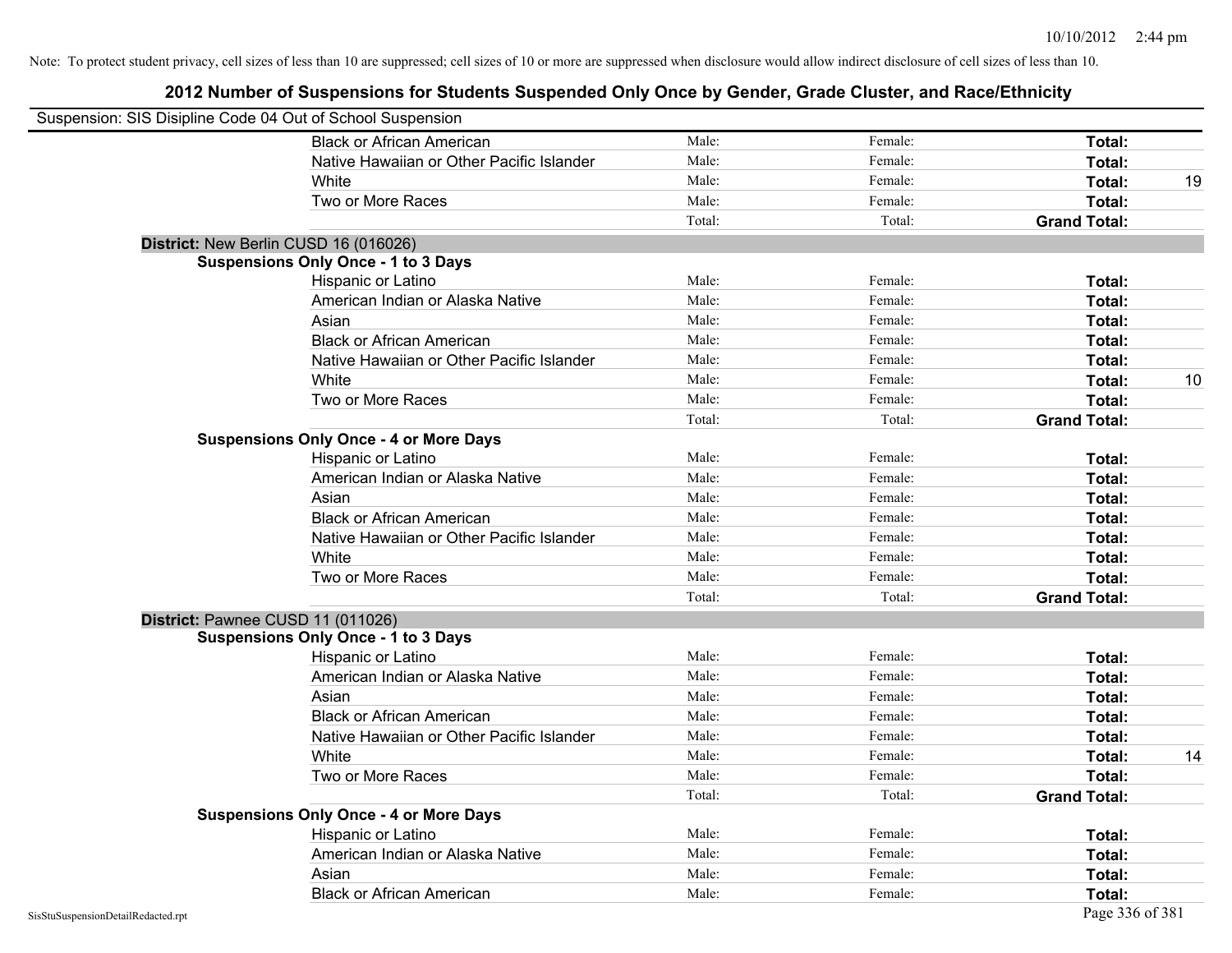Note: To protect student privacy, cell sizes of less than 10 are suppressed; cell sizes of 10 or more are suppressed when disclosure would allow indirect disclosure of cell sizes of less than 10.

# 2012 Number of Suspensions for Students Suspended Only Once by Gender, Grade Cluster, and Race/Ethnicity

Suspension: SIS Disipline Code 04 Out of School Suspension

| | | | | |
|---|---|---|---|---|
| Black or African American | Male: | Female: | **Total:** | |
| Native Hawaiian or Other Pacific Islander | Male: | Female: | **Total:** | |
| White | Male: | Female: | **Total:** | 19 |
| Two or More Races | Male: | Female: | **Total:** | |
| | Total: | Total: | **Grand Total:** | |

**District:** New Berlin CUSD 16 (016026)

**Suspensions Only Once - 1 to 3 Days**

| | | | | |
|---|---|---|---|---|
| Hispanic or Latino | Male: | Female: | **Total:** | |
| American Indian or Alaska Native | Male: | Female: | **Total:** | |
| Asian | Male: | Female: | **Total:** | |
| Black or African American | Male: | Female: | **Total:** | |
| Native Hawaiian or Other Pacific Islander | Male: | Female: | **Total:** | |
| White | Male: | Female: | **Total:** | 10 |
| Two or More Races | Male: | Female: | **Total:** | |
| | Total: | Total: | **Grand Total:** | |

**Suspensions Only Once - 4 or More Days**

| | | | | |
|---|---|---|---|---|
| Hispanic or Latino | Male: | Female: | **Total:** | |
| American Indian or Alaska Native | Male: | Female: | **Total:** | |
| Asian | Male: | Female: | **Total:** | |
| Black or African American | Male: | Female: | **Total:** | |
| Native Hawaiian or Other Pacific Islander | Male: | Female: | **Total:** | |
| White | Male: | Female: | **Total:** | |
| Two or More Races | Male: | Female: | **Total:** | |
| | Total: | Total: | **Grand Total:** | |

**District:** Pawnee CUSD 11 (011026)

**Suspensions Only Once - 1 to 3 Days**

| | | | | |
|---|---|---|---|---|
| Hispanic or Latino | Male: | Female: | **Total:** | |
| American Indian or Alaska Native | Male: | Female: | **Total:** | |
| Asian | Male: | Female: | **Total:** | |
| Black or African American | Male: | Female: | **Total:** | |
| Native Hawaiian or Other Pacific Islander | Male: | Female: | **Total:** | |
| White | Male: | Female: | **Total:** | 14 |
| Two or More Races | Male: | Female: | **Total:** | |
| | Total: | Total: | **Grand Total:** | |

**Suspensions Only Once - 4 or More Days**

| | | | | |
|---|---|---|---|---|
| Hispanic or Latino | Male: | Female: | **Total:** | |
| American Indian or Alaska Native | Male: | Female: | **Total:** | |
| Asian | Male: | Female: | **Total:** | |
| Black or African American | Male: | Female: | **Total:** | |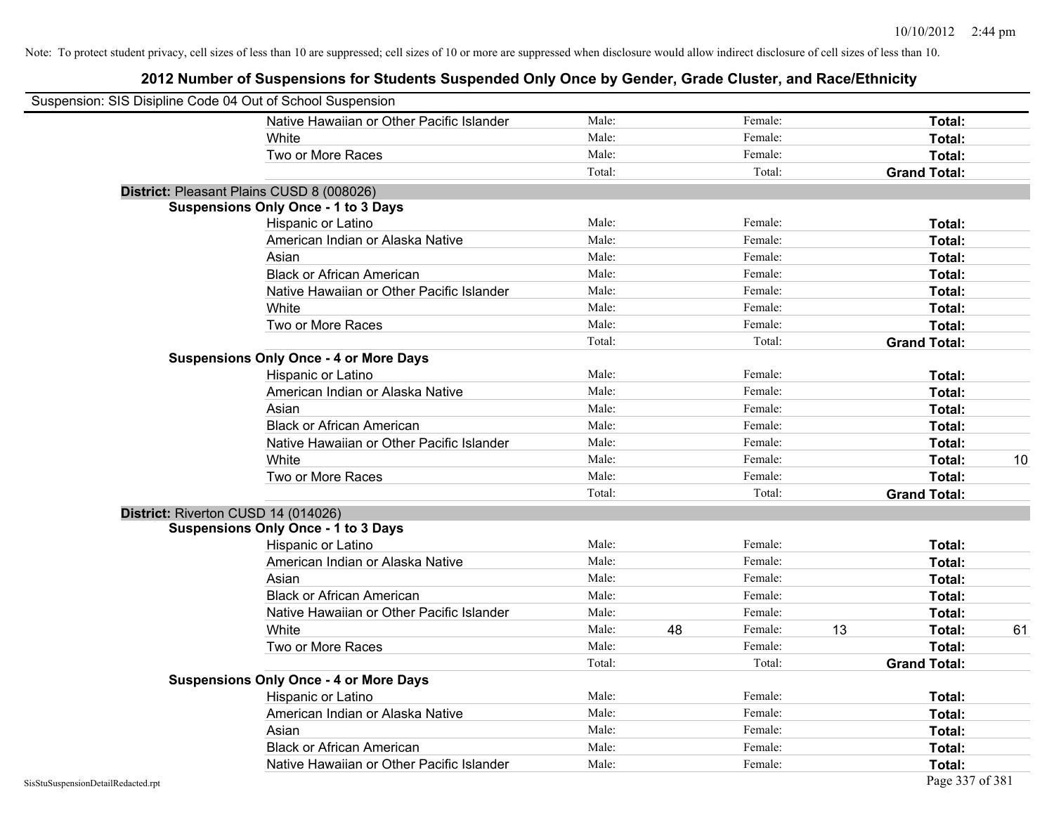Note: To protect student privacy, cell sizes of less than 10 are suppressed; cell sizes of 10 or more are suppressed when disclosure would allow indirect disclosure of cell sizes of less than 10.

# 2012 Number of Suspensions for Students Suspended Only Once by Gender, Grade Cluster, and Race/Ethnicity

Suspension: SIS Disipline Code 04 Out of School Suspension

| | | | | | | |
|---|---|---|---|---|---|---|
| Native Hawaiian or Other Pacific Islander | Male: | | Female: | | **Total:** | |
| White | Male: | | Female: | | **Total:** | |
| Two or More Races | Male: | | Female: | | **Total:** | |
| | Total: | | Total: | | **Grand Total:** | |

**District:** Pleasant Plains CUSD 8 (008026)

**Suspensions Only Once - 1 to 3 Days**

| | | | | | | |
|---|---|---|---|---|---|---|
| Hispanic or Latino | Male: | | Female: | | **Total:** | |
| American Indian or Alaska Native | Male: | | Female: | | **Total:** | |
| Asian | Male: | | Female: | | **Total:** | |
| Black or African American | Male: | | Female: | | **Total:** | |
| Native Hawaiian or Other Pacific Islander | Male: | | Female: | | **Total:** | |
| White | Male: | | Female: | | **Total:** | |
| Two or More Races | Male: | | Female: | | **Total:** | |
| | Total: | | Total: | | **Grand Total:** | |

**Suspensions Only Once - 4 or More Days**

| | | | | | | |
|---|---|---|---|---|---|---|
| Hispanic or Latino | Male: | | Female: | | **Total:** | |
| American Indian or Alaska Native | Male: | | Female: | | **Total:** | |
| Asian | Male: | | Female: | | **Total:** | |
| Black or African American | Male: | | Female: | | **Total:** | |
| Native Hawaiian or Other Pacific Islander | Male: | | Female: | | **Total:** | |
| White | Male: | | Female: | | **Total:** | 10 |
| Two or More Races | Male: | | Female: | | **Total:** | |
| | Total: | | Total: | | **Grand Total:** | |

**District:** Riverton CUSD 14 (014026)

**Suspensions Only Once - 1 to 3 Days**

| | | | | | | |
|---|---|---|---|---|---|---|
| Hispanic or Latino | Male: | | Female: | | **Total:** | |
| American Indian or Alaska Native | Male: | | Female: | | **Total:** | |
| Asian | Male: | | Female: | | **Total:** | |
| Black or African American | Male: | | Female: | | **Total:** | |
| Native Hawaiian or Other Pacific Islander | Male: | | Female: | | **Total:** | |
| White | Male: | 48 | Female: | 13 | **Total:** | 61 |
| Two or More Races | Male: | | Female: | | **Total:** | |
| | Total: | | Total: | | **Grand Total:** | |

**Suspensions Only Once - 4 or More Days**

| | | | | | | |
|---|---|---|---|---|---|---|
| Hispanic or Latino | Male: | | Female: | | **Total:** | |
| American Indian or Alaska Native | Male: | | Female: | | **Total:** | |
| Asian | Male: | | Female: | | **Total:** | |
| Black or African American | Male: | | Female: | | **Total:** | |
| Native Hawaiian or Other Pacific Islander | Male: | | Female: | | **Total:** | |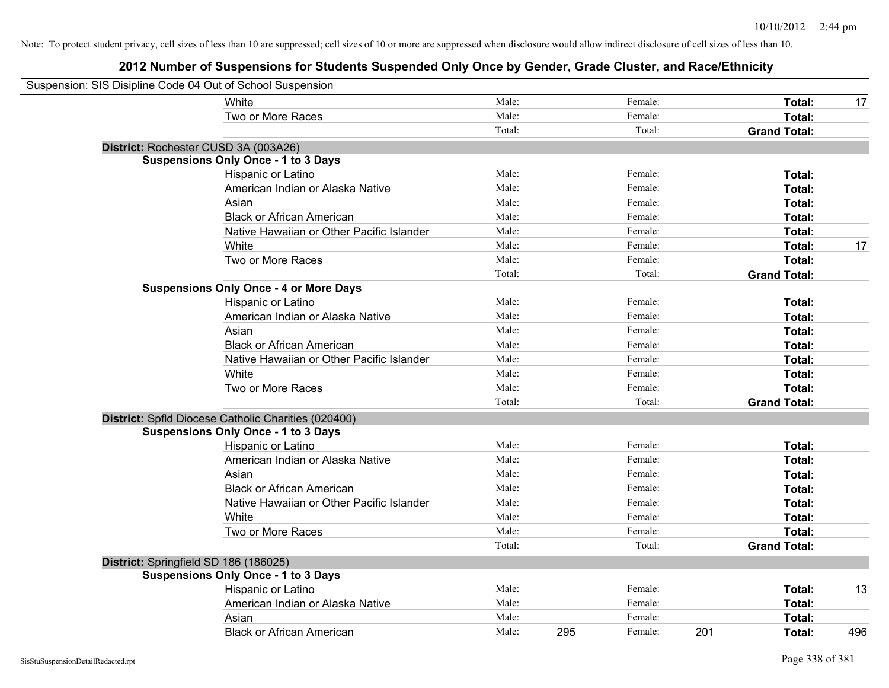Note: To protect student privacy, cell sizes of less than 10 are suppressed; cell sizes of 10 or more are suppressed when disclosure would allow indirect disclosure of cell sizes of less than 10.

## 2012 Number of Suspensions for Students Suspended Only Once by Gender, Grade Cluster, and Race/Ethnicity

Suspension: SIS Disipline Code 04 Out of School Suspension

| | | | | | | | |
|---|---|---|---|---|---|---|---|
| White | Male: | | Female: | | **Total:** | 17 |
| Two or More Races | Male: | | Female: | | **Total:** | |
| | Total: | | Total: | | **Grand Total:** | |

**District:** Rochester CUSD 3A (003A26)

**Suspensions Only Once - 1 to 3 Days**

| | | | | | | |
|---|---|---|---|---|---|---|
| Hispanic or Latino | Male: | | Female: | | **Total:** | |
| American Indian or Alaska Native | Male: | | Female: | | **Total:** | |
| Asian | Male: | | Female: | | **Total:** | |
| Black or African American | Male: | | Female: | | **Total:** | |
| Native Hawaiian or Other Pacific Islander | Male: | | Female: | | **Total:** | |
| White | Male: | | Female: | | **Total:** | 17 |
| Two or More Races | Male: | | Female: | | **Total:** | |
| | Total: | | Total: | | **Grand Total:** | |

**Suspensions Only Once - 4 or More Days**

| | | | | | | |
|---|---|---|---|---|---|---|
| Hispanic or Latino | Male: | | Female: | | **Total:** | |
| American Indian or Alaska Native | Male: | | Female: | | **Total:** | |
| Asian | Male: | | Female: | | **Total:** | |
| Black or African American | Male: | | Female: | | **Total:** | |
| Native Hawaiian or Other Pacific Islander | Male: | | Female: | | **Total:** | |
| White | Male: | | Female: | | **Total:** | |
| Two or More Races | Male: | | Female: | | **Total:** | |
| | Total: | | Total: | | **Grand Total:** | |

**District:** Spfld Diocese Catholic Charities (020400)

**Suspensions Only Once - 1 to 3 Days**

| | | | | | | |
|---|---|---|---|---|---|---|
| Hispanic or Latino | Male: | | Female: | | **Total:** | |
| American Indian or Alaska Native | Male: | | Female: | | **Total:** | |
| Asian | Male: | | Female: | | **Total:** | |
| Black or African American | Male: | | Female: | | **Total:** | |
| Native Hawaiian or Other Pacific Islander | Male: | | Female: | | **Total:** | |
| White | Male: | | Female: | | **Total:** | |
| Two or More Races | Male: | | Female: | | **Total:** | |
| | Total: | | Total: | | **Grand Total:** | |

**District:** Springfield SD 186 (186025)

**Suspensions Only Once - 1 to 3 Days**

| | | | | | | |
|---|---|---|---|---|---|---|
| Hispanic or Latino | Male: | | Female: | | **Total:** | 13 |
| American Indian or Alaska Native | Male: | | Female: | | **Total:** | |
| Asian | Male: | | Female: | | **Total:** | |
| Black or African American | Male: | 295 | Female: | 201 | **Total:** | 496 |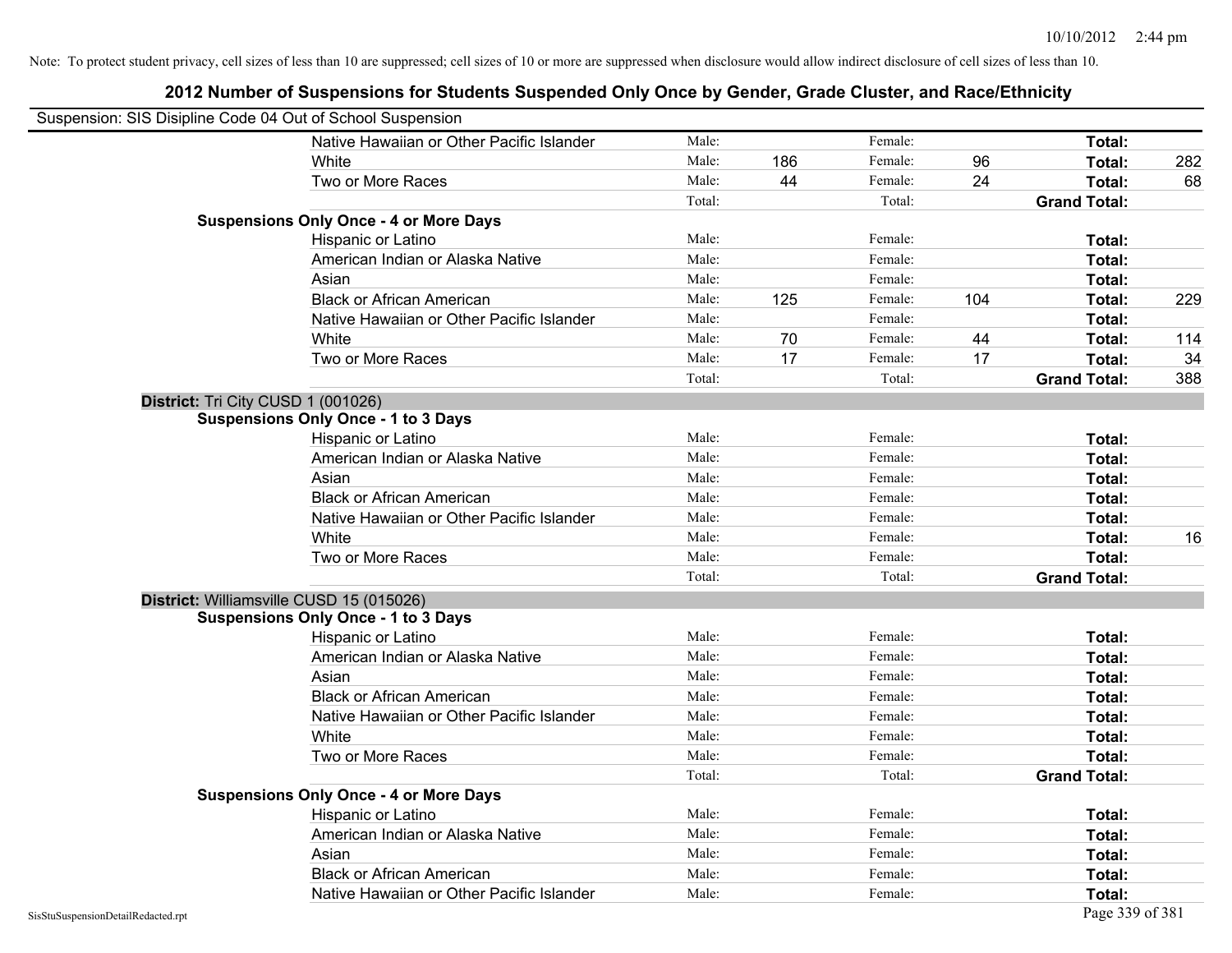Note: To protect student privacy, cell sizes of less than 10 are suppressed; cell sizes of 10 or more are suppressed when disclosure would allow indirect disclosure of cell sizes of less than 10.

## 2012 Number of Suspensions for Students Suspended Only Once by Gender, Grade Cluster, and Race/Ethnicity

Suspension: SIS Disipline Code 04 Out of School Suspension

| | | | | | | |
|---|---|---|---|---|---|---|
| Native Hawaiian or Other Pacific Islander | Male: | | Female: | | **Total:** | |
| White | Male: | 186 | Female: | 96 | **Total:** | 282 |
| Two or More Races | Male: | 44 | Female: | 24 | **Total:** | 68 |
| | Total: | | Total: | | **Grand Total:** | |

**Suspensions Only Once - 4 or More Days**

| | | | | | | |
|---|---|---|---|---|---|---|
| Hispanic or Latino | Male: | | Female: | | **Total:** | |
| American Indian or Alaska Native | Male: | | Female: | | **Total:** | |
| Asian | Male: | | Female: | | **Total:** | |
| Black or African American | Male: | 125 | Female: | 104 | **Total:** | 229 |
| Native Hawaiian or Other Pacific Islander | Male: | | Female: | | **Total:** | |
| White | Male: | 70 | Female: | 44 | **Total:** | 114 |
| Two or More Races | Male: | 17 | Female: | 17 | **Total:** | 34 |
| | Total: | | Total: | | **Grand Total:** | 388 |

**District:** Tri City CUSD 1 (001026)

**Suspensions Only Once - 1 to 3 Days**

| | | | | | | |
|---|---|---|---|---|---|---|
| Hispanic or Latino | Male: | | Female: | | **Total:** | |
| American Indian or Alaska Native | Male: | | Female: | | **Total:** | |
| Asian | Male: | | Female: | | **Total:** | |
| Black or African American | Male: | | Female: | | **Total:** | |
| Native Hawaiian or Other Pacific Islander | Male: | | Female: | | **Total:** | |
| White | Male: | | Female: | | **Total:** | 16 |
| Two or More Races | Male: | | Female: | | **Total:** | |
| | Total: | | Total: | | **Grand Total:** | |

**District:** Williamsville CUSD 15 (015026)

**Suspensions Only Once - 1 to 3 Days**

| | | | | | | |
|---|---|---|---|---|---|---|
| Hispanic or Latino | Male: | | Female: | | **Total:** | |
| American Indian or Alaska Native | Male: | | Female: | | **Total:** | |
| Asian | Male: | | Female: | | **Total:** | |
| Black or African American | Male: | | Female: | | **Total:** | |
| Native Hawaiian or Other Pacific Islander | Male: | | Female: | | **Total:** | |
| White | Male: | | Female: | | **Total:** | |
| Two or More Races | Male: | | Female: | | **Total:** | |
| | Total: | | Total: | | **Grand Total:** | |

**Suspensions Only Once - 4 or More Days**

| | | | | | | |
|---|---|---|---|---|---|---|
| Hispanic or Latino | Male: | | Female: | | **Total:** | |
| American Indian or Alaska Native | Male: | | Female: | | **Total:** | |
| Asian | Male: | | Female: | | **Total:** | |
| Black or African American | Male: | | Female: | | **Total:** | |
| Native Hawaiian or Other Pacific Islander | Male: | | Female: | | **Total:** | |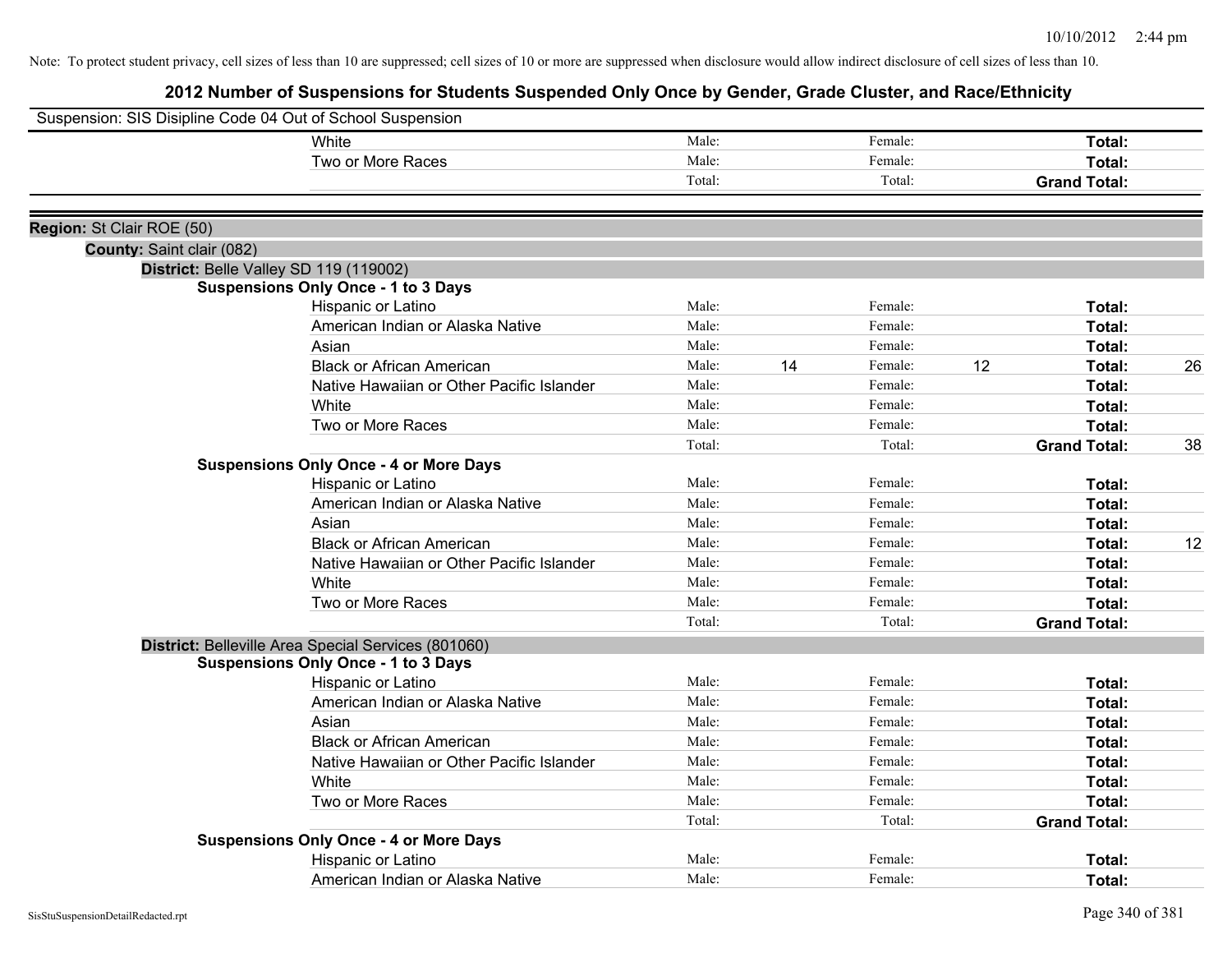Note: To protect student privacy, cell sizes of less than 10 are suppressed; cell sizes of 10 or more are suppressed when disclosure would allow indirect disclosure of cell sizes of less than 10.

# 2012 Number of Suspensions for Students Suspended Only Once by Gender, Grade Cluster, and Race/Ethnicity

Suspension: SIS Disipline Code 04 Out of School Suspension

| | | | | | |
|---|---|---|---|---|---|
| White | Male: | | Female: | | **Total:** | |
| Two or More Races | Male: | | Female: | | **Total:** | |
| | Total: | | Total: | | **Grand Total:** | |

**Region:** St Clair ROE (50)

**County:** Saint clair (082)

**District:** Belle Valley SD 119 (119002)

**Suspensions Only Once - 1 to 3 Days**

| | | | | | | |
|---|---|---|---|---|---|---|
| Hispanic or Latino | Male: | | Female: | | **Total:** | |
| American Indian or Alaska Native | Male: | | Female: | | **Total:** | |
| Asian | Male: | | Female: | | **Total:** | |
| Black or African American | Male: | 14 | Female: | 12 | **Total:** | 26 |
| Native Hawaiian or Other Pacific Islander | Male: | | Female: | | **Total:** | |
| White | Male: | | Female: | | **Total:** | |
| Two or More Races | Male: | | Female: | | **Total:** | |
| | Total: | | Total: | | **Grand Total:** | 38 |

**Suspensions Only Once - 4 or More Days**

| | | | | | | |
|---|---|---|---|---|---|---|
| Hispanic or Latino | Male: | | Female: | | **Total:** | |
| American Indian or Alaska Native | Male: | | Female: | | **Total:** | |
| Asian | Male: | | Female: | | **Total:** | |
| Black or African American | Male: | | Female: | | **Total:** | 12 |
| Native Hawaiian or Other Pacific Islander | Male: | | Female: | | **Total:** | |
| White | Male: | | Female: | | **Total:** | |
| Two or More Races | Male: | | Female: | | **Total:** | |
| | Total: | | Total: | | **Grand Total:** | |

**District:** Belleville Area Special Services (801060)

**Suspensions Only Once - 1 to 3 Days**

| | | | | | | |
|---|---|---|---|---|---|---|
| Hispanic or Latino | Male: | | Female: | | **Total:** | |
| American Indian or Alaska Native | Male: | | Female: | | **Total:** | |
| Asian | Male: | | Female: | | **Total:** | |
| Black or African American | Male: | | Female: | | **Total:** | |
| Native Hawaiian or Other Pacific Islander | Male: | | Female: | | **Total:** | |
| White | Male: | | Female: | | **Total:** | |
| Two or More Races | Male: | | Female: | | **Total:** | |
| | Total: | | Total: | | **Grand Total:** | |

**Suspensions Only Once - 4 or More Days**

| | | | | | | |
|---|---|---|---|---|---|---|
| Hispanic or Latino | Male: | | Female: | | **Total:** | |
| American Indian or Alaska Native | Male: | | Female: | | **Total:** | |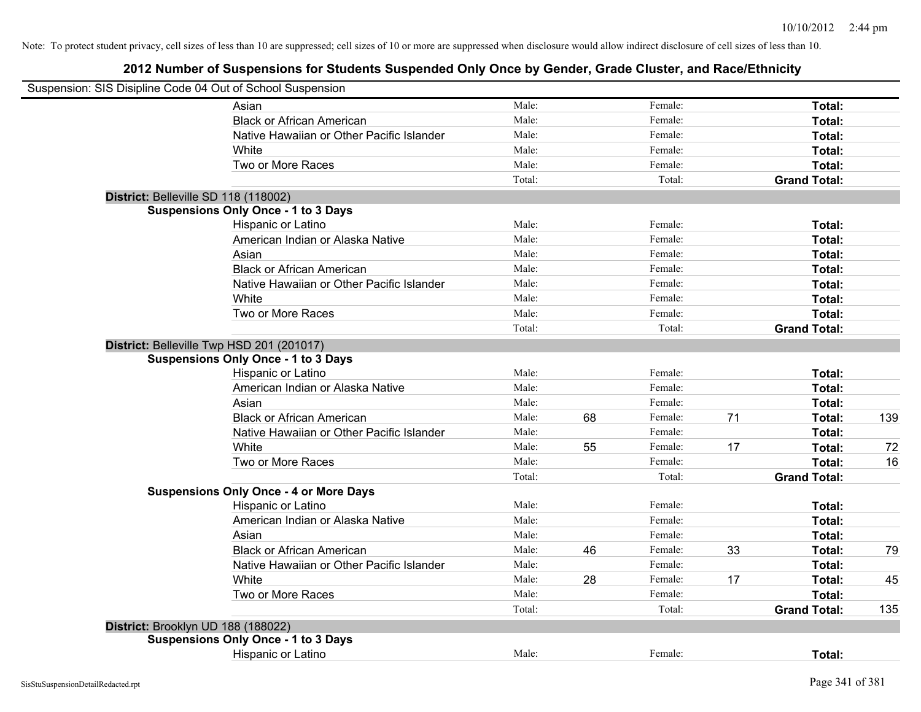Note: To protect student privacy, cell sizes of less than 10 are suppressed; cell sizes of 10 or more are suppressed when disclosure would allow indirect disclosure of cell sizes of less than 10.

# 2012 Number of Suspensions for Students Suspended Only Once by Gender, Grade Cluster, and Race/Ethnicity

Suspension: SIS Disipline Code 04 Out of School Suspension

| | | | | | | | |
|---|---|---|---|---|---|---|---|
| Asian | Male: | | Female: | | **Total:** | |
| Black or African American | Male: | | Female: | | **Total:** | |
| Native Hawaiian or Other Pacific Islander | Male: | | Female: | | **Total:** | |
| White | Male: | | Female: | | **Total:** | |
| Two or More Races | Male: | | Female: | | **Total:** | |
| | Total: | | Total: | | **Grand Total:** | |

**District:** Belleville SD 118 (118002)

**Suspensions Only Once - 1 to 3 Days**

| | | | | | | |
|---|---|---|---|---|---|---|
| Hispanic or Latino | Male: | | Female: | | **Total:** | |
| American Indian or Alaska Native | Male: | | Female: | | **Total:** | |
| Asian | Male: | | Female: | | **Total:** | |
| Black or African American | Male: | | Female: | | **Total:** | |
| Native Hawaiian or Other Pacific Islander | Male: | | Female: | | **Total:** | |
| White | Male: | | Female: | | **Total:** | |
| Two or More Races | Male: | | Female: | | **Total:** | |
| | Total: | | Total: | | **Grand Total:** | |

**District:** Belleville Twp HSD 201 (201017)

**Suspensions Only Once - 1 to 3 Days**

| | | | | | | |
|---|---|---|---|---|---|---|
| Hispanic or Latino | Male: | | Female: | | **Total:** | |
| American Indian or Alaska Native | Male: | | Female: | | **Total:** | |
| Asian | Male: | | Female: | | **Total:** | |
| Black or African American | Male: | 68 | Female: | 71 | **Total:** | 139 |
| Native Hawaiian or Other Pacific Islander | Male: | | Female: | | **Total:** | |
| White | Male: | 55 | Female: | 17 | **Total:** | 72 |
| Two or More Races | Male: | | Female: | | **Total:** | 16 |
| | Total: | | Total: | | **Grand Total:** | |

**Suspensions Only Once - 4 or More Days**

| | | | | | | |
|---|---|---|---|---|---|---|
| Hispanic or Latino | Male: | | Female: | | **Total:** | |
| American Indian or Alaska Native | Male: | | Female: | | **Total:** | |
| Asian | Male: | | Female: | | **Total:** | |
| Black or African American | Male: | 46 | Female: | 33 | **Total:** | 79 |
| Native Hawaiian or Other Pacific Islander | Male: | | Female: | | **Total:** | |
| White | Male: | 28 | Female: | 17 | **Total:** | 45 |
| Two or More Races | Male: | | Female: | | **Total:** | |
| | Total: | | Total: | | **Grand Total:** | 135 |

**District:** Brooklyn UD 188 (188022)

**Suspensions Only Once - 1 to 3 Days**

| | | | | | | |
|---|---|---|---|---|---|---|
| Hispanic or Latino | Male: | | Female: | | **Total:** | |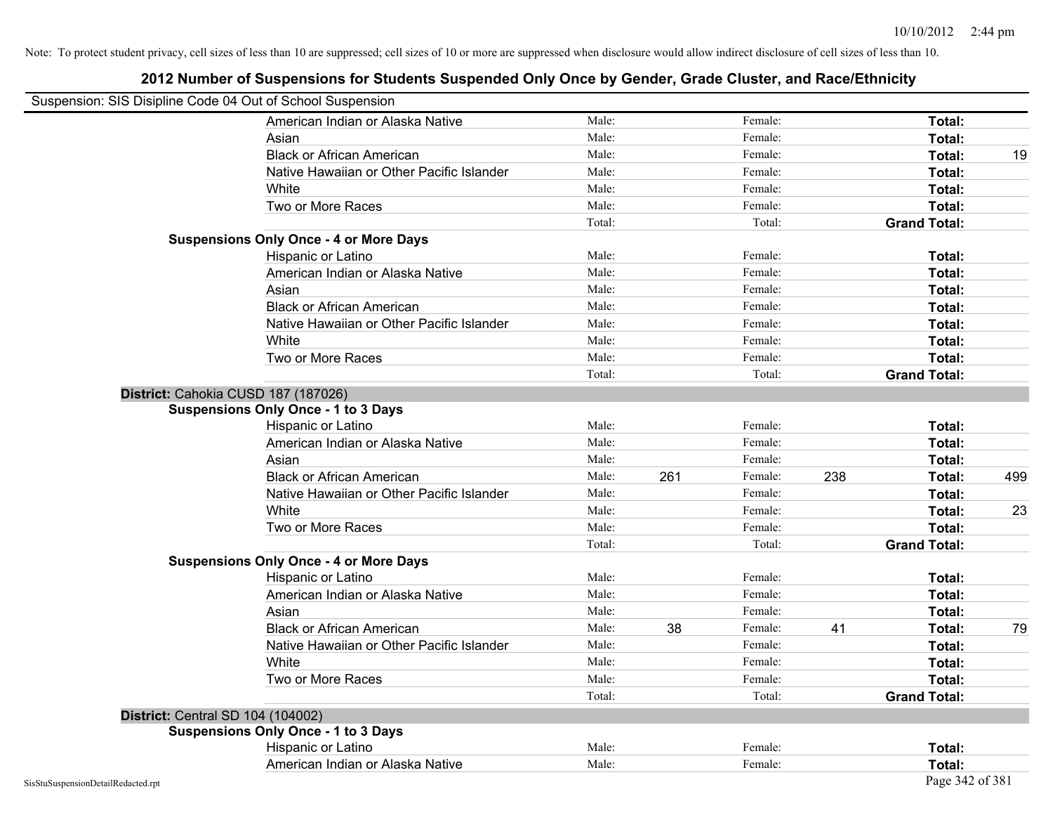Note: To protect student privacy, cell sizes of less than 10 are suppressed; cell sizes of 10 or more are suppressed when disclosure would allow indirect disclosure of cell sizes of less than 10.

# 2012 Number of Suspensions for Students Suspended Only Once by Gender, Grade Cluster, and Race/Ethnicity

Suspension: SIS Disipline Code 04 Out of School Suspension

| | | | | | | |
|---|---|---|---|---|---|---|
| American Indian or Alaska Native | Male: | | Female: | | **Total:** | |
| Asian | Male: | | Female: | | **Total:** | |
| Black or African American | Male: | | Female: | | **Total:** | 19 |
| Native Hawaiian or Other Pacific Islander | Male: | | Female: | | **Total:** | |
| White | Male: | | Female: | | **Total:** | |
| Two or More Races | Male: | | Female: | | **Total:** | |
| | Total: | | Total: | | **Grand Total:** | |

**Suspensions Only Once - 4 or More Days**

| | | | | | | |
|---|---|---|---|---|---|---|
| Hispanic or Latino | Male: | | Female: | | **Total:** | |
| American Indian or Alaska Native | Male: | | Female: | | **Total:** | |
| Asian | Male: | | Female: | | **Total:** | |
| Black or African American | Male: | | Female: | | **Total:** | |
| Native Hawaiian or Other Pacific Islander | Male: | | Female: | | **Total:** | |
| White | Male: | | Female: | | **Total:** | |
| Two or More Races | Male: | | Female: | | **Total:** | |
| | Total: | | Total: | | **Grand Total:** | |

**District:** Cahokia CUSD 187 (187026)

**Suspensions Only Once - 1 to 3 Days**

| | | | | | | |
|---|---|---|---|---|---|---|
| Hispanic or Latino | Male: | | Female: | | **Total:** | |
| American Indian or Alaska Native | Male: | | Female: | | **Total:** | |
| Asian | Male: | | Female: | | **Total:** | |
| Black or African American | Male: | 261 | Female: | 238 | **Total:** | 499 |
| Native Hawaiian or Other Pacific Islander | Male: | | Female: | | **Total:** | |
| White | Male: | | Female: | | **Total:** | 23 |
| Two or More Races | Male: | | Female: | | **Total:** | |
| | Total: | | Total: | | **Grand Total:** | |

**Suspensions Only Once - 4 or More Days**

| | | | | | | |
|---|---|---|---|---|---|---|
| Hispanic or Latino | Male: | | Female: | | **Total:** | |
| American Indian or Alaska Native | Male: | | Female: | | **Total:** | |
| Asian | Male: | | Female: | | **Total:** | |
| Black or African American | Male: | 38 | Female: | 41 | **Total:** | 79 |
| Native Hawaiian or Other Pacific Islander | Male: | | Female: | | **Total:** | |
| White | Male: | | Female: | | **Total:** | |
| Two or More Races | Male: | | Female: | | **Total:** | |
| | Total: | | Total: | | **Grand Total:** | |

**District:** Central SD 104 (104002)

**Suspensions Only Once - 1 to 3 Days**

| | | | | | | |
|---|---|---|---|---|---|---|
| Hispanic or Latino | Male: | | Female: | | **Total:** | |
| American Indian or Alaska Native | Male: | | Female: | | **Total:** | |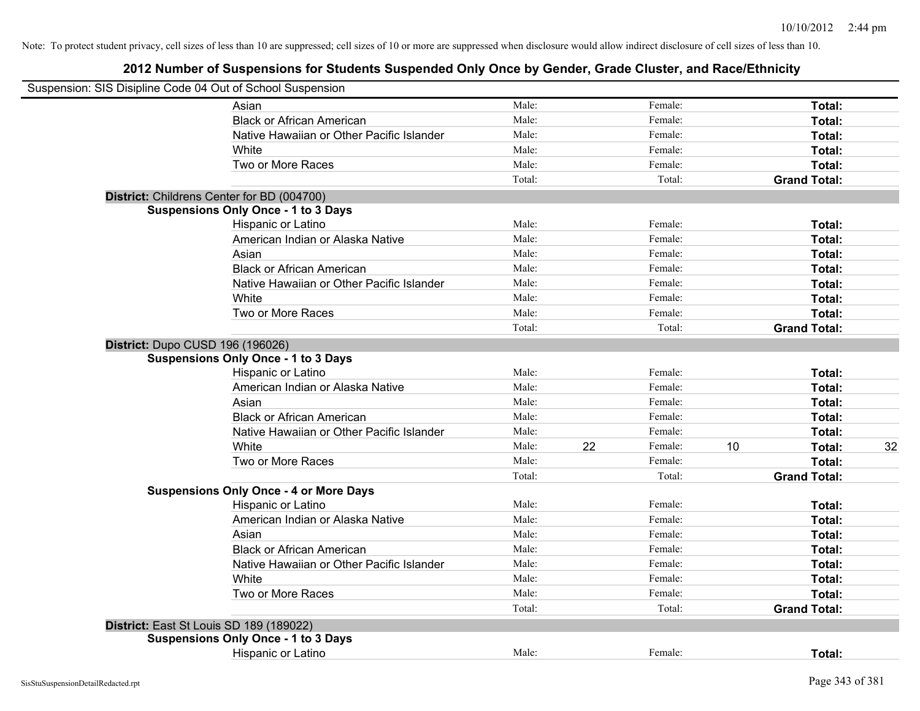Note: To protect student privacy, cell sizes of less than 10 are suppressed; cell sizes of 10 or more are suppressed when disclosure would allow indirect disclosure of cell sizes of less than 10.

# 2012 Number of Suspensions for Students Suspended Only Once by Gender, Grade Cluster, and Race/Ethnicity

Suspension: SIS Disipline Code 04 Out of School Suspension

| | | | | | | | |
|---|---|---|---|---|---|---|---|
| | Asian | Male: | | Female: | | **Total:** | |
| | Black or African American | Male: | | Female: | | **Total:** | |
| | Native Hawaiian or Other Pacific Islander | Male: | | Female: | | **Total:** | |
| | White | Male: | | Female: | | **Total:** | |
| | Two or More Races | Male: | | Female: | | **Total:** | |
| | | Total: | | Total: | | **Grand Total:** | |
| **District:** Childrens Center for BD (004700) | | | | | | | |
| **Suspensions Only Once - 1 to 3 Days** | | | | | | | |
| | Hispanic or Latino | Male: | | Female: | | **Total:** | |
| | American Indian or Alaska Native | Male: | | Female: | | **Total:** | |
| | Asian | Male: | | Female: | | **Total:** | |
| | Black or African American | Male: | | Female: | | **Total:** | |
| | Native Hawaiian or Other Pacific Islander | Male: | | Female: | | **Total:** | |
| | White | Male: | | Female: | | **Total:** | |
| | Two or More Races | Male: | | Female: | | **Total:** | |
| | | Total: | | Total: | | **Grand Total:** | |
| **District:** Dupo CUSD 196 (196026) | | | | | | | |
| **Suspensions Only Once - 1 to 3 Days** | | | | | | | |
| | Hispanic or Latino | Male: | | Female: | | **Total:** | |
| | American Indian or Alaska Native | Male: | | Female: | | **Total:** | |
| | Asian | Male: | | Female: | | **Total:** | |
| | Black or African American | Male: | | Female: | | **Total:** | |
| | Native Hawaiian or Other Pacific Islander | Male: | | Female: | | **Total:** | |
| | White | Male: | 22 | Female: | 10 | **Total:** | 32 |
| | Two or More Races | Male: | | Female: | | **Total:** | |
| | | Total: | | Total: | | **Grand Total:** | |
| **Suspensions Only Once - 4 or More Days** | | | | | | | |
| | Hispanic or Latino | Male: | | Female: | | **Total:** | |
| | American Indian or Alaska Native | Male: | | Female: | | **Total:** | |
| | Asian | Male: | | Female: | | **Total:** | |
| | Black or African American | Male: | | Female: | | **Total:** | |
| | Native Hawaiian or Other Pacific Islander | Male: | | Female: | | **Total:** | |
| | White | Male: | | Female: | | **Total:** | |
| | Two or More Races | Male: | | Female: | | **Total:** | |
| | | Total: | | Total: | | **Grand Total:** | |
| **District:** East St Louis SD 189 (189022) | | | | | | | |
| **Suspensions Only Once - 1 to 3 Days** | | | | | | | |
| | Hispanic or Latino | Male: | | Female: | | **Total:** | |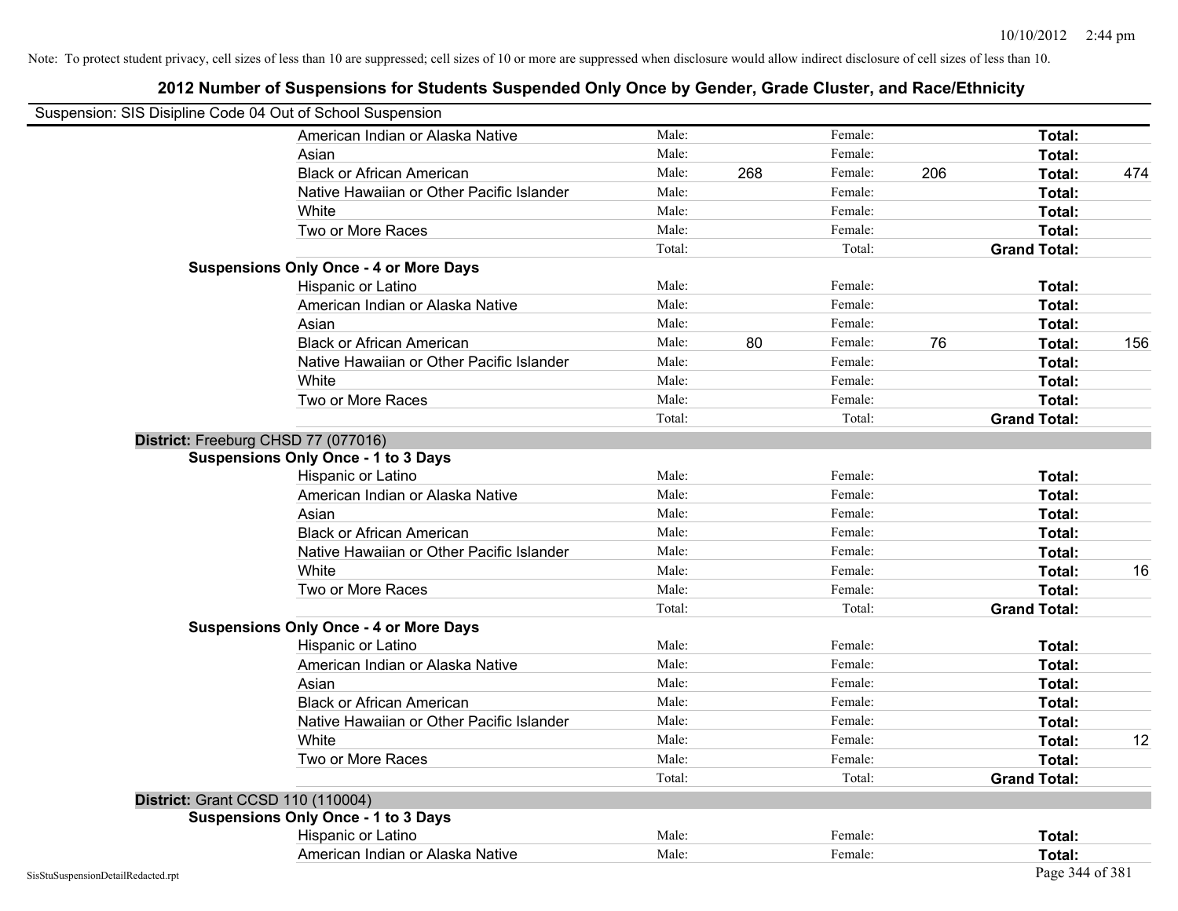Note: To protect student privacy, cell sizes of less than 10 are suppressed; cell sizes of 10 or more are suppressed when disclosure would allow indirect disclosure of cell sizes of less than 10.

## 2012 Number of Suspensions for Students Suspended Only Once by Gender, Grade Cluster, and Race/Ethnicity

Suspension: SIS Disipline Code 04 Out of School Suspension

| | | | | | | |
|---|---|---|---|---|---|---|
| American Indian or Alaska Native | Male: | | Female: | | **Total:** | |
| Asian | Male: | | Female: | | **Total:** | |
| Black or African American | Male: | 268 | Female: | 206 | **Total:** | 474 |
| Native Hawaiian or Other Pacific Islander | Male: | | Female: | | **Total:** | |
| White | Male: | | Female: | | **Total:** | |
| Two or More Races | Male: | | Female: | | **Total:** | |
| | Total: | | Total: | | **Grand Total:** | |

**Suspensions Only Once - 4 or More Days**

| | | | | | | |
|---|---|---|---|---|---|---|
| Hispanic or Latino | Male: | | Female: | | **Total:** | |
| American Indian or Alaska Native | Male: | | Female: | | **Total:** | |
| Asian | Male: | | Female: | | **Total:** | |
| Black or African American | Male: | 80 | Female: | 76 | **Total:** | 156 |
| Native Hawaiian or Other Pacific Islander | Male: | | Female: | | **Total:** | |
| White | Male: | | Female: | | **Total:** | |
| Two or More Races | Male: | | Female: | | **Total:** | |
| | Total: | | Total: | | **Grand Total:** | |

**District:** Freeburg CHSD 77 (077016)

**Suspensions Only Once - 1 to 3 Days**

| | | | | | | |
|---|---|---|---|---|---|---|
| Hispanic or Latino | Male: | | Female: | | **Total:** | |
| American Indian or Alaska Native | Male: | | Female: | | **Total:** | |
| Asian | Male: | | Female: | | **Total:** | |
| Black or African American | Male: | | Female: | | **Total:** | |
| Native Hawaiian or Other Pacific Islander | Male: | | Female: | | **Total:** | |
| White | Male: | | Female: | | **Total:** | 16 |
| Two or More Races | Male: | | Female: | | **Total:** | |
| | Total: | | Total: | | **Grand Total:** | |

**Suspensions Only Once - 4 or More Days**

| | | | | | | |
|---|---|---|---|---|---|---|
| Hispanic or Latino | Male: | | Female: | | **Total:** | |
| American Indian or Alaska Native | Male: | | Female: | | **Total:** | |
| Asian | Male: | | Female: | | **Total:** | |
| Black or African American | Male: | | Female: | | **Total:** | |
| Native Hawaiian or Other Pacific Islander | Male: | | Female: | | **Total:** | |
| White | Male: | | Female: | | **Total:** | 12 |
| Two or More Races | Male: | | Female: | | **Total:** | |
| | Total: | | Total: | | **Grand Total:** | |

**District:** Grant CCSD 110 (110004)

**Suspensions Only Once - 1 to 3 Days**

| | | | | | | |
|---|---|---|---|---|---|---|
| Hispanic or Latino | Male: | | Female: | | **Total:** | |
| American Indian or Alaska Native | Male: | | Female: | | **Total:** | |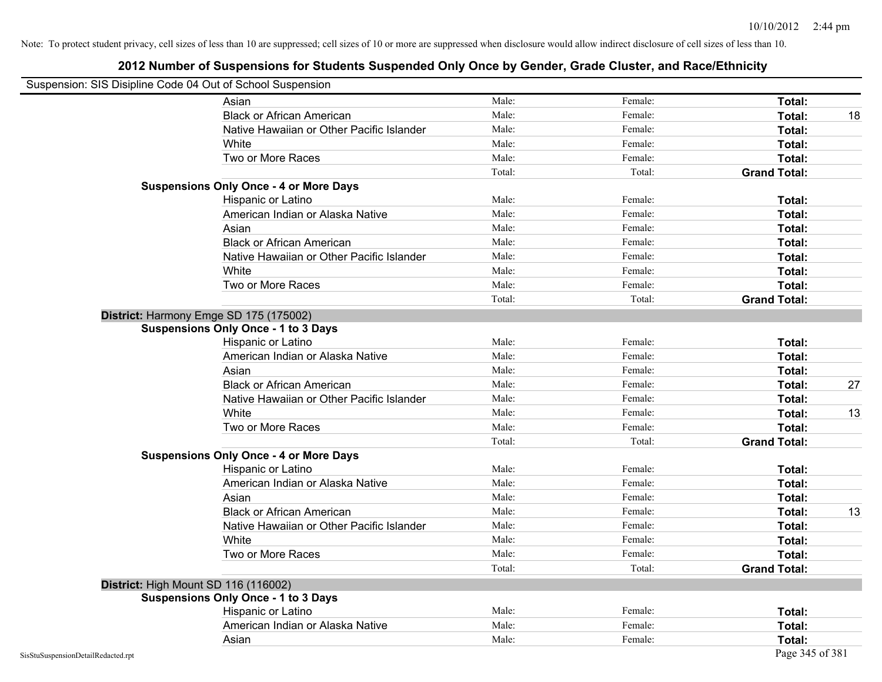Note: To protect student privacy, cell sizes of less than 10 are suppressed; cell sizes of 10 or more are suppressed when disclosure would allow indirect disclosure of cell sizes of less than 10.

# 2012 Number of Suspensions for Students Suspended Only Once by Gender, Grade Cluster, and Race/Ethnicity

Suspension: SIS Disipline Code 04 Out of School Suspension

| | | | | |
|---|---|---|---|---|
| Asian | Male: | Female: | **Total:** | |
| Black or African American | Male: | Female: | **Total:** | 18 |
| Native Hawaiian or Other Pacific Islander | Male: | Female: | **Total:** | |
| White | Male: | Female: | **Total:** | |
| Two or More Races | Male: | Female: | **Total:** | |
| | Total: | Total: | **Grand Total:** | |

**Suspensions Only Once - 4 or More Days**

| | | | | |
|---|---|---|---|---|
| Hispanic or Latino | Male: | Female: | **Total:** | |
| American Indian or Alaska Native | Male: | Female: | **Total:** | |
| Asian | Male: | Female: | **Total:** | |
| Black or African American | Male: | Female: | **Total:** | |
| Native Hawaiian or Other Pacific Islander | Male: | Female: | **Total:** | |
| White | Male: | Female: | **Total:** | |
| Two or More Races | Male: | Female: | **Total:** | |
| | Total: | Total: | **Grand Total:** | |

**District:** Harmony Emge SD 175 (175002)

**Suspensions Only Once - 1 to 3 Days**

| | | | | |
|---|---|---|---|---|
| Hispanic or Latino | Male: | Female: | **Total:** | |
| American Indian or Alaska Native | Male: | Female: | **Total:** | |
| Asian | Male: | Female: | **Total:** | |
| Black or African American | Male: | Female: | **Total:** | 27 |
| Native Hawaiian or Other Pacific Islander | Male: | Female: | **Total:** | |
| White | Male: | Female: | **Total:** | 13 |
| Two or More Races | Male: | Female: | **Total:** | |
| | Total: | Total: | **Grand Total:** | |

**Suspensions Only Once - 4 or More Days**

| | | | | |
|---|---|---|---|---|
| Hispanic or Latino | Male: | Female: | **Total:** | |
| American Indian or Alaska Native | Male: | Female: | **Total:** | |
| Asian | Male: | Female: | **Total:** | |
| Black or African American | Male: | Female: | **Total:** | 13 |
| Native Hawaiian or Other Pacific Islander | Male: | Female: | **Total:** | |
| White | Male: | Female: | **Total:** | |
| Two or More Races | Male: | Female: | **Total:** | |
| | Total: | Total: | **Grand Total:** | |

**District:** High Mount SD 116 (116002)

**Suspensions Only Once - 1 to 3 Days**

| | | | | |
|---|---|---|---|---|
| Hispanic or Latino | Male: | Female: | **Total:** | |
| American Indian or Alaska Native | Male: | Female: | **Total:** | |
| Asian | Male: | Female: | **Total:** | |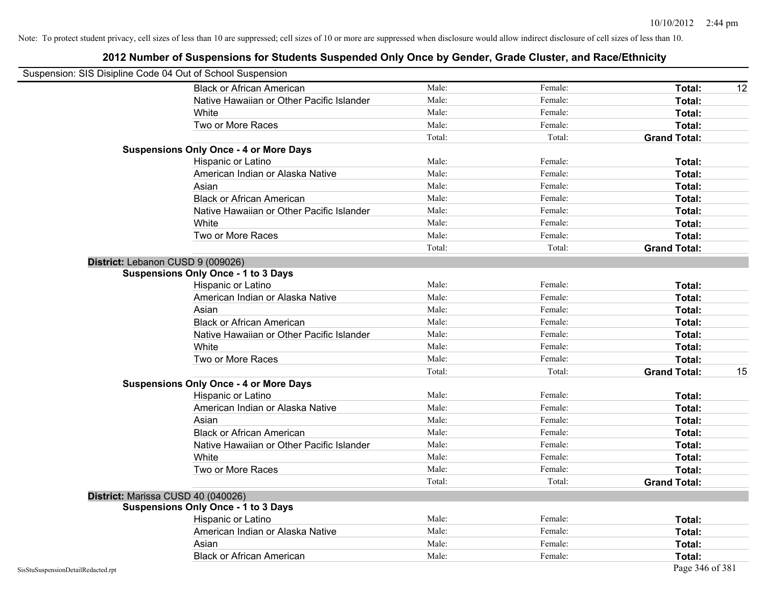Note: To protect student privacy, cell sizes of less than 10 are suppressed; cell sizes of 10 or more are suppressed when disclosure would allow indirect disclosure of cell sizes of less than 10.

## 2012 Number of Suspensions for Students Suspended Only Once by Gender, Grade Cluster, and Race/Ethnicity

Suspension: SIS Disipline Code 04 Out of School Suspension

| | | | | |
|---|---|---|---|---|
| Black or African American | Male: | Female: | **Total:** | 12 |
| Native Hawaiian or Other Pacific Islander | Male: | Female: | **Total:** | |
| White | Male: | Female: | **Total:** | |
| Two or More Races | Male: | Female: | **Total:** | |
| | Total: | Total: | **Grand Total:** | |
| **Suspensions Only Once - 4 or More Days** | | | | |
| Hispanic or Latino | Male: | Female: | **Total:** | |
| American Indian or Alaska Native | Male: | Female: | **Total:** | |
| Asian | Male: | Female: | **Total:** | |
| Black or African American | Male: | Female: | **Total:** | |
| Native Hawaiian or Other Pacific Islander | Male: | Female: | **Total:** | |
| White | Male: | Female: | **Total:** | |
| Two or More Races | Male: | Female: | **Total:** | |
| | Total: | Total: | **Grand Total:** | |
| **District:** Lebanon CUSD 9 (009026) | | | | |
| **Suspensions Only Once - 1 to 3 Days** | | | | |
| Hispanic or Latino | Male: | Female: | **Total:** | |
| American Indian or Alaska Native | Male: | Female: | **Total:** | |
| Asian | Male: | Female: | **Total:** | |
| Black or African American | Male: | Female: | **Total:** | |
| Native Hawaiian or Other Pacific Islander | Male: | Female: | **Total:** | |
| White | Male: | Female: | **Total:** | |
| Two or More Races | Male: | Female: | **Total:** | |
| | Total: | Total: | **Grand Total:** | 15 |
| **Suspensions Only Once - 4 or More Days** | | | | |
| Hispanic or Latino | Male: | Female: | **Total:** | |
| American Indian or Alaska Native | Male: | Female: | **Total:** | |
| Asian | Male: | Female: | **Total:** | |
| Black or African American | Male: | Female: | **Total:** | |
| Native Hawaiian or Other Pacific Islander | Male: | Female: | **Total:** | |
| White | Male: | Female: | **Total:** | |
| Two or More Races | Male: | Female: | **Total:** | |
| | Total: | Total: | **Grand Total:** | |
| **District:** Marissa CUSD 40 (040026) | | | | |
| **Suspensions Only Once - 1 to 3 Days** | | | | |
| Hispanic or Latino | Male: | Female: | **Total:** | |
| American Indian or Alaska Native | Male: | Female: | **Total:** | |
| Asian | Male: | Female: | **Total:** | |
| Black or African American | Male: | Female: | **Total:** | |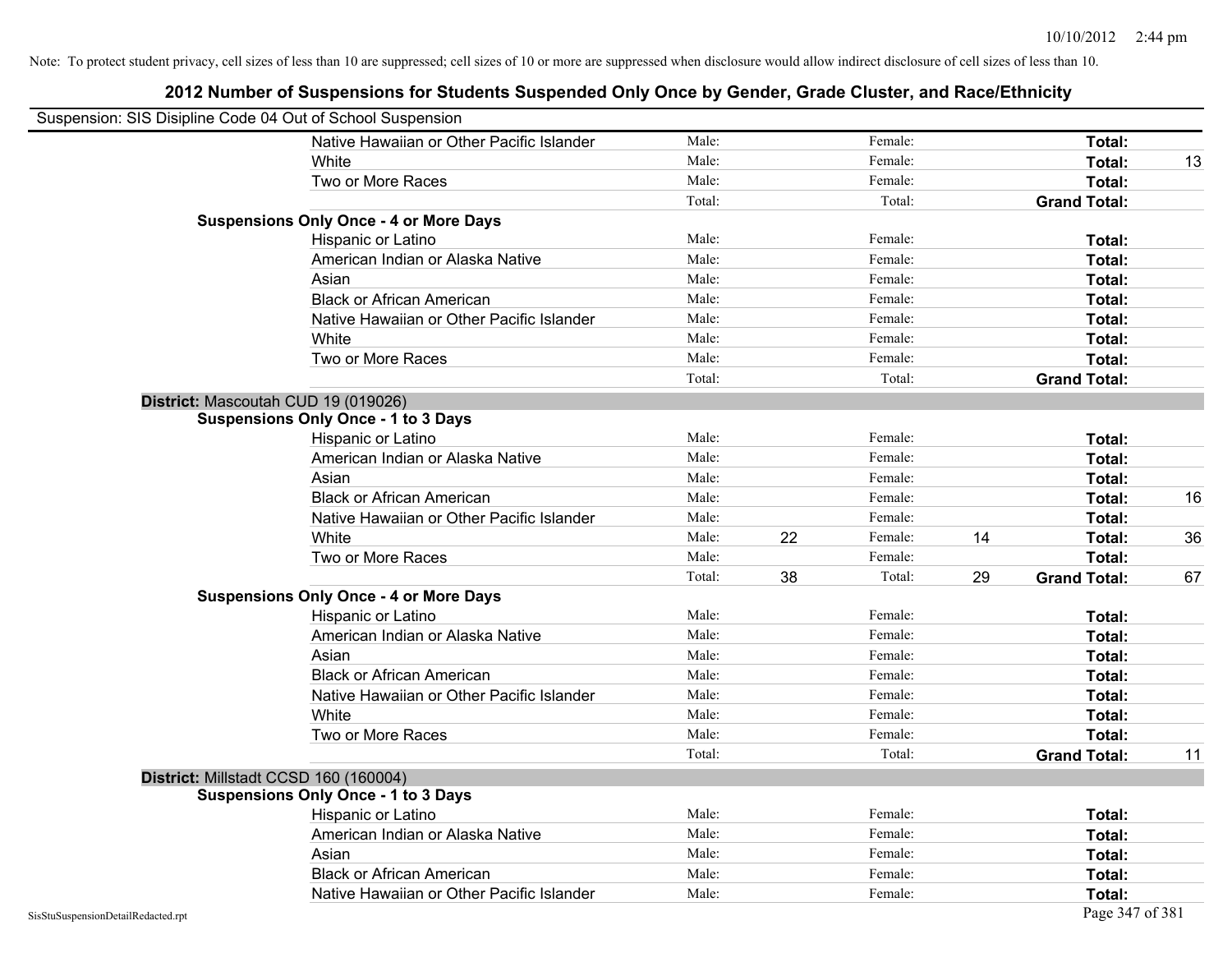Note: To protect student privacy, cell sizes of less than 10 are suppressed; cell sizes of 10 or more are suppressed when disclosure would allow indirect disclosure of cell sizes of less than 10.

# 2012 Number of Suspensions for Students Suspended Only Once by Gender, Grade Cluster, and Race/Ethnicity

Suspension: SIS Disipline Code 04 Out of School Suspension

| | | | | | | | |
|---|---|---|---|---|---|---|---|
| Native Hawaiian or Other Pacific Islander | Male: | | Female: | | **Total:** | |
| White | Male: | | Female: | | **Total:** | 13 |
| Two or More Races | Male: | | Female: | | **Total:** | |
| | Total: | | Total: | | **Grand Total:** | |
| **Suspensions Only Once - 4 or More Days** | | | | | | |
| Hispanic or Latino | Male: | | Female: | | **Total:** | |
| American Indian or Alaska Native | Male: | | Female: | | **Total:** | |
| Asian | Male: | | Female: | | **Total:** | |
| Black or African American | Male: | | Female: | | **Total:** | |
| Native Hawaiian or Other Pacific Islander | Male: | | Female: | | **Total:** | |
| White | Male: | | Female: | | **Total:** | |
| Two or More Races | Male: | | Female: | | **Total:** | |
| | Total: | | Total: | | **Grand Total:** | |

**District:** Mascoutah CUD 19 (019026)

| | | | | | | |
|---|---|---|---|---|---|---|
| **Suspensions Only Once - 1 to 3 Days** | | | | | | |
| Hispanic or Latino | Male: | | Female: | | **Total:** | |
| American Indian or Alaska Native | Male: | | Female: | | **Total:** | |
| Asian | Male: | | Female: | | **Total:** | |
| Black or African American | Male: | | Female: | | **Total:** | 16 |
| Native Hawaiian or Other Pacific Islander | Male: | | Female: | | **Total:** | |
| White | Male: | 22 | Female: | 14 | **Total:** | 36 |
| Two or More Races | Male: | | Female: | | **Total:** | |
| | Total: | 38 | Total: | 29 | **Grand Total:** | 67 |
| **Suspensions Only Once - 4 or More Days** | | | | | | |
| Hispanic or Latino | Male: | | Female: | | **Total:** | |
| American Indian or Alaska Native | Male: | | Female: | | **Total:** | |
| Asian | Male: | | Female: | | **Total:** | |
| Black or African American | Male: | | Female: | | **Total:** | |
| Native Hawaiian or Other Pacific Islander | Male: | | Female: | | **Total:** | |
| White | Male: | | Female: | | **Total:** | |
| Two or More Races | Male: | | Female: | | **Total:** | |
| | Total: | | Total: | | **Grand Total:** | 11 |

**District:** Millstadt CCSD 160 (160004)

| | | | | | | |
|---|---|---|---|---|---|---|
| **Suspensions Only Once - 1 to 3 Days** | | | | | | |
| Hispanic or Latino | Male: | | Female: | | **Total:** | |
| American Indian or Alaska Native | Male: | | Female: | | **Total:** | |
| Asian | Male: | | Female: | | **Total:** | |
| Black or African American | Male: | | Female: | | **Total:** | |
| Native Hawaiian or Other Pacific Islander | Male: | | Female: | | **Total:** | |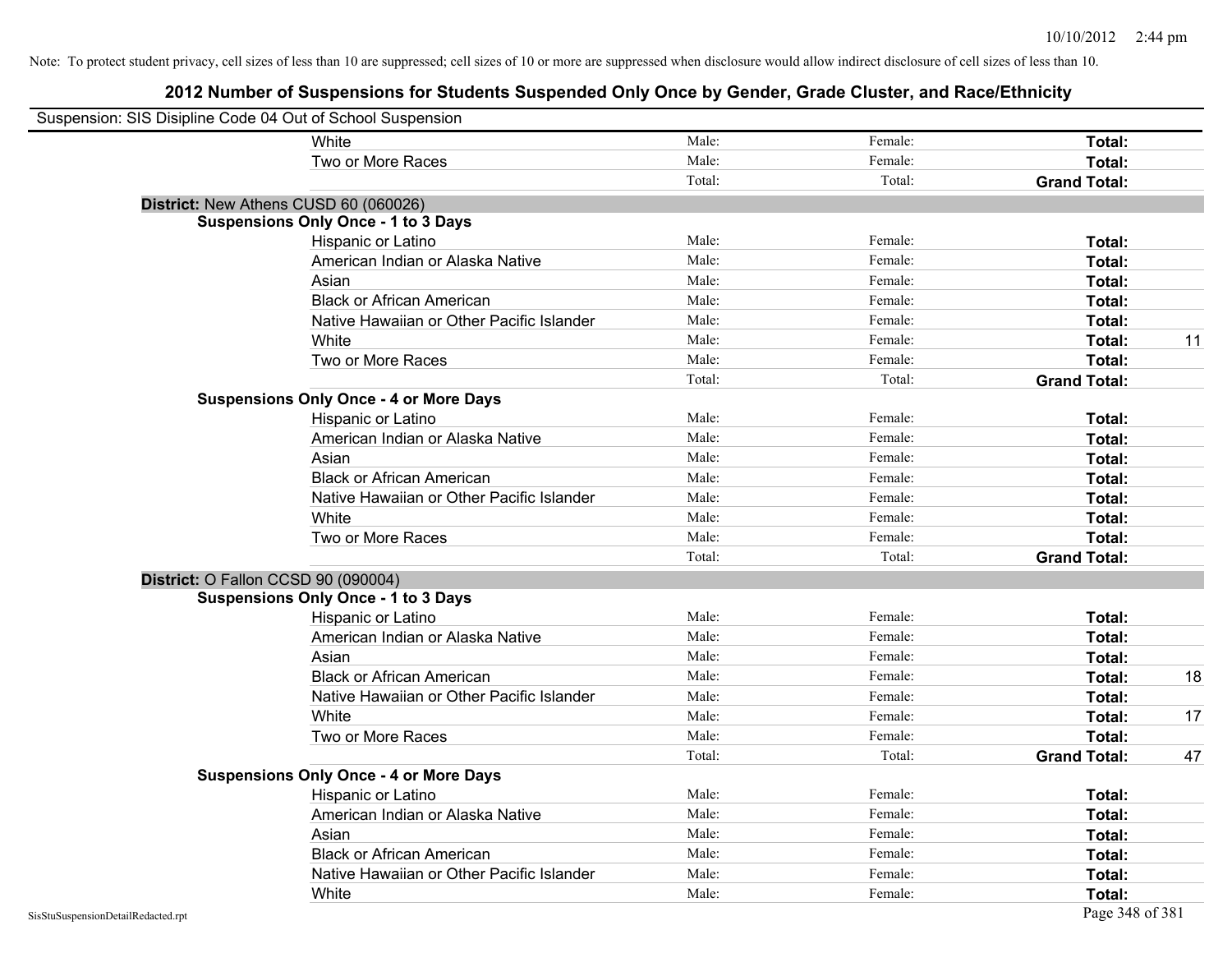Note: To protect student privacy, cell sizes of less than 10 are suppressed; cell sizes of 10 or more are suppressed when disclosure would allow indirect disclosure of cell sizes of less than 10.

# 2012 Number of Suspensions for Students Suspended Only Once by Gender, Grade Cluster, and Race/Ethnicity

Suspension: SIS Disipline Code 04 Out of School Suspension

| | | | | | |
|---|---|---|---|---|---|
| | White | Male: | Female: | **Total:** | |
| | Two or More Races | Male: | Female: | **Total:** | |
| | | Total: | Total: | **Grand Total:** | |
| **District:** New Athens CUSD 60 (060026) | | | | | |
| **Suspensions Only Once - 1 to 3 Days** | | | | | |
| | Hispanic or Latino | Male: | Female: | **Total:** | |
| | American Indian or Alaska Native | Male: | Female: | **Total:** | |
| | Asian | Male: | Female: | **Total:** | |
| | Black or African American | Male: | Female: | **Total:** | |
| | Native Hawaiian or Other Pacific Islander | Male: | Female: | **Total:** | |
| | White | Male: | Female: | **Total:** | 11 |
| | Two or More Races | Male: | Female: | **Total:** | |
| | | Total: | Total: | **Grand Total:** | |
| **Suspensions Only Once - 4 or More Days** | | | | | |
| | Hispanic or Latino | Male: | Female: | **Total:** | |
| | American Indian or Alaska Native | Male: | Female: | **Total:** | |
| | Asian | Male: | Female: | **Total:** | |
| | Black or African American | Male: | Female: | **Total:** | |
| | Native Hawaiian or Other Pacific Islander | Male: | Female: | **Total:** | |
| | White | Male: | Female: | **Total:** | |
| | Two or More Races | Male: | Female: | **Total:** | |
| | | Total: | Total: | **Grand Total:** | |
| **District:** O Fallon CCSD 90 (090004) | | | | | |
| **Suspensions Only Once - 1 to 3 Days** | | | | | |
| | Hispanic or Latino | Male: | Female: | **Total:** | |
| | American Indian or Alaska Native | Male: | Female: | **Total:** | |
| | Asian | Male: | Female: | **Total:** | |
| | Black or African American | Male: | Female: | **Total:** | 18 |
| | Native Hawaiian or Other Pacific Islander | Male: | Female: | **Total:** | |
| | White | Male: | Female: | **Total:** | 17 |
| | Two or More Races | Male: | Female: | **Total:** | |
| | | Total: | Total: | **Grand Total:** | 47 |
| **Suspensions Only Once - 4 or More Days** | | | | | |
| | Hispanic or Latino | Male: | Female: | **Total:** | |
| | American Indian or Alaska Native | Male: | Female: | **Total:** | |
| | Asian | Male: | Female: | **Total:** | |
| | Black or African American | Male: | Female: | **Total:** | |
| | Native Hawaiian or Other Pacific Islander | Male: | Female: | **Total:** | |
| | White | Male: | Female: | **Total:** | |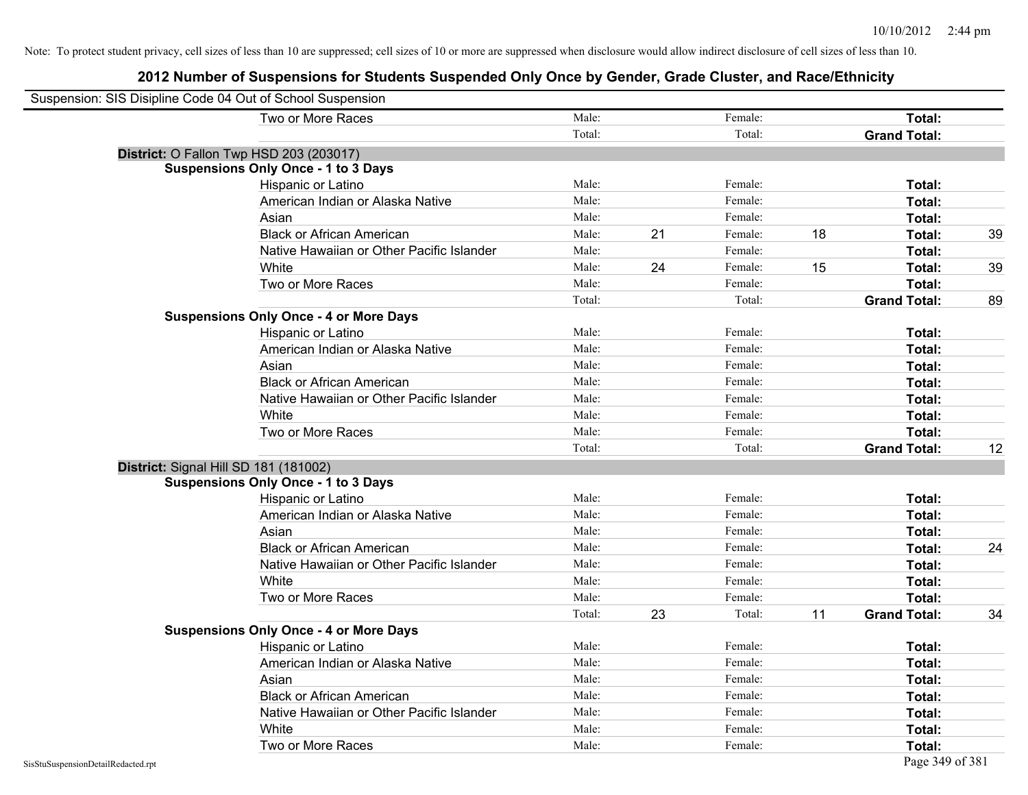Note: To protect student privacy, cell sizes of less than 10 are suppressed; cell sizes of 10 or more are suppressed when disclosure would allow indirect disclosure of cell sizes of less than 10.

# 2012 Number of Suspensions for Students Suspended Only Once by Gender, Grade Cluster, and Race/Ethnicity

Suspension: SIS Disipline Code 04 Out of School Suspension

| | | | | | | |
|---|---|---|---|---|---|---|
| Two or More Races | Male: | | Female: | | **Total:** | |
| | Total: | | Total: | | **Grand Total:** | |

**District:** O Fallon Twp HSD 203 (203017)

**Suspensions Only Once - 1 to 3 Days**

| | | | | | | |
|---|---|---|---|---|---|---|
| Hispanic or Latino | Male: | | Female: | | **Total:** | |
| American Indian or Alaska Native | Male: | | Female: | | **Total:** | |
| Asian | Male: | | Female: | | **Total:** | |
| Black or African American | Male: | 21 | Female: | 18 | **Total:** | 39 |
| Native Hawaiian or Other Pacific Islander | Male: | | Female: | | **Total:** | |
| White | Male: | 24 | Female: | 15 | **Total:** | 39 |
| Two or More Races | Male: | | Female: | | **Total:** | |
| | Total: | | Total: | | **Grand Total:** | 89 |

**Suspensions Only Once - 4 or More Days**

| | | | | | | |
|---|---|---|---|---|---|---|
| Hispanic or Latino | Male: | | Female: | | **Total:** | |
| American Indian or Alaska Native | Male: | | Female: | | **Total:** | |
| Asian | Male: | | Female: | | **Total:** | |
| Black or African American | Male: | | Female: | | **Total:** | |
| Native Hawaiian or Other Pacific Islander | Male: | | Female: | | **Total:** | |
| White | Male: | | Female: | | **Total:** | |
| Two or More Races | Male: | | Female: | | **Total:** | |
| | Total: | | Total: | | **Grand Total:** | 12 |

**District:** Signal Hill SD 181 (181002)

**Suspensions Only Once - 1 to 3 Days**

| | | | | | | |
|---|---|---|---|---|---|---|
| Hispanic or Latino | Male: | | Female: | | **Total:** | |
| American Indian or Alaska Native | Male: | | Female: | | **Total:** | |
| Asian | Male: | | Female: | | **Total:** | |
| Black or African American | Male: | | Female: | | **Total:** | 24 |
| Native Hawaiian or Other Pacific Islander | Male: | | Female: | | **Total:** | |
| White | Male: | | Female: | | **Total:** | |
| Two or More Races | Male: | | Female: | | **Total:** | |
| | Total: | 23 | Total: | 11 | **Grand Total:** | 34 |

**Suspensions Only Once - 4 or More Days**

| | | | | | | |
|---|---|---|---|---|---|---|
| Hispanic or Latino | Male: | | Female: | | **Total:** | |
| American Indian or Alaska Native | Male: | | Female: | | **Total:** | |
| Asian | Male: | | Female: | | **Total:** | |
| Black or African American | Male: | | Female: | | **Total:** | |
| Native Hawaiian or Other Pacific Islander | Male: | | Female: | | **Total:** | |
| White | Male: | | Female: | | **Total:** | |
| Two or More Races | Male: | | Female: | | **Total:** | |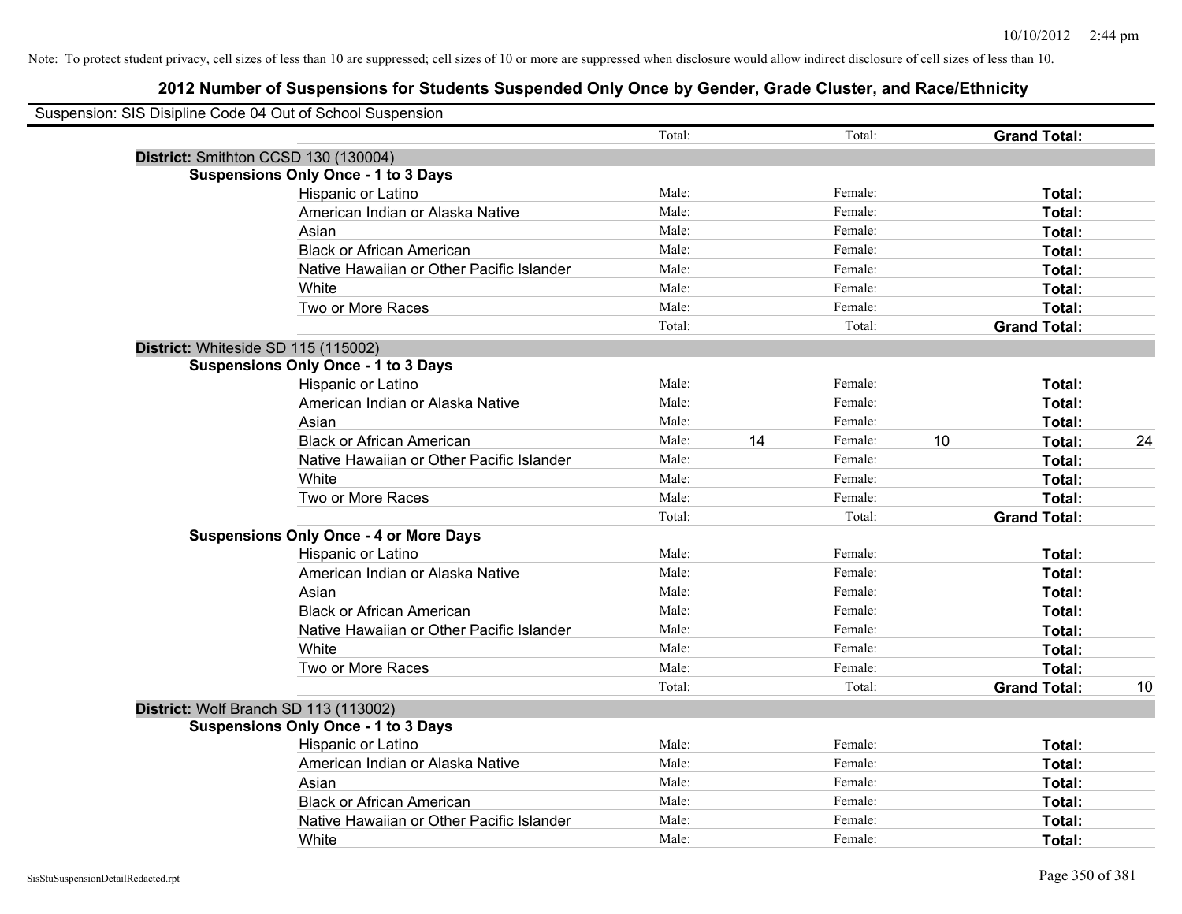Note: To protect student privacy, cell sizes of less than 10 are suppressed; cell sizes of 10 or more are suppressed when disclosure would allow indirect disclosure of cell sizes of less than 10.

## 2012 Number of Suspensions for Students Suspended Only Once by Gender, Grade Cluster, and Race/Ethnicity

Suspension: SIS Disipline Code 04 Out of School Suspension

| | | | | | | | |
|---|---|---|---|---|---|---|---|
| | | Total: | | Total: | | **Grand Total:** | |
| **District:** Smithton CCSD 130 (130004) | | | | | | | |
| **Suspensions Only Once - 1 to 3 Days** | | | | | | | |
| | Hispanic or Latino | Male: | | Female: | | **Total:** | |
| | American Indian or Alaska Native | Male: | | Female: | | **Total:** | |
| | Asian | Male: | | Female: | | **Total:** | |
| | Black or African American | Male: | | Female: | | **Total:** | |
| | Native Hawaiian or Other Pacific Islander | Male: | | Female: | | **Total:** | |
| | White | Male: | | Female: | | **Total:** | |
| | Two or More Races | Male: | | Female: | | **Total:** | |
| | | Total: | | Total: | | **Grand Total:** | |
| **District:** Whiteside SD 115 (115002) | | | | | | | |
| **Suspensions Only Once - 1 to 3 Days** | | | | | | | |
| | Hispanic or Latino | Male: | | Female: | | **Total:** | |
| | American Indian or Alaska Native | Male: | | Female: | | **Total:** | |
| | Asian | Male: | | Female: | | **Total:** | |
| | Black or African American | Male: | 14 | Female: | 10 | **Total:** | 24 |
| | Native Hawaiian or Other Pacific Islander | Male: | | Female: | | **Total:** | |
| | White | Male: | | Female: | | **Total:** | |
| | Two or More Races | Male: | | Female: | | **Total:** | |
| | | Total: | | Total: | | **Grand Total:** | |
| **Suspensions Only Once - 4 or More Days** | | | | | | | |
| | Hispanic or Latino | Male: | | Female: | | **Total:** | |
| | American Indian or Alaska Native | Male: | | Female: | | **Total:** | |
| | Asian | Male: | | Female: | | **Total:** | |
| | Black or African American | Male: | | Female: | | **Total:** | |
| | Native Hawaiian or Other Pacific Islander | Male: | | Female: | | **Total:** | |
| | White | Male: | | Female: | | **Total:** | |
| | Two or More Races | Male: | | Female: | | **Total:** | |
| | | Total: | | Total: | | **Grand Total:** | 10 |
| **District:** Wolf Branch SD 113 (113002) | | | | | | | |
| **Suspensions Only Once - 1 to 3 Days** | | | | | | | |
| | Hispanic or Latino | Male: | | Female: | | **Total:** | |
| | American Indian or Alaska Native | Male: | | Female: | | **Total:** | |
| | Asian | Male: | | Female: | | **Total:** | |
| | Black or African American | Male: | | Female: | | **Total:** | |
| | Native Hawaiian or Other Pacific Islander | Male: | | Female: | | **Total:** | |
| | White | Male: | | Female: | | **Total:** | |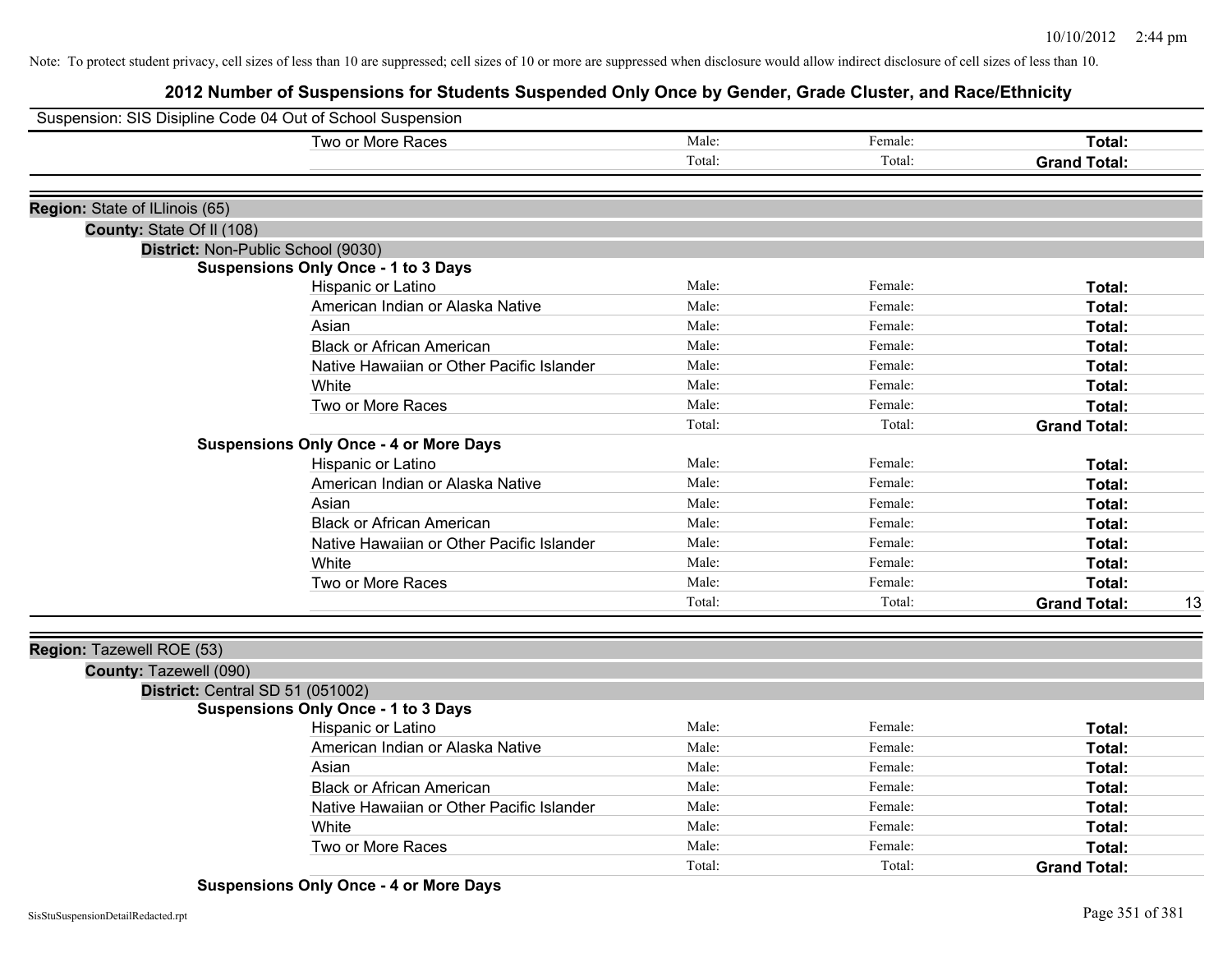Note: To protect student privacy, cell sizes of less than 10 are suppressed; cell sizes of 10 or more are suppressed when disclosure would allow indirect disclosure of cell sizes of less than 10.

## 2012 Number of Suspensions for Students Suspended Only Once by Gender, Grade Cluster, and Race/Ethnicity

Suspension: SIS Disipline Code 04 Out of School Suspension

| | | | | |
|---|---|---|---|---|
| Two or More Races | Male: | Female: | **Total:** | |
| | Total: | Total: | **Grand Total:** | |

**Region:** State of ILlinois (65)

**County:** State Of Il (108)

**District:** Non-Public School (9030)

**Suspensions Only Once - 1 to 3 Days**

| | | | | |
|---|---|---|---|---|
| Hispanic or Latino | Male: | Female: | **Total:** | |
| American Indian or Alaska Native | Male: | Female: | **Total:** | |
| Asian | Male: | Female: | **Total:** | |
| Black or African American | Male: | Female: | **Total:** | |
| Native Hawaiian or Other Pacific Islander | Male: | Female: | **Total:** | |
| White | Male: | Female: | **Total:** | |
| Two or More Races | Male: | Female: | **Total:** | |
| | Total: | Total: | **Grand Total:** | |

**Suspensions Only Once - 4 or More Days**

| | | | | |
|---|---|---|---|---|
| Hispanic or Latino | Male: | Female: | **Total:** | |
| American Indian or Alaska Native | Male: | Female: | **Total:** | |
| Asian | Male: | Female: | **Total:** | |
| Black or African American | Male: | Female: | **Total:** | |
| Native Hawaiian or Other Pacific Islander | Male: | Female: | **Total:** | |
| White | Male: | Female: | **Total:** | |
| Two or More Races | Male: | Female: | **Total:** | |
| | Total: | Total: | **Grand Total:** | 13 |

**Region:** Tazewell ROE (53)

**County:** Tazewell (090)

**District:** Central SD 51 (051002)

**Suspensions Only Once - 1 to 3 Days**

| | | | | |
|---|---|---|---|---|
| Hispanic or Latino | Male: | Female: | **Total:** | |
| American Indian or Alaska Native | Male: | Female: | **Total:** | |
| Asian | Male: | Female: | **Total:** | |
| Black or African American | Male: | Female: | **Total:** | |
| Native Hawaiian or Other Pacific Islander | Male: | Female: | **Total:** | |
| White | Male: | Female: | **Total:** | |
| Two or More Races | Male: | Female: | **Total:** | |
| | Total: | Total: | **Grand Total:** | |

**Suspensions Only Once - 4 or More Days**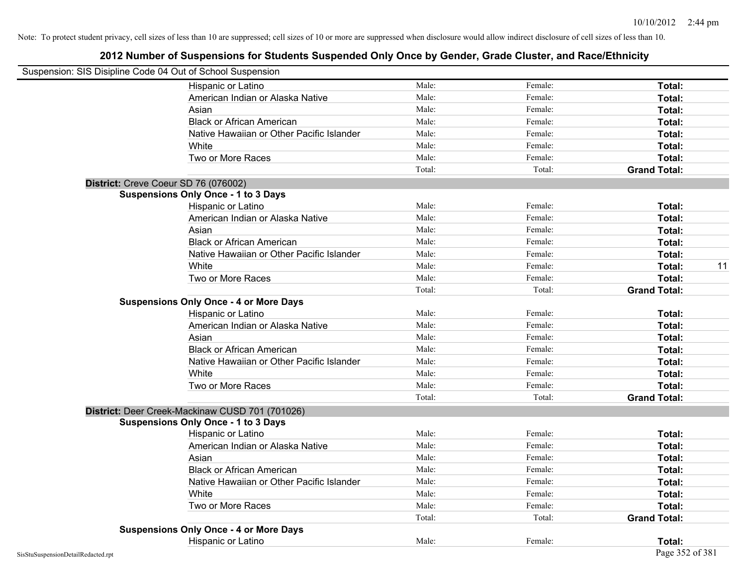Note: To protect student privacy, cell sizes of less than 10 are suppressed; cell sizes of 10 or more are suppressed when disclosure would allow indirect disclosure of cell sizes of less than 10.

# 2012 Number of Suspensions for Students Suspended Only Once by Gender, Grade Cluster, and Race/Ethnicity

Suspension: SIS Disipline Code 04 Out of School Suspension

| | | | | |
|---|---|---|---|---|
| Hispanic or Latino | Male: | Female: | **Total:** | |
| American Indian or Alaska Native | Male: | Female: | **Total:** | |
| Asian | Male: | Female: | **Total:** | |
| Black or African American | Male: | Female: | **Total:** | |
| Native Hawaiian or Other Pacific Islander | Male: | Female: | **Total:** | |
| White | Male: | Female: | **Total:** | |
| Two or More Races | Male: | Female: | **Total:** | |
| | Total: | Total: | **Grand Total:** | |

**District:** Creve Coeur SD 76 (076002)

**Suspensions Only Once - 1 to 3 Days**

| | | | | |
|---|---|---|---|---|
| Hispanic or Latino | Male: | Female: | **Total:** | |
| American Indian or Alaska Native | Male: | Female: | **Total:** | |
| Asian | Male: | Female: | **Total:** | |
| Black or African American | Male: | Female: | **Total:** | |
| Native Hawaiian or Other Pacific Islander | Male: | Female: | **Total:** | |
| White | Male: | Female: | **Total:** | 11 |
| Two or More Races | Male: | Female: | **Total:** | |
| | Total: | Total: | **Grand Total:** | |

**Suspensions Only Once - 4 or More Days**

| | | | | |
|---|---|---|---|---|
| Hispanic or Latino | Male: | Female: | **Total:** | |
| American Indian or Alaska Native | Male: | Female: | **Total:** | |
| Asian | Male: | Female: | **Total:** | |
| Black or African American | Male: | Female: | **Total:** | |
| Native Hawaiian or Other Pacific Islander | Male: | Female: | **Total:** | |
| White | Male: | Female: | **Total:** | |
| Two or More Races | Male: | Female: | **Total:** | |
| | Total: | Total: | **Grand Total:** | |

**District:** Deer Creek-Mackinaw CUSD 701 (701026)

**Suspensions Only Once - 1 to 3 Days**

| | | | | |
|---|---|---|---|---|
| Hispanic or Latino | Male: | Female: | **Total:** | |
| American Indian or Alaska Native | Male: | Female: | **Total:** | |
| Asian | Male: | Female: | **Total:** | |
| Black or African American | Male: | Female: | **Total:** | |
| Native Hawaiian or Other Pacific Islander | Male: | Female: | **Total:** | |
| White | Male: | Female: | **Total:** | |
| Two or More Races | Male: | Female: | **Total:** | |
| | Total: | Total: | **Grand Total:** | |

**Suspensions Only Once - 4 or More Days**

| | | | | |
|---|---|---|---|---|
| Hispanic or Latino | Male: | Female: | **Total:** | |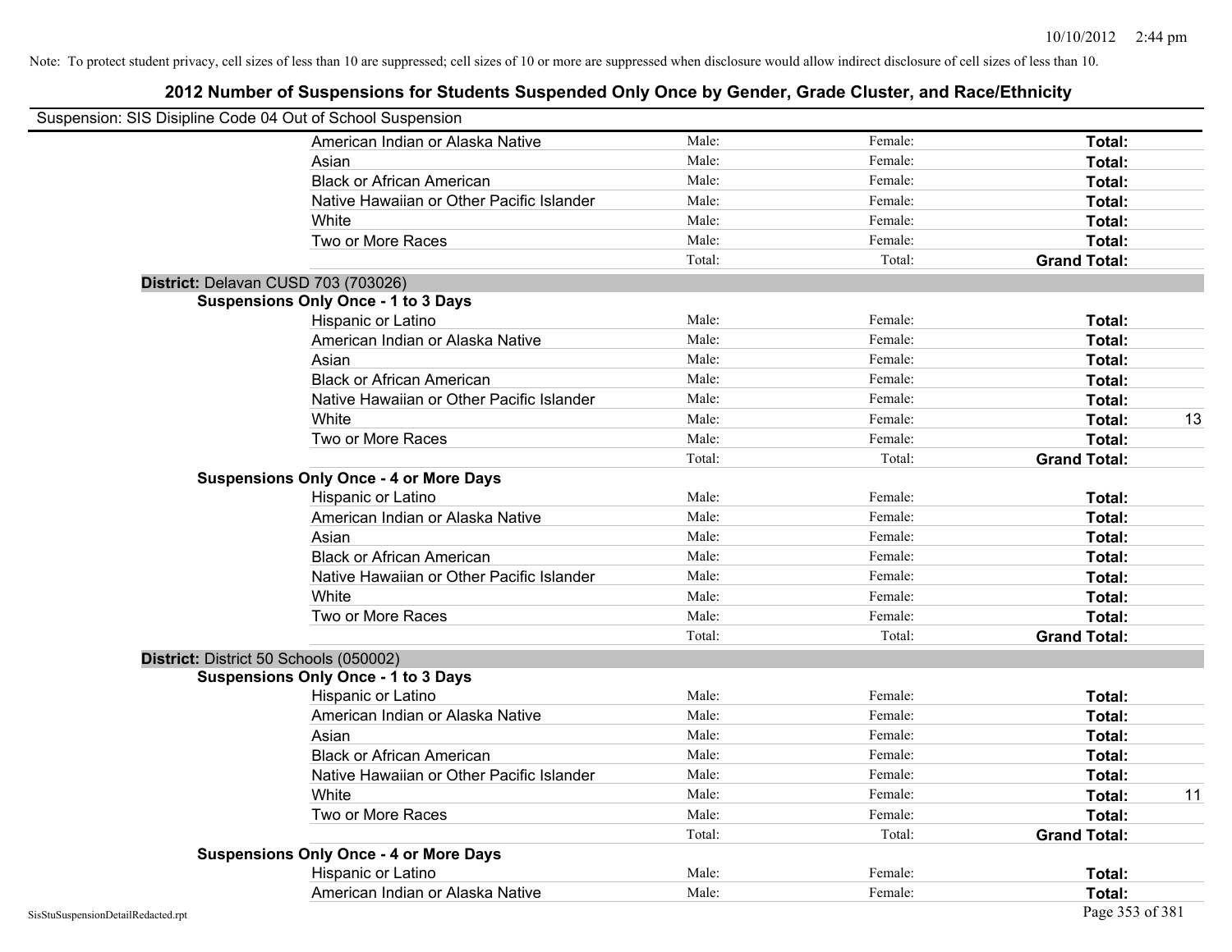Note: To protect student privacy, cell sizes of less than 10 are suppressed; cell sizes of 10 or more are suppressed when disclosure would allow indirect disclosure of cell sizes of less than 10.

## 2012 Number of Suspensions for Students Suspended Only Once by Gender, Grade Cluster, and Race/Ethnicity

Suspension: SIS Disipline Code 04 Out of School Suspension

| | Male: | Female: | Total: |
|---|---|---|---|
| American Indian or Alaska Native | Male: | Female: | **Total:** |
| Asian | Male: | Female: | **Total:** |
| Black or African American | Male: | Female: | **Total:** |
| Native Hawaiian or Other Pacific Islander | Male: | Female: | **Total:** |
| White | Male: | Female: | **Total:** |
| Two or More Races | Male: | Female: | **Total:** |
| | Total: | Total: | **Grand Total:** |

**District:** Delavan CUSD 703 (703026)

**Suspensions Only Once - 1 to 3 Days**

| | | | | |
|---|---|---|---|---|
| Hispanic or Latino | Male: | Female: | **Total:** | |
| American Indian or Alaska Native | Male: | Female: | **Total:** | |
| Asian | Male: | Female: | **Total:** | |
| Black or African American | Male: | Female: | **Total:** | |
| Native Hawaiian or Other Pacific Islander | Male: | Female: | **Total:** | |
| White | Male: | Female: | **Total:** | 13 |
| Two or More Races | Male: | Female: | **Total:** | |
| | Total: | Total: | **Grand Total:** | |

**Suspensions Only Once - 4 or More Days**

| | | | | |
|---|---|---|---|---|
| Hispanic or Latino | Male: | Female: | **Total:** | |
| American Indian or Alaska Native | Male: | Female: | **Total:** | |
| Asian | Male: | Female: | **Total:** | |
| Black or African American | Male: | Female: | **Total:** | |
| Native Hawaiian or Other Pacific Islander | Male: | Female: | **Total:** | |
| White | Male: | Female: | **Total:** | |
| Two or More Races | Male: | Female: | **Total:** | |
| | Total: | Total: | **Grand Total:** | |

**District:** District 50 Schools (050002)

**Suspensions Only Once - 1 to 3 Days**

| | | | | |
|---|---|---|---|---|
| Hispanic or Latino | Male: | Female: | **Total:** | |
| American Indian or Alaska Native | Male: | Female: | **Total:** | |
| Asian | Male: | Female: | **Total:** | |
| Black or African American | Male: | Female: | **Total:** | |
| Native Hawaiian or Other Pacific Islander | Male: | Female: | **Total:** | |
| White | Male: | Female: | **Total:** | 11 |
| Two or More Races | Male: | Female: | **Total:** | |
| | Total: | Total: | **Grand Total:** | |

**Suspensions Only Once - 4 or More Days**

| | | | | |
|---|---|---|---|---|
| Hispanic or Latino | Male: | Female: | **Total:** | |
| American Indian or Alaska Native | Male: | Female: | **Total:** | |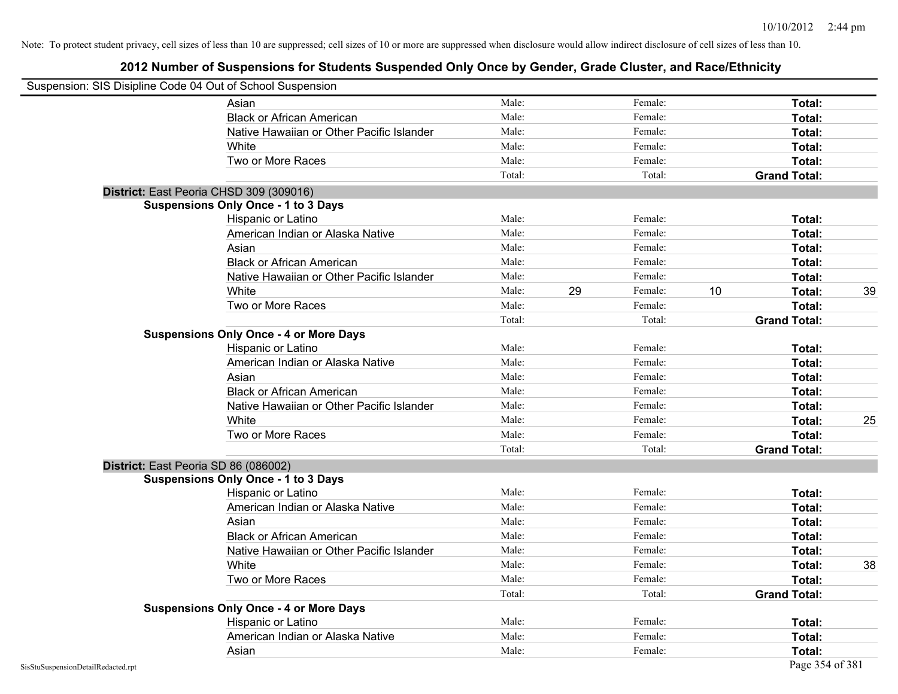Note: To protect student privacy, cell sizes of less than 10 are suppressed; cell sizes of 10 or more are suppressed when disclosure would allow indirect disclosure of cell sizes of less than 10.

## 2012 Number of Suspensions for Students Suspended Only Once by Gender, Grade Cluster, and Race/Ethnicity

Suspension: SIS Disipline Code 04 Out of School Suspension

| | | | | | | |
|---|---|---|---|---|---|---|
| Asian | Male: | | Female: | | **Total:** | |
| Black or African American | Male: | | Female: | | **Total:** | |
| Native Hawaiian or Other Pacific Islander | Male: | | Female: | | **Total:** | |
| White | Male: | | Female: | | **Total:** | |
| Two or More Races | Male: | | Female: | | **Total:** | |
| | Total: | | Total: | | **Grand Total:** | |

**District:** East Peoria CHSD 309 (309016)

**Suspensions Only Once - 1 to 3 Days**

| | | | | | | |
|---|---|---|---|---|---|---|
| Hispanic or Latino | Male: | | Female: | | **Total:** | |
| American Indian or Alaska Native | Male: | | Female: | | **Total:** | |
| Asian | Male: | | Female: | | **Total:** | |
| Black or African American | Male: | | Female: | | **Total:** | |
| Native Hawaiian or Other Pacific Islander | Male: | | Female: | | **Total:** | |
| White | Male: | 29 | Female: | 10 | **Total:** | 39 |
| Two or More Races | Male: | | Female: | | **Total:** | |
| | Total: | | Total: | | **Grand Total:** | |

**Suspensions Only Once - 4 or More Days**

| | | | | | | |
|---|---|---|---|---|---|---|
| Hispanic or Latino | Male: | | Female: | | **Total:** | |
| American Indian or Alaska Native | Male: | | Female: | | **Total:** | |
| Asian | Male: | | Female: | | **Total:** | |
| Black or African American | Male: | | Female: | | **Total:** | |
| Native Hawaiian or Other Pacific Islander | Male: | | Female: | | **Total:** | |
| White | Male: | | Female: | | **Total:** | 25 |
| Two or More Races | Male: | | Female: | | **Total:** | |
| | Total: | | Total: | | **Grand Total:** | |

**District:** East Peoria SD 86 (086002)

**Suspensions Only Once - 1 to 3 Days**

| | | | | | | |
|---|---|---|---|---|---|---|
| Hispanic or Latino | Male: | | Female: | | **Total:** | |
| American Indian or Alaska Native | Male: | | Female: | | **Total:** | |
| Asian | Male: | | Female: | | **Total:** | |
| Black or African American | Male: | | Female: | | **Total:** | |
| Native Hawaiian or Other Pacific Islander | Male: | | Female: | | **Total:** | |
| White | Male: | | Female: | | **Total:** | 38 |
| Two or More Races | Male: | | Female: | | **Total:** | |
| | Total: | | Total: | | **Grand Total:** | |

**Suspensions Only Once - 4 or More Days**

| | | | | | | |
|---|---|---|---|---|---|---|
| Hispanic or Latino | Male: | | Female: | | **Total:** | |
| American Indian or Alaska Native | Male: | | Female: | | **Total:** | |
| Asian | Male: | | Female: | | **Total:** | |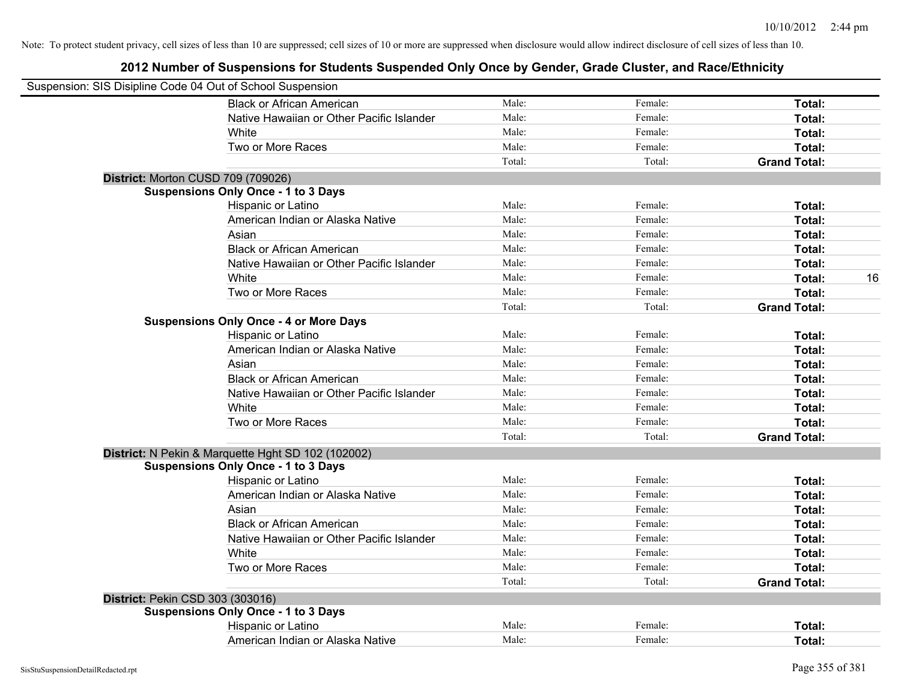Note: To protect student privacy, cell sizes of less than 10 are suppressed; cell sizes of 10 or more are suppressed when disclosure would allow indirect disclosure of cell sizes of less than 10.

## 2012 Number of Suspensions for Students Suspended Only Once by Gender, Grade Cluster, and Race/Ethnicity

Suspension: SIS Disipline Code 04 Out of School Suspension

| | | | | |
|---|---|---|---|---|
| Black or African American | Male: | Female: | **Total:** | |
| Native Hawaiian or Other Pacific Islander | Male: | Female: | **Total:** | |
| White | Male: | Female: | **Total:** | |
| Two or More Races | Male: | Female: | **Total:** | |
| | Total: | Total: | **Grand Total:** | |

**District:** Morton CUSD 709 (709026)

**Suspensions Only Once - 1 to 3 Days**

| | | | | |
|---|---|---|---|---|
| Hispanic or Latino | Male: | Female: | **Total:** | |
| American Indian or Alaska Native | Male: | Female: | **Total:** | |
| Asian | Male: | Female: | **Total:** | |
| Black or African American | Male: | Female: | **Total:** | |
| Native Hawaiian or Other Pacific Islander | Male: | Female: | **Total:** | |
| White | Male: | Female: | **Total:** | 16 |
| Two or More Races | Male: | Female: | **Total:** | |
| | Total: | Total: | **Grand Total:** | |

**Suspensions Only Once - 4 or More Days**

| | | | | |
|---|---|---|---|---|
| Hispanic or Latino | Male: | Female: | **Total:** | |
| American Indian or Alaska Native | Male: | Female: | **Total:** | |
| Asian | Male: | Female: | **Total:** | |
| Black or African American | Male: | Female: | **Total:** | |
| Native Hawaiian or Other Pacific Islander | Male: | Female: | **Total:** | |
| White | Male: | Female: | **Total:** | |
| Two or More Races | Male: | Female: | **Total:** | |
| | Total: | Total: | **Grand Total:** | |

**District:** N Pekin & Marquette Hght SD 102 (102002)

**Suspensions Only Once - 1 to 3 Days**

| | | | | |
|---|---|---|---|---|
| Hispanic or Latino | Male: | Female: | **Total:** | |
| American Indian or Alaska Native | Male: | Female: | **Total:** | |
| Asian | Male: | Female: | **Total:** | |
| Black or African American | Male: | Female: | **Total:** | |
| Native Hawaiian or Other Pacific Islander | Male: | Female: | **Total:** | |
| White | Male: | Female: | **Total:** | |
| Two or More Races | Male: | Female: | **Total:** | |
| | Total: | Total: | **Grand Total:** | |

**District:** Pekin CSD 303 (303016)

**Suspensions Only Once - 1 to 3 Days**

| | | | | |
|---|---|---|---|---|
| Hispanic or Latino | Male: | Female: | **Total:** | |
| American Indian or Alaska Native | Male: | Female: | **Total:** | |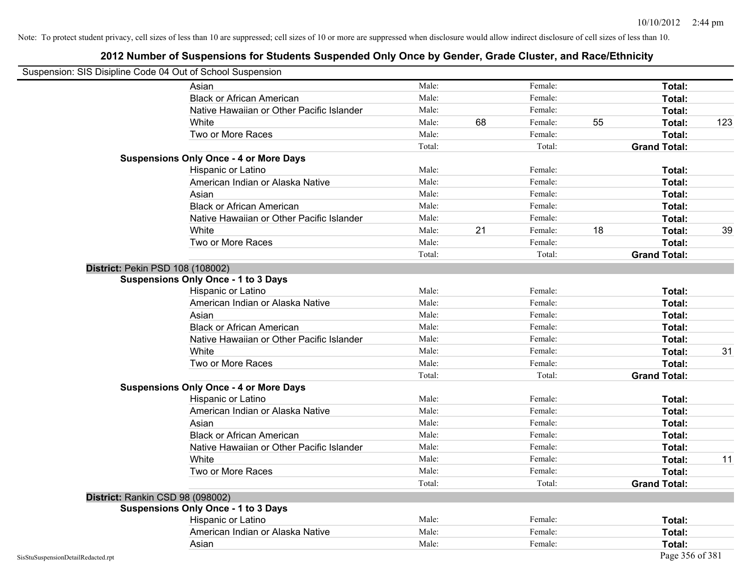Note: To protect student privacy, cell sizes of less than 10 are suppressed; cell sizes of 10 or more are suppressed when disclosure would allow indirect disclosure of cell sizes of less than 10.

# 2012 Number of Suspensions for Students Suspended Only Once by Gender, Grade Cluster, and Race/Ethnicity

Suspension: SIS Disipline Code 04 Out of School Suspension

| | | | | | | |
|---|---|---|---|---|---|---|
| Asian | Male: | | Female: | | **Total:** | |
| Black or African American | Male: | | Female: | | **Total:** | |
| Native Hawaiian or Other Pacific Islander | Male: | | Female: | | **Total:** | |
| White | Male: | 68 | Female: | 55 | **Total:** | 123 |
| Two or More Races | Male: | | Female: | | **Total:** | |
| | Total: | | Total: | | **Grand Total:** | |

**Suspensions Only Once - 4 or More Days**

| | | | | | | |
|---|---|---|---|---|---|---|
| Hispanic or Latino | Male: | | Female: | | **Total:** | |
| American Indian or Alaska Native | Male: | | Female: | | **Total:** | |
| Asian | Male: | | Female: | | **Total:** | |
| Black or African American | Male: | | Female: | | **Total:** | |
| Native Hawaiian or Other Pacific Islander | Male: | | Female: | | **Total:** | |
| White | Male: | 21 | Female: | 18 | **Total:** | 39 |
| Two or More Races | Male: | | Female: | | **Total:** | |
| | Total: | | Total: | | **Grand Total:** | |

**District:** Pekin PSD 108 (108002)

**Suspensions Only Once - 1 to 3 Days**

| | | | | | | |
|---|---|---|---|---|---|---|
| Hispanic or Latino | Male: | | Female: | | **Total:** | |
| American Indian or Alaska Native | Male: | | Female: | | **Total:** | |
| Asian | Male: | | Female: | | **Total:** | |
| Black or African American | Male: | | Female: | | **Total:** | |
| Native Hawaiian or Other Pacific Islander | Male: | | Female: | | **Total:** | |
| White | Male: | | Female: | | **Total:** | 31 |
| Two or More Races | Male: | | Female: | | **Total:** | |
| | Total: | | Total: | | **Grand Total:** | |

**Suspensions Only Once - 4 or More Days**

| | | | | | | |
|---|---|---|---|---|---|---|
| Hispanic or Latino | Male: | | Female: | | **Total:** | |
| American Indian or Alaska Native | Male: | | Female: | | **Total:** | |
| Asian | Male: | | Female: | | **Total:** | |
| Black or African American | Male: | | Female: | | **Total:** | |
| Native Hawaiian or Other Pacific Islander | Male: | | Female: | | **Total:** | |
| White | Male: | | Female: | | **Total:** | 11 |
| Two or More Races | Male: | | Female: | | **Total:** | |
| | Total: | | Total: | | **Grand Total:** | |

**District:** Rankin CSD 98 (098002)

**Suspensions Only Once - 1 to 3 Days**

| | | | | | | |
|---|---|---|---|---|---|---|
| Hispanic or Latino | Male: | | Female: | | **Total:** | |
| American Indian or Alaska Native | Male: | | Female: | | **Total:** | |
| Asian | Male: | | Female: | | **Total:** | |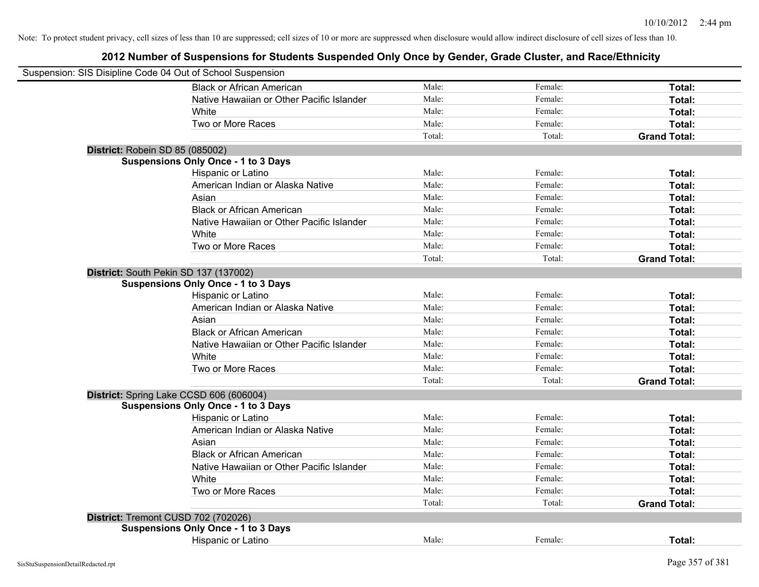Note: To protect student privacy, cell sizes of less than 10 are suppressed; cell sizes of 10 or more are suppressed when disclosure would allow indirect disclosure of cell sizes of less than 10.

# 2012 Number of Suspensions for Students Suspended Only Once by Gender, Grade Cluster, and Race/Ethnicity

Suspension: SIS Disipline Code 04 Out of School Suspension

| | | | |
|---|---|---|---|
| Black or African American | Male: | Female: | **Total:** |
| Native Hawaiian or Other Pacific Islander | Male: | Female: | **Total:** |
| White | Male: | Female: | **Total:** |
| Two or More Races | Male: | Female: | **Total:** |
| | Total: | Total: | **Grand Total:** |

**District:** Robein SD 85 (085002)

**Suspensions Only Once - 1 to 3 Days**

| | | | |
|---|---|---|---|
| Hispanic or Latino | Male: | Female: | **Total:** |
| American Indian or Alaska Native | Male: | Female: | **Total:** |
| Asian | Male: | Female: | **Total:** |
| Black or African American | Male: | Female: | **Total:** |
| Native Hawaiian or Other Pacific Islander | Male: | Female: | **Total:** |
| White | Male: | Female: | **Total:** |
| Two or More Races | Male: | Female: | **Total:** |
| | Total: | Total: | **Grand Total:** |

**District:** South Pekin SD 137 (137002)

**Suspensions Only Once - 1 to 3 Days**

| | | | |
|---|---|---|---|
| Hispanic or Latino | Male: | Female: | **Total:** |
| American Indian or Alaska Native | Male: | Female: | **Total:** |
| Asian | Male: | Female: | **Total:** |
| Black or African American | Male: | Female: | **Total:** |
| Native Hawaiian or Other Pacific Islander | Male: | Female: | **Total:** |
| White | Male: | Female: | **Total:** |
| Two or More Races | Male: | Female: | **Total:** |
| | Total: | Total: | **Grand Total:** |

**District:** Spring Lake CCSD 606 (606004)

**Suspensions Only Once - 1 to 3 Days**

| | | | |
|---|---|---|---|
| Hispanic or Latino | Male: | Female: | **Total:** |
| American Indian or Alaska Native | Male: | Female: | **Total:** |
| Asian | Male: | Female: | **Total:** |
| Black or African American | Male: | Female: | **Total:** |
| Native Hawaiian or Other Pacific Islander | Male: | Female: | **Total:** |
| White | Male: | Female: | **Total:** |
| Two or More Races | Male: | Female: | **Total:** |
| | Total: | Total: | **Grand Total:** |

**District:** Tremont CUSD 702 (702026)

**Suspensions Only Once - 1 to 3 Days**

| | | | |
|---|---|---|---|
| Hispanic or Latino | Male: | Female: | **Total:** |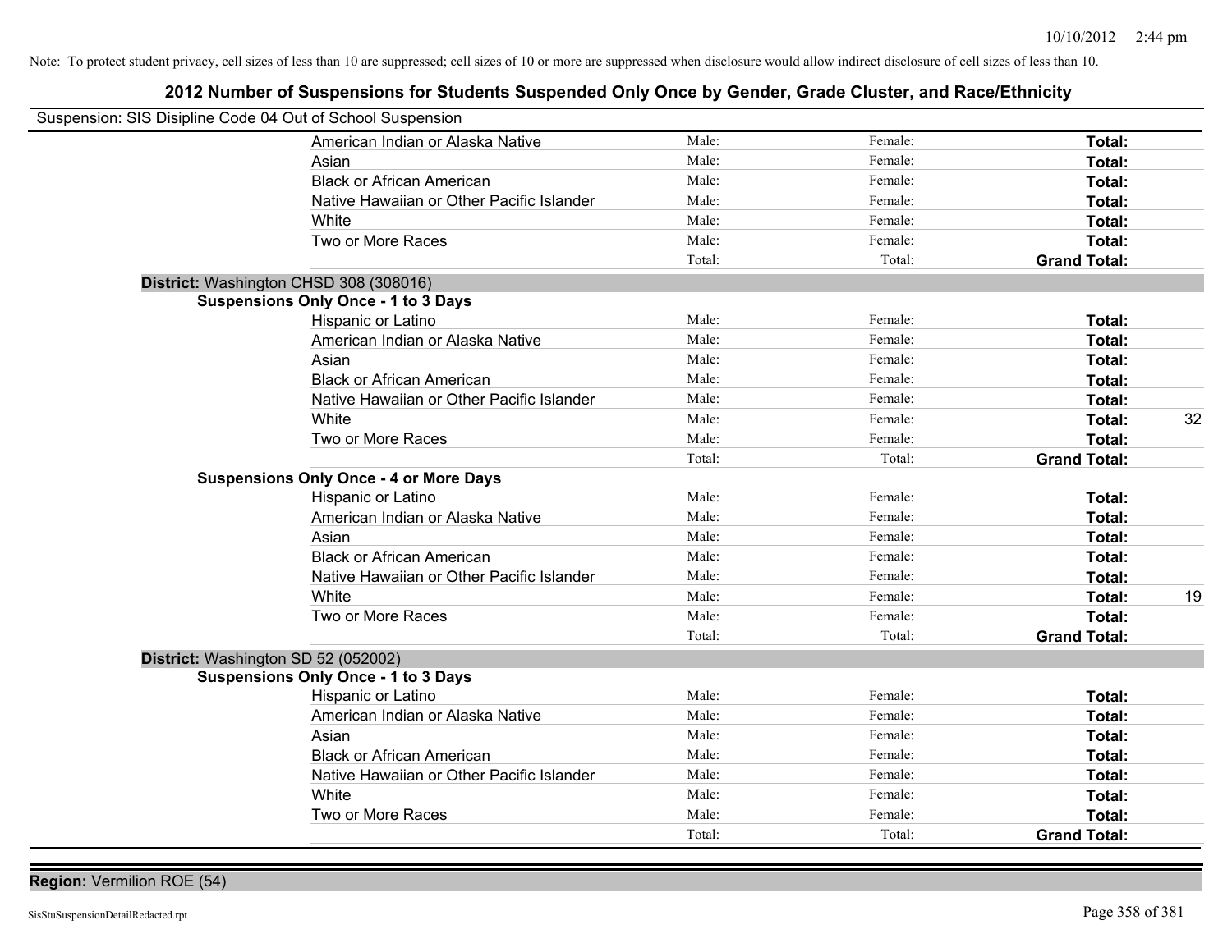Note: To protect student privacy, cell sizes of less than 10 are suppressed; cell sizes of 10 or more are suppressed when disclosure would allow indirect disclosure of cell sizes of less than 10.

# 2012 Number of Suspensions for Students Suspended Only Once by Gender, Grade Cluster, and Race/Ethnicity

Suspension: SIS Disipline Code 04 Out of School Suspension

| | | | | |
|---|---|---|---|---|
| American Indian or Alaska Native | Male: | Female: | **Total:** | |
| Asian | Male: | Female: | **Total:** | |
| Black or African American | Male: | Female: | **Total:** | |
| Native Hawaiian or Other Pacific Islander | Male: | Female: | **Total:** | |
| White | Male: | Female: | **Total:** | |
| Two or More Races | Male: | Female: | **Total:** | |
| | Total: | Total: | **Grand Total:** | |

**District:** Washington CHSD 308 (308016)

**Suspensions Only Once - 1 to 3 Days**

| | | | | |
|---|---|---|---|---|
| Hispanic or Latino | Male: | Female: | **Total:** | |
| American Indian or Alaska Native | Male: | Female: | **Total:** | |
| Asian | Male: | Female: | **Total:** | |
| Black or African American | Male: | Female: | **Total:** | |
| Native Hawaiian or Other Pacific Islander | Male: | Female: | **Total:** | |
| White | Male: | Female: | **Total:** | 32 |
| Two or More Races | Male: | Female: | **Total:** | |
| | Total: | Total: | **Grand Total:** | |

**Suspensions Only Once - 4 or More Days**

| | | | | |
|---|---|---|---|---|
| Hispanic or Latino | Male: | Female: | **Total:** | |
| American Indian or Alaska Native | Male: | Female: | **Total:** | |
| Asian | Male: | Female: | **Total:** | |
| Black or African American | Male: | Female: | **Total:** | |
| Native Hawaiian or Other Pacific Islander | Male: | Female: | **Total:** | |
| White | Male: | Female: | **Total:** | 19 |
| Two or More Races | Male: | Female: | **Total:** | |
| | Total: | Total: | **Grand Total:** | |

**District:** Washington SD 52 (052002)

**Suspensions Only Once - 1 to 3 Days**

| | | | | |
|---|---|---|---|---|
| Hispanic or Latino | Male: | Female: | **Total:** | |
| American Indian or Alaska Native | Male: | Female: | **Total:** | |
| Asian | Male: | Female: | **Total:** | |
| Black or African American | Male: | Female: | **Total:** | |
| Native Hawaiian or Other Pacific Islander | Male: | Female: | **Total:** | |
| White | Male: | Female: | **Total:** | |
| Two or More Races | Male: | Female: | **Total:** | |
| | Total: | Total: | **Grand Total:** | |

**Region:** Vermilion ROE (54)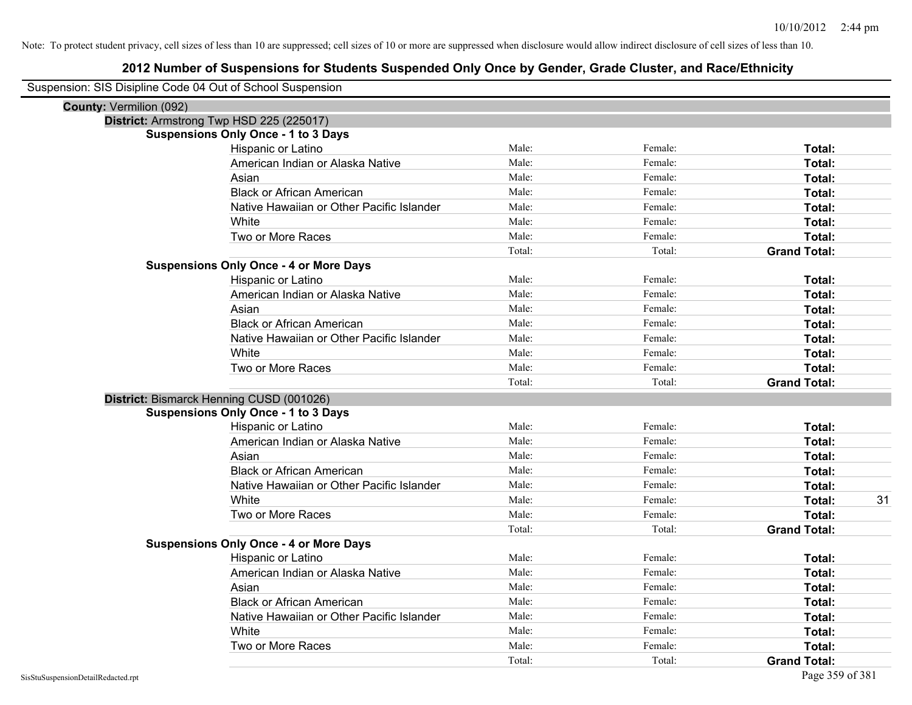Note: To protect student privacy, cell sizes of less than 10 are suppressed; cell sizes of 10 or more are suppressed when disclosure would allow indirect disclosure of cell sizes of less than 10.

# 2012 Number of Suspensions for Students Suspended Only Once by Gender, Grade Cluster, and Race/Ethnicity

Suspension: SIS Disipline Code 04 Out of School Suspension

**County:** Vermilion (092)

**District:** Armstrong Twp HSD 225 (225017)

**Suspensions Only Once - 1 to 3 Days**

| | | | | |
|---|---|---|---|---|
| Hispanic or Latino | Male: | Female: | **Total:** | |
| American Indian or Alaska Native | Male: | Female: | **Total:** | |
| Asian | Male: | Female: | **Total:** | |
| Black or African American | Male: | Female: | **Total:** | |
| Native Hawaiian or Other Pacific Islander | Male: | Female: | **Total:** | |
| White | Male: | Female: | **Total:** | |
| Two or More Races | Male: | Female: | **Total:** | |
| | Total: | Total: | **Grand Total:** | |

**Suspensions Only Once - 4 or More Days**

| | | | | |
|---|---|---|---|---|
| Hispanic or Latino | Male: | Female: | **Total:** | |
| American Indian or Alaska Native | Male: | Female: | **Total:** | |
| Asian | Male: | Female: | **Total:** | |
| Black or African American | Male: | Female: | **Total:** | |
| Native Hawaiian or Other Pacific Islander | Male: | Female: | **Total:** | |
| White | Male: | Female: | **Total:** | |
| Two or More Races | Male: | Female: | **Total:** | |
| | Total: | Total: | **Grand Total:** | |

**District:** Bismarck Henning CUSD (001026)

**Suspensions Only Once - 1 to 3 Days**

| | | | | |
|---|---|---|---|---|
| Hispanic or Latino | Male: | Female: | **Total:** | |
| American Indian or Alaska Native | Male: | Female: | **Total:** | |
| Asian | Male: | Female: | **Total:** | |
| Black or African American | Male: | Female: | **Total:** | |
| Native Hawaiian or Other Pacific Islander | Male: | Female: | **Total:** | |
| White | Male: | Female: | **Total:** | 31 |
| Two or More Races | Male: | Female: | **Total:** | |
| | Total: | Total: | **Grand Total:** | |

**Suspensions Only Once - 4 or More Days**

| | | | | |
|---|---|---|---|---|
| Hispanic or Latino | Male: | Female: | **Total:** | |
| American Indian or Alaska Native | Male: | Female: | **Total:** | |
| Asian | Male: | Female: | **Total:** | |
| Black or African American | Male: | Female: | **Total:** | |
| Native Hawaiian or Other Pacific Islander | Male: | Female: | **Total:** | |
| White | Male: | Female: | **Total:** | |
| Two or More Races | Male: | Female: | **Total:** | |
| | Total: | Total: | **Grand Total:** | |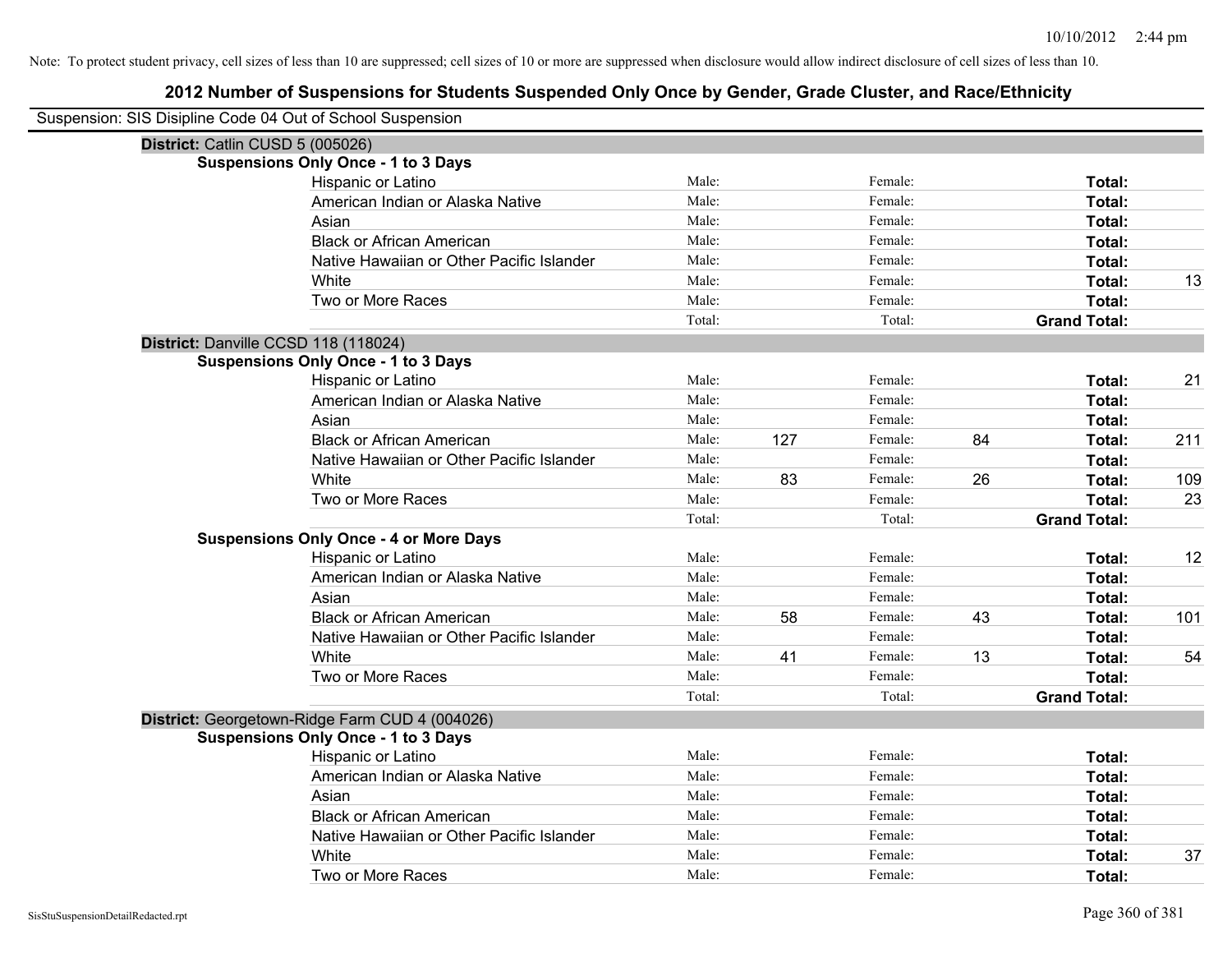Note: To protect student privacy, cell sizes of less than 10 are suppressed; cell sizes of 10 or more are suppressed when disclosure would allow indirect disclosure of cell sizes of less than 10.

# 2012 Number of Suspensions for Students Suspended Only Once by Gender, Grade Cluster, and Race/Ethnicity

Suspension: SIS Disipline Code 04 Out of School Suspension

**District:** Catlin CUSD 5 (005026)

**Suspensions Only Once - 1 to 3 Days**

| | | | | | | |
|---|---|---|---|---|---|---|
| Hispanic or Latino | Male: | | Female: | | **Total:** | |
| American Indian or Alaska Native | Male: | | Female: | | **Total:** | |
| Asian | Male: | | Female: | | **Total:** | |
| Black or African American | Male: | | Female: | | **Total:** | |
| Native Hawaiian or Other Pacific Islander | Male: | | Female: | | **Total:** | |
| White | Male: | | Female: | | **Total:** | 13 |
| Two or More Races | Male: | | Female: | | **Total:** | |
| | Total: | | Total: | | **Grand Total:** | |

**District:** Danville CCSD 118 (118024)

**Suspensions Only Once - 1 to 3 Days**

| | | | | | | |
|---|---|---|---|---|---|---|
| Hispanic or Latino | Male: | | Female: | | **Total:** | 21 |
| American Indian or Alaska Native | Male: | | Female: | | **Total:** | |
| Asian | Male: | | Female: | | **Total:** | |
| Black or African American | Male: | 127 | Female: | 84 | **Total:** | 211 |
| Native Hawaiian or Other Pacific Islander | Male: | | Female: | | **Total:** | |
| White | Male: | 83 | Female: | 26 | **Total:** | 109 |
| Two or More Races | Male: | | Female: | | **Total:** | 23 |
| | Total: | | Total: | | **Grand Total:** | |

**Suspensions Only Once - 4 or More Days**

| | | | | | | |
|---|---|---|---|---|---|---|
| Hispanic or Latino | Male: | | Female: | | **Total:** | 12 |
| American Indian or Alaska Native | Male: | | Female: | | **Total:** | |
| Asian | Male: | | Female: | | **Total:** | |
| Black or African American | Male: | 58 | Female: | 43 | **Total:** | 101 |
| Native Hawaiian or Other Pacific Islander | Male: | | Female: | | **Total:** | |
| White | Male: | 41 | Female: | 13 | **Total:** | 54 |
| Two or More Races | Male: | | Female: | | **Total:** | |
| | Total: | | Total: | | **Grand Total:** | |

**District:** Georgetown-Ridge Farm CUD 4 (004026)

**Suspensions Only Once - 1 to 3 Days**

| | | | | | | |
|---|---|---|---|---|---|---|
| Hispanic or Latino | Male: | | Female: | | **Total:** | |
| American Indian or Alaska Native | Male: | | Female: | | **Total:** | |
| Asian | Male: | | Female: | | **Total:** | |
| Black or African American | Male: | | Female: | | **Total:** | |
| Native Hawaiian or Other Pacific Islander | Male: | | Female: | | **Total:** | |
| White | Male: | | Female: | | **Total:** | 37 |
| Two or More Races | Male: | | Female: | | **Total:** | |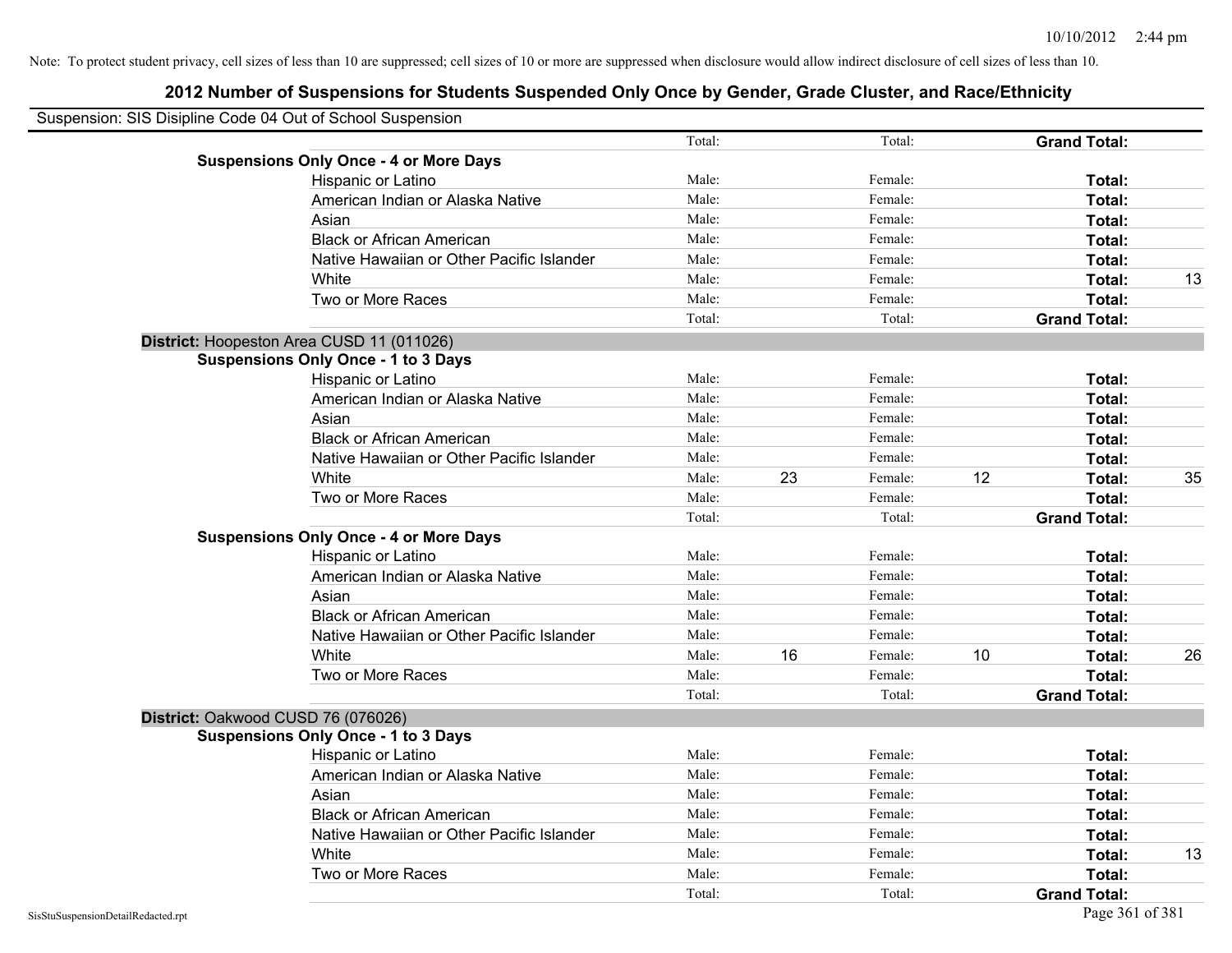Note: To protect student privacy, cell sizes of less than 10 are suppressed; cell sizes of 10 or more are suppressed when disclosure would allow indirect disclosure of cell sizes of less than 10.

# 2012 Number of Suspensions for Students Suspended Only Once by Gender, Grade Cluster, and Race/Ethnicity

Suspension: SIS Disipline Code 04 Out of School Suspension

| | | | | | | |
|---|---|---|---|---|---|---|
| | Total: | | Total: | | **Grand Total:** | |
| **Suspensions Only Once - 4 or More Days** | | | | | | |
| Hispanic or Latino | Male: | | Female: | | **Total:** | |
| American Indian or Alaska Native | Male: | | Female: | | **Total:** | |
| Asian | Male: | | Female: | | **Total:** | |
| Black or African American | Male: | | Female: | | **Total:** | |
| Native Hawaiian or Other Pacific Islander | Male: | | Female: | | **Total:** | |
| White | Male: | | Female: | | **Total:** | 13 |
| Two or More Races | Male: | | Female: | | **Total:** | |
| | Total: | | Total: | | **Grand Total:** | |

**District:** Hoopeston Area CUSD 11 (011026)

| | | | | | | |
|---|---|---|---|---|---|---|
| **Suspensions Only Once - 1 to 3 Days** | | | | | | |
| Hispanic or Latino | Male: | | Female: | | **Total:** | |
| American Indian or Alaska Native | Male: | | Female: | | **Total:** | |
| Asian | Male: | | Female: | | **Total:** | |
| Black or African American | Male: | | Female: | | **Total:** | |
| Native Hawaiian or Other Pacific Islander | Male: | | Female: | | **Total:** | |
| White | Male: | 23 | Female: | 12 | **Total:** | 35 |
| Two or More Races | Male: | | Female: | | **Total:** | |
| | Total: | | Total: | | **Grand Total:** | |
| **Suspensions Only Once - 4 or More Days** | | | | | | |
| Hispanic or Latino | Male: | | Female: | | **Total:** | |
| American Indian or Alaska Native | Male: | | Female: | | **Total:** | |
| Asian | Male: | | Female: | | **Total:** | |
| Black or African American | Male: | | Female: | | **Total:** | |
| Native Hawaiian or Other Pacific Islander | Male: | | Female: | | **Total:** | |
| White | Male: | 16 | Female: | 10 | **Total:** | 26 |
| Two or More Races | Male: | | Female: | | **Total:** | |
| | Total: | | Total: | | **Grand Total:** | |

**District:** Oakwood CUSD 76 (076026)

| | | | | | | |
|---|---|---|---|---|---|---|
| **Suspensions Only Once - 1 to 3 Days** | | | | | | |
| Hispanic or Latino | Male: | | Female: | | **Total:** | |
| American Indian or Alaska Native | Male: | | Female: | | **Total:** | |
| Asian | Male: | | Female: | | **Total:** | |
| Black or African American | Male: | | Female: | | **Total:** | |
| Native Hawaiian or Other Pacific Islander | Male: | | Female: | | **Total:** | |
| White | Male: | | Female: | | **Total:** | 13 |
| Two or More Races | Male: | | Female: | | **Total:** | |
| | Total: | | Total: | | **Grand Total:** | |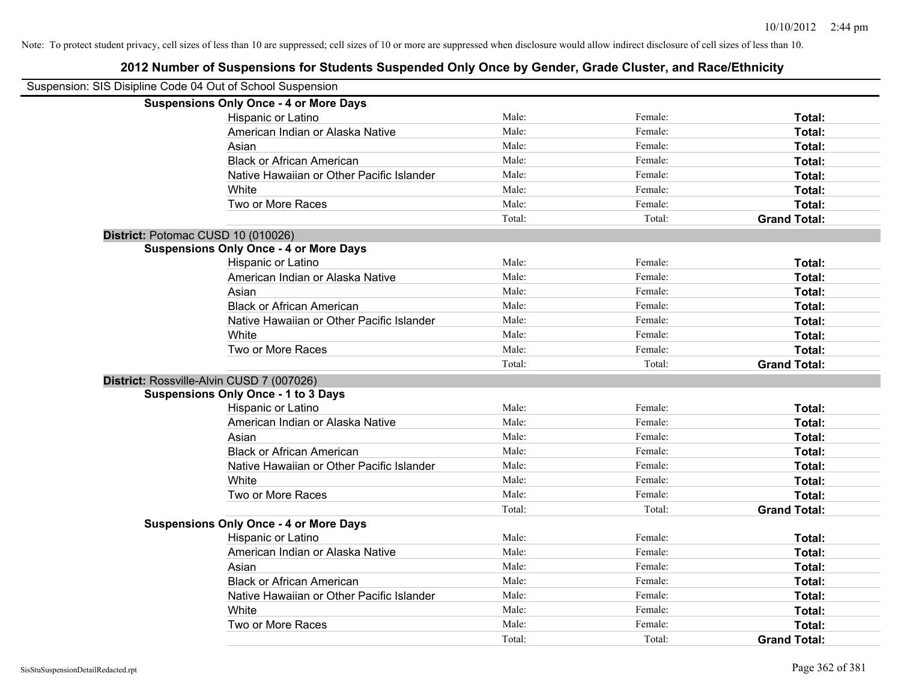Note: To protect student privacy, cell sizes of less than 10 are suppressed; cell sizes of 10 or more are suppressed when disclosure would allow indirect disclosure of cell sizes of less than 10.

## 2012 Number of Suspensions for Students Suspended Only Once by Gender, Grade Cluster, and Race/Ethnicity

Suspension: SIS Disipline Code 04 Out of School Suspension

| | | | |
|---|---|---|---|
| **Suspensions Only Once - 4 or More Days** | | | |
| Hispanic or Latino | Male: | Female: | **Total:** |
| American Indian or Alaska Native | Male: | Female: | **Total:** |
| Asian | Male: | Female: | **Total:** |
| Black or African American | Male: | Female: | **Total:** |
| Native Hawaiian or Other Pacific Islander | Male: | Female: | **Total:** |
| White | Male: | Female: | **Total:** |
| Two or More Races | Male: | Female: | **Total:** |
| | Total: | Total: | **Grand Total:** |

**District:** Potomac CUSD 10 (010026)

| | | | |
|---|---|---|---|
| **Suspensions Only Once - 4 or More Days** | | | |
| Hispanic or Latino | Male: | Female: | **Total:** |
| American Indian or Alaska Native | Male: | Female: | **Total:** |
| Asian | Male: | Female: | **Total:** |
| Black or African American | Male: | Female: | **Total:** |
| Native Hawaiian or Other Pacific Islander | Male: | Female: | **Total:** |
| White | Male: | Female: | **Total:** |
| Two or More Races | Male: | Female: | **Total:** |
| | Total: | Total: | **Grand Total:** |

**District:** Rossville-Alvin CUSD 7 (007026)

| | | | |
|---|---|---|---|
| **Suspensions Only Once - 1 to 3 Days** | | | |
| Hispanic or Latino | Male: | Female: | **Total:** |
| American Indian or Alaska Native | Male: | Female: | **Total:** |
| Asian | Male: | Female: | **Total:** |
| Black or African American | Male: | Female: | **Total:** |
| Native Hawaiian or Other Pacific Islander | Male: | Female: | **Total:** |
| White | Male: | Female: | **Total:** |
| Two or More Races | Male: | Female: | **Total:** |
| | Total: | Total: | **Grand Total:** |
| **Suspensions Only Once - 4 or More Days** | | | |
| Hispanic or Latino | Male: | Female: | **Total:** |
| American Indian or Alaska Native | Male: | Female: | **Total:** |
| Asian | Male: | Female: | **Total:** |
| Black or African American | Male: | Female: | **Total:** |
| Native Hawaiian or Other Pacific Islander | Male: | Female: | **Total:** |
| White | Male: | Female: | **Total:** |
| Two or More Races | Male: | Female: | **Total:** |
| | Total: | Total: | **Grand Total:** |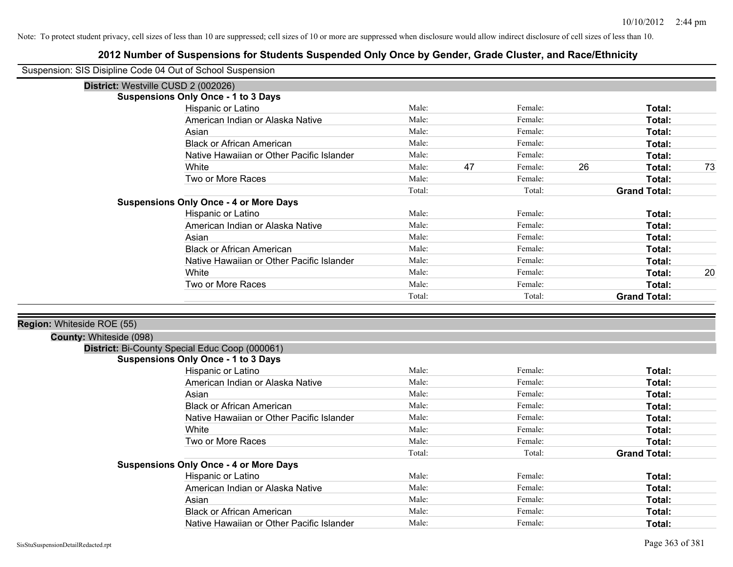Note: To protect student privacy, cell sizes of less than 10 are suppressed; cell sizes of 10 or more are suppressed when disclosure would allow indirect disclosure of cell sizes of less than 10.

# 2012 Number of Suspensions for Students Suspended Only Once by Gender, Grade Cluster, and Race/Ethnicity

Suspension: SIS Disipline Code 04 Out of School Suspension

**District:** Westville CUSD 2 (002026)

**Suspensions Only Once - 1 to 3 Days**

| | | | | | | |
|---|---|---|---|---|---|---|
| Hispanic or Latino | Male: | | Female: | | **Total:** | |
| American Indian or Alaska Native | Male: | | Female: | | **Total:** | |
| Asian | Male: | | Female: | | **Total:** | |
| Black or African American | Male: | | Female: | | **Total:** | |
| Native Hawaiian or Other Pacific Islander | Male: | | Female: | | **Total:** | |
| White | Male: | 47 | Female: | 26 | **Total:** | 73 |
| Two or More Races | Male: | | Female: | | **Total:** | |
| | Total: | | Total: | | **Grand Total:** | |

**Suspensions Only Once - 4 or More Days**

| | | | | | | |
|---|---|---|---|---|---|---|
| Hispanic or Latino | Male: | | Female: | | **Total:** | |
| American Indian or Alaska Native | Male: | | Female: | | **Total:** | |
| Asian | Male: | | Female: | | **Total:** | |
| Black or African American | Male: | | Female: | | **Total:** | |
| Native Hawaiian or Other Pacific Islander | Male: | | Female: | | **Total:** | |
| White | Male: | | Female: | | **Total:** | 20 |
| Two or More Races | Male: | | Female: | | **Total:** | |
| | Total: | | Total: | | **Grand Total:** | |

**Region:** Whiteside ROE (55)

**County:** Whiteside (098)

**District:** Bi-County Special Educ Coop (000061)

**Suspensions Only Once - 1 to 3 Days**

| | | | | | | |
|---|---|---|---|---|---|---|
| Hispanic or Latino | Male: | | Female: | | **Total:** | |
| American Indian or Alaska Native | Male: | | Female: | | **Total:** | |
| Asian | Male: | | Female: | | **Total:** | |
| Black or African American | Male: | | Female: | | **Total:** | |
| Native Hawaiian or Other Pacific Islander | Male: | | Female: | | **Total:** | |
| White | Male: | | Female: | | **Total:** | |
| Two or More Races | Male: | | Female: | | **Total:** | |
| | Total: | | Total: | | **Grand Total:** | |

**Suspensions Only Once - 4 or More Days**

| | | | | | | |
|---|---|---|---|---|---|---|
| Hispanic or Latino | Male: | | Female: | | **Total:** | |
| American Indian or Alaska Native | Male: | | Female: | | **Total:** | |
| Asian | Male: | | Female: | | **Total:** | |
| Black or African American | Male: | | Female: | | **Total:** | |
| Native Hawaiian or Other Pacific Islander | Male: | | Female: | | **Total:** | |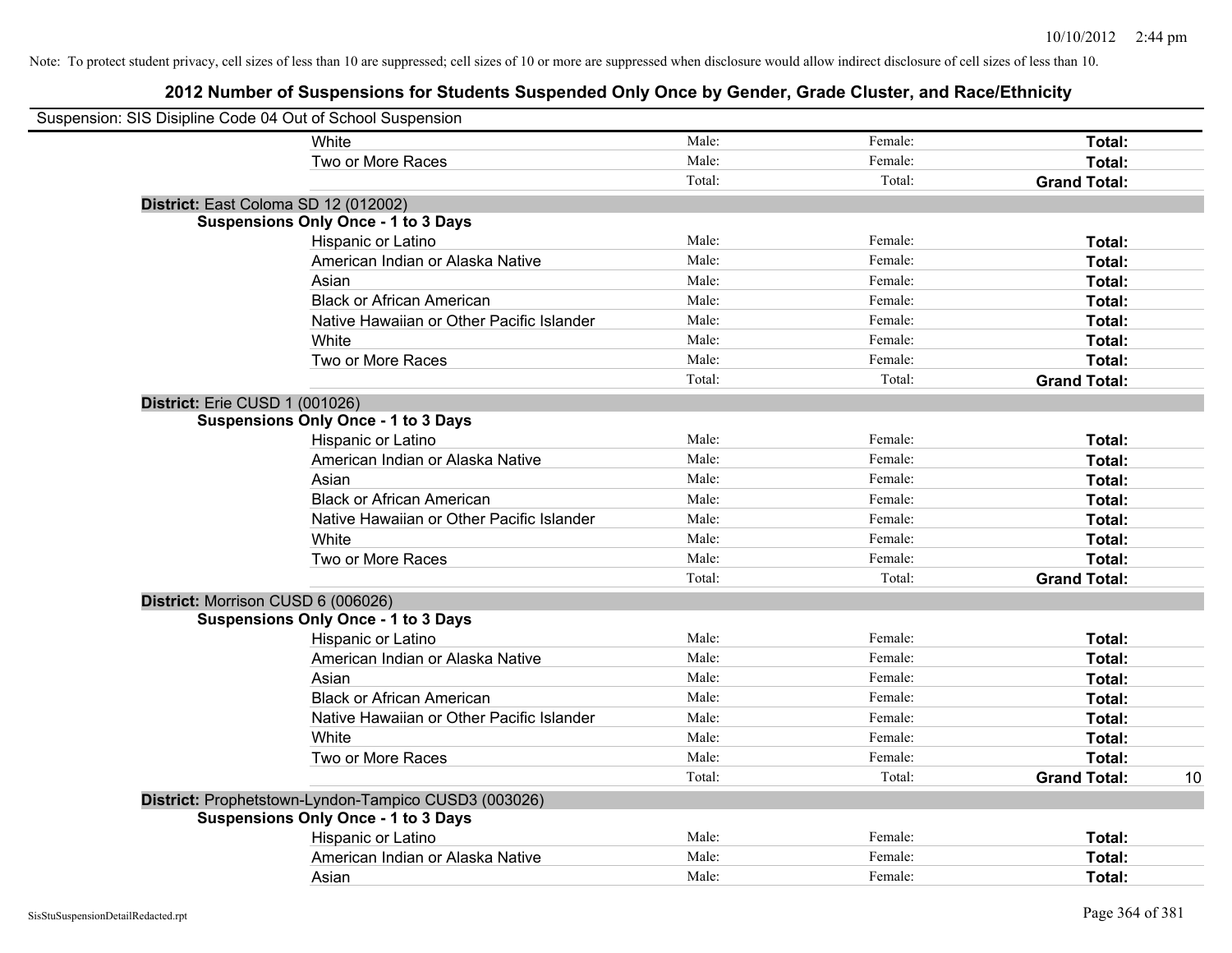Note: To protect student privacy, cell sizes of less than 10 are suppressed; cell sizes of 10 or more are suppressed when disclosure would allow indirect disclosure of cell sizes of less than 10.

# 2012 Number of Suspensions for Students Suspended Only Once by Gender, Grade Cluster, and Race/Ethnicity

Suspension: SIS Disipline Code 04 Out of School Suspension

| | | | | |
|---|---|---|---|---|
| White | Male: | Female: | **Total:** | |
| Two or More Races | Male: | Female: | **Total:** | |
| | Total: | Total: | **Grand Total:** | |

**District:** East Coloma SD 12 (012002)

**Suspensions Only Once - 1 to 3 Days**

| | | | | |
|---|---|---|---|---|
| Hispanic or Latino | Male: | Female: | **Total:** | |
| American Indian or Alaska Native | Male: | Female: | **Total:** | |
| Asian | Male: | Female: | **Total:** | |
| Black or African American | Male: | Female: | **Total:** | |
| Native Hawaiian or Other Pacific Islander | Male: | Female: | **Total:** | |
| White | Male: | Female: | **Total:** | |
| Two or More Races | Male: | Female: | **Total:** | |
| | Total: | Total: | **Grand Total:** | |

**District:** Erie CUSD 1 (001026)

**Suspensions Only Once - 1 to 3 Days**

| | | | | |
|---|---|---|---|---|
| Hispanic or Latino | Male: | Female: | **Total:** | |
| American Indian or Alaska Native | Male: | Female: | **Total:** | |
| Asian | Male: | Female: | **Total:** | |
| Black or African American | Male: | Female: | **Total:** | |
| Native Hawaiian or Other Pacific Islander | Male: | Female: | **Total:** | |
| White | Male: | Female: | **Total:** | |
| Two or More Races | Male: | Female: | **Total:** | |
| | Total: | Total: | **Grand Total:** | |

**District:** Morrison CUSD 6 (006026)

**Suspensions Only Once - 1 to 3 Days**

| | | | | |
|---|---|---|---|---|
| Hispanic or Latino | Male: | Female: | **Total:** | |
| American Indian or Alaska Native | Male: | Female: | **Total:** | |
| Asian | Male: | Female: | **Total:** | |
| Black or African American | Male: | Female: | **Total:** | |
| Native Hawaiian or Other Pacific Islander | Male: | Female: | **Total:** | |
| White | Male: | Female: | **Total:** | |
| Two or More Races | Male: | Female: | **Total:** | |
| | Total: | Total: | **Grand Total:** | 10 |

**District:** Prophetstown-Lyndon-Tampico CUSD3 (003026)

**Suspensions Only Once - 1 to 3 Days**

| | | | | |
|---|---|---|---|---|
| Hispanic or Latino | Male: | Female: | **Total:** | |
| American Indian or Alaska Native | Male: | Female: | **Total:** | |
| Asian | Male: | Female: | **Total:** | |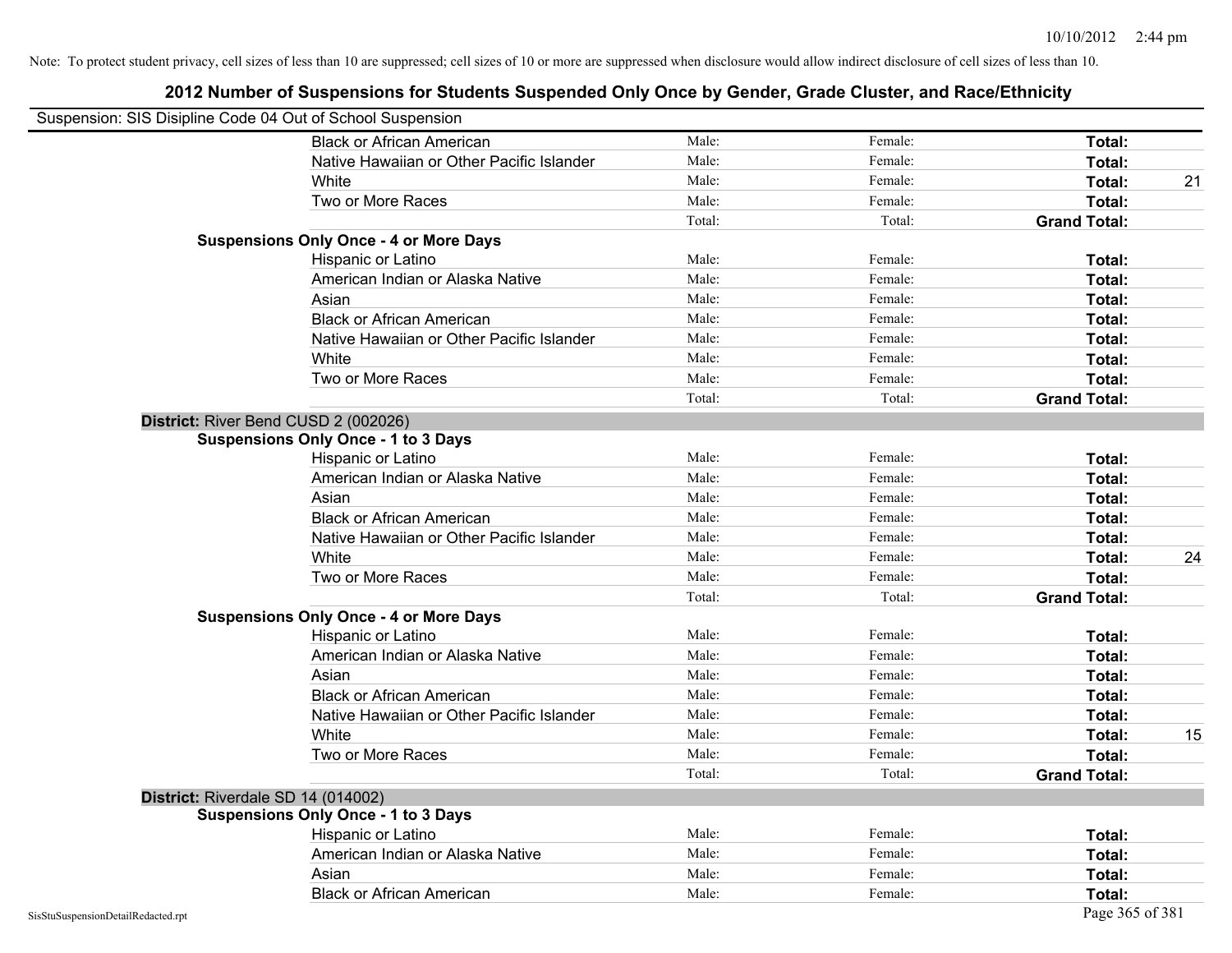Note: To protect student privacy, cell sizes of less than 10 are suppressed; cell sizes of 10 or more are suppressed when disclosure would allow indirect disclosure of cell sizes of less than 10.

## 2012 Number of Suspensions for Students Suspended Only Once by Gender, Grade Cluster, and Race/Ethnicity

Suspension: SIS Disipline Code 04 Out of School Suspension

| | | | | | |
|---|---|---|---|---|---|
| Black or African American | Male: | Female: | **Total:** | |
| Native Hawaiian or Other Pacific Islander | Male: | Female: | **Total:** | |
| White | Male: | Female: | **Total:** | 21 |
| Two or More Races | Male: | Female: | **Total:** | |
| | Total: | Total: | **Grand Total:** | |

**Suspensions Only Once - 4 or More Days**

| | | | | |
|---|---|---|---|---|
| Hispanic or Latino | Male: | Female: | **Total:** | |
| American Indian or Alaska Native | Male: | Female: | **Total:** | |
| Asian | Male: | Female: | **Total:** | |
| Black or African American | Male: | Female: | **Total:** | |
| Native Hawaiian or Other Pacific Islander | Male: | Female: | **Total:** | |
| White | Male: | Female: | **Total:** | |
| Two or More Races | Male: | Female: | **Total:** | |
| | Total: | Total: | **Grand Total:** | |

**District:** River Bend CUSD 2 (002026)

**Suspensions Only Once - 1 to 3 Days**

| | | | | |
|---|---|---|---|---|
| Hispanic or Latino | Male: | Female: | **Total:** | |
| American Indian or Alaska Native | Male: | Female: | **Total:** | |
| Asian | Male: | Female: | **Total:** | |
| Black or African American | Male: | Female: | **Total:** | |
| Native Hawaiian or Other Pacific Islander | Male: | Female: | **Total:** | |
| White | Male: | Female: | **Total:** | 24 |
| Two or More Races | Male: | Female: | **Total:** | |
| | Total: | Total: | **Grand Total:** | |

**Suspensions Only Once - 4 or More Days**

| | | | | |
|---|---|---|---|---|
| Hispanic or Latino | Male: | Female: | **Total:** | |
| American Indian or Alaska Native | Male: | Female: | **Total:** | |
| Asian | Male: | Female: | **Total:** | |
| Black or African American | Male: | Female: | **Total:** | |
| Native Hawaiian or Other Pacific Islander | Male: | Female: | **Total:** | |
| White | Male: | Female: | **Total:** | 15 |
| Two or More Races | Male: | Female: | **Total:** | |
| | Total: | Total: | **Grand Total:** | |

**District:** Riverdale SD 14 (014002)

**Suspensions Only Once - 1 to 3 Days**

| | | | | |
|---|---|---|---|---|
| Hispanic or Latino | Male: | Female: | **Total:** | |
| American Indian or Alaska Native | Male: | Female: | **Total:** | |
| Asian | Male: | Female: | **Total:** | |
| Black or African American | Male: | Female: | **Total:** | |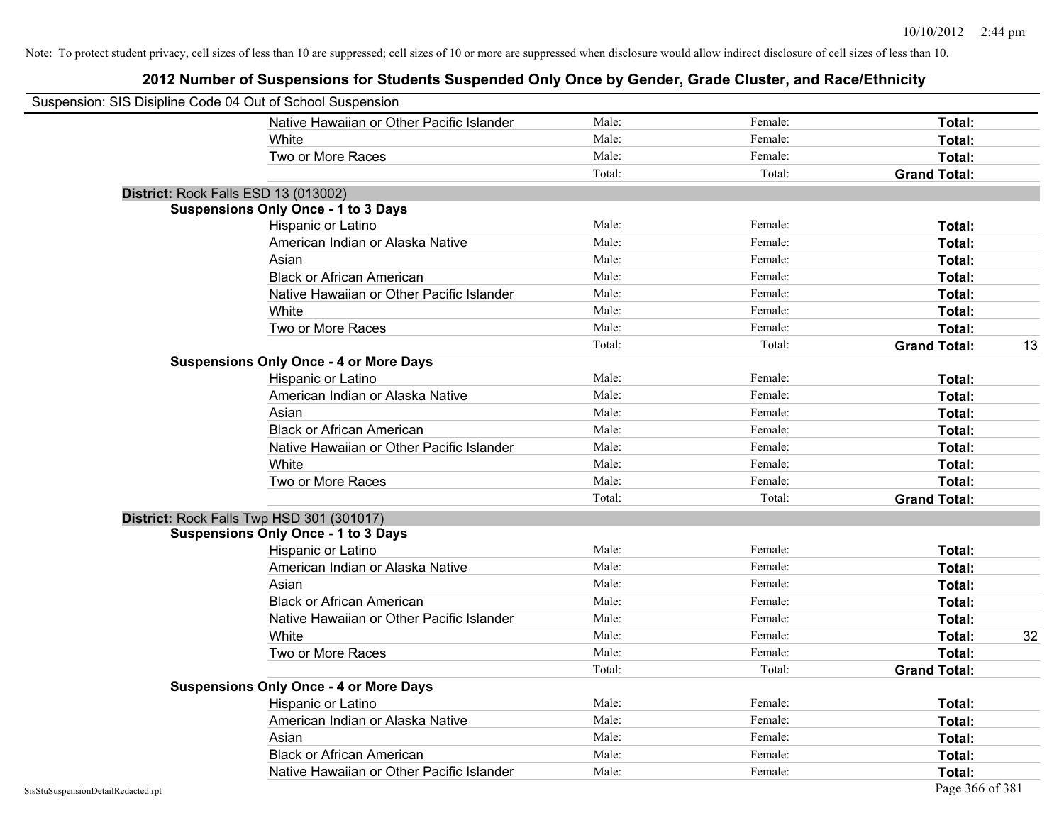Note: To protect student privacy, cell sizes of less than 10 are suppressed; cell sizes of 10 or more are suppressed when disclosure would allow indirect disclosure of cell sizes of less than 10.

# 2012 Number of Suspensions for Students Suspended Only Once by Gender, Grade Cluster, and Race/Ethnicity

Suspension: SIS Disipline Code 04 Out of School Suspension

| | | | | |
|---|---|---|---|---|
| Native Hawaiian or Other Pacific Islander | Male: | Female: | **Total:** | |
| White | Male: | Female: | **Total:** | |
| Two or More Races | Male: | Female: | **Total:** | |
| | Total: | Total: | **Grand Total:** | |

**District:** Rock Falls ESD 13 (013002)

**Suspensions Only Once - 1 to 3 Days**

| | | | | |
|---|---|---|---|---|
| Hispanic or Latino | Male: | Female: | **Total:** | |
| American Indian or Alaska Native | Male: | Female: | **Total:** | |
| Asian | Male: | Female: | **Total:** | |
| Black or African American | Male: | Female: | **Total:** | |
| Native Hawaiian or Other Pacific Islander | Male: | Female: | **Total:** | |
| White | Male: | Female: | **Total:** | |
| Two or More Races | Male: | Female: | **Total:** | |
| | Total: | Total: | **Grand Total:** | 13 |

**Suspensions Only Once - 4 or More Days**

| | | | | |
|---|---|---|---|---|
| Hispanic or Latino | Male: | Female: | **Total:** | |
| American Indian or Alaska Native | Male: | Female: | **Total:** | |
| Asian | Male: | Female: | **Total:** | |
| Black or African American | Male: | Female: | **Total:** | |
| Native Hawaiian or Other Pacific Islander | Male: | Female: | **Total:** | |
| White | Male: | Female: | **Total:** | |
| Two or More Races | Male: | Female: | **Total:** | |
| | Total: | Total: | **Grand Total:** | |

**District:** Rock Falls Twp HSD 301 (301017)

**Suspensions Only Once - 1 to 3 Days**

| | | | | |
|---|---|---|---|---|
| Hispanic or Latino | Male: | Female: | **Total:** | |
| American Indian or Alaska Native | Male: | Female: | **Total:** | |
| Asian | Male: | Female: | **Total:** | |
| Black or African American | Male: | Female: | **Total:** | |
| Native Hawaiian or Other Pacific Islander | Male: | Female: | **Total:** | |
| White | Male: | Female: | **Total:** | 32 |
| Two or More Races | Male: | Female: | **Total:** | |
| | Total: | Total: | **Grand Total:** | |

**Suspensions Only Once - 4 or More Days**

| | | | | |
|---|---|---|---|---|
| Hispanic or Latino | Male: | Female: | **Total:** | |
| American Indian or Alaska Native | Male: | Female: | **Total:** | |
| Asian | Male: | Female: | **Total:** | |
| Black or African American | Male: | Female: | **Total:** | |
| Native Hawaiian or Other Pacific Islander | Male: | Female: | **Total:** | |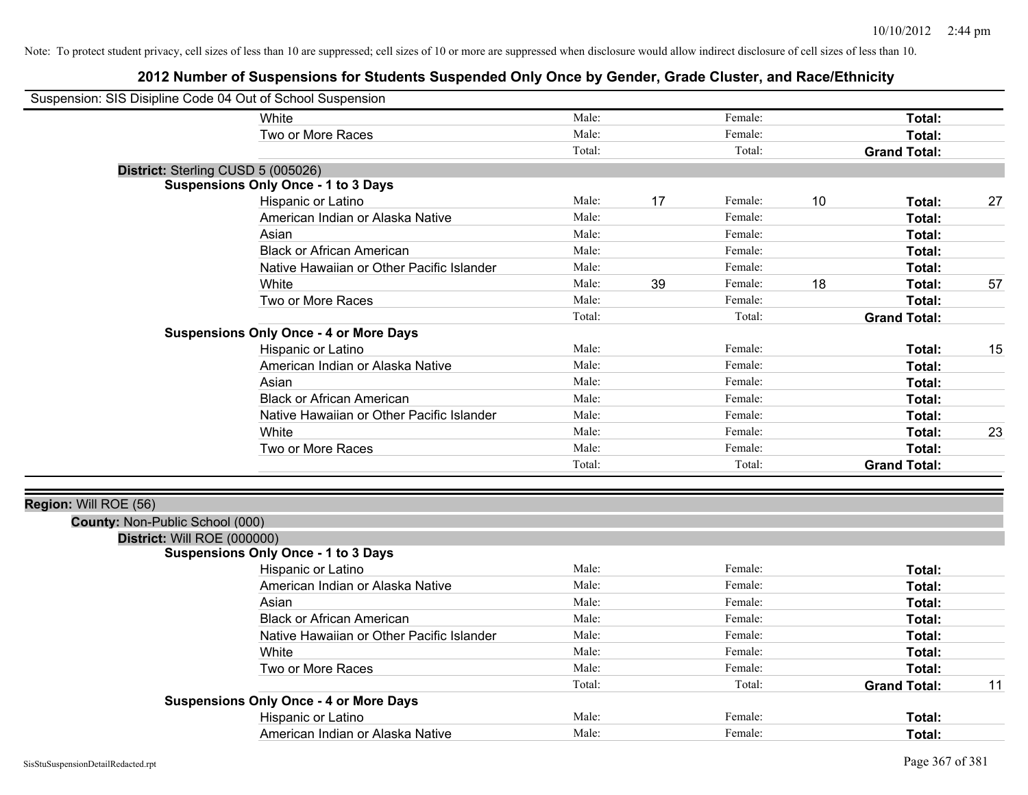Note: To protect student privacy, cell sizes of less than 10 are suppressed; cell sizes of 10 or more are suppressed when disclosure would allow indirect disclosure of cell sizes of less than 10.

## 2012 Number of Suspensions for Students Suspended Only Once by Gender, Grade Cluster, and Race/Ethnicity

Suspension: SIS Disipline Code 04 Out of School Suspension

| | | | | | | | |
|---|---|---|---|---|---|---|---|
| White | Male: | | Female: | | **Total:** | |
| Two or More Races | Male: | | Female: | | **Total:** | |
| | Total: | | Total: | | **Grand Total:** | |

**District:** Sterling CUSD 5 (005026)

**Suspensions Only Once - 1 to 3 Days**

| | | | | | | |
|---|---|---|---|---|---|---|
| Hispanic or Latino | Male: | 17 | Female: | 10 | **Total:** | 27 |
| American Indian or Alaska Native | Male: | | Female: | | **Total:** | |
| Asian | Male: | | Female: | | **Total:** | |
| Black or African American | Male: | | Female: | | **Total:** | |
| Native Hawaiian or Other Pacific Islander | Male: | | Female: | | **Total:** | |
| White | Male: | 39 | Female: | 18 | **Total:** | 57 |
| Two or More Races | Male: | | Female: | | **Total:** | |
| | Total: | | Total: | | **Grand Total:** | |

**Suspensions Only Once - 4 or More Days**

| | | | | | | |
|---|---|---|---|---|---|---|
| Hispanic or Latino | Male: | | Female: | | **Total:** | 15 |
| American Indian or Alaska Native | Male: | | Female: | | **Total:** | |
| Asian | Male: | | Female: | | **Total:** | |
| Black or African American | Male: | | Female: | | **Total:** | |
| Native Hawaiian or Other Pacific Islander | Male: | | Female: | | **Total:** | |
| White | Male: | | Female: | | **Total:** | 23 |
| Two or More Races | Male: | | Female: | | **Total:** | |
| | Total: | | Total: | | **Grand Total:** | |

**Region:** Will ROE (56)

**County:** Non-Public School (000)

**District:** Will ROE (000000)

**Suspensions Only Once - 1 to 3 Days**

| | | | | | | |
|---|---|---|---|---|---|---|
| Hispanic or Latino | Male: | | Female: | | **Total:** | |
| American Indian or Alaska Native | Male: | | Female: | | **Total:** | |
| Asian | Male: | | Female: | | **Total:** | |
| Black or African American | Male: | | Female: | | **Total:** | |
| Native Hawaiian or Other Pacific Islander | Male: | | Female: | | **Total:** | |
| White | Male: | | Female: | | **Total:** | |
| Two or More Races | Male: | | Female: | | **Total:** | |
| | Total: | | Total: | | **Grand Total:** | 11 |

**Suspensions Only Once - 4 or More Days**

| | | | | | | |
|---|---|---|---|---|---|---|
| Hispanic or Latino | Male: | | Female: | | **Total:** | |
| American Indian or Alaska Native | Male: | | Female: | | **Total:** | |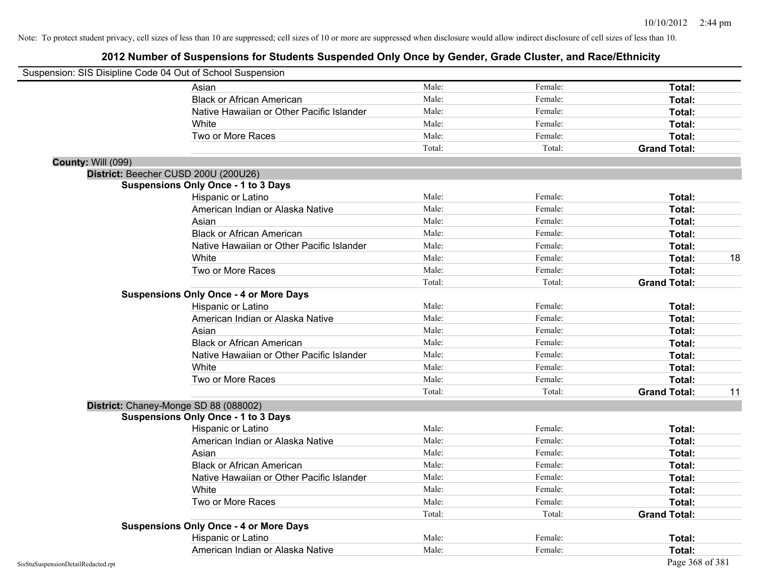Note: To protect student privacy, cell sizes of less than 10 are suppressed; cell sizes of 10 or more are suppressed when disclosure would allow indirect disclosure of cell sizes of less than 10.

# 2012 Number of Suspensions for Students Suspended Only Once by Gender, Grade Cluster, and Race/Ethnicity

Suspension: SIS Disipline Code 04 Out of School Suspension

| | | | | |
|---|---|---|---|---|
| Asian | Male: | Female: | **Total:** | |
| Black or African American | Male: | Female: | **Total:** | |
| Native Hawaiian or Other Pacific Islander | Male: | Female: | **Total:** | |
| White | Male: | Female: | **Total:** | |
| Two or More Races | Male: | Female: | **Total:** | |
| | Total: | Total: | **Grand Total:** | |

**County:** Will (099)

**District:** Beecher CUSD 200U (200U26)

**Suspensions Only Once - 1 to 3 Days**

| | | | | |
|---|---|---|---|---|
| Hispanic or Latino | Male: | Female: | **Total:** | |
| American Indian or Alaska Native | Male: | Female: | **Total:** | |
| Asian | Male: | Female: | **Total:** | |
| Black or African American | Male: | Female: | **Total:** | |
| Native Hawaiian or Other Pacific Islander | Male: | Female: | **Total:** | |
| White | Male: | Female: | **Total:** | 18 |
| Two or More Races | Male: | Female: | **Total:** | |
| | Total: | Total: | **Grand Total:** | |

**Suspensions Only Once - 4 or More Days**

| | | | | |
|---|---|---|---|---|
| Hispanic or Latino | Male: | Female: | **Total:** | |
| American Indian or Alaska Native | Male: | Female: | **Total:** | |
| Asian | Male: | Female: | **Total:** | |
| Black or African American | Male: | Female: | **Total:** | |
| Native Hawaiian or Other Pacific Islander | Male: | Female: | **Total:** | |
| White | Male: | Female: | **Total:** | |
| Two or More Races | Male: | Female: | **Total:** | |
| | Total: | Total: | **Grand Total:** | 11 |

**District:** Chaney-Monge SD 88 (088002)

**Suspensions Only Once - 1 to 3 Days**

| | | | | |
|---|---|---|---|---|
| Hispanic or Latino | Male: | Female: | **Total:** | |
| American Indian or Alaska Native | Male: | Female: | **Total:** | |
| Asian | Male: | Female: | **Total:** | |
| Black or African American | Male: | Female: | **Total:** | |
| Native Hawaiian or Other Pacific Islander | Male: | Female: | **Total:** | |
| White | Male: | Female: | **Total:** | |
| Two or More Races | Male: | Female: | **Total:** | |
| | Total: | Total: | **Grand Total:** | |

**Suspensions Only Once - 4 or More Days**

| | | | | |
|---|---|---|---|---|
| Hispanic or Latino | Male: | Female: | **Total:** | |
| American Indian or Alaska Native | Male: | Female: | **Total:** | |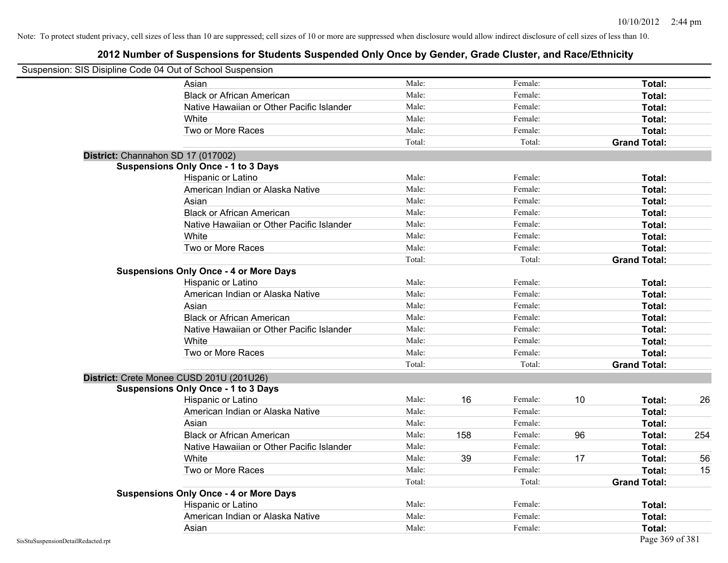Note: To protect student privacy, cell sizes of less than 10 are suppressed; cell sizes of 10 or more are suppressed when disclosure would allow indirect disclosure of cell sizes of less than 10.

# 2012 Number of Suspensions for Students Suspended Only Once by Gender, Grade Cluster, and Race/Ethnicity

Suspension: SIS Disipline Code 04 Out of School Suspension

| | | | | | | | |
|---|---|---|---|---|---|---|---|
| Asian | Male: | | Female: | | **Total:** | |
| Black or African American | Male: | | Female: | | **Total:** | |
| Native Hawaiian or Other Pacific Islander | Male: | | Female: | | **Total:** | |
| White | Male: | | Female: | | **Total:** | |
| Two or More Races | Male: | | Female: | | **Total:** | |
| | Total: | | Total: | | **Grand Total:** | |

**District:** Channahon SD 17 (017002)

**Suspensions Only Once - 1 to 3 Days**

| | | | | | | |
|---|---|---|---|---|---|---|
| Hispanic or Latino | Male: | | Female: | | **Total:** | |
| American Indian or Alaska Native | Male: | | Female: | | **Total:** | |
| Asian | Male: | | Female: | | **Total:** | |
| Black or African American | Male: | | Female: | | **Total:** | |
| Native Hawaiian or Other Pacific Islander | Male: | | Female: | | **Total:** | |
| White | Male: | | Female: | | **Total:** | |
| Two or More Races | Male: | | Female: | | **Total:** | |
| | Total: | | Total: | | **Grand Total:** | |

**Suspensions Only Once - 4 or More Days**

| | | | | | | |
|---|---|---|---|---|---|---|
| Hispanic or Latino | Male: | | Female: | | **Total:** | |
| American Indian or Alaska Native | Male: | | Female: | | **Total:** | |
| Asian | Male: | | Female: | | **Total:** | |
| Black or African American | Male: | | Female: | | **Total:** | |
| Native Hawaiian or Other Pacific Islander | Male: | | Female: | | **Total:** | |
| White | Male: | | Female: | | **Total:** | |
| Two or More Races | Male: | | Female: | | **Total:** | |
| | Total: | | Total: | | **Grand Total:** | |

**District:** Crete Monee CUSD 201U (201U26)

**Suspensions Only Once - 1 to 3 Days**

| | | | | | | |
|---|---|---|---|---|---|---|
| Hispanic or Latino | Male: | 16 | Female: | 10 | **Total:** | 26 |
| American Indian or Alaska Native | Male: | | Female: | | **Total:** | |
| Asian | Male: | | Female: | | **Total:** | |
| Black or African American | Male: | 158 | Female: | 96 | **Total:** | 254 |
| Native Hawaiian or Other Pacific Islander | Male: | | Female: | | **Total:** | |
| White | Male: | 39 | Female: | 17 | **Total:** | 56 |
| Two or More Races | Male: | | Female: | | **Total:** | 15 |
| | Total: | | Total: | | **Grand Total:** | |

**Suspensions Only Once - 4 or More Days**

| | | | | | | |
|---|---|---|---|---|---|---|
| Hispanic or Latino | Male: | | Female: | | **Total:** | |
| American Indian or Alaska Native | Male: | | Female: | | **Total:** | |
| Asian | Male: | | Female: | | **Total:** | |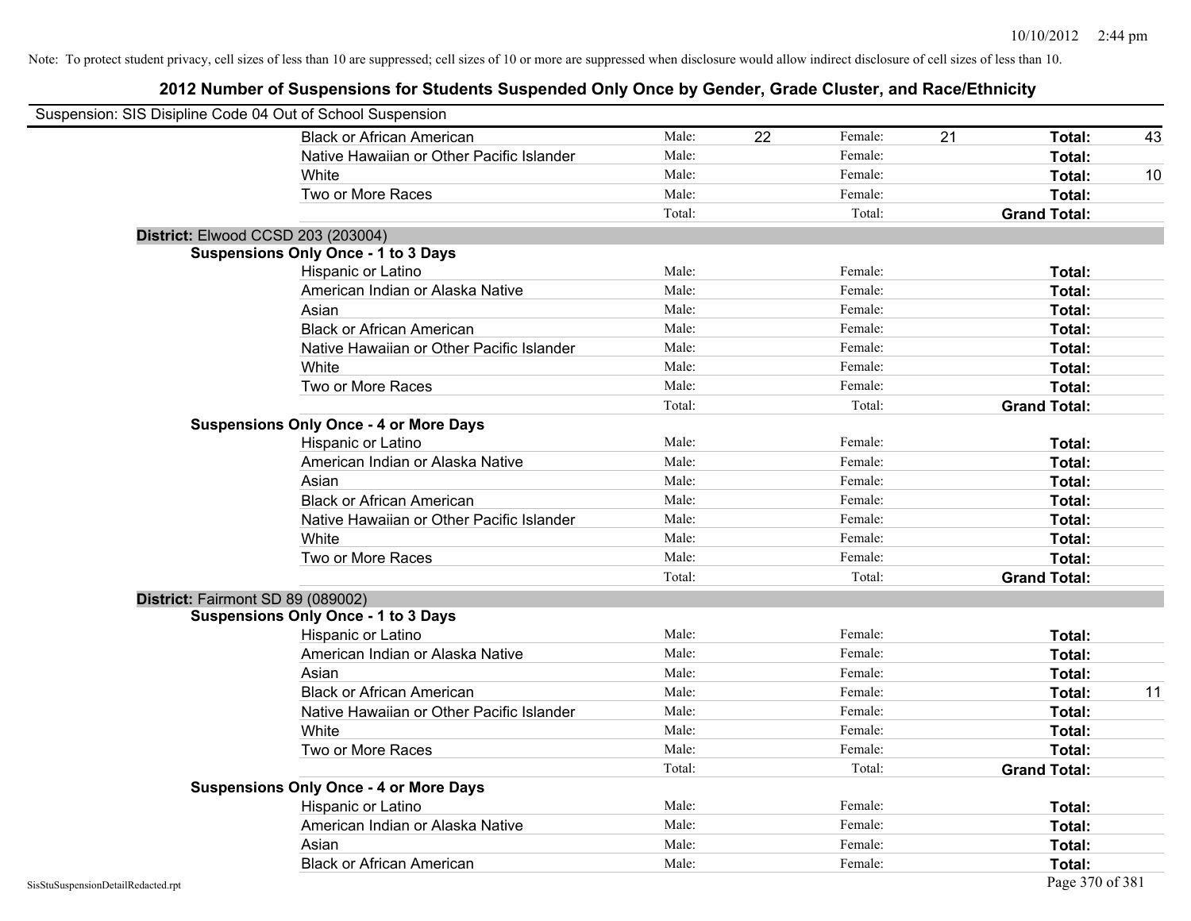Note: To protect student privacy, cell sizes of less than 10 are suppressed; cell sizes of 10 or more are suppressed when disclosure would allow indirect disclosure of cell sizes of less than 10.

# 2012 Number of Suspensions for Students Suspended Only Once by Gender, Grade Cluster, and Race/Ethnicity

Suspension: SIS Disipline Code 04 Out of School Suspension

| | | | | | | |
|---|---|---|---|---|---|---|
| Black or African American | Male: | 22 | Female: | 21 | **Total:** | 43 |
| Native Hawaiian or Other Pacific Islander | Male: | | Female: | | **Total:** | |
| White | Male: | | Female: | | **Total:** | 10 |
| Two or More Races | Male: | | Female: | | **Total:** | |
| | Total: | | Total: | | **Grand Total:** | |

**District:** Elwood CCSD 203 (203004)

**Suspensions Only Once - 1 to 3 Days**

| | | | | | | |
|---|---|---|---|---|---|---|
| Hispanic or Latino | Male: | | Female: | | **Total:** | |
| American Indian or Alaska Native | Male: | | Female: | | **Total:** | |
| Asian | Male: | | Female: | | **Total:** | |
| Black or African American | Male: | | Female: | | **Total:** | |
| Native Hawaiian or Other Pacific Islander | Male: | | Female: | | **Total:** | |
| White | Male: | | Female: | | **Total:** | |
| Two or More Races | Male: | | Female: | | **Total:** | |
| | Total: | | Total: | | **Grand Total:** | |

**Suspensions Only Once - 4 or More Days**

| | | | | | | |
|---|---|---|---|---|---|---|
| Hispanic or Latino | Male: | | Female: | | **Total:** | |
| American Indian or Alaska Native | Male: | | Female: | | **Total:** | |
| Asian | Male: | | Female: | | **Total:** | |
| Black or African American | Male: | | Female: | | **Total:** | |
| Native Hawaiian or Other Pacific Islander | Male: | | Female: | | **Total:** | |
| White | Male: | | Female: | | **Total:** | |
| Two or More Races | Male: | | Female: | | **Total:** | |
| | Total: | | Total: | | **Grand Total:** | |

**District:** Fairmont SD 89 (089002)

**Suspensions Only Once - 1 to 3 Days**

| | | | | | | |
|---|---|---|---|---|---|---|
| Hispanic or Latino | Male: | | Female: | | **Total:** | |
| American Indian or Alaska Native | Male: | | Female: | | **Total:** | |
| Asian | Male: | | Female: | | **Total:** | |
| Black or African American | Male: | | Female: | | **Total:** | 11 |
| Native Hawaiian or Other Pacific Islander | Male: | | Female: | | **Total:** | |
| White | Male: | | Female: | | **Total:** | |
| Two or More Races | Male: | | Female: | | **Total:** | |
| | Total: | | Total: | | **Grand Total:** | |

**Suspensions Only Once - 4 or More Days**

| | | | | | | |
|---|---|---|---|---|---|---|
| Hispanic or Latino | Male: | | Female: | | **Total:** | |
| American Indian or Alaska Native | Male: | | Female: | | **Total:** | |
| Asian | Male: | | Female: | | **Total:** | |
| Black or African American | Male: | | Female: | | **Total:** | |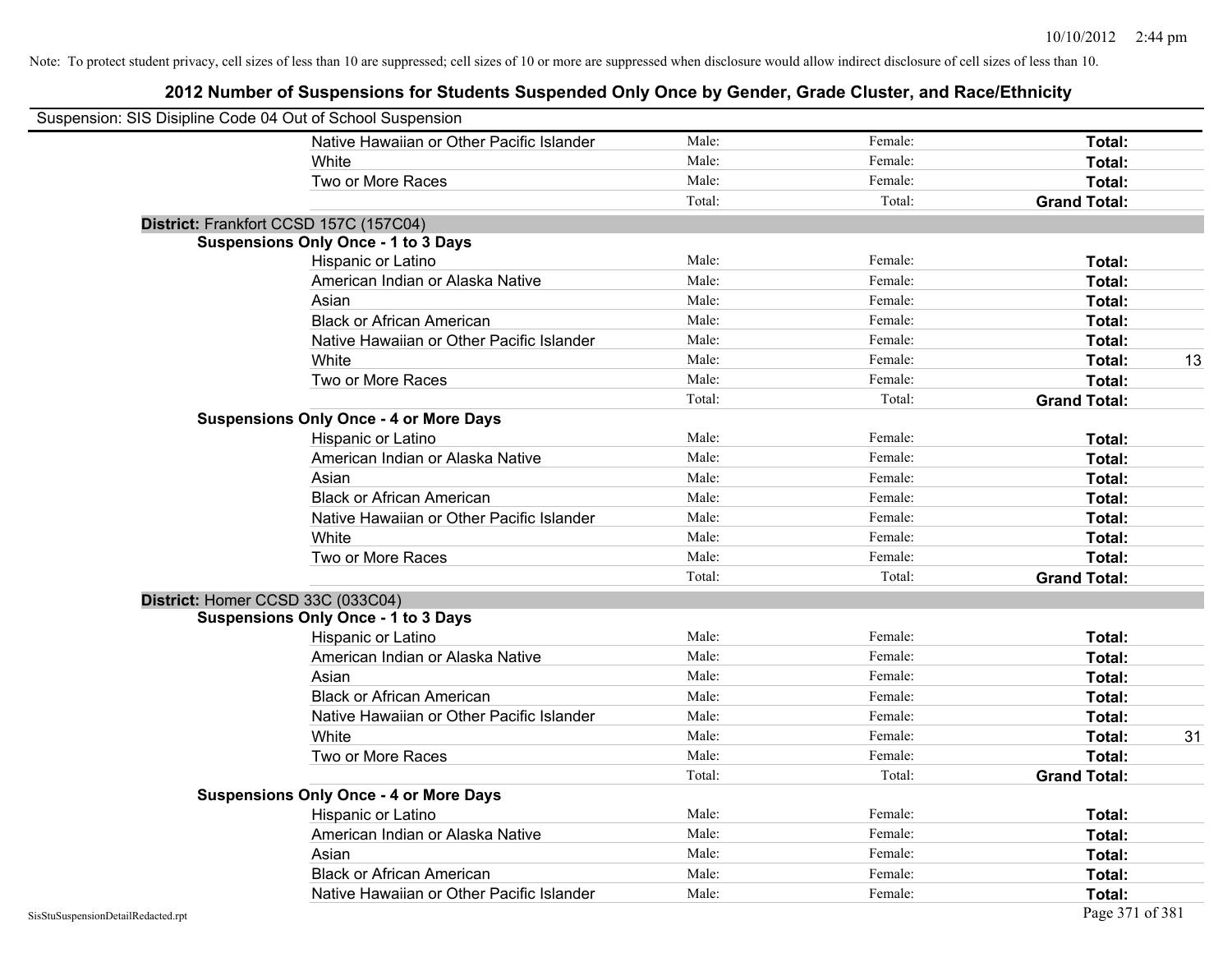Note: To protect student privacy, cell sizes of less than 10 are suppressed; cell sizes of 10 or more are suppressed when disclosure would allow indirect disclosure of cell sizes of less than 10.

# 2012 Number of Suspensions for Students Suspended Only Once by Gender, Grade Cluster, and Race/Ethnicity

Suspension: SIS Disipline Code 04 Out of School Suspension

| | | | | |
|---|---|---|---|---|
| Native Hawaiian or Other Pacific Islander | Male: | Female: | **Total:** | |
| White | Male: | Female: | **Total:** | |
| Two or More Races | Male: | Female: | **Total:** | |
| | Total: | Total: | **Grand Total:** | |

**District:** Frankfort CCSD 157C (157C04)

**Suspensions Only Once - 1 to 3 Days**

| | | | | |
|---|---|---|---|---|
| Hispanic or Latino | Male: | Female: | **Total:** | |
| American Indian or Alaska Native | Male: | Female: | **Total:** | |
| Asian | Male: | Female: | **Total:** | |
| Black or African American | Male: | Female: | **Total:** | |
| Native Hawaiian or Other Pacific Islander | Male: | Female: | **Total:** | |
| White | Male: | Female: | **Total:** | 13 |
| Two or More Races | Male: | Female: | **Total:** | |
| | Total: | Total: | **Grand Total:** | |

**Suspensions Only Once - 4 or More Days**

| | | | | |
|---|---|---|---|---|
| Hispanic or Latino | Male: | Female: | **Total:** | |
| American Indian or Alaska Native | Male: | Female: | **Total:** | |
| Asian | Male: | Female: | **Total:** | |
| Black or African American | Male: | Female: | **Total:** | |
| Native Hawaiian or Other Pacific Islander | Male: | Female: | **Total:** | |
| White | Male: | Female: | **Total:** | |
| Two or More Races | Male: | Female: | **Total:** | |
| | Total: | Total: | **Grand Total:** | |

**District:** Homer CCSD 33C (033C04)

**Suspensions Only Once - 1 to 3 Days**

| | | | | |
|---|---|---|---|---|
| Hispanic or Latino | Male: | Female: | **Total:** | |
| American Indian or Alaska Native | Male: | Female: | **Total:** | |
| Asian | Male: | Female: | **Total:** | |
| Black or African American | Male: | Female: | **Total:** | |
| Native Hawaiian or Other Pacific Islander | Male: | Female: | **Total:** | |
| White | Male: | Female: | **Total:** | 31 |
| Two or More Races | Male: | Female: | **Total:** | |
| | Total: | Total: | **Grand Total:** | |

**Suspensions Only Once - 4 or More Days**

| | | | | |
|---|---|---|---|---|
| Hispanic or Latino | Male: | Female: | **Total:** | |
| American Indian or Alaska Native | Male: | Female: | **Total:** | |
| Asian | Male: | Female: | **Total:** | |
| Black or African American | Male: | Female: | **Total:** | |
| Native Hawaiian or Other Pacific Islander | Male: | Female: | **Total:** | |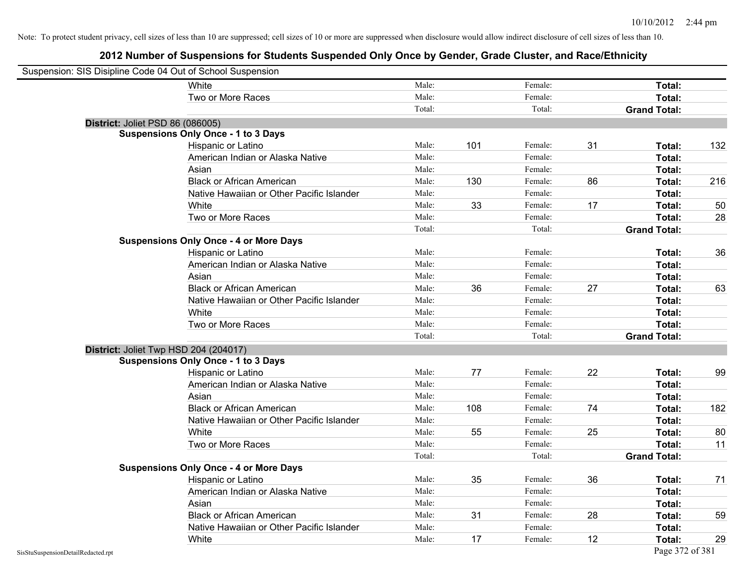Note: To protect student privacy, cell sizes of less than 10 are suppressed; cell sizes of 10 or more are suppressed when disclosure would allow indirect disclosure of cell sizes of less than 10.

## 2012 Number of Suspensions for Students Suspended Only Once by Gender, Grade Cluster, and Race/Ethnicity

Suspension: SIS Disipline Code 04 Out of School Suspension

| | | | | | | |
|---|---|---|---|---|---|---|
| White | Male: | | Female: | | **Total:** | |
| Two or More Races | Male: | | Female: | | **Total:** | |
| | Total: | | Total: | | **Grand Total:** | |

**District:** Joliet PSD 86 (086005)

**Suspensions Only Once - 1 to 3 Days**

| | | | | | | |
|---|---|---|---|---|---|---|
| Hispanic or Latino | Male: | 101 | Female: | 31 | **Total:** | 132 |
| American Indian or Alaska Native | Male: | | Female: | | **Total:** | |
| Asian | Male: | | Female: | | **Total:** | |
| Black or African American | Male: | 130 | Female: | 86 | **Total:** | 216 |
| Native Hawaiian or Other Pacific Islander | Male: | | Female: | | **Total:** | |
| White | Male: | 33 | Female: | 17 | **Total:** | 50 |
| Two or More Races | Male: | | Female: | | **Total:** | 28 |
| | Total: | | Total: | | **Grand Total:** | |

**Suspensions Only Once - 4 or More Days**

| | | | | | | |
|---|---|---|---|---|---|---|
| Hispanic or Latino | Male: | | Female: | | **Total:** | 36 |
| American Indian or Alaska Native | Male: | | Female: | | **Total:** | |
| Asian | Male: | | Female: | | **Total:** | |
| Black or African American | Male: | 36 | Female: | 27 | **Total:** | 63 |
| Native Hawaiian or Other Pacific Islander | Male: | | Female: | | **Total:** | |
| White | Male: | | Female: | | **Total:** | |
| Two or More Races | Male: | | Female: | | **Total:** | |
| | Total: | | Total: | | **Grand Total:** | |

**District:** Joliet Twp HSD 204 (204017)

**Suspensions Only Once - 1 to 3 Days**

| | | | | | | |
|---|---|---|---|---|---|---|
| Hispanic or Latino | Male: | 77 | Female: | 22 | **Total:** | 99 |
| American Indian or Alaska Native | Male: | | Female: | | **Total:** | |
| Asian | Male: | | Female: | | **Total:** | |
| Black or African American | Male: | 108 | Female: | 74 | **Total:** | 182 |
| Native Hawaiian or Other Pacific Islander | Male: | | Female: | | **Total:** | |
| White | Male: | 55 | Female: | 25 | **Total:** | 80 |
| Two or More Races | Male: | | Female: | | **Total:** | 11 |
| | Total: | | Total: | | **Grand Total:** | |

**Suspensions Only Once - 4 or More Days**

| | | | | | | |
|---|---|---|---|---|---|---|
| Hispanic or Latino | Male: | 35 | Female: | 36 | **Total:** | 71 |
| American Indian or Alaska Native | Male: | | Female: | | **Total:** | |
| Asian | Male: | | Female: | | **Total:** | |
| Black or African American | Male: | 31 | Female: | 28 | **Total:** | 59 |
| Native Hawaiian or Other Pacific Islander | Male: | | Female: | | **Total:** | |
| White | Male: | 17 | Female: | 12 | **Total:** | 29 |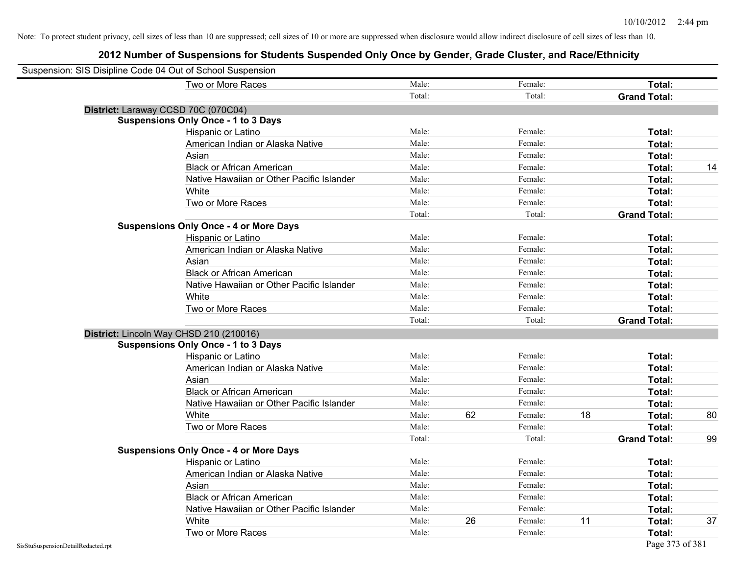Note: To protect student privacy, cell sizes of less than 10 are suppressed; cell sizes of 10 or more are suppressed when disclosure would allow indirect disclosure of cell sizes of less than 10.

## 2012 Number of Suspensions for Students Suspended Only Once by Gender, Grade Cluster, and Race/Ethnicity

Suspension: SIS Disipline Code 04 Out of School Suspension

| | | | | | | | |
|---|---|---|---|---|---|---|---|
| Two or More Races | Male: | | Female: | | **Total:** | |
| | Total: | | Total: | | **Grand Total:** | |

**District:** Laraway CCSD 70C (070C04)

**Suspensions Only Once - 1 to 3 Days**

| | | | | | | |
|---|---|---|---|---|---|---|
| Hispanic or Latino | Male: | | Female: | | **Total:** | |
| American Indian or Alaska Native | Male: | | Female: | | **Total:** | |
| Asian | Male: | | Female: | | **Total:** | |
| Black or African American | Male: | | Female: | | **Total:** | 14 |
| Native Hawaiian or Other Pacific Islander | Male: | | Female: | | **Total:** | |
| White | Male: | | Female: | | **Total:** | |
| Two or More Races | Male: | | Female: | | **Total:** | |
| | Total: | | Total: | | **Grand Total:** | |

**Suspensions Only Once - 4 or More Days**

| | | | | | | |
|---|---|---|---|---|---|---|
| Hispanic or Latino | Male: | | Female: | | **Total:** | |
| American Indian or Alaska Native | Male: | | Female: | | **Total:** | |
| Asian | Male: | | Female: | | **Total:** | |
| Black or African American | Male: | | Female: | | **Total:** | |
| Native Hawaiian or Other Pacific Islander | Male: | | Female: | | **Total:** | |
| White | Male: | | Female: | | **Total:** | |
| Two or More Races | Male: | | Female: | | **Total:** | |
| | Total: | | Total: | | **Grand Total:** | |

**District:** Lincoln Way CHSD 210 (210016)

**Suspensions Only Once - 1 to 3 Days**

| | | | | | | |
|---|---|---|---|---|---|---|
| Hispanic or Latino | Male: | | Female: | | **Total:** | |
| American Indian or Alaska Native | Male: | | Female: | | **Total:** | |
| Asian | Male: | | Female: | | **Total:** | |
| Black or African American | Male: | | Female: | | **Total:** | |
| Native Hawaiian or Other Pacific Islander | Male: | | Female: | | **Total:** | |
| White | Male: | 62 | Female: | 18 | **Total:** | 80 |
| Two or More Races | Male: | | Female: | | **Total:** | |
| | Total: | | Total: | | **Grand Total:** | 99 |

**Suspensions Only Once - 4 or More Days**

| | | | | | | |
|---|---|---|---|---|---|---|
| Hispanic or Latino | Male: | | Female: | | **Total:** | |
| American Indian or Alaska Native | Male: | | Female: | | **Total:** | |
| Asian | Male: | | Female: | | **Total:** | |
| Black or African American | Male: | | Female: | | **Total:** | |
| Native Hawaiian or Other Pacific Islander | Male: | | Female: | | **Total:** | |
| White | Male: | 26 | Female: | 11 | **Total:** | 37 |
| Two or More Races | Male: | | Female: | | **Total:** | |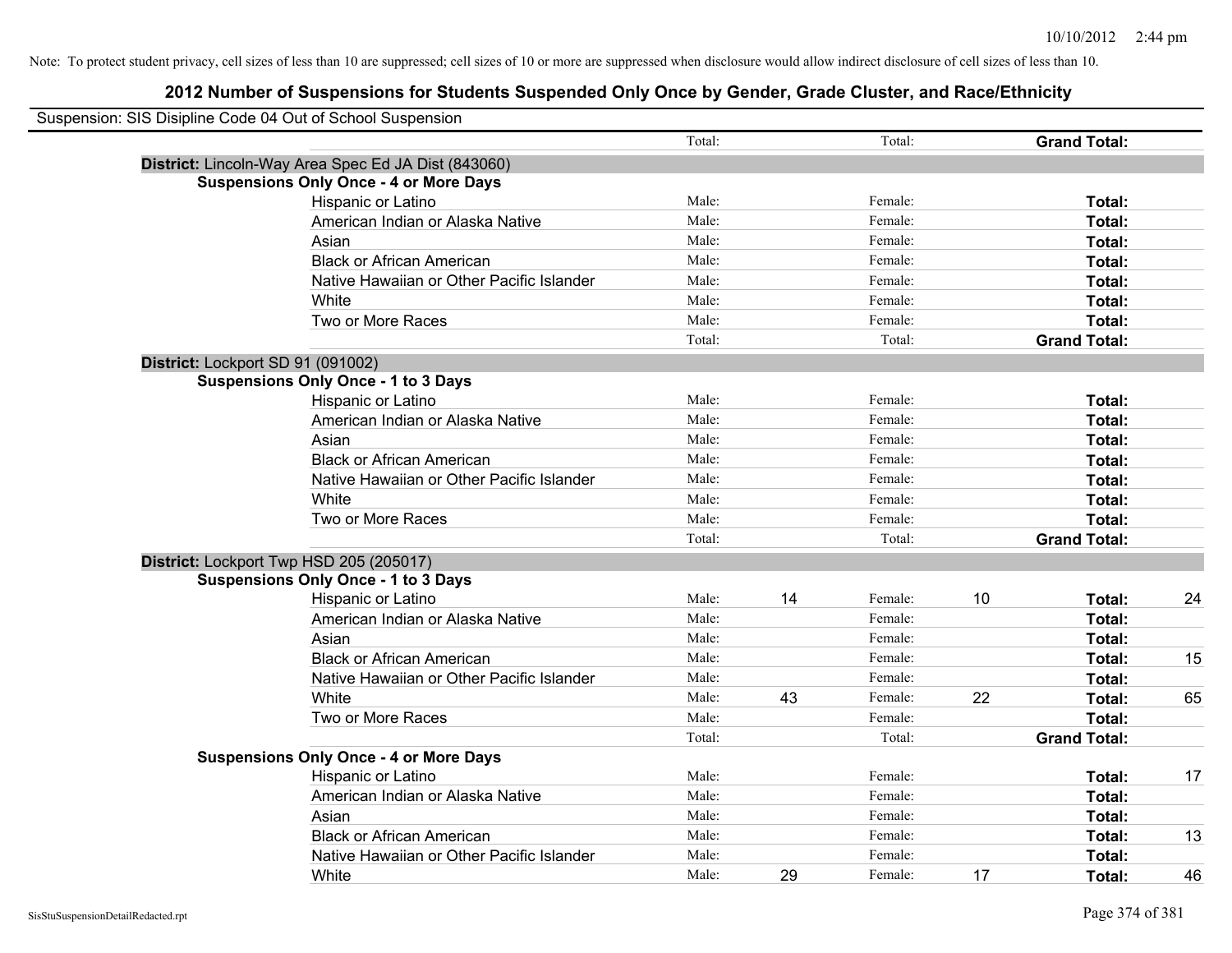Note: To protect student privacy, cell sizes of less than 10 are suppressed; cell sizes of 10 or more are suppressed when disclosure would allow indirect disclosure of cell sizes of less than 10.

## 2012 Number of Suspensions for Students Suspended Only Once by Gender, Grade Cluster, and Race/Ethnicity

Suspension: SIS Disipline Code 04 Out of School Suspension

| | | | | | | | |
|---|---|---|---|---|---|---|---|
| | Total: | | Total: | | **Grand Total:** | |
| **District:** Lincoln-Way Area Spec Ed JA Dist (843060) | | | | | | | |
| **Suspensions Only Once - 4 or More Days** | | | | | | | |
| Hispanic or Latino | Male: | | Female: | | **Total:** | |
| American Indian or Alaska Native | Male: | | Female: | | **Total:** | |
| Asian | Male: | | Female: | | **Total:** | |
| Black or African American | Male: | | Female: | | **Total:** | |
| Native Hawaiian or Other Pacific Islander | Male: | | Female: | | **Total:** | |
| White | Male: | | Female: | | **Total:** | |
| Two or More Races | Male: | | Female: | | **Total:** | |
| | Total: | | Total: | | **Grand Total:** | |
| **District:** Lockport SD 91 (091002) | | | | | | | |
| **Suspensions Only Once - 1 to 3 Days** | | | | | | | |
| Hispanic or Latino | Male: | | Female: | | **Total:** | |
| American Indian or Alaska Native | Male: | | Female: | | **Total:** | |
| Asian | Male: | | Female: | | **Total:** | |
| Black or African American | Male: | | Female: | | **Total:** | |
| Native Hawaiian or Other Pacific Islander | Male: | | Female: | | **Total:** | |
| White | Male: | | Female: | | **Total:** | |
| Two or More Races | Male: | | Female: | | **Total:** | |
| | Total: | | Total: | | **Grand Total:** | |
| **District:** Lockport Twp HSD 205 (205017) | | | | | | | |
| **Suspensions Only Once - 1 to 3 Days** | | | | | | | |
| Hispanic or Latino | Male: | 14 | Female: | 10 | **Total:** | 24 |
| American Indian or Alaska Native | Male: | | Female: | | **Total:** | |
| Asian | Male: | | Female: | | **Total:** | |
| Black or African American | Male: | | Female: | | **Total:** | 15 |
| Native Hawaiian or Other Pacific Islander | Male: | | Female: | | **Total:** | |
| White | Male: | 43 | Female: | 22 | **Total:** | 65 |
| Two or More Races | Male: | | Female: | | **Total:** | |
| | Total: | | Total: | | **Grand Total:** | |
| **Suspensions Only Once - 4 or More Days** | | | | | | | |
| Hispanic or Latino | Male: | | Female: | | **Total:** | 17 |
| American Indian or Alaska Native | Male: | | Female: | | **Total:** | |
| Asian | Male: | | Female: | | **Total:** | |
| Black or African American | Male: | | Female: | | **Total:** | 13 |
| Native Hawaiian or Other Pacific Islander | Male: | | Female: | | **Total:** | |
| White | Male: | 29 | Female: | 17 | **Total:** | 46 |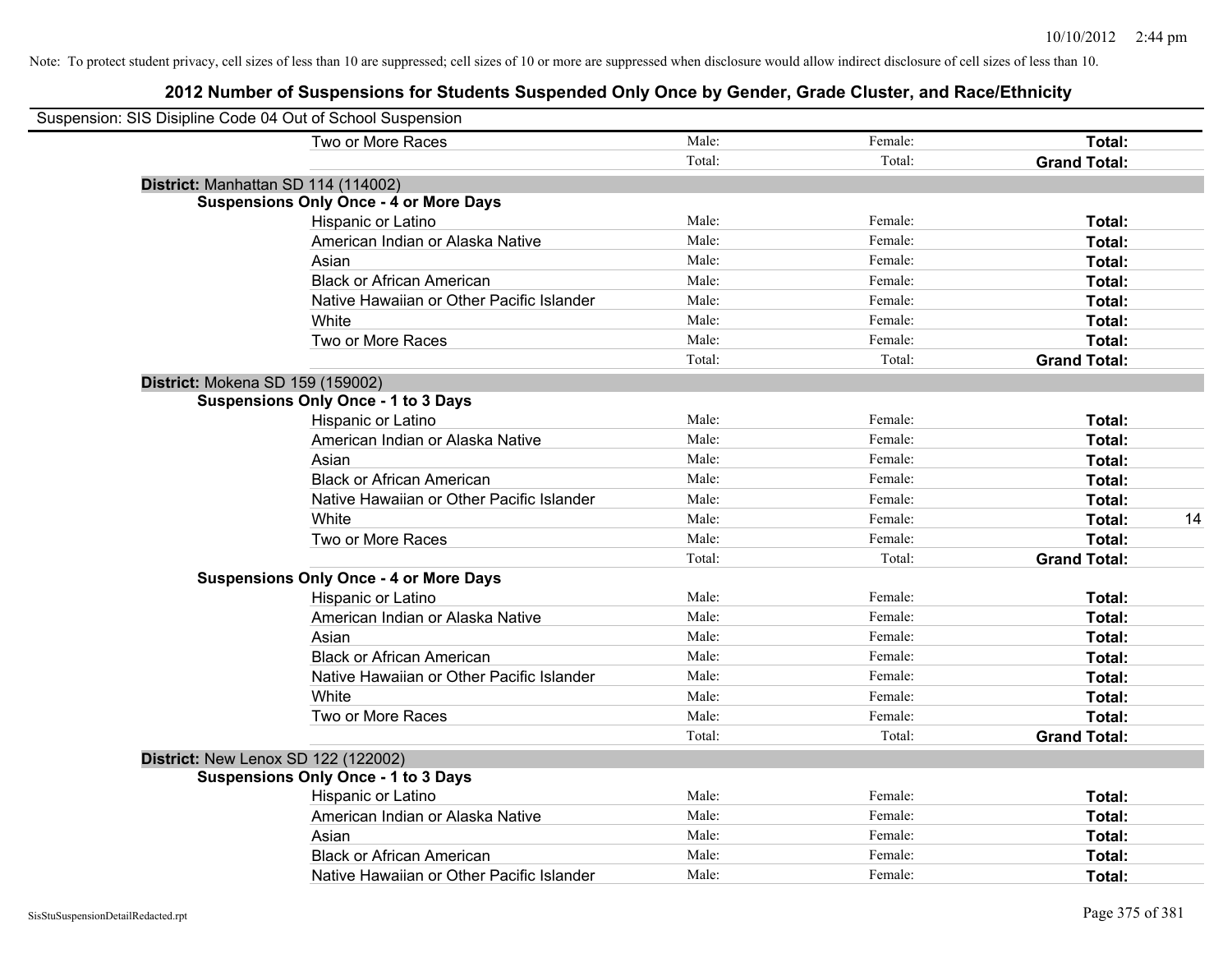Note: To protect student privacy, cell sizes of less than 10 are suppressed; cell sizes of 10 or more are suppressed when disclosure would allow indirect disclosure of cell sizes of less than 10.

## 2012 Number of Suspensions for Students Suspended Only Once by Gender, Grade Cluster, and Race/Ethnicity

Suspension: SIS Disipline Code 04 Out of School Suspension

| | | | | |
|---|---|---|---|---|
| Two or More Races | Male: | Female: | **Total:** | |
| | Total: | Total: | **Grand Total:** | |

**District:** Manhattan SD 114 (114002)

**Suspensions Only Once - 4 or More Days**

| | | | | |
|---|---|---|---|---|
| Hispanic or Latino | Male: | Female: | **Total:** | |
| American Indian or Alaska Native | Male: | Female: | **Total:** | |
| Asian | Male: | Female: | **Total:** | |
| Black or African American | Male: | Female: | **Total:** | |
| Native Hawaiian or Other Pacific Islander | Male: | Female: | **Total:** | |
| White | Male: | Female: | **Total:** | |
| Two or More Races | Male: | Female: | **Total:** | |
| | Total: | Total: | **Grand Total:** | |

**District:** Mokena SD 159 (159002)

**Suspensions Only Once - 1 to 3 Days**

| | | | | |
|---|---|---|---|---|
| Hispanic or Latino | Male: | Female: | **Total:** | |
| American Indian or Alaska Native | Male: | Female: | **Total:** | |
| Asian | Male: | Female: | **Total:** | |
| Black or African American | Male: | Female: | **Total:** | |
| Native Hawaiian or Other Pacific Islander | Male: | Female: | **Total:** | |
| White | Male: | Female: | **Total:** | 14 |
| Two or More Races | Male: | Female: | **Total:** | |
| | Total: | Total: | **Grand Total:** | |

**Suspensions Only Once - 4 or More Days**

| | | | | |
|---|---|---|---|---|
| Hispanic or Latino | Male: | Female: | **Total:** | |
| American Indian or Alaska Native | Male: | Female: | **Total:** | |
| Asian | Male: | Female: | **Total:** | |
| Black or African American | Male: | Female: | **Total:** | |
| Native Hawaiian or Other Pacific Islander | Male: | Female: | **Total:** | |
| White | Male: | Female: | **Total:** | |
| Two or More Races | Male: | Female: | **Total:** | |
| | Total: | Total: | **Grand Total:** | |

**District:** New Lenox SD 122 (122002)

**Suspensions Only Once - 1 to 3 Days**

| | | | | |
|---|---|---|---|---|
| Hispanic or Latino | Male: | Female: | **Total:** | |
| American Indian or Alaska Native | Male: | Female: | **Total:** | |
| Asian | Male: | Female: | **Total:** | |
| Black or African American | Male: | Female: | **Total:** | |
| Native Hawaiian or Other Pacific Islander | Male: | Female: | **Total:** | |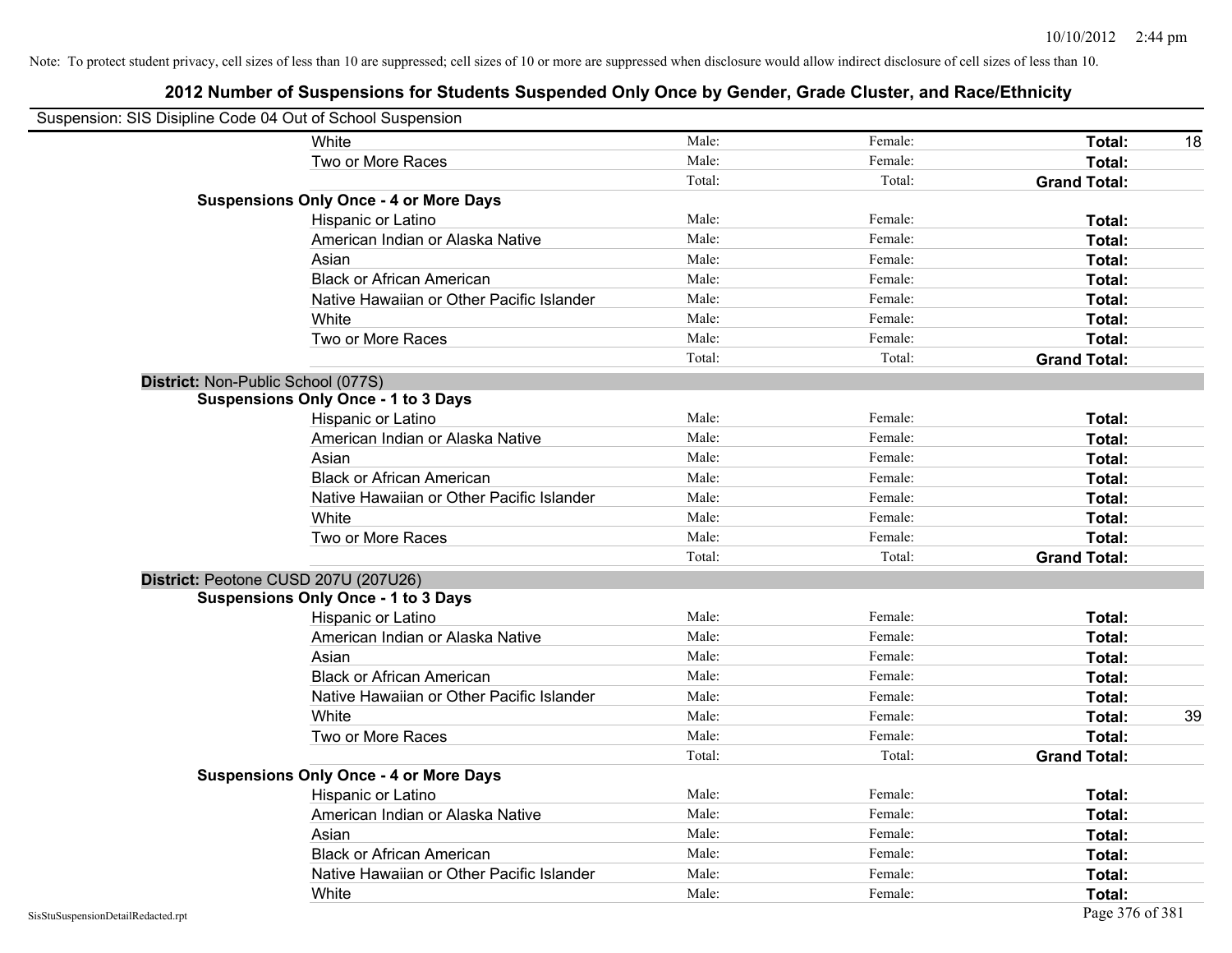Note: To protect student privacy, cell sizes of less than 10 are suppressed; cell sizes of 10 or more are suppressed when disclosure would allow indirect disclosure of cell sizes of less than 10.

## 2012 Number of Suspensions for Students Suspended Only Once by Gender, Grade Cluster, and Race/Ethnicity

Suspension: SIS Disipline Code 04 Out of School Suspension

| | | | | |
|---|---|---|---|---|
| White | Male: | Female: | **Total:** | 18 |
| Two or More Races | Male: | Female: | **Total:** | |
| | Total: | Total: | **Grand Total:** | |
| **Suspensions Only Once - 4 or More Days** | | | | |
| Hispanic or Latino | Male: | Female: | **Total:** | |
| American Indian or Alaska Native | Male: | Female: | **Total:** | |
| Asian | Male: | Female: | **Total:** | |
| Black or African American | Male: | Female: | **Total:** | |
| Native Hawaiian or Other Pacific Islander | Male: | Female: | **Total:** | |
| White | Male: | Female: | **Total:** | |
| Two or More Races | Male: | Female: | **Total:** | |
| | Total: | Total: | **Grand Total:** | |
| **District:** Non-Public School (077S) | | | | |
| **Suspensions Only Once - 1 to 3 Days** | | | | |
| Hispanic or Latino | Male: | Female: | **Total:** | |
| American Indian or Alaska Native | Male: | Female: | **Total:** | |
| Asian | Male: | Female: | **Total:** | |
| Black or African American | Male: | Female: | **Total:** | |
| Native Hawaiian or Other Pacific Islander | Male: | Female: | **Total:** | |
| White | Male: | Female: | **Total:** | |
| Two or More Races | Male: | Female: | **Total:** | |
| | Total: | Total: | **Grand Total:** | |
| **District:** Peotone CUSD 207U (207U26) | | | | |
| **Suspensions Only Once - 1 to 3 Days** | | | | |
| Hispanic or Latino | Male: | Female: | **Total:** | |
| American Indian or Alaska Native | Male: | Female: | **Total:** | |
| Asian | Male: | Female: | **Total:** | |
| Black or African American | Male: | Female: | **Total:** | |
| Native Hawaiian or Other Pacific Islander | Male: | Female: | **Total:** | |
| White | Male: | Female: | **Total:** | 39 |
| Two or More Races | Male: | Female: | **Total:** | |
| | Total: | Total: | **Grand Total:** | |
| **Suspensions Only Once - 4 or More Days** | | | | |
| Hispanic or Latino | Male: | Female: | **Total:** | |
| American Indian or Alaska Native | Male: | Female: | **Total:** | |
| Asian | Male: | Female: | **Total:** | |
| Black or African American | Male: | Female: | **Total:** | |
| Native Hawaiian or Other Pacific Islander | Male: | Female: | **Total:** | |
| White | Male: | Female: | **Total:** | |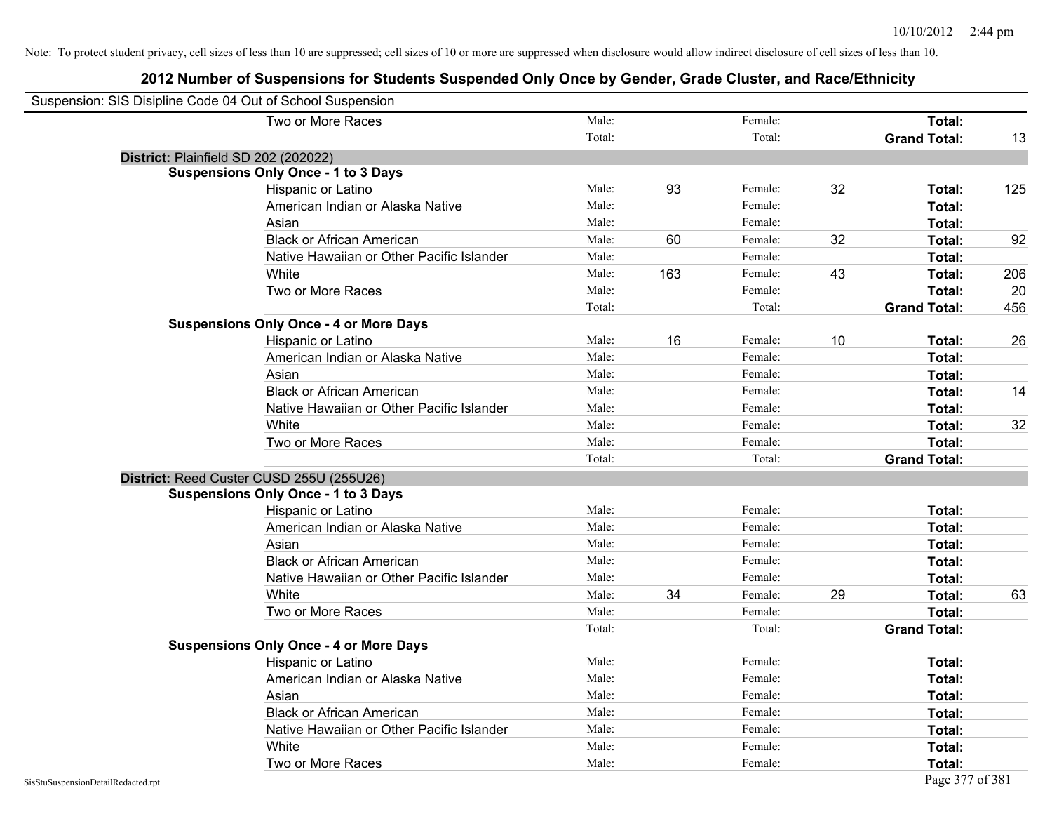Note: To protect student privacy, cell sizes of less than 10 are suppressed; cell sizes of 10 or more are suppressed when disclosure would allow indirect disclosure of cell sizes of less than 10.

# 2012 Number of Suspensions for Students Suspended Only Once by Gender, Grade Cluster, and Race/Ethnicity

Suspension: SIS Disipline Code 04 Out of School Suspension

| | | | | | | | |
|---|---|---|---|---|---|---|---|
| Two or More Races | Male: | | Female: | | **Total:** | |
| | Total: | | Total: | | **Grand Total:** | 13 |

**District:** Plainfield SD 202 (202022)

**Suspensions Only Once - 1 to 3 Days**

| | | | | | | |
|---|---|---|---|---|---|---|
| Hispanic or Latino | Male: | 93 | Female: | 32 | **Total:** | 125 |
| American Indian or Alaska Native | Male: | | Female: | | **Total:** | |
| Asian | Male: | | Female: | | **Total:** | |
| Black or African American | Male: | 60 | Female: | 32 | **Total:** | 92 |
| Native Hawaiian or Other Pacific Islander | Male: | | Female: | | **Total:** | |
| White | Male: | 163 | Female: | 43 | **Total:** | 206 |
| Two or More Races | Male: | | Female: | | **Total:** | 20 |
| | Total: | | Total: | | **Grand Total:** | 456 |

**Suspensions Only Once - 4 or More Days**

| | | | | | | |
|---|---|---|---|---|---|---|
| Hispanic or Latino | Male: | 16 | Female: | 10 | **Total:** | 26 |
| American Indian or Alaska Native | Male: | | Female: | | **Total:** | |
| Asian | Male: | | Female: | | **Total:** | |
| Black or African American | Male: | | Female: | | **Total:** | 14 |
| Native Hawaiian or Other Pacific Islander | Male: | | Female: | | **Total:** | |
| White | Male: | | Female: | | **Total:** | 32 |
| Two or More Races | Male: | | Female: | | **Total:** | |
| | Total: | | Total: | | **Grand Total:** | |

**District:** Reed Custer CUSD 255U (255U26)

**Suspensions Only Once - 1 to 3 Days**

| | | | | | | |
|---|---|---|---|---|---|---|
| Hispanic or Latino | Male: | | Female: | | **Total:** | |
| American Indian or Alaska Native | Male: | | Female: | | **Total:** | |
| Asian | Male: | | Female: | | **Total:** | |
| Black or African American | Male: | | Female: | | **Total:** | |
| Native Hawaiian or Other Pacific Islander | Male: | | Female: | | **Total:** | |
| White | Male: | 34 | Female: | 29 | **Total:** | 63 |
| Two or More Races | Male: | | Female: | | **Total:** | |
| | Total: | | Total: | | **Grand Total:** | |

**Suspensions Only Once - 4 or More Days**

| | | | | | | |
|---|---|---|---|---|---|---|
| Hispanic or Latino | Male: | | Female: | | **Total:** | |
| American Indian or Alaska Native | Male: | | Female: | | **Total:** | |
| Asian | Male: | | Female: | | **Total:** | |
| Black or African American | Male: | | Female: | | **Total:** | |
| Native Hawaiian or Other Pacific Islander | Male: | | Female: | | **Total:** | |
| White | Male: | | Female: | | **Total:** | |
| Two or More Races | Male: | | Female: | | **Total:** | |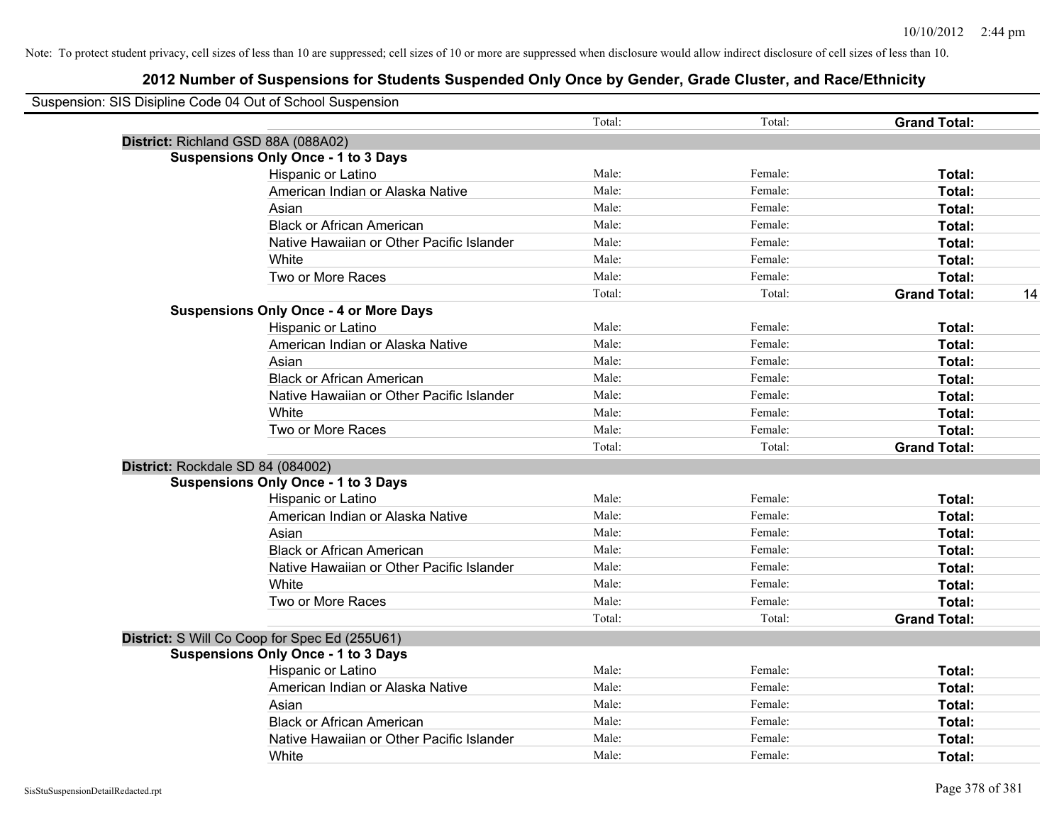Note: To protect student privacy, cell sizes of less than 10 are suppressed; cell sizes of 10 or more are suppressed when disclosure would allow indirect disclosure of cell sizes of less than 10.

# 2012 Number of Suspensions for Students Suspended Only Once by Gender, Grade Cluster, and Race/Ethnicity

Suspension: SIS Disipline Code 04 Out of School Suspension

| | | | | | |
|---|---|---|---|---|---|
| | | Total: | Total: | **Grand Total:** | |
| **District:** Richland GSD 88A (088A02) | | | | | |
| **Suspensions Only Once - 1 to 3 Days** | | | | | |
| | Hispanic or Latino | Male: | Female: | **Total:** | |
| | American Indian or Alaska Native | Male: | Female: | **Total:** | |
| | Asian | Male: | Female: | **Total:** | |
| | Black or African American | Male: | Female: | **Total:** | |
| | Native Hawaiian or Other Pacific Islander | Male: | Female: | **Total:** | |
| | White | Male: | Female: | **Total:** | |
| | Two or More Races | Male: | Female: | **Total:** | |
| | | Total: | Total: | **Grand Total:** | 14 |
| **Suspensions Only Once - 4 or More Days** | | | | | |
| | Hispanic or Latino | Male: | Female: | **Total:** | |
| | American Indian or Alaska Native | Male: | Female: | **Total:** | |
| | Asian | Male: | Female: | **Total:** | |
| | Black or African American | Male: | Female: | **Total:** | |
| | Native Hawaiian or Other Pacific Islander | Male: | Female: | **Total:** | |
| | White | Male: | Female: | **Total:** | |
| | Two or More Races | Male: | Female: | **Total:** | |
| | | Total: | Total: | **Grand Total:** | |
| **District:** Rockdale SD 84 (084002) | | | | | |
| **Suspensions Only Once - 1 to 3 Days** | | | | | |
| | Hispanic or Latino | Male: | Female: | **Total:** | |
| | American Indian or Alaska Native | Male: | Female: | **Total:** | |
| | Asian | Male: | Female: | **Total:** | |
| | Black or African American | Male: | Female: | **Total:** | |
| | Native Hawaiian or Other Pacific Islander | Male: | Female: | **Total:** | |
| | White | Male: | Female: | **Total:** | |
| | Two or More Races | Male: | Female: | **Total:** | |
| | | Total: | Total: | **Grand Total:** | |
| **District:** S Will Co Coop for Spec Ed (255U61) | | | | | |
| **Suspensions Only Once - 1 to 3 Days** | | | | | |
| | Hispanic or Latino | Male: | Female: | **Total:** | |
| | American Indian or Alaska Native | Male: | Female: | **Total:** | |
| | Asian | Male: | Female: | **Total:** | |
| | Black or African American | Male: | Female: | **Total:** | |
| | Native Hawaiian or Other Pacific Islander | Male: | Female: | **Total:** | |
| | White | Male: | Female: | **Total:** | |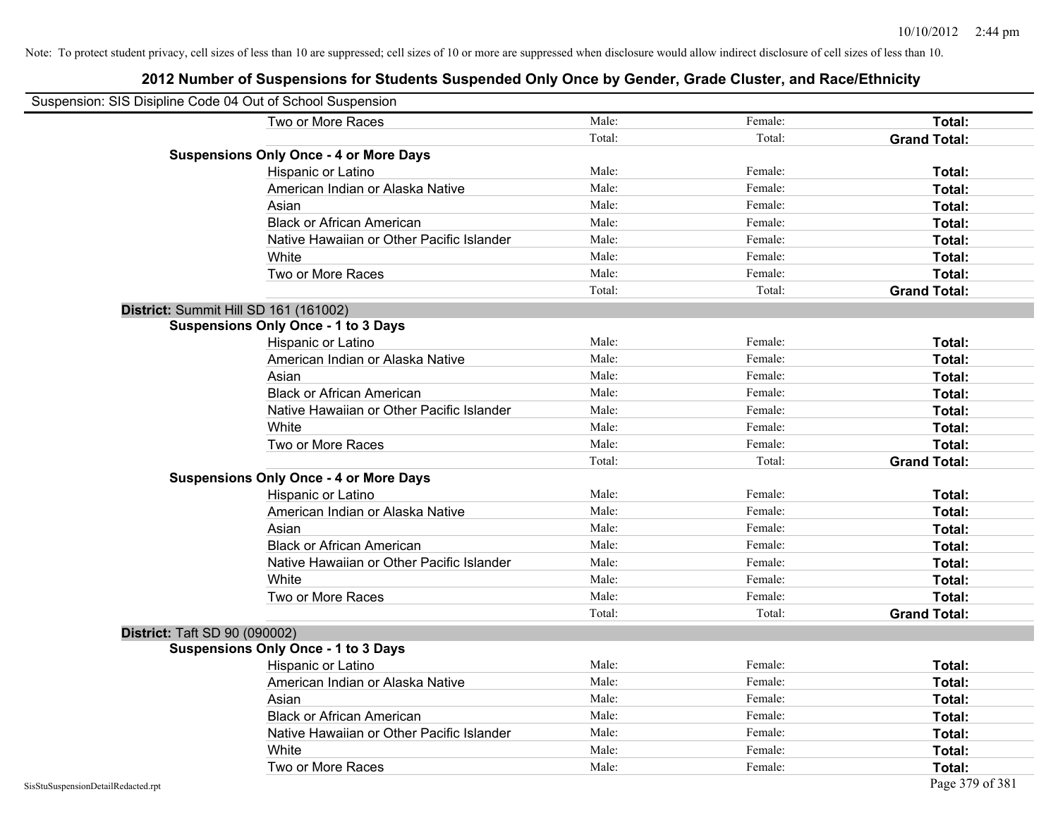Note: To protect student privacy, cell sizes of less than 10 are suppressed; cell sizes of 10 or more are suppressed when disclosure would allow indirect disclosure of cell sizes of less than 10.

## 2012 Number of Suspensions for Students Suspended Only Once by Gender, Grade Cluster, and Race/Ethnicity

Suspension: SIS Disipline Code 04 Out of School Suspension

| | | | | |
|---|---|---|---|---|
| | Two or More Races | Male: | Female: | **Total:** |
| | | Total: | Total: | **Grand Total:** |
| **Suspensions Only Once - 4 or More Days** | | | | |
| | Hispanic or Latino | Male: | Female: | **Total:** |
| | American Indian or Alaska Native | Male: | Female: | **Total:** |
| | Asian | Male: | Female: | **Total:** |
| | Black or African American | Male: | Female: | **Total:** |
| | Native Hawaiian or Other Pacific Islander | Male: | Female: | **Total:** |
| | White | Male: | Female: | **Total:** |
| | Two or More Races | Male: | Female: | **Total:** |
| | | Total: | Total: | **Grand Total:** |
| **District:** Summit Hill SD 161 (161002) | | | | |
| **Suspensions Only Once - 1 to 3 Days** | | | | |
| | Hispanic or Latino | Male: | Female: | **Total:** |
| | American Indian or Alaska Native | Male: | Female: | **Total:** |
| | Asian | Male: | Female: | **Total:** |
| | Black or African American | Male: | Female: | **Total:** |
| | Native Hawaiian or Other Pacific Islander | Male: | Female: | **Total:** |
| | White | Male: | Female: | **Total:** |
| | Two or More Races | Male: | Female: | **Total:** |
| | | Total: | Total: | **Grand Total:** |
| **Suspensions Only Once - 4 or More Days** | | | | |
| | Hispanic or Latino | Male: | Female: | **Total:** |
| | American Indian or Alaska Native | Male: | Female: | **Total:** |
| | Asian | Male: | Female: | **Total:** |
| | Black or African American | Male: | Female: | **Total:** |
| | Native Hawaiian or Other Pacific Islander | Male: | Female: | **Total:** |
| | White | Male: | Female: | **Total:** |
| | Two or More Races | Male: | Female: | **Total:** |
| | | Total: | Total: | **Grand Total:** |
| **District:** Taft SD 90 (090002) | | | | |
| **Suspensions Only Once - 1 to 3 Days** | | | | |
| | Hispanic or Latino | Male: | Female: | **Total:** |
| | American Indian or Alaska Native | Male: | Female: | **Total:** |
| | Asian | Male: | Female: | **Total:** |
| | Black or African American | Male: | Female: | **Total:** |
| | Native Hawaiian or Other Pacific Islander | Male: | Female: | **Total:** |
| | White | Male: | Female: | **Total:** |
| | Two or More Races | Male: | Female: | **Total:** |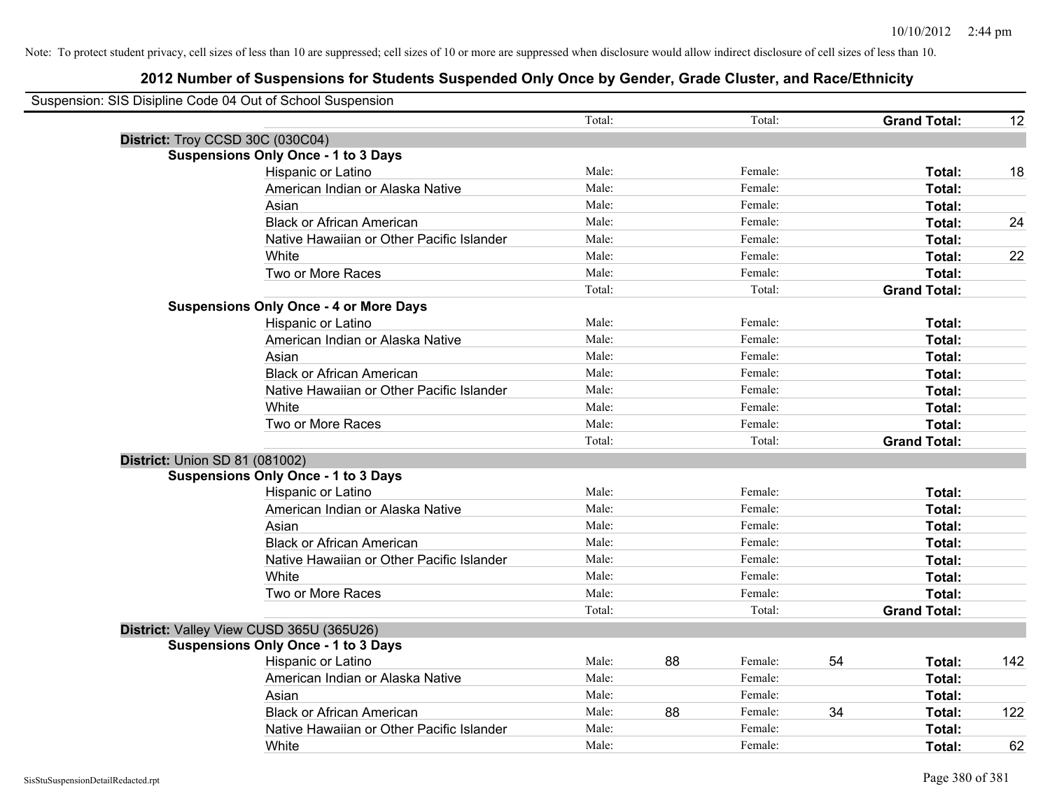Note: To protect student privacy, cell sizes of less than 10 are suppressed; cell sizes of 10 or more are suppressed when disclosure would allow indirect disclosure of cell sizes of less than 10.

## 2012 Number of Suspensions for Students Suspended Only Once by Gender, Grade Cluster, and Race/Ethnicity

Suspension: SIS Disipline Code 04 Out of School Suspension

| | | | | | | | |
|---|---|---|---|---|---|---|---|
| | Total: | | Total: | | **Grand Total:** | 12 |
| **District:** Troy CCSD 30C (030C04) | | | | | | |
| **Suspensions Only Once - 1 to 3 Days** | | | | | | |
| Hispanic or Latino | Male: | | Female: | | **Total:** | 18 |
| American Indian or Alaska Native | Male: | | Female: | | **Total:** | |
| Asian | Male: | | Female: | | **Total:** | |
| Black or African American | Male: | | Female: | | **Total:** | 24 |
| Native Hawaiian or Other Pacific Islander | Male: | | Female: | | **Total:** | |
| White | Male: | | Female: | | **Total:** | 22 |
| Two or More Races | Male: | | Female: | | **Total:** | |
| | Total: | | Total: | | **Grand Total:** | |
| **Suspensions Only Once - 4 or More Days** | | | | | | |
| Hispanic or Latino | Male: | | Female: | | **Total:** | |
| American Indian or Alaska Native | Male: | | Female: | | **Total:** | |
| Asian | Male: | | Female: | | **Total:** | |
| Black or African American | Male: | | Female: | | **Total:** | |
| Native Hawaiian or Other Pacific Islander | Male: | | Female: | | **Total:** | |
| White | Male: | | Female: | | **Total:** | |
| Two or More Races | Male: | | Female: | | **Total:** | |
| | Total: | | Total: | | **Grand Total:** | |
| **District:** Union SD 81 (081002) | | | | | | |
| **Suspensions Only Once - 1 to 3 Days** | | | | | | |
| Hispanic or Latino | Male: | | Female: | | **Total:** | |
| American Indian or Alaska Native | Male: | | Female: | | **Total:** | |
| Asian | Male: | | Female: | | **Total:** | |
| Black or African American | Male: | | Female: | | **Total:** | |
| Native Hawaiian or Other Pacific Islander | Male: | | Female: | | **Total:** | |
| White | Male: | | Female: | | **Total:** | |
| Two or More Races | Male: | | Female: | | **Total:** | |
| | Total: | | Total: | | **Grand Total:** | |
| **District:** Valley View CUSD 365U (365U26) | | | | | | |
| **Suspensions Only Once - 1 to 3 Days** | | | | | | |
| Hispanic or Latino | Male: | 88 | Female: | 54 | **Total:** | 142 |
| American Indian or Alaska Native | Male: | | Female: | | **Total:** | |
| Asian | Male: | | Female: | | **Total:** | |
| Black or African American | Male: | 88 | Female: | 34 | **Total:** | 122 |
| Native Hawaiian or Other Pacific Islander | Male: | | Female: | | **Total:** | |
| White | Male: | | Female: | | **Total:** | 62 |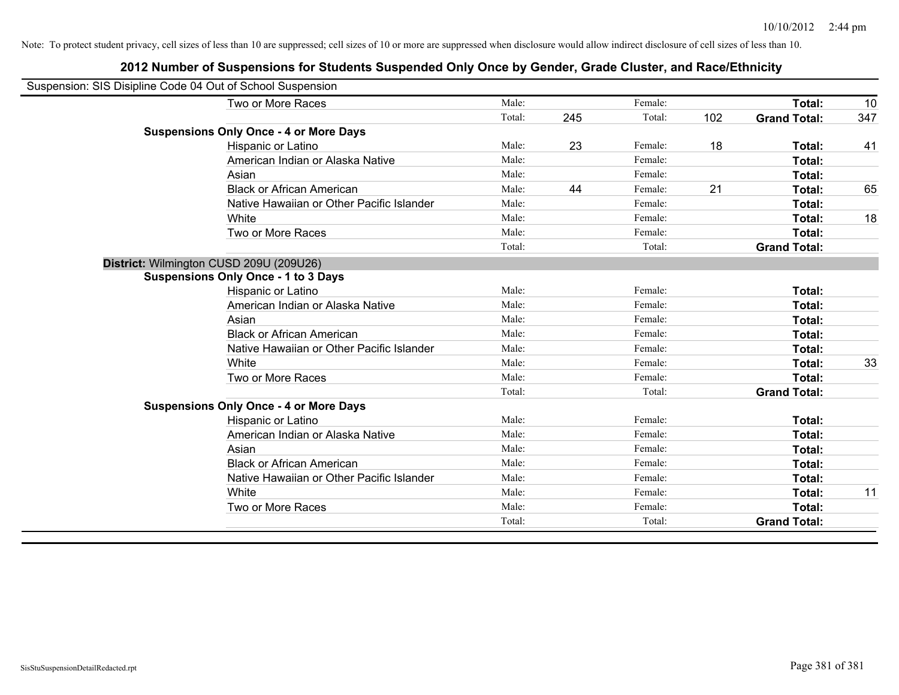Note: To protect student privacy, cell sizes of less than 10 are suppressed; cell sizes of 10 or more are suppressed when disclosure would allow indirect disclosure of cell sizes of less than 10.

## 2012 Number of Suspensions for Students Suspended Only Once by Gender, Grade Cluster, and Race/Ethnicity

Suspension: SIS Disipline Code 04 Out of School Suspension

| | | | | | | | |
|---|---|---|---|---|---|---|---|
| Two or More Races | Male: | | Female: | | **Total:** | 10 |
| | Total: | 245 | Total: | 102 | **Grand Total:** | 347 |
| **Suspensions Only Once - 4 or More Days** | | | | | | |
| Hispanic or Latino | Male: | 23 | Female: | 18 | **Total:** | 41 |
| American Indian or Alaska Native | Male: | | Female: | | **Total:** | |
| Asian | Male: | | Female: | | **Total:** | |
| Black or African American | Male: | 44 | Female: | 21 | **Total:** | 65 |
| Native Hawaiian or Other Pacific Islander | Male: | | Female: | | **Total:** | |
| White | Male: | | Female: | | **Total:** | 18 |
| Two or More Races | Male: | | Female: | | **Total:** | |
| | Total: | | Total: | | **Grand Total:** | |

**District:** Wilmington CUSD 209U (209U26)

| | | | | | | |
|---|---|---|---|---|---|---|
| **Suspensions Only Once - 1 to 3 Days** | | | | | | |
| Hispanic or Latino | Male: | | Female: | | **Total:** | |
| American Indian or Alaska Native | Male: | | Female: | | **Total:** | |
| Asian | Male: | | Female: | | **Total:** | |
| Black or African American | Male: | | Female: | | **Total:** | |
| Native Hawaiian or Other Pacific Islander | Male: | | Female: | | **Total:** | |
| White | Male: | | Female: | | **Total:** | 33 |
| Two or More Races | Male: | | Female: | | **Total:** | |
| | Total: | | Total: | | **Grand Total:** | |
| **Suspensions Only Once - 4 or More Days** | | | | | | |
| Hispanic or Latino | Male: | | Female: | | **Total:** | |
| American Indian or Alaska Native | Male: | | Female: | | **Total:** | |
| Asian | Male: | | Female: | | **Total:** | |
| Black or African American | Male: | | Female: | | **Total:** | |
| Native Hawaiian or Other Pacific Islander | Male: | | Female: | | **Total:** | |
| White | Male: | | Female: | | **Total:** | 11 |
| Two or More Races | Male: | | Female: | | **Total:** | |
| | Total: | | Total: | | **Grand Total:** | |